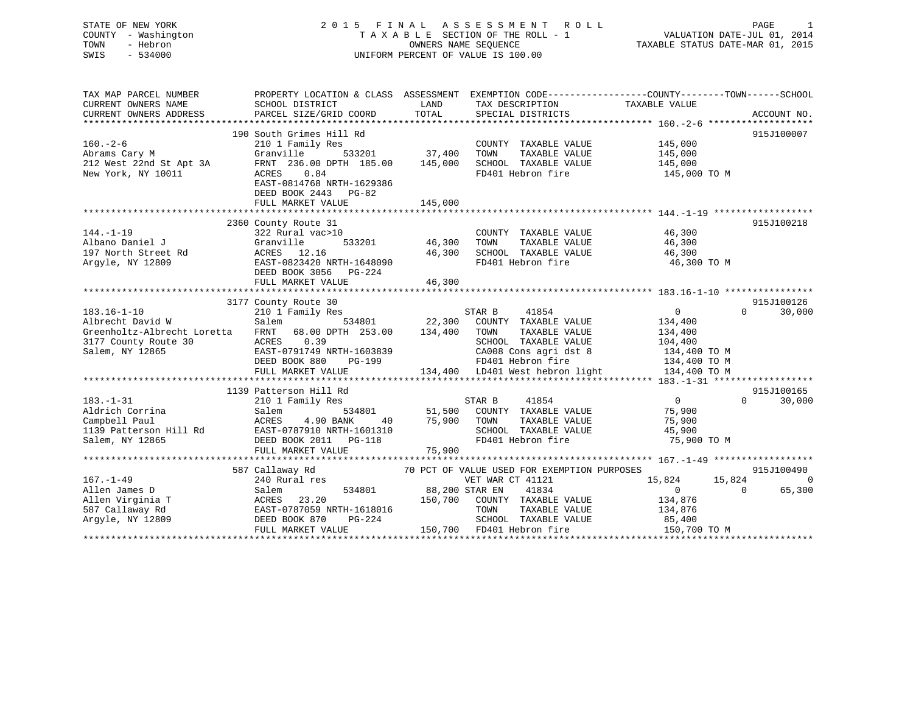STATE OF NEW YORK
COUNTY - Washington
TOWN - Hebron
SWIS - 534000

# 2015 FINAL ASSESSMENT ROLL

TAXABLE SECTION OF THE ROLL - 1
OWNERS NAME SEQUENCE
UNIFORM PERCENT OF VALUE IS 100.00

VALUATION DATE-JUL 01, 2014
TAXABLE STATUS DATE-MAR 01, 2015

```
TAX MAP PARCEL NUMBER          PROPERTY LOCATION & CLASS  ASSESSMENT  EXEMPTION CODE------------------COUNTY--------TOWN------SCHOOL
CURRENT OWNERS NAME            SCHOOL DISTRICT               LAND      TAX DESCRIPTION            TAXABLE VALUE
CURRENT OWNERS ADDRESS         PARCEL SIZE/GRID COORD       TOTAL      SPECIAL DISTRICTS                                    ACCOUNT NO.
******************************************************************************************************* 160.-2-6 *******************
                            190 South Grimes Hill Rd                                                                      915J100007
160.-2-6                    210 1 Family Res                       COUNTY  TAXABLE VALUE          145,000
Abrams Cary M               Granville       533201      37,400     TOWN    TAXABLE VALUE          145,000
212 West 22nd St Apt 3A     FRNT  236.00 DPTH  185.00   145,000    SCHOOL  TAXABLE VALUE          145,000
New York, NY 10011          ACRES    0.84                          FD401 Hebron fire               145,000 TO M
                            EAST-0814768 NRTH-1629386
                            DEED BOOK 2443   PG-82
                            FULL MARKET VALUE           145,000
******************************************************************************************************* 144.-1-19 ******************
                           2360 County Route 31                                                                          915J100218
144.-1-19                   322 Rural vac>10                       COUNTY  TAXABLE VALUE           46,300
Albano Daniel J             Granville       533201      46,300     TOWN    TAXABLE VALUE           46,300
197 North Street Rd         ACRES   12.16               46,300     SCHOOL  TAXABLE VALUE           46,300
Argyle, NY 12809            EAST-0823420 NRTH-1648090              FD401 Hebron fire                46,300 TO M
                            DEED BOOK 3056   PG-224
                            FULL MARKET VALUE            46,300
******************************************************************************************************* 183.16-1-10 ****************
                           3177 County Route 30                                                                          915J100126
183.16-1-10                 210 1 Family Res                   STAR B     41854                   0           0      30,000
Albrecht David W            Salem           534801      22,300     COUNTY  TAXABLE VALUE          134,400
Greenholtz-Albrecht Loretta FRNT   68.00 DPTH  253.00   134,400    TOWN    TAXABLE VALUE          134,400
3177 County Route 30        ACRES    0.39                          SCHOOL  TAXABLE VALUE          104,400
Salem, NY 12865             EAST-0791749 NRTH-1603839              CA008 Cons agri dst 8           134,400 TO M
                            DEED BOOK 880    PG-199                FD401 Hebron fire               134,400 TO M
                            FULL MARKET VALUE           134,400    LD401 West hebron light         134,400 TO M
******************************************************************************************************* 183.-1-31 ******************
                           1139 Patterson Hill Rd                                                                        915J100165
183.-1-31                   210 1 Family Res                   STAR B     41854                   0           0      30,000
Aldrich Corrina             Salem           534801      51,500     COUNTY  TAXABLE VALUE           75,900
Campbell Paul               ACRES    4.90 BANK    40    75,900     TOWN    TAXABLE VALUE           75,900
1139 Patterson Hill Rd      EAST-0787910 NRTH-1601310              SCHOOL  TAXABLE VALUE           45,900
Salem, NY 12865             DEED BOOK 2011   PG-118                FD401 Hebron fire                75,900 TO M
                            FULL MARKET VALUE            75,900
******************************************************************************************************* 167.-1-49 ******************
                            587 Callaway Rd             70 PCT OF VALUE USED FOR EXEMPTION PURPOSES                      915J100490
167.-1-49                   240 Rural res                      VET WAR CT 41121              15,824      15,824           0
Allen James D               Salem           534801      88,200 STAR EN    41834                   0           0      65,300
Allen Virginia T            ACRES   23.20               150,700    COUNTY  TAXABLE VALUE          134,876
587 Callaway Rd             EAST-0787059 NRTH-1618016              TOWN    TAXABLE VALUE          134,876
Argyle, NY 12809            DEED BOOK 870    PG-224                SCHOOL  TAXABLE VALUE           85,400
                            FULL MARKET VALUE           150,700    FD401 Hebron fire               150,700 TO M
************************************************************************************************************************************
```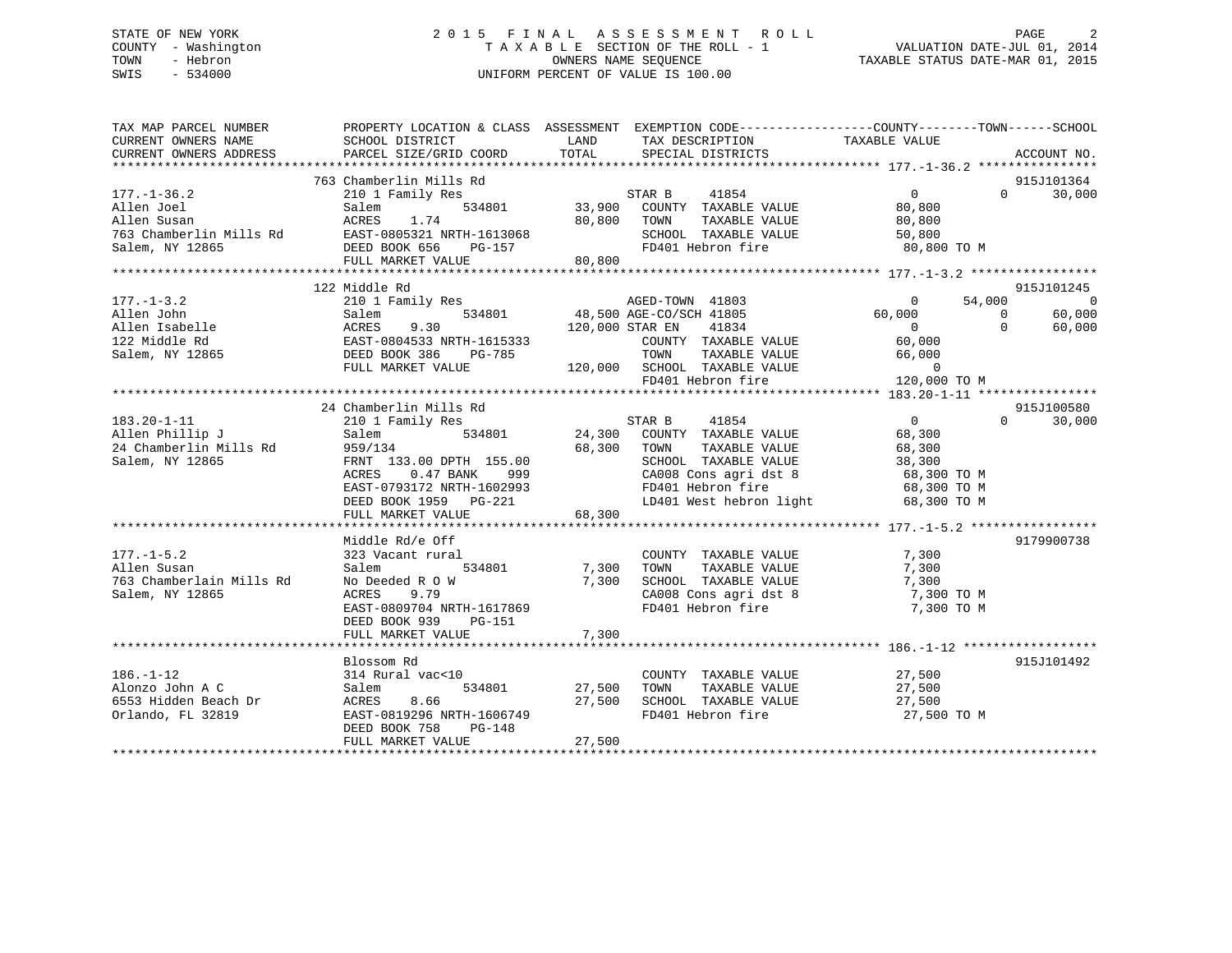STATE OF NEW YORK
COUNTY - Washington
TOWN - Hebron
SWIS - 534000

# 2015 FINAL ASSESSMENT ROLL

TAXABLE SECTION OF THE ROLL - 1
OWNERS NAME SEQUENCE
UNIFORM PERCENT OF VALUE IS 100.00

VALUATION DATE-JUL 01, 2014
TAXABLE STATUS DATE-MAR 01, 2015

```
TAX MAP PARCEL NUMBER      PROPERTY LOCATION & CLASS  ASSESSMENT  EXEMPTION CODE-----------------COUNTY--------TOWN------SCHOOL
CURRENT OWNERS NAME        SCHOOL DISTRICT            LAND        TAX DESCRIPTION              TAXABLE VALUE
CURRENT OWNERS ADDRESS     PARCEL SIZE/GRID COORD     TOTAL       SPECIAL DISTRICTS                                   ACCOUNT NO.
******************************************************************************************* 177.-1-36.2 ****************
                           763 Chamberlin Mills Rd                                                                    915J101364
177.-1-36.2                210 1 Family Res                        STAR B    41854                0            0       30,000
Allen Joel                 Salem          534801       33,900      COUNTY  TAXABLE VALUE           80,800
Allen Susan                ACRES    1.74                80,800     TOWN    TAXABLE VALUE           80,800
763 Chamberlin Mills Rd    EAST-0805321 NRTH-1613068               SCHOOL  TAXABLE VALUE           50,800
Salem, NY 12865            DEED BOOK 656    PG-157                 FD401 Hebron fire               80,800 TO M
                           FULL MARKET VALUE            80,800
******************************************************************************************* 177.-1-3.2 *****************
                           122 Middle Rd                                                                              915J101245
177.-1-3.2                 210 1 Family Res                        AGED-TOWN  41803               0        54,000            0
Allen John                 Salem          534801       48,500 AGE-CO/SCH 41805               60,000            0        60,000
Allen Isabelle             ACRES    9.30               120,000 STAR EN    41834                   0            0        60,000
122 Middle Rd              EAST-0804533 NRTH-1615333               COUNTY  TAXABLE VALUE           60,000
Salem, NY 12865            DEED BOOK 386    PG-785                 TOWN    TAXABLE VALUE           66,000
                           FULL MARKET VALUE           120,000     SCHOOL  TAXABLE VALUE                0
                                                                   FD401 Hebron fire              120,000 TO M
******************************************************************************************* 183.20-1-11 ****************
                           24 Chamberlin Mills Rd                                                                     915J100580
183.20-1-11                210 1 Family Res                        STAR B    41854                0            0       30,000
Allen Phillip J            Salem          534801       24,300      COUNTY  TAXABLE VALUE           68,300
24 Chamberlin Mills Rd     959/134                      68,300     TOWN    TAXABLE VALUE           68,300
Salem, NY 12865            FRNT 133.00 DPTH 155.00                 SCHOOL  TAXABLE VALUE           38,300
                           ACRES    0.47 BANK    999               CA008 Cons agri dst 8           68,300 TO M
                           EAST-0793172 NRTH-1602993               FD401 Hebron fire               68,300 TO M
                           DEED BOOK 1959   PG-221                 LD401 West hebron light         68,300 TO M
                           FULL MARKET VALUE            68,300
******************************************************************************************* 177.-1-5.2 *****************
                           Middle Rd/e Off                                                                            9179900738
177.-1-5.2                 323 Vacant rural                        COUNTY  TAXABLE VALUE            7,300
Allen Susan                Salem          534801        7,300      TOWN    TAXABLE VALUE            7,300
763 Chamberlain Mills Rd   No Deeded R O W               7,300     SCHOOL  TAXABLE VALUE            7,300
Salem, NY 12865            ACRES    9.79                           CA008 Cons agri dst 8            7,300 TO M
                           EAST-0809704 NRTH-1617869               FD401 Hebron fire                7,300 TO M
                           DEED BOOK 939    PG-151
                           FULL MARKET VALUE             7,300
******************************************************************************************* 186.-1-12 ******************
                           Blossom Rd                                                                                 915J101492
186.-1-12                  314 Rural vac<10                        COUNTY  TAXABLE VALUE           27,500
Alonzo John A C            Salem          534801       27,500      TOWN    TAXABLE VALUE           27,500
6553 Hidden Beach Dr       ACRES    8.66                27,500     SCHOOL  TAXABLE VALUE           27,500
Orlando, FL 32819          EAST-0819296 NRTH-1606749               FD401 Hebron fire               27,500 TO M
                           DEED BOOK 758    PG-148
                           FULL MARKET VALUE            27,500
************************************************************************************************************************
```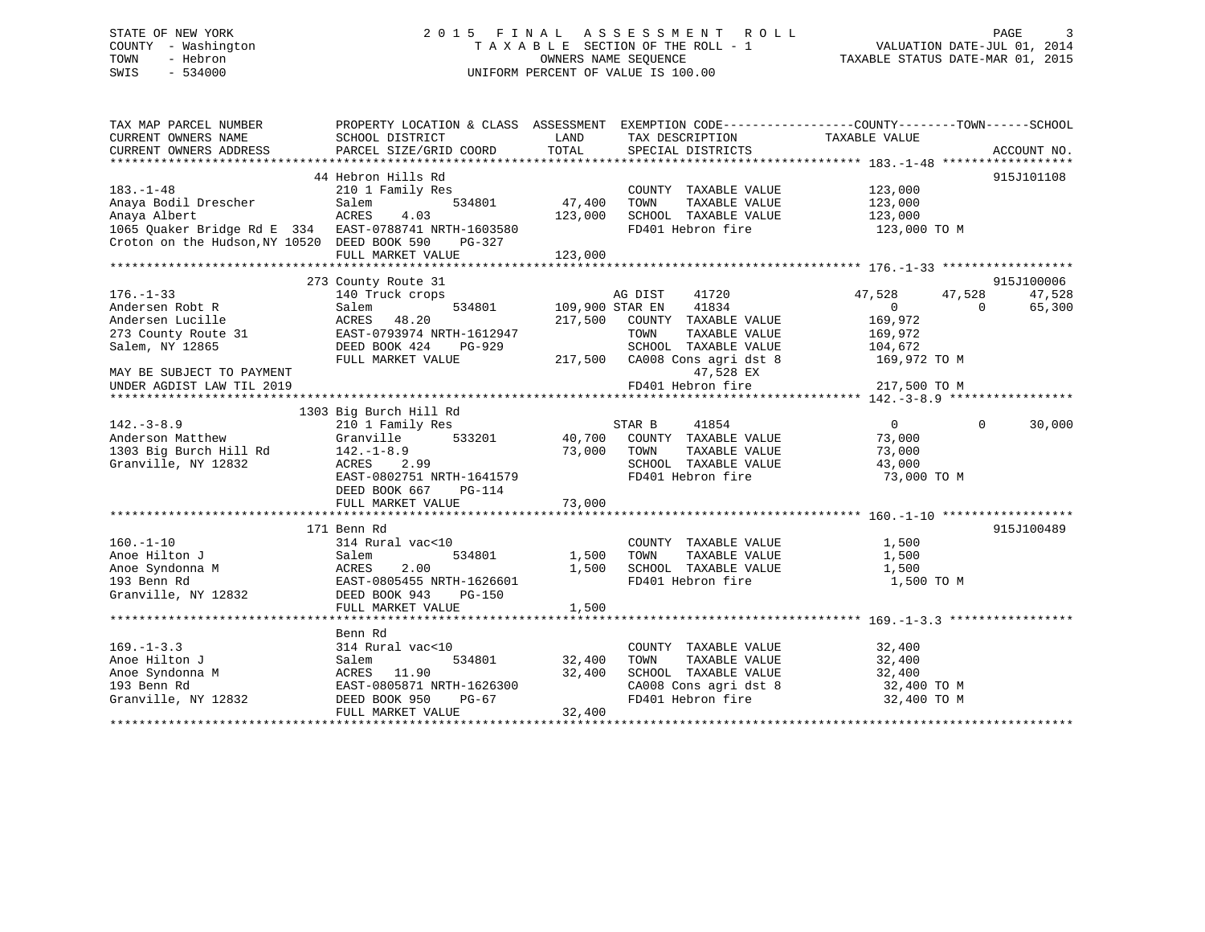STATE OF NEW YORK
COUNTY - Washington
TOWN - Hebron
SWIS - 534000

# 2015 FINAL ASSESSMENT ROLL
TAXABLE SECTION OF THE ROLL - 1
OWNERS NAME SEQUENCE
UNIFORM PERCENT OF VALUE IS 100.00

VALUATION DATE-JUL 01, 2014
TAXABLE STATUS DATE-MAR 01, 2015

```
TAX MAP PARCEL NUMBER          PROPERTY LOCATION & CLASS  ASSESSMENT  EXEMPTION CODE-----------------COUNTY--------TOWN------SCHOOL
CURRENT OWNERS NAME            SCHOOL DISTRICT               LAND      TAX DESCRIPTION            TAXABLE VALUE
CURRENT OWNERS ADDRESS         PARCEL SIZE/GRID COORD        TOTAL     SPECIAL DISTRICTS                                    ACCOUNT NO.
******************************************************************************************************* 183.-1-48 ******************
                               44 Hebron Hills Rd                                                                          915J101108
183.-1-48                      210 1 Family Res                         COUNTY  TAXABLE VALUE          123,000
Anaya Bodil Drescher           Salem          534801        47,400     TOWN    TAXABLE VALUE          123,000
Anaya Albert                   ACRES    4.03                123,000    SCHOOL  TAXABLE VALUE          123,000
1065 Quaker Bridge Rd E  334   EAST-0788741 NRTH-1603580               FD401 Hebron fire               123,000 TO M
Croton on the Hudson,NY 10520  DEED BOOK 590    PG-327
                               FULL MARKET VALUE            123,000
******************************************************************************************************* 176.-1-33 ******************
                               273 County Route 31                                                                         915J100006
176.-1-33                      140 Truck crops                         AG DIST     41720            47,528      47,528      47,528
Andersen Robt R                Salem          534801       109,900 STAR EN     41834                 0           0      65,300
Andersen Lucille               ACRES   48.20                217,500    COUNTY  TAXABLE VALUE          169,972
273 County Route 31            EAST-0793974 NRTH-1612947               TOWN    TAXABLE VALUE          169,972
Salem, NY 12865                DEED BOOK 424    PG-929                 SCHOOL  TAXABLE VALUE          104,672
                               FULL MARKET VALUE            217,500    CA008 Cons agri dst 8           169,972 TO M
MAY BE SUBJECT TO PAYMENT                                                   47,528 EX
UNDER AGDIST LAW TIL 2019                                              FD401 Hebron fire               217,500 TO M
******************************************************************************************************* 142.-3-8.9 *****************
                               1303 Big Burch Hill Rd
142.-3-8.9                     210 1 Family Res                        STAR B      41854                 0           0      30,000
Anderson Matthew               Granville      533201        40,700     COUNTY  TAXABLE VALUE           73,000
1303 Big Burch Hill Rd         142.-1-8.9                    73,000    TOWN    TAXABLE VALUE           73,000
Granville, NY 12832            ACRES    2.99                           SCHOOL  TAXABLE VALUE           43,000
                               EAST-0802751 NRTH-1641579               FD401 Hebron fire                73,000 TO M
                               DEED BOOK 667    PG-114
                               FULL MARKET VALUE             73,000
******************************************************************************************************* 160.-1-10 ******************
                               171 Benn Rd                                                                                 915J100489
160.-1-10                      314 Rural vac<10                        COUNTY  TAXABLE VALUE            1,500
Anoe Hilton J                  Salem          534801         1,500     TOWN    TAXABLE VALUE            1,500
Anoe Syndonna M                ACRES    2.00                  1,500    SCHOOL  TAXABLE VALUE            1,500
193 Benn Rd                    EAST-0805455 NRTH-1626601               FD401 Hebron fire                 1,500 TO M
Granville, NY 12832            DEED BOOK 943    PG-150
                               FULL MARKET VALUE              1,500
******************************************************************************************************* 169.-1-3.3 *****************
                               Benn Rd
169.-1-3.3                     314 Rural vac<10                        COUNTY  TAXABLE VALUE           32,400
Anoe Hilton J                  Salem          534801        32,400     TOWN    TAXABLE VALUE           32,400
Anoe Syndonna M                ACRES   11.90                 32,400    SCHOOL  TAXABLE VALUE           32,400
193 Benn Rd                    EAST-0805871 NRTH-1626300               CA008 Cons agri dst 8            32,400 TO M
Granville, NY 12832            DEED BOOK 950    PG-67                  FD401 Hebron fire                32,400 TO M
                               FULL MARKET VALUE             32,400
*************************************************************************************************************************************
```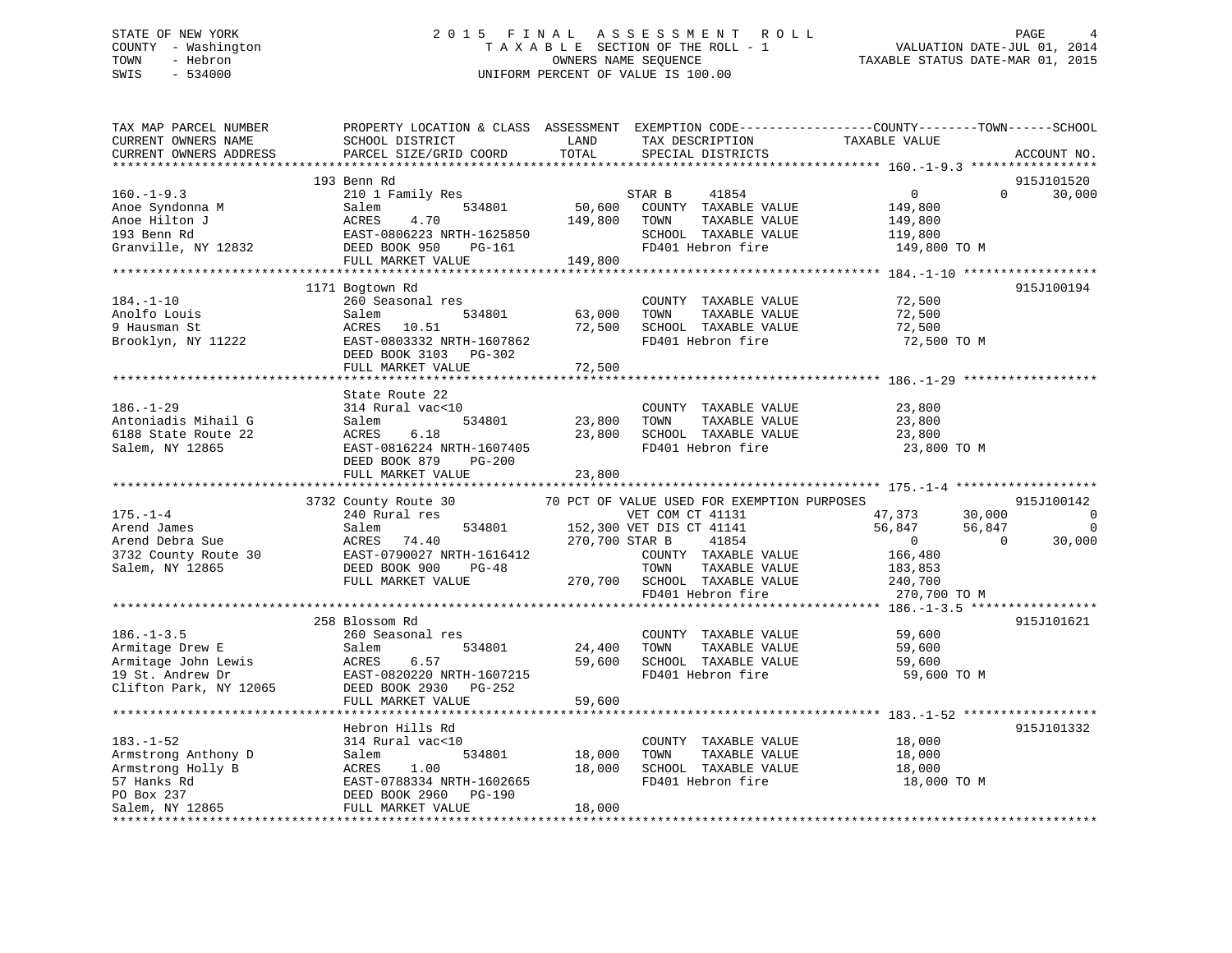STATE OF NEW YORK | 2015 FINAL ASSESSMENT ROLL | VALUATION DATE-JUL 01, 2014
COUNTY - Washington | TAXABLE SECTION OF THE ROLL - 1 | TAXABLE STATUS DATE-MAR 01, 2015
TOWN - Hebron | OWNERS NAME SEQUENCE
SWIS - 534000 | UNIFORM PERCENT OF VALUE IS 100.00

```
TAX MAP PARCEL NUMBER          PROPERTY LOCATION & CLASS  ASSESSMENT  EXEMPTION CODE------------------COUNTY--------TOWN------SCHOOL
CURRENT OWNERS NAME            SCHOOL DISTRICT               LAND      TAX DESCRIPTION            TAXABLE VALUE
CURRENT OWNERS ADDRESS         PARCEL SIZE/GRID COORD        TOTAL     SPECIAL DISTRICTS                                    ACCOUNT NO.
****************************************************************************************************** 160.-1-9.3 *****************
                         193 Benn Rd                                                                                        915J101520
160.-1-9.3                     210 1 Family Res                        STAR B    41854                   0           0      30,000
Anoe Syndonna M                Salem          534801        50,600     COUNTY  TAXABLE VALUE          149,800
Anoe Hilton J                  ACRES    4.70               149,800     TOWN    TAXABLE VALUE          149,800
193 Benn Rd                    EAST-0806223 NRTH-1625850               SCHOOL  TAXABLE VALUE          119,800
Granville, NY 12832            DEED BOOK 950    PG-161                 FD401 Hebron fire               149,800 TO M
                               FULL MARKET VALUE           149,800
****************************************************************************************************** 184.-1-10 ******************
                         1171 Bogtown Rd                                                                                    915J100194
184.-1-10                      260 Seasonal res                        COUNTY  TAXABLE VALUE           72,500
Anolfo Louis                   Salem          534801        63,000     TOWN    TAXABLE VALUE           72,500
9 Hausman St                   ACRES   10.51                72,500     SCHOOL  TAXABLE VALUE           72,500
Brooklyn, NY 11222             EAST-0803332 NRTH-1607862               FD401 Hebron fire                72,500 TO M
                               DEED BOOK 3103   PG-302
                               FULL MARKET VALUE            72,500
****************************************************************************************************** 186.-1-29 ******************
                         State Route 22
186.-1-29                      314 Rural vac<10                        COUNTY  TAXABLE VALUE           23,800
Antoniadis Mihail G            Salem          534801        23,800     TOWN    TAXABLE VALUE           23,800
6188 State Route 22            ACRES    6.18                23,800     SCHOOL  TAXABLE VALUE           23,800
Salem, NY 12865                EAST-0816224 NRTH-1607405               FD401 Hebron fire                23,800 TO M
                               DEED BOOK 879    PG-200
                               FULL MARKET VALUE            23,800
****************************************************************************************************** 175.-1-4 *******************
                         3732 County Route 30         70 PCT OF VALUE USED FOR EXEMPTION PURPOSES                           915J100142
175.-1-4                       240 Rural res                           VET COM CT 41131             47,373      30,000           0
Arend James                    Salem          534801       152,300 VET DIS CT 41141                 56,847      56,847           0
Arend Debra Sue                ACRES   74.40               270,700 STAR B    41854                       0           0      30,000
3732 County Route 30           EAST-0790027 NRTH-1616412               COUNTY  TAXABLE VALUE          166,480
Salem, NY 12865                DEED BOOK 900    PG-48                  TOWN    TAXABLE VALUE          183,853
                               FULL MARKET VALUE           270,700     SCHOOL  TAXABLE VALUE          240,700
                                                                       FD401 Hebron fire               270,700 TO M
****************************************************************************************************** 186.-1-3.5 *****************
                         258 Blossom Rd                                                                                     915J101621
186.-1-3.5                     260 Seasonal res                        COUNTY  TAXABLE VALUE           59,600
Armitage Drew E                Salem          534801        24,400     TOWN    TAXABLE VALUE           59,600
Armitage John Lewis            ACRES    6.57                59,600     SCHOOL  TAXABLE VALUE           59,600
19 St. Andrew Dr               EAST-0820220 NRTH-1607215               FD401 Hebron fire                59,600 TO M
Clifton Park, NY 12065         DEED BOOK 2930   PG-252
                               FULL MARKET VALUE            59,600
****************************************************************************************************** 183.-1-52 ******************
                         Hebron Hills Rd                                                                                    915J101332
183.-1-52                      314 Rural vac<10                        COUNTY  TAXABLE VALUE           18,000
Armstrong Anthony D            Salem          534801        18,000     TOWN    TAXABLE VALUE           18,000
Armstrong Holly B              ACRES    1.00                18,000     SCHOOL  TAXABLE VALUE           18,000
57 Hanks Rd                    EAST-0788334 NRTH-1602665               FD401 Hebron fire                18,000 TO M
PO Box 237                     DEED BOOK 2960   PG-190
Salem, NY 12865                FULL MARKET VALUE            18,000
************************************************************************************************************************************
```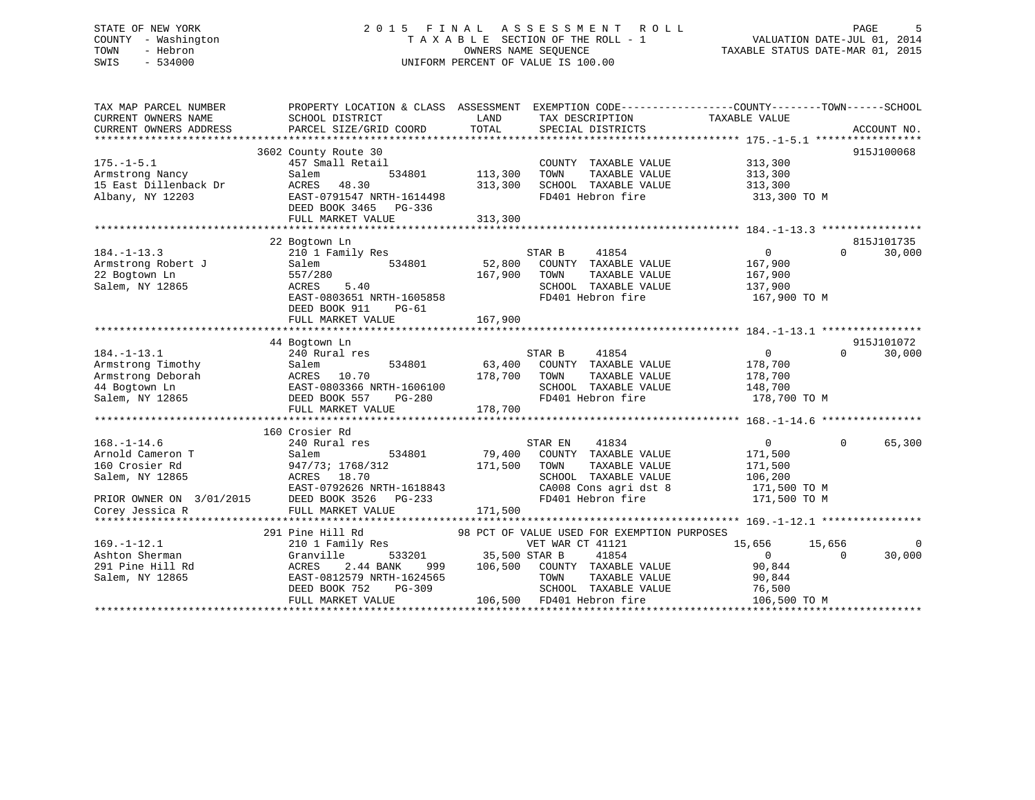STATE OF NEW YORK
COUNTY - Washington
TOWN - Hebron
SWIS - 534000

# 2015 FINAL ASSESSMENT ROLL

TAXABLE SECTION OF THE ROLL - 1
OWNERS NAME SEQUENCE
UNIFORM PERCENT OF VALUE IS 100.00

VALUATION DATE-JUL 01, 2014
TAXABLE STATUS DATE-MAR 01, 2015

```
TAX MAP PARCEL NUMBER          PROPERTY LOCATION & CLASS  ASSESSMENT  EXEMPTION CODE------------------COUNTY--------TOWN------SCHOOL
CURRENT OWNERS NAME            SCHOOL DISTRICT             LAND       TAX DESCRIPTION            TAXABLE VALUE
CURRENT OWNERS ADDRESS         PARCEL SIZE/GRID COORD      TOTAL      SPECIAL DISTRICTS                                    ACCOUNT NO.
******************************************************************************************************* 175.-1-5.1 *****************
                          3602 County Route 30                                                                             915J100068
175.-1-5.1                     457 Small Retail                        COUNTY  TAXABLE VALUE            313,300
Armstrong Nancy                Salem          534801      113,300     TOWN    TAXABLE VALUE            313,300
15 East Dillenback Dr          ACRES  48.30                313,300     SCHOOL  TAXABLE VALUE            313,300
Albany, NY 12203               EAST-0791547 NRTH-1614498               FD401 Hebron fire                 313,300 TO M
                               DEED BOOK 3465   PG-336
                               FULL MARKET VALUE           313,300
******************************************************************************************************* 184.-1-13.3 ****************
                          22 Bogtown Ln                                                                                    815J101735
184.-1-13.3                    210 1 Family Res                        STAR B     41854                  0            0      30,000
Armstrong Robert J             Salem          534801       52,800     COUNTY  TAXABLE VALUE            167,900
22 Bogtown Ln                  557/280                     167,900     TOWN    TAXABLE VALUE            167,900
Salem, NY 12865                ACRES   5.40                            SCHOOL  TAXABLE VALUE            137,900
                               EAST-0803651 NRTH-1605858               FD401 Hebron fire                 167,900 TO M
                               DEED BOOK 911    PG-61
                               FULL MARKET VALUE           167,900
******************************************************************************************************* 184.-1-13.1 ****************
                          44 Bogtown Ln                                                                                    915J101072
184.-1-13.1                    240 Rural res                           STAR B     41854                  0            0      30,000
Armstrong Timothy              Salem          534801       63,400     COUNTY  TAXABLE VALUE            178,700
Armstrong Deborah              ACRES  10.70                178,700     TOWN    TAXABLE VALUE            178,700
44 Bogtown Ln                  EAST-0803366 NRTH-1606100               SCHOOL  TAXABLE VALUE            148,700
Salem, NY 12865                DEED BOOK 557    PG-280                 FD401 Hebron fire                 178,700 TO M
                               FULL MARKET VALUE           178,700
******************************************************************************************************* 168.-1-14.6 ****************
                          160 Crosier Rd
168.-1-14.6                    240 Rural res                           STAR EN    41834                  0            0      65,300
Arnold Cameron T               Salem          534801       79,400     COUNTY  TAXABLE VALUE            171,500
160 Crosier Rd                 947/73; 1768/312            171,500     TOWN    TAXABLE VALUE            171,500
Salem, NY 12865                ACRES  18.70                            SCHOOL  TAXABLE VALUE            106,200
                               EAST-0792626 NRTH-1618843               CA008 Cons agri dst 8             171,500 TO M
PRIOR OWNER ON 3/01/2015       DEED BOOK 3526   PG-233                 FD401 Hebron fire                 171,500 TO M
Corey Jessica R                FULL MARKET VALUE           171,500
******************************************************************************************************* 169.-1-12.1 ****************
                          291 Pine Hill Rd            98 PCT OF VALUE USED FOR EXEMPTION PURPOSES
169.-1-12.1                    210 1 Family Res                        VET WAR CT 41121              15,656       15,656          0
Ashton Sherman                 Granville      533201       35,500 STAR B     41854                  0            0      30,000
291 Pine Hill Rd               ACRES   2.44 BANK    999    106,500     COUNTY  TAXABLE VALUE             90,844
Salem, NY 12865                EAST-0812579 NRTH-1624565               TOWN    TAXABLE VALUE             90,844
                               DEED BOOK 752    PG-309                 SCHOOL  TAXABLE VALUE             76,500
                               FULL MARKET VALUE           106,500     FD401 Hebron fire                 106,500 TO M
************************************************************************************************************************************
```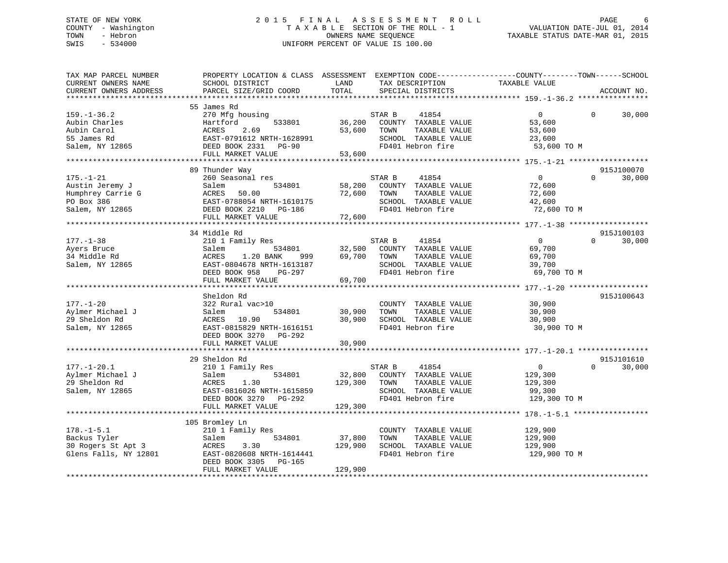STATE OF NEW YORK
COUNTY - Washington
TOWN - Hebron
SWIS - 534000

# 2015 FINAL ASSESSMENT ROLL

TAXABLE SECTION OF THE ROLL - 1
OWNERS NAME SEQUENCE
UNIFORM PERCENT OF VALUE IS 100.00

VALUATION DATE-JUL 01, 2014
TAXABLE STATUS DATE-MAR 01, 2015

```
TAX MAP PARCEL NUMBER          PROPERTY LOCATION & CLASS  ASSESSMENT  EXEMPTION CODE------------------COUNTY--------TOWN------SCHOOL
CURRENT OWNERS NAME            SCHOOL DISTRICT               LAND      TAX DESCRIPTION            TAXABLE VALUE
CURRENT OWNERS ADDRESS         PARCEL SIZE/GRID COORD        TOTAL     SPECIAL DISTRICTS                                     ACCOUNT NO.
******************************************************************************************************* 159.-1-36.2 ****************
                               55 James Rd
159.-1-36.2                    270 Mfg housing                          STAR B     41854                0            0      30,000
Aubin Charles                  Hartford        533801       36,200      COUNTY  TAXABLE VALUE           53,600
Aubin Carol                    ACRES    2.69                53,600      TOWN    TAXABLE VALUE           53,600
55 James Rd                    EAST-0791612 NRTH-1628991                SCHOOL  TAXABLE VALUE           23,600
Salem, NY 12865                DEED BOOK 2331   PG-90                   FD401 Hebron fire                53,600 TO M
                               FULL MARKET VALUE            53,600
******************************************************************************************************* 175.-1-21 ******************
                               89 Thunder Way                                                                        915J100070
175.-1-21                      260 Seasonal res                         STAR B     41854                0            0      30,000
Austin Jeremy J                Salem           534801       58,200      COUNTY  TAXABLE VALUE           72,600
Humphrey Carrie G              ACRES   50.00                72,600      TOWN    TAXABLE VALUE           72,600
PO Box 386                     EAST-0788054 NRTH-1610175                SCHOOL  TAXABLE VALUE           42,600
Salem, NY 12865                DEED BOOK 2210   PG-186                  FD401 Hebron fire                72,600 TO M
                               FULL MARKET VALUE            72,600
******************************************************************************************************* 177.-1-38 ******************
                               34 Middle Rd                                                                          915J100103
177.-1-38                      210 1 Family Res                         STAR B     41854                0            0      30,000
Ayers Bruce                    Salem           534801       32,500      COUNTY  TAXABLE VALUE           69,700
34 Middle Rd                   ACRES    1.20 BANK    999    69,700      TOWN    TAXABLE VALUE           69,700
Salem, NY 12865                EAST-0804678 NRTH-1613187                SCHOOL  TAXABLE VALUE           39,700
                               DEED BOOK 958    PG-297                  FD401 Hebron fire                69,700 TO M
                               FULL MARKET VALUE            69,700
******************************************************************************************************* 177.-1-20 ******************
                               Sheldon Rd                                                                            915J100643
177.-1-20                      322 Rural vac>10                         COUNTY  TAXABLE VALUE           30,900
Aylmer Michael J               Salem           534801       30,900      TOWN    TAXABLE VALUE           30,900
29 Sheldon Rd                  ACRES   10.90                30,900      SCHOOL  TAXABLE VALUE           30,900
Salem, NY 12865                EAST-0815829 NRTH-1616151                FD401 Hebron fire                30,900 TO M
                               DEED BOOK 3270   PG-292
                               FULL MARKET VALUE            30,900
******************************************************************************************************* 177.-1-20.1 ****************
                               29 Sheldon Rd                                                                         915J101610
177.-1-20.1                    210 1 Family Res                         STAR B     41854                0            0      30,000
Aylmer Michael J               Salem           534801       32,800      COUNTY  TAXABLE VALUE          129,300
29 Sheldon Rd                  ACRES    1.30               129,300      TOWN    TAXABLE VALUE          129,300
Salem, NY 12865                EAST-0816026 NRTH-1615859                SCHOOL  TAXABLE VALUE           99,300
                               DEED BOOK 3270   PG-292                  FD401 Hebron fire               129,300 TO M
                               FULL MARKET VALUE           129,300
******************************************************************************************************* 178.-1-5.1 *****************
                               105 Bromley Ln
178.-1-5.1                     210 1 Family Res                         COUNTY  TAXABLE VALUE          129,900
Backus Tyler                   Salem           534801       37,800      TOWN    TAXABLE VALUE          129,900
30 Rogers St Apt 3             ACRES    3.30               129,900      SCHOOL  TAXABLE VALUE          129,900
Glens Falls, NY 12801          EAST-0820608 NRTH-1614441                FD401 Hebron fire               129,900 TO M
                               DEED BOOK 3305   PG-165
                               FULL MARKET VALUE           129,900
************************************************************************************************************************************
```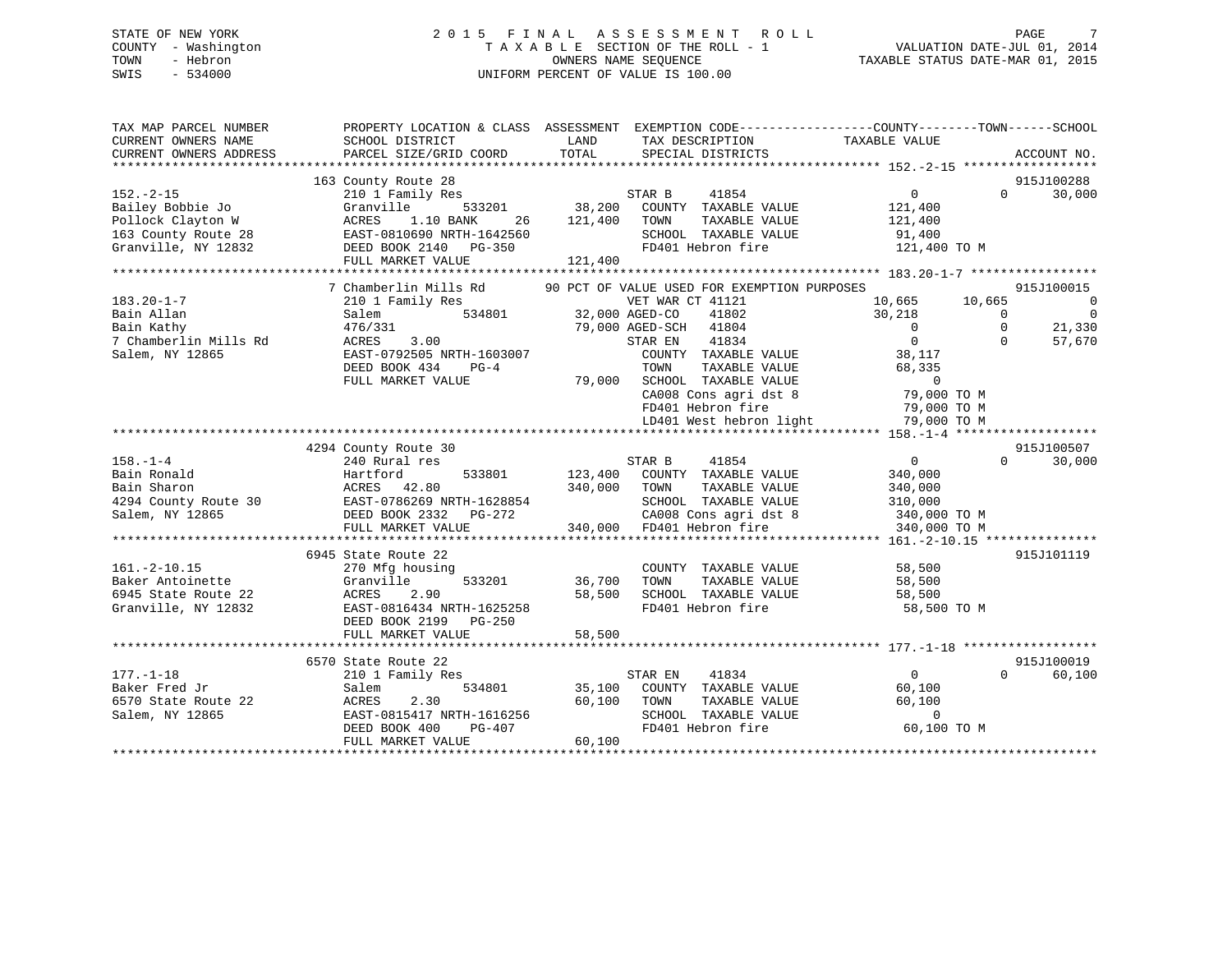STATE OF NEW YORK
COUNTY - Washington
TOWN - Hebron
SWIS - 534000

2 0 1 5 F I N A L A S S E S S M E N T R O L L
T A X A B L E SECTION OF THE ROLL - 1
OWNERS NAME SEQUENCE
UNIFORM PERCENT OF VALUE IS 100.00

VALUATION DATE-JUL 01, 2014
TAXABLE STATUS DATE-MAR 01, 2015

```
TAX MAP PARCEL NUMBER          PROPERTY LOCATION & CLASS  ASSESSMENT  EXEMPTION CODE------------------COUNTY--------TOWN------SCHOOL
CURRENT OWNERS NAME            SCHOOL DISTRICT              LAND      TAX DESCRIPTION            TAXABLE VALUE
CURRENT OWNERS ADDRESS         PARCEL SIZE/GRID COORD       TOTAL     SPECIAL DISTRICTS                                    ACCOUNT NO.
******************************************************************************************************* 152.-2-15 ******************
                          163 County Route 28                                                                               915J100288
152.-2-15                      210 1 Family Res                      STAR B     41854                  0            0        30,000
Bailey Bobbie Jo               Granville       533201      38,200    COUNTY  TAXABLE VALUE          121,400
Pollock Clayton W              ACRES    1.10 BANK     26  121,400    TOWN    TAXABLE VALUE          121,400
163 County Route 28            EAST-0810690 NRTH-1642560             SCHOOL  TAXABLE VALUE           91,400
Granville, NY 12832            DEED BOOK 2140   PG-350               FD401 Hebron fire              121,400 TO M
                               FULL MARKET VALUE           121,400
******************************************************************************************************* 183.20-1-7 *****************
                          7 Chamberlin Mills Rd        90 PCT OF VALUE USED FOR EXEMPTION PURPOSES                          915J100015
183.20-1-7                     210 1 Family Res                      VET WAR CT 41121             10,665       10,665             0
Bain Allan                     Salem           534801      32,000 AGED-CO    41802                30,218            0             0
Bain Kathy                     476/331                     79,000 AGED-SCH   41804                     0            0        21,330
7 Chamberlin Mills Rd          ACRES    3.00                         STAR EN    41834                  0            0        57,670
Salem, NY 12865                EAST-0792505 NRTH-1603007             COUNTY  TAXABLE VALUE           38,117
                               DEED BOOK 434    PG-4                 TOWN    TAXABLE VALUE           68,335
                               FULL MARKET VALUE            79,000   SCHOOL  TAXABLE VALUE                0
                                                                     CA008 Cons agri dst 8           79,000 TO M
                                                                     FD401 Hebron fire               79,000 TO M
                                                                     LD401 West hebron light         79,000 TO M
******************************************************************************************************* 158.-1-4 *******************
                          4294 County Route 30                                                                              915J100507
158.-1-4                       240 Rural res                         STAR B     41854                  0            0        30,000
Bain Ronald                    Hartford        533801     123,400    COUNTY  TAXABLE VALUE          340,000
Bain Sharon                    ACRES   42.80              340,000    TOWN    TAXABLE VALUE          340,000
4294 County Route 30           EAST-0786269 NRTH-1628854             SCHOOL  TAXABLE VALUE          310,000
Salem, NY 12865                DEED BOOK 2332   PG-272               CA008 Cons agri dst 8          340,000 TO M
                               FULL MARKET VALUE           340,000   FD401 Hebron fire              340,000 TO M
******************************************************************************************************* 161.-2-10.15 ***************
                          6945 State Route 22                                                                               915J101119
161.-2-10.15                   270 Mfg housing                       COUNTY  TAXABLE VALUE           58,500
Baker Antoinette               Granville       533201      36,700    TOWN    TAXABLE VALUE           58,500
6945 State Route 22            ACRES    2.90               58,500    SCHOOL  TAXABLE VALUE           58,500
Granville, NY 12832            EAST-0816434 NRTH-1625258             FD401 Hebron fire               58,500 TO M
                               DEED BOOK 2199   PG-250
                               FULL MARKET VALUE            58,500
******************************************************************************************************* 177.-1-18 ******************
                          6570 State Route 22                                                                               915J100019
177.-1-18                      210 1 Family Res                      STAR EN    41834                  0            0        60,100
Baker Fred Jr                  Salem           534801      35,100    COUNTY  TAXABLE VALUE           60,100
6570 State Route 22            ACRES    2.30               60,100    TOWN    TAXABLE VALUE           60,100
Salem, NY 12865                EAST-0815417 NRTH-1616256             SCHOOL  TAXABLE VALUE                0
                               DEED BOOK 400    PG-407               FD401 Hebron fire               60,100 TO M
                               FULL MARKET VALUE            60,100
************************************************************************************************************************************
```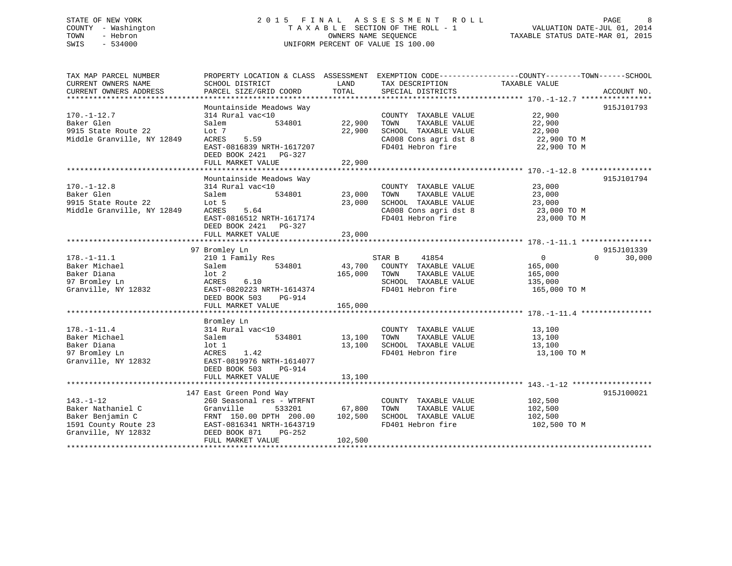STATE OF NEW YORK
COUNTY - Washington
TOWN - Hebron
SWIS - 534000

2015 FINAL ASSESSMENT ROLL
TAXABLE SECTION OF THE ROLL - 1
OWNERS NAME SEQUENCE
UNIFORM PERCENT OF VALUE IS 100.00

VALUATION DATE-JUL 01, 2014
TAXABLE STATUS DATE-MAR 01, 2015

| TAX MAP PARCEL NUMBER / CURRENT OWNERS NAME / CURRENT OWNERS ADDRESS | PROPERTY LOCATION & CLASS / SCHOOL DISTRICT / PARCEL SIZE/GRID COORD | ASSESSMENT LAND / TOTAL | EXEMPTION CODE / TAX DESCRIPTION / SPECIAL DISTRICTS | COUNTY / TOWN / SCHOOL TAXABLE VALUE | ACCOUNT NO. |
|---|---|---|---|---|---|
| **170.-1-12.7** | Mountainside Meadows Way | | | | 915J101793 |
| 170.-1-12.7 | 314 Rural vac<10 | | COUNTY TAXABLE VALUE | 22,900 | |
| Baker Glen | Salem 534801 | 22,900 | TOWN TAXABLE VALUE | 22,900 | |
| 9915 State Route 22 | Lot 7 | 22,900 | SCHOOL TAXABLE VALUE | 22,900 | |
| Middle Granville, NY 12849 | ACRES 5.59 | | CA008 Cons agri dst 8 | 22,900 TO M | |
| | EAST-0816839 NRTH-1617207 | | FD401 Hebron fire | 22,900 TO M | |
| | DEED BOOK 2421 PG-327 | | | | |
| | FULL MARKET VALUE | 22,900 | | | |
| **170.-1-12.8** | Mountainside Meadows Way | | | | 915J101794 |
| 170.-1-12.8 | 314 Rural vac<10 | | COUNTY TAXABLE VALUE | 23,000 | |
| Baker Glen | Salem 534801 | 23,000 | TOWN TAXABLE VALUE | 23,000 | |
| 9915 State Route 22 | Lot 5 | 23,000 | SCHOOL TAXABLE VALUE | 23,000 | |
| Middle Granville, NY 12849 | ACRES 5.64 | | CA008 Cons agri dst 8 | 23,000 TO M | |
| | EAST-0816512 NRTH-1617174 | | FD401 Hebron fire | 23,000 TO M | |
| | DEED BOOK 2421 PG-327 | | | | |
| | FULL MARKET VALUE | 23,000 | | | |
| **178.-1-11.1** | 97 Bromley Ln | | | | 915J101339 |
| 178.-1-11.1 | 210 1 Family Res | | STAR B 41854 | 0 0 30,000 | |
| Baker Michael | Salem 534801 | 43,700 | COUNTY TAXABLE VALUE | 165,000 | |
| Baker Diana | lot 2 | 165,000 | TOWN TAXABLE VALUE | 165,000 | |
| 97 Bromley Ln | ACRES 6.10 | | SCHOOL TAXABLE VALUE | 135,000 | |
| Granville, NY 12832 | EAST-0820223 NRTH-1614374 | | FD401 Hebron fire | 165,000 TO M | |
| | DEED BOOK 503 PG-914 | | | | |
| | FULL MARKET VALUE | 165,000 | | | |
| **178.-1-11.4** | Bromley Ln | | | | |
| 178.-1-11.4 | 314 Rural vac<10 | | COUNTY TAXABLE VALUE | 13,100 | |
| Baker Michael | Salem 534801 | 13,100 | TOWN TAXABLE VALUE | 13,100 | |
| Baker Diana | lot 1 | 13,100 | SCHOOL TAXABLE VALUE | 13,100 | |
| 97 Bromley Ln | ACRES 1.42 | | FD401 Hebron fire | 13,100 TO M | |
| Granville, NY 12832 | EAST-0819976 NRTH-1614077 | | | | |
| | DEED BOOK 503 PG-914 | | | | |
| | FULL MARKET VALUE | 13,100 | | | |
| **143.-1-12** | 147 East Green Pond Way | | | | 915J100021 |
| 143.-1-12 | 260 Seasonal res - WTRFNT | | COUNTY TAXABLE VALUE | 102,500 | |
| Baker Nathaniel C | Granville 533201 | 67,800 | TOWN TAXABLE VALUE | 102,500 | |
| Baker Benjamin C | FRNT 150.00 DPTH 200.00 | 102,500 | SCHOOL TAXABLE VALUE | 102,500 | |
| 1591 County Route 23 | EAST-0816341 NRTH-1643719 | | FD401 Hebron fire | 102,500 TO M | |
| Granville, NY 12832 | DEED BOOK 871 PG-252 | | | | |
| | FULL MARKET VALUE | 102,500 | | | |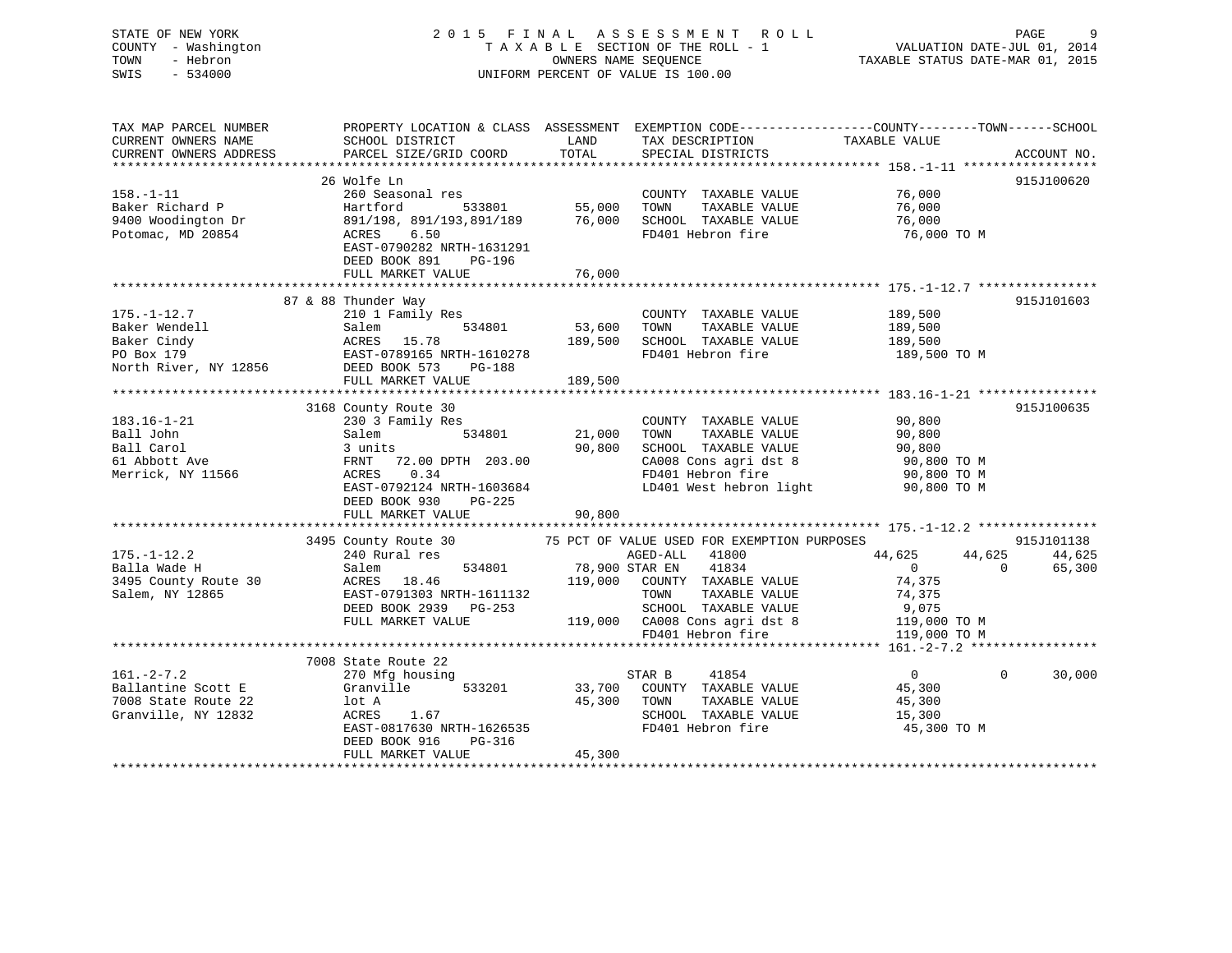STATE OF NEW YORK
COUNTY - Washington
TOWN - Hebron
SWIS - 534000

# 2015 FINAL ASSESSMENT ROLL
TAXABLE SECTION OF THE ROLL - 1
OWNERS NAME SEQUENCE
UNIFORM PERCENT OF VALUE IS 100.00

VALUATION DATE-JUL 01, 2014
TAXABLE STATUS DATE-MAR 01, 2015

```
TAX MAP PARCEL NUMBER          PROPERTY LOCATION & CLASS  ASSESSMENT  EXEMPTION CODE-----------------COUNTY--------TOWN------SCHOOL
CURRENT OWNERS NAME            SCHOOL DISTRICT               LAND      TAX DESCRIPTION            TAXABLE VALUE
CURRENT OWNERS ADDRESS         PARCEL SIZE/GRID COORD       TOTAL      SPECIAL DISTRICTS                                     ACCOUNT NO.
******************************************************************************************************* 158.-1-11 *****************
                        26 Wolfe Ln                                                                                     915J100620
158.-1-11                      260 Seasonal res                        COUNTY  TAXABLE VALUE          76,000
Baker Richard P                Hartford          533801      55,000    TOWN    TAXABLE VALUE          76,000
9400 Woodington Dr             891/198, 891/193,891/189      76,000    SCHOOL  TAXABLE VALUE          76,000
Potomac, MD 20854              ACRES    6.50                           FD401 Hebron fire               76,000 TO M
                               EAST-0790282 NRTH-1631291
                               DEED BOOK 891    PG-196
                               FULL MARKET VALUE             76,000
******************************************************************************************************* 175.-1-12.7 ***************
                     87 & 88 Thunder Way                                                                                915J101603
175.-1-12.7                    210 1 Family Res                        COUNTY  TAXABLE VALUE         189,500
Baker Wendell                  Salem             534801      53,600    TOWN    TAXABLE VALUE         189,500
Baker Cindy                    ACRES   15.78                189,500    SCHOOL  TAXABLE VALUE         189,500
PO Box 179                     EAST-0789165 NRTH-1610278               FD401 Hebron fire              189,500 TO M
North River, NY 12856          DEED BOOK 573    PG-188
                               FULL MARKET VALUE            189,500
******************************************************************************************************* 183.16-1-21 ***************
                      3168 County Route 30                                                                              915J100635
183.16-1-21                    230 3 Family Res                        COUNTY  TAXABLE VALUE          90,800
Ball John                      Salem             534801      21,000    TOWN    TAXABLE VALUE          90,800
Ball Carol                     3 units                       90,800    SCHOOL  TAXABLE VALUE          90,800
61 Abbott Ave                  FRNT   72.00 DPTH 203.00                CA008 Cons agri dst 8           90,800 TO M
Merrick, NY 11566              ACRES    0.34                           FD401 Hebron fire               90,800 TO M
                               EAST-0792124 NRTH-1603684               LD401 West hebron light         90,800 TO M
                               DEED BOOK 930    PG-225
                               FULL MARKET VALUE             90,800
******************************************************************************************************* 175.-1-12.2 ***************
                      3495 County Route 30          75 PCT OF VALUE USED FOR EXEMPTION PURPOSES                         915J101138
175.-1-12.2                    240 Rural res                           AGED-ALL    41800             44,625      44,625      44,625
Balla Wade H                   Salem             534801      78,900 STAR EN     41834                 0           0      65,300
3495 County Route 30           ACRES   18.46                119,000    COUNTY  TAXABLE VALUE          74,375
Salem, NY 12865                EAST-0791303 NRTH-1611132               TOWN    TAXABLE VALUE          74,375
                               DEED BOOK 2939   PG-253                 SCHOOL  TAXABLE VALUE           9,075
                               FULL MARKET VALUE            119,000    CA008 Cons agri dst 8          119,000 TO M
                                                                       FD401 Hebron fire              119,000 TO M
******************************************************************************************************* 161.-2-7.2 ****************
                      7008 State Route 22                                                                               
161.-2-7.2                     270 Mfg housing                         STAR B      41854                  0           0      30,000
Ballantine Scott E             Granville         533201      33,700    COUNTY  TAXABLE VALUE          45,300
7008 State Route 22            lot A                         45,300    TOWN    TAXABLE VALUE          45,300
Granville, NY 12832            ACRES    1.67                           SCHOOL  TAXABLE VALUE          15,300
                               EAST-0817630 NRTH-1626535               FD401 Hebron fire               45,300 TO M
                               DEED BOOK 916    PG-316
                               FULL MARKET VALUE             45,300
************************************************************************************************************************************
```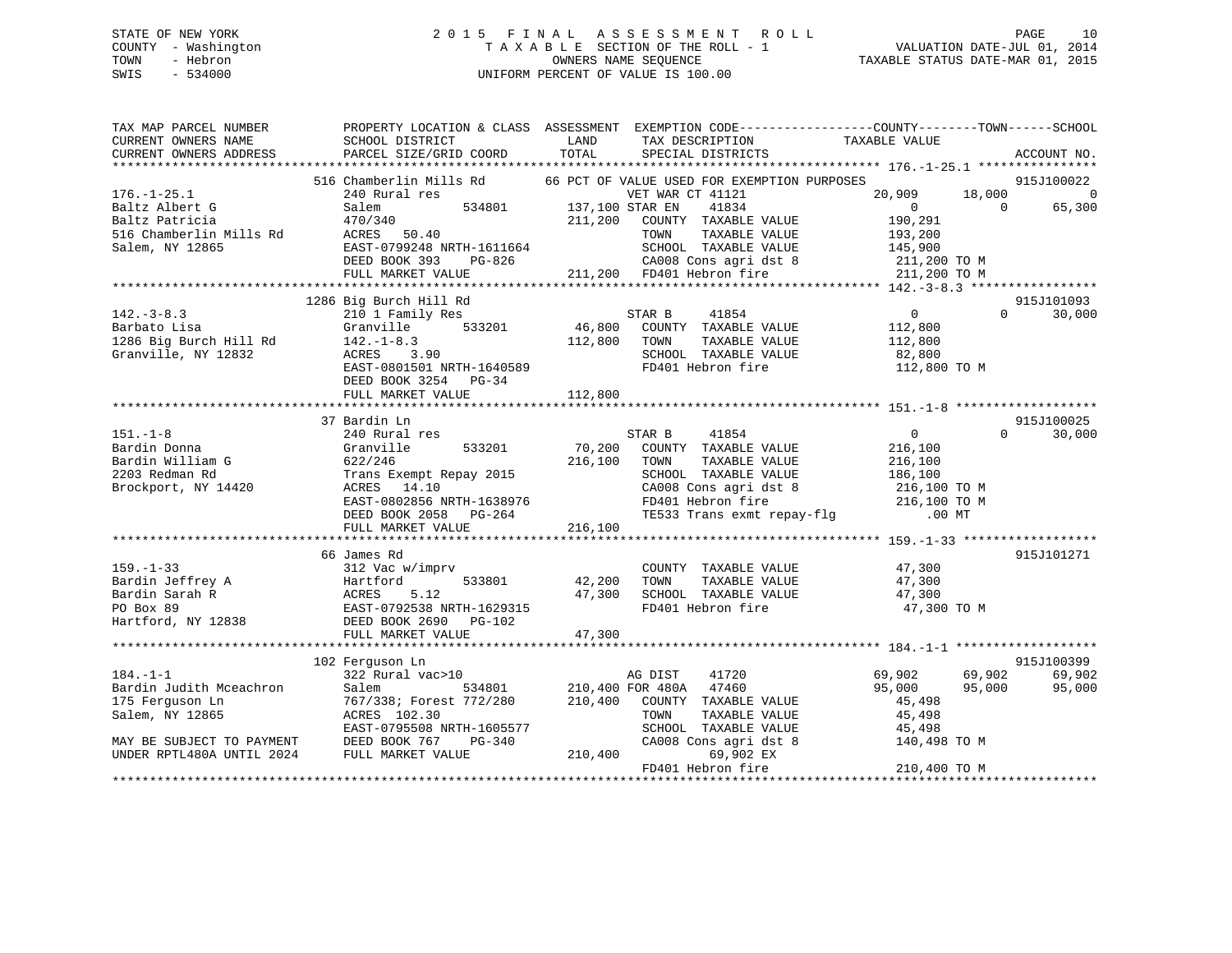STATE OF NEW YORK
COUNTY - Washington
TOWN - Hebron
SWIS - 534000

# 2015 FINAL ASSESSMENT ROLL
TAXABLE SECTION OF THE ROLL - 1
OWNERS NAME SEQUENCE
UNIFORM PERCENT OF VALUE IS 100.00

VALUATION DATE-JUL 01, 2014
TAXABLE STATUS DATE-MAR 01, 2015

```
TAX MAP PARCEL NUMBER          PROPERTY LOCATION & CLASS  ASSESSMENT  EXEMPTION CODE------------------COUNTY--------TOWN------SCHOOL
CURRENT OWNERS NAME            SCHOOL DISTRICT               LAND      TAX DESCRIPTION            TAXABLE VALUE
CURRENT OWNERS ADDRESS         PARCEL SIZE/GRID COORD       TOTAL      SPECIAL DISTRICTS                                    ACCOUNT NO.
*********************************************************************************************** 176.-1-25.1 ****************
                         516 Chamberlin Mills Rd      66 PCT OF VALUE USED FOR EXEMPTION PURPOSES                      915J100022
176.-1-25.1                    240 Rural res                       VET WAR CT 41121              20,909     18,000           0
Baltz Albert G                 Salem          534801      137,100 STAR EN    41834                   0          0      65,300
Baltz Patricia                 470/340                     211,200   COUNTY  TAXABLE VALUE         190,291
516 Chamberlin Mills Rd        ACRES   50.40                          TOWN    TAXABLE VALUE         193,200
Salem, NY 12865                EAST-0799248 NRTH-1611664             SCHOOL  TAXABLE VALUE         145,900
                               DEED BOOK 393    PG-826               CA008 Cons agri dst 8          211,200 TO M
                               FULL MARKET VALUE           211,200   FD401 Hebron fire              211,200 TO M
*********************************************************************************************** 142.-3-8.3 *****************
                        1286 Big Burch Hill Rd                                                                      915J101093
142.-3-8.3                     210 1 Family Res                    STAR B     41854                   0          0      30,000
Barbato Lisa                   Granville      533201       46,800   COUNTY  TAXABLE VALUE         112,800
1286 Big Burch Hill Rd         142.-1-8.3                  112,800   TOWN    TAXABLE VALUE         112,800
Granville, NY 12832            ACRES    3.90                          SCHOOL  TAXABLE VALUE          82,800
                               EAST-0801501 NRTH-1640589             FD401 Hebron fire              112,800 TO M
                               DEED BOOK 3254   PG-34
                               FULL MARKET VALUE           112,800
*********************************************************************************************** 151.-1-8 *******************
                          37 Bardin Ln                                                                              915J100025
151.-1-8                       240 Rural res                       STAR B     41854                   0          0      30,000
Bardin Donna                   Granville      533201       70,200   COUNTY  TAXABLE VALUE         216,100
Bardin William G               622/246                     216,100   TOWN    TAXABLE VALUE         216,100
2203 Redman Rd                 Trans Exempt Repay 2015               SCHOOL  TAXABLE VALUE         186,100
Brockport, NY 14420            ACRES   14.10                          CA008 Cons agri dst 8          216,100 TO M
                               EAST-0802856 NRTH-1638976             FD401 Hebron fire              216,100 TO M
                               DEED BOOK 2058   PG-264               TE533 Trans exmt repay-flg         .00 MT
                               FULL MARKET VALUE           216,100
*********************************************************************************************** 159.-1-33 ******************
                          66 James Rd                                                                               915J101271
159.-1-33                      312 Vac w/imprv                      COUNTY  TAXABLE VALUE          47,300
Bardin Jeffrey A               Hartford       533801       42,200   TOWN    TAXABLE VALUE          47,300
Bardin Sarah R                 ACRES    5.12                47,300   SCHOOL  TAXABLE VALUE          47,300
PO Box 89                      EAST-0792538 NRTH-1629315             FD401 Hebron fire               47,300 TO M
Hartford, NY 12838             DEED BOOK 2690   PG-102
                               FULL MARKET VALUE            47,300
*********************************************************************************************** 184.-1-1 *******************
                         102 Ferguson Ln                                                                            915J100399
184.-1-1                       322 Rural vac>10                    AG DIST    41720              69,902     69,902      69,902
Bardin Judith Mceachron        Salem          534801      210,400 FOR 480A   47460              95,000     95,000      95,000
175 Ferguson Ln                767/338; Forest 772/280     210,400   COUNTY  TAXABLE VALUE          45,498
Salem, NY 12865                ACRES  102.30                          TOWN    TAXABLE VALUE          45,498
                               EAST-0795508 NRTH-1605577             SCHOOL  TAXABLE VALUE          45,498
MAY BE SUBJECT TO PAYMENT      DEED BOOK 767    PG-340               CA008 Cons agri dst 8          140,498 TO M
UNDER RPTL480A UNTIL 2024      FULL MARKET VALUE           210,400              69,902 EX
                                                                      FD401 Hebron fire              210,400 TO M
****************************************************************************************************************************
```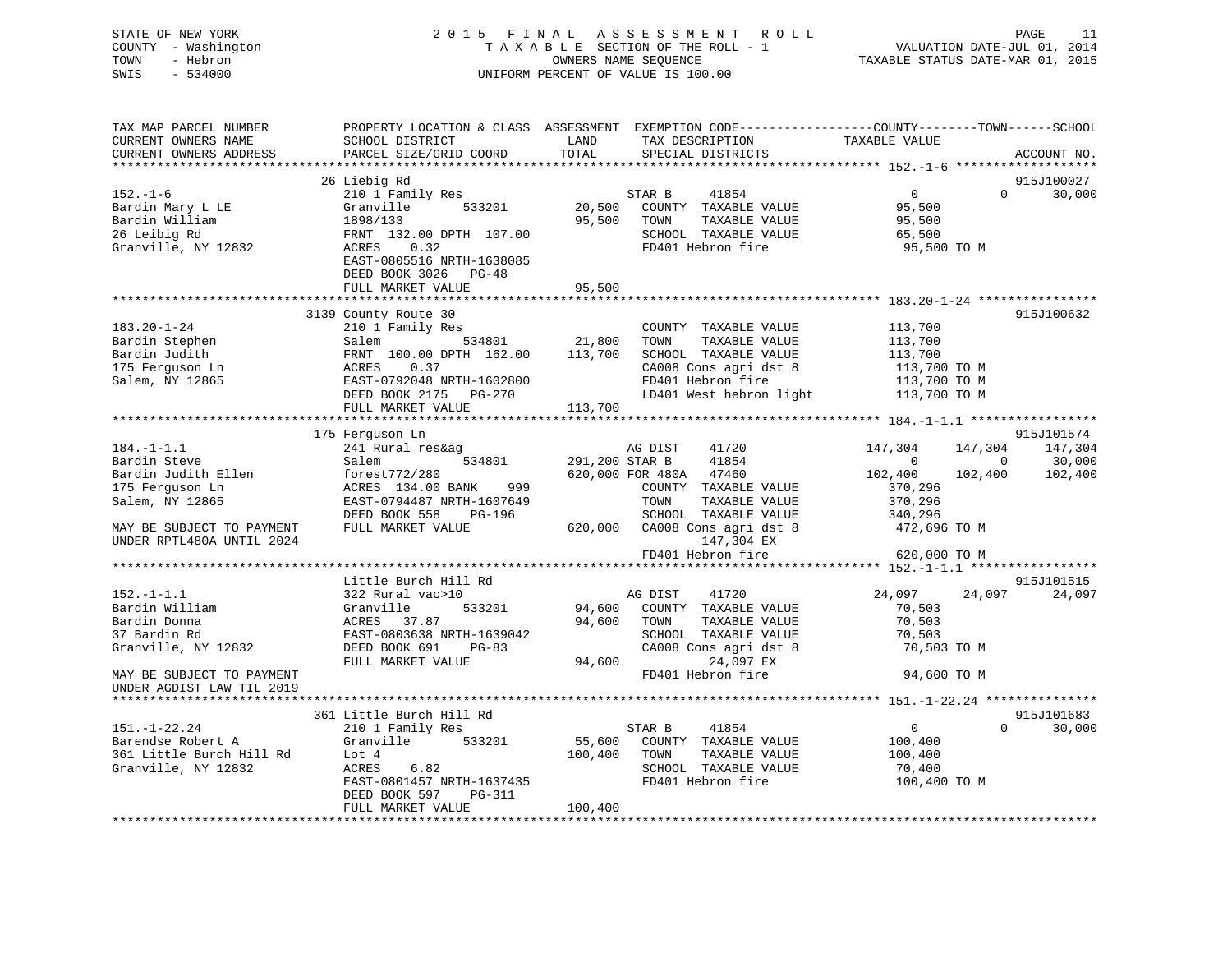STATE OF NEW YORK — 2015 FINAL ASSESSMENT ROLL
COUNTY - Washington — TAXABLE SECTION OF THE ROLL - 1 — VALUATION DATE-JUL 01, 2014
TOWN - Hebron — OWNERS NAME SEQUENCE — TAXABLE STATUS DATE-MAR 01, 2015
SWIS - 534000 — UNIFORM PERCENT OF VALUE IS 100.00

```
TAX MAP PARCEL NUMBER          PROPERTY LOCATION & CLASS  ASSESSMENT  EXEMPTION CODE------------------COUNTY--------TOWN------SCHOOL
CURRENT OWNERS NAME            SCHOOL DISTRICT               LAND      TAX DESCRIPTION             TAXABLE VALUE
CURRENT OWNERS ADDRESS         PARCEL SIZE/GRID COORD        TOTAL     SPECIAL DISTRICTS                                     ACCOUNT NO.
******************************************************************************************************* 152.-1-6 ******************
                               26 Liebig Rd                                                                                  915J100027
152.-1-6                       210 1 Family Res                        STAR B     41854                 0            0      30,000
Bardin Mary L LE               Granville        533201       20,500    COUNTY  TAXABLE VALUE       95,500
Bardin William                 1898/133                      95,500    TOWN    TAXABLE VALUE       95,500
26 Leibig Rd                   FRNT 132.00 DPTH 107.00                 SCHOOL  TAXABLE VALUE       65,500
Granville, NY 12832            ACRES    0.32                           FD401 Hebron fire            95,500 TO M
                               EAST-0805516 NRTH-1638085
                               DEED BOOK 3026   PG-48
                               FULL MARKET VALUE             95,500
******************************************************************************************************* 183.20-1-24 ****************
                               3139 County Route 30                                                                          915J100632
183.20-1-24                    210 1 Family Res                        COUNTY  TAXABLE VALUE      113,700
Bardin Stephen                 Salem            534801       21,800    TOWN    TAXABLE VALUE      113,700
Bardin Judith                  FRNT 100.00 DPTH 162.00      113,700    SCHOOL  TAXABLE VALUE      113,700
175 Ferguson Ln                ACRES    0.37                           CA008 Cons agri dst 8       113,700 TO M
Salem, NY 12865                EAST-0792048 NRTH-1602800               FD401 Hebron fire           113,700 TO M
                               DEED BOOK 2175   PG-270                 LD401 West hebron light     113,700 TO M
                               FULL MARKET VALUE            113,700
******************************************************************************************************* 184.-1-1.1 *****************
                               175 Ferguson Ln                                                                               915J101574
184.-1-1.1                     241 Rural res&ag                        AG DIST    41720            147,304      147,304     147,304
Bardin Steve                   Salem            534801      291,200 STAR B     41854                 0            0      30,000
Bardin Judith Ellen            forest772/280                620,000 FOR 480A   47460           102,400      102,400     102,400
175 Ferguson Ln                ACRES  134.00 BANK    999               COUNTY  TAXABLE VALUE      370,296
Salem, NY 12865                EAST-0794487 NRTH-1607649               TOWN    TAXABLE VALUE      370,296
                               DEED BOOK 558    PG-196                 SCHOOL  TAXABLE VALUE      340,296
MAY BE SUBJECT TO PAYMENT      FULL MARKET VALUE            620,000    CA008 Cons agri dst 8       472,696 TO M
UNDER RPTL480A UNTIL 2024                                                   147,304 EX
                                                                       FD401 Hebron fire           620,000 TO M
******************************************************************************************************* 152.-1-1.1 *****************
                               Little Burch Hill Rd                                                                          915J101515
152.-1-1.1                     322 Rural vac>10                        AG DIST    41720             24,097       24,097      24,097
Bardin William                 Granville        533201       94,600    COUNTY  TAXABLE VALUE       70,503
Bardin Donna                   ACRES   37.87                 94,600    TOWN    TAXABLE VALUE       70,503
37 Bardin Rd                   EAST-0803638 NRTH-1639042               SCHOOL  TAXABLE VALUE       70,503
Granville, NY 12832            DEED BOOK 691    PG-83                  CA008 Cons agri dst 8        70,503 TO M
                               FULL MARKET VALUE             94,600         24,097 EX
MAY BE SUBJECT TO PAYMENT                                              FD401 Hebron fire            94,600 TO M
UNDER AGDIST LAW TIL 2019
******************************************************************************************************* 151.-1-22.24 ***************
                               361 Little Burch Hill Rd                                                                      915J101683
151.-1-22.24                   210 1 Family Res                        STAR B     41854                 0            0      30,000
Barendse Robert A              Granville        533201       55,600    COUNTY  TAXABLE VALUE      100,400
361 Little Burch Hill Rd       Lot 4                        100,400    TOWN    TAXABLE VALUE      100,400
Granville, NY 12832            ACRES    6.82                           SCHOOL  TAXABLE VALUE       70,400
                               EAST-0801457 NRTH-1637435               FD401 Hebron fire           100,400 TO M
                               DEED BOOK 597    PG-311
                               FULL MARKET VALUE            100,400
************************************************************************************************************************************
```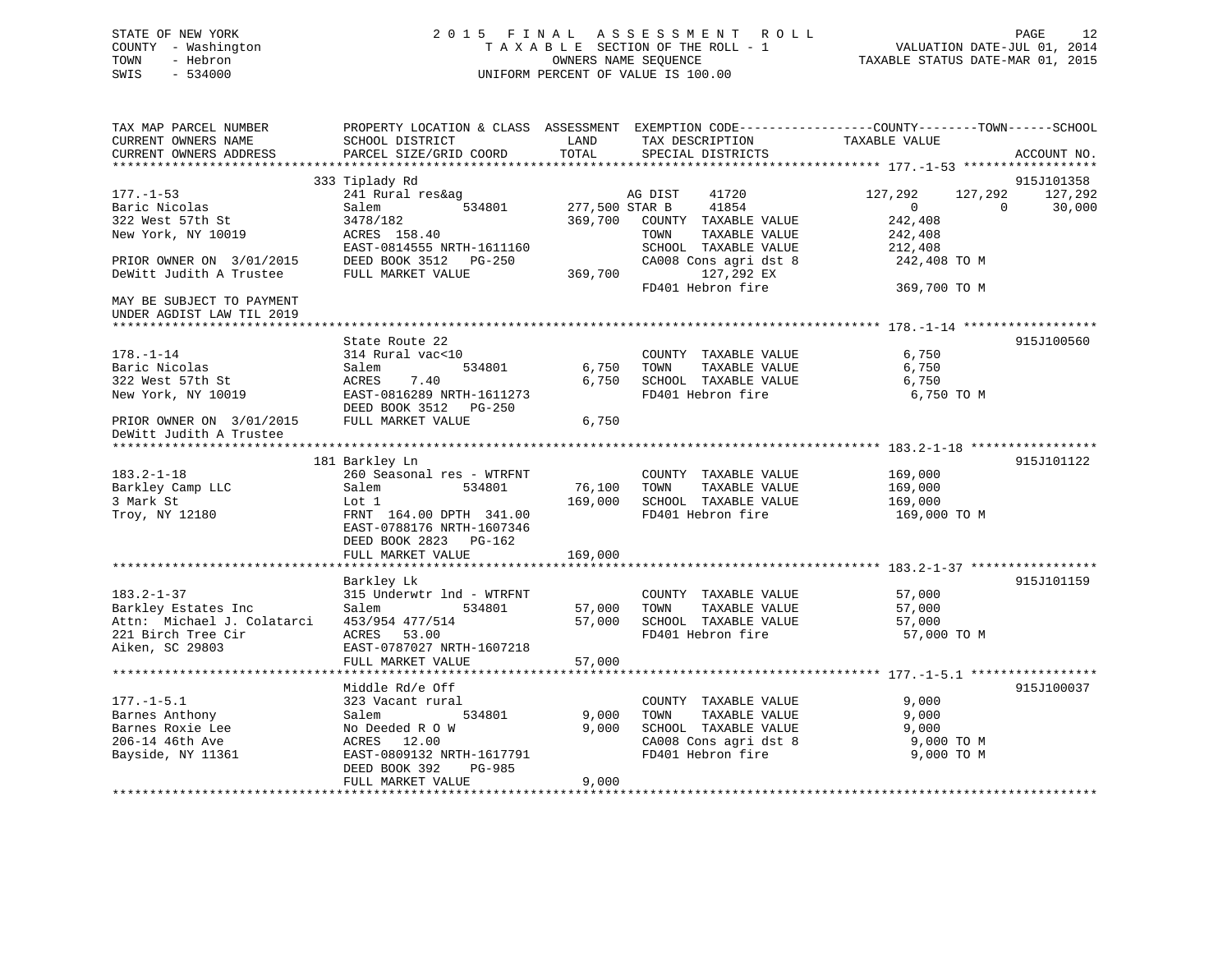STATE OF NEW YORK                2015 FINAL ASSESSMENT ROLL                PAGE 12
COUNTY - Washington              TAXABLE SECTION OF THE ROLL - 1           VALUATION DATE-JUL 01, 2014
TOWN - Hebron                    OWNERS NAME SEQUENCE                      TAXABLE STATUS DATE-MAR 01, 2015
SWIS - 534000                    UNIFORM PERCENT OF VALUE IS 100.00

```
TAX MAP PARCEL NUMBER          PROPERTY LOCATION & CLASS  ASSESSMENT  EXEMPTION CODE------------------COUNTY--------TOWN------SCHOOL
CURRENT OWNERS NAME            SCHOOL DISTRICT               LAND      TAX DESCRIPTION             TAXABLE VALUE
CURRENT OWNERS ADDRESS         PARCEL SIZE/GRID COORD        TOTAL     SPECIAL DISTRICTS                                          ACCOUNT NO.
******************************************************************************************************* 177.-1-53 ******************
                               333 Tiplady Rd                                                                                      915J101358
177.-1-53                      241 Rural res&ag                        AG DIST     41720             127,292       127,292      127,292
Baric Nicolas                  Salem            534801     277,500 STAR B      41854                   0             0         30,000
322 West 57th St               3478/182                    369,700    COUNTY  TAXABLE VALUE           242,408
New York, NY 10019             ACRES 158.40                           TOWN    TAXABLE VALUE           242,408
                               EAST-0814555 NRTH-1611160              SCHOOL  TAXABLE VALUE           212,408
PRIOR OWNER ON  3/01/2015      DEED BOOK 3512   PG-250                CA008 Cons agri dst 8           242,408 TO M
DeWitt Judith A Trustee        FULL MARKET VALUE           369,700         127,292 EX
                                                                      FD401 Hebron fire               369,700 TO M
MAY BE SUBJECT TO PAYMENT
UNDER AGDIST LAW TIL 2019
******************************************************************************************************* 178.-1-14 ******************
                               State Route 22                                                                                      915J100560
178.-1-14                      314 Rural vac<10                       COUNTY  TAXABLE VALUE             6,750
Baric Nicolas                  Salem            534801       6,750    TOWN    TAXABLE VALUE             6,750
322 West 57th St               ACRES    7.40                 6,750    SCHOOL  TAXABLE VALUE             6,750
New York, NY 10019             EAST-0816289 NRTH-1611273              FD401 Hebron fire                 6,750 TO M
                               DEED BOOK 3512   PG-250
PRIOR OWNER ON  3/01/2015      FULL MARKET VALUE             6,750
DeWitt Judith A Trustee
******************************************************************************************************* 183.2-1-18 *****************
                               181 Barkley Ln                                                                                      915J101122
183.2-1-18                     260 Seasonal res - WTRFNT              COUNTY  TAXABLE VALUE           169,000
Barkley Camp LLC               Salem            534801      76,100    TOWN    TAXABLE VALUE           169,000
3 Mark St                      Lot 1                       169,000    SCHOOL  TAXABLE VALUE           169,000
Troy, NY 12180                 FRNT 164.00 DPTH 341.00                FD401 Hebron fire               169,000 TO M
                               EAST-0788176 NRTH-1607346
                               DEED BOOK 2823   PG-162
                               FULL MARKET VALUE           169,000
******************************************************************************************************* 183.2-1-37 *****************
                               Barkley Lk                                                                                          915J101159
183.2-1-37                     315 Underwtr lnd - WTRFNT              COUNTY  TAXABLE VALUE            57,000
Barkley Estates Inc            Salem            534801      57,000    TOWN    TAXABLE VALUE            57,000
Attn:  Michael J. Colatarci    453/954 477/514              57,000    SCHOOL  TAXABLE VALUE            57,000
221 Birch Tree Cir             ACRES   53.00                          FD401 Hebron fire                57,000 TO M
Aiken, SC 29803                EAST-0787027 NRTH-1607218
                               FULL MARKET VALUE            57,000
******************************************************************************************************* 177.-1-5.1 *****************
                               Middle Rd/e Off                                                                                     915J100037
177.-1-5.1                     323 Vacant rural                       COUNTY  TAXABLE VALUE             9,000
Barnes Anthony                 Salem            534801       9,000    TOWN    TAXABLE VALUE             9,000
Barnes Roxie Lee               No Deeded R O W               9,000    SCHOOL  TAXABLE VALUE             9,000
206-14 46th Ave                ACRES   12.00                          CA008 Cons agri dst 8             9,000 TO M
Bayside, NY 11361              EAST-0809132 NRTH-1617791              FD401 Hebron fire                 9,000 TO M
                               DEED BOOK 392    PG-985
                               FULL MARKET VALUE             9,000
************************************************************************************************************************************
```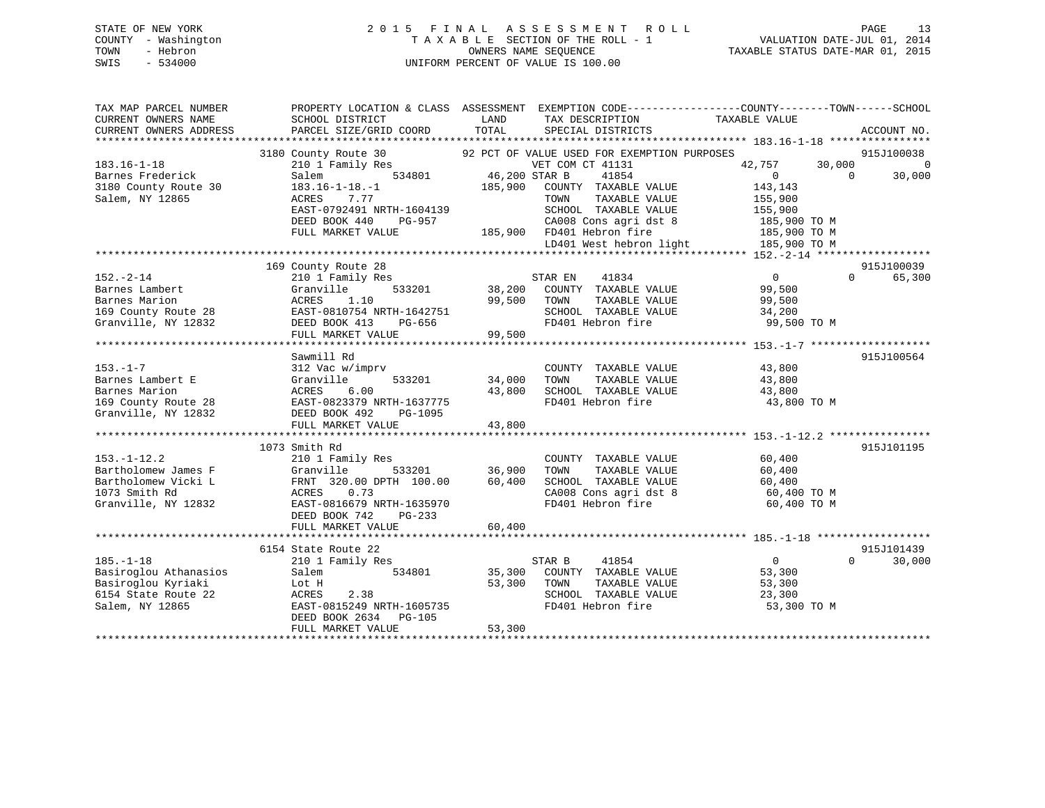STATE OF NEW YORK
COUNTY - Washington
TOWN - Hebron
SWIS - 534000

2015 FINAL ASSESSMENT ROLL
TAXABLE SECTION OF THE ROLL - 1
OWNERS NAME SEQUENCE
UNIFORM PERCENT OF VALUE IS 100.00

VALUATION DATE-JUL 01, 2014
TAXABLE STATUS DATE-MAR 01, 2015

```
TAX MAP PARCEL NUMBER          PROPERTY LOCATION & CLASS  ASSESSMENT  EXEMPTION CODE-----------------COUNTY--------TOWN------SCHOOL
CURRENT OWNERS NAME            SCHOOL DISTRICT               LAND      TAX DESCRIPTION            TAXABLE VALUE
CURRENT OWNERS ADDRESS         PARCEL SIZE/GRID COORD        TOTAL     SPECIAL DISTRICTS                                    ACCOUNT NO.
******************************************************************************************************* 183.16-1-18 ****************
                         3180 County Route 30          92 PCT OF VALUE USED FOR EXEMPTION PURPOSES                           915J100038
183.16-1-18                    210 1 Family Res                        VET COM CT 41131               42,757      30,000           0
Barnes Frederick               Salem           534801      46,200 STAR B       41854                       0           0      30,000
3180 County Route 30           183.16-1-18.-1             185,900   COUNTY  TAXABLE VALUE            143,143
Salem, NY 12865                ACRES    7.77                        TOWN    TAXABLE VALUE            155,900
                               EAST-0792491 NRTH-1604139            SCHOOL  TAXABLE VALUE            155,900
                               DEED BOOK 440     PG-957             CA008 Cons agri dst 8             185,900 TO M
                               FULL MARKET VALUE          185,900   FD401 Hebron fire                 185,900 TO M
                                                                    LD401 West hebron light           185,900 TO M
******************************************************************************************************* 152.-2-14 ******************
                         169 County Route 28                                                                         915J100039
152.-2-14                      210 1 Family Res                     STAR EN      41834                       0           0      65,300
Barnes Lambert                 Granville       533201      38,200   COUNTY  TAXABLE VALUE             99,500
Barnes Marion                  ACRES    1.10               99,500   TOWN    TAXABLE VALUE             99,500
169 County Route 28            EAST-0810754 NRTH-1642751            SCHOOL  TAXABLE VALUE             34,200
Granville, NY 12832            DEED BOOK 413     PG-656             FD401 Hebron fire                  99,500 TO M
                               FULL MARKET VALUE           99,500
******************************************************************************************************* 153.-1-7 *******************
                         Sawmill Rd                                                                                  915J100564
153.-1-7                       312 Vac w/imprv                      COUNTY  TAXABLE VALUE             43,800
Barnes Lambert E               Granville       533201      34,000   TOWN    TAXABLE VALUE             43,800
Barnes Marion                  ACRES    6.00               43,800   SCHOOL  TAXABLE VALUE             43,800
169 County Route 28            EAST-0823379 NRTH-1637775            FD401 Hebron fire                  43,800 TO M
Granville, NY 12832            DEED BOOK 492     PG-1095
                               FULL MARKET VALUE           43,800
******************************************************************************************************* 153.-1-12.2 ****************
                         1073 Smith Rd                                                                               915J101195
153.-1-12.2                    210 1 Family Res                     COUNTY  TAXABLE VALUE             60,400
Bartholomew James F            Granville       533201      36,900   TOWN    TAXABLE VALUE             60,400
Bartholomew Vicki L            FRNT 320.00 DPTH 100.00     60,400   SCHOOL  TAXABLE VALUE             60,400
1073 Smith Rd                  ACRES    0.73                        CA008 Cons agri dst 8              60,400 TO M
Granville, NY 12832            EAST-0816679 NRTH-1635970            FD401 Hebron fire                  60,400 TO M
                               DEED BOOK 742     PG-233
                               FULL MARKET VALUE           60,400
******************************************************************************************************* 185.-1-18 ******************
                         6154 State Route 22                                                                         915J101439
185.-1-18                      210 1 Family Res                     STAR B       41854                       0           0      30,000
Basiroglou Athanasios          Salem           534801      35,300   COUNTY  TAXABLE VALUE             53,300
Basiroglou Kyriaki             Lot H                       53,300   TOWN    TAXABLE VALUE             53,300
6154 State Route 22            ACRES    2.38                        SCHOOL  TAXABLE VALUE             23,300
Salem, NY 12865                EAST-0815249 NRTH-1605735            FD401 Hebron fire                  53,300 TO M
                               DEED BOOK 2634    PG-105
                               FULL MARKET VALUE           53,300
************************************************************************************************************************************
```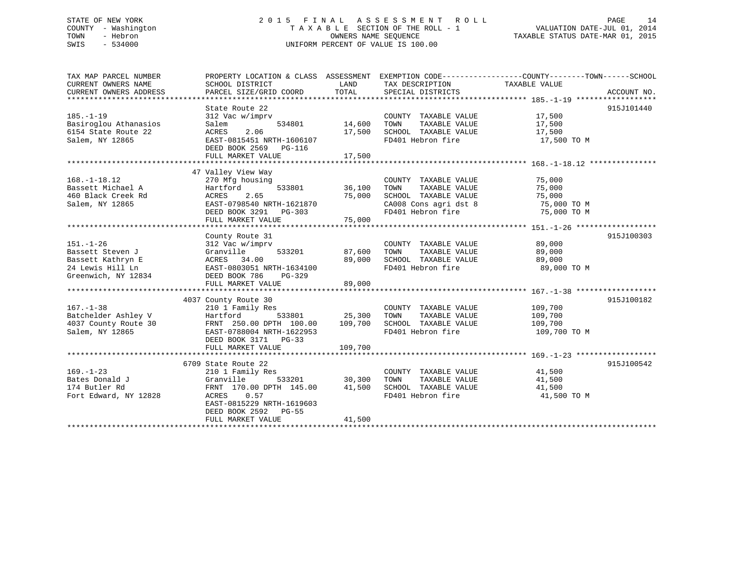STATE OF NEW YORK
COUNTY - Washington
TOWN - Hebron
SWIS - 534000

# 2015 FINAL ASSESSMENT ROLL
TAXABLE SECTION OF THE ROLL - 1
OWNERS NAME SEQUENCE
UNIFORM PERCENT OF VALUE IS 100.00

VALUATION DATE-JUL 01, 2014
TAXABLE STATUS DATE-MAR 01, 2015

| TAX MAP PARCEL NUMBER / CURRENT OWNERS NAME / CURRENT OWNERS ADDRESS | PROPERTY LOCATION & CLASS / SCHOOL DISTRICT / PARCEL SIZE/GRID COORD | ASSESSMENT LAND | TOTAL | EXEMPTION CODE / TAX DESCRIPTION / SPECIAL DISTRICTS | TAXABLE VALUE (COUNTY--TOWN--SCHOOL) | ACCOUNT NO. |
|---|---|---|---|---|---|---|
| 185.-1-19 | State Route 22 | | | | | 915J101440 |
| | 312 Vac w/imprv | | | COUNTY TAXABLE VALUE | 17,500 | |
| Basiroglou Athanasios | Salem 534801 | 14,600 | | TOWN TAXABLE VALUE | 17,500 | |
| 6154 State Route 22 | ACRES 2.06 | | 17,500 | SCHOOL TAXABLE VALUE | 17,500 | |
| Salem, NY 12865 | EAST-0815451 NRTH-1606107 | | | FD401 Hebron fire | 17,500 TO M | |
| | DEED BOOK 2569 PG-116 | | | | | |
| | FULL MARKET VALUE | | 17,500 | | | |
| 168.-1-18.12 | 47 Valley View Way | | | | | |
| | 270 Mfg housing | | | COUNTY TAXABLE VALUE | 75,000 | |
| Bassett Michael A | Hartford 533801 | 36,100 | | TOWN TAXABLE VALUE | 75,000 | |
| 460 Black Creek Rd | ACRES 2.65 | | 75,000 | SCHOOL TAXABLE VALUE | 75,000 | |
| Salem, NY 12865 | EAST-0798540 NRTH-1621870 | | | CA008 Cons agri dst 8 | 75,000 TO M | |
| | DEED BOOK 3291 PG-303 | | | FD401 Hebron fire | 75,000 TO M | |
| | FULL MARKET VALUE | | 75,000 | | | |
| 151.-1-26 | County Route 31 | | | | | 915J100303 |
| | 312 Vac w/imprv | | | COUNTY TAXABLE VALUE | 89,000 | |
| Bassett Steven J | Granville 533201 | 87,600 | | TOWN TAXABLE VALUE | 89,000 | |
| Bassett Kathryn E | ACRES 34.00 | | 89,000 | SCHOOL TAXABLE VALUE | 89,000 | |
| 24 Lewis Hill Ln | EAST-0803051 NRTH-1634100 | | | FD401 Hebron fire | 89,000 TO M | |
| Greenwich, NY 12834 | DEED BOOK 786 PG-329 | | | | | |
| | FULL MARKET VALUE | | 89,000 | | | |
| 167.-1-38 | 4037 County Route 30 | | | | | 915J100182 |
| | 210 1 Family Res | | | COUNTY TAXABLE VALUE | 109,700 | |
| Batchelder Ashley V | Hartford 533801 | 25,300 | | TOWN TAXABLE VALUE | 109,700 | |
| 4037 County Route 30 | FRNT 250.00 DPTH 100.00 | | 109,700 | SCHOOL TAXABLE VALUE | 109,700 | |
| Salem, NY 12865 | EAST-0788004 NRTH-1622953 | | | FD401 Hebron fire | 109,700 TO M | |
| | DEED BOOK 3171 PG-33 | | | | | |
| | FULL MARKET VALUE | | 109,700 | | | |
| 169.-1-23 | 6709 State Route 22 | | | | | 915J100542 |
| | 210 1 Family Res | | | COUNTY TAXABLE VALUE | 41,500 | |
| Bates Donald J | Granville 533201 | 30,300 | | TOWN TAXABLE VALUE | 41,500 | |
| 174 Butler Rd | FRNT 170.00 DPTH 145.00 | | 41,500 | SCHOOL TAXABLE VALUE | 41,500 | |
| Fort Edward, NY 12828 | ACRES 0.57 | | | FD401 Hebron fire | 41,500 TO M | |
| | EAST-0815229 NRTH-1619603 | | | | | |
| | DEED BOOK 2592 PG-55 | | | | | |
| | FULL MARKET VALUE | | 41,500 | | | |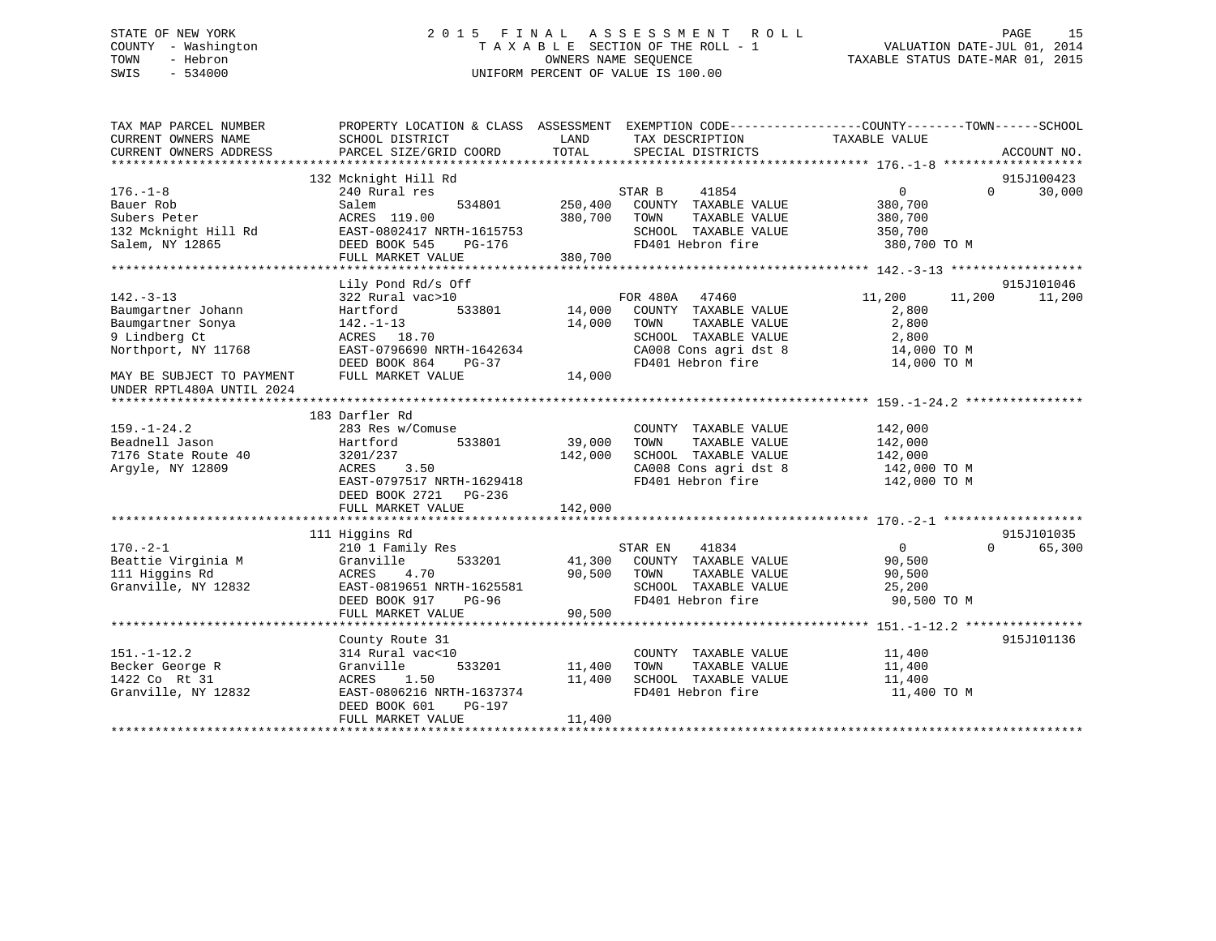STATE OF NEW YORK
COUNTY - Washington
TOWN - Hebron
SWIS - 534000

# 2015 FINAL ASSESSMENT ROLL

TAXABLE SECTION OF THE ROLL - 1
OWNERS NAME SEQUENCE
UNIFORM PERCENT OF VALUE IS 100.00

VALUATION DATE-JUL 01, 2014
TAXABLE STATUS DATE-MAR 01, 2015

| TAX MAP PARCEL NUMBER / CURRENT OWNERS NAME / CURRENT OWNERS ADDRESS | PROPERTY LOCATION & CLASS / SCHOOL DISTRICT / PARCEL SIZE/GRID COORD | ASSESSMENT LAND | TOTAL | EXEMPTION CODE / TAX DESCRIPTION / SPECIAL DISTRICTS | COUNTY TAXABLE VALUE | TOWN | SCHOOL | ACCOUNT NO. |
|---|---|---|---|---|---|---|---|---|
| **176.-1-8** | 132 Mcknight Hill Rd | | | | | | | 915J100423 |
| Bauer Rob | 240 Rural res | | | STAR B 41854 | 0 | 0 | 30,000 | |
| Subers Peter | Salem 534801 | 250,400 | | COUNTY TAXABLE VALUE | 380,700 | | | |
| 132 Mcknight Hill Rd | ACRES 119.00 | | 380,700 | TOWN TAXABLE VALUE | 380,700 | | | |
| Salem, NY 12865 | EAST-0802417 NRTH-1615753 | | | SCHOOL TAXABLE VALUE | 350,700 | | | |
| | DEED BOOK 545 PG-176 | | | FD401 Hebron fire | 380,700 TO M | | | |
| | FULL MARKET VALUE | | 380,700 | | | | | |
| **142.-3-13** | Lily Pond Rd/s Off | | | | | | | 915J101046 |
| Baumgartner Johann | 322 Rural vac>10 | | | FOR 480A 47460 | 11,200 | 11,200 | 11,200 | |
| Baumgartner Sonya | Hartford 533801 | 14,000 | | COUNTY TAXABLE VALUE | 2,800 | | | |
| 9 Lindberg Ct | 142.-1-13 | | 14,000 | TOWN TAXABLE VALUE | 2,800 | | | |
| Northport, NY 11768 | ACRES 18.70 | | | SCHOOL TAXABLE VALUE | 2,800 | | | |
| | EAST-0796690 NRTH-1642634 | | | CA008 Cons agri dst 8 | 14,000 TO M | | | |
| | DEED BOOK 864 PG-37 | | | FD401 Hebron fire | 14,000 TO M | | | |
| MAY BE SUBJECT TO PAYMENT UNDER RPTL480A UNTIL 2024 | FULL MARKET VALUE | | 14,000 | | | | | |
| **159.-1-24.2** | 183 Darfler Rd | | | | | | | |
| Beadnell Jason | 283 Res w/Comuse | | | COUNTY TAXABLE VALUE | 142,000 | | | |
| 7176 State Route 40 | Hartford 533801 | 39,000 | | TOWN TAXABLE VALUE | 142,000 | | | |
| Argyle, NY 12809 | 3201/237 | | 142,000 | SCHOOL TAXABLE VALUE | 142,000 | | | |
| | ACRES 3.50 | | | CA008 Cons agri dst 8 | 142,000 TO M | | | |
| | EAST-0797517 NRTH-1629418 | | | FD401 Hebron fire | 142,000 TO M | | | |
| | DEED BOOK 2721 PG-236 | | | | | | | |
| | FULL MARKET VALUE | | 142,000 | | | | | |
| **170.-2-1** | 111 Higgins Rd | | | | | | | 915J101035 |
| Beattie Virginia M | 210 1 Family Res | | | STAR EN 41834 | 0 | 0 | 65,300 | |
| 111 Higgins Rd | Granville 533201 | 41,300 | | COUNTY TAXABLE VALUE | 90,500 | | | |
| Granville, NY 12832 | ACRES 4.70 | | 90,500 | TOWN TAXABLE VALUE | 90,500 | | | |
| | EAST-0819651 NRTH-1625581 | | | SCHOOL TAXABLE VALUE | 25,200 | | | |
| | DEED BOOK 917 PG-96 | | | FD401 Hebron fire | 90,500 TO M | | | |
| | FULL MARKET VALUE | | 90,500 | | | | | |
| **151.-1-12.2** | County Route 31 | | | | | | | 915J101136 |
| Becker George R | 314 Rural vac<10 | | | COUNTY TAXABLE VALUE | 11,400 | | | |
| 1422 Co Rt 31 | Granville 533201 | 11,400 | | TOWN TAXABLE VALUE | 11,400 | | | |
| Granville, NY 12832 | ACRES 1.50 | | 11,400 | SCHOOL TAXABLE VALUE | 11,400 | | | |
| | EAST-0806216 NRTH-1637374 | | | FD401 Hebron fire | 11,400 TO M | | | |
| | DEED BOOK 601 PG-197 | | | | | | | |
| | FULL MARKET VALUE | | 11,400 | | | | | |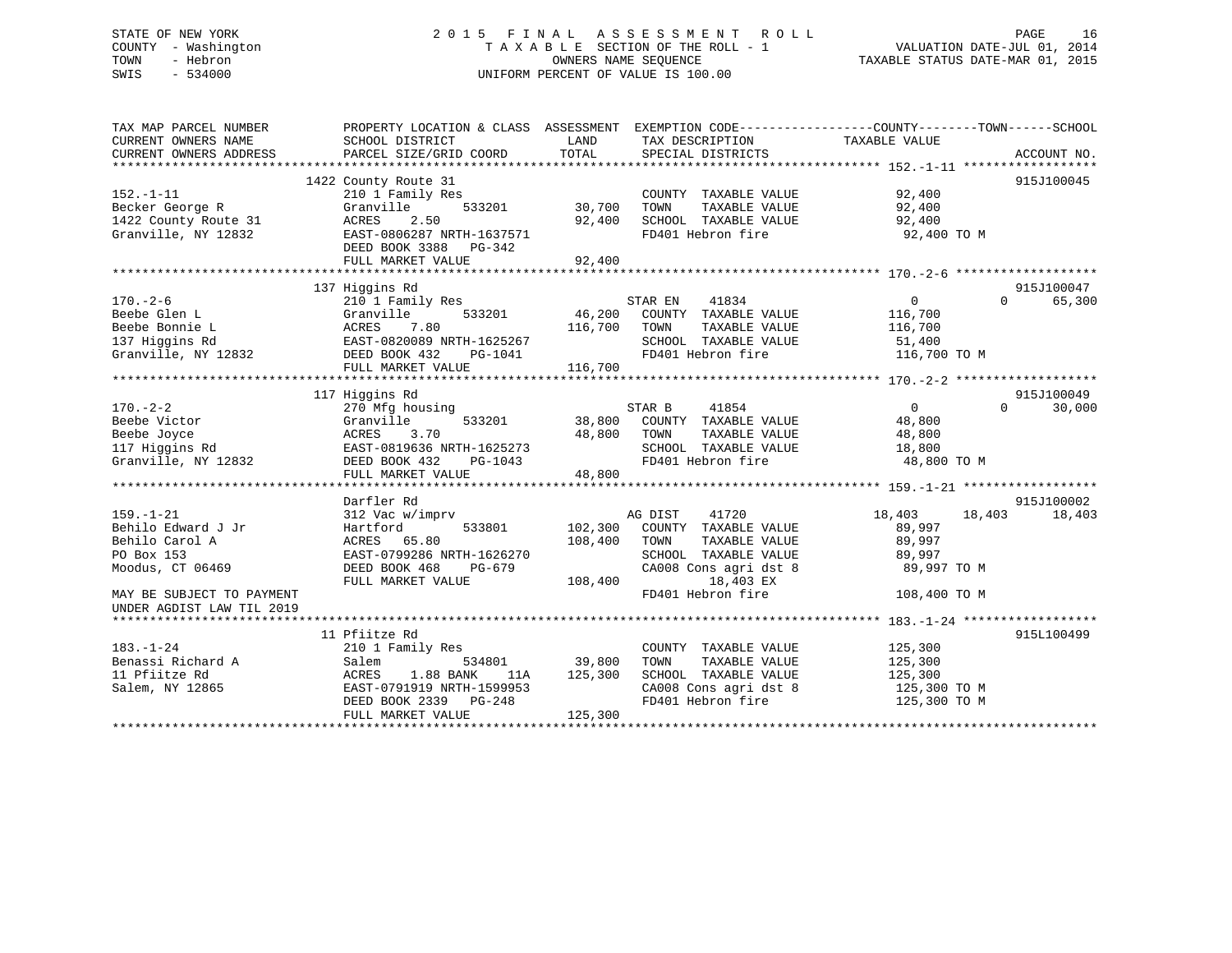STATE OF NEW YORK
COUNTY - Washington
TOWN - Hebron
SWIS - 534000

2 0 1 5 F I N A L A S S E S S M E N T R O L L
T A X A B L E SECTION OF THE ROLL - 1
OWNERS NAME SEQUENCE
UNIFORM PERCENT OF VALUE IS 100.00

VALUATION DATE-JUL 01, 2014
TAXABLE STATUS DATE-MAR 01, 2015

```
TAX MAP PARCEL NUMBER          PROPERTY LOCATION & CLASS  ASSESSMENT  EXEMPTION CODE------------------COUNTY--------TOWN------SCHOOL
CURRENT OWNERS NAME            SCHOOL DISTRICT               LAND      TAX DESCRIPTION             TAXABLE VALUE
CURRENT OWNERS ADDRESS         PARCEL SIZE/GRID COORD        TOTAL     SPECIAL DISTRICTS                                     ACCOUNT NO.
******************************************************************************************************* 152.-1-11 *****************
                               1422 County Route 31                                                                          915J100045
152.-1-11                      210 1 Family Res                        COUNTY  TAXABLE VALUE            92,400
Becker George R                Granville        533201      30,700     TOWN    TAXABLE VALUE            92,400
1422 County Route 31           ACRES     2.50               92,400     SCHOOL  TAXABLE VALUE            92,400
Granville, NY 12832            EAST-0806287 NRTH-1637571               FD401 Hebron fire                 92,400 TO M
                               DEED BOOK 3388   PG-342
                               FULL MARKET VALUE            92,400
******************************************************************************************************* 170.-2-6 ******************
                               137 Higgins Rd                                                                                915J100047
170.-2-6                       210 1 Family Res                        STAR EN     41834                 0           0       65,300
Beebe Glen L                   Granville        533201      46,200     COUNTY  TAXABLE VALUE           116,700
Beebe Bonnie L                 ACRES     7.80              116,700     TOWN    TAXABLE VALUE           116,700
137 Higgins Rd                 EAST-0820089 NRTH-1625267               SCHOOL  TAXABLE VALUE            51,400
Granville, NY 12832            DEED BOOK 432    PG-1041                FD401 Hebron fire                116,700 TO M
                               FULL MARKET VALUE           116,700
******************************************************************************************************* 170.-2-2 ******************
                               117 Higgins Rd                                                                                915J100049
170.-2-2                       270 Mfg housing                         STAR B      41854                 0           0       30,000
Beebe Victor                   Granville        533201      38,800     COUNTY  TAXABLE VALUE            48,800
Beebe Joyce                    ACRES     3.70               48,800     TOWN    TAXABLE VALUE            48,800
117 Higgins Rd                 EAST-0819636 NRTH-1625273               SCHOOL  TAXABLE VALUE            18,800
Granville, NY 12832            DEED BOOK 432    PG-1043                FD401 Hebron fire                 48,800 TO M
                               FULL MARKET VALUE            48,800
******************************************************************************************************* 159.-1-21 *****************
                               Darfler Rd                                                                                    915J100002
159.-1-21                      312 Vac w/imprv                         AG DIST     41720            18,403      18,403       18,403
Behilo Edward J Jr             Hartford         533801     102,300     COUNTY  TAXABLE VALUE            89,997
Behilo Carol A                 ACRES    65.80              108,400     TOWN    TAXABLE VALUE            89,997
PO Box 153                     EAST-0799286 NRTH-1626270               SCHOOL  TAXABLE VALUE            89,997
Moodus, CT 06469               DEED BOOK 468    PG-679                 CA008 Cons agri dst 8             89,997 TO M
                               FULL MARKET VALUE           108,400          18,403 EX
MAY BE SUBJECT TO PAYMENT                                              FD401 Hebron fire                108,400 TO M
UNDER AGDIST LAW TIL 2019
******************************************************************************************************* 183.-1-24 *****************
                               11 Pfiitze Rd                                                                                 915L100499
183.-1-24                      210 1 Family Res                        COUNTY  TAXABLE VALUE           125,300
Benassi Richard A              Salem            534801      39,800     TOWN    TAXABLE VALUE           125,300
11 Pfiitze Rd                  ACRES     1.88 BANK     11A 125,300     SCHOOL  TAXABLE VALUE           125,300
Salem, NY 12865                EAST-0791919 NRTH-1599953               CA008 Cons agri dst 8            125,300 TO M
                               DEED BOOK 2339   PG-248                 FD401 Hebron fire                125,300 TO M
                               FULL MARKET VALUE           125,300
************************************************************************************************************************************
```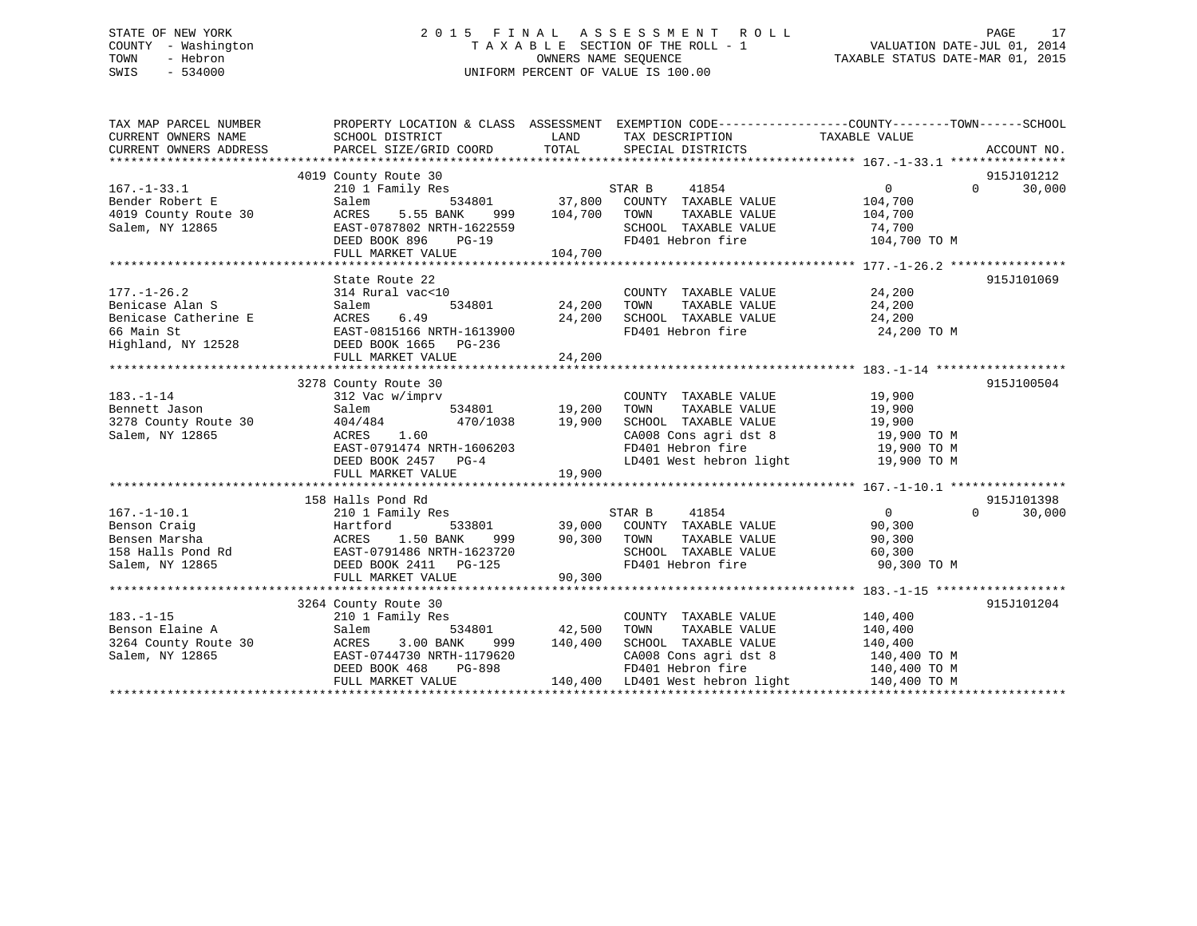STATE OF NEW YORK
COUNTY - Washington
TOWN - Hebron
SWIS - 534000

2015 FINAL ASSESSMENT ROLL
TAXABLE SECTION OF THE ROLL - 1
OWNERS NAME SEQUENCE
UNIFORM PERCENT OF VALUE IS 100.00

VALUATION DATE-JUL 01, 2014
TAXABLE STATUS DATE-MAR 01, 2015

```
TAX MAP PARCEL NUMBER          PROPERTY LOCATION & CLASS  ASSESSMENT  EXEMPTION CODE------------------COUNTY--------TOWN------SCHOOL
CURRENT OWNERS NAME            SCHOOL DISTRICT               LAND      TAX DESCRIPTION              TAXABLE VALUE
CURRENT OWNERS ADDRESS         PARCEL SIZE/GRID COORD        TOTAL     SPECIAL DISTRICTS                                 ACCOUNT NO.
******************************************************************************************************* 167.-1-33.1 ****************
                          4019 County Route 30                                                                           915J101212
167.-1-33.1                    210 1 Family Res                        STAR B     41854                0           0      30,000
Bender Robert E                Salem          534801        37,800     COUNTY  TAXABLE VALUE          104,700
4019 County Route 30           ACRES    5.55 BANK     999   104,700    TOWN    TAXABLE VALUE          104,700
Salem, NY 12865                EAST-0787802 NRTH-1622559               SCHOOL  TAXABLE VALUE          74,700
                               DEED BOOK 896    PG-19                  FD401 Hebron fire              104,700 TO M
                               FULL MARKET VALUE            104,700
******************************************************************************************************* 177.-1-26.2 ****************
                               State Route 22                                                                            915J101069
177.-1-26.2                    314 Rural vac<10                        COUNTY  TAXABLE VALUE          24,200
Benicase Alan S                Salem          534801        24,200     TOWN    TAXABLE VALUE          24,200
Benicase Catherine E           ACRES    6.49                24,200     SCHOOL  TAXABLE VALUE          24,200
66 Main St                     EAST-0815166 NRTH-1613900               FD401 Hebron fire              24,200 TO M
Highland, NY 12528             DEED BOOK 1665   PG-236
                               FULL MARKET VALUE             24,200
******************************************************************************************************* 183.-1-14 ******************
                          3278 County Route 30                                                                           915J100504
183.-1-14                      312 Vac w/imprv                         COUNTY  TAXABLE VALUE          19,900
Bennett Jason                  Salem          534801        19,200     TOWN    TAXABLE VALUE          19,900
3278 County Route 30           404/484          470/1038    19,900     SCHOOL  TAXABLE VALUE          19,900
Salem, NY 12865                ACRES    1.60                           CA008 Cons agri dst 8           19,900 TO M
                               EAST-0791474 NRTH-1606203               FD401 Hebron fire               19,900 TO M
                               DEED BOOK 2457   PG-4                   LD401 West hebron light         19,900 TO M
                               FULL MARKET VALUE             19,900
******************************************************************************************************* 167.-1-10.1 ****************
                           158 Halls Pond Rd                                                                             915J101398
167.-1-10.1                    210 1 Family Res                        STAR B     41854                0           0      30,000
Benson Craig                   Hartford       533801        39,000     COUNTY  TAXABLE VALUE          90,300
Bensen Marsha                  ACRES    1.50 BANK     999    90,300    TOWN    TAXABLE VALUE          90,300
158 Halls Pond Rd              EAST-0791486 NRTH-1623720               SCHOOL  TAXABLE VALUE          60,300
Salem, NY 12865                DEED BOOK 2411   PG-125                 FD401 Hebron fire              90,300 TO M
                               FULL MARKET VALUE             90,300
******************************************************************************************************* 183.-1-15 ******************
                          3264 County Route 30                                                                           915J101204
183.-1-15                      210 1 Family Res                        COUNTY  TAXABLE VALUE          140,400
Benson Elaine A                Salem          534801        42,500     TOWN    TAXABLE VALUE          140,400
3264 County Route 30           ACRES    3.00 BANK     999   140,400    SCHOOL  TAXABLE VALUE          140,400
Salem, NY 12865                EAST-0744730 NRTH-1179620               CA008 Cons agri dst 8           140,400 TO M
                               DEED BOOK 468    PG-898                 FD401 Hebron fire               140,400 TO M
                               FULL MARKET VALUE            140,400    LD401 West hebron light         140,400 TO M
************************************************************************************************************************************
```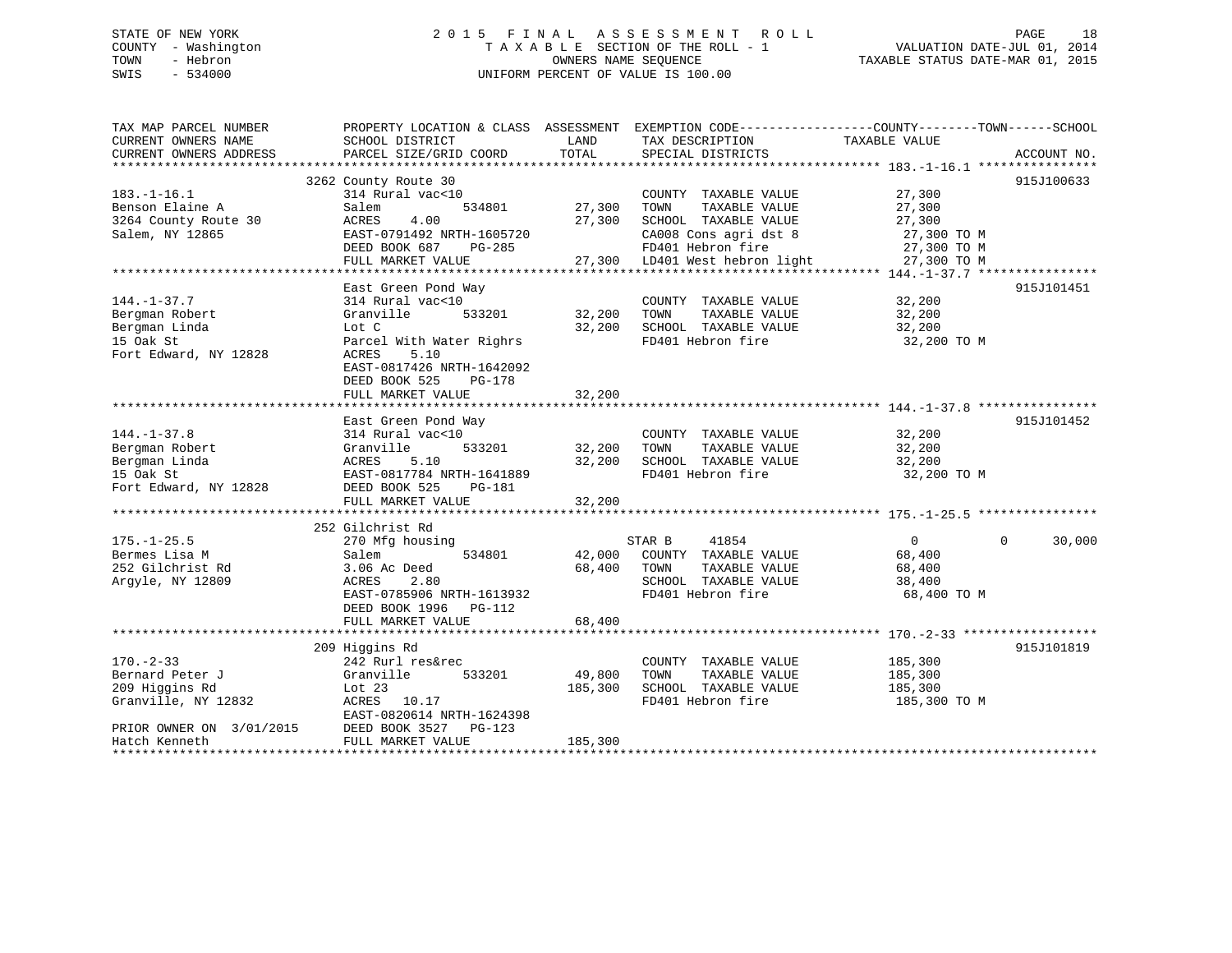STATE OF NEW YORK
COUNTY - Washington
TOWN - Hebron
SWIS - 534000

2015 FINAL ASSESSMENT ROLL
TAXABLE SECTION OF THE ROLL - 1
OWNERS NAME SEQUENCE
UNIFORM PERCENT OF VALUE IS 100.00

VALUATION DATE-JUL 01, 2014
TAXABLE STATUS DATE-MAR 01, 2015

```
TAX MAP PARCEL NUMBER          PROPERTY LOCATION & CLASS  ASSESSMENT  EXEMPTION CODE------------------COUNTY--------TOWN------SCHOOL
CURRENT OWNERS NAME            SCHOOL DISTRICT               LAND      TAX DESCRIPTION              TAXABLE VALUE
CURRENT OWNERS ADDRESS         PARCEL SIZE/GRID COORD        TOTAL     SPECIAL DISTRICTS                                  ACCOUNT NO.
******************************************************************************************************* 183.-1-16.1 ****************
                               3262 County Route 30                                                                    915J100633
183.-1-16.1                    314 Rural vac<10                        COUNTY  TAXABLE VALUE           27,300
Benson Elaine A                Salem           534801       27,300     TOWN    TAXABLE VALUE           27,300
3264 County Route 30           ACRES     4.00               27,300     SCHOOL  TAXABLE VALUE           27,300
Salem, NY 12865                EAST-0791492 NRTH-1605720               CA008 Cons agri dst 8            27,300 TO M
                               DEED BOOK 687    PG-285                 FD401 Hebron fire                27,300 TO M
                               FULL MARKET VALUE            27,300     LD401 West hebron light          27,300 TO M
******************************************************************************************************* 144.-1-37.7 ****************
                               East Green Pond Way                                                                     915J101451
144.-1-37.7                    314 Rural vac<10                        COUNTY  TAXABLE VALUE           32,200
Bergman Robert                 Granville       533201       32,200     TOWN    TAXABLE VALUE           32,200
Bergman Linda                  Lot C                        32,200     SCHOOL  TAXABLE VALUE           32,200
15 Oak St                      Parcel With Water Righrs                FD401 Hebron fire                32,200 TO M
Fort Edward, NY 12828          ACRES     5.10
                               EAST-0817426 NRTH-1642092
                               DEED BOOK 525    PG-178
                               FULL MARKET VALUE            32,200
******************************************************************************************************* 144.-1-37.8 ****************
                               East Green Pond Way                                                                     915J101452
144.-1-37.8                    314 Rural vac<10                        COUNTY  TAXABLE VALUE           32,200
Bergman Robert                 Granville       533201       32,200     TOWN    TAXABLE VALUE           32,200
Bergman Linda                  ACRES     5.10               32,200     SCHOOL  TAXABLE VALUE           32,200
15 Oak St                      EAST-0817784 NRTH-1641889               FD401 Hebron fire                32,200 TO M
Fort Edward, NY 12828          DEED BOOK 525    PG-181
                               FULL MARKET VALUE            32,200
******************************************************************************************************* 175.-1-25.5 ****************
                               252 Gilchrist Rd
175.-1-25.5                    270 Mfg housing                         STAR B      41854                 0           0       30,000
Bermes Lisa M                  Salem           534801       42,000     COUNTY  TAXABLE VALUE           68,400
252 Gilchrist Rd               3.06 Ac Deed                 68,400     TOWN    TAXABLE VALUE           68,400
Argyle, NY 12809               ACRES     2.80                          SCHOOL  TAXABLE VALUE           38,400
                               EAST-0785906 NRTH-1613932               FD401 Hebron fire                68,400 TO M
                               DEED BOOK 1996   PG-112
                               FULL MARKET VALUE            68,400
******************************************************************************************************* 170.-2-33 ******************
                               209 Higgins Rd                                                                          915J101819
170.-2-33                      242 Rurl res&rec                        COUNTY  TAXABLE VALUE          185,300
Bernard Peter J                Granville       533201       49,800     TOWN    TAXABLE VALUE          185,300
209 Higgins Rd                 Lot 23                      185,300     SCHOOL  TAXABLE VALUE          185,300
Granville, NY 12832            ACRES    10.17                          FD401 Hebron fire               185,300 TO M
                               EAST-0820614 NRTH-1624398
PRIOR OWNER ON 3/01/2015       DEED BOOK 3527   PG-123
Hatch Kenneth                  FULL MARKET VALUE           185,300
************************************************************************************************************************************
```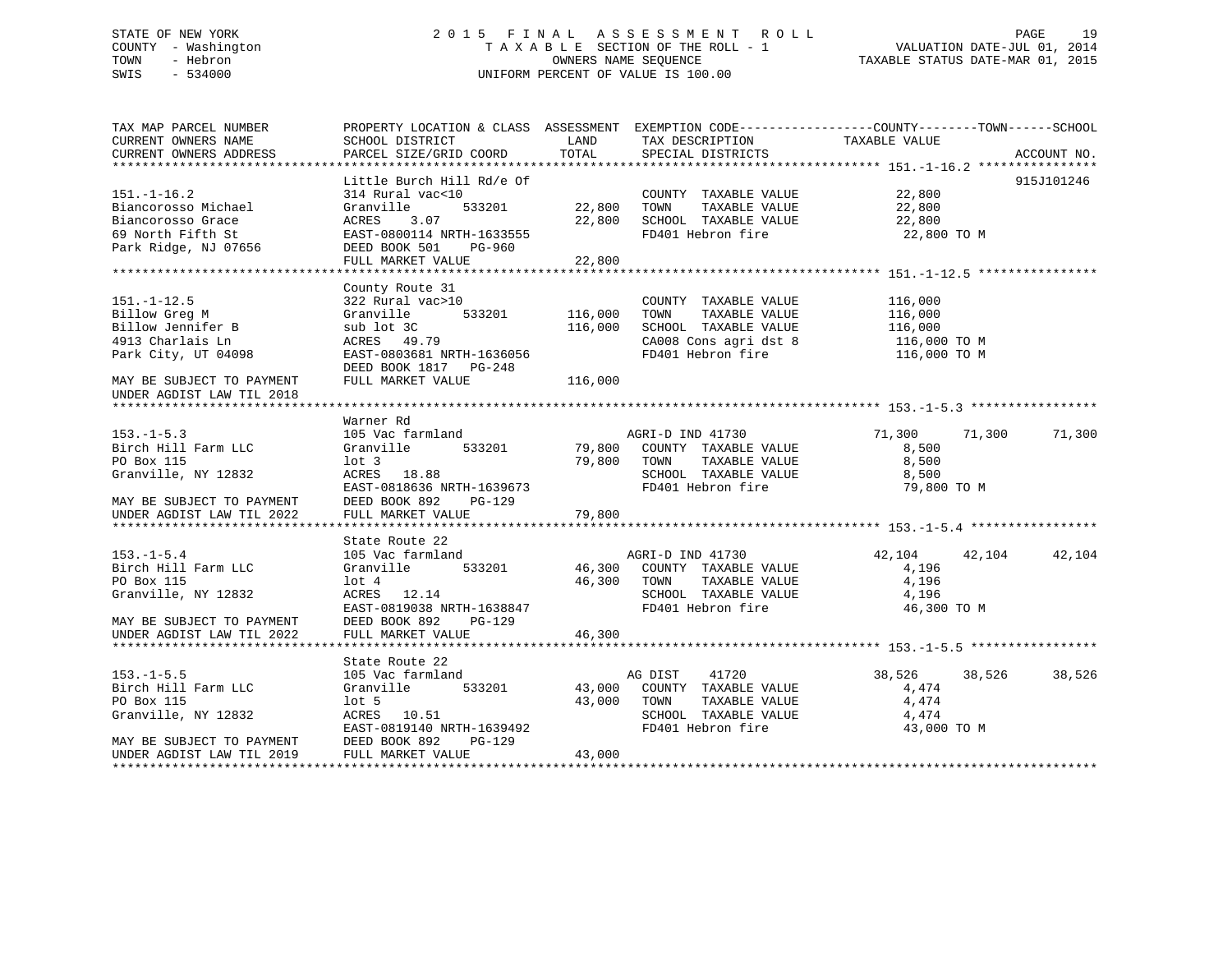STATE OF NEW YORK
COUNTY - Washington
TOWN - Hebron
SWIS - 534000

# 2015 FINAL ASSESSMENT ROLL

TAXABLE SECTION OF THE ROLL - 1
OWNERS NAME SEQUENCE
UNIFORM PERCENT OF VALUE IS 100.00

VALUATION DATE-JUL 01, 2014
TAXABLE STATUS DATE-MAR 01, 2015

```
TAX MAP PARCEL NUMBER          PROPERTY LOCATION & CLASS  ASSESSMENT  EXEMPTION CODE-----------------COUNTY--------TOWN------SCHOOL
CURRENT OWNERS NAME            SCHOOL DISTRICT              LAND      TAX DESCRIPTION             TAXABLE VALUE
CURRENT OWNERS ADDRESS         PARCEL SIZE/GRID COORD      TOTAL      SPECIAL DISTRICTS                                    ACCOUNT NO.
******************************************************************************************************* 151.-1-16.2 ****************
                               Little Burch Hill Rd/e Of                                                                915J101246
151.-1-16.2                    314 Rural vac<10                       COUNTY  TAXABLE VALUE          22,800
Biancorosso Michael            Granville      533201       22,800    TOWN    TAXABLE VALUE          22,800
Biancorosso Grace              ACRES    3.07               22,800    SCHOOL  TAXABLE VALUE          22,800
69 North Fifth St              EAST-0800114 NRTH-1633555             FD401 Hebron fire               22,800 TO M
Park Ridge, NJ 07656           DEED BOOK 501    PG-960
                               FULL MARKET VALUE            22,800
******************************************************************************************************* 151.-1-12.5 ****************
                               County Route 31
151.-1-12.5                    322 Rural vac>10                       COUNTY  TAXABLE VALUE         116,000
Billow Greg M                  Granville      533201      116,000    TOWN    TAXABLE VALUE         116,000
Billow Jennifer B              sub lot 3C                 116,000    SCHOOL  TAXABLE VALUE         116,000
4913 Charlais Ln               ACRES   49.79                          CA008 Cons agri dst 8          116,000 TO M
Park City, UT 04098            EAST-0803681 NRTH-1636056             FD401 Hebron fire              116,000 TO M
                               DEED BOOK 1817   PG-248
MAY BE SUBJECT TO PAYMENT      FULL MARKET VALUE           116,000
UNDER AGDIST LAW TIL 2018
******************************************************************************************************* 153.-1-5.3 *****************
                               Warner Rd
153.-1-5.3                     105 Vac farmland                      AGRI-D IND 41730          71,300      71,300      71,300
Birch Hill Farm LLC            Granville      533201       79,800    COUNTY  TAXABLE VALUE           8,500
PO Box 115                     lot 3                       79,800    TOWN    TAXABLE VALUE           8,500
Granville, NY 12832            ACRES   18.88                          SCHOOL  TAXABLE VALUE           8,500
                               EAST-0818636 NRTH-1639673             FD401 Hebron fire               79,800 TO M
MAY BE SUBJECT TO PAYMENT      DEED BOOK 892    PG-129
UNDER AGDIST LAW TIL 2022      FULL MARKET VALUE            79,800
******************************************************************************************************* 153.-1-5.4 *****************
                               State Route 22
153.-1-5.4                     105 Vac farmland                      AGRI-D IND 41730          42,104      42,104      42,104
Birch Hill Farm LLC            Granville      533201       46,300    COUNTY  TAXABLE VALUE           4,196
PO Box 115                     lot 4                       46,300    TOWN    TAXABLE VALUE           4,196
Granville, NY 12832            ACRES   12.14                          SCHOOL  TAXABLE VALUE           4,196
                               EAST-0819038 NRTH-1638847             FD401 Hebron fire               46,300 TO M
MAY BE SUBJECT TO PAYMENT      DEED BOOK 892    PG-129
UNDER AGDIST LAW TIL 2022      FULL MARKET VALUE            46,300
******************************************************************************************************* 153.-1-5.5 *****************
                               State Route 22
153.-1-5.5                     105 Vac farmland                      AG DIST    41720          38,526      38,526      38,526
Birch Hill Farm LLC            Granville      533201       43,000    COUNTY  TAXABLE VALUE           4,474
PO Box 115                     lot 5                       43,000    TOWN    TAXABLE VALUE           4,474
Granville, NY 12832            ACRES   10.51                          SCHOOL  TAXABLE VALUE           4,474
                               EAST-0819140 NRTH-1639492             FD401 Hebron fire               43,000 TO M
MAY BE SUBJECT TO PAYMENT      DEED BOOK 892    PG-129
UNDER AGDIST LAW TIL 2019      FULL MARKET VALUE            43,000
************************************************************************************************************************************
```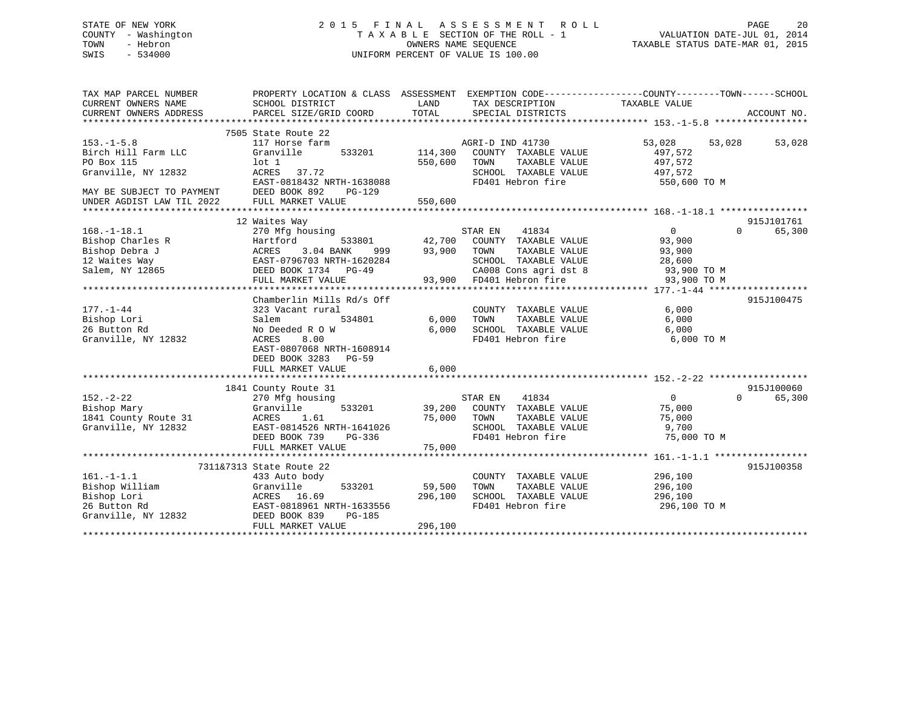STATE OF NEW YORK
COUNTY - Washington
TOWN - Hebron
SWIS - 534000

2 0 1 5 F I N A L A S S E S S M E N T R O L L
T A X A B L E SECTION OF THE ROLL - 1
OWNERS NAME SEQUENCE
UNIFORM PERCENT OF VALUE IS 100.00

VALUATION DATE-JUL 01, 2014
TAXABLE STATUS DATE-MAR 01, 2015

```
TAX MAP PARCEL NUMBER          PROPERTY LOCATION & CLASS  ASSESSMENT  EXEMPTION CODE-----------------COUNTY--------TOWN------SCHOOL
CURRENT OWNERS NAME            SCHOOL DISTRICT              LAND      TAX DESCRIPTION              TAXABLE VALUE
CURRENT OWNERS ADDRESS         PARCEL SIZE/GRID COORD       TOTAL     SPECIAL DISTRICTS                                  ACCOUNT NO.
******************************************************************************************************* 153.-1-5.8 *****************
                          7505 State Route 22
153.-1-5.8                     117 Horse farm                         AGRI-D IND 41730            53,028       53,028      53,028
Birch Hill Farm LLC            Granville       533201      114,300    COUNTY  TAXABLE VALUE         497,572
PO Box 115                     lot 1                       550,600    TOWN    TAXABLE VALUE         497,572
Granville, NY 12832            ACRES   37.72                          SCHOOL  TAXABLE VALUE         497,572
                               EAST-0818432 NRTH-1638088              FD401 Hebron fire              550,600 TO M
MAY BE SUBJECT TO PAYMENT      DEED BOOK 892    PG-129
UNDER AGDIST LAW TIL 2022      FULL MARKET VALUE           550,600
******************************************************************************************************* 168.-1-18.1 ****************
                          12 Waites Way                                                                               915J101761
168.-1-18.1                    270 Mfg housing                        STAR EN    41834                 0            0      65,300
Bishop Charles R               Hartford        533801       42,700    COUNTY  TAXABLE VALUE          93,900
Bishop Debra J                 ACRES    3.04 BANK     999   93,900    TOWN    TAXABLE VALUE          93,900
12 Waites Way                  EAST-0796703 NRTH-1620284              SCHOOL  TAXABLE VALUE          28,600
Salem, NY 12865                DEED BOOK 1734   PG-49                 CA008 Cons agri dst 8           93,900 TO M
                               FULL MARKET VALUE            93,900    FD401 Hebron fire               93,900 TO M
******************************************************************************************************* 177.-1-44 ******************
                               Chamberlin Mills Rd/s Off                                                              915J100475
177.-1-44                      323 Vacant rural                       COUNTY  TAXABLE VALUE           6,000
Bishop Lori                    Salem           534801        6,000    TOWN    TAXABLE VALUE           6,000
26 Button Rd                   No Deeded R O W               6,000    SCHOOL  TAXABLE VALUE           6,000
Granville, NY 12832            ACRES    8.00                          FD401 Hebron fire                6,000 TO M
                               EAST-0807068 NRTH-1608914
                               DEED BOOK 3283   PG-59
                               FULL MARKET VALUE             6,000
******************************************************************************************************* 152.-2-22 ******************
                          1841 County Route 31                                                                        915J100060
152.-2-22                      270 Mfg housing                        STAR EN    41834                 0            0      65,300
Bishop Mary                    Granville       533201       39,200    COUNTY  TAXABLE VALUE          75,000
1841 County Route 31           ACRES    1.61                75,000    TOWN    TAXABLE VALUE          75,000
Granville, NY 12832            EAST-0814526 NRTH-1641026              SCHOOL  TAXABLE VALUE           9,700
                               DEED BOOK 739    PG-336                FD401 Hebron fire               75,000 TO M
                               FULL MARKET VALUE            75,000
******************************************************************************************************* 161.-1-1.1 *****************
                          7311&7313 State Route 22                                                                    915J100358
161.-1-1.1                     433 Auto body                          COUNTY  TAXABLE VALUE         296,100
Bishop William                 Granville       533201       59,500    TOWN    TAXABLE VALUE         296,100
Bishop Lori                    ACRES   16.69               296,100    SCHOOL  TAXABLE VALUE         296,100
26 Button Rd                   EAST-0818961 NRTH-1633556              FD401 Hebron fire              296,100 TO M
Granville, NY 12832            DEED BOOK 839    PG-185
                               FULL MARKET VALUE           296,100
************************************************************************************************************************************
```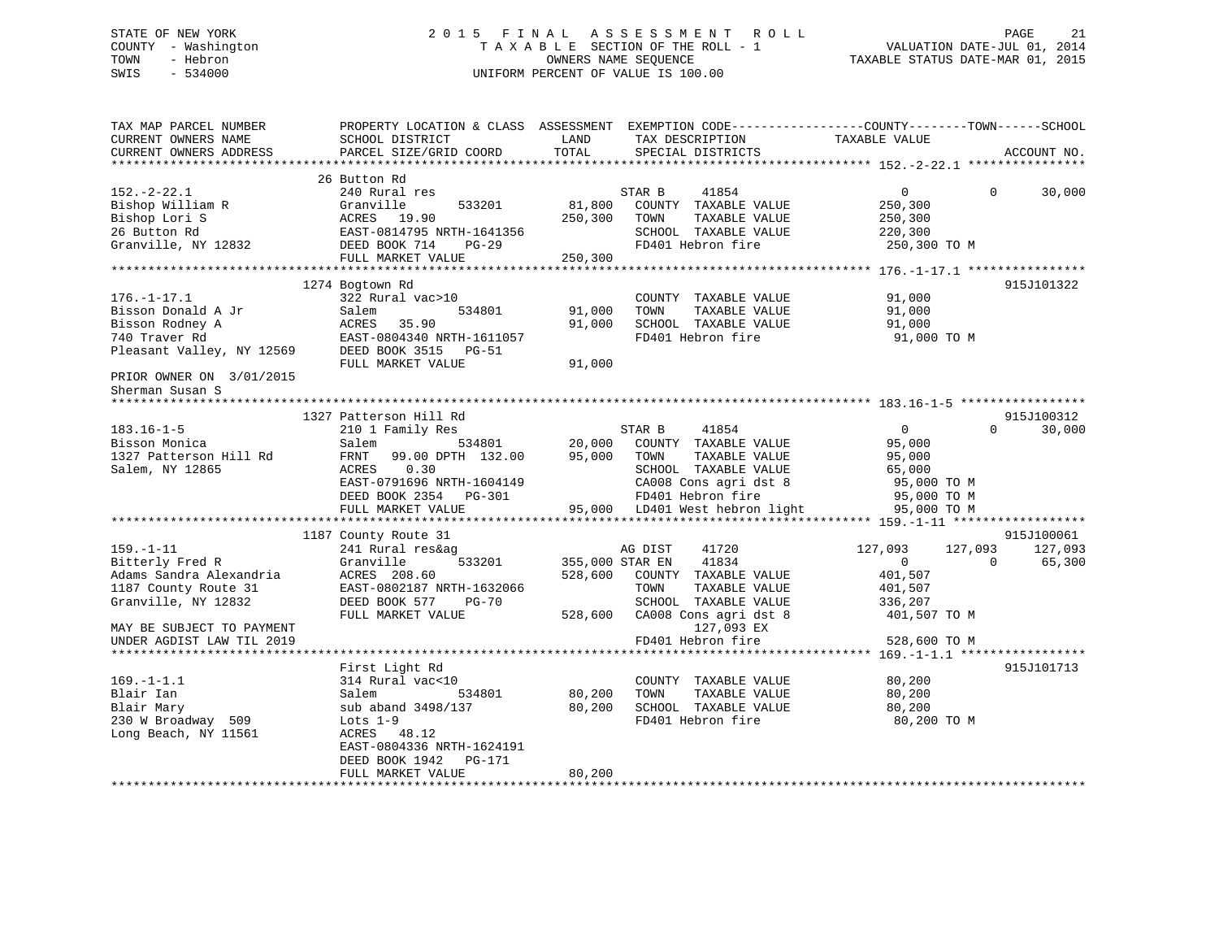STATE OF NEW YORK — 2015 FINAL ASSESSMENT ROLL
COUNTY - Washington — TAXABLE SECTION OF THE ROLL - 1 — VALUATION DATE-JUL 01, 2014
TOWN - Hebron — OWNERS NAME SEQUENCE — TAXABLE STATUS DATE-MAR 01, 2015
SWIS - 534000 — UNIFORM PERCENT OF VALUE IS 100.00

| TAX MAP PARCEL NUMBER / CURRENT OWNERS NAME / CURRENT OWNERS ADDRESS | PROPERTY LOCATION & CLASS / SCHOOL DISTRICT / PARCEL SIZE/GRID COORD | ASSESSMENT LAND | TOTAL | EXEMPTION CODE / TAX DESCRIPTION / SPECIAL DISTRICTS | COUNTY TAXABLE VALUE | TOWN | SCHOOL | ACCOUNT NO. |
|---|---|---|---|---|---|---|---|---|
| 152.-2-22.1 | 26 Button Rd | | | | | | | |
| 152.-2-22.1 | 240 Rural res | | | STAR B 41854 | 0 | 0 | 30,000 | |
| Bishop William R | Granville 533201 | 81,800 | | COUNTY TAXABLE VALUE | 250,300 | | | |
| Bishop Lori S | ACRES 19.90 | | 250,300 | TOWN TAXABLE VALUE | 250,300 | | | |
| 26 Button Rd | EAST-0814795 NRTH-1641356 | | | SCHOOL TAXABLE VALUE | 220,300 | | | |
| Granville, NY 12832 | DEED BOOK 714 PG-29 | | | FD401 Hebron fire | 250,300 TO M | | | |
| | FULL MARKET VALUE | | 250,300 | | | | | |
| 176.-1-17.1 | 1274 Bogtown Rd | | | | | | | 915J101322 |
| 176.-1-17.1 | 322 Rural vac>10 | | | COUNTY TAXABLE VALUE | 91,000 | | | |
| Bisson Donald A Jr | Salem 534801 | 91,000 | | TOWN TAXABLE VALUE | 91,000 | | | |
| Bisson Rodney A | ACRES 35.90 | | 91,000 | SCHOOL TAXABLE VALUE | 91,000 | | | |
| 740 Traver Rd | EAST-0804340 NRTH-1611057 | | | FD401 Hebron fire | 91,000 TO M | | | |
| Pleasant Valley, NY 12569 | DEED BOOK 3515 PG-51 | | | | | | | |
| | FULL MARKET VALUE | | 91,000 | | | | | |
| PRIOR OWNER ON 3/01/2015 | | | | | | | | |
| Sherman Susan S | | | | | | | | |
| 183.16-1-5 | 1327 Patterson Hill Rd | | | | | | | 915J100312 |
| 183.16-1-5 | 210 1 Family Res | | | STAR B 41854 | 0 | 0 | 30,000 | |
| Bisson Monica | Salem 534801 | 20,000 | | COUNTY TAXABLE VALUE | 95,000 | | | |
| 1327 Patterson Hill Rd | FRNT 99.00 DPTH 132.00 | | 95,000 | TOWN TAXABLE VALUE | 95,000 | | | |
| Salem, NY 12865 | ACRES 0.30 | | | SCHOOL TAXABLE VALUE | 65,000 | | | |
| | EAST-0791696 NRTH-1604149 | | | CA008 Cons agri dst 8 | 95,000 TO M | | | |
| | DEED BOOK 2354 PG-301 | | | FD401 Hebron fire | 95,000 TO M | | | |
| | FULL MARKET VALUE | | 95,000 | LD401 West hebron light | 95,000 TO M | | | |
| 159.-1-11 | 1187 County Route 31 | | | | | | | 915J100061 |
| 159.-1-11 | 241 Rural res&ag | | | AG DIST 41720 | 127,093 | 127,093 | 127,093 | |
| Bitterly Fred R | Granville 533201 | 355,000 | | STAR EN 41834 | 0 | 0 | 65,300 | |
| Adams Sandra Alexandria | ACRES 208.60 | | 528,600 | COUNTY TAXABLE VALUE | 401,507 | | | |
| 1187 County Route 31 | EAST-0802187 NRTH-1632066 | | | TOWN TAXABLE VALUE | 401,507 | | | |
| Granville, NY 12832 | DEED BOOK 577 PG-70 | | | SCHOOL TAXABLE VALUE | 336,207 | | | |
| | FULL MARKET VALUE | | 528,600 | CA008 Cons agri dst 8 | 401,507 TO M | | | |
| MAY BE SUBJECT TO PAYMENT | | | | 127,093 EX | | | | |
| UNDER AGDIST LAW TIL 2019 | | | | FD401 Hebron fire | 528,600 TO M | | | |
| 169.-1-1.1 | First Light Rd | | | | | | | 915J101713 |
| 169.-1-1.1 | 314 Rural vac<10 | | | COUNTY TAXABLE VALUE | 80,200 | | | |
| Blair Ian | Salem 534801 | 80,200 | | TOWN TAXABLE VALUE | 80,200 | | | |
| Blair Mary | sub aband 3498/137 | | 80,200 | SCHOOL TAXABLE VALUE | 80,200 | | | |
| 230 W Broadway 509 | Lots 1-9 | | | FD401 Hebron fire | 80,200 TO M | | | |
| Long Beach, NY 11561 | ACRES 48.12 | | | | | | | |
| | EAST-0804336 NRTH-1624191 | | | | | | | |
| | DEED BOOK 1942 PG-171 | | | | | | | |
| | FULL MARKET VALUE | | 80,200 | | | | | |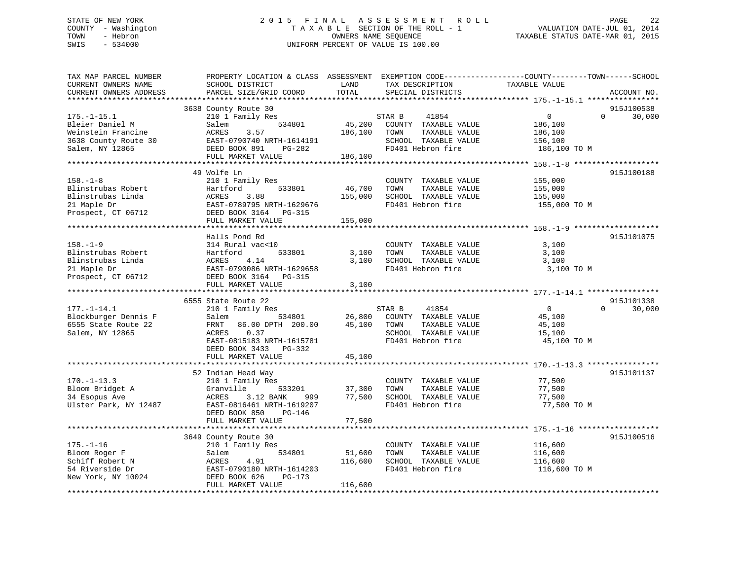STATE OF NEW YORK
COUNTY - Washington
TOWN - Hebron
SWIS - 534000

2015 FINAL ASSESSMENT ROLL
TAXABLE SECTION OF THE ROLL - 1
OWNERS NAME SEQUENCE
UNIFORM PERCENT OF VALUE IS 100.00

VALUATION DATE-JUL 01, 2014
TAXABLE STATUS DATE-MAR 01, 2015

| TAX MAP PARCEL NUMBER / CURRENT OWNERS NAME / CURRENT OWNERS ADDRESS | PROPERTY LOCATION & CLASS / SCHOOL DISTRICT / PARCEL SIZE/GRID COORD | ASSESSMENT LAND | TOTAL | EXEMPTION CODE / TAX DESCRIPTION / SPECIAL DISTRICTS | COUNTY TAXABLE VALUE | TOWN | SCHOOL | ACCOUNT NO. |
|---|---|---|---|---|---|---|---|---|
| 175.-1-15.1 | 3638 County Route 30 | | | | | | | 915J100538 |
| Bleier Daniel M | 210 1 Family Res | | | STAR B 41854 | 0 | 0 | 30,000 | |
| Weinstein Francine | Salem 534801 | 45,200 | | COUNTY TAXABLE VALUE | 186,100 | | | |
| 3638 County Route 30 | ACRES 3.57 | | 186,100 | TOWN TAXABLE VALUE | 186,100 | | | |
| Salem, NY 12865 | EAST-0790740 NRTH-1614191 | | | SCHOOL TAXABLE VALUE | 156,100 | | | |
| | DEED BOOK 891 PG-282 | | | FD401 Hebron fire | 186,100 TO M | | | |
| | FULL MARKET VALUE | | 186,100 | | | | | |
| 158.-1-8 | 49 Wolfe Ln | | | | | | | 915J100188 |
| Blinstrubas Robert | 210 1 Family Res | | | COUNTY TAXABLE VALUE | 155,000 | | | |
| Blinstrubas Linda | Hartford 533801 | 46,700 | | TOWN TAXABLE VALUE | 155,000 | | | |
| 21 Maple Dr | ACRES 3.88 | | 155,000 | SCHOOL TAXABLE VALUE | 155,000 | | | |
| Prospect, CT 06712 | EAST-0789795 NRTH-1629676 | | | FD401 Hebron fire | 155,000 TO M | | | |
| | DEED BOOK 3164 PG-315 | | | | | | | |
| | FULL MARKET VALUE | | 155,000 | | | | | |
| 158.-1-9 | Halls Pond Rd | | | | | | | 915J101075 |
| Blinstrubas Robert | 314 Rural vac<10 | | | COUNTY TAXABLE VALUE | 3,100 | | | |
| Blinstrubas Linda | Hartford 533801 | 3,100 | | TOWN TAXABLE VALUE | 3,100 | | | |
| 21 Maple Dr | ACRES 4.14 | | 3,100 | SCHOOL TAXABLE VALUE | 3,100 | | | |
| Prospect, CT 06712 | EAST-0790086 NRTH-1629658 | | | FD401 Hebron fire | 3,100 TO M | | | |
| | DEED BOOK 3164 PG-315 | | | | | | | |
| | FULL MARKET VALUE | | 3,100 | | | | | |
| 177.-1-14.1 | 6555 State Route 22 | | | | | | | 915J101338 |
| Blockburger Dennis F | 210 1 Family Res | | | STAR B 41854 | 0 | 0 | 30,000 | |
| 6555 State Route 22 | Salem 534801 | 26,800 | | COUNTY TAXABLE VALUE | 45,100 | | | |
| Salem, NY 12865 | FRNT 86.00 DPTH 200.00 | | 45,100 | TOWN TAXABLE VALUE | 45,100 | | | |
| | ACRES 0.37 | | | SCHOOL TAXABLE VALUE | 15,100 | | | |
| | EAST-0815183 NRTH-1615781 | | | FD401 Hebron fire | 45,100 TO M | | | |
| | DEED BOOK 3433 PG-332 | | | | | | | |
| | FULL MARKET VALUE | | 45,100 | | | | | |
| 170.-1-13.3 | 52 Indian Head Way | | | | | | | 915J101137 |
| Bloom Bridget A | 210 1 Family Res | | | COUNTY TAXABLE VALUE | 77,500 | | | |
| 34 Esopus Ave | Granville 533201 | 37,300 | | TOWN TAXABLE VALUE | 77,500 | | | |
| Ulster Park, NY 12487 | ACRES 3.12 BANK 999 | | 77,500 | SCHOOL TAXABLE VALUE | 77,500 | | | |
| | EAST-0816461 NRTH-1619207 | | | FD401 Hebron fire | 77,500 TO M | | | |
| | DEED BOOK 850 PG-146 | | | | | | | |
| | FULL MARKET VALUE | | 77,500 | | | | | |
| 175.-1-16 | 3649 County Route 30 | | | | | | | 915J100516 |
| Bloom Roger F | 210 1 Family Res | | | COUNTY TAXABLE VALUE | 116,600 | | | |
| Schiff Robert N | Salem 534801 | 51,600 | | TOWN TAXABLE VALUE | 116,600 | | | |
| 54 Riverside Dr | ACRES 4.91 | | 116,600 | SCHOOL TAXABLE VALUE | 116,600 | | | |
| New York, NY 10024 | EAST-0790180 NRTH-1614203 | | | FD401 Hebron fire | 116,600 TO M | | | |
| | DEED BOOK 626 PG-173 | | | | | | | |
| | FULL MARKET VALUE | | 116,600 | | | | | |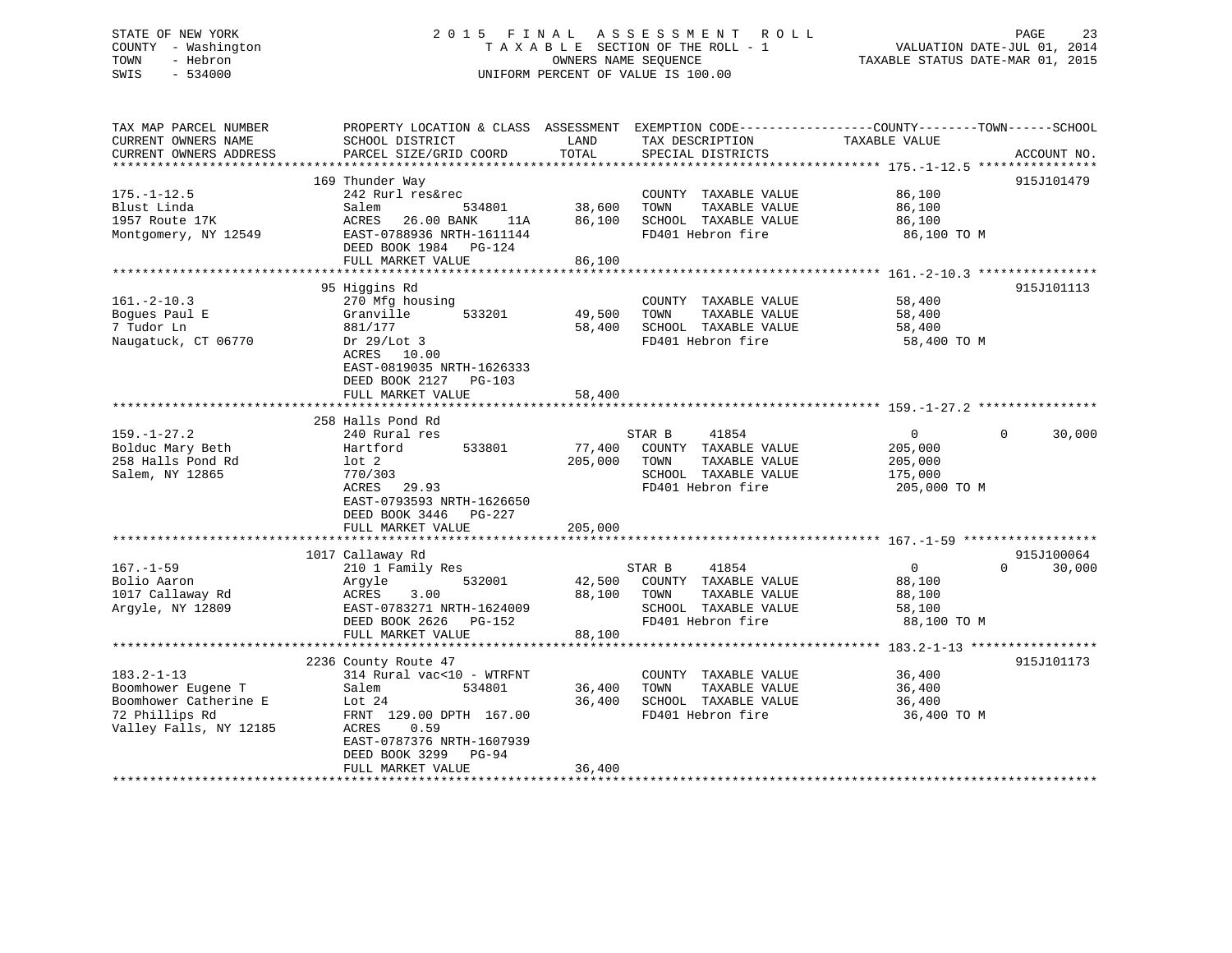STATE OF NEW YORK
COUNTY - Washington
TOWN - Hebron
SWIS - 534000

2015 FINAL ASSESSMENT ROLL
TAXABLE SECTION OF THE ROLL - 1
OWNERS NAME SEQUENCE
UNIFORM PERCENT OF VALUE IS 100.00

VALUATION DATE-JUL 01, 2014
TAXABLE STATUS DATE-MAR 01, 2015

| TAX MAP PARCEL NUMBER / CURRENT OWNERS NAME / CURRENT OWNERS ADDRESS | PROPERTY LOCATION & CLASS / SCHOOL DISTRICT / PARCEL SIZE/GRID COORD | ASSESSMENT LAND | TOTAL | EXEMPTION CODE / TAX DESCRIPTION / SPECIAL DISTRICTS | COUNTY TAXABLE VALUE | TOWN | SCHOOL | ACCOUNT NO. |
|---|---|---|---|---|---|---|---|---|
| 175.-1-12.5 | 169 Thunder Way | | | | | | | 915J101479 |
| Blust Linda | 242 Rurl res&rec | | | COUNTY TAXABLE VALUE | 86,100 | | | |
| 1957 Route 17K | Salem 534801 | 38,600 | | TOWN TAXABLE VALUE | 86,100 | | | |
| Montgomery, NY 12549 | ACRES 26.00 BANK 11A | | 86,100 | SCHOOL TAXABLE VALUE | 86,100 | | | |
| | EAST-0788936 NRTH-1611144 | | | FD401 Hebron fire | 86,100 TO M | | | |
| | DEED BOOK 1984 PG-124 | | | | | | | |
| | FULL MARKET VALUE | | 86,100 | | | | | |
| 161.-2-10.3 | 95 Higgins Rd | | | | | | | 915J101113 |
| Bogues Paul E | 270 Mfg housing | | | COUNTY TAXABLE VALUE | 58,400 | | | |
| 7 Tudor Ln | Granville 533201 | 49,500 | | TOWN TAXABLE VALUE | 58,400 | | | |
| Naugatuck, CT 06770 | 881/177 | | 58,400 | SCHOOL TAXABLE VALUE | 58,400 | | | |
| | Dr 29/Lot 3 | | | FD401 Hebron fire | 58,400 TO M | | | |
| | ACRES 10.00 | | | | | | | |
| | EAST-0819035 NRTH-1626333 | | | | | | | |
| | DEED BOOK 2127 PG-103 | | | | | | | |
| | FULL MARKET VALUE | | 58,400 | | | | | |
| 159.-1-27.2 | 258 Halls Pond Rd | | | | | | | |
| Bolduc Mary Beth | 240 Rural res | | | STAR B 41854 | 0 | 0 | 30,000 | |
| 258 Halls Pond Rd | Hartford 533801 | 77,400 | | COUNTY TAXABLE VALUE | 205,000 | | | |
| Salem, NY 12865 | lot 2 | | 205,000 | TOWN TAXABLE VALUE | 205,000 | | | |
| | 770/303 | | | SCHOOL TAXABLE VALUE | 175,000 | | | |
| | ACRES 29.93 | | | FD401 Hebron fire | 205,000 TO M | | | |
| | EAST-0793593 NRTH-1626650 | | | | | | | |
| | DEED BOOK 3446 PG-227 | | | | | | | |
| | FULL MARKET VALUE | | 205,000 | | | | | |
| 167.-1-59 | 1017 Callaway Rd | | | | | | | 915J100064 |
| Bolio Aaron | 210 1 Family Res | | | STAR B 41854 | 0 | 0 | 30,000 | |
| 1017 Callaway Rd | Argyle 532001 | 42,500 | | COUNTY TAXABLE VALUE | 88,100 | | | |
| Argyle, NY 12809 | ACRES 3.00 | | 88,100 | TOWN TAXABLE VALUE | 88,100 | | | |
| | EAST-0783271 NRTH-1624009 | | | SCHOOL TAXABLE VALUE | 58,100 | | | |
| | DEED BOOK 2626 PG-152 | | | FD401 Hebron fire | 88,100 TO M | | | |
| | FULL MARKET VALUE | | 88,100 | | | | | |
| 183.2-1-13 | 2236 County Route 47 | | | | | | | 915J101173 |
| Boomhower Eugene T | 314 Rural vac<10 - WTRFNT | | | COUNTY TAXABLE VALUE | 36,400 | | | |
| Boomhower Catherine E | Salem 534801 | 36,400 | | TOWN TAXABLE VALUE | 36,400 | | | |
| 72 Phillips Rd | Lot 24 | | 36,400 | SCHOOL TAXABLE VALUE | 36,400 | | | |
| Valley Falls, NY 12185 | FRNT 129.00 DPTH 167.00 | | | FD401 Hebron fire | 36,400 TO M | | | |
| | ACRES 0.59 | | | | | | | |
| | EAST-0787376 NRTH-1607939 | | | | | | | |
| | DEED BOOK 3299 PG-94 | | | | | | | |
| | FULL MARKET VALUE | | 36,400 | | | | | |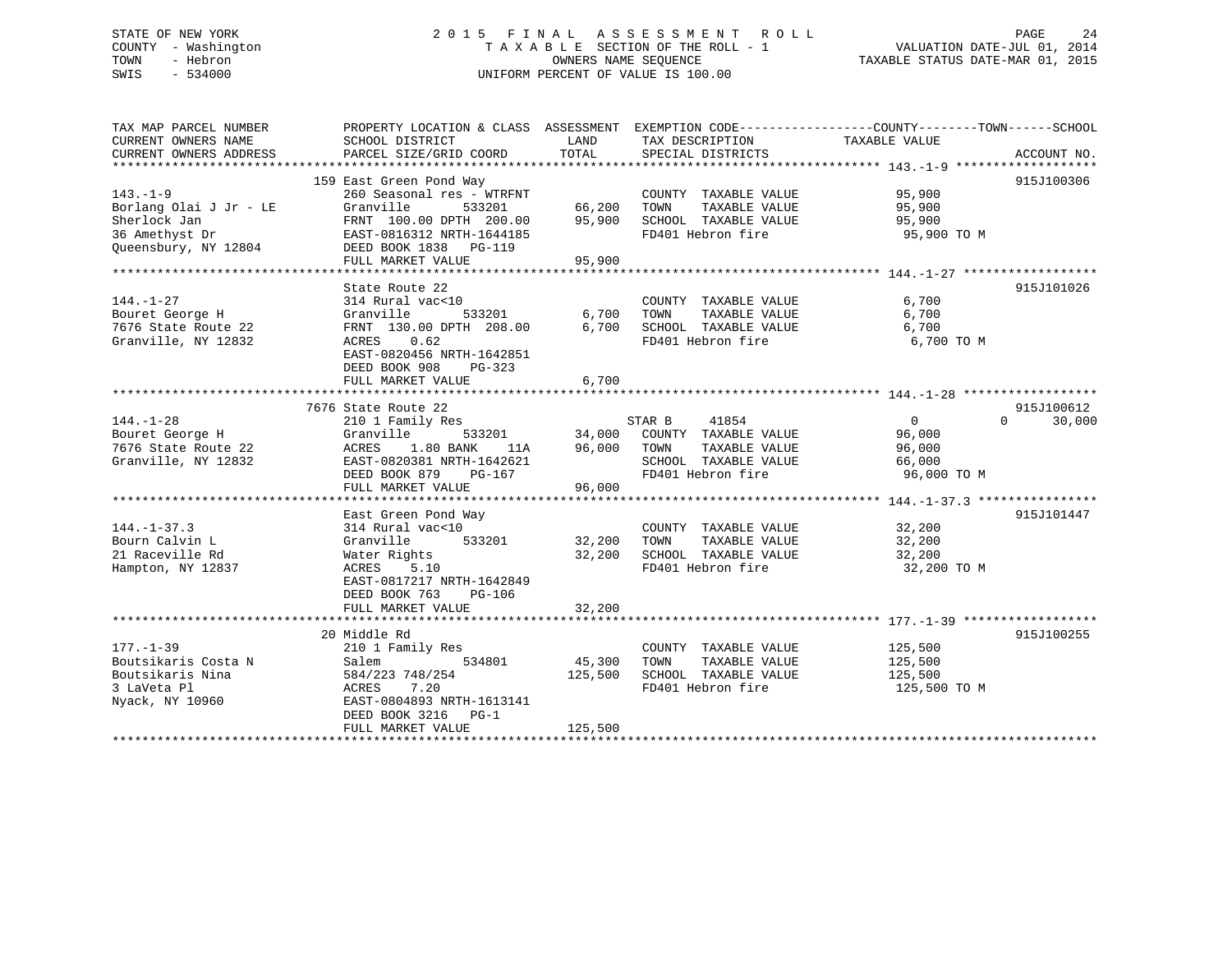STATE OF NEW YORK
COUNTY - Washington
TOWN - Hebron
SWIS - 534000

# 2015 FINAL ASSESSMENT ROLL

TAXABLE SECTION OF THE ROLL - 1
OWNERS NAME SEQUENCE
UNIFORM PERCENT OF VALUE IS 100.00

VALUATION DATE-JUL 01, 2014
TAXABLE STATUS DATE-MAR 01, 2015

```
TAX MAP PARCEL NUMBER          PROPERTY LOCATION & CLASS  ASSESSMENT  EXEMPTION CODE------------------COUNTY--------TOWN------SCHOOL
CURRENT OWNERS NAME            SCHOOL DISTRICT               LAND      TAX DESCRIPTION            TAXABLE VALUE
CURRENT OWNERS ADDRESS         PARCEL SIZE/GRID COORD        TOTAL     SPECIAL DISTRICTS                                    ACCOUNT NO.
*********************************************************************************************** 143.-1-9 *******************
                               159 East Green Pond Way                                                                  915J100306
143.-1-9                       260 Seasonal res - WTRFNT              COUNTY  TAXABLE VALUE         95,900
Borlang Olai J Jr - LE         Granville      533201       66,200     TOWN    TAXABLE VALUE         95,900
Sherlock Jan                   FRNT 100.00 DPTH 200.00     95,900     SCHOOL  TAXABLE VALUE         95,900
36 Amethyst Dr                 EAST-0816312 NRTH-1644185              FD401 Hebron fire              95,900 TO M
Queensbury, NY 12804           DEED BOOK 1838   PG-119
                               FULL MARKET VALUE           95,900
*********************************************************************************************** 144.-1-27 ******************
                               State Route 22                                                                           915J101026
144.-1-27                      314 Rural vac<10                       COUNTY  TAXABLE VALUE          6,700
Bouret George H                Granville      533201        6,700     TOWN    TAXABLE VALUE          6,700
7676 State Route 22            FRNT 130.00 DPTH 208.00      6,700     SCHOOL  TAXABLE VALUE          6,700
Granville, NY 12832            ACRES    0.62                          FD401 Hebron fire               6,700 TO M
                               EAST-0820456 NRTH-1642851
                               DEED BOOK 908    PG-323
                               FULL MARKET VALUE            6,700
*********************************************************************************************** 144.-1-28 ******************
                               7676 State Route 22                                                                      915J100612
144.-1-28                      210 1 Family Res                       STAR B      41854               0           0      30,000
Bouret George H                Granville      533201       34,000     COUNTY  TAXABLE VALUE         96,000
7676 State Route 22            ACRES    1.80 BANK    11A   96,000     TOWN    TAXABLE VALUE         96,000
Granville, NY 12832            EAST-0820381 NRTH-1642621              SCHOOL  TAXABLE VALUE         66,000
                               DEED BOOK 879    PG-167                FD401 Hebron fire              96,000 TO M
                               FULL MARKET VALUE           96,000
*********************************************************************************************** 144.-1-37.3 ****************
                               East Green Pond Way                                                                      915J101447
144.-1-37.3                    314 Rural vac<10                       COUNTY  TAXABLE VALUE         32,200
Bourn Calvin L                 Granville      533201       32,200     TOWN    TAXABLE VALUE         32,200
21 Raceville Rd                Water Rights                32,200     SCHOOL  TAXABLE VALUE         32,200
Hampton, NY 12837              ACRES    5.10                          FD401 Hebron fire              32,200 TO M
                               EAST-0817217 NRTH-1642849
                               DEED BOOK 763    PG-106
                               FULL MARKET VALUE           32,200
*********************************************************************************************** 177.-1-39 ******************
                               20 Middle Rd                                                                             915J100255
177.-1-39                      210 1 Family Res                       COUNTY  TAXABLE VALUE        125,500
Boutsikaris Costa N            Salem          534801       45,300     TOWN    TAXABLE VALUE        125,500
Boutsikaris Nina               584/223 748/254            125,500     SCHOOL  TAXABLE VALUE        125,500
3 LaVeta Pl                    ACRES    7.20                          FD401 Hebron fire             125,500 TO M
Nyack, NY 10960                EAST-0804893 NRTH-1613141
                               DEED BOOK 3216   PG-1
                               FULL MARKET VALUE          125,500
******************************************************************************************************************************
```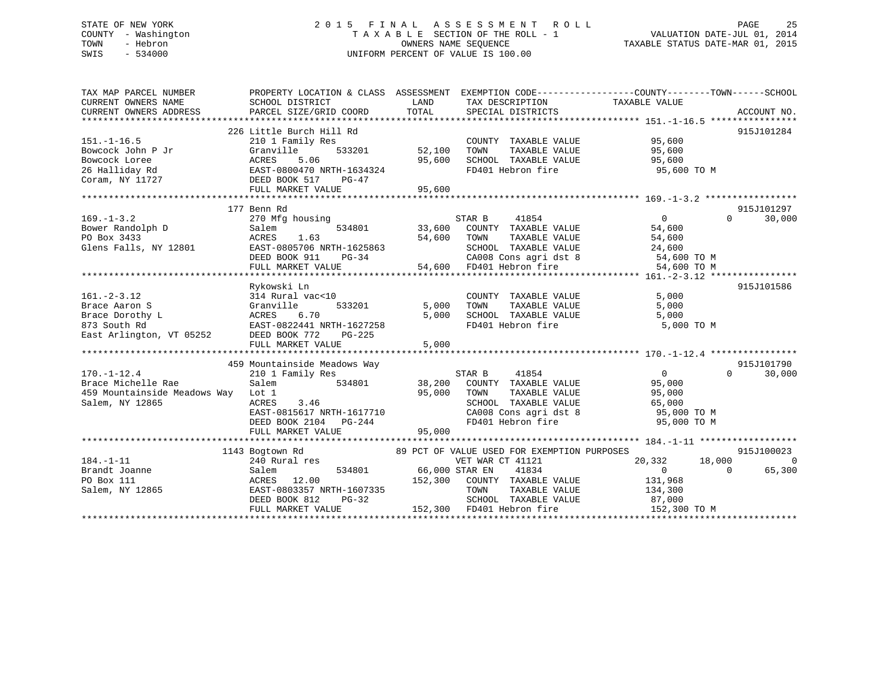STATE OF NEW YORK
COUNTY - Washington
TOWN - Hebron
SWIS - 534000

2 0 1 5 F I N A L A S S E S S M E N T R O L L
T A X A B L E SECTION OF THE ROLL - 1
OWNERS NAME SEQUENCE
UNIFORM PERCENT OF VALUE IS 100.00

VALUATION DATE-JUL 01, 2014
TAXABLE STATUS DATE-MAR 01, 2015

| TAX MAP PARCEL NUMBER / CURRENT OWNERS NAME / CURRENT OWNERS ADDRESS | PROPERTY LOCATION & CLASS / SCHOOL DISTRICT / PARCEL SIZE/GRID COORD | ASSESSMENT LAND / TOTAL | EXEMPTION CODE / TAX DESCRIPTION / SPECIAL DISTRICTS | COUNTY | TOWN | SCHOOL | ACCOUNT NO. |
|---|---|---|---|---|---|---|---|
| 151.-1-16.5 | 226 Little Burch Hill Rd | | | | | | 915J101284 |
| | 210 1 Family Res | | COUNTY TAXABLE VALUE | 95,600 | | | |
| Bowcock John P Jr | Granville 533201 | 52,100 | TOWN TAXABLE VALUE | 95,600 | | | |
| Bowcock Loree | ACRES 5.06 | 95,600 | SCHOOL TAXABLE VALUE | 95,600 | | | |
| 26 Halliday Rd | EAST-0800470 NRTH-1634324 | | FD401 Hebron fire | 95,600 TO M | | | |
| Coram, NY 11727 | DEED BOOK 517 PG-47 | | | | | | |
| | FULL MARKET VALUE | 95,600 | | | | | |
| 169.-1-3.2 | 177 Benn Rd | | | | | | 915J101297 |
| | 270 Mfg housing | | STAR B 41854 | 0 | 0 | 30,000 | |
| Bower Randolph D | Salem 534801 | 33,600 | COUNTY TAXABLE VALUE | 54,600 | | | |
| PO Box 3433 | ACRES 1.63 | 54,600 | TOWN TAXABLE VALUE | 54,600 | | | |
| Glens Falls, NY 12801 | EAST-0805706 NRTH-1625863 | | SCHOOL TAXABLE VALUE | 24,600 | | | |
| | DEED BOOK 911 PG-34 | | CA008 Cons agri dst 8 | 54,600 TO M | | | |
| | FULL MARKET VALUE | 54,600 | FD401 Hebron fire | 54,600 TO M | | | |
| 161.-2-3.12 | Rykowski Ln | | | | | | 915J101586 |
| | 314 Rural vac<10 | | COUNTY TAXABLE VALUE | 5,000 | | | |
| Brace Aaron S | Granville 533201 | 5,000 | TOWN TAXABLE VALUE | 5,000 | | | |
| Brace Dorothy L | ACRES 6.70 | 5,000 | SCHOOL TAXABLE VALUE | 5,000 | | | |
| 873 South Rd | EAST-0822441 NRTH-1627258 | | FD401 Hebron fire | 5,000 TO M | | | |
| East Arlington, VT 05252 | DEED BOOK 772 PG-225 | | | | | | |
| | FULL MARKET VALUE | 5,000 | | | | | |
| 170.-1-12.4 | 459 Mountainside Meadows Way | | | | | | 915J101790 |
| | 210 1 Family Res | | STAR B 41854 | 0 | 0 | 30,000 | |
| Brace Michelle Rae | Salem 534801 | 38,200 | COUNTY TAXABLE VALUE | 95,000 | | | |
| 459 Mountainside Meadows Way | Lot 1 | 95,000 | TOWN TAXABLE VALUE | 95,000 | | | |
| Salem, NY 12865 | ACRES 3.46 | | SCHOOL TAXABLE VALUE | 65,000 | | | |
| | EAST-0815617 NRTH-1617710 | | CA008 Cons agri dst 8 | 95,000 TO M | | | |
| | DEED BOOK 2104 PG-244 | | FD401 Hebron fire | 95,000 TO M | | | |
| | FULL MARKET VALUE | 95,000 | | | | | |
| 184.-1-11 | 1143 Bogtown Rd | | 89 PCT OF VALUE USED FOR EXEMPTION PURPOSES | | | | 915J100023 |
| | 240 Rural res | | VET WAR CT 41121 | 20,332 | 18,000 | 0 | |
| Brandt Joanne | Salem 534801 | 66,000 | STAR EN 41834 | 0 | 0 | 65,300 | |
| PO Box 111 | ACRES 12.00 | 152,300 | COUNTY TAXABLE VALUE | 131,968 | | | |
| Salem, NY 12865 | EAST-0803357 NRTH-1607335 | | TOWN TAXABLE VALUE | 134,300 | | | |
| | DEED BOOK 812 PG-32 | | SCHOOL TAXABLE VALUE | 87,000 | | | |
| | FULL MARKET VALUE | 152,300 | FD401 Hebron fire | 152,300 TO M | | | |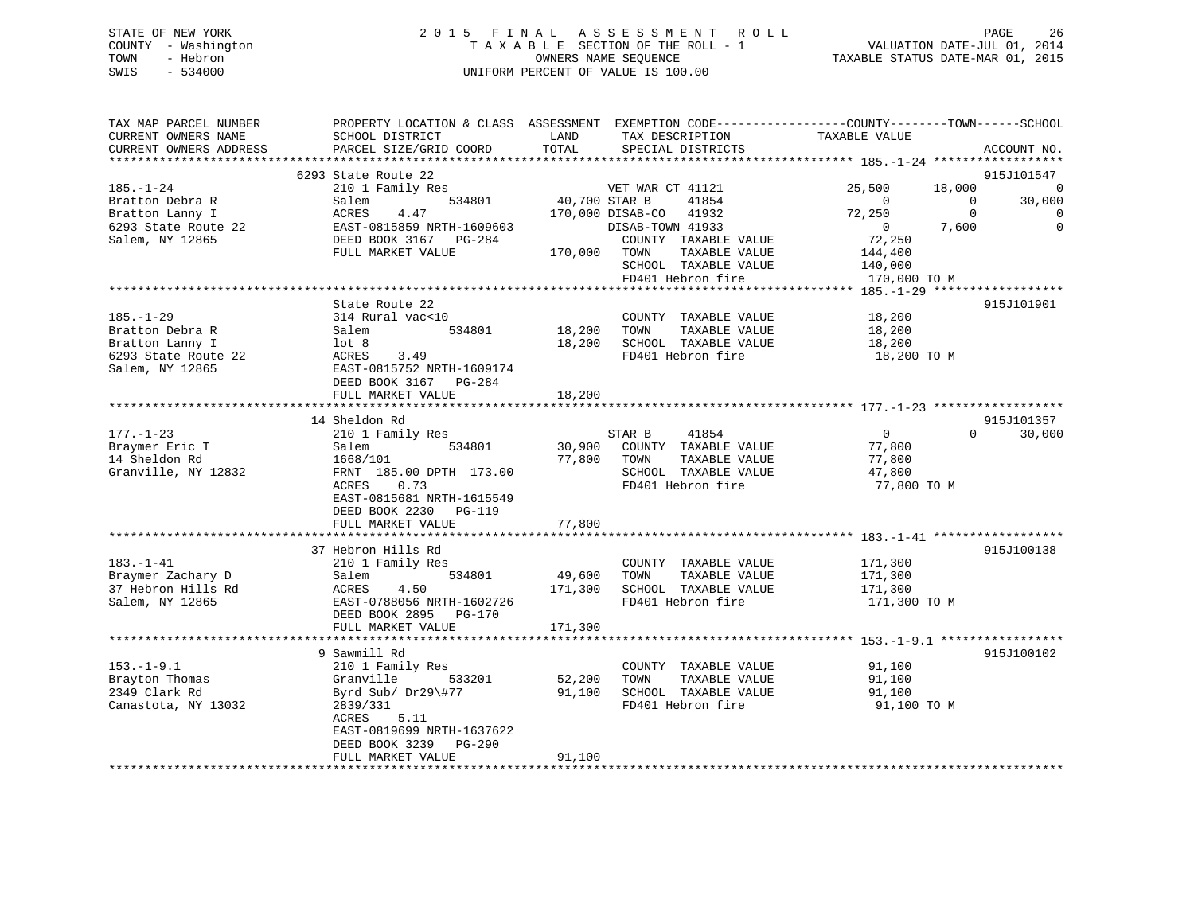STATE OF NEW YORK
COUNTY - Washington
TOWN - Hebron
SWIS - 534000

# 2015 FINAL ASSESSMENT ROLL
TAXABLE SECTION OF THE ROLL - 1
OWNERS NAME SEQUENCE
UNIFORM PERCENT OF VALUE IS 100.00

VALUATION DATE-JUL 01, 2014
TAXABLE STATUS DATE-MAR 01, 2015

```
TAX MAP PARCEL NUMBER          PROPERTY LOCATION & CLASS  ASSESSMENT  EXEMPTION CODE------------------COUNTY--------TOWN------SCHOOL
CURRENT OWNERS NAME            SCHOOL DISTRICT               LAND      TAX DESCRIPTION            TAXABLE VALUE
CURRENT OWNERS ADDRESS         PARCEL SIZE/GRID COORD        TOTAL     SPECIAL DISTRICTS                                      ACCOUNT NO.
****************************************************************************************************** 185.-1-24 ******************
                               6293 State Route 22                                                                           915J101547
185.-1-24                      210 1 Family Res                    VET WAR CT 41121           25,500      18,000             0
Bratton Debra R                Salem          534801          40,700 STAR B      41854               0           0       30,000
Bratton Lanny I                ACRES      4.47               170,000 DISAB-CO    41932          72,250           0             0
6293 State Route 22            EAST-0815859 NRTH-1609603            DISAB-TOWN 41933                 0       7,600             0
Salem, NY 12865                DEED BOOK 3167   PG-284              COUNTY  TAXABLE VALUE         72,250
                               FULL MARKET VALUE             170,000  TOWN    TAXABLE VALUE        144,400
                                                                    SCHOOL  TAXABLE VALUE        140,000
                                                                    FD401 Hebron fire             170,000 TO M
****************************************************************************************************** 185.-1-29 ******************
                               State Route 22                                                                                915J101901
185.-1-29                      314 Rural vac<10                     COUNTY  TAXABLE VALUE         18,200
Bratton Debra R                Salem          534801          18,200  TOWN    TAXABLE VALUE         18,200
Bratton Lanny I                lot 8                          18,200  SCHOOL  TAXABLE VALUE         18,200
6293 State Route 22            ACRES      3.49                      FD401 Hebron fire              18,200 TO M
Salem, NY 12865                EAST-0815752 NRTH-1609174
                               DEED BOOK 3167   PG-284
                               FULL MARKET VALUE              18,200
****************************************************************************************************** 177.-1-23 ******************
                               14 Sheldon Rd                                                                                 915J101357
177.-1-23                      210 1 Family Res                     STAR B      41854               0           0       30,000
Braymer Eric T                 Salem          534801          30,900  COUNTY  TAXABLE VALUE         77,800
14 Sheldon Rd                  1668/101                       77,800  TOWN    TAXABLE VALUE         77,800
Granville, NY 12832            FRNT 185.00 DPTH 173.00              SCHOOL  TAXABLE VALUE         47,800
                               ACRES      0.73                      FD401 Hebron fire              77,800 TO M
                               EAST-0815681 NRTH-1615549
                               DEED BOOK 2230   PG-119
                               FULL MARKET VALUE              77,800
****************************************************************************************************** 183.-1-41 ******************
                               37 Hebron Hills Rd                                                                            915J100138
183.-1-41                      210 1 Family Res                     COUNTY  TAXABLE VALUE        171,300
Braymer Zachary D              Salem          534801          49,600  TOWN    TAXABLE VALUE        171,300
37 Hebron Hills Rd             ACRES      4.50               171,300  SCHOOL  TAXABLE VALUE        171,300
Salem, NY 12865                EAST-0788056 NRTH-1602726            FD401 Hebron fire             171,300 TO M
                               DEED BOOK 2895   PG-170
                               FULL MARKET VALUE             171,300
****************************************************************************************************** 153.-1-9.1 *****************
                               9 Sawmill Rd                                                                                  915J100102
153.-1-9.1                     210 1 Family Res                     COUNTY  TAXABLE VALUE         91,100
Brayton Thomas                 Granville      533201          52,200  TOWN    TAXABLE VALUE         91,100
2349 Clark Rd                  Byrd Sub/ Dr29\#77             91,100  SCHOOL  TAXABLE VALUE         91,100
Canastota, NY 13032            2839/331                             FD401 Hebron fire              91,100 TO M
                               ACRES      5.11
                               EAST-0819699 NRTH-1637622
                               DEED BOOK 3239   PG-290
                               FULL MARKET VALUE              91,100
************************************************************************************************************************************
```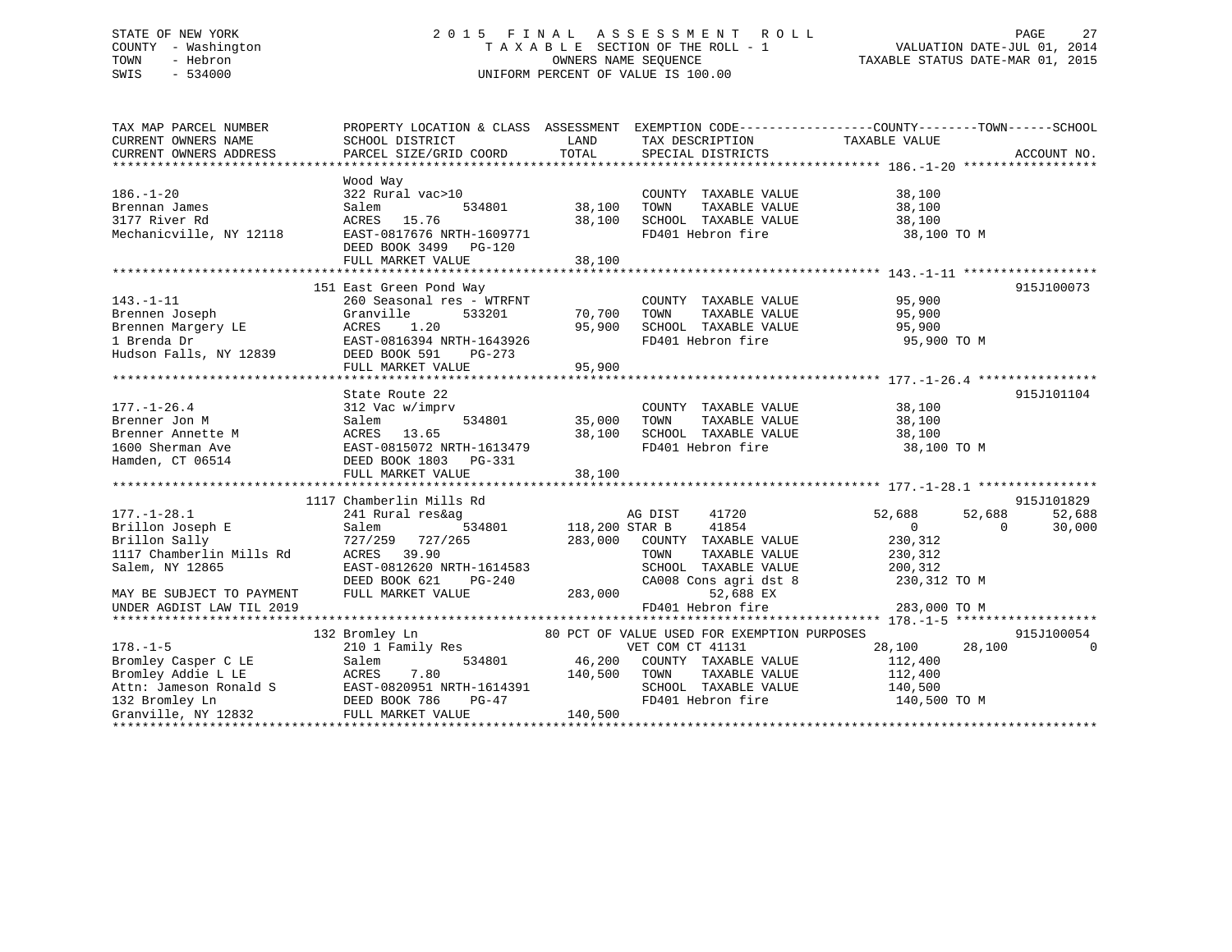STATE OF NEW YORK
COUNTY - Washington
TOWN - Hebron
SWIS - 534000

2015 FINAL ASSESSMENT ROLL
TAXABLE SECTION OF THE ROLL - 1
OWNERS NAME SEQUENCE
UNIFORM PERCENT OF VALUE IS 100.00

VALUATION DATE-JUL 01, 2014
TAXABLE STATUS DATE-MAR 01, 2015

```
TAX MAP PARCEL NUMBER          PROPERTY LOCATION & CLASS  ASSESSMENT  EXEMPTION CODE------------------COUNTY--------TOWN------SCHOOL
CURRENT OWNERS NAME            SCHOOL DISTRICT               LAND      TAX DESCRIPTION              TAXABLE VALUE
CURRENT OWNERS ADDRESS         PARCEL SIZE/GRID COORD        TOTAL     SPECIAL DISTRICTS                                    ACCOUNT NO.
******************************************************************************************************** 186.-1-20 ******************
                               Wood Way
186.-1-20                      322 Rural vac>10                        COUNTY  TAXABLE VALUE            38,100
Brennan James                  Salem          534801       38,100      TOWN    TAXABLE VALUE            38,100
3177 River Rd                  ACRES   15.76               38,100      SCHOOL  TAXABLE VALUE            38,100
Mechanicville, NY 12118        EAST-0817676 NRTH-1609771               FD401 Hebron fire                 38,100 TO M
                               DEED BOOK 3499   PG-120
                               FULL MARKET VALUE           38,100
******************************************************************************************************** 143.-1-11 ******************
                               151 East Green Pond Way                                                              915J100073
143.-1-11                      260 Seasonal res - WTRFNT               COUNTY  TAXABLE VALUE            95,900
Brennen Joseph                 Granville      533201       70,700      TOWN    TAXABLE VALUE            95,900
Brennen Margery LE             ACRES    1.20               95,900      SCHOOL  TAXABLE VALUE            95,900
1 Brenda Dr                    EAST-0816394 NRTH-1643926               FD401 Hebron fire                 95,900 TO M
Hudson Falls, NY 12839         DEED BOOK 591    PG-273
                               FULL MARKET VALUE           95,900
******************************************************************************************************** 177.-1-26.4 ****************
                               State Route 22                                                                       915J101104
177.-1-26.4                    312 Vac w/imprv                         COUNTY  TAXABLE VALUE            38,100
Brenner Jon M                  Salem          534801       35,000      TOWN    TAXABLE VALUE            38,100
Brenner Annette M              ACRES   13.65               38,100      SCHOOL  TAXABLE VALUE            38,100
1600 Sherman Ave               EAST-0815072 NRTH-1613479               FD401 Hebron fire                 38,100 TO M
Hamden, CT 06514               DEED BOOK 1803   PG-331
                               FULL MARKET VALUE           38,100
******************************************************************************************************** 177.-1-28.1 ****************
                               1117 Chamberlin Mills Rd                                                             915J101829
177.-1-28.1                    241 Rural res&ag                        AG DIST     41720            52,688      52,688      52,688
Brillon Joseph E               Salem          534801      118,200 STAR B      41854                 0           0      30,000
Brillon Sally                  727/259  727/265           283,000      COUNTY  TAXABLE VALUE           230,312
1117 Chamberlin Mills Rd       ACRES   39.90                           TOWN    TAXABLE VALUE           230,312
Salem, NY 12865                EAST-0812620 NRTH-1614583               SCHOOL  TAXABLE VALUE           200,312
                               DEED BOOK 621    PG-240                 CA008 Cons agri dst 8            230,312 TO M
MAY BE SUBJECT TO PAYMENT      FULL MARKET VALUE          283,000              52,688 EX
UNDER AGDIST LAW TIL 2019                                              FD401 Hebron fire                283,000 TO M
******************************************************************************************************** 178.-1-5 *******************
                               132 Bromley Ln              80 PCT OF VALUE USED FOR EXEMPTION PURPOSES                   915J100054
178.-1-5                       210 1 Family Res                        VET COM CT 41131             28,100      28,100           0
Bromley Casper C LE            Salem          534801       46,200      COUNTY  TAXABLE VALUE           112,400
Bromley Addie L LE             ACRES    7.80              140,500      TOWN    TAXABLE VALUE           112,400
Attn: Jameson Ronald S         EAST-0820951 NRTH-1614391               SCHOOL  TAXABLE VALUE           140,500
132 Bromley Ln                 DEED BOOK 786    PG-47                  FD401 Hebron fire                140,500 TO M
Granville, NY 12832            FULL MARKET VALUE          140,500
************************************************************************************************************************************
```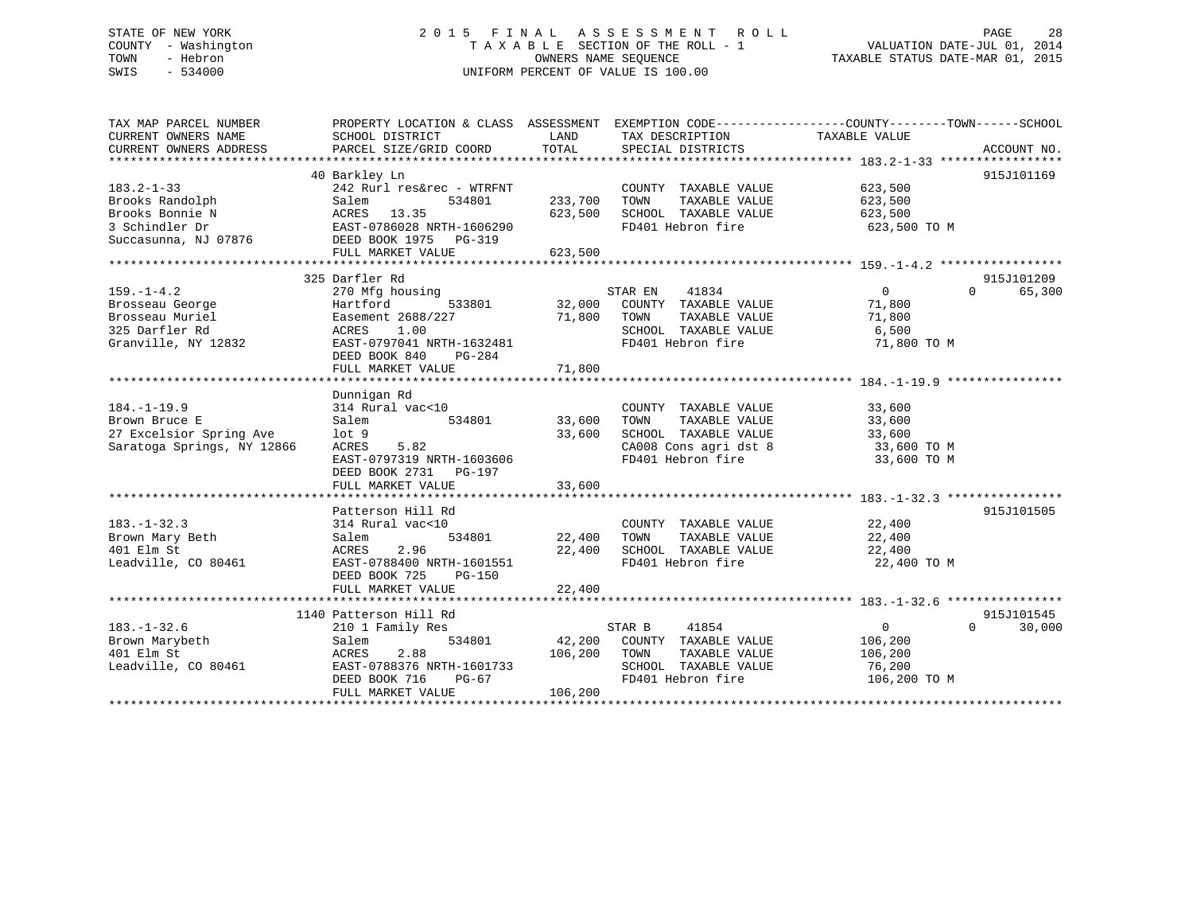STATE OF NEW YORK
COUNTY - Washington
TOWN - Hebron
SWIS - 534000

2015 FINAL ASSESSMENT ROLL
TAXABLE SECTION OF THE ROLL - 1
OWNERS NAME SEQUENCE
UNIFORM PERCENT OF VALUE IS 100.00

VALUATION DATE-JUL 01, 2014
TAXABLE STATUS DATE-MAR 01, 2015

| TAX MAP PARCEL NUMBER / CURRENT OWNERS NAME / CURRENT OWNERS ADDRESS | PROPERTY LOCATION & CLASS / SCHOOL DISTRICT / PARCEL SIZE/GRID COORD | ASSESSMENT LAND / TOTAL | EXEMPTION CODE / TAX DESCRIPTION / SPECIAL DISTRICTS | COUNTY TAXABLE VALUE | TOWN | SCHOOL | ACCOUNT NO. |
|---|---|---|---|---|---|---|---|
| 183.2-1-33 | 40 Barkley Ln | | | | | | 915J101169 |
| Brooks Randolph | 242 Rurl res&rec - WTRFNT | | COUNTY TAXABLE VALUE | 623,500 | | | |
| Brooks Bonnie N | Salem 534801 | 233,700 | TOWN TAXABLE VALUE | 623,500 | | | |
| 3 Schindler Dr | ACRES 13.35 | 623,500 | SCHOOL TAXABLE VALUE | 623,500 | | | |
| Succasunna, NJ 07876 | EAST-0786028 NRTH-1606290 | | FD401 Hebron fire | 623,500 TO M | | | |
| | DEED BOOK 1975 PG-319 | | | | | | |
| | FULL MARKET VALUE | 623,500 | | | | | |
| 159.-1-4.2 | 325 Darfler Rd | | | | | | 915J101209 |
| Brosseau George | 270 Mfg housing | | STAR EN 41834 | 0 | 0 | 65,300 | |
| Brosseau Muriel | Hartford 533801 | 32,000 | COUNTY TAXABLE VALUE | 71,800 | | | |
| 325 Darfler Rd | Easement 2688/227 | 71,800 | TOWN TAXABLE VALUE | 71,800 | | | |
| Granville, NY 12832 | ACRES 1.00 | | SCHOOL TAXABLE VALUE | 6,500 | | | |
| | EAST-0797041 NRTH-1632481 | | FD401 Hebron fire | 71,800 TO M | | | |
| | DEED BOOK 840 PG-284 | | | | | | |
| | FULL MARKET VALUE | 71,800 | | | | | |
| 184.-1-19.9 | Dunnigan Rd | | | | | | |
| Brown Bruce E | 314 Rural vac<10 | | COUNTY TAXABLE VALUE | 33,600 | | | |
| 27 Excelsior Spring Ave | Salem 534801 | 33,600 | TOWN TAXABLE VALUE | 33,600 | | | |
| Saratoga Springs, NY 12866 | lot 9 | 33,600 | SCHOOL TAXABLE VALUE | 33,600 | | | |
| | ACRES 5.82 | | CA008 Cons agri dst 8 | 33,600 TO M | | | |
| | EAST-0797319 NRTH-1603606 | | FD401 Hebron fire | 33,600 TO M | | | |
| | DEED BOOK 2731 PG-197 | | | | | | |
| | FULL MARKET VALUE | 33,600 | | | | | |
| 183.-1-32.3 | Patterson Hill Rd | | | | | | 915J101505 |
| Brown Mary Beth | 314 Rural vac<10 | | COUNTY TAXABLE VALUE | 22,400 | | | |
| 401 Elm St | Salem 534801 | 22,400 | TOWN TAXABLE VALUE | 22,400 | | | |
| Leadville, CO 80461 | ACRES 2.96 | 22,400 | SCHOOL TAXABLE VALUE | 22,400 | | | |
| | EAST-0788400 NRTH-1601551 | | FD401 Hebron fire | 22,400 TO M | | | |
| | DEED BOOK 725 PG-150 | | | | | | |
| | FULL MARKET VALUE | 22,400 | | | | | |
| 183.-1-32.6 | 1140 Patterson Hill Rd | | | | | | 915J101545 |
| Brown Marybeth | 210 1 Family Res | | STAR B 41854 | 0 | 0 | 30,000 | |
| 401 Elm St | Salem 534801 | 42,200 | COUNTY TAXABLE VALUE | 106,200 | | | |
| Leadville, CO 80461 | ACRES 2.88 | 106,200 | TOWN TAXABLE VALUE | 106,200 | | | |
| | EAST-0788376 NRTH-1601733 | | SCHOOL TAXABLE VALUE | 76,200 | | | |
| | DEED BOOK 716 PG-67 | | FD401 Hebron fire | 106,200 TO M | | | |
| | FULL MARKET VALUE | 106,200 | | | | | |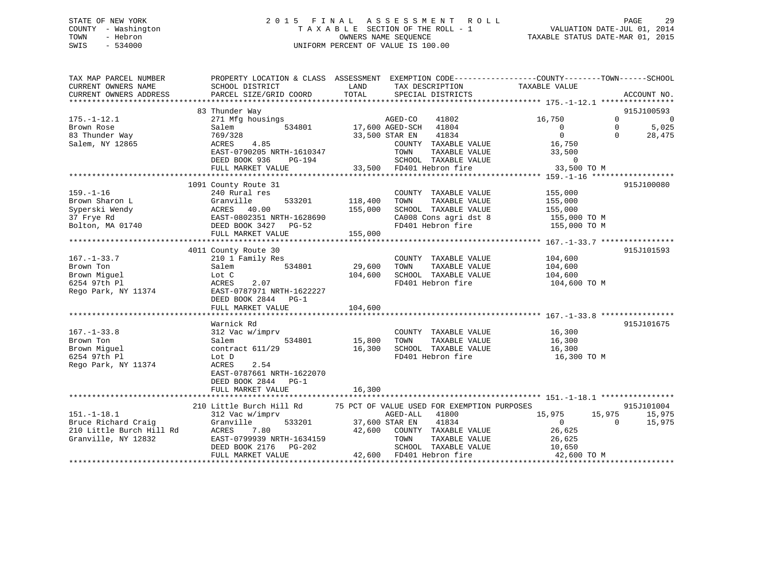STATE OF NEW YORK
COUNTY - Washington
TOWN - Hebron
SWIS - 534000

2015 FINAL ASSESSMENT ROLL
TAXABLE SECTION OF THE ROLL - 1
OWNERS NAME SEQUENCE
UNIFORM PERCENT OF VALUE IS 100.00

VALUATION DATE-JUL 01, 2014
TAXABLE STATUS DATE-MAR 01, 2015

```
TAX MAP PARCEL NUMBER          PROPERTY LOCATION & CLASS  ASSESSMENT  EXEMPTION CODE------------------COUNTY--------TOWN------SCHOOL
CURRENT OWNERS NAME            SCHOOL DISTRICT               LAND       TAX DESCRIPTION              TAXABLE VALUE
CURRENT OWNERS ADDRESS         PARCEL SIZE/GRID COORD        TOTAL      SPECIAL DISTRICTS                                        ACCOUNT NO.
******************************************************************************************************* 175.-1-12.1 ****************
                               83 Thunder Way                                                                                 915J100593
175.-1-12.1                    271 Mfg housings                    AGED-CO    41802               16,750           0            0
Brown Rose                     Salem          534801        17,600 AGED-SCH   41804                    0           0        5,025
83 Thunder Way                 769/328                       33,500 STAR EN    41834                    0           0       28,475
Salem, NY 12865                ACRES     4.85                       COUNTY  TAXABLE VALUE          16,750
                               EAST-0790205 NRTH-1610347            TOWN    TAXABLE VALUE          33,500
                               DEED BOOK 936     PG-194             SCHOOL  TAXABLE VALUE               0
                               FULL MARKET VALUE              33,500 FD401 Hebron fire              33,500 TO M
******************************************************************************************************* 159.-1-16 ******************
                               1091 County Route 31                                                                           915J100080
159.-1-16                      240 Rural res                        COUNTY  TAXABLE VALUE         155,000
Brown Sharon L                 Granville      533201       118,400  TOWN    TAXABLE VALUE         155,000
Syperski Wendy                 ACRES    40.00              155,000  SCHOOL  TAXABLE VALUE         155,000
37 Frye Rd                     EAST-0802351 NRTH-1628690            CA008 Cons agri dst 8          155,000 TO M
Bolton, MA 01740               DEED BOOK 3427    PG-52              FD401 Hebron fire              155,000 TO M
                               FULL MARKET VALUE             155,000
******************************************************************************************************* 167.-1-33.7 ****************
                               4011 County Route 30                                                                           915J101593
167.-1-33.7                    210 1 Family Res                     COUNTY  TAXABLE VALUE         104,600
Brown Ton                      Salem          534801        29,600  TOWN    TAXABLE VALUE         104,600
Brown Miguel                   Lot C                       104,600  SCHOOL  TAXABLE VALUE         104,600
6254 97th Pl                   ACRES     2.07                       FD401 Hebron fire              104,600 TO M
Rego Park, NY 11374            EAST-0787971 NRTH-1622227
                               DEED BOOK 2844    PG-1
                               FULL MARKET VALUE             104,600
******************************************************************************************************* 167.-1-33.8 ****************
                               Warnick Rd                                                                                     915J101675
167.-1-33.8                    312 Vac w/imprv                      COUNTY  TAXABLE VALUE          16,300
Brown Ton                      Salem          534801        15,800  TOWN    TAXABLE VALUE          16,300
Brown Miguel                   contract 611/29              16,300  SCHOOL  TAXABLE VALUE          16,300
6254 97th Pl                   Lot D                                FD401 Hebron fire               16,300 TO M
Rego Park, NY 11374            ACRES     2.54
                               EAST-0787661 NRTH-1622070
                               DEED BOOK 2844    PG-1
                               FULL MARKET VALUE              16,300
******************************************************************************************************* 151.-1-18.1 ****************
                               210 Little Burch Hill Rd       75 PCT OF VALUE USED FOR EXEMPTION PURPOSES                    915J101004
151.-1-18.1                    312 Vac w/imprv                      AGED-ALL   41800               15,975      15,975       15,975
Bruce Richard Craig            Granville      533201        37,600 STAR EN    41834                    0           0       15,975
210 Little Burch Hill Rd       ACRES     7.80               42,600  COUNTY  TAXABLE VALUE          26,625
Granville, NY 12832            EAST-0799939 NRTH-1634159            TOWN    TAXABLE VALUE          26,625
                               DEED BOOK 2176    PG-202             SCHOOL  TAXABLE VALUE          10,650
                               FULL MARKET VALUE              42,600 FD401 Hebron fire              42,600 TO M
************************************************************************************************************************************
```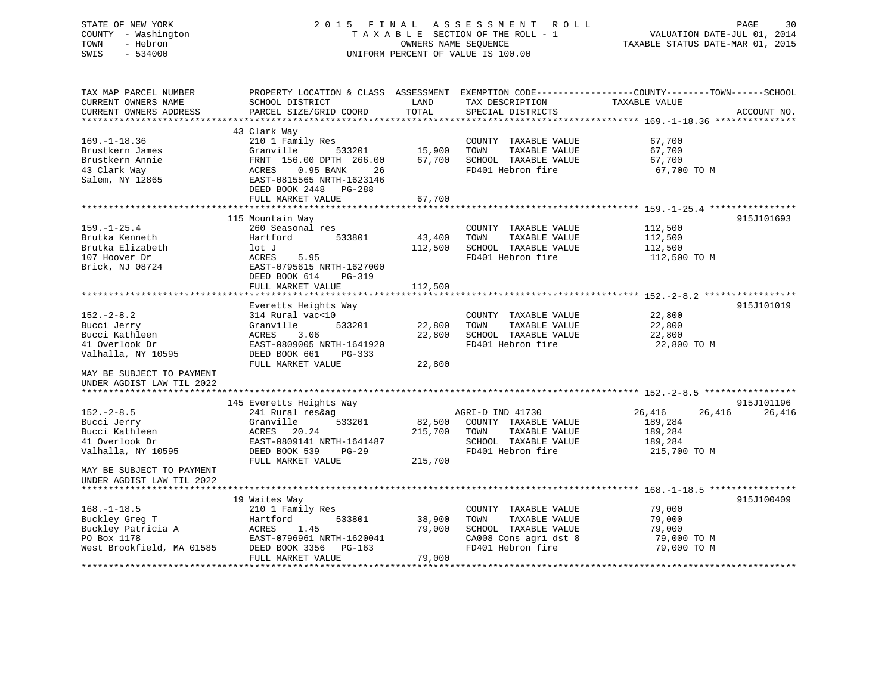STATE OF NEW YORK
COUNTY - Washington
TOWN - Hebron
SWIS - 534000

# 2015 FINAL ASSESSMENT ROLL

TAXABLE SECTION OF THE ROLL - 1
OWNERS NAME SEQUENCE
UNIFORM PERCENT OF VALUE IS 100.00

VALUATION DATE-JUL 01, 2014
TAXABLE STATUS DATE-MAR 01, 2015

```
TAX MAP PARCEL NUMBER          PROPERTY LOCATION & CLASS  ASSESSMENT  EXEMPTION CODE------------------COUNTY--------TOWN------SCHOOL
CURRENT OWNERS NAME            SCHOOL DISTRICT               LAND      TAX DESCRIPTION              TAXABLE VALUE
CURRENT OWNERS ADDRESS         PARCEL SIZE/GRID COORD        TOTAL     SPECIAL DISTRICTS                                         ACCOUNT NO.
******************************************************************************************************* 169.-1-18.36 ***************
                               43 Clark Way
169.-1-18.36                   210 1 Family Res                        COUNTY  TAXABLE VALUE           67,700
Brustkern James                Granville        533201        15,900   TOWN    TAXABLE VALUE           67,700
Brustkern Annie                FRNT 156.00 DPTH 266.00        67,700   SCHOOL  TAXABLE VALUE           67,700
43 Clark Way                   ACRES    0.95 BANK     26               FD401 Hebron fire                67,700 TO M
Salem, NY 12865                EAST-0815565 NRTH-1623146
                               DEED BOOK 2448   PG-288
                               FULL MARKET VALUE              67,700
******************************************************************************************************* 159.-1-25.4 ****************
                               115 Mountain Way                                                                        915J101693
159.-1-25.4                    260 Seasonal res                        COUNTY  TAXABLE VALUE          112,500
Brutka Kenneth                 Hartford         533801        43,400   TOWN    TAXABLE VALUE          112,500
Brutka Elizabeth               lot J                         112,500   SCHOOL  TAXABLE VALUE          112,500
107 Hoover Dr                  ACRES    5.95                           FD401 Hebron fire               112,500 TO M
Brick, NJ 08724                EAST-0795615 NRTH-1627000
                               DEED BOOK 614    PG-319
                               FULL MARKET VALUE             112,500
******************************************************************************************************* 152.-2-8.2 *****************
                               Everetts Heights Way                                                                    915J101019
152.-2-8.2                     314 Rural vac<10                        COUNTY  TAXABLE VALUE           22,800
Bucci Jerry                    Granville        533201        22,800   TOWN    TAXABLE VALUE           22,800
Bucci Kathleen                 ACRES    3.06                  22,800   SCHOOL  TAXABLE VALUE           22,800
41 Overlook Dr                 EAST-0809005 NRTH-1641920               FD401 Hebron fire                22,800 TO M
Valhalla, NY 10595             DEED BOOK 661    PG-333
                               FULL MARKET VALUE              22,800
MAY BE SUBJECT TO PAYMENT
UNDER AGDIST LAW TIL 2022
******************************************************************************************************* 152.-2-8.5 *****************
                               145 Everetts Heights Way                                                                915J101196
152.-2-8.5                     241 Rural res&ag                        AGRI-D IND 41730            26,416      26,416      26,416
Bucci Jerry                    Granville        533201        82,500   COUNTY  TAXABLE VALUE          189,284
Bucci Kathleen                 ACRES   20.24                 215,700   TOWN    TAXABLE VALUE          189,284
41 Overlook Dr                 EAST-0809141 NRTH-1641487               SCHOOL  TAXABLE VALUE          189,284
Valhalla, NY 10595             DEED BOOK 539    PG-29                  FD401 Hebron fire               215,700 TO M
                               FULL MARKET VALUE             215,700
MAY BE SUBJECT TO PAYMENT
UNDER AGDIST LAW TIL 2022
******************************************************************************************************* 168.-1-18.5 ****************
                               19 Waites Way                                                                           915J100409
168.-1-18.5                    210 1 Family Res                        COUNTY  TAXABLE VALUE           79,000
Buckley Greg T                 Hartford         533801        38,900   TOWN    TAXABLE VALUE           79,000
Buckley Patricia A             ACRES    1.45                  79,000   SCHOOL  TAXABLE VALUE           79,000
PO Box 1178                    EAST-0796961 NRTH-1620041               CA008 Cons agri dst 8            79,000 TO M
West Brookfield, MA 01585      DEED BOOK 3356   PG-163                 FD401 Hebron fire                79,000 TO M
                               FULL MARKET VALUE              79,000
************************************************************************************************************************************
```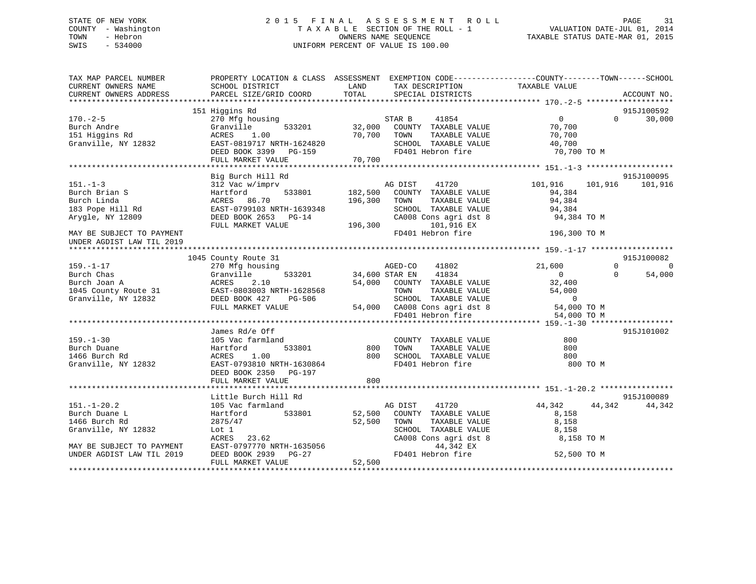STATE OF NEW YORK
COUNTY - Washington
TOWN - Hebron
SWIS - 534000

2015 FINAL ASSESSMENT ROLL
TAXABLE SECTION OF THE ROLL - 1
OWNERS NAME SEQUENCE
UNIFORM PERCENT OF VALUE IS 100.00

VALUATION DATE-JUL 01, 2014
TAXABLE STATUS DATE-MAR 01, 2015

```
TAX MAP PARCEL NUMBER          PROPERTY LOCATION & CLASS  ASSESSMENT  EXEMPTION CODE------------------COUNTY--------TOWN------SCHOOL
CURRENT OWNERS NAME            SCHOOL DISTRICT               LAND      TAX DESCRIPTION            TAXABLE VALUE
CURRENT OWNERS ADDRESS         PARCEL SIZE/GRID COORD        TOTAL     SPECIAL DISTRICTS                                  ACCOUNT NO.
******************************************************************************************************* 170.-2-5 *******************
                               151 Higgins Rd                                                                              915J100592
170.-2-5                       270 Mfg housing                         STAR B     41854              0           0      30,000
Burch Andre                    Granville       533201         32,000   COUNTY  TAXABLE VALUE         70,700
151 Higgins Rd                 ACRES    1.00                  70,700   TOWN    TAXABLE VALUE         70,700
Granville, NY 12832            EAST-0819717 NRTH-1624820               SCHOOL  TAXABLE VALUE         40,700
                               DEED BOOK 3399   PG-159                 FD401 Hebron fire              70,700 TO M
                               FULL MARKET VALUE              70,700
******************************************************************************************************* 151.-1-3 *******************
                               Big Burch Hill Rd                                                                           915J100095
151.-1-3                       312 Vac w/imprv                         AG DIST    41720         101,916     101,916     101,916
Burch Brian S                  Hartford        533801        182,500   COUNTY  TAXABLE VALUE         94,384
Burch Linda                    ACRES   86.70                 196,300   TOWN    TAXABLE VALUE         94,384
183 Pope Hill Rd               EAST-0799103 NRTH-1639348               SCHOOL  TAXABLE VALUE         94,384
Arygle, NY 12809               DEED BOOK 2653   PG-14                  CA008 Cons agri dst 8          94,384 TO M
                               FULL MARKET VALUE             196,300        101,916 EX
MAY BE SUBJECT TO PAYMENT                                              FD401 Hebron fire             196,300 TO M
UNDER AGDIST LAW TIL 2019
******************************************************************************************************* 159.-1-17 ******************
                               1045 County Route 31                                                                        915J100082
159.-1-17                      270 Mfg housing                         AGED-CO    41802          21,600           0           0
Burch Chas                     Granville       533201         34,600   STAR EN    41834              0           0      54,000
Burch Joan A                   ACRES    2.10                  54,000   COUNTY  TAXABLE VALUE         32,400
1045 County Route 31           EAST-0803003 NRTH-1628568               TOWN    TAXABLE VALUE         54,000
Granville, NY 12832            DEED BOOK 427    PG-506                 SCHOOL  TAXABLE VALUE              0
                               FULL MARKET VALUE              54,000   CA008 Cons agri dst 8          54,000 TO M
                                                                       FD401 Hebron fire              54,000 TO M
******************************************************************************************************* 159.-1-30 ******************
                               James Rd/e Off                                                                              915J101002
159.-1-30                      105 Vac farmland                        COUNTY  TAXABLE VALUE            800
Burch Duane                    Hartford        533801            800   TOWN    TAXABLE VALUE            800
1466 Burch Rd                  ACRES    1.00                     800   SCHOOL  TAXABLE VALUE            800
Granville, NY 12832            EAST-0793810 NRTH-1630864               FD401 Hebron fire                 800 TO M
                               DEED BOOK 2350   PG-197
                               FULL MARKET VALUE                 800
******************************************************************************************************* 151.-1-20.2 ****************
                               Little Burch Hill Rd                                                                        915J100089
151.-1-20.2                    105 Vac farmland                        AG DIST    41720          44,342      44,342      44,342
Burch Duane L                  Hartford        533801         52,500   COUNTY  TAXABLE VALUE          8,158
1466 Burch Rd                  2875/47                        52,500   TOWN    TAXABLE VALUE          8,158
Granville, NY 12832            Lot 1                                   SCHOOL  TAXABLE VALUE          8,158
                               ACRES   23.62                           CA008 Cons agri dst 8           8,158 TO M
MAY BE SUBJECT TO PAYMENT      EAST-0797770 NRTH-1635056                     44,342 EX
UNDER AGDIST LAW TIL 2019      DEED BOOK 2939   PG-27                  FD401 Hebron fire              52,500 TO M
                               FULL MARKET VALUE              52,500
************************************************************************************************************************************
```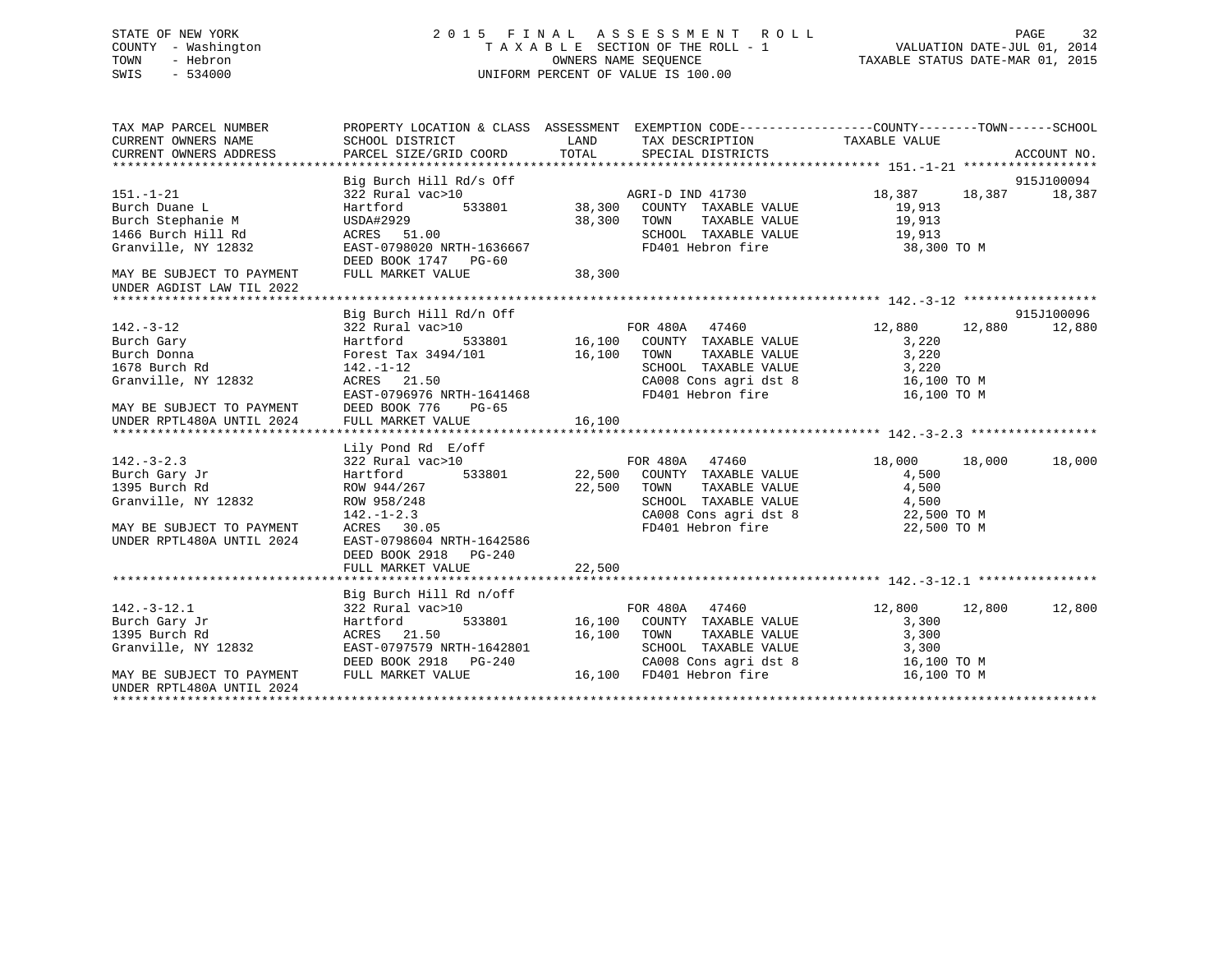STATE OF NEW YORK
COUNTY - Washington
TOWN - Hebron
SWIS - 534000

2015 FINAL ASSESSMENT ROLL
TAXABLE SECTION OF THE ROLL - 1
OWNERS NAME SEQUENCE
UNIFORM PERCENT OF VALUE IS 100.00

VALUATION DATE-JUL 01, 2014
TAXABLE STATUS DATE-MAR 01, 2015

```
TAX MAP PARCEL NUMBER          PROPERTY LOCATION & CLASS  ASSESSMENT  EXEMPTION CODE------------------COUNTY--------TOWN------SCHOOL
CURRENT OWNERS NAME            SCHOOL DISTRICT               LAND      TAX DESCRIPTION             TAXABLE VALUE
CURRENT OWNERS ADDRESS         PARCEL SIZE/GRID COORD        TOTAL     SPECIAL DISTRICTS                                   ACCOUNT NO.
******************************************************************************************************* 151.-1-21 ******************
                               Big Burch Hill Rd/s Off                                                                     915J100094
151.-1-21                      322 Rural vac>10                     AGRI-D IND 41730            18,387      18,387      18,387
Burch Duane L                  Hartford          533801     38,300   COUNTY  TAXABLE VALUE          19,913
Burch Stephanie M              USDA#2929                    38,300   TOWN    TAXABLE VALUE          19,913
1466 Burch Hill Rd             ACRES   51.00                         SCHOOL  TAXABLE VALUE          19,913
Granville, NY 12832            EAST-0798020 NRTH-1636667             FD401 Hebron fire               38,300 TO M
                               DEED BOOK 1747   PG-60
MAY BE SUBJECT TO PAYMENT      FULL MARKET VALUE             38,300
UNDER AGDIST LAW TIL 2022
******************************************************************************************************* 142.-3-12 ******************
                               Big Burch Hill Rd/n Off                                                                     915J100096
142.-3-12                      322 Rural vac>10                     FOR 480A   47460            12,880      12,880      12,880
Burch Gary                     Hartford          533801     16,100   COUNTY  TAXABLE VALUE           3,220
Burch Donna                    Forest Tax 3494/101          16,100   TOWN    TAXABLE VALUE           3,220
1678 Burch Rd                  142.-1-12                             SCHOOL  TAXABLE VALUE           3,220
Granville, NY 12832            ACRES   21.50                         CA008 Cons agri dst 8           16,100 TO M
                               EAST-0796976 NRTH-1641468             FD401 Hebron fire               16,100 TO M
MAY BE SUBJECT TO PAYMENT      DEED BOOK 776    PG-65
UNDER RPTL480A UNTIL 2024      FULL MARKET VALUE             16,100
******************************************************************************************************* 142.-3-2.3 *****************
                               Lily Pond Rd  E/off
142.-3-2.3                     322 Rural vac>10                     FOR 480A   47460            18,000      18,000      18,000
Burch Gary Jr                  Hartford          533801     22,500   COUNTY  TAXABLE VALUE           4,500
1395 Burch Rd                  ROW 944/267                  22,500   TOWN    TAXABLE VALUE           4,500
Granville, NY 12832            ROW 958/248                           SCHOOL  TAXABLE VALUE           4,500
                               142.-1-2.3                            CA008 Cons agri dst 8           22,500 TO M
MAY BE SUBJECT TO PAYMENT      ACRES   30.05                         FD401 Hebron fire               22,500 TO M
UNDER RPTL480A UNTIL 2024      EAST-0798604 NRTH-1642586
                               DEED BOOK 2918   PG-240
                               FULL MARKET VALUE             22,500
******************************************************************************************************* 142.-3-12.1 ****************
                               Big Burch Hill Rd n/off
142.-3-12.1                    322 Rural vac>10                     FOR 480A   47460            12,800      12,800      12,800
Burch Gary Jr                  Hartford          533801     16,100   COUNTY  TAXABLE VALUE           3,300
1395 Burch Rd                  ACRES   21.50                16,100   TOWN    TAXABLE VALUE           3,300
Granville, NY 12832            EAST-0797579 NRTH-1642801             SCHOOL  TAXABLE VALUE           3,300
                               DEED BOOK 2918   PG-240               CA008 Cons agri dst 8           16,100 TO M
MAY BE SUBJECT TO PAYMENT      FULL MARKET VALUE             16,100  FD401 Hebron fire               16,100 TO M
UNDER RPTL480A UNTIL 2024
************************************************************************************************************************************
```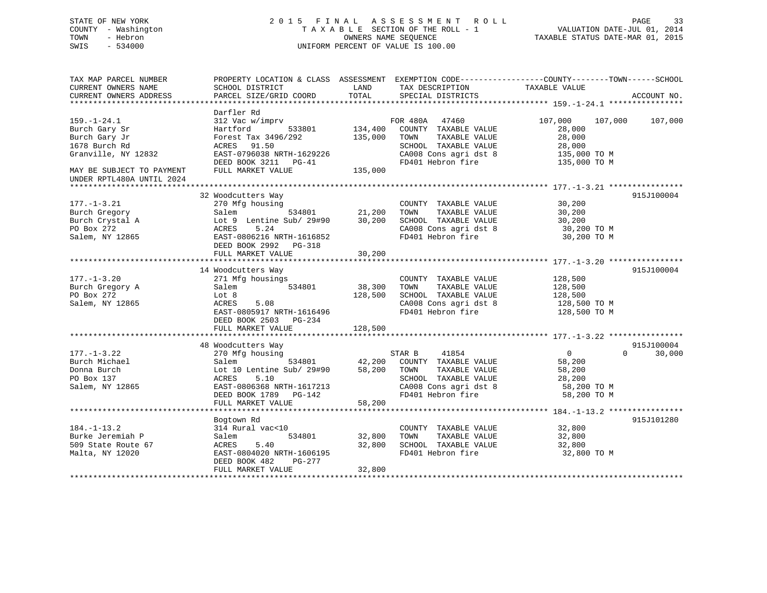STATE OF NEW YORK
COUNTY - Washington
TOWN - Hebron
SWIS - 534000

2 0 1 5 F I N A L A S S E S S M E N T R O L L
T A X A B L E SECTION OF THE ROLL - 1
OWNERS NAME SEQUENCE
UNIFORM PERCENT OF VALUE IS 100.00

VALUATION DATE-JUL 01, 2014
TAXABLE STATUS DATE-MAR 01, 2015

```
TAX MAP PARCEL NUMBER          PROPERTY LOCATION & CLASS  ASSESSMENT  EXEMPTION CODE------------------COUNTY--------TOWN------SCHOOL
CURRENT OWNERS NAME            SCHOOL DISTRICT               LAND      TAX DESCRIPTION            TAXABLE VALUE
CURRENT OWNERS ADDRESS         PARCEL SIZE/GRID COORD       TOTAL      SPECIAL DISTRICTS                                     ACCOUNT NO.
******************************************************************************************************* 159.-1-24.1 ****************
                               Darfler Rd
159.-1-24.1                    312 Vac w/imprv                      FOR 480A   47460              107,000    107,000    107,000
Burch Gary Sr                  Hartford          533801   134,400   COUNTY  TAXABLE VALUE           28,000
Burch Gary Jr                  Forest Tax 3496/292        135,000   TOWN    TAXABLE VALUE           28,000
1678 Burch Rd                  ACRES   91.50                        SCHOOL  TAXABLE VALUE           28,000
Granville, NY 12832            EAST-0796038 NRTH-1629226            CA008 Cons agri dst 8          135,000 TO M
                               DEED BOOK 3211   PG-41               FD401 Hebron fire              135,000 TO M
MAY BE SUBJECT TO PAYMENT      FULL MARKET VALUE          135,000
UNDER RPTL480A UNTIL 2024
******************************************************************************************************* 177.-1-3.21 ****************
                               32 Woodcutters Way                                                                    915J100004
177.-1-3.21                    270 Mfg housing                      COUNTY  TAXABLE VALUE           30,200
Burch Gregory                  Salem             534801    21,200   TOWN    TAXABLE VALUE           30,200
Burch Crystal A                Lot 9  Lentine Sub/ 29#90   30,200   SCHOOL  TAXABLE VALUE           30,200
PO Box 272                     ACRES    5.24                        CA008 Cons agri dst 8           30,200 TO M
Salem, NY 12865                EAST-0806216 NRTH-1616852            FD401 Hebron fire               30,200 TO M
                               DEED BOOK 2992   PG-318
                               FULL MARKET VALUE           30,200
******************************************************************************************************* 177.-1-3.20 ****************
                               14 Woodcutters Way                                                                    915J100004
177.-1-3.20                    271 Mfg housings                     COUNTY  TAXABLE VALUE          128,500
Burch Gregory A                Salem             534801    38,300   TOWN    TAXABLE VALUE          128,500
PO Box 272                     Lot 8                      128,500   SCHOOL  TAXABLE VALUE          128,500
Salem, NY 12865                ACRES    5.08                        CA008 Cons agri dst 8          128,500 TO M
                               EAST-0805917 NRTH-1616496            FD401 Hebron fire              128,500 TO M
                               DEED BOOK 2503   PG-234
                               FULL MARKET VALUE          128,500
******************************************************************************************************* 177.-1-3.22 ****************
                               48 Woodcutters Way                                                                    915J100004
177.-1-3.22                    270 Mfg housing                      STAR B     41854                    0          0     30,000
Burch Michael                  Salem             534801    42,200   COUNTY  TAXABLE VALUE           58,200
Donna Burch                    Lot 10 Lentine Sub/ 29#90   58,200   TOWN    TAXABLE VALUE           58,200
PO Box 137                     ACRES    5.10                        SCHOOL  TAXABLE VALUE           28,200
Salem, NY 12865                EAST-0806368 NRTH-1617213            CA008 Cons agri dst 8           58,200 TO M
                               DEED BOOK 1789   PG-142              FD401 Hebron fire               58,200 TO M
                               FULL MARKET VALUE           58,200
******************************************************************************************************* 184.-1-13.2 ****************
                               Bogtown Rd                                                                            915J101280
184.-1-13.2                    314 Rural vac<10                     COUNTY  TAXABLE VALUE           32,800
Burke Jeremiah P               Salem             534801    32,800   TOWN    TAXABLE VALUE           32,800
509 State Route 67             ACRES    5.40               32,800   SCHOOL  TAXABLE VALUE           32,800
Malta, NY 12020                EAST-0804020 NRTH-1606195            FD401 Hebron fire               32,800 TO M
                               DEED BOOK 482    PG-277
                               FULL MARKET VALUE           32,800
************************************************************************************************************************************
```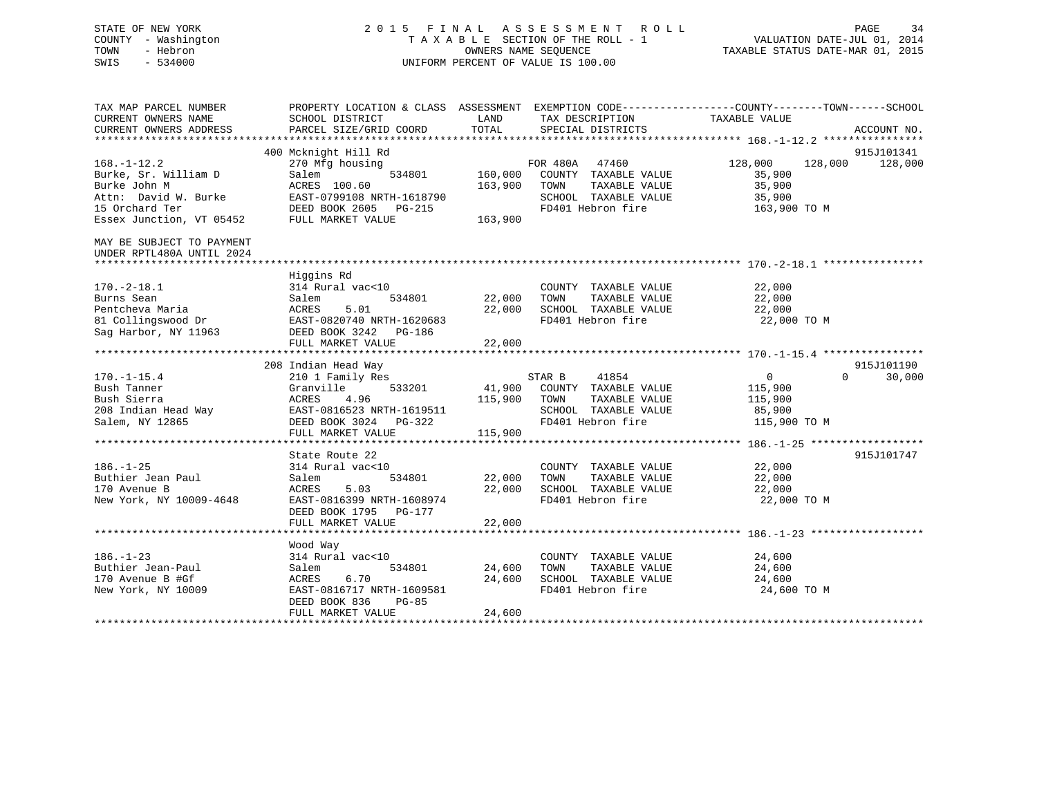STATE OF NEW YORK
COUNTY - Washington
TOWN - Hebron
SWIS - 534000

# 2015 FINAL ASSESSMENT ROLL

TAXABLE SECTION OF THE ROLL - 1
OWNERS NAME SEQUENCE
UNIFORM PERCENT OF VALUE IS 100.00

VALUATION DATE-JUL 01, 2014
TAXABLE STATUS DATE-MAR 01, 2015

```
TAX MAP PARCEL NUMBER          PROPERTY LOCATION & CLASS  ASSESSMENT  EXEMPTION CODE-----------------COUNTY--------TOWN------SCHOOL
CURRENT OWNERS NAME            SCHOOL DISTRICT              LAND      TAX DESCRIPTION              TAXABLE VALUE
CURRENT OWNERS ADDRESS         PARCEL SIZE/GRID COORD       TOTAL     SPECIAL DISTRICTS                                     ACCOUNT NO.
******************************************************************************************************* 168.-1-12.2 ****************
                               400 Mcknight Hill Rd                                                                         915J101341
168.-1-12.2                    270 Mfg housing                        FOR 480A   47460              128,000    128,000     128,000
Burke, Sr. William D           Salem            534801     160,000    COUNTY  TAXABLE VALUE          35,900
Burke John M                   ACRES 100.60                163,900    TOWN    TAXABLE VALUE          35,900
Attn:  David W. Burke          EAST-0799108 NRTH-1618790              SCHOOL  TAXABLE VALUE          35,900
15 Orchard Ter                 DEED BOOK 2605   PG-215                FD401 Hebron fire              163,900 TO M
Essex Junction, VT 05452       FULL MARKET VALUE           163,900

MAY BE SUBJECT TO PAYMENT
UNDER RPTL480A UNTIL 2024
******************************************************************************************************* 170.-2-18.1 ****************
                               Higgins Rd
170.-2-18.1                    314 Rural vac<10                       COUNTY  TAXABLE VALUE          22,000
Burns Sean                     Salem            534801      22,000    TOWN    TAXABLE VALUE          22,000
Pentcheva Maria                ACRES    5.01                22,000    SCHOOL  TAXABLE VALUE          22,000
81 Collingswood Dr             EAST-0820740 NRTH-1620683              FD401 Hebron fire               22,000 TO M
Sag Harbor, NY 11963           DEED BOOK 3242   PG-186
                               FULL MARKET VALUE            22,000
******************************************************************************************************* 170.-1-15.4 ****************
                               208 Indian Head Way                                                                          915J101190
170.-1-15.4                    210 1 Family Res                       STAR B     41854                    0          0      30,000
Bush Tanner                    Granville        533201      41,900    COUNTY  TAXABLE VALUE         115,900
Bush Sierra                    ACRES    4.96               115,900    TOWN    TAXABLE VALUE         115,900
208 Indian Head Way            EAST-0816523 NRTH-1619511              SCHOOL  TAXABLE VALUE          85,900
Salem, NY 12865                DEED BOOK 3024   PG-322                FD401 Hebron fire              115,900 TO M
                               FULL MARKET VALUE           115,900
******************************************************************************************************* 186.-1-25 ******************
                               State Route 22                                                                               915J101747
186.-1-25                      314 Rural vac<10                       COUNTY  TAXABLE VALUE          22,000
Buthier Jean Paul              Salem            534801      22,000    TOWN    TAXABLE VALUE          22,000
170 Avenue B                   ACRES    5.03                22,000    SCHOOL  TAXABLE VALUE          22,000
New York, NY 10009-4648        EAST-0816399 NRTH-1608974              FD401 Hebron fire               22,000 TO M
                               DEED BOOK 1795   PG-177
                               FULL MARKET VALUE            22,000
******************************************************************************************************* 186.-1-23 ******************
                               Wood Way
186.-1-23                      314 Rural vac<10                       COUNTY  TAXABLE VALUE          24,600
Buthier Jean-Paul              Salem            534801      24,600    TOWN    TAXABLE VALUE          24,600
170 Avenue B #Gf               ACRES    6.70                24,600    SCHOOL  TAXABLE VALUE          24,600
New York, NY 10009             EAST-0816717 NRTH-1609581              FD401 Hebron fire               24,600 TO M
                               DEED BOOK 836    PG-85
                               FULL MARKET VALUE            24,600
************************************************************************************************************************************
```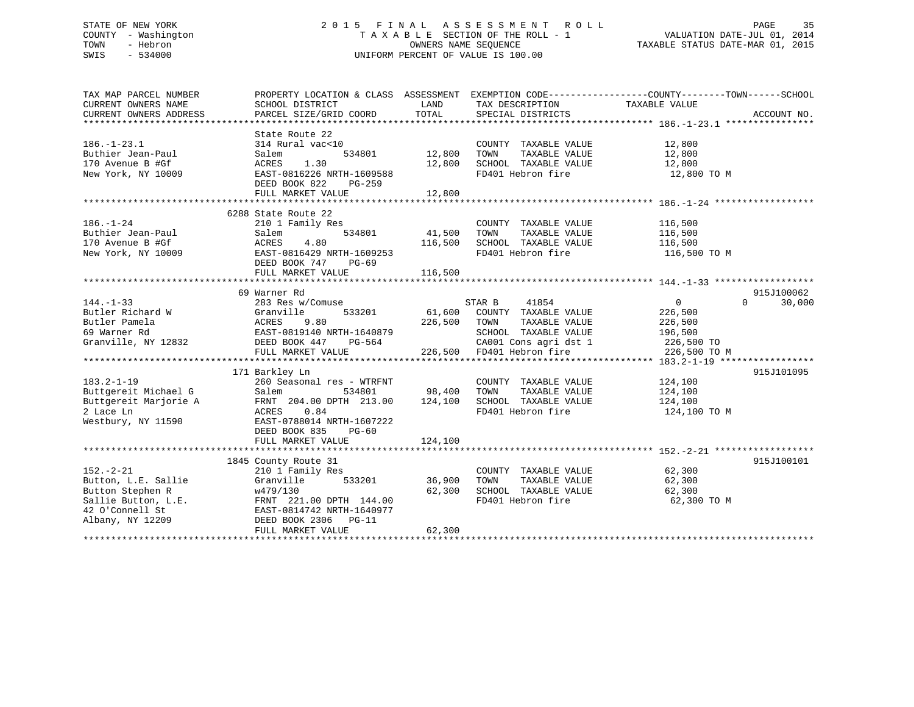STATE OF NEW YORK
COUNTY - Washington
TOWN - Hebron
SWIS - 534000

# 2015 FINAL ASSESSMENT ROLL
TAXABLE SECTION OF THE ROLL - 1
OWNERS NAME SEQUENCE
UNIFORM PERCENT OF VALUE IS 100.00

VALUATION DATE-JUL 01, 2014
TAXABLE STATUS DATE-MAR 01, 2015

```
TAX MAP PARCEL NUMBER          PROPERTY LOCATION & CLASS  ASSESSMENT  EXEMPTION CODE------------------COUNTY--------TOWN------SCHOOL
CURRENT OWNERS NAME            SCHOOL DISTRICT             LAND       TAX DESCRIPTION               TAXABLE VALUE
CURRENT OWNERS ADDRESS         PARCEL SIZE/GRID COORD      TOTAL      SPECIAL DISTRICTS                                      ACCOUNT NO.
******************************************************************************************************* 186.-1-23.1 ****************
                               State Route 22
186.-1-23.1                    314 Rural vac<10                       COUNTY  TAXABLE VALUE           12,800
Buthier Jean-Paul              Salem          534801       12,800     TOWN    TAXABLE VALUE           12,800
170 Avenue B #Gf               ACRES    1.30               12,800     SCHOOL  TAXABLE VALUE           12,800
New York, NY 10009             EAST-0816226 NRTH-1609588              FD401 Hebron fire                12,800 TO M
                               DEED BOOK 822    PG-259
                               FULL MARKET VALUE           12,800
******************************************************************************************************* 186.-1-24 ******************
                               6288 State Route 22
186.-1-24                      210 1 Family Res                       COUNTY  TAXABLE VALUE          116,500
Buthier Jean-Paul              Salem          534801       41,500     TOWN    TAXABLE VALUE          116,500
170 Avenue B #Gf               ACRES    4.80              116,500     SCHOOL  TAXABLE VALUE          116,500
New York, NY 10009             EAST-0816429 NRTH-1609253              FD401 Hebron fire               116,500 TO M
                               DEED BOOK 747    PG-69
                               FULL MARKET VALUE          116,500
******************************************************************************************************* 144.-1-33 ******************
                               69 Warner Rd                                                                              915J100062
144.-1-33                      283 Res w/Comuse                       STAR B     41854                   0          0        30,000
Butler Richard W               Granville      533201       61,600     COUNTY  TAXABLE VALUE          226,500
Butler Pamela                  ACRES    9.80              226,500     TOWN    TAXABLE VALUE          226,500
69 Warner Rd                   EAST-0819140 NRTH-1640879              SCHOOL  TAXABLE VALUE          196,500
Granville, NY 12832            DEED BOOK 447    PG-564                CA001 Cons agri dst 1           226,500 TO
                               FULL MARKET VALUE          226,500     FD401 Hebron fire               226,500 TO M
******************************************************************************************************* 183.2-1-19 *****************
                               171 Barkley Ln                                                                            915J101095
183.2-1-19                     260 Seasonal res - WTRFNT              COUNTY  TAXABLE VALUE          124,100
Buttgereit Michael G           Salem          534801       98,400     TOWN    TAXABLE VALUE          124,100
Buttgereit Marjorie A          FRNT 204.00 DPTH 213.00    124,100     SCHOOL  TAXABLE VALUE          124,100
2 Lace Ln                      ACRES    0.84                          FD401 Hebron fire               124,100 TO M
Westbury, NY 11590             EAST-0788014 NRTH-1607222
                               DEED BOOK 835    PG-60
                               FULL MARKET VALUE          124,100
******************************************************************************************************* 152.-2-21 ******************
                               1845 County Route 31                                                                      915J100101
152.-2-21                      210 1 Family Res                       COUNTY  TAXABLE VALUE           62,300
Button, L.E. Sallie            Granville      533201       36,900     TOWN    TAXABLE VALUE           62,300
Button Stephen R               w479/130                    62,300     SCHOOL  TAXABLE VALUE           62,300
Sallie Button, L.E.            FRNT 221.00 DPTH 144.00                FD401 Hebron fire                62,300 TO M
42 O'Connell St                EAST-0814742 NRTH-1640977
Albany, NY 12209               DEED BOOK 2306   PG-11
                               FULL MARKET VALUE           62,300
************************************************************************************************************************************
```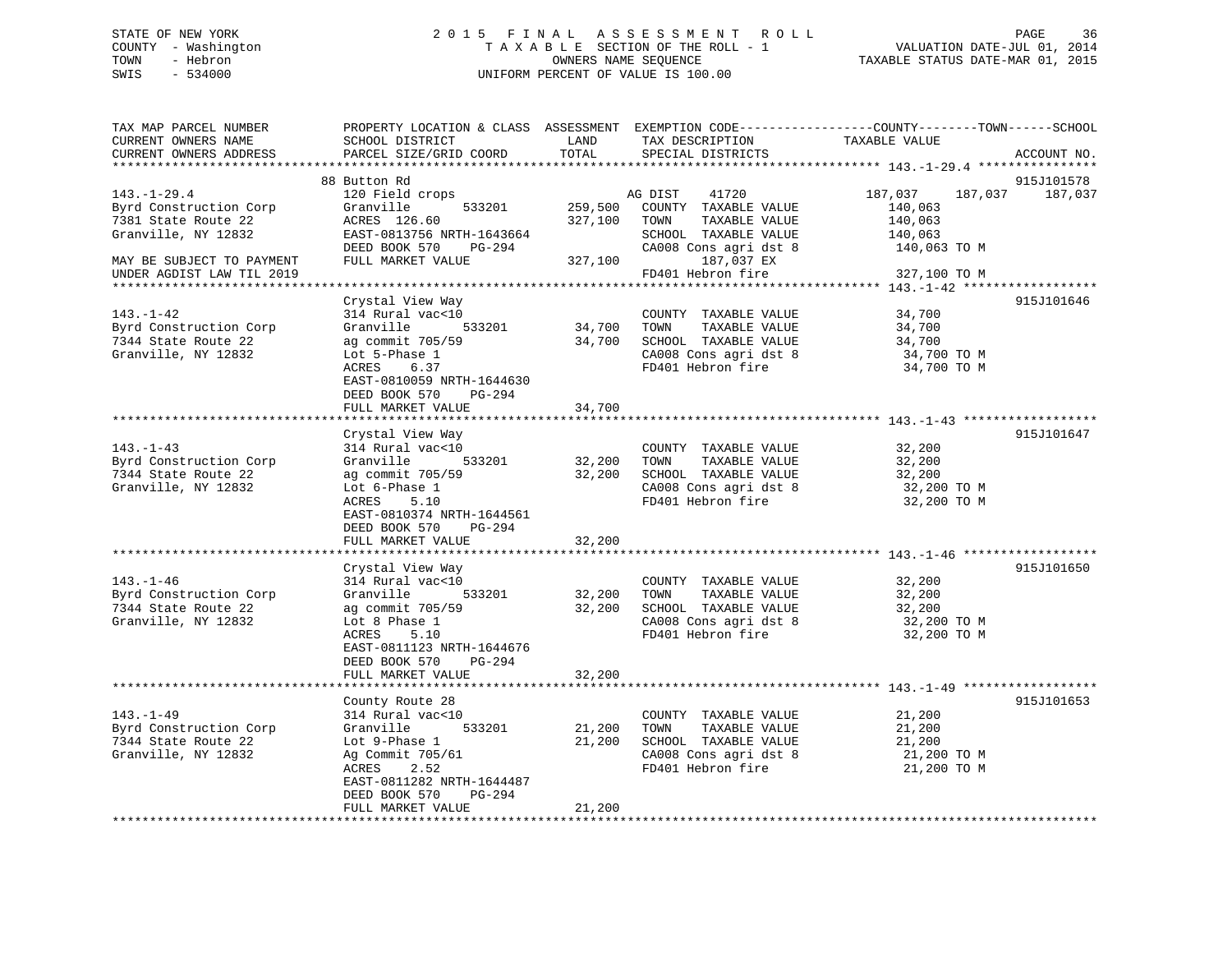STATE OF NEW YORK
COUNTY - Washington
TOWN - Hebron
SWIS - 534000

# 2015 FINAL ASSESSMENT ROLL

TAXABLE SECTION OF THE ROLL - 1
OWNERS NAME SEQUENCE
UNIFORM PERCENT OF VALUE IS 100.00

VALUATION DATE-JUL 01, 2014
TAXABLE STATUS DATE-MAR 01, 2015

| TAX MAP PARCEL NUMBER / CURRENT OWNERS NAME / CURRENT OWNERS ADDRESS | PROPERTY LOCATION & CLASS / SCHOOL DISTRICT / PARCEL SIZE/GRID COORD | ASSESSMENT LAND | TOTAL | EXEMPTION CODE / TAX DESCRIPTION / SPECIAL DISTRICTS | COUNTY | TOWN | SCHOOL | ACCOUNT NO. |
|---|---|---|---|---|---|---|---|---|
| 143.-1-29.4 | 88 Button Rd | | | | | | | 915J101578 |
| | 120 Field crops | | | AG DIST 41720 | 187,037 | 187,037 | 187,037 | |
| Byrd Construction Corp | Granville 533201 | 259,500 | | COUNTY TAXABLE VALUE | 140,063 | | | |
| 7381 State Route 22 | ACRES 126.60 | | 327,100 | TOWN TAXABLE VALUE | | 140,063 | | |
| Granville, NY 12832 | EAST-0813756 NRTH-1643664 | | | SCHOOL TAXABLE VALUE | | | 140,063 | |
| | DEED BOOK 570 PG-294 | | | CA008 Cons agri dst 8 | 140,063 TO M | | | |
| MAY BE SUBJECT TO PAYMENT | FULL MARKET VALUE | | 327,100 | 187,037 EX | | | | |
| UNDER AGDIST LAW TIL 2019 | | | | FD401 Hebron fire | 327,100 TO M | | | |
| 143.-1-42 | Crystal View Way | | | | | | | 915J101646 |
| | 314 Rural vac<10 | | | COUNTY TAXABLE VALUE | 34,700 | | | |
| Byrd Construction Corp | Granville 533201 | 34,700 | | TOWN TAXABLE VALUE | | 34,700 | | |
| 7344 State Route 22 | ag commit 705/59 | | 34,700 | SCHOOL TAXABLE VALUE | | | 34,700 | |
| Granville, NY 12832 | Lot 5-Phase 1 | | | CA008 Cons agri dst 8 | 34,700 TO M | | | |
| | ACRES 6.37 | | | FD401 Hebron fire | 34,700 TO M | | | |
| | EAST-0810059 NRTH-1644630 | | | | | | | |
| | DEED BOOK 570 PG-294 | | | | | | | |
| | FULL MARKET VALUE | | 34,700 | | | | | |
| 143.-1-43 | Crystal View Way | | | | | | | 915J101647 |
| | 314 Rural vac<10 | | | COUNTY TAXABLE VALUE | 32,200 | | | |
| Byrd Construction Corp | Granville 533201 | 32,200 | | TOWN TAXABLE VALUE | | 32,200 | | |
| 7344 State Route 22 | ag commit 705/59 | | 32,200 | SCHOOL TAXABLE VALUE | | | 32,200 | |
| Granville, NY 12832 | Lot 6-Phase 1 | | | CA008 Cons agri dst 8 | 32,200 TO M | | | |
| | ACRES 5.10 | | | FD401 Hebron fire | 32,200 TO M | | | |
| | EAST-0810374 NRTH-1644561 | | | | | | | |
| | DEED BOOK 570 PG-294 | | | | | | | |
| | FULL MARKET VALUE | | 32,200 | | | | | |
| 143.-1-46 | Crystal View Way | | | | | | | 915J101650 |
| | 314 Rural vac<10 | | | COUNTY TAXABLE VALUE | 32,200 | | | |
| Byrd Construction Corp | Granville 533201 | 32,200 | | TOWN TAXABLE VALUE | | 32,200 | | |
| 7344 State Route 22 | ag commit 705/59 | | 32,200 | SCHOOL TAXABLE VALUE | | | 32,200 | |
| Granville, NY 12832 | Lot 8 Phase 1 | | | CA008 Cons agri dst 8 | 32,200 TO M | | | |
| | ACRES 5.10 | | | FD401 Hebron fire | 32,200 TO M | | | |
| | EAST-0811123 NRTH-1644676 | | | | | | | |
| | DEED BOOK 570 PG-294 | | | | | | | |
| | FULL MARKET VALUE | | 32,200 | | | | | |
| 143.-1-49 | County Route 28 | | | | | | | 915J101653 |
| | 314 Rural vac<10 | | | COUNTY TAXABLE VALUE | 21,200 | | | |
| Byrd Construction Corp | Granville 533201 | 21,200 | | TOWN TAXABLE VALUE | | 21,200 | | |
| 7344 State Route 22 | Lot 9-Phase 1 | | 21,200 | SCHOOL TAXABLE VALUE | | | 21,200 | |
| Granville, NY 12832 | Ag Commit 705/61 | | | CA008 Cons agri dst 8 | 21,200 TO M | | | |
| | ACRES 2.52 | | | FD401 Hebron fire | 21,200 TO M | | | |
| | EAST-0811282 NRTH-1644487 | | | | | | | |
| | DEED BOOK 570 PG-294 | | | | | | | |
| | FULL MARKET VALUE | | 21,200 | | | | | |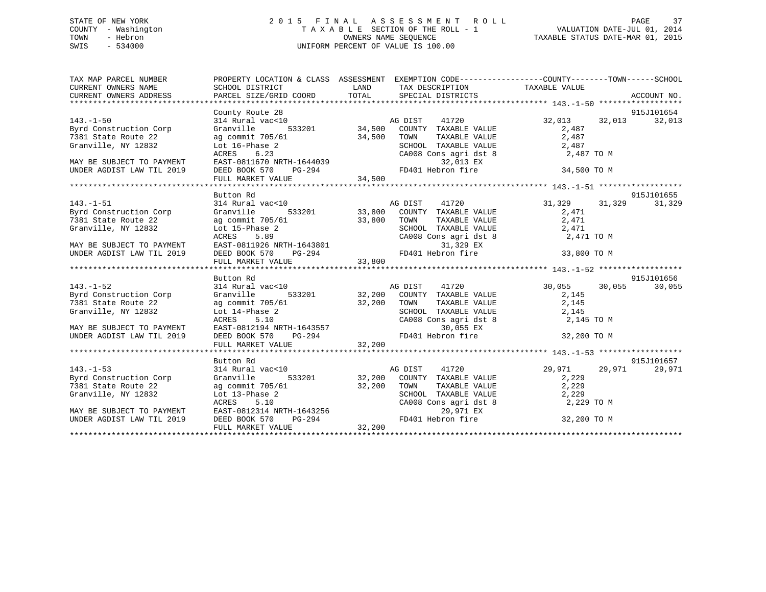STATE OF NEW YORK
COUNTY - Washington
TOWN - Hebron
SWIS - 534000

# 2015 FINAL ASSESSMENT ROLL

TAXABLE SECTION OF THE ROLL - 1
OWNERS NAME SEQUENCE
UNIFORM PERCENT OF VALUE IS 100.00

VALUATION DATE-JUL 01, 2014
TAXABLE STATUS DATE-MAR 01, 2015

| TAX MAP PARCEL NUMBER / CURRENT OWNERS NAME / CURRENT OWNERS ADDRESS | PROPERTY LOCATION & CLASS / SCHOOL DISTRICT / PARCEL SIZE/GRID COORD | ASSESSMENT LAND | TOTAL | EXEMPTION CODE / TAX DESCRIPTION / SPECIAL DISTRICTS | COUNTY TAXABLE VALUE | TOWN | SCHOOL / ACCOUNT NO. |
|---|---|---|---|---|---|---|---|
| **143.-1-50** | County Route 28 | | | | | | 915J101654 |
| 143.-1-50 | 314 Rural vac<10 | | | AG DIST 41720 | 32,013 | 32,013 | 32,013 |
| Byrd Construction Corp | Granville 533201 | 34,500 | | COUNTY TAXABLE VALUE | 2,487 | | |
| 7381 State Route 22 | ag commit 705/61 | | 34,500 | TOWN TAXABLE VALUE | 2,487 | | |
| Granville, NY 12832 | Lot 16-Phase 2 | | | SCHOOL TAXABLE VALUE | 2,487 | | |
| | ACRES 6.23 | | | CA008 Cons agri dst 8 | 2,487 TO M | | |
| MAY BE SUBJECT TO PAYMENT | EAST-0811670 NRTH-1644039 | | | 32,013 EX | | | |
| UNDER AGDIST LAW TIL 2019 | DEED BOOK 570 PG-294 | | | FD401 Hebron fire | 34,500 TO M | | |
| | FULL MARKET VALUE | | 34,500 | | | | |
| **143.-1-51** | Button Rd | | | | | | 915J101655 |
| 143.-1-51 | 314 Rural vac<10 | | | AG DIST 41720 | 31,329 | 31,329 | 31,329 |
| Byrd Construction Corp | Granville 533201 | 33,800 | | COUNTY TAXABLE VALUE | 2,471 | | |
| 7381 State Route 22 | ag commit 705/61 | | 33,800 | TOWN TAXABLE VALUE | 2,471 | | |
| Granville, NY 12832 | Lot 15-Phase 2 | | | SCHOOL TAXABLE VALUE | 2,471 | | |
| | ACRES 5.89 | | | CA008 Cons agri dst 8 | 2,471 TO M | | |
| MAY BE SUBJECT TO PAYMENT | EAST-0811926 NRTH-1643801 | | | 31,329 EX | | | |
| UNDER AGDIST LAW TIL 2019 | DEED BOOK 570 PG-294 | | | FD401 Hebron fire | 33,800 TO M | | |
| | FULL MARKET VALUE | | 33,800 | | | | |
| **143.-1-52** | Button Rd | | | | | | 915J101656 |
| 143.-1-52 | 314 Rural vac<10 | | | AG DIST 41720 | 30,055 | 30,055 | 30,055 |
| Byrd Construction Corp | Granville 533201 | 32,200 | | COUNTY TAXABLE VALUE | 2,145 | | |
| 7381 State Route 22 | ag commit 705/61 | | 32,200 | TOWN TAXABLE VALUE | 2,145 | | |
| Granville, NY 12832 | Lot 14-Phase 2 | | | SCHOOL TAXABLE VALUE | 2,145 | | |
| | ACRES 5.10 | | | CA008 Cons agri dst 8 | 2,145 TO M | | |
| MAY BE SUBJECT TO PAYMENT | EAST-0812194 NRTH-1643557 | | | 30,055 EX | | | |
| UNDER AGDIST LAW TIL 2019 | DEED BOOK 570 PG-294 | | | FD401 Hebron fire | 32,200 TO M | | |
| | FULL MARKET VALUE | | 32,200 | | | | |
| **143.-1-53** | Button Rd | | | | | | 915J101657 |
| 143.-1-53 | 314 Rural vac<10 | | | AG DIST 41720 | 29,971 | 29,971 | 29,971 |
| Byrd Construction Corp | Granville 533201 | 32,200 | | COUNTY TAXABLE VALUE | 2,229 | | |
| 7381 State Route 22 | ag commit 705/61 | | 32,200 | TOWN TAXABLE VALUE | 2,229 | | |
| Granville, NY 12832 | Lot 13-Phase 2 | | | SCHOOL TAXABLE VALUE | 2,229 | | |
| | ACRES 5.10 | | | CA008 Cons agri dst 8 | 2,229 TO M | | |
| MAY BE SUBJECT TO PAYMENT | EAST-0812314 NRTH-1643256 | | | 29,971 EX | | | |
| UNDER AGDIST LAW TIL 2019 | DEED BOOK 570 PG-294 | | | FD401 Hebron fire | 32,200 TO M | | |
| | FULL MARKET VALUE | | 32,200 | | | | |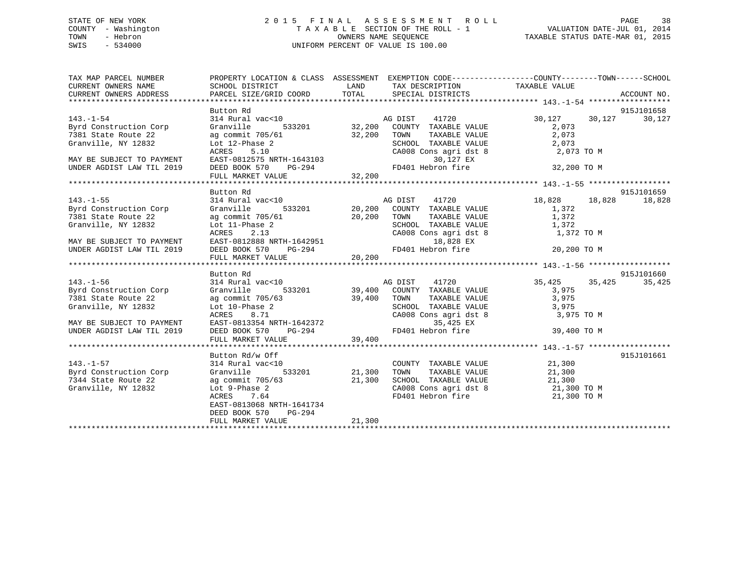STATE OF NEW YORK
COUNTY - Washington
TOWN - Hebron
SWIS - 534000

2015 FINAL ASSESSMENT ROLL
TAXABLE SECTION OF THE ROLL - 1
OWNERS NAME SEQUENCE
UNIFORM PERCENT OF VALUE IS 100.00

VALUATION DATE-JUL 01, 2014
TAXABLE STATUS DATE-MAR 01, 2015

```
TAX MAP PARCEL NUMBER      PROPERTY LOCATION & CLASS  ASSESSMENT  EXEMPTION CODE-----------------COUNTY--------TOWN------SCHOOL
CURRENT OWNERS NAME        SCHOOL DISTRICT              LAND      TAX DESCRIPTION             TAXABLE VALUE
CURRENT OWNERS ADDRESS     PARCEL SIZE/GRID COORD      TOTAL      SPECIAL DISTRICTS                                  ACCOUNT NO.
******************************************************************************************** 143.-1-54 ******************
                           Button Rd                                                                              915J101658
143.-1-54                  314 Rural vac<10                    AG DIST    41720             30,127     30,127     30,127
Byrd Construction Corp     Granville        533201     32,200   COUNTY  TAXABLE VALUE          2,073
7381 State Route 22        ag commit 705/61            32,200   TOWN    TAXABLE VALUE          2,073
Granville, NY 12832        Lot 12-Phase 2                       SCHOOL  TAXABLE VALUE          2,073
                           ACRES    5.10                        CA008 Cons agri dst 8           2,073 TO M
MAY BE SUBJECT TO PAYMENT  EAST-0812575 NRTH-1643103                   30,127 EX
UNDER AGDIST LAW TIL 2019  DEED BOOK 570    PG-294              FD401 Hebron fire              32,200 TO M
                           FULL MARKET VALUE           32,200
******************************************************************************************** 143.-1-55 ******************
                           Button Rd                                                                              915J101659
143.-1-55                  314 Rural vac<10                    AG DIST    41720             18,828     18,828     18,828
Byrd Construction Corp     Granville        533201     20,200   COUNTY  TAXABLE VALUE          1,372
7381 State Route 22        ag commit 705/61            20,200   TOWN    TAXABLE VALUE          1,372
Granville, NY 12832        Lot 11-Phase 2                       SCHOOL  TAXABLE VALUE          1,372
                           ACRES    2.13                        CA008 Cons agri dst 8           1,372 TO M
MAY BE SUBJECT TO PAYMENT  EAST-0812888 NRTH-1642951                   18,828 EX
UNDER AGDIST LAW TIL 2019  DEED BOOK 570    PG-294              FD401 Hebron fire              20,200 TO M
                           FULL MARKET VALUE           20,200
******************************************************************************************** 143.-1-56 ******************
                           Button Rd                                                                              915J101660
143.-1-56                  314 Rural vac<10                    AG DIST    41720             35,425     35,425     35,425
Byrd Construction Corp     Granville        533201     39,400   COUNTY  TAXABLE VALUE          3,975
7381 State Route 22        ag commit 705/63            39,400   TOWN    TAXABLE VALUE          3,975
Granville, NY 12832        Lot 10-Phase 2                       SCHOOL  TAXABLE VALUE          3,975
                           ACRES    8.71                        CA008 Cons agri dst 8           3,975 TO M
MAY BE SUBJECT TO PAYMENT  EAST-0813354 NRTH-1642372                   35,425 EX
UNDER AGDIST LAW TIL 2019  DEED BOOK 570    PG-294              FD401 Hebron fire              39,400 TO M
                           FULL MARKET VALUE           39,400
******************************************************************************************** 143.-1-57 ******************
                           Button Rd/w Off                                                                        915J101661
143.-1-57                  314 Rural vac<10                     COUNTY  TAXABLE VALUE         21,300
Byrd Construction Corp     Granville        533201     21,300   TOWN    TAXABLE VALUE         21,300
7344 State Route 22        ag commit 705/63            21,300   SCHOOL  TAXABLE VALUE         21,300
Granville, NY 12832        Lot 9-Phase 2                        CA008 Cons agri dst 8          21,300 TO M
                           ACRES    7.64                        FD401 Hebron fire              21,300 TO M
                           EAST-0813068 NRTH-1641734
                           DEED BOOK 570    PG-294
                           FULL MARKET VALUE           21,300
****************************************************************************************************************************
```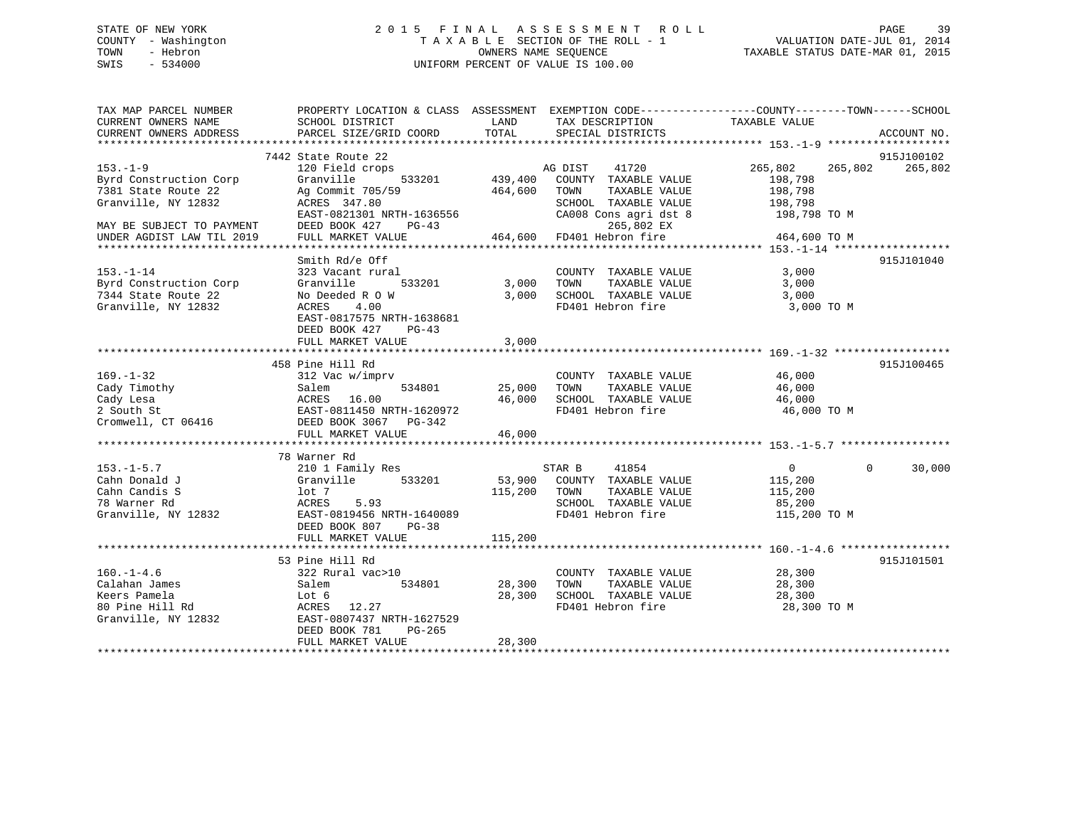STATE OF NEW YORK
COUNTY - Washington
TOWN - Hebron
SWIS - 534000

2 0 1 5 F I N A L A S S E S S M E N T R O L L
T A X A B L E SECTION OF THE ROLL - 1
OWNERS NAME SEQUENCE
UNIFORM PERCENT OF VALUE IS 100.00

VALUATION DATE-JUL 01, 2014
TAXABLE STATUS DATE-MAR 01, 2015

```
TAX MAP PARCEL NUMBER          PROPERTY LOCATION & CLASS  ASSESSMENT  EXEMPTION CODE------------------COUNTY--------TOWN------SCHOOL
CURRENT OWNERS NAME            SCHOOL DISTRICT               LAND      TAX DESCRIPTION              TAXABLE VALUE
CURRENT OWNERS ADDRESS         PARCEL SIZE/GRID COORD        TOTAL     SPECIAL DISTRICTS                                        ACCOUNT NO.
******************************************************************************************************* 153.-1-9 *******************
                               7442 State Route 22                                                                         915J100102
153.-1-9                       120 Field crops                        AG DIST    41720             265,802    265,802    265,802
Byrd Construction Corp         Granville        533201      439,400   COUNTY  TAXABLE VALUE          198,798
7381 State Route 22            Ag Commit 705/59            464,600   TOWN    TAXABLE VALUE          198,798
Granville, NY 12832            ACRES  347.80                          SCHOOL  TAXABLE VALUE          198,798
                               EAST-0821301 NRTH-1636556              CA008 Cons agri dst 8           198,798 TO M
MAY BE SUBJECT TO PAYMENT      DEED BOOK 427    PG-43                      265,802 EX
UNDER AGDIST LAW TIL 2019      FULL MARKET VALUE            464,600   FD401 Hebron fire               464,600 TO M
******************************************************************************************************* 153.-1-14 ******************
                               Smith Rd/e Off                                                                              915J101040
153.-1-14                      323 Vacant rural                       COUNTY  TAXABLE VALUE            3,000
Byrd Construction Corp         Granville        533201        3,000   TOWN    TAXABLE VALUE            3,000
7344 State Route 22            No Deeded R O W                3,000   SCHOOL  TAXABLE VALUE            3,000
Granville, NY 12832            ACRES    4.00                          FD401 Hebron fire                 3,000 TO M
                               EAST-0817575 NRTH-1638681
                               DEED BOOK 427    PG-43
                               FULL MARKET VALUE              3,000
******************************************************************************************************* 169.-1-32 ******************
                               458 Pine Hill Rd                                                                            915J100465
169.-1-32                      312 Vac w/imprv                        COUNTY  TAXABLE VALUE           46,000
Cady Timothy                   Salem            534801       25,000   TOWN    TAXABLE VALUE           46,000
Cady Lesa                      ACRES   16.00                 46,000   SCHOOL  TAXABLE VALUE           46,000
2 South St                     EAST-0811450 NRTH-1620972              FD401 Hebron fire                46,000 TO M
Cromwell, CT 06416             DEED BOOK 3067   PG-342
                               FULL MARKET VALUE             46,000
******************************************************************************************************* 153.-1-5.7 *****************
                               78 Warner Rd
153.-1-5.7                     210 1 Family Res                       STAR B     41854                   0          0     30,000
Cahn Donald J                  Granville        533201       53,900   COUNTY  TAXABLE VALUE          115,200
Cahn Candis S                  lot 7                        115,200   TOWN    TAXABLE VALUE          115,200
78 Warner Rd                   ACRES    5.93                          SCHOOL  TAXABLE VALUE           85,200
Granville, NY 12832            EAST-0819456 NRTH-1640089              FD401 Hebron fire               115,200 TO M
                               DEED BOOK 807    PG-38
                               FULL MARKET VALUE            115,200
******************************************************************************************************* 160.-1-4.6 *****************
                               53 Pine Hill Rd                                                                             915J101501
160.-1-4.6                     322 Rural vac>10                       COUNTY  TAXABLE VALUE           28,300
Calahan James                  Salem            534801       28,300   TOWN    TAXABLE VALUE           28,300
Keers Pamela                   Lot 6                         28,300   SCHOOL  TAXABLE VALUE           28,300
80 Pine Hill Rd                ACRES   12.27                          FD401 Hebron fire                28,300 TO M
Granville, NY 12832            EAST-0807437 NRTH-1627529
                               DEED BOOK 781    PG-265
                               FULL MARKET VALUE             28,300
************************************************************************************************************************************
```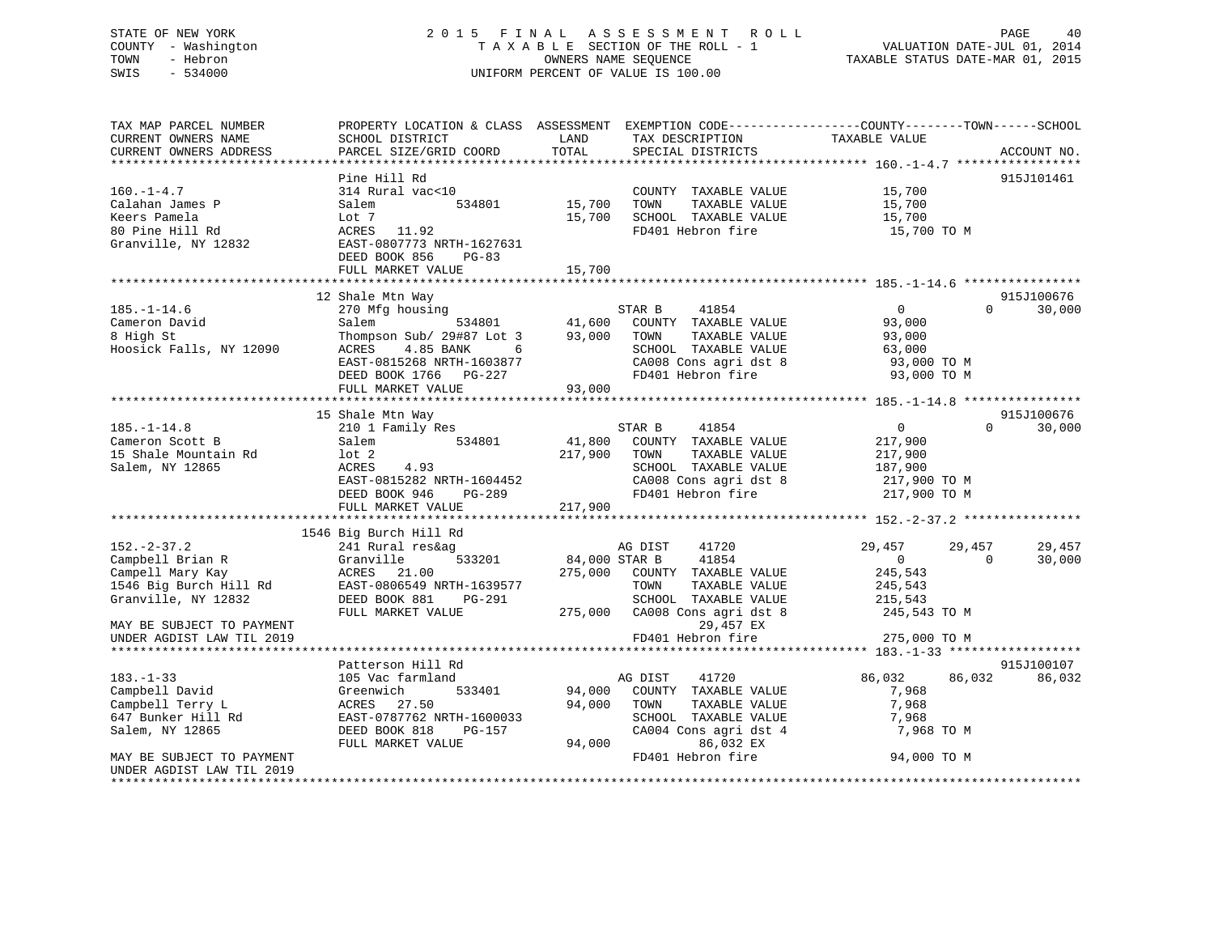STATE OF NEW YORK
COUNTY - Washington
TOWN - Hebron
SWIS - 534000

2015 FINAL ASSESSMENT ROLL
TAXABLE SECTION OF THE ROLL - 1
OWNERS NAME SEQUENCE
UNIFORM PERCENT OF VALUE IS 100.00

VALUATION DATE-JUL 01, 2014
TAXABLE STATUS DATE-MAR 01, 2015

```
TAX MAP PARCEL NUMBER          PROPERTY LOCATION & CLASS  ASSESSMENT  EXEMPTION CODE-----------------COUNTY--------TOWN------SCHOOL
CURRENT OWNERS NAME            SCHOOL DISTRICT               LAND      TAX DESCRIPTION            TAXABLE VALUE
CURRENT OWNERS ADDRESS         PARCEL SIZE/GRID COORD       TOTAL      SPECIAL DISTRICTS                                    ACCOUNT NO.
******************************************************************************************************* 160.-1-4.7 *****************
                               Pine Hill Rd                                                                                915J101461
160.-1-4.7                     314 Rural vac<10                        COUNTY  TAXABLE VALUE          15,700
Calahan James P                Salem           534801       15,700     TOWN    TAXABLE VALUE          15,700
Keers Pamela                   Lot 7                        15,700     SCHOOL  TAXABLE VALUE          15,700
80 Pine Hill Rd                ACRES   11.92                           FD401 Hebron fire               15,700 TO M
Granville, NY 12832            EAST-0807773 NRTH-1627631
                               DEED BOOK 856    PG-83
                               FULL MARKET VALUE            15,700
******************************************************************************************************* 185.-1-14.6 ****************
                               12 Shale Mtn Way                                                                            915J100676
185.-1-14.6                    270 Mfg housing                         STAR B     41854                  0            0      30,000
Cameron David                  Salem           534801       41,600     COUNTY  TAXABLE VALUE          93,000
8 High St                      Thompson Sub/ 29#87 Lot 3    93,000     TOWN    TAXABLE VALUE          93,000
Hoosick Falls, NY 12090        ACRES    4.85 BANK      6               SCHOOL  TAXABLE VALUE          63,000
                               EAST-0815268 NRTH-1603877               CA008 Cons agri dst 8           93,000 TO M
                               DEED BOOK 1766   PG-227                 FD401 Hebron fire               93,000 TO M
                               FULL MARKET VALUE            93,000
******************************************************************************************************* 185.-1-14.8 ****************
                               15 Shale Mtn Way                                                                            915J100676
185.-1-14.8                    210 1 Family Res                        STAR B     41854                  0            0      30,000
Cameron Scott B                Salem           534801       41,800     COUNTY  TAXABLE VALUE         217,900
15 Shale Mountain Rd           lot 2                       217,900     TOWN    TAXABLE VALUE         217,900
Salem, NY 12865                ACRES    4.93                           SCHOOL  TAXABLE VALUE         187,900
                               EAST-0815282 NRTH-1604452               CA008 Cons agri dst 8          217,900 TO M
                               DEED BOOK 946    PG-289                 FD401 Hebron fire              217,900 TO M
                               FULL MARKET VALUE           217,900
******************************************************************************************************* 152.-2-37.2 ****************
                               1546 Big Burch Hill Rd
152.-2-37.2                    241 Rural res&ag                        AG DIST    41720             29,457       29,457      29,457
Campbell Brian R               Granville       533201       84,000 STAR B     41854                  0            0      30,000
Campbell Mary Kay              ACRES   21.00               275,000     COUNTY  TAXABLE VALUE         245,543
1546 Big Burch Hill Rd         EAST-0806549 NRTH-1639577               TOWN    TAXABLE VALUE         245,543
Granville, NY 12832            DEED BOOK 881    PG-291                 SCHOOL  TAXABLE VALUE         215,543
                               FULL MARKET VALUE           275,000     CA008 Cons agri dst 8          245,543 TO M
MAY BE SUBJECT TO PAYMENT                                                   29,457 EX
UNDER AGDIST LAW TIL 2019                                              FD401 Hebron fire              275,000 TO M
******************************************************************************************************* 183.-1-33 ******************
                               Patterson Hill Rd                                                                           915J100107
183.-1-33                      105 Vac farmland                        AG DIST    41720             86,032       86,032      86,032
Campbell David                 Greenwich       533401       94,000     COUNTY  TAXABLE VALUE           7,968
Campbell Terry L               ACRES   27.50                94,000     TOWN    TAXABLE VALUE           7,968
647 Bunker Hill Rd             EAST-0787762 NRTH-1600033               SCHOOL  TAXABLE VALUE           7,968
Salem, NY 12865                DEED BOOK 818    PG-157                 CA004 Cons agri dst 4            7,968 TO M
                               FULL MARKET VALUE            94,000          86,032 EX
MAY BE SUBJECT TO PAYMENT                                              FD401 Hebron fire               94,000 TO M
UNDER AGDIST LAW TIL 2019
************************************************************************************************************************************
```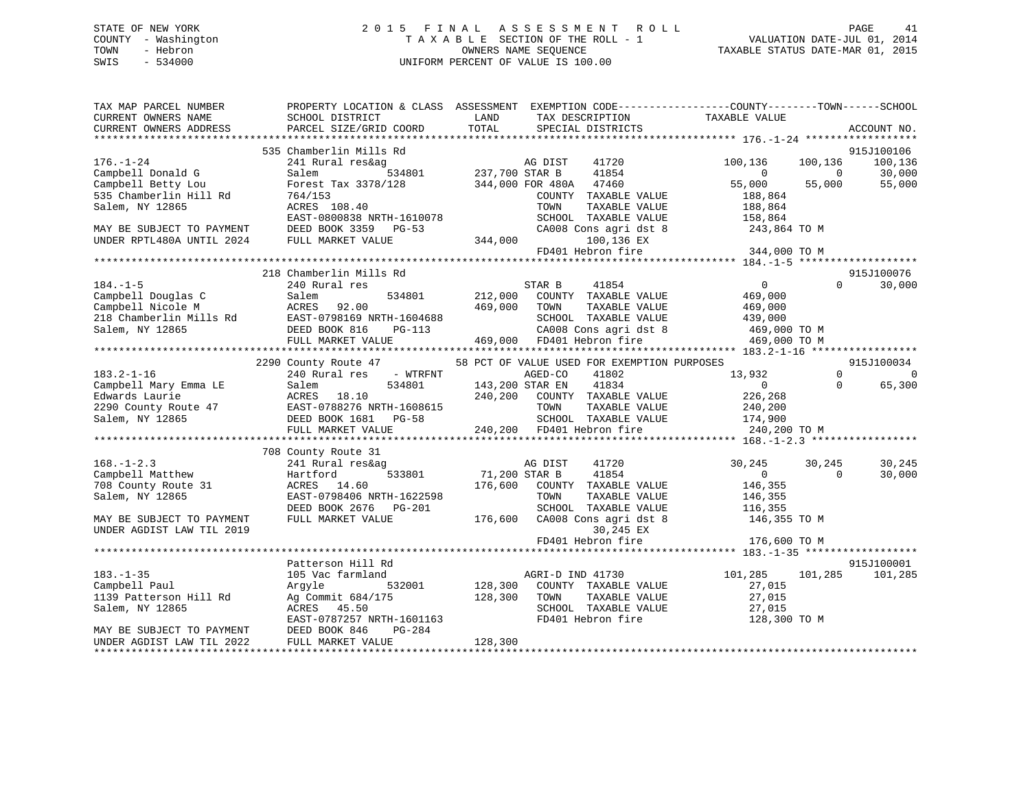STATE OF NEW YORK
COUNTY - Washington
TOWN - Hebron
SWIS - 534000

2015 FINAL ASSESSMENT ROLL
TAXABLE SECTION OF THE ROLL - 1
OWNERS NAME SEQUENCE
UNIFORM PERCENT OF VALUE IS 100.00

VALUATION DATE-JUL 01, 2014
TAXABLE STATUS DATE-MAR 01, 2015

```
TAX MAP PARCEL NUMBER          PROPERTY LOCATION & CLASS  ASSESSMENT  EXEMPTION CODE------------------COUNTY--------TOWN------SCHOOL
CURRENT OWNERS NAME            SCHOOL DISTRICT               LAND      TAX DESCRIPTION              TAXABLE VALUE
CURRENT OWNERS ADDRESS         PARCEL SIZE/GRID COORD       TOTAL      SPECIAL DISTRICTS                                     ACCOUNT NO.
******************************************************************************************************* 176.-1-24 ******************
                               535 Chamberlin Mills Rd                                                                  915J100106
176.-1-24                      241 Rural res&ag                         AG DIST    41720            100,136    100,136    100,136
Campbell Donald G              Salem         534801        237,700 STAR B     41854                  0          0         30,000
Campbell Betty Lou             Forest Tax 3378/128         344,000 FOR 480A   47460               55,000     55,000      55,000
535 Chamberlin Hill Rd         764/153                                COUNTY  TAXABLE VALUE         188,864
Salem, NY 12865                ACRES  108.40                          TOWN    TAXABLE VALUE         188,864
                               EAST-0800838 NRTH-1610078              SCHOOL  TAXABLE VALUE         158,864
MAY BE SUBJECT TO PAYMENT      DEED BOOK 3359   PG-53                 CA008 Cons agri dst 8          243,864 TO M
UNDER RPTL480A UNTIL 2024      FULL MARKET VALUE          344,000          100,136 EX
                                                                      FD401 Hebron fire              344,000 TO M
******************************************************************************************************* 184.-1-5 *******************
                               218 Chamberlin Mills Rd                                                                  915J100076
184.-1-5                       240 Rural res                            STAR B     41854                  0          0         30,000
Campbell Douglas C             Salem         534801        212,000   COUNTY  TAXABLE VALUE         469,000
Campbell Nicole M              ACRES  92.00                469,000   TOWN    TAXABLE VALUE         469,000
218 Chamberlin Mills Rd        EAST-0798169 NRTH-1604688              SCHOOL  TAXABLE VALUE         439,000
Salem, NY 12865                DEED BOOK 816    PG-113                CA008 Cons agri dst 8          469,000 TO M
                               FULL MARKET VALUE          469,000   FD401 Hebron fire              469,000 TO M
******************************************************************************************************* 183.2-1-16 *****************
                               2290 County Route 47         58 PCT OF VALUE USED FOR EXEMPTION PURPOSES                 915J100034
183.2-1-16                     240 Rural res    - WTRFNT              AGED-CO    41802             13,932          0          0
Campbell Mary Emma LE          Salem         534801        143,200 STAR EN    41834                  0          0         65,300
Edwards Laurie                 ACRES  18.10                240,200   COUNTY  TAXABLE VALUE         226,268
2290 County Route 47           EAST-0788276 NRTH-1608615              TOWN    TAXABLE VALUE         240,200
Salem, NY 12865                DEED BOOK 1681   PG-58                 SCHOOL  TAXABLE VALUE         174,900
                               FULL MARKET VALUE          240,200   FD401 Hebron fire              240,200 TO M
******************************************************************************************************* 168.-1-2.3 *****************
                               708 County Route 31
168.-1-2.3                     241 Rural res&ag                         AG DIST    41720             30,245     30,245     30,245
Campbell Matthew               Hartford      533801         71,200 STAR B     41854                  0          0         30,000
708 County Route 31            ACRES  14.60                176,600   COUNTY  TAXABLE VALUE         146,355
Salem, NY 12865                EAST-0798406 NRTH-1622598              TOWN    TAXABLE VALUE         146,355
                               DEED BOOK 2676   PG-201                SCHOOL  TAXABLE VALUE         116,355
MAY BE SUBJECT TO PAYMENT      FULL MARKET VALUE          176,600   CA008 Cons agri dst 8          146,355 TO M
UNDER AGDIST LAW TIL 2019                                                   30,245 EX
                                                                      FD401 Hebron fire              176,600 TO M
******************************************************************************************************* 183.-1-35 ******************
                               Patterson Hill Rd                                                                        915J100001
183.-1-35                      105 Vac farmland                         AGRI-D IND 41730            101,285    101,285    101,285
Campbell Paul                  Argyle        532001        128,300   COUNTY  TAXABLE VALUE          27,015
1139 Patterson Hill Rd         Ag Commit 684/175           128,300   TOWN    TAXABLE VALUE          27,015
Salem, NY 12865                ACRES  45.50                           SCHOOL  TAXABLE VALUE          27,015
                               EAST-0787257 NRTH-1601163              FD401 Hebron fire              128,300 TO M
MAY BE SUBJECT TO PAYMENT      DEED BOOK 846    PG-284
UNDER AGDIST LAW TIL 2022      FULL MARKET VALUE          128,300
************************************************************************************************************************************
```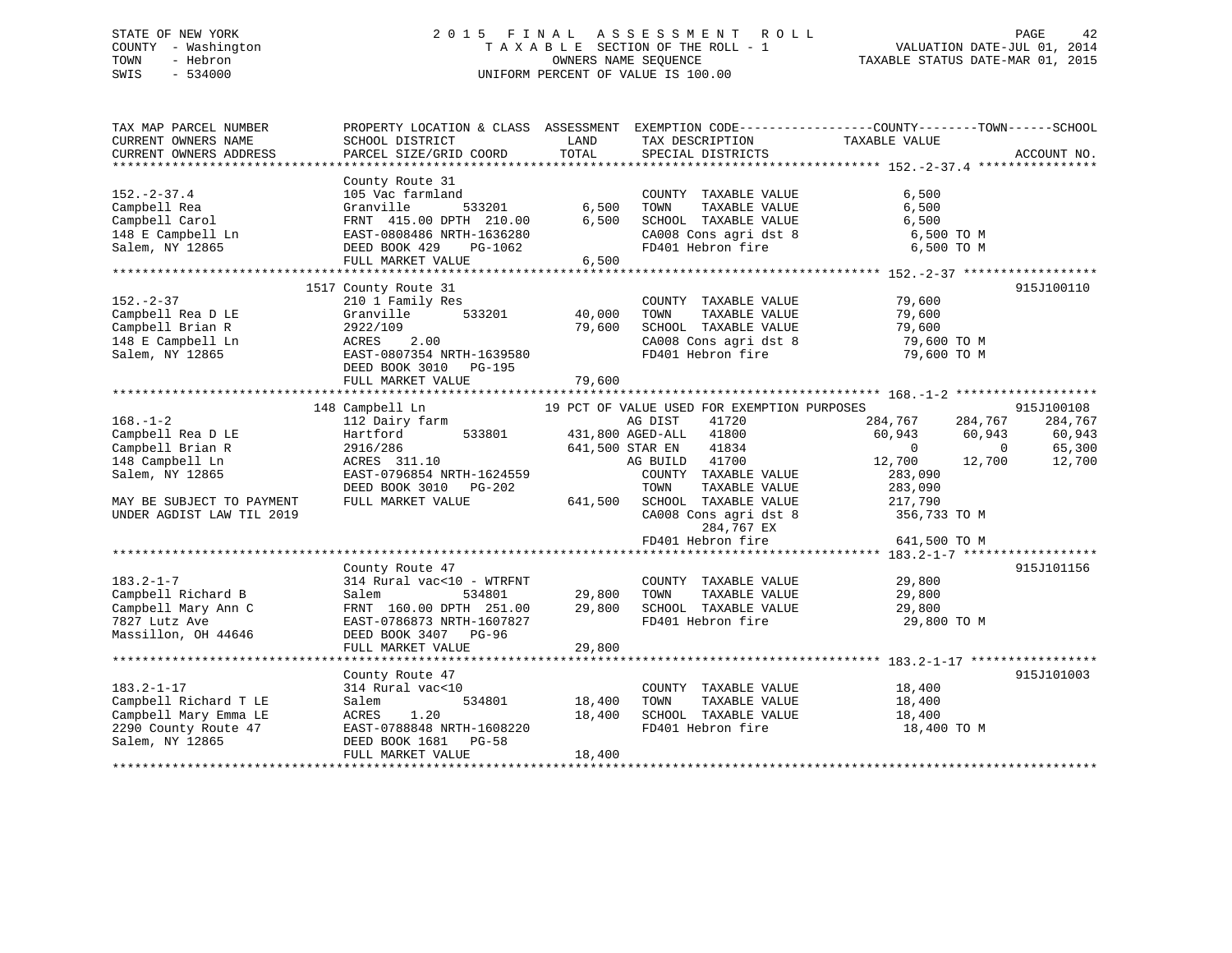STATE OF NEW YORK — 2015 FINAL ASSESSMENT ROLL
COUNTY - Washington — TAXABLE SECTION OF THE ROLL - 1 — VALUATION DATE-JUL 01, 2014
TOWN - Hebron — OWNERS NAME SEQUENCE — TAXABLE STATUS DATE-MAR 01, 2015
SWIS - 534000 — UNIFORM PERCENT OF VALUE IS 100.00

```
TAX MAP PARCEL NUMBER          PROPERTY LOCATION & CLASS  ASSESSMENT  EXEMPTION CODE------------------COUNTY--------TOWN------SCHOOL
CURRENT OWNERS NAME            SCHOOL DISTRICT               LAND      TAX DESCRIPTION            TAXABLE VALUE
CURRENT OWNERS ADDRESS         PARCEL SIZE/GRID COORD        TOTAL     SPECIAL DISTRICTS                                   ACCOUNT NO.
******************************************************************************************************* 152.-2-37.4 ****************
                               County Route 31
152.-2-37.4                    105 Vac farmland                         COUNTY  TAXABLE VALUE             6,500
Campbell Rea                   Granville        533201       6,500      TOWN    TAXABLE VALUE             6,500
Campbell Carol                 FRNT 415.00 DPTH 210.00       6,500      SCHOOL  TAXABLE VALUE             6,500
148 E Campbell Ln              EAST-0808486 NRTH-1636280                CA008 Cons agri dst 8              6,500 TO M
Salem, NY 12865                DEED BOOK 429    PG-1062                 FD401 Hebron fire                  6,500 TO M
                               FULL MARKET VALUE             6,500
******************************************************************************************************* 152.-2-37 ******************
                          1517 County Route 31                                                                           915J100110
152.-2-37                      210 1 Family Res                         COUNTY  TAXABLE VALUE            79,600
Campbell Rea D LE              Granville        533201      40,000      TOWN    TAXABLE VALUE            79,600
Campbell Brian R               2922/109                     79,600      SCHOOL  TAXABLE VALUE            79,600
148 E Campbell Ln              ACRES    2.00                            CA008 Cons agri dst 8             79,600 TO M
Salem, NY 12865                EAST-0807354 NRTH-1639580                FD401 Hebron fire                 79,600 TO M
                               DEED BOOK 3010   PG-195
                               FULL MARKET VALUE            79,600
******************************************************************************************************* 168.-1-2 *******************
                           148 Campbell Ln               19 PCT OF VALUE USED FOR EXEMPTION PURPOSES                     915J100108
168.-1-2                       112 Dairy farm                   AG DIST     41720                 284,767     284,767     284,767
Campbell Rea D LE              Hartford         533801     431,800 AGED-ALL    41800                  60,943      60,943      60,943
Campbell Brian R               2916/286                    641,500 STAR EN     41834                       0           0      65,300
148 Campbell Ln                ACRES  311.10                    AG BUILD    41700                  12,700      12,700      12,700
Salem, NY 12865                EAST-0796854 NRTH-1624559                COUNTY  TAXABLE VALUE           283,090
                               DEED BOOK 3010   PG-202                  TOWN    TAXABLE VALUE           283,090
MAY BE SUBJECT TO PAYMENT      FULL MARKET VALUE           641,500      SCHOOL  TAXABLE VALUE           217,790
UNDER AGDIST LAW TIL 2019                                               CA008 Cons agri dst 8            356,733 TO M
                                                                             284,767 EX
                                                                        FD401 Hebron fire                641,500 TO M
******************************************************************************************************* 183.2-1-7 ******************
                               County Route 47                                                                           915J101156
183.2-1-7                      314 Rural vac<10 - WTRFNT                COUNTY  TAXABLE VALUE            29,800
Campbell Richard B             Salem            534801      29,800      TOWN    TAXABLE VALUE            29,800
Campbell Mary Ann C            FRNT 160.00 DPTH 251.00      29,800      SCHOOL  TAXABLE VALUE            29,800
7827 Lutz Ave                  EAST-0786873 NRTH-1607827                FD401 Hebron fire                 29,800 TO M
Massillon, OH 44646            DEED BOOK 3407   PG-96
                               FULL MARKET VALUE            29,800
******************************************************************************************************* 183.2-1-17 *****************
                               County Route 47                                                                           915J101003
183.2-1-17                     314 Rural vac<10                         COUNTY  TAXABLE VALUE            18,400
Campbell Richard T LE          Salem            534801      18,400      TOWN    TAXABLE VALUE            18,400
Campbell Mary Emma LE          ACRES    1.20                18,400      SCHOOL  TAXABLE VALUE            18,400
2290 County Route 47           EAST-0788848 NRTH-1608220                FD401 Hebron fire                 18,400 TO M
Salem, NY 12865                DEED BOOK 1681   PG-58
                               FULL MARKET VALUE            18,400
************************************************************************************************************************************
```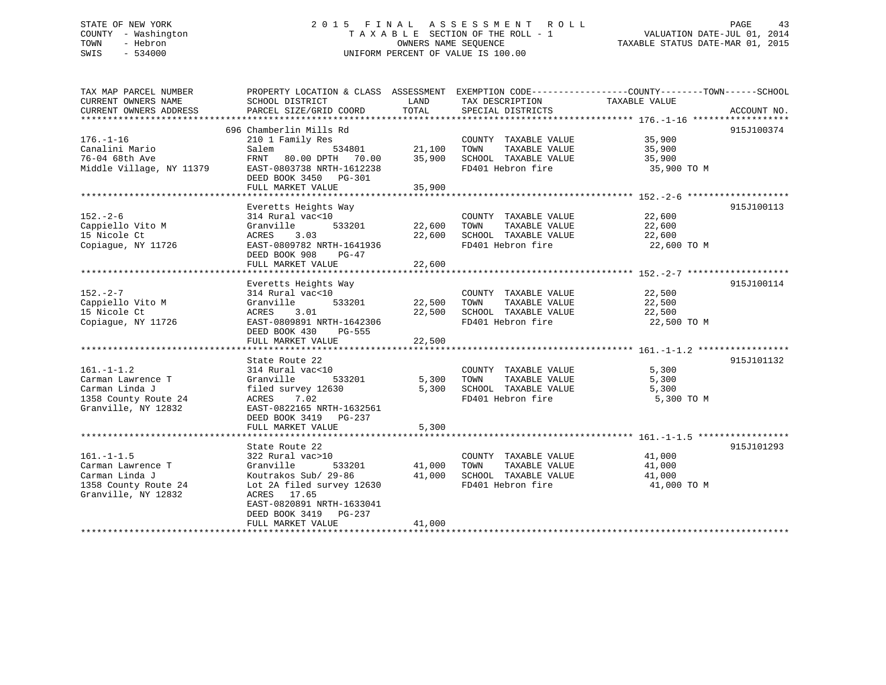STATE OF NEW YORK | COUNTY - Washington | TOWN - Hebron | SWIS - 534000

# 2015 FINAL ASSESSMENT ROLL

TAXABLE SECTION OF THE ROLL - 1
OWNERS NAME SEQUENCE
UNIFORM PERCENT OF VALUE IS 100.00

VALUATION DATE-JUL 01, 2014
TAXABLE STATUS DATE-MAR 01, 2015

| TAX MAP PARCEL NUMBER / CURRENT OWNERS NAME / CURRENT OWNERS ADDRESS | PROPERTY LOCATION & CLASS / SCHOOL DISTRICT / PARCEL SIZE/GRID COORD | ASSESSMENT LAND | TOTAL | EXEMPTION CODE / TAX DESCRIPTION / SPECIAL DISTRICTS | TAXABLE VALUE (COUNTY--TOWN--SCHOOL) | ACCOUNT NO. |
|---|---|---|---|---|---|---|
| 176.-1-16 | 696 Chamberlin Mills Rd | | | | | 915J100374 |
| 176.-1-16 | 210 1 Family Res | | | COUNTY TAXABLE VALUE | 35,900 | |
| Canalini Mario | Salem 534801 | 21,100 | | TOWN TAXABLE VALUE | 35,900 | |
| 76-04 68th Ave | FRNT 80.00 DPTH 70.00 | | 35,900 | SCHOOL TAXABLE VALUE | 35,900 | |
| Middle Village, NY 11379 | EAST-0803738 NRTH-1612238 | | | FD401 Hebron fire | 35,900 TO M | |
| | DEED BOOK 3450 PG-301 | | | | | |
| | FULL MARKET VALUE | | 35,900 | | | |
| 152.-2-6 | Everetts Heights Way | | | | | 915J100113 |
| 152.-2-6 | 314 Rural vac<10 | | | COUNTY TAXABLE VALUE | 22,600 | |
| Cappiello Vito M | Granville 533201 | 22,600 | | TOWN TAXABLE VALUE | 22,600 | |
| 15 Nicole Ct | ACRES 3.03 | | 22,600 | SCHOOL TAXABLE VALUE | 22,600 | |
| Copiague, NY 11726 | EAST-0809782 NRTH-1641936 | | | FD401 Hebron fire | 22,600 TO M | |
| | DEED BOOK 908 PG-47 | | | | | |
| | FULL MARKET VALUE | | 22,600 | | | |
| 152.-2-7 | Everetts Heights Way | | | | | 915J100114 |
| 152.-2-7 | 314 Rural vac<10 | | | COUNTY TAXABLE VALUE | 22,500 | |
| Cappiello Vito M | Granville 533201 | 22,500 | | TOWN TAXABLE VALUE | 22,500 | |
| 15 Nicole Ct | ACRES 3.01 | | 22,500 | SCHOOL TAXABLE VALUE | 22,500 | |
| Copiague, NY 11726 | EAST-0809891 NRTH-1642306 | | | FD401 Hebron fire | 22,500 TO M | |
| | DEED BOOK 430 PG-555 | | | | | |
| | FULL MARKET VALUE | | 22,500 | | | |
| 161.-1-1.2 | State Route 22 | | | | | 915J101132 |
| 161.-1-1.2 | 314 Rural vac<10 | | | COUNTY TAXABLE VALUE | 5,300 | |
| Carman Lawrence T | Granville 533201 | 5,300 | | TOWN TAXABLE VALUE | 5,300 | |
| Carman Linda J | filed survey 12630 | | 5,300 | SCHOOL TAXABLE VALUE | 5,300 | |
| 1358 County Route 24 | ACRES 7.02 | | | FD401 Hebron fire | 5,300 TO M | |
| Granville, NY 12832 | EAST-0822165 NRTH-1632561 | | | | | |
| | DEED BOOK 3419 PG-237 | | | | | |
| | FULL MARKET VALUE | | 5,300 | | | |
| 161.-1-1.5 | State Route 22 | | | | | 915J101293 |
| 161.-1-1.5 | 322 Rural vac>10 | | | COUNTY TAXABLE VALUE | 41,000 | |
| Carman Lawrence T | Granville 533201 | 41,000 | | TOWN TAXABLE VALUE | 41,000 | |
| Carman Linda J | Koutrakos Sub/ 29-86 | | 41,000 | SCHOOL TAXABLE VALUE | 41,000 | |
| 1358 County Route 24 | Lot 2A filed survey 12630 | | | FD401 Hebron fire | 41,000 TO M | |
| Granville, NY 12832 | ACRES 17.65 | | | | | |
| | EAST-0820891 NRTH-1633041 | | | | | |
| | DEED BOOK 3419 PG-237 | | | | | |
| | FULL MARKET VALUE | | 41,000 | | | |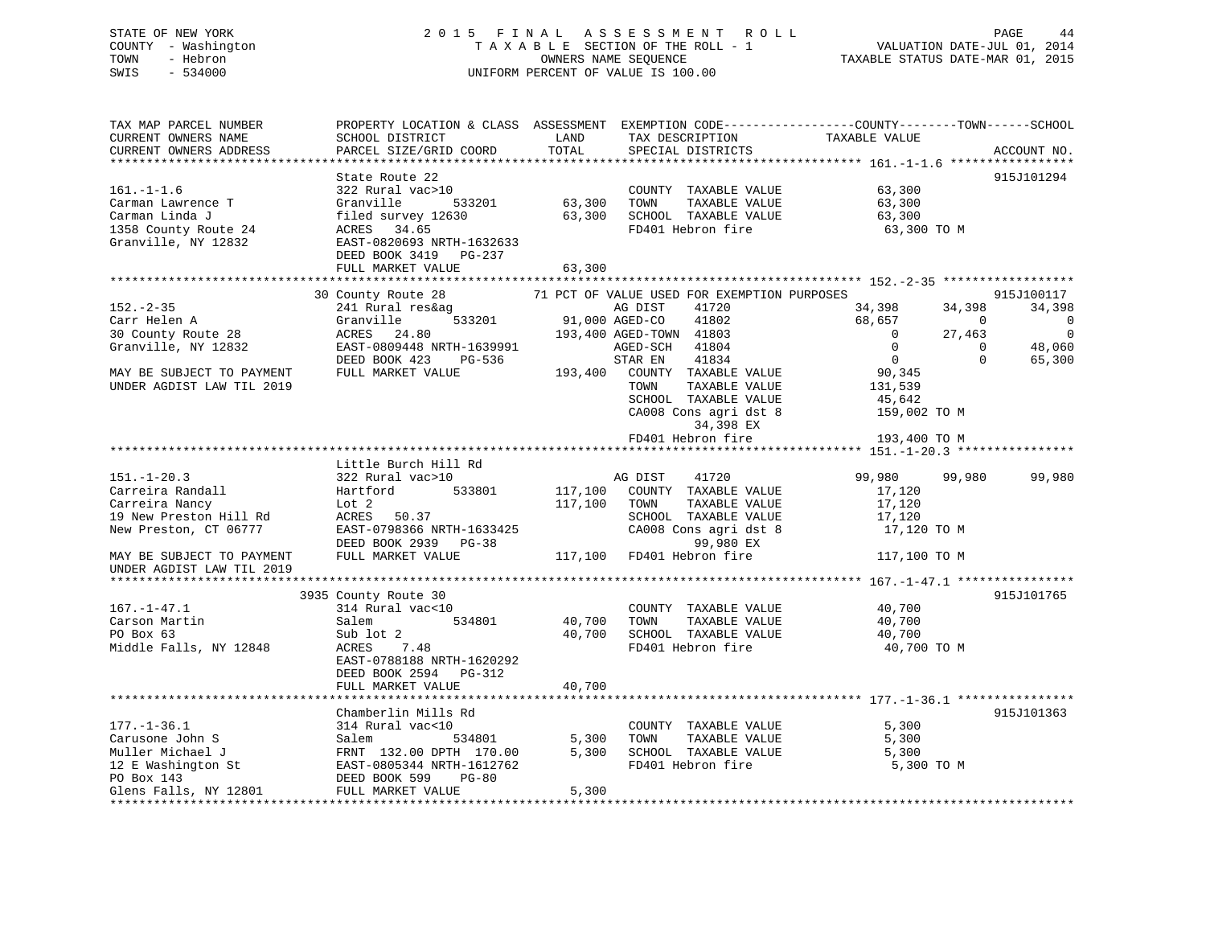STATE OF NEW YORK
COUNTY - Washington
TOWN - Hebron
SWIS - 534000

2 0 1 5 F I N A L A S S E S S M E N T R O L L
T A X A B L E SECTION OF THE ROLL - 1
OWNERS NAME SEQUENCE
UNIFORM PERCENT OF VALUE IS 100.00

VALUATION DATE-JUL 01, 2014
TAXABLE STATUS DATE-MAR 01, 2015

```
TAX MAP PARCEL NUMBER          PROPERTY LOCATION & CLASS  ASSESSMENT  EXEMPTION CODE------------------COUNTY--------TOWN------SCHOOL
CURRENT OWNERS NAME            SCHOOL DISTRICT               LAND      TAX DESCRIPTION            TAXABLE VALUE
CURRENT OWNERS ADDRESS         PARCEL SIZE/GRID COORD        TOTAL     SPECIAL DISTRICTS                                    ACCOUNT NO.
******************************************************************************************************* 161.-1-1.6 *****************
                               State Route 22                                                                              915J101294
161.-1-1.6                     322 Rural vac>10                        COUNTY  TAXABLE VALUE            63,300
Carman Lawrence T              Granville        533201       63,300    TOWN    TAXABLE VALUE            63,300
Carman Linda J                 filed survey 12630            63,300    SCHOOL  TAXABLE VALUE            63,300
1358 County Route 24           ACRES   34.65                           FD401 Hebron fire                 63,300 TO M
Granville, NY 12832            EAST-0820693 NRTH-1632633
                               DEED BOOK 3419   PG-237
                               FULL MARKET VALUE             63,300
******************************************************************************************************* 152.-2-35 ******************
                             30 County Route 28          71 PCT OF VALUE USED FOR EXEMPTION PURPOSES                        915J100117
152.-2-35                      241 Rural res&ag                        AG DIST     41720            34,398      34,398      34,398
Carr Helen A                   Granville        533201       91,000 AGED-CO    41802            68,657           0           0
30 County Route 28             ACRES   24.80                193,400 AGED-TOWN  41803                 0      27,463           0
Granville, NY 12832            EAST-0809448 NRTH-1639991               AGED-SCH   41804                 0           0      48,060
                               DEED BOOK 423    PG-536                 STAR EN    41834                 0           0      65,300
MAY BE SUBJECT TO PAYMENT      FULL MARKET VALUE            193,400    COUNTY  TAXABLE VALUE            90,345
UNDER AGDIST LAW TIL 2019                                              TOWN    TAXABLE VALUE           131,539
                                                                       SCHOOL  TAXABLE VALUE            45,642
                                                                       CA008 Cons agri dst 8            159,002 TO M
                                                                             34,398 EX
                                                                       FD401 Hebron fire                193,400 TO M
******************************************************************************************************* 151.-1-20.3 ****************
                               Little Burch Hill Rd
151.-1-20.3                    322 Rural vac>10                        AG DIST     41720            99,980      99,980      99,980
Carreira Randall               Hartford         533801      117,100    COUNTY  TAXABLE VALUE            17,120
Carreira Nancy                 Lot 2                        117,100    TOWN    TAXABLE VALUE            17,120
19 New Preston Hill Rd         ACRES   50.37                           SCHOOL  TAXABLE VALUE            17,120
New Preston, CT 06777          EAST-0798366 NRTH-1633425               CA008 Cons agri dst 8             17,120 TO M
                               DEED BOOK 2939   PG-38                        99,980 EX
MAY BE SUBJECT TO PAYMENT      FULL MARKET VALUE            117,100    FD401 Hebron fire                117,100 TO M
UNDER AGDIST LAW TIL 2019
******************************************************************************************************* 167.-1-47.1 ****************
                             3935 County Route 30                                                                          915J101765
167.-1-47.1                    314 Rural vac<10                        COUNTY  TAXABLE VALUE            40,700
Carson Martin                  Salem            534801       40,700    TOWN    TAXABLE VALUE            40,700
PO Box 63                      Sub lot 2                     40,700    SCHOOL  TAXABLE VALUE            40,700
Middle Falls, NY 12848         ACRES    7.48                           FD401 Hebron fire                 40,700 TO M
                               EAST-0788188 NRTH-1620292
                               DEED BOOK 2594   PG-312
                               FULL MARKET VALUE             40,700
******************************************************************************************************* 177.-1-36.1 ****************
                               Chamberlin Mills Rd                                                                         915J101363
177.-1-36.1                    314 Rural vac<10                        COUNTY  TAXABLE VALUE             5,300
Carusone John S                Salem            534801        5,300    TOWN    TAXABLE VALUE             5,300
Muller Michael J               FRNT 132.00 DPTH 170.00        5,300    SCHOOL  TAXABLE VALUE             5,300
12 E Washington St             EAST-0805344 NRTH-1612762               FD401 Hebron fire                  5,300 TO M
PO Box 143                     DEED BOOK 599    PG-80
Glens Falls, NY 12801          FULL MARKET VALUE              5,300
************************************************************************************************************************************
```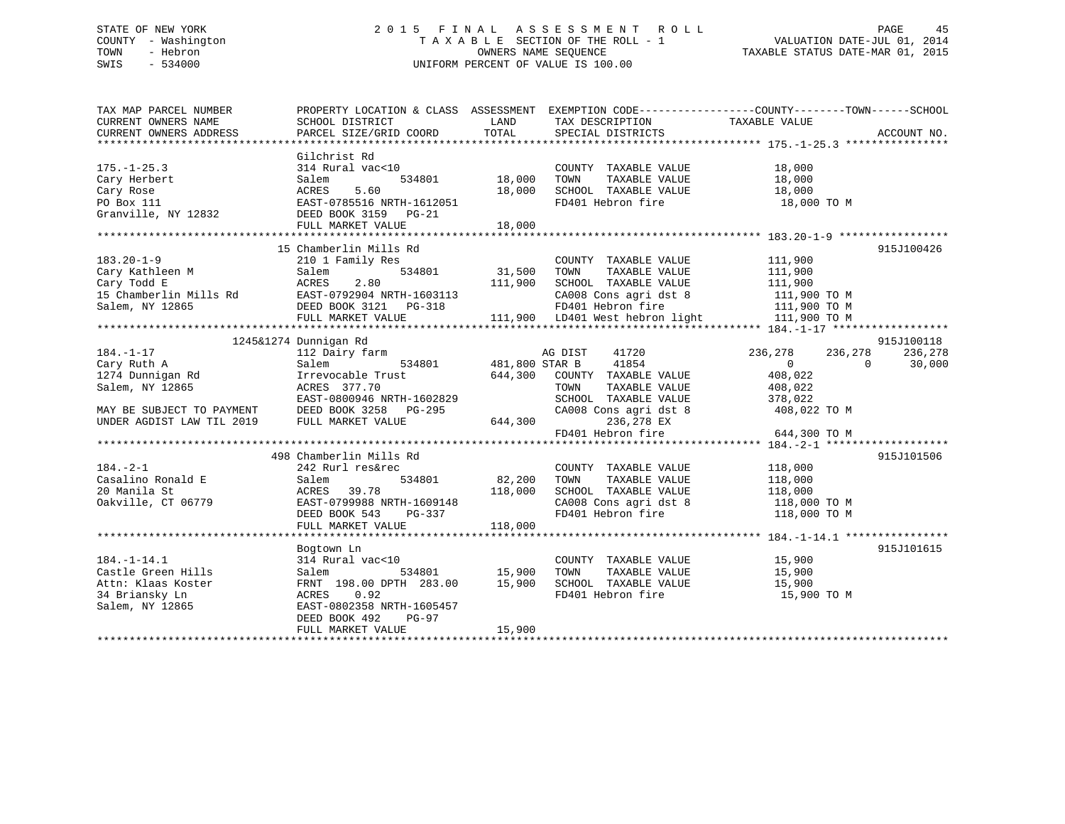STATE OF NEW YORK
COUNTY - Washington
TOWN - Hebron
SWIS - 534000

2 0 1 5 F I N A L A S S E S S M E N T R O L L
T A X A B L E SECTION OF THE ROLL - 1
OWNERS NAME SEQUENCE
UNIFORM PERCENT OF VALUE IS 100.00

VALUATION DATE-JUL 01, 2014
TAXABLE STATUS DATE-MAR 01, 2015

```
TAX MAP PARCEL NUMBER          PROPERTY LOCATION & CLASS  ASSESSMENT  EXEMPTION CODE------------------COUNTY--------TOWN------SCHOOL
CURRENT OWNERS NAME            SCHOOL DISTRICT               LAND      TAX DESCRIPTION            TAXABLE VALUE
CURRENT OWNERS ADDRESS         PARCEL SIZE/GRID COORD        TOTAL     SPECIAL DISTRICTS                                   ACCOUNT NO.
******************************************************************************************************** 175.-1-25.3 ****************
                               Gilchrist Rd
175.-1-25.3                    314 Rural vac<10                        COUNTY  TAXABLE VALUE            18,000
Cary Herbert                   Salem             534801       18,000   TOWN    TAXABLE VALUE            18,000
Cary Rose                      ACRES    5.60                  18,000   SCHOOL  TAXABLE VALUE            18,000
PO Box 111                     EAST-0785516 NRTH-1612051               FD401 Hebron fire                 18,000 TO M
Granville, NY 12832            DEED BOOK 3159   PG-21
                               FULL MARKET VALUE              18,000
******************************************************************************************************** 183.20-1-9 *****************
                            15 Chamberlin Mills Rd                                                                   915J100426
183.20-1-9                     210 1 Family Res                        COUNTY  TAXABLE VALUE           111,900
Cary Kathleen M                Salem             534801       31,500   TOWN    TAXABLE VALUE           111,900
Cary Todd E                    ACRES    2.80                 111,900   SCHOOL  TAXABLE VALUE           111,900
15 Chamberlin Mills Rd         EAST-0792904 NRTH-1603113               CA008 Cons agri dst 8            111,900 TO M
Salem, NY 12865                DEED BOOK 3121   PG-318                 FD401 Hebron fire                111,900 TO M
                               FULL MARKET VALUE             111,900   LD401 West hebron light          111,900 TO M
******************************************************************************************************** 184.-1-17 ******************
                     1245&1274 Dunnigan Rd                                                                           915J100118
184.-1-17                      112 Dairy farm                          AG DIST     41720        236,278     236,278     236,278
Cary Ruth A                    Salem             534801      481,800 STAR B      41854              0           0      30,000
1274 Dunnigan Rd               Irrevocable Trust             644,300   COUNTY  TAXABLE VALUE           408,022
Salem, NY 12865                ACRES  377.70                           TOWN    TAXABLE VALUE           408,022
                               EAST-0800946 NRTH-1602829               SCHOOL  TAXABLE VALUE           378,022
MAY BE SUBJECT TO PAYMENT      DEED BOOK 3258   PG-295                 CA008 Cons agri dst 8            408,022 TO M
UNDER AGDIST LAW TIL 2019      FULL MARKET VALUE             644,300        236,278 EX
                                                                       FD401 Hebron fire                644,300 TO M
******************************************************************************************************** 184.-2-1 *******************
                           498 Chamberlin Mills Rd                                                                   915J101506
184.-2-1                       242 Rurl res&rec                        COUNTY  TAXABLE VALUE           118,000
Casalino Ronald E              Salem             534801       82,200   TOWN    TAXABLE VALUE           118,000
20 Manila St                   ACRES   39.78                 118,000   SCHOOL  TAXABLE VALUE           118,000
Oakville, CT 06779             EAST-0799988 NRTH-1609148               CA008 Cons agri dst 8            118,000 TO M
                               DEED BOOK 543    PG-337                 FD401 Hebron fire                118,000 TO M
                               FULL MARKET VALUE             118,000
******************************************************************************************************** 184.-1-14.1 ****************
                               Bogtown Ln                                                                            915J101615
184.-1-14.1                    314 Rural vac<10                        COUNTY  TAXABLE VALUE            15,900
Castle Green Hills             Salem             534801       15,900   TOWN    TAXABLE VALUE            15,900
Attn: Klaas Koster             FRNT 198.00 DPTH 283.00        15,900   SCHOOL  TAXABLE VALUE            15,900
34 Briansky Ln                 ACRES    0.92                           FD401 Hebron fire                 15,900 TO M
Salem, NY 12865                EAST-0802358 NRTH-1605457
                               DEED BOOK 492    PG-97
                               FULL MARKET VALUE              15,900
************************************************************************************************************************************
```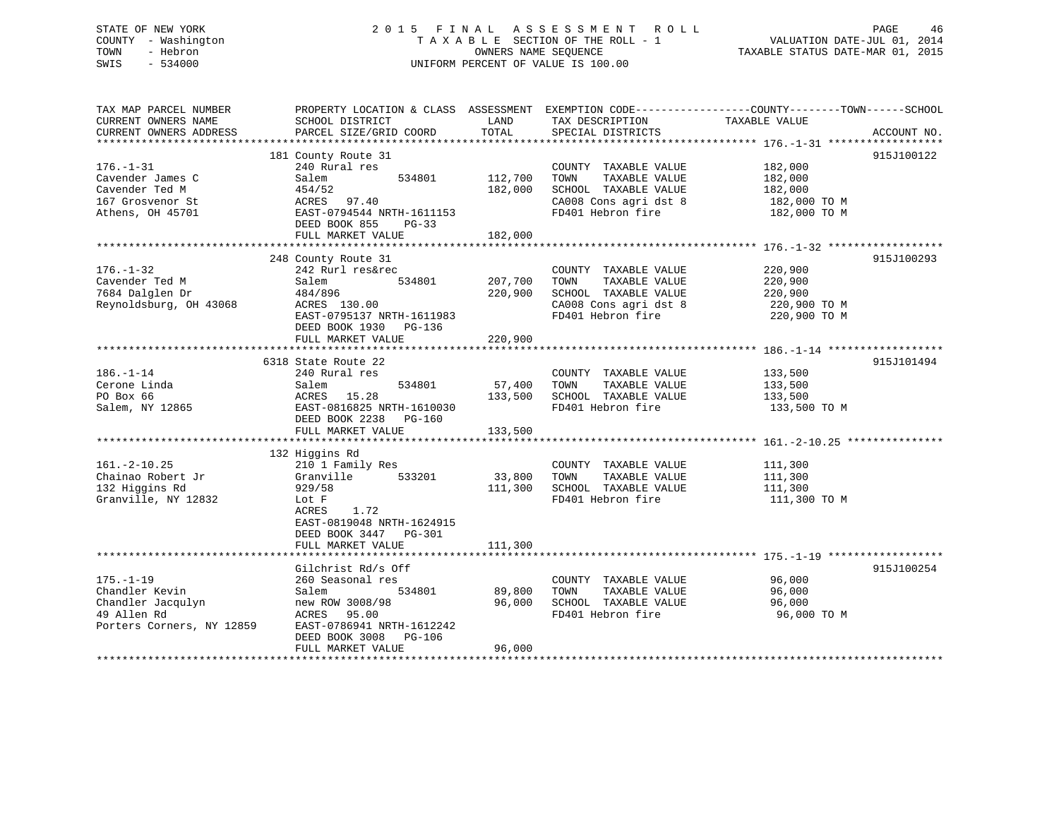STATE OF NEW YORK
COUNTY - Washington
TOWN - Hebron
SWIS - 534000

2015 FINAL ASSESSMENT ROLL
TAXABLE SECTION OF THE ROLL - 1
OWNERS NAME SEQUENCE
UNIFORM PERCENT OF VALUE IS 100.00

VALUATION DATE-JUL 01, 2014
TAXABLE STATUS DATE-MAR 01, 2015

| TAX MAP PARCEL NUMBER / CURRENT OWNERS NAME / CURRENT OWNERS ADDRESS | PROPERTY LOCATION & CLASS / SCHOOL DISTRICT / PARCEL SIZE/GRID COORD | ASSESSMENT LAND | TOTAL | EXEMPTION CODE / TAX DESCRIPTION / SPECIAL DISTRICTS | COUNTY--------TOWN------SCHOOL TAXABLE VALUE | ACCOUNT NO. |
|---|---|---|---|---|---|---|
| 176.-1-31 | 181 County Route 31 | | | | | 915J100122 |
| 176.-1-31 | 240 Rural res | | | COUNTY TAXABLE VALUE | 182,000 | |
| Cavender James C | Salem 534801 | 112,700 | | TOWN TAXABLE VALUE | 182,000 | |
| Cavender Ted M | 454/52 | | 182,000 | SCHOOL TAXABLE VALUE | 182,000 | |
| 167 Grosvenor St | ACRES 97.40 | | | CA008 Cons agri dst 8 | 182,000 TO M | |
| Athens, OH 45701 | EAST-0794544 NRTH-1611153 | | | FD401 Hebron fire | 182,000 TO M | |
| | DEED BOOK 855 PG-33 | | | | | |
| | FULL MARKET VALUE | | 182,000 | | | |
| 176.-1-32 | 248 County Route 31 | | | | | 915J100293 |
| 176.-1-32 | 242 Rurl res&rec | | | COUNTY TAXABLE VALUE | 220,900 | |
| Cavender Ted M | Salem 534801 | 207,700 | | TOWN TAXABLE VALUE | 220,900 | |
| 7684 Dalglen Dr | 484/896 | | 220,900 | SCHOOL TAXABLE VALUE | 220,900 | |
| Reynoldsburg, OH 43068 | ACRES 130.00 | | | CA008 Cons agri dst 8 | 220,900 TO M | |
| | EAST-0795137 NRTH-1611983 | | | FD401 Hebron fire | 220,900 TO M | |
| | DEED BOOK 1930 PG-136 | | | | | |
| | FULL MARKET VALUE | | 220,900 | | | |
| 186.-1-14 | 6318 State Route 22 | | | | | 915J101494 |
| 186.-1-14 | 240 Rural res | | | COUNTY TAXABLE VALUE | 133,500 | |
| Cerone Linda | Salem 534801 | 57,400 | | TOWN TAXABLE VALUE | 133,500 | |
| PO Box 66 | ACRES 15.28 | | 133,500 | SCHOOL TAXABLE VALUE | 133,500 | |
| Salem, NY 12865 | EAST-0816825 NRTH-1610030 | | | FD401 Hebron fire | 133,500 TO M | |
| | DEED BOOK 2238 PG-160 | | | | | |
| | FULL MARKET VALUE | | 133,500 | | | |
| 161.-2-10.25 | 132 Higgins Rd | | | | | |
| 161.-2-10.25 | 210 1 Family Res | | | COUNTY TAXABLE VALUE | 111,300 | |
| Chainao Robert Jr | Granville 533201 | 33,800 | | TOWN TAXABLE VALUE | 111,300 | |
| 132 Higgins Rd | 929/58 | | 111,300 | SCHOOL TAXABLE VALUE | 111,300 | |
| Granville, NY 12832 | Lot F | | | FD401 Hebron fire | 111,300 TO M | |
| | ACRES 1.72 | | | | | |
| | EAST-0819048 NRTH-1624915 | | | | | |
| | DEED BOOK 3447 PG-301 | | | | | |
| | FULL MARKET VALUE | | 111,300 | | | |
| 175.-1-19 | Gilchrist Rd/s Off | | | | | 915J100254 |
| 175.-1-19 | 260 Seasonal res | | | COUNTY TAXABLE VALUE | 96,000 | |
| Chandler Kevin | Salem 534801 | 89,800 | | TOWN TAXABLE VALUE | 96,000 | |
| Chandler Jacqulyn | new ROW 3008/98 | | 96,000 | SCHOOL TAXABLE VALUE | 96,000 | |
| 49 Allen Rd | ACRES 95.00 | | | FD401 Hebron fire | 96,000 TO M | |
| Porters Corners, NY 12859 | EAST-0786941 NRTH-1612242 | | | | | |
| | DEED BOOK 3008 PG-106 | | | | | |
| | FULL MARKET VALUE | | 96,000 | | | |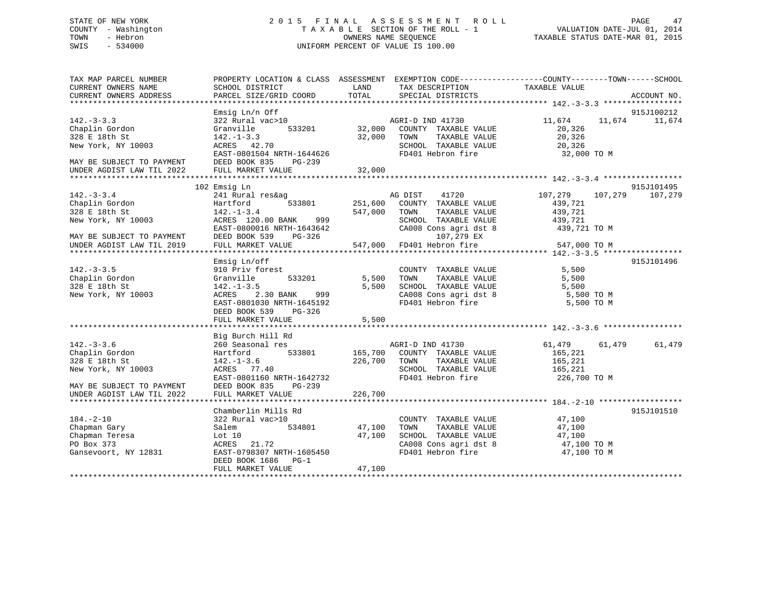STATE OF NEW YORK
COUNTY - Washington
TOWN - Hebron
SWIS - 534000

# 2015 FINAL ASSESSMENT ROLL

TAXABLE SECTION OF THE ROLL - 1
OWNERS NAME SEQUENCE
UNIFORM PERCENT OF VALUE IS 100.00

VALUATION DATE-JUL 01, 2014
TAXABLE STATUS DATE-MAR 01, 2015

```
TAX MAP PARCEL NUMBER          PROPERTY LOCATION & CLASS  ASSESSMENT  EXEMPTION CODE------------------COUNTY--------TOWN------SCHOOL
CURRENT OWNERS NAME            SCHOOL DISTRICT              LAND      TAX DESCRIPTION              TAXABLE VALUE
CURRENT OWNERS ADDRESS         PARCEL SIZE/GRID COORD       TOTAL     SPECIAL DISTRICTS                                    ACCOUNT NO.
******************************************************************************************************* 142.-3-3.3 *****************
                               Emsig Ln/n Off                                                                           915J100212
142.-3-3.3                     322 Rural vac>10                        AGRI-D IND 41730             11,674     11,674     11,674
Chaplin Gordon                 Granville        533201      32,000     COUNTY  TAXABLE VALUE          20,326
328 E 18th St                  142.-1-3.3                   32,000     TOWN    TAXABLE VALUE          20,326
New York, NY 10003             ACRES  42.70                            SCHOOL  TAXABLE VALUE          20,326
                               EAST-0801504 NRTH-1644626               FD401 Hebron fire               32,000 TO M
MAY BE SUBJECT TO PAYMENT      DEED BOOK 835    PG-239
UNDER AGDIST LAW TIL 2022      FULL MARKET VALUE            32,000
******************************************************************************************************* 142.-3-3.4 *****************
                               102 Emsig Ln                                                                             915J101495
142.-3-3.4                     241 Rural res&ag                        AG DIST    41720             107,279    107,279    107,279
Chaplin Gordon                 Hartford         533801     251,600     COUNTY  TAXABLE VALUE         439,721
328 E 18th St                  142.-1-3.4                  547,000     TOWN    TAXABLE VALUE         439,721
New York, NY 10003             ACRES 120.00 BANK     999               SCHOOL  TAXABLE VALUE         439,721
                               EAST-0800016 NRTH-1643642               CA008 Cons agri dst 8          439,721 TO M
MAY BE SUBJECT TO PAYMENT      DEED BOOK 539    PG-326                      107,279 EX
UNDER AGDIST LAW TIL 2019      FULL MARKET VALUE           547,000     FD401 Hebron fire              547,000 TO M
******************************************************************************************************* 142.-3-3.5 *****************
                               Emsig Ln/off                                                                             915J101496
142.-3-3.5                     910 Priv forest                         COUNTY  TAXABLE VALUE           5,500
Chaplin Gordon                 Granville        533201       5,500     TOWN    TAXABLE VALUE           5,500
328 E 18th St                  142.-1-3.5                    5,500     SCHOOL  TAXABLE VALUE           5,500
New York, NY 10003             ACRES   2.30 BANK     999               CA008 Cons agri dst 8            5,500 TO M
                               EAST-0801030 NRTH-1645192               FD401 Hebron fire                5,500 TO M
                               DEED BOOK 539    PG-326
                               FULL MARKET VALUE             5,500
******************************************************************************************************* 142.-3-3.6 *****************
                               Big Burch Hill Rd
142.-3-3.6                     260 Seasonal res                        AGRI-D IND 41730              61,479     61,479     61,479
Chaplin Gordon                 Hartford         533801     165,700     COUNTY  TAXABLE VALUE         165,221
328 E 18th St                  142.-1-3.6                  226,700     TOWN    TAXABLE VALUE         165,221
New York, NY 10003             ACRES  77.40                            SCHOOL  TAXABLE VALUE         165,221
                               EAST-0801160 NRTH-1642732               FD401 Hebron fire              226,700 TO M
MAY BE SUBJECT TO PAYMENT      DEED BOOK 835    PG-239
UNDER AGDIST LAW TIL 2022      FULL MARKET VALUE           226,700
******************************************************************************************************* 184.-2-10 ******************
                               Chamberlin Mills Rd                                                                      915J101510
184.-2-10                      322 Rural vac>10                        COUNTY  TAXABLE VALUE          47,100
Chapman Gary                   Salem            534801      47,100     TOWN    TAXABLE VALUE          47,100
Chapman Teresa                 Lot 10                       47,100     SCHOOL  TAXABLE VALUE          47,100
PO Box 373                     ACRES  21.72                            CA008 Cons agri dst 8           47,100 TO M
Gansevoort, NY 12831           EAST-0798307 NRTH-1605450               FD401 Hebron fire               47,100 TO M
                               DEED BOOK 1686   PG-1
                               FULL MARKET VALUE            47,100
************************************************************************************************************************************
```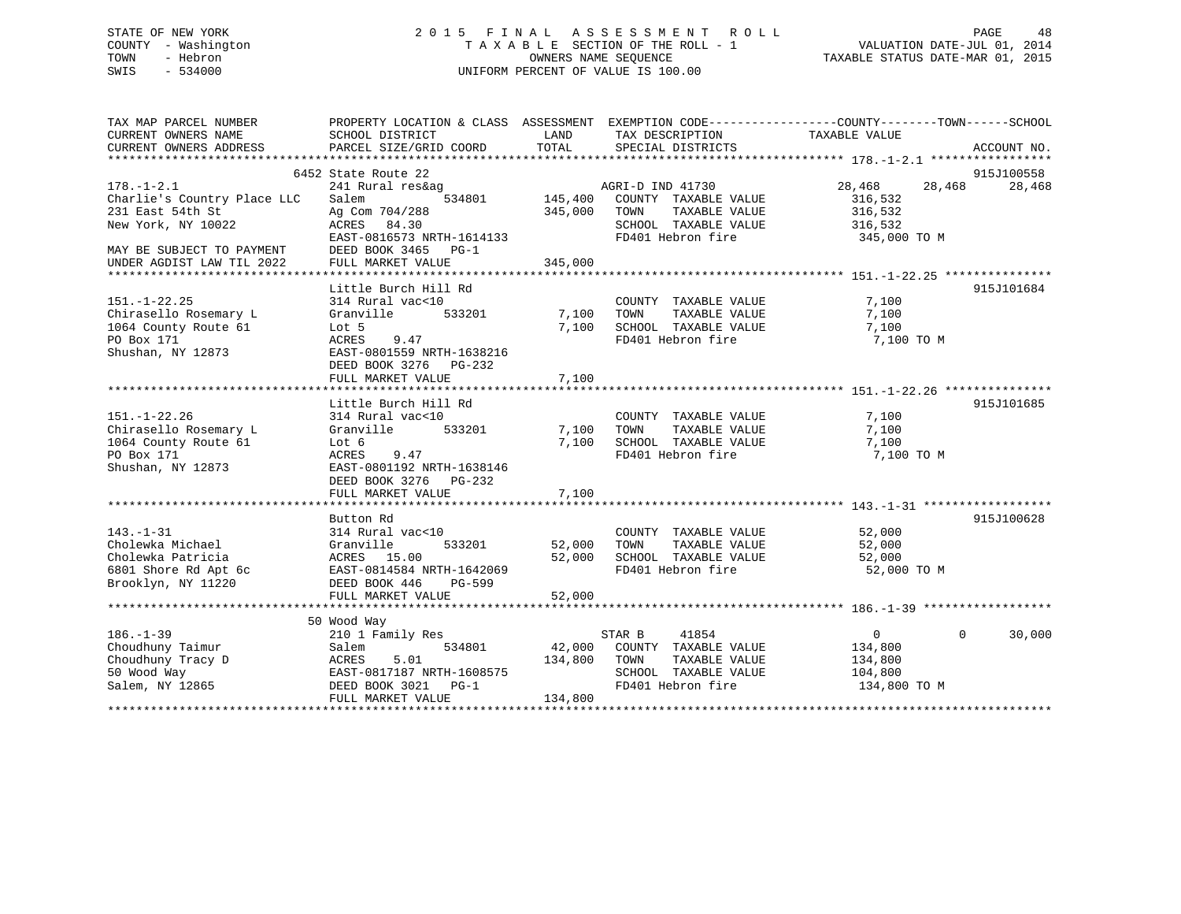STATE OF NEW YORK
COUNTY - Washington
TOWN - Hebron
SWIS - 534000

2015 FINAL ASSESSMENT ROLL
TAXABLE SECTION OF THE ROLL - 1
OWNERS NAME SEQUENCE
UNIFORM PERCENT OF VALUE IS 100.00

VALUATION DATE-JUL 01, 2014
TAXABLE STATUS DATE-MAR 01, 2015

| TAX MAP PARCEL NUMBER / CURRENT OWNERS NAME / CURRENT OWNERS ADDRESS | PROPERTY LOCATION & CLASS / SCHOOL DISTRICT / PARCEL SIZE/GRID COORD | ASSESSMENT LAND / TOTAL | EXEMPTION CODE / TAX DESCRIPTION / SPECIAL DISTRICTS | COUNTY | TOWN | SCHOOL | ACCOUNT NO. |
|---|---|---|---|---|---|---|---|
| **178.-1-2.1** | 6452 State Route 22 | | | | | | 915J100558 |
| 178.-1-2.1 | 241 Rural res&ag | | AGRI-D IND 41730 | 28,468 | 28,468 | 28,468 | |
| Charlie's Country Place LLC | Salem 534801 | 145,400 | COUNTY TAXABLE VALUE | 316,532 | | | |
| 231 East 54th St | Ag Com 704/288 | 345,000 | TOWN TAXABLE VALUE | | 316,532 | | |
| New York, NY 10022 | ACRES 84.30 | | SCHOOL TAXABLE VALUE | | | 316,532 | |
| | EAST-0816573 NRTH-1614133 | | FD401 Hebron fire | 345,000 TO M | | | |
| MAY BE SUBJECT TO PAYMENT | DEED BOOK 3465 PG-1 | | | | | | |
| UNDER AGDIST LAW TIL 2022 | FULL MARKET VALUE | 345,000 | | | | | |
| **151.-1-22.25** | Little Burch Hill Rd | | | | | | 915J101684 |
| 151.-1-22.25 | 314 Rural vac<10 | | COUNTY TAXABLE VALUE | 7,100 | | | |
| Chirasello Rosemary L | Granville 533201 | 7,100 | TOWN TAXABLE VALUE | | 7,100 | | |
| 1064 County Route 61 | Lot 5 | 7,100 | SCHOOL TAXABLE VALUE | | | 7,100 | |
| PO Box 171 | ACRES 9.47 | | FD401 Hebron fire | 7,100 TO M | | | |
| Shushan, NY 12873 | EAST-0801559 NRTH-1638216 | | | | | | |
| | DEED BOOK 3276 PG-232 | | | | | | |
| | FULL MARKET VALUE | 7,100 | | | | | |
| **151.-1-22.26** | Little Burch Hill Rd | | | | | | 915J101685 |
| 151.-1-22.26 | 314 Rural vac<10 | | COUNTY TAXABLE VALUE | 7,100 | | | |
| Chirasello Rosemary L | Granville 533201 | 7,100 | TOWN TAXABLE VALUE | | 7,100 | | |
| 1064 County Route 61 | Lot 6 | 7,100 | SCHOOL TAXABLE VALUE | | | 7,100 | |
| PO Box 171 | ACRES 9.47 | | FD401 Hebron fire | 7,100 TO M | | | |
| Shushan, NY 12873 | EAST-0801192 NRTH-1638146 | | | | | | |
| | DEED BOOK 3276 PG-232 | | | | | | |
| | FULL MARKET VALUE | 7,100 | | | | | |
| **143.-1-31** | Button Rd | | | | | | 915J100628 |
| 143.-1-31 | 314 Rural vac<10 | | COUNTY TAXABLE VALUE | 52,000 | | | |
| Cholewka Michael | Granville 533201 | 52,000 | TOWN TAXABLE VALUE | | 52,000 | | |
| Cholewka Patricia | ACRES 15.00 | 52,000 | SCHOOL TAXABLE VALUE | | | 52,000 | |
| 6801 Shore Rd Apt 6c | EAST-0814584 NRTH-1642069 | | FD401 Hebron fire | 52,000 TO M | | | |
| Brooklyn, NY 11220 | DEED BOOK 446 PG-599 | | | | | | |
| | FULL MARKET VALUE | 52,000 | | | | | |
| **186.-1-39** | 50 Wood Way | | | | | | |
| 186.-1-39 | 210 1 Family Res | | STAR B 41854 | 0 | 0 | 30,000 | |
| Choudhuny Taimur | Salem 534801 | 42,000 | COUNTY TAXABLE VALUE | 134,800 | | | |
| Choudhuny Tracy D | ACRES 5.01 | 134,800 | TOWN TAXABLE VALUE | | 134,800 | | |
| 50 Wood Way | EAST-0817187 NRTH-1608575 | | SCHOOL TAXABLE VALUE | | | 104,800 | |
| Salem, NY 12865 | DEED BOOK 3021 PG-1 | | FD401 Hebron fire | 134,800 TO M | | | |
| | FULL MARKET VALUE | 134,800 | | | | | |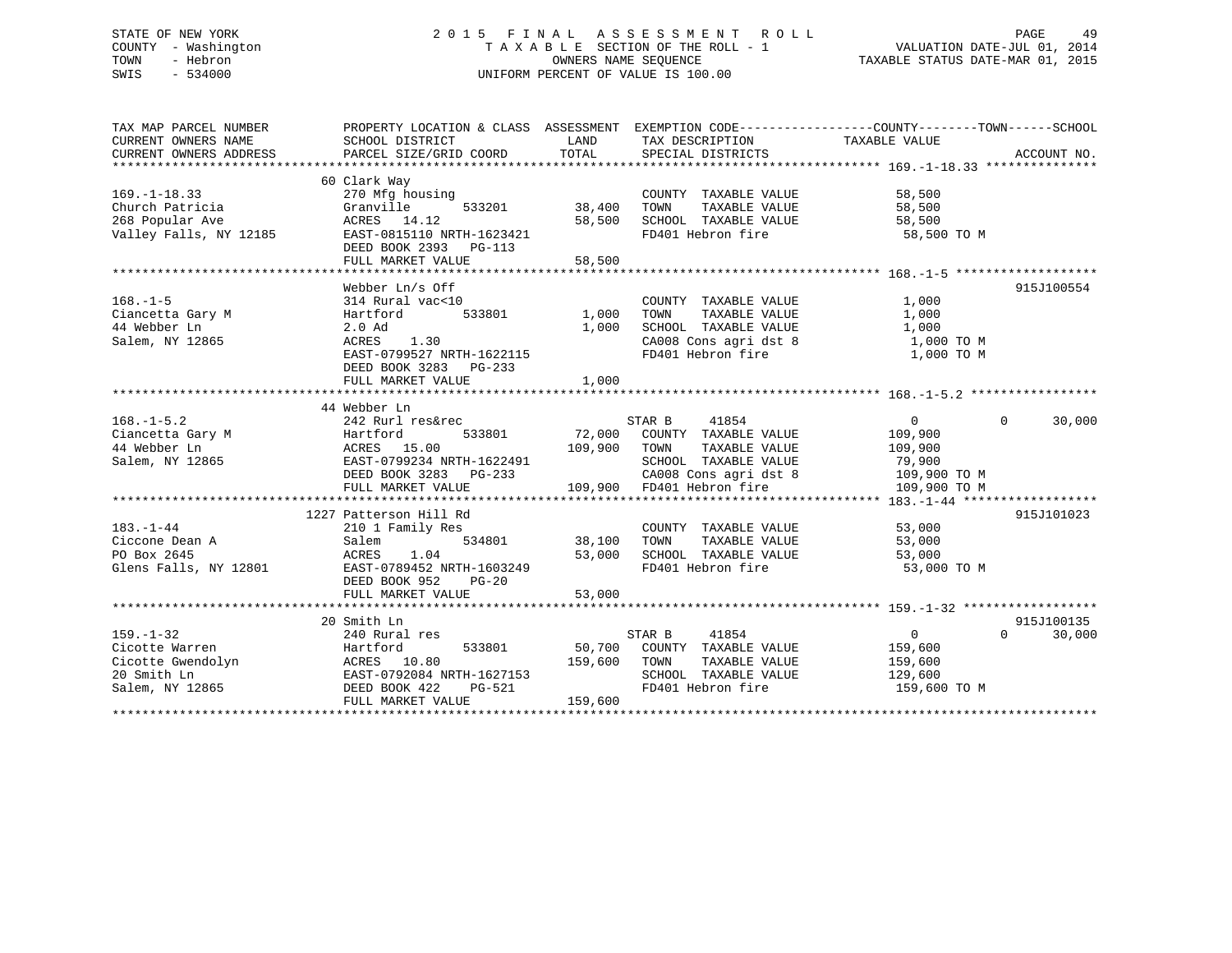STATE OF NEW YORK — 2015 FINAL ASSESSMENT ROLL
COUNTY - Washington — TAXABLE SECTION OF THE ROLL - 1 — VALUATION DATE-JUL 01, 2014
TOWN - Hebron — OWNERS NAME SEQUENCE — TAXABLE STATUS DATE-MAR 01, 2015
SWIS - 534000 — UNIFORM PERCENT OF VALUE IS 100.00

| TAX MAP PARCEL NUMBER / CURRENT OWNERS NAME / CURRENT OWNERS ADDRESS | PROPERTY LOCATION & CLASS / SCHOOL DISTRICT / PARCEL SIZE/GRID COORD | ASSESSMENT LAND / TOTAL | EXEMPTION CODE / TAX DESCRIPTION / SPECIAL DISTRICTS | COUNTY / TAXABLE VALUE | TOWN | SCHOOL | ACCOUNT NO. |
|---|---|---|---|---|---|---|---|
| **169.-1-18.33** | 60 Clark Way | | | | | | |
| 169.-1-18.33 | 270 Mfg housing | | COUNTY TAXABLE VALUE | 58,500 | | | |
| Church Patricia | Granville 533201 | 38,400 | TOWN TAXABLE VALUE | 58,500 | | | |
| 268 Popular Ave | ACRES 14.12 | 58,500 | SCHOOL TAXABLE VALUE | 58,500 | | | |
| Valley Falls, NY 12185 | EAST-0815110 NRTH-1623421 | | FD401 Hebron fire | 58,500 TO M | | | |
| | DEED BOOK 2393 PG-113 | | | | | | |
| | FULL MARKET VALUE | 58,500 | | | | | |
| **168.-1-5** | Webber Ln/s Off | | | | | | 915J100554 |
| 168.-1-5 | 314 Rural vac<10 | | COUNTY TAXABLE VALUE | 1,000 | | | |
| Ciancetta Gary M | Hartford 533801 | 1,000 | TOWN TAXABLE VALUE | 1,000 | | | |
| 44 Webber Ln | 2.0 Ad | 1,000 | SCHOOL TAXABLE VALUE | 1,000 | | | |
| Salem, NY 12865 | ACRES 1.30 | | CA008 Cons agri dst 8 | 1,000 TO M | | | |
| | EAST-0799527 NRTH-1622115 | | FD401 Hebron fire | 1,000 TO M | | | |
| | DEED BOOK 3283 PG-233 | | | | | | |
| | FULL MARKET VALUE | 1,000 | | | | | |
| **168.-1-5.2** | 44 Webber Ln | | | | | | |
| 168.-1-5.2 | 242 Rurl res&rec | | STAR B 41854 | 0 | 0 | 30,000 | |
| Ciancetta Gary M | Hartford 533801 | 72,000 | COUNTY TAXABLE VALUE | 109,900 | | | |
| 44 Webber Ln | ACRES 15.00 | 109,900 | TOWN TAXABLE VALUE | 109,900 | | | |
| Salem, NY 12865 | EAST-0799234 NRTH-1622491 | | SCHOOL TAXABLE VALUE | 79,900 | | | |
| | DEED BOOK 3283 PG-233 | | CA008 Cons agri dst 8 | 109,900 TO M | | | |
| | FULL MARKET VALUE | 109,900 | FD401 Hebron fire | 109,900 TO M | | | |
| **183.-1-44** | 1227 Patterson Hill Rd | | | | | | 915J101023 |
| 183.-1-44 | 210 1 Family Res | | COUNTY TAXABLE VALUE | 53,000 | | | |
| Ciccone Dean A | Salem 534801 | 38,100 | TOWN TAXABLE VALUE | 53,000 | | | |
| PO Box 2645 | ACRES 1.04 | 53,000 | SCHOOL TAXABLE VALUE | 53,000 | | | |
| Glens Falls, NY 12801 | EAST-0789452 NRTH-1603249 | | FD401 Hebron fire | 53,000 TO M | | | |
| | DEED BOOK 952 PG-20 | | | | | | |
| | FULL MARKET VALUE | 53,000 | | | | | |
| **159.-1-32** | 20 Smith Ln | | | | | | 915J100135 |
| 159.-1-32 | 240 Rural res | | STAR B 41854 | 0 | 0 | 30,000 | |
| Cicotte Warren | Hartford 533801 | 50,700 | COUNTY TAXABLE VALUE | 159,600 | | | |
| Cicotte Gwendolyn | ACRES 10.80 | 159,600 | TOWN TAXABLE VALUE | 159,600 | | | |
| 20 Smith Ln | EAST-0792084 NRTH-1627153 | | SCHOOL TAXABLE VALUE | 129,600 | | | |
| Salem, NY 12865 | DEED BOOK 422 PG-521 | | FD401 Hebron fire | 159,600 TO M | | | |
| | FULL MARKET VALUE | 159,600 | | | | | |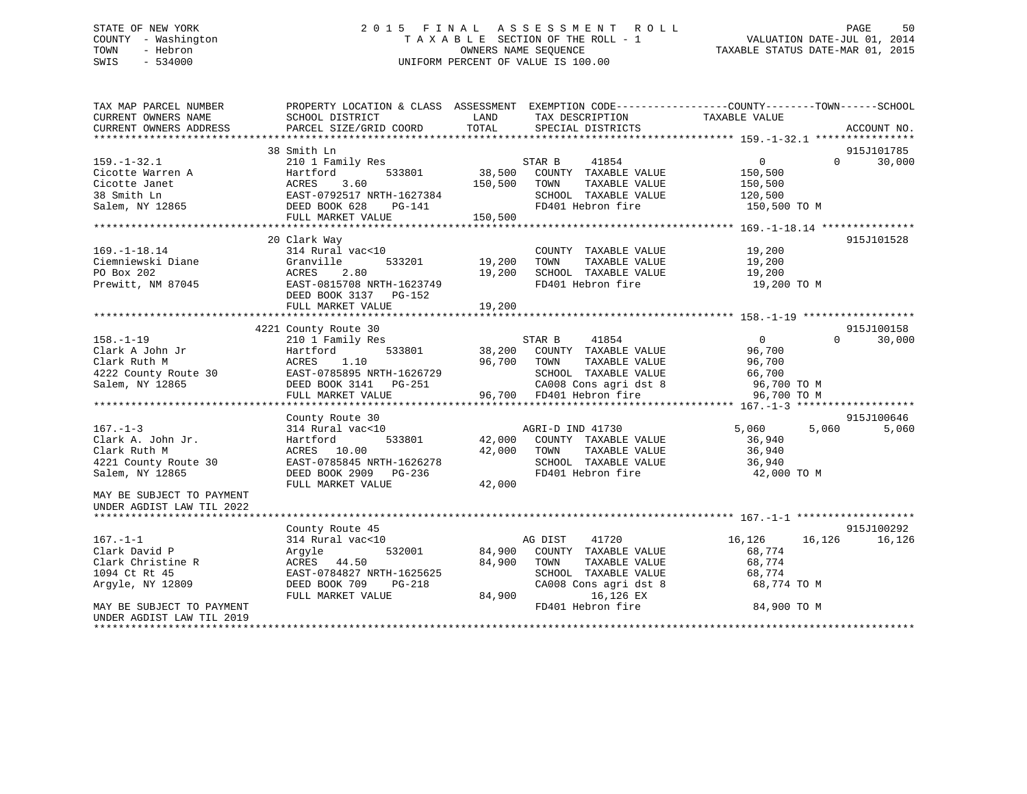STATE OF NEW YORK
COUNTY - Washington
TOWN - Hebron
SWIS - 534000

2015 FINAL ASSESSMENT ROLL
TAXABLE SECTION OF THE ROLL - 1
OWNERS NAME SEQUENCE
UNIFORM PERCENT OF VALUE IS 100.00

VALUATION DATE-JUL 01, 2014
TAXABLE STATUS DATE-MAR 01, 2015

```
TAX MAP PARCEL NUMBER     PROPERTY LOCATION & CLASS  ASSESSMENT  EXEMPTION CODE------------------COUNTY--------TOWN------SCHOOL
CURRENT OWNERS NAME       SCHOOL DISTRICT               LAND      TAX DESCRIPTION              TAXABLE VALUE
CURRENT OWNERS ADDRESS    PARCEL SIZE/GRID COORD        TOTAL     SPECIAL DISTRICTS                                          ACCOUNT NO.
******************************************************************************************************* 159.-1-32.1 ****************
                         38 Smith Ln                                                                                     915J101785
159.-1-32.1               210 1 Family Res                     STAR B     41854              0             0         30,000
Cicotte Warren A          Hartford          533801     38,500   COUNTY  TAXABLE VALUE        150,500
Cicotte Janet             ACRES    3.60               150,500   TOWN    TAXABLE VALUE        150,500
38 Smith Ln               EAST-0792517 NRTH-1627384             SCHOOL  TAXABLE VALUE        120,500
Salem, NY 12865           DEED BOOK 628    PG-141               FD401 Hebron fire             150,500 TO M
                          FULL MARKET VALUE           150,500
******************************************************************************************************* 169.-1-18.14 ***************
                         20 Clark Way                                                                                    915J101528
169.-1-18.14              314 Rural vac<10                      COUNTY  TAXABLE VALUE         19,200
Ciemniewski Diane         Granville         533201     19,200   TOWN    TAXABLE VALUE         19,200
PO Box 202                ACRES    2.80                19,200   SCHOOL  TAXABLE VALUE         19,200
Prewitt, NM 87045         EAST-0815708 NRTH-1623749             FD401 Hebron fire              19,200 TO M
                          DEED BOOK 3137   PG-152
                          FULL MARKET VALUE            19,200
******************************************************************************************************* 158.-1-19 ******************
                       4221 County Route 30                                                                              915J100158
158.-1-19                 210 1 Family Res                     STAR B     41854              0             0         30,000
Clark A John Jr           Hartford          533801     38,200   COUNTY  TAXABLE VALUE         96,700
Clark Ruth M              ACRES    1.10                96,700   TOWN    TAXABLE VALUE         96,700
4222 County Route 30      EAST-0785895 NRTH-1626729             SCHOOL  TAXABLE VALUE         66,700
Salem, NY 12865           DEED BOOK 3141   PG-251               CA008 Cons agri dst 8          96,700 TO M
                          FULL MARKET VALUE            96,700   FD401 Hebron fire              96,700 TO M
******************************************************************************************************* 167.-1-3 *******************
                          County Route 30                                                                                915J100646
167.-1-3                  314 Rural vac<10                     AGRI-D IND 41730          5,060         5,060          5,060
Clark A. John Jr.         Hartford          533801     42,000   COUNTY  TAXABLE VALUE         36,940
Clark Ruth M              ACRES   10.00                42,000   TOWN    TAXABLE VALUE         36,940
4221 County Route 30      EAST-0785845 NRTH-1626278             SCHOOL  TAXABLE VALUE         36,940
Salem, NY 12865           DEED BOOK 2909   PG-236               FD401 Hebron fire              42,000 TO M
                          FULL MARKET VALUE            42,000
MAY BE SUBJECT TO PAYMENT
UNDER AGDIST LAW TIL 2022
******************************************************************************************************* 167.-1-1 *******************
                          County Route 45                                                                                915J100292
167.-1-1                  314 Rural vac<10                     AG DIST    41720         16,126        16,126         16,126
Clark David P             Argyle            532001     84,900   COUNTY  TAXABLE VALUE         68,774
Clark Christine R         ACRES   44.50                84,900   TOWN    TAXABLE VALUE         68,774
1094 Ct Rt 45             EAST-0784827 NRTH-1625625             SCHOOL  TAXABLE VALUE         68,774
Argyle, NY 12809          DEED BOOK 709    PG-218               CA008 Cons agri dst 8          68,774 TO M
                          FULL MARKET VALUE            84,900        16,126 EX
MAY BE SUBJECT TO PAYMENT                                       FD401 Hebron fire              84,900 TO M
UNDER AGDIST LAW TIL 2019
************************************************************************************************************************************
```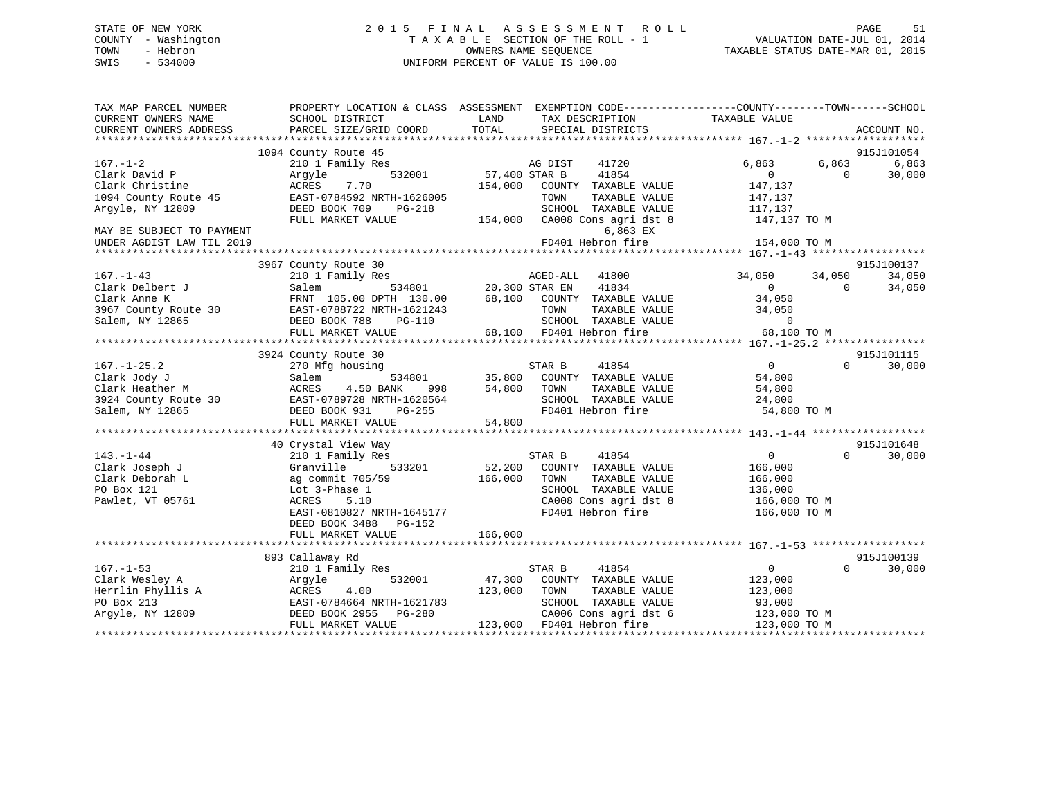STATE OF NEW YORK
COUNTY - Washington
TOWN - Hebron
SWIS - 534000

2 0 1 5 F I N A L A S S E S S M E N T R O L L
T A X A B L E SECTION OF THE ROLL - 1
OWNERS NAME SEQUENCE
UNIFORM PERCENT OF VALUE IS 100.00

VALUATION DATE-JUL 01, 2014
TAXABLE STATUS DATE-MAR 01, 2015

```
TAX MAP PARCEL NUMBER          PROPERTY LOCATION & CLASS  ASSESSMENT  EXEMPTION CODE------------------COUNTY--------TOWN------SCHOOL
CURRENT OWNERS NAME            SCHOOL DISTRICT               LAND      TAX DESCRIPTION            TAXABLE VALUE
CURRENT OWNERS ADDRESS         PARCEL SIZE/GRID COORD        TOTAL     SPECIAL DISTRICTS                                  ACCOUNT NO.
******************************************************************************************************* 167.-1-2 *******************
                               1094 County Route 45                                                                     915J101054
167.-1-2                       210 1 Family Res                   AG DIST     41720              6,863      6,863       6,863
Clark David P                  Argyle          532001       57,400 STAR B      41854                  0          0      30,000
Clark Christine                ACRES    7.70               154,000   COUNTY  TAXABLE VALUE         147,137
1094 County Route 45           EAST-0784592 NRTH-1626005              TOWN    TAXABLE VALUE         147,137
Argyle, NY 12809               DEED BOOK 709    PG-218                SCHOOL  TAXABLE VALUE         117,137
                               FULL MARKET VALUE           154,000   CA008 Cons agri dst 8         147,137 TO M
MAY BE SUBJECT TO PAYMENT                                                  6,863 EX
UNDER AGDIST LAW TIL 2019                                            FD401 Hebron fire             154,000 TO M
******************************************************************************************************* 167.-1-43 ******************
                               3967 County Route 30                                                                     915J100137
167.-1-43                      210 1 Family Res                   AGED-ALL    41800             34,050     34,050      34,050
Clark Delbert J                Salem           534801       20,300 STAR EN     41834                  0          0      34,050
Clark Anne K                   FRNT 105.00 DPTH 130.00      68,100   COUNTY  TAXABLE VALUE          34,050
3967 County Route 30           EAST-0788722 NRTH-1621243              TOWN    TAXABLE VALUE          34,050
Salem, NY 12865                DEED BOOK 788    PG-110                SCHOOL  TAXABLE VALUE               0
                               FULL MARKET VALUE            68,100   FD401 Hebron fire              68,100 TO M
******************************************************************************************************* 167.-1-25.2 ****************
                               3924 County Route 30                                                                     915J101115
167.-1-25.2                    270 Mfg housing                    STAR B      41854                  0          0      30,000
Clark Jody J                   Salem           534801       35,800   COUNTY  TAXABLE VALUE          54,800
Clark Heather M                ACRES    4.50 BANK    998    54,800   TOWN    TAXABLE VALUE          54,800
3924 County Route 30           EAST-0789728 NRTH-1620564              SCHOOL  TAXABLE VALUE          24,800
Salem, NY 12865                DEED BOOK 931    PG-255                FD401 Hebron fire              54,800 TO M
                               FULL MARKET VALUE            54,800
******************************************************************************************************* 143.-1-44 ******************
                               40 Crystal View Way                                                                      915J101648
143.-1-44                      210 1 Family Res                   STAR B      41854                  0          0      30,000
Clark Joseph J                 Granville       533201       52,200   COUNTY  TAXABLE VALUE         166,000
Clark Deborah L                ag commit 705/59            166,000   TOWN    TAXABLE VALUE         166,000
PO Box 121                     Lot 3-Phase 1                          SCHOOL  TAXABLE VALUE         136,000
Pawlet, VT 05761               ACRES    5.10                          CA008 Cons agri dst 8         166,000 TO M
                               EAST-0810827 NRTH-1645177              FD401 Hebron fire             166,000 TO M
                               DEED BOOK 3488   PG-152
                               FULL MARKET VALUE           166,000
******************************************************************************************************* 167.-1-53 ******************
                               893 Callaway Rd                                                                          915J100139
167.-1-53                      210 1 Family Res                   STAR B      41854                  0          0      30,000
Clark Wesley A                 Argyle          532001       47,300   COUNTY  TAXABLE VALUE         123,000
Herrlin Phyllis A              ACRES    4.00               123,000   TOWN    TAXABLE VALUE         123,000
PO Box 213                     EAST-0784664 NRTH-1621783              SCHOOL  TAXABLE VALUE          93,000
Argyle, NY 12809               DEED BOOK 2955   PG-280                CA006 Cons agri dst 6         123,000 TO M
                               FULL MARKET VALUE           123,000   FD401 Hebron fire             123,000 TO M
************************************************************************************************************************************
```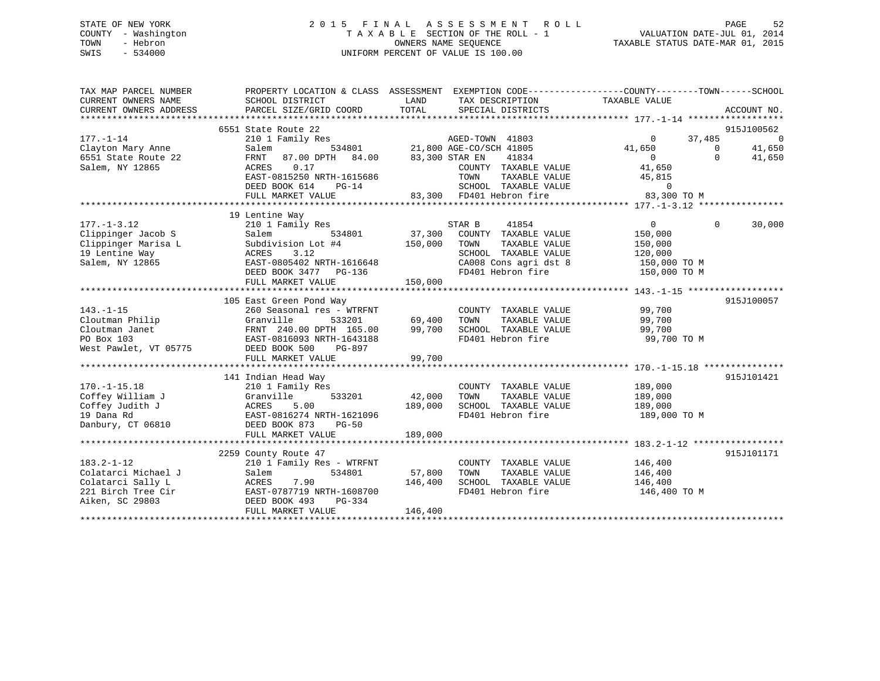STATE OF NEW YORK
COUNTY - Washington
TOWN - Hebron
SWIS - 534000

2015 FINAL ASSESSMENT ROLL
TAXABLE SECTION OF THE ROLL - 1
OWNERS NAME SEQUENCE
UNIFORM PERCENT OF VALUE IS 100.00

VALUATION DATE-JUL 01, 2014
TAXABLE STATUS DATE-MAR 01, 2015

| TAX MAP PARCEL NUMBER / CURRENT OWNERS NAME / CURRENT OWNERS ADDRESS | PROPERTY LOCATION & CLASS / SCHOOL DISTRICT / PARCEL SIZE/GRID COORD | ASSESSMENT LAND | TOTAL | EXEMPTION CODE / TAX DESCRIPTION / SPECIAL DISTRICTS | COUNTY TAXABLE VALUE | TOWN | SCHOOL | ACCOUNT NO. |
|---|---|---|---|---|---|---|---|---|
| **177.-1-14** | 6551 State Route 22 | | | | | | | 915J100562 |
| 177.-1-14 | 210 1 Family Res | | | AGED-TOWN 41803 | 0 | 37,485 | 0 | |
| Clayton Mary Anne | Salem 534801 | 21,800 | | AGE-CO/SCH 41805 | 41,650 | 0 | 41,650 | |
| 6551 State Route 22 | FRNT 87.00 DPTH 84.00 | | 83,300 | STAR EN 41834 | 0 | 0 | 41,650 | |
| Salem, NY 12865 | ACRES 0.17 | | | COUNTY TAXABLE VALUE | 41,650 | | | |
| | EAST-0815250 NRTH-1615686 | | | TOWN TAXABLE VALUE | 45,815 | | | |
| | DEED BOOK 614 PG-14 | | | SCHOOL TAXABLE VALUE | 0 | | | |
| | FULL MARKET VALUE | | 83,300 | FD401 Hebron fire | 83,300 TO M | | | |
| **177.-1-3.12** | 19 Lentine Way | | | | | | | |
| 177.-1-3.12 | 210 1 Family Res | | | STAR B 41854 | 0 | 0 | 30,000 | |
| Clippinger Jacob S | Salem 534801 | 37,300 | | COUNTY TAXABLE VALUE | 150,000 | | | |
| Clippinger Marisa L | Subdivision Lot #4 | | 150,000 | TOWN TAXABLE VALUE | 150,000 | | | |
| 19 Lentine Way | ACRES 3.12 | | | SCHOOL TAXABLE VALUE | 120,000 | | | |
| Salem, NY 12865 | EAST-0805402 NRTH-1616648 | | | CA008 Cons agri dst 8 | 150,000 TO M | | | |
| | DEED BOOK 3477 PG-136 | | | FD401 Hebron fire | 150,000 TO M | | | |
| | FULL MARKET VALUE | | 150,000 | | | | | |
| **143.-1-15** | 105 East Green Pond Way | | | | | | | 915J100057 |
| 143.-1-15 | 260 Seasonal res - WTRFNT | | | COUNTY TAXABLE VALUE | 99,700 | | | |
| Cloutman Philip | Granville 533201 | 69,400 | | TOWN TAXABLE VALUE | 99,700 | | | |
| Cloutman Janet | FRNT 240.00 DPTH 165.00 | | 99,700 | SCHOOL TAXABLE VALUE | 99,700 | | | |
| PO Box 103 | EAST-0816093 NRTH-1643188 | | | FD401 Hebron fire | 99,700 TO M | | | |
| West Pawlet, VT 05775 | DEED BOOK 500 PG-897 | | | | | | | |
| | FULL MARKET VALUE | | 99,700 | | | | | |
| **170.-1-15.18** | 141 Indian Head Way | | | | | | | 915J101421 |
| 170.-1-15.18 | 210 1 Family Res | | | COUNTY TAXABLE VALUE | 189,000 | | | |
| Coffey William J | Granville 533201 | 42,000 | | TOWN TAXABLE VALUE | 189,000 | | | |
| Coffey Judith J | ACRES 5.00 | | 189,000 | SCHOOL TAXABLE VALUE | 189,000 | | | |
| 19 Dana Rd | EAST-0816274 NRTH-1621096 | | | FD401 Hebron fire | 189,000 TO M | | | |
| Danbury, CT 06810 | DEED BOOK 873 PG-50 | | | | | | | |
| | FULL MARKET VALUE | | 189,000 | | | | | |
| **183.2-1-12** | 2259 County Route 47 | | | | | | | 915J101171 |
| 183.2-1-12 | 210 1 Family Res - WTRFNT | | | COUNTY TAXABLE VALUE | 146,400 | | | |
| Colatarci Michael J | Salem 534801 | 57,800 | | TOWN TAXABLE VALUE | 146,400 | | | |
| Colatarci Sally L | ACRES 7.90 | | 146,400 | SCHOOL TAXABLE VALUE | 146,400 | | | |
| 221 Birch Tree Cir | EAST-0787719 NRTH-1608700 | | | FD401 Hebron fire | 146,400 TO M | | | |
| Aiken, SC 29803 | DEED BOOK 493 PG-334 | | | | | | | |
| | FULL MARKET VALUE | | 146,400 | | | | | |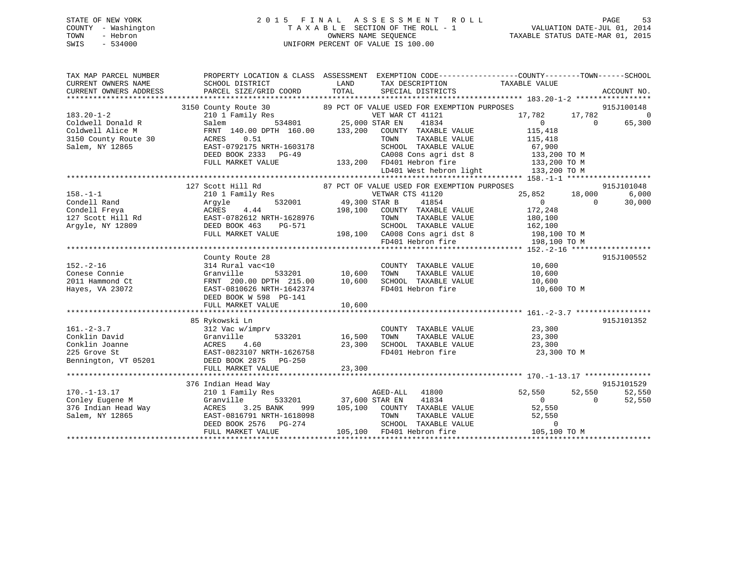STATE OF NEW YORK
COUNTY - Washington
TOWN - Hebron
SWIS - 534000

2 0 1 5 F I N A L A S S E S S M E N T R O L L
T A X A B L E SECTION OF THE ROLL - 1
OWNERS NAME SEQUENCE
UNIFORM PERCENT OF VALUE IS 100.00

VALUATION DATE-JUL 01, 2014
TAXABLE STATUS DATE-MAR 01, 2015

```
TAX MAP PARCEL NUMBER          PROPERTY LOCATION & CLASS  ASSESSMENT  EXEMPTION CODE------------------COUNTY--------TOWN------SCHOOL
CURRENT OWNERS NAME            SCHOOL DISTRICT               LAND      TAX DESCRIPTION            TAXABLE VALUE
CURRENT OWNERS ADDRESS         PARCEL SIZE/GRID COORD        TOTAL     SPECIAL DISTRICTS                                  ACCOUNT NO.
******************************************************************************************************* 183.20-1-2 *****************
                   3150 County Route 30          89 PCT OF VALUE USED FOR EXEMPTION PURPOSES                              915J100148
183.20-1-2              210 1 Family Res                  VET WAR CT 41121            17,782     17,782          0
Coldwell Donald R       Salem           534801       25,000 STAR EN    41834                 0          0     65,300
Coldwell Alice M        FRNT 140.00 DPTH 160.00     133,200   COUNTY  TAXABLE VALUE          115,418
3150 County Route 30    ACRES    0.51                          TOWN    TAXABLE VALUE          115,418
Salem, NY 12865         EAST-0792175 NRTH-1603178             SCHOOL  TAXABLE VALUE           67,900
                        DEED BOOK 2333   PG-49                 CA008 Cons agri dst 8          133,200 TO M
                        FULL MARKET VALUE           133,200   FD401 Hebron fire              133,200 TO M
                                                               LD401 West hebron light        133,200 TO M
******************************************************************************************************* 158.-1-1 *******************
                   127 Scott Hill Rd             87 PCT OF VALUE USED FOR EXEMPTION PURPOSES                              915J101048
158.-1-1                210 1 Family Res                  VETWAR CTS 41120            25,852     18,000      6,000
Condell Rand            Argyle          532001       49,300 STAR B     41854                 0          0     30,000
Condell Freya           ACRES    4.44               198,100   COUNTY  TAXABLE VALUE          172,248
127 Scott Hill Rd       EAST-0782612 NRTH-1628976             TOWN    TAXABLE VALUE          180,100
Argyle, NY 12809        DEED BOOK 463    PG-571                SCHOOL  TAXABLE VALUE          162,100
                        FULL MARKET VALUE           198,100   CA008 Cons agri dst 8          198,100 TO M
                                                               FD401 Hebron fire              198,100 TO M
******************************************************************************************************* 152.-2-16 ******************
                   County Route 28                                                                                        915J100552
152.-2-16               314 Rural vac<10                           COUNTY  TAXABLE VALUE           10,600
Conese Connie           Granville       533201       10,600   TOWN    TAXABLE VALUE           10,600
2011 Hammond Ct         FRNT 200.00 DPTH 215.00      10,600   SCHOOL  TAXABLE VALUE           10,600
Hayes, VA 23072         EAST-0810626 NRTH-1642374             FD401 Hebron fire               10,600 TO M
                        DEED BOOK W 598  PG-141
                        FULL MARKET VALUE            10,600
******************************************************************************************************* 161.-2-3.7 *****************
                   85 Rykowski Ln                                                                                         915J101352
161.-2-3.7              312 Vac w/imprv                            COUNTY  TAXABLE VALUE           23,300
Conklin David           Granville       533201       16,500   TOWN    TAXABLE VALUE           23,300
Conklin Joanne          ACRES    4.60                23,300   SCHOOL  TAXABLE VALUE           23,300
225 Grove St            EAST-0823107 NRTH-1626758             FD401 Hebron fire               23,300 TO M
Bennington, VT 05201    DEED BOOK 2875   PG-250
                        FULL MARKET VALUE            23,300
******************************************************************************************************* 170.-1-13.17 ***************
                   376 Indian Head Way                                                                                    915J101529
170.-1-13.17            210 1 Family Res                  AGED-ALL   41800            52,550     52,550     52,550
Conley Eugene M         Granville       533201       37,600 STAR EN    41834                 0          0     52,550
376 Indian Head Way     ACRES    3.25 BANK     999  105,100   COUNTY  TAXABLE VALUE           52,550
Salem, NY 12865         EAST-0816791 NRTH-1618098             TOWN    TAXABLE VALUE           52,550
                        DEED BOOK 2576   PG-274                SCHOOL  TAXABLE VALUE                0
                        FULL MARKET VALUE           105,100   FD401 Hebron fire              105,100 TO M
************************************************************************************************************************************
```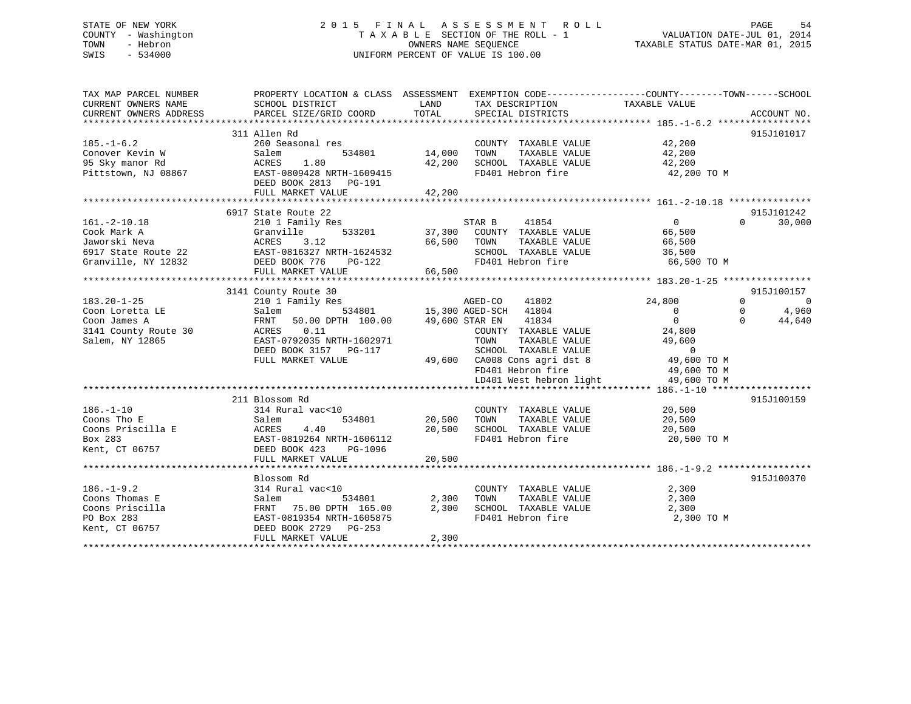STATE OF NEW YORK
COUNTY - Washington
TOWN - Hebron
SWIS - 534000

# 2015 FINAL ASSESSMENT ROLL
TAXABLE SECTION OF THE ROLL - 1
OWNERS NAME SEQUENCE
UNIFORM PERCENT OF VALUE IS 100.00

VALUATION DATE-JUL 01, 2014
TAXABLE STATUS DATE-MAR 01, 2015

```
TAX MAP PARCEL NUMBER          PROPERTY LOCATION & CLASS  ASSESSMENT  EXEMPTION CODE------------------COUNTY--------TOWN------SCHOOL
CURRENT OWNERS NAME            SCHOOL DISTRICT               LAND      TAX DESCRIPTION            TAXABLE VALUE
CURRENT OWNERS ADDRESS         PARCEL SIZE/GRID COORD        TOTAL     SPECIAL DISTRICTS                                    ACCOUNT NO.
******************************************************************************************************* 185.-1-6.2 *****************
                               311 Allen Rd                                                                              915J101017
185.-1-6.2                     260 Seasonal res                        COUNTY  TAXABLE VALUE             42,200
Conover Kevin W                Salem           534801        14,000    TOWN    TAXABLE VALUE             42,200
95 Sky manor Rd                ACRES    1.80                 42,200    SCHOOL  TAXABLE VALUE             42,200
Pittstown, NJ 08867            EAST-0809428 NRTH-1609415               FD401 Hebron fire                  42,200 TO M
                               DEED BOOK 2813   PG-191
                               FULL MARKET VALUE             42,200
******************************************************************************************************* 161.-2-10.18 ***************
                               6917 State Route 22                                                                       915J101242
161.-2-10.18                   210 1 Family Res                        STAR B      41854                      0           0     30,000
Cook Mark A                    Granville       533201        37,300    COUNTY  TAXABLE VALUE             66,500
Jaworski Neva                  ACRES    3.12                 66,500    TOWN    TAXABLE VALUE             66,500
6917 State Route 22            EAST-0816327 NRTH-1624532               SCHOOL  TAXABLE VALUE             36,500
Granville, NY 12832            DEED BOOK 776    PG-122                 FD401 Hebron fire                  66,500 TO M
                               FULL MARKET VALUE             66,500
******************************************************************************************************* 183.20-1-25 ****************
                               3141 County Route 30                                                                      915J100157
183.20-1-25                    210 1 Family Res                        AGED-CO     41802                 24,800           0          0
Coon Loretta LE                Salem           534801        15,300 AGED-SCH   41804                      0           0      4,960
Coon James A                   FRNT   50.00 DPTH 100.00      49,600 STAR EN    41834                      0           0     44,640
3141 County Route 30           ACRES    0.11                           COUNTY  TAXABLE VALUE             24,800
Salem, NY 12865                EAST-0792035 NRTH-1602971               TOWN    TAXABLE VALUE             49,600
                               DEED BOOK 3157   PG-117                 SCHOOL  TAXABLE VALUE                  0
                               FULL MARKET VALUE             49,600    CA008 Cons agri dst 8              49,600 TO M
                                                                       FD401 Hebron fire                  49,600 TO M
                                                                       LD401 West hebron light            49,600 TO M
******************************************************************************************************* 186.-1-10 ******************
                               211 Blossom Rd                                                                            915J100159
186.-1-10                      314 Rural vac<10                        COUNTY  TAXABLE VALUE             20,500
Coons Tho E                    Salem           534801        20,500    TOWN    TAXABLE VALUE             20,500
Coons Priscilla E              ACRES    4.40                 20,500    SCHOOL  TAXABLE VALUE             20,500
Box 283                        EAST-0819264 NRTH-1606112               FD401 Hebron fire                  20,500 TO M
Kent, CT 06757                 DEED BOOK 423    PG-1096
                               FULL MARKET VALUE             20,500
******************************************************************************************************* 186.-1-9.2 *****************
                               Blossom Rd                                                                                915J100370
186.-1-9.2                     314 Rural vac<10                        COUNTY  TAXABLE VALUE              2,300
Coons Thomas E                 Salem           534801         2,300    TOWN    TAXABLE VALUE              2,300
Coons Priscilla                FRNT   75.00 DPTH 165.00       2,300    SCHOOL  TAXABLE VALUE              2,300
PO Box 283                     EAST-0819354 NRTH-1605875               FD401 Hebron fire                   2,300 TO M
Kent, CT 06757                 DEED BOOK 2729   PG-253
                               FULL MARKET VALUE              2,300
************************************************************************************************************************************
```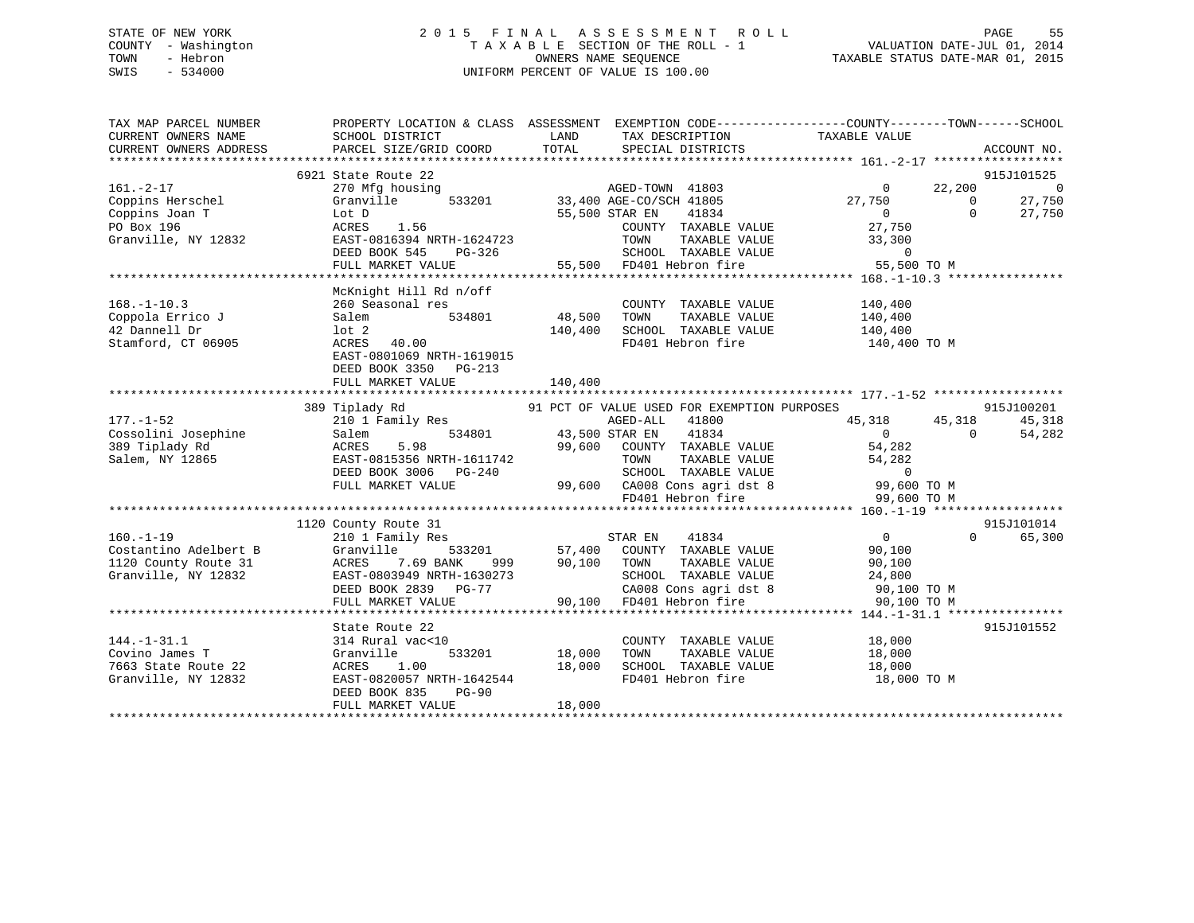STATE OF NEW YORK
COUNTY - Washington
TOWN - Hebron
SWIS - 534000

2015 FINAL ASSESSMENT ROLL
TAXABLE SECTION OF THE ROLL - 1
OWNERS NAME SEQUENCE
UNIFORM PERCENT OF VALUE IS 100.00

VALUATION DATE-JUL 01, 2014
TAXABLE STATUS DATE-MAR 01, 2015

```
TAX MAP PARCEL NUMBER      PROPERTY LOCATION & CLASS  ASSESSMENT  EXEMPTION CODE------------------COUNTY--------TOWN------SCHOOL
CURRENT OWNERS NAME        SCHOOL DISTRICT               LAND      TAX DESCRIPTION             TAXABLE VALUE
CURRENT OWNERS ADDRESS     PARCEL SIZE/GRID COORD       TOTAL      SPECIAL DISTRICTS                                       ACCOUNT NO.
******************************************************************************************* 161.-2-17 ******************
                        6921 State Route 22                                                                             915J101525
161.-2-17                  270 Mfg housing                     AGED-TOWN 41803                  0       22,200           0
Coppins Herschel           Granville      533201        33,400 AGE-CO/SCH 41805             27,750            0      27,750
Coppins Joan T             Lot D                        55,500 STAR EN    41834                  0            0      27,750
PO Box 196                 ACRES     1.56                      COUNTY  TAXABLE VALUE        27,750
Granville, NY 12832        EAST-0816394 NRTH-1624723           TOWN    TAXABLE VALUE        33,300
                           DEED BOOK 545    PG-326             SCHOOL  TAXABLE VALUE             0
                           FULL MARKET VALUE            55,500 FD401 Hebron fire            55,500 TO M
******************************************************************************************* 168.-1-10.3 ****************
                           McKnight Hill Rd n/off
168.-1-10.3                260 Seasonal res                    COUNTY  TAXABLE VALUE       140,400
Coppola Errico J           Salem          534801        48,500 TOWN    TAXABLE VALUE       140,400
42 Dannell Dr              lot 2                       140,400 SCHOOL  TAXABLE VALUE       140,400
Stamford, CT 06905         ACRES    40.00                      FD401 Hebron fire           140,400 TO M
                           EAST-0801069 NRTH-1619015
                           DEED BOOK 3350   PG-213
                           FULL MARKET VALUE           140,400
******************************************************************************************* 177.-1-52 ******************
                        389 Tiplady Rd                  91 PCT OF VALUE USED FOR EXEMPTION PURPOSES                     915J100201
177.-1-52                  210 1 Family Res                    AGED-ALL   41800             45,318       45,318      45,318
Cossolini Josephine        Salem          534801        43,500 STAR EN    41834                  0            0      54,282
389 Tiplady Rd             ACRES     5.98               99,600 COUNTY  TAXABLE VALUE        54,282
Salem, NY 12865            EAST-0815356 NRTH-1611742           TOWN    TAXABLE VALUE        54,282
                           DEED BOOK 3006   PG-240             SCHOOL  TAXABLE VALUE             0
                           FULL MARKET VALUE            99,600 CA008 Cons agri dst 8        99,600 TO M
                                                               FD401 Hebron fire            99,600 TO M
******************************************************************************************* 160.-1-19 ******************
                       1120 County Route 31                                                                             915J101014
160.-1-19                  210 1 Family Res                    STAR EN    41834                  0            0      65,300
Costantino Adelbert B      Granville      533201        57,400 COUNTY  TAXABLE VALUE        90,100
1120 County Route 31       ACRES     7.69 BANK     999  90,100 TOWN    TAXABLE VALUE        90,100
Granville, NY 12832        EAST-0803949 NRTH-1630273           SCHOOL  TAXABLE VALUE        24,800
                           DEED BOOK 2839   PG-77              CA008 Cons agri dst 8        90,100 TO M
                           FULL MARKET VALUE            90,100 FD401 Hebron fire            90,100 TO M
******************************************************************************************* 144.-1-31.1 ****************
                           State Route 22                                                                               915J101552
144.-1-31.1                314 Rural vac<10                    COUNTY  TAXABLE VALUE        18,000
Covino James T             Granville      533201        18,000 TOWN    TAXABLE VALUE        18,000
7663 State Route 22        ACRES     1.00               18,000 SCHOOL  TAXABLE VALUE        18,000
Granville, NY 12832        EAST-0820057 NRTH-1642544           FD401 Hebron fire            18,000 TO M
                           DEED BOOK 835    PG-90
                           FULL MARKET VALUE            18,000
*************************************************************************************************************************
```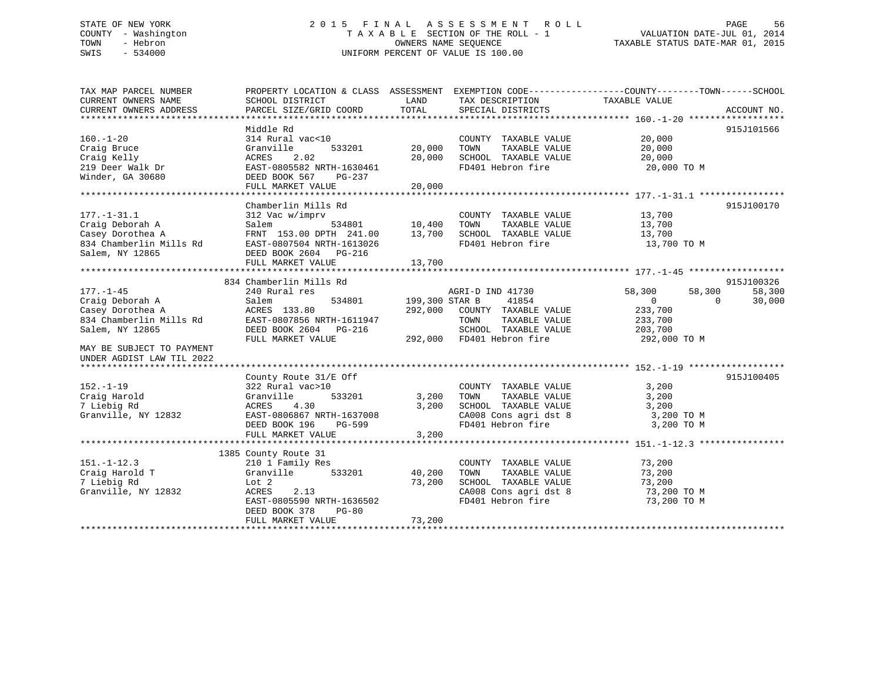STATE OF NEW YORK  
COUNTY - Washington  
TOWN - Hebron  
SWIS - 534000

# 2015 FINAL ASSESSMENT ROLL
TAXABLE SECTION OF THE ROLL - 1  
OWNERS NAME SEQUENCE  
UNIFORM PERCENT OF VALUE IS 100.00

VALUATION DATE-JUL 01, 2014  
TAXABLE STATUS DATE-MAR 01, 2015

| TAX MAP PARCEL NUMBER / CURRENT OWNERS NAME / CURRENT OWNERS ADDRESS | PROPERTY LOCATION & CLASS / SCHOOL DISTRICT / PARCEL SIZE/GRID COORD | ASSESSMENT LAND / TOTAL | EXEMPTION CODE / TAX DESCRIPTION / SPECIAL DISTRICTS | COUNTY TAXABLE VALUE | TOWN | SCHOOL | ACCOUNT NO. |
|---|---|---|---|---|---|---|---|
| **160.-1-20** | Middle Rd | | | | | | 915J101566 |
| Craig Bruce | 314 Rural vac<10 | | COUNTY TAXABLE VALUE | 20,000 | | | |
| Craig Kelly | Granville 533201 | 20,000 | TOWN TAXABLE VALUE | 20,000 | | | |
| 219 Deer Walk Dr | ACRES 2.02 | 20,000 | SCHOOL TAXABLE VALUE | 20,000 | | | |
| Winder, GA 30680 | EAST-0805582 NRTH-1630461 | | FD401 Hebron fire | 20,000 TO M | | | |
| | DEED BOOK 567 PG-237 | | | | | | |
| | FULL MARKET VALUE | 20,000 | | | | | |
| **177.-1-31.1** | Chamberlin Mills Rd | | | | | | 915J100170 |
| Craig Deborah A | 312 Vac w/imprv | | COUNTY TAXABLE VALUE | 13,700 | | | |
| Casey Dorothea A | Salem 534801 | 10,400 | TOWN TAXABLE VALUE | 13,700 | | | |
| 834 Chamberlin Mills Rd | FRNT 153.00 DPTH 241.00 | 13,700 | SCHOOL TAXABLE VALUE | 13,700 | | | |
| Salem, NY 12865 | EAST-0807504 NRTH-1613026 | | FD401 Hebron fire | 13,700 TO M | | | |
| | DEED BOOK 2604 PG-216 | | | | | | |
| | FULL MARKET VALUE | 13,700 | | | | | |
| **177.-1-45** | 834 Chamberlin Mills Rd | | | | | | 915J100326 |
| Craig Deborah A | 240 Rural res | | AGRI-D IND 41730 | 58,300 | 58,300 | 58,300 | |
| Casey Dorothea A | Salem 534801 | 199,300 | STAR B 41854 | 0 | 0 | 30,000 | |
| 834 Chamberlin Mills Rd | ACRES 133.80 | 292,000 | COUNTY TAXABLE VALUE | 233,700 | | | |
| Salem, NY 12865 | EAST-0807856 NRTH-1611947 | | TOWN TAXABLE VALUE | 233,700 | | | |
| | DEED BOOK 2604 PG-216 | | SCHOOL TAXABLE VALUE | 203,700 | | | |
| | FULL MARKET VALUE | 292,000 | FD401 Hebron fire | 292,000 TO M | | | |
| MAY BE SUBJECT TO PAYMENT UNDER AGDIST LAW TIL 2022 | | | | | | | |
| **152.-1-19** | County Route 31/E Off | | | | | | 915J100405 |
| Craig Harold | 322 Rural vac>10 | | COUNTY TAXABLE VALUE | 3,200 | | | |
| 7 Liebig Rd | Granville 533201 | 3,200 | TOWN TAXABLE VALUE | 3,200 | | | |
| Granville, NY 12832 | ACRES 4.30 | 3,200 | SCHOOL TAXABLE VALUE | 3,200 | | | |
| | EAST-0806867 NRTH-1637008 | | CA008 Cons agri dst 8 | 3,200 TO M | | | |
| | DEED BOOK 196 PG-599 | | FD401 Hebron fire | 3,200 TO M | | | |
| | FULL MARKET VALUE | 3,200 | | | | | |
| **151.-1-12.3** | 1385 County Route 31 | | | | | | |
| Craig Harold T | 210 1 Family Res | | COUNTY TAXABLE VALUE | 73,200 | | | |
| 7 Liebig Rd | Granville 533201 | 40,200 | TOWN TAXABLE VALUE | 73,200 | | | |
| Granville, NY 12832 | Lot 2 | 73,200 | SCHOOL TAXABLE VALUE | 73,200 | | | |
| | ACRES 2.13 | | CA008 Cons agri dst 8 | 73,200 TO M | | | |
| | EAST-0805590 NRTH-1636502 | | FD401 Hebron fire | 73,200 TO M | | | |
| | DEED BOOK 378 PG-80 | | | | | | |
| | FULL MARKET VALUE | 73,200 | | | | | |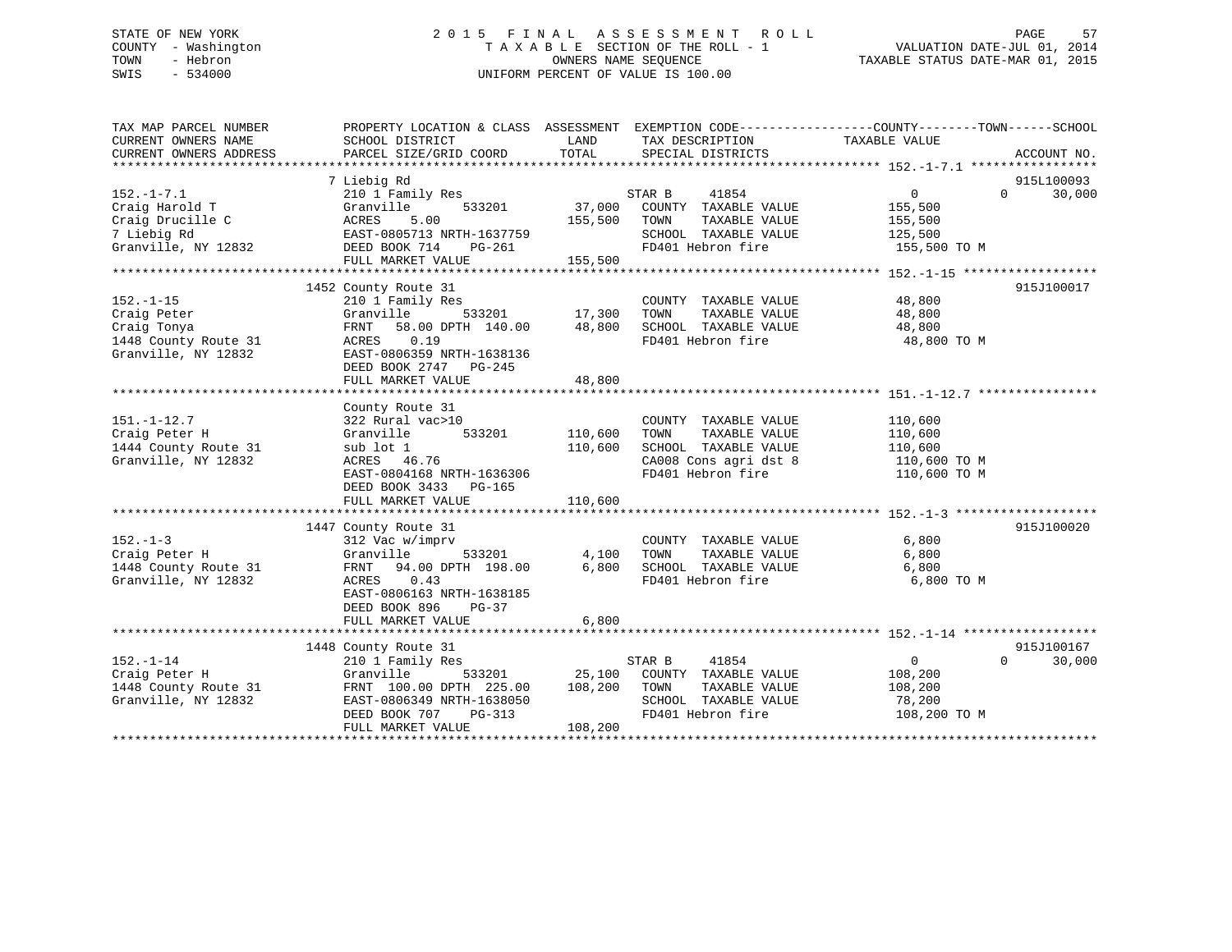STATE OF NEW YORK
COUNTY - Washington
TOWN - Hebron
SWIS - 534000

# 2015 FINAL ASSESSMENT ROLL

TAXABLE SECTION OF THE ROLL - 1
OWNERS NAME SEQUENCE
UNIFORM PERCENT OF VALUE IS 100.00

VALUATION DATE-JUL 01, 2014
TAXABLE STATUS DATE-MAR 01, 2015

```
TAX MAP PARCEL NUMBER          PROPERTY LOCATION & CLASS  ASSESSMENT  EXEMPTION CODE------------------COUNTY--------TOWN------SCHOOL
CURRENT OWNERS NAME            SCHOOL DISTRICT              LAND      TAX DESCRIPTION             TAXABLE VALUE
CURRENT OWNERS ADDRESS         PARCEL SIZE/GRID COORD      TOTAL      SPECIAL DISTRICTS                                   ACCOUNT NO.
******************************************************************************************************* 152.-1-7.1 *****************
                               7 Liebig Rd                                                                              915L100093
152.-1-7.1                     210 1 Family Res                       STAR B     41854                  0           0      30,000
Craig Harold T                 Granville       533201       37,000    COUNTY  TAXABLE VALUE           155,500
Craig Drucille C               ACRES    5.00               155,500    TOWN    TAXABLE VALUE           155,500
7 Liebig Rd                    EAST-0805713 NRTH-1637759              SCHOOL  TAXABLE VALUE           125,500
Granville, NY 12832            DEED BOOK 714    PG-261                FD401 Hebron fire               155,500 TO M
                               FULL MARKET VALUE           155,500
******************************************************************************************************* 152.-1-15 ******************
                               1452 County Route 31                                                                     915J100017
152.-1-15                      210 1 Family Res                       COUNTY  TAXABLE VALUE            48,800
Craig Peter                    Granville       533201       17,300    TOWN    TAXABLE VALUE            48,800
Craig Tonya                    FRNT   58.00 DPTH 140.00     48,800    SCHOOL  TAXABLE VALUE            48,800
1448 County Route 31           ACRES    0.19                          FD401 Hebron fire                48,800 TO M
Granville, NY 12832            EAST-0806359 NRTH-1638136
                               DEED BOOK 2747   PG-245
                               FULL MARKET VALUE            48,800
******************************************************************************************************* 151.-1-12.7 ****************
                               County Route 31
151.-1-12.7                    322 Rural vac>10                       COUNTY  TAXABLE VALUE           110,600
Craig Peter H                  Granville       533201      110,600    TOWN    TAXABLE VALUE           110,600
1444 County Route 31           sub lot 1                   110,600    SCHOOL  TAXABLE VALUE           110,600
Granville, NY 12832            ACRES   46.76                          CA008 Cons agri dst 8           110,600 TO M
                               EAST-0804168 NRTH-1636306              FD401 Hebron fire               110,600 TO M
                               DEED BOOK 3433   PG-165
                               FULL MARKET VALUE           110,600
******************************************************************************************************* 152.-1-3 *******************
                               1447 County Route 31                                                                     915J100020
152.-1-3                       312 Vac w/imprv                        COUNTY  TAXABLE VALUE             6,800
Craig Peter H                  Granville       533201        4,100    TOWN    TAXABLE VALUE             6,800
1448 County Route 31           FRNT   94.00 DPTH 198.00      6,800    SCHOOL  TAXABLE VALUE             6,800
Granville, NY 12832            ACRES    0.43                          FD401 Hebron fire                 6,800 TO M
                               EAST-0806163 NRTH-1638185
                               DEED BOOK 896    PG-37
                               FULL MARKET VALUE             6,800
******************************************************************************************************* 152.-1-14 ******************
                               1448 County Route 31                                                                     915J100167
152.-1-14                      210 1 Family Res                       STAR B     41854                  0           0      30,000
Craig Peter H                  Granville       533201       25,100    COUNTY  TAXABLE VALUE           108,200
1448 County Route 31           FRNT  100.00 DPTH 225.00    108,200    TOWN    TAXABLE VALUE           108,200
Granville, NY 12832            EAST-0806349 NRTH-1638050              SCHOOL  TAXABLE VALUE            78,200
                               DEED BOOK 707    PG-313                FD401 Hebron fire               108,200 TO M
                               FULL MARKET VALUE           108,200
************************************************************************************************************************************
```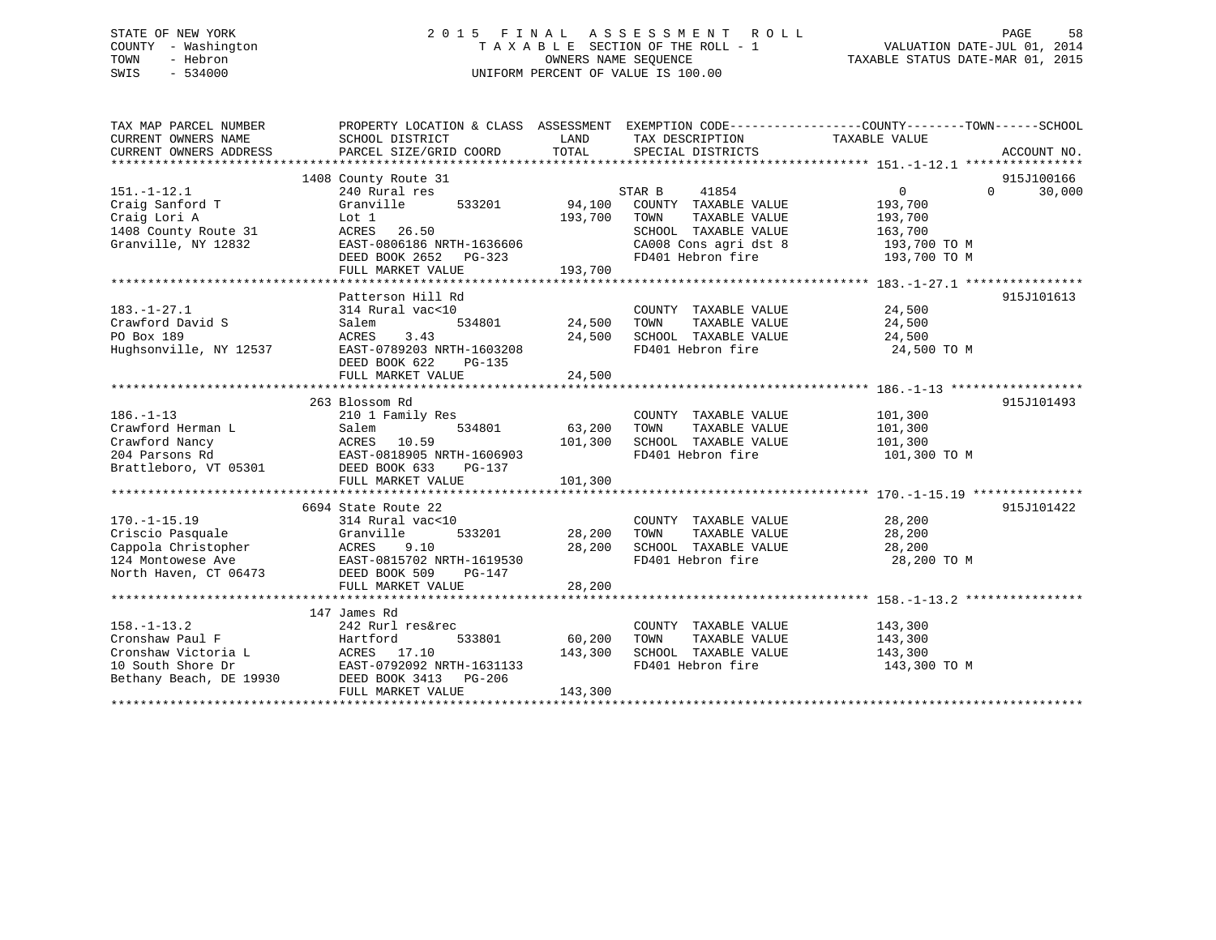STATE OF NEW YORK
COUNTY - Washington
TOWN - Hebron
SWIS - 534000

2015 FINAL ASSESSMENT ROLL
TAXABLE SECTION OF THE ROLL - 1
OWNERS NAME SEQUENCE
UNIFORM PERCENT OF VALUE IS 100.00

VALUATION DATE-JUL 01, 2014
TAXABLE STATUS DATE-MAR 01, 2015

| TAX MAP PARCEL NUMBER / CURRENT OWNERS NAME / CURRENT OWNERS ADDRESS | PROPERTY LOCATION & CLASS / SCHOOL DISTRICT / PARCEL SIZE/GRID COORD | ASSESSMENT LAND / TOTAL | EXEMPTION CODE / TAX DESCRIPTION / SPECIAL DISTRICTS | COUNTY TAXABLE VALUE | TOWN | SCHOOL | ACCOUNT NO. |
|---|---|---|---|---|---|---|---|
| **151.-1-12.1** | 1408 County Route 31 | | | | | | 915J100166 |
| 151.-1-12.1 | 240 Rural res | | STAR B 41854 | 0 | 0 | 30,000 | |
| Craig Sanford T | Granville 533201 | 94,100 | COUNTY TAXABLE VALUE | 193,700 | | | |
| Craig Lori A | Lot 1 | 193,700 | TOWN TAXABLE VALUE | 193,700 | | | |
| 1408 County Route 31 | ACRES 26.50 | | SCHOOL TAXABLE VALUE | 163,700 | | | |
| Granville, NY 12832 | EAST-0806186 NRTH-1636606 | | CA008 Cons agri dst 8 | 193,700 TO M | | | |
| | DEED BOOK 2652 PG-323 | | FD401 Hebron fire | 193,700 TO M | | | |
| | FULL MARKET VALUE | 193,700 | | | | | |
| **183.-1-27.1** | Patterson Hill Rd | | | | | | 915J101613 |
| 183.-1-27.1 | 314 Rural vac<10 | | COUNTY TAXABLE VALUE | 24,500 | | | |
| Crawford David S | Salem 534801 | 24,500 | TOWN TAXABLE VALUE | 24,500 | | | |
| PO Box 189 | ACRES 3.43 | 24,500 | SCHOOL TAXABLE VALUE | 24,500 | | | |
| Hughsonville, NY 12537 | EAST-0789203 NRTH-1603208 | | FD401 Hebron fire | 24,500 TO M | | | |
| | DEED BOOK 622 PG-135 | | | | | | |
| | FULL MARKET VALUE | 24,500 | | | | | |
| **186.-1-13** | 263 Blossom Rd | | | | | | 915J101493 |
| 186.-1-13 | 210 1 Family Res | | COUNTY TAXABLE VALUE | 101,300 | | | |
| Crawford Herman L | Salem 534801 | 63,200 | TOWN TAXABLE VALUE | 101,300 | | | |
| Crawford Nancy | ACRES 10.59 | 101,300 | SCHOOL TAXABLE VALUE | 101,300 | | | |
| 204 Parsons Rd | EAST-0818905 NRTH-1606903 | | FD401 Hebron fire | 101,300 TO M | | | |
| Brattleboro, VT 05301 | DEED BOOK 633 PG-137 | | | | | | |
| | FULL MARKET VALUE | 101,300 | | | | | |
| **170.-1-15.19** | 6694 State Route 22 | | | | | | 915J101422 |
| 170.-1-15.19 | 314 Rural vac<10 | | COUNTY TAXABLE VALUE | 28,200 | | | |
| Criscio Pasquale | Granville 533201 | 28,200 | TOWN TAXABLE VALUE | 28,200 | | | |
| Cappola Christopher | ACRES 9.10 | 28,200 | SCHOOL TAXABLE VALUE | 28,200 | | | |
| 124 Montowese Ave | EAST-0815702 NRTH-1619530 | | FD401 Hebron fire | 28,200 TO M | | | |
| North Haven, CT 06473 | DEED BOOK 509 PG-147 | | | | | | |
| | FULL MARKET VALUE | 28,200 | | | | | |
| **158.-1-13.2** | 147 James Rd | | | | | | |
| 158.-1-13.2 | 242 Rurl res&rec | | COUNTY TAXABLE VALUE | 143,300 | | | |
| Cronshaw Paul F | Hartford 533801 | 60,200 | TOWN TAXABLE VALUE | 143,300 | | | |
| Cronshaw Victoria L | ACRES 17.10 | 143,300 | SCHOOL TAXABLE VALUE | 143,300 | | | |
| 10 South Shore Dr | EAST-0792092 NRTH-1631133 | | FD401 Hebron fire | 143,300 TO M | | | |
| Bethany Beach, DE 19930 | DEED BOOK 3413 PG-206 | | | | | | |
| | FULL MARKET VALUE | 143,300 | | | | | |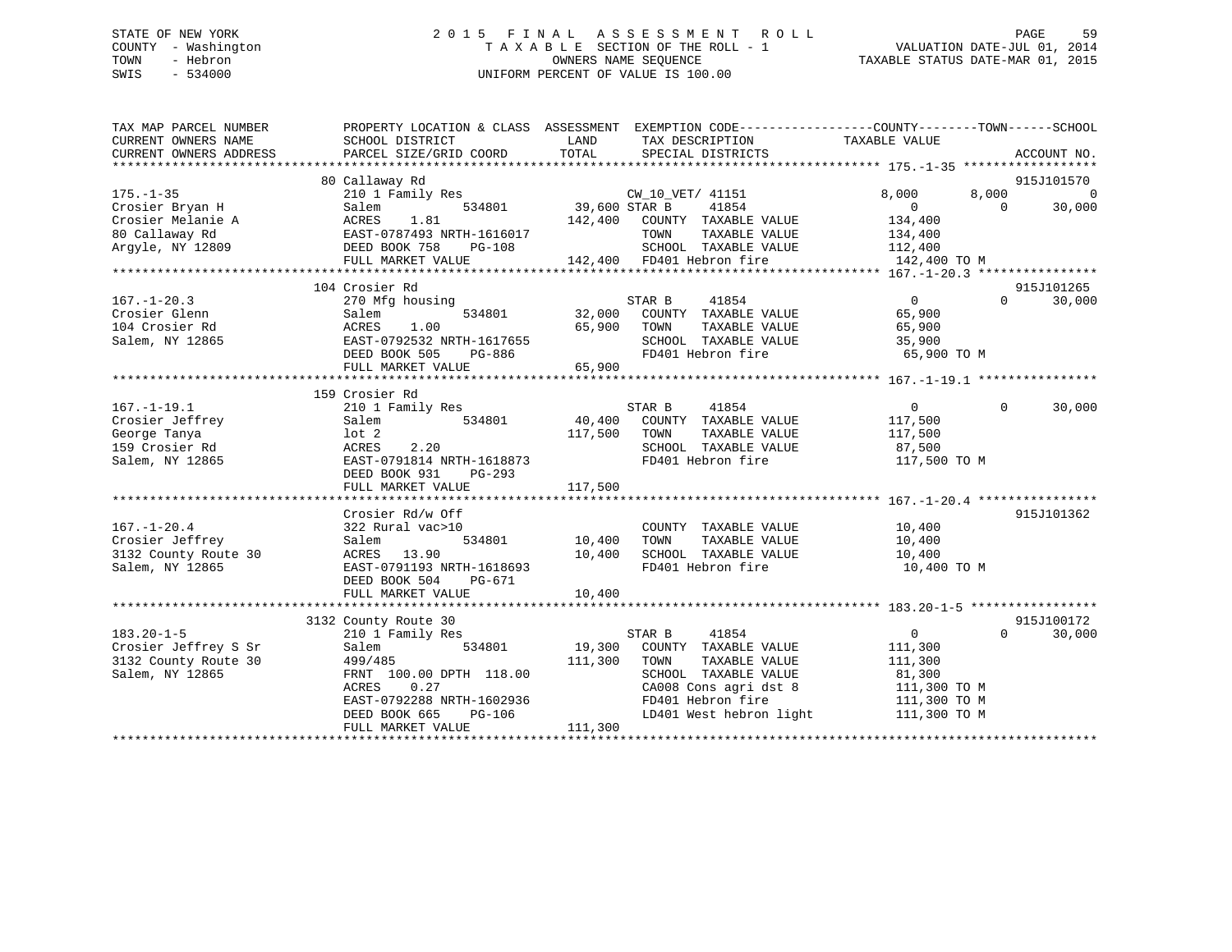STATE OF NEW YORK
COUNTY - Washington
TOWN - Hebron
SWIS - 534000

2 0 1 5 F I N A L A S S E S S M E N T R O L L
T A X A B L E SECTION OF THE ROLL - 1
OWNERS NAME SEQUENCE
UNIFORM PERCENT OF VALUE IS 100.00

VALUATION DATE-JUL 01, 2014
TAXABLE STATUS DATE-MAR 01, 2015

```
TAX MAP PARCEL NUMBER         PROPERTY LOCATION & CLASS  ASSESSMENT  EXEMPTION CODE------------------COUNTY--------TOWN------SCHOOL
CURRENT OWNERS NAME           SCHOOL DISTRICT              LAND       TAX DESCRIPTION              TAXABLE VALUE
CURRENT OWNERS ADDRESS        PARCEL SIZE/GRID COORD       TOTAL      SPECIAL DISTRICTS                                      ACCOUNT NO.
******************************************************************************************************* 175.-1-35 ******************
                            80 Callaway Rd                                                                                915J101570
175.-1-35                    210 1 Family Res                       CW_10_VET/ 41151            8,000        8,000             0
Crosier Bryan H              Salem           534801         39,600 STAR B       41854               0            0        30,000
Crosier Melanie A            ACRES     1.81               142,400   COUNTY  TAXABLE VALUE         134,400
80 Callaway Rd               EAST-0787493 NRTH-1616017              TOWN    TAXABLE VALUE         134,400
Argyle, NY 12809             DEED BOOK 758    PG-108                SCHOOL  TAXABLE VALUE         112,400
                             FULL MARKET VALUE             142,400   FD401 Hebron fire             142,400 TO M
******************************************************************************************************* 167.-1-20.3 ****************
                            104 Crosier Rd                                                                                915J101265
167.-1-20.3                  270 Mfg housing                        STAR B       41854               0            0        30,000
Crosier Glenn                Salem           534801         32,000   COUNTY  TAXABLE VALUE          65,900
104 Crosier Rd               ACRES     1.00                65,900   TOWN    TAXABLE VALUE          65,900
Salem, NY 12865              EAST-0792532 NRTH-1617655              SCHOOL  TAXABLE VALUE          35,900
                             DEED BOOK 505    PG-886                 FD401 Hebron fire              65,900 TO M
                             FULL MARKET VALUE              65,900
******************************************************************************************************* 167.-1-19.1 ****************
                            159 Crosier Rd
167.-1-19.1                  210 1 Family Res                       STAR B       41854               0            0        30,000
Crosier Jeffrey              Salem           534801         40,400   COUNTY  TAXABLE VALUE         117,500
George Tanya                 lot 2                         117,500   TOWN    TAXABLE VALUE         117,500
159 Crosier Rd               ACRES     2.20                          SCHOOL  TAXABLE VALUE          87,500
Salem, NY 12865              EAST-0791814 NRTH-1618873              FD401 Hebron fire             117,500 TO M
                             DEED BOOK 931    PG-293
                             FULL MARKET VALUE             117,500
******************************************************************************************************* 167.-1-20.4 ****************
                            Crosier Rd/w Off                                                                              915J101362
167.-1-20.4                  322 Rural vac>10                        COUNTY  TAXABLE VALUE          10,400
Crosier Jeffrey              Salem           534801         10,400   TOWN    TAXABLE VALUE          10,400
3132 County Route 30         ACRES    13.90                10,400   SCHOOL  TAXABLE VALUE          10,400
Salem, NY 12865              EAST-0791193 NRTH-1618693              FD401 Hebron fire              10,400 TO M
                             DEED BOOK 504    PG-671
                             FULL MARKET VALUE              10,400
******************************************************************************************************* 183.20-1-5 *****************
                            3132 County Route 30                                                                          915J100172
183.20-1-5                   210 1 Family Res                       STAR B       41854               0            0        30,000
Crosier Jeffrey S Sr         Salem           534801         19,300   COUNTY  TAXABLE VALUE         111,300
3132 County Route 30         499/485                       111,300   TOWN    TAXABLE VALUE         111,300
Salem, NY 12865              FRNT 100.00 DPTH 118.00                 SCHOOL  TAXABLE VALUE          81,300
                             ACRES     0.27                          CA008 Cons agri dst 8         111,300 TO M
                             EAST-0792288 NRTH-1602936              FD401 Hebron fire             111,300 TO M
                             DEED BOOK 665    PG-106                 LD401 West hebron light       111,300 TO M
                             FULL MARKET VALUE             111,300
************************************************************************************************************************************
```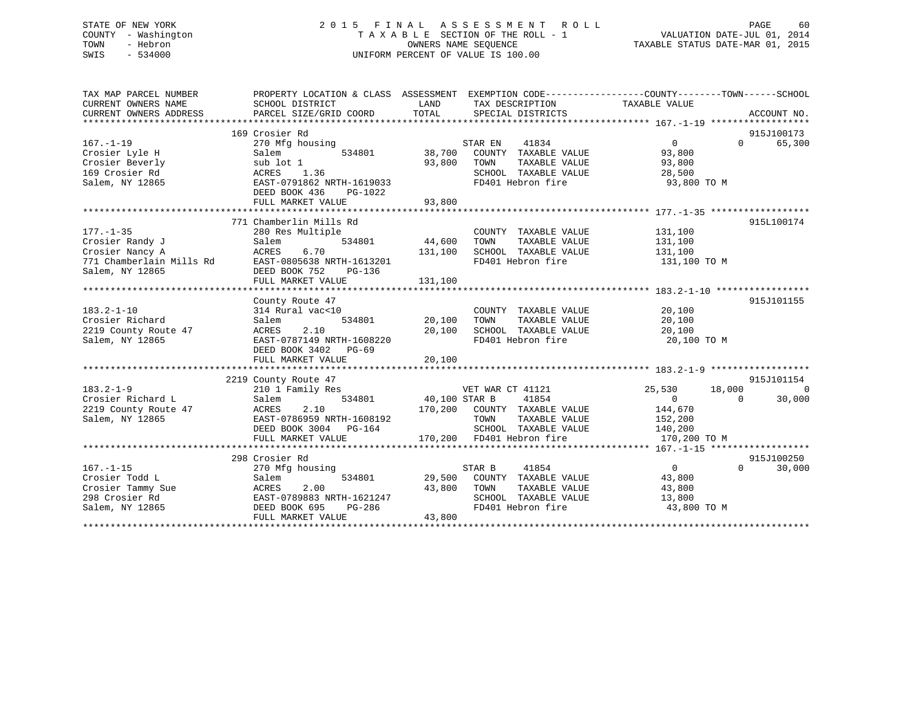STATE OF NEW YORK
COUNTY - Washington
TOWN - Hebron
SWIS - 534000

2 0 1 5 F I N A L A S S E S S M E N T R O L L
T A X A B L E SECTION OF THE ROLL - 1
OWNERS NAME SEQUENCE
UNIFORM PERCENT OF VALUE IS 100.00

VALUATION DATE-JUL 01, 2014
TAXABLE STATUS DATE-MAR 01, 2015

```
TAX MAP PARCEL NUMBER          PROPERTY LOCATION & CLASS  ASSESSMENT  EXEMPTION CODE------------------COUNTY--------TOWN------SCHOOL
CURRENT OWNERS NAME            SCHOOL DISTRICT               LAND      TAX DESCRIPTION             TAXABLE VALUE
CURRENT OWNERS ADDRESS         PARCEL SIZE/GRID COORD        TOTAL     SPECIAL DISTRICTS                                       ACCOUNT NO.
******************************************************************************************************* 167.-1-19 ******************
                               169 Crosier Rd                                                                                915J100173
167.-1-19                      270 Mfg housing                         STAR EN    41834                  0            0     65,300
Crosier Lyle H                 Salem          534801        38,700     COUNTY  TAXABLE VALUE          93,800
Crosier Beverly                sub lot 1                    93,800     TOWN    TAXABLE VALUE          93,800
169 Crosier Rd                 ACRES    1.36                           SCHOOL  TAXABLE VALUE          28,500
Salem, NY 12865                EAST-0791862 NRTH-1619033               FD401 Hebron fire               93,800 TO M
                               DEED BOOK 436    PG-1022
                               FULL MARKET VALUE            93,800
******************************************************************************************************* 177.-1-35 ******************
                               771 Chamberlin Mills Rd                                                                       915L100174
177.-1-35                      280 Res Multiple                        COUNTY  TAXABLE VALUE         131,100
Crosier Randy J                Salem          534801        44,600     TOWN    TAXABLE VALUE         131,100
Crosier Nancy A                ACRES    6.70               131,100     SCHOOL  TAXABLE VALUE         131,100
771 Chamberlain Mills Rd       EAST-0805638 NRTH-1613201               FD401 Hebron fire              131,100 TO M
Salem, NY 12865                DEED BOOK 752    PG-136
                               FULL MARKET VALUE           131,100
******************************************************************************************************* 183.2-1-10 *****************
                               County Route 47                                                                               915J101155
183.2-1-10                     314 Rural vac<10                        COUNTY  TAXABLE VALUE          20,100
Crosier Richard                Salem          534801        20,100     TOWN    TAXABLE VALUE          20,100
2219 County Route 47           ACRES    2.10                20,100     SCHOOL  TAXABLE VALUE          20,100
Salem, NY 12865                EAST-0787149 NRTH-1608220               FD401 Hebron fire               20,100 TO M
                               DEED BOOK 3402   PG-69
                               FULL MARKET VALUE            20,100
******************************************************************************************************* 183.2-1-9 ******************
                               2219 County Route 47                                                                          915J101154
183.2-1-9                      210 1 Family Res                        VET WAR CT 41121             25,530       18,000            0
Crosier Richard L              Salem          534801        40,100 STAR B     41854                  0            0     30,000
2219 County Route 47           ACRES    2.10               170,200     COUNTY  TAXABLE VALUE         144,670
Salem, NY 12865                EAST-0786959 NRTH-1608192               TOWN    TAXABLE VALUE         152,200
                               DEED BOOK 3004   PG-164                 SCHOOL  TAXABLE VALUE         140,200
                               FULL MARKET VALUE           170,200     FD401 Hebron fire              170,200 TO M
******************************************************************************************************* 167.-1-15 ******************
                               298 Crosier Rd                                                                                915J100250
167.-1-15                      270 Mfg housing                         STAR B     41854                  0            0     30,000
Crosier Todd L                 Salem          534801        29,500     COUNTY  TAXABLE VALUE          43,800
Crosier Tammy Sue              ACRES    2.00                43,800     TOWN    TAXABLE VALUE          43,800
298 Crosier Rd                 EAST-0789883 NRTH-1621247               SCHOOL  TAXABLE VALUE          13,800
Salem, NY 12865                DEED BOOK 695    PG-286                 FD401 Hebron fire               43,800 TO M
                               FULL MARKET VALUE            43,800
************************************************************************************************************************************
```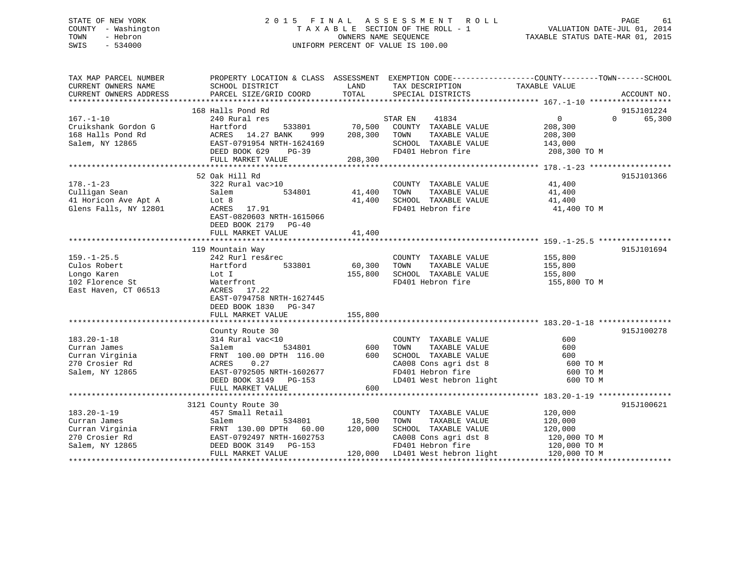STATE OF NEW YORK | COUNTY - Washington | TOWN - Hebron | SWIS - 534000

# 2015 FINAL ASSESSMENT ROLL

TAXABLE SECTION OF THE ROLL - 1
OWNERS NAME SEQUENCE
UNIFORM PERCENT OF VALUE IS 100.00

VALUATION DATE-JUL 01, 2014
TAXABLE STATUS DATE-MAR 01, 2015

| TAX MAP PARCEL NUMBER / CURRENT OWNERS NAME / CURRENT OWNERS ADDRESS | PROPERTY LOCATION & CLASS / SCHOOL DISTRICT / PARCEL SIZE/GRID COORD | ASSESSMENT LAND | ASSESSMENT TOTAL | EXEMPTION CODE / TAX DESCRIPTION / SPECIAL DISTRICTS | COUNTY TAXABLE VALUE | TOWN | SCHOOL | ACCOUNT NO. |
|---|---|---|---|---|---|---|---|---|
| 167.-1-10 | 168 Halls Pond Rd | | | | | | | 915J101224 |
| Cruikshank Gordon G | 240 Rural res | | | STAR EN 41834 | 0 | 0 | 65,300 | |
| 168 Halls Pond Rd | Hartford 533801 | 70,500 | | COUNTY TAXABLE VALUE | 208,300 | | | |
| Salem, NY 12865 | ACRES 14.27 BANK 999 | | 208,300 | TOWN TAXABLE VALUE | 208,300 | | | |
| | EAST-0791954 NRTH-1624169 | | | SCHOOL TAXABLE VALUE | 143,000 | | | |
| | DEED BOOK 629 PG-39 | | | FD401 Hebron fire | 208,300 TO M | | | |
| | FULL MARKET VALUE | | 208,300 | | | | | |
| 178.-1-23 | 52 Oak Hill Rd | | | | | | | 915J101366 |
| Culligan Sean | 322 Rural vac>10 | | | COUNTY TAXABLE VALUE | 41,400 | | | |
| 41 Horicon Ave Apt A | Salem 534801 | 41,400 | | TOWN TAXABLE VALUE | 41,400 | | | |
| Glens Falls, NY 12801 | Lot 8 | | 41,400 | SCHOOL TAXABLE VALUE | 41,400 | | | |
| | ACRES 17.91 | | | FD401 Hebron fire | 41,400 TO M | | | |
| | EAST-0820603 NRTH-1615066 | | | | | | | |
| | DEED BOOK 2179 PG-40 | | | | | | | |
| | FULL MARKET VALUE | | 41,400 | | | | | |
| 159.-1-25.5 | 119 Mountain Way | | | | | | | 915J101694 |
| Culos Robert | 242 Rurl res&rec | | | COUNTY TAXABLE VALUE | 155,800 | | | |
| Longo Karen | Hartford 533801 | 60,300 | | TOWN TAXABLE VALUE | 155,800 | | | |
| 102 Florence St | Lot I | | 155,800 | SCHOOL TAXABLE VALUE | 155,800 | | | |
| East Haven, CT 06513 | Waterfront | | | FD401 Hebron fire | 155,800 TO M | | | |
| | ACRES 17.22 | | | | | | | |
| | EAST-0794758 NRTH-1627445 | | | | | | | |
| | DEED BOOK 1830 PG-347 | | | | | | | |
| | FULL MARKET VALUE | | 155,800 | | | | | |
| 183.20-1-18 | County Route 30 | | | | | | | 915J100278 |
| Curran James | 314 Rural vac<10 | | | COUNTY TAXABLE VALUE | 600 | | | |
| Curran Virginia | Salem 534801 | 600 | | TOWN TAXABLE VALUE | 600 | | | |
| 270 Crosier Rd | FRNT 100.00 DPTH 116.00 | | 600 | SCHOOL TAXABLE VALUE | 600 | | | |
| Salem, NY 12865 | ACRES 0.27 | | | CA008 Cons agri dst 8 | 600 TO M | | | |
| | EAST-0792505 NRTH-1602677 | | | FD401 Hebron fire | 600 TO M | | | |
| | DEED BOOK 3149 PG-153 | | | LD401 West hebron light | 600 TO M | | | |
| | FULL MARKET VALUE | | 600 | | | | | |
| 183.20-1-19 | 3121 County Route 30 | | | | | | | 915J100621 |
| Curran James | 457 Small Retail | | | COUNTY TAXABLE VALUE | 120,000 | | | |
| Curran Virginia | Salem 534801 | 18,500 | | TOWN TAXABLE VALUE | 120,000 | | | |
| 270 Crosier Rd | FRNT 130.00 DPTH 60.00 | | 120,000 | SCHOOL TAXABLE VALUE | 120,000 | | | |
| Salem, NY 12865 | EAST-0792497 NRTH-1602753 | | | CA008 Cons agri dst 8 | 120,000 TO M | | | |
| | DEED BOOK 3149 PG-153 | | | FD401 Hebron fire | 120,000 TO M | | | |
| | FULL MARKET VALUE | | 120,000 | LD401 West hebron light | 120,000 TO M | | | |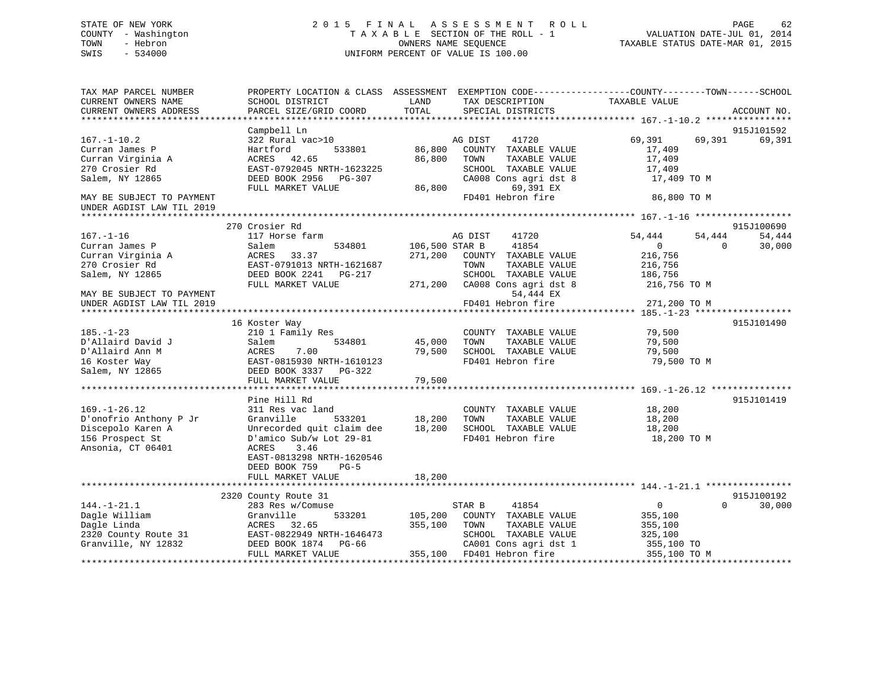STATE OF NEW YORK
COUNTY - Washington
TOWN - Hebron
SWIS - 534000

2 0 1 5   F I N A L   A S S E S S M E N T   R O L L
T A X A B L E SECTION OF THE ROLL - 1
OWNERS NAME SEQUENCE
UNIFORM PERCENT OF VALUE IS 100.00

VALUATION DATE-JUL 01, 2014
TAXABLE STATUS DATE-MAR 01, 2015

```
TAX MAP PARCEL NUMBER          PROPERTY LOCATION & CLASS  ASSESSMENT  EXEMPTION CODE------------------COUNTY--------TOWN------SCHOOL
CURRENT OWNERS NAME            SCHOOL DISTRICT              LAND      TAX DESCRIPTION            TAXABLE VALUE
CURRENT OWNERS ADDRESS         PARCEL SIZE/GRID COORD       TOTAL     SPECIAL DISTRICTS                                   ACCOUNT NO.
******************************************************************************************************* 167.-1-10.2 ****************
                               Campbell Ln                                                                             915J101592
167.-1-10.2                    322 Rural vac>10                       AG DIST     41720            69,391     69,391      69,391
Curran James P                 Hartford          533801      86,800   COUNTY  TAXABLE VALUE          17,409
Curran Virginia A              ACRES   42.65                 86,800   TOWN    TAXABLE VALUE          17,409
270 Crosier Rd                 EAST-0792045 NRTH-1623225              SCHOOL  TAXABLE VALUE          17,409
Salem, NY 12865                DEED BOOK 2956   PG-307                CA008 Cons agri dst 8           17,409 TO M
                               FULL MARKET VALUE             86,800           69,391 EX
MAY BE SUBJECT TO PAYMENT                                             FD401 Hebron fire               86,800 TO M
UNDER AGDIST LAW TIL 2019
******************************************************************************************************* 167.-1-16 ******************
                               270 Crosier Rd                                                                          915J100690
167.-1-16                      117 Horse farm                         AG DIST     41720            54,444     54,444      54,444
Curran James P                 Salem             534801     106,500 STAR B       41854                 0          0      30,000
Curran Virginia A              ACRES   33.37                271,200   COUNTY  TAXABLE VALUE         216,756
270 Crosier Rd                 EAST-0791013 NRTH-1621687              TOWN    TAXABLE VALUE         216,756
Salem, NY 12865                DEED BOOK 2241   PG-217                SCHOOL  TAXABLE VALUE         186,756
                               FULL MARKET VALUE            271,200   CA008 Cons agri dst 8          216,756 TO M
MAY BE SUBJECT TO PAYMENT                                                     54,444 EX
UNDER AGDIST LAW TIL 2019                                             FD401 Hebron fire              271,200 TO M
******************************************************************************************************* 185.-1-23 ******************
                               16 Koster Way                                                                           915J101490
185.-1-23                      210 1 Family Res                       COUNTY  TAXABLE VALUE          79,500
D'Allaird David J              Salem             534801      45,000   TOWN    TAXABLE VALUE          79,500
D'Allaird Ann M                ACRES    7.00                 79,500   SCHOOL  TAXABLE VALUE          79,500
16 Koster Way                  EAST-0815930 NRTH-1610123              FD401 Hebron fire               79,500 TO M
Salem, NY 12865                DEED BOOK 3337   PG-322
                               FULL MARKET VALUE             79,500
******************************************************************************************************* 169.-1-26.12 ***************
                               Pine Hill Rd                                                                            915J101419
169.-1-26.12                   311 Res vac land                       COUNTY  TAXABLE VALUE          18,200
D'onofrio Anthony P Jr         Granville         533201      18,200   TOWN    TAXABLE VALUE          18,200
Discepolo Karen A              Unrecorded quit claim dee     18,200   SCHOOL  TAXABLE VALUE          18,200
156 Prospect St                D'amico Sub/w Lot 29-81                FD401 Hebron fire               18,200 TO M
Ansonia, CT 06401              ACRES    3.46
                               EAST-0813298 NRTH-1620546
                               DEED BOOK 759    PG-5
                               FULL MARKET VALUE             18,200
******************************************************************************************************* 144.-1-21.1 ****************
                               2320 County Route 31                                                                    915J100192
144.-1-21.1                    283 Res w/Comuse                       STAR B      41854                 0          0      30,000
Dagle William                  Granville         533201     105,200   COUNTY  TAXABLE VALUE         355,100
Dagle Linda                    ACRES   32.65                355,100   TOWN    TAXABLE VALUE         355,100
2320 County Route 31           EAST-0822949 NRTH-1646473              SCHOOL  TAXABLE VALUE         325,100
Granville, NY 12832            DEED BOOK 1874   PG-66                 CA001 Cons agri dst 1          355,100 TO
                               FULL MARKET VALUE            355,100   FD401 Hebron fire              355,100 TO M
************************************************************************************************************************************
```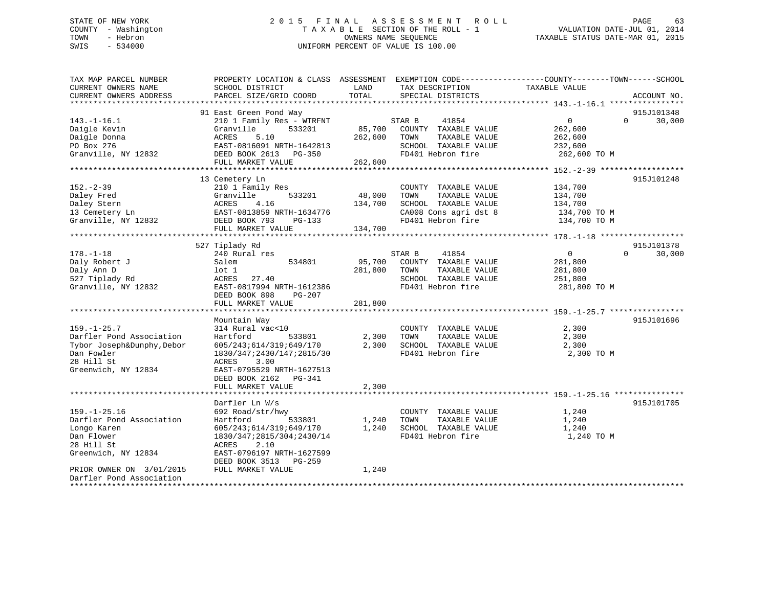STATE OF NEW YORK
COUNTY - Washington
TOWN - Hebron
SWIS - 534000

2 0 1 5 F I N A L A S S E S S M E N T R O L L
T A X A B L E SECTION OF THE ROLL - 1
OWNERS NAME SEQUENCE
UNIFORM PERCENT OF VALUE IS 100.00

VALUATION DATE-JUL 01, 2014
TAXABLE STATUS DATE-MAR 01, 2015

| TAX MAP PARCEL NUMBER / CURRENT OWNERS NAME / CURRENT OWNERS ADDRESS | PROPERTY LOCATION & CLASS / SCHOOL DISTRICT / PARCEL SIZE/GRID COORD | ASSESSMENT LAND / TOTAL | EXEMPTION CODE / TAX DESCRIPTION / SPECIAL DISTRICTS | COUNTY / TOWN / SCHOOL TAXABLE VALUE | ACCOUNT NO. |
|---|---|---|---|---|---|
| **143.-1-16.1** | 91 East Green Pond Way | | | | 915J101348 |
| 143.-1-16.1 | 210 1 Family Res - WTRFNT | | STAR B 41854 | 0 0 30,000 | |
| Daigle Kevin | Granville 533201 | 85,700 | COUNTY TAXABLE VALUE | 262,600 | |
| Daigle Donna | ACRES 5.10 | 262,600 | TOWN TAXABLE VALUE | 262,600 | |
| PO Box 276 | EAST-0816091 NRTH-1642813 | | SCHOOL TAXABLE VALUE | 232,600 | |
| Granville, NY 12832 | DEED BOOK 2613 PG-350 | | FD401 Hebron fire | 262,600 TO M | |
| | FULL MARKET VALUE | 262,600 | | | |
| **152.-2-39** | 13 Cemetery Ln | | | | 915J101248 |
| 152.-2-39 | 210 1 Family Res | | COUNTY TAXABLE VALUE | 134,700 | |
| Daley Fred | Granville 533201 | 48,000 | TOWN TAXABLE VALUE | 134,700 | |
| Daley Stern | ACRES 4.16 | 134,700 | SCHOOL TAXABLE VALUE | 134,700 | |
| 13 Cemetery Ln | EAST-0813859 NRTH-1634776 | | CA008 Cons agri dst 8 | 134,700 TO M | |
| Granville, NY 12832 | DEED BOOK 793 PG-133 | | FD401 Hebron fire | 134,700 TO M | |
| | FULL MARKET VALUE | 134,700 | | | |
| **178.-1-18** | 527 Tiplady Rd | | | | 915J101378 |
| 178.-1-18 | 240 Rural res | | STAR B 41854 | 0 0 30,000 | |
| Daly Robert J | Salem 534801 | 95,700 | COUNTY TAXABLE VALUE | 281,800 | |
| Daly Ann D | lot 1 | 281,800 | TOWN TAXABLE VALUE | 281,800 | |
| 527 Tiplady Rd | ACRES 27.40 | | SCHOOL TAXABLE VALUE | 251,800 | |
| Granville, NY 12832 | EAST-0817994 NRTH-1612386 | | FD401 Hebron fire | 281,800 TO M | |
| | DEED BOOK 898 PG-207 | | | | |
| | FULL MARKET VALUE | 281,800 | | | |
| **159.-1-25.7** | Mountain Way | | | | 915J101696 |
| 159.-1-25.7 | 314 Rural vac<10 | | COUNTY TAXABLE VALUE | 2,300 | |
| Darfler Pond Association | Hartford 533801 | 2,300 | TOWN TAXABLE VALUE | 2,300 | |
| Tybor Joseph&Dunphy,Debor | 605/243;614/319;649/170 | 2,300 | SCHOOL TAXABLE VALUE | 2,300 | |
| Dan Fowler | 1830/347;2430/147;2815/30 | | FD401 Hebron fire | 2,300 TO M | |
| 28 Hill St | ACRES 3.00 | | | | |
| Greenwich, NY 12834 | EAST-0795529 NRTH-1627513 | | | | |
| | DEED BOOK 2162 PG-341 | | | | |
| | FULL MARKET VALUE | 2,300 | | | |
| **159.-1-25.16** | Darfler Ln W/s | | | | 915J101705 |
| 159.-1-25.16 | 692 Road/str/hwy | | COUNTY TAXABLE VALUE | 1,240 | |
| Darfler Pond Association | Hartford 533801 | 1,240 | TOWN TAXABLE VALUE | 1,240 | |
| Longo Karen | 605/243;614/319;649/170 | 1,240 | SCHOOL TAXABLE VALUE | 1,240 | |
| Dan Flower | 1830/347;2815/304;2430/14 | | FD401 Hebron fire | 1,240 TO M | |
| 28 Hill St | ACRES 2.10 | | | | |
| Greenwich, NY 12834 | EAST-0796197 NRTH-1627599 | | | | |
| | DEED BOOK 3513 PG-259 | | | | |
| PRIOR OWNER ON 3/01/2015 | FULL MARKET VALUE | 1,240 | | | |
| Darfler Pond Association | | | | | |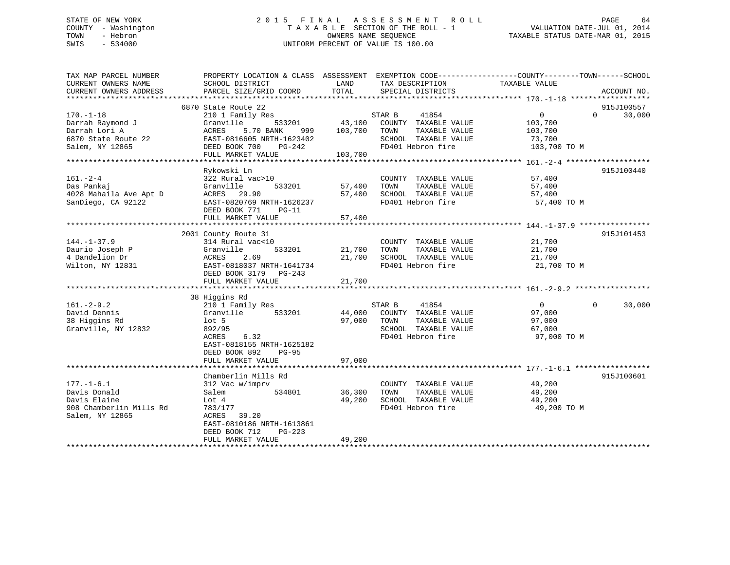STATE OF NEW YORK
COUNTY - Washington
TOWN - Hebron
SWIS - 534000

# 2015 FINAL ASSESSMENT ROLL
TAXABLE SECTION OF THE ROLL - 1
OWNERS NAME SEQUENCE
UNIFORM PERCENT OF VALUE IS 100.00

VALUATION DATE-JUL 01, 2014
TAXABLE STATUS DATE-MAR 01, 2015

| TAX MAP PARCEL NUMBER / CURRENT OWNERS NAME / CURRENT OWNERS ADDRESS | PROPERTY LOCATION & CLASS / SCHOOL DISTRICT / PARCEL SIZE/GRID COORD | ASSESSMENT LAND | TOTAL | EXEMPTION CODE / TAX DESCRIPTION / SPECIAL DISTRICTS | COUNTY TAXABLE VALUE | TOWN | SCHOOL | ACCOUNT NO. |
|---|---|---|---|---|---|---|---|---|
| 170.-1-18 | 6870 State Route 22 | | | | | | | 915J100557 |
| | 210 1 Family Res | | | STAR B 41854 | 0 | 0 | 30,000 | |
| Darrah Raymond J | Granville 533201 | 43,100 | | COUNTY TAXABLE VALUE | 103,700 | | | |
| Darrah Lori A | ACRES 5.70 BANK 999 | | 103,700 | TOWN TAXABLE VALUE | 103,700 | | | |
| 6870 State Route 22 | EAST-0816605 NRTH-1623402 | | | SCHOOL TAXABLE VALUE | 73,700 | | | |
| Salem, NY 12865 | DEED BOOK 700 PG-242 | | | FD401 Hebron fire | 103,700 TO M | | | |
| | FULL MARKET VALUE | | 103,700 | | | | | |
| 161.-2-4 | Rykowski Ln | | | | | | | 915J100440 |
| | 322 Rural vac>10 | | | COUNTY TAXABLE VALUE | 57,400 | | | |
| Das Pankaj | Granville 533201 | 57,400 | | TOWN TAXABLE VALUE | 57,400 | | | |
| 4028 Mahaila Ave Apt D | ACRES 29.90 | | 57,400 | SCHOOL TAXABLE VALUE | 57,400 | | | |
| SanDiego, CA 92122 | EAST-0820769 NRTH-1626237 | | | FD401 Hebron fire | 57,400 TO M | | | |
| | DEED BOOK 771 PG-11 | | | | | | | |
| | FULL MARKET VALUE | | 57,400 | | | | | |
| 144.-1-37.9 | 2001 County Route 31 | | | | | | | 915J101453 |
| | 314 Rural vac<10 | | | COUNTY TAXABLE VALUE | 21,700 | | | |
| Daurio Joseph P | Granville 533201 | 21,700 | | TOWN TAXABLE VALUE | 21,700 | | | |
| 4 Dandelion Dr | ACRES 2.69 | | 21,700 | SCHOOL TAXABLE VALUE | 21,700 | | | |
| Wilton, NY 12831 | EAST-0818037 NRTH-1641734 | | | FD401 Hebron fire | 21,700 TO M | | | |
| | DEED BOOK 3179 PG-243 | | | | | | | |
| | FULL MARKET VALUE | | 21,700 | | | | | |
| 161.-2-9.2 | 38 Higgins Rd | | | | | | | |
| | 210 1 Family Res | | | STAR B 41854 | 0 | 0 | 30,000 | |
| David Dennis | Granville 533201 | 44,000 | | COUNTY TAXABLE VALUE | 97,000 | | | |
| 38 Higgins Rd | lot 5 | | 97,000 | TOWN TAXABLE VALUE | 97,000 | | | |
| Granville, NY 12832 | 892/95 | | | SCHOOL TAXABLE VALUE | 67,000 | | | |
| | ACRES 6.32 | | | FD401 Hebron fire | 97,000 TO M | | | |
| | EAST-0818155 NRTH-1625182 | | | | | | | |
| | DEED BOOK 892 PG-95 | | | | | | | |
| | FULL MARKET VALUE | | 97,000 | | | | | |
| 177.-1-6.1 | Chamberlin Mills Rd | | | | | | | 915J100601 |
| | 312 Vac w/imprv | | | COUNTY TAXABLE VALUE | 49,200 | | | |
| Davis Donald | Salem 534801 | 36,300 | | TOWN TAXABLE VALUE | 49,200 | | | |
| Davis Elaine | Lot 4 | | 49,200 | SCHOOL TAXABLE VALUE | 49,200 | | | |
| 908 Chamberlin Mills Rd | 783/177 | | | FD401 Hebron fire | 49,200 TO M | | | |
| Salem, NY 12865 | ACRES 39.20 | | | | | | | |
| | EAST-0810186 NRTH-1613861 | | | | | | | |
| | DEED BOOK 712 PG-223 | | | | | | | |
| | FULL MARKET VALUE | | 49,200 | | | | | |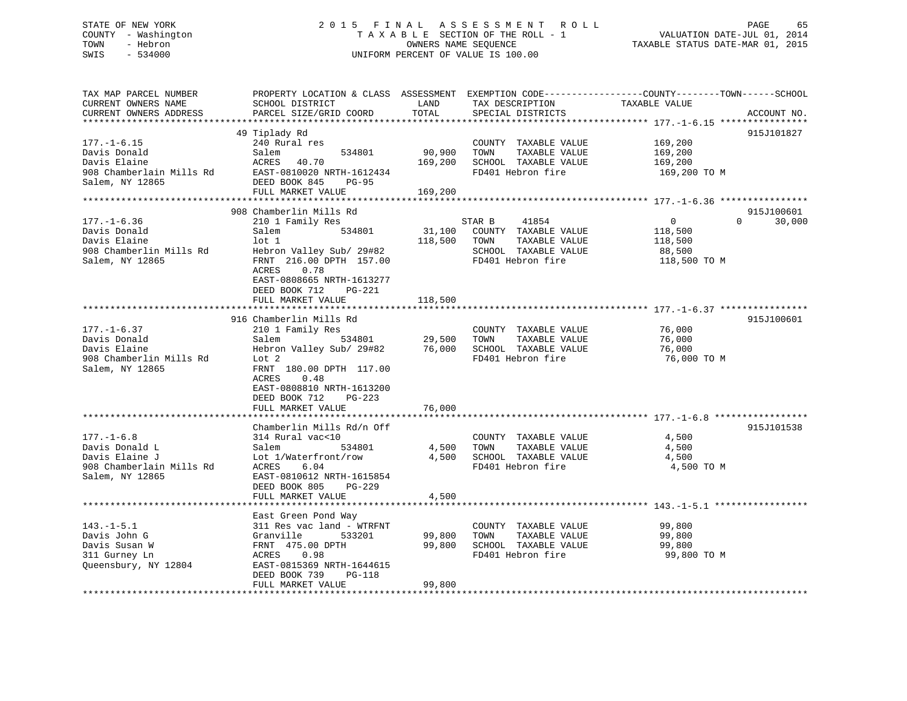STATE OF NEW YORK — 2015 FINAL ASSESSMENT ROLL
COUNTY - Washington — TAXABLE SECTION OF THE ROLL - 1 — VALUATION DATE-JUL 01, 2014
TOWN - Hebron — OWNERS NAME SEQUENCE — TAXABLE STATUS DATE-MAR 01, 2015
SWIS - 534000 — UNIFORM PERCENT OF VALUE IS 100.00

| TAX MAP PARCEL NUMBER / CURRENT OWNERS NAME / CURRENT OWNERS ADDRESS | PROPERTY LOCATION & CLASS / SCHOOL DISTRICT / PARCEL SIZE/GRID COORD | ASSESSMENT LAND | TOTAL | EXEMPTION CODE / TAX DESCRIPTION / SPECIAL DISTRICTS | COUNTY / TOWN / SCHOOL TAXABLE VALUE | ACCOUNT NO. |
|---|---|---|---|---|---|---|
| **177.-1-6.15** | 49 Tiplady Rd | | | | | 915J101827 |
| Davis Donald | 240 Rural res | | | COUNTY TAXABLE VALUE | 169,200 | |
| Davis Elaine | Salem 534801 | 90,900 | | TOWN TAXABLE VALUE | 169,200 | |
| 908 Chamberlain Mills Rd | ACRES 40.70 | | 169,200 | SCHOOL TAXABLE VALUE | 169,200 | |
| Salem, NY 12865 | EAST-0810020 NRTH-1612434 | | | FD401 Hebron fire | 169,200 TO M | |
| | DEED BOOK 845 PG-95 | | | | | |
| | FULL MARKET VALUE | | 169,200 | | | |
| **177.-1-6.36** | 908 Chamberlin Mills Rd | | | | | 915J100601 |
| Davis Donald | 210 1 Family Res | | | STAR B 41854 | 0 / 0 / 30,000 | |
| Davis Elaine | Salem 534801 | 31,100 | | COUNTY TAXABLE VALUE | 118,500 | |
| 908 Chamberlin Mills Rd | lot 1 | | 118,500 | TOWN TAXABLE VALUE | 118,500 | |
| Salem, NY 12865 | Hebron Valley Sub/ 29#82 | | | SCHOOL TAXABLE VALUE | 88,500 | |
| | FRNT 216.00 DPTH 157.00 | | | FD401 Hebron fire | 118,500 TO M | |
| | ACRES 0.78 | | | | | |
| | EAST-0808665 NRTH-1613277 | | | | | |
| | DEED BOOK 712 PG-221 | | | | | |
| | FULL MARKET VALUE | | 118,500 | | | |
| **177.-1-6.37** | 916 Chamberlin Mills Rd | | | | | 915J100601 |
| Davis Donald | 210 1 Family Res | | | COUNTY TAXABLE VALUE | 76,000 | |
| Davis Elaine | Salem 534801 | 29,500 | | TOWN TAXABLE VALUE | 76,000 | |
| 908 Chamberlin Mills Rd | Hebron Valley Sub/ 29#82 | | 76,000 | SCHOOL TAXABLE VALUE | 76,000 | |
| Salem, NY 12865 | Lot 2 | | | FD401 Hebron fire | 76,000 TO M | |
| | FRNT 180.00 DPTH 117.00 | | | | | |
| | ACRES 0.48 | | | | | |
| | EAST-0808810 NRTH-1613200 | | | | | |
| | DEED BOOK 712 PG-223 | | | | | |
| | FULL MARKET VALUE | | 76,000 | | | |
| **177.-1-6.8** | Chamberlin Mills Rd/n Off | | | | | 915J101538 |
| Davis Donald L | 314 Rural vac<10 | | | COUNTY TAXABLE VALUE | 4,500 | |
| Davis Elaine J | Salem 534801 | 4,500 | | TOWN TAXABLE VALUE | 4,500 | |
| 908 Chamberlain Mills Rd | Lot 1/Waterfront/row | | 4,500 | SCHOOL TAXABLE VALUE | 4,500 | |
| Salem, NY 12865 | ACRES 6.04 | | | FD401 Hebron fire | 4,500 TO M | |
| | EAST-0810612 NRTH-1615854 | | | | | |
| | DEED BOOK 805 PG-229 | | | | | |
| | FULL MARKET VALUE | | 4,500 | | | |
| **143.-1-5.1** | East Green Pond Way | | | | | |
| Davis John G | 311 Res vac land - WTRFNT | | | COUNTY TAXABLE VALUE | 99,800 | |
| Davis Susan W | Granville 533201 | 99,800 | | TOWN TAXABLE VALUE | 99,800 | |
| 311 Gurney Ln | FRNT 475.00 DPTH | | 99,800 | SCHOOL TAXABLE VALUE | 99,800 | |
| Queensbury, NY 12804 | ACRES 0.98 | | | FD401 Hebron fire | 99,800 TO M | |
| | EAST-0815369 NRTH-1644615 | | | | | |
| | DEED BOOK 739 PG-118 | | | | | |
| | FULL MARKET VALUE | | 99,800 | | | |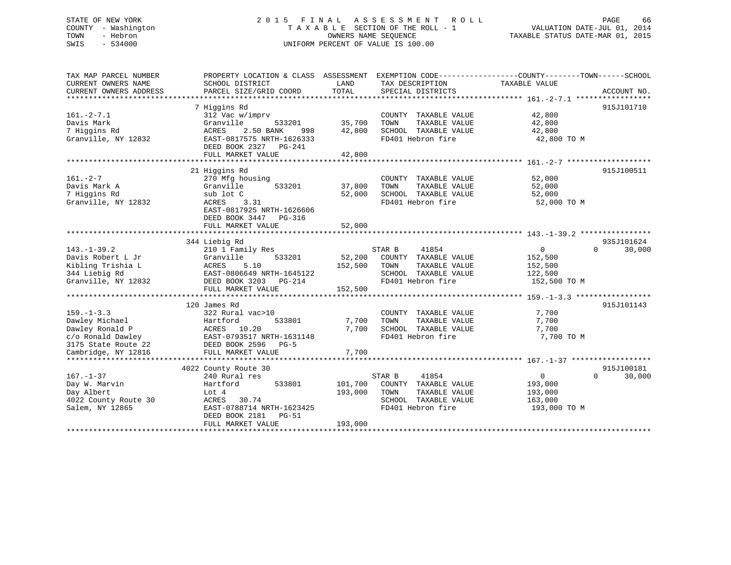STATE OF NEW YORK
COUNTY - Washington
TOWN - Hebron
SWIS - 534000

# 2015 FINAL ASSESSMENT ROLL

TAXABLE SECTION OF THE ROLL - 1
OWNERS NAME SEQUENCE
UNIFORM PERCENT OF VALUE IS 100.00

VALUATION DATE-JUL 01, 2014
TAXABLE STATUS DATE-MAR 01, 2015

| TAX MAP PARCEL NUMBER / CURRENT OWNERS NAME / CURRENT OWNERS ADDRESS | PROPERTY LOCATION & CLASS / SCHOOL DISTRICT / PARCEL SIZE/GRID COORD | ASSESSMENT LAND | ASSESSMENT TOTAL | EXEMPTION CODE / TAX DESCRIPTION / SPECIAL DISTRICTS | COUNTY TAXABLE VALUE | TOWN | SCHOOL | ACCOUNT NO. |
|---|---|---|---|---|---|---|---|---|
| 161.-2-7.1 | 7 Higgins Rd | | | | | | | 915J101710 |
| Davis Mark | 312 Vac w/imprv | | | COUNTY TAXABLE VALUE | 42,800 | | | |
| 7 Higgins Rd | Granville 533201 | 35,700 | | TOWN TAXABLE VALUE | 42,800 | | | |
| Granville, NY 12832 | ACRES 2.50 BANK 998 | | 42,800 | SCHOOL TAXABLE VALUE | 42,800 | | | |
| | EAST-0817575 NRTH-1626333 | | | FD401 Hebron fire | 42,800 TO M | | | |
| | DEED BOOK 2327 PG-241 | | | | | | | |
| | FULL MARKET VALUE | | 42,800 | | | | | |
| 161.-2-7 | 21 Higgins Rd | | | | | | | 915J100511 |
| Davis Mark A | 270 Mfg housing | | | COUNTY TAXABLE VALUE | 52,000 | | | |
| 7 Higgins Rd | Granville 533201 | 37,800 | | TOWN TAXABLE VALUE | 52,000 | | | |
| Granville, NY 12832 | sub lot C | | 52,000 | SCHOOL TAXABLE VALUE | 52,000 | | | |
| | ACRES 3.31 | | | FD401 Hebron fire | 52,000 TO M | | | |
| | EAST-0817925 NRTH-1626606 | | | | | | | |
| | DEED BOOK 3447 PG-316 | | | | | | | |
| | FULL MARKET VALUE | | 52,000 | | | | | |
| 143.-1-39.2 | 344 Liebig Rd | | | | | | | 935J101624 |
| Davis Robert L Jr | 210 1 Family Res | | | STAR B 41854 | 0 | 0 | 30,000 | |
| Kibling Trishia L | Granville 533201 | 52,200 | | COUNTY TAXABLE VALUE | 152,500 | | | |
| 344 Liebig Rd | ACRES 5.10 | | 152,500 | TOWN TAXABLE VALUE | 152,500 | | | |
| Granville, NY 12832 | EAST-0806649 NRTH-1645122 | | | SCHOOL TAXABLE VALUE | 122,500 | | | |
| | DEED BOOK 3203 PG-214 | | | FD401 Hebron fire | 152,500 TO M | | | |
| | FULL MARKET VALUE | | 152,500 | | | | | |
| 159.-1-3.3 | 120 James Rd | | | | | | | 915J101143 |
| Dawley Michael | 322 Rural vac>10 | | | COUNTY TAXABLE VALUE | 7,700 | | | |
| Dawley Ronald P | Hartford 533801 | 7,700 | | TOWN TAXABLE VALUE | 7,700 | | | |
| c/o Ronald Dawley | ACRES 10.20 | | 7,700 | SCHOOL TAXABLE VALUE | 7,700 | | | |
| 3175 State Route 22 | EAST-0793517 NRTH-1631148 | | | FD401 Hebron fire | 7,700 TO M | | | |
| Cambridge, NY 12816 | DEED BOOK 2596 PG-5 | | | | | | | |
| | FULL MARKET VALUE | | 7,700 | | | | | |
| 167.-1-37 | 4022 County Route 30 | | | | | | | 915J100181 |
| Day W. Marvin | 240 Rural res | | | STAR B 41854 | 0 | 0 | 30,000 | |
| Day Albert | Hartford 533801 | 101,700 | | COUNTY TAXABLE VALUE | 193,000 | | | |
| 4022 County Route 30 | Lot 4 | | 193,000 | TOWN TAXABLE VALUE | 193,000 | | | |
| Salem, NY 12865 | ACRES 30.74 | | | SCHOOL TAXABLE VALUE | 163,000 | | | |
| | EAST-0788714 NRTH-1623425 | | | FD401 Hebron fire | 193,000 TO M | | | |
| | DEED BOOK 2181 PG-51 | | | | | | | |
| | FULL MARKET VALUE | | 193,000 | | | | | |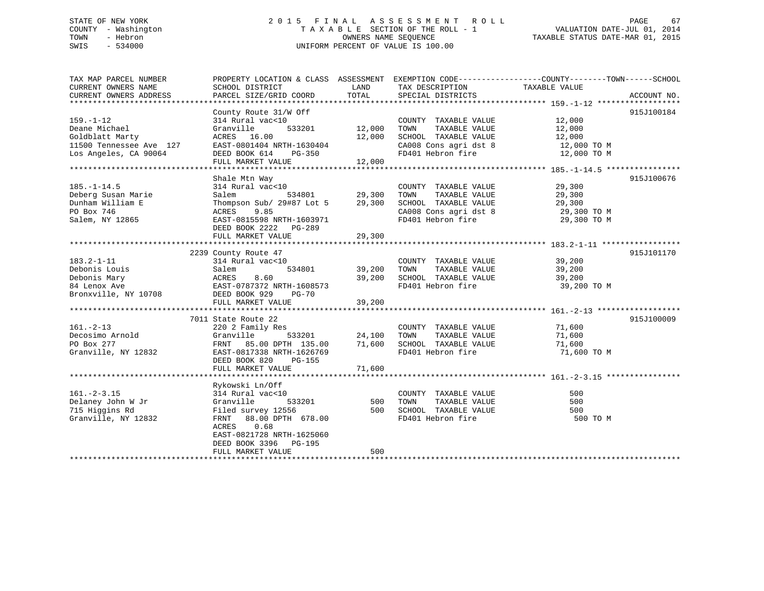STATE OF NEW YORK
COUNTY - Washington
TOWN - Hebron
SWIS - 534000

2015 FINAL ASSESSMENT ROLL
TAXABLE SECTION OF THE ROLL - 1
OWNERS NAME SEQUENCE
UNIFORM PERCENT OF VALUE IS 100.00

VALUATION DATE-JUL 01, 2014
TAXABLE STATUS DATE-MAR 01, 2015

| TAX MAP PARCEL NUMBER / CURRENT OWNERS NAME / CURRENT OWNERS ADDRESS | PROPERTY LOCATION & CLASS / SCHOOL DISTRICT / PARCEL SIZE/GRID COORD | ASSESSMENT LAND | TOTAL | EXEMPTION CODE / TAX DESCRIPTION / SPECIAL DISTRICTS | COUNTY--------TOWN------SCHOOL TAXABLE VALUE | ACCOUNT NO. |
|---|---|---|---|---|---|---|
| **159.-1-12** | County Route 31/W Off | | | | | 915J100184 |
| 159.-1-12 | 314 Rural vac<10 | | | COUNTY TAXABLE VALUE | 12,000 | |
| Deane Michael | Granville 533201 | 12,000 | | TOWN TAXABLE VALUE | 12,000 | |
| Goldblatt Marty | ACRES 16.00 | | 12,000 | SCHOOL TAXABLE VALUE | 12,000 | |
| 11500 Tennessee Ave 127 | EAST-0801404 NRTH-1630404 | | | CA008 Cons agri dst 8 | 12,000 TO M | |
| Los Angeles, CA 90064 | DEED BOOK 614 PG-350 | | | FD401 Hebron fire | 12,000 TO M | |
| | FULL MARKET VALUE | | 12,000 | | | |
| **185.-1-14.5** | Shale Mtn Way | | | | | 915J100676 |
| 185.-1-14.5 | 314 Rural vac<10 | | | COUNTY TAXABLE VALUE | 29,300 | |
| Deberg Susan Marie | Salem 534801 | 29,300 | | TOWN TAXABLE VALUE | 29,300 | |
| Dunham William E | Thompson Sub/ 29#87 Lot 5 | | 29,300 | SCHOOL TAXABLE VALUE | 29,300 | |
| PO Box 746 | ACRES 9.85 | | | CA008 Cons agri dst 8 | 29,300 TO M | |
| Salem, NY 12865 | EAST-0815598 NRTH-1603971 | | | FD401 Hebron fire | 29,300 TO M | |
| | DEED BOOK 2222 PG-289 | | | | | |
| | FULL MARKET VALUE | | 29,300 | | | |
| **183.2-1-11** | 2239 County Route 47 | | | | | 915J101170 |
| 183.2-1-11 | 314 Rural vac<10 | | | COUNTY TAXABLE VALUE | 39,200 | |
| Debonis Louis | Salem 534801 | 39,200 | | TOWN TAXABLE VALUE | 39,200 | |
| Debonis Mary | ACRES 8.60 | | 39,200 | SCHOOL TAXABLE VALUE | 39,200 | |
| 84 Lenox Ave | EAST-0787372 NRTH-1608573 | | | FD401 Hebron fire | 39,200 TO M | |
| Bronxville, NY 10708 | DEED BOOK 929 PG-70 | | | | | |
| | FULL MARKET VALUE | | 39,200 | | | |
| **161.-2-13** | 7011 State Route 22 | | | | | 915J100009 |
| 161.-2-13 | 220 2 Family Res | | | COUNTY TAXABLE VALUE | 71,600 | |
| Decosimo Arnold | Granville 533201 | 24,100 | | TOWN TAXABLE VALUE | 71,600 | |
| PO Box 277 | FRNT 85.00 DPTH 135.00 | | 71,600 | SCHOOL TAXABLE VALUE | 71,600 | |
| Granville, NY 12832 | EAST-0817338 NRTH-1626769 | | | FD401 Hebron fire | 71,600 TO M | |
| | DEED BOOK 820 PG-155 | | | | | |
| | FULL MARKET VALUE | | 71,600 | | | |
| **161.-2-3.15** | Rykowski Ln/Off | | | | | |
| 161.-2-3.15 | 314 Rural vac<10 | | | COUNTY TAXABLE VALUE | 500 | |
| Delaney John W Jr | Granville 533201 | 500 | | TOWN TAXABLE VALUE | 500 | |
| 715 Higgins Rd | Filed survey 12556 | | 500 | SCHOOL TAXABLE VALUE | 500 | |
| Granville, NY 12832 | FRNT 88.00 DPTH 678.00 | | | FD401 Hebron fire | 500 TO M | |
| | ACRES 0.68 | | | | | |
| | EAST-0821728 NRTH-1625060 | | | | | |
| | DEED BOOK 3396 PG-195 | | | | | |
| | FULL MARKET VALUE | | 500 | | | |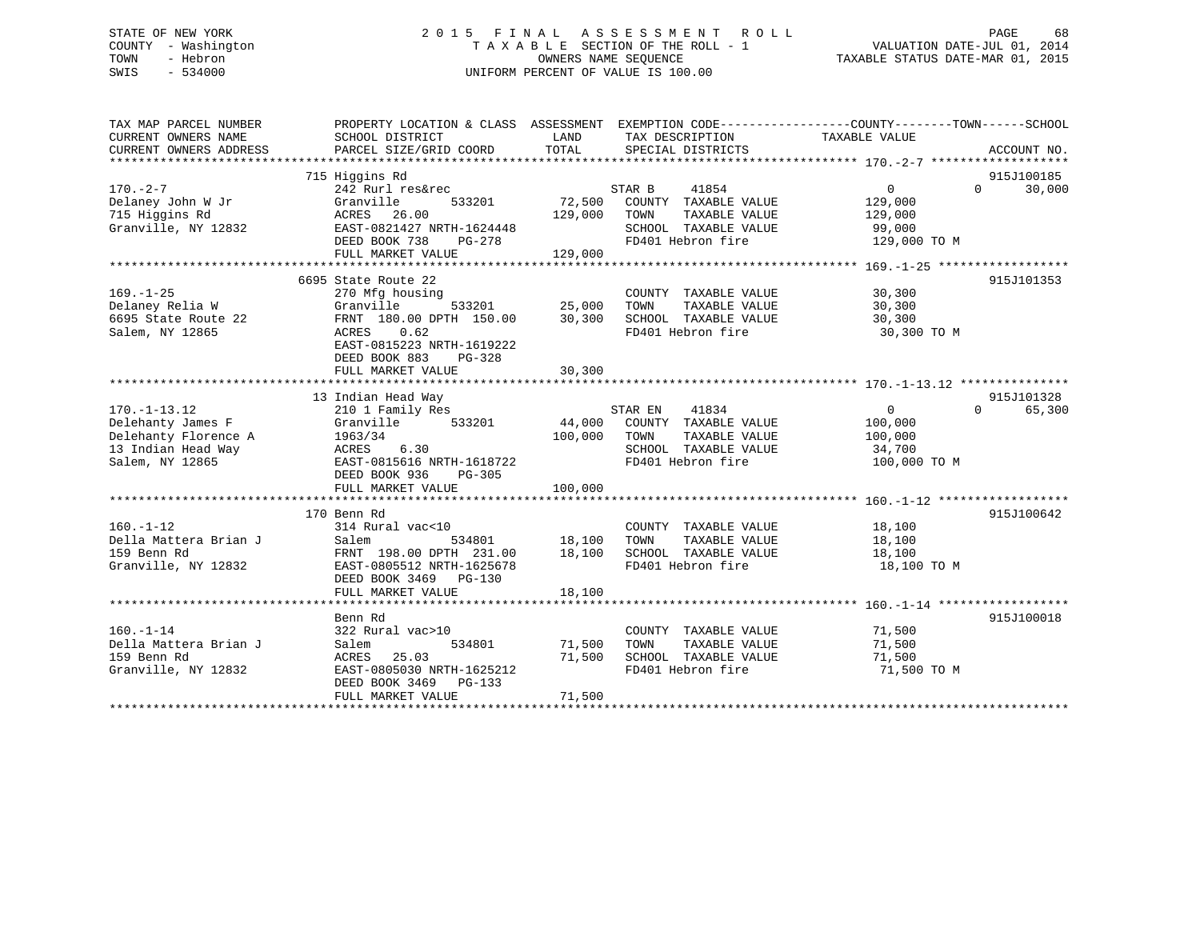STATE OF NEW YORK
COUNTY - Washington
TOWN - Hebron
SWIS - 534000

2015 FINAL ASSESSMENT ROLL
TAXABLE SECTION OF THE ROLL - 1
OWNERS NAME SEQUENCE
UNIFORM PERCENT OF VALUE IS 100.00

VALUATION DATE-JUL 01, 2014
TAXABLE STATUS DATE-MAR 01, 2015

| TAX MAP PARCEL NUMBER / CURRENT OWNERS NAME / CURRENT OWNERS ADDRESS | PROPERTY LOCATION & CLASS / SCHOOL DISTRICT / PARCEL SIZE/GRID COORD | ASSESSMENT LAND | ASSESSMENT TOTAL | EXEMPTION CODE / TAX DESCRIPTION / SPECIAL DISTRICTS | COUNTY TAXABLE VALUE | TOWN | SCHOOL | ACCOUNT NO. |
|---|---|---|---|---|---|---|---|---|
| 170.-2-7 | 715 Higgins Rd | | | | | | | 915J100185 |
| Delaney John W Jr | 242 Rurl res&rec | | | STAR B 41854 | 0 | 0 | 30,000 | |
| 715 Higgins Rd | Granville 533201 | 72,500 | | COUNTY TAXABLE VALUE | 129,000 | | | |
| Granville, NY 12832 | ACRES 26.00 | | 129,000 | TOWN TAXABLE VALUE | 129,000 | | | |
| | EAST-0821427 NRTH-1624448 | | | SCHOOL TAXABLE VALUE | 99,000 | | | |
| | DEED BOOK 738 PG-278 | | | FD401 Hebron fire | 129,000 TO M | | | |
| | FULL MARKET VALUE | | 129,000 | | | | | |
| 169.-1-25 | 6695 State Route 22 | | | | | | | 915J101353 |
| Delaney Relia W | 270 Mfg housing | | | COUNTY TAXABLE VALUE | 30,300 | | | |
| 6695 State Route 22 | Granville 533201 | 25,000 | | TOWN TAXABLE VALUE | 30,300 | | | |
| Salem, NY 12865 | FRNT 180.00 DPTH 150.00 | | 30,300 | SCHOOL TAXABLE VALUE | 30,300 | | | |
| | ACRES 0.62 | | | FD401 Hebron fire | 30,300 TO M | | | |
| | EAST-0815223 NRTH-1619222 | | | | | | | |
| | DEED BOOK 883 PG-328 | | | | | | | |
| | FULL MARKET VALUE | | 30,300 | | | | | |
| 170.-1-13.12 | 13 Indian Head Way | | | | | | | 915J101328 |
| Delehanty James F | 210 1 Family Res | | | STAR EN 41834 | 0 | 0 | 65,300 | |
| Delehanty Florence A | Granville 533201 | 44,000 | | COUNTY TAXABLE VALUE | 100,000 | | | |
| 13 Indian Head Way | 1963/34 | | 100,000 | TOWN TAXABLE VALUE | 100,000 | | | |
| Salem, NY 12865 | ACRES 6.30 | | | SCHOOL TAXABLE VALUE | 34,700 | | | |
| | EAST-0815616 NRTH-1618722 | | | FD401 Hebron fire | 100,000 TO M | | | |
| | DEED BOOK 936 PG-305 | | | | | | | |
| | FULL MARKET VALUE | | 100,000 | | | | | |
| 160.-1-12 | 170 Benn Rd | | | | | | | 915J100642 |
| Della Mattera Brian J | 314 Rural vac<10 | | | COUNTY TAXABLE VALUE | 18,100 | | | |
| 159 Benn Rd | Salem 534801 | 18,100 | | TOWN TAXABLE VALUE | 18,100 | | | |
| Granville, NY 12832 | FRNT 198.00 DPTH 231.00 | | 18,100 | SCHOOL TAXABLE VALUE | 18,100 | | | |
| | EAST-0805512 NRTH-1625678 | | | FD401 Hebron fire | 18,100 TO M | | | |
| | DEED BOOK 3469 PG-130 | | | | | | | |
| | FULL MARKET VALUE | | 18,100 | | | | | |
| 160.-1-14 | Benn Rd | | | | | | | 915J100018 |
| Della Mattera Brian J | 322 Rural vac>10 | | | COUNTY TAXABLE VALUE | 71,500 | | | |
| 159 Benn Rd | Salem 534801 | 71,500 | | TOWN TAXABLE VALUE | 71,500 | | | |
| Granville, NY 12832 | ACRES 25.03 | | 71,500 | SCHOOL TAXABLE VALUE | 71,500 | | | |
| | EAST-0805030 NRTH-1625212 | | | FD401 Hebron fire | 71,500 TO M | | | |
| | DEED BOOK 3469 PG-133 | | | | | | | |
| | FULL MARKET VALUE | | 71,500 | | | | | |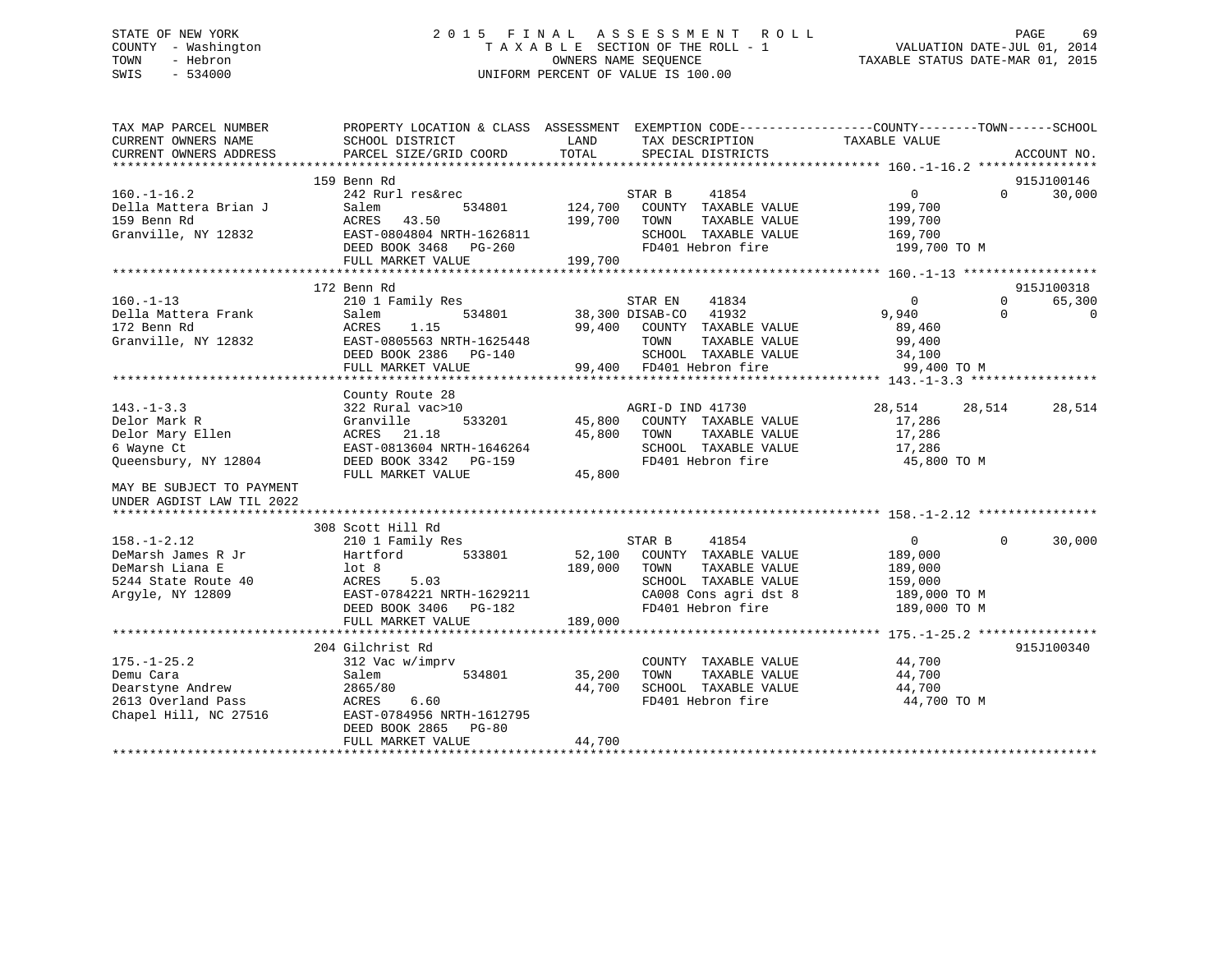STATE OF NEW YORK
COUNTY - Washington
TOWN - Hebron
SWIS - 534000

# 2015 FINAL ASSESSMENT ROLL

TAXABLE SECTION OF THE ROLL - 1
OWNERS NAME SEQUENCE
UNIFORM PERCENT OF VALUE IS 100.00

VALUATION DATE-JUL 01, 2014
TAXABLE STATUS DATE-MAR 01, 2015

| TAX MAP PARCEL NUMBER / CURRENT OWNERS NAME / CURRENT OWNERS ADDRESS | PROPERTY LOCATION & CLASS / SCHOOL DISTRICT / PARCEL SIZE/GRID COORD | ASSESSMENT LAND / TOTAL | EXEMPTION CODE / TAX DESCRIPTION / SPECIAL DISTRICTS | COUNTY TAXABLE VALUE | TOWN | SCHOOL | ACCOUNT NO. |
|---|---|---|---|---|---|---|---|
| 160.-1-16.2 | 159 Benn Rd | | | | | | 915J100146 |
| 160.-1-16.2 | 242 Rurl res&rec | | STAR B 41854 | 0 | 0 | 30,000 | |
| Della Mattera Brian J | Salem 534801 | 124,700 | COUNTY TAXABLE VALUE | 199,700 | | | |
| 159 Benn Rd | ACRES 43.50 | 199,700 | TOWN TAXABLE VALUE | 199,700 | | | |
| Granville, NY 12832 | EAST-0804804 NRTH-1626811 | | SCHOOL TAXABLE VALUE | 169,700 | | | |
| | DEED BOOK 3468 PG-260 | | FD401 Hebron fire | 199,700 TO M | | | |
| | FULL MARKET VALUE | 199,700 | | | | | |
| 160.-1-13 | 172 Benn Rd | | | | | | 915J100318 |
| 160.-1-13 | 210 1 Family Res | | STAR EN 41834 | 0 | 0 | 65,300 | |
| Della Mattera Frank | Salem 534801 | 38,300 | DISAB-CO 41932 | 9,940 | 0 | 0 | |
| 172 Benn Rd | ACRES 1.15 | 99,400 | COUNTY TAXABLE VALUE | 89,460 | | | |
| Granville, NY 12832 | EAST-0805563 NRTH-1625448 | | TOWN TAXABLE VALUE | 99,400 | | | |
| | DEED BOOK 2386 PG-140 | | SCHOOL TAXABLE VALUE | 34,100 | | | |
| | FULL MARKET VALUE | 99,400 | FD401 Hebron fire | 99,400 TO M | | | |
| 143.-1-3.3 | County Route 28 | | | | | | |
| 143.-1-3.3 | 322 Rural vac>10 | | AGRI-D IND 41730 | 28,514 | 28,514 | 28,514 | |
| Delor Mark R | Granville 533201 | 45,800 | COUNTY TAXABLE VALUE | 17,286 | | | |
| Delor Mary Ellen | ACRES 21.18 | 45,800 | TOWN TAXABLE VALUE | 17,286 | | | |
| 6 Wayne Ct | EAST-0813604 NRTH-1646264 | | SCHOOL TAXABLE VALUE | 17,286 | | | |
| Queensbury, NY 12804 | DEED BOOK 3342 PG-159 | | FD401 Hebron fire | 45,800 TO M | | | |
| | FULL MARKET VALUE | 45,800 | | | | | |
| MAY BE SUBJECT TO PAYMENT UNDER AGDIST LAW TIL 2022 | | | | | | | |
| 158.-1-2.12 | 308 Scott Hill Rd | | | | | | |
| 158.-1-2.12 | 210 1 Family Res | | STAR B 41854 | 0 | 0 | 30,000 | |
| DeMarsh James R Jr | Hartford 533801 | 52,100 | COUNTY TAXABLE VALUE | 189,000 | | | |
| DeMarsh Liana E | lot 8 | 189,000 | TOWN TAXABLE VALUE | 189,000 | | | |
| 5244 State Route 40 | ACRES 5.03 | | SCHOOL TAXABLE VALUE | 159,000 | | | |
| Argyle, NY 12809 | EAST-0784221 NRTH-1629211 | | CA008 Cons agri dst 8 | 189,000 TO M | | | |
| | DEED BOOK 3406 PG-182 | | FD401 Hebron fire | 189,000 TO M | | | |
| | FULL MARKET VALUE | 189,000 | | | | | |
| 175.-1-25.2 | 204 Gilchrist Rd | | | | | | 915J100340 |
| 175.-1-25.2 | 312 Vac w/imprv | | COUNTY TAXABLE VALUE | 44,700 | | | |
| Demu Cara | Salem 534801 | 35,200 | TOWN TAXABLE VALUE | 44,700 | | | |
| Dearstyne Andrew | 2865/80 | 44,700 | SCHOOL TAXABLE VALUE | 44,700 | | | |
| 2613 Overland Pass | ACRES 6.60 | | FD401 Hebron fire | 44,700 TO M | | | |
| Chapel Hill, NC 27516 | EAST-0784956 NRTH-1612795 | | | | | | |
| | DEED BOOK 2865 PG-80 | | | | | | |
| | FULL MARKET VALUE | 44,700 | | | | | |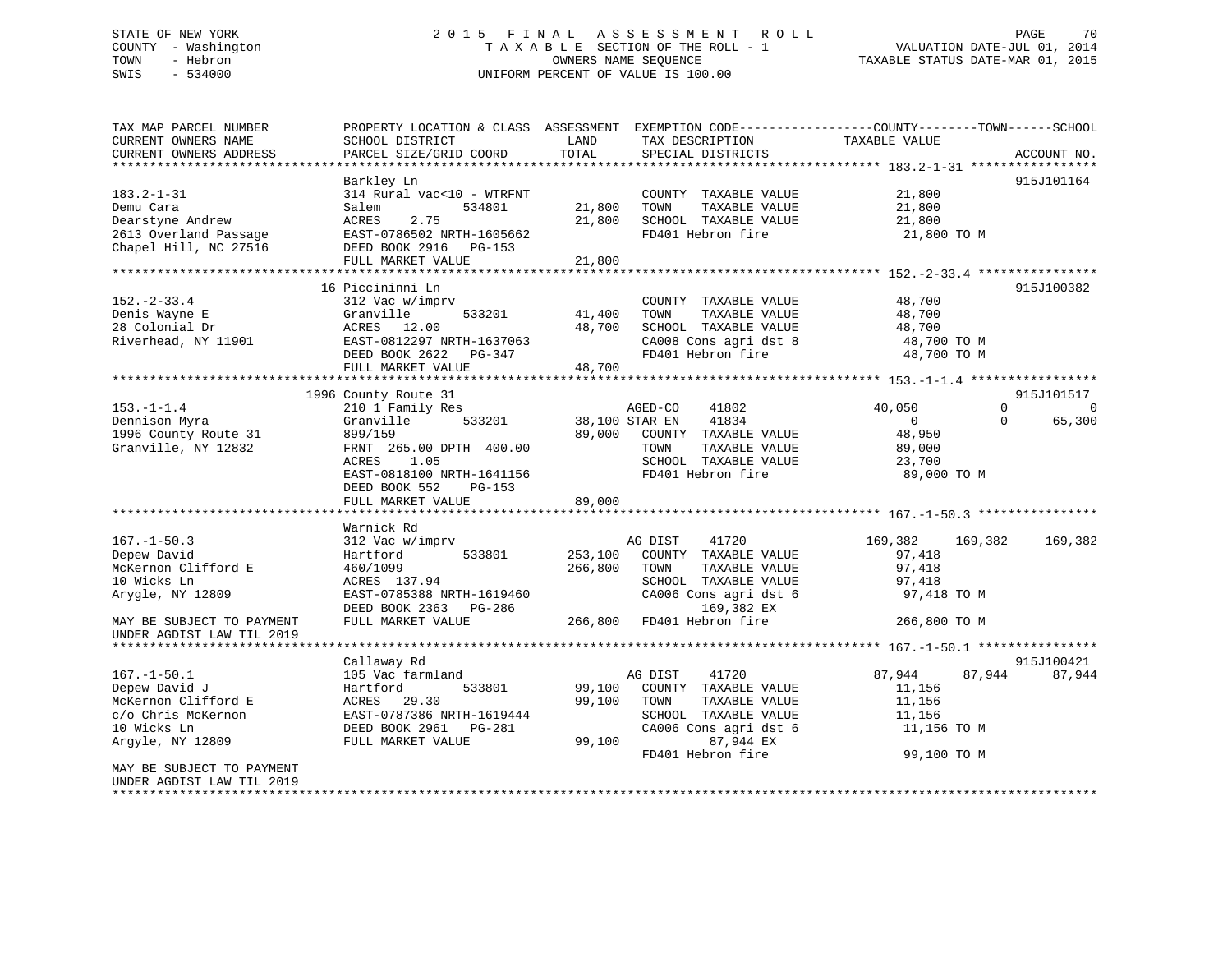STATE OF NEW YORK
COUNTY - Washington
TOWN - Hebron
SWIS - 534000

# 2015 FINAL ASSESSMENT ROLL
TAXABLE SECTION OF THE ROLL - 1
OWNERS NAME SEQUENCE
UNIFORM PERCENT OF VALUE IS 100.00

VALUATION DATE-JUL 01, 2014
TAXABLE STATUS DATE-MAR 01, 2015

```
TAX MAP PARCEL NUMBER          PROPERTY LOCATION & CLASS  ASSESSMENT  EXEMPTION CODE------------------COUNTY--------TOWN------SCHOOL
CURRENT OWNERS NAME            SCHOOL DISTRICT               LAND      TAX DESCRIPTION            TAXABLE VALUE
CURRENT OWNERS ADDRESS         PARCEL SIZE/GRID COORD        TOTAL     SPECIAL DISTRICTS                                  ACCOUNT NO.
******************************************************************************************************* 183.2-1-31 *****************
                               Barkley Ln                                                                              915J101164
183.2-1-31                     314 Rural vac<10 - WTRFNT              COUNTY  TAXABLE VALUE             21,800
Demu Cara                      Salem           534801        21,800   TOWN    TAXABLE VALUE             21,800
Dearstyne Andrew               ACRES    2.75                 21,800   SCHOOL  TAXABLE VALUE             21,800
2613 Overland Passage          EAST-0786502 NRTH-1605662              FD401 Hebron fire                  21,800 TO M
Chapel Hill, NC 27516          DEED BOOK 2916   PG-153
                               FULL MARKET VALUE             21,800
******************************************************************************************************* 152.-2-33.4 ****************
                            16 Piccininni Ln                                                                           915J100382
152.-2-33.4                    312 Vac w/imprv                        COUNTY  TAXABLE VALUE             48,700
Denis Wayne E                  Granville       533201        41,400   TOWN    TAXABLE VALUE             48,700
28 Colonial Dr                 ACRES   12.00                 48,700   SCHOOL  TAXABLE VALUE             48,700
Riverhead, NY 11901            EAST-0812297 NRTH-1637063              CA008 Cons agri dst 8              48,700 TO M
                               DEED BOOK 2622   PG-347                FD401 Hebron fire                  48,700 TO M
                               FULL MARKET VALUE             48,700
******************************************************************************************************* 153.-1-1.4 *****************
                          1996 County Route 31                                                                         915J101517
153.-1-1.4                     210 1 Family Res                       AGED-CO     41802           40,050            0            0
Dennison Myra                  Granville       533201        38,100 STAR EN     41834                 0            0       65,300
1996 County Route 31           899/159                       89,000   COUNTY  TAXABLE VALUE             48,950
Granville, NY 12832            FRNT 265.00 DPTH 400.00                TOWN    TAXABLE VALUE             89,000
                               ACRES    1.05                          SCHOOL  TAXABLE VALUE             23,700
                               EAST-0818100 NRTH-1641156              FD401 Hebron fire                  89,000 TO M
                               DEED BOOK 552    PG-153
                               FULL MARKET VALUE             89,000
******************************************************************************************************* 167.-1-50.3 ****************
                               Warnick Rd
167.-1-50.3                    312 Vac w/imprv                        AG DIST     41720          169,382      169,382      169,382
Depew David                    Hartford        533801       253,100   COUNTY  TAXABLE VALUE             97,418
McKernon Clifford E            460/1099                     266,800   TOWN    TAXABLE VALUE             97,418
10 Wicks Ln                    ACRES 137.94                           SCHOOL  TAXABLE VALUE             97,418
Arygle, NY 12809               EAST-0785388 NRTH-1619460              CA006 Cons agri dst 6              97,418 TO M
                               DEED BOOK 2363   PG-286                      169,382 EX
MAY BE SUBJECT TO PAYMENT      FULL MARKET VALUE            266,800   FD401 Hebron fire                 266,800 TO M
UNDER AGDIST LAW TIL 2019
******************************************************************************************************* 167.-1-50.1 ****************
                               Callaway Rd                                                                             915J100421
167.-1-50.1                    105 Vac farmland                       AG DIST     41720           87,944       87,944       87,944
Depew David J                  Hartford        533801        99,100   COUNTY  TAXABLE VALUE             11,156
McKernon Clifford E            ACRES   29.30                 99,100   TOWN    TAXABLE VALUE             11,156
c/o Chris McKernon             EAST-0787386 NRTH-1619444              SCHOOL  TAXABLE VALUE             11,156
10 Wicks Ln                    DEED BOOK 2961   PG-281                CA006 Cons agri dst 6              11,156 TO M
Argyle, NY 12809               FULL MARKET VALUE             99,100         87,944 EX
                                                                      FD401 Hebron fire                  99,100 TO M
MAY BE SUBJECT TO PAYMENT
UNDER AGDIST LAW TIL 2019
************************************************************************************************************************************
```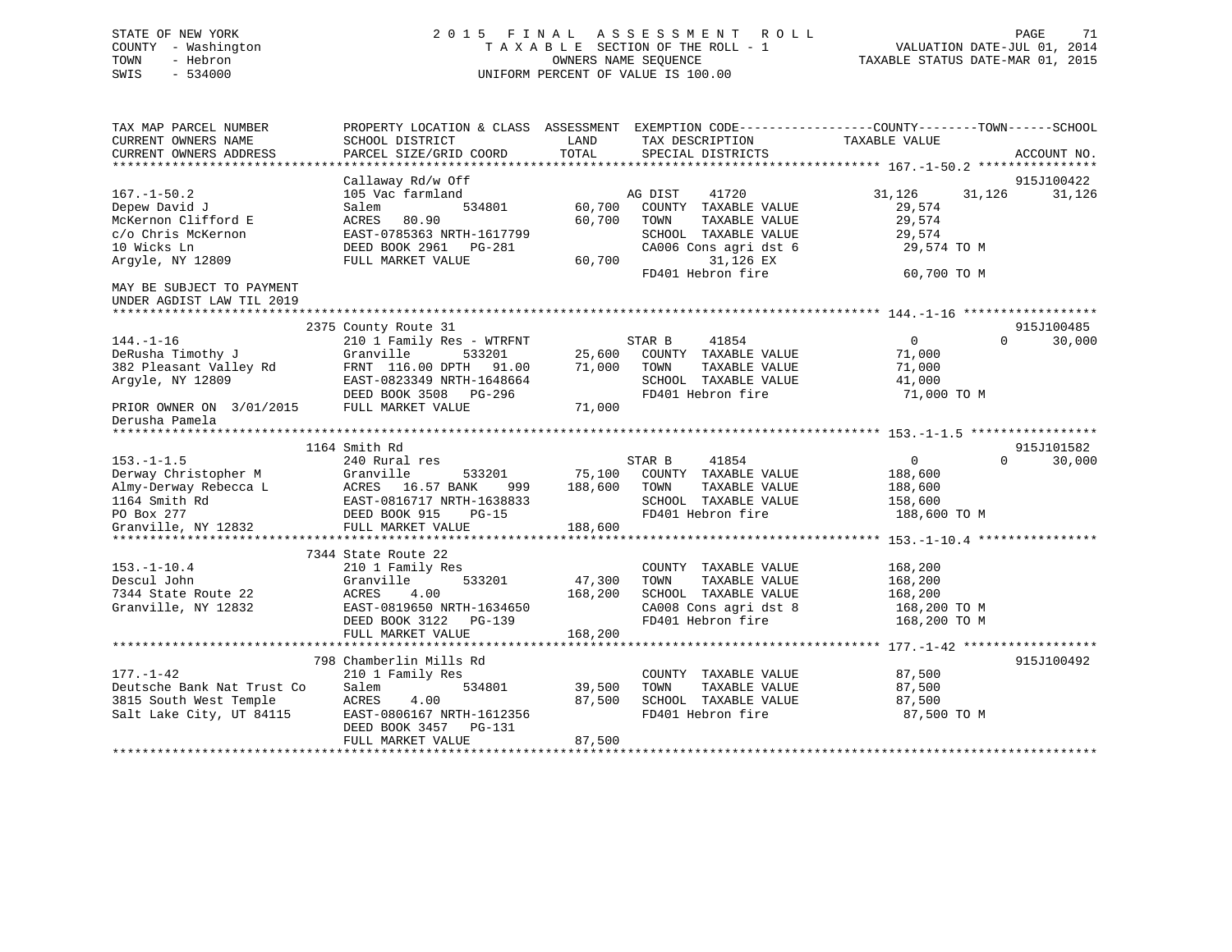STATE OF NEW YORK
COUNTY - Washington
TOWN - Hebron
SWIS - 534000

2 0 1 5 F I N A L A S S E S S M E N T R O L L
T A X A B L E SECTION OF THE ROLL - 1
OWNERS NAME SEQUENCE
UNIFORM PERCENT OF VALUE IS 100.00

VALUATION DATE-JUL 01, 2014
TAXABLE STATUS DATE-MAR 01, 2015

```
TAX MAP PARCEL NUMBER          PROPERTY LOCATION & CLASS  ASSESSMENT  EXEMPTION CODE------------------COUNTY--------TOWN------SCHOOL
CURRENT OWNERS NAME            SCHOOL DISTRICT              LAND       TAX DESCRIPTION             TAXABLE VALUE
CURRENT OWNERS ADDRESS         PARCEL SIZE/GRID COORD       TOTAL      SPECIAL DISTRICTS                                    ACCOUNT NO.
******************************************************************************************** 167.-1-50.2 ****************
                               Callaway Rd/w Off                                                                       915J100422
167.-1-50.2                    105 Vac farmland                        AG DIST     41720              31,126     31,126     31,126
Depew David J                  Salem          534801        60,700     COUNTY  TAXABLE VALUE           29,574
McKernon Clifford E            ACRES   80.90                60,700     TOWN    TAXABLE VALUE           29,574
c/o Chris McKernon             EAST-0785363 NRTH-1617799               SCHOOL  TAXABLE VALUE           29,574
10 Wicks Ln                    DEED BOOK 2961   PG-281                 CA006 Cons agri dst 6            29,574 TO M
Argyle, NY 12809               FULL MARKET VALUE            60,700          31,126 EX
                                                                       FD401 Hebron fire                60,700 TO M
MAY BE SUBJECT TO PAYMENT
UNDER AGDIST LAW TIL 2019
******************************************************************************************** 144.-1-16 ******************
                               2375 County Route 31                                                                    915J100485
144.-1-16                      210 1 Family Res - WTRFNT               STAR B      41854                  0          0     30,000
DeRusha Timothy J              Granville      533201        25,600     COUNTY  TAXABLE VALUE           71,000
382 Pleasant Valley Rd         FRNT  116.00 DPTH   91.00    71,000     TOWN    TAXABLE VALUE           71,000
Argyle, NY 12809               EAST-0823349 NRTH-1648664               SCHOOL  TAXABLE VALUE           41,000
                               DEED BOOK 3508   PG-296                 FD401 Hebron fire                71,000 TO M
PRIOR OWNER ON  3/01/2015      FULL MARKET VALUE            71,000
Derusha Pamela
******************************************************************************************** 153.-1-1.5 *****************
                               1164 Smith Rd                                                                           915J101582
153.-1-1.5                     240 Rural res                           STAR B      41854                  0          0     30,000
Derway Christopher M           Granville      533201        75,100     COUNTY  TAXABLE VALUE          188,600
Almy-Derway Rebecca L          ACRES   16.57 BANK    999   188,600     TOWN    TAXABLE VALUE          188,600
1164 Smith Rd                  EAST-0816717 NRTH-1638833               SCHOOL  TAXABLE VALUE          158,600
PO Box 277                     DEED BOOK 915    PG-15                  FD401 Hebron fire               188,600 TO M
Granville, NY 12832            FULL MARKET VALUE           188,600
******************************************************************************************** 153.-1-10.4 ****************
                               7344 State Route 22
153.-1-10.4                    210 1 Family Res                        COUNTY  TAXABLE VALUE          168,200
Descul John                    Granville      533201        47,300     TOWN    TAXABLE VALUE          168,200
7344 State Route 22            ACRES    4.00               168,200     SCHOOL  TAXABLE VALUE          168,200
Granville, NY 12832            EAST-0819650 NRTH-1634650               CA008 Cons agri dst 8           168,200 TO M
                               DEED BOOK 3122   PG-139                 FD401 Hebron fire               168,200 TO M
                               FULL MARKET VALUE           168,200
******************************************************************************************** 177.-1-42 ******************
                               798 Chamberlin Mills Rd                                                                 915J100492
177.-1-42                      210 1 Family Res                        COUNTY  TAXABLE VALUE           87,500
Deutsche Bank Nat Trust Co     Salem          534801        39,500     TOWN    TAXABLE VALUE           87,500
3815 South West Temple         ACRES    4.00                87,500     SCHOOL  TAXABLE VALUE           87,500
Salt Lake City, UT 84115       EAST-0806167 NRTH-1612356               FD401 Hebron fire                87,500 TO M
                               DEED BOOK 3457   PG-131
                               FULL MARKET VALUE            87,500
****************************************************************************************************************************
```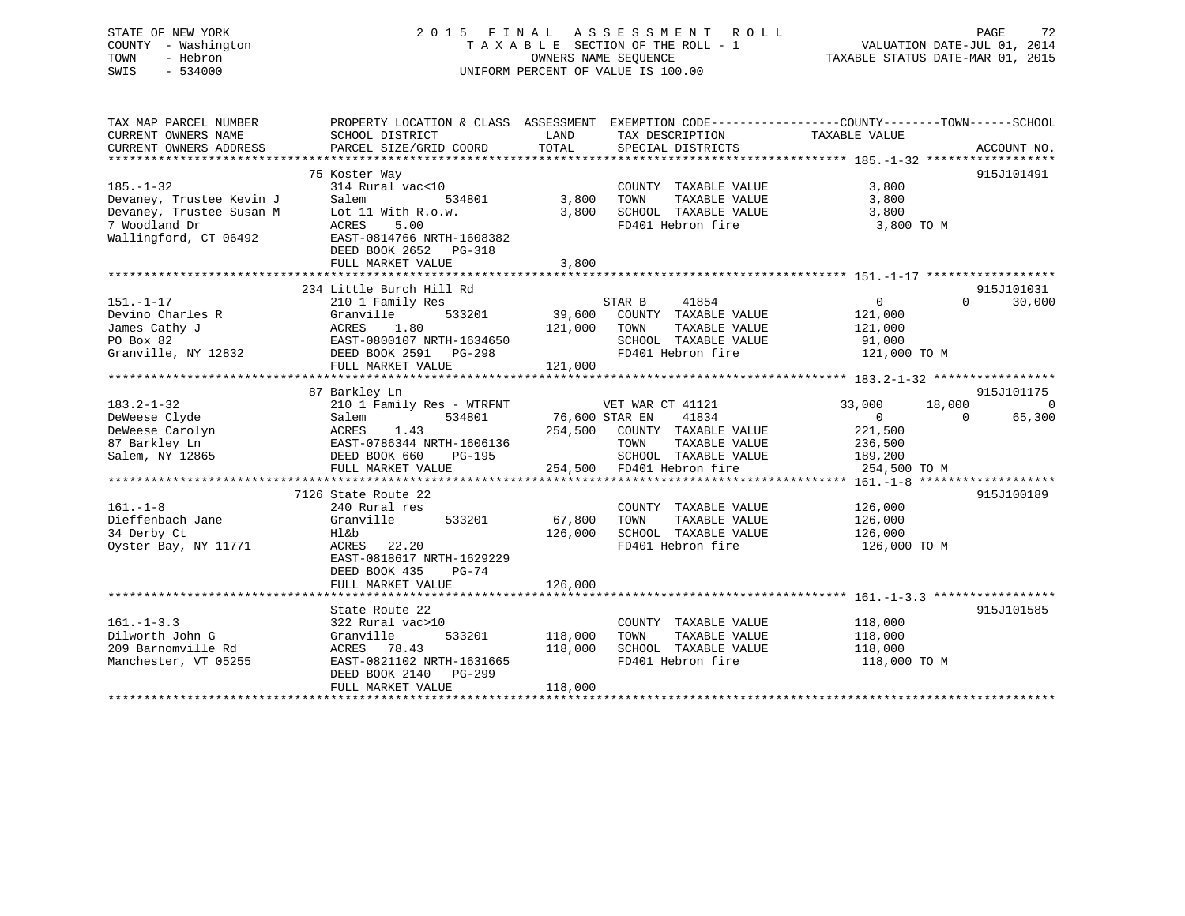STATE OF NEW YORK | COUNTY - Washington | TOWN - Hebron | SWIS - 534000

**2015 FINAL ASSESSMENT ROLL**
TAXABLE SECTION OF THE ROLL - 1
OWNERS NAME SEQUENCE
UNIFORM PERCENT OF VALUE IS 100.00

VALUATION DATE-JUL 01, 2014
TAXABLE STATUS DATE-MAR 01, 2015

| TAX MAP PARCEL NUMBER / CURRENT OWNERS NAME / CURRENT OWNERS ADDRESS | PROPERTY LOCATION & CLASS / SCHOOL DISTRICT / PARCEL SIZE/GRID COORD | ASSESSMENT LAND | TOTAL | EXEMPTION CODE / TAX DESCRIPTION / SPECIAL DISTRICTS | COUNTY TAXABLE VALUE | TOWN | SCHOOL | ACCOUNT NO. |
|---|---|---|---|---|---|---|---|---|
| 185.-1-32 | 75 Koster Way | | | | | | | 915J101491 |
| Devaney, Trustee Kevin J | 314 Rural vac<10 | | | COUNTY TAXABLE VALUE | 3,800 | | | |
| Devaney, Trustee Susan M | Salem 534801 | 3,800 | | TOWN TAXABLE VALUE | 3,800 | | | |
| 7 Woodland Dr | Lot 11 With R.o.w. | | 3,800 | SCHOOL TAXABLE VALUE | 3,800 | | | |
| Wallingford, CT 06492 | ACRES 5.00 | | | FD401 Hebron fire | 3,800 TO M | | | |
| | EAST-0814766 NRTH-1608382 | | | | | | | |
| | DEED BOOK 2652 PG-318 | | | | | | | |
| | FULL MARKET VALUE | | 3,800 | | | | | |
| 151.-1-17 | 234 Little Burch Hill Rd | | | | | | | 915J101031 |
| Devino Charles R | 210 1 Family Res | | | STAR B 41854 | 0 | 0 | 30,000 | |
| James Cathy J | Granville 533201 | 39,600 | | COUNTY TAXABLE VALUE | 121,000 | | | |
| PO Box 82 | ACRES 1.80 | | 121,000 | TOWN TAXABLE VALUE | 121,000 | | | |
| Granville, NY 12832 | EAST-0800107 NRTH-1634650 | | | SCHOOL TAXABLE VALUE | 91,000 | | | |
| | DEED BOOK 2591 PG-298 | | | FD401 Hebron fire | 121,000 TO M | | | |
| | FULL MARKET VALUE | | 121,000 | | | | | |
| 183.2-1-32 | 87 Barkley Ln | | | | | | | 915J101175 |
| DeWeese Clyde | 210 1 Family Res - WTRFNT | | | VET WAR CT 41121 | 33,000 | 18,000 | 0 | |
| DeWeese Carolyn | Salem 534801 | 76,600 | | STAR EN 41834 | 0 | 0 | 65,300 | |
| 87 Barkley Ln | ACRES 1.43 | | 254,500 | COUNTY TAXABLE VALUE | 221,500 | | | |
| Salem, NY 12865 | EAST-0786344 NRTH-1606136 | | | TOWN TAXABLE VALUE | 236,500 | | | |
| | DEED BOOK 660 PG-195 | | | SCHOOL TAXABLE VALUE | 189,200 | | | |
| | FULL MARKET VALUE | | 254,500 | FD401 Hebron fire | 254,500 TO M | | | |
| 161.-1-8 | 7126 State Route 22 | | | | | | | 915J100189 |
| Dieffenbach Jane | 240 Rural res | | | COUNTY TAXABLE VALUE | 126,000 | | | |
| 34 Derby Ct | Granville 533201 | 67,800 | | TOWN TAXABLE VALUE | 126,000 | | | |
| Oyster Bay, NY 11771 | Hl&b | | 126,000 | SCHOOL TAXABLE VALUE | 126,000 | | | |
| | ACRES 22.20 | | | FD401 Hebron fire | 126,000 TO M | | | |
| | EAST-0818617 NRTH-1629229 | | | | | | | |
| | DEED BOOK 435 PG-74 | | | | | | | |
| | FULL MARKET VALUE | | 126,000 | | | | | |
| 161.-1-3.3 | State Route 22 | | | | | | | 915J101585 |
| Dilworth John G | 322 Rural vac>10 | | | COUNTY TAXABLE VALUE | 118,000 | | | |
| 209 Barnomville Rd | Granville 533201 | 118,000 | | TOWN TAXABLE VALUE | 118,000 | | | |
| Manchester, VT 05255 | ACRES 78.43 | | 118,000 | SCHOOL TAXABLE VALUE | 118,000 | | | |
| | EAST-0821102 NRTH-1631665 | | | FD401 Hebron fire | 118,000 TO M | | | |
| | DEED BOOK 2140 PG-299 | | | | | | | |
| | FULL MARKET VALUE | | 118,000 | | | | | |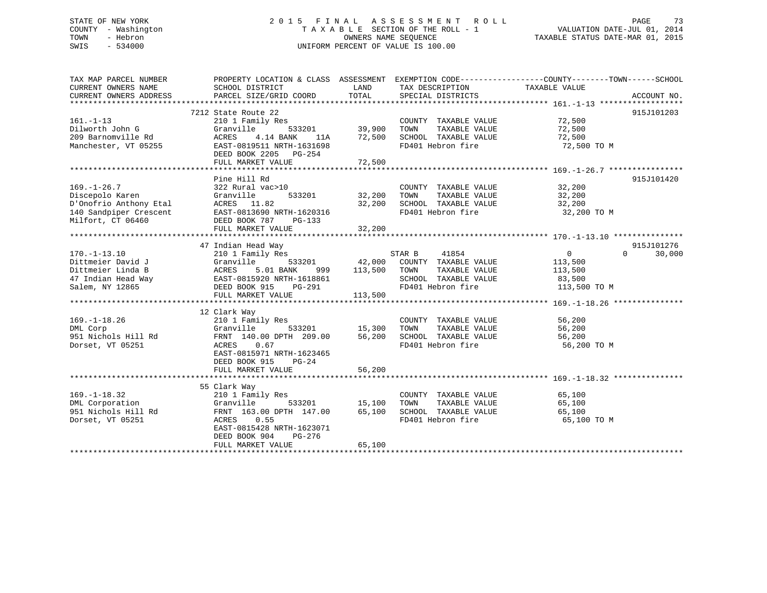STATE OF NEW YORK
COUNTY - Washington
TOWN - Hebron
SWIS - 534000

# 2015 FINAL ASSESSMENT ROLL

TAXABLE SECTION OF THE ROLL - 1
OWNERS NAME SEQUENCE
UNIFORM PERCENT OF VALUE IS 100.00

VALUATION DATE-JUL 01, 2014
TAXABLE STATUS DATE-MAR 01, 2015

```
TAX MAP PARCEL NUMBER          PROPERTY LOCATION & CLASS  ASSESSMENT  EXEMPTION CODE------------------COUNTY--------TOWN------SCHOOL
CURRENT OWNERS NAME            SCHOOL DISTRICT               LAND      TAX DESCRIPTION            TAXABLE VALUE
CURRENT OWNERS ADDRESS         PARCEL SIZE/GRID COORD        TOTAL     SPECIAL DISTRICTS                                    ACCOUNT NO.
******************************************************************************************************* 161.-1-13 ******************
                               7212 State Route 22                                                                          915J101203
161.-1-13                      210 1 Family Res                        COUNTY  TAXABLE VALUE            72,500
Dilworth John G                Granville        533201       39,900    TOWN    TAXABLE VALUE            72,500
209 Barnomville Rd             ACRES    4.14 BANK    11A     72,500    SCHOOL  TAXABLE VALUE            72,500
Manchester, VT 05255           EAST-0819511 NRTH-1631698               FD401 Hebron fire                 72,500 TO M
                               DEED BOOK 2205   PG-254
                               FULL MARKET VALUE             72,500
******************************************************************************************************* 169.-1-26.7 ****************
                               Pine Hill Rd                                                                                 915J101420
169.-1-26.7                    322 Rural vac>10                        COUNTY  TAXABLE VALUE            32,200
Discepolo Karen                Granville        533201       32,200    TOWN    TAXABLE VALUE            32,200
D'Onofrio Anthony Etal         ACRES   11.82                 32,200    SCHOOL  TAXABLE VALUE            32,200
140 Sandpiper Crescent         EAST-0813690 NRTH-1620316               FD401 Hebron fire                 32,200 TO M
Milfort, CT 06460              DEED BOOK 787    PG-133
                               FULL MARKET VALUE             32,200
******************************************************************************************************* 170.-1-13.10 ***************
                               47 Indian Head Way                                                                           915J101276
170.-1-13.10                   210 1 Family Res                        STAR B     41854                     0            0     30,000
Dittmeier David J              Granville        533201       42,000    COUNTY  TAXABLE VALUE           113,500
Dittmeier Linda B              ACRES    5.01 BANK    999    113,500    TOWN    TAXABLE VALUE           113,500
47 Indian Head Way             EAST-0815920 NRTH-1618861               SCHOOL  TAXABLE VALUE            83,500
Salem, NY 12865                DEED BOOK 915    PG-291                 FD401 Hebron fire                113,500 TO M
                               FULL MARKET VALUE            113,500
******************************************************************************************************* 169.-1-18.26 ***************
                               12 Clark Way
169.-1-18.26                   210 1 Family Res                        COUNTY  TAXABLE VALUE            56,200
DML Corp                       Granville        533201       15,300    TOWN    TAXABLE VALUE            56,200
951 Nichols Hill Rd            FRNT 140.00 DPTH 209.00       56,200    SCHOOL  TAXABLE VALUE            56,200
Dorset, VT 05251               ACRES    0.67                           FD401 Hebron fire                 56,200 TO M
                               EAST-0815971 NRTH-1623465
                               DEED BOOK 915    PG-24
                               FULL MARKET VALUE             56,200
******************************************************************************************************* 169.-1-18.32 ***************
                               55 Clark Way
169.-1-18.32                   210 1 Family Res                        COUNTY  TAXABLE VALUE            65,100
DML Corporation                Granville        533201       15,100    TOWN    TAXABLE VALUE            65,100
951 Nichols Hill Rd            FRNT 163.00 DPTH 147.00       65,100    SCHOOL  TAXABLE VALUE            65,100
Dorset, VT 05251               ACRES    0.55                           FD401 Hebron fire                 65,100 TO M
                               EAST-0815428 NRTH-1623071
                               DEED BOOK 904    PG-276
                               FULL MARKET VALUE             65,100
************************************************************************************************************************************
```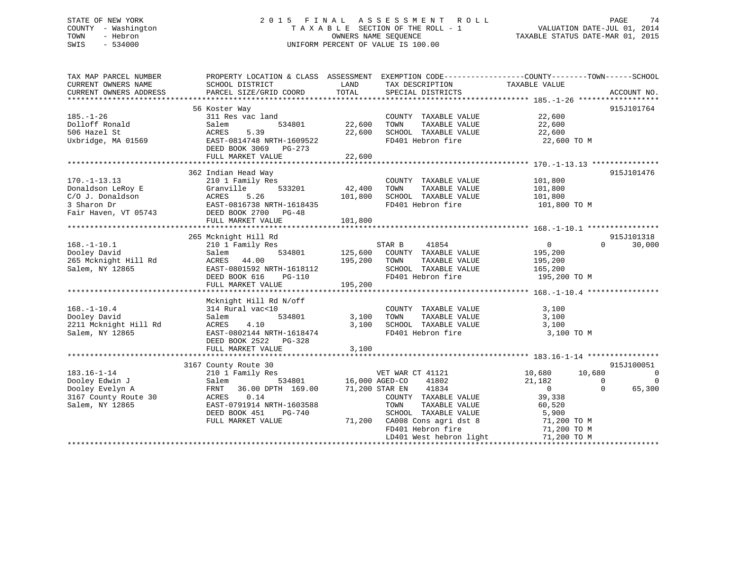STATE OF NEW YORK — 2015 FINAL ASSESSMENT ROLL
COUNTY - Washington — TAXABLE SECTION OF THE ROLL - 1 — VALUATION DATE-JUL 01, 2014
TOWN - Hebron — OWNERS NAME SEQUENCE — TAXABLE STATUS DATE-MAR 01, 2015
SWIS - 534000 — UNIFORM PERCENT OF VALUE IS 100.00

| TAX MAP PARCEL NUMBER / CURRENT OWNERS NAME / CURRENT OWNERS ADDRESS | PROPERTY LOCATION & CLASS / SCHOOL DISTRICT / PARCEL SIZE/GRID COORD | ASSESSMENT LAND / TOTAL | EXEMPTION CODE / TAX DESCRIPTION / SPECIAL DISTRICTS | COUNTY TAXABLE VALUE | TOWN | SCHOOL | ACCOUNT NO. |
|---|---|---|---|---|---|---|---|
| **185.-1-26** | 56 Koster Way | | | | | | 915J101764 |
| 185.-1-26 | 311 Res vac land | | COUNTY TAXABLE VALUE | 22,600 | | | |
| Dolloff Ronald | Salem 534801 | 22,600 | TOWN TAXABLE VALUE | 22,600 | | | |
| 506 Hazel St | ACRES 5.39 | 22,600 | SCHOOL TAXABLE VALUE | 22,600 | | | |
| Uxbridge, MA 01569 | EAST-0814748 NRTH-1609522 | | FD401 Hebron fire | 22,600 TO M | | | |
| | DEED BOOK 3069 PG-273 | | | | | | |
| | FULL MARKET VALUE | 22,600 | | | | | |
| **170.-1-13.13** | 362 Indian Head Way | | | | | | 915J101476 |
| 170.-1-13.13 | 210 1 Family Res | | COUNTY TAXABLE VALUE | 101,800 | | | |
| Donaldson LeRoy E | Granville 533201 | 42,400 | TOWN TAXABLE VALUE | 101,800 | | | |
| C/O J. Donaldson | ACRES 5.26 | 101,800 | SCHOOL TAXABLE VALUE | 101,800 | | | |
| 3 Sharon Dr | EAST-0816738 NRTH-1618435 | | FD401 Hebron fire | 101,800 TO M | | | |
| Fair Haven, VT 05743 | DEED BOOK 2700 PG-48 | | | | | | |
| | FULL MARKET VALUE | 101,800 | | | | | |
| **168.-1-10.1** | 265 Mcknight Hill Rd | | | | | | 915J101318 |
| 168.-1-10.1 | 210 1 Family Res | | STAR B 41854 | 0 | 0 | 30,000 | |
| Dooley David | Salem 534801 | 125,600 | COUNTY TAXABLE VALUE | 195,200 | | | |
| 265 Mcknight Hill Rd | ACRES 44.00 | 195,200 | TOWN TAXABLE VALUE | 195,200 | | | |
| Salem, NY 12865 | EAST-0801592 NRTH-1618112 | | SCHOOL TAXABLE VALUE | 165,200 | | | |
| | DEED BOOK 616 PG-110 | | FD401 Hebron fire | 195,200 TO M | | | |
| | FULL MARKET VALUE | 195,200 | | | | | |
| **168.-1-10.4** | Mcknight Hill Rd N/off | | | | | | |
| 168.-1-10.4 | 314 Rural vac<10 | | COUNTY TAXABLE VALUE | 3,100 | | | |
| Dooley David | Salem 534801 | 3,100 | TOWN TAXABLE VALUE | 3,100 | | | |
| 2211 Mcknight Hill Rd | ACRES 4.10 | 3,100 | SCHOOL TAXABLE VALUE | 3,100 | | | |
| Salem, NY 12865 | EAST-0802144 NRTH-1618474 | | FD401 Hebron fire | 3,100 TO M | | | |
| | DEED BOOK 2522 PG-328 | | | | | | |
| | FULL MARKET VALUE | 3,100 | | | | | |
| **183.16-1-14** | 3167 County Route 30 | | | | | | 915J100051 |
| 183.16-1-14 | 210 1 Family Res | | VET WAR CT 41121 | 10,680 | 10,680 | 0 | |
| Dooley Edwin J | Salem 534801 | 16,000 | AGED-CO 41802 | 21,182 | 0 | 0 | |
| Dooley Evelyn A | FRNT 36.00 DPTH 169.00 | 71,200 | STAR EN 41834 | 0 | 0 | 65,300 | |
| 3167 County Route 30 | ACRES 0.14 | | COUNTY TAXABLE VALUE | 39,338 | | | |
| Salem, NY 12865 | EAST-0791914 NRTH-1603588 | | TOWN TAXABLE VALUE | 60,520 | | | |
| | DEED BOOK 451 PG-740 | | SCHOOL TAXABLE VALUE | 5,900 | | | |
| | FULL MARKET VALUE | 71,200 | CA008 Cons agri dst 8 | 71,200 TO M | | | |
| | | | FD401 Hebron fire | 71,200 TO M | | | |
| | | | LD401 West hebron light | 71,200 TO M | | | |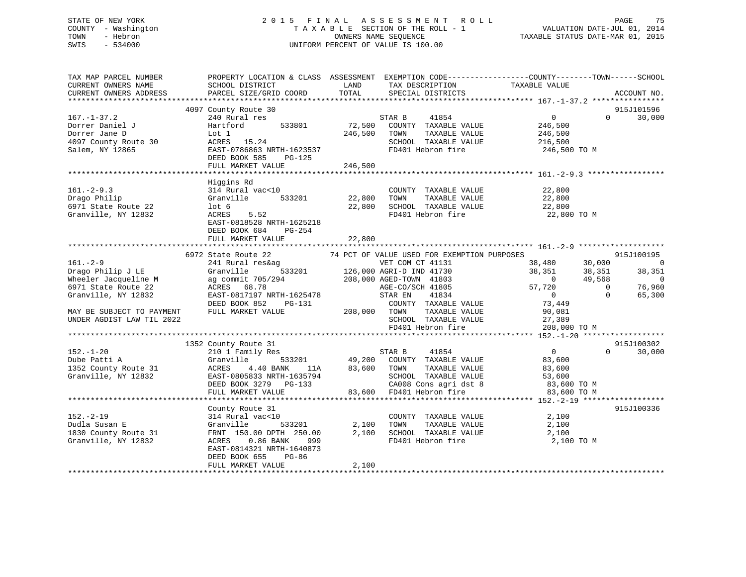STATE OF NEW YORK | 2 0 1 5 F I N A L A S S E S S M E N T R O L L
COUNTY - Washington | T A X A B L E SECTION OF THE ROLL - 1 | VALUATION DATE-JUL 01, 2014
TOWN - Hebron | OWNERS NAME SEQUENCE | TAXABLE STATUS DATE-MAR 01, 2015
SWIS - 534000 | UNIFORM PERCENT OF VALUE IS 100.00

```
TAX MAP PARCEL NUMBER          PROPERTY LOCATION & CLASS  ASSESSMENT  EXEMPTION CODE------------------COUNTY--------TOWN------SCHOOL
CURRENT OWNERS NAME            SCHOOL DISTRICT               LAND      TAX DESCRIPTION              TAXABLE VALUE
CURRENT OWNERS ADDRESS         PARCEL SIZE/GRID COORD        TOTAL     SPECIAL DISTRICTS                                  ACCOUNT NO.
****************************************************************************************************** 167.-1-37.2 ****************
                               4097 County Route 30                                                                     915J101596
167.-1-37.2                    240 Rural res                           STAR B      41854                0          0      30,000
Dorrer Daniel J                Hartford        533801        72,500    COUNTY  TAXABLE VALUE        246,500
Dorrer Jane D                  Lot 1                        246,500    TOWN    TAXABLE VALUE        246,500
4097 County Route 30           ACRES   15.24                           SCHOOL  TAXABLE VALUE        216,500
Salem, NY 12865                EAST-0786863 NRTH-1623537               FD401 Hebron fire             246,500 TO M
                               DEED BOOK 585    PG-125
                               FULL MARKET VALUE            246,500
****************************************************************************************************** 161.-2-9.3 *****************
                               Higgins Rd
161.-2-9.3                     314 Rural vac<10                        COUNTY  TAXABLE VALUE         22,800
Drago Philip                   Granville       533201        22,800    TOWN    TAXABLE VALUE         22,800
6971 State Route 22            lot 6                         22,800    SCHOOL  TAXABLE VALUE         22,800
Granville, NY 12832            ACRES    5.52                           FD401 Hebron fire              22,800 TO M
                               EAST-0818528 NRTH-1625218
                               DEED BOOK 684    PG-254
                               FULL MARKET VALUE             22,800
****************************************************************************************************** 161.-2-9 *******************
                               6972 State Route 22           74 PCT OF VALUE USED FOR EXEMPTION PURPOSES                  915J100195
161.-2-9                       241 Rural res&ag                        VET COM CT 41131              38,480     30,000           0
Drago Philip J LE              Granville       533201       126,000 AGRI-D IND 41730                 38,351     38,351      38,351
Wheeler Jacqueline M           ag commit 705/294            208,000 AGED-TOWN  41803                      0     49,568           0
6971 State Route 22            ACRES   68.78                           AGE-CO/SCH 41805              57,720          0      76,960
Granville, NY 12832            EAST-0817197 NRTH-1625478               STAR EN     41834                  0          0      65,300
                               DEED BOOK 852    PG-131                 COUNTY  TAXABLE VALUE         73,449
MAY BE SUBJECT TO PAYMENT      FULL MARKET VALUE            208,000    TOWN    TAXABLE VALUE         90,081
UNDER AGDIST LAW TIL 2022                                              SCHOOL  TAXABLE VALUE         27,389
                                                                       FD401 Hebron fire             208,000 TO M
****************************************************************************************************** 152.-1-20 ******************
                               1352 County Route 31                                                                     915J100302
152.-1-20                      210 1 Family Res                        STAR B      41854                0          0      30,000
Dube Patti A                   Granville       533201        49,200    COUNTY  TAXABLE VALUE         83,600
1352 County Route 31           ACRES    4.40 BANK     11A    83,600    TOWN    TAXABLE VALUE         83,600
Granville, NY 12832            EAST-0805833 NRTH-1635794               SCHOOL  TAXABLE VALUE         53,600
                               DEED BOOK 3279   PG-133                 CA008 Cons agri dst 8          83,600 TO M
                               FULL MARKET VALUE             83,600    FD401 Hebron fire              83,600 TO M
****************************************************************************************************** 152.-2-19 ******************
                               County Route 31                                                                          915J100336
152.-2-19                      314 Rural vac<10                        COUNTY  TAXABLE VALUE          2,100
Dudla Susan E                  Granville       533201         2,100    TOWN    TAXABLE VALUE          2,100
1830 County Route 31           FRNT 150.00 DPTH 250.00        2,100    SCHOOL  TAXABLE VALUE          2,100
Granville, NY 12832            ACRES    0.86 BANK    999               FD401 Hebron fire               2,100 TO M
                               EAST-0814321 NRTH-1640873
                               DEED BOOK 655    PG-86
                               FULL MARKET VALUE              2,100
************************************************************************************************************************************
```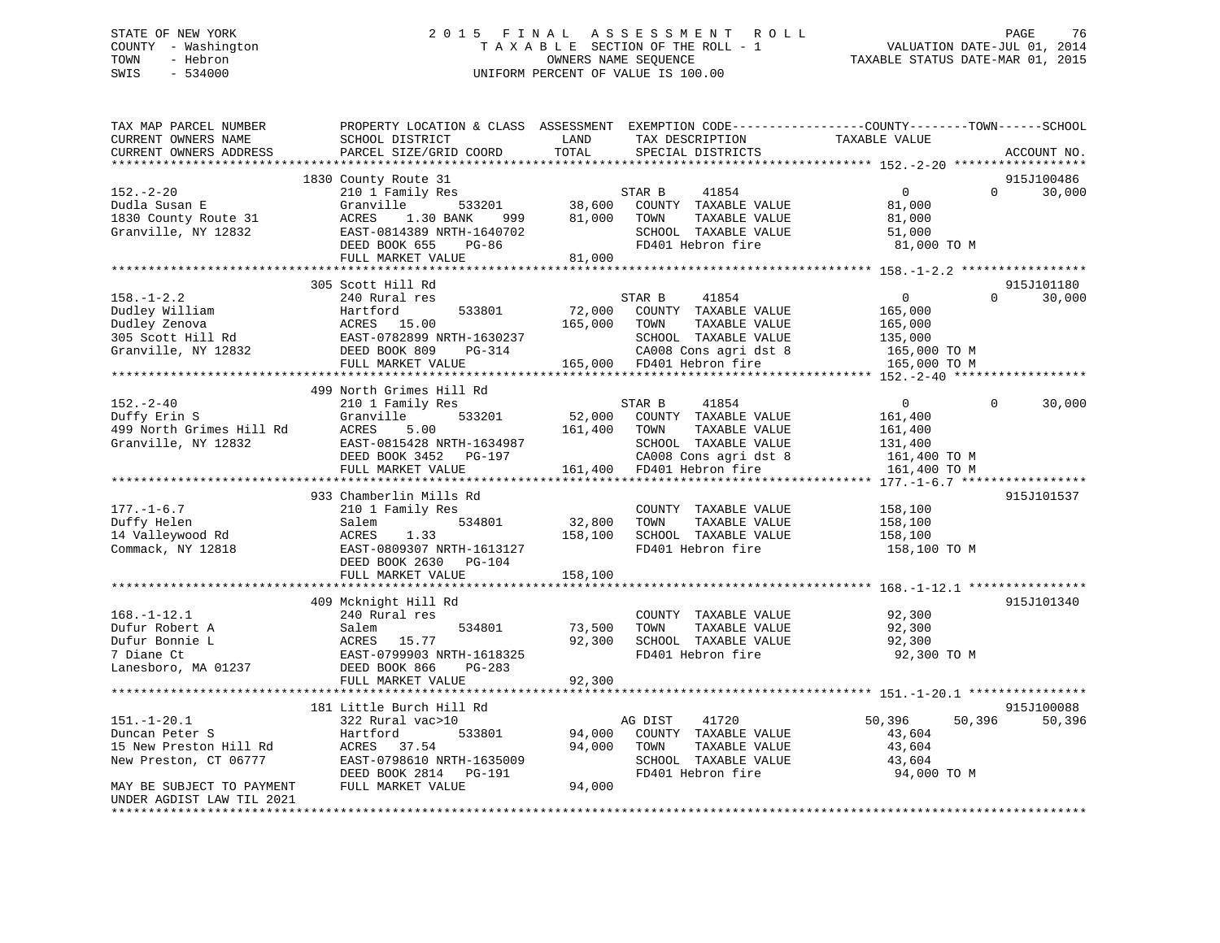STATE OF NEW YORK
COUNTY - Washington
TOWN - Hebron
SWIS - 534000

# 2015 FINAL ASSESSMENT ROLL
TAXABLE SECTION OF THE ROLL - 1
OWNERS NAME SEQUENCE
UNIFORM PERCENT OF VALUE IS 100.00

VALUATION DATE-JUL 01, 2014
TAXABLE STATUS DATE-MAR 01, 2015

```
TAX MAP PARCEL NUMBER          PROPERTY LOCATION & CLASS  ASSESSMENT  EXEMPTION CODE------------------COUNTY--------TOWN------SCHOOL
CURRENT OWNERS NAME            SCHOOL DISTRICT              LAND      TAX DESCRIPTION             TAXABLE VALUE
CURRENT OWNERS ADDRESS         PARCEL SIZE/GRID COORD       TOTAL     SPECIAL DISTRICTS                                        ACCOUNT NO.
*********************************************************************************************************** 152.-2-20 ******************
                               1830 County Route 31                                                                           915J100486
152.-2-20                      210 1 Family Res                       STAR B      41854              0             0          30,000
Dudla Susan E                  Granville        533201     38,600     COUNTY  TAXABLE VALUE          81,000
1830 County Route 31           ACRES     1.30 BANK     999  81,000    TOWN    TAXABLE VALUE          81,000
Granville, NY 12832            EAST-0814389 NRTH-1640702              SCHOOL  TAXABLE VALUE          51,000
                               DEED BOOK 655     PG-86                FD401 Hebron fire               81,000 TO M
                               FULL MARKET VALUE             81,000
*********************************************************************************************************** 158.-1-2.2 *****************
                               305 Scott Hill Rd                                                                              915J101180
158.-1-2.2                     240 Rural res                          STAR B      41854              0             0          30,000
Dudley William                 Hartford         533801     72,000     COUNTY  TAXABLE VALUE         165,000
Dudley Zenova                  ACRES    15.00              165,000    TOWN    TAXABLE VALUE         165,000
305 Scott Hill Rd              EAST-0782899 NRTH-1630237              SCHOOL  TAXABLE VALUE         135,000
Granville, NY 12832            DEED BOOK 809     PG-314               CA008 Cons agri dst 8          165,000 TO M
                               FULL MARKET VALUE            165,000   FD401 Hebron fire              165,000 TO M
*********************************************************************************************************** 152.-2-40 ******************
                               499 North Grimes Hill Rd
152.-2-40                      210 1 Family Res                       STAR B      41854              0             0          30,000
Duffy Erin S                   Granville        533201     52,000     COUNTY  TAXABLE VALUE         161,400
499 North Grimes Hill Rd       ACRES     5.00              161,400    TOWN    TAXABLE VALUE         161,400
Granville, NY 12832            EAST-0815428 NRTH-1634987              SCHOOL  TAXABLE VALUE         131,400
                               DEED BOOK 3452    PG-197               CA008 Cons agri dst 8          161,400 TO M
                               FULL MARKET VALUE            161,400   FD401 Hebron fire              161,400 TO M
*********************************************************************************************************** 177.-1-6.7 *****************
                               933 Chamberlin Mills Rd                                                                        915J101537
177.-1-6.7                     210 1 Family Res                       COUNTY  TAXABLE VALUE         158,100
Duffy Helen                    Salem            534801     32,800     TOWN    TAXABLE VALUE         158,100
14 Valleywood Rd               ACRES     1.33              158,100    SCHOOL  TAXABLE VALUE         158,100
Commack, NY 12818              EAST-0809307 NRTH-1613127              FD401 Hebron fire              158,100 TO M
                               DEED BOOK 2630    PG-104
                               FULL MARKET VALUE            158,100
*********************************************************************************************************** 168.-1-12.1 ****************
                               409 Mcknight Hill Rd                                                                           915J101340
168.-1-12.1                    240 Rural res                          COUNTY  TAXABLE VALUE          92,300
Dufur Robert A                 Salem            534801     73,500     TOWN    TAXABLE VALUE          92,300
Dufur Bonnie L                 ACRES    15.77               92,300    SCHOOL  TAXABLE VALUE          92,300
7 Diane Ct                     EAST-0799903 NRTH-1618325              FD401 Hebron fire               92,300 TO M
Lanesboro, MA 01237            DEED BOOK 866     PG-283
                               FULL MARKET VALUE             92,300
*********************************************************************************************************** 151.-1-20.1 ****************
                               181 Little Burch Hill Rd                                                                       915J100088
151.-1-20.1                    322 Rural vac>10                       AG DIST     41720          50,396        50,396         50,396
Duncan Peter S                 Hartford         533801     94,000     COUNTY  TAXABLE VALUE          43,604
15 New Preston Hill Rd         ACRES    37.54               94,000    TOWN    TAXABLE VALUE          43,604
New Preston, CT 06777          EAST-0798610 NRTH-1635009              SCHOOL  TAXABLE VALUE          43,604
                               DEED BOOK 2814    PG-191               FD401 Hebron fire               94,000 TO M
MAY BE SUBJECT TO PAYMENT      FULL MARKET VALUE             94,000
UNDER AGDIST LAW TIL 2021
****************************************************************************************************************************************
```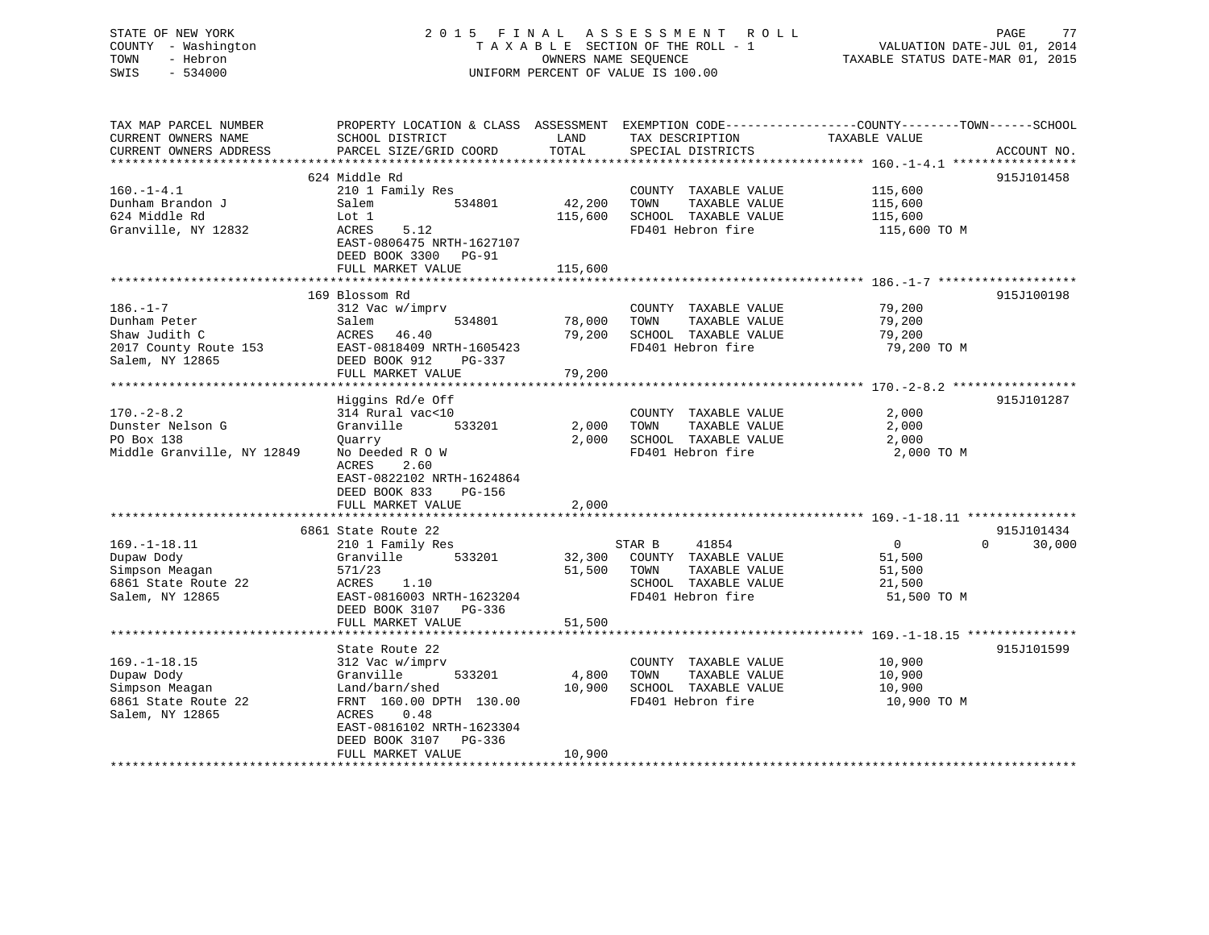STATE OF NEW YORK
COUNTY - Washington
TOWN - Hebron
SWIS - 534000

2015 FINAL ASSESSMENT ROLL
TAXABLE SECTION OF THE ROLL - 1
OWNERS NAME SEQUENCE
UNIFORM PERCENT OF VALUE IS 100.00

VALUATION DATE-JUL 01, 2014
TAXABLE STATUS DATE-MAR 01, 2015

| TAX MAP PARCEL NUMBER / CURRENT OWNERS NAME / CURRENT OWNERS ADDRESS | PROPERTY LOCATION & CLASS / SCHOOL DISTRICT / PARCEL SIZE/GRID COORD | ASSESSMENT LAND | ASSESSMENT TOTAL | EXEMPTION CODE / TAX DESCRIPTION / SPECIAL DISTRICTS | COUNTY TAXABLE VALUE | TOWN | SCHOOL | ACCOUNT NO. |
|---|---|---|---|---|---|---|---|---|
| 160.-1-4.1 | 624 Middle Rd | | | | | | | 915J101458 |
| Dunham Brandon J | 210 1 Family Res | | | COUNTY TAXABLE VALUE | 115,600 | | | |
| 624 Middle Rd | Salem 534801 | 42,200 | | TOWN TAXABLE VALUE | 115,600 | | | |
| Granville, NY 12832 | Lot 1 | | 115,600 | SCHOOL TAXABLE VALUE | 115,600 | | | |
| | ACRES 5.12 | | | FD401 Hebron fire | 115,600 TO M | | | |
| | EAST-0806475 NRTH-1627107 | | | | | | | |
| | DEED BOOK 3300 PG-91 | | | | | | | |
| | FULL MARKET VALUE | | 115,600 | | | | | |
| 186.-1-7 | 169 Blossom Rd | | | | | | | 915J100198 |
| Dunham Peter | 312 Vac w/imprv | | | COUNTY TAXABLE VALUE | 79,200 | | | |
| Shaw Judith C | Salem 534801 | 78,000 | | TOWN TAXABLE VALUE | 79,200 | | | |
| 2017 County Route 153 | ACRES 46.40 | | 79,200 | SCHOOL TAXABLE VALUE | 79,200 | | | |
| Salem, NY 12865 | EAST-0818409 NRTH-1605423 | | | FD401 Hebron fire | 79,200 TO M | | | |
| | DEED BOOK 912 PG-337 | | | | | | | |
| | FULL MARKET VALUE | | 79,200 | | | | | |
| 170.-2-8.2 | Higgins Rd/e Off | | | | | | | 915J101287 |
| Dunster Nelson G | 314 Rural vac<10 | | | COUNTY TAXABLE VALUE | 2,000 | | | |
| PO Box 138 | Granville 533201 | 2,000 | | TOWN TAXABLE VALUE | 2,000 | | | |
| Middle Granville, NY 12849 | Quarry | | 2,000 | SCHOOL TAXABLE VALUE | 2,000 | | | |
| | No Deeded R O W | | | FD401 Hebron fire | 2,000 TO M | | | |
| | ACRES 2.60 | | | | | | | |
| | EAST-0822102 NRTH-1624864 | | | | | | | |
| | DEED BOOK 833 PG-156 | | | | | | | |
| | FULL MARKET VALUE | | 2,000 | | | | | |
| 169.-1-18.11 | 6861 State Route 22 | | | | | | | 915J101434 |
| Dupaw Dody | 210 1 Family Res | | | STAR B 41854 | 0 | 0 | 30,000 | |
| Simpson Meagan | Granville 533201 | 32,300 | | COUNTY TAXABLE VALUE | 51,500 | | | |
| 6861 State Route 22 | 571/23 | | 51,500 | TOWN TAXABLE VALUE | 51,500 | | | |
| Salem, NY 12865 | ACRES 1.10 | | | SCHOOL TAXABLE VALUE | 21,500 | | | |
| | EAST-0816003 NRTH-1623204 | | | FD401 Hebron fire | 51,500 TO M | | | |
| | DEED BOOK 3107 PG-336 | | | | | | | |
| | FULL MARKET VALUE | | 51,500 | | | | | |
| 169.-1-18.15 | State Route 22 | | | | | | | 915J101599 |
| Dupaw Dody | 312 Vac w/imprv | | | COUNTY TAXABLE VALUE | 10,900 | | | |
| Simpson Meagan | Granville 533201 | 4,800 | | TOWN TAXABLE VALUE | 10,900 | | | |
| 6861 State Route 22 | Land/barn/shed | | 10,900 | SCHOOL TAXABLE VALUE | 10,900 | | | |
| Salem, NY 12865 | FRNT 160.00 DPTH 130.00 | | | FD401 Hebron fire | 10,900 TO M | | | |
| | ACRES 0.48 | | | | | | | |
| | EAST-0816102 NRTH-1623304 | | | | | | | |
| | DEED BOOK 3107 PG-336 | | | | | | | |
| | FULL MARKET VALUE | | 10,900 | | | | | |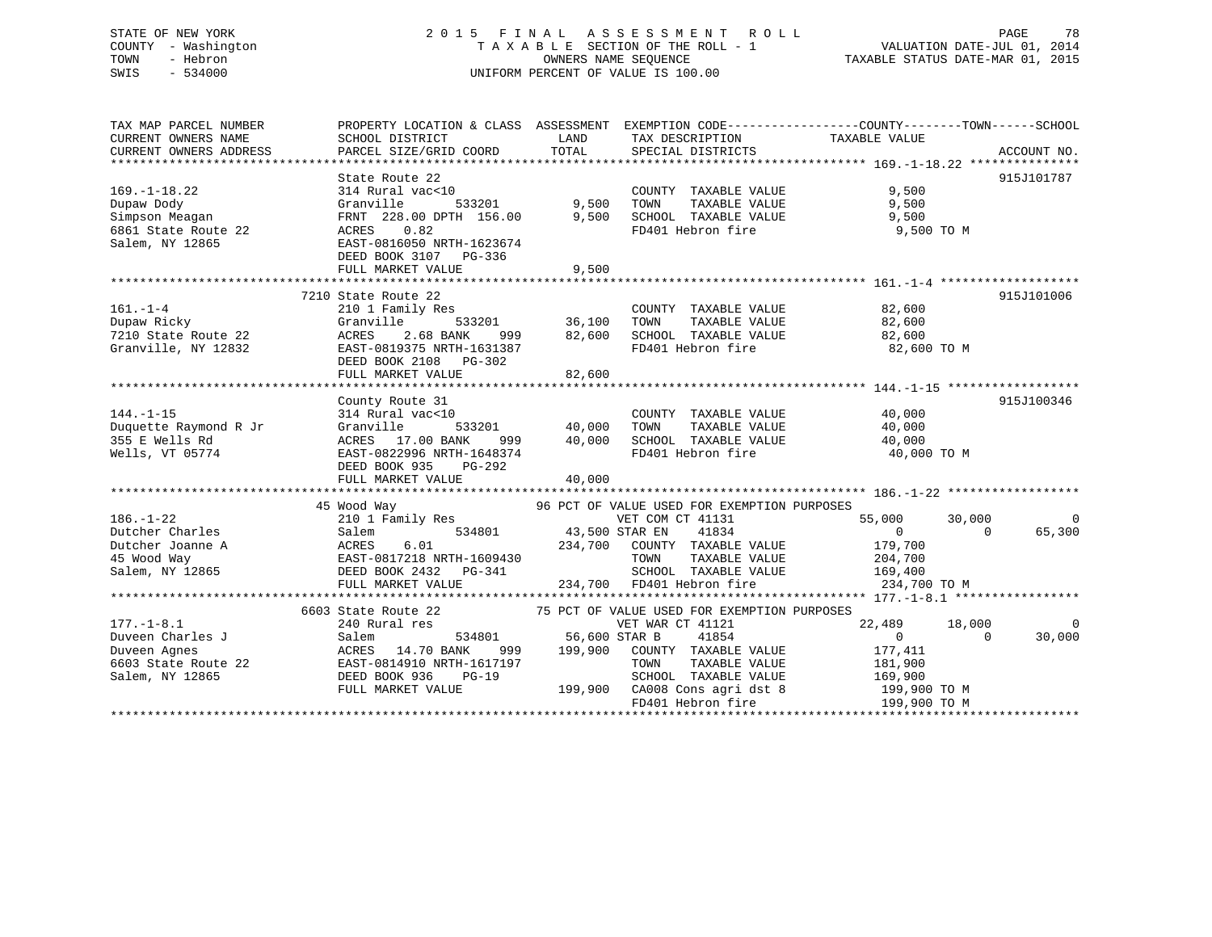STATE OF NEW YORK
COUNTY - Washington
TOWN - Hebron
SWIS - 534000

2015 FINAL ASSESSMENT ROLL
TAXABLE SECTION OF THE ROLL - 1
OWNERS NAME SEQUENCE
UNIFORM PERCENT OF VALUE IS 100.00

VALUATION DATE-JUL 01, 2014
TAXABLE STATUS DATE-MAR 01, 2015

```
TAX MAP PARCEL NUMBER          PROPERTY LOCATION & CLASS  ASSESSMENT  EXEMPTION CODE------------------COUNTY--------TOWN------SCHOOL
CURRENT OWNERS NAME            SCHOOL DISTRICT               LAND      TAX DESCRIPTION            TAXABLE VALUE
CURRENT OWNERS ADDRESS         PARCEL SIZE/GRID COORD       TOTAL      SPECIAL DISTRICTS                                   ACCOUNT NO.
******************************************************************************************************* 169.-1-18.22 ***************
                               State Route 22                                                                              915J101787
169.-1-18.22                   314 Rural vac<10                       COUNTY  TAXABLE VALUE             9,500
Dupaw Dody                     Granville        533201       9,500    TOWN    TAXABLE VALUE             9,500
Simpson Meagan                 FRNT 228.00 DPTH 156.00       9,500    SCHOOL  TAXABLE VALUE             9,500
6861 State Route 22            ACRES    0.82                          FD401 Hebron fire                  9,500 TO M
Salem, NY 12865                EAST-0816050 NRTH-1623674
                               DEED BOOK 3107   PG-336
                               FULL MARKET VALUE             9,500
******************************************************************************************************* 161.-1-4 *******************
                          7210 State Route 22                                                                              915J101006
161.-1-4                       210 1 Family Res                       COUNTY  TAXABLE VALUE            82,600
Dupaw Ricky                    Granville        533201      36,100    TOWN    TAXABLE VALUE            82,600
7210 State Route 22            ACRES    2.68 BANK     999   82,600    SCHOOL  TAXABLE VALUE            82,600
Granville, NY 12832            EAST-0819375 NRTH-1631387              FD401 Hebron fire                 82,600 TO M
                               DEED BOOK 2108   PG-302
                               FULL MARKET VALUE            82,600
******************************************************************************************************* 144.-1-15 ******************
                               County Route 31                                                                             915J100346
144.-1-15                      314 Rural vac<10                       COUNTY  TAXABLE VALUE            40,000
Duquette Raymond R Jr          Granville        533201      40,000    TOWN    TAXABLE VALUE            40,000
355 E Wells Rd                 ACRES   17.00 BANK     999   40,000    SCHOOL  TAXABLE VALUE            40,000
Wells, VT 05774                EAST-0822996 NRTH-1648374              FD401 Hebron fire                 40,000 TO M
                               DEED BOOK 935    PG-292
                               FULL MARKET VALUE            40,000
******************************************************************************************************* 186.-1-22 ******************
                            45 Wood Way                       96 PCT OF VALUE USED FOR EXEMPTION PURPOSES
186.-1-22                      210 1 Family Res                  VET COM CT 41131              55,000      30,000             0
Dutcher Charles                Salem            534801      43,500 STAR EN    41834                 0           0        65,300
Dutcher Joanne A               ACRES    6.01               234,700    COUNTY  TAXABLE VALUE           179,700
45 Wood Way                    EAST-0817218 NRTH-1609430              TOWN    TAXABLE VALUE           204,700
Salem, NY 12865                DEED BOOK 2432   PG-341                SCHOOL  TAXABLE VALUE           169,400
                               FULL MARKET VALUE           234,700    FD401 Hebron fire                234,700 TO M
******************************************************************************************************* 177.-1-8.1 *****************
                          6603 State Route 22                 75 PCT OF VALUE USED FOR EXEMPTION PURPOSES
177.-1-8.1                     240 Rural res                      VET WAR CT 41121              22,489      18,000             0
Duveen Charles J               Salem            534801      56,600 STAR B     41854                 0           0        30,000
Duveen Agnes                   ACRES   14.70 BANK     999  199,900    COUNTY  TAXABLE VALUE           177,411
6603 State Route 22            EAST-0814910 NRTH-1617197              TOWN    TAXABLE VALUE           181,900
Salem, NY 12865                DEED BOOK 936    PG-19                 SCHOOL  TAXABLE VALUE           169,900
                               FULL MARKET VALUE           199,900    CA008 Cons agri dst 8            199,900 TO M
                                                                      FD401 Hebron fire                199,900 TO M
************************************************************************************************************************************
```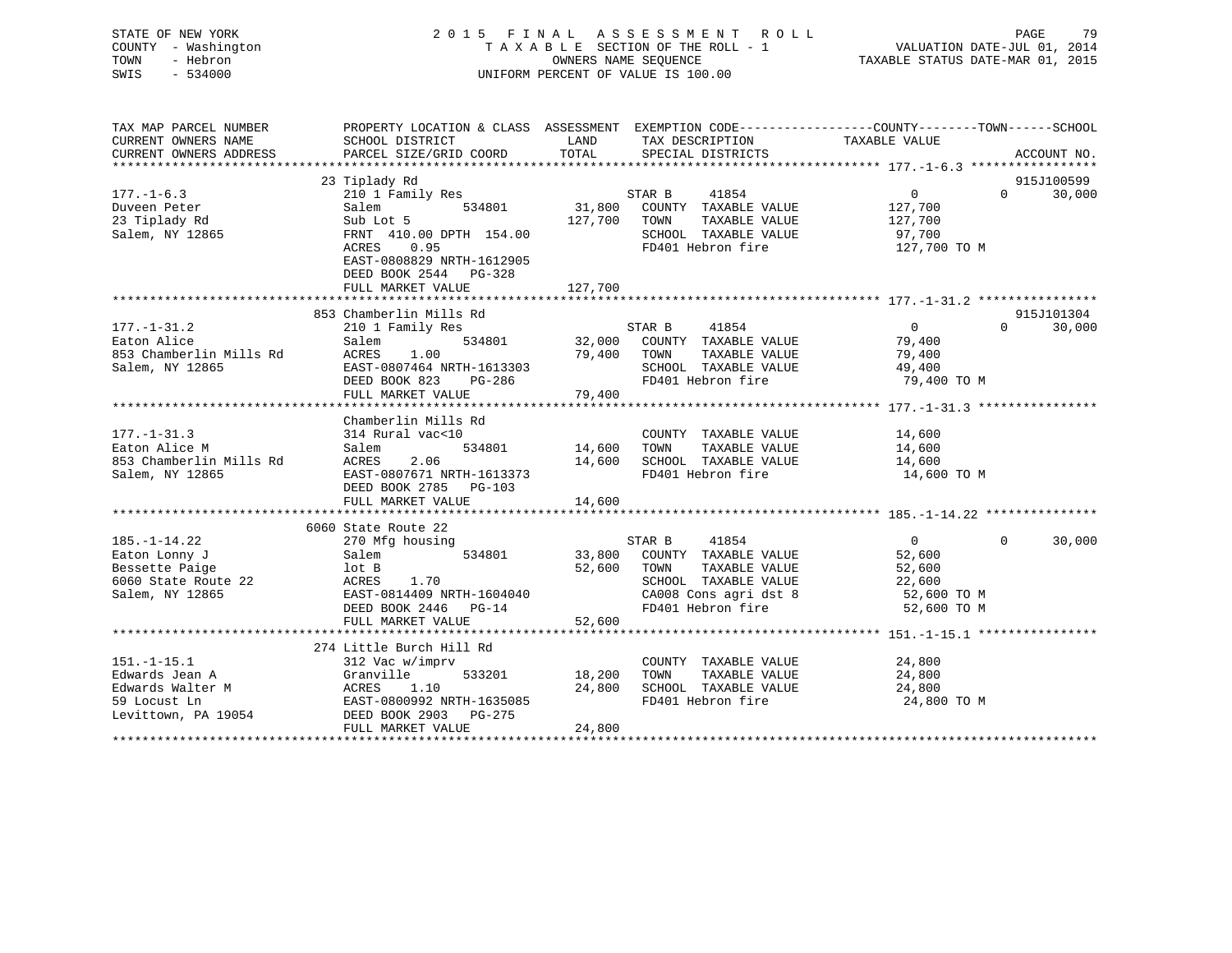STATE OF NEW YORK
COUNTY - Washington
TOWN - Hebron
SWIS - 534000

2015 FINAL ASSESSMENT ROLL
TAXABLE SECTION OF THE ROLL - 1
OWNERS NAME SEQUENCE
UNIFORM PERCENT OF VALUE IS 100.00

VALUATION DATE-JUL 01, 2014
TAXABLE STATUS DATE-MAR 01, 2015

| TAX MAP PARCEL NUMBER / CURRENT OWNERS NAME / CURRENT OWNERS ADDRESS | PROPERTY LOCATION & CLASS / SCHOOL DISTRICT / PARCEL SIZE/GRID COORD | ASSESSMENT LAND / TOTAL | EXEMPTION CODE / TAX DESCRIPTION / SPECIAL DISTRICTS | COUNTY | TOWN | SCHOOL / ACCOUNT NO. |
|---|---|---|---|---|---|---|
| 177.-1-6.3 | 23 Tiplady Rd | | | | | 915J100599 |
| Duveen Peter | 210 1 Family Res | | STAR B 41854 | 0 | 0 | 30,000 |
| 23 Tiplady Rd | Salem 534801 | 31,800 | COUNTY TAXABLE VALUE | 127,700 | | |
| Salem, NY 12865 | Sub Lot 5 | 127,700 | TOWN TAXABLE VALUE | | 127,700 | |
| | FRNT 410.00 DPTH 154.00 | | SCHOOL TAXABLE VALUE | | | 97,700 |
| | ACRES 0.95 | | FD401 Hebron fire | 127,700 TO M | | |
| | EAST-0808829 NRTH-1612905 | | | | | |
| | DEED BOOK 2544 PG-328 | | | | | |
| | FULL MARKET VALUE | 127,700 | | | | |
| 177.-1-31.2 | 853 Chamberlin Mills Rd | | | | | 915J101304 |
| Eaton Alice | 210 1 Family Res | | STAR B 41854 | 0 | 0 | 30,000 |
| 853 Chamberlin Mills Rd | Salem 534801 | 32,000 | COUNTY TAXABLE VALUE | 79,400 | | |
| Salem, NY 12865 | ACRES 1.00 | 79,400 | TOWN TAXABLE VALUE | | 79,400 | |
| | EAST-0807464 NRTH-1613303 | | SCHOOL TAXABLE VALUE | | | 49,400 |
| | DEED BOOK 823 PG-286 | | FD401 Hebron fire | 79,400 TO M | | |
| | FULL MARKET VALUE | 79,400 | | | | |
| 177.-1-31.3 | Chamberlin Mills Rd | | | | | |
| Eaton Alice M | 314 Rural vac<10 | | COUNTY TAXABLE VALUE | 14,600 | | |
| 853 Chamberlin Mills Rd | Salem 534801 | 14,600 | TOWN TAXABLE VALUE | | 14,600 | |
| Salem, NY 12865 | ACRES 2.06 | 14,600 | SCHOOL TAXABLE VALUE | | | 14,600 |
| | EAST-0807671 NRTH-1613373 | | FD401 Hebron fire | 14,600 TO M | | |
| | DEED BOOK 2785 PG-103 | | | | | |
| | FULL MARKET VALUE | 14,600 | | | | |
| 185.-1-14.22 | 6060 State Route 22 | | | | | |
| Eaton Lonny J | 270 Mfg housing | | STAR B 41854 | 0 | 0 | 30,000 |
| Bessette Paige | Salem 534801 | 33,800 | COUNTY TAXABLE VALUE | 52,600 | | |
| 6060 State Route 22 | lot B | 52,600 | TOWN TAXABLE VALUE | | 52,600 | |
| Salem, NY 12865 | ACRES 1.70 | | SCHOOL TAXABLE VALUE | | | 22,600 |
| | EAST-0814409 NRTH-1604040 | | CA008 Cons agri dst 8 | 52,600 TO M | | |
| | DEED BOOK 2446 PG-14 | | FD401 Hebron fire | 52,600 TO M | | |
| | FULL MARKET VALUE | 52,600 | | | | |
| 151.-1-15.1 | 274 Little Burch Hill Rd | | | | | |
| Edwards Jean A | 312 Vac w/imprv | | COUNTY TAXABLE VALUE | 24,800 | | |
| Edwards Walter M | Granville 533201 | 18,200 | TOWN TAXABLE VALUE | | 24,800 | |
| 59 Locust Ln | ACRES 1.10 | 24,800 | SCHOOL TAXABLE VALUE | | | 24,800 |
| Levittown, PA 19054 | EAST-0800992 NRTH-1635085 | | FD401 Hebron fire | 24,800 TO M | | |
| | DEED BOOK 2903 PG-275 | | | | | |
| | FULL MARKET VALUE | 24,800 | | | | |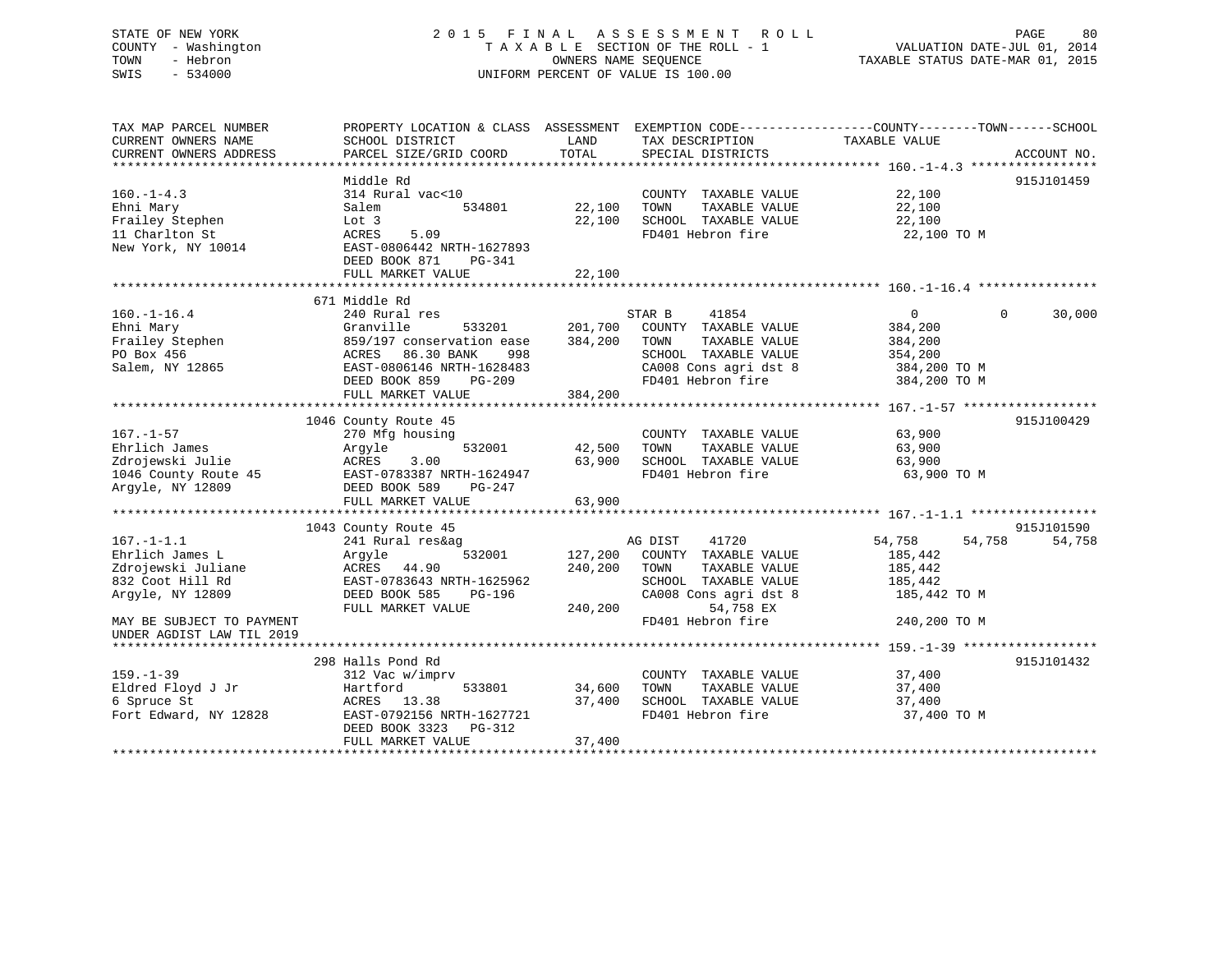STATE OF NEW YORK
COUNTY - Washington
TOWN - Hebron
SWIS - 534000

2 0 1 5 F I N A L A S S E S S M E N T R O L L
T A X A B L E SECTION OF THE ROLL - 1
OWNERS NAME SEQUENCE
UNIFORM PERCENT OF VALUE IS 100.00

VALUATION DATE-JUL 01, 2014
TAXABLE STATUS DATE-MAR 01, 2015

```
TAX MAP PARCEL NUMBER          PROPERTY LOCATION & CLASS  ASSESSMENT  EXEMPTION CODE------------------COUNTY--------TOWN------SCHOOL
CURRENT OWNERS NAME            SCHOOL DISTRICT             LAND        TAX DESCRIPTION              TAXABLE VALUE
CURRENT OWNERS ADDRESS         PARCEL SIZE/GRID COORD      TOTAL       SPECIAL DISTRICTS                                     ACCOUNT NO.
******************************************************************************************************* 160.-1-4.3 *****************
                               Middle Rd                                                                                  915J101459
160.-1-4.3                     314 Rural vac<10                        COUNTY  TAXABLE VALUE          22,100
Ehni Mary                      Salem         534801        22,100      TOWN    TAXABLE VALUE          22,100
Frailey Stephen                Lot 3                       22,100      SCHOOL  TAXABLE VALUE          22,100
11 Charlton St                 ACRES    5.09                           FD401 Hebron fire               22,100 TO M
New York, NY 10014             EAST-0806442 NRTH-1627893
                               DEED BOOK 871    PG-341
                               FULL MARKET VALUE           22,100
******************************************************************************************************* 160.-1-16.4 ****************
                           671 Middle Rd
160.-1-16.4                    240 Rural res                          STAR B      41854                0            0       30,000
Ehni Mary                      Granville     533201       201,700     COUNTY  TAXABLE VALUE         384,200
Frailey Stephen                859/197 conservation ease  384,200     TOWN    TAXABLE VALUE         384,200
PO Box 456                     ACRES   86.30 BANK    998              SCHOOL  TAXABLE VALUE         354,200
Salem, NY 12865                EAST-0806146 NRTH-1628483               CA008 Cons agri dst 8          384,200 TO M
                               DEED BOOK 859    PG-209                 FD401 Hebron fire              384,200 TO M
                               FULL MARKET VALUE          384,200
******************************************************************************************************* 167.-1-57 ******************
                          1046 County Route 45                                                                            915J100429
167.-1-57                      270 Mfg housing                        COUNTY  TAXABLE VALUE          63,900
Ehrlich James                  Argyle        532001        42,500      TOWN    TAXABLE VALUE          63,900
Zdrojewski Julie               ACRES    3.00               63,900      SCHOOL  TAXABLE VALUE          63,900
1046 County Route 45           EAST-0783387 NRTH-1624947               FD401 Hebron fire               63,900 TO M
Argyle, NY 12809               DEED BOOK 589    PG-247
                               FULL MARKET VALUE           63,900
******************************************************************************************************* 167.-1-1.1 *****************
                          1043 County Route 45                                                                            915J101590
167.-1-1.1                     241 Rural res&ag                       AG DIST     41720            54,758       54,758      54,758
Ehrlich James L                Argyle        532001       127,200     COUNTY  TAXABLE VALUE         185,442
Zdrojewski Juliane             ACRES   44.90              240,200     TOWN    TAXABLE VALUE         185,442
832 Coot Hill Rd               EAST-0783643 NRTH-1625962               SCHOOL  TAXABLE VALUE         185,442
Argyle, NY 12809               DEED BOOK 585    PG-196                 CA008 Cons agri dst 8          185,442 TO M
                               FULL MARKET VALUE          240,200            54,758 EX
MAY BE SUBJECT TO PAYMENT                                              FD401 Hebron fire              240,200 TO M
UNDER AGDIST LAW TIL 2019
******************************************************************************************************* 159.-1-39 ******************
                           298 Halls Pond Rd                                                                              915J101432
159.-1-39                      312 Vac w/imprv                        COUNTY  TAXABLE VALUE          37,400
Eldred Floyd J Jr              Hartford      533801        34,600      TOWN    TAXABLE VALUE          37,400
6 Spruce St                    ACRES   13.38               37,400      SCHOOL  TAXABLE VALUE          37,400
Fort Edward, NY 12828          EAST-0792156 NRTH-1627721               FD401 Hebron fire               37,400 TO M
                               DEED BOOK 3323   PG-312
                               FULL MARKET VALUE           37,400
************************************************************************************************************************************
```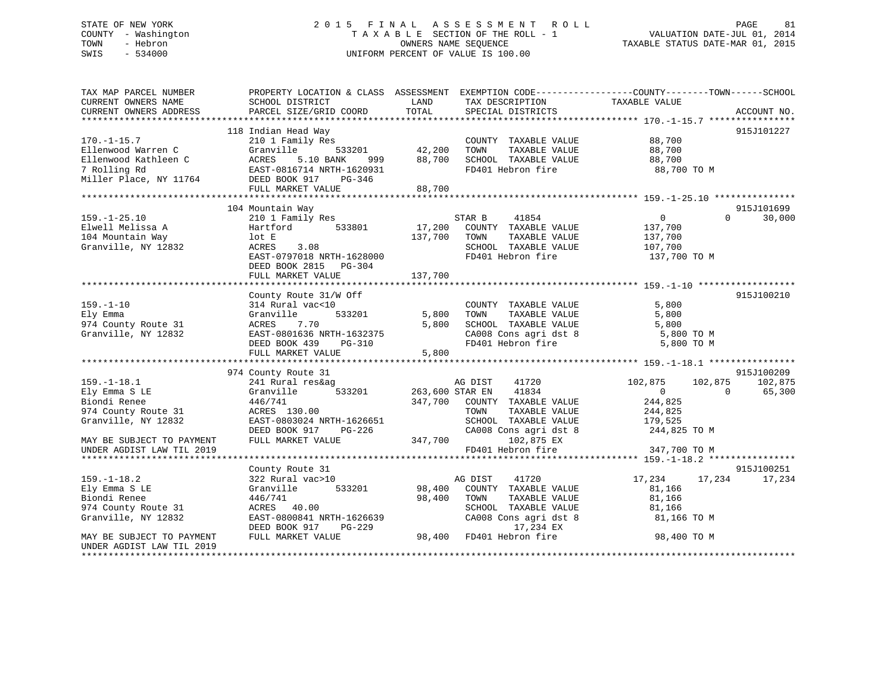STATE OF NEW YORK
COUNTY - Washington
TOWN - Hebron
SWIS - 534000

2015 FINAL ASSESSMENT ROLL
TAXABLE SECTION OF THE ROLL - 1
OWNERS NAME SEQUENCE
UNIFORM PERCENT OF VALUE IS 100.00

VALUATION DATE-JUL 01, 2014
TAXABLE STATUS DATE-MAR 01, 2015

| TAX MAP PARCEL NUMBER / CURRENT OWNERS NAME / CURRENT OWNERS ADDRESS | PROPERTY LOCATION & CLASS / SCHOOL DISTRICT / PARCEL SIZE/GRID COORD | ASSESSMENT LAND | TOTAL | EXEMPTION CODE / TAX DESCRIPTION / SPECIAL DISTRICTS | COUNTY TAXABLE VALUE | TOWN | SCHOOL | ACCOUNT NO. |
|---|---|---|---|---|---|---|---|---|
| **170.-1-15.7** | 118 Indian Head Way | | | | | | | 915J101227 |
| 170.-1-15.7 | 210 1 Family Res | | | COUNTY TAXABLE VALUE | 88,700 | | | |
| Ellenwood Warren C | Granville 533201 | 42,200 | | TOWN TAXABLE VALUE | 88,700 | | | |
| Ellenwood Kathleen C | ACRES 5.10 BANK 999 | | 88,700 | SCHOOL TAXABLE VALUE | 88,700 | | | |
| 7 Rolling Rd | EAST-0816714 NRTH-1620931 | | | FD401 Hebron fire | 88,700 TO M | | | |
| Miller Place, NY 11764 | DEED BOOK 917 PG-346 | | | | | | | |
| | FULL MARKET VALUE | | 88,700 | | | | | |
| **159.-1-25.10** | 104 Mountain Way | | | | | | | 915J101699 |
| 159.-1-25.10 | 210 1 Family Res | | | STAR B 41854 | 0 | 0 | 30,000 | |
| Elwell Melissa A | Hartford 533801 | 17,200 | | COUNTY TAXABLE VALUE | 137,700 | | | |
| 104 Mountain Way | lot E | | 137,700 | TOWN TAXABLE VALUE | 137,700 | | | |
| Granville, NY 12832 | ACRES 3.08 | | | SCHOOL TAXABLE VALUE | 107,700 | | | |
| | EAST-0797018 NRTH-1628000 | | | FD401 Hebron fire | 137,700 TO M | | | |
| | DEED BOOK 2815 PG-304 | | | | | | | |
| | FULL MARKET VALUE | | 137,700 | | | | | |
| **159.-1-10** | County Route 31/W Off | | | | | | | 915J100210 |
| 159.-1-10 | 314 Rural vac<10 | | | COUNTY TAXABLE VALUE | 5,800 | | | |
| Ely Emma | Granville 533201 | 5,800 | | TOWN TAXABLE VALUE | 5,800 | | | |
| 974 County Route 31 | ACRES 7.70 | | 5,800 | SCHOOL TAXABLE VALUE | 5,800 | | | |
| Granville, NY 12832 | EAST-0801636 NRTH-1632375 | | | CA008 Cons agri dst 8 | 5,800 TO M | | | |
| | DEED BOOK 439 PG-310 | | | FD401 Hebron fire | 5,800 TO M | | | |
| | FULL MARKET VALUE | | 5,800 | | | | | |
| **159.-1-18.1** | 974 County Route 31 | | | | | | | 915J100209 |
| 159.-1-18.1 | 241 Rural res&ag | | | AG DIST 41720 | 102,875 | 102,875 | 102,875 | |
| Ely Emma S LE | Granville 533201 | 263,600 | | STAR EN 41834 | 0 | 0 | 65,300 | |
| Biondi Renee | 446/741 | | 347,700 | COUNTY TAXABLE VALUE | 244,825 | | | |
| 974 County Route 31 | ACRES 130.00 | | | TOWN TAXABLE VALUE | 244,825 | | | |
| Granville, NY 12832 | EAST-0803024 NRTH-1626651 | | | SCHOOL TAXABLE VALUE | 179,525 | | | |
| | DEED BOOK 917 PG-226 | | | CA008 Cons agri dst 8 | 244,825 TO M | | | |
| MAY BE SUBJECT TO PAYMENT | FULL MARKET VALUE | | 347,700 | 102,875 EX | | | | |
| UNDER AGDIST LAW TIL 2019 | | | | FD401 Hebron fire | 347,700 TO M | | | |
| **159.-1-18.2** | County Route 31 | | | | | | | 915J100251 |
| 159.-1-18.2 | 322 Rural vac>10 | | | AG DIST 41720 | 17,234 | 17,234 | 17,234 | |
| Ely Emma S LE | Granville 533201 | 98,400 | | COUNTY TAXABLE VALUE | 81,166 | | | |
| Biondi Renee | 446/741 | | 98,400 | TOWN TAXABLE VALUE | 81,166 | | | |
| 974 County Route 31 | ACRES 40.00 | | | SCHOOL TAXABLE VALUE | 81,166 | | | |
| Granville, NY 12832 | EAST-0800841 NRTH-1626639 | | | CA008 Cons agri dst 8 | 81,166 TO M | | | |
| | DEED BOOK 917 PG-229 | | | 17,234 EX | | | | |
| MAY BE SUBJECT TO PAYMENT | FULL MARKET VALUE | | 98,400 | FD401 Hebron fire | 98,400 TO M | | | |
| UNDER AGDIST LAW TIL 2019 | | | | | | | | |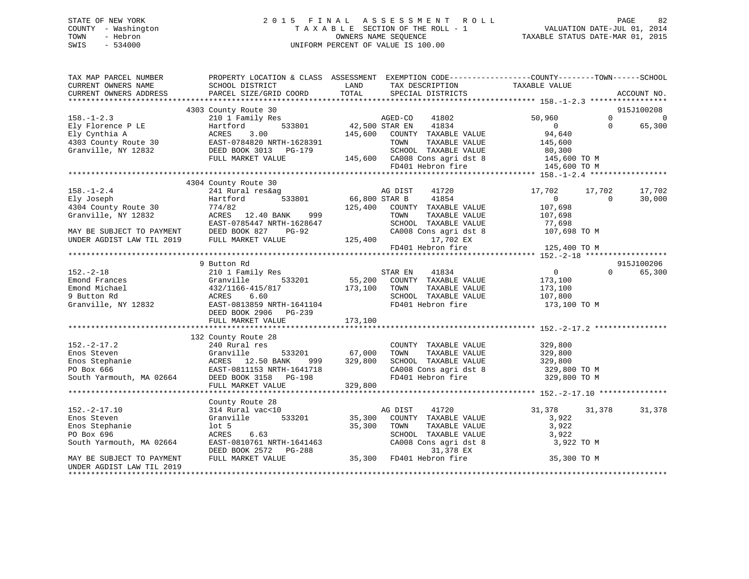STATE OF NEW YORK
COUNTY - Washington
TOWN - Hebron
SWIS - 534000

2015 FINAL ASSESSMENT ROLL
TAXABLE SECTION OF THE ROLL - 1
OWNERS NAME SEQUENCE
UNIFORM PERCENT OF VALUE IS 100.00

VALUATION DATE-JUL 01, 2014
TAXABLE STATUS DATE-MAR 01, 2015

```
TAX MAP PARCEL NUMBER          PROPERTY LOCATION & CLASS  ASSESSMENT  EXEMPTION CODE-----------------COUNTY--------TOWN------SCHOOL
CURRENT OWNERS NAME            SCHOOL DISTRICT              LAND      TAX DESCRIPTION            TAXABLE VALUE
CURRENT OWNERS ADDRESS         PARCEL SIZE/GRID COORD       TOTAL     SPECIAL DISTRICTS                                    ACCOUNT NO.
******************************************************************************************************* 158.-1-2.3 *****************
                               4303 County Route 30                                                                      915J100208
158.-1-2.3                     210 1 Family Res                       AGED-CO     41802           50,960            0            0
Ely Florence P LE              Hartford      533801         42,500 STAR EN     41834                0            0       65,300
Ely Cynthia A                  ACRES    3.00               145,600    COUNTY  TAXABLE VALUE          94,640
4303 County Route 30           EAST-0784820 NRTH-1628391              TOWN    TAXABLE VALUE         145,600
Granville, NY 12832            DEED BOOK 3013   PG-179                SCHOOL  TAXABLE VALUE          80,300
                               FULL MARKET VALUE           145,600    CA008 Cons agri dst 8         145,600 TO M
                                                                      FD401 Hebron fire             145,600 TO M
******************************************************************************************************* 158.-1-2.4 *****************
                               4304 County Route 30
158.-1-2.4                     241 Rural res&ag                       AG DIST     41720           17,702       17,702       17,702
Ely Joseph                     Hartford      533801         66,800 STAR B      41854                0            0       30,000
4304 County Route 30           774/82                      125,400    COUNTY  TAXABLE VALUE         107,698
Granville, NY 12832            ACRES   12.40 BANK    999              TOWN    TAXABLE VALUE         107,698
                               EAST-0785447 NRTH-1628647              SCHOOL  TAXABLE VALUE          77,698
MAY BE SUBJECT TO PAYMENT      DEED BOOK 827    PG-92                 CA008 Cons agri dst 8         107,698 TO M
UNDER AGDIST LAW TIL 2019      FULL MARKET VALUE           125,400          17,702 EX
                                                                      FD401 Hebron fire             125,400 TO M
******************************************************************************************************* 152.-2-18 ******************
                               9 Button Rd                                                                               915J100206
152.-2-18                      210 1 Family Res                       STAR EN     41834                0            0       65,300
Emond Frances                  Granville     533201         55,200    COUNTY  TAXABLE VALUE         173,100
Emond Michael                  432/1166-415/817            173,100    TOWN    TAXABLE VALUE         173,100
9 Button Rd                    ACRES    6.60                          SCHOOL  TAXABLE VALUE         107,800
Granville, NY 12832            EAST-0813859 NRTH-1641104              FD401 Hebron fire             173,100 TO M
                               DEED BOOK 2906   PG-239
                               FULL MARKET VALUE           173,100
******************************************************************************************************* 152.-2-17.2 ****************
                               132 County Route 28
152.-2-17.2                    240 Rural res                          COUNTY  TAXABLE VALUE         329,800
Enos Steven                    Granville     533201         67,000    TOWN    TAXABLE VALUE         329,800
Enos Stephanie                 ACRES   12.50 BANK    999   329,800    SCHOOL  TAXABLE VALUE         329,800
PO Box 666                     EAST-0811153 NRTH-1641718              CA008 Cons agri dst 8         329,800 TO M
South Yarmouth, MA 02664       DEED BOOK 3158   PG-198                FD401 Hebron fire             329,800 TO M
                               FULL MARKET VALUE           329,800
******************************************************************************************************* 152.-2-17.10 ***************
                               County Route 28
152.-2-17.10                   314 Rural vac<10                       AG DIST     41720           31,378       31,378       31,378
Enos Steven                    Granville     533201         35,300    COUNTY  TAXABLE VALUE           3,922
Enos Stephanie                 lot 5                        35,300    TOWN    TAXABLE VALUE           3,922
PO Box 696                     ACRES    6.63                          SCHOOL  TAXABLE VALUE           3,922
South Yarmouth, MA 02664       EAST-0810761 NRTH-1641463              CA008 Cons agri dst 8           3,922 TO M
                               DEED BOOK 2572   PG-288                      31,378 EX
MAY BE SUBJECT TO PAYMENT      FULL MARKET VALUE            35,300    FD401 Hebron fire              35,300 TO M
UNDER AGDIST LAW TIL 2019
************************************************************************************************************************************
```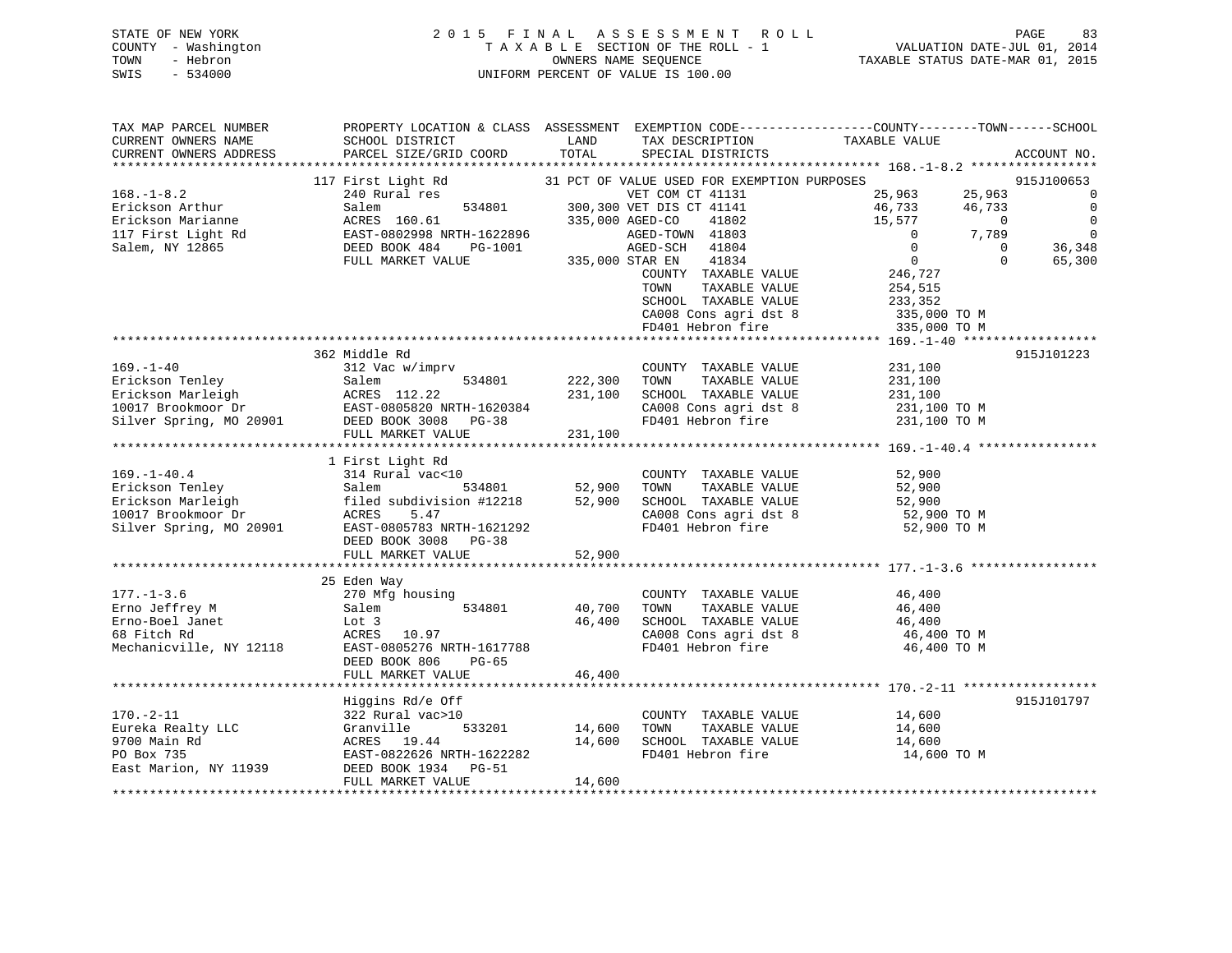STATE OF NEW YORK
COUNTY - Washington
TOWN - Hebron
SWIS - 534000

# 2015 FINAL ASSESSMENT ROLL

TAXABLE SECTION OF THE ROLL - 1
OWNERS NAME SEQUENCE
UNIFORM PERCENT OF VALUE IS 100.00

VALUATION DATE-JUL 01, 2014
TAXABLE STATUS DATE-MAR 01, 2015

```
TAX MAP PARCEL NUMBER      PROPERTY LOCATION & CLASS  ASSESSMENT  EXEMPTION CODE------------------COUNTY--------TOWN------SCHOOL
CURRENT OWNERS NAME        SCHOOL DISTRICT               LAND      TAX DESCRIPTION              TAXABLE VALUE
CURRENT OWNERS ADDRESS     PARCEL SIZE/GRID COORD       TOTAL      SPECIAL DISTRICTS                                    ACCOUNT NO.
******************************************************************************************************* 168.-1-8.2 *****************
                           117 First Light Rd            31 PCT OF VALUE USED FOR EXEMPTION PURPOSES                      915J100653
168.-1-8.2                 240 Rural res                           VET COM CT 41131            25,963      25,963              0
Erickson Arthur            Salem            534801      300,300 VET DIS CT 41141            46,733      46,733              0
Erickson Marianne          ACRES 160.61                 335,000 AGED-CO    41802            15,577           0              0
117 First Light Rd         EAST-0802998 NRTH-1622896            AGED-TOWN  41803                 0       7,789              0
Salem, NY 12865            DEED BOOK 484    PG-1001             AGED-SCH   41804                 0           0         36,348
                           FULL MARKET VALUE            335,000 STAR EN    41834                 0           0         65,300
                                                                 COUNTY   TAXABLE VALUE          246,727
                                                                 TOWN     TAXABLE VALUE          254,515
                                                                 SCHOOL   TAXABLE VALUE          233,352
                                                                 CA008 Cons agri dst 8           335,000 TO M
                                                                 FD401 Hebron fire               335,000 TO M
******************************************************************************************************* 169.-1-40 ******************
                           362 Middle Rd                                                                                915J101223
169.-1-40                  312 Vac w/imprv                         COUNTY   TAXABLE VALUE          231,100
Erickson Tenley            Salem            534801      222,300    TOWN     TAXABLE VALUE          231,100
Erickson Marleigh          ACRES 112.22                 231,100    SCHOOL   TAXABLE VALUE          231,100
10017 Brookmoor Dr         EAST-0805820 NRTH-1620384               CA008 Cons agri dst 8           231,100 TO M
Silver Spring, MO 20901    DEED BOOK 3008   PG-38                  FD401 Hebron fire               231,100 TO M
                           FULL MARKET VALUE            231,100
******************************************************************************************************* 169.-1-40.4 ****************
                           1 First Light Rd
169.-1-40.4                314 Rural vac<10                        COUNTY   TAXABLE VALUE           52,900
Erickson Tenley            Salem            534801       52,900    TOWN     TAXABLE VALUE           52,900
Erickson Marleigh          filed subdivision #12218      52,900    SCHOOL   TAXABLE VALUE           52,900
10017 Brookmoor Dr         ACRES    5.47                           CA008 Cons agri dst 8            52,900 TO M
Silver Spring, MO 20901    EAST-0805783 NRTH-1621292               FD401 Hebron fire                52,900 TO M
                           DEED BOOK 3008   PG-38
                           FULL MARKET VALUE             52,900
******************************************************************************************************* 177.-1-3.6 *****************
                           25 Eden Way
177.-1-3.6                 270 Mfg housing                         COUNTY   TAXABLE VALUE           46,400
Erno Jeffrey M             Salem            534801       40,700    TOWN     TAXABLE VALUE           46,400
Erno-Boel Janet            Lot 3                         46,400    SCHOOL   TAXABLE VALUE           46,400
68 Fitch Rd                ACRES   10.97                           CA008 Cons agri dst 8            46,400 TO M
Mechanicville, NY 12118    EAST-0805276 NRTH-1617788               FD401 Hebron fire                46,400 TO M
                           DEED BOOK 806    PG-65
                           FULL MARKET VALUE             46,400
******************************************************************************************************* 170.-2-11 ******************
                           Higgins Rd/e Off                                                                             915J101797
170.-2-11                  322 Rural vac>10                        COUNTY   TAXABLE VALUE           14,600
Eureka Realty LLC          Granville        533201       14,600    TOWN     TAXABLE VALUE           14,600
9700 Main Rd               ACRES   19.44                 14,600    SCHOOL   TAXABLE VALUE           14,600
PO Box 735                 EAST-0822626 NRTH-1622282               FD401 Hebron fire                14,600 TO M
East Marion, NY 11939      DEED BOOK 1934   PG-51
                           FULL MARKET VALUE             14,600
************************************************************************************************************************************
```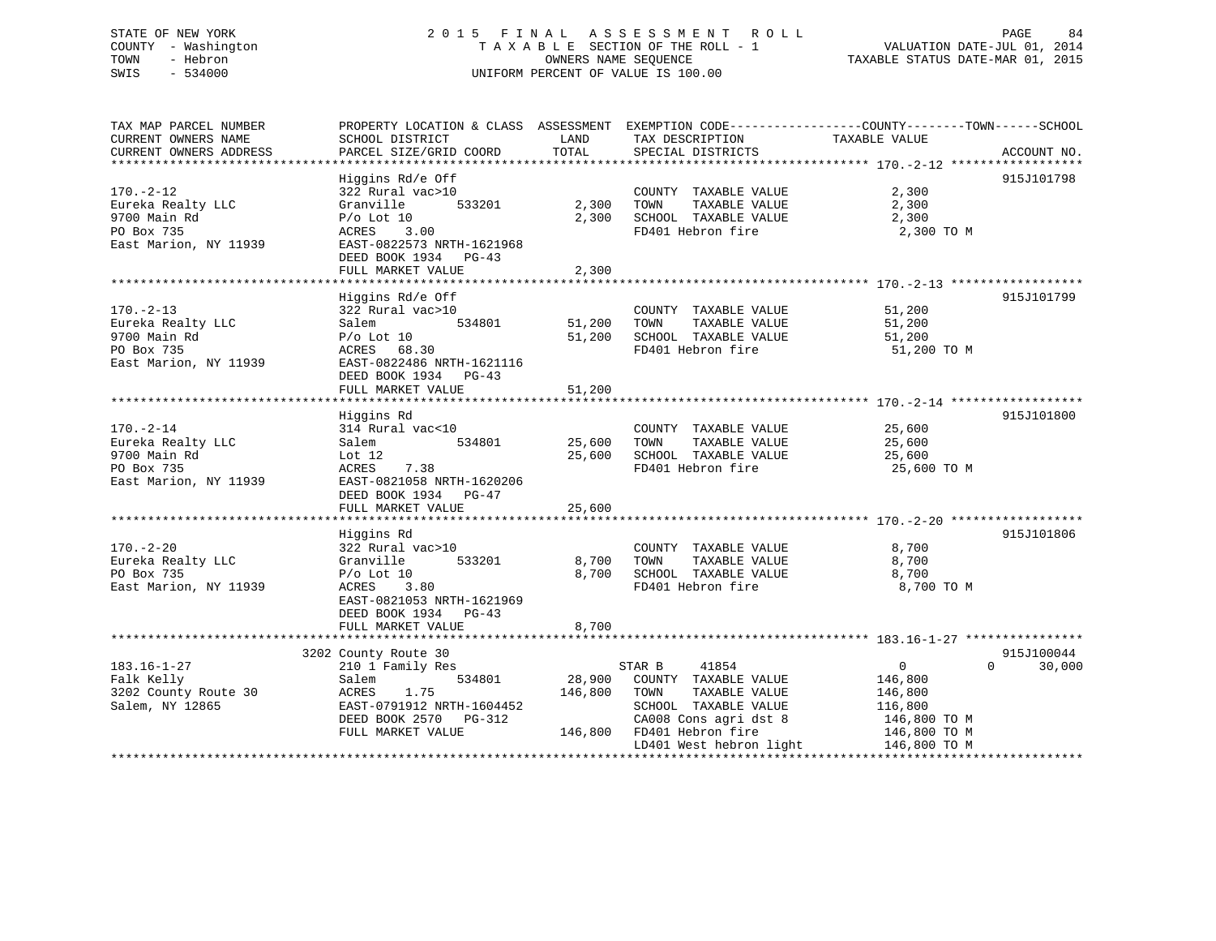STATE OF NEW YORK
COUNTY - Washington
TOWN - Hebron
SWIS - 534000

# 2015 FINAL ASSESSMENT ROLL

TAXABLE SECTION OF THE ROLL - 1
OWNERS NAME SEQUENCE
UNIFORM PERCENT OF VALUE IS 100.00

VALUATION DATE-JUL 01, 2014
TAXABLE STATUS DATE-MAR 01, 2015

```
TAX MAP PARCEL NUMBER          PROPERTY LOCATION & CLASS  ASSESSMENT  EXEMPTION CODE------------------COUNTY--------TOWN------SCHOOL
CURRENT OWNERS NAME            SCHOOL DISTRICT               LAND      TAX DESCRIPTION             TAXABLE VALUE
CURRENT OWNERS ADDRESS         PARCEL SIZE/GRID COORD        TOTAL     SPECIAL DISTRICTS                                      ACCOUNT NO.
******************************************************************************************************* 170.-2-12 ******************
                               Higgins Rd/e Off                                                                              915J101798
170.-2-12                      322 Rural vac>10                         COUNTY  TAXABLE VALUE              2,300
Eureka Realty LLC              Granville        533201       2,300     TOWN    TAXABLE VALUE              2,300
9700 Main Rd                   P/o Lot 10                   2,300     SCHOOL  TAXABLE VALUE              2,300
PO Box 735                     ACRES    3.00                            FD401 Hebron fire                   2,300 TO M
East Marion, NY 11939          EAST-0822573 NRTH-1621968
                               DEED BOOK 1934   PG-43
                               FULL MARKET VALUE             2,300
******************************************************************************************************* 170.-2-13 ******************
                               Higgins Rd/e Off                                                                              915J101799
170.-2-13                      322 Rural vac>10                         COUNTY  TAXABLE VALUE             51,200
Eureka Realty LLC              Salem            534801      51,200     TOWN    TAXABLE VALUE             51,200
9700 Main Rd                   P/o Lot 10                  51,200     SCHOOL  TAXABLE VALUE             51,200
PO Box 735                     ACRES   68.30                            FD401 Hebron fire                  51,200 TO M
East Marion, NY 11939          EAST-0822486 NRTH-1621116
                               DEED BOOK 1934   PG-43
                               FULL MARKET VALUE            51,200
******************************************************************************************************* 170.-2-14 ******************
                               Higgins Rd                                                                                    915J101800
170.-2-14                      314 Rural vac<10                         COUNTY  TAXABLE VALUE             25,600
Eureka Realty LLC              Salem            534801      25,600     TOWN    TAXABLE VALUE             25,600
9700 Main Rd                   Lot 12                      25,600     SCHOOL  TAXABLE VALUE             25,600
PO Box 735                     ACRES    7.38                            FD401 Hebron fire                  25,600 TO M
East Marion, NY 11939          EAST-0821058 NRTH-1620206
                               DEED BOOK 1934   PG-47
                               FULL MARKET VALUE            25,600
******************************************************************************************************* 170.-2-20 ******************
                               Higgins Rd                                                                                    915J101806
170.-2-20                      322 Rural vac>10                         COUNTY  TAXABLE VALUE              8,700
Eureka Realty LLC              Granville        533201       8,700     TOWN    TAXABLE VALUE              8,700
PO Box 735                     P/o Lot 10                   8,700     SCHOOL  TAXABLE VALUE              8,700
East Marion, NY 11939          ACRES    3.80                            FD401 Hebron fire                   8,700 TO M
                               EAST-0821053 NRTH-1621969
                               DEED BOOK 1934   PG-43
                               FULL MARKET VALUE             8,700
******************************************************************************************************* 183.16-1-27 ****************
                               3202 County Route 30                                                                          915J100044
183.16-1-27                    210 1 Family Res                         STAR B      41854                  0             0      30,000
Falk Kelly                     Salem            534801      28,900     COUNTY  TAXABLE VALUE            146,800
3202 County Route 30           ACRES    1.75               146,800     TOWN    TAXABLE VALUE            146,800
Salem, NY 12865                EAST-0791912 NRTH-1604452                SCHOOL  TAXABLE VALUE            116,800
                               DEED BOOK 2570   PG-312                  CA008 Cons agri dst 8            146,800 TO M
                               FULL MARKET VALUE           146,800     FD401 Hebron fire                146,800 TO M
                                                                        LD401 West hebron light          146,800 TO M
************************************************************************************************************************************
```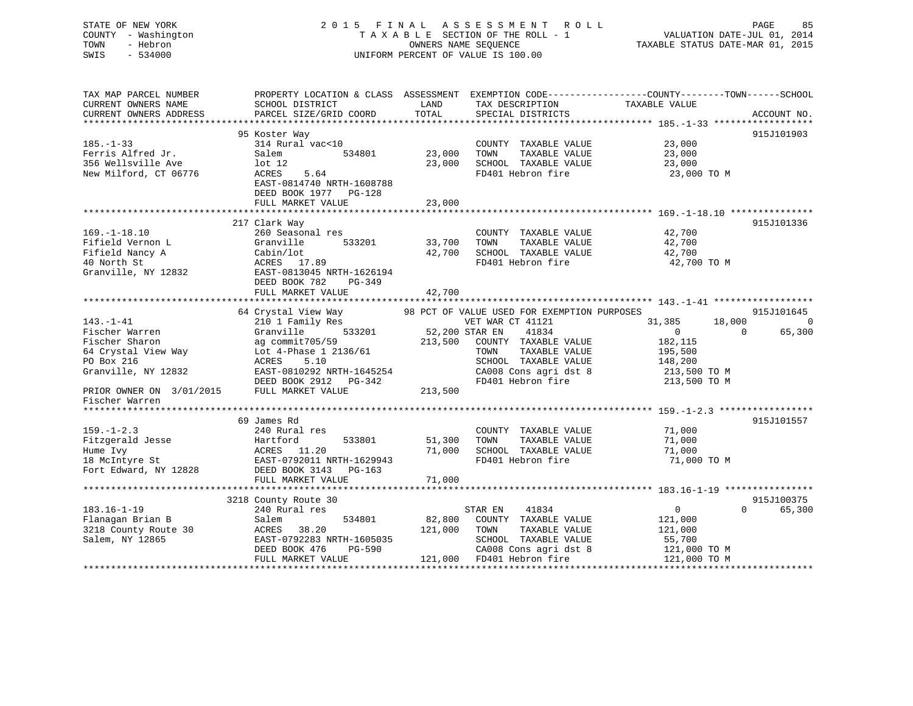STATE OF NEW YORK
COUNTY - Washington
TOWN - Hebron
SWIS - 534000

2015 FINAL ASSESSMENT ROLL
TAXABLE SECTION OF THE ROLL - 1
OWNERS NAME SEQUENCE
UNIFORM PERCENT OF VALUE IS 100.00

VALUATION DATE-JUL 01, 2014
TAXABLE STATUS DATE-MAR 01, 2015

```
TAX MAP PARCEL NUMBER          PROPERTY LOCATION & CLASS  ASSESSMENT  EXEMPTION CODE------------------COUNTY--------TOWN------SCHOOL
CURRENT OWNERS NAME            SCHOOL DISTRICT              LAND      TAX DESCRIPTION             TAXABLE VALUE
CURRENT OWNERS ADDRESS         PARCEL SIZE/GRID COORD       TOTAL     SPECIAL DISTRICTS                                      ACCOUNT NO.
******************************************************************************************************* 185.-1-33 ******************
                               95 Koster Way                                                                            915J101903
185.-1-33                      314 Rural vac<10                       COUNTY  TAXABLE VALUE          23,000
Ferris Alfred Jr.              Salem          534801       23,000     TOWN    TAXABLE VALUE          23,000
356 Wellsville Ave             lot 12                      23,000     SCHOOL  TAXABLE VALUE          23,000
New Milford, CT 06776          ACRES    5.64                          FD401 Hebron fire               23,000 TO M
                               EAST-0814740 NRTH-1608788
                               DEED BOOK 1977   PG-128
                               FULL MARKET VALUE           23,000
******************************************************************************************************* 169.-1-18.10 ***************
                               217 Clark Way                                                                            915J101336
169.-1-18.10                   260 Seasonal res                       COUNTY  TAXABLE VALUE          42,700
Fifield Vernon L               Granville      533201       33,700     TOWN    TAXABLE VALUE          42,700
Fifield Nancy A                Cabin/lot                   42,700     SCHOOL  TAXABLE VALUE          42,700
40 North St                    ACRES   17.89                          FD401 Hebron fire               42,700 TO M
Granville, NY 12832            EAST-0813045 NRTH-1626194
                               DEED BOOK 782    PG-349
                               FULL MARKET VALUE           42,700
******************************************************************************************************* 143.-1-41 ******************
                               64 Crystal View Way         98 PCT OF VALUE USED FOR EXEMPTION PURPOSES                  915J101645
143.-1-41                      210 1 Family Res                       VET WAR CT 41121               31,385      18,000           0
Fischer Warren                 Granville      533201       52,200 STAR EN     41834                   0           0      65,300
Fischer Sharon                 ag commit705/59             213,500    COUNTY  TAXABLE VALUE         182,115
64 Crystal View Way            Lot 4-Phase 1 2136/61                  TOWN    TAXABLE VALUE         195,500
PO Box 216                     ACRES    5.10                          SCHOOL  TAXABLE VALUE         148,200
Granville, NY 12832            EAST-0810292 NRTH-1645254              CA008 Cons agri dst 8          213,500 TO M
                               DEED BOOK 2912   PG-342                FD401 Hebron fire              213,500 TO M
PRIOR OWNER ON 3/01/2015       FULL MARKET VALUE          213,500
Fischer Warren
******************************************************************************************************* 159.-1-2.3 *****************
                               69 James Rd                                                                              915J101557
159.-1-2.3                     240 Rural res                          COUNTY  TAXABLE VALUE          71,000
Fitzgerald Jesse               Hartford       533801       51,300     TOWN    TAXABLE VALUE          71,000
Hume Ivy                       ACRES   11.20               71,000     SCHOOL  TAXABLE VALUE          71,000
18 McIntyre St                 EAST-0792011 NRTH-1629943              FD401 Hebron fire               71,000 TO M
Fort Edward, NY 12828          DEED BOOK 3143   PG-163
                               FULL MARKET VALUE           71,000
******************************************************************************************************* 183.16-1-19 ****************
                               3218 County Route 30                                                                     915J100375
183.16-1-19                    240 Rural res                          STAR EN     41834                   0           0      65,300
Flanagan Brian B               Salem          534801       82,800     COUNTY  TAXABLE VALUE         121,000
3218 County Route 30           ACRES   38.20              121,000     TOWN    TAXABLE VALUE         121,000
Salem, NY 12865                EAST-0792283 NRTH-1605035              SCHOOL  TAXABLE VALUE          55,700
                               DEED BOOK 476    PG-590                CA008 Cons agri dst 8          121,000 TO M
                               FULL MARKET VALUE          121,000     FD401 Hebron fire              121,000 TO M
************************************************************************************************************************************
```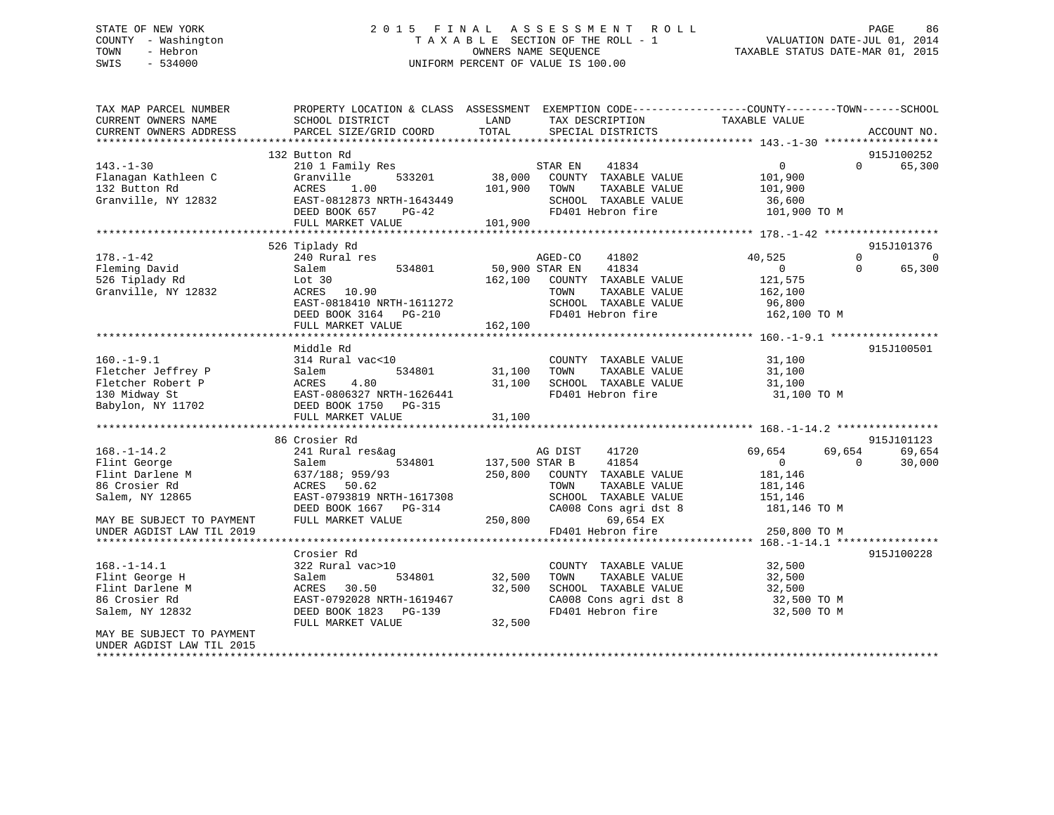STATE OF NEW YORK
COUNTY - Washington
TOWN - Hebron
SWIS - 534000

2015 FINAL ASSESSMENT ROLL
TAXABLE SECTION OF THE ROLL - 1
OWNERS NAME SEQUENCE
UNIFORM PERCENT OF VALUE IS 100.00

VALUATION DATE-JUL 01, 2014
TAXABLE STATUS DATE-MAR 01, 2015

```
TAX MAP PARCEL NUMBER          PROPERTY LOCATION & CLASS  ASSESSMENT  EXEMPTION CODE------------------COUNTY--------TOWN------SCHOOL
CURRENT OWNERS NAME            SCHOOL DISTRICT               LAND      TAX DESCRIPTION             TAXABLE VALUE
CURRENT OWNERS ADDRESS         PARCEL SIZE/GRID COORD        TOTAL     SPECIAL DISTRICTS                                    ACCOUNT NO.
******************************************************************************************************* 143.-1-30 ******************
                               132 Button Rd                                                                               915J100252
143.-1-30                      210 1 Family Res                        STAR EN    41834              0              0       65,300
Flanagan Kathleen C            Granville        533201       38,000    COUNTY  TAXABLE VALUE        101,900
132 Button Rd                  ACRES    1.00                101,900    TOWN    TAXABLE VALUE        101,900
Granville, NY 12832            EAST-0812873 NRTH-1643449               SCHOOL  TAXABLE VALUE         36,600
                               DEED BOOK 657    PG-42                  FD401 Hebron fire            101,900 TO M
                               FULL MARKET VALUE            101,900
******************************************************************************************************* 178.-1-42 ******************
                               526 Tiplady Rd                                                                              915J101376
178.-1-42                      240 Rural res                           AGED-CO    41802         40,525              0            0
Fleming David                  Salem            534801       50,900 STAR EN    41834              0              0       65,300
526 Tiplady Rd                 Lot 30                       162,100    COUNTY  TAXABLE VALUE        121,575
Granville, NY 12832            ACRES   10.90                           TOWN    TAXABLE VALUE        162,100
                               EAST-0818410 NRTH-1611272               SCHOOL  TAXABLE VALUE         96,800
                               DEED BOOK 3164   PG-210                 FD401 Hebron fire            162,100 TO M
                               FULL MARKET VALUE            162,100
******************************************************************************************************* 160.-1-9.1 *****************
                               Middle Rd                                                                                   915J100501
160.-1-9.1                     314 Rural vac<10                        COUNTY  TAXABLE VALUE         31,100
Fletcher Jeffrey P             Salem            534801       31,100    TOWN    TAXABLE VALUE         31,100
Fletcher Robert P              ACRES    4.80                 31,100    SCHOOL  TAXABLE VALUE         31,100
130 Midway St                  EAST-0806327 NRTH-1626441               FD401 Hebron fire             31,100 TO M
Babylon, NY 11702              DEED BOOK 1750   PG-315
                               FULL MARKET VALUE             31,100
******************************************************************************************************* 168.-1-14.2 ****************
                               86 Crosier Rd                                                                               915J101123
168.-1-14.2                    241 Rural res&ag                        AG DIST    41720         69,654         69,654       69,654
Flint George                   Salem            534801      137,500 STAR B     41854              0              0       30,000
Flint Darlene M                637/188; 959/93              250,800    COUNTY  TAXABLE VALUE        181,146
86 Crosier Rd                  ACRES   50.62                           TOWN    TAXABLE VALUE        181,146
Salem, NY 12865                EAST-0793819 NRTH-1617308               SCHOOL  TAXABLE VALUE        151,146
                               DEED BOOK 1667   PG-314                 CA008 Cons agri dst 8        181,146 TO M
MAY BE SUBJECT TO PAYMENT      FULL MARKET VALUE            250,800         69,654 EX
UNDER AGDIST LAW TIL 2019                                              FD401 Hebron fire            250,800 TO M
******************************************************************************************************* 168.-1-14.1 ****************
                               Crosier Rd                                                                                  915J100228
168.-1-14.1                    322 Rural vac>10                        COUNTY  TAXABLE VALUE         32,500
Flint George H                 Salem            534801       32,500    TOWN    TAXABLE VALUE         32,500
Flint Darlene M                ACRES   30.50                 32,500    SCHOOL  TAXABLE VALUE         32,500
86 Crosier Rd                  EAST-0792028 NRTH-1619467               CA008 Cons agri dst 8         32,500 TO M
Salem, NY 12832                DEED BOOK 1823   PG-139                 FD401 Hebron fire             32,500 TO M
                               FULL MARKET VALUE             32,500
MAY BE SUBJECT TO PAYMENT
UNDER AGDIST LAW TIL 2015
************************************************************************************************************************************
```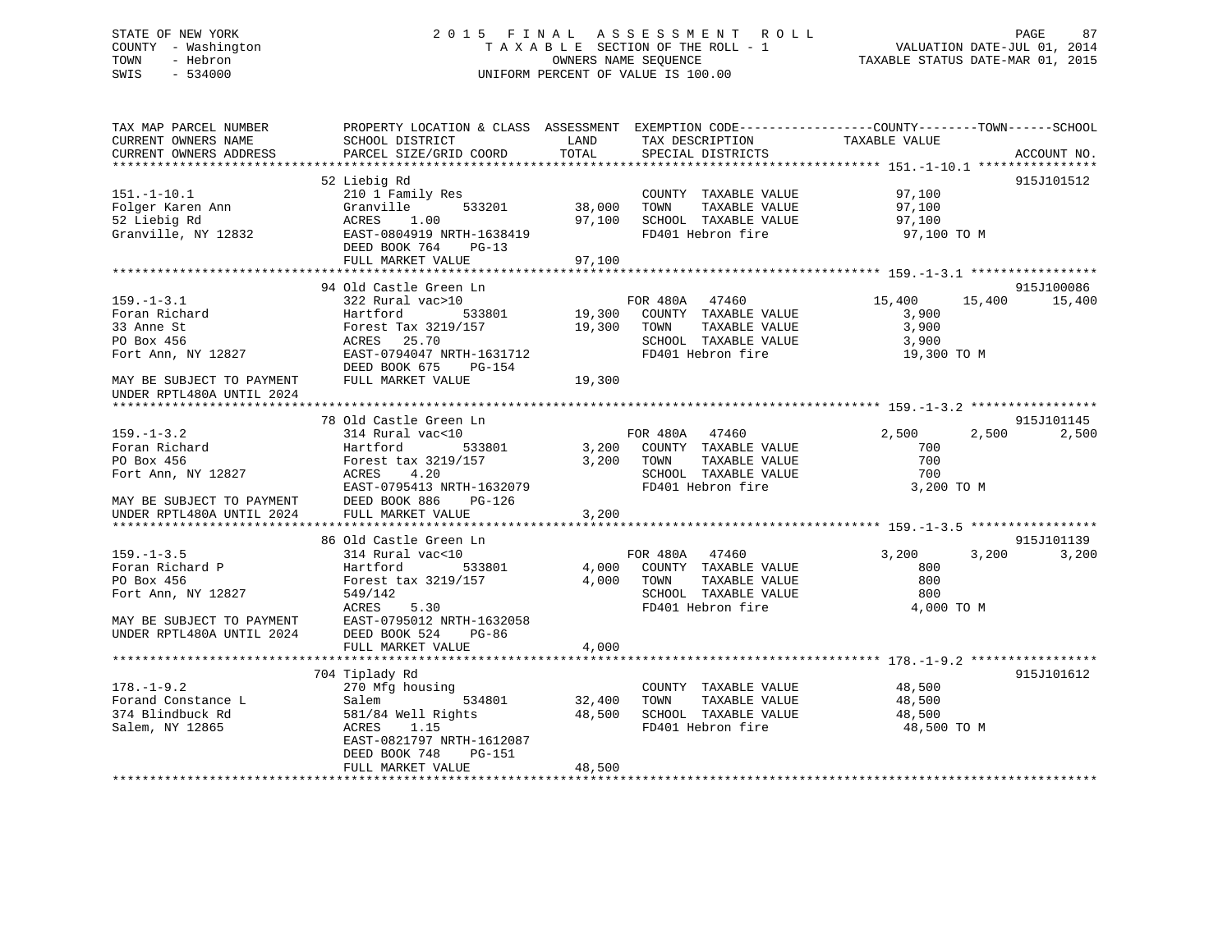STATE OF NEW YORK — 2015 FINAL ASSESSMENT ROLL
COUNTY - Washington — TAXABLE SECTION OF THE ROLL - 1 — VALUATION DATE-JUL 01, 2014
TOWN - Hebron — OWNERS NAME SEQUENCE — TAXABLE STATUS DATE-MAR 01, 2015
SWIS - 534000 — UNIFORM PERCENT OF VALUE IS 100.00

| TAX MAP PARCEL NUMBER / CURRENT OWNERS NAME / CURRENT OWNERS ADDRESS | PROPERTY LOCATION & CLASS / SCHOOL DISTRICT / PARCEL SIZE/GRID COORD | ASSESSMENT LAND | ASSESSMENT TOTAL | EXEMPTION CODE / TAX DESCRIPTION / SPECIAL DISTRICTS | COUNTY TAXABLE VALUE | TOWN | SCHOOL | ACCOUNT NO. |
|---|---|---|---|---|---|---|---|---|
| **151.-1-10.1** | 52 Liebig Rd | | | | | | | 915J101512 |
| | 210 1 Family Res | | | COUNTY TAXABLE VALUE | 97,100 | | | |
| Folger Karen Ann | Granville 533201 | 38,000 | | TOWN TAXABLE VALUE | 97,100 | | | |
| 52 Liebig Rd | ACRES 1.00 | | 97,100 | SCHOOL TAXABLE VALUE | 97,100 | | | |
| Granville, NY 12832 | EAST-0804919 NRTH-1638419 | | | FD401 Hebron fire | 97,100 TO M | | | |
| | DEED BOOK 764 PG-13 | | | | | | | |
| | FULL MARKET VALUE | | 97,100 | | | | | |
| **159.-1-3.1** | 94 Old Castle Green Ln | | | | | | | 915J100086 |
| | 322 Rural vac>10 | | | FOR 480A 47460 | 15,400 | 15,400 | 15,400 | |
| Foran Richard | Hartford 533801 | 19,300 | | COUNTY TAXABLE VALUE | 3,900 | | | |
| 33 Anne St | Forest Tax 3219/157 | | 19,300 | TOWN TAXABLE VALUE | 3,900 | | | |
| PO Box 456 | ACRES 25.70 | | | SCHOOL TAXABLE VALUE | 3,900 | | | |
| Fort Ann, NY 12827 | EAST-0794047 NRTH-1631712 | | | FD401 Hebron fire | 19,300 TO M | | | |
| | DEED BOOK 675 PG-154 | | | | | | | |
| MAY BE SUBJECT TO PAYMENT UNDER RPTL480A UNTIL 2024 | FULL MARKET VALUE | | 19,300 | | | | | |
| **159.-1-3.2** | 78 Old Castle Green Ln | | | | | | | 915J101145 |
| | 314 Rural vac<10 | | | FOR 480A 47460 | 2,500 | 2,500 | 2,500 | |
| Foran Richard | Hartford 533801 | 3,200 | | COUNTY TAXABLE VALUE | 700 | | | |
| PO Box 456 | Forest tax 3219/157 | | 3,200 | TOWN TAXABLE VALUE | 700 | | | |
| Fort Ann, NY 12827 | ACRES 4.20 | | | SCHOOL TAXABLE VALUE | 700 | | | |
| | EAST-0795413 NRTH-1632079 | | | FD401 Hebron fire | 3,200 TO M | | | |
| MAY BE SUBJECT TO PAYMENT | DEED BOOK 886 PG-126 | | | | | | | |
| UNDER RPTL480A UNTIL 2024 | FULL MARKET VALUE | | 3,200 | | | | | |
| **159.-1-3.5** | 86 Old Castle Green Ln | | | | | | | 915J101139 |
| | 314 Rural vac<10 | | | FOR 480A 47460 | 3,200 | 3,200 | 3,200 | |
| Foran Richard P | Hartford 533801 | 4,000 | | COUNTY TAXABLE VALUE | 800 | | | |
| PO Box 456 | Forest tax 3219/157 | | 4,000 | TOWN TAXABLE VALUE | 800 | | | |
| Fort Ann, NY 12827 | 549/142 | | | SCHOOL TAXABLE VALUE | 800 | | | |
| | ACRES 5.30 | | | FD401 Hebron fire | 4,000 TO M | | | |
| MAY BE SUBJECT TO PAYMENT | EAST-0795012 NRTH-1632058 | | | | | | | |
| UNDER RPTL480A UNTIL 2024 | DEED BOOK 524 PG-86 | | | | | | | |
| | FULL MARKET VALUE | | 4,000 | | | | | |
| **178.-1-9.2** | 704 Tiplady Rd | | | | | | | 915J101612 |
| | 270 Mfg housing | | | COUNTY TAXABLE VALUE | 48,500 | | | |
| Forand Constance L | Salem 534801 | 32,400 | | TOWN TAXABLE VALUE | 48,500 | | | |
| 374 Blindbuck Rd | 581/84 Well Rights | | 48,500 | SCHOOL TAXABLE VALUE | 48,500 | | | |
| Salem, NY 12865 | ACRES 1.15 | | | FD401 Hebron fire | 48,500 TO M | | | |
| | EAST-0821797 NRTH-1612087 | | | | | | | |
| | DEED BOOK 748 PG-151 | | | | | | | |
| | FULL MARKET VALUE | | 48,500 | | | | | |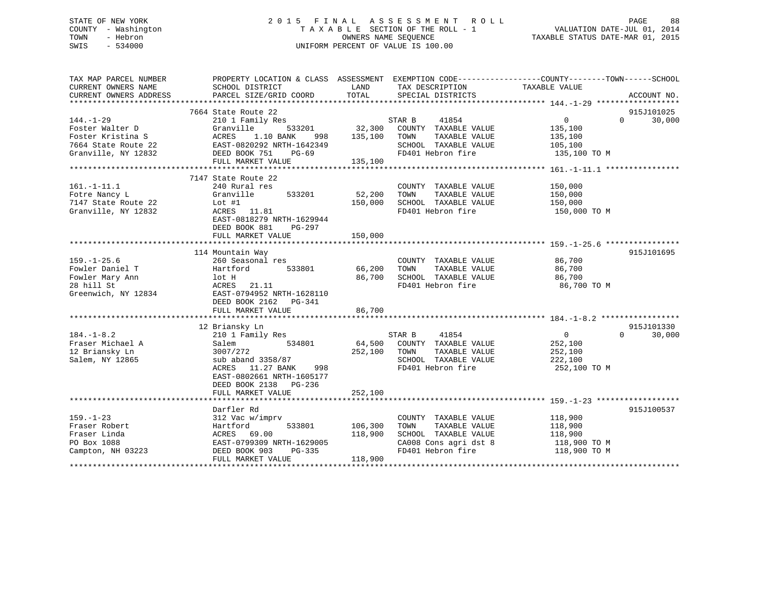STATE OF NEW YORK
COUNTY - Washington
TOWN - Hebron
SWIS - 534000

2015 FINAL ASSESSMENT ROLL
TAXABLE SECTION OF THE ROLL - 1
OWNERS NAME SEQUENCE
UNIFORM PERCENT OF VALUE IS 100.00

VALUATION DATE-JUL 01, 2014
TAXABLE STATUS DATE-MAR 01, 2015

| TAX MAP PARCEL NUMBER / CURRENT OWNERS NAME / CURRENT OWNERS ADDRESS | PROPERTY LOCATION & CLASS / SCHOOL DISTRICT / PARCEL SIZE/GRID COORD | ASSESSMENT LAND | TOTAL | EXEMPTION CODE / TAX DESCRIPTION / SPECIAL DISTRICTS | COUNTY TAXABLE VALUE | TOWN | SCHOOL | ACCOUNT NO. |
|---|---|---|---|---|---|---|---|---|
| 144.-1-29 | 7664 State Route 22 | | | | | | | 915J101025 |
| Foster Walter D | 210 1 Family Res | | | STAR B 41854 | 0 | 0 | 30,000 | |
| Foster Kristina S | Granville 533201 | 32,300 | | COUNTY TAXABLE VALUE | 135,100 | | | |
| 7664 State Route 22 | ACRES 1.10 BANK 998 | | 135,100 | TOWN TAXABLE VALUE | 135,100 | | | |
| Granville, NY 12832 | EAST-0820292 NRTH-1642349 | | | SCHOOL TAXABLE VALUE | 105,100 | | | |
| | DEED BOOK 751 PG-69 | | | FD401 Hebron fire | 135,100 TO M | | | |
| | FULL MARKET VALUE | | 135,100 | | | | | |
| 161.-1-11.1 | 7147 State Route 22 | | | | | | | |
| Fotre Nancy L | 240 Rural res | | | COUNTY TAXABLE VALUE | 150,000 | | | |
| 7147 State Route 22 | Granville 533201 | 52,200 | | TOWN TAXABLE VALUE | 150,000 | | | |
| Granville, NY 12832 | Lot #1 | | 150,000 | SCHOOL TAXABLE VALUE | 150,000 | | | |
| | ACRES 11.81 | | | FD401 Hebron fire | 150,000 TO M | | | |
| | EAST-0818279 NRTH-1629944 | | | | | | | |
| | DEED BOOK 881 PG-297 | | | | | | | |
| | FULL MARKET VALUE | | 150,000 | | | | | |
| 159.-1-25.6 | 114 Mountain Way | | | | | | | 915J101695 |
| Fowler Daniel T | 260 Seasonal res | | | COUNTY TAXABLE VALUE | 86,700 | | | |
| Fowler Mary Ann | Hartford 533801 | 66,200 | | TOWN TAXABLE VALUE | 86,700 | | | |
| 28 hill St | lot H | | 86,700 | SCHOOL TAXABLE VALUE | 86,700 | | | |
| Greenwich, NY 12834 | ACRES 21.11 | | | FD401 Hebron fire | 86,700 TO M | | | |
| | EAST-0794952 NRTH-1628110 | | | | | | | |
| | DEED BOOK 2162 PG-341 | | | | | | | |
| | FULL MARKET VALUE | | 86,700 | | | | | |
| 184.-1-8.2 | 12 Briansky Ln | | | | | | | 915J101330 |
| Fraser Michael A | 210 1 Family Res | | | STAR B 41854 | 0 | 0 | 30,000 | |
| 12 Briansky Ln | Salem 534801 | 64,500 | | COUNTY TAXABLE VALUE | 252,100 | | | |
| Salem, NY 12865 | 3007/272 | | 252,100 | TOWN TAXABLE VALUE | 252,100 | | | |
| | sub aband 3358/87 | | | SCHOOL TAXABLE VALUE | 222,100 | | | |
| | ACRES 11.27 BANK 998 | | | FD401 Hebron fire | 252,100 TO M | | | |
| | EAST-0802661 NRTH-1605177 | | | | | | | |
| | DEED BOOK 2138 PG-236 | | | | | | | |
| | FULL MARKET VALUE | | 252,100 | | | | | |
| 159.-1-23 | Darfler Rd | | | | | | | 915J100537 |
| Fraser Robert | 312 Vac w/imprv | | | COUNTY TAXABLE VALUE | 118,900 | | | |
| Fraser Linda | Hartford 533801 | 106,300 | | TOWN TAXABLE VALUE | 118,900 | | | |
| PO Box 1088 | ACRES 69.00 | | 118,900 | SCHOOL TAXABLE VALUE | 118,900 | | | |
| Campton, NH 03223 | EAST-0799309 NRTH-1629005 | | | CA008 Cons agri dst 8 | 118,900 TO M | | | |
| | DEED BOOK 903 PG-335 | | | FD401 Hebron fire | 118,900 TO M | | | |
| | FULL MARKET VALUE | | 118,900 | | | | | |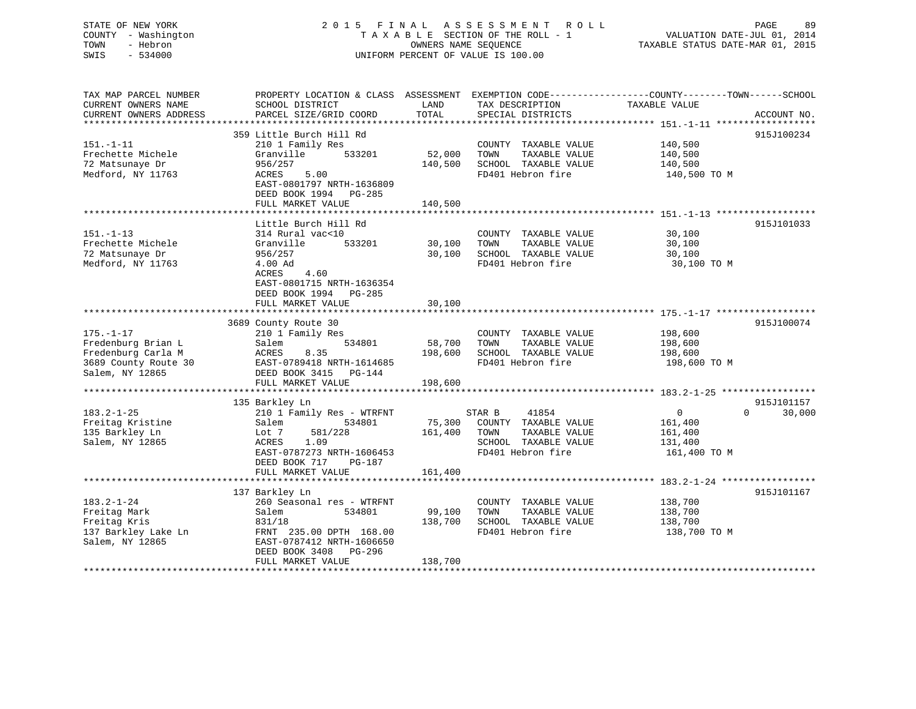STATE OF NEW YORK — COUNTY - Washington — TOWN - Hebron — SWIS - 534000

2015 FINAL ASSESSMENT ROLL
TAXABLE SECTION OF THE ROLL - 1
OWNERS NAME SEQUENCE
UNIFORM PERCENT OF VALUE IS 100.00

VALUATION DATE-JUL 01, 2014
TAXABLE STATUS DATE-MAR 01, 2015

| TAX MAP PARCEL NUMBER / CURRENT OWNERS NAME / CURRENT OWNERS ADDRESS | PROPERTY LOCATION & CLASS / SCHOOL DISTRICT / PARCEL SIZE/GRID COORD | ASSESSMENT LAND / TOTAL | EXEMPTION CODE / TAX DESCRIPTION / SPECIAL DISTRICTS | COUNTY / TOWN / SCHOOL TAXABLE VALUE | ACCOUNT NO. |
|---|---|---|---|---|---|
| 151.-1-11 | 359 Little Burch Hill Rd | | | | 915J100234 |
| Frechette Michele | 210 1 Family Res | | COUNTY TAXABLE VALUE | 140,500 | |
| 72 Matsunaye Dr | Granville 533201 | 52,000 | TOWN TAXABLE VALUE | 140,500 | |
| Medford, NY 11763 | 956/257 | 140,500 | SCHOOL TAXABLE VALUE | 140,500 | |
| | ACRES 5.00 | | FD401 Hebron fire | 140,500 TO M | |
| | EAST-0801797 NRTH-1636809 | | | | |
| | DEED BOOK 1994 PG-285 | | | | |
| | FULL MARKET VALUE | 140,500 | | | |
| 151.-1-13 | Little Burch Hill Rd | | | | 915J101033 |
| Frechette Michele | 314 Rural vac<10 | | COUNTY TAXABLE VALUE | 30,100 | |
| 72 Matsunaye Dr | Granville 533201 | 30,100 | TOWN TAXABLE VALUE | 30,100 | |
| Medford, NY 11763 | 956/257 | 30,100 | SCHOOL TAXABLE VALUE | 30,100 | |
| | 4.00 Ad | | FD401 Hebron fire | 30,100 TO M | |
| | ACRES 4.60 | | | | |
| | EAST-0801715 NRTH-1636354 | | | | |
| | DEED BOOK 1994 PG-285 | | | | |
| | FULL MARKET VALUE | 30,100 | | | |
| 175.-1-17 | 3689 County Route 30 | | | | 915J100074 |
| Fredenburg Brian L | 210 1 Family Res | | COUNTY TAXABLE VALUE | 198,600 | |
| Fredenburg Carla M | Salem 534801 | 58,700 | TOWN TAXABLE VALUE | 198,600 | |
| 3689 County Route 30 | ACRES 8.35 | 198,600 | SCHOOL TAXABLE VALUE | 198,600 | |
| Salem, NY 12865 | EAST-0789418 NRTH-1614685 | | FD401 Hebron fire | 198,600 TO M | |
| | DEED BOOK 3415 PG-144 | | | | |
| | FULL MARKET VALUE | 198,600 | | | |
| 183.2-1-25 | 135 Barkley Ln | | | | 915J101157 |
| Freitag Kristine | 210 1 Family Res - WTRFNT | | STAR B 41854 | 0 0 30,000 | |
| 135 Barkley Ln | Salem 534801 | 75,300 | COUNTY TAXABLE VALUE | 161,400 | |
| Salem, NY 12865 | Lot 7 581/228 | 161,400 | TOWN TAXABLE VALUE | 161,400 | |
| | ACRES 1.09 | | SCHOOL TAXABLE VALUE | 131,400 | |
| | EAST-0787273 NRTH-1606453 | | FD401 Hebron fire | 161,400 TO M | |
| | DEED BOOK 717 PG-187 | | | | |
| | FULL MARKET VALUE | 161,400 | | | |
| 183.2-1-24 | 137 Barkley Ln | | | | 915J101167 |
| Freitag Mark | 260 Seasonal res - WTRFNT | | COUNTY TAXABLE VALUE | 138,700 | |
| Freitag Kris | Salem 534801 | 99,100 | TOWN TAXABLE VALUE | 138,700 | |
| 137 Barkley Lake Ln | 831/18 | 138,700 | SCHOOL TAXABLE VALUE | 138,700 | |
| Salem, NY 12865 | FRNT 235.00 DPTH 168.00 | | FD401 Hebron fire | 138,700 TO M | |
| | EAST-0787412 NRTH-1606650 | | | | |
| | DEED BOOK 3408 PG-296 | | | | |
| | FULL MARKET VALUE | 138,700 | | | |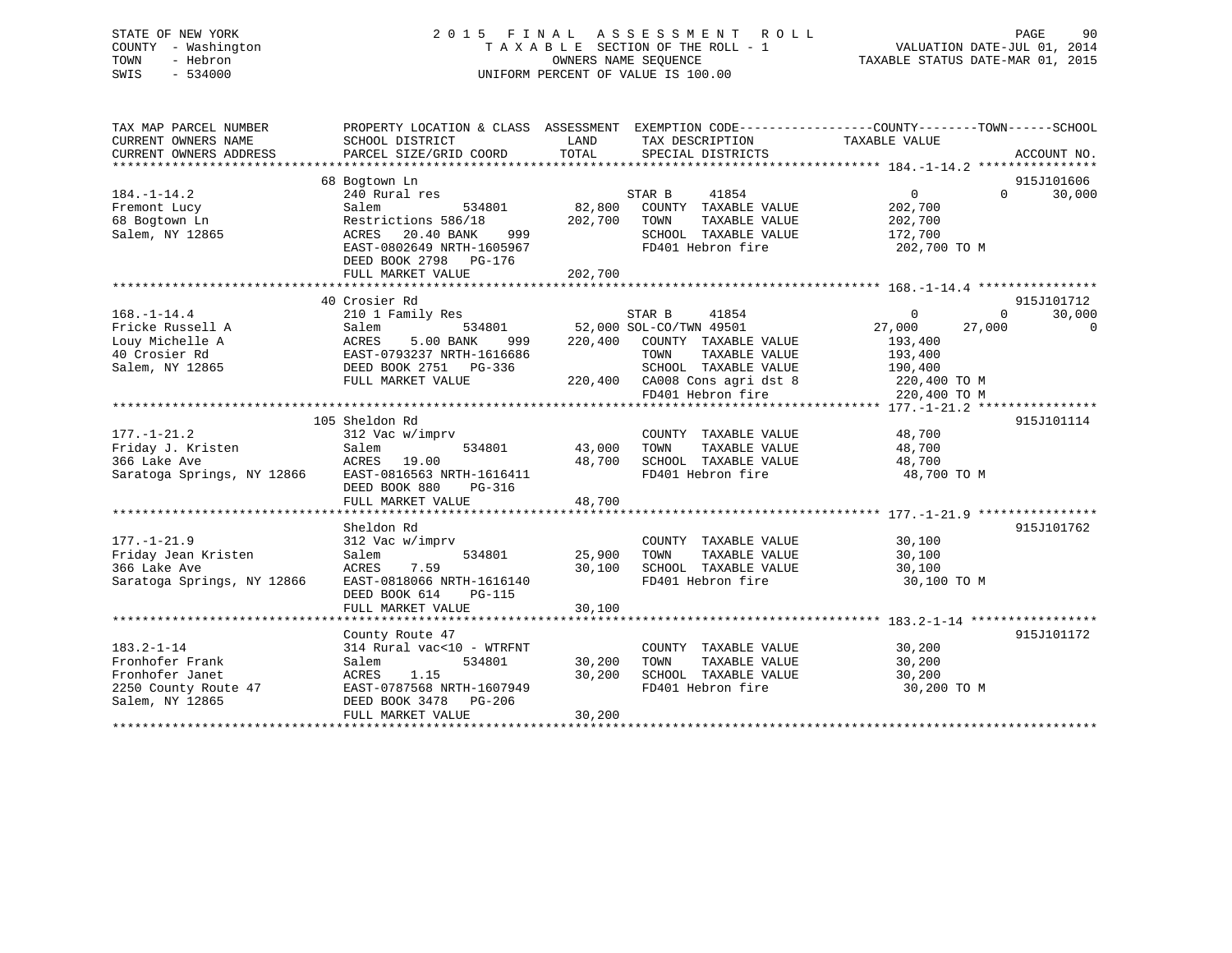STATE OF NEW YORK
COUNTY - Washington
TOWN - Hebron
SWIS - 534000

2 0 1 5 F I N A L A S S E S S M E N T R O L L
T A X A B L E SECTION OF THE ROLL - 1
OWNERS NAME SEQUENCE
UNIFORM PERCENT OF VALUE IS 100.00

VALUATION DATE-JUL 01, 2014
TAXABLE STATUS DATE-MAR 01, 2015

```
TAX MAP PARCEL NUMBER          PROPERTY LOCATION & CLASS  ASSESSMENT  EXEMPTION CODE------------------COUNTY--------TOWN------SCHOOL
CURRENT OWNERS NAME            SCHOOL DISTRICT               LAND      TAX DESCRIPTION              TAXABLE VALUE
CURRENT OWNERS ADDRESS         PARCEL SIZE/GRID COORD        TOTAL     SPECIAL DISTRICTS                                        ACCOUNT NO.
******************************************************************************************************* 184.-1-14.2 ****************
                               68 Bogtown Ln                                                                                    915J101606
184.-1-14.2                    240 Rural res                            STAR B     41854                      0            0      30,000
Fremont Lucy                   Salem             534801         82,800   COUNTY  TAXABLE VALUE             202,700
68 Bogtown Ln                  Restrictions 586/18             202,700   TOWN    TAXABLE VALUE             202,700
Salem, NY 12865                ACRES   20.40 BANK     999                SCHOOL  TAXABLE VALUE             172,700
                               EAST-0802649 NRTH-1605967                 FD401 Hebron fire                  202,700 TO M
                               DEED BOOK 2798   PG-176
                               FULL MARKET VALUE               202,700
******************************************************************************************************* 168.-1-14.4 ****************
                               40 Crosier Rd                                                                                    915J101712
168.-1-14.4                    210 1 Family Res                         STAR B     41854                      0            0      30,000
Fricke Russell A               Salem             534801         52,000 SOL-CO/TWN 49501                  27,000       27,000           0
Louy Michelle A                ACRES    5.00 BANK     999      220,400   COUNTY  TAXABLE VALUE             193,400
40 Crosier Rd                  EAST-0793237 NRTH-1616686                 TOWN    TAXABLE VALUE             193,400
Salem, NY 12865                DEED BOOK 2751   PG-336                   SCHOOL  TAXABLE VALUE             190,400
                               FULL MARKET VALUE               220,400   CA008 Cons agri dst 8              220,400 TO M
                                                                         FD401 Hebron fire                  220,400 TO M
******************************************************************************************************* 177.-1-21.2 ****************
                               105 Sheldon Rd                                                                                   915J101114
177.-1-21.2                    312 Vac w/imprv                           COUNTY  TAXABLE VALUE              48,700
Friday J. Kristen              Salem             534801         43,000   TOWN    TAXABLE VALUE              48,700
366 Lake Ave                   ACRES   19.00                    48,700   SCHOOL  TAXABLE VALUE              48,700
Saratoga Springs, NY 12866     EAST-0816563 NRTH-1616411                 FD401 Hebron fire                   48,700 TO M
                               DEED BOOK 880    PG-316
                               FULL MARKET VALUE                48,700
******************************************************************************************************* 177.-1-21.9 ****************
                               Sheldon Rd                                                                                       915J101762
177.-1-21.9                    312 Vac w/imprv                           COUNTY  TAXABLE VALUE              30,100
Friday Jean Kristen            Salem             534801         25,900   TOWN    TAXABLE VALUE              30,100
366 Lake Ave                   ACRES    7.59                    30,100   SCHOOL  TAXABLE VALUE              30,100
Saratoga Springs, NY 12866     EAST-0818066 NRTH-1616140                 FD401 Hebron fire                   30,100 TO M
                               DEED BOOK 614    PG-115
                               FULL MARKET VALUE                30,100
******************************************************************************************************* 183.2-1-14 *****************
                               County Route 47                                                                                  915J101172
183.2-1-14                     314 Rural vac<10 - WTRFNT                 COUNTY  TAXABLE VALUE              30,200
Fronhofer Frank                Salem             534801         30,200   TOWN    TAXABLE VALUE              30,200
Fronhofer Janet                ACRES    1.15                    30,200   SCHOOL  TAXABLE VALUE              30,200
2250 County Route 47           EAST-0787568 NRTH-1607949                 FD401 Hebron fire                   30,200 TO M
Salem, NY 12865                DEED BOOK 3478   PG-206
                               FULL MARKET VALUE                30,200
************************************************************************************************************************************
```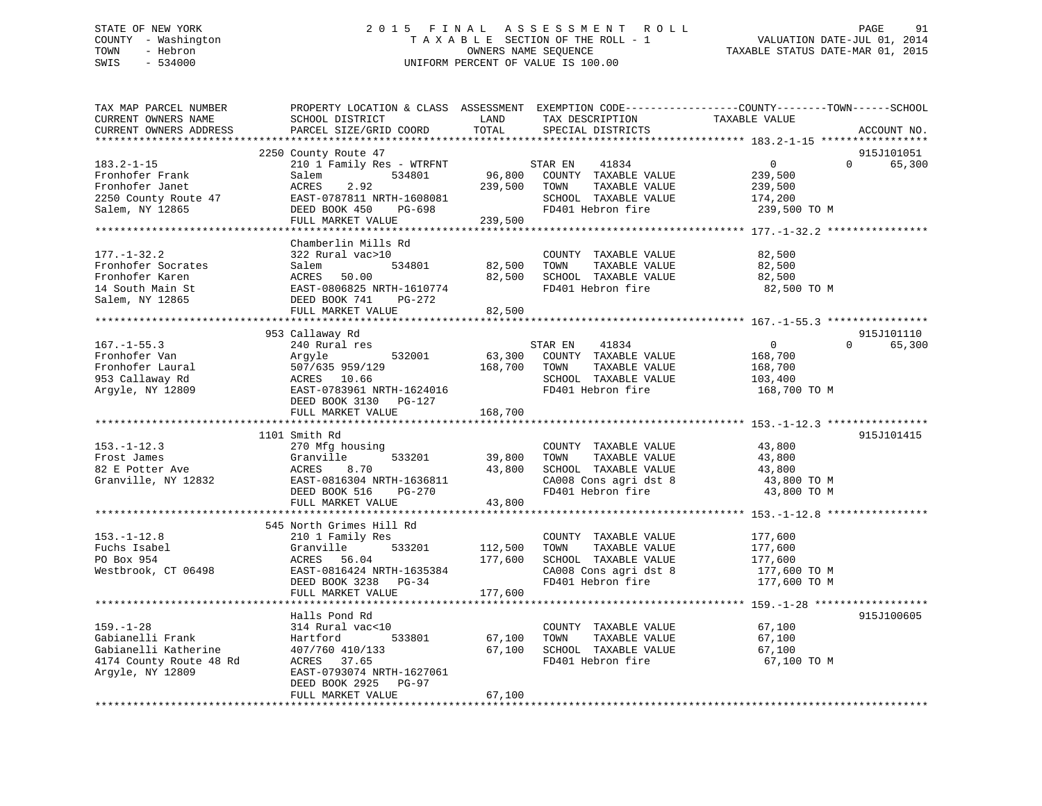STATE OF NEW YORK
COUNTY - Washington
TOWN - Hebron
SWIS - 534000

2015 FINAL ASSESSMENT ROLL
TAXABLE SECTION OF THE ROLL - 1
OWNERS NAME SEQUENCE
UNIFORM PERCENT OF VALUE IS 100.00

VALUATION DATE-JUL 01, 2014
TAXABLE STATUS DATE-MAR 01, 2015

| TAX MAP PARCEL NUMBER / CURRENT OWNERS NAME / CURRENT OWNERS ADDRESS | PROPERTY LOCATION & CLASS / SCHOOL DISTRICT / PARCEL SIZE/GRID COORD | ASSESSMENT LAND | TOTAL | EXEMPTION CODE / TAX DESCRIPTION / SPECIAL DISTRICTS | COUNTY TAXABLE VALUE | TOWN | SCHOOL | ACCOUNT NO. |
|---|---|---|---|---|---|---|---|---|
| 183.2-1-15 | 2250 County Route 47 | | | | | | | 915J101051 |
| | 210 1 Family Res - WTRFNT | | | STAR EN 41834 | 0 | 0 | 65,300 | |
| Fronhofer Frank | Salem 534801 | 96,800 | | COUNTY TAXABLE VALUE | 239,500 | | | |
| Fronhofer Janet | ACRES 2.92 | | 239,500 | TOWN TAXABLE VALUE | 239,500 | | | |
| 2250 County Route 47 | EAST-0787811 NRTH-1608081 | | | SCHOOL TAXABLE VALUE | 174,200 | | | |
| Salem, NY 12865 | DEED BOOK 450 PG-698 | | | FD401 Hebron fire | 239,500 TO M | | | |
| | FULL MARKET VALUE | | 239,500 | | | | | |
| 177.-1-32.2 | Chamberlin Mills Rd | | | | | | | |
| | 322 Rural vac>10 | | | COUNTY TAXABLE VALUE | 82,500 | | | |
| Fronhofer Socrates | Salem 534801 | 82,500 | | TOWN TAXABLE VALUE | 82,500 | | | |
| Fronhofer Karen | ACRES 50.00 | | 82,500 | SCHOOL TAXABLE VALUE | 82,500 | | | |
| 14 South Main St | EAST-0806825 NRTH-1610774 | | | FD401 Hebron fire | 82,500 TO M | | | |
| Salem, NY 12865 | DEED BOOK 741 PG-272 | | | | | | | |
| | FULL MARKET VALUE | | 82,500 | | | | | |
| 167.-1-55.3 | 953 Callaway Rd | | | | | | | 915J101110 |
| | 240 Rural res | | | STAR EN 41834 | 0 | 0 | 65,300 | |
| Fronhofer Van | Argyle 532001 | 63,300 | | COUNTY TAXABLE VALUE | 168,700 | | | |
| Fronhofer Laural | 507/635 959/129 | | 168,700 | TOWN TAXABLE VALUE | 168,700 | | | |
| 953 Callaway Rd | ACRES 10.66 | | | SCHOOL TAXABLE VALUE | 103,400 | | | |
| Argyle, NY 12809 | EAST-0783961 NRTH-1624016 | | | FD401 Hebron fire | 168,700 TO M | | | |
| | DEED BOOK 3130 PG-127 | | | | | | | |
| | FULL MARKET VALUE | | 168,700 | | | | | |
| 153.-1-12.3 | 1101 Smith Rd | | | | | | | 915J101415 |
| | 270 Mfg housing | | | COUNTY TAXABLE VALUE | 43,800 | | | |
| Frost James | Granville 533201 | 39,800 | | TOWN TAXABLE VALUE | 43,800 | | | |
| 82 E Potter Ave | ACRES 8.70 | | 43,800 | SCHOOL TAXABLE VALUE | 43,800 | | | |
| Granville, NY 12832 | EAST-0816304 NRTH-1636811 | | | CA008 Cons agri dst 8 | 43,800 TO M | | | |
| | DEED BOOK 516 PG-270 | | | FD401 Hebron fire | 43,800 TO M | | | |
| | FULL MARKET VALUE | | 43,800 | | | | | |
| 153.-1-12.8 | 545 North Grimes Hill Rd | | | | | | | |
| | 210 1 Family Res | | | COUNTY TAXABLE VALUE | 177,600 | | | |
| Fuchs Isabel | Granville 533201 | 112,500 | | TOWN TAXABLE VALUE | 177,600 | | | |
| PO Box 954 | ACRES 56.04 | | 177,600 | SCHOOL TAXABLE VALUE | 177,600 | | | |
| Westbrook, CT 06498 | EAST-0816424 NRTH-1635384 | | | CA008 Cons agri dst 8 | 177,600 TO M | | | |
| | DEED BOOK 3238 PG-34 | | | FD401 Hebron fire | 177,600 TO M | | | |
| | FULL MARKET VALUE | | 177,600 | | | | | |
| 159.-1-28 | Halls Pond Rd | | | | | | | 915J100605 |
| | 314 Rural vac<10 | | | COUNTY TAXABLE VALUE | 67,100 | | | |
| Gabianelli Frank | Hartford 533801 | 67,100 | | TOWN TAXABLE VALUE | 67,100 | | | |
| Gabianelli Katherine | 407/760 410/133 | | 67,100 | SCHOOL TAXABLE VALUE | 67,100 | | | |
| 4174 County Route 48 Rd | ACRES 37.65 | | | FD401 Hebron fire | 67,100 TO M | | | |
| Argyle, NY 12809 | EAST-0793074 NRTH-1627061 | | | | | | | |
| | DEED BOOK 2925 PG-97 | | | | | | | |
| | FULL MARKET VALUE | | 67,100 | | | | | |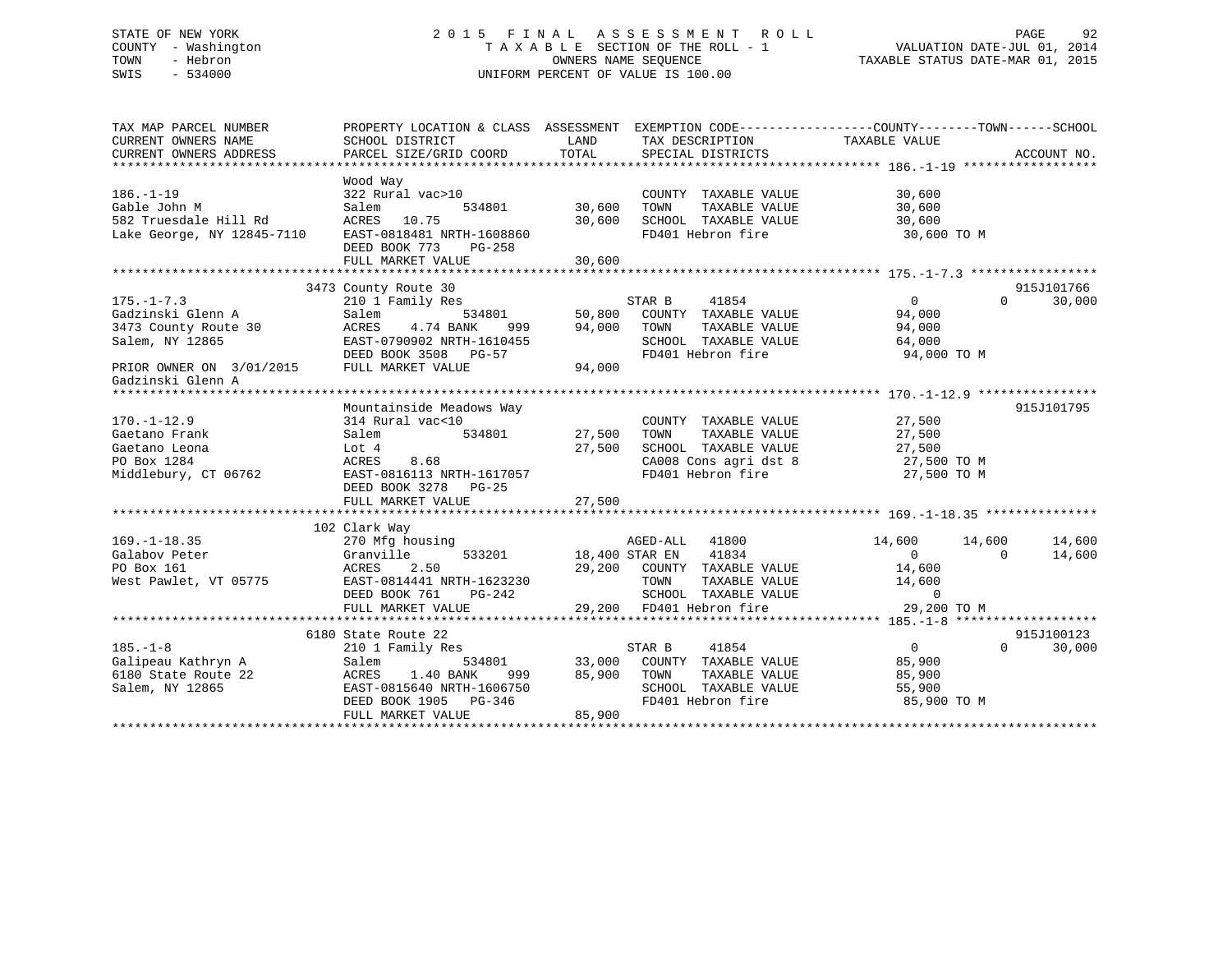STATE OF NEW YORK
COUNTY - Washington
TOWN - Hebron
SWIS - 534000

2015 FINAL ASSESSMENT ROLL
TAXABLE SECTION OF THE ROLL - 1
OWNERS NAME SEQUENCE
UNIFORM PERCENT OF VALUE IS 100.00

VALUATION DATE-JUL 01, 2014
TAXABLE STATUS DATE-MAR 01, 2015

```
TAX MAP PARCEL NUMBER          PROPERTY LOCATION & CLASS  ASSESSMENT  EXEMPTION CODE------------------COUNTY--------TOWN------SCHOOL
CURRENT OWNERS NAME            SCHOOL DISTRICT             LAND        TAX DESCRIPTION            TAXABLE VALUE
CURRENT OWNERS ADDRESS         PARCEL SIZE/GRID COORD      TOTAL       SPECIAL DISTRICTS                                    ACCOUNT NO.
****************************************************************************************************** 186.-1-19 ******************
                               Wood Way
186.-1-19                      322 Rural vac>10                         COUNTY  TAXABLE VALUE          30,600
Gable John M                   Salem          534801       30,600       TOWN    TAXABLE VALUE          30,600
582 Truesdale Hill Rd          ACRES  10.75                30,600       SCHOOL  TAXABLE VALUE          30,600
Lake George, NY 12845-7110     EAST-0818481 NRTH-1608860                FD401 Hebron fire               30,600 TO M
                               DEED BOOK 773    PG-258
                               FULL MARKET VALUE           30,600
****************************************************************************************************** 175.-1-7.3 *****************
                          3473 County Route 30                                                                        915J101766
175.-1-7.3                     210 1 Family Res                         STAR B     41854                0          0      30,000
Gadzinski Glenn A              Salem          534801       50,800       COUNTY  TAXABLE VALUE          94,000
3473 County Route 30           ACRES   4.74 BANK    999    94,000       TOWN    TAXABLE VALUE          94,000
Salem, NY 12865                EAST-0790902 NRTH-1610455                SCHOOL  TAXABLE VALUE          64,000
                               DEED BOOK 3508   PG-57                   FD401 Hebron fire               94,000 TO M
PRIOR OWNER ON  3/01/2015      FULL MARKET VALUE           94,000
Gadzinski Glenn A
****************************************************************************************************** 170.-1-12.9 ****************
                               Mountainside Meadows Way                                                               915J101795
170.-1-12.9                    314 Rural vac<10                         COUNTY  TAXABLE VALUE          27,500
Gaetano Frank                  Salem          534801       27,500       TOWN    TAXABLE VALUE          27,500
Gaetano Leona                  Lot 4                       27,500       SCHOOL  TAXABLE VALUE          27,500
PO Box 1284                    ACRES   8.68                             CA008 Cons agri dst 8           27,500 TO M
Middlebury, CT 06762           EAST-0816113 NRTH-1617057                FD401 Hebron fire               27,500 TO M
                               DEED BOOK 3278   PG-25
                               FULL MARKET VALUE           27,500
****************************************************************************************************** 169.-1-18.35 ***************
                           102 Clark Way
169.-1-18.35                   270 Mfg housing                          AGED-ALL   41800           14,600     14,600      14,600
Galabov Peter                  Granville      533201       18,400 STAR EN    41834                0          0      14,600
PO Box 161                     ACRES   2.50                29,200       COUNTY  TAXABLE VALUE          14,600
West Pawlet, VT 05775          EAST-0814441 NRTH-1623230                TOWN    TAXABLE VALUE          14,600
                               DEED BOOK 761    PG-242                  SCHOOL  TAXABLE VALUE               0
                               FULL MARKET VALUE           29,200       FD401 Hebron fire               29,200 TO M
****************************************************************************************************** 185.-1-8 *******************
                          6180 State Route 22                                                                         915J100123
185.-1-8                       210 1 Family Res                         STAR B     41854                0          0      30,000
Galipeau Kathryn A             Salem          534801       33,000       COUNTY  TAXABLE VALUE          85,900
6180 State Route 22            ACRES   1.40 BANK    999    85,900       TOWN    TAXABLE VALUE          85,900
Salem, NY 12865                EAST-0815640 NRTH-1606750                SCHOOL  TAXABLE VALUE          55,900
                               DEED BOOK 1905   PG-346                  FD401 Hebron fire               85,900 TO M
                               FULL MARKET VALUE           85,900
************************************************************************************************************************************
```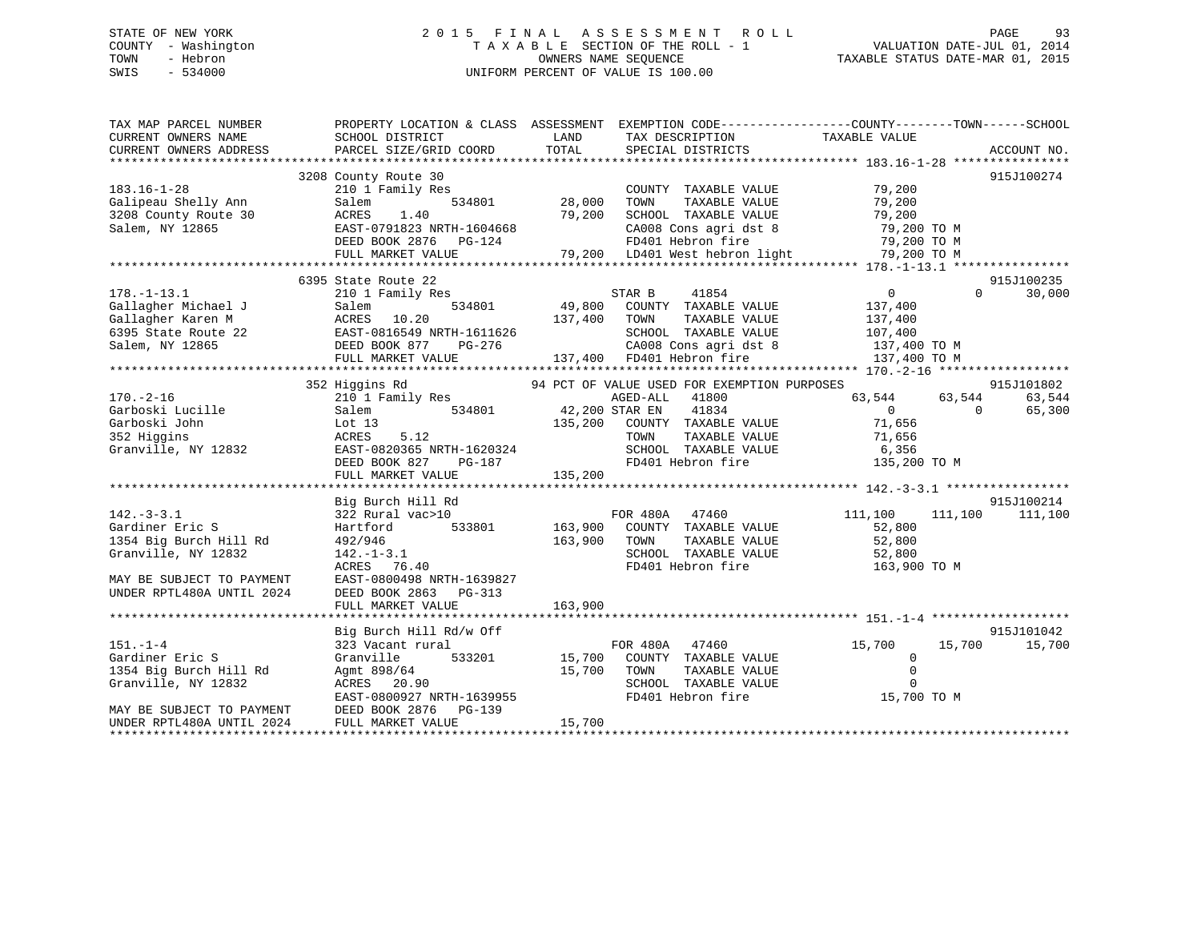STATE OF NEW YORK
COUNTY - Washington
TOWN - Hebron
SWIS - 534000

2 0 1 5 F I N A L A S S E S S M E N T R O L L
T A X A B L E SECTION OF THE ROLL - 1
OWNERS NAME SEQUENCE
UNIFORM PERCENT OF VALUE IS 100.00

VALUATION DATE-JUL 01, 2014
TAXABLE STATUS DATE-MAR 01, 2015

```
TAX MAP PARCEL NUMBER          PROPERTY LOCATION & CLASS  ASSESSMENT  EXEMPTION CODE------------------COUNTY--------TOWN------SCHOOL
CURRENT OWNERS NAME            SCHOOL DISTRICT            LAND        TAX DESCRIPTION             TAXABLE VALUE
CURRENT OWNERS ADDRESS         PARCEL SIZE/GRID COORD     TOTAL       SPECIAL DISTRICTS                                    ACCOUNT NO.
******************************************************************************************************* 183.16-1-28 ****************
                               3208 County Route 30                                                                   915J100274
183.16-1-28                    210 1 Family Res                       COUNTY  TAXABLE VALUE          79,200
Galipeau Shelly Ann            Salem         534801       28,000      TOWN    TAXABLE VALUE          79,200
3208 County Route 30           ACRES    1.40              79,200      SCHOOL  TAXABLE VALUE          79,200
Salem, NY 12865                EAST-0791823 NRTH-1604668              CA008 Cons agri dst 8           79,200 TO M
                               DEED BOOK 2876   PG-124                FD401 Hebron fire               79,200 TO M
                               FULL MARKET VALUE          79,200      LD401 West hebron light         79,200 TO M
******************************************************************************************************* 178.-1-13.1 ****************
                               6395 State Route 22                                                                    915J100235
178.-1-13.1                    210 1 Family Res                       STAR B     41854               0           0       30,000
Gallagher Michael J            Salem         534801       49,800      COUNTY  TAXABLE VALUE         137,400
Gallagher Karen M              ACRES   10.20             137,400      TOWN    TAXABLE VALUE         137,400
6395 State Route 22            EAST-0816549 NRTH-1611626              SCHOOL  TAXABLE VALUE         107,400
Salem, NY 12865                DEED BOOK 877    PG-276                CA008 Cons agri dst 8          137,400 TO M
                               FULL MARKET VALUE         137,400      FD401 Hebron fire              137,400 TO M
******************************************************************************************************* 170.-2-16 ******************
                               352 Higgins Rd               94 PCT OF VALUE USED FOR EXEMPTION PURPOSES                915J101802
170.-2-16                      210 1 Family Res                       AGED-ALL   41800           63,544      63,544      63,544
Garboski Lucille               Salem         534801       42,200 STAR EN     41834               0           0       65,300
Garboski John                  Lot 13                    135,200      COUNTY  TAXABLE VALUE          71,656
352 Higgins                    ACRES    5.12                          TOWN    TAXABLE VALUE          71,656
Granville, NY 12832            EAST-0820365 NRTH-1620324              SCHOOL  TAXABLE VALUE           6,356
                               DEED BOOK 827    PG-187                FD401 Hebron fire              135,200 TO M
                               FULL MARKET VALUE         135,200
******************************************************************************************************* 142.-3-3.1 *****************
                               Big Burch Hill Rd                                                                      915J100214
142.-3-3.1                     322 Rural vac>10                       FOR 480A   47460          111,100     111,100     111,100
Gardiner Eric S                Hartford      533801      163,900      COUNTY  TAXABLE VALUE          52,800
1354 Big Burch Hill Rd         492/946                   163,900      TOWN    TAXABLE VALUE          52,800
Granville, NY 12832            142.-1-3.1                             SCHOOL  TAXABLE VALUE          52,800
                               ACRES   76.40                          FD401 Hebron fire              163,900 TO M
MAY BE SUBJECT TO PAYMENT      EAST-0800498 NRTH-1639827
UNDER RPTL480A UNTIL 2024      DEED BOOK 2863   PG-313
                               FULL MARKET VALUE         163,900
******************************************************************************************************* 151.-1-4 *******************
                               Big Burch Hill Rd/w Off                                                                915J101042
151.-1-4                       323 Vacant rural                       FOR 480A   47460           15,700      15,700      15,700
Gardiner Eric S                Granville     533201       15,700      COUNTY  TAXABLE VALUE               0
1354 Big Burch Hill Rd         Agmt 898/64                15,700      TOWN    TAXABLE VALUE               0
Granville, NY 12832            ACRES   20.90                          SCHOOL  TAXABLE VALUE               0
                               EAST-0800927 NRTH-1639955              FD401 Hebron fire               15,700 TO M
MAY BE SUBJECT TO PAYMENT      DEED BOOK 2876   PG-139
UNDER RPTL480A UNTIL 2024      FULL MARKET VALUE          15,700
************************************************************************************************************************************
```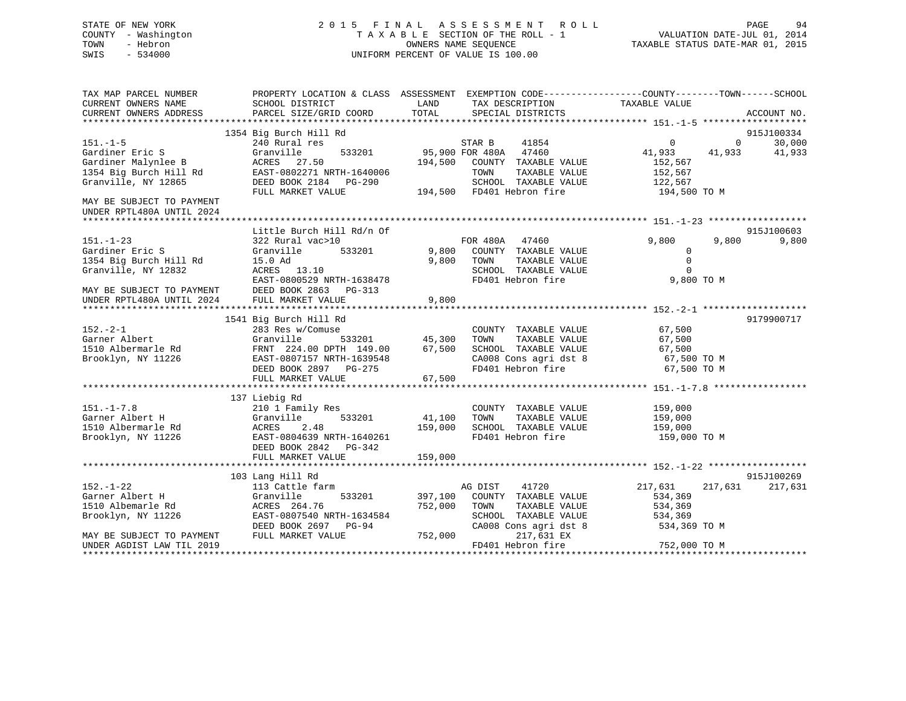STATE OF NEW YORK
COUNTY - Washington
TOWN - Hebron
SWIS - 534000

2015 FINAL ASSESSMENT ROLL
TAXABLE SECTION OF THE ROLL - 1
OWNERS NAME SEQUENCE
UNIFORM PERCENT OF VALUE IS 100.00

VALUATION DATE-JUL 01, 2014
TAXABLE STATUS DATE-MAR 01, 2015

```
TAX MAP PARCEL NUMBER          PROPERTY LOCATION & CLASS  ASSESSMENT  EXEMPTION CODE------------------COUNTY--------TOWN------SCHOOL
CURRENT OWNERS NAME            SCHOOL DISTRICT              LAND      TAX DESCRIPTION             TAXABLE VALUE
CURRENT OWNERS ADDRESS         PARCEL SIZE/GRID COORD       TOTAL     SPECIAL DISTRICTS                                     ACCOUNT NO.
******************************************************************************************** 151.-1-5 *******************
                               1354 Big Burch Hill Rd                                                                      915J100334
151.-1-5                       240 Rural res                          STAR B     41854              0            0      30,000
Gardiner Eric S                Granville       533201      95,900 FOR 480A   47460         41,933       41,933      41,933
Gardiner Malynlee B            ACRES   27.50              194,500   COUNTY  TAXABLE VALUE       152,567
1354 Big Burch Hill Rd         EAST-0802271 NRTH-1640006              TOWN    TAXABLE VALUE       152,567
Granville, NY 12865            DEED BOOK 2184   PG-290                SCHOOL  TAXABLE VALUE       122,567
                               FULL MARKET VALUE          194,500   FD401 Hebron fire             194,500 TO M
MAY BE SUBJECT TO PAYMENT
UNDER RPTL480A UNTIL 2024
******************************************************************************************** 151.-1-23 ******************
                               Little Burch Hill Rd/n Of                                                                   915J100603
151.-1-23                      322 Rural vac>10                       FOR 480A   47460           9,800        9,800       9,800
Gardiner Eric S                Granville       533201       9,800   COUNTY  TAXABLE VALUE             0
1354 Big Burch Hill Rd         15.0 Ad                      9,800   TOWN    TAXABLE VALUE             0
Granville, NY 12832            ACRES   13.10                          SCHOOL  TAXABLE VALUE             0
                               EAST-0800529 NRTH-1638478              FD401 Hebron fire               9,800 TO M
MAY BE SUBJECT TO PAYMENT      DEED BOOK 2863   PG-313
UNDER RPTL480A UNTIL 2024      FULL MARKET VALUE            9,800
******************************************************************************************** 152.-2-1 *******************
                               1541 Big Burch Hill Rd                                                                      9179900717
152.-2-1                       283 Res w/Comuse                       COUNTY  TAXABLE VALUE          67,500
Garner Albert                  Granville       533201      45,300   TOWN    TAXABLE VALUE          67,500
1510 Albermarle Rd             FRNT 224.00 DPTH 149.00     67,500   SCHOOL  TAXABLE VALUE          67,500
Brooklyn, NY 11226             EAST-0807157 NRTH-1639548              CA008 Cons agri dst 8          67,500 TO M
                               DEED BOOK 2897   PG-275                FD401 Hebron fire              67,500 TO M
                               FULL MARKET VALUE           67,500
******************************************************************************************** 151.-1-7.8 *****************
                               137 Liebig Rd
151.-1-7.8                     210 1 Family Res                       COUNTY  TAXABLE VALUE         159,000
Garner Albert H                Granville       533201      41,100   TOWN    TAXABLE VALUE         159,000
1510 Albermarle Rd             ACRES    2.48              159,000   SCHOOL  TAXABLE VALUE         159,000
Brooklyn, NY 11226             EAST-0804639 NRTH-1640261              FD401 Hebron fire             159,000 TO M
                               DEED BOOK 2842   PG-342
                               FULL MARKET VALUE          159,000
******************************************************************************************** 152.-1-22 ******************
                               103 Lang Hill Rd                                                                            915J100269
152.-1-22                      113 Cattle farm                        AG DIST    41720         217,631      217,631     217,631
Garner Albert H                Granville       533201     397,100   COUNTY  TAXABLE VALUE       534,369
1510 Albemarle Rd              ACRES  264.76              752,000   TOWN    TAXABLE VALUE       534,369
Brooklyn, NY 11226             EAST-0807540 NRTH-1634584              SCHOOL  TAXABLE VALUE       534,369
                               DEED BOOK 2697   PG-94                 CA008 Cons agri dst 8         534,369 TO M
MAY BE SUBJECT TO PAYMENT      FULL MARKET VALUE          752,000          217,631 EX
UNDER AGDIST LAW TIL 2019                                             FD401 Hebron fire             752,000 TO M
******************************************************************************************************************************
```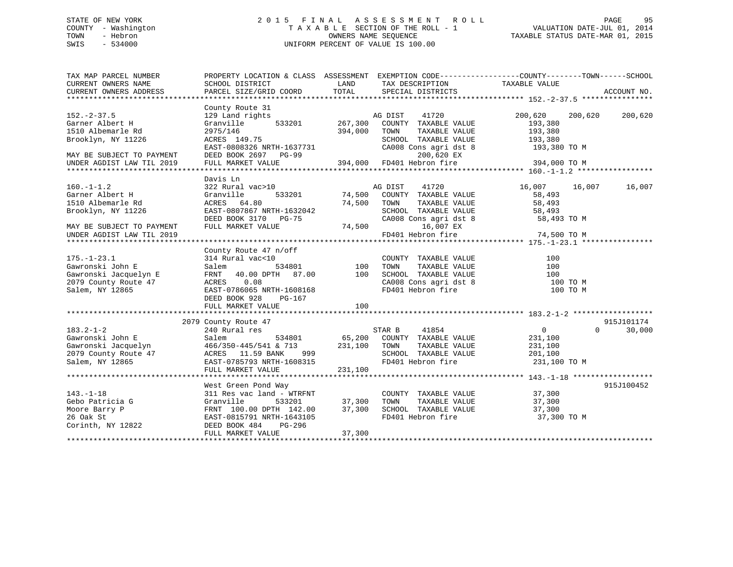STATE OF NEW YORK
COUNTY - Washington
TOWN - Hebron
SWIS - 534000

2015 FINAL ASSESSMENT ROLL
TAXABLE SECTION OF THE ROLL - 1
OWNERS NAME SEQUENCE
UNIFORM PERCENT OF VALUE IS 100.00

VALUATION DATE-JUL 01, 2014
TAXABLE STATUS DATE-MAR 01, 2015

```
TAX MAP PARCEL NUMBER          PROPERTY LOCATION & CLASS  ASSESSMENT  EXEMPTION CODE------------------COUNTY--------TOWN------SCHOOL
CURRENT OWNERS NAME            SCHOOL DISTRICT               LAND      TAX DESCRIPTION            TAXABLE VALUE
CURRENT OWNERS ADDRESS         PARCEL SIZE/GRID COORD        TOTAL     SPECIAL DISTRICTS                                    ACCOUNT NO.
******************************************************************************************************* 152.-2-37.5 ****************
                               County Route 31
152.-2-37.5                    129 Land rights                     AG DIST     41720            200,620    200,620    200,620
Garner Albert H                Granville       533201     267,300   COUNTY  TAXABLE VALUE          193,380
1510 Albemarle Rd              2975/146                   394,000   TOWN    TAXABLE VALUE          193,380
Brooklyn, NY 11226             ACRES 149.75                         SCHOOL  TAXABLE VALUE          193,380
                               EAST-0808326 NRTH-1637731            CA008 Cons agri dst 8           193,380 TO M
MAY BE SUBJECT TO PAYMENT      DEED BOOK 2697   PG-99                    200,620 EX
UNDER AGDIST LAW TIL 2019      FULL MARKET VALUE          394,000   FD401 Hebron fire               394,000 TO M
******************************************************************************************************* 160.-1-1.2 *****************
                               Davis Ln
160.-1-1.2                     322 Rural vac>10                    AG DIST     41720             16,007     16,007     16,007
Garner Albert H                Granville       533201      74,500   COUNTY  TAXABLE VALUE           58,493
1510 Albemarle Rd              ACRES  64.80                 74,500   TOWN    TAXABLE VALUE           58,493
Brooklyn, NY 11226             EAST-0807867 NRTH-1632042            SCHOOL  TAXABLE VALUE           58,493
                               DEED BOOK 3170   PG-75               CA008 Cons agri dst 8            58,493 TO M
MAY BE SUBJECT TO PAYMENT      FULL MARKET VALUE           74,500         16,007 EX
UNDER AGDIST LAW TIL 2019                                           FD401 Hebron fire                74,500 TO M
******************************************************************************************************* 175.-1-23.1 ****************
                               County Route 47 n/off
175.-1-23.1                    314 Rural vac<10                     COUNTY  TAXABLE VALUE              100
Gawronski John E               Salem           534801         100   TOWN    TAXABLE VALUE              100
Gawronski Jacquelyn E          FRNT   40.00 DPTH   87.00      100   SCHOOL  TAXABLE VALUE              100
2079 County Route 47           ACRES    0.08                        CA008 Cons agri dst 8               100 TO M
Salem, NY 12865                EAST-0786065 NRTH-1608168            FD401 Hebron fire                   100 TO M
                               DEED BOOK 928    PG-167
                               FULL MARKET VALUE              100
******************************************************************************************************* 183.2-1-2 ******************
                               2079 County Route 47                                                                   915J101174
183.2-1-2                      240 Rural res                       STAR B      41854                  0          0     30,000
Gawronski John E               Salem           534801      65,200   COUNTY  TAXABLE VALUE          231,100
Gawronski Jacquelyn            466/350-445/541 & 713      231,100   TOWN    TAXABLE VALUE          231,100
2079 County Route 47           ACRES  11.59 BANK     999            SCHOOL  TAXABLE VALUE          201,100
Salem, NY 12865                EAST-0785793 NRTH-1608315            FD401 Hebron fire               231,100 TO M
                               FULL MARKET VALUE          231,100
******************************************************************************************************* 143.-1-18 ******************
                               West Green Pond Way                                                                    915J100452
143.-1-18                      311 Res vac land - WTRFNT            COUNTY  TAXABLE VALUE           37,300
Gebo Patricia G                Granville       533201      37,300   TOWN    TAXABLE VALUE           37,300
Moore Barry P                  FRNT 100.00 DPTH 142.00     37,300   SCHOOL  TAXABLE VALUE           37,300
26 Oak St                      EAST-0815791 NRTH-1643105            FD401 Hebron fire                37,300 TO M
Corinth, NY 12822              DEED BOOK 484    PG-296
                               FULL MARKET VALUE           37,300
************************************************************************************************************************************
```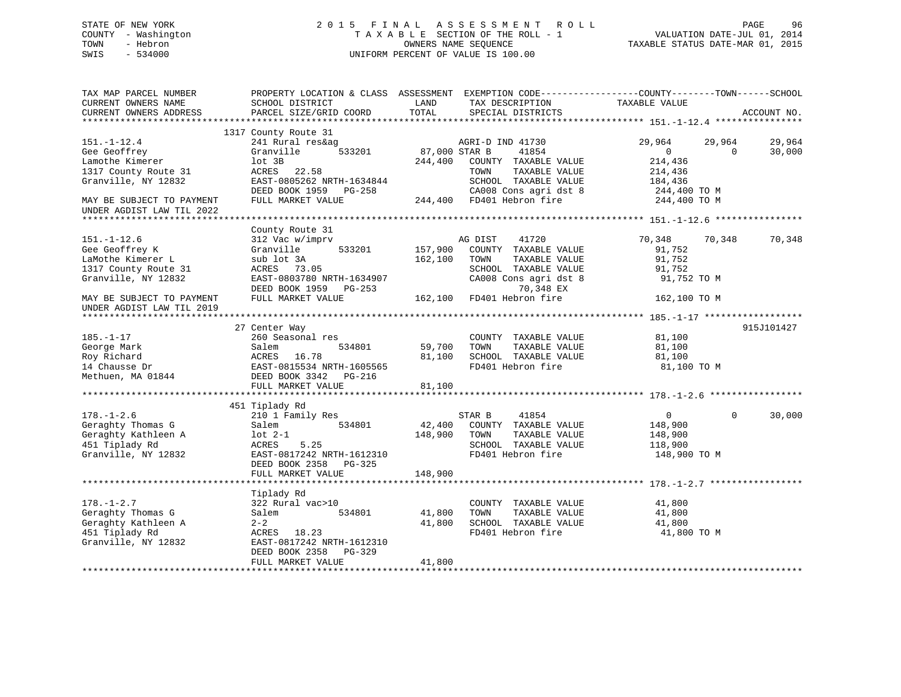STATE OF NEW YORK
COUNTY - Washington
TOWN - Hebron
SWIS - 534000

2015 FINAL ASSESSMENT ROLL
TAXABLE SECTION OF THE ROLL - 1
OWNERS NAME SEQUENCE
UNIFORM PERCENT OF VALUE IS 100.00

VALUATION DATE-JUL 01, 2014
TAXABLE STATUS DATE-MAR 01, 2015

```
TAX MAP PARCEL NUMBER          PROPERTY LOCATION & CLASS  ASSESSMENT  EXEMPTION CODE-----------------COUNTY--------TOWN------SCHOOL
CURRENT OWNERS NAME            SCHOOL DISTRICT              LAND      TAX DESCRIPTION             TAXABLE VALUE
CURRENT OWNERS ADDRESS         PARCEL SIZE/GRID COORD       TOTAL     SPECIAL DISTRICTS                                      ACCOUNT NO.
******************************************************************************************************* 151.-1-12.4 ****************
                              1317 County Route 31
151.-1-12.4                    241 Rural res&ag                       AGRI-D IND 41730             29,964      29,964      29,964
Gee Geoffrey                   Granville       533201      87,000 STAR B      41854                    0           0      30,000
Lamothe Kimerer                lot 3B                     244,400    COUNTY  TAXABLE VALUE         214,436
1317 County Route 31           ACRES   22.58                         TOWN    TAXABLE VALUE         214,436
Granville, NY 12832            EAST-0805262 NRTH-1634844             SCHOOL  TAXABLE VALUE         184,436
                               DEED BOOK 1959   PG-258               CA008 Cons agri dst 8          244,400 TO M
MAY BE SUBJECT TO PAYMENT      FULL MARKET VALUE          244,400    FD401 Hebron fire              244,400 TO M
UNDER AGDIST LAW TIL 2022
******************************************************************************************************* 151.-1-12.6 ****************
                               County Route 31
151.-1-12.6                    312 Vac w/imprv                        AG DIST     41720             70,348      70,348      70,348
Gee Geoffrey K                 Granville       533201     157,900    COUNTY  TAXABLE VALUE          91,752
LaMothe Kimerer L              sub lot 3A                 162,100    TOWN    TAXABLE VALUE          91,752
1317 County Route 31           ACRES   73.05                         SCHOOL  TAXABLE VALUE          91,752
Granville, NY 12832            EAST-0803780 NRTH-1634907             CA008 Cons agri dst 8           91,752 TO M
                               DEED BOOK 1959   PG-253                    70,348 EX
MAY BE SUBJECT TO PAYMENT      FULL MARKET VALUE          162,100    FD401 Hebron fire              162,100 TO M
UNDER AGDIST LAW TIL 2019
******************************************************************************************************* 185.-1-17 ******************
                              27 Center Way                                                                           915J101427
185.-1-17                      260 Seasonal res                       COUNTY  TAXABLE VALUE          81,100
George Mark                    Salem           534801      59,700    TOWN    TAXABLE VALUE          81,100
Roy Richard                    ACRES   16.78               81,100    SCHOOL  TAXABLE VALUE          81,100
14 Chausse Dr                  EAST-0815534 NRTH-1605565             FD401 Hebron fire               81,100 TO M
Methuen, MA 01844              DEED BOOK 3342   PG-216
                               FULL MARKET VALUE           81,100
******************************************************************************************************* 178.-1-2.6 *****************
                              451 Tiplady Rd
178.-1-2.6                     210 1 Family Res                       STAR B      41854                  0           0      30,000
Geraghty Thomas G              Salem           534801      42,400    COUNTY  TAXABLE VALUE         148,900
Geraghty Kathleen A            lot 2-1                    148,900    TOWN    TAXABLE VALUE         148,900
451 Tiplady Rd                 ACRES    5.25                         SCHOOL  TAXABLE VALUE         118,900
Granville, NY 12832            EAST-0817242 NRTH-1612310             FD401 Hebron fire              148,900 TO M
                               DEED BOOK 2358   PG-325
                               FULL MARKET VALUE          148,900
******************************************************************************************************* 178.-1-2.7 *****************
                               Tiplady Rd
178.-1-2.7                     322 Rural vac>10                       COUNTY  TAXABLE VALUE          41,800
Geraghty Thomas G              Salem           534801      41,800    TOWN    TAXABLE VALUE          41,800
Geraghty Kathleen A            2-2                         41,800    SCHOOL  TAXABLE VALUE          41,800
451 Tiplady Rd                 ACRES   18.23                         FD401 Hebron fire               41,800 TO M
Granville, NY 12832            EAST-0817242 NRTH-1612310
                               DEED BOOK 2358   PG-329
                               FULL MARKET VALUE           41,800
************************************************************************************************************************************
```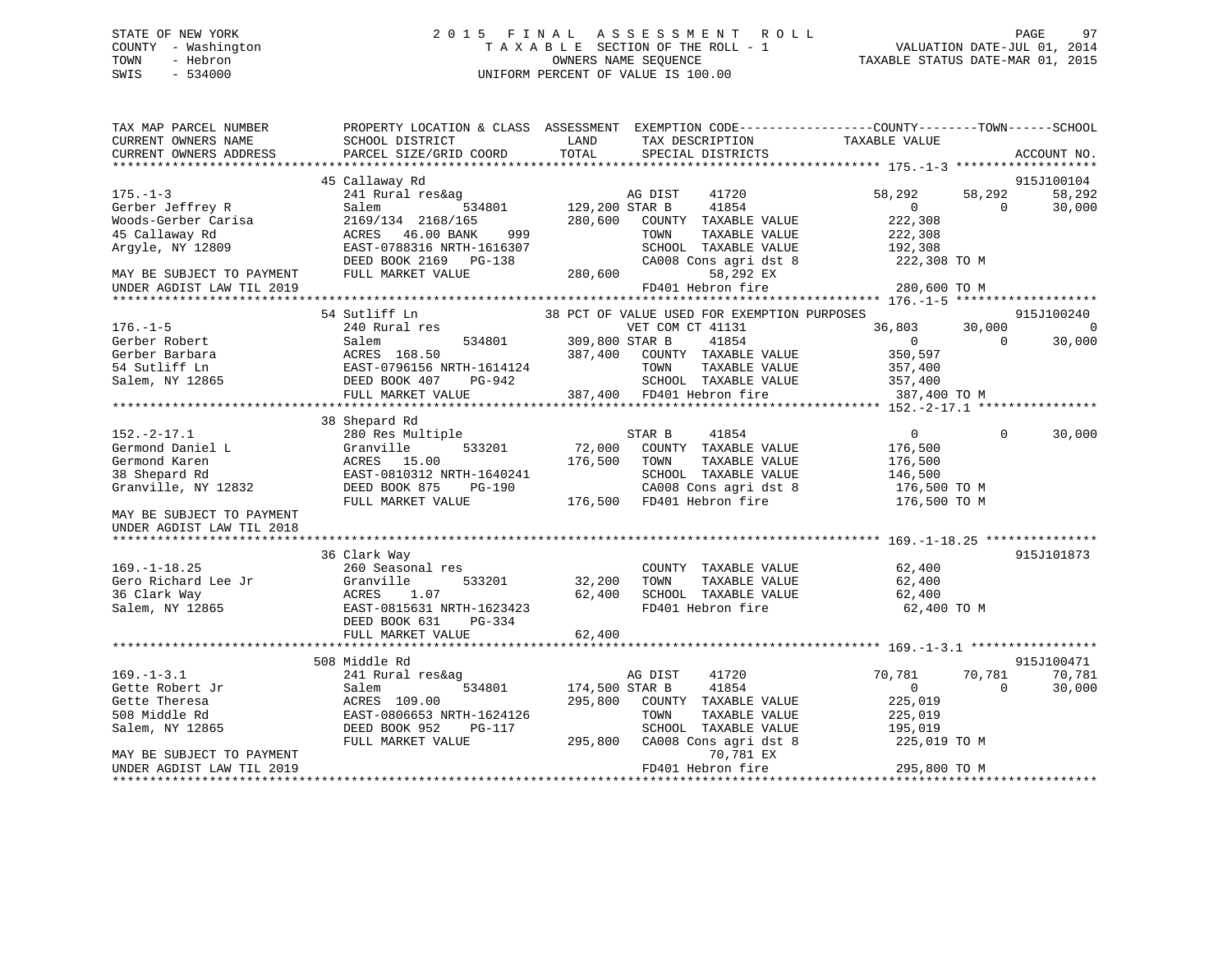STATE OF NEW YORK                    2 0 1 5   F I N A L   A S S E S S M E N T   R O L L
COUNTY - Washington                  T A X A B L E SECTION OF THE ROLL - 1                VALUATION DATE-JUL 01, 2014
TOWN - Hebron                        OWNERS NAME SEQUENCE                                 TAXABLE STATUS DATE-MAR 01, 2015
SWIS - 534000                        UNIFORM PERCENT OF VALUE IS 100.00

```
TAX MAP PARCEL NUMBER          PROPERTY LOCATION & CLASS  ASSESSMENT  EXEMPTION CODE------------------COUNTY--------TOWN------SCHOOL
CURRENT OWNERS NAME            SCHOOL DISTRICT               LAND      TAX DESCRIPTION            TAXABLE VALUE
CURRENT OWNERS ADDRESS         PARCEL SIZE/GRID COORD        TOTAL     SPECIAL DISTRICTS                                      ACCOUNT NO.
******************************************************************************************************* 175.-1-3 *******************
                               45 Callaway Rd                                                                              915J100104
175.-1-3                       241 Rural res&ag                     AG DIST     41720           58,292     58,292     58,292
Gerber Jeffrey R               Salem           534801   129,200 STAR B      41854                0          0     30,000
Woods-Gerber Carisa            2169/134 2168/165         280,600   COUNTY  TAXABLE VALUE         222,308
45 Callaway Rd                 ACRES  46.00 BANK    999            TOWN    TAXABLE VALUE         222,308
Argyle, NY 12809               EAST-0788316 NRTH-1616307           SCHOOL  TAXABLE VALUE         192,308
                               DEED BOOK 2169   PG-138             CA008 Cons agri dst 8          222,308 TO M
MAY BE SUBJECT TO PAYMENT      FULL MARKET VALUE         280,600          58,292 EX
UNDER AGDIST LAW TIL 2019                                          FD401 Hebron fire              280,600 TO M
******************************************************************************************************* 176.-1-5 *******************
                               54 Sutliff Ln                 38 PCT OF VALUE USED FOR EXEMPTION PURPOSES                    915J100240
176.-1-5                       240 Rural res                        VET COM CT 41131           36,803     30,000          0
Gerber Robert                  Salem           534801   309,800 STAR B      41854                0          0     30,000
Gerber Barbara                 ACRES 168.50              387,400   COUNTY  TAXABLE VALUE         350,597
54 Sutliff Ln                  EAST-0796156 NRTH-1614124           TOWN    TAXABLE VALUE         357,400
Salem, NY 12865                DEED BOOK 407    PG-942             SCHOOL  TAXABLE VALUE         357,400
                               FULL MARKET VALUE         387,400   FD401 Hebron fire              387,400 TO M
******************************************************************************************************* 152.-2-17.1 ****************
                               38 Shepard Rd
152.-2-17.1                    280 Res Multiple                     STAR B      41854                0          0     30,000
Germond Daniel L               Granville       533201    72,000    COUNTY  TAXABLE VALUE         176,500
Germond Karen                  ACRES  15.00              176,500   TOWN    TAXABLE VALUE         176,500
38 Shepard Rd                  EAST-0810312 NRTH-1640241           SCHOOL  TAXABLE VALUE         146,500
Granville, NY 12832            DEED BOOK 875    PG-190             CA008 Cons agri dst 8          176,500 TO M
                               FULL MARKET VALUE         176,500   FD401 Hebron fire              176,500 TO M
MAY BE SUBJECT TO PAYMENT
UNDER AGDIST LAW TIL 2018
******************************************************************************************************* 169.-1-18.25 ***************
                               36 Clark Way                                                                                915J101873
169.-1-18.25                   260 Seasonal res                     COUNTY  TAXABLE VALUE          62,400
Gero Richard Lee Jr            Granville       533201    32,200    TOWN    TAXABLE VALUE          62,400
36 Clark Way                   ACRES   1.07               62,400   SCHOOL  TAXABLE VALUE          62,400
Salem, NY 12865                EAST-0815631 NRTH-1623423           FD401 Hebron fire               62,400 TO M
                               DEED BOOK 631    PG-334
                               FULL MARKET VALUE          62,400
******************************************************************************************************* 169.-1-3.1 *****************
                               508 Middle Rd                                                                               915J100471
169.-1-3.1                     241 Rural res&ag                     AG DIST     41720           70,781     70,781     70,781
Gette Robert Jr                Salem           534801   174,500 STAR B      41854                0          0     30,000
Gette Theresa                  ACRES 109.00              295,800   COUNTY  TAXABLE VALUE         225,019
508 Middle Rd                  EAST-0806653 NRTH-1624126           TOWN    TAXABLE VALUE         225,019
Salem, NY 12865                DEED BOOK 952    PG-117             SCHOOL  TAXABLE VALUE         195,019
                               FULL MARKET VALUE         295,800   CA008 Cons agri dst 8          225,019 TO M
MAY BE SUBJECT TO PAYMENT                                                 70,781 EX
UNDER AGDIST LAW TIL 2019                                          FD401 Hebron fire              295,800 TO M
************************************************************************************************************************************
```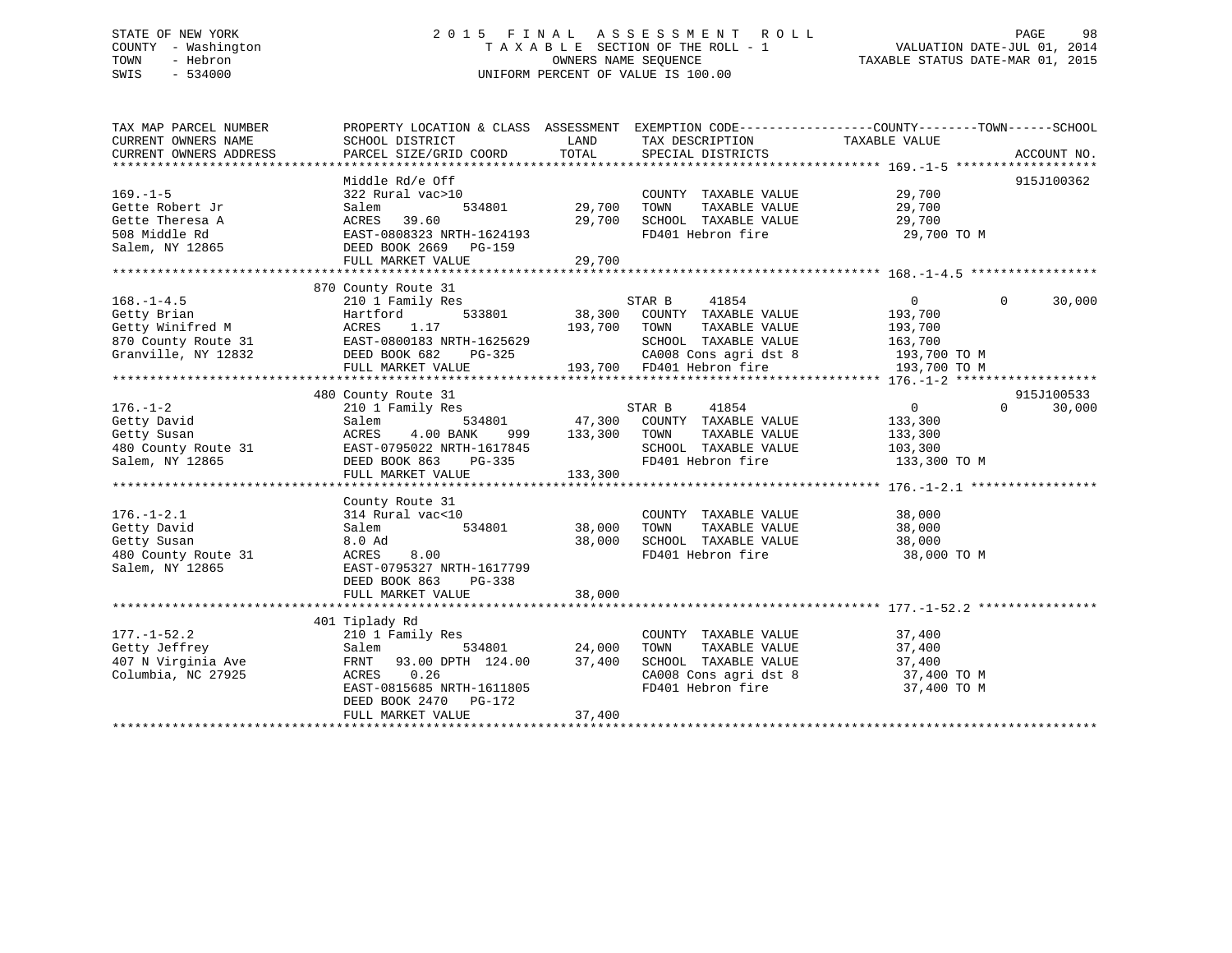STATE OF NEW YORK
COUNTY - Washington
TOWN - Hebron
SWIS - 534000

2015 FINAL ASSESSMENT ROLL
TAXABLE SECTION OF THE ROLL - 1
OWNERS NAME SEQUENCE
UNIFORM PERCENT OF VALUE IS 100.00

VALUATION DATE-JUL 01, 2014
TAXABLE STATUS DATE-MAR 01, 2015

```
TAX MAP PARCEL NUMBER          PROPERTY LOCATION & CLASS  ASSESSMENT  EXEMPTION CODE------------------COUNTY--------TOWN------SCHOOL
CURRENT OWNERS NAME            SCHOOL DISTRICT               LAND      TAX DESCRIPTION            TAXABLE VALUE
CURRENT OWNERS ADDRESS         PARCEL SIZE/GRID COORD        TOTAL     SPECIAL DISTRICTS                                    ACCOUNT NO.
******************************************************************************************************* 169.-1-5 *******************
                               Middle Rd/e Off                                                                          915J100362
169.-1-5                       322 Rural vac>10                         COUNTY  TAXABLE VALUE          29,700
Gette Robert Jr                Salem           534801       29,700      TOWN    TAXABLE VALUE          29,700
Gette Theresa A                ACRES  39.60                 29,700      SCHOOL  TAXABLE VALUE          29,700
508 Middle Rd                  EAST-0808323 NRTH-1624193                FD401 Hebron fire               29,700 TO M
Salem, NY 12865                DEED BOOK 2669   PG-159
                               FULL MARKET VALUE            29,700
******************************************************************************************************* 168.-1-4.5 *****************
                               870 County Route 31
168.-1-4.5                     210 1 Family Res                         STAR B     41854                   0           0      30,000
Getty Brian                    Hartford        533801       38,300      COUNTY  TAXABLE VALUE         193,700
Getty Winifred M               ACRES    1.17               193,700      TOWN    TAXABLE VALUE         193,700
870 County Route 31            EAST-0800183 NRTH-1625629                SCHOOL  TAXABLE VALUE         163,700
Granville, NY 12832            DEED BOOK 682    PG-325                  CA008 Cons agri dst 8          193,700 TO M
                               FULL MARKET VALUE           193,700      FD401 Hebron fire              193,700 TO M
******************************************************************************************************* 176.-1-2 *******************
                               480 County Route 31                                                                      915J100533
176.-1-2                       210 1 Family Res                         STAR B     41854                   0           0      30,000
Getty David                    Salem           534801       47,300      COUNTY  TAXABLE VALUE         133,300
Getty Susan                    ACRES    4.00 BANK     999  133,300      TOWN    TAXABLE VALUE         133,300
480 County Route 31            EAST-0795022 NRTH-1617845                SCHOOL  TAXABLE VALUE         103,300
Salem, NY 12865                DEED BOOK 863    PG-335                  FD401 Hebron fire              133,300 TO M
                               FULL MARKET VALUE           133,300
******************************************************************************************************* 176.-1-2.1 *****************
                               County Route 31
176.-1-2.1                     314 Rural vac<10                         COUNTY  TAXABLE VALUE          38,000
Getty David                    Salem           534801       38,000      TOWN    TAXABLE VALUE          38,000
Getty Susan                    8.0 Ad                       38,000      SCHOOL  TAXABLE VALUE          38,000
480 County Route 31            ACRES    8.00                            FD401 Hebron fire               38,000 TO M
Salem, NY 12865                EAST-0795327 NRTH-1617799
                               DEED BOOK 863    PG-338
                               FULL MARKET VALUE            38,000
******************************************************************************************************* 177.-1-52.2 ****************
                               401 Tiplady Rd
177.-1-52.2                    210 1 Family Res                         COUNTY  TAXABLE VALUE          37,400
Getty Jeffrey                  Salem           534801       24,000      TOWN    TAXABLE VALUE          37,400
407 N Virginia Ave             FRNT   93.00 DPTH 124.00     37,400      SCHOOL  TAXABLE VALUE          37,400
Columbia, NC 27925             ACRES    0.26                            CA008 Cons agri dst 8           37,400 TO M
                               EAST-0815685 NRTH-1611805                FD401 Hebron fire               37,400 TO M
                               DEED BOOK 2470   PG-172
                               FULL MARKET VALUE            37,400
************************************************************************************************************************************
```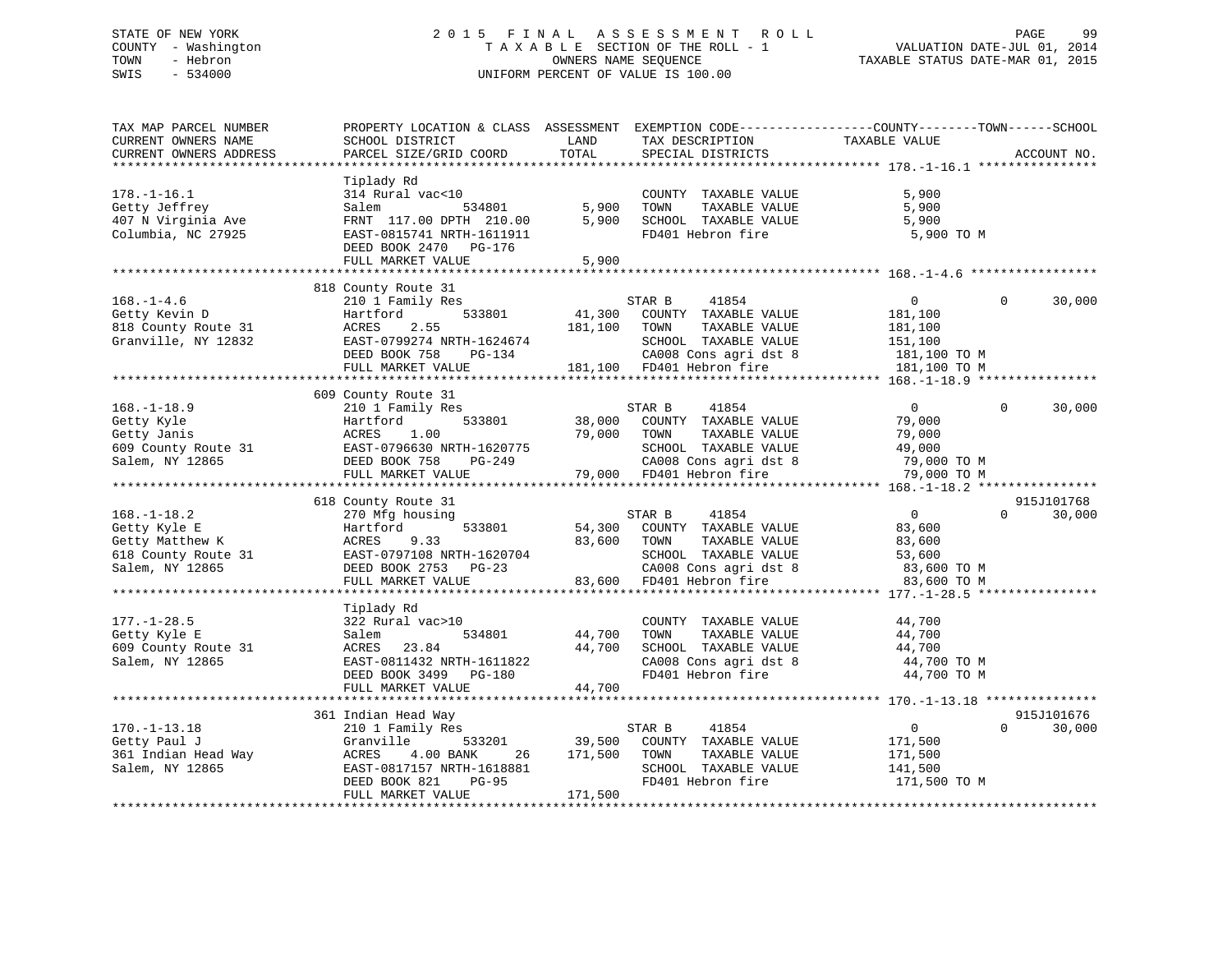STATE OF NEW YORK | COUNTY - Washington | TOWN - Hebron | SWIS - 534000

# 2015 FINAL ASSESSMENT ROLL
TAXABLE SECTION OF THE ROLL - 1
OWNERS NAME SEQUENCE
UNIFORM PERCENT OF VALUE IS 100.00

VALUATION DATE-JUL 01, 2014
TAXABLE STATUS DATE-MAR 01, 2015

| TAX MAP PARCEL NUMBER / CURRENT OWNERS NAME / CURRENT OWNERS ADDRESS | PROPERTY LOCATION & CLASS / SCHOOL DISTRICT / PARCEL SIZE/GRID COORD | ASSESSMENT LAND | TOTAL | EXEMPTION CODE / TAX DESCRIPTION / SPECIAL DISTRICTS | COUNTY TAXABLE VALUE | TOWN | SCHOOL | ACCOUNT NO. |
|---|---|---|---|---|---|---|---|---|
| 178.-1-16.1 | Tiplady Rd | | | | | | | |
| Getty Jeffrey | 314 Rural vac<10 | | | COUNTY TAXABLE VALUE | 5,900 | | | |
| 407 N Virginia Ave | Salem 534801 | 5,900 | | TOWN TAXABLE VALUE | 5,900 | | | |
| Columbia, NC 27925 | FRNT 117.00 DPTH 210.00 | | 5,900 | SCHOOL TAXABLE VALUE | 5,900 | | | |
| | EAST-0815741 NRTH-1611911 | | | FD401 Hebron fire | 5,900 TO M | | | |
| | DEED BOOK 2470 PG-176 | | | | | | | |
| | FULL MARKET VALUE | | 5,900 | | | | | |
| 168.-1-4.6 | 818 County Route 31 | | | | | | | |
| Getty Kevin D | 210 1 Family Res | | | STAR B 41854 | 0 | 0 | 30,000 | |
| 818 County Route 31 | Hartford 533801 | 41,300 | | COUNTY TAXABLE VALUE | 181,100 | | | |
| Granville, NY 12832 | ACRES 2.55 | | 181,100 | TOWN TAXABLE VALUE | 181,100 | | | |
| | EAST-0799274 NRTH-1624674 | | | SCHOOL TAXABLE VALUE | 151,100 | | | |
| | DEED BOOK 758 PG-134 | | | CA008 Cons agri dst 8 | 181,100 TO M | | | |
| | FULL MARKET VALUE | | 181,100 | FD401 Hebron fire | 181,100 TO M | | | |
| 168.-1-18.9 | 609 County Route 31 | | | | | | | |
| Getty Kyle | 210 1 Family Res | | | STAR B 41854 | 0 | 0 | 30,000 | |
| Getty Janis | Hartford 533801 | 38,000 | | COUNTY TAXABLE VALUE | 79,000 | | | |
| 609 County Route 31 | ACRES 1.00 | | 79,000 | TOWN TAXABLE VALUE | 79,000 | | | |
| Salem, NY 12865 | EAST-0796630 NRTH-1620775 | | | SCHOOL TAXABLE VALUE | 49,000 | | | |
| | DEED BOOK 758 PG-249 | | | CA008 Cons agri dst 8 | 79,000 TO M | | | |
| | FULL MARKET VALUE | | 79,000 | FD401 Hebron fire | 79,000 TO M | | | |
| 168.-1-18.2 | 618 County Route 31 | | | | | | | 915J101768 |
| Getty Kyle E | 270 Mfg housing | | | STAR B 41854 | 0 | 0 | 30,000 | |
| Getty Matthew K | Hartford 533801 | 54,300 | | COUNTY TAXABLE VALUE | 83,600 | | | |
| 618 County Route 31 | ACRES 9.33 | | 83,600 | TOWN TAXABLE VALUE | 83,600 | | | |
| Salem, NY 12865 | EAST-0797108 NRTH-1620704 | | | SCHOOL TAXABLE VALUE | 53,600 | | | |
| | DEED BOOK 2753 PG-23 | | | CA008 Cons agri dst 8 | 83,600 TO M | | | |
| | FULL MARKET VALUE | | 83,600 | FD401 Hebron fire | 83,600 TO M | | | |
| 177.-1-28.5 | Tiplady Rd | | | | | | | |
| Getty Kyle E | 322 Rural vac>10 | | | COUNTY TAXABLE VALUE | 44,700 | | | |
| 609 County Route 31 | Salem 534801 | 44,700 | | TOWN TAXABLE VALUE | 44,700 | | | |
| Salem, NY 12865 | ACRES 23.84 | | 44,700 | SCHOOL TAXABLE VALUE | 44,700 | | | |
| | EAST-0811432 NRTH-1611822 | | | CA008 Cons agri dst 8 | 44,700 TO M | | | |
| | DEED BOOK 3499 PG-180 | | | FD401 Hebron fire | 44,700 TO M | | | |
| | FULL MARKET VALUE | | 44,700 | | | | | |
| 170.-1-13.18 | 361 Indian Head Way | | | | | | | 915J101676 |
| Getty Paul J | 210 1 Family Res | | | STAR B 41854 | 0 | 0 | 30,000 | |
| 361 Indian Head Way | Granville 533201 | 39,500 | | COUNTY TAXABLE VALUE | 171,500 | | | |
| Salem, NY 12865 | ACRES 4.00 BANK 26 | | 171,500 | TOWN TAXABLE VALUE | 171,500 | | | |
| | EAST-0817157 NRTH-1618881 | | | SCHOOL TAXABLE VALUE | 141,500 | | | |
| | DEED BOOK 821 PG-95 | | | FD401 Hebron fire | 171,500 TO M | | | |
| | FULL MARKET VALUE | | 171,500 | | | | | |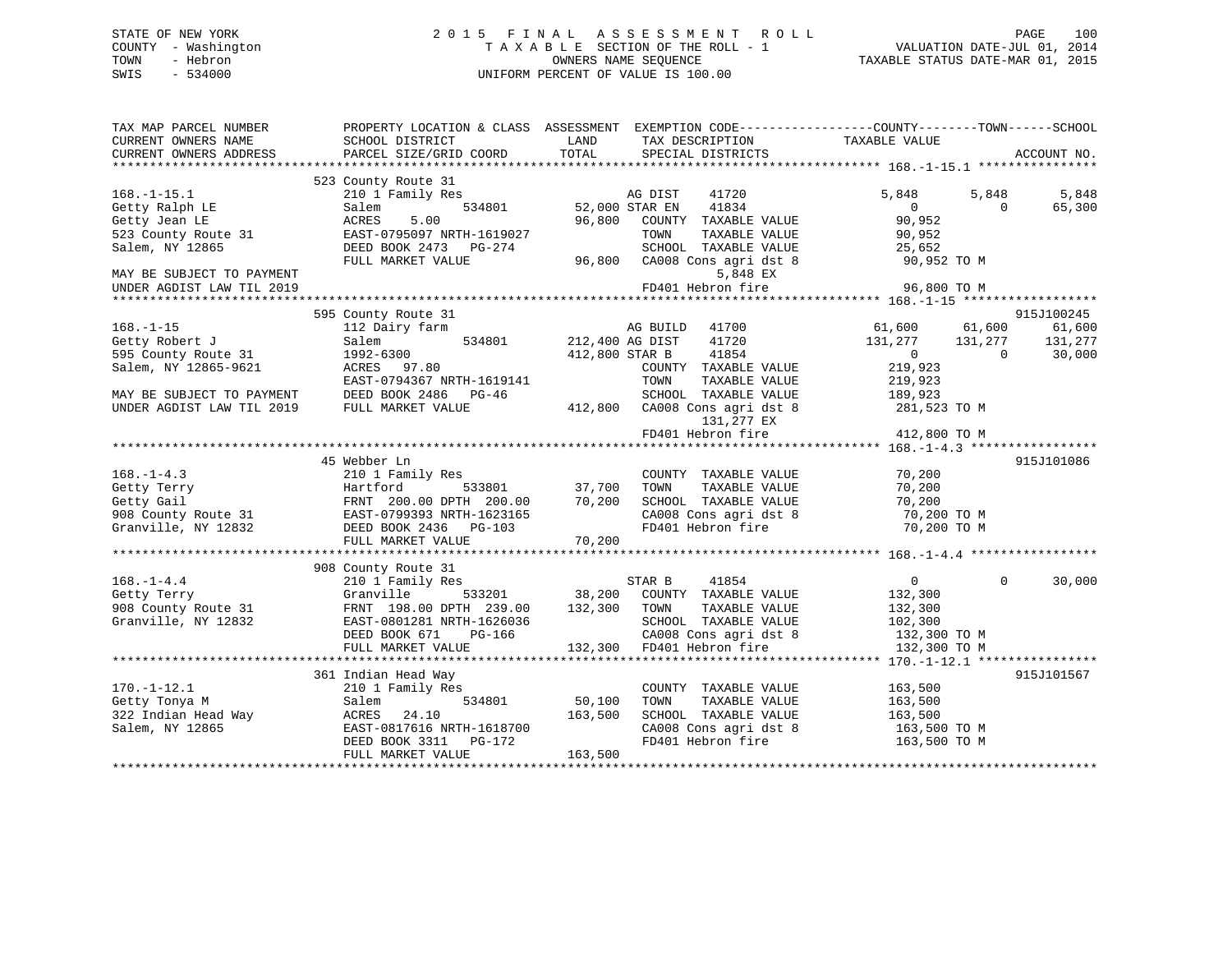STATE OF NEW YORK
COUNTY - Washington
TOWN - Hebron
SWIS - 534000

# 2015 FINAL ASSESSMENT ROLL
TAXABLE SECTION OF THE ROLL - 1
OWNERS NAME SEQUENCE
UNIFORM PERCENT OF VALUE IS 100.00

VALUATION DATE-JUL 01, 2014
TAXABLE STATUS DATE-MAR 01, 2015

```
TAX MAP PARCEL NUMBER          PROPERTY LOCATION & CLASS  ASSESSMENT  EXEMPTION CODE------------------COUNTY--------TOWN------SCHOOL
CURRENT OWNERS NAME            SCHOOL DISTRICT              LAND      TAX DESCRIPTION               TAXABLE VALUE
CURRENT OWNERS ADDRESS         PARCEL SIZE/GRID COORD       TOTAL     SPECIAL DISTRICTS                                    ACCOUNT NO.
******************************************************************************************************* 168.-1-15.1 ****************
                               523 County Route 31
168.-1-15.1                    210 1 Family Res                      AG DIST     41720              5,848      5,848       5,848
Getty Ralph LE                 Salem           534801       52,000 STAR EN      41834                  0          0      65,300
Getty Jean LE                  ACRES     5.00               96,800    COUNTY  TAXABLE VALUE            90,952
523 County Route 31            EAST-0795097 NRTH-1619027              TOWN    TAXABLE VALUE            90,952
Salem, NY 12865                DEED BOOK 2473   PG-274                SCHOOL  TAXABLE VALUE            25,652
                               FULL MARKET VALUE            96,800    CA008 Cons agri dst 8             90,952 TO M
MAY BE SUBJECT TO PAYMENT                                                   5,848 EX
UNDER AGDIST LAW TIL 2019                                             FD401 Hebron fire                 96,800 TO M
******************************************************************************************************* 168.-1-15 ******************
                               595 County Route 31                                                                 915J100245
168.-1-15                      112 Dairy farm                        AG BUILD    41700             61,600     61,600      61,600
Getty Robert J                 Salem           534801      212,400 AG DIST      41720            131,277    131,277     131,277
595 County Route 31            1992-6300                   412,800 STAR B       41854                  0          0      30,000
Salem, NY 12865-9621           ACRES    97.80                         COUNTY  TAXABLE VALUE           219,923
                               EAST-0794367 NRTH-1619141              TOWN    TAXABLE VALUE           219,923
MAY BE SUBJECT TO PAYMENT      DEED BOOK 2486   PG-46                 SCHOOL  TAXABLE VALUE           189,923
UNDER AGDIST LAW TIL 2019      FULL MARKET VALUE           412,800    CA008 Cons agri dst 8            281,523 TO M
                                                                          131,277 EX
                                                                      FD401 Hebron fire                412,800 TO M
******************************************************************************************************* 168.-1-4.3 *****************
                               45 Webber Ln                                                                        915J101086
168.-1-4.3                     210 1 Family Res                       COUNTY  TAXABLE VALUE            70,200
Getty Terry                    Hartford        533801       37,700    TOWN    TAXABLE VALUE            70,200
Getty Gail                     FRNT 200.00 DPTH 200.00      70,200    SCHOOL  TAXABLE VALUE            70,200
908 County Route 31            EAST-0799393 NRTH-1623165              CA008 Cons agri dst 8             70,200 TO M
Granville, NY 12832            DEED BOOK 2436   PG-103                FD401 Hebron fire                 70,200 TO M
                               FULL MARKET VALUE            70,200
******************************************************************************************************* 168.-1-4.4 *****************
                               908 County Route 31
168.-1-4.4                     210 1 Family Res                      STAR B      41854                  0          0      30,000
Getty Terry                    Granville       533201       38,200    COUNTY  TAXABLE VALUE           132,300
908 County Route 31            FRNT 198.00 DPTH 239.00     132,300    TOWN    TAXABLE VALUE           132,300
Granville, NY 12832            EAST-0801281 NRTH-1626036              SCHOOL  TAXABLE VALUE           102,300
                               DEED BOOK 671    PG-166                CA008 Cons agri dst 8            132,300 TO M
                               FULL MARKET VALUE           132,300    FD401 Hebron fire                132,300 TO M
******************************************************************************************************* 170.-1-12.1 ****************
                               361 Indian Head Way                                                                 915J101567
170.-1-12.1                    210 1 Family Res                       COUNTY  TAXABLE VALUE           163,500
Getty Tonya M                  Salem           534801       50,100    TOWN    TAXABLE VALUE           163,500
322 Indian Head Way            ACRES    24.10              163,500    SCHOOL  TAXABLE VALUE           163,500
Salem, NY 12865                EAST-0817616 NRTH-1618700              CA008 Cons agri dst 8            163,500 TO M
                               DEED BOOK 3311   PG-172                FD401 Hebron fire                163,500 TO M
                               FULL MARKET VALUE           163,500
************************************************************************************************************************************
```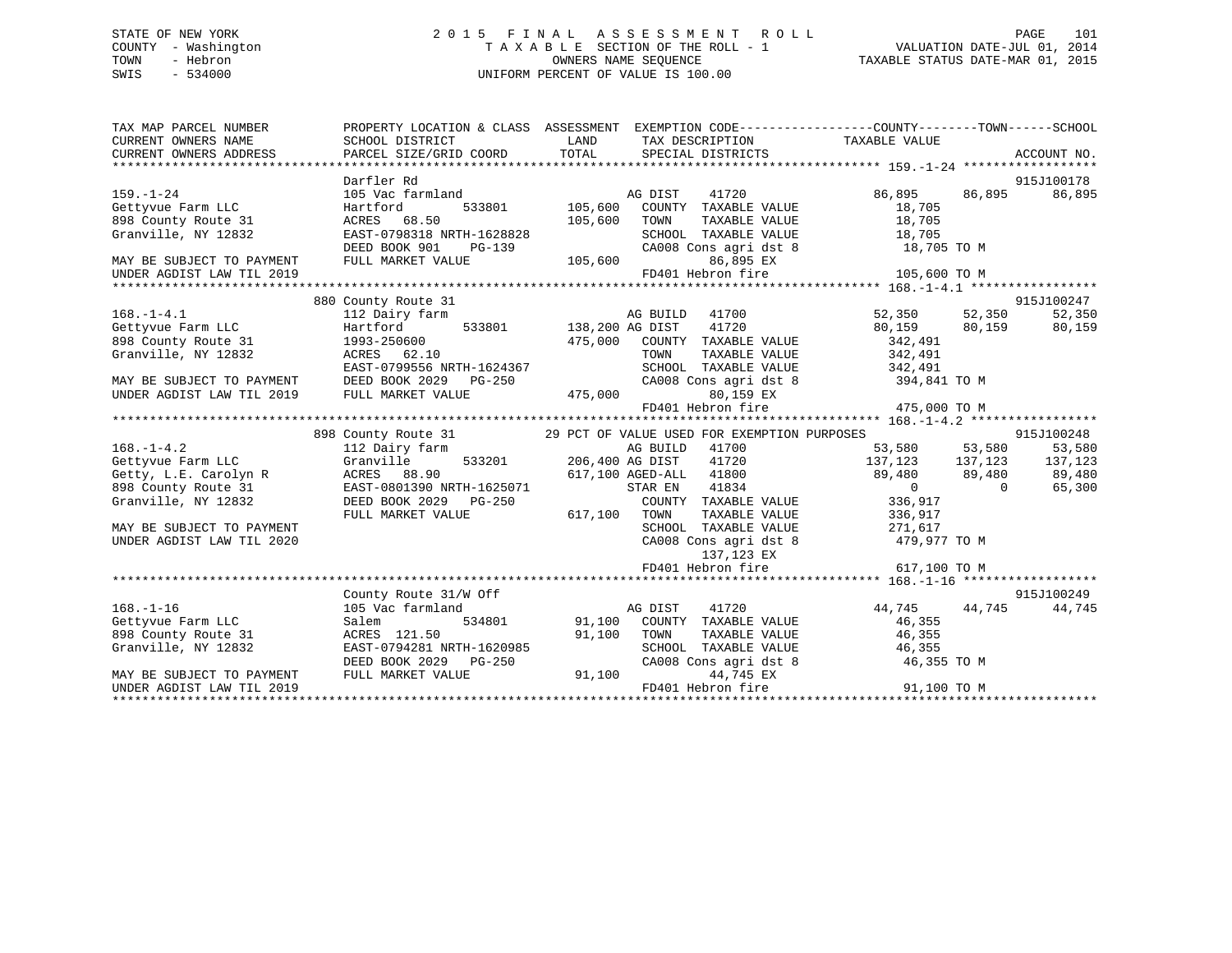STATE OF NEW YORK
COUNTY - Washington
TOWN - Hebron
SWIS - 534000

2 0 1 5 F I N A L A S S E S S M E N T R O L L
T A X A B L E SECTION OF THE ROLL - 1
OWNERS NAME SEQUENCE
UNIFORM PERCENT OF VALUE IS 100.00

VALUATION DATE-JUL 01, 2014
TAXABLE STATUS DATE-MAR 01, 2015

```
TAX MAP PARCEL NUMBER          PROPERTY LOCATION & CLASS  ASSESSMENT  EXEMPTION CODE------------------COUNTY--------TOWN------SCHOOL
CURRENT OWNERS NAME            SCHOOL DISTRICT              LAND      TAX DESCRIPTION              TAXABLE VALUE
CURRENT OWNERS ADDRESS         PARCEL SIZE/GRID COORD       TOTAL     SPECIAL DISTRICTS                                   ACCOUNT NO.
******************************************************************************************************* 159.-1-24 ******************
                               Darfler Rd                                                                              915J100178
159.-1-24                      105 Vac farmland                       AG DIST    41720             86,895      86,895      86,895
Gettyvue Farm LLC              Hartford        533801      105,600    COUNTY  TAXABLE VALUE          18,705
898 County Route 31            ACRES  68.50                105,600    TOWN    TAXABLE VALUE          18,705
Granville, NY 12832            EAST-0798318 NRTH-1628828              SCHOOL  TAXABLE VALUE          18,705
                               DEED BOOK 901    PG-139                CA008 Cons agri dst 8           18,705 TO M
MAY BE SUBJECT TO PAYMENT      FULL MARKET VALUE           105,600          86,895 EX
UNDER AGDIST LAW TIL 2019                                             FD401 Hebron fire              105,600 TO M
******************************************************************************************************* 168.-1-4.1 *****************
                               880 County Route 31                                                                     915J100247
168.-1-4.1                     112 Dairy farm                         AG BUILD   41700             52,350      52,350      52,350
Gettyvue Farm LLC              Hartford        533801      138,200 AG DIST    41720             80,159      80,159      80,159
898 County Route 31            1993-250600                 475,000    COUNTY  TAXABLE VALUE         342,491
Granville, NY 12832            ACRES  62.10                           TOWN    TAXABLE VALUE         342,491
                               EAST-0799556 NRTH-1624367              SCHOOL  TAXABLE VALUE         342,491
MAY BE SUBJECT TO PAYMENT      DEED BOOK 2029   PG-250                CA008 Cons agri dst 8          394,841 TO M
UNDER AGDIST LAW TIL 2019      FULL MARKET VALUE           475,000          80,159 EX
                                                                      FD401 Hebron fire              475,000 TO M
******************************************************************************************************* 168.-1-4.2 *****************
                               898 County Route 31         29 PCT OF VALUE USED FOR EXEMPTION PURPOSES                 915J100248
168.-1-4.2                     112 Dairy farm                         AG BUILD   41700             53,580      53,580      53,580
Gettyvue Farm LLC              Granville       533201      206,400 AG DIST    41720            137,123     137,123     137,123
Getty, L.E. Carolyn R          ACRES  88.90                617,100 AGED-ALL   41800             89,480      89,480      89,480
898 County Route 31            EAST-0801390 NRTH-1625071              STAR EN    41834                  0           0      65,300
Granville, NY 12832            DEED BOOK 2029   PG-250                COUNTY  TAXABLE VALUE         336,917
                               FULL MARKET VALUE           617,100    TOWN    TAXABLE VALUE         336,917
MAY BE SUBJECT TO PAYMENT                                             SCHOOL  TAXABLE VALUE         271,617
UNDER AGDIST LAW TIL 2020                                             CA008 Cons agri dst 8          479,977 TO M
                                                                           137,123 EX
                                                                      FD401 Hebron fire              617,100 TO M
******************************************************************************************************* 168.-1-16 ******************
                               County Route 31/W Off                                                                   915J100249
168.-1-16                      105 Vac farmland                       AG DIST    41720             44,745      44,745      44,745
Gettyvue Farm LLC              Salem           534801       91,100    COUNTY  TAXABLE VALUE          46,355
898 County Route 31            ACRES 121.50                 91,100    TOWN    TAXABLE VALUE          46,355
Granville, NY 12832            EAST-0794281 NRTH-1620985              SCHOOL  TAXABLE VALUE          46,355
                               DEED BOOK 2029   PG-250                CA008 Cons agri dst 8           46,355 TO M
MAY BE SUBJECT TO PAYMENT      FULL MARKET VALUE            91,100          44,745 EX
UNDER AGDIST LAW TIL 2019                                             FD401 Hebron fire               91,100 TO M
************************************************************************************************************************************
```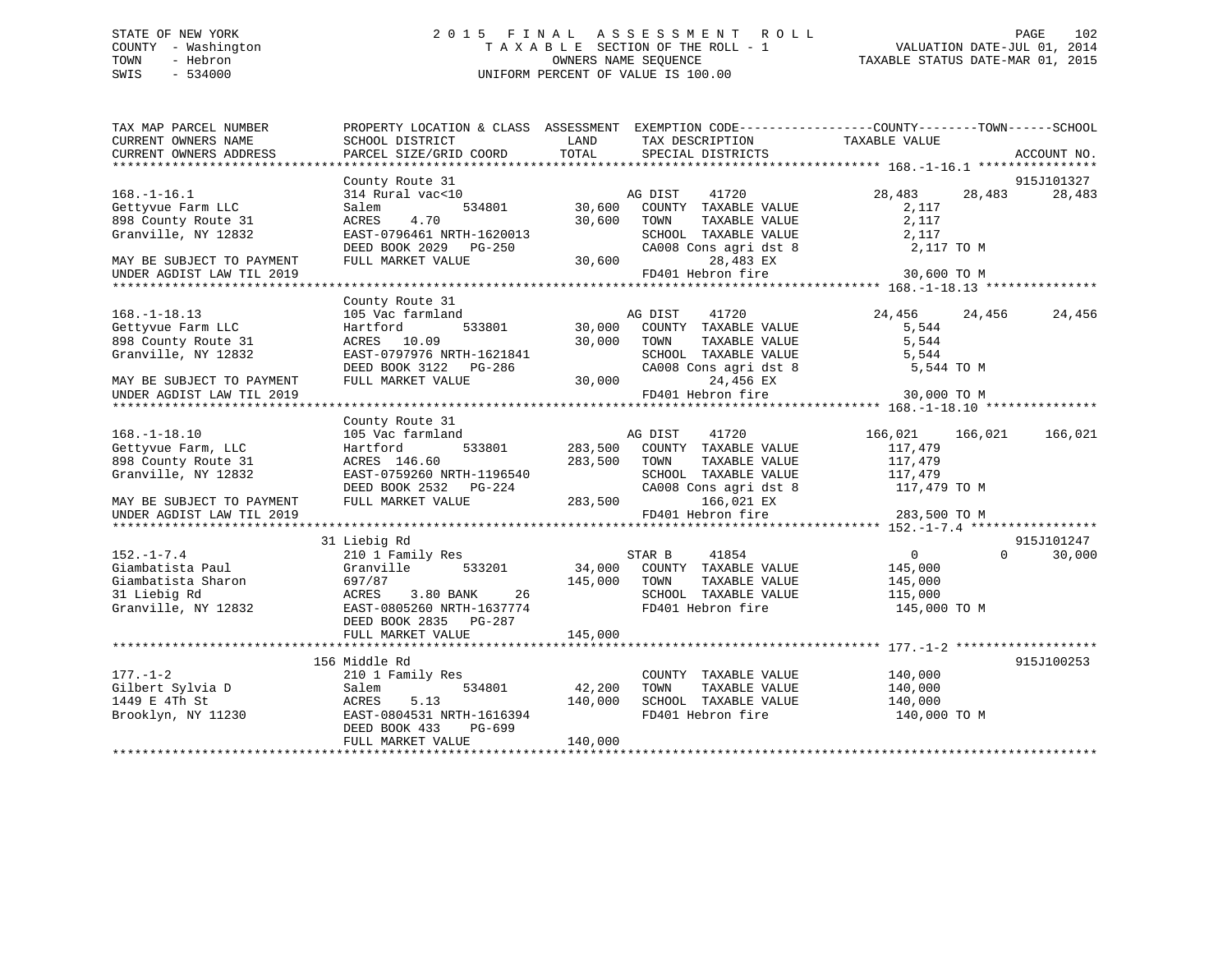STATE OF NEW YORK
COUNTY - Washington
TOWN - Hebron
SWIS - 534000

# 2015 FINAL ASSESSMENT ROLL

TAXABLE SECTION OF THE ROLL - 1
OWNERS NAME SEQUENCE
UNIFORM PERCENT OF VALUE IS 100.00

VALUATION DATE-JUL 01, 2014
TAXABLE STATUS DATE-MAR 01, 2015

| TAX MAP PARCEL NUMBER / CURRENT OWNERS NAME / CURRENT OWNERS ADDRESS | PROPERTY LOCATION & CLASS / SCHOOL DISTRICT / PARCEL SIZE/GRID COORD | ASSESSMENT LAND | TOTAL | EXEMPTION CODE / TAX DESCRIPTION / SPECIAL DISTRICTS | COUNTY TAXABLE VALUE | TOWN | SCHOOL | ACCOUNT NO. |
|---|---|---|---|---|---|---|---|---|
| 168.-1-16.1 | County Route 31 | | | | | | | 915J101327 |
| | 314 Rural vac<10 | | | AG DIST 41720 | 28,483 | 28,483 | 28,483 | |
| Gettyvue Farm LLC | Salem 534801 | 30,600 | | COUNTY TAXABLE VALUE | 2,117 | | | |
| 898 County Route 31 | ACRES 4.70 | | 30,600 | TOWN TAXABLE VALUE | 2,117 | | | |
| Granville, NY 12832 | EAST-0796461 NRTH-1620013 | | | SCHOOL TAXABLE VALUE | 2,117 | | | |
| | DEED BOOK 2029 PG-250 | | | CA008 Cons agri dst 8 | 2,117 TO M | | | |
| MAY BE SUBJECT TO PAYMENT | FULL MARKET VALUE | | 30,600 | 28,483 EX | | | | |
| UNDER AGDIST LAW TIL 2019 | | | | FD401 Hebron fire | 30,600 TO M | | | |
| 168.-1-18.13 | County Route 31 | | | | | | | |
| | 105 Vac farmland | | | AG DIST 41720 | 24,456 | 24,456 | 24,456 | |
| Gettyvue Farm LLC | Hartford 533801 | 30,000 | | COUNTY TAXABLE VALUE | 5,544 | | | |
| 898 County Route 31 | ACRES 10.09 | | 30,000 | TOWN TAXABLE VALUE | 5,544 | | | |
| Granville, NY 12832 | EAST-0797976 NRTH-1621841 | | | SCHOOL TAXABLE VALUE | 5,544 | | | |
| | DEED BOOK 3122 PG-286 | | | CA008 Cons agri dst 8 | 5,544 TO M | | | |
| MAY BE SUBJECT TO PAYMENT | FULL MARKET VALUE | | 30,000 | 24,456 EX | | | | |
| UNDER AGDIST LAW TIL 2019 | | | | FD401 Hebron fire | 30,000 TO M | | | |
| 168.-1-18.10 | County Route 31 | | | | | | | |
| | 105 Vac farmland | | | AG DIST 41720 | 166,021 | 166,021 | 166,021 | |
| Gettyvue Farm, LLC | Hartford 533801 | 283,500 | | COUNTY TAXABLE VALUE | 117,479 | | | |
| 898 County Route 31 | ACRES 146.60 | | 283,500 | TOWN TAXABLE VALUE | 117,479 | | | |
| Granville, NY 12832 | EAST-0759260 NRTH-1196540 | | | SCHOOL TAXABLE VALUE | 117,479 | | | |
| | DEED BOOK 2532 PG-224 | | | CA008 Cons agri dst 8 | 117,479 TO M | | | |
| MAY BE SUBJECT TO PAYMENT | FULL MARKET VALUE | | 283,500 | 166,021 EX | | | | |
| UNDER AGDIST LAW TIL 2019 | | | | FD401 Hebron fire | 283,500 TO M | | | |
| 152.-1-7.4 | 31 Liebig Rd | | | | | | | 915J101247 |
| | 210 1 Family Res | | | STAR B 41854 | 0 | 0 | 30,000 | |
| Giambatista Paul | Granville 533201 | 34,000 | | COUNTY TAXABLE VALUE | 145,000 | | | |
| Giambatista Sharon | 697/87 | | 145,000 | TOWN TAXABLE VALUE | 145,000 | | | |
| 31 Liebig Rd | ACRES 3.80 BANK 26 | | | SCHOOL TAXABLE VALUE | 115,000 | | | |
| Granville, NY 12832 | EAST-0805260 NRTH-1637774 | | | FD401 Hebron fire | 145,000 TO M | | | |
| | DEED BOOK 2835 PG-287 | | | | | | | |
| | FULL MARKET VALUE | | 145,000 | | | | | |
| 177.-1-2 | 156 Middle Rd | | | | | | | 915J100253 |
| | 210 1 Family Res | | | COUNTY TAXABLE VALUE | 140,000 | | | |
| Gilbert Sylvia D | Salem 534801 | 42,200 | | TOWN TAXABLE VALUE | 140,000 | | | |
| 1449 E 4Th St | ACRES 5.13 | | 140,000 | SCHOOL TAXABLE VALUE | 140,000 | | | |
| Brooklyn, NY 11230 | EAST-0804531 NRTH-1616394 | | | FD401 Hebron fire | 140,000 TO M | | | |
| | DEED BOOK 433 PG-699 | | | | | | | |
| | FULL MARKET VALUE | | 140,000 | | | | | |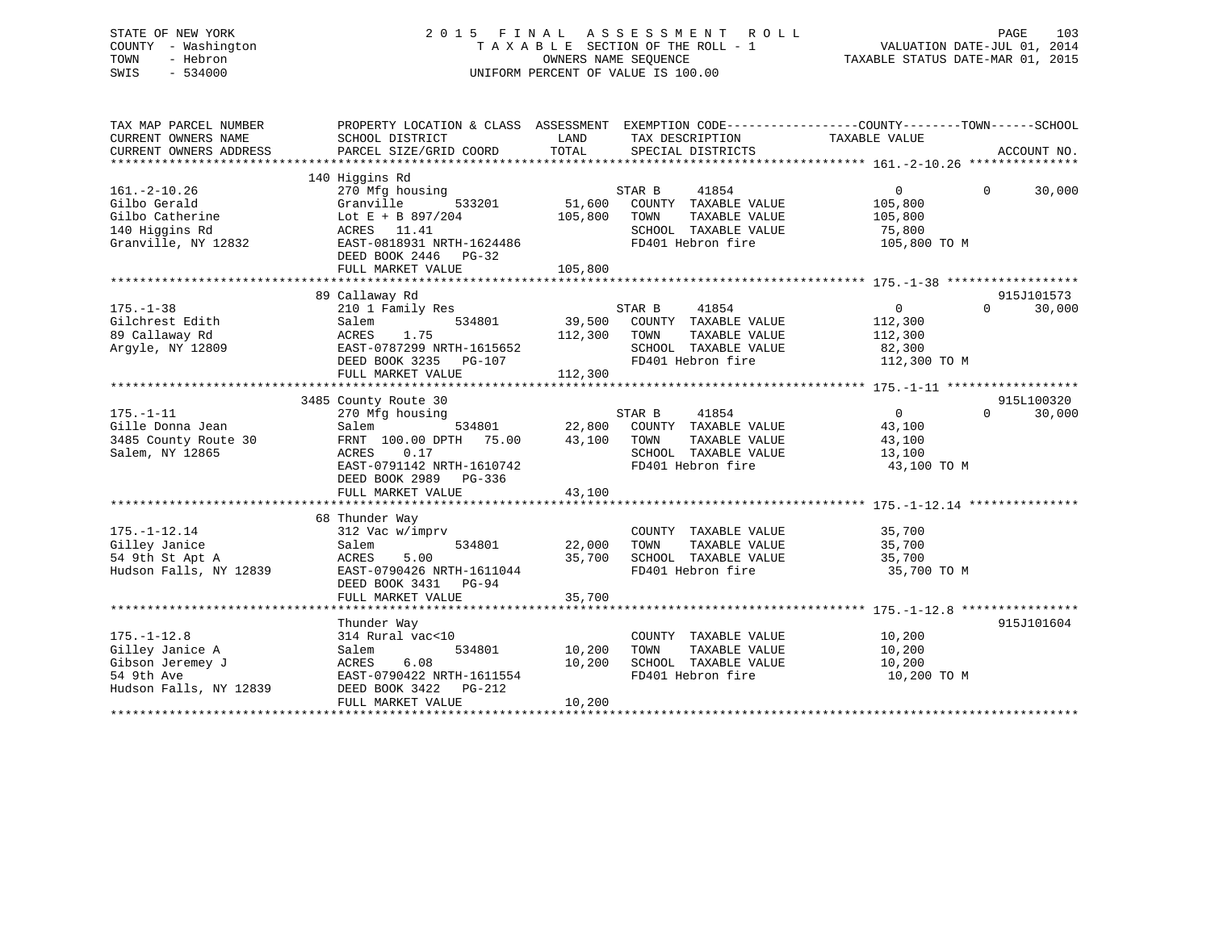STATE OF NEW YORK
COUNTY - Washington
TOWN - Hebron
SWIS - 534000

# 2015 FINAL ASSESSMENT ROLL
TAXABLE SECTION OF THE ROLL - 1
OWNERS NAME SEQUENCE
UNIFORM PERCENT OF VALUE IS 100.00

VALUATION DATE-JUL 01, 2014
TAXABLE STATUS DATE-MAR 01, 2015

```
TAX MAP PARCEL NUMBER          PROPERTY LOCATION & CLASS  ASSESSMENT  EXEMPTION CODE------------------COUNTY--------TOWN------SCHOOL
CURRENT OWNERS NAME            SCHOOL DISTRICT               LAND      TAX DESCRIPTION            TAXABLE VALUE
CURRENT OWNERS ADDRESS         PARCEL SIZE/GRID COORD        TOTAL     SPECIAL DISTRICTS                                      ACCOUNT NO.
******************************************************************************************************* 161.-2-10.26 ***************
                               140 Higgins Rd
161.-2-10.26                   270 Mfg housing                         STAR B      41854              0            0       30,000
Gilbo Gerald                   Granville       533201        51,600    COUNTY  TAXABLE VALUE          105,800
Gilbo Catherine                Lot E + B 897/204            105,800    TOWN    TAXABLE VALUE          105,800
140 Higgins Rd                 ACRES  11.41                            SCHOOL  TAXABLE VALUE          75,800
Granville, NY 12832            EAST-0818931 NRTH-1624486               FD401 Hebron fire               105,800 TO M
                               DEED BOOK 2446   PG-32
                               FULL MARKET VALUE            105,800
******************************************************************************************************* 175.-1-38 ******************
                               89 Callaway Rd                                                                           915J101573
175.-1-38                      210 1 Family Res                        STAR B      41854              0            0       30,000
Gilchrest Edith                Salem           534801        39,500    COUNTY  TAXABLE VALUE          112,300
89 Callaway Rd                 ACRES    1.75                112,300    TOWN    TAXABLE VALUE          112,300
Argyle, NY 12809               EAST-0787299 NRTH-1615652               SCHOOL  TAXABLE VALUE          82,300
                               DEED BOOK 3235   PG-107                 FD401 Hebron fire               112,300 TO M
                               FULL MARKET VALUE            112,300
******************************************************************************************************* 175.-1-11 ******************
                               3485 County Route 30                                                                     915L100320
175.-1-11                      270 Mfg housing                         STAR B      41854              0            0       30,000
Gille Donna Jean               Salem           534801        22,800    COUNTY  TAXABLE VALUE          43,100
3485 County Route 30           FRNT 100.00 DPTH  75.00       43,100    TOWN    TAXABLE VALUE          43,100
Salem, NY 12865                ACRES    0.17                           SCHOOL  TAXABLE VALUE          13,100
                               EAST-0791142 NRTH-1610742               FD401 Hebron fire               43,100 TO M
                               DEED BOOK 2989   PG-336
                               FULL MARKET VALUE             43,100
******************************************************************************************************* 175.-1-12.14 ***************
                               68 Thunder Way
175.-1-12.14                   312 Vac w/imprv                         COUNTY  TAXABLE VALUE          35,700
Gilley Janice                  Salem           534801        22,000    TOWN    TAXABLE VALUE          35,700
54 9th St Apt A                ACRES    5.00                 35,700    SCHOOL  TAXABLE VALUE          35,700
Hudson Falls, NY 12839         EAST-0790426 NRTH-1611044               FD401 Hebron fire               35,700 TO M
                               DEED BOOK 3431   PG-94
                               FULL MARKET VALUE             35,700
******************************************************************************************************* 175.-1-12.8 ****************
                               Thunder Way                                                                              915J101604
175.-1-12.8                    314 Rural vac<10                        COUNTY  TAXABLE VALUE          10,200
Gilley Janice A                Salem           534801        10,200    TOWN    TAXABLE VALUE          10,200
Gibson Jeremey J               ACRES    6.08                 10,200    SCHOOL  TAXABLE VALUE          10,200
54 9th Ave                     EAST-0790422 NRTH-1611554               FD401 Hebron fire               10,200 TO M
Hudson Falls, NY 12839         DEED BOOK 3422   PG-212
                               FULL MARKET VALUE             10,200
************************************************************************************************************************************
```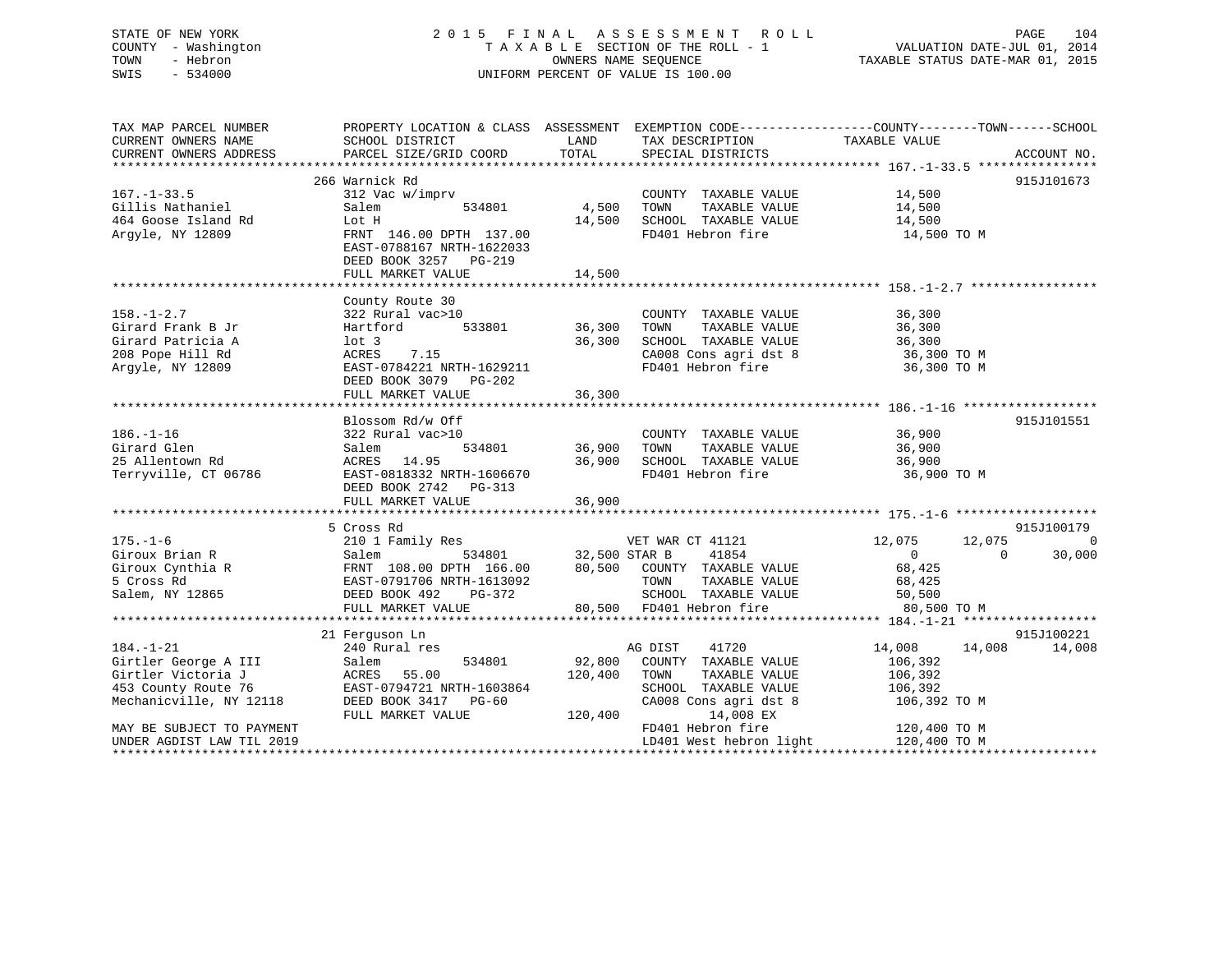STATE OF NEW YORK
COUNTY - Washington
TOWN - Hebron
SWIS - 534000

2015 FINAL ASSESSMENT ROLL
TAXABLE SECTION OF THE ROLL - 1
OWNERS NAME SEQUENCE
UNIFORM PERCENT OF VALUE IS 100.00

VALUATION DATE-JUL 01, 2014
TAXABLE STATUS DATE-MAR 01, 2015

```
TAX MAP PARCEL NUMBER          PROPERTY LOCATION & CLASS  ASSESSMENT  EXEMPTION CODE------------------COUNTY--------TOWN------SCHOOL
CURRENT OWNERS NAME            SCHOOL DISTRICT               LAND      TAX DESCRIPTION            TAXABLE VALUE
CURRENT OWNERS ADDRESS         PARCEL SIZE/GRID COORD        TOTAL     SPECIAL DISTRICTS                                    ACCOUNT NO.
******************************************************************************************************* 167.-1-33.5 ****************
                               266 Warnick Rd                                                                               915J101673
167.-1-33.5                    312 Vac w/imprv                          COUNTY  TAXABLE VALUE             14,500
Gillis Nathaniel               Salem          534801         4,500      TOWN    TAXABLE VALUE             14,500
464 Goose Island Rd            Lot H                        14,500      SCHOOL  TAXABLE VALUE             14,500
Argyle, NY 12809               FRNT 146.00 DPTH 137.00                 FD401 Hebron fire                  14,500 TO M
                               EAST-0788167 NRTH-1622033
                               DEED BOOK 3257   PG-219
                               FULL MARKET VALUE            14,500
******************************************************************************************************* 158.-1-2.7 *****************
                               County Route 30
158.-1-2.7                     322 Rural vac>10                         COUNTY  TAXABLE VALUE             36,300
Girard Frank B Jr              Hartford       533801        36,300      TOWN    TAXABLE VALUE             36,300
Girard Patricia A              lot 3                        36,300      SCHOOL  TAXABLE VALUE             36,300
208 Pope Hill Rd               ACRES    7.15                           CA008 Cons agri dst 8              36,300 TO M
Argyle, NY 12809               EAST-0784221 NRTH-1629211               FD401 Hebron fire                  36,300 TO M
                               DEED BOOK 3079   PG-202
                               FULL MARKET VALUE            36,300
******************************************************************************************************* 186.-1-16 ******************
                               Blossom Rd/w Off                                                                             915J101551
186.-1-16                      322 Rural vac>10                         COUNTY  TAXABLE VALUE             36,900
Girard Glen                    Salem          534801        36,900      TOWN    TAXABLE VALUE             36,900
25 Allentown Rd                ACRES   14.95                36,900      SCHOOL  TAXABLE VALUE             36,900
Terryville, CT 06786           EAST-0818332 NRTH-1606670               FD401 Hebron fire                  36,900 TO M
                               DEED BOOK 2742   PG-313
                               FULL MARKET VALUE            36,900
******************************************************************************************************* 175.-1-6 *******************
                               5 Cross Rd                                                                                   915J100179
175.-1-6                       210 1 Family Res                    VET WAR CT 41121              12,075      12,075           0
Giroux Brian R                 Salem          534801        32,500 STAR B     41854                   0           0      30,000
Giroux Cynthia R               FRNT 108.00 DPTH 166.00      80,500    COUNTY  TAXABLE VALUE           68,425
5 Cross Rd                     EAST-0791706 NRTH-1613092              TOWN    TAXABLE VALUE           68,425
Salem, NY 12865                DEED BOOK 492    PG-372                SCHOOL  TAXABLE VALUE           50,500
                               FULL MARKET VALUE            80,500    FD401 Hebron fire                80,500 TO M
******************************************************************************************************* 184.-1-21 ******************
                               21 Ferguson Ln                                                                               915J100221
184.-1-21                      240 Rural res                       AG DIST    41720              14,008      14,008      14,008
Girtler George A III           Salem          534801        92,800    COUNTY  TAXABLE VALUE          106,392
Girtler Victoria J             ACRES   55.00               120,400    TOWN    TAXABLE VALUE          106,392
453 County Route 76            EAST-0794721 NRTH-1603864              SCHOOL  TAXABLE VALUE          106,392
Mechanicville, NY 12118        DEED BOOK 3417   PG-60                 CA008 Cons agri dst 8           106,392 TO M
                               FULL MARKET VALUE           120,400           14,008 EX
MAY BE SUBJECT TO PAYMENT                                              FD401 Hebron fire               120,400 TO M
UNDER AGDIST LAW TIL 2019                                              LD401 West hebron light         120,400 TO M
************************************************************************************************************************************
```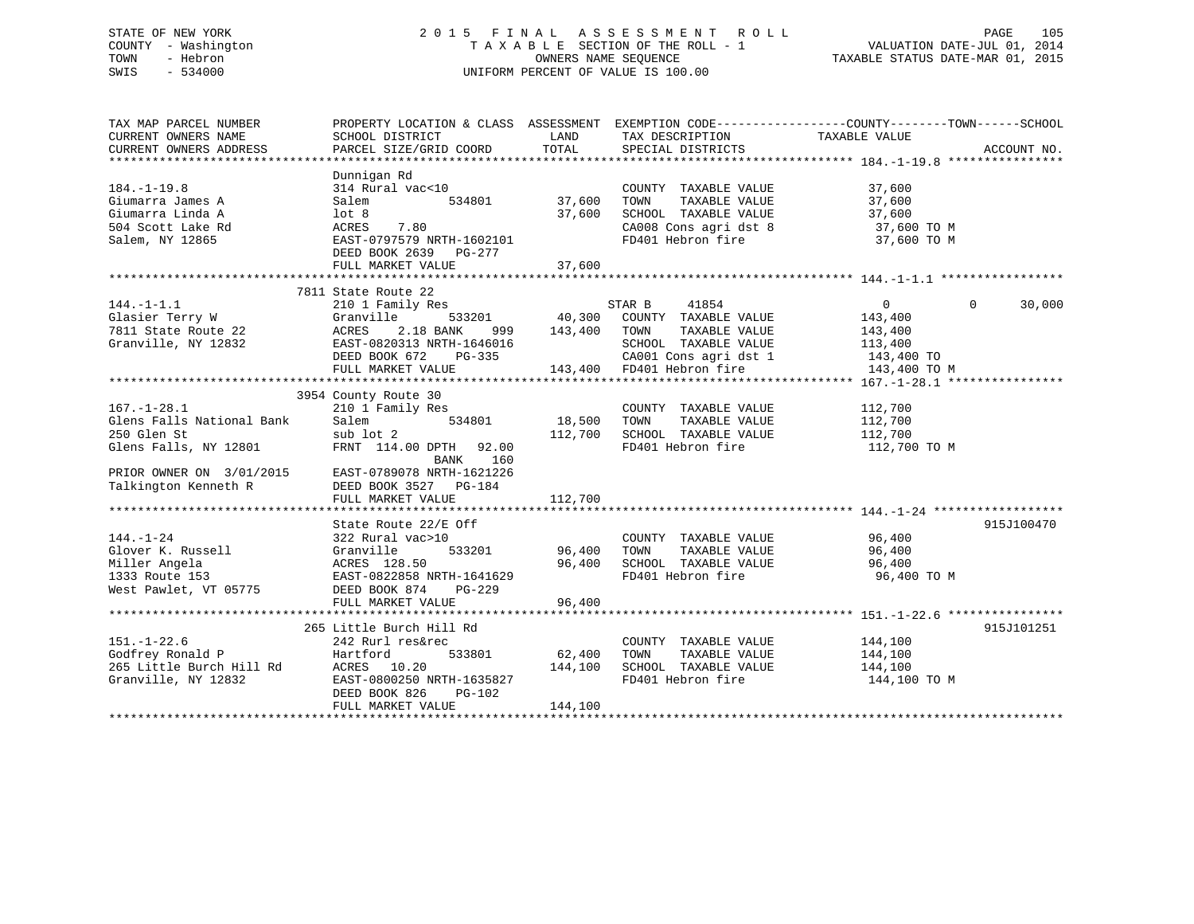STATE OF NEW YORK
COUNTY - Washington
TOWN - Hebron
SWIS - 534000

# 2015 FINAL ASSESSMENT ROLL
TAXABLE SECTION OF THE ROLL - 1
OWNERS NAME SEQUENCE
UNIFORM PERCENT OF VALUE IS 100.00

VALUATION DATE-JUL 01, 2014
TAXABLE STATUS DATE-MAR 01, 2015

```
TAX MAP PARCEL NUMBER          PROPERTY LOCATION & CLASS  ASSESSMENT  EXEMPTION CODE------------------COUNTY--------TOWN------SCHOOL
CURRENT OWNERS NAME            SCHOOL DISTRICT               LAND      TAX DESCRIPTION             TAXABLE VALUE
CURRENT OWNERS ADDRESS         PARCEL SIZE/GRID COORD        TOTAL     SPECIAL DISTRICTS                                      ACCOUNT NO.
*********************************************************************************************************** 184.-1-19.8 ****************
                               Dunnigan Rd
184.-1-19.8                    314 Rural vac<10                        COUNTY  TAXABLE VALUE            37,600
Giumarra James A               Salem          534801        37,600     TOWN    TAXABLE VALUE            37,600
Giumarra Linda A               lot 8                        37,600     SCHOOL  TAXABLE VALUE            37,600
504 Scott Lake Rd              ACRES    7.80                           CA008 Cons agri dst 8             37,600 TO M
Salem, NY 12865                EAST-0797579 NRTH-1602101               FD401 Hebron fire                 37,600 TO M
                               DEED BOOK 2639   PG-277
                               FULL MARKET VALUE            37,600
*********************************************************************************************************** 144.-1-1.1 *****************
                               7811 State Route 22
144.-1-1.1                     210 1 Family Res                        STAR B      41854                    0          0      30,000
Glasier Terry W                Granville      533201        40,300     COUNTY  TAXABLE VALUE           143,400
7811 State Route 22            ACRES    2.18 BANK    999   143,400     TOWN    TAXABLE VALUE           143,400
Granville, NY 12832            EAST-0820313 NRTH-1646016               SCHOOL  TAXABLE VALUE           113,400
                               DEED BOOK 672    PG-335                 CA001 Cons agri dst 1            143,400 TO
                               FULL MARKET VALUE           143,400     FD401 Hebron fire                143,400 TO M
*********************************************************************************************************** 167.-1-28.1 ****************
                               3954 County Route 30
167.-1-28.1                    210 1 Family Res                        COUNTY  TAXABLE VALUE           112,700
Glens Falls National Bank      Salem          534801        18,500     TOWN    TAXABLE VALUE           112,700
250 Glen St                    sub lot 2                   112,700     SCHOOL  TAXABLE VALUE           112,700
Glens Falls, NY 12801          FRNT  114.00 DPTH   92.00               FD401 Hebron fire                112,700 TO M
                                              BANK    160
PRIOR OWNER ON  3/01/2015      EAST-0789078 NRTH-1621226
Talkington Kenneth R           DEED BOOK 3527   PG-184
                               FULL MARKET VALUE           112,700
*********************************************************************************************************** 144.-1-24 ******************
                               State Route 22/E Off                                                                       915J100470
144.-1-24                      322 Rural vac>10                        COUNTY  TAXABLE VALUE            96,400
Glover K. Russell              Granville      533201        96,400     TOWN    TAXABLE VALUE            96,400
Miller Angela                  ACRES  128.50                96,400     SCHOOL  TAXABLE VALUE            96,400
1333 Route 153                 EAST-0822858 NRTH-1641629               FD401 Hebron fire                 96,400 TO M
West Pawlet, VT 05775          DEED BOOK 874    PG-229
                               FULL MARKET VALUE            96,400
*********************************************************************************************************** 151.-1-22.6 ****************
                               265 Little Burch Hill Rd                                                                   915J101251
151.-1-22.6                    242 Rurl res&rec                        COUNTY  TAXABLE VALUE           144,100
Godfrey Ronald P               Hartford       533801        62,400     TOWN    TAXABLE VALUE           144,100
265 Little Burch Hill Rd       ACRES   10.20               144,100     SCHOOL  TAXABLE VALUE           144,100
Granville, NY 12832            EAST-0800250 NRTH-1635827               FD401 Hebron fire                144,100 TO M
                               DEED BOOK 826    PG-102
                               FULL MARKET VALUE           144,100
****************************************************************************************************************************************
```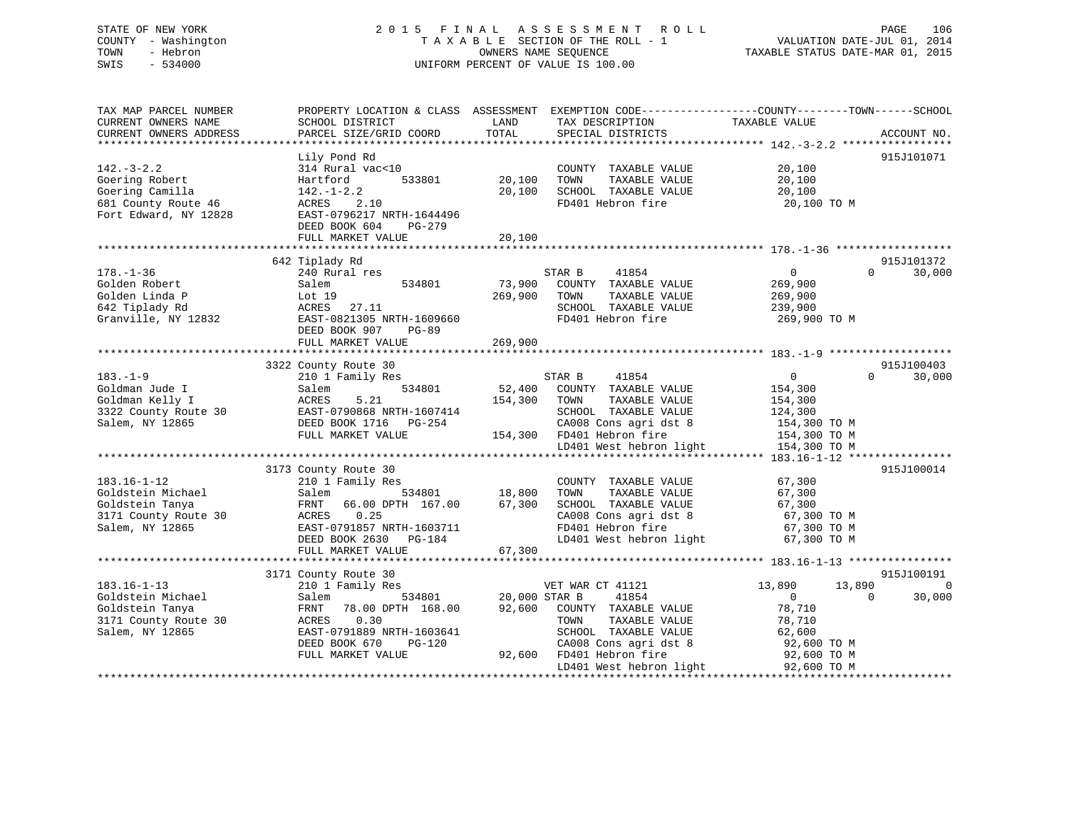STATE OF NEW YORK
COUNTY - Washington
TOWN - Hebron
SWIS - 534000

2015 FINAL ASSESSMENT ROLL
TAXABLE SECTION OF THE ROLL - 1
OWNERS NAME SEQUENCE
UNIFORM PERCENT OF VALUE IS 100.00

VALUATION DATE-JUL 01, 2014
TAXABLE STATUS DATE-MAR 01, 2015

```
TAX MAP PARCEL NUMBER          PROPERTY LOCATION & CLASS  ASSESSMENT  EXEMPTION CODE------------------COUNTY--------TOWN------SCHOOL
CURRENT OWNERS NAME            SCHOOL DISTRICT              LAND      TAX DESCRIPTION             TAXABLE VALUE
CURRENT OWNERS ADDRESS         PARCEL SIZE/GRID COORD       TOTAL     SPECIAL DISTRICTS                                  ACCOUNT NO.
******************************************************************************************************* 142.-3-2.2 *****************
                               Lily Pond Rd                                                                           915J101071
142.-3-2.2                     314 Rural vac<10                       COUNTY  TAXABLE VALUE           20,100
Goering Robert                 Hartford          533801     20,100    TOWN    TAXABLE VALUE           20,100
Goering Camilla                142.-1-2.2                   20,100    SCHOOL  TAXABLE VALUE           20,100
681 County Route 46            ACRES    2.10                          FD401 Hebron fire                20,100 TO M
Fort Edward, NY 12828          EAST-0796217 NRTH-1644496
                               DEED BOOK 604    PG-279
                               FULL MARKET VALUE            20,100
******************************************************************************************************* 178.-1-36 ******************
                               642 Tiplady Rd                                                                         915J101372
178.-1-36                      240 Rural res                          STAR B     41854                     0          0     30,000
Golden Robert                  Salem             534801     73,900    COUNTY  TAXABLE VALUE          269,900
Golden Linda P                 Lot 19                      269,900    TOWN    TAXABLE VALUE          269,900
642 Tiplady Rd                 ACRES   27.11                          SCHOOL  TAXABLE VALUE          239,900
Granville, NY 12832            EAST-0821305 NRTH-1609660              FD401 Hebron fire               269,900 TO M
                               DEED BOOK 907    PG-89
                               FULL MARKET VALUE           269,900
******************************************************************************************************* 183.-1-9 *******************
                               3322 County Route 30                                                                   915J100403
183.-1-9                       210 1 Family Res                       STAR B     41854                     0          0     30,000
Goldman Jude I                 Salem             534801     52,400    COUNTY  TAXABLE VALUE          154,300
Goldman Kelly I                ACRES    5.21               154,300    TOWN    TAXABLE VALUE          154,300
3322 County Route 30           EAST-0790868 NRTH-1607414              SCHOOL  TAXABLE VALUE          124,300
Salem, NY 12865                DEED BOOK 1716   PG-254                CA008 Cons agri dst 8           154,300 TO M
                               FULL MARKET VALUE           154,300    FD401 Hebron fire               154,300 TO M
                                                                      LD401 West hebron light         154,300 TO M
******************************************************************************************************* 183.16-1-12 ****************
                               3173 County Route 30                                                                   915J100014
183.16-1-12                    210 1 Family Res                       COUNTY  TAXABLE VALUE           67,300
Goldstein Michael              Salem             534801     18,800    TOWN    TAXABLE VALUE           67,300
Goldstein Tanya                FRNT   66.00 DPTH 167.00     67,300    SCHOOL  TAXABLE VALUE           67,300
3171 County Route 30           ACRES    0.25                          CA008 Cons agri dst 8            67,300 TO M
Salem, NY 12865                EAST-0791857 NRTH-1603711              FD401 Hebron fire                67,300 TO M
                               DEED BOOK 2630   PG-184                LD401 West hebron light          67,300 TO M
                               FULL MARKET VALUE            67,300
******************************************************************************************************* 183.16-1-13 ****************
                               3171 County Route 30                                                                   915J100191
183.16-1-13                    210 1 Family Res                       VET WAR CT 41121                13,890     13,890          0
Goldstein Michael              Salem             534801     20,000 STAR B     41854                     0          0     30,000
Goldstein Tanya                FRNT   78.00 DPTH 168.00     92,600    COUNTY  TAXABLE VALUE           78,710
3171 County Route 30           ACRES    0.30                          TOWN    TAXABLE VALUE           78,710
Salem, NY 12865                EAST-0791889 NRTH-1603641              SCHOOL  TAXABLE VALUE           62,600
                               DEED BOOK 670    PG-120                CA008 Cons agri dst 8            92,600 TO M
                               FULL MARKET VALUE            92,600    FD401 Hebron fire                92,600 TO M
                                                                      LD401 West hebron light          92,600 TO M
************************************************************************************************************************************
```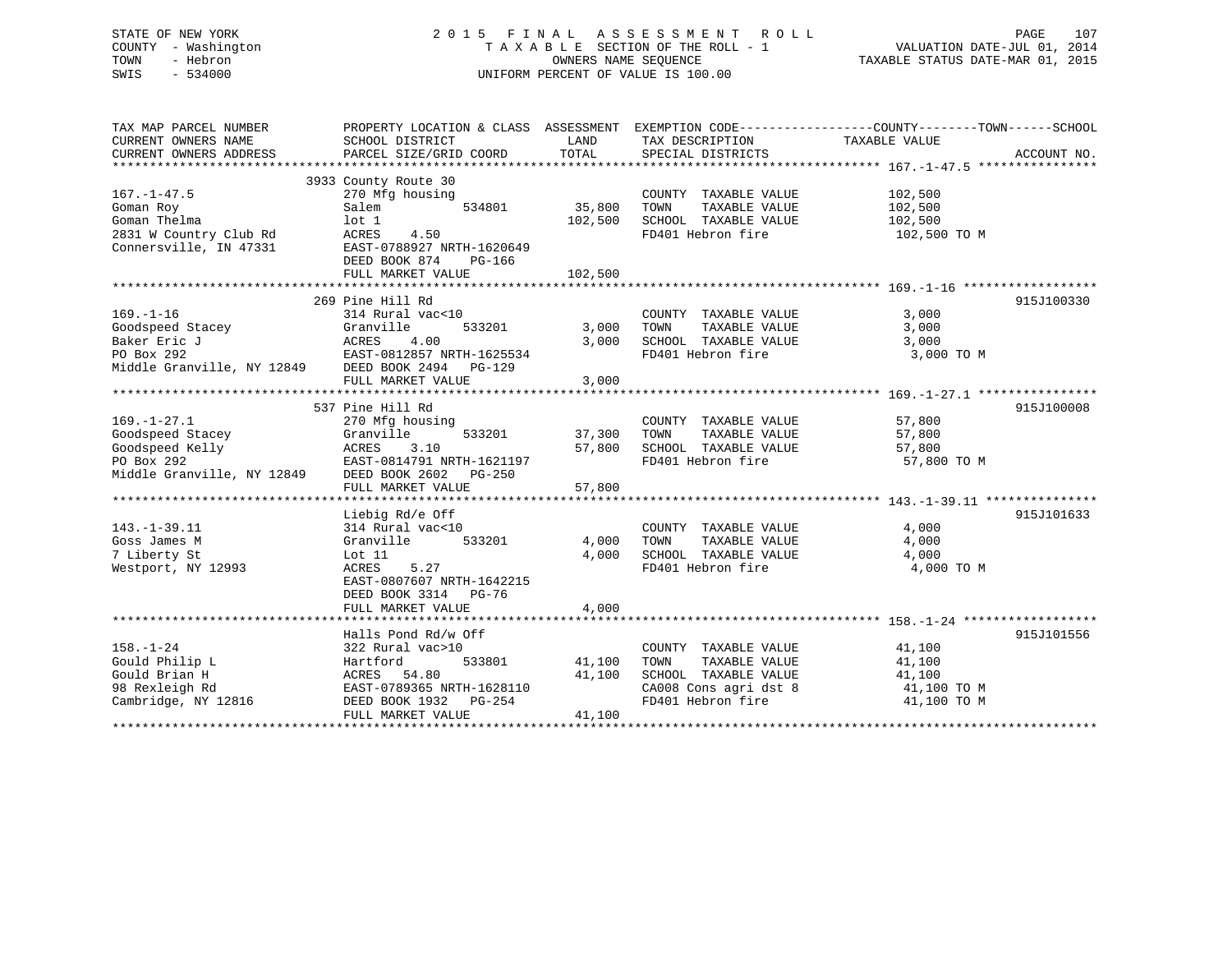STATE OF NEW YORK
COUNTY - Washington
TOWN - Hebron
SWIS - 534000

2015 FINAL ASSESSMENT ROLL
TAXABLE SECTION OF THE ROLL - 1
OWNERS NAME SEQUENCE
UNIFORM PERCENT OF VALUE IS 100.00

VALUATION DATE-JUL 01, 2014
TAXABLE STATUS DATE-MAR 01, 2015

| TAX MAP PARCEL NUMBER / CURRENT OWNERS NAME / CURRENT OWNERS ADDRESS | PROPERTY LOCATION & CLASS / SCHOOL DISTRICT / PARCEL SIZE/GRID COORD | ASSESSMENT LAND / TOTAL | EXEMPTION CODE / TAX DESCRIPTION / SPECIAL DISTRICTS | TAXABLE VALUE (COUNTY / TOWN / SCHOOL) | ACCOUNT NO. |
|---|---|---|---|---|---|
| **167.-1-47.5** | 3933 County Route 30 | | | | |
| 167.-1-47.5 | 270 Mfg housing | | COUNTY TAXABLE VALUE | 102,500 | |
| Goman Roy | Salem 534801 | 35,800 | TOWN TAXABLE VALUE | 102,500 | |
| Goman Thelma | lot 1 | 102,500 | SCHOOL TAXABLE VALUE | 102,500 | |
| 2831 W Country Club Rd | ACRES 4.50 | | FD401 Hebron fire | 102,500 TO M | |
| Connersville, IN 47331 | EAST-0788927 NRTH-1620649 | | | | |
| | DEED BOOK 874 PG-166 | | | | |
| | FULL MARKET VALUE | 102,500 | | | |
| **169.-1-16** | 269 Pine Hill Rd | | | | 915J100330 |
| 169.-1-16 | 314 Rural vac<10 | | COUNTY TAXABLE VALUE | 3,000 | |
| Goodspeed Stacey | Granville 533201 | 3,000 | TOWN TAXABLE VALUE | 3,000 | |
| Baker Eric J | ACRES 4.00 | 3,000 | SCHOOL TAXABLE VALUE | 3,000 | |
| PO Box 292 | EAST-0812857 NRTH-1625534 | | FD401 Hebron fire | 3,000 TO M | |
| Middle Granville, NY 12849 | DEED BOOK 2494 PG-129 | | | | |
| | FULL MARKET VALUE | 3,000 | | | |
| **169.-1-27.1** | 537 Pine Hill Rd | | | | 915J100008 |
| 169.-1-27.1 | 270 Mfg housing | | COUNTY TAXABLE VALUE | 57,800 | |
| Goodspeed Stacey | Granville 533201 | 37,300 | TOWN TAXABLE VALUE | 57,800 | |
| Goodspeed Kelly | ACRES 3.10 | 57,800 | SCHOOL TAXABLE VALUE | 57,800 | |
| PO Box 292 | EAST-0814791 NRTH-1621197 | | FD401 Hebron fire | 57,800 TO M | |
| Middle Granville, NY 12849 | DEED BOOK 2602 PG-250 | | | | |
| | FULL MARKET VALUE | 57,800 | | | |
| **143.-1-39.11** | Liebig Rd/e Off | | | | 915J101633 |
| 143.-1-39.11 | 314 Rural vac<10 | | COUNTY TAXABLE VALUE | 4,000 | |
| Goss James M | Granville 533201 | 4,000 | TOWN TAXABLE VALUE | 4,000 | |
| 7 Liberty St | Lot 11 | 4,000 | SCHOOL TAXABLE VALUE | 4,000 | |
| Westport, NY 12993 | ACRES 5.27 | | FD401 Hebron fire | 4,000 TO M | |
| | EAST-0807607 NRTH-1642215 | | | | |
| | DEED BOOK 3314 PG-76 | | | | |
| | FULL MARKET VALUE | 4,000 | | | |
| **158.-1-24** | Halls Pond Rd/w Off | | | | 915J101556 |
| 158.-1-24 | 322 Rural vac>10 | | COUNTY TAXABLE VALUE | 41,100 | |
| Gould Philip L | Hartford 533801 | 41,100 | TOWN TAXABLE VALUE | 41,100 | |
| Gould Brian H | ACRES 54.80 | 41,100 | SCHOOL TAXABLE VALUE | 41,100 | |
| 98 Rexleigh Rd | EAST-0789365 NRTH-1628110 | | CA008 Cons agri dst 8 | 41,100 TO M | |
| Cambridge, NY 12816 | DEED BOOK 1932 PG-254 | | FD401 Hebron fire | 41,100 TO M | |
| | FULL MARKET VALUE | 41,100 | | | |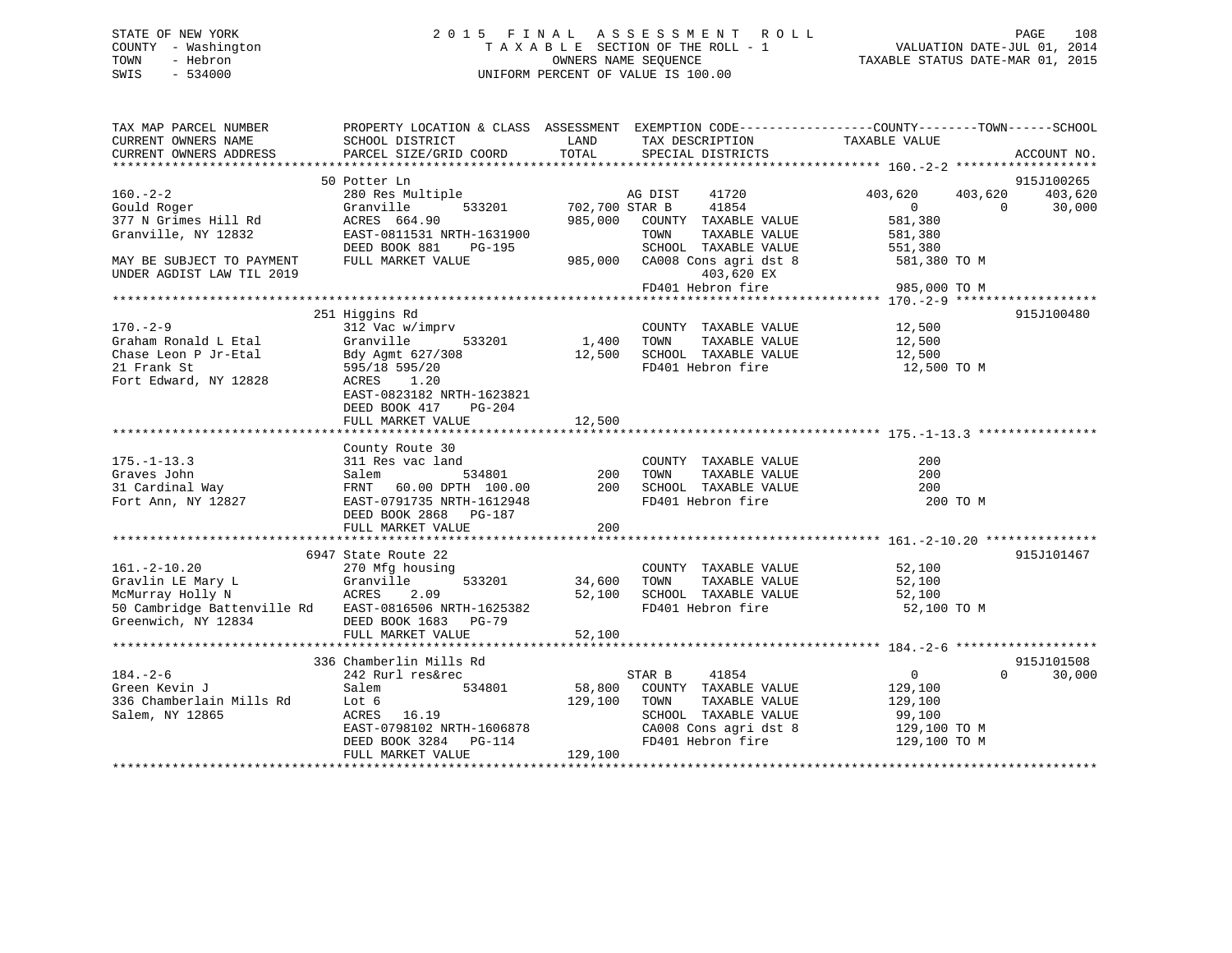STATE OF NEW YORK
COUNTY - Washington
TOWN - Hebron
SWIS - 534000

# 2015 FINAL ASSESSMENT ROLL
TAXABLE SECTION OF THE ROLL - 1
OWNERS NAME SEQUENCE
UNIFORM PERCENT OF VALUE IS 100.00

VALUATION DATE-JUL 01, 2014
TAXABLE STATUS DATE-MAR 01, 2015

```
TAX MAP PARCEL NUMBER          PROPERTY LOCATION & CLASS  ASSESSMENT  EXEMPTION CODE------------------COUNTY--------TOWN------SCHOOL
CURRENT OWNERS NAME            SCHOOL DISTRICT               LAND      TAX DESCRIPTION            TAXABLE VALUE
CURRENT OWNERS ADDRESS         PARCEL SIZE/GRID COORD        TOTAL     SPECIAL DISTRICTS                                    ACCOUNT NO.
******************************************************************************************************* 160.-2-2 *******************
                               50 Potter Ln                                                                              915J100265
160.-2-2                       280 Res Multiple                       AG DIST     41720            403,620    403,620    403,620
Gould Roger                    Granville        533201       702,700 STAR B      41854                  0          0     30,000
377 N Grimes Hill Rd           ACRES  664.90                 985,000   COUNTY  TAXABLE VALUE          581,380
Granville, NY 12832            EAST-0811531 NRTH-1631900               TOWN    TAXABLE VALUE          581,380
                               DEED BOOK 881    PG-195                 SCHOOL  TAXABLE VALUE          551,380
MAY BE SUBJECT TO PAYMENT      FULL MARKET VALUE             985,000   CA008 Cons agri dst 8           581,380 TO M
UNDER AGDIST LAW TIL 2019                                                    403,620 EX
                                                                       FD401 Hebron fire               985,000 TO M
******************************************************************************************************* 170.-2-9 *******************
                               251 Higgins Rd                                                                            915J100480
170.-2-9                       312 Vac w/imprv                         COUNTY  TAXABLE VALUE           12,500
Graham Ronald L Etal           Granville        533201         1,400   TOWN    TAXABLE VALUE           12,500
Chase Leon P Jr-Etal           Bdy Agmt 627/308               12,500   SCHOOL  TAXABLE VALUE           12,500
21 Frank St                    595/18 595/20                           FD401 Hebron fire                12,500 TO M
Fort Edward, NY 12828          ACRES    1.20
                               EAST-0823182 NRTH-1623821
                               DEED BOOK 417    PG-204
                               FULL MARKET VALUE              12,500
******************************************************************************************************* 175.-1-13.3 ****************
                               County Route 30
175.-1-13.3                    311 Res vac land                        COUNTY  TAXABLE VALUE              200
Graves John                    Salem            534801           200   TOWN    TAXABLE VALUE              200
31 Cardinal Way                FRNT   60.00 DPTH 100.00          200   SCHOOL  TAXABLE VALUE              200
Fort Ann, NY 12827             EAST-0791735 NRTH-1612948               FD401 Hebron fire                   200 TO M
                               DEED BOOK 2868   PG-187
                               FULL MARKET VALUE                 200
******************************************************************************************************* 161.-2-10.20 ***************
                               6947 State Route 22                                                                       915J101467
161.-2-10.20                   270 Mfg housing                         COUNTY  TAXABLE VALUE           52,100
Gravlin LE Mary L              Granville        533201        34,600   TOWN    TAXABLE VALUE           52,100
McMurray Holly N               ACRES    2.09                  52,100   SCHOOL  TAXABLE VALUE           52,100
50 Cambridge Battenville Rd    EAST-0816506 NRTH-1625382               FD401 Hebron fire                52,100 TO M
Greenwich, NY 12834            DEED BOOK 1683   PG-79
                               FULL MARKET VALUE              52,100
******************************************************************************************************* 184.-2-6 *******************
                               336 Chamberlin Mills Rd                                                                   915J101508
184.-2-6                       242 Rurl res&rec                       STAR B      41854                  0          0     30,000
Green Kevin J                  Salem            534801        58,800   COUNTY  TAXABLE VALUE          129,100
336 Chamberlain Mills Rd       Lot 6                         129,100   TOWN    TAXABLE VALUE          129,100
Salem, NY 12865                ACRES   16.19                           SCHOOL  TAXABLE VALUE           99,100
                               EAST-0798102 NRTH-1606878               CA008 Cons agri dst 8           129,100 TO M
                               DEED BOOK 3284   PG-114                 FD401 Hebron fire               129,100 TO M
                               FULL MARKET VALUE             129,100
************************************************************************************************************************************
```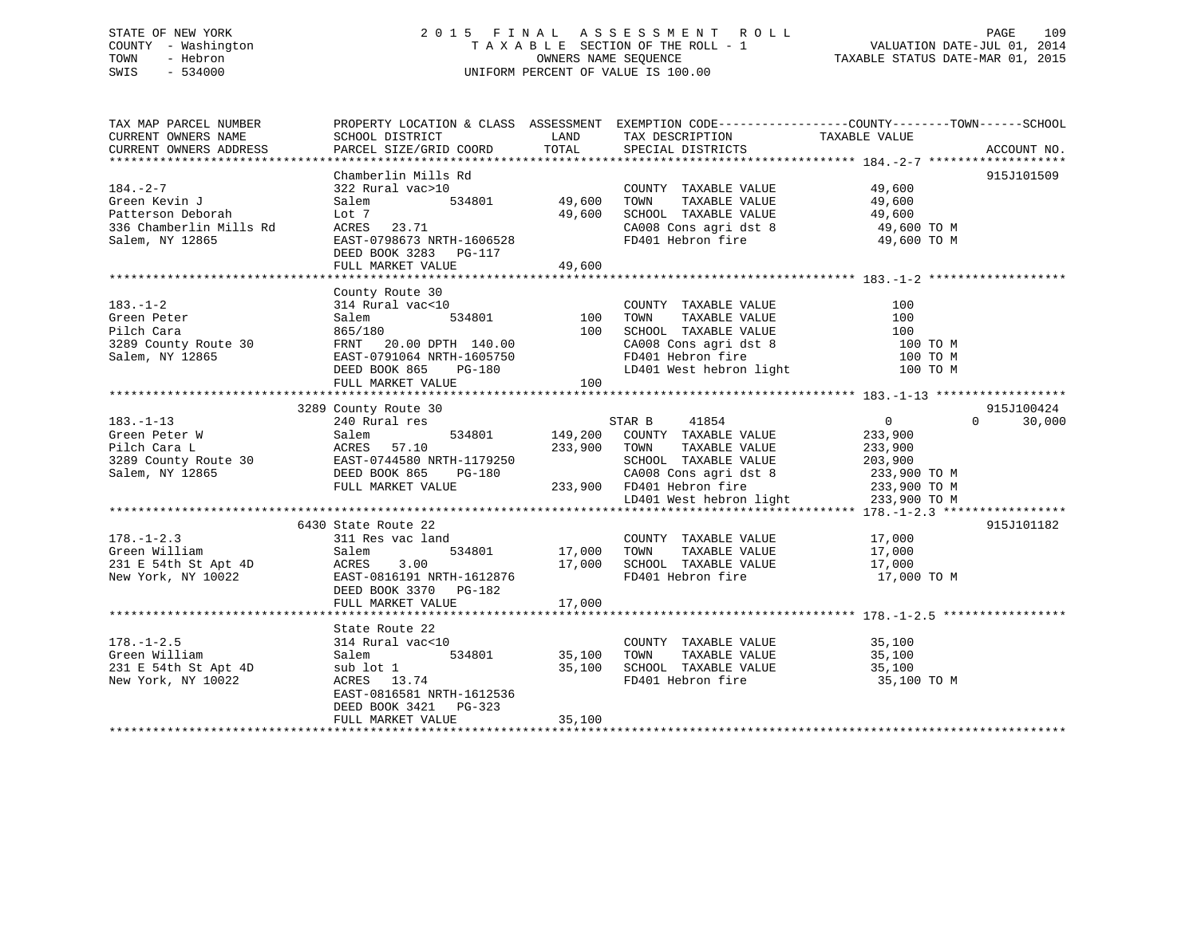STATE OF NEW YORK
COUNTY - Washington
TOWN - Hebron
SWIS - 534000

# 2015 FINAL ASSESSMENT ROLL

TAXABLE SECTION OF THE ROLL - 1
OWNERS NAME SEQUENCE
UNIFORM PERCENT OF VALUE IS 100.00

VALUATION DATE-JUL 01, 2014
TAXABLE STATUS DATE-MAR 01, 2015

| TAX MAP PARCEL NUMBER / CURRENT OWNERS NAME / CURRENT OWNERS ADDRESS | PROPERTY LOCATION & CLASS / SCHOOL DISTRICT / PARCEL SIZE/GRID COORD | ASSESSMENT LAND | ASSESSMENT TOTAL | EXEMPTION CODE / TAX DESCRIPTION / SPECIAL DISTRICTS | COUNTY TAXABLE VALUE | TOWN | SCHOOL | ACCOUNT NO. |
|---|---|---|---|---|---|---|---|---|
| **184.-2-7** | Chamberlin Mills Rd | | | | | | | 915J101509 |
| Green Kevin J | 322 Rural vac>10 | | | COUNTY TAXABLE VALUE | 49,600 | | | |
| Patterson Deborah | Salem 534801 | 49,600 | | TOWN TAXABLE VALUE | 49,600 | | | |
| 336 Chamberlin Mills Rd | Lot 7 | | 49,600 | SCHOOL TAXABLE VALUE | 49,600 | | | |
| Salem, NY 12865 | ACRES 23.71 | | | CA008 Cons agri dst 8 | 49,600 TO M | | | |
| | EAST-0798673 NRTH-1606528 | | | FD401 Hebron fire | 49,600 TO M | | | |
| | DEED BOOK 3283 PG-117 | | | | | | | |
| | FULL MARKET VALUE | | 49,600 | | | | | |
| **183.-1-2** | County Route 30 | | | | | | | |
| Green Peter | 314 Rural vac<10 | | | COUNTY TAXABLE VALUE | 100 | | | |
| Pilch Cara | Salem 534801 | 100 | | TOWN TAXABLE VALUE | 100 | | | |
| 3289 County Route 30 | 865/180 | | 100 | SCHOOL TAXABLE VALUE | 100 | | | |
| Salem, NY 12865 | FRNT 20.00 DPTH 140.00 | | | CA008 Cons agri dst 8 | 100 TO M | | | |
| | EAST-0791064 NRTH-1605750 | | | FD401 Hebron fire | 100 TO M | | | |
| | DEED BOOK 865 PG-180 | | | LD401 West hebron light | 100 TO M | | | |
| | FULL MARKET VALUE | | 100 | | | | | |
| **183.-1-13** | 3289 County Route 30 | | | | | | | 915J100424 |
| Green Peter W | 240 Rural res | | | STAR B 41854 | 0 | 0 | 30,000 | |
| Pilch Cara L | Salem 534801 | 149,200 | | COUNTY TAXABLE VALUE | 233,900 | | | |
| 3289 County Route 30 | ACRES 57.10 | | 233,900 | TOWN TAXABLE VALUE | 233,900 | | | |
| Salem, NY 12865 | EAST-0744580 NRTH-1179250 | | | SCHOOL TAXABLE VALUE | 203,900 | | | |
| | DEED BOOK 865 PG-180 | | | CA008 Cons agri dst 8 | 233,900 TO M | | | |
| | FULL MARKET VALUE | | 233,900 | FD401 Hebron fire | 233,900 TO M | | | |
| | | | | LD401 West hebron light | 233,900 TO M | | | |
| **178.-1-2.3** | 6430 State Route 22 | | | | | | | 915J101182 |
| Green William | 311 Res vac land | | | COUNTY TAXABLE VALUE | 17,000 | | | |
| 231 E 54th St Apt 4D | Salem 534801 | 17,000 | | TOWN TAXABLE VALUE | 17,000 | | | |
| New York, NY 10022 | ACRES 3.00 | | 17,000 | SCHOOL TAXABLE VALUE | 17,000 | | | |
| | EAST-0816191 NRTH-1612876 | | | FD401 Hebron fire | 17,000 TO M | | | |
| | DEED BOOK 3370 PG-182 | | | | | | | |
| | FULL MARKET VALUE | | 17,000 | | | | | |
| **178.-1-2.5** | State Route 22 | | | | | | | |
| Green William | 314 Rural vac<10 | | | COUNTY TAXABLE VALUE | 35,100 | | | |
| 231 E 54th St Apt 4D | Salem 534801 | 35,100 | | TOWN TAXABLE VALUE | 35,100 | | | |
| New York, NY 10022 | sub lot 1 | | 35,100 | SCHOOL TAXABLE VALUE | 35,100 | | | |
| | ACRES 13.74 | | | FD401 Hebron fire | 35,100 TO M | | | |
| | EAST-0816581 NRTH-1612536 | | | | | | | |
| | DEED BOOK 3421 PG-323 | | | | | | | |
| | FULL MARKET VALUE | | 35,100 | | | | | |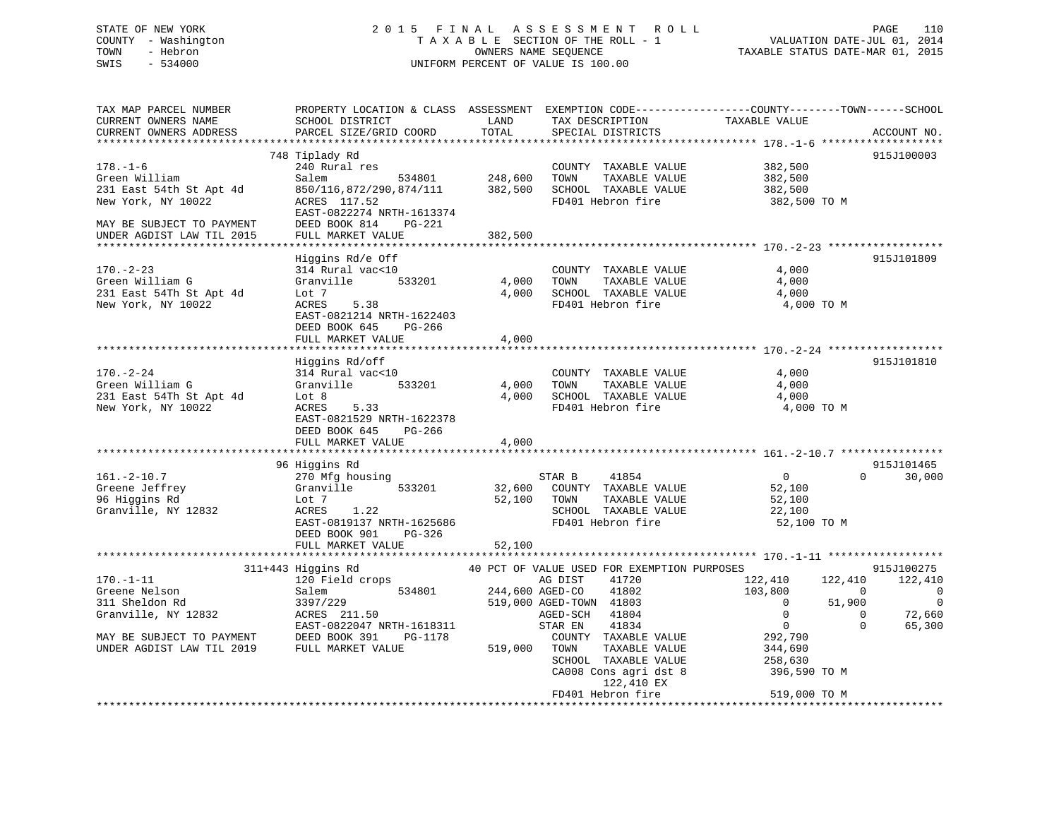STATE OF NEW YORK
COUNTY - Washington
TOWN - Hebron
SWIS - 534000

2 0 1 5 F I N A L A S S E S S M E N T R O L L
T A X A B L E SECTION OF THE ROLL - 1
OWNERS NAME SEQUENCE
UNIFORM PERCENT OF VALUE IS 100.00

VALUATION DATE-JUL 01, 2014
TAXABLE STATUS DATE-MAR 01, 2015

```
TAX MAP PARCEL NUMBER          PROPERTY LOCATION & CLASS  ASSESSMENT  EXEMPTION CODE------------------COUNTY--------TOWN------SCHOOL
CURRENT OWNERS NAME            SCHOOL DISTRICT                LAND      TAX DESCRIPTION                TAXABLE VALUE
CURRENT OWNERS ADDRESS         PARCEL SIZE/GRID COORD         TOTAL     SPECIAL DISTRICTS                                          ACCOUNT NO.
******************************************************************************************************* 178.-1-6 *******************
                         748 Tiplady Rd                                                                                        915J100003
178.-1-6                       240 Rural res                            COUNTY  TAXABLE VALUE            382,500
Green William                  Salem            534801      248,600     TOWN    TAXABLE VALUE            382,500
231 East 54th St Apt 4d        850/116,872/290,874/111      382,500     SCHOOL  TAXABLE VALUE            382,500
New York, NY 10022             ACRES  117.52                            FD401 Hebron fire                 382,500 TO M
                               EAST-0822274 NRTH-1613374
MAY BE SUBJECT TO PAYMENT      DEED BOOK 814    PG-221
UNDER AGDIST LAW TIL 2015      FULL MARKET VALUE            382,500
******************************************************************************************************* 170.-2-23 ******************
                         Higgins Rd/e Off                                                                                      915J101809
170.-2-23                      314 Rural vac<10                         COUNTY  TAXABLE VALUE              4,000
Green William G                Granville        533201        4,000     TOWN    TAXABLE VALUE              4,000
231 East 54Th St Apt 4d        Lot 7                          4,000     SCHOOL  TAXABLE VALUE              4,000
New York, NY 10022             ACRES    5.38                            FD401 Hebron fire                  4,000 TO M
                               EAST-0821214 NRTH-1622403
                               DEED BOOK 645    PG-266
                               FULL MARKET VALUE              4,000
******************************************************************************************************* 170.-2-24 ******************
                         Higgins Rd/off                                                                                        915J101810
170.-2-24                      314 Rural vac<10                         COUNTY  TAXABLE VALUE              4,000
Green William G                Granville        533201        4,000     TOWN    TAXABLE VALUE              4,000
231 East 54Th St Apt 4d        Lot 8                          4,000     SCHOOL  TAXABLE VALUE              4,000
New York, NY 10022             ACRES    5.33                            FD401 Hebron fire                  4,000 TO M
                               EAST-0821529 NRTH-1622378
                               DEED BOOK 645    PG-266
                               FULL MARKET VALUE              4,000
******************************************************************************************************* 161.-2-10.7 ****************
                         96 Higgins Rd                                                                                         915J101465
161.-2-10.7                    270 Mfg housing                          STAR B      41854                   0          0      30,000
Greene Jeffrey                 Granville        533201       32,600     COUNTY  TAXABLE VALUE             52,100
96 Higgins Rd                  Lot 7                         52,100     TOWN    TAXABLE VALUE             52,100
Granville, NY 12832            ACRES    1.22                            SCHOOL  TAXABLE VALUE             22,100
                               EAST-0819137 NRTH-1625686                FD401 Hebron fire                 52,100 TO M
                               DEED BOOK 901    PG-326
                               FULL MARKET VALUE             52,100
******************************************************************************************************* 170.-1-11 ******************
                         311+443 Higgins Rd                40 PCT OF VALUE USED FOR EXEMPTION PURPOSES                         915J100275
170.-1-11                      120 Field crops                          AG DIST     41720             122,410    122,410    122,410
Greene Nelson                  Salem            534801      244,600 AGED-CO     41802             103,800          0          0
311 Sheldon Rd                 3397/229                     519,000 AGED-TOWN  41803                   0     51,900          0
Granville, NY 12832            ACRES  211.50                            AGED-SCH    41804                   0          0     72,660
                               EAST-0822047 NRTH-1618311                STAR EN     41834                   0          0     65,300
MAY BE SUBJECT TO PAYMENT      DEED BOOK 391    PG-1178                 COUNTY  TAXABLE VALUE            292,790
UNDER AGDIST LAW TIL 2019      FULL MARKET VALUE            519,000     TOWN    TAXABLE VALUE            344,690
                                                                        SCHOOL  TAXABLE VALUE            258,630
                                                                        CA008 Cons agri dst 8             396,590 TO M
                                                                             122,410 EX
                                                                        FD401 Hebron fire                 519,000 TO M
************************************************************************************************************************************
```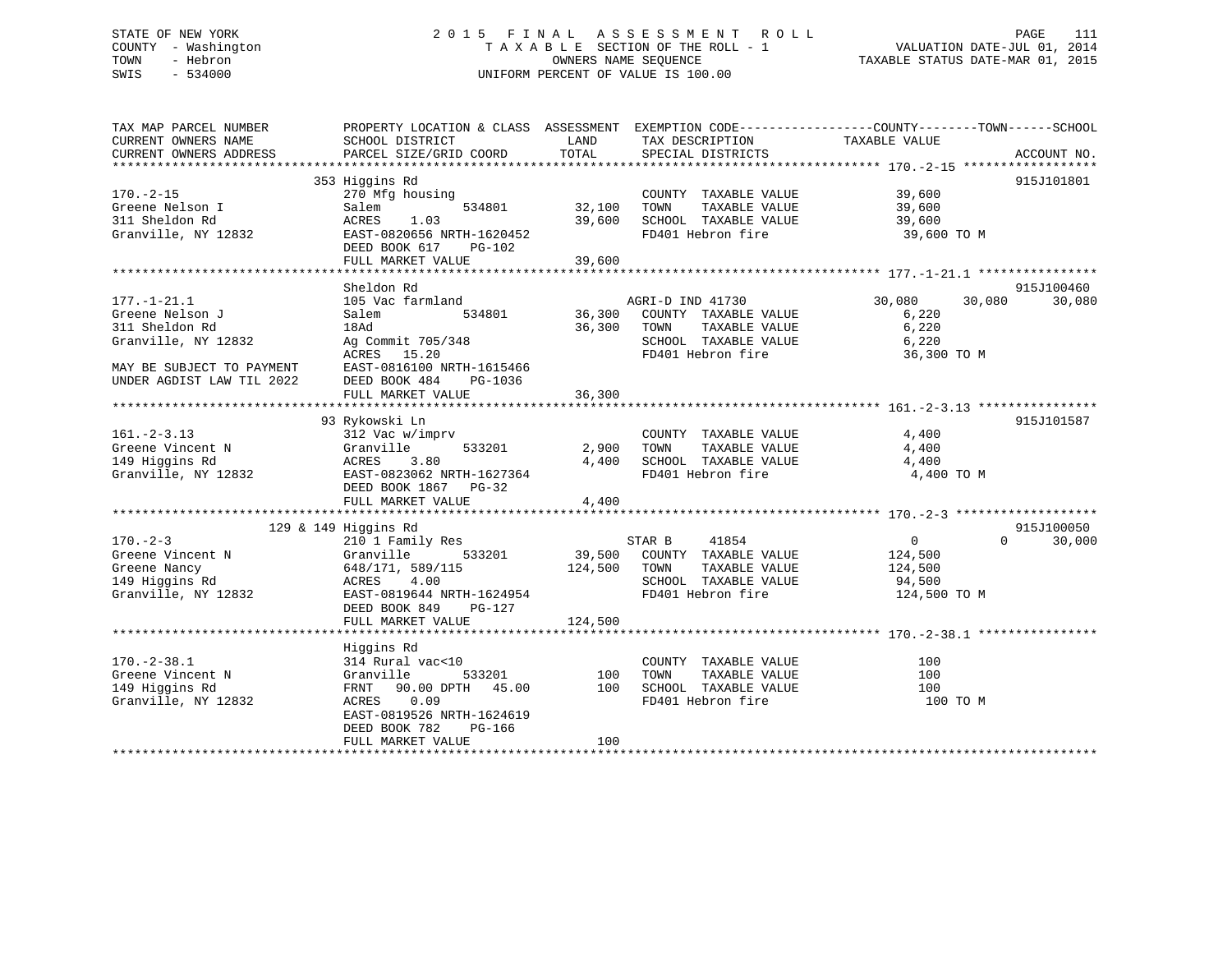STATE OF NEW YORK
COUNTY - Washington
TOWN - Hebron
SWIS - 534000

2 0 1 5 F I N A L A S S E S S M E N T R O L L
T A X A B L E SECTION OF THE ROLL - 1
OWNERS NAME SEQUENCE
UNIFORM PERCENT OF VALUE IS 100.00

VALUATION DATE-JUL 01, 2014
TAXABLE STATUS DATE-MAR 01, 2015

| TAX MAP PARCEL NUMBER / CURRENT OWNERS NAME / CURRENT OWNERS ADDRESS | PROPERTY LOCATION & CLASS / SCHOOL DISTRICT / PARCEL SIZE/GRID COORD | ASSESSMENT LAND / TOTAL | EXEMPTION CODE / TAX DESCRIPTION / SPECIAL DISTRICTS | COUNTY TAXABLE VALUE | TOWN | SCHOOL | ACCOUNT NO. |
|---|---|---|---|---|---|---|---|
| **170.-2-15** | 353 Higgins Rd | | | | | | 915J101801 |
| Greene Nelson I | 270 Mfg housing | | COUNTY TAXABLE VALUE | 39,600 | | | |
| 311 Sheldon Rd | Salem 534801 | 32,100 | TOWN TAXABLE VALUE | 39,600 | | | |
| Granville, NY 12832 | ACRES 1.03 | 39,600 | SCHOOL TAXABLE VALUE | 39,600 | | | |
| | EAST-0820656 NRTH-1620452 | | FD401 Hebron fire | 39,600 TO M | | | |
| | DEED BOOK 617 PG-102 | | | | | | |
| | FULL MARKET VALUE | 39,600 | | | | | |
| **177.-1-21.1** | Sheldon Rd | | | | | | 915J100460 |
| Greene Nelson J | 105 Vac farmland | | AGRI-D IND 41730 | 30,080 | 30,080 | 30,080 | |
| 311 Sheldon Rd | Salem 534801 | 36,300 | COUNTY TAXABLE VALUE | 6,220 | | | |
| Granville, NY 12832 | 18Ad | 36,300 | TOWN TAXABLE VALUE | 6,220 | | | |
| | Ag Commit 705/348 | | SCHOOL TAXABLE VALUE | 6,220 | | | |
| | ACRES 15.20 | | FD401 Hebron fire | 36,300 TO M | | | |
| MAY BE SUBJECT TO PAYMENT | EAST-0816100 NRTH-1615466 | | | | | | |
| UNDER AGDIST LAW TIL 2022 | DEED BOOK 484 PG-1036 | | | | | | |
| | FULL MARKET VALUE | 36,300 | | | | | |
| **161.-2-3.13** | 93 Rykowski Ln | | | | | | 915J101587 |
| Greene Vincent N | 312 Vac w/imprv | | COUNTY TAXABLE VALUE | 4,400 | | | |
| 149 Higgins Rd | Granville 533201 | 2,900 | TOWN TAXABLE VALUE | 4,400 | | | |
| Granville, NY 12832 | ACRES 3.80 | 4,400 | SCHOOL TAXABLE VALUE | 4,400 | | | |
| | EAST-0823062 NRTH-1627364 | | FD401 Hebron fire | 4,400 TO M | | | |
| | DEED BOOK 1867 PG-32 | | | | | | |
| | FULL MARKET VALUE | 4,400 | | | | | |
| **170.-2-3** | 129 & 149 Higgins Rd | | | | | | 915J100050 |
| Greene Vincent N | 210 1 Family Res | | STAR B 41854 | 0 | 0 | 30,000 | |
| Greene Nancy | Granville 533201 | 39,500 | COUNTY TAXABLE VALUE | 124,500 | | | |
| 149 Higgins Rd | 648/171, 589/115 | 124,500 | TOWN TAXABLE VALUE | 124,500 | | | |
| Granville, NY 12832 | ACRES 4.00 | | SCHOOL TAXABLE VALUE | 94,500 | | | |
| | EAST-0819644 NRTH-1624954 | | FD401 Hebron fire | 124,500 TO M | | | |
| | DEED BOOK 849 PG-127 | | | | | | |
| | FULL MARKET VALUE | 124,500 | | | | | |
| **170.-2-38.1** | Higgins Rd | | | | | | |
| Greene Vincent N | 314 Rural vac<10 | | COUNTY TAXABLE VALUE | 100 | | | |
| 149 Higgins Rd | Granville 533201 | 100 | TOWN TAXABLE VALUE | 100 | | | |
| Granville, NY 12832 | FRNT 90.00 DPTH 45.00 | 100 | SCHOOL TAXABLE VALUE | 100 | | | |
| | ACRES 0.09 | | FD401 Hebron fire | 100 TO M | | | |
| | EAST-0819526 NRTH-1624619 | | | | | | |
| | DEED BOOK 782 PG-166 | | | | | | |
| | FULL MARKET VALUE | 100 | | | | | |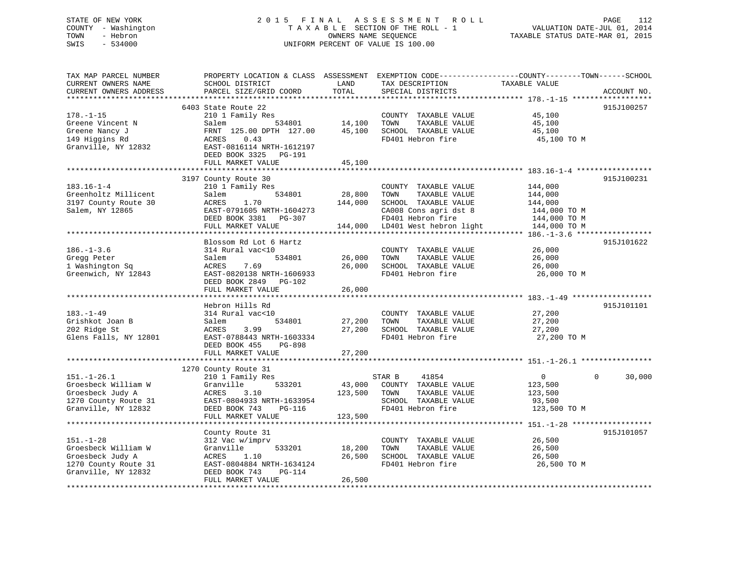STATE OF NEW YORK — COUNTY - Washington — TOWN - Hebron — SWIS - 534000

# 2015 FINAL ASSESSMENT ROLL

TAXABLE SECTION OF THE ROLL - 1
OWNERS NAME SEQUENCE
UNIFORM PERCENT OF VALUE IS 100.00

VALUATION DATE-JUL 01, 2014
TAXABLE STATUS DATE-MAR 01, 2015

| TAX MAP PARCEL NUMBER / CURRENT OWNERS NAME / CURRENT OWNERS ADDRESS | PROPERTY LOCATION & CLASS / SCHOOL DISTRICT / PARCEL SIZE/GRID COORD | ASSESSMENT LAND | TOTAL | EXEMPTION CODE / TAX DESCRIPTION / SPECIAL DISTRICTS | COUNTY | TOWN | SCHOOL | ACCOUNT NO. |
|---|---|---|---|---|---|---|---|---|
| **178.-1-15** | 6403 State Route 22 | | | | | | | 915J100257 |
| 178.-1-15 | 210 1 Family Res | | | COUNTY TAXABLE VALUE | 45,100 | | | |
| Greene Vincent N | Salem 534801 | 14,100 | | TOWN TAXABLE VALUE | | 45,100 | | |
| Greene Nancy J | FRNT 125.00 DPTH 127.00 | | 45,100 | SCHOOL TAXABLE VALUE | | | 45,100 | |
| 149 Higgins Rd | ACRES 0.43 | | | FD401 Hebron fire | 45,100 TO M | | | |
| Granville, NY 12832 | EAST-0816114 NRTH-1612197 | | | | | | | |
| | DEED BOOK 3325 PG-191 | | | | | | | |
| | FULL MARKET VALUE | | 45,100 | | | | | |
| **183.16-1-4** | 3197 County Route 30 | | | | | | | 915J100231 |
| 183.16-1-4 | 210 1 Family Res | | | COUNTY TAXABLE VALUE | 144,000 | | | |
| Greenholtz Millicent | Salem 534801 | 28,800 | | TOWN TAXABLE VALUE | | 144,000 | | |
| 3197 County Route 30 | ACRES 1.70 | | 144,000 | SCHOOL TAXABLE VALUE | | | 144,000 | |
| Salem, NY 12865 | EAST-0791605 NRTH-1604273 | | | CA008 Cons agri dst 8 | 144,000 TO M | | | |
| | DEED BOOK 3381 PG-307 | | | FD401 Hebron fire | 144,000 TO M | | | |
| | FULL MARKET VALUE | | 144,000 | LD401 West hebron light | 144,000 TO M | | | |
| **186.-1-3.6** | Blossom Rd Lot 6 Hartz | | | | | | | 915J101622 |
| 186.-1-3.6 | 314 Rural vac<10 | | | COUNTY TAXABLE VALUE | 26,000 | | | |
| Gregg Peter | Salem 534801 | 26,000 | | TOWN TAXABLE VALUE | | 26,000 | | |
| 1 Washington Sq | ACRES 7.69 | | 26,000 | SCHOOL TAXABLE VALUE | | | 26,000 | |
| Greenwich, NY 12843 | EAST-0820138 NRTH-1606933 | | | FD401 Hebron fire | 26,000 TO M | | | |
| | DEED BOOK 2849 PG-102 | | | | | | | |
| | FULL MARKET VALUE | | 26,000 | | | | | |
| **183.-1-49** | Hebron Hills Rd | | | | | | | 915J101101 |
| 183.-1-49 | 314 Rural vac<10 | | | COUNTY TAXABLE VALUE | 27,200 | | | |
| Grishkot Joan B | Salem 534801 | 27,200 | | TOWN TAXABLE VALUE | | 27,200 | | |
| 202 Ridge St | ACRES 3.99 | | 27,200 | SCHOOL TAXABLE VALUE | | | 27,200 | |
| Glens Falls, NY 12801 | EAST-0788443 NRTH-1603334 | | | FD401 Hebron fire | 27,200 TO M | | | |
| | DEED BOOK 455 PG-898 | | | | | | | |
| | FULL MARKET VALUE | | 27,200 | | | | | |
| **151.-1-26.1** | 1270 County Route 31 | | | | | | | |
| 151.-1-26.1 | 210 1 Family Res | | | STAR B 41854 | 0 | 0 | 30,000 | |
| Groesbeck William W | Granville 533201 | 43,000 | | COUNTY TAXABLE VALUE | 123,500 | | | |
| Groesbeck Judy A | ACRES 3.10 | | 123,500 | TOWN TAXABLE VALUE | | 123,500 | | |
| 1270 County Route 31 | EAST-0804933 NRTH-1633954 | | | SCHOOL TAXABLE VALUE | | | 93,500 | |
| Granville, NY 12832 | DEED BOOK 743 PG-116 | | | FD401 Hebron fire | 123,500 TO M | | | |
| | FULL MARKET VALUE | | 123,500 | | | | | |
| **151.-1-28** | County Route 31 | | | | | | | 915J101057 |
| 151.-1-28 | 312 Vac w/imprv | | | COUNTY TAXABLE VALUE | 26,500 | | | |
| Groesbeck William W | Granville 533201 | 18,200 | | TOWN TAXABLE VALUE | | 26,500 | | |
| Groesbeck Judy A | ACRES 1.10 | | 26,500 | SCHOOL TAXABLE VALUE | | | 26,500 | |
| 1270 County Route 31 | EAST-0804884 NRTH-1634124 | | | FD401 Hebron fire | 26,500 TO M | | | |
| Granville, NY 12832 | DEED BOOK 743 PG-114 | | | | | | | |
| | FULL MARKET VALUE | | 26,500 | | | | | |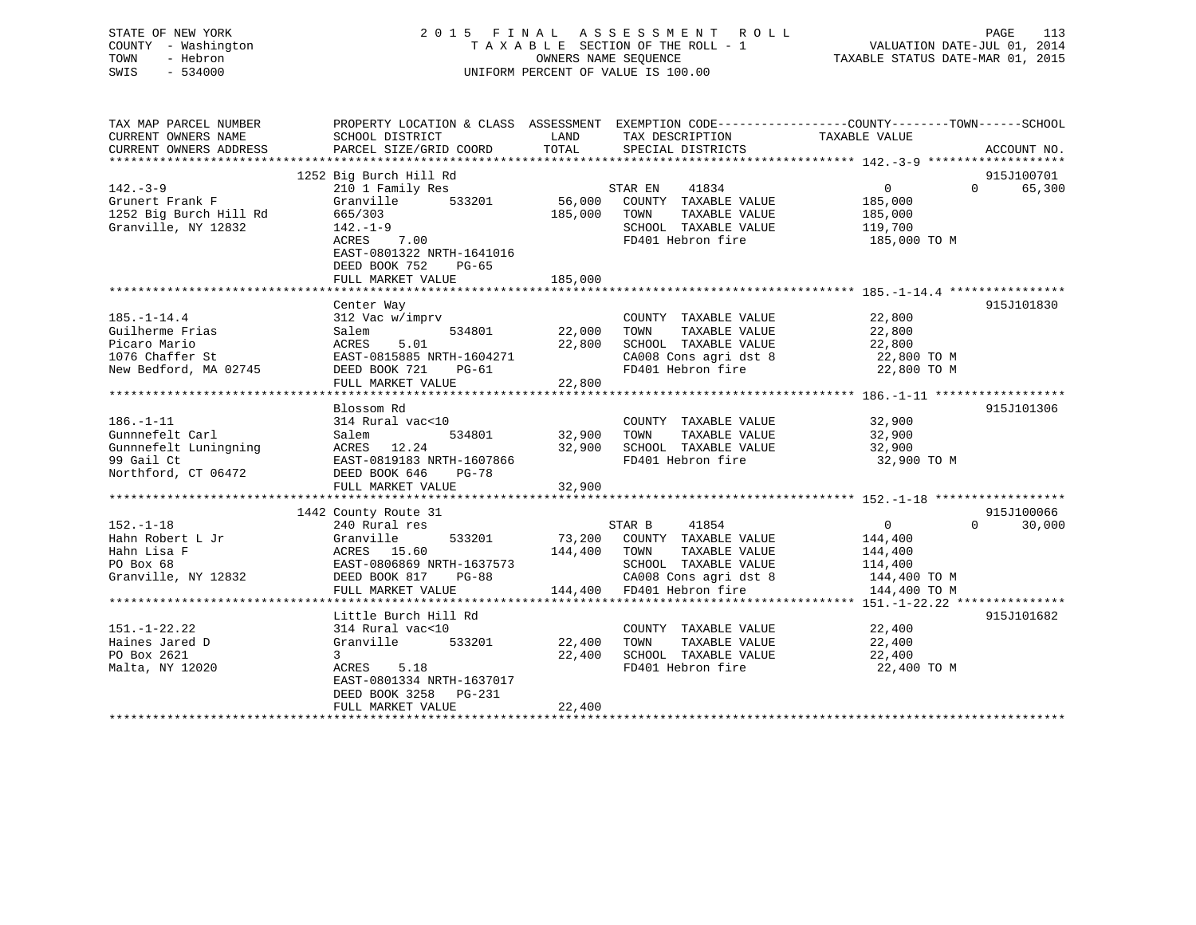STATE OF NEW YORK
COUNTY - Washington
TOWN - Hebron
SWIS - 534000

2015 FINAL ASSESSMENT ROLL
TAXABLE SECTION OF THE ROLL - 1
OWNERS NAME SEQUENCE
UNIFORM PERCENT OF VALUE IS 100.00

VALUATION DATE-JUL 01, 2014
TAXABLE STATUS DATE-MAR 01, 2015

| TAX MAP PARCEL NUMBER<br>CURRENT OWNERS NAME<br>CURRENT OWNERS ADDRESS | PROPERTY LOCATION & CLASS<br>SCHOOL DISTRICT<br>PARCEL SIZE/GRID COORD | ASSESSMENT<br>LAND<br>TOTAL | EXEMPTION CODE<br>TAX DESCRIPTION<br>SPECIAL DISTRICTS | COUNTY / TOWN<br>TAXABLE VALUE | SCHOOL<br><br>ACCOUNT NO. |
|---|---|---|---|---|---|
| 142.-3-9 | 1252 Big Burch Hill Rd |  |  |  | 915J100701 |
| 142.-3-9 | 210 1 Family Res |  | STAR EN 41834 | 0 / 0 | 65,300 |
| Grunert Frank F | Granville 533201 | 56,000 | COUNTY TAXABLE VALUE | 185,000 |  |
| 1252 Big Burch Hill Rd | 665/303 | 185,000 | TOWN TAXABLE VALUE | 185,000 |  |
| Granville, NY 12832 | 142.-1-9 |  | SCHOOL TAXABLE VALUE | 119,700 |  |
|  | ACRES 7.00 |  | FD401 Hebron fire | 185,000 TO M |  |
|  | EAST-0801322 NRTH-1641016 |  |  |  |  |
|  | DEED BOOK 752 PG-65 |  |  |  |  |
|  | FULL MARKET VALUE | 185,000 |  |  |  |
| 185.-1-14.4 | Center Way |  |  |  | 915J101830 |
| 185.-1-14.4 | 312 Vac w/imprv |  | COUNTY TAXABLE VALUE | 22,800 |  |
| Guilherme Frias | Salem 534801 | 22,000 | TOWN TAXABLE VALUE | 22,800 |  |
| Picaro Mario | ACRES 5.01 | 22,800 | SCHOOL TAXABLE VALUE | 22,800 |  |
| 1076 Chaffer St | EAST-0815885 NRTH-1604271 |  | CA008 Cons agri dst 8 | 22,800 TO M |  |
| New Bedford, MA 02745 | DEED BOOK 721 PG-61 |  | FD401 Hebron fire | 22,800 TO M |  |
|  | FULL MARKET VALUE | 22,800 |  |  |  |
| 186.-1-11 | Blossom Rd |  |  |  | 915J101306 |
| 186.-1-11 | 314 Rural vac<10 |  | COUNTY TAXABLE VALUE | 32,900 |  |
| Gunnnefelt Carl | Salem 534801 | 32,900 | TOWN TAXABLE VALUE | 32,900 |  |
| Gunnnefelt Luningning | ACRES 12.24 | 32,900 | SCHOOL TAXABLE VALUE | 32,900 |  |
| 99 Gail Ct | EAST-0819183 NRTH-1607866 |  | FD401 Hebron fire | 32,900 TO M |  |
| Northford, CT 06472 | DEED BOOK 646 PG-78 |  |  |  |  |
|  | FULL MARKET VALUE | 32,900 |  |  |  |
| 152.-1-18 | 1442 County Route 31 |  |  |  | 915J100066 |
| 152.-1-18 | 240 Rural res |  | STAR B 41854 | 0 / 0 | 30,000 |
| Hahn Robert L Jr | Granville 533201 | 73,200 | COUNTY TAXABLE VALUE | 144,400 |  |
| Hahn Lisa F | ACRES 15.60 | 144,400 | TOWN TAXABLE VALUE | 144,400 |  |
| PO Box 68 | EAST-0806869 NRTH-1637573 |  | SCHOOL TAXABLE VALUE | 114,400 |  |
| Granville, NY 12832 | DEED BOOK 817 PG-88 |  | CA008 Cons agri dst 8 | 144,400 TO M |  |
|  | FULL MARKET VALUE | 144,400 | FD401 Hebron fire | 144,400 TO M |  |
| 151.-1-22.22 | Little Burch Hill Rd |  |  |  | 915J101682 |
| 151.-1-22.22 | 314 Rural vac<10 |  | COUNTY TAXABLE VALUE | 22,400 |  |
| Haines Jared D | Granville 533201 | 22,400 | TOWN TAXABLE VALUE | 22,400 |  |
| PO Box 2621 | 3 | 22,400 | SCHOOL TAXABLE VALUE | 22,400 |  |
| Malta, NY 12020 | ACRES 5.18 |  | FD401 Hebron fire | 22,400 TO M |  |
|  | EAST-0801334 NRTH-1637017 |  |  |  |  |
|  | DEED BOOK 3258 PG-231 |  |  |  |  |
|  | FULL MARKET VALUE | 22,400 |  |  |  |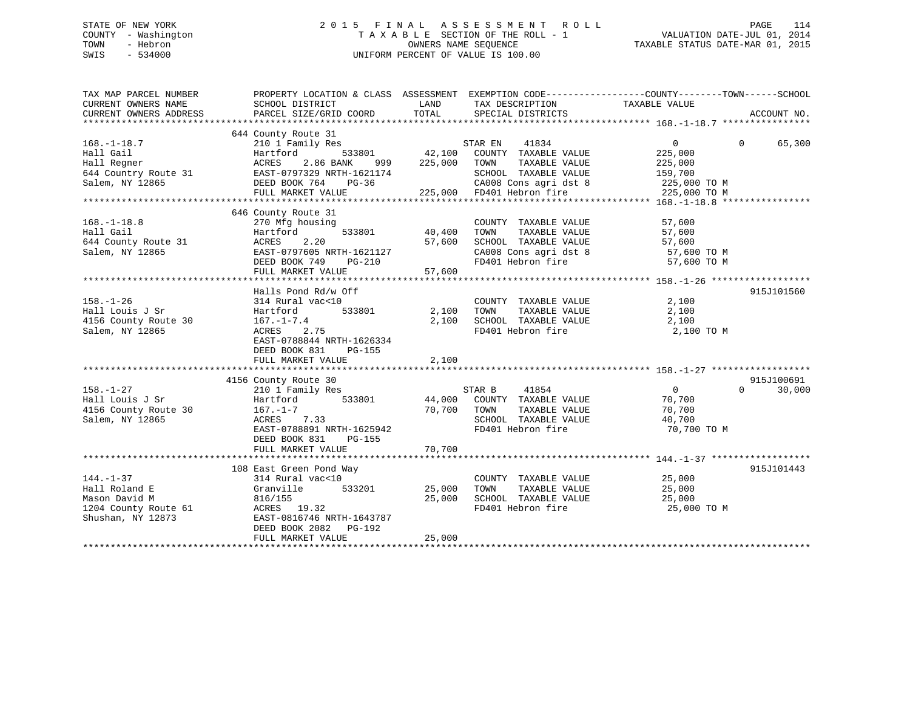STATE OF NEW YORK
COUNTY - Washington
TOWN - Hebron
SWIS - 534000

2 0 1 5 F I N A L A S S E S S M E N T R O L L
T A X A B L E SECTION OF THE ROLL - 1
OWNERS NAME SEQUENCE
UNIFORM PERCENT OF VALUE IS 100.00

VALUATION DATE-JUL 01, 2014
TAXABLE STATUS DATE-MAR 01, 2015

```
TAX MAP PARCEL NUMBER          PROPERTY LOCATION & CLASS  ASSESSMENT  EXEMPTION CODE------------------COUNTY--------TOWN------SCHOOL
CURRENT OWNERS NAME            SCHOOL DISTRICT               LAND      TAX DESCRIPTION            TAXABLE VALUE
CURRENT OWNERS ADDRESS         PARCEL SIZE/GRID COORD        TOTAL     SPECIAL DISTRICTS                                      ACCOUNT NO.
*********************************************************************************************** 168.-1-18.7 ****************
                               644 County Route 31
168.-1-18.7                    210 1 Family Res                        STAR EN    41834                0            0      65,300
Hall Gail                      Hartford          533801       42,100   COUNTY  TAXABLE VALUE       225,000
Hall Regner                    ACRES     2.86 BANK     999   225,000   TOWN    TAXABLE VALUE       225,000
644 Country Route 31           EAST-0797329 NRTH-1621174               SCHOOL  TAXABLE VALUE       159,700
Salem, NY 12865                DEED BOOK 764    PG-36                  CA008 Cons agri dst 8        225,000 TO M
                               FULL MARKET VALUE             225,000   FD401 Hebron fire            225,000 TO M
*********************************************************************************************** 168.-1-18.8 ****************
                               646 County Route 31
168.-1-18.8                    270 Mfg housing                         COUNTY  TAXABLE VALUE        57,600
Hall Gail                      Hartford          533801       40,400   TOWN    TAXABLE VALUE        57,600
644 County Route 31            ACRES     2.20                 57,600   SCHOOL  TAXABLE VALUE        57,600
Salem, NY 12865                EAST-0797605 NRTH-1621127               CA008 Cons agri dst 8         57,600 TO M
                               DEED BOOK 749    PG-210                 FD401 Hebron fire             57,600 TO M
                               FULL MARKET VALUE              57,600
*********************************************************************************************** 158.-1-26 ******************
                               Halls Pond Rd/w Off                                                                915J101560
158.-1-26                      314 Rural vac<10                        COUNTY  TAXABLE VALUE         2,100
Hall Louis J Sr                Hartford          533801        2,100   TOWN    TAXABLE VALUE         2,100
4156 County Route 30           167.-1-7.4                      2,100   SCHOOL  TAXABLE VALUE         2,100
Salem, NY 12865                ACRES     2.75                          FD401 Hebron fire              2,100 TO M
                               EAST-0788844 NRTH-1626334
                               DEED BOOK 831    PG-155
                               FULL MARKET VALUE               2,100
*********************************************************************************************** 158.-1-27 ******************
                               4156 County Route 30                                                               915J100691
158.-1-27                      210 1 Family Res                        STAR B     41854                0            0      30,000
Hall Louis J Sr                Hartford          533801       44,000   COUNTY  TAXABLE VALUE        70,700
4156 County Route 30           167.-1-7                       70,700   TOWN    TAXABLE VALUE        70,700
Salem, NY 12865                ACRES     7.33                          SCHOOL  TAXABLE VALUE        40,700
                               EAST-0788891 NRTH-1625942               FD401 Hebron fire             70,700 TO M
                               DEED BOOK 831    PG-155
                               FULL MARKET VALUE              70,700
*********************************************************************************************** 144.-1-37 ******************
                               108 East Green Pond Way                                                            915J101443
144.-1-37                      314 Rural vac<10                        COUNTY  TAXABLE VALUE        25,000
Hall Roland E                  Granville         533201       25,000   TOWN    TAXABLE VALUE        25,000
Mason David M                  816/155                        25,000   SCHOOL  TAXABLE VALUE        25,000
1204 County Route 61           ACRES    19.32                          FD401 Hebron fire             25,000 TO M
Shushan, NY 12873              EAST-0816746 NRTH-1643787
                               DEED BOOK 2082   PG-192
                               FULL MARKET VALUE              25,000
*****************************************************************************************************************************
```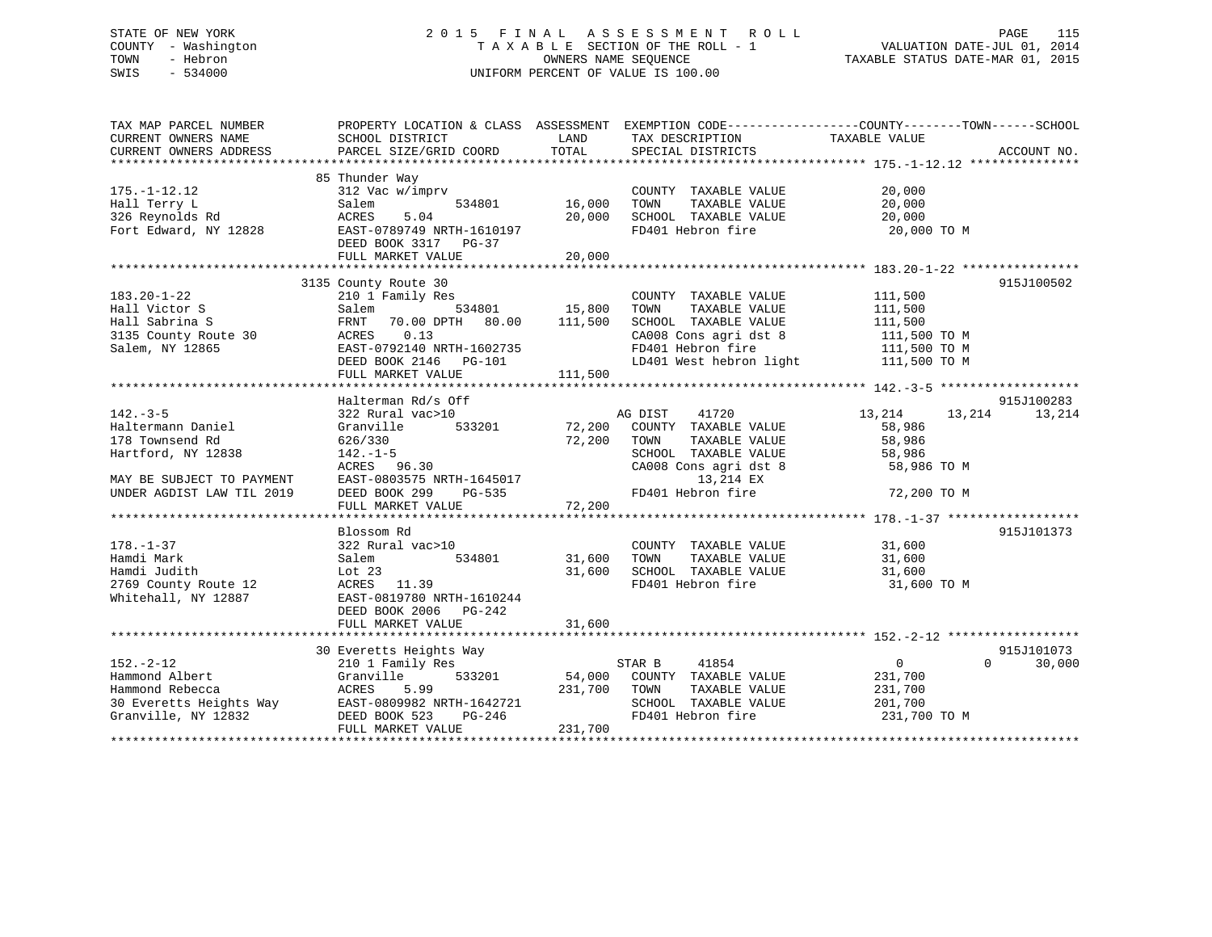STATE OF NEW YORK
COUNTY - Washington
TOWN - Hebron
SWIS - 534000

2 0 1 5 F I N A L A S S E S S M E N T R O L L
T A X A B L E SECTION OF THE ROLL - 1
OWNERS NAME SEQUENCE
UNIFORM PERCENT OF VALUE IS 100.00

VALUATION DATE-JUL 01, 2014
TAXABLE STATUS DATE-MAR 01, 2015

```
TAX MAP PARCEL NUMBER          PROPERTY LOCATION & CLASS  ASSESSMENT  EXEMPTION CODE------------------COUNTY--------TOWN------SCHOOL
CURRENT OWNERS NAME            SCHOOL DISTRICT               LAND      TAX DESCRIPTION             TAXABLE VALUE
CURRENT OWNERS ADDRESS         PARCEL SIZE/GRID COORD        TOTAL     SPECIAL DISTRICTS                                       ACCOUNT NO.
******************************************************************************************************* 175.-1-12.12 ***************
                               85 Thunder Way
175.-1-12.12                   312 Vac w/imprv                         COUNTY  TAXABLE VALUE            20,000
Hall Terry L                   Salem            534801      16,000     TOWN    TAXABLE VALUE            20,000
326 Reynolds Rd                ACRES    5.04                20,000     SCHOOL  TAXABLE VALUE            20,000
Fort Edward, NY 12828          EAST-0789749 NRTH-1610197               FD401 Hebron fire                 20,000 TO M
                               DEED BOOK 3317   PG-37
                               FULL MARKET VALUE            20,000
******************************************************************************************************* 183.20-1-22 ****************
                               3135 County Route 30                                                                        915J100502
183.20-1-22                    210 1 Family Res                        COUNTY  TAXABLE VALUE           111,500
Hall Victor S                  Salem            534801      15,800     TOWN    TAXABLE VALUE           111,500
Hall Sabrina S                 FRNT   70.00 DPTH   80.00   111,500     SCHOOL  TAXABLE VALUE           111,500
3135 County Route 30           ACRES    0.13                           CA008 Cons agri dst 8             111,500 TO M
Salem, NY 12865                EAST-0792140 NRTH-1602735               FD401 Hebron fire                 111,500 TO M
                               DEED BOOK 2146   PG-101                 LD401 West hebron light           111,500 TO M
                               FULL MARKET VALUE           111,500
******************************************************************************************************* 142.-3-5 *******************
                               Halterman Rd/s Off                                                                          915J100283
142.-3-5                       322 Rural vac>10                        AG DIST    41720                 13,214      13,214      13,214
Haltermann Daniel              Granville        533201      72,200     COUNTY  TAXABLE VALUE            58,986
178 Townsend Rd                626/330                      72,200     TOWN    TAXABLE VALUE            58,986
Hartford, NY 12838             142.-1-5                                SCHOOL  TAXABLE VALUE            58,986
                               ACRES   96.30                           CA008 Cons agri dst 8              58,986 TO M
MAY BE SUBJECT TO PAYMENT      EAST-0803575 NRTH-1645017                       13,214 EX
UNDER AGDIST LAW TIL 2019      DEED BOOK 299    PG-535                 FD401 Hebron fire                  72,200 TO M
                               FULL MARKET VALUE            72,200
******************************************************************************************************* 178.-1-37 ******************
                               Blossom Rd                                                                                  915J101373
178.-1-37                      322 Rural vac>10                        COUNTY  TAXABLE VALUE            31,600
Hamdi Mark                     Salem            534801      31,600     TOWN    TAXABLE VALUE            31,600
Hamdi Judith                   Lot 23                       31,600     SCHOOL  TAXABLE VALUE            31,600
2769 County Route 12           ACRES   11.39                           FD401 Hebron fire                  31,600 TO M
Whitehall, NY 12887            EAST-0819780 NRTH-1610244
                               DEED BOOK 2006   PG-242
                               FULL MARKET VALUE            31,600
******************************************************************************************************* 152.-2-12 ******************
                               30 Everetts Heights Way                                                                     915J101073
152.-2-12                      210 1 Family Res                        STAR B     41854                      0           0      30,000
Hammond Albert                 Granville        533201      54,000     COUNTY  TAXABLE VALUE           231,700
Hammond Rebecca                ACRES    5.99               231,700     TOWN    TAXABLE VALUE           231,700
30 Everetts Heights Way        EAST-0809982 NRTH-1642721               SCHOOL  TAXABLE VALUE           201,700
Granville, NY 12832            DEED BOOK 523    PG-246                 FD401 Hebron fire                 231,700 TO M
                               FULL MARKET VALUE           231,700
************************************************************************************************************************************
```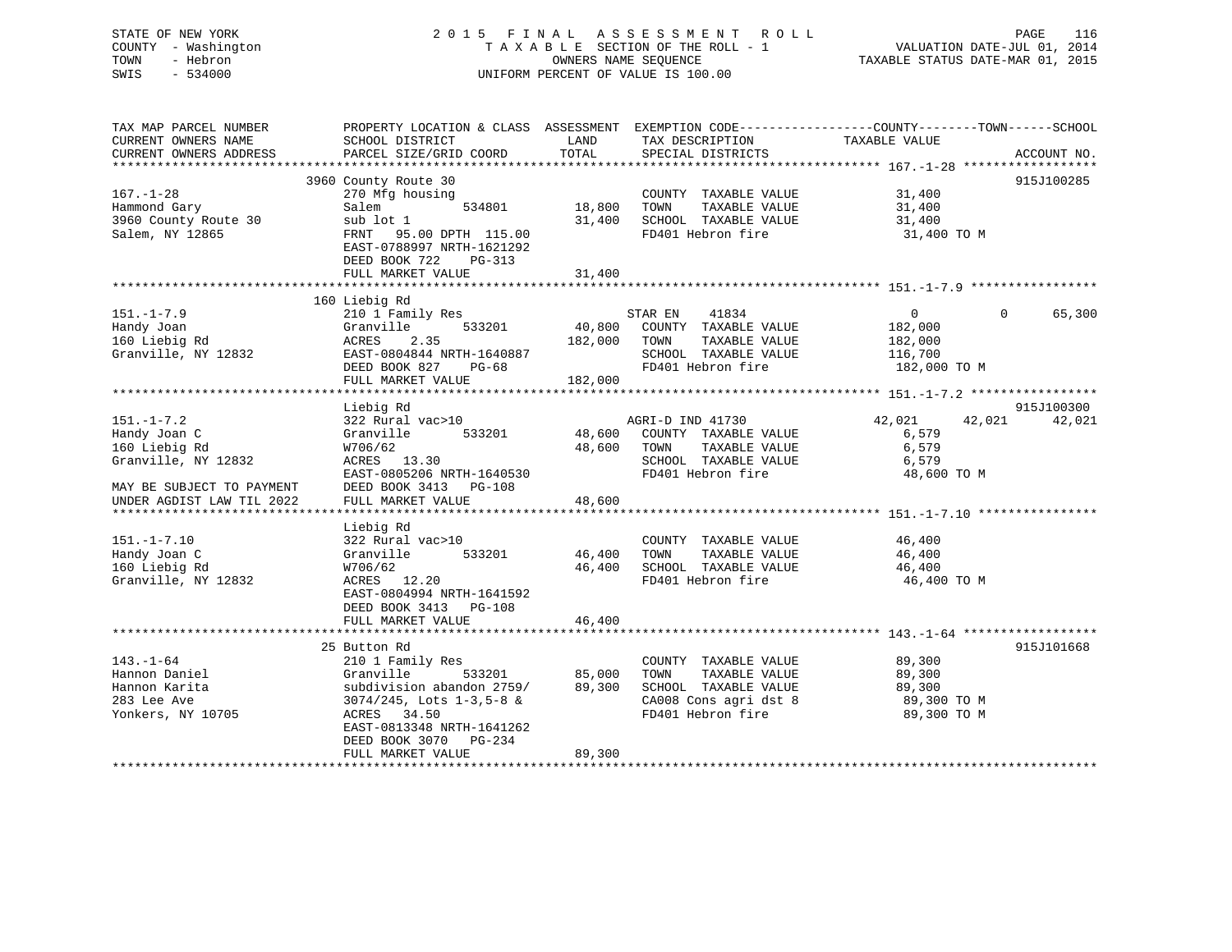STATE OF NEW YORK
COUNTY - Washington
TOWN - Hebron
SWIS - 534000

2 0 1 5 F I N A L A S S E S S M E N T R O L L
T A X A B L E SECTION OF THE ROLL - 1
OWNERS NAME SEQUENCE
UNIFORM PERCENT OF VALUE IS 100.00

VALUATION DATE-JUL 01, 2014
TAXABLE STATUS DATE-MAR 01, 2015

```
TAX MAP PARCEL NUMBER          PROPERTY LOCATION & CLASS  ASSESSMENT  EXEMPTION CODE------------------COUNTY--------TOWN------SCHOOL
CURRENT OWNERS NAME            SCHOOL DISTRICT               LAND       TAX DESCRIPTION            TAXABLE VALUE
CURRENT OWNERS ADDRESS         PARCEL SIZE/GRID COORD        TOTAL      SPECIAL DISTRICTS                                  ACCOUNT NO.
******************************************************************************************************* 167.-1-28 ******************
                               3960 County Route 30                                                                         915J100285
167.-1-28                      270 Mfg housing                           COUNTY  TAXABLE VALUE          31,400
Hammond Gary                   Salem          534801        18,800       TOWN    TAXABLE VALUE          31,400
3960 County Route 30           sub lot 1                    31,400       SCHOOL  TAXABLE VALUE          31,400
Salem, NY 12865                FRNT   95.00 DPTH 115.00                  FD401 Hebron fire               31,400 TO M
                               EAST-0788997 NRTH-1621292
                               DEED BOOK 722     PG-313
                               FULL MARKET VALUE            31,400
******************************************************************************************************* 151.-1-7.9 *****************
                               160 Liebig Rd
151.-1-7.9                     210 1 Family Res                          STAR EN     41834                  0          0     65,300
Handy Joan                     Granville      533201        40,800       COUNTY  TAXABLE VALUE         182,000
160 Liebig Rd                  ACRES    2.35               182,000       TOWN    TAXABLE VALUE         182,000
Granville, NY 12832            EAST-0804844 NRTH-1640887                 SCHOOL  TAXABLE VALUE         116,700
                               DEED BOOK 827     PG-68                   FD401 Hebron fire               182,000 TO M
                               FULL MARKET VALUE           182,000
******************************************************************************************************* 151.-1-7.2 *****************
                               Liebig Rd                                                                                    915J100300
151.-1-7.2                     322 Rural vac>10                          AGRI-D IND 41730              42,021     42,021     42,021
Handy Joan C                   Granville      533201        48,600       COUNTY  TAXABLE VALUE           6,579
160 Liebig Rd                  W706/62                      48,600       TOWN    TAXABLE VALUE           6,579
Granville, NY 12832            ACRES   13.30                             SCHOOL  TAXABLE VALUE           6,579
                               EAST-0805206 NRTH-1640530                 FD401 Hebron fire                48,600 TO M
MAY BE SUBJECT TO PAYMENT      DEED BOOK 3413    PG-108
UNDER AGDIST LAW TIL 2022      FULL MARKET VALUE            48,600
******************************************************************************************************* 151.-1-7.10 ****************
                               Liebig Rd
151.-1-7.10                    322 Rural vac>10                          COUNTY  TAXABLE VALUE          46,400
Handy Joan C                   Granville      533201        46,400       TOWN    TAXABLE VALUE          46,400
160 Liebig Rd                  W706/62                      46,400       SCHOOL  TAXABLE VALUE          46,400
Granville, NY 12832            ACRES   12.20                             FD401 Hebron fire                46,400 TO M
                               EAST-0804994 NRTH-1641592
                               DEED BOOK 3413    PG-108
                               FULL MARKET VALUE            46,400
******************************************************************************************************* 143.-1-64 ******************
                               25 Button Rd                                                                                 915J101668
143.-1-64                      210 1 Family Res                          COUNTY  TAXABLE VALUE          89,300
Hannon Daniel                  Granville      533201        85,000       TOWN    TAXABLE VALUE          89,300
Hannon Karita                  subdivision abandon 2759/    89,300       SCHOOL  TAXABLE VALUE          89,300
283 Lee Ave                    3074/245, Lots 1-3,5-8 &                  CA008 Cons agri dst 8            89,300 TO M
Yonkers, NY 10705              ACRES   34.50                             FD401 Hebron fire                89,300 TO M
                               EAST-0813348 NRTH-1641262
                               DEED BOOK 3070    PG-234
                               FULL MARKET VALUE            89,300
************************************************************************************************************************************
```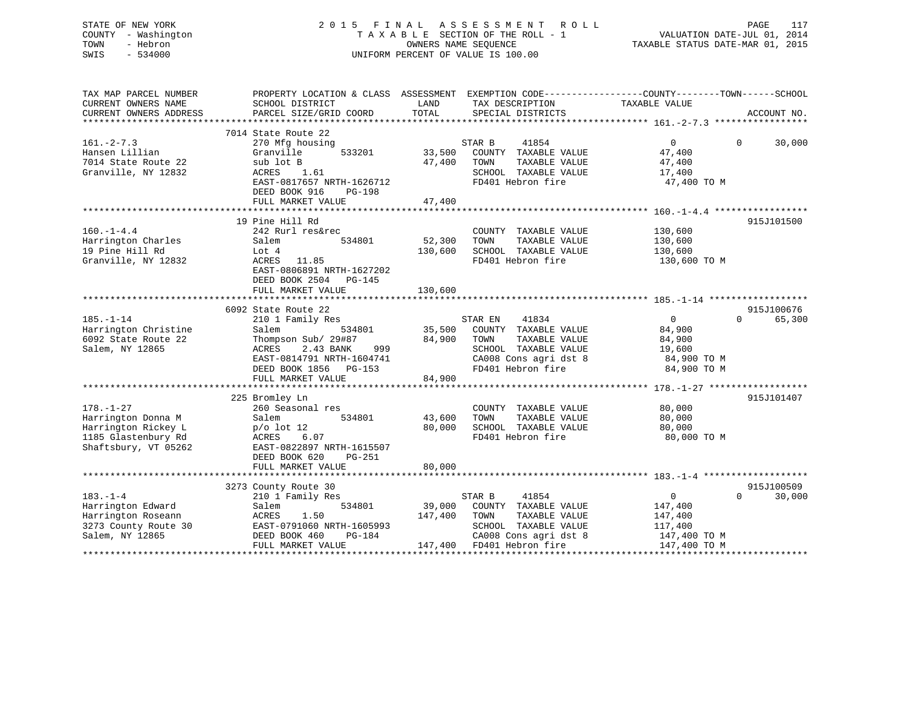STATE OF NEW YORK                    2 0 1 5   F I N A L   A S S E S S M E N T   R O L L
COUNTY - Washington                  T A X A B L E  SECTION OF THE ROLL - 1                VALUATION DATE-JUL 01, 2014
TOWN   - Hebron                      OWNERS NAME SEQUENCE                                  TAXABLE STATUS DATE-MAR 01, 2015
SWIS   - 534000                      UNIFORM PERCENT OF VALUE IS 100.00

```
TAX MAP PARCEL NUMBER          PROPERTY LOCATION & CLASS  ASSESSMENT  EXEMPTION CODE------------------COUNTY--------TOWN------SCHOOL
CURRENT OWNERS NAME            SCHOOL DISTRICT               LAND      TAX DESCRIPTION            TAXABLE VALUE
CURRENT OWNERS ADDRESS         PARCEL SIZE/GRID COORD        TOTAL     SPECIAL DISTRICTS                                    ACCOUNT NO.
******************************************************************************************************* 161.-2-7.3 *****************
                               7014 State Route 22
161.-2-7.3                     270 Mfg housing                          STAR B      41854                 0            0      30,000
Hansen Lillian                 Granville      533201       33,500    COUNTY  TAXABLE VALUE           47,400
7014 State Route 22            sub lot B                    47,400    TOWN    TAXABLE VALUE           47,400
Granville, NY 12832            ACRES    1.61                          SCHOOL  TAXABLE VALUE           17,400
                               EAST-0817657 NRTH-1626712              FD401 Hebron fire               47,400 TO M
                               DEED BOOK 916    PG-198
                               FULL MARKET VALUE             47,400
******************************************************************************************************* 160.-1-4.4 *****************
                               19 Pine Hill Rd                                                                          915J101500
160.-1-4.4                     242 Rurl res&rec                         COUNTY  TAXABLE VALUE          130,600
Harrington Charles             Salem          534801       52,300    TOWN    TAXABLE VALUE          130,600
19 Pine Hill Rd                Lot 4                       130,600    SCHOOL  TAXABLE VALUE          130,600
Granville, NY 12832            ACRES   11.85                          FD401 Hebron fire              130,600 TO M
                               EAST-0806891 NRTH-1627202
                               DEED BOOK 2504   PG-145
                               FULL MARKET VALUE            130,600
******************************************************************************************************* 185.-1-14 ******************
                               6092 State Route 22                                                                      915J100676
185.-1-14                      210 1 Family Res                         STAR EN     41834                 0            0      65,300
Harrington Christine           Salem          534801       35,500    COUNTY  TAXABLE VALUE           84,900
6092 State Route 22            Thompson Sub/ 29#87          84,900    TOWN    TAXABLE VALUE           84,900
Salem, NY 12865                ACRES    2.43 BANK     999             SCHOOL  TAXABLE VALUE           19,600
                               EAST-0814791 NRTH-1604741              CA008 Cons agri dst 8            84,900 TO M
                               DEED BOOK 1856   PG-153                FD401 Hebron fire                84,900 TO M
                               FULL MARKET VALUE             84,900
******************************************************************************************************* 178.-1-27 ******************
                               225 Bromley Ln                                                                           915J101407
178.-1-27                      260 Seasonal res                         COUNTY  TAXABLE VALUE           80,000
Harrington Donna M             Salem          534801       43,600    TOWN    TAXABLE VALUE           80,000
Harrington Rickey L            p/o lot 12                   80,000    SCHOOL  TAXABLE VALUE           80,000
1185 Glastenbury Rd            ACRES    6.07                          FD401 Hebron fire                80,000 TO M
Shaftsbury, VT 05262           EAST-0822897 NRTH-1615507
                               DEED BOOK 620    PG-251
                               FULL MARKET VALUE             80,000
******************************************************************************************************* 183.-1-4 *******************
                               3273 County Route 30                                                                     915J100509
183.-1-4                       210 1 Family Res                         STAR B      41854                 0            0      30,000
Harrington Edward              Salem          534801       39,000    COUNTY  TAXABLE VALUE          147,400
Harrington Roseann             ACRES    1.50               147,400    TOWN    TAXABLE VALUE          147,400
3273 County Route 30           EAST-0791060 NRTH-1605993              SCHOOL  TAXABLE VALUE          117,400
Salem, NY 12865                DEED BOOK 460    PG-184                CA008 Cons agri dst 8           147,400 TO M
                               FULL MARKET VALUE            147,400   FD401 Hebron fire               147,400 TO M
************************************************************************************************************************************
```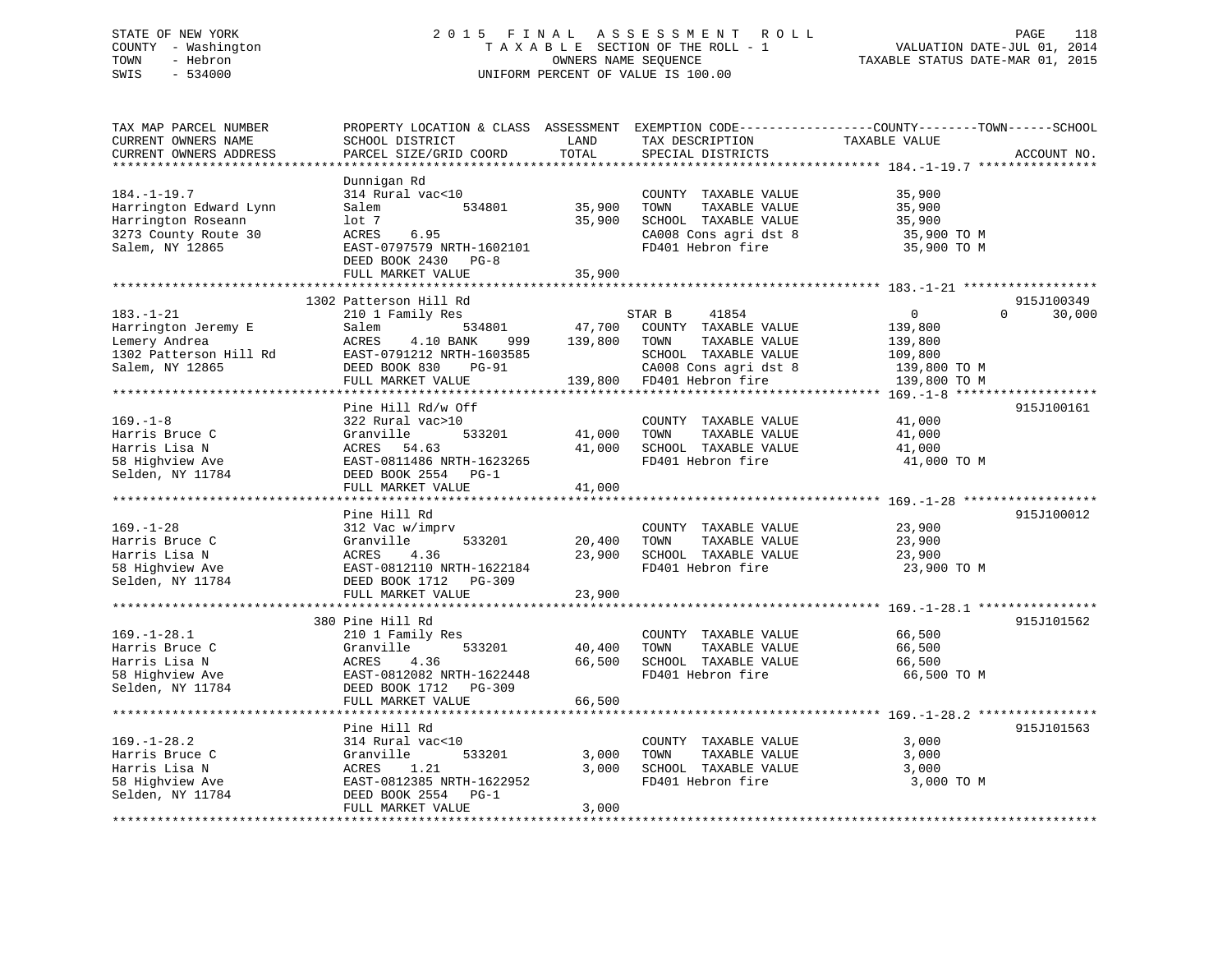STATE OF NEW YORK
COUNTY - Washington
TOWN - Hebron
SWIS - 534000

2 0 1 5 F I N A L A S S E S S M E N T R O L L
T A X A B L E SECTION OF THE ROLL - 1
OWNERS NAME SEQUENCE
UNIFORM PERCENT OF VALUE IS 100.00

VALUATION DATE-JUL 01, 2014
TAXABLE STATUS DATE-MAR 01, 2015

```
TAX MAP PARCEL NUMBER          PROPERTY LOCATION & CLASS  ASSESSMENT  EXEMPTION CODE------------------COUNTY--------TOWN------SCHOOL
CURRENT OWNERS NAME            SCHOOL DISTRICT               LAND      TAX DESCRIPTION              TAXABLE VALUE
CURRENT OWNERS ADDRESS         PARCEL SIZE/GRID COORD       TOTAL      SPECIAL DISTRICTS                                    ACCOUNT NO.
******************************************************************************************************* 184.-1-19.7 ****************
                               Dunnigan Rd
184.-1-19.7                    314 Rural vac<10                        COUNTY  TAXABLE VALUE            35,900
Harrington Edward Lynn         Salem          534801       35,900      TOWN    TAXABLE VALUE            35,900
Harrington Roseann             lot 7                       35,900      SCHOOL  TAXABLE VALUE            35,900
3273 County Route 30           ACRES    6.95                           CA008 Cons agri dst 8            35,900 TO M
Salem, NY 12865                EAST-0797579 NRTH-1602101               FD401 Hebron fire                35,900 TO M
                               DEED BOOK 2430   PG-8
                               FULL MARKET VALUE           35,900
******************************************************************************************************* 183.-1-21 ******************
                               1302 Patterson Hill Rd                                                                 915J100349
183.-1-21                      210 1 Family Res                        STAR B      41854                 0            0      30,000
Harrington Jeremy E            Salem          534801       47,700      COUNTY  TAXABLE VALUE           139,800
Lemery Andrea                  ACRES    4.10 BANK    999  139,800      TOWN    TAXABLE VALUE           139,800
1302 Patterson Hill Rd         EAST-0791212 NRTH-1603585               SCHOOL  TAXABLE VALUE           109,800
Salem, NY 12865                DEED BOOK 830    PG-91                  CA008 Cons agri dst 8           139,800 TO M
                               FULL MARKET VALUE          139,800      FD401 Hebron fire               139,800 TO M
******************************************************************************************************* 169.-1-8 *******************
                               Pine Hill Rd/w Off                                                                     915J100161
169.-1-8                       322 Rural vac>10                        COUNTY  TAXABLE VALUE            41,000
Harris Bruce C                 Granville      533201       41,000      TOWN    TAXABLE VALUE            41,000
Harris Lisa N                  ACRES   54.63               41,000      SCHOOL  TAXABLE VALUE            41,000
58 Highview Ave                EAST-0811486 NRTH-1623265               FD401 Hebron fire                41,000 TO M
Selden, NY 11784               DEED BOOK 2554   PG-1
                               FULL MARKET VALUE           41,000
******************************************************************************************************* 169.-1-28 ******************
                               Pine Hill Rd                                                                           915J100012
169.-1-28                      312 Vac w/imprv                         COUNTY  TAXABLE VALUE            23,900
Harris Bruce C                 Granville      533201       20,400      TOWN    TAXABLE VALUE            23,900
Harris Lisa N                  ACRES    4.36               23,900      SCHOOL  TAXABLE VALUE            23,900
58 Highview Ave                EAST-0812110 NRTH-1622184               FD401 Hebron fire                23,900 TO M
Selden, NY 11784               DEED BOOK 1712   PG-309
                               FULL MARKET VALUE           23,900
******************************************************************************************************* 169.-1-28.1 ****************
                               380 Pine Hill Rd                                                                       915J101562
169.-1-28.1                    210 1 Family Res                        COUNTY  TAXABLE VALUE            66,500
Harris Bruce C                 Granville      533201       40,400      TOWN    TAXABLE VALUE            66,500
Harris Lisa N                  ACRES    4.36               66,500      SCHOOL  TAXABLE VALUE            66,500
58 Highview Ave                EAST-0812082 NRTH-1622448               FD401 Hebron fire                66,500 TO M
Selden, NY 11784               DEED BOOK 1712   PG-309
                               FULL MARKET VALUE           66,500
******************************************************************************************************* 169.-1-28.2 ****************
                               Pine Hill Rd                                                                           915J101563
169.-1-28.2                    314 Rural vac<10                        COUNTY  TAXABLE VALUE             3,000
Harris Bruce C                 Granville      533201        3,000      TOWN    TAXABLE VALUE             3,000
Harris Lisa N                  ACRES    1.21                3,000      SCHOOL  TAXABLE VALUE             3,000
58 Highview Ave                EAST-0812385 NRTH-1622952               FD401 Hebron fire                 3,000 TO M
Selden, NY 11784               DEED BOOK 2554   PG-1
                               FULL MARKET VALUE            3,000
************************************************************************************************************************************
```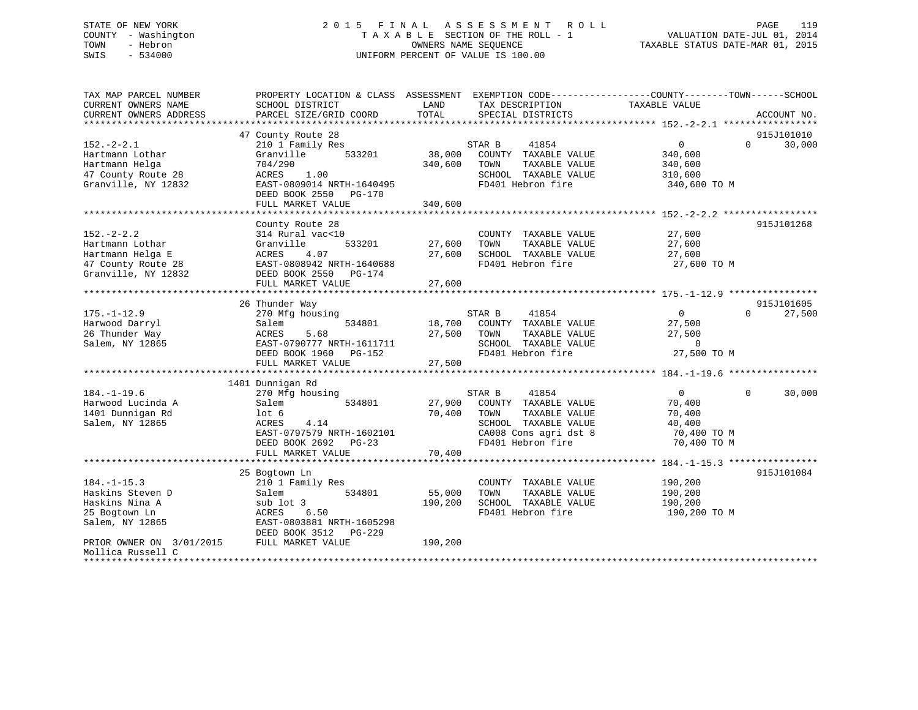STATE OF NEW YORK
COUNTY - Washington
TOWN - Hebron
SWIS - 534000

2 0 1 5 F I N A L A S S E S S M E N T R O L L
T A X A B L E SECTION OF THE ROLL - 1
OWNERS NAME SEQUENCE
UNIFORM PERCENT OF VALUE IS 100.00

VALUATION DATE-JUL 01, 2014
TAXABLE STATUS DATE-MAR 01, 2015

```
TAX MAP PARCEL NUMBER          PROPERTY LOCATION & CLASS  ASSESSMENT  EXEMPTION CODE-----------------COUNTY--------TOWN------SCHOOL
CURRENT OWNERS NAME            SCHOOL DISTRICT               LAND      TAX DESCRIPTION            TAXABLE VALUE
CURRENT OWNERS ADDRESS         PARCEL SIZE/GRID COORD        TOTAL     SPECIAL DISTRICTS                                  ACCOUNT NO.
******************************************************************************************************* 152.-2-2.1 *****************
                               47 County Route 28                                                                          915J101010
152.-2-2.1                     210 1 Family Res                        STAR B      41854              0             0       30,000
Hartmann Lothar                Granville        533201       38,000    COUNTY  TAXABLE VALUE          340,600
Hartmann Helga                 704/290                      340,600    TOWN    TAXABLE VALUE          340,600
47 County Route 28             ACRES    1.00                           SCHOOL  TAXABLE VALUE          310,600
Granville, NY 12832            EAST-0809014 NRTH-1640495               FD401 Hebron fire               340,600 TO M
                               DEED BOOK 2550   PG-170
                               FULL MARKET VALUE            340,600
******************************************************************************************************* 152.-2-2.2 *****************
                               County Route 28                                                                             915J101268
152.-2-2.2                     314 Rural vac<10                        COUNTY  TAXABLE VALUE          27,600
Hartmann Lothar                Granville        533201       27,600    TOWN    TAXABLE VALUE          27,600
Hartmann Helga E               ACRES    4.07                 27,600    SCHOOL  TAXABLE VALUE          27,600
47 County Route 28             EAST-0808942 NRTH-1640688               FD401 Hebron fire               27,600 TO M
Granville, NY 12832            DEED BOOK 2550   PG-174
                               FULL MARKET VALUE             27,600
******************************************************************************************************* 175.-1-12.9 ****************
                               26 Thunder Way                                                                              915J101605
175.-1-12.9                    270 Mfg housing                         STAR B      41854              0             0       27,500
Harwood Darryl                 Salem            534801       18,700    COUNTY  TAXABLE VALUE          27,500
26 Thunder Way                 ACRES    5.68                 27,500    TOWN    TAXABLE VALUE          27,500
Salem, NY 12865                EAST-0790777 NRTH-1611711               SCHOOL  TAXABLE VALUE          0
                               DEED BOOK 1960   PG-152                 FD401 Hebron fire               27,500 TO M
                               FULL MARKET VALUE             27,500
******************************************************************************************************* 184.-1-19.6 ****************
                               1401 Dunnigan Rd
184.-1-19.6                    270 Mfg housing                         STAR B      41854              0             0       30,000
Harwood Lucinda A              Salem            534801       27,900    COUNTY  TAXABLE VALUE          70,400
1401 Dunnigan Rd               lot 6                         70,400    TOWN    TAXABLE VALUE          70,400
Salem, NY 12865                ACRES    4.14                           SCHOOL  TAXABLE VALUE          40,400
                               EAST-0797579 NRTH-1602101               CA008 Cons agri dst 8           70,400 TO M
                               DEED BOOK 2692   PG-23                  FD401 Hebron fire               70,400 TO M
                               FULL MARKET VALUE             70,400
******************************************************************************************************* 184.-1-15.3 ****************
                               25 Bogtown Ln                                                                               915J101084
184.-1-15.3                    210 1 Family Res                        COUNTY  TAXABLE VALUE          190,200
Haskins Steven D               Salem            534801       55,000    TOWN    TAXABLE VALUE          190,200
Haskins Nina A                 sub lot 3                    190,200    SCHOOL  TAXABLE VALUE          190,200
25 Bogtown Ln                  ACRES    6.50                           FD401 Hebron fire               190,200 TO M
Salem, NY 12865                EAST-0803881 NRTH-1605298
                               DEED BOOK 3512   PG-229
PRIOR OWNER ON 3/01/2015       FULL MARKET VALUE            190,200
Mollica Russell C
************************************************************************************************************************************
```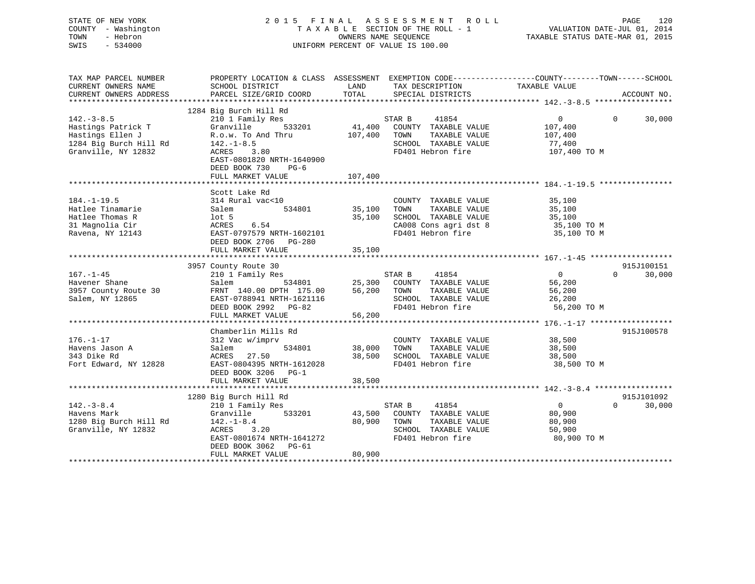STATE OF NEW YORK
COUNTY - Washington
TOWN - Hebron
SWIS - 534000

2015 FINAL ASSESSMENT ROLL
TAXABLE SECTION OF THE ROLL - 1
OWNERS NAME SEQUENCE
UNIFORM PERCENT OF VALUE IS 100.00

VALUATION DATE-JUL 01, 2014
TAXABLE STATUS DATE-MAR 01, 2015

```
TAX MAP PARCEL NUMBER      PROPERTY LOCATION & CLASS  ASSESSMENT  EXEMPTION CODE------------------COUNTY--------TOWN------SCHOOL
CURRENT OWNERS NAME        SCHOOL DISTRICT               LAND      TAX DESCRIPTION            TAXABLE VALUE
CURRENT OWNERS ADDRESS     PARCEL SIZE/GRID COORD        TOTAL     SPECIAL DISTRICTS                                    ACCOUNT NO.
****************************************************************************************** 142.-3-8.5 *****************
                           1284 Big Burch Hill Rd
142.-3-8.5                 210 1 Family Res                     STAR B     41854                 0          0      30,000
Hastings Patrick T         Granville        533201      41,400    COUNTY  TAXABLE VALUE         107,400
Hastings Ellen J           R.o.w. To And Thru          107,400    TOWN    TAXABLE VALUE         107,400
1284 Big Burch Hill Rd     142.-1-8.5                             SCHOOL  TAXABLE VALUE          77,400
Granville, NY 12832        ACRES    3.80                          FD401 Hebron fire             107,400 TO M
                           EAST-0801820 NRTH-1640900
                           DEED BOOK 730     PG-6
                           FULL MARKET VALUE           107,400
****************************************************************************************** 184.-1-19.5 ****************
                           Scott Lake Rd
184.-1-19.5                314 Rural vac<10                       COUNTY  TAXABLE VALUE          35,100
Hatlee Tinamarie           Salem            534801      35,100    TOWN    TAXABLE VALUE          35,100
Hatlee Thomas R            lot 5                        35,100    SCHOOL  TAXABLE VALUE          35,100
31 Magnolia Cir            ACRES    6.54                          CA008 Cons agri dst 8          35,100 TO M
Ravena, NY 12143           EAST-0797579 NRTH-1602101              FD401 Hebron fire              35,100 TO M
                           DEED BOOK 2706   PG-280
                           FULL MARKET VALUE            35,100
****************************************************************************************** 167.-1-45 ******************
                           3957 County Route 30                                                                  915J100151
167.-1-45                  210 1 Family Res                     STAR B     41854                 0          0      30,000
Havener Shane              Salem            534801      25,300    COUNTY  TAXABLE VALUE          56,200
3957 County Route 30       FRNT 140.00 DPTH 175.00      56,200    TOWN    TAXABLE VALUE          56,200
Salem, NY 12865            EAST-0788941 NRTH-1621116              SCHOOL  TAXABLE VALUE          26,200
                           DEED BOOK 2992   PG-82                 FD401 Hebron fire              56,200 TO M
                           FULL MARKET VALUE            56,200
****************************************************************************************** 176.-1-17 ******************
                           Chamberlin Mills Rd                                                                   915J100578
176.-1-17                  312 Vac w/imprv                        COUNTY  TAXABLE VALUE          38,500
Havens Jason A             Salem            534801      38,000    TOWN    TAXABLE VALUE          38,500
343 Dike Rd                ACRES   27.50                38,500    SCHOOL  TAXABLE VALUE          38,500
Fort Edward, NY 12828      EAST-0804395 NRTH-1612028              FD401 Hebron fire              38,500 TO M
                           DEED BOOK 3206   PG-1
                           FULL MARKET VALUE            38,500
****************************************************************************************** 142.-3-8.4 *****************
                           1280 Big Burch Hill Rd                                                                915J101092
142.-3-8.4                 210 1 Family Res                     STAR B     41854                 0          0      30,000
Havens Mark                Granville        533201      43,500    COUNTY  TAXABLE VALUE          80,900
1280 Big Burch Hill Rd     142.-1-8.4                   80,900    TOWN    TAXABLE VALUE          80,900
Granville, NY 12832        ACRES    3.20                          SCHOOL  TAXABLE VALUE          50,900
                           EAST-0801674 NRTH-1641272              FD401 Hebron fire              80,900 TO M
                           DEED BOOK 3062   PG-61
                           FULL MARKET VALUE            80,900
************************************************************************************************************************
```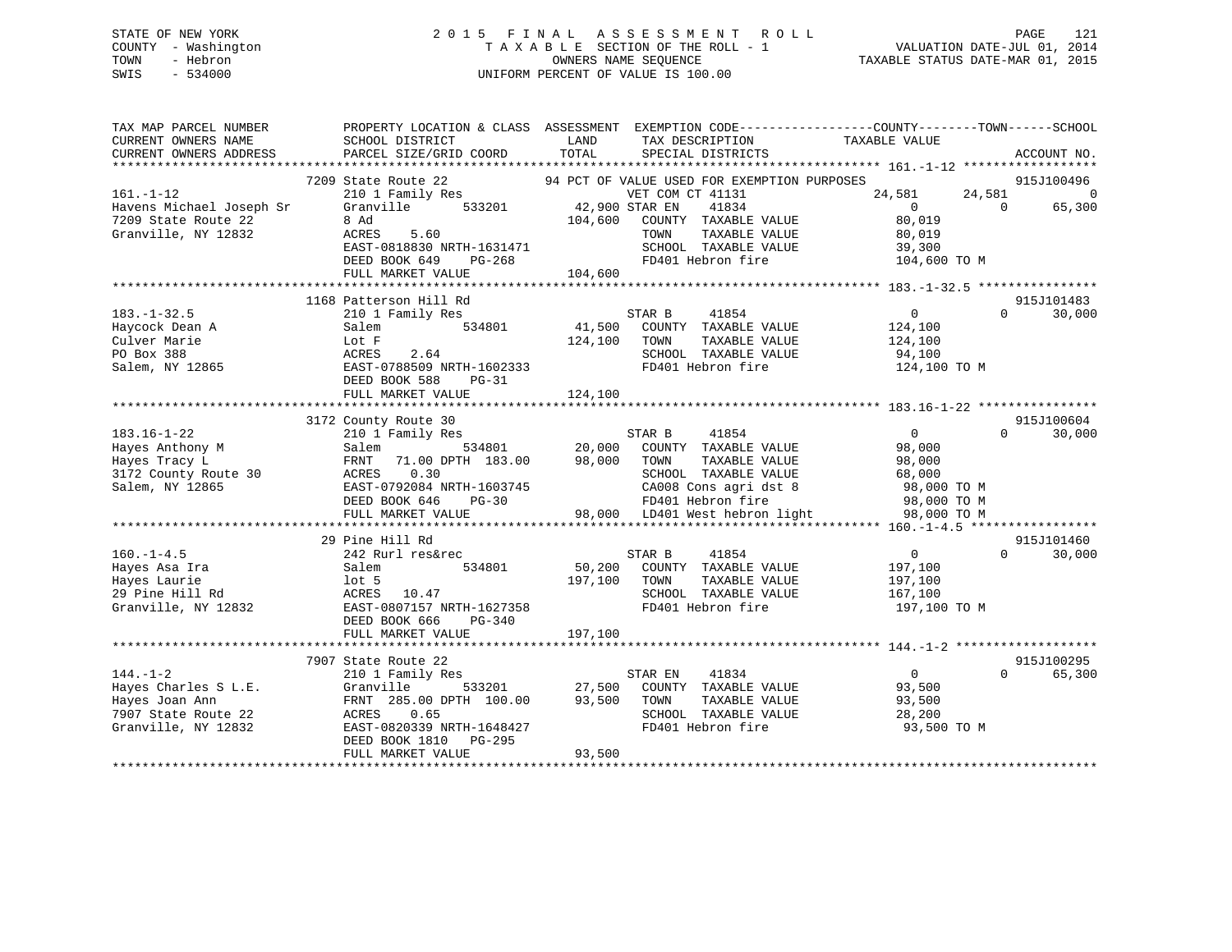STATE OF NEW YORK
COUNTY - Washington
TOWN - Hebron
SWIS - 534000

2 0 1 5 F I N A L A S S E S S M E N T R O L L
T A X A B L E SECTION OF THE ROLL - 1
OWNERS NAME SEQUENCE
UNIFORM PERCENT OF VALUE IS 100.00

VALUATION DATE-JUL 01, 2014
TAXABLE STATUS DATE-MAR 01, 2015

```
TAX MAP PARCEL NUMBER          PROPERTY LOCATION & CLASS  ASSESSMENT  EXEMPTION CODE------------------COUNTY--------TOWN------SCHOOL
CURRENT OWNERS NAME            SCHOOL DISTRICT             LAND       TAX DESCRIPTION            TAXABLE VALUE
CURRENT OWNERS ADDRESS         PARCEL SIZE/GRID COORD      TOTAL      SPECIAL DISTRICTS                                          ACCOUNT NO.
****************************************************************************************************** 161.-1-12 ******************
                    7209 State Route 22              94 PCT OF VALUE USED FOR EXEMPTION PURPOSES                               915J100496
161.-1-12                  210 1 Family Res                  VET COM CT 41131              24,581      24,581            0
Havens Michael Joseph Sr   Granville      533201      42,900 STAR EN    41834                   0           0       65,300
7209 State Route 22        8 Ad                      104,600   COUNTY  TAXABLE VALUE          80,019
Granville, NY 12832        ACRES    5.60                       TOWN    TAXABLE VALUE          80,019
                           EAST-0818830 NRTH-1631471           SCHOOL  TAXABLE VALUE          39,300
                           DEED BOOK 649    PG-268             FD401 Hebron fire             104,600 TO M
                           FULL MARKET VALUE         104,600
****************************************************************************************************** 183.-1-32.5 ****************
                    1168 Patterson Hill Rd                                                                              915J101483
183.-1-32.5                210 1 Family Res                  STAR B     41854                   0           0       30,000
Haycock Dean A             Salem          534801      41,500   COUNTY  TAXABLE VALUE         124,100
Culver Marie               Lot F                     124,100   TOWN    TAXABLE VALUE         124,100
PO Box 388                 ACRES    2.64                       SCHOOL  TAXABLE VALUE          94,100
Salem, NY 12865            EAST-0788509 NRTH-1602333           FD401 Hebron fire             124,100 TO M
                           DEED BOOK 588    PG-31
                           FULL MARKET VALUE         124,100
****************************************************************************************************** 183.16-1-22 ****************
                    3172 County Route 30                                                                                915J100604
183.16-1-22                210 1 Family Res                  STAR B     41854                   0           0       30,000
Hayes Anthony M            Salem          534801      20,000   COUNTY  TAXABLE VALUE          98,000
Hayes Tracy L              FRNT   71.00 DPTH 183.00   98,000   TOWN    TAXABLE VALUE          98,000
3172 County Route 30       ACRES    0.30                       SCHOOL  TAXABLE VALUE          68,000
Salem, NY 12865            EAST-0792084 NRTH-1603745           CA008 Cons agri dst 8          98,000 TO M
                           DEED BOOK 646    PG-30              FD401 Hebron fire              98,000 TO M
                           FULL MARKET VALUE          98,000   LD401 West hebron light        98,000 TO M
****************************************************************************************************** 160.-1-4.5 *****************
                    29 Pine Hill Rd                                                                                     915J101460
160.-1-4.5                 242 Rurl res&rec                  STAR B     41854                   0           0       30,000
Hayes Asa Ira              Salem          534801      50,200   COUNTY  TAXABLE VALUE         197,100
Hayes Laurie               lot 5                     197,100   TOWN    TAXABLE VALUE         197,100
29 Pine Hill Rd            ACRES   10.47                       SCHOOL  TAXABLE VALUE         167,100
Granville, NY 12832        EAST-0807157 NRTH-1627358           FD401 Hebron fire             197,100 TO M
                           DEED BOOK 666    PG-340
                           FULL MARKET VALUE         197,100
****************************************************************************************************** 144.-1-2 *******************
                    7907 State Route 22                                                                                 915J100295
144.-1-2                   210 1 Family Res                  STAR EN    41834                   0           0       65,300
Hayes Charles S L.E.       Granville      533201      27,500   COUNTY  TAXABLE VALUE          93,500
Hayes Joan Ann             FRNT  285.00 DPTH 100.00   93,500   TOWN    TAXABLE VALUE          93,500
7907 State Route 22        ACRES    0.65                       SCHOOL  TAXABLE VALUE          28,200
Granville, NY 12832        EAST-0820339 NRTH-1648427           FD401 Hebron fire              93,500 TO M
                           DEED BOOK 1810   PG-295
                           FULL MARKET VALUE          93,500
************************************************************************************************************************************
```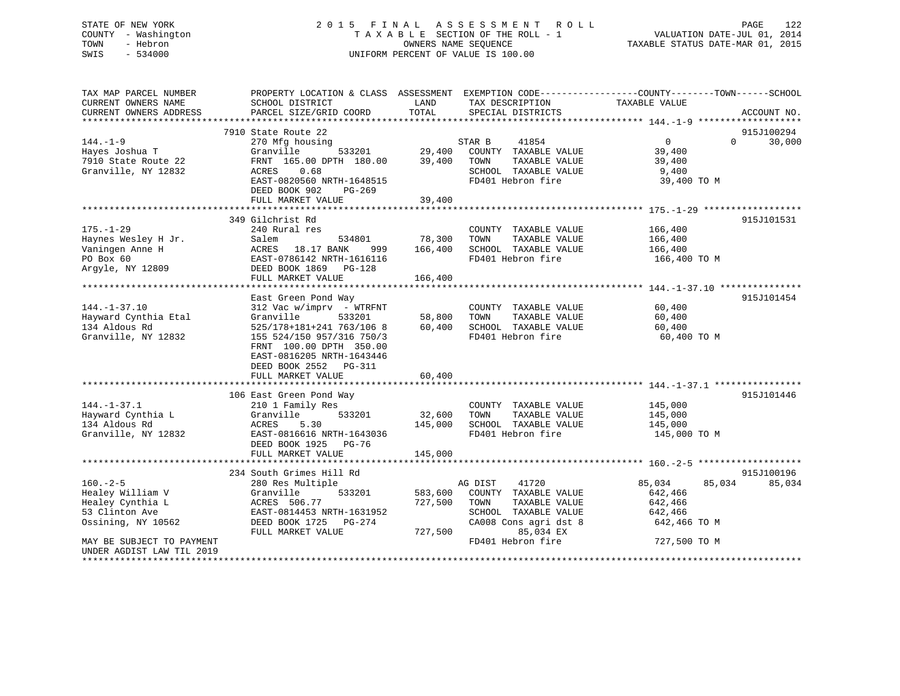STATE OF NEW YORK
COUNTY - Washington
TOWN - Hebron
SWIS - 534000

# 2015 FINAL ASSESSMENT ROLL

TAXABLE SECTION OF THE ROLL - 1
OWNERS NAME SEQUENCE
UNIFORM PERCENT OF VALUE IS 100.00

VALUATION DATE-JUL 01, 2014
TAXABLE STATUS DATE-MAR 01, 2015

| TAX MAP PARCEL NUMBER / CURRENT OWNERS NAME / CURRENT OWNERS ADDRESS | PROPERTY LOCATION & CLASS / SCHOOL DISTRICT / PARCEL SIZE/GRID COORD | ASSESSMENT LAND | TOTAL | EXEMPTION CODE / TAX DESCRIPTION / SPECIAL DISTRICTS | COUNTY TAXABLE VALUE | TOWN | SCHOOL | ACCOUNT NO. |
|---|---|---|---|---|---|---|---|---|
| **144.-1-9** | 7910 State Route 22 | | | | | | | 915J100294 |
| Hayes Joshua T | 270 Mfg housing | | | STAR B 41854 | 0 | 0 | 30,000 | |
| 7910 State Route 22 | Granville 533201 | 29,400 | | COUNTY TAXABLE VALUE | 39,400 | | | |
| Granville, NY 12832 | FRNT 165.00 DPTH 180.00 | | 39,400 | TOWN TAXABLE VALUE | 39,400 | | | |
| | ACRES 0.68 | | | SCHOOL TAXABLE VALUE | 9,400 | | | |
| | EAST-0820560 NRTH-1648515 | | | FD401 Hebron fire | 39,400 TO M | | | |
| | DEED BOOK 902 PG-269 | | | | | | | |
| | FULL MARKET VALUE | | 39,400 | | | | | |
| **175.-1-29** | 349 Gilchrist Rd | | | | | | | 915J101531 |
| Haynes Wesley H Jr. | 240 Rural res | | | COUNTY TAXABLE VALUE | 166,400 | | | |
| Vaningen Anne H | Salem 534801 | 78,300 | | TOWN TAXABLE VALUE | 166,400 | | | |
| PO Box 60 | ACRES 18.17 BANK 999 | | 166,400 | SCHOOL TAXABLE VALUE | 166,400 | | | |
| Argyle, NY 12809 | EAST-0786142 NRTH-1616116 | | | FD401 Hebron fire | 166,400 TO M | | | |
| | DEED BOOK 1869 PG-128 | | | | | | | |
| | FULL MARKET VALUE | | 166,400 | | | | | |
| **144.-1-37.10** | East Green Pond Way | | | | | | | 915J101454 |
| Hayward Cynthia Etal | 312 Vac w/imprv - WTRFNT | | | COUNTY TAXABLE VALUE | 60,400 | | | |
| 134 Aldous Rd | Granville 533201 | 58,800 | | TOWN TAXABLE VALUE | 60,400 | | | |
| Granville, NY 12832 | 525/178+181+241 763/106 8 | | 60,400 | SCHOOL TAXABLE VALUE | 60,400 | | | |
| | 155 524/150 957/316 750/3 | | | FD401 Hebron fire | 60,400 TO M | | | |
| | FRNT 100.00 DPTH 350.00 | | | | | | | |
| | EAST-0816205 NRTH-1643446 | | | | | | | |
| | DEED BOOK 2552 PG-311 | | | | | | | |
| | FULL MARKET VALUE | | 60,400 | | | | | |
| **144.-1-37.1** | 106 East Green Pond Way | | | | | | | 915J101446 |
| Hayward Cynthia L | 210 1 Family Res | | | COUNTY TAXABLE VALUE | 145,000 | | | |
| 134 Aldous Rd | Granville 533201 | 32,600 | | TOWN TAXABLE VALUE | 145,000 | | | |
| Granville, NY 12832 | ACRES 5.30 | | 145,000 | SCHOOL TAXABLE VALUE | 145,000 | | | |
| | EAST-0816616 NRTH-1643036 | | | FD401 Hebron fire | 145,000 TO M | | | |
| | DEED BOOK 1925 PG-76 | | | | | | | |
| | FULL MARKET VALUE | | 145,000 | | | | | |
| **160.-2-5** | 234 South Grimes Hill Rd | | | | | | | 915J100196 |
| Healey William V | 280 Res Multiple | | | AG DIST 41720 | 85,034 | 85,034 | 85,034 | |
| Healey Cynthia L | Granville 533201 | 583,600 | | COUNTY TAXABLE VALUE | 642,466 | | | |
| 53 Clinton Ave | ACRES 506.77 | | 727,500 | TOWN TAXABLE VALUE | 642,466 | | | |
| Ossining, NY 10562 | EAST-0814453 NRTH-1631952 | | | SCHOOL TAXABLE VALUE | 642,466 | | | |
| | DEED BOOK 1725 PG-274 | | | CA008 Cons agri dst 8 | 642,466 TO M | | | |
| | FULL MARKET VALUE | | 727,500 | 85,034 EX | | | | |
| MAY BE SUBJECT TO PAYMENT UNDER AGDIST LAW TIL 2019 | | | | FD401 Hebron fire | 727,500 TO M | | | |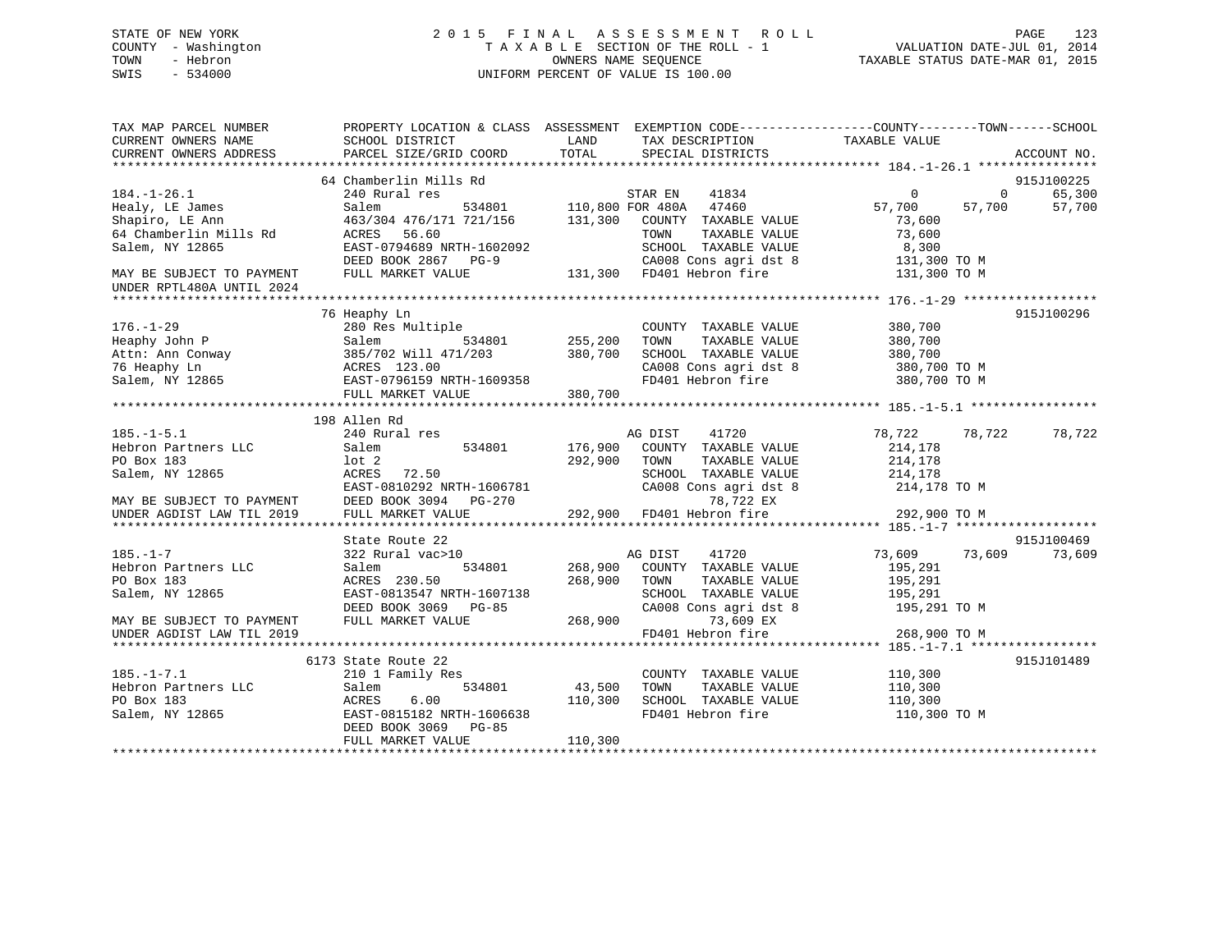STATE OF NEW YORK
COUNTY - Washington
TOWN - Hebron
SWIS - 534000

2 0 1 5 F I N A L A S S E S S M E N T R O L L
T A X A B L E SECTION OF THE ROLL - 1
OWNERS NAME SEQUENCE
UNIFORM PERCENT OF VALUE IS 100.00

VALUATION DATE-JUL 01, 2014
TAXABLE STATUS DATE-MAR 01, 2015

```
TAX MAP PARCEL NUMBER          PROPERTY LOCATION & CLASS  ASSESSMENT  EXEMPTION CODE------------------COUNTY--------TOWN------SCHOOL
CURRENT OWNERS NAME            SCHOOL DISTRICT               LAND      TAX DESCRIPTION             TAXABLE VALUE
CURRENT OWNERS ADDRESS         PARCEL SIZE/GRID COORD        TOTAL     SPECIAL DISTRICTS                                     ACCOUNT NO.
******************************************************************************************************* 184.-1-26.1 ****************
                               64 Chamberlin Mills Rd                                                                        915J100225
184.-1-26.1                    240 Rural res                          STAR EN    41834                 0             0      65,300
Healy, LE James                Salem            534801        110,800 FOR 480A   47460            57,700        57,700      57,700
Shapiro, LE Ann                463/304 476/171 721/156        131,300    COUNTY  TAXABLE VALUE         73,600
64 Chamberlin Mills Rd         ACRES   56.60                             TOWN    TAXABLE VALUE         73,600
Salem, NY 12865                EAST-0794689 NRTH-1602092                 SCHOOL  TAXABLE VALUE          8,300
                               DEED BOOK 2867   PG-9                     CA008 Cons agri dst 8        131,300 TO M
MAY BE SUBJECT TO PAYMENT      FULL MARKET VALUE             131,300    FD401 Hebron fire            131,300 TO M
UNDER RPTL480A UNTIL 2024
******************************************************************************************************* 176.-1-29 ******************
                               76 Heaphy Ln                                                                                  915J100296
176.-1-29                      280 Res Multiple                          COUNTY  TAXABLE VALUE        380,700
Heaphy John P                  Salem            534801        255,200    TOWN    TAXABLE VALUE        380,700
Attn: Ann Conway               385/702 Will 471/203           380,700    SCHOOL  TAXABLE VALUE        380,700
76 Heaphy Ln                   ACRES  123.00                             CA008 Cons agri dst 8        380,700 TO M
Salem, NY 12865                EAST-0796159 NRTH-1609358                 FD401 Hebron fire            380,700 TO M
                               FULL MARKET VALUE             380,700
******************************************************************************************************* 185.-1-5.1 *****************
                               198 Allen Rd
185.-1-5.1                     240 Rural res                          AG DIST    41720            78,722        78,722      78,722
Hebron Partners LLC            Salem            534801        176,900    COUNTY  TAXABLE VALUE        214,178
PO Box 183                     lot 2                          292,900    TOWN    TAXABLE VALUE        214,178
Salem, NY 12865                ACRES   72.50                             SCHOOL  TAXABLE VALUE        214,178
                               EAST-0810292 NRTH-1606781                 CA008 Cons agri dst 8        214,178 TO M
MAY BE SUBJECT TO PAYMENT      DEED BOOK 3094   PG-270                         78,722 EX
UNDER AGDIST LAW TIL 2019      FULL MARKET VALUE             292,900    FD401 Hebron fire            292,900 TO M
******************************************************************************************************* 185.-1-7 *******************
                               State Route 22                                                                                915J100469
185.-1-7                       322 Rural vac>10                       AG DIST    41720            73,609        73,609      73,609
Hebron Partners LLC            Salem            534801        268,900    COUNTY  TAXABLE VALUE        195,291
PO Box 183                     ACRES  230.50                  268,900    TOWN    TAXABLE VALUE        195,291
Salem, NY 12865                EAST-0813547 NRTH-1607138                 SCHOOL  TAXABLE VALUE        195,291
                               DEED BOOK 3069   PG-85                    CA008 Cons agri dst 8        195,291 TO M
MAY BE SUBJECT TO PAYMENT      FULL MARKET VALUE             268,900           73,609 EX
UNDER AGDIST LAW TIL 2019                                                FD401 Hebron fire            268,900 TO M
******************************************************************************************************* 185.-1-7.1 *****************
                               6173 State Route 22                                                                           915J101489
185.-1-7.1                     210 1 Family Res                          COUNTY  TAXABLE VALUE        110,300
Hebron Partners LLC            Salem            534801         43,500    TOWN    TAXABLE VALUE        110,300
PO Box 183                     ACRES    6.00                  110,300    SCHOOL  TAXABLE VALUE        110,300
Salem, NY 12865                EAST-0815182 NRTH-1606638                 FD401 Hebron fire            110,300 TO M
                               DEED BOOK 3069   PG-85
                               FULL MARKET VALUE             110,300
************************************************************************************************************************************
```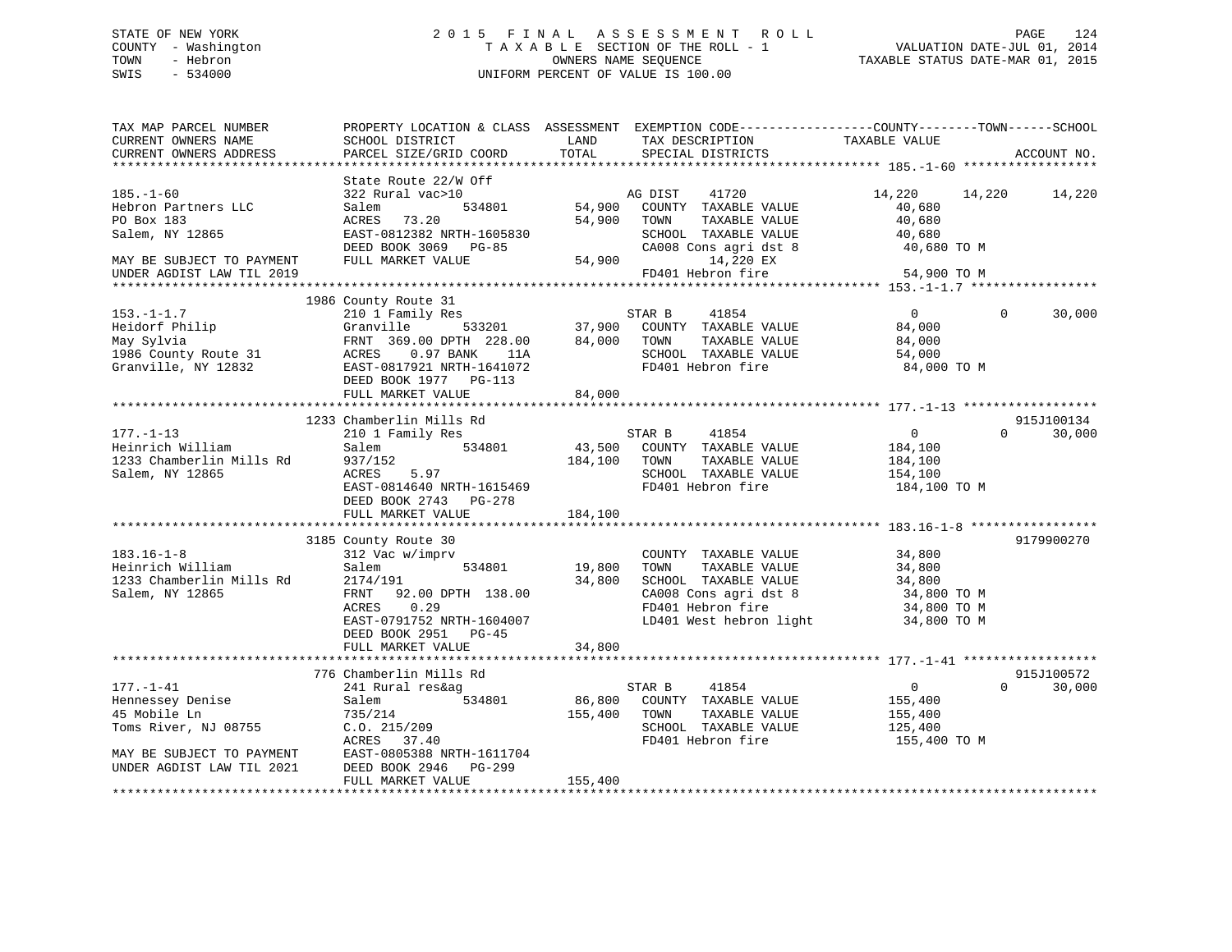STATE OF NEW YORK
COUNTY - Washington
TOWN - Hebron
SWIS - 534000

2 0 1 5 F I N A L A S S E S S M E N T R O L L
T A X A B L E SECTION OF THE ROLL - 1
OWNERS NAME SEQUENCE
UNIFORM PERCENT OF VALUE IS 100.00

VALUATION DATE-JUL 01, 2014
TAXABLE STATUS DATE-MAR 01, 2015

```
TAX MAP PARCEL NUMBER          PROPERTY LOCATION & CLASS  ASSESSMENT  EXEMPTION CODE------------------COUNTY--------TOWN------SCHOOL
CURRENT OWNERS NAME            SCHOOL DISTRICT               LAND      TAX DESCRIPTION            TAXABLE VALUE
CURRENT OWNERS ADDRESS         PARCEL SIZE/GRID COORD        TOTAL     SPECIAL DISTRICTS                                    ACCOUNT NO.
*********************************************************************************************** 185.-1-60 ******************
                               State Route 22/W Off
185.-1-60                      322 Rural vac>10                   AG DIST     41720           14,220      14,220      14,220
Hebron Partners LLC            Salem            534801     54,900  COUNTY  TAXABLE VALUE       40,680
PO Box 183                     ACRES   73.20               54,900  TOWN    TAXABLE VALUE       40,680
Salem, NY 12865                EAST-0812382 NRTH-1605830           SCHOOL  TAXABLE VALUE       40,680
                               DEED BOOK 3069   PG-85              CA008 Cons agri dst 8        40,680 TO M
MAY BE SUBJECT TO PAYMENT      FULL MARKET VALUE           54,900        14,220 EX
UNDER AGDIST LAW TIL 2019                                          FD401 Hebron fire            54,900 TO M
*********************************************************************************************** 153.-1-1.7 *****************
                               1986 County Route 31
153.-1-1.7                     210 1 Family Res                   STAR B      41854                0           0      30,000
Heidorf Philip                 Granville        533201     37,900  COUNTY  TAXABLE VALUE       84,000
May Sylvia                     FRNT 369.00 DPTH 228.00     84,000  TOWN    TAXABLE VALUE       84,000
1986 County Route 31           ACRES    0.97 BANK    11A           SCHOOL  TAXABLE VALUE       54,000
Granville, NY 12832            EAST-0817921 NRTH-1641072           FD401 Hebron fire            84,000 TO M
                               DEED BOOK 1977   PG-113
                               FULL MARKET VALUE           84,000
*********************************************************************************************** 177.-1-13 ******************
                               1233 Chamberlin Mills Rd                                                           915J100134
177.-1-13                      210 1 Family Res                   STAR B      41854                0           0      30,000
Heinrich William               Salem            534801     43,500  COUNTY  TAXABLE VALUE      184,100
1233 Chamberlin Mills Rd       937/152                    184,100  TOWN    TAXABLE VALUE      184,100
Salem, NY 12865                ACRES    5.97                       SCHOOL  TAXABLE VALUE      154,100
                               EAST-0814640 NRTH-1615469           FD401 Hebron fire           184,100 TO M
                               DEED BOOK 2743   PG-278
                               FULL MARKET VALUE          184,100
*********************************************************************************************** 183.16-1-8 *****************
                               3185 County Route 30                                                               9179900270
183.16-1-8                     312 Vac w/imprv                     COUNTY  TAXABLE VALUE       34,800
Heinrich William               Salem            534801     19,800  TOWN    TAXABLE VALUE       34,800
1233 Chamberlin Mills Rd       2174/191                    34,800  SCHOOL  TAXABLE VALUE       34,800
Salem, NY 12865                FRNT  92.00 DPTH 138.00             CA008 Cons agri dst 8        34,800 TO M
                               ACRES    0.29                       FD401 Hebron fire            34,800 TO M
                               EAST-0791752 NRTH-1604007           LD401 West hebron light      34,800 TO M
                               DEED BOOK 2951   PG-45
                               FULL MARKET VALUE           34,800
*********************************************************************************************** 177.-1-41 ******************
                               776 Chamberlin Mills Rd                                                            915J100572
177.-1-41                      241 Rural res&ag                   STAR B      41854                0           0      30,000
Hennessey Denise               Salem            534801     86,800  COUNTY  TAXABLE VALUE      155,400
45 Mobile Ln                   735/214                    155,400  TOWN    TAXABLE VALUE      155,400
Toms River, NJ 08755           C.O. 215/209                        SCHOOL  TAXABLE VALUE      125,400
                               ACRES   37.40                       FD401 Hebron fire           155,400 TO M
MAY BE SUBJECT TO PAYMENT      EAST-0805388 NRTH-1611704
UNDER AGDIST LAW TIL 2021      DEED BOOK 2946   PG-299
                               FULL MARKET VALUE          155,400
********************************************************************************************************************************
```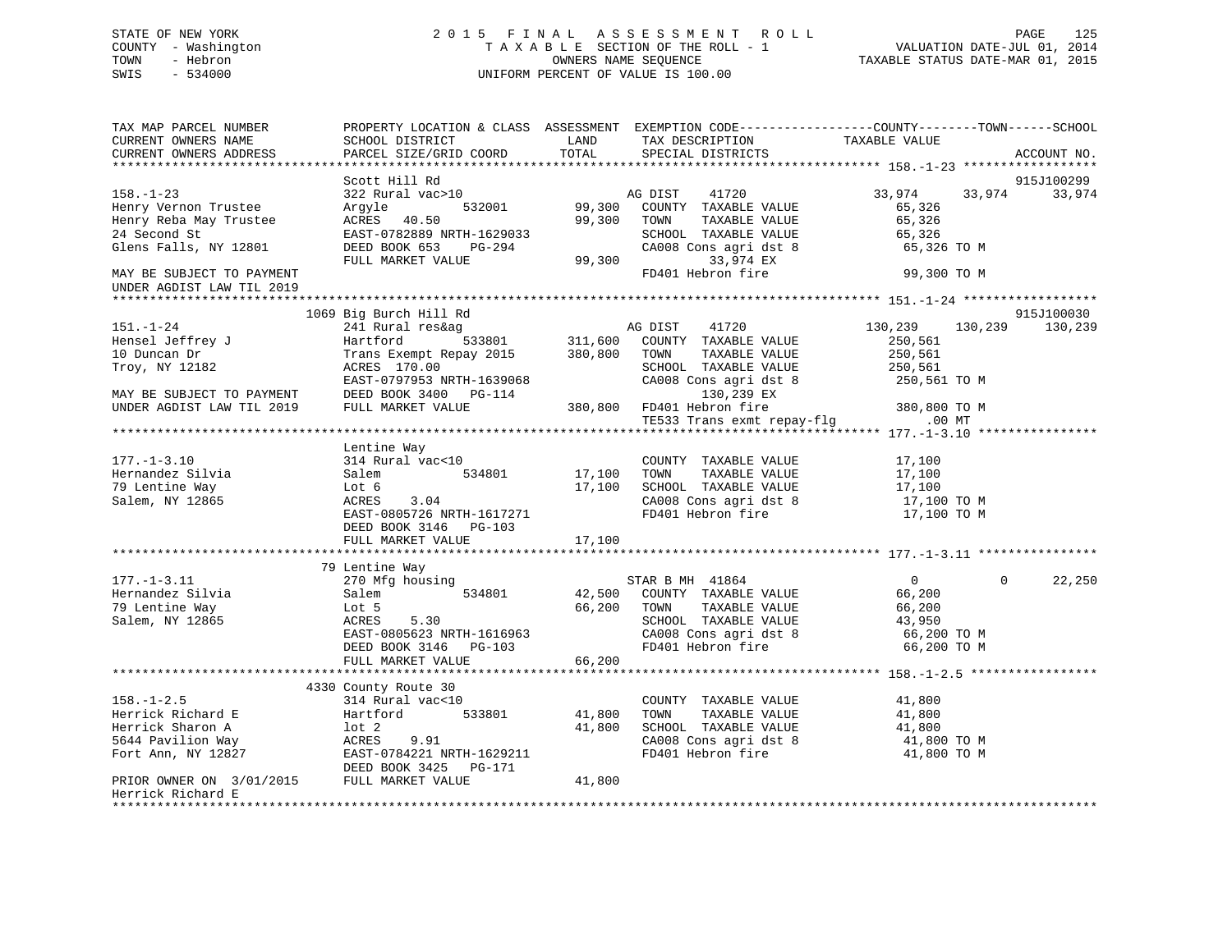STATE OF NEW YORK
COUNTY - Washington
TOWN - Hebron
SWIS - 534000

# 2015 FINAL ASSESSMENT ROLL
TAXABLE SECTION OF THE ROLL - 1
OWNERS NAME SEQUENCE
UNIFORM PERCENT OF VALUE IS 100.00

VALUATION DATE-JUL 01, 2014
TAXABLE STATUS DATE-MAR 01, 2015

```
TAX MAP PARCEL NUMBER          PROPERTY LOCATION & CLASS  ASSESSMENT  EXEMPTION CODE------------------COUNTY--------TOWN------SCHOOL
CURRENT OWNERS NAME            SCHOOL DISTRICT               LAND      TAX DESCRIPTION            TAXABLE VALUE
CURRENT OWNERS ADDRESS         PARCEL SIZE/GRID COORD       TOTAL      SPECIAL DISTRICTS                                          ACCOUNT NO.
******************************************************************************************************* 158.-1-23 ******************
                               Scott Hill Rd                                                                               915J100299
158.-1-23                      322 Rural vac>10                       AG DIST    41720              33,974     33,974      33,974
Henry Vernon Trustee           Argyle          532001       99,300    COUNTY  TAXABLE VALUE          65,326
Henry Reba May Trustee         ACRES  40.50                 99,300    TOWN    TAXABLE VALUE          65,326
24 Second St                   EAST-0782889 NRTH-1629033              SCHOOL  TAXABLE VALUE          65,326
Glens Falls, NY 12801          DEED BOOK 653    PG-294                CA008 Cons agri dst 8           65,326 TO M
                               FULL MARKET VALUE            99,300           33,974 EX
MAY BE SUBJECT TO PAYMENT                                             FD401 Hebron fire               99,300 TO M
UNDER AGDIST LAW TIL 2019
******************************************************************************************************* 151.-1-24 ******************
                               1069 Big Burch Hill Rd                                                                      915J100030
151.-1-24                      241 Rural res&ag                       AG DIST    41720             130,239    130,239     130,239
Hensel Jeffrey J               Hartford        533801      311,600    COUNTY  TAXABLE VALUE         250,561
10 Duncan Dr                   Trans Exempt Repay 2015     380,800    TOWN    TAXABLE VALUE         250,561
Troy, NY 12182                 ACRES 170.00                           SCHOOL  TAXABLE VALUE         250,561
                               EAST-0797953 NRTH-1639068              CA008 Cons agri dst 8          250,561 TO M
MAY BE SUBJECT TO PAYMENT      DEED BOOK 3400   PG-114                      130,239 EX
UNDER AGDIST LAW TIL 2019      FULL MARKET VALUE           380,800    FD401 Hebron fire              380,800 TO M
                                                                      TE533 Trans exmt repay-flg          .00 MT
******************************************************************************************************* 177.-1-3.10 ****************
                               Lentine Way
177.-1-3.10                    314 Rural vac<10                       COUNTY  TAXABLE VALUE          17,100
Hernandez Silvia               Salem           534801       17,100    TOWN    TAXABLE VALUE          17,100
79 Lentine Way                 Lot 6                        17,100    SCHOOL  TAXABLE VALUE          17,100
Salem, NY 12865                ACRES    3.04                          CA008 Cons agri dst 8           17,100 TO M
                               EAST-0805726 NRTH-1617271              FD401 Hebron fire               17,100 TO M
                               DEED BOOK 3146   PG-103
                               FULL MARKET VALUE            17,100
******************************************************************************************************* 177.-1-3.11 ****************
                               79 Lentine Way
177.-1-3.11                    270 Mfg housing                        STAR B MH  41864                   0          0      22,250
Hernandez Silvia               Salem           534801       42,500    COUNTY  TAXABLE VALUE          66,200
79 Lentine Way                 Lot 5                        66,200    TOWN    TAXABLE VALUE          66,200
Salem, NY 12865                ACRES    5.30                          SCHOOL  TAXABLE VALUE          43,950
                               EAST-0805623 NRTH-1616963              CA008 Cons agri dst 8           66,200 TO M
                               DEED BOOK 3146   PG-103                FD401 Hebron fire               66,200 TO M
                               FULL MARKET VALUE            66,200
******************************************************************************************************* 158.-1-2.5 *****************
                               4330 County Route 30
158.-1-2.5                     314 Rural vac<10                       COUNTY  TAXABLE VALUE          41,800
Herrick Richard E              Hartford        533801       41,800    TOWN    TAXABLE VALUE          41,800
Herrick Sharon A               lot 2                        41,800    SCHOOL  TAXABLE VALUE          41,800
5644 Pavilion Way              ACRES    9.91                          CA008 Cons agri dst 8           41,800 TO M
Fort Ann, NY 12827             EAST-0784221 NRTH-1629211              FD401 Hebron fire               41,800 TO M
                               DEED BOOK 3425   PG-171
PRIOR OWNER ON 3/01/2015       FULL MARKET VALUE            41,800
Herrick Richard E
************************************************************************************************************************************
```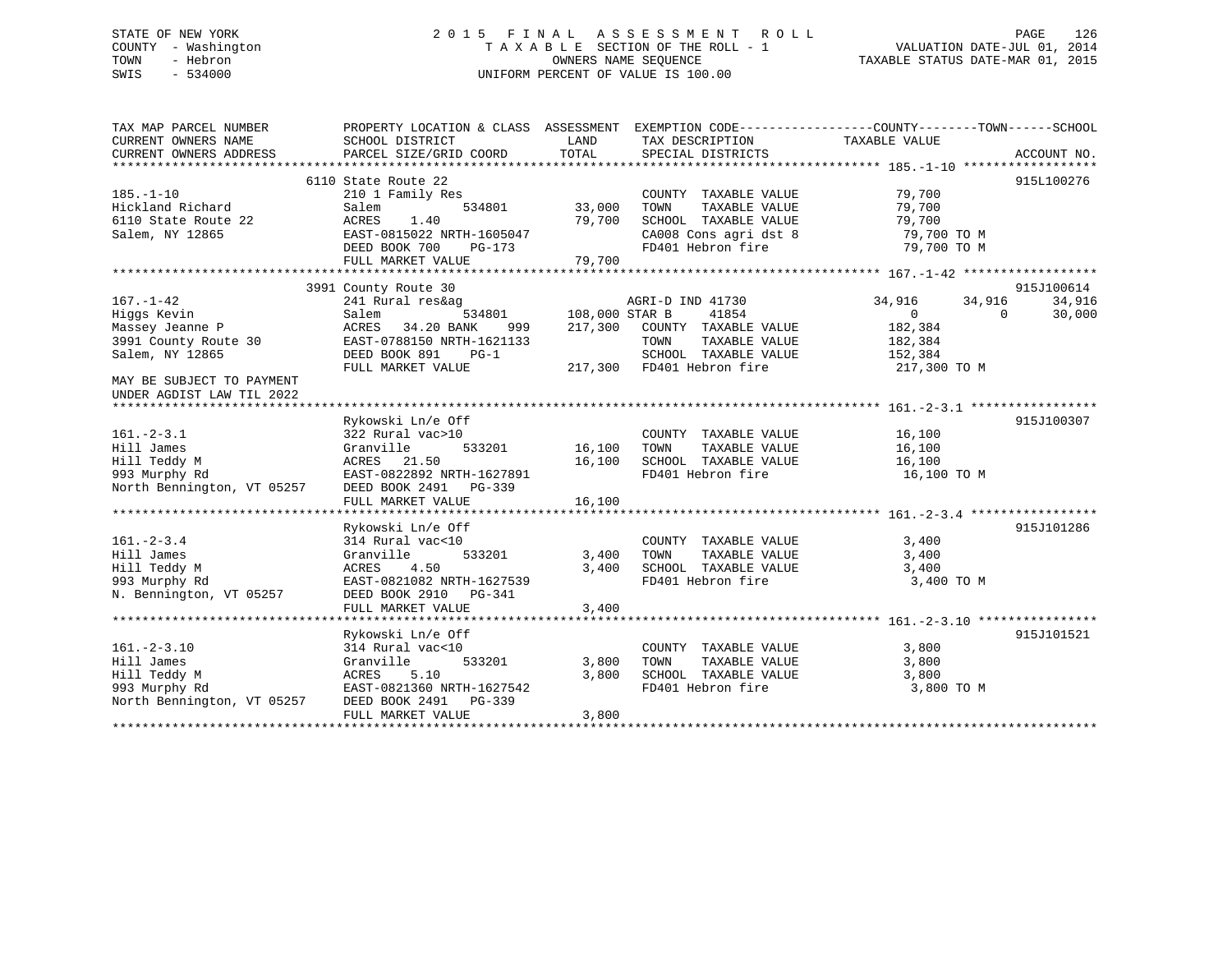STATE OF NEW YORK
COUNTY - Washington
TOWN - Hebron
SWIS - 534000

2015 FINAL ASSESSMENT ROLL
TAXABLE SECTION OF THE ROLL - 1
OWNERS NAME SEQUENCE
UNIFORM PERCENT OF VALUE IS 100.00

VALUATION DATE-JUL 01, 2014
TAXABLE STATUS DATE-MAR 01, 2015

```
TAX MAP PARCEL NUMBER          PROPERTY LOCATION & CLASS  ASSESSMENT  EXEMPTION CODE------------------COUNTY--------TOWN------SCHOOL
CURRENT OWNERS NAME            SCHOOL DISTRICT               LAND      TAX DESCRIPTION              TAXABLE VALUE
CURRENT OWNERS ADDRESS         PARCEL SIZE/GRID COORD       TOTAL      SPECIAL DISTRICTS                                      ACCOUNT NO.
******************************************************************************************************* 185.-1-10 ******************
                               6110 State Route 22                                                                          915L100276
185.-1-10                      210 1 Family Res                        COUNTY  TAXABLE VALUE             79,700
Hickland Richard               Salem           534801       33,000     TOWN    TAXABLE VALUE             79,700
6110 State Route 22            ACRES    1.40                79,700     SCHOOL  TAXABLE VALUE             79,700
Salem, NY 12865                EAST-0815022 NRTH-1605047               CA008 Cons agri dst 8              79,700 TO M
                               DEED BOOK 700    PG-173                 FD401 Hebron fire                  79,700 TO M
                               FULL MARKET VALUE            79,700
******************************************************************************************************* 167.-1-42 ******************
                               3991 County Route 30                                                                         915J100614
167.-1-42                      241 Rural res&ag                        AGRI-D IND 41730          34,916      34,916      34,916
Higgs Kevin                    Salem           534801      108,000 STAR B        41854                0           0      30,000
Massey Jeanne P                ACRES   34.20 BANK     999  217,300     COUNTY  TAXABLE VALUE            182,384
3991 County Route 30           EAST-0788150 NRTH-1621133               TOWN    TAXABLE VALUE            182,384
Salem, NY 12865                DEED BOOK 891    PG-1                   SCHOOL  TAXABLE VALUE            152,384
                               FULL MARKET VALUE           217,300     FD401 Hebron fire                 217,300 TO M
MAY BE SUBJECT TO PAYMENT
UNDER AGDIST LAW TIL 2022
******************************************************************************************************* 161.-2-3.1 *****************
                               Rykowski Ln/e Off                                                                            915J100307
161.-2-3.1                     322 Rural vac>10                        COUNTY  TAXABLE VALUE             16,100
Hill James                     Granville       533201       16,100     TOWN    TAXABLE VALUE             16,100
Hill Teddy M                   ACRES   21.50                16,100     SCHOOL  TAXABLE VALUE             16,100
993 Murphy Rd                  EAST-0822892 NRTH-1627891               FD401 Hebron fire                  16,100 TO M
North Bennington, VT 05257     DEED BOOK 2491   PG-339
                               FULL MARKET VALUE            16,100
******************************************************************************************************* 161.-2-3.4 *****************
                               Rykowski Ln/e Off                                                                            915J101286
161.-2-3.4                     314 Rural vac<10                        COUNTY  TAXABLE VALUE              3,400
Hill James                     Granville       533201        3,400     TOWN    TAXABLE VALUE              3,400
Hill Teddy M                   ACRES    4.50                 3,400     SCHOOL  TAXABLE VALUE              3,400
993 Murphy Rd                  EAST-0821082 NRTH-1627539               FD401 Hebron fire                   3,400 TO M
N. Bennington, VT 05257        DEED BOOK 2910   PG-341
                               FULL MARKET VALUE             3,400
******************************************************************************************************* 161.-2-3.10 ****************
                               Rykowski Ln/e Off                                                                            915J101521
161.-2-3.10                    314 Rural vac<10                        COUNTY  TAXABLE VALUE              3,800
Hill James                     Granville       533201        3,800     TOWN    TAXABLE VALUE              3,800
Hill Teddy M                   ACRES    5.10                 3,800     SCHOOL  TAXABLE VALUE              3,800
993 Murphy Rd                  EAST-0821360 NRTH-1627542               FD401 Hebron fire                   3,800 TO M
North Bennington, VT 05257     DEED BOOK 2491   PG-339
                               FULL MARKET VALUE             3,800
************************************************************************************************************************************
```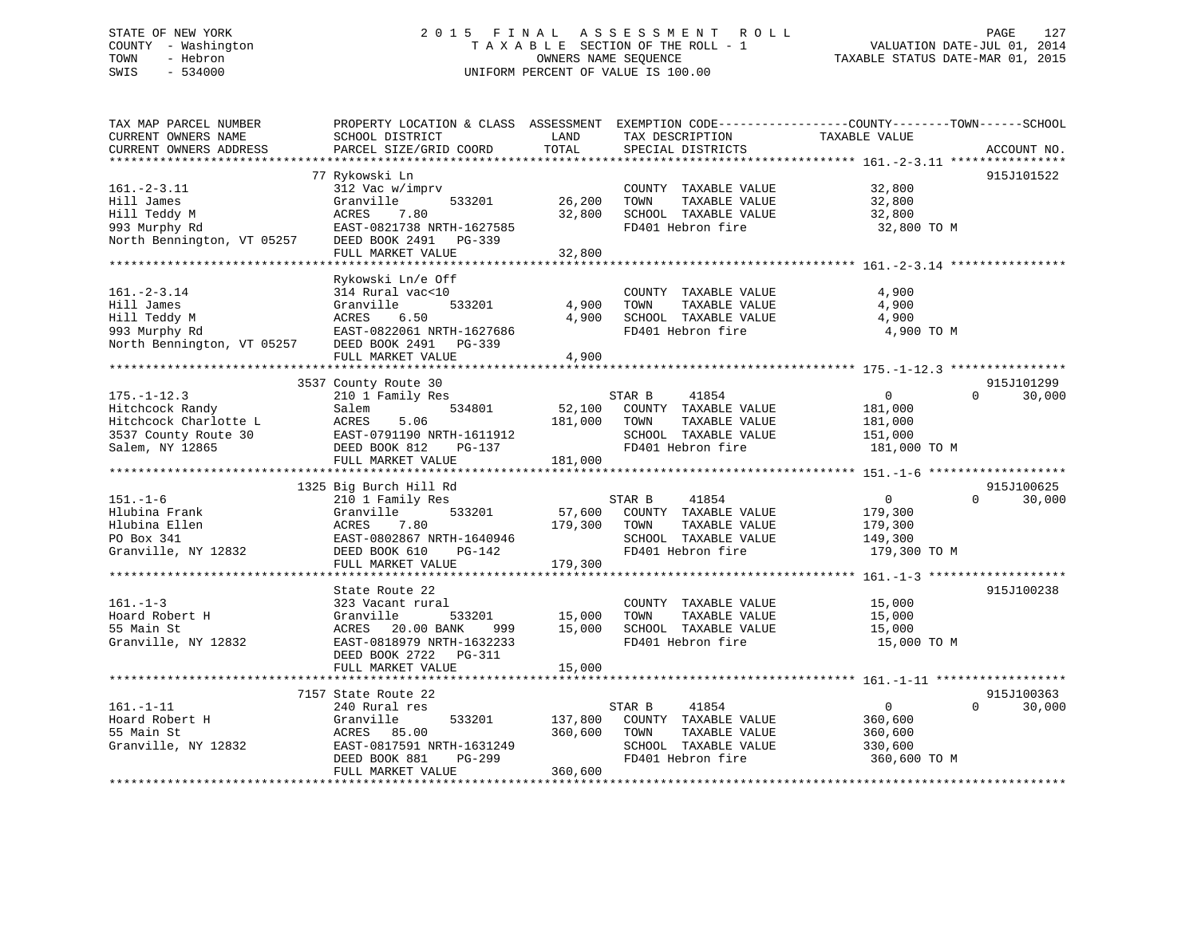STATE OF NEW YORK
COUNTY - Washington
TOWN - Hebron
SWIS - 534000

2015 FINAL ASSESSMENT ROLL
TAXABLE SECTION OF THE ROLL - 1
OWNERS NAME SEQUENCE
UNIFORM PERCENT OF VALUE IS 100.00

VALUATION DATE-JUL 01, 2014
TAXABLE STATUS DATE-MAR 01, 2015

| TAX MAP PARCEL NUMBER / CURRENT OWNERS NAME / CURRENT OWNERS ADDRESS | PROPERTY LOCATION & CLASS / SCHOOL DISTRICT / PARCEL SIZE/GRID COORD | ASSESSMENT LAND | TOTAL | EXEMPTION CODE / TAX DESCRIPTION / SPECIAL DISTRICTS | COUNTY TAXABLE VALUE | TOWN | SCHOOL | ACCOUNT NO. |
|---|---|---|---|---|---|---|---|---|
| 161.-2-3.11 | 77 Rykowski Ln | | | | | | | 915J101522 |
| 161.-2-3.11 | 312 Vac w/imprv | | | COUNTY TAXABLE VALUE | 32,800 | | | |
| Hill James | Granville 533201 | 26,200 | | TOWN TAXABLE VALUE | 32,800 | | | |
| Hill Teddy M | ACRES 7.80 | | 32,800 | SCHOOL TAXABLE VALUE | 32,800 | | | |
| 993 Murphy Rd | EAST-0821738 NRTH-1627585 | | | FD401 Hebron fire | 32,800 TO M | | | |
| North Bennington, VT 05257 | DEED BOOK 2491 PG-339 | | | | | | | |
| | FULL MARKET VALUE | | 32,800 | | | | | |
| 161.-2-3.14 | Rykowski Ln/e Off | | | | | | | |
| 161.-2-3.14 | 314 Rural vac<10 | | | COUNTY TAXABLE VALUE | 4,900 | | | |
| Hill James | Granville 533201 | 4,900 | | TOWN TAXABLE VALUE | 4,900 | | | |
| Hill Teddy M | ACRES 6.50 | | 4,900 | SCHOOL TAXABLE VALUE | 4,900 | | | |
| 993 Murphy Rd | EAST-0822061 NRTH-1627686 | | | FD401 Hebron fire | 4,900 TO M | | | |
| North Bennington, VT 05257 | DEED BOOK 2491 PG-339 | | | | | | | |
| | FULL MARKET VALUE | | 4,900 | | | | | |
| 175.-1-12.3 | 3537 County Route 30 | | | | | | | 915J101299 |
| 175.-1-12.3 | 210 1 Family Res | | | STAR B 41854 | 0 | 0 | 30,000 | |
| Hitchcock Randy | Salem 534801 | 52,100 | | COUNTY TAXABLE VALUE | 181,000 | | | |
| Hitchcock Charlotte L | ACRES 5.06 | | 181,000 | TOWN TAXABLE VALUE | 181,000 | | | |
| 3537 County Route 30 | EAST-0791190 NRTH-1611912 | | | SCHOOL TAXABLE VALUE | 151,000 | | | |
| Salem, NY 12865 | DEED BOOK 812 PG-137 | | | FD401 Hebron fire | 181,000 TO M | | | |
| | FULL MARKET VALUE | | 181,000 | | | | | |
| 151.-1-6 | 1325 Big Burch Hill Rd | | | | | | | 915J100625 |
| 151.-1-6 | 210 1 Family Res | | | STAR B 41854 | 0 | 0 | 30,000 | |
| Hlubina Frank | Granville 533201 | 57,600 | | COUNTY TAXABLE VALUE | 179,300 | | | |
| Hlubina Ellen | ACRES 7.80 | | 179,300 | TOWN TAXABLE VALUE | 179,300 | | | |
| PO Box 341 | EAST-0802867 NRTH-1640946 | | | SCHOOL TAXABLE VALUE | 149,300 | | | |
| Granville, NY 12832 | DEED BOOK 610 PG-142 | | | FD401 Hebron fire | 179,300 TO M | | | |
| | FULL MARKET VALUE | | 179,300 | | | | | |
| 161.-1-3 | State Route 22 | | | | | | | 915J100238 |
| 161.-1-3 | 323 Vacant rural | | | COUNTY TAXABLE VALUE | 15,000 | | | |
| Hoard Robert H | Granville 533201 | 15,000 | | TOWN TAXABLE VALUE | 15,000 | | | |
| 55 Main St | ACRES 20.00 BANK 999 | | 15,000 | SCHOOL TAXABLE VALUE | 15,000 | | | |
| Granville, NY 12832 | EAST-0818979 NRTH-1632233 | | | FD401 Hebron fire | 15,000 TO M | | | |
| | DEED BOOK 2722 PG-311 | | | | | | | |
| | FULL MARKET VALUE | | 15,000 | | | | | |
| 161.-1-11 | 7157 State Route 22 | | | | | | | 915J100363 |
| 161.-1-11 | 240 Rural res | | | STAR B 41854 | 0 | 0 | 30,000 | |
| Hoard Robert H | Granville 533201 | 137,800 | | COUNTY TAXABLE VALUE | 360,600 | | | |
| 55 Main St | ACRES 85.00 | | 360,600 | TOWN TAXABLE VALUE | 360,600 | | | |
| Granville, NY 12832 | EAST-0817591 NRTH-1631249 | | | SCHOOL TAXABLE VALUE | 330,600 | | | |
| | DEED BOOK 881 PG-299 | | | FD401 Hebron fire | 360,600 TO M | | | |
| | FULL MARKET VALUE | | 360,600 | | | | | |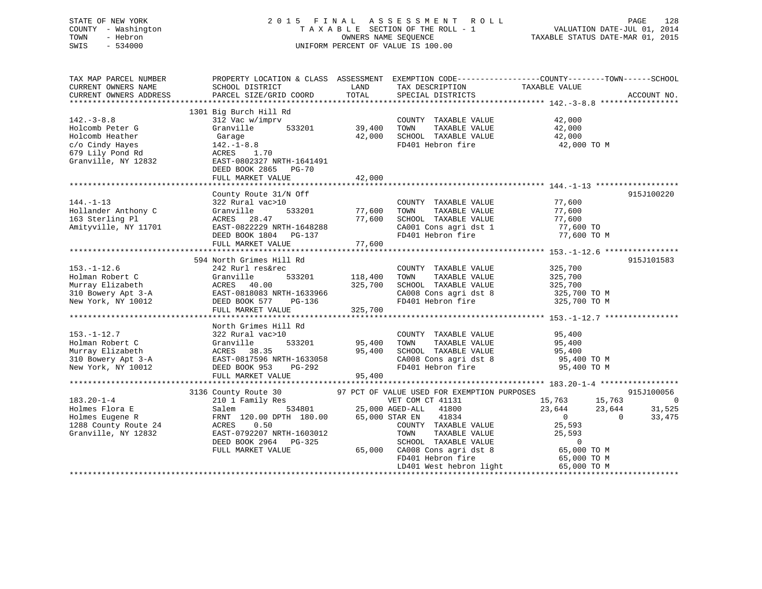STATE OF NEW YORK
COUNTY - Washington
TOWN - Hebron
SWIS - 534000

2 0 1 5 F I N A L A S S E S S M E N T R O L L
T A X A B L E SECTION OF THE ROLL - 1
OWNERS NAME SEQUENCE
UNIFORM PERCENT OF VALUE IS 100.00

VALUATION DATE-JUL 01, 2014
TAXABLE STATUS DATE-MAR 01, 2015

```
TAX MAP PARCEL NUMBER          PROPERTY LOCATION & CLASS  ASSESSMENT  EXEMPTION CODE------------------COUNTY--------TOWN------SCHOOL
CURRENT OWNERS NAME            SCHOOL DISTRICT               LAND      TAX DESCRIPTION              TAXABLE VALUE
CURRENT OWNERS ADDRESS         PARCEL SIZE/GRID COORD        TOTAL     SPECIAL DISTRICTS                                     ACCOUNT NO.
******************************************************************************************************* 142.-3-8.8 *****************
                               1301 Big Burch Hill Rd
142.-3-8.8                     312 Vac w/imprv                         COUNTY  TAXABLE VALUE             42,000
Holcomb Peter G                Granville        533201      39,400     TOWN    TAXABLE VALUE             42,000
Holcomb Heather                 Garage                      42,000     SCHOOL  TAXABLE VALUE             42,000
c/o Cindy Hayes                142.-1-8.8                              FD401 Hebron fire                  42,000 TO M
679 Lily Pond Rd               ACRES    1.70
Granville, NY 12832            EAST-0802327 NRTH-1641491
                               DEED BOOK 2865   PG-70
                               FULL MARKET VALUE            42,000
******************************************************************************************************* 144.-1-13 ******************
                               County Route 31/N Off                                                                     915J100220
144.-1-13                      322 Rural vac>10                        COUNTY  TAXABLE VALUE             77,600
Hollander Anthony C            Granville        533201      77,600     TOWN    TAXABLE VALUE             77,600
163 Sterling Pl                ACRES   28.47                77,600     SCHOOL  TAXABLE VALUE             77,600
Amityville, NY 11701           EAST-0822229 NRTH-1648288               CA001 Cons agri dst 1              77,600 TO
                               DEED BOOK 1804   PG-137                 FD401 Hebron fire                  77,600 TO M
                               FULL MARKET VALUE            77,600
******************************************************************************************************* 153.-1-12.6 ****************
                               594 North Grimes Hill Rd                                                                  915J101583
153.-1-12.6                    242 Rurl res&rec                        COUNTY  TAXABLE VALUE            325,700
Holman Robert C                Granville        533201     118,400     TOWN    TAXABLE VALUE            325,700
Murray Elizabeth               ACRES   40.00               325,700     SCHOOL  TAXABLE VALUE            325,700
310 Bowery Apt 3-A             EAST-0818083 NRTH-1633966               CA008 Cons agri dst 8             325,700 TO M
New York, NY 10012             DEED BOOK 577    PG-136                 FD401 Hebron fire                 325,700 TO M
                               FULL MARKET VALUE           325,700
******************************************************************************************************* 153.-1-12.7 ****************
                               North Grimes Hill Rd
153.-1-12.7                    322 Rural vac>10                        COUNTY  TAXABLE VALUE             95,400
Holman Robert C                Granville        533201      95,400     TOWN    TAXABLE VALUE             95,400
Murray Elizabeth               ACRES   38.35                95,400     SCHOOL  TAXABLE VALUE             95,400
310 Bowery Apt 3-A             EAST-0817596 NRTH-1633058               CA008 Cons agri dst 8              95,400 TO M
New York, NY 10012             DEED BOOK 953    PG-292                 FD401 Hebron fire                  95,400 TO M
                               FULL MARKET VALUE            95,400
******************************************************************************************************* 183.20-1-4 *****************
                               3136 County Route 30       97 PCT OF VALUE USED FOR EXEMPTION PURPOSES                    915J100056
183.20-1-4                     210 1 Family Res                        VET COM CT 41131                 15,763      15,763           0
Holmes Flora E                 Salem            534801      25,000 AGED-ALL    41800                 23,644      23,644      31,525
Holmes Eugene R                FRNT 120.00 DPTH 180.00      65,000 STAR EN     41834                      0           0      33,475
1288 County Route 24           ACRES    0.50                           COUNTY  TAXABLE VALUE             25,593
Granville, NY 12832            EAST-0792207 NRTH-1603012               TOWN    TAXABLE VALUE             25,593
                               DEED BOOK 2964   PG-325                 SCHOOL  TAXABLE VALUE                  0
                               FULL MARKET VALUE            65,000     CA008 Cons agri dst 8              65,000 TO M
                                                                       FD401 Hebron fire                  65,000 TO M
                                                                       LD401 West hebron light            65,000 TO M
************************************************************************************************************************************
```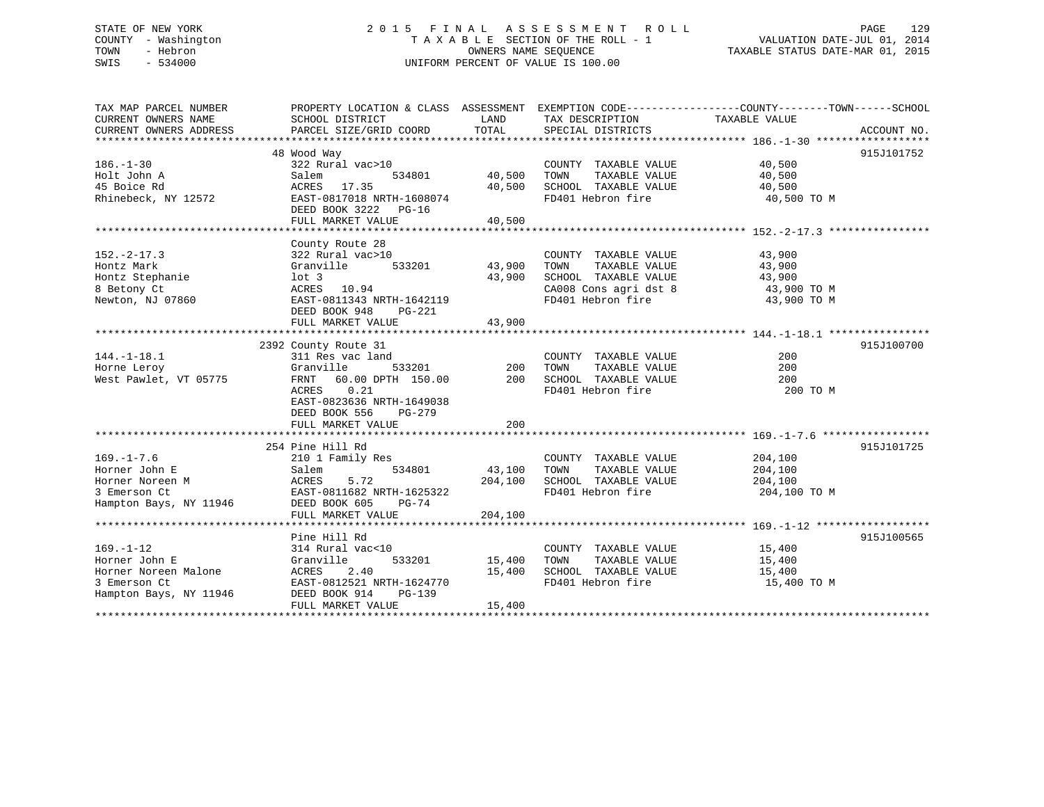STATE OF NEW YORK
COUNTY - Washington
TOWN - Hebron
SWIS - 534000

2015 FINAL ASSESSMENT ROLL
TAXABLE SECTION OF THE ROLL - 1
OWNERS NAME SEQUENCE
UNIFORM PERCENT OF VALUE IS 100.00

VALUATION DATE-JUL 01, 2014
TAXABLE STATUS DATE-MAR 01, 2015

| TAX MAP PARCEL NUMBER / CURRENT OWNERS NAME / CURRENT OWNERS ADDRESS | PROPERTY LOCATION & CLASS / SCHOOL DISTRICT / PARCEL SIZE/GRID COORD | ASSESSMENT LAND / TOTAL | EXEMPTION CODE / TAX DESCRIPTION / SPECIAL DISTRICTS | COUNTY--------TOWN------SCHOOL TAXABLE VALUE | ACCOUNT NO. |
|---|---|---|---|---|---|
| **186.-1-30** | 48 Wood Way | | | | 915J101752 |
| 186.-1-30 | 322 Rural vac>10 | | COUNTY TAXABLE VALUE | 40,500 | |
| Holt John A | Salem 534801 | 40,500 | TOWN TAXABLE VALUE | 40,500 | |
| 45 Boice Rd | ACRES 17.35 | 40,500 | SCHOOL TAXABLE VALUE | 40,500 | |
| Rhinebeck, NY 12572 | EAST-0817018 NRTH-1608074 | | FD401 Hebron fire | 40,500 TO M | |
| | DEED BOOK 3222 PG-16 | | | | |
| | FULL MARKET VALUE | 40,500 | | | |
| **152.-2-17.3** | County Route 28 | | | | |
| 152.-2-17.3 | 322 Rural vac>10 | | COUNTY TAXABLE VALUE | 43,900 | |
| Hontz Mark | Granville 533201 | 43,900 | TOWN TAXABLE VALUE | 43,900 | |
| Hontz Stephanie | lot 3 | 43,900 | SCHOOL TAXABLE VALUE | 43,900 | |
| 8 Betony Ct | ACRES 10.94 | | CA008 Cons agri dst 8 | 43,900 TO M | |
| Newton, NJ 07860 | EAST-0811343 NRTH-1642119 | | FD401 Hebron fire | 43,900 TO M | |
| | DEED BOOK 948 PG-221 | | | | |
| | FULL MARKET VALUE | 43,900 | | | |
| **144.-1-18.1** | 2392 County Route 31 | | | | 915J100700 |
| 144.-1-18.1 | 311 Res vac land | | COUNTY TAXABLE VALUE | 200 | |
| Horne Leroy | Granville 533201 | 200 | TOWN TAXABLE VALUE | 200 | |
| West Pawlet, VT 05775 | FRNT 60.00 DPTH 150.00 | 200 | SCHOOL TAXABLE VALUE | 200 | |
| | ACRES 0.21 | | FD401 Hebron fire | 200 TO M | |
| | EAST-0823636 NRTH-1649038 | | | | |
| | DEED BOOK 556 PG-279 | | | | |
| | FULL MARKET VALUE | 200 | | | |
| **169.-1-7.6** | 254 Pine Hill Rd | | | | 915J101725 |
| 169.-1-7.6 | 210 1 Family Res | | COUNTY TAXABLE VALUE | 204,100 | |
| Horner John E | Salem 534801 | 43,100 | TOWN TAXABLE VALUE | 204,100 | |
| Horner Noreen M | ACRES 5.72 | 204,100 | SCHOOL TAXABLE VALUE | 204,100 | |
| 3 Emerson Ct | EAST-0811682 NRTH-1625322 | | FD401 Hebron fire | 204,100 TO M | |
| Hampton Bays, NY 11946 | DEED BOOK 605 PG-74 | | | | |
| | FULL MARKET VALUE | 204,100 | | | |
| **169.-1-12** | Pine Hill Rd | | | | 915J100565 |
| 169.-1-12 | 314 Rural vac<10 | | COUNTY TAXABLE VALUE | 15,400 | |
| Horner John E | Granville 533201 | 15,400 | TOWN TAXABLE VALUE | 15,400 | |
| Horner Noreen Malone | ACRES 2.40 | 15,400 | SCHOOL TAXABLE VALUE | 15,400 | |
| 3 Emerson Ct | EAST-0812521 NRTH-1624770 | | FD401 Hebron fire | 15,400 TO M | |
| Hampton Bays, NY 11946 | DEED BOOK 914 PG-139 | | | | |
| | FULL MARKET VALUE | 15,400 | | | |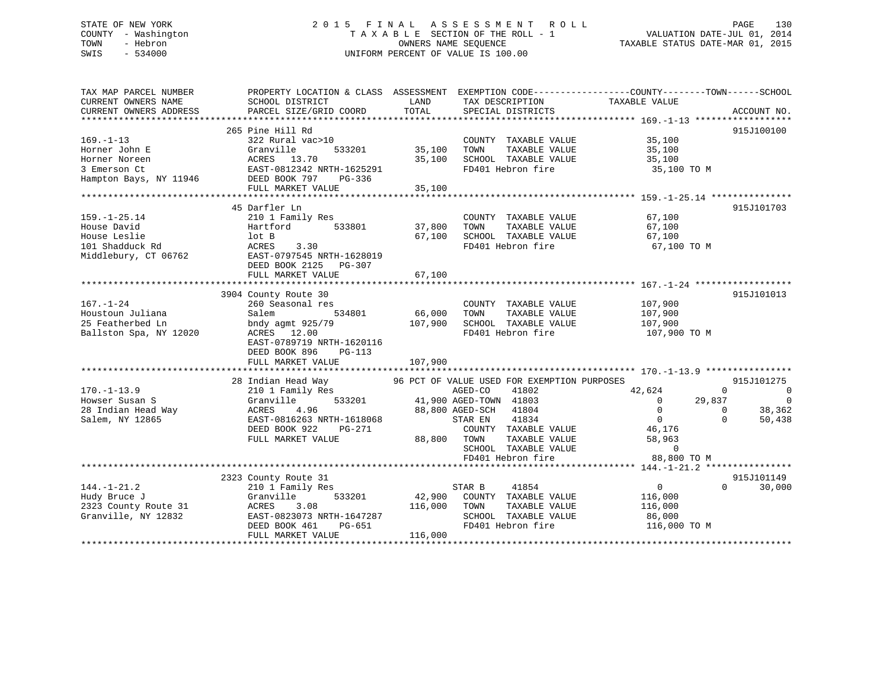STATE OF NEW YORK
COUNTY - Washington
TOWN - Hebron
SWIS - 534000

2015 FINAL ASSESSMENT ROLL
TAXABLE SECTION OF THE ROLL - 1
OWNERS NAME SEQUENCE
UNIFORM PERCENT OF VALUE IS 100.00

VALUATION DATE-JUL 01, 2014
TAXABLE STATUS DATE-MAR 01, 2015

| TAX MAP PARCEL NUMBER / CURRENT OWNERS NAME / CURRENT OWNERS ADDRESS | PROPERTY LOCATION & CLASS / SCHOOL DISTRICT / PARCEL SIZE/GRID COORD | ASSESSMENT LAND | ASSESSMENT TOTAL | EXEMPTION CODE / TAX DESCRIPTION / SPECIAL DISTRICTS | COUNTY | TOWN | SCHOOL | ACCOUNT NO. |
|---|---|---|---|---|---|---|---|---|
| **169.-1-13** | 265 Pine Hill Rd | | | | | | | 915J100100 |
| Horner John E | 322 Rural vac>10 | | | COUNTY TAXABLE VALUE | 35,100 | | | |
| Horner Noreen | Granville 533201 | 35,100 | | TOWN TAXABLE VALUE | | 35,100 | | |
| 3 Emerson Ct | ACRES 13.70 | | 35,100 | SCHOOL TAXABLE VALUE | | | 35,100 | |
| Hampton Bays, NY 11946 | EAST-0812342 NRTH-1625291 | | | FD401 Hebron fire | 35,100 TO M | | | |
| | DEED BOOK 797 PG-336 | | | | | | | |
| | FULL MARKET VALUE | | 35,100 | | | | | |
| **159.-1-25.14** | 45 Darfler Ln | | | | | | | 915J101703 |
| House David | 210 1 Family Res | | | COUNTY TAXABLE VALUE | 67,100 | | | |
| House Leslie | Hartford 533801 | 37,800 | | TOWN TAXABLE VALUE | | 67,100 | | |
| 101 Shadduck Rd | lot B | | 67,100 | SCHOOL TAXABLE VALUE | | | 67,100 | |
| Middlebury, CT 06762 | ACRES 3.30 | | | FD401 Hebron fire | 67,100 TO M | | | |
| | EAST-0797545 NRTH-1628019 | | | | | | | |
| | DEED BOOK 2125 PG-307 | | | | | | | |
| | FULL MARKET VALUE | | 67,100 | | | | | |
| **167.-1-24** | 3904 County Route 30 | | | | | | | 915J101013 |
| Houstoun Juliana | 260 Seasonal res | | | COUNTY TAXABLE VALUE | 107,900 | | | |
| 25 Featherbed Ln | Salem 534801 | 66,000 | | TOWN TAXABLE VALUE | | 107,900 | | |
| Ballston Spa, NY 12020 | bndy agmt 925/79 | | 107,900 | SCHOOL TAXABLE VALUE | | | 107,900 | |
| | ACRES 12.00 | | | FD401 Hebron fire | 107,900 TO M | | | |
| | EAST-0789719 NRTH-1620116 | | | | | | | |
| | DEED BOOK 896 PG-113 | | | | | | | |
| | FULL MARKET VALUE | | 107,900 | | | | | |
| **170.-1-13.9** | 28 Indian Head Way | | | 96 PCT OF VALUE USED FOR EXEMPTION PURPOSES | | | | 915J101275 |
| Howser Susan S | 210 1 Family Res | | | AGED-CO 41802 | 42,624 | 0 | 0 | |
| 28 Indian Head Way | Granville 533201 | 41,900 | | AGED-TOWN 41803 | 0 | 29,837 | 0 | |
| Salem, NY 12865 | ACRES 4.96 | | 88,800 | AGED-SCH 41804 | 0 | 0 | 38,362 | |
| | EAST-0816263 NRTH-1618068 | | | STAR EN 41834 | 0 | 0 | 50,438 | |
| | DEED BOOK 922 PG-271 | | | COUNTY TAXABLE VALUE | 46,176 | | | |
| | FULL MARKET VALUE | | 88,800 | TOWN TAXABLE VALUE | | 58,963 | | |
| | | | | SCHOOL TAXABLE VALUE | | | 0 | |
| | | | | FD401 Hebron fire | 88,800 TO M | | | |
| **144.-1-21.2** | 2323 County Route 31 | | | | | | | 915J101149 |
| Hudy Bruce J | 210 1 Family Res | | | STAR B 41854 | 0 | 0 | 30,000 | |
| 2323 County Route 31 | Granville 533201 | 42,900 | | COUNTY TAXABLE VALUE | 116,000 | | | |
| Granville, NY 12832 | ACRES 3.08 | | 116,000 | TOWN TAXABLE VALUE | | 116,000 | | |
| | EAST-0823073 NRTH-1647287 | | | SCHOOL TAXABLE VALUE | | | 86,000 | |
| | DEED BOOK 461 PG-651 | | | FD401 Hebron fire | 116,000 TO M | | | |
| | FULL MARKET VALUE | | 116,000 | | | | | |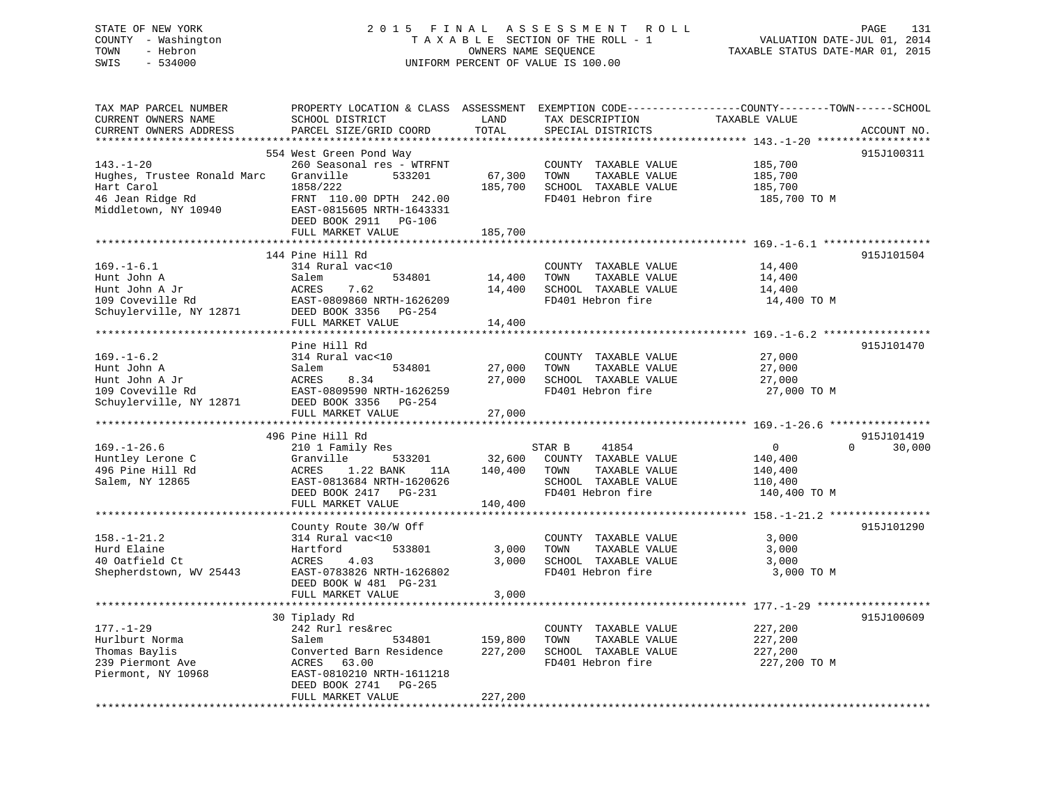STATE OF NEW YORK
COUNTY - Washington
TOWN - Hebron
SWIS - 534000

2015 FINAL ASSESSMENT ROLL
TAXABLE SECTION OF THE ROLL - 1
OWNERS NAME SEQUENCE
UNIFORM PERCENT OF VALUE IS 100.00

VALUATION DATE-JUL 01, 2014
TAXABLE STATUS DATE-MAR 01, 2015

| TAX MAP PARCEL NUMBER / CURRENT OWNERS NAME / CURRENT OWNERS ADDRESS | PROPERTY LOCATION & CLASS / SCHOOL DISTRICT / PARCEL SIZE/GRID COORD | ASSESSMENT LAND | TOTAL | EXEMPTION CODE / TAX DESCRIPTION / SPECIAL DISTRICTS | COUNTY TAXABLE VALUE | TOWN | SCHOOL | ACCOUNT NO. |
|---|---|---|---|---|---|---|---|---|
| **143.-1-20** | 554 West Green Pond Way | | | | | | | 915J100311 |
| Hughes, Trustee Ronald Marc | 260 Seasonal res - WTRFNT | | | COUNTY TAXABLE VALUE | 185,700 | | | |
| Hart Carol | Granville 533201 | 67,300 | | TOWN TAXABLE VALUE | 185,700 | | | |
| 46 Jean Ridge Rd | 1858/222 | | 185,700 | SCHOOL TAXABLE VALUE | 185,700 | | | |
| Middletown, NY 10940 | FRNT 110.00 DPTH 242.00 | | | FD401 Hebron fire | 185,700 TO M | | | |
| | EAST-0815605 NRTH-1643331 | | | | | | | |
| | DEED BOOK 2911 PG-106 | | | | | | | |
| | FULL MARKET VALUE | | 185,700 | | | | | |
| **169.-1-6.1** | 144 Pine Hill Rd | | | | | | | 915J101504 |
| Hunt John A | 314 Rural vac<10 | | | COUNTY TAXABLE VALUE | 14,400 | | | |
| Hunt John A Jr | Salem 534801 | 14,400 | | TOWN TAXABLE VALUE | 14,400 | | | |
| 109 Coveville Rd | ACRES 7.62 | | 14,400 | SCHOOL TAXABLE VALUE | 14,400 | | | |
| Schuylerville, NY 12871 | EAST-0809860 NRTH-1626209 | | | FD401 Hebron fire | 14,400 TO M | | | |
| | DEED BOOK 3356 PG-254 | | | | | | | |
| | FULL MARKET VALUE | | 14,400 | | | | | |
| **169.-1-6.2** | Pine Hill Rd | | | | | | | 915J101470 |
| Hunt John A | 314 Rural vac<10 | | | COUNTY TAXABLE VALUE | 27,000 | | | |
| Hunt John A Jr | Salem 534801 | 27,000 | | TOWN TAXABLE VALUE | 27,000 | | | |
| 109 Coveville Rd | ACRES 8.34 | | 27,000 | SCHOOL TAXABLE VALUE | 27,000 | | | |
| Schuylerville, NY 12871 | EAST-0809590 NRTH-1626259 | | | FD401 Hebron fire | 27,000 TO M | | | |
| | DEED BOOK 3356 PG-254 | | | | | | | |
| | FULL MARKET VALUE | | 27,000 | | | | | |
| **169.-1-26.6** | 496 Pine Hill Rd | | | | | | | 915J101419 |
| Huntley Lerone C | 210 1 Family Res | | | STAR B 41854 | 0 | 0 | 30,000 | |
| 496 Pine Hill Rd | Granville 533201 | 32,600 | | COUNTY TAXABLE VALUE | 140,400 | | | |
| Salem, NY 12865 | ACRES 1.22 BANK 11A | | 140,400 | TOWN TAXABLE VALUE | 140,400 | | | |
| | EAST-0813684 NRTH-1620626 | | | SCHOOL TAXABLE VALUE | 110,400 | | | |
| | DEED BOOK 2417 PG-231 | | | FD401 Hebron fire | 140,400 TO M | | | |
| | FULL MARKET VALUE | | 140,400 | | | | | |
| **158.-1-21.2** | County Route 30/W Off | | | | | | | 915J101290 |
| Hurd Elaine | 314 Rural vac<10 | | | COUNTY TAXABLE VALUE | 3,000 | | | |
| 40 Oatfield Ct | Hartford 533801 | 3,000 | | TOWN TAXABLE VALUE | 3,000 | | | |
| Shepherdstown, WV 25443 | ACRES 4.03 | | 3,000 | SCHOOL TAXABLE VALUE | 3,000 | | | |
| | EAST-0783826 NRTH-1626802 | | | FD401 Hebron fire | 3,000 TO M | | | |
| | DEED BOOK W 481 PG-231 | | | | | | | |
| | FULL MARKET VALUE | | 3,000 | | | | | |
| **177.-1-29** | 30 Tiplady Rd | | | | | | | 915J100609 |
| Hurlburt Norma | 242 Rurl res&rec | | | COUNTY TAXABLE VALUE | 227,200 | | | |
| Thomas Baylis | Salem 534801 | 159,800 | | TOWN TAXABLE VALUE | 227,200 | | | |
| 239 Piermont Ave | Converted Barn Residence | | 227,200 | SCHOOL TAXABLE VALUE | 227,200 | | | |
| Piermont, NY 10968 | ACRES 63.00 | | | FD401 Hebron fire | 227,200 TO M | | | |
| | EAST-0810210 NRTH-1611218 | | | | | | | |
| | DEED BOOK 2741 PG-265 | | | | | | | |
| | FULL MARKET VALUE | | 227,200 | | | | | |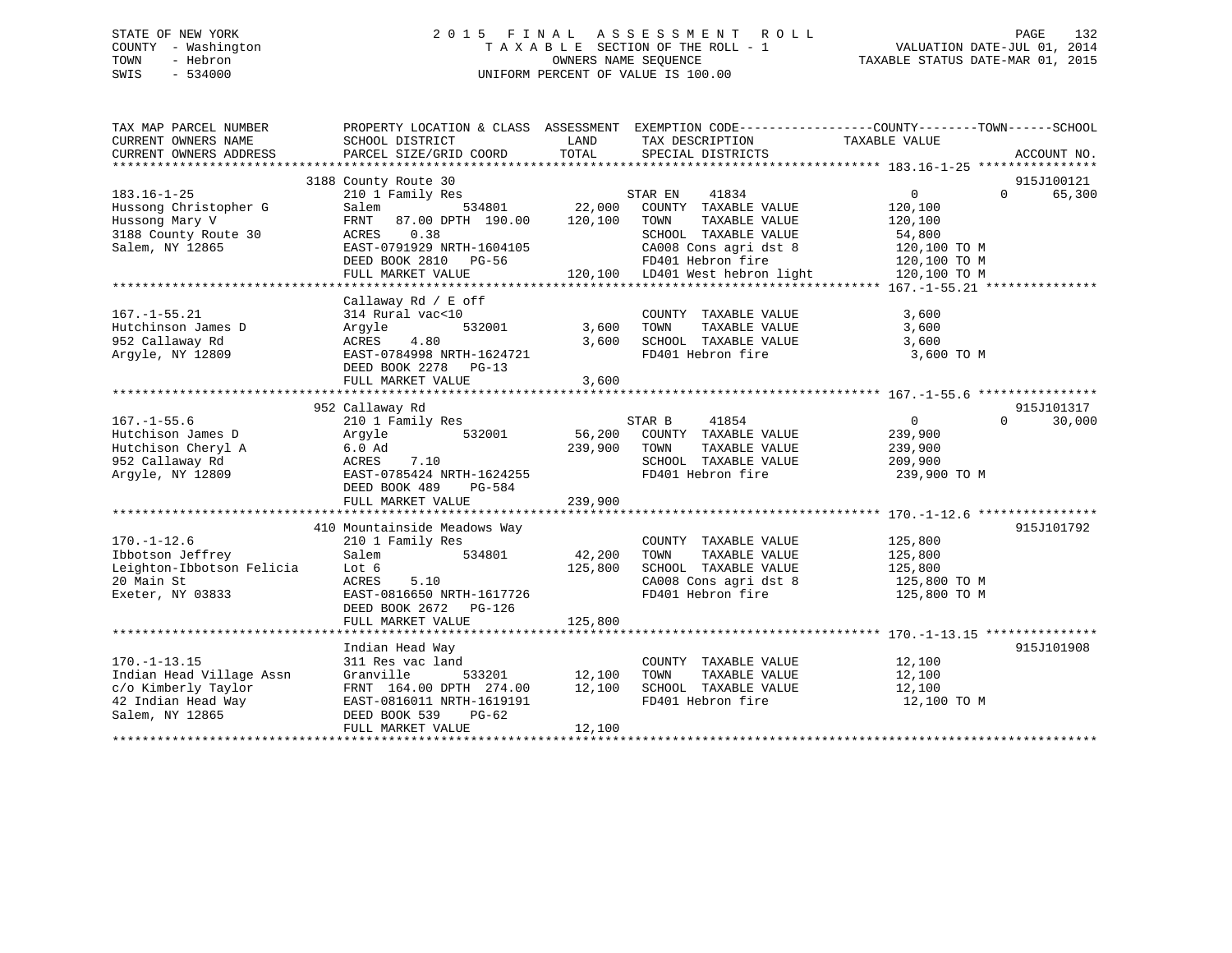STATE OF NEW YORK
COUNTY - Washington
TOWN - Hebron
SWIS - 534000

2015 FINAL ASSESSMENT ROLL
TAXABLE SECTION OF THE ROLL - 1
OWNERS NAME SEQUENCE
UNIFORM PERCENT OF VALUE IS 100.00

VALUATION DATE-JUL 01, 2014
TAXABLE STATUS DATE-MAR 01, 2015

| TAX MAP PARCEL NUMBER / CURRENT OWNERS NAME / CURRENT OWNERS ADDRESS | PROPERTY LOCATION & CLASS / SCHOOL DISTRICT / PARCEL SIZE/GRID COORD | ASSESSMENT LAND / TOTAL | EXEMPTION CODE / TAX DESCRIPTION / SPECIAL DISTRICTS | COUNTY / TOWN TAXABLE VALUE | SCHOOL | ACCOUNT NO. |
|---|---|---|---|---|---|---|
| **183.16-1-25** | 3188 County Route 30 | | | | | 915J100121 |
| 183.16-1-25 | 210 1 Family Res | | STAR EN 41834 | 0 | 0 65,300 | |
| Hussong Christopher G | Salem 534801 | 22,000 | COUNTY TAXABLE VALUE | 120,100 | | |
| Hussong Mary V | FRNT 87.00 DPTH 190.00 | 120,100 | TOWN TAXABLE VALUE | 120,100 | | |
| 3188 County Route 30 | ACRES 0.38 | | SCHOOL TAXABLE VALUE | 54,800 | | |
| Salem, NY 12865 | EAST-0791929 NRTH-1604105 | | CA008 Cons agri dst 8 | 120,100 TO M | | |
| | DEED BOOK 2810 PG-56 | | FD401 Hebron fire | 120,100 TO M | | |
| | FULL MARKET VALUE | 120,100 | LD401 West hebron light | 120,100 TO M | | |
| **167.-1-55.21** | Callaway Rd / E off | | | | | |
| 167.-1-55.21 | 314 Rural vac<10 | | COUNTY TAXABLE VALUE | 3,600 | | |
| Hutchinson James D | Argyle 532001 | 3,600 | TOWN TAXABLE VALUE | 3,600 | | |
| 952 Callaway Rd | ACRES 4.80 | 3,600 | SCHOOL TAXABLE VALUE | 3,600 | | |
| Argyle, NY 12809 | EAST-0784998 NRTH-1624721 | | FD401 Hebron fire | 3,600 TO M | | |
| | DEED BOOK 2278 PG-13 | | | | | |
| | FULL MARKET VALUE | 3,600 | | | | |
| **167.-1-55.6** | 952 Callaway Rd | | | | | 915J101317 |
| 167.-1-55.6 | 210 1 Family Res | | STAR B 41854 | 0 | 0 30,000 | |
| Hutchison James D | Argyle 532001 | 56,200 | COUNTY TAXABLE VALUE | 239,900 | | |
| Hutchison Cheryl A | 6.0 Ad | 239,900 | TOWN TAXABLE VALUE | 239,900 | | |
| 952 Callaway Rd | ACRES 7.10 | | SCHOOL TAXABLE VALUE | 209,900 | | |
| Argyle, NY 12809 | EAST-0785424 NRTH-1624255 | | FD401 Hebron fire | 239,900 TO M | | |
| | DEED BOOK 489 PG-584 | | | | | |
| | FULL MARKET VALUE | 239,900 | | | | |
| **170.-1-12.6** | 410 Mountainside Meadows Way | | | | | 915J101792 |
| 170.-1-12.6 | 210 1 Family Res | | COUNTY TAXABLE VALUE | 125,800 | | |
| Ibbotson Jeffrey | Salem 534801 | 42,200 | TOWN TAXABLE VALUE | 125,800 | | |
| Leighton-Ibbotson Felicia | Lot 6 | 125,800 | SCHOOL TAXABLE VALUE | 125,800 | | |
| 20 Main St | ACRES 5.10 | | CA008 Cons agri dst 8 | 125,800 TO M | | |
| Exeter, NY 03833 | EAST-0816650 NRTH-1617726 | | FD401 Hebron fire | 125,800 TO M | | |
| | DEED BOOK 2672 PG-126 | | | | | |
| | FULL MARKET VALUE | 125,800 | | | | |
| **170.-1-13.15** | Indian Head Way | | | | | 915J101908 |
| 170.-1-13.15 | 311 Res vac land | | COUNTY TAXABLE VALUE | 12,100 | | |
| Indian Head Village Assn | Granville 533201 | 12,100 | TOWN TAXABLE VALUE | 12,100 | | |
| c/o Kimberly Taylor | FRNT 164.00 DPTH 274.00 | 12,100 | SCHOOL TAXABLE VALUE | 12,100 | | |
| 42 Indian Head Way | EAST-0816011 NRTH-1619191 | | FD401 Hebron fire | 12,100 TO M | | |
| Salem, NY 12865 | DEED BOOK 539 PG-62 | | | | | |
| | FULL MARKET VALUE | 12,100 | | | | |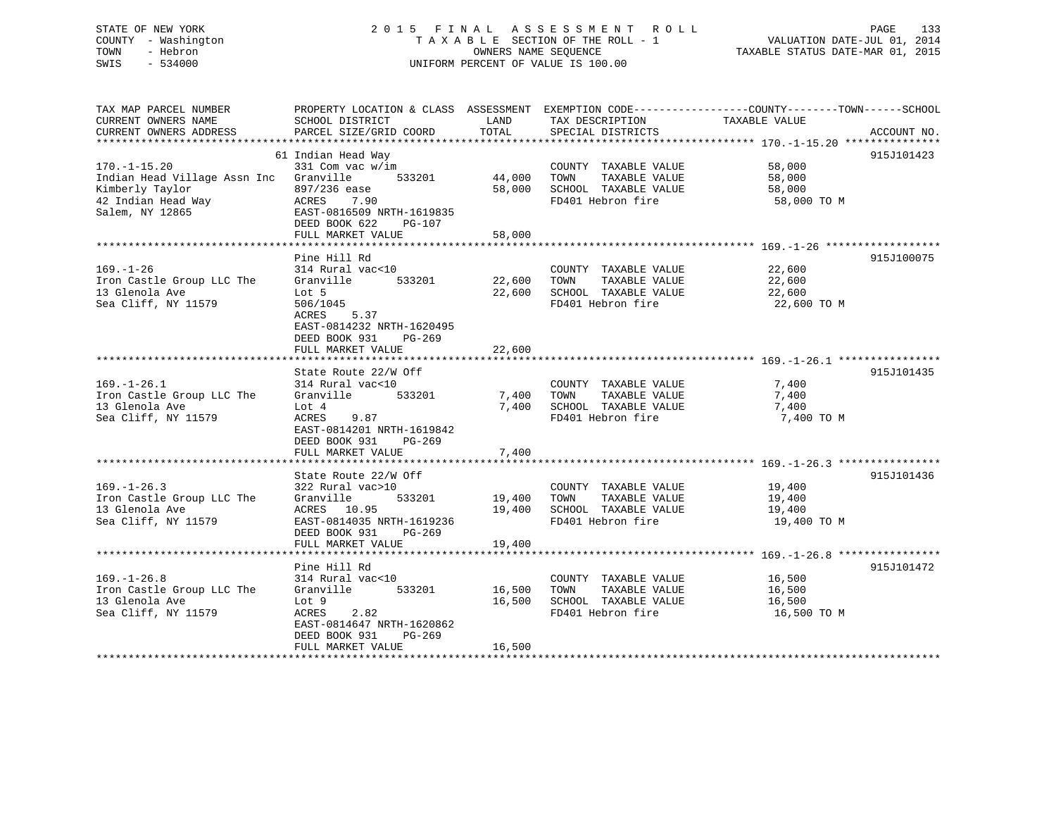STATE OF NEW YORK
COUNTY - Washington
TOWN - Hebron
SWIS - 534000

2 0 1 5 F I N A L A S S E S S M E N T R O L L
T A X A B L E SECTION OF THE ROLL - 1
OWNERS NAME SEQUENCE
UNIFORM PERCENT OF VALUE IS 100.00

VALUATION DATE-JUL 01, 2014
TAXABLE STATUS DATE-MAR 01, 2015

| TAX MAP PARCEL NUMBER / CURRENT OWNERS NAME / CURRENT OWNERS ADDRESS | PROPERTY LOCATION & CLASS / SCHOOL DISTRICT / PARCEL SIZE/GRID COORD | ASSESSMENT LAND / TOTAL | EXEMPTION CODE / TAX DESCRIPTION / SPECIAL DISTRICTS | TAXABLE VALUE (COUNTY / TOWN / SCHOOL) | ACCOUNT NO. |
|---|---|---|---|---|---|
| **170.-1-15.20** | 61 Indian Head Way | | | | 915J101423 |
| 170.-1-15.20 | 331 Com vac w/im | | COUNTY TAXABLE VALUE | 58,000 | |
| Indian Head Village Assn Inc | Granville 533201 | 44,000 | TOWN TAXABLE VALUE | 58,000 | |
| Kimberly Taylor | 897/236 ease | 58,000 | SCHOOL TAXABLE VALUE | 58,000 | |
| 42 Indian Head Way | ACRES 7.90 | | FD401 Hebron fire | 58,000 TO M | |
| Salem, NY 12865 | EAST-0816509 NRTH-1619835 | | | | |
| | DEED BOOK 622 PG-107 | | | | |
| | FULL MARKET VALUE | 58,000 | | | |
| **169.-1-26** | Pine Hill Rd | | | | 915J100075 |
| 169.-1-26 | 314 Rural vac<10 | | COUNTY TAXABLE VALUE | 22,600 | |
| Iron Castle Group LLC The | Granville 533201 | 22,600 | TOWN TAXABLE VALUE | 22,600 | |
| 13 Glenola Ave | Lot 5 | 22,600 | SCHOOL TAXABLE VALUE | 22,600 | |
| Sea Cliff, NY 11579 | 506/1045 | | FD401 Hebron fire | 22,600 TO M | |
| | ACRES 5.37 | | | | |
| | EAST-0814232 NRTH-1620495 | | | | |
| | DEED BOOK 931 PG-269 | | | | |
| | FULL MARKET VALUE | 22,600 | | | |
| **169.-1-26.1** | State Route 22/W Off | | | | 915J101435 |
| 169.-1-26.1 | 314 Rural vac<10 | | COUNTY TAXABLE VALUE | 7,400 | |
| Iron Castle Group LLC The | Granville 533201 | 7,400 | TOWN TAXABLE VALUE | 7,400 | |
| 13 Glenola Ave | Lot 4 | 7,400 | SCHOOL TAXABLE VALUE | 7,400 | |
| Sea Cliff, NY 11579 | ACRES 9.87 | | FD401 Hebron fire | 7,400 TO M | |
| | EAST-0814201 NRTH-1619842 | | | | |
| | DEED BOOK 931 PG-269 | | | | |
| | FULL MARKET VALUE | 7,400 | | | |
| **169.-1-26.3** | State Route 22/W Off | | | | 915J101436 |
| 169.-1-26.3 | 322 Rural vac>10 | | COUNTY TAXABLE VALUE | 19,400 | |
| Iron Castle Group LLC The | Granville 533201 | 19,400 | TOWN TAXABLE VALUE | 19,400 | |
| 13 Glenola Ave | ACRES 10.95 | 19,400 | SCHOOL TAXABLE VALUE | 19,400 | |
| Sea Cliff, NY 11579 | EAST-0814035 NRTH-1619236 | | FD401 Hebron fire | 19,400 TO M | |
| | DEED BOOK 931 PG-269 | | | | |
| | FULL MARKET VALUE | 19,400 | | | |
| **169.-1-26.8** | Pine Hill Rd | | | | 915J101472 |
| 169.-1-26.8 | 314 Rural vac<10 | | COUNTY TAXABLE VALUE | 16,500 | |
| Iron Castle Group LLC The | Granville 533201 | 16,500 | TOWN TAXABLE VALUE | 16,500 | |
| 13 Glenola Ave | Lot 9 | 16,500 | SCHOOL TAXABLE VALUE | 16,500 | |
| Sea Cliff, NY 11579 | ACRES 2.82 | | FD401 Hebron fire | 16,500 TO M | |
| | EAST-0814647 NRTH-1620862 | | | | |
| | DEED BOOK 931 PG-269 | | | | |
| | FULL MARKET VALUE | 16,500 | | | |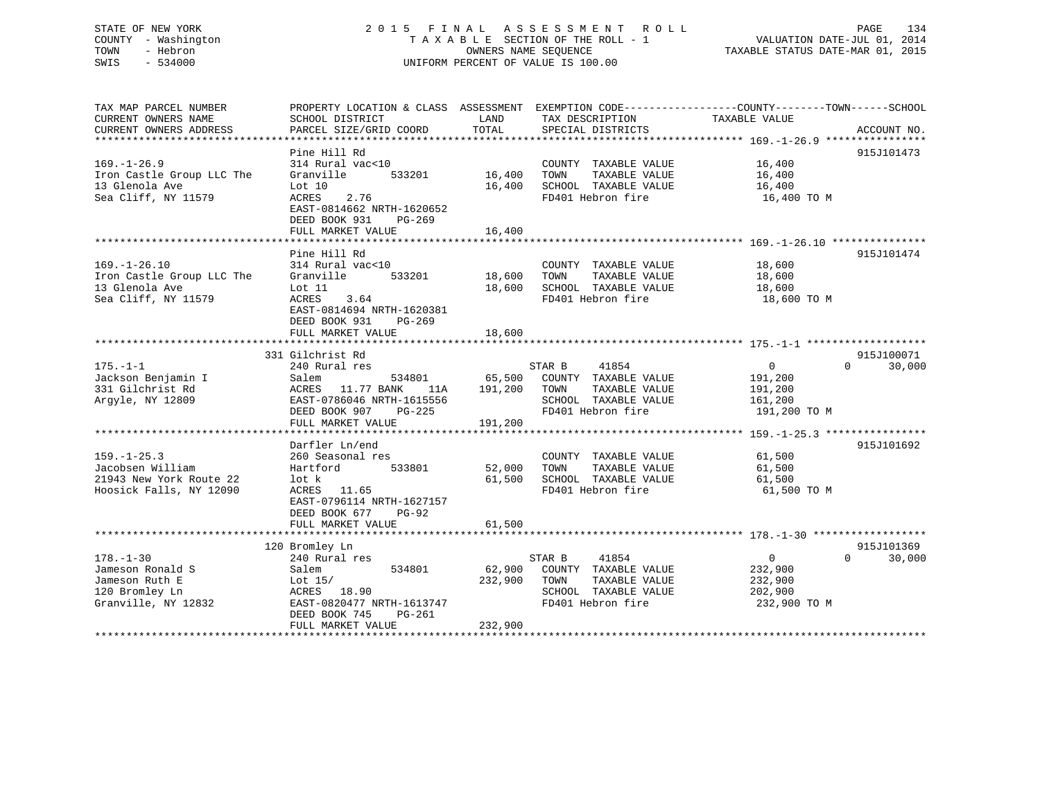STATE OF NEW YORK
COUNTY - Washington
TOWN - Hebron
SWIS - 534000

# 2015 FINAL ASSESSMENT ROLL

TAXABLE SECTION OF THE ROLL - 1
OWNERS NAME SEQUENCE
UNIFORM PERCENT OF VALUE IS 100.00

VALUATION DATE-JUL 01, 2014
TAXABLE STATUS DATE-MAR 01, 2015

| TAX MAP PARCEL NUMBER / CURRENT OWNERS NAME / CURRENT OWNERS ADDRESS | PROPERTY LOCATION & CLASS / SCHOOL DISTRICT / PARCEL SIZE/GRID COORD | ASSESSMENT LAND | TOTAL | EXEMPTION CODE / TAX DESCRIPTION / SPECIAL DISTRICTS | COUNTY TAXABLE VALUE | TOWN | SCHOOL | ACCOUNT NO. |
|---|---|---|---|---|---|---|---|---|
| 169.-1-26.9 | Pine Hill Rd | | | | | | | 915J101473 |
| | 314 Rural vac<10 | | | COUNTY TAXABLE VALUE | 16,400 | | | |
| Iron Castle Group LLC The | Granville 533201 | 16,400 | | TOWN TAXABLE VALUE | 16,400 | | | |
| 13 Glenola Ave | Lot 10 | | 16,400 | SCHOOL TAXABLE VALUE | 16,400 | | | |
| Sea Cliff, NY 11579 | ACRES 2.76 | | | FD401 Hebron fire | 16,400 TO M | | | |
| | EAST-0814662 NRTH-1620652 | | | | | | | |
| | DEED BOOK 931 PG-269 | | | | | | | |
| | FULL MARKET VALUE | | 16,400 | | | | | |
| 169.-1-26.10 | Pine Hill Rd | | | | | | | 915J101474 |
| | 314 Rural vac<10 | | | COUNTY TAXABLE VALUE | 18,600 | | | |
| Iron Castle Group LLC The | Granville 533201 | 18,600 | | TOWN TAXABLE VALUE | 18,600 | | | |
| 13 Glenola Ave | Lot 11 | | 18,600 | SCHOOL TAXABLE VALUE | 18,600 | | | |
| Sea Cliff, NY 11579 | ACRES 3.64 | | | FD401 Hebron fire | 18,600 TO M | | | |
| | EAST-0814694 NRTH-1620381 | | | | | | | |
| | DEED BOOK 931 PG-269 | | | | | | | |
| | FULL MARKET VALUE | | 18,600 | | | | | |
| 175.-1-1 | 331 Gilchrist Rd | | | | | | | 915J100071 |
| | 240 Rural res | | | STAR B 41854 | 0 | 0 | 30,000 | |
| Jackson Benjamin I | Salem 534801 | 65,500 | | COUNTY TAXABLE VALUE | 191,200 | | | |
| 331 Gilchrist Rd | ACRES 11.77 BANK 11A | | 191,200 | TOWN TAXABLE VALUE | 191,200 | | | |
| Argyle, NY 12809 | EAST-0786046 NRTH-1615556 | | | SCHOOL TAXABLE VALUE | 161,200 | | | |
| | DEED BOOK 907 PG-225 | | | FD401 Hebron fire | 191,200 TO M | | | |
| | FULL MARKET VALUE | | 191,200 | | | | | |
| 159.-1-25.3 | Darfler Ln/end | | | | | | | 915J101692 |
| | 260 Seasonal res | | | COUNTY TAXABLE VALUE | 61,500 | | | |
| Jacobsen William | Hartford 533801 | 52,000 | | TOWN TAXABLE VALUE | 61,500 | | | |
| 21943 New York Route 22 | lot k | | 61,500 | SCHOOL TAXABLE VALUE | 61,500 | | | |
| Hoosick Falls, NY 12090 | ACRES 11.65 | | | FD401 Hebron fire | 61,500 TO M | | | |
| | EAST-0796114 NRTH-1627157 | | | | | | | |
| | DEED BOOK 677 PG-92 | | | | | | | |
| | FULL MARKET VALUE | | 61,500 | | | | | |
| 178.-1-30 | 120 Bromley Ln | | | | | | | 915J101369 |
| | 240 Rural res | | | STAR B 41854 | 0 | 0 | 30,000 | |
| Jameson Ronald S | Salem 534801 | 62,900 | | COUNTY TAXABLE VALUE | 232,900 | | | |
| Jameson Ruth E | Lot 15/ | | 232,900 | TOWN TAXABLE VALUE | 232,900 | | | |
| 120 Bromley Ln | ACRES 18.90 | | | SCHOOL TAXABLE VALUE | 202,900 | | | |
| Granville, NY 12832 | EAST-0820477 NRTH-1613747 | | | FD401 Hebron fire | 232,900 TO M | | | |
| | DEED BOOK 745 PG-261 | | | | | | | |
| | FULL MARKET VALUE | | 232,900 | | | | | |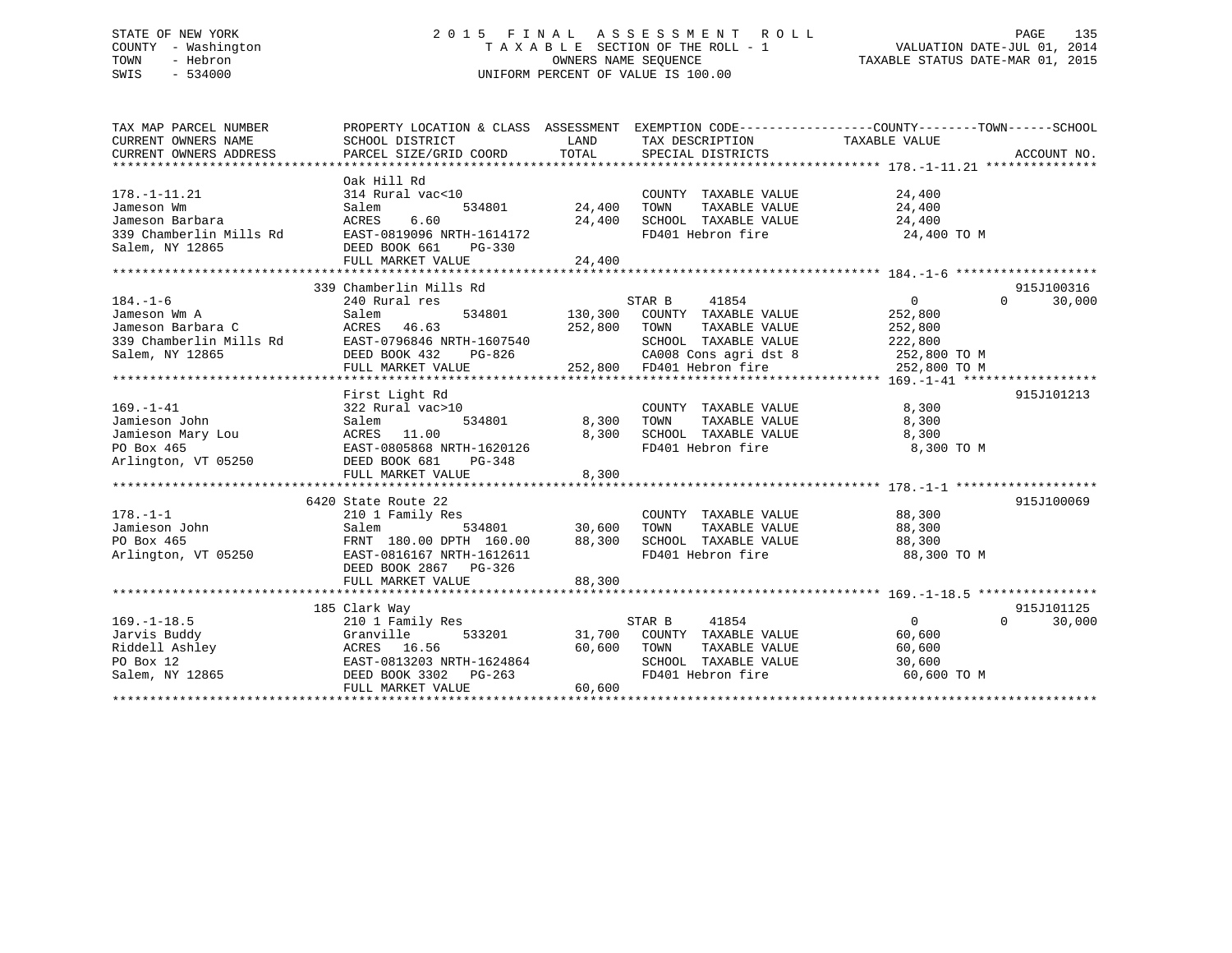STATE OF NEW YORK
COUNTY - Washington
TOWN - Hebron
SWIS - 534000

# 2015 FINAL ASSESSMENT ROLL

TAXABLE SECTION OF THE ROLL - 1
OWNERS NAME SEQUENCE
UNIFORM PERCENT OF VALUE IS 100.00

VALUATION DATE-JUL 01, 2014
TAXABLE STATUS DATE-MAR 01, 2015

| TAX MAP PARCEL NUMBER / CURRENT OWNERS NAME / CURRENT OWNERS ADDRESS | PROPERTY LOCATION & CLASS / SCHOOL DISTRICT / PARCEL SIZE/GRID COORD | ASSESSMENT LAND | ASSESSMENT TOTAL | EXEMPTION CODE / TAX DESCRIPTION / SPECIAL DISTRICTS | COUNTY TAXABLE VALUE | TOWN | SCHOOL | ACCOUNT NO. |
|---|---|---|---|---|---|---|---|---|
| **178.-1-11.21** | Oak Hill Rd | | | | | | | |
| 178.-1-11.21 | 314 Rural vac<10 | | | COUNTY TAXABLE VALUE | 24,400 | | | |
| Jameson Wm | Salem 534801 | 24,400 | | TOWN TAXABLE VALUE | 24,400 | | | |
| Jameson Barbara | ACRES 6.60 | | 24,400 | SCHOOL TAXABLE VALUE | 24,400 | | | |
| 339 Chamberlin Mills Rd | EAST-0819096 NRTH-1614172 | | | FD401 Hebron fire | 24,400 TO M | | | |
| Salem, NY 12865 | DEED BOOK 661 PG-330 | | | | | | | |
| | FULL MARKET VALUE | | 24,400 | | | | | |
| **184.-1-6** | 339 Chamberlin Mills Rd | | | | | | | 915J100316 |
| 184.-1-6 | 240 Rural res | | | STAR B 41854 | 0 | 0 | 30,000 | |
| Jameson Wm A | Salem 534801 | 130,300 | | COUNTY TAXABLE VALUE | 252,800 | | | |
| Jameson Barbara C | ACRES 46.63 | | 252,800 | TOWN TAXABLE VALUE | 252,800 | | | |
| 339 Chamberlin Mills Rd | EAST-0796846 NRTH-1607540 | | | SCHOOL TAXABLE VALUE | 222,800 | | | |
| Salem, NY 12865 | DEED BOOK 432 PG-826 | | | CA008 Cons agri dst 8 | 252,800 TO M | | | |
| | FULL MARKET VALUE | | 252,800 | FD401 Hebron fire | 252,800 TO M | | | |
| **169.-1-41** | First Light Rd | | | | | | | 915J101213 |
| 169.-1-41 | 322 Rural vac>10 | | | COUNTY TAXABLE VALUE | 8,300 | | | |
| Jamieson John | Salem 534801 | 8,300 | | TOWN TAXABLE VALUE | 8,300 | | | |
| Jamieson Mary Lou | ACRES 11.00 | | 8,300 | SCHOOL TAXABLE VALUE | 8,300 | | | |
| PO Box 465 | EAST-0805868 NRTH-1620126 | | | FD401 Hebron fire | 8,300 TO M | | | |
| Arlington, VT 05250 | DEED BOOK 681 PG-348 | | | | | | | |
| | FULL MARKET VALUE | | 8,300 | | | | | |
| **178.-1-1** | 6420 State Route 22 | | | | | | | 915J100069 |
| 178.-1-1 | 210 1 Family Res | | | COUNTY TAXABLE VALUE | 88,300 | | | |
| Jamieson John | Salem 534801 | 30,600 | | TOWN TAXABLE VALUE | 88,300 | | | |
| PO Box 465 | FRNT 180.00 DPTH 160.00 | | 88,300 | SCHOOL TAXABLE VALUE | 88,300 | | | |
| Arlington, VT 05250 | EAST-0816167 NRTH-1612611 | | | FD401 Hebron fire | 88,300 TO M | | | |
| | DEED BOOK 2867 PG-326 | | | | | | | |
| | FULL MARKET VALUE | | 88,300 | | | | | |
| **169.-1-18.5** | 185 Clark Way | | | | | | | 915J101125 |
| 169.-1-18.5 | 210 1 Family Res | | | STAR B 41854 | 0 | 0 | 30,000 | |
| Jarvis Buddy | Granville 533201 | 31,700 | | COUNTY TAXABLE VALUE | 60,600 | | | |
| Riddell Ashley | ACRES 16.56 | | 60,600 | TOWN TAXABLE VALUE | 60,600 | | | |
| PO Box 12 | EAST-0813203 NRTH-1624864 | | | SCHOOL TAXABLE VALUE | 30,600 | | | |
| Salem, NY 12865 | DEED BOOK 3302 PG-263 | | | FD401 Hebron fire | 60,600 TO M | | | |
| | FULL MARKET VALUE | | 60,600 | | | | | |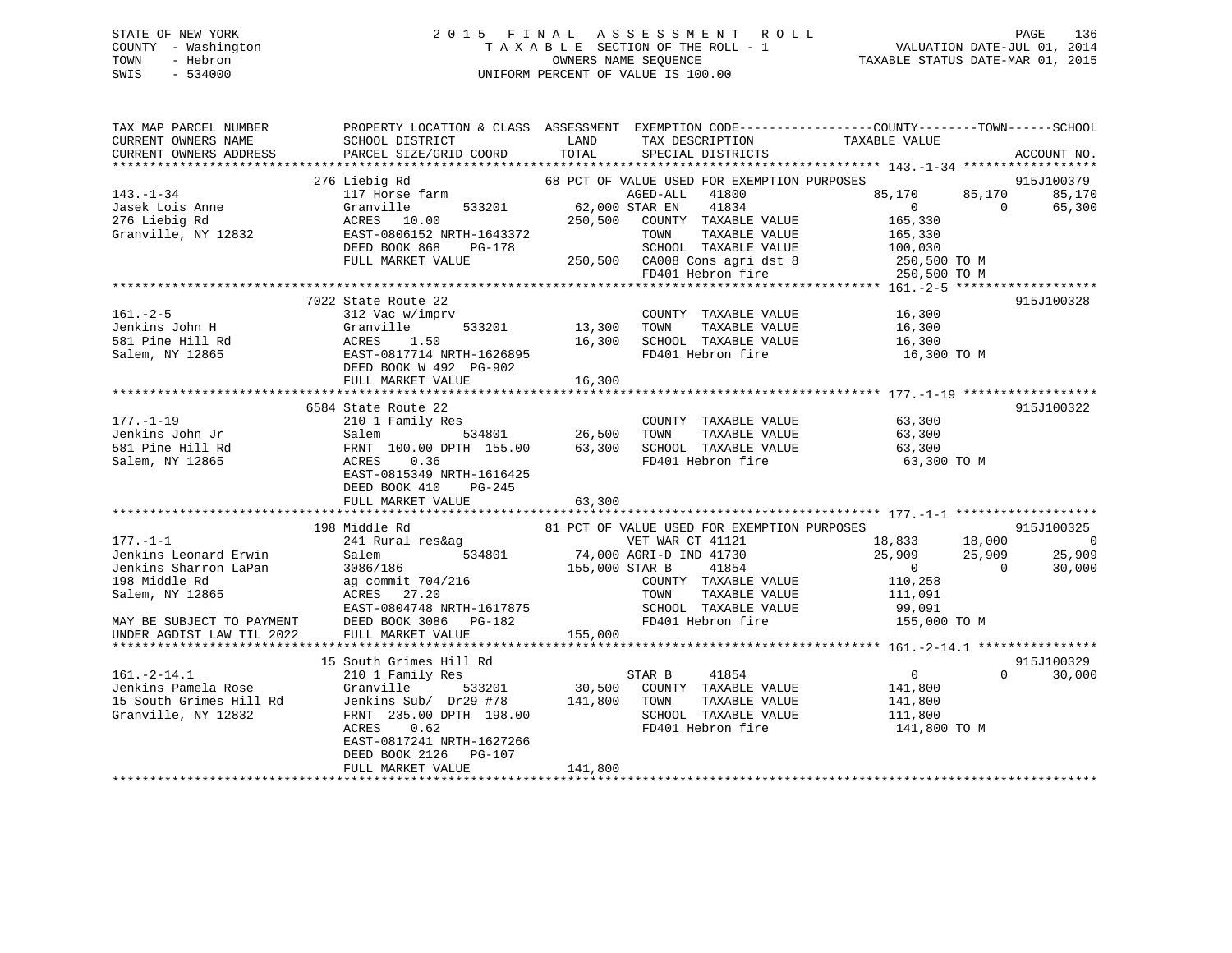STATE OF NEW YORK
COUNTY - Washington
TOWN - Hebron
SWIS - 534000

2015 FINAL ASSESSMENT ROLL
TAXABLE SECTION OF THE ROLL - 1
OWNERS NAME SEQUENCE
UNIFORM PERCENT OF VALUE IS 100.00

VALUATION DATE-JUL 01, 2014
TAXABLE STATUS DATE-MAR 01, 2015

```
TAX MAP PARCEL NUMBER      PROPERTY LOCATION & CLASS  ASSESSMENT  EXEMPTION CODE-----------------COUNTY--------TOWN------SCHOOL
CURRENT OWNERS NAME        SCHOOL DISTRICT              LAND       TAX DESCRIPTION            TAXABLE VALUE
CURRENT OWNERS ADDRESS     PARCEL SIZE/GRID COORD      TOTAL       SPECIAL DISTRICTS                                  ACCOUNT NO.
******************************************************************************************************* 143.-1-34 *****************
                    276 Liebig Rd                    68 PCT OF VALUE USED FOR EXEMPTION PURPOSES                     915J100379
143.-1-34                  117 Horse farm                      AGED-ALL   41800              85,170     85,170     85,170
Jasek Lois Anne            Granville        533201    62,000 STAR EN    41834                   0          0     65,300
276 Liebig Rd              ACRES   10.00             250,500   COUNTY  TAXABLE VALUE          165,330
Granville, NY 12832        EAST-0806152 NRTH-1643372            TOWN    TAXABLE VALUE          165,330
                           DEED BOOK 868    PG-178              SCHOOL  TAXABLE VALUE          100,030
                           FULL MARKET VALUE         250,500   CA008 Cons agri dst 8          250,500 TO M
                                                                FD401 Hebron fire              250,500 TO M
******************************************************************************************************* 161.-2-5 ******************
                    7022 State Route 22                                                                              915J100328
161.-2-5                   312 Vac w/imprv                      COUNTY  TAXABLE VALUE           16,300
Jenkins John H             Granville        533201    13,300   TOWN    TAXABLE VALUE           16,300
581 Pine Hill Rd           ACRES    1.50              16,300   SCHOOL  TAXABLE VALUE           16,300
Salem, NY 12865            EAST-0817714 NRTH-1626895            FD401 Hebron fire               16,300 TO M
                           DEED BOOK W 492  PG-902
                           FULL MARKET VALUE          16,300
******************************************************************************************************* 177.-1-19 *****************
                    6584 State Route 22                                                                              915J100322
177.-1-19                  210 1 Family Res                     COUNTY  TAXABLE VALUE           63,300
Jenkins John Jr            Salem            534801    26,500   TOWN    TAXABLE VALUE           63,300
581 Pine Hill Rd           FRNT 100.00 DPTH 155.00    63,300   SCHOOL  TAXABLE VALUE           63,300
Salem, NY 12865            ACRES    0.36                        FD401 Hebron fire               63,300 TO M
                           EAST-0815349 NRTH-1616425
                           DEED BOOK 410    PG-245
                           FULL MARKET VALUE          63,300
******************************************************************************************************* 177.-1-1 ******************
                    198 Middle Rd                    81 PCT OF VALUE USED FOR EXEMPTION PURPOSES                     915J100325
177.-1-1                   241 Rural res&ag                     VET WAR CT 41121              18,833     18,000          0
Jenkins Leonard Erwin      Salem            534801    74,000 AGRI-D IND 41730                25,909     25,909     25,909
Jenkins Sharron LaPan      3086/186                  155,000 STAR B     41854                   0          0     30,000
198 Middle Rd              ag commit 704/216                    COUNTY  TAXABLE VALUE          110,258
Salem, NY 12865            ACRES   27.20                        TOWN    TAXABLE VALUE          111,091
                           EAST-0804748 NRTH-1617875            SCHOOL  TAXABLE VALUE           99,091
MAY BE SUBJECT TO PAYMENT  DEED BOOK 3086   PG-182              FD401 Hebron fire              155,000 TO M
UNDER AGDIST LAW TIL 2022  FULL MARKET VALUE         155,000
******************************************************************************************************* 161.-2-14.1 ***************
                    15 South Grimes Hill Rd                                                                          915J100329
161.-2-14.1                210 1 Family Res                     STAR B     41854                   0          0     30,000
Jenkins Pamela Rose        Granville        533201    30,500   COUNTY  TAXABLE VALUE          141,800
15 South Grimes Hill Rd    Jenkins Sub/  Dr29 #78    141,800   TOWN    TAXABLE VALUE          141,800
Granville, NY 12832        FRNT 235.00 DPTH 198.00              SCHOOL  TAXABLE VALUE          111,800
                           ACRES    0.62                        FD401 Hebron fire              141,800 TO M
                           EAST-0817241 NRTH-1627266
                           DEED BOOK 2126   PG-107
                           FULL MARKET VALUE         141,800
************************************************************************************************************************************
```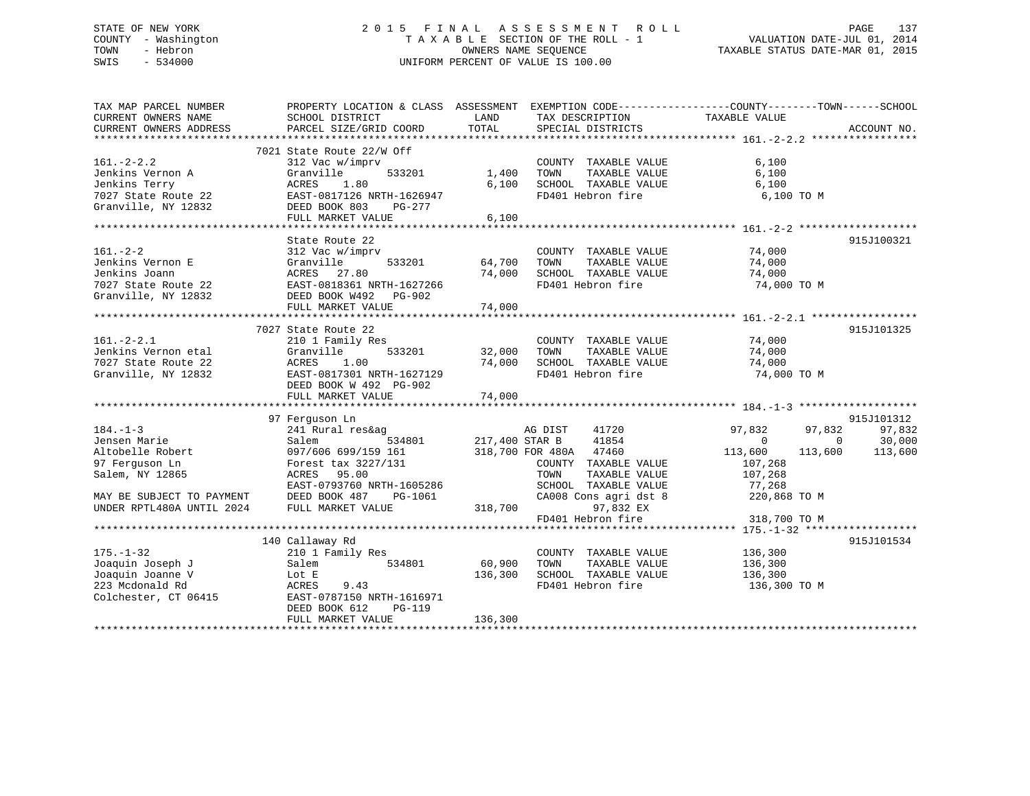STATE OF NEW YORK — 2015 FINAL ASSESSMENT ROLL — TAXABLE SECTION OF THE ROLL - 1 — OWNERS NAME SEQUENCE — UNIFORM PERCENT OF VALUE IS 100.00

COUNTY - Washington
TOWN - Hebron
SWIS - 534000

VALUATION DATE-JUL 01, 2014
TAXABLE STATUS DATE-MAR 01, 2015

| TAX MAP PARCEL NUMBER / CURRENT OWNERS NAME / CURRENT OWNERS ADDRESS | PROPERTY LOCATION & CLASS / SCHOOL DISTRICT / PARCEL SIZE/GRID COORD | ASSESSMENT LAND / TOTAL | EXEMPTION CODE / TAX DESCRIPTION / SPECIAL DISTRICTS | COUNTY TAXABLE VALUE | TOWN | SCHOOL | ACCOUNT NO. |
|---|---|---|---|---|---|---|---|
| **161.-2-2.2** | 7021 State Route 22/W Off | | | | | | |
| 161.-2-2.2 | 312 Vac w/imprv | | COUNTY TAXABLE VALUE | 6,100 | | | |
| Jenkins Vernon A | Granville 533201 | 1,400 | TOWN TAXABLE VALUE | 6,100 | | | |
| Jenkins Terry | ACRES 1.80 | 6,100 | SCHOOL TAXABLE VALUE | 6,100 | | | |
| 7027 State Route 22 | EAST-0817126 NRTH-1626947 | | FD401 Hebron fire | 6,100 TO M | | | |
| Granville, NY 12832 | DEED BOOK 803 PG-277 | | | | | | |
| | FULL MARKET VALUE | 6,100 | | | | | |
| **161.-2-2** | State Route 22 | | | | | | 915J100321 |
| 161.-2-2 | 312 Vac w/imprv | | COUNTY TAXABLE VALUE | 74,000 | | | |
| Jenkins Vernon E | Granville 533201 | 64,700 | TOWN TAXABLE VALUE | 74,000 | | | |
| Jenkins Joann | ACRES 27.80 | 74,000 | SCHOOL TAXABLE VALUE | 74,000 | | | |
| 7027 State Route 22 | EAST-0818361 NRTH-1627266 | | FD401 Hebron fire | 74,000 TO M | | | |
| Granville, NY 12832 | DEED BOOK W492 PG-902 | | | | | | |
| | FULL MARKET VALUE | 74,000 | | | | | |
| **161.-2-2.1** | 7027 State Route 22 | | | | | | 915J101325 |
| 161.-2-2.1 | 210 1 Family Res | | COUNTY TAXABLE VALUE | 74,000 | | | |
| Jenkins Vernon etal | Granville 533201 | 32,000 | TOWN TAXABLE VALUE | 74,000 | | | |
| 7027 State Route 22 | ACRES 1.00 | 74,000 | SCHOOL TAXABLE VALUE | 74,000 | | | |
| Granville, NY 12832 | EAST-0817301 NRTH-1627129 | | FD401 Hebron fire | 74,000 TO M | | | |
| | DEED BOOK W 492 PG-902 | | | | | | |
| | FULL MARKET VALUE | 74,000 | | | | | |
| **184.-1-3** | 97 Ferguson Ln | | | | | | 915J101312 |
| 184.-1-3 | 241 Rural res&ag | | AG DIST 41720 | 97,832 | 97,832 | 97,832 | |
| Jensen Marie | Salem 534801 | 217,400 | STAR B 41854 | 0 | 0 | 30,000 | |
| Altobelle Robert | 097/606 699/159 161 | 318,700 | FOR 480A 47460 | 113,600 | 113,600 | 113,600 | |
| 97 Ferguson Ln | Forest tax 3227/131 | | COUNTY TAXABLE VALUE | 107,268 | | | |
| Salem, NY 12865 | ACRES 95.00 | | TOWN TAXABLE VALUE | 107,268 | | | |
| | EAST-0793760 NRTH-1605286 | | SCHOOL TAXABLE VALUE | 77,268 | | | |
| MAY BE SUBJECT TO PAYMENT | DEED BOOK 487 PG-1061 | | CA008 Cons agri dst 8 | 220,868 TO M | | | |
| UNDER RPTL480A UNTIL 2024 | FULL MARKET VALUE | 318,700 | 97,832 EX | | | | |
| | | | FD401 Hebron fire | 318,700 TO M | | | |
| **175.-1-32** | 140 Callaway Rd | | | | | | 915J101534 |
| 175.-1-32 | 210 1 Family Res | | COUNTY TAXABLE VALUE | 136,300 | | | |
| Joaquin Joseph J | Salem 534801 | 60,900 | TOWN TAXABLE VALUE | 136,300 | | | |
| Joaquin Joanne V | Lot E | 136,300 | SCHOOL TAXABLE VALUE | 136,300 | | | |
| 223 Mcdonald Rd | ACRES 9.43 | | FD401 Hebron fire | 136,300 TO M | | | |
| Colchester, CT 06415 | EAST-0787150 NRTH-1616971 | | | | | | |
| | DEED BOOK 612 PG-119 | | | | | | |
| | FULL MARKET VALUE | 136,300 | | | | | |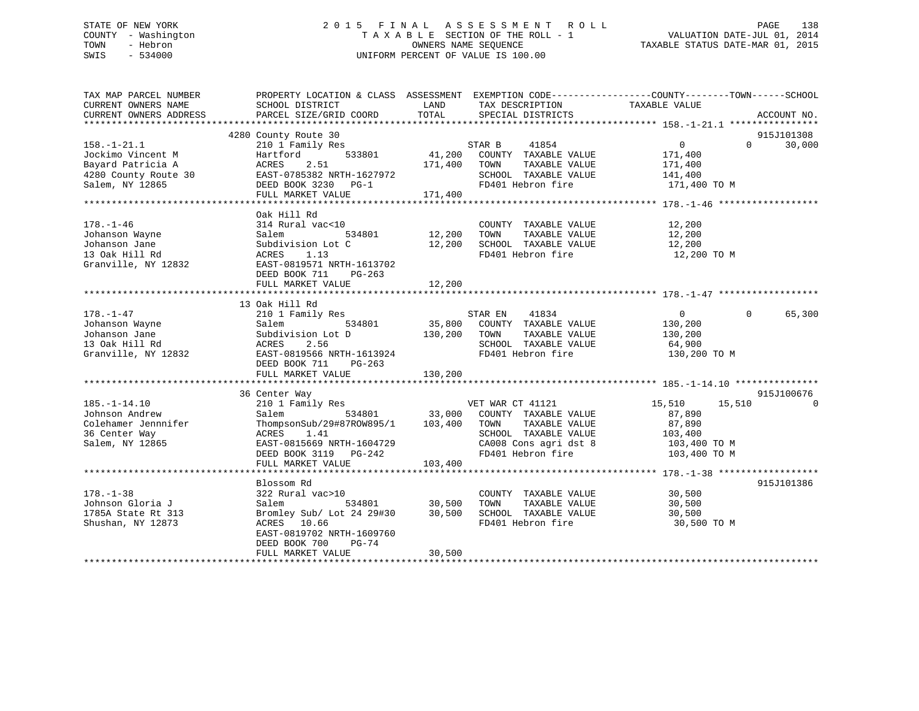STATE OF NEW YORK
COUNTY - Washington
TOWN - Hebron
SWIS - 534000

2015 FINAL ASSESSMENT ROLL
TAXABLE SECTION OF THE ROLL - 1
OWNERS NAME SEQUENCE
UNIFORM PERCENT OF VALUE IS 100.00

VALUATION DATE-JUL 01, 2014
TAXABLE STATUS DATE-MAR 01, 2015

```
TAX MAP PARCEL NUMBER     PROPERTY LOCATION & CLASS  ASSESSMENT  EXEMPTION CODE------------------COUNTY--------TOWN------SCHOOL
CURRENT OWNERS NAME       SCHOOL DISTRICT               LAND      TAX DESCRIPTION             TAXABLE VALUE
CURRENT OWNERS ADDRESS    PARCEL SIZE/GRID COORD        TOTAL     SPECIAL DISTRICTS                                    ACCOUNT NO.
******************************************************************************************************* 158.-1-21.1 ****************
                        4280 County Route 30                                                                           915J101308
158.-1-21.1              210 1 Family Res                          STAR B      41854                0          0      30,000
Jockimo Vincent M        Hartford        533801       41,200   COUNTY  TAXABLE VALUE          171,400
Bayard Patricia A        ACRES    2.51               171,400   TOWN    TAXABLE VALUE          171,400
4280 County Route 30     EAST-0785382 NRTH-1627972             SCHOOL  TAXABLE VALUE          141,400
Salem, NY 12865          DEED BOOK 3230   PG-1                 FD401 Hebron fire               171,400 TO M
                         FULL MARKET VALUE           171,400
******************************************************************************************************* 178.-1-46 ******************
                         Oak Hill Rd
178.-1-46                314 Rural vac<10                          COUNTY  TAXABLE VALUE           12,200
Johanson Wayne           Salem           534801       12,200   TOWN    TAXABLE VALUE           12,200
Johanson Jane            Subdivision Lot C            12,200   SCHOOL  TAXABLE VALUE           12,200
13 Oak Hill Rd           ACRES    1.13                         FD401 Hebron fire                12,200 TO M
Granville, NY 12832      EAST-0819571 NRTH-1613702
                         DEED BOOK 711    PG-263
                         FULL MARKET VALUE            12,200
******************************************************************************************************* 178.-1-47 ******************
                         13 Oak Hill Rd
178.-1-47                210 1 Family Res                          STAR EN     41834                0          0      65,300
Johanson Wayne           Salem           534801       35,800   COUNTY  TAXABLE VALUE          130,200
Johanson Jane            Subdivision Lot D           130,200   TOWN    TAXABLE VALUE          130,200
13 Oak Hill Rd           ACRES    2.56                         SCHOOL  TAXABLE VALUE           64,900
Granville, NY 12832      EAST-0819566 NRTH-1613924             FD401 Hebron fire               130,200 TO M
                         DEED BOOK 711    PG-263
                         FULL MARKET VALUE           130,200
******************************************************************************************************* 185.-1-14.10 ***************
                         36 Center Way                                                                                 915J100676
185.-1-14.10             210 1 Family Res                          VET WAR CT 41121            15,510     15,510           0
Johnson Andrew           Salem           534801       33,000   COUNTY  TAXABLE VALUE           87,890
Colehamer Jennnifer      ThompsonSub/29#87ROW895/1   103,400   TOWN    TAXABLE VALUE           87,890
36 Center Way            ACRES    1.41                         SCHOOL  TAXABLE VALUE          103,400
Salem, NY 12865          EAST-0815669 NRTH-1604729             CA008 Cons agri dst 8           103,400 TO M
                         DEED BOOK 3119   PG-242               FD401 Hebron fire               103,400 TO M
                         FULL MARKET VALUE           103,400
******************************************************************************************************* 178.-1-38 ******************
                         Blossom Rd                                                                                    915J101386
178.-1-38                322 Rural vac>10                          COUNTY  TAXABLE VALUE           30,500
Johnson Gloria J         Salem           534801       30,500   TOWN    TAXABLE VALUE           30,500
1785A State Rt 313       Bromley Sub/ Lot 24 29#30    30,500   SCHOOL  TAXABLE VALUE           30,500
Shushan, NY 12873        ACRES   10.66                         FD401 Hebron fire                30,500 TO M
                         EAST-0819702 NRTH-1609760
                         DEED BOOK 700    PG-74
                         FULL MARKET VALUE            30,500
************************************************************************************************************************************
```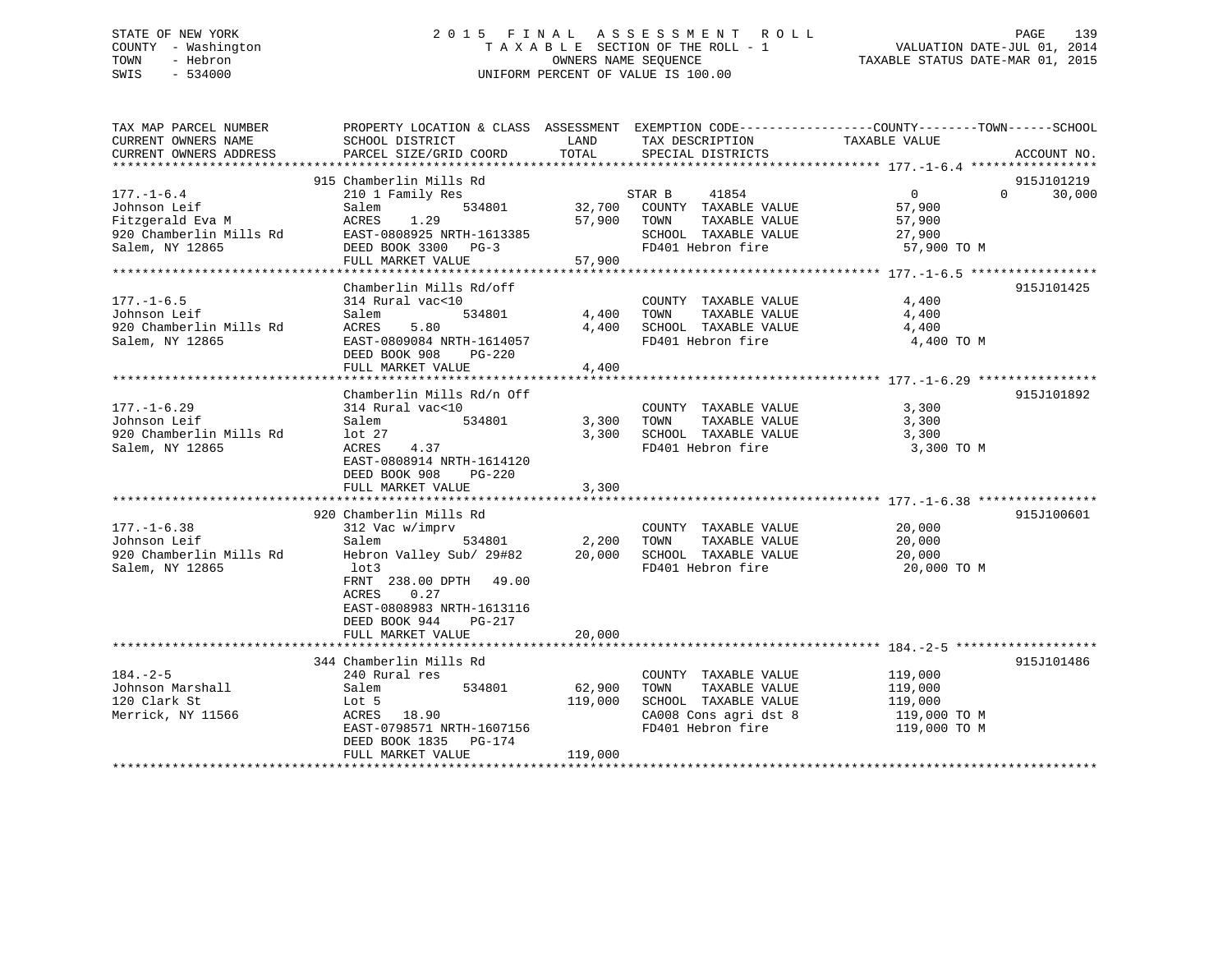STATE OF NEW YORK
COUNTY - Washington
TOWN - Hebron
SWIS - 534000

2015 FINAL ASSESSMENT ROLL
TAXABLE SECTION OF THE ROLL - 1
OWNERS NAME SEQUENCE
UNIFORM PERCENT OF VALUE IS 100.00

VALUATION DATE-JUL 01, 2014
TAXABLE STATUS DATE-MAR 01, 2015

| TAX MAP PARCEL NUMBER / CURRENT OWNERS NAME / CURRENT OWNERS ADDRESS | PROPERTY LOCATION & CLASS / SCHOOL DISTRICT / PARCEL SIZE/GRID COORD | ASSESSMENT LAND / TOTAL | EXEMPTION CODE / TAX DESCRIPTION / SPECIAL DISTRICTS | COUNTY | TOWN | SCHOOL / TAXABLE VALUE | ACCOUNT NO. |
|---|---|---|---|---|---|---|---|
| **177.-1-6.4** | 915 Chamberlin Mills Rd | | | | | | 915J101219 |
| Johnson Leif | 210 1 Family Res | | STAR B 41854 | 0 | 0 | 30,000 | |
| Fitzgerald Eva M | Salem 534801 | 32,700 | COUNTY TAXABLE VALUE | 57,900 | | | |
| 920 Chamberlin Mills Rd | ACRES 1.29 | 57,900 | TOWN TAXABLE VALUE | | 57,900 | | |
| Salem, NY 12865 | EAST-0808925 NRTH-1613385 | | SCHOOL TAXABLE VALUE | | | 27,900 | |
| | DEED BOOK 3300 PG-3 | | FD401 Hebron fire | | | 57,900 TO M | |
| | FULL MARKET VALUE | 57,900 | | | | | |
| **177.-1-6.5** | Chamberlin Mills Rd/off | | | | | | 915J101425 |
| Johnson Leif | 314 Rural vac<10 | | COUNTY TAXABLE VALUE | 4,400 | | | |
| 920 Chamberlin Mills Rd | Salem 534801 | 4,400 | TOWN TAXABLE VALUE | | 4,400 | | |
| Salem, NY 12865 | ACRES 5.80 | 4,400 | SCHOOL TAXABLE VALUE | | | 4,400 | |
| | EAST-0809084 NRTH-1614057 | | FD401 Hebron fire | | | 4,400 TO M | |
| | DEED BOOK 908 PG-220 | | | | | | |
| | FULL MARKET VALUE | 4,400 | | | | | |
| **177.-1-6.29** | Chamberlin Mills Rd/n Off | | | | | | 915J101892 |
| Johnson Leif | 314 Rural vac<10 | | COUNTY TAXABLE VALUE | 3,300 | | | |
| 920 Chamberlin Mills Rd | Salem 534801 | 3,300 | TOWN TAXABLE VALUE | | 3,300 | | |
| Salem, NY 12865 | lot 27 | 3,300 | SCHOOL TAXABLE VALUE | | | 3,300 | |
| | ACRES 4.37 | | FD401 Hebron fire | | | 3,300 TO M | |
| | EAST-0808914 NRTH-1614120 | | | | | | |
| | DEED BOOK 908 PG-220 | | | | | | |
| | FULL MARKET VALUE | 3,300 | | | | | |
| **177.-1-6.38** | 920 Chamberlin Mills Rd | | | | | | 915J100601 |
| Johnson Leif | 312 Vac w/imprv | | COUNTY TAXABLE VALUE | 20,000 | | | |
| 920 Chamberlin Mills Rd | Salem 534801 | 2,200 | TOWN TAXABLE VALUE | | 20,000 | | |
| Salem, NY 12865 | Hebron Valley Sub/ 29#82 | 20,000 | SCHOOL TAXABLE VALUE | | | 20,000 | |
| | lot3 | | FD401 Hebron fire | | | 20,000 TO M | |
| | FRNT 238.00 DPTH 49.00 | | | | | | |
| | ACRES 0.27 | | | | | | |
| | EAST-0808983 NRTH-1613116 | | | | | | |
| | DEED BOOK 944 PG-217 | | | | | | |
| | FULL MARKET VALUE | 20,000 | | | | | |
| **184.-2-5** | 344 Chamberlin Mills Rd | | | | | | 915J101486 |
| Johnson Marshall | 240 Rural res | | COUNTY TAXABLE VALUE | 119,000 | | | |
| 120 Clark St | Salem 534801 | 62,900 | TOWN TAXABLE VALUE | | 119,000 | | |
| Merrick, NY 11566 | Lot 5 | 119,000 | SCHOOL TAXABLE VALUE | | | 119,000 | |
| | ACRES 18.90 | | CA008 Cons agri dst 8 | | | 119,000 TO M | |
| | EAST-0798571 NRTH-1607156 | | FD401 Hebron fire | | | 119,000 TO M | |
| | DEED BOOK 1835 PG-174 | | | | | | |
| | FULL MARKET VALUE | 119,000 | | | | | |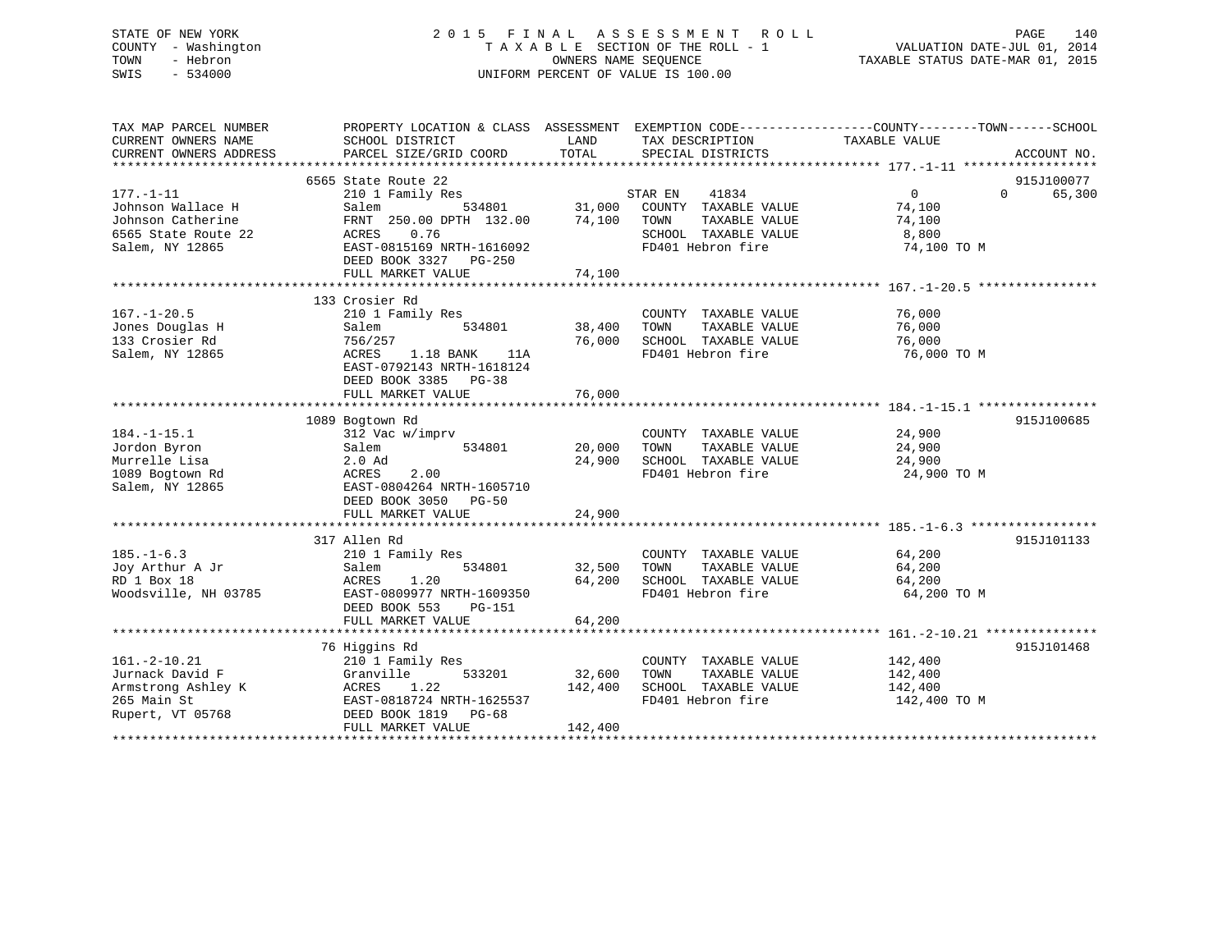STATE OF NEW YORK
COUNTY - Washington
TOWN - Hebron
SWIS - 534000

2015 FINAL ASSESSMENT ROLL
TAXABLE SECTION OF THE ROLL - 1
OWNERS NAME SEQUENCE
UNIFORM PERCENT OF VALUE IS 100.00

VALUATION DATE-JUL 01, 2014
TAXABLE STATUS DATE-MAR 01, 2015

| TAX MAP PARCEL NUMBER / CURRENT OWNERS NAME / CURRENT OWNERS ADDRESS | PROPERTY LOCATION & CLASS / SCHOOL DISTRICT / PARCEL SIZE/GRID COORD | ASSESSMENT LAND | ASSESSMENT TOTAL | EXEMPTION CODE / TAX DESCRIPTION / SPECIAL DISTRICTS | COUNTY TAXABLE VALUE | TOWN | SCHOOL | ACCOUNT NO. |
|---|---|---|---|---|---|---|---|---|
| 177.-1-11 | 6565 State Route 22 | | | | | | | 915J100077 |
| Johnson Wallace H | 210 1 Family Res | | | STAR EN 41834 | 0 | 0 | 65,300 | |
| Johnson Catherine | Salem 534801 | 31,000 | | COUNTY TAXABLE VALUE | 74,100 | | | |
| 6565 State Route 22 | FRNT 250.00 DPTH 132.00 | | 74,100 | TOWN TAXABLE VALUE | 74,100 | | | |
| Salem, NY 12865 | ACRES 0.76 | | | SCHOOL TAXABLE VALUE | 8,800 | | | |
| | EAST-0815169 NRTH-1616092 | | | FD401 Hebron fire | 74,100 TO M | | | |
| | DEED BOOK 3327 PG-250 | | | | | | | |
| | FULL MARKET VALUE | | 74,100 | | | | | |
| 167.-1-20.5 | 133 Crosier Rd | | | | | | | |
| Jones Douglas H | 210 1 Family Res | | | COUNTY TAXABLE VALUE | 76,000 | | | |
| 133 Crosier Rd | Salem 534801 | 38,400 | | TOWN TAXABLE VALUE | 76,000 | | | |
| Salem, NY 12865 | 756/257 | | 76,000 | SCHOOL TAXABLE VALUE | 76,000 | | | |
| | ACRES 1.18 BANK 11A | | | FD401 Hebron fire | 76,000 TO M | | | |
| | EAST-0792143 NRTH-1618124 | | | | | | | |
| | DEED BOOK 3385 PG-38 | | | | | | | |
| | FULL MARKET VALUE | | 76,000 | | | | | |
| 184.-1-15.1 | 1089 Bogtown Rd | | | | | | | 915J100685 |
| Jordon Byron | 312 Vac w/imprv | | | COUNTY TAXABLE VALUE | 24,900 | | | |
| Murrelle Lisa | Salem 534801 | 20,000 | | TOWN TAXABLE VALUE | 24,900 | | | |
| 1089 Bogtown Rd | 2.0 Ad | | 24,900 | SCHOOL TAXABLE VALUE | 24,900 | | | |
| Salem, NY 12865 | ACRES 2.00 | | | FD401 Hebron fire | 24,900 TO M | | | |
| | EAST-0804264 NRTH-1605710 | | | | | | | |
| | DEED BOOK 3050 PG-50 | | | | | | | |
| | FULL MARKET VALUE | | 24,900 | | | | | |
| 185.-1-6.3 | 317 Allen Rd | | | | | | | 915J101133 |
| Joy Arthur A Jr | 210 1 Family Res | | | COUNTY TAXABLE VALUE | 64,200 | | | |
| RD 1 Box 18 | Salem 534801 | 32,500 | | TOWN TAXABLE VALUE | 64,200 | | | |
| Woodsville, NH 03785 | ACRES 1.20 | | 64,200 | SCHOOL TAXABLE VALUE | 64,200 | | | |
| | EAST-0809977 NRTH-1609350 | | | FD401 Hebron fire | 64,200 TO M | | | |
| | DEED BOOK 553 PG-151 | | | | | | | |
| | FULL MARKET VALUE | | 64,200 | | | | | |
| 161.-2-10.21 | 76 Higgins Rd | | | | | | | 915J101468 |
| Jurnack David F | 210 1 Family Res | | | COUNTY TAXABLE VALUE | 142,400 | | | |
| Armstrong Ashley K | Granville 533201 | 32,600 | | TOWN TAXABLE VALUE | 142,400 | | | |
| 265 Main St | ACRES 1.22 | | 142,400 | SCHOOL TAXABLE VALUE | 142,400 | | | |
| Rupert, VT 05768 | EAST-0818724 NRTH-1625537 | | | FD401 Hebron fire | 142,400 TO M | | | |
| | DEED BOOK 1819 PG-68 | | | | | | | |
| | FULL MARKET VALUE | | 142,400 | | | | | |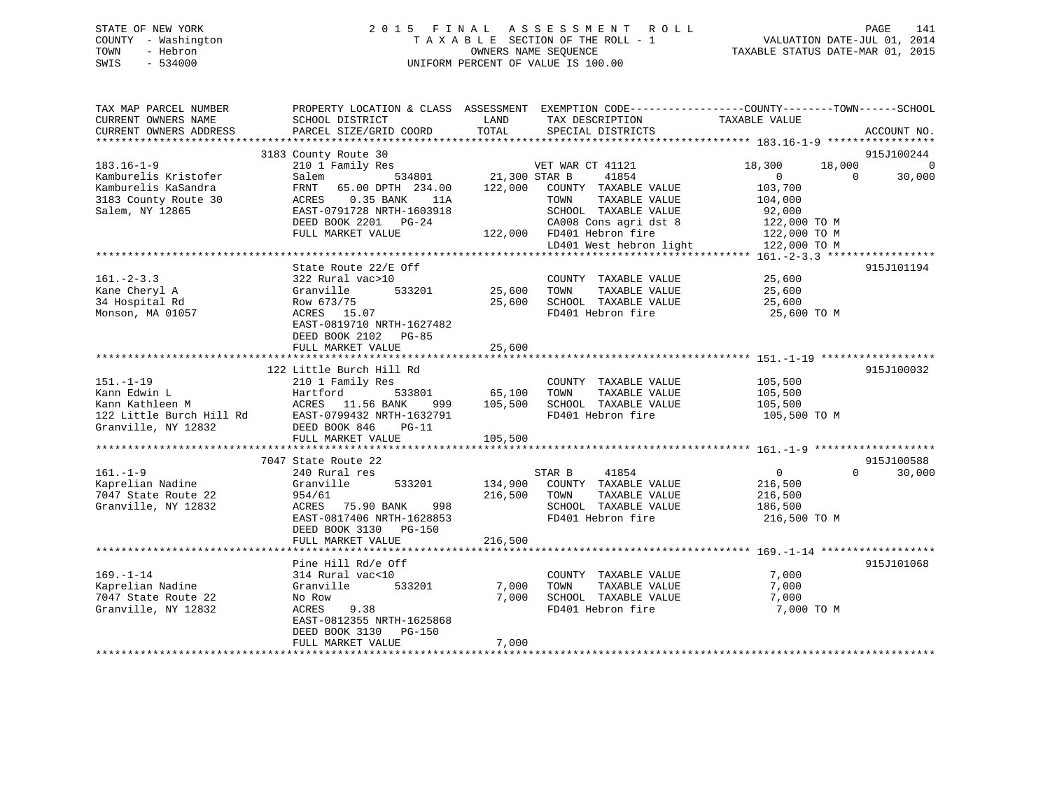STATE OF NEW YORK
COUNTY - Washington
TOWN - Hebron
SWIS - 534000

2015 FINAL ASSESSMENT ROLL
TAXABLE SECTION OF THE ROLL - 1
OWNERS NAME SEQUENCE
UNIFORM PERCENT OF VALUE IS 100.00

VALUATION DATE-JUL 01, 2014
TAXABLE STATUS DATE-MAR 01, 2015

```
TAX MAP PARCEL NUMBER          PROPERTY LOCATION & CLASS  ASSESSMENT  EXEMPTION CODE-----------------COUNTY--------TOWN------SCHOOL
CURRENT OWNERS NAME            SCHOOL DISTRICT              LAND      TAX DESCRIPTION              TAXABLE VALUE
CURRENT OWNERS ADDRESS         PARCEL SIZE/GRID COORD       TOTAL     SPECIAL DISTRICTS                                    ACCOUNT NO.
******************************************************************************************************* 183.16-1-9 *****************
                               3183 County Route 30                                                                         915J100244
183.16-1-9                     210 1 Family Res                        VET WAR CT 41121           18,300      18,000           0
Kamburelis Kristofer           Salem           534801      21,300 STAR B      41854                   0           0       30,000
Kamburelis KaSandra            FRNT   65.00 DPTH  234.00  122,000   COUNTY  TAXABLE VALUE          103,700
3183 County Route 30           ACRES    0.35 BANK     11A            TOWN    TAXABLE VALUE          104,000
Salem, NY 12865                EAST-0791728 NRTH-1603918             SCHOOL  TAXABLE VALUE           92,000
                               DEED BOOK 2201   PG-24                CA008 Cons agri dst 8          122,000 TO M
                               FULL MARKET VALUE          122,000   FD401 Hebron fire              122,000 TO M
                                                                     LD401 West hebron light        122,000 TO M
******************************************************************************************************* 161.-2-3.3 *****************
                               State Route 22/E Off                                                                         915J101194
161.-2-3.3                     322 Rural vac>10                      COUNTY  TAXABLE VALUE           25,600
Kane Cheryl A                  Granville       533201      25,600   TOWN    TAXABLE VALUE           25,600
34 Hospital Rd                 Row 673/75                  25,600   SCHOOL  TAXABLE VALUE           25,600
Monson, MA 01057               ACRES   15.07                         FD401 Hebron fire               25,600 TO M
                               EAST-0819710 NRTH-1627482
                               DEED BOOK 2102   PG-85
                               FULL MARKET VALUE           25,600
******************************************************************************************************* 151.-1-19 ******************
                               122 Little Burch Hill Rd                                                                     915J100032
151.-1-19                      210 1 Family Res                      COUNTY  TAXABLE VALUE          105,500
Kann Edwin L                   Hartford        533801      65,100   TOWN    TAXABLE VALUE          105,500
Kann Kathleen M                ACRES   11.56 BANK     999  105,500   SCHOOL  TAXABLE VALUE          105,500
122 Little Burch Hill Rd       EAST-0799432 NRTH-1632791             FD401 Hebron fire              105,500 TO M
Granville, NY 12832            DEED BOOK 846    PG-11
                               FULL MARKET VALUE          105,500
******************************************************************************************************* 161.-1-9 *******************
                               7047 State Route 22                                                                          915J100588
161.-1-9                       240 Rural res                           STAR B      41854                   0           0       30,000
Kaprelian Nadine               Granville       533201     134,900   COUNTY  TAXABLE VALUE          216,500
7047 State Route 22            954/61                     216,500   TOWN    TAXABLE VALUE          216,500
Granville, NY 12832            ACRES   75.90 BANK     998            SCHOOL  TAXABLE VALUE          186,500
                               EAST-0817406 NRTH-1628853             FD401 Hebron fire              216,500 TO M
                               DEED BOOK 3130   PG-150
                               FULL MARKET VALUE          216,500
******************************************************************************************************* 169.-1-14 ******************
                               Pine Hill Rd/e Off                                                                           915J101068
169.-1-14                      314 Rural vac<10                      COUNTY  TAXABLE VALUE            7,000
Kaprelian Nadine               Granville       533201       7,000   TOWN    TAXABLE VALUE            7,000
7047 State Route 22            No Row                       7,000   SCHOOL  TAXABLE VALUE            7,000
Granville, NY 12832            ACRES    9.38                         FD401 Hebron fire                7,000 TO M
                               EAST-0812355 NRTH-1625868
                               DEED BOOK 3130   PG-150
                               FULL MARKET VALUE            7,000
************************************************************************************************************************************
```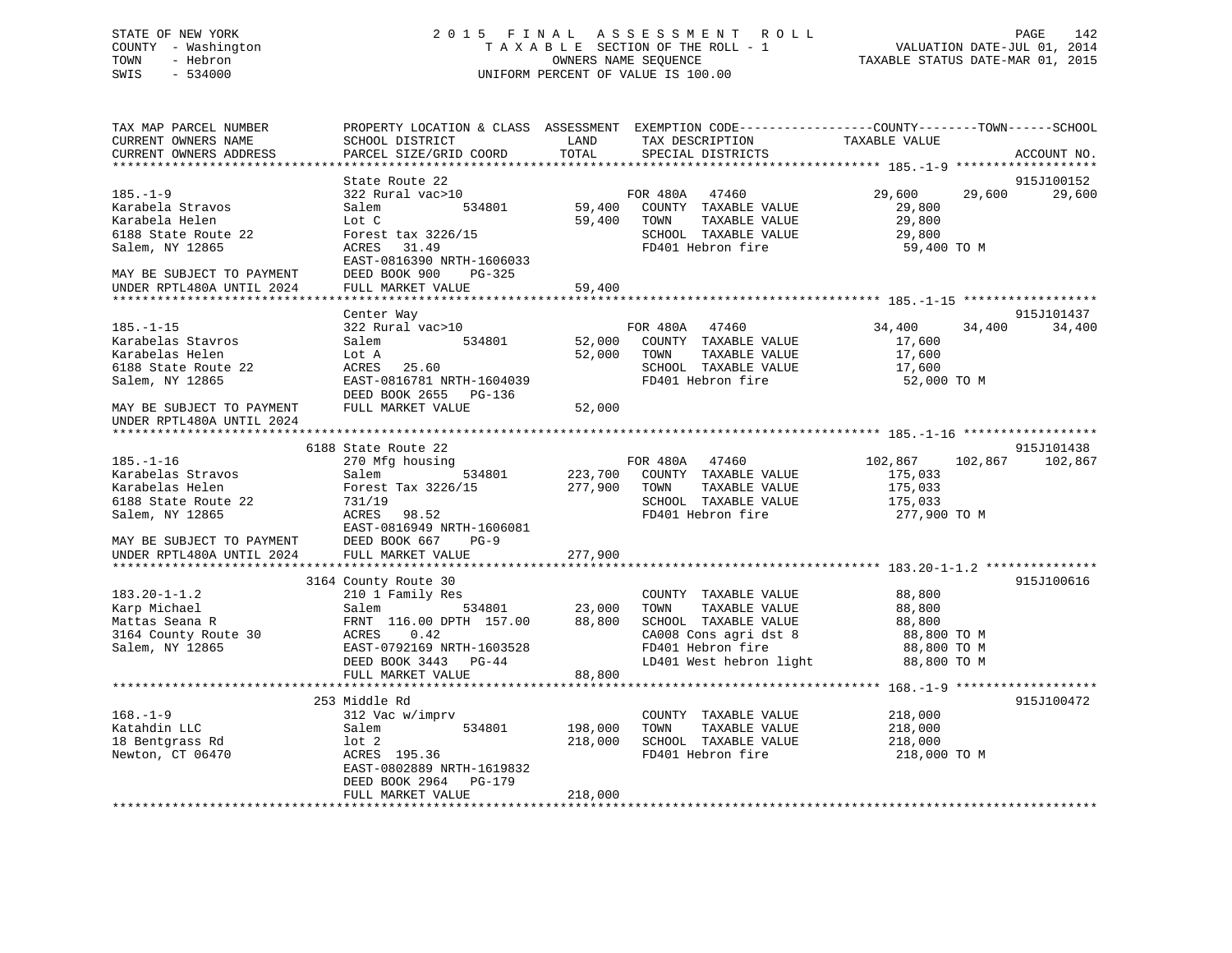STATE OF NEW YORK
COUNTY - Washington
TOWN - Hebron
SWIS - 534000

2 0 1 5 F I N A L A S S E S S M E N T R O L L
T A X A B L E SECTION OF THE ROLL - 1
OWNERS NAME SEQUENCE
UNIFORM PERCENT OF VALUE IS 100.00

VALUATION DATE-JUL 01, 2014
TAXABLE STATUS DATE-MAR 01, 2015

| TAX MAP PARCEL NUMBER / CURRENT OWNERS NAME / CURRENT OWNERS ADDRESS | PROPERTY LOCATION & CLASS / SCHOOL DISTRICT / PARCEL SIZE/GRID COORD | ASSESSMENT LAND / TOTAL | EXEMPTION CODE / TAX DESCRIPTION / SPECIAL DISTRICTS | COUNTY TAXABLE VALUE | TOWN | SCHOOL / ACCOUNT NO. |
|---|---|---|---|---|---|---|
| 185.-1-9 | State Route 22 | | | | | 915J100152 |
| | 322 Rural vac>10 | | FOR 480A 47460 | 29,600 | 29,600 | 29,600 |
| Karabela Stravos | Salem 534801 | 59,400 | COUNTY TAXABLE VALUE | 29,800 | | |
| Karabela Helen | Lot C | 59,400 | TOWN TAXABLE VALUE | 29,800 | | |
| 6188 State Route 22 | Forest tax 3226/15 | | SCHOOL TAXABLE VALUE | 29,800 | | |
| Salem, NY 12865 | ACRES 31.49 | | FD401 Hebron fire | 59,400 TO M | | |
| | EAST-0816390 NRTH-1606033 | | | | | |
| MAY BE SUBJECT TO PAYMENT | DEED BOOK 900 PG-325 | | | | | |
| UNDER RPTL480A UNTIL 2024 | FULL MARKET VALUE | 59,400 | | | | |
| 185.-1-15 | Center Way | | | | | 915J101437 |
| | 322 Rural vac>10 | | FOR 480A 47460 | 34,400 | 34,400 | 34,400 |
| Karabelas Stavros | Salem 534801 | 52,000 | COUNTY TAXABLE VALUE | 17,600 | | |
| Karabelas Helen | Lot A | 52,000 | TOWN TAXABLE VALUE | 17,600 | | |
| 6188 State Route 22 | ACRES 25.60 | | SCHOOL TAXABLE VALUE | 17,600 | | |
| Salem, NY 12865 | EAST-0816781 NRTH-1604039 | | FD401 Hebron fire | 52,000 TO M | | |
| | DEED BOOK 2655 PG-136 | | | | | |
| MAY BE SUBJECT TO PAYMENT | FULL MARKET VALUE | 52,000 | | | | |
| UNDER RPTL480A UNTIL 2024 | | | | | | |
| 185.-1-16 | 6188 State Route 22 | | | | | 915J101438 |
| | 270 Mfg housing | | FOR 480A 47460 | 102,867 | 102,867 | 102,867 |
| Karabelas Stravos | Salem 534801 | 223,700 | COUNTY TAXABLE VALUE | 175,033 | | |
| Karabelas Helen | Forest Tax 3226/15 | 277,900 | TOWN TAXABLE VALUE | 175,033 | | |
| 6188 State Route 22 | 731/19 | | SCHOOL TAXABLE VALUE | 175,033 | | |
| Salem, NY 12865 | ACRES 98.52 | | FD401 Hebron fire | 277,900 TO M | | |
| | EAST-0816949 NRTH-1606081 | | | | | |
| MAY BE SUBJECT TO PAYMENT | DEED BOOK 667 PG-9 | | | | | |
| UNDER RPTL480A UNTIL 2024 | FULL MARKET VALUE | 277,900 | | | | |
| 183.20-1-1.2 | 3164 County Route 30 | | | | | 915J100616 |
| | 210 1 Family Res | | COUNTY TAXABLE VALUE | 88,800 | | |
| Karp Michael | Salem 534801 | 23,000 | TOWN TAXABLE VALUE | 88,800 | | |
| Mattas Seana R | FRNT 116.00 DPTH 157.00 | 88,800 | SCHOOL TAXABLE VALUE | 88,800 | | |
| 3164 County Route 30 | ACRES 0.42 | | CA008 Cons agri dst 8 | 88,800 TO M | | |
| Salem, NY 12865 | EAST-0792169 NRTH-1603528 | | FD401 Hebron fire | 88,800 TO M | | |
| | DEED BOOK 3443 PG-44 | | LD401 West hebron light | 88,800 TO M | | |
| | FULL MARKET VALUE | 88,800 | | | | |
| 168.-1-9 | 253 Middle Rd | | | | | 915J100472 |
| | 312 Vac w/imprv | | COUNTY TAXABLE VALUE | 218,000 | | |
| Katahdin LLC | Salem 534801 | 198,000 | TOWN TAXABLE VALUE | 218,000 | | |
| 18 Bentgrass Rd | lot 2 | 218,000 | SCHOOL TAXABLE VALUE | 218,000 | | |
| Newton, CT 06470 | ACRES 195.36 | | FD401 Hebron fire | 218,000 TO M | | |
| | EAST-0802889 NRTH-1619832 | | | | | |
| | DEED BOOK 2964 PG-179 | | | | | |
| | FULL MARKET VALUE | 218,000 | | | | |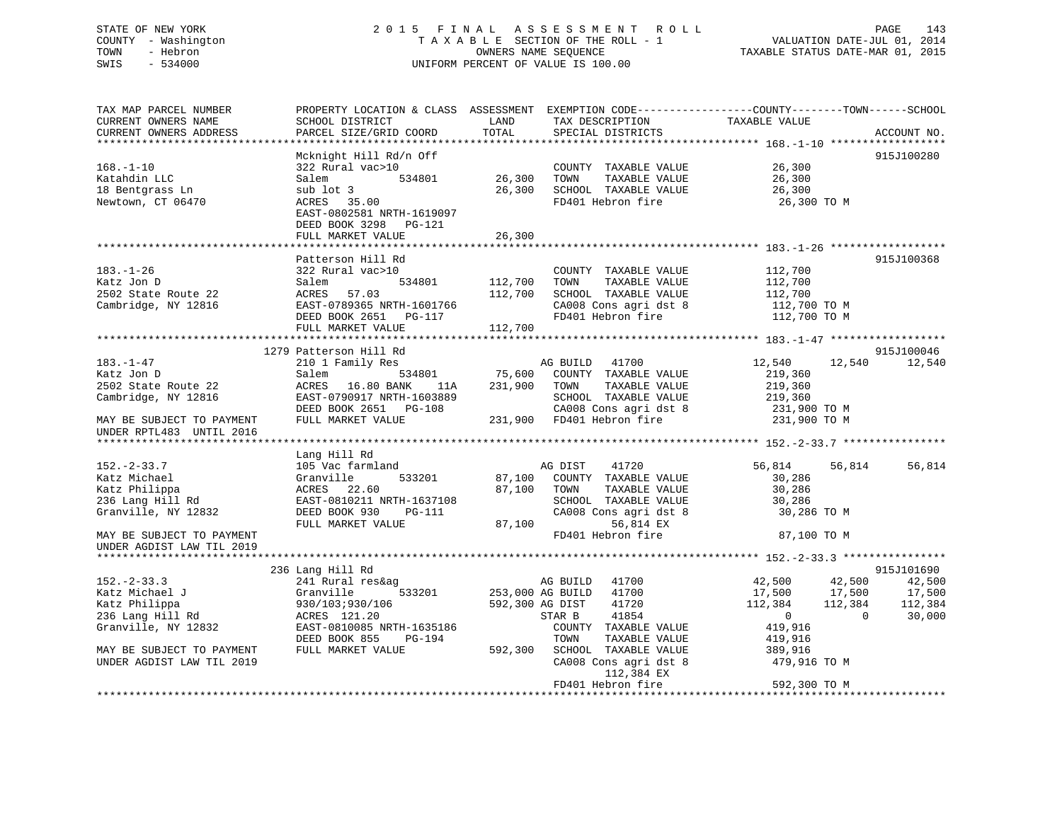STATE OF NEW YORK
COUNTY - Washington
TOWN - Hebron
SWIS - 534000

2015 FINAL ASSESSMENT ROLL
TAXABLE SECTION OF THE ROLL - 1
OWNERS NAME SEQUENCE
UNIFORM PERCENT OF VALUE IS 100.00

VALUATION DATE-JUL 01, 2014
TAXABLE STATUS DATE-MAR 01, 2015

```
TAX MAP PARCEL NUMBER          PROPERTY LOCATION & CLASS  ASSESSMENT  EXEMPTION CODE------------------COUNTY--------TOWN------SCHOOL
CURRENT OWNERS NAME            SCHOOL DISTRICT              LAND      TAX DESCRIPTION                TAXABLE VALUE
CURRENT OWNERS ADDRESS         PARCEL SIZE/GRID COORD       TOTAL     SPECIAL DISTRICTS                                      ACCOUNT NO.
******************************************************************************************************* 168.-1-10 ******************
                               Mcknight Hill Rd/n Off                                                                     915J100280
168.-1-10                      322 Rural vac>10                       COUNTY  TAXABLE VALUE              26,300
Katahdin LLC                   Salem          534801       26,300     TOWN    TAXABLE VALUE              26,300
18 Bentgrass Ln                sub lot 3                   26,300     SCHOOL  TAXABLE VALUE              26,300
Newtown, CT 06470              ACRES   35.00                          FD401 Hebron fire                   26,300 TO M
                               EAST-0802581 NRTH-1619097
                               DEED BOOK 3298   PG-121
                               FULL MARKET VALUE           26,300
******************************************************************************************************* 183.-1-26 ******************
                               Patterson Hill Rd                                                                          915J100368
183.-1-26                      322 Rural vac>10                       COUNTY  TAXABLE VALUE             112,700
Katz Jon D                     Salem          534801      112,700     TOWN    TAXABLE VALUE             112,700
2502 State Route 22            ACRES   57.03              112,700     SCHOOL  TAXABLE VALUE             112,700
Cambridge, NY 12816            EAST-0789365 NRTH-1601766              CA008 Cons agri dst 8              112,700 TO M
                               DEED BOOK 2651   PG-117                FD401 Hebron fire                  112,700 TO M
                               FULL MARKET VALUE          112,700
******************************************************************************************************* 183.-1-47 ******************
                          1279 Patterson Hill Rd                                                                          915J100046
183.-1-47                      210 1 Family Res                       AG BUILD   41700                12,540      12,540      12,540
Katz Jon D                     Salem          534801       75,600     COUNTY  TAXABLE VALUE             219,360
2502 State Route 22            ACRES   16.80 BANK     11A 231,900     TOWN    TAXABLE VALUE             219,360
Cambridge, NY 12816            EAST-0790917 NRTH-1603889              SCHOOL  TAXABLE VALUE             219,360
                               DEED BOOK 2651   PG-108                CA008 Cons agri dst 8              231,900 TO M
MAY BE SUBJECT TO PAYMENT      FULL MARKET VALUE          231,900     FD401 Hebron fire                  231,900 TO M
UNDER RPTL483  UNTIL 2016
******************************************************************************************************* 152.-2-33.7 ****************
                               Lang Hill Rd
152.-2-33.7                    105 Vac farmland                       AG DIST    41720                56,814      56,814      56,814
Katz Michael                   Granville      533201       87,100     COUNTY  TAXABLE VALUE              30,286
Katz Philippa                  ACRES   22.60               87,100     TOWN    TAXABLE VALUE              30,286
236 Lang Hill Rd               EAST-0810211 NRTH-1637108              SCHOOL  TAXABLE VALUE              30,286
Granville, NY 12832            DEED BOOK 930    PG-111                CA008 Cons agri dst 8               30,286 TO M
                               FULL MARKET VALUE           87,100           56,814 EX
MAY BE SUBJECT TO PAYMENT                                             FD401 Hebron fire                   87,100 TO M
UNDER AGDIST LAW TIL 2019
******************************************************************************************************* 152.-2-33.3 ****************
                           236 Lang Hill Rd                                                                               915J101690
152.-2-33.3                    241 Rural res&ag                       AG BUILD   41700                42,500      42,500      42,500
Katz Michael J                 Granville      533201      253,000 AG BUILD   41700                    17,500      17,500      17,500
Katz Philippa                  930/103;930/106            592,300 AG DIST    41720                   112,384     112,384     112,384
236 Lang Hill Rd               ACRES  121.20                          STAR B     41854                     0           0      30,000
Granville, NY 12832            EAST-0810085 NRTH-1635186              COUNTY  TAXABLE VALUE             419,916
                               DEED BOOK 855    PG-194                TOWN    TAXABLE VALUE             419,916
MAY BE SUBJECT TO PAYMENT      FULL MARKET VALUE          592,300     SCHOOL  TAXABLE VALUE             389,916
UNDER AGDIST LAW TIL 2019                                             CA008 Cons agri dst 8              479,916 TO M
                                                                            112,384 EX
                                                                      FD401 Hebron fire                  592,300 TO M
************************************************************************************************************************************
```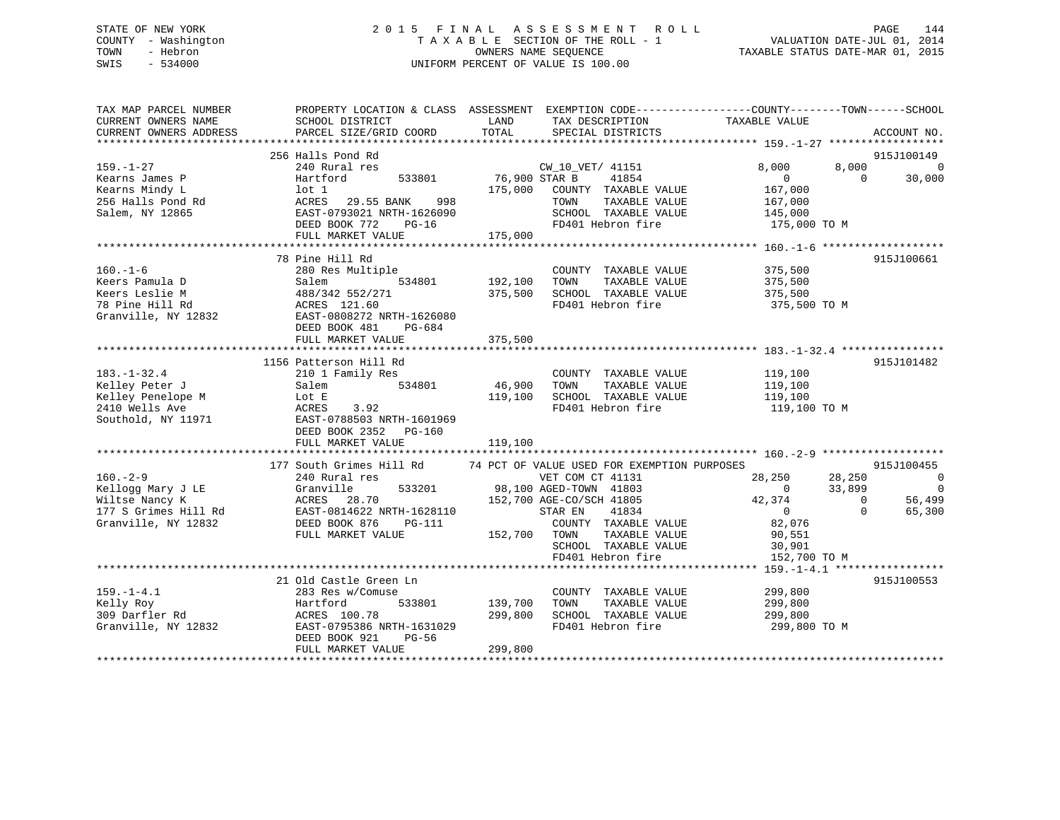STATE OF NEW YORK
COUNTY - Washington
TOWN - Hebron
SWIS - 534000

2015 FINAL ASSESSMENT ROLL
TAXABLE SECTION OF THE ROLL - 1
OWNERS NAME SEQUENCE
UNIFORM PERCENT OF VALUE IS 100.00

VALUATION DATE-JUL 01, 2014
TAXABLE STATUS DATE-MAR 01, 2015

```
TAX MAP PARCEL NUMBER          PROPERTY LOCATION & CLASS  ASSESSMENT  EXEMPTION CODE------------------COUNTY--------TOWN------SCHOOL
CURRENT OWNERS NAME            SCHOOL DISTRICT              LAND      TAX DESCRIPTION              TAXABLE VALUE
CURRENT OWNERS ADDRESS         PARCEL SIZE/GRID COORD       TOTAL     SPECIAL DISTRICTS                                  ACCOUNT NO.
******************************************************************************************************* 159.-1-27 ******************
                               256 Halls Pond Rd                                                                          915J100149
159.-1-27                      240 Rural res                          CW_10_VET/ 41151          8,000       8,000            0
Kearns James P                 Hartford       533801       76,900 STAR B     41854              0           0       30,000
Kearns Mindy L                 lot 1                      175,000   COUNTY  TAXABLE VALUE       167,000
256 Halls Pond Rd              ACRES  29.55 BANK    998              TOWN    TAXABLE VALUE       167,000
Salem, NY 12865                EAST-0793021 NRTH-1626090             SCHOOL  TAXABLE VALUE       145,000
                               DEED BOOK 772    PG-16                FD401 Hebron fire            175,000 TO M
                               FULL MARKET VALUE          175,000
******************************************************************************************************* 160.-1-6 *******************
                               78 Pine Hill Rd                                                                            915J100661
160.-1-6                       280 Res Multiple                      COUNTY  TAXABLE VALUE       375,500
Keers Pamula D                 Salem          534801      192,100   TOWN    TAXABLE VALUE       375,500
Keers Leslie M                 488/342 552/271            375,500   SCHOOL  TAXABLE VALUE       375,500
78 Pine Hill Rd                ACRES 121.60                          FD401 Hebron fire            375,500 TO M
Granville, NY 12832            EAST-0808272 NRTH-1626080
                               DEED BOOK 481    PG-684
                               FULL MARKET VALUE          375,500
******************************************************************************************************* 183.-1-32.4 ****************
                               1156 Patterson Hill Rd                                                                     915J101482
183.-1-32.4                    210 1 Family Res                      COUNTY  TAXABLE VALUE       119,100
Kelley Peter J                 Salem          534801       46,900   TOWN    TAXABLE VALUE       119,100
Kelley Penelope M              Lot E                      119,100   SCHOOL  TAXABLE VALUE       119,100
2410 Wells Ave                 ACRES   3.92                          FD401 Hebron fire            119,100 TO M
Southold, NY 11971             EAST-0788503 NRTH-1601969
                               DEED BOOK 2352   PG-160
                               FULL MARKET VALUE          119,100
******************************************************************************************************* 160.-2-9 *******************
                               177 South Grimes Hill Rd    74 PCT OF VALUE USED FOR EXEMPTION PURPOSES                    915J100455
160.-2-9                       240 Rural res                          VET COM CT 41131          28,250      28,250            0
Kellogg Mary J LE              Granville      533201       98,100 AGED-TOWN  41803              0      33,899            0
Wiltse Nancy K                 ACRES  28.70               152,700 AGE-CO/SCH 41805          42,374           0       56,499
177 S Grimes Hill Rd           EAST-0814622 NRTH-1628110             STAR EN    41834              0           0       65,300
Granville, NY 12832            DEED BOOK 876    PG-111               COUNTY  TAXABLE VALUE        82,076
                               FULL MARKET VALUE          152,700   TOWN    TAXABLE VALUE        90,551
                                                                     SCHOOL  TAXABLE VALUE        30,901
                                                                     FD401 Hebron fire            152,700 TO M
******************************************************************************************************* 159.-1-4.1 *****************
                               21 Old Castle Green Ln                                                                     915J100553
159.-1-4.1                     283 Res w/Comuse                      COUNTY  TAXABLE VALUE       299,800
Kelly Roy                      Hartford       533801      139,700   TOWN    TAXABLE VALUE       299,800
309 Darfler Rd                 ACRES 100.78               299,800   SCHOOL  TAXABLE VALUE       299,800
Granville, NY 12832            EAST-0795386 NRTH-1631029             FD401 Hebron fire            299,800 TO M
                               DEED BOOK 921    PG-56
                               FULL MARKET VALUE          299,800
************************************************************************************************************************************
```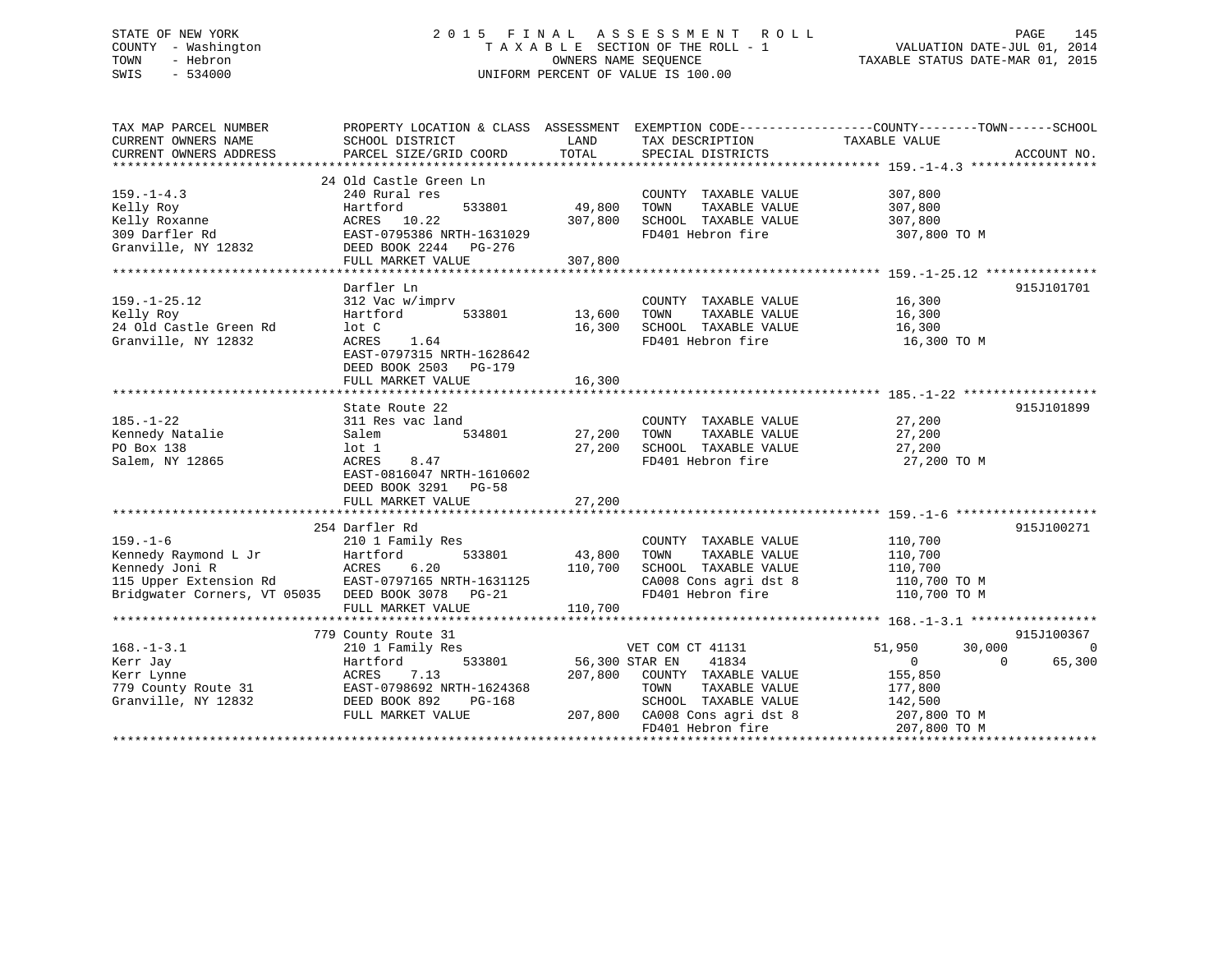STATE OF NEW YORK
COUNTY - Washington
TOWN - Hebron
SWIS - 534000

# 2015 FINAL ASSESSMENT ROLL

TAXABLE SECTION OF THE ROLL - 1
OWNERS NAME SEQUENCE
UNIFORM PERCENT OF VALUE IS 100.00

VALUATION DATE-JUL 01, 2014
TAXABLE STATUS DATE-MAR 01, 2015

| TAX MAP PARCEL NUMBER / CURRENT OWNERS NAME / CURRENT OWNERS ADDRESS | PROPERTY LOCATION & CLASS / SCHOOL DISTRICT / PARCEL SIZE/GRID COORD | ASSESSMENT LAND / TOTAL | EXEMPTION CODE / TAX DESCRIPTION / SPECIAL DISTRICTS | COUNTY TAXABLE VALUE | TOWN | SCHOOL | ACCOUNT NO. |
|---|---|---|---|---|---|---|---|
| **159.-1-4.3** | 24 Old Castle Green Ln | | | | | | |
| 159.-1-4.3 | 240 Rural res | | COUNTY TAXABLE VALUE | 307,800 | | | |
| Kelly Roy | Hartford 533801 | 49,800 | TOWN TAXABLE VALUE | 307,800 | | | |
| Kelly Roxanne | ACRES 10.22 | 307,800 | SCHOOL TAXABLE VALUE | 307,800 | | | |
| 309 Darfler Rd | EAST-0795386 NRTH-1631029 | | FD401 Hebron fire | 307,800 TO M | | | |
| Granville, NY 12832 | DEED BOOK 2244 PG-276 | | | | | | |
| | FULL MARKET VALUE | 307,800 | | | | | |
| **159.-1-25.12** | Darfler Ln | | | | | | 915J101701 |
| 159.-1-25.12 | 312 Vac w/imprv | | COUNTY TAXABLE VALUE | 16,300 | | | |
| Kelly Roy | Hartford 533801 | 13,600 | TOWN TAXABLE VALUE | 16,300 | | | |
| 24 Old Castle Green Rd | lot C | 16,300 | SCHOOL TAXABLE VALUE | 16,300 | | | |
| Granville, NY 12832 | ACRES 1.64 | | FD401 Hebron fire | 16,300 TO M | | | |
| | EAST-0797315 NRTH-1628642 | | | | | | |
| | DEED BOOK 2503 PG-179 | | | | | | |
| | FULL MARKET VALUE | 16,300 | | | | | |
| **185.-1-22** | State Route 22 | | | | | | 915J101899 |
| 185.-1-22 | 311 Res vac land | | COUNTY TAXABLE VALUE | 27,200 | | | |
| Kennedy Natalie | Salem 534801 | 27,200 | TOWN TAXABLE VALUE | 27,200 | | | |
| PO Box 138 | lot 1 | 27,200 | SCHOOL TAXABLE VALUE | 27,200 | | | |
| Salem, NY 12865 | ACRES 8.47 | | FD401 Hebron fire | 27,200 TO M | | | |
| | EAST-0816047 NRTH-1610602 | | | | | | |
| | DEED BOOK 3291 PG-58 | | | | | | |
| | FULL MARKET VALUE | 27,200 | | | | | |
| **159.-1-6** | 254 Darfler Rd | | | | | | 915J100271 |
| 159.-1-6 | 210 1 Family Res | | COUNTY TAXABLE VALUE | 110,700 | | | |
| Kennedy Raymond L Jr | Hartford 533801 | 43,800 | TOWN TAXABLE VALUE | 110,700 | | | |
| Kennedy Joni R | ACRES 6.20 | 110,700 | SCHOOL TAXABLE VALUE | 110,700 | | | |
| 115 Upper Extension Rd | EAST-0797165 NRTH-1631125 | | CA008 Cons agri dst 8 | 110,700 TO M | | | |
| Bridgwater Corners, VT 05035 | DEED BOOK 3078 PG-21 | | FD401 Hebron fire | 110,700 TO M | | | |
| | FULL MARKET VALUE | 110,700 | | | | | |
| **168.-1-3.1** | 779 County Route 31 | | | | | | 915J100367 |
| 168.-1-3.1 | 210 1 Family Res | | VET COM CT 41131 | 51,950 | 30,000 | 0 | |
| Kerr Jay | Hartford 533801 | 56,300 | STAR EN 41834 | 0 | 0 | 65,300 | |
| Kerr Lynne | ACRES 7.13 | 207,800 | COUNTY TAXABLE VALUE | 155,850 | | | |
| 779 County Route 31 | EAST-0798692 NRTH-1624368 | | TOWN TAXABLE VALUE | 177,800 | | | |
| Granville, NY 12832 | DEED BOOK 892 PG-168 | | SCHOOL TAXABLE VALUE | 142,500 | | | |
| | FULL MARKET VALUE | 207,800 | CA008 Cons agri dst 8 | 207,800 TO M | | | |
| | | | FD401 Hebron fire | 207,800 TO M | | | |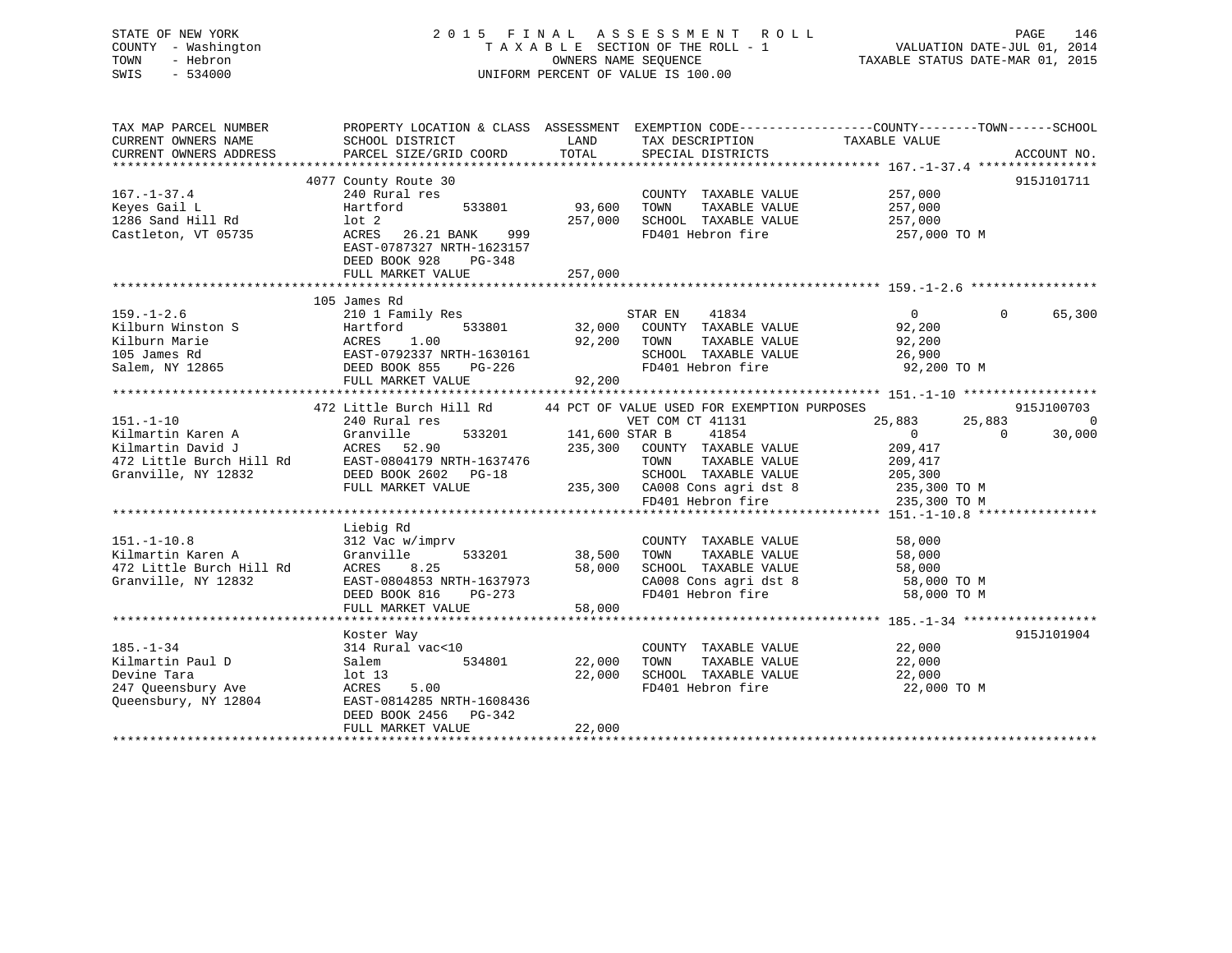STATE OF NEW YORK
COUNTY - Washington
TOWN - Hebron
SWIS - 534000

2015 FINAL ASSESSMENT ROLL
TAXABLE SECTION OF THE ROLL - 1
OWNERS NAME SEQUENCE
UNIFORM PERCENT OF VALUE IS 100.00

VALUATION DATE-JUL 01, 2014
TAXABLE STATUS DATE-MAR 01, 2015

| TAX MAP PARCEL NUMBER / CURRENT OWNERS NAME / CURRENT OWNERS ADDRESS | PROPERTY LOCATION & CLASS / SCHOOL DISTRICT / PARCEL SIZE/GRID COORD | ASSESSMENT LAND | ASSESSMENT TOTAL | EXEMPTION CODE / TAX DESCRIPTION / SPECIAL DISTRICTS | COUNTY TAXABLE VALUE | TOWN | SCHOOL | ACCOUNT NO. |
|---|---|---|---|---|---|---|---|---|
| **167.-1-37.4** | 4077 County Route 30 | | | | | | | 915J101711 |
| 167.-1-37.4 | 240 Rural res | | | COUNTY TAXABLE VALUE | 257,000 | | | |
| Keyes Gail L | Hartford 533801 | 93,600 | | TOWN TAXABLE VALUE | 257,000 | | | |
| 1286 Sand Hill Rd | lot 2 | | 257,000 | SCHOOL TAXABLE VALUE | 257,000 | | | |
| Castleton, VT 05735 | ACRES 26.21 BANK 999 | | | FD401 Hebron fire | 257,000 TO M | | | |
| | EAST-0787327 NRTH-1623157 | | | | | | | |
| | DEED BOOK 928 PG-348 | | | | | | | |
| | FULL MARKET VALUE | | 257,000 | | | | | |
| **159.-1-2.6** | 105 James Rd | | | | | | | |
| 159.-1-2.6 | 210 1 Family Res | | | STAR EN 41834 | 0 | 0 | 65,300 | |
| Kilburn Winston S | Hartford 533801 | 32,000 | | COUNTY TAXABLE VALUE | 92,200 | | | |
| Kilburn Marie | ACRES 1.00 | | 92,200 | TOWN TAXABLE VALUE | 92,200 | | | |
| 105 James Rd | EAST-0792337 NRTH-1630161 | | | SCHOOL TAXABLE VALUE | 26,900 | | | |
| Salem, NY 12865 | DEED BOOK 855 PG-226 | | | FD401 Hebron fire | 92,200 TO M | | | |
| | FULL MARKET VALUE | | 92,200 | | | | | |
| **151.-1-10** | 472 Little Burch Hill Rd | | | 44 PCT OF VALUE USED FOR EXEMPTION PURPOSES | | | | 915J100703 |
| 151.-1-10 | 240 Rural res | | | VET COM CT 41131 | 25,883 | 25,883 | 0 | |
| Kilmartin Karen A | Granville 533201 | 141,600 | | STAR B 41854 | 0 | 0 | 30,000 | |
| Kilmartin David J | ACRES 52.90 | | 235,300 | COUNTY TAXABLE VALUE | 209,417 | | | |
| 472 Little Burch Hill Rd | EAST-0804179 NRTH-1637476 | | | TOWN TAXABLE VALUE | 209,417 | | | |
| Granville, NY 12832 | DEED BOOK 2602 PG-18 | | | SCHOOL TAXABLE VALUE | 205,300 | | | |
| | FULL MARKET VALUE | | 235,300 | CA008 Cons agri dst 8 | 235,300 TO M | | | |
| | | | | FD401 Hebron fire | 235,300 TO M | | | |
| **151.-1-10.8** | Liebig Rd | | | | | | | |
| 151.-1-10.8 | 312 Vac w/imprv | | | COUNTY TAXABLE VALUE | 58,000 | | | |
| Kilmartin Karen A | Granville 533201 | 38,500 | | TOWN TAXABLE VALUE | 58,000 | | | |
| 472 Little Burch Hill Rd | ACRES 8.25 | | 58,000 | SCHOOL TAXABLE VALUE | 58,000 | | | |
| Granville, NY 12832 | EAST-0804853 NRTH-1637973 | | | CA008 Cons agri dst 8 | 58,000 TO M | | | |
| | DEED BOOK 816 PG-273 | | | FD401 Hebron fire | 58,000 TO M | | | |
| | FULL MARKET VALUE | | 58,000 | | | | | |
| **185.-1-34** | Koster Way | | | | | | | 915J101904 |
| 185.-1-34 | 314 Rural vac<10 | | | COUNTY TAXABLE VALUE | 22,000 | | | |
| Kilmartin Paul D | Salem 534801 | 22,000 | | TOWN TAXABLE VALUE | 22,000 | | | |
| Devine Tara | lot 13 | | 22,000 | SCHOOL TAXABLE VALUE | 22,000 | | | |
| 247 Queensbury Ave | ACRES 5.00 | | | FD401 Hebron fire | 22,000 TO M | | | |
| Queensbury, NY 12804 | EAST-0814285 NRTH-1608436 | | | | | | | |
| | DEED BOOK 2456 PG-342 | | | | | | | |
| | FULL MARKET VALUE | | 22,000 | | | | | |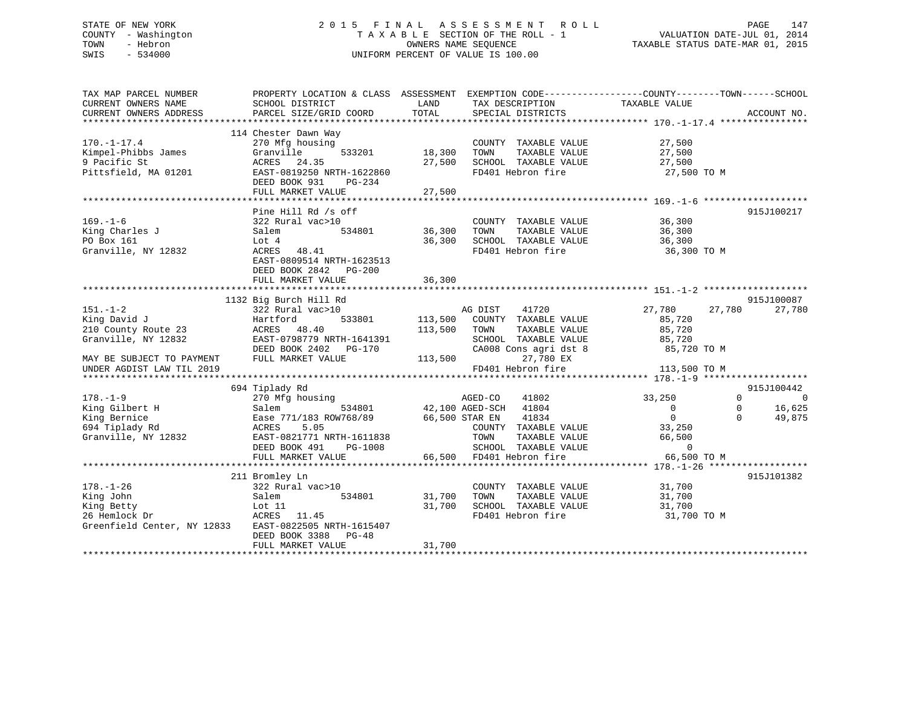STATE OF NEW YORK
COUNTY - Washington
TOWN - Hebron
SWIS - 534000

2015 FINAL ASSESSMENT ROLL
TAXABLE SECTION OF THE ROLL - 1
OWNERS NAME SEQUENCE
UNIFORM PERCENT OF VALUE IS 100.00

VALUATION DATE-JUL 01, 2014
TAXABLE STATUS DATE-MAR 01, 2015

```
TAX MAP PARCEL NUMBER          PROPERTY LOCATION & CLASS  ASSESSMENT  EXEMPTION CODE------------------COUNTY--------TOWN------SCHOOL
CURRENT OWNERS NAME            SCHOOL DISTRICT               LAND      TAX DESCRIPTION            TAXABLE VALUE
CURRENT OWNERS ADDRESS         PARCEL SIZE/GRID COORD        TOTAL     SPECIAL DISTRICTS                                   ACCOUNT NO.
******************************************************************************************************* 170.-1-17.4 ****************
                               114 Chester Dawn Way
170.-1-17.4                    270 Mfg housing                         COUNTY  TAXABLE VALUE           27,500
Kimpel-Phibbs James            Granville      533201        18,300     TOWN    TAXABLE VALUE           27,500
9 Pacific St                   ACRES  24.35                 27,500     SCHOOL  TAXABLE VALUE           27,500
Pittsfield, MA 01201           EAST-0819250 NRTH-1622860               FD401 Hebron fire                27,500 TO M
                               DEED BOOK 931    PG-234
                               FULL MARKET VALUE            27,500
******************************************************************************************************* 169.-1-6 *******************
                               Pine Hill Rd /s off                                                                    915J100217
169.-1-6                       322 Rural vac>10                        COUNTY  TAXABLE VALUE           36,300
King Charles J                 Salem          534801        36,300     TOWN    TAXABLE VALUE           36,300
PO Box 161                     Lot 4                        36,300     SCHOOL  TAXABLE VALUE           36,300
Granville, NY 12832            ACRES  48.41                            FD401 Hebron fire                36,300 TO M
                               EAST-0809514 NRTH-1623513
                               DEED BOOK 2842   PG-200
                               FULL MARKET VALUE            36,300
******************************************************************************************************* 151.-1-2 *******************
                               1132 Big Burch Hill Rd                                                                 915J100087
151.-1-2                       322 Rural vac>10                        AG DIST     41720           27,780      27,780      27,780
King David J                   Hartford       533801       113,500     COUNTY  TAXABLE VALUE           85,720
210 County Route 23            ACRES  48.40                113,500     TOWN    TAXABLE VALUE           85,720
Granville, NY 12832            EAST-0798779 NRTH-1641391               SCHOOL  TAXABLE VALUE           85,720
                               DEED BOOK 2402   PG-170                 CA008 Cons agri dst 8            85,720 TO M
MAY BE SUBJECT TO PAYMENT      FULL MARKET VALUE           113,500              27,780 EX
UNDER AGDIST LAW TIL 2019                                              FD401 Hebron fire               113,500 TO M
******************************************************************************************************* 178.-1-9 *******************
                               694 Tiplady Rd                                                                         915J100442
178.-1-9                       270 Mfg housing                         AGED-CO     41802           33,250           0           0
King Gilbert H                 Salem          534801        42,100 AGED-SCH    41804                0           0      16,625
King Bernice                   Ease 771/183 ROW768/89       66,500 STAR EN     41834                0           0      49,875
694 Tiplady Rd                 ACRES   5.05                            COUNTY  TAXABLE VALUE           33,250
Granville, NY 12832            EAST-0821771 NRTH-1611838               TOWN    TAXABLE VALUE           66,500
                               DEED BOOK 491    PG-1008                SCHOOL  TAXABLE VALUE                0
                               FULL MARKET VALUE            66,500     FD401 Hebron fire                66,500 TO M
******************************************************************************************************* 178.-1-26 ******************
                               211 Bromley Ln                                                                         915J101382
178.-1-26                      322 Rural vac>10                        COUNTY  TAXABLE VALUE           31,700
King John                      Salem          534801        31,700     TOWN    TAXABLE VALUE           31,700
King Betty                     Lot 11                       31,700     SCHOOL  TAXABLE VALUE           31,700
26 Hemlock Dr                  ACRES  11.45                            FD401 Hebron fire                31,700 TO M
Greenfield Center, NY 12833    EAST-0822505 NRTH-1615407
                               DEED BOOK 3388   PG-48
                               FULL MARKET VALUE            31,700
************************************************************************************************************************************
```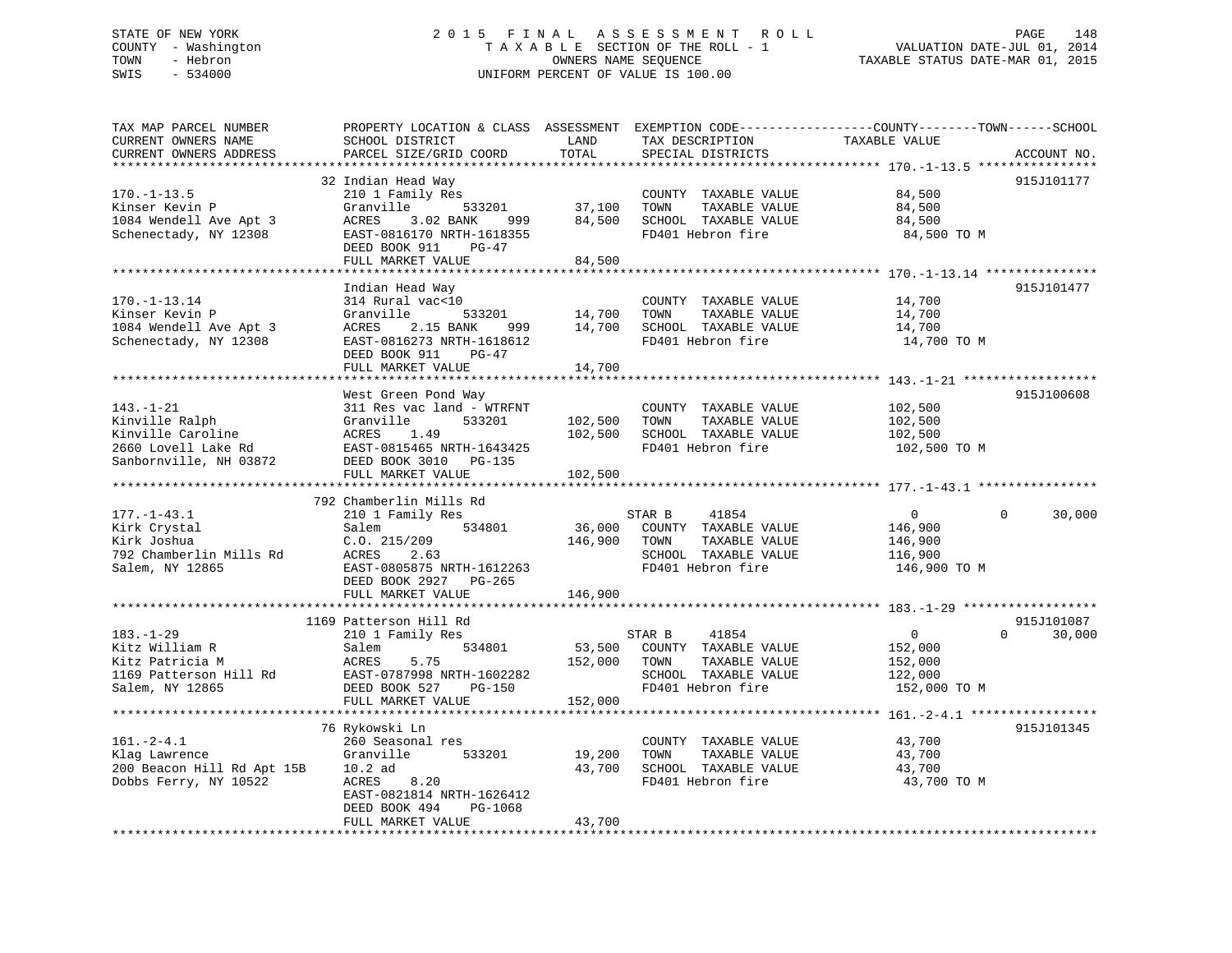STATE OF NEW YORK
COUNTY - Washington
TOWN - Hebron
SWIS - 534000

2015 FINAL ASSESSMENT ROLL
TAXABLE SECTION OF THE ROLL - 1
OWNERS NAME SEQUENCE
UNIFORM PERCENT OF VALUE IS 100.00

VALUATION DATE-JUL 01, 2014
TAXABLE STATUS DATE-MAR 01, 2015

| TAX MAP PARCEL NUMBER / CURRENT OWNERS NAME / CURRENT OWNERS ADDRESS | PROPERTY LOCATION & CLASS / SCHOOL DISTRICT / PARCEL SIZE/GRID COORD | ASSESSMENT LAND | TOTAL | EXEMPTION CODE / TAX DESCRIPTION / SPECIAL DISTRICTS | COUNTY | TOWN | SCHOOL TAXABLE VALUE | ACCOUNT NO. |
|---|---|---|---|---|---|---|---|---|
| 170.-1-13.5 | 32 Indian Head Way | | | | | | | 915J101177 |
| 170.-1-13.5 | 210 1 Family Res | | | COUNTY TAXABLE VALUE | 84,500 | | | |
| Kinser Kevin P | Granville 533201 | 37,100 | | TOWN TAXABLE VALUE | | 84,500 | | |
| 1084 Wendell Ave Apt 3 | ACRES 3.02 BANK 999 | | 84,500 | SCHOOL TAXABLE VALUE | | | 84,500 | |
| Schenectady, NY 12308 | EAST-0816170 NRTH-1618355 | | | FD401 Hebron fire | 84,500 TO M | | | |
| | DEED BOOK 911 PG-47 | | | | | | | |
| | FULL MARKET VALUE | | 84,500 | | | | | |
| 170.-1-13.14 | Indian Head Way | | | | | | | 915J101477 |
| 170.-1-13.14 | 314 Rural vac<10 | | | COUNTY TAXABLE VALUE | 14,700 | | | |
| Kinser Kevin P | Granville 533201 | 14,700 | | TOWN TAXABLE VALUE | | 14,700 | | |
| 1084 Wendell Ave Apt 3 | ACRES 2.15 BANK 999 | | 14,700 | SCHOOL TAXABLE VALUE | | | 14,700 | |
| Schenectady, NY 12308 | EAST-0816273 NRTH-1618612 | | | FD401 Hebron fire | 14,700 TO M | | | |
| | DEED BOOK 911 PG-47 | | | | | | | |
| | FULL MARKET VALUE | | 14,700 | | | | | |
| 143.-1-21 | West Green Pond Way | | | | | | | 915J100608 |
| 143.-1-21 | 311 Res vac land - WTRFNT | | | COUNTY TAXABLE VALUE | 102,500 | | | |
| Kinville Ralph | Granville 533201 | 102,500 | | TOWN TAXABLE VALUE | | 102,500 | | |
| Kinville Caroline | ACRES 1.49 | | 102,500 | SCHOOL TAXABLE VALUE | | | 102,500 | |
| 2660 Lovell Lake Rd | EAST-0815465 NRTH-1643425 | | | FD401 Hebron fire | 102,500 TO M | | | |
| Sanbornville, NH 03872 | DEED BOOK 3010 PG-135 | | | | | | | |
| | FULL MARKET VALUE | | 102,500 | | | | | |
| 177.-1-43.1 | 792 Chamberlin Mills Rd | | | | | | | |
| 177.-1-43.1 | 210 1 Family Res | | | STAR B 41854 | 0 | 0 | 30,000 | |
| Kirk Crystal | Salem 534801 | 36,000 | | COUNTY TAXABLE VALUE | 146,900 | | | |
| Kirk Joshua | C.O. 215/209 | | 146,900 | TOWN TAXABLE VALUE | | 146,900 | | |
| 792 Chamberlin Mills Rd | ACRES 2.63 | | | SCHOOL TAXABLE VALUE | | | 116,900 | |
| Salem, NY 12865 | EAST-0805875 NRTH-1612263 | | | FD401 Hebron fire | 146,900 TO M | | | |
| | DEED BOOK 2927 PG-265 | | | | | | | |
| | FULL MARKET VALUE | | 146,900 | | | | | |
| 183.-1-29 | 1169 Patterson Hill Rd | | | | | | | 915J101087 |
| 183.-1-29 | 210 1 Family Res | | | STAR B 41854 | 0 | 0 | 30,000 | |
| Kitz William R | Salem 534801 | 53,500 | | COUNTY TAXABLE VALUE | 152,000 | | | |
| Kitz Patricia M | ACRES 5.75 | | 152,000 | TOWN TAXABLE VALUE | | 152,000 | | |
| 1169 Patterson Hill Rd | EAST-0787998 NRTH-1602282 | | | SCHOOL TAXABLE VALUE | | | 122,000 | |
| Salem, NY 12865 | DEED BOOK 527 PG-150 | | | FD401 Hebron fire | 152,000 TO M | | | |
| | FULL MARKET VALUE | | 152,000 | | | | | |
| 161.-2-4.1 | 76 Rykowski Ln | | | | | | | 915J101345 |
| 161.-2-4.1 | 260 Seasonal res | | | COUNTY TAXABLE VALUE | 43,700 | | | |
| Klag Lawrence | Granville 533201 | 19,200 | | TOWN TAXABLE VALUE | | 43,700 | | |
| 200 Beacon Hill Rd Apt 15B | 10.2 ad | | 43,700 | SCHOOL TAXABLE VALUE | | | 43,700 | |
| Dobbs Ferry, NY 10522 | ACRES 8.20 | | | FD401 Hebron fire | 43,700 TO M | | | |
| | EAST-0821814 NRTH-1626412 | | | | | | | |
| | DEED BOOK 494 PG-1068 | | | | | | | |
| | FULL MARKET VALUE | | 43,700 | | | | | |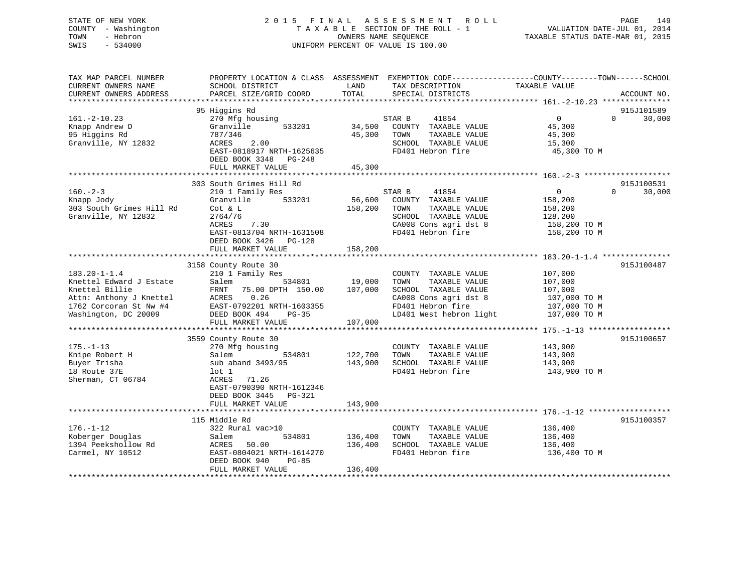STATE OF NEW YORK                2 0 1 5   F I N A L   A S S E S S M E N T   R O L L
COUNTY - Washington              T A X A B L E  SECTION OF THE ROLL - 1          VALUATION DATE-JUL 01, 2014
TOWN   - Hebron                  OWNERS NAME SEQUENCE                            TAXABLE STATUS DATE-MAR 01, 2015
SWIS   - 534000                  UNIFORM PERCENT OF VALUE IS 100.00

```
TAX MAP PARCEL NUMBER          PROPERTY LOCATION & CLASS  ASSESSMENT  EXEMPTION CODE------------------COUNTY--------TOWN------SCHOOL
CURRENT OWNERS NAME            SCHOOL DISTRICT               LAND      TAX DESCRIPTION              TAXABLE VALUE
CURRENT OWNERS ADDRESS         PARCEL SIZE/GRID COORD        TOTAL     SPECIAL DISTRICTS                                  ACCOUNT NO.
******************************************************************************************************* 161.-2-10.23 ***************
                               95 Higgins Rd                                                                              915J101589
161.-2-10.23                   270 Mfg housing                         STAR B     41854                   0           0     30,000
Knapp Andrew D                 Granville       533201       34,500     COUNTY  TAXABLE VALUE           45,300
95 Higgins Rd                  787/346                      45,300     TOWN    TAXABLE VALUE           45,300
Granville, NY 12832            ACRES     2.00                          SCHOOL  TAXABLE VALUE           15,300
                               EAST-0818917 NRTH-1625635               FD401 Hebron fire                45,300 TO M
                               DEED BOOK 3348   PG-248
                               FULL MARKET VALUE            45,300
******************************************************************************************************* 160.-2-3 *******************
                               303 South Grimes Hill Rd                                                                   915J100531
160.-2-3                       210 1 Family Res                        STAR B     41854                   0           0     30,000
Knapp Jody                     Granville       533201       56,600     COUNTY  TAXABLE VALUE          158,200
303 South Grimes Hill Rd       Cot & L                     158,200     TOWN    TAXABLE VALUE          158,200
Granville, NY 12832            2764/76                                 SCHOOL  TAXABLE VALUE          128,200
                               ACRES     7.30                          CA008 Cons agri dst 8           158,200 TO M
                               EAST-0813704 NRTH-1631508               FD401 Hebron fire               158,200 TO M
                               DEED BOOK 3426   PG-128
                               FULL MARKET VALUE           158,200
******************************************************************************************************* 183.20-1-1.4 ***************
                               3158 County Route 30                                                                       915J100487
183.20-1-1.4                   210 1 Family Res                        COUNTY  TAXABLE VALUE          107,000
Knettel Edward J Estate        Salem           534801       19,000     TOWN    TAXABLE VALUE          107,000
Knettel Billie                 FRNT   75.00 DPTH 150.00    107,000     SCHOOL  TAXABLE VALUE          107,000
Attn: Anthony J Knettel        ACRES     0.26                          CA008 Cons agri dst 8           107,000 TO M
1762 Corcoran St Nw #4         EAST-0792201 NRTH-1603355               FD401 Hebron fire               107,000 TO M
Washington, DC 20009           DEED BOOK 494    PG-35                  LD401 West hebron light         107,000 TO M
                               FULL MARKET VALUE           107,000
******************************************************************************************************* 175.-1-13 ******************
                               3559 County Route 30                                                                       915J100657
175.-1-13                      270 Mfg housing                         COUNTY  TAXABLE VALUE          143,900
Knipe Robert H                 Salem           534801      122,700     TOWN    TAXABLE VALUE          143,900
Buyer Trisha                   sub aband 3493/95           143,900     SCHOOL  TAXABLE VALUE          143,900
18 Route 37E                   lot 1                                   FD401 Hebron fire               143,900 TO M
Sherman, CT 06784              ACRES    71.26
                               EAST-0790390 NRTH-1612346
                               DEED BOOK 3445   PG-321
                               FULL MARKET VALUE           143,900
******************************************************************************************************* 176.-1-12 ******************
                               115 Middle Rd                                                                              915J100357
176.-1-12                      322 Rural vac>10                        COUNTY  TAXABLE VALUE          136,400
Koberger Douglas               Salem           534801      136,400     TOWN    TAXABLE VALUE          136,400
1394 Peekshollow Rd            ACRES    50.00              136,400     SCHOOL  TAXABLE VALUE          136,400
Carmel, NY 10512               EAST-0804021 NRTH-1614270               FD401 Hebron fire               136,400 TO M
                               DEED BOOK 940    PG-85
                               FULL MARKET VALUE           136,400
************************************************************************************************************************************
```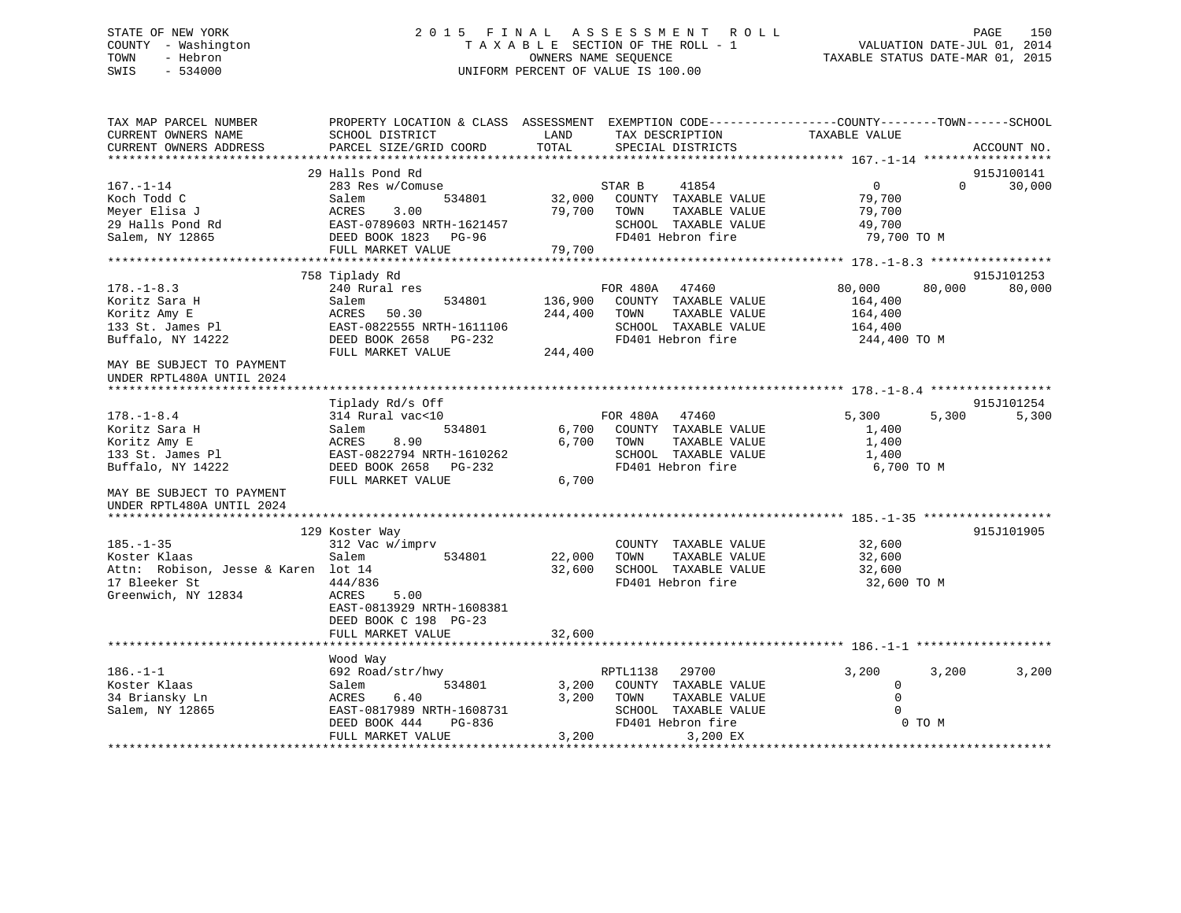STATE OF NEW YORK | 2015 FINAL ASSESSMENT ROLL | VALUATION DATE-JUL 01, 2014
COUNTY - Washington | TAXABLE SECTION OF THE ROLL - 1 | TAXABLE STATUS DATE-MAR 01, 2015
TOWN - Hebron | OWNERS NAME SEQUENCE
SWIS - 534000 | UNIFORM PERCENT OF VALUE IS 100.00

```
TAX MAP PARCEL NUMBER          PROPERTY LOCATION & CLASS  ASSESSMENT  EXEMPTION CODE------------------COUNTY--------TOWN------SCHOOL
CURRENT OWNERS NAME            SCHOOL DISTRICT               LAND      TAX DESCRIPTION            TAXABLE VALUE
CURRENT OWNERS ADDRESS         PARCEL SIZE/GRID COORD        TOTAL     SPECIAL DISTRICTS                                        ACCOUNT NO.
****************************************************************************************************** 167.-1-14 ******************
                               29 Halls Pond Rd                                                                               915J100141
167.-1-14                      283 Res w/Comuse                       STAR B     41854               0             0      30,000
Koch Todd C                    Salem           534801       32,000    COUNTY  TAXABLE VALUE         79,700
Meyer Elisa J                  ACRES    3.00                79,700    TOWN    TAXABLE VALUE         79,700
29 Halls Pond Rd               EAST-0789603 NRTH-1621457              SCHOOL  TAXABLE VALUE         49,700
Salem, NY 12865                DEED BOOK 1823   PG-96                 FD401 Hebron fire              79,700 TO M
                               FULL MARKET VALUE            79,700
****************************************************************************************************** 178.-1-8.3 *****************
                               758 Tiplady Rd                                                                                 915J101253
178.-1-8.3                     240 Rural res                          FOR 480A   47460          80,000        80,000      80,000
Koritz Sara H                  Salem           534801      136,900    COUNTY  TAXABLE VALUE        164,400
Koritz Amy E                   ACRES   50.30               244,400    TOWN    TAXABLE VALUE        164,400
133 St. James Pl               EAST-0822555 NRTH-1611106              SCHOOL  TAXABLE VALUE        164,400
Buffalo, NY 14222              DEED BOOK 2658   PG-232                FD401 Hebron fire             244,400 TO M
                               FULL MARKET VALUE           244,400
MAY BE SUBJECT TO PAYMENT
UNDER RPTL480A UNTIL 2024
****************************************************************************************************** 178.-1-8.4 *****************
                               Tiplady Rd/s Off                                                                               915J101254
178.-1-8.4                     314 Rural vac<10                       FOR 480A   47460           5,300         5,300       5,300
Koritz Sara H                  Salem           534801        6,700    COUNTY  TAXABLE VALUE          1,400
Koritz Amy E                   ACRES    8.90                 6,700    TOWN    TAXABLE VALUE          1,400
133 St. James Pl               EAST-0822794 NRTH-1610262              SCHOOL  TAXABLE VALUE          1,400
Buffalo, NY 14222              DEED BOOK 2658   PG-232                FD401 Hebron fire               6,700 TO M
                               FULL MARKET VALUE             6,700
MAY BE SUBJECT TO PAYMENT
UNDER RPTL480A UNTIL 2024
****************************************************************************************************** 185.-1-35 ******************
                               129 Koster Way                                                                                 915J101905
185.-1-35                      312 Vac w/imprv                        COUNTY  TAXABLE VALUE         32,600
Koster Klaas                   Salem           534801       22,000    TOWN    TAXABLE VALUE         32,600
Attn:  Robison, Jesse & Karen  lot 14                       32,600    SCHOOL  TAXABLE VALUE         32,600
17 Bleeker St                  444/836                                FD401 Hebron fire              32,600 TO M
Greenwich, NY 12834            ACRES    5.00
                               EAST-0813929 NRTH-1608381
                               DEED BOOK C 198  PG-23
                               FULL MARKET VALUE            32,600
****************************************************************************************************** 186.-1-1 *******************
                               Wood Way
186.-1-1                       692 Road/str/hwy                       RPTL1138   29700           3,200         3,200       3,200
Koster Klaas                   Salem           534801        3,200    COUNTY  TAXABLE VALUE              0
34 Briansky Ln                 ACRES    6.40                 3,200    TOWN    TAXABLE VALUE              0
Salem, NY 12865                EAST-0817989 NRTH-1608731              SCHOOL  TAXABLE VALUE              0
                               DEED BOOK 444    PG-836                FD401 Hebron fire                   0 TO M
                               FULL MARKET VALUE             3,200             3,200 EX
************************************************************************************************************************************
```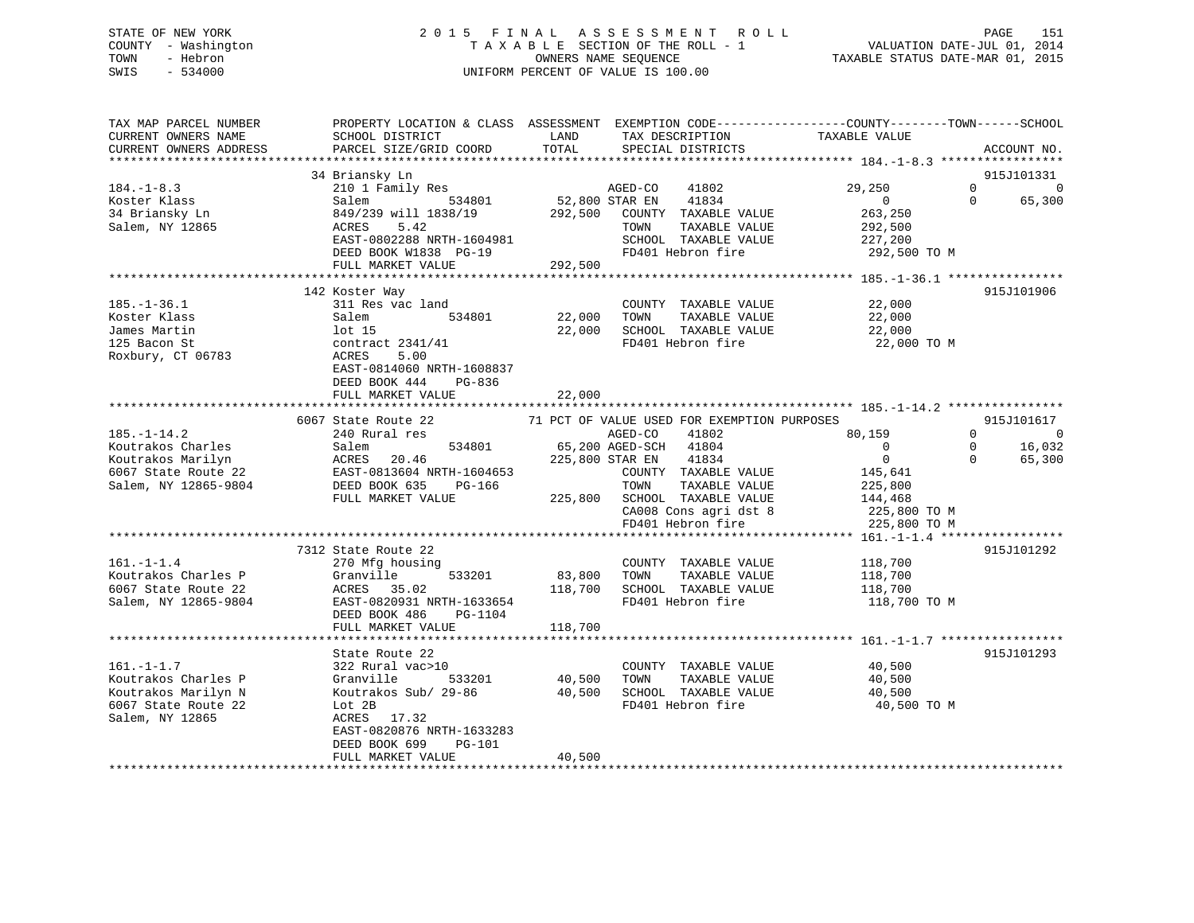STATE OF NEW YORK
COUNTY - Washington
TOWN - Hebron
SWIS - 534000

2015 FINAL ASSESSMENT ROLL
TAXABLE SECTION OF THE ROLL - 1
OWNERS NAME SEQUENCE
UNIFORM PERCENT OF VALUE IS 100.00

VALUATION DATE-JUL 01, 2014
TAXABLE STATUS DATE-MAR 01, 2015

```
TAX MAP PARCEL NUMBER          PROPERTY LOCATION & CLASS  ASSESSMENT  EXEMPTION CODE------------------COUNTY--------TOWN------SCHOOL
CURRENT OWNERS NAME            SCHOOL DISTRICT               LAND      TAX DESCRIPTION            TAXABLE VALUE
CURRENT OWNERS ADDRESS         PARCEL SIZE/GRID COORD        TOTAL     SPECIAL DISTRICTS                                    ACCOUNT NO.
******************************************************************************************************* 184.-1-8.3 *****************
                               34 Briansky Ln                                                                                915J101331
184.-1-8.3                     210 1 Family Res                     AGED-CO    41802              29,250            0              0
Koster Klass                   Salem            534801       52,800 STAR EN    41834                   0            0         65,300
34 Briansky Ln                 849/239 will 1838/19         292,500   COUNTY  TAXABLE VALUE         263,250
Salem, NY 12865                ACRES    5.42                          TOWN    TAXABLE VALUE         292,500
                               EAST-0802288 NRTH-1604981              SCHOOL  TAXABLE VALUE         227,200
                               DEED BOOK W1838  PG-19                 FD401 Hebron fire              292,500 TO M
                               FULL MARKET VALUE            292,500
******************************************************************************************************* 185.-1-36.1 ****************
                               142 Koster Way                                                                                915J101906
185.-1-36.1                    311 Res vac land                       COUNTY  TAXABLE VALUE          22,000
Koster Klass                   Salem            534801       22,000   TOWN    TAXABLE VALUE          22,000
James Martin                   lot 15                        22,000   SCHOOL  TAXABLE VALUE          22,000
125 Bacon St                   contract 2341/41                       FD401 Hebron fire               22,000 TO M
Roxbury, CT 06783              ACRES    5.00
                               EAST-0814060 NRTH-1608837
                               DEED BOOK 444    PG-836
                               FULL MARKET VALUE             22,000
******************************************************************************************************* 185.-1-14.2 ****************
                               6067 State Route 22          71 PCT OF VALUE USED FOR EXEMPTION PURPOSES                      915J101617
185.-1-14.2                    240 Rural res                        AGED-CO    41802              80,159            0              0
Koutrakos Charles              Salem            534801       65,200 AGED-SCH   41804                   0            0         16,032
Koutrakos Marilyn              ACRES   20.46                225,800 STAR EN    41834                   0            0         65,300
6067 State Route 22            EAST-0813604 NRTH-1604653              COUNTY  TAXABLE VALUE         145,641
Salem, NY 12865-9804           DEED BOOK 635    PG-166                TOWN    TAXABLE VALUE         225,800
                               FULL MARKET VALUE            225,800   SCHOOL  TAXABLE VALUE         144,468
                                                                      CA008 Cons agri dst 8          225,800 TO M
                                                                      FD401 Hebron fire              225,800 TO M
******************************************************************************************************* 161.-1-1.4 *****************
                               7312 State Route 22                                                                           915J101292
161.-1-1.4                     270 Mfg housing                        COUNTY  TAXABLE VALUE         118,700
Koutrakos Charles P            Granville        533201       83,800   TOWN    TAXABLE VALUE         118,700
6067 State Route 22            ACRES   35.02                118,700   SCHOOL  TAXABLE VALUE         118,700
Salem, NY 12865-9804           EAST-0820931 NRTH-1633654              FD401 Hebron fire              118,700 TO M
                               DEED BOOK 486    PG-1104
                               FULL MARKET VALUE            118,700
******************************************************************************************************* 161.-1-1.7 *****************
                               State Route 22                                                                                915J101293
161.-1-1.7                     322 Rural vac>10                       COUNTY  TAXABLE VALUE          40,500
Koutrakos Charles P            Granville        533201       40,500   TOWN    TAXABLE VALUE          40,500
Koutrakos Marilyn N            Koutrakos Sub/ 29-86          40,500   SCHOOL  TAXABLE VALUE          40,500
6067 State Route 22            Lot 2B                                 FD401 Hebron fire               40,500 TO M
Salem, NY 12865                ACRES   17.32
                               EAST-0820876 NRTH-1633283
                               DEED BOOK 699    PG-101
                               FULL MARKET VALUE             40,500
************************************************************************************************************************************
```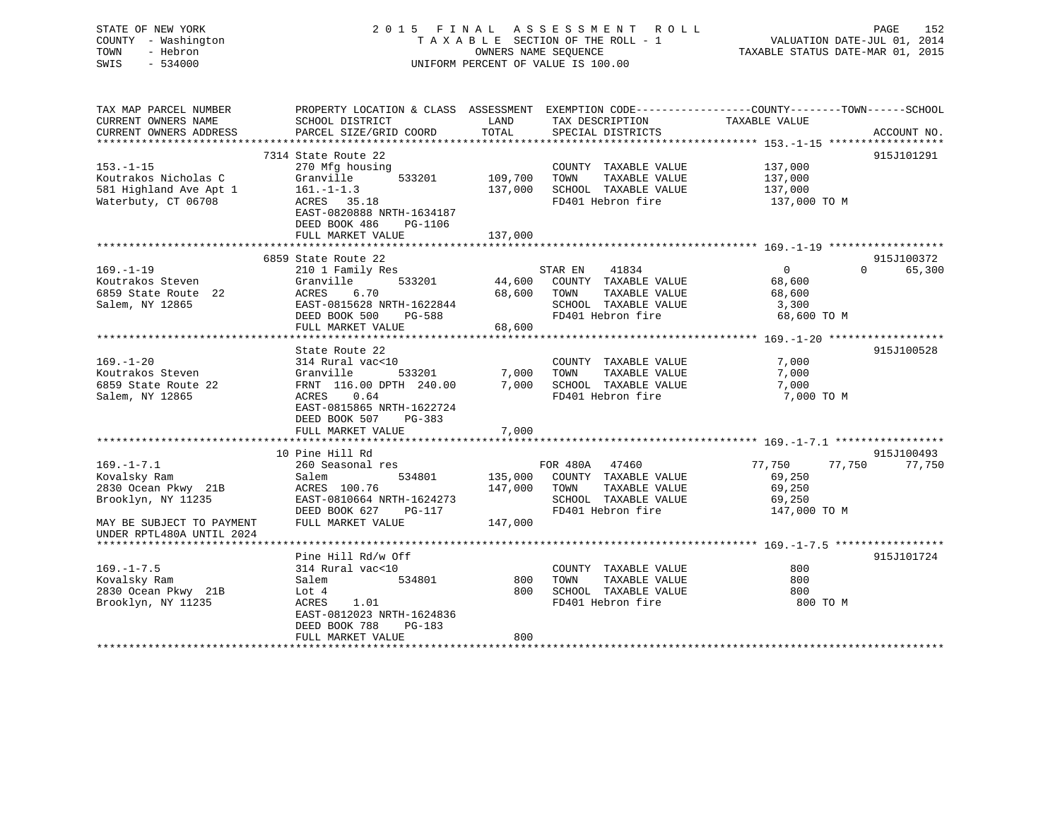STATE OF NEW YORK
COUNTY - Washington
TOWN - Hebron
SWIS - 534000

# 2015 FINAL ASSESSMENT ROLL

TAXABLE SECTION OF THE ROLL - 1
OWNERS NAME SEQUENCE
UNIFORM PERCENT OF VALUE IS 100.00

VALUATION DATE-JUL 01, 2014
TAXABLE STATUS DATE-MAR 01, 2015

```
TAX MAP PARCEL NUMBER          PROPERTY LOCATION & CLASS  ASSESSMENT  EXEMPTION CODE-----------------COUNTY--------TOWN------SCHOOL
CURRENT OWNERS NAME            SCHOOL DISTRICT             LAND        TAX DESCRIPTION              TAXABLE VALUE
CURRENT OWNERS ADDRESS         PARCEL SIZE/GRID COORD      TOTAL       SPECIAL DISTRICTS                                   ACCOUNT NO.
******************************************************************************************************* 153.-1-15 ******************
                               7314 State Route 22                                                                          915J101291
153.-1-15                      270 Mfg housing                          COUNTY  TAXABLE VALUE        137,000
Koutrakos Nicholas C           Granville       533201      109,700      TOWN    TAXABLE VALUE        137,000
581 Highland Ave Apt 1         161.-1-1.3                  137,000      SCHOOL  TAXABLE VALUE        137,000
Waterbuty, CT 06708            ACRES  35.18                             FD401 Hebron fire             137,000 TO M
                               EAST-0820888 NRTH-1634187
                               DEED BOOK 486    PG-1106
                               FULL MARKET VALUE           137,000
******************************************************************************************************* 169.-1-19 ******************
                               6859 State Route 22                                                                          915J100372
169.-1-19                      210 1 Family Res                         STAR EN    41834                 0          0      65,300
Koutrakos Steven               Granville       533201       44,600      COUNTY  TAXABLE VALUE         68,600
6859 State Route  22           ACRES    6.70                68,600      TOWN    TAXABLE VALUE         68,600
Salem, NY 12865                EAST-0815628 NRTH-1622844                SCHOOL  TAXABLE VALUE          3,300
                               DEED BOOK 500    PG-588                  FD401 Hebron fire              68,600 TO M
                               FULL MARKET VALUE            68,600
******************************************************************************************************* 169.-1-20 ******************
                               State Route 22                                                                               915J100528
169.-1-20                      314 Rural vac<10                         COUNTY  TAXABLE VALUE          7,000
Koutrakos Steven               Granville       533201        7,000      TOWN    TAXABLE VALUE          7,000
6859 State Route 22            FRNT 116.00 DPTH 240.00       7,000      SCHOOL  TAXABLE VALUE          7,000
Salem, NY 12865                ACRES    0.64                            FD401 Hebron fire               7,000 TO M
                               EAST-0815865 NRTH-1622724
                               DEED BOOK 507    PG-383
                               FULL MARKET VALUE             7,000
******************************************************************************************************* 169.-1-7.1 *****************
                               10 Pine Hill Rd                                                                              915J100493
169.-1-7.1                     260 Seasonal res                         FOR 480A   47460            77,750     77,750      77,750
Kovalsky Ram                   Salem           534801      135,000      COUNTY  TAXABLE VALUE         69,250
2830 Ocean Pkwy  21B           ACRES  100.76               147,000      TOWN    TAXABLE VALUE         69,250
Brooklyn, NY 11235             EAST-0810664 NRTH-1624273                SCHOOL  TAXABLE VALUE         69,250
                               DEED BOOK 627    PG-117                  FD401 Hebron fire             147,000 TO M
MAY BE SUBJECT TO PAYMENT      FULL MARKET VALUE           147,000
UNDER RPTL480A UNTIL 2024
******************************************************************************************************* 169.-1-7.5 *****************
                               Pine Hill Rd/w Off                                                                           915J101724
169.-1-7.5                     314 Rural vac<10                         COUNTY  TAXABLE VALUE            800
Kovalsky Ram                   Salem           534801          800      TOWN    TAXABLE VALUE            800
2830 Ocean Pkwy  21B           Lot 4                           800      SCHOOL  TAXABLE VALUE            800
Brooklyn, NY 11235             ACRES    1.01                            FD401 Hebron fire                 800 TO M
                               EAST-0812023 NRTH-1624836
                               DEED BOOK 788    PG-183
                               FULL MARKET VALUE               800
************************************************************************************************************************************
```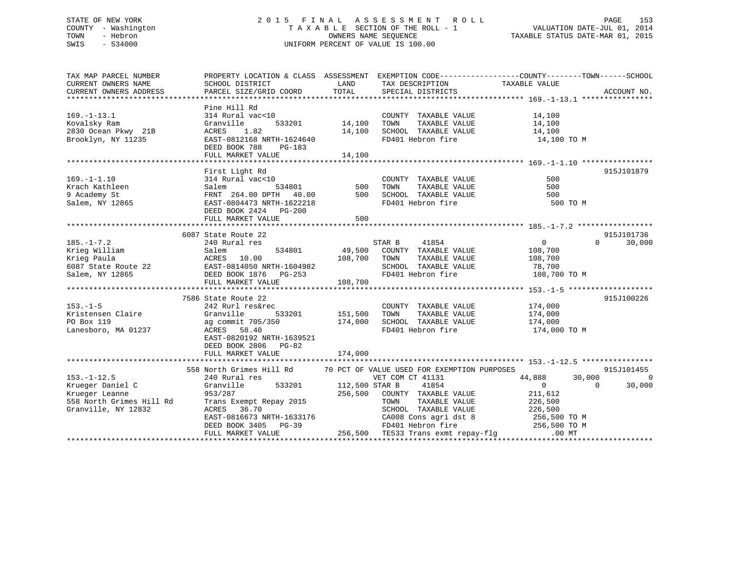STATE OF NEW YORK — 2015 FINAL ASSESSMENT ROLL — TAXABLE SECTION OF THE ROLL - 1 — OWNERS NAME SEQUENCE — UNIFORM PERCENT OF VALUE IS 100.00

COUNTY - Washington
TOWN - Hebron
SWIS - 534000

VALUATION DATE-JUL 01, 2014
TAXABLE STATUS DATE-MAR 01, 2015

```
TAX MAP PARCEL NUMBER          PROPERTY LOCATION & CLASS  ASSESSMENT  EXEMPTION CODE------------------COUNTY--------TOWN------SCHOOL
CURRENT OWNERS NAME            SCHOOL DISTRICT               LAND     TAX DESCRIPTION            TAXABLE VALUE
CURRENT OWNERS ADDRESS         PARCEL SIZE/GRID COORD        TOTAL    SPECIAL DISTRICTS                                   ACCOUNT NO.
******************************************************************************************************* 169.-1-13.1 ****************
                               Pine Hill Rd
169.-1-13.1                    314 Rural vac<10                        COUNTY  TAXABLE VALUE          14,100
Kovalsky Ram                   Granville       533201        14,100   TOWN    TAXABLE VALUE          14,100
2830 Ocean Pkwy  21B           ACRES    1.82                 14,100   SCHOOL  TAXABLE VALUE          14,100
Brooklyn, NY 11235             EAST-0812168 NRTH-1624640               FD401 Hebron fire               14,100 TO M
                               DEED BOOK 788    PG-183
                               FULL MARKET VALUE             14,100
******************************************************************************************************* 169.-1-1.10 ****************
                               First Light Rd                                                                      915J101879
169.-1-1.10                    314 Rural vac<10                        COUNTY  TAXABLE VALUE             500
Krach Kathleen                 Salem           534801           500   TOWN    TAXABLE VALUE             500
9 Academy St                   FRNT  264.00 DPTH   40.00        500   SCHOOL  TAXABLE VALUE             500
Salem, NY 12865                EAST-0804473 NRTH-1622218               FD401 Hebron fire                  500 TO M
                               DEED BOOK 2424   PG-200
                               FULL MARKET VALUE                500
******************************************************************************************************* 185.-1-7.2 *****************
                         6087 State Route 22                                                                       915J101736
185.-1-7.2                     240 Rural res                           STAR B      41854                0             0      30,000
Krieg William                  Salem           534801        49,500   COUNTY  TAXABLE VALUE         108,700
Krieg Paula                    ACRES   10.00                108,700   TOWN    TAXABLE VALUE         108,700
6087 State Route 22            EAST-0814050 NRTH-1604982               SCHOOL  TAXABLE VALUE          78,700
Salem, NY 12865                DEED BOOK 1876   PG-253                 FD401 Hebron fire              108,700 TO M
                               FULL MARKET VALUE            108,700
******************************************************************************************************* 153.-1-5 *******************
                         7586 State Route 22                                                                       915J100226
153.-1-5                       242 Rurl res&rec                        COUNTY  TAXABLE VALUE         174,000
Kristensen Claire              Granville       533201       151,500   TOWN    TAXABLE VALUE         174,000
PO Box 119                     ag commit 705/350            174,000   SCHOOL  TAXABLE VALUE         174,000
Lanesboro, MA 01237            ACRES   58.40                           FD401 Hebron fire              174,000 TO M
                               EAST-0820192 NRTH-1639521
                               DEED BOOK 2806   PG-82
                               FULL MARKET VALUE            174,000
******************************************************************************************************* 153.-1-12.5 ****************
                          558 North Grimes Hill Rd     70 PCT OF VALUE USED FOR EXEMPTION PURPOSES                 915J101455
153.-1-12.5                    240 Rural res                           VET COM CT 41131            44,888        30,000           0
Krueger Daniel C               Granville       533201       112,500 STAR B      41854                0             0      30,000
Krueger Leanne                 953/287                      256,500   COUNTY  TAXABLE VALUE         211,612
558 North Grimes Hill Rd       Trans Exempt Repay 2015                 TOWN    TAXABLE VALUE         226,500
Granville, NY 12832            ACRES   36.70                           SCHOOL  TAXABLE VALUE         226,500
                               EAST-0816673 NRTH-1633176               CA008 Cons agri dst 8          256,500 TO M
                               DEED BOOK 3405   PG-39                  FD401 Hebron fire              256,500 TO M
                               FULL MARKET VALUE            256,500   TE533 Trans exmt repay-flg          .00 MT
************************************************************************************************************************************
```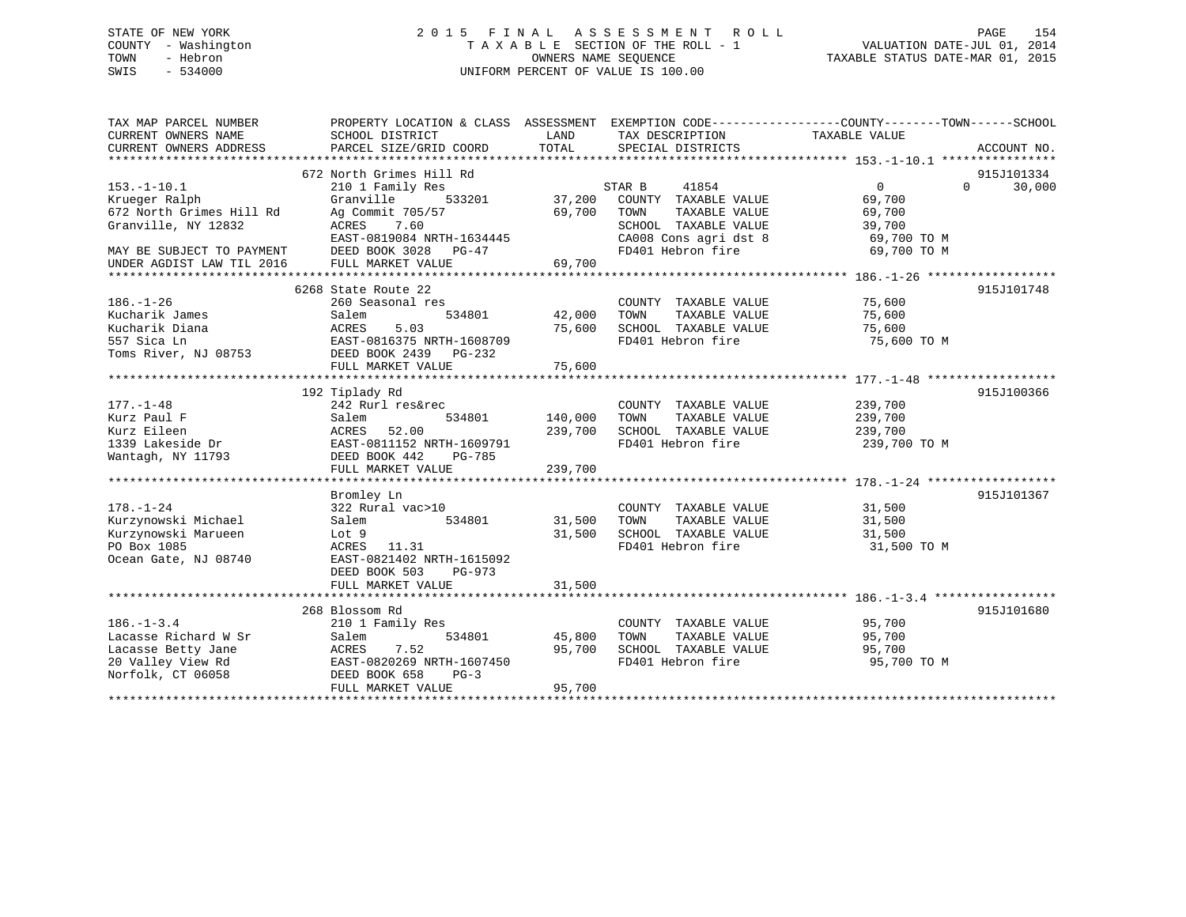STATE OF NEW YORK
COUNTY - Washington
TOWN - Hebron
SWIS - 534000

2015 FINAL ASSESSMENT ROLL
TAXABLE SECTION OF THE ROLL - 1
OWNERS NAME SEQUENCE
UNIFORM PERCENT OF VALUE IS 100.00

VALUATION DATE-JUL 01, 2014
TAXABLE STATUS DATE-MAR 01, 2015

| TAX MAP PARCEL NUMBER / CURRENT OWNERS NAME / CURRENT OWNERS ADDRESS | PROPERTY LOCATION & CLASS / SCHOOL DISTRICT / PARCEL SIZE/GRID COORD | ASSESSMENT LAND / TOTAL | EXEMPTION CODE / TAX DESCRIPTION / SPECIAL DISTRICTS | COUNTY / TOWN / SCHOOL TAXABLE VALUE | ACCOUNT NO. |
|---|---|---|---|---|---|
| **153.-1-10.1** | 672 North Grimes Hill Rd | | | | 915J101334 |
| Krueger Ralph | 210 1 Family Res | | STAR B 41854 | 0 0 30,000 | |
| 672 North Grimes Hill Rd | Granville 533201 | 37,200 | COUNTY TAXABLE VALUE | 69,700 | |
| Granville, NY 12832 | Ag Commit 705/57 | 69,700 | TOWN TAXABLE VALUE | 69,700 | |
| | ACRES 7.60 | | SCHOOL TAXABLE VALUE | 39,700 | |
| | EAST-0819084 NRTH-1634445 | | CA008 Cons agri dst 8 | 69,700 TO M | |
| MAY BE SUBJECT TO PAYMENT | DEED BOOK 3028 PG-47 | | FD401 Hebron fire | 69,700 TO M | |
| UNDER AGDIST LAW TIL 2016 | FULL MARKET VALUE | 69,700 | | | |
| **186.-1-26** | 6268 State Route 22 | | | | 915J101748 |
| Kucharik James | 260 Seasonal res | | COUNTY TAXABLE VALUE | 75,600 | |
| Kucharik Diana | Salem 534801 | 42,000 | TOWN TAXABLE VALUE | 75,600 | |
| 557 Sica Ln | ACRES 5.03 | 75,600 | SCHOOL TAXABLE VALUE | 75,600 | |
| Toms River, NJ 08753 | EAST-0816375 NRTH-1608709 | | FD401 Hebron fire | 75,600 TO M | |
| | DEED BOOK 2439 PG-232 | | | | |
| | FULL MARKET VALUE | 75,600 | | | |
| **177.-1-48** | 192 Tiplady Rd | | | | 915J100366 |
| Kurz Paul F | 242 Rurl res&rec | | COUNTY TAXABLE VALUE | 239,700 | |
| Kurz Eileen | Salem 534801 | 140,000 | TOWN TAXABLE VALUE | 239,700 | |
| 1339 Lakeside Dr | ACRES 52.00 | 239,700 | SCHOOL TAXABLE VALUE | 239,700 | |
| Wantagh, NY 11793 | EAST-0811152 NRTH-1609791 | | FD401 Hebron fire | 239,700 TO M | |
| | DEED BOOK 442 PG-785 | | | | |
| | FULL MARKET VALUE | 239,700 | | | |
| **178.-1-24** | Bromley Ln | | | | 915J101367 |
| Kurzynowski Michael | 322 Rural vac>10 | | COUNTY TAXABLE VALUE | 31,500 | |
| Kurzynowski Marueen | Salem 534801 | 31,500 | TOWN TAXABLE VALUE | 31,500 | |
| PO Box 1085 | Lot 9 | 31,500 | SCHOOL TAXABLE VALUE | 31,500 | |
| Ocean Gate, NJ 08740 | ACRES 11.31 | | FD401 Hebron fire | 31,500 TO M | |
| | EAST-0821402 NRTH-1615092 | | | | |
| | DEED BOOK 503 PG-973 | | | | |
| | FULL MARKET VALUE | 31,500 | | | |
| **186.-1-3.4** | 268 Blossom Rd | | | | 915J101680 |
| Lacasse Richard W Sr | 210 1 Family Res | | COUNTY TAXABLE VALUE | 95,700 | |
| Lacasse Betty Jane | Salem 534801 | 45,800 | TOWN TAXABLE VALUE | 95,700 | |
| 20 Valley View Rd | ACRES 7.52 | 95,700 | SCHOOL TAXABLE VALUE | 95,700 | |
| Norfolk, CT 06058 | EAST-0820269 NRTH-1607450 | | FD401 Hebron fire | 95,700 TO M | |
| | DEED BOOK 658 PG-3 | | | | |
| | FULL MARKET VALUE | 95,700 | | | |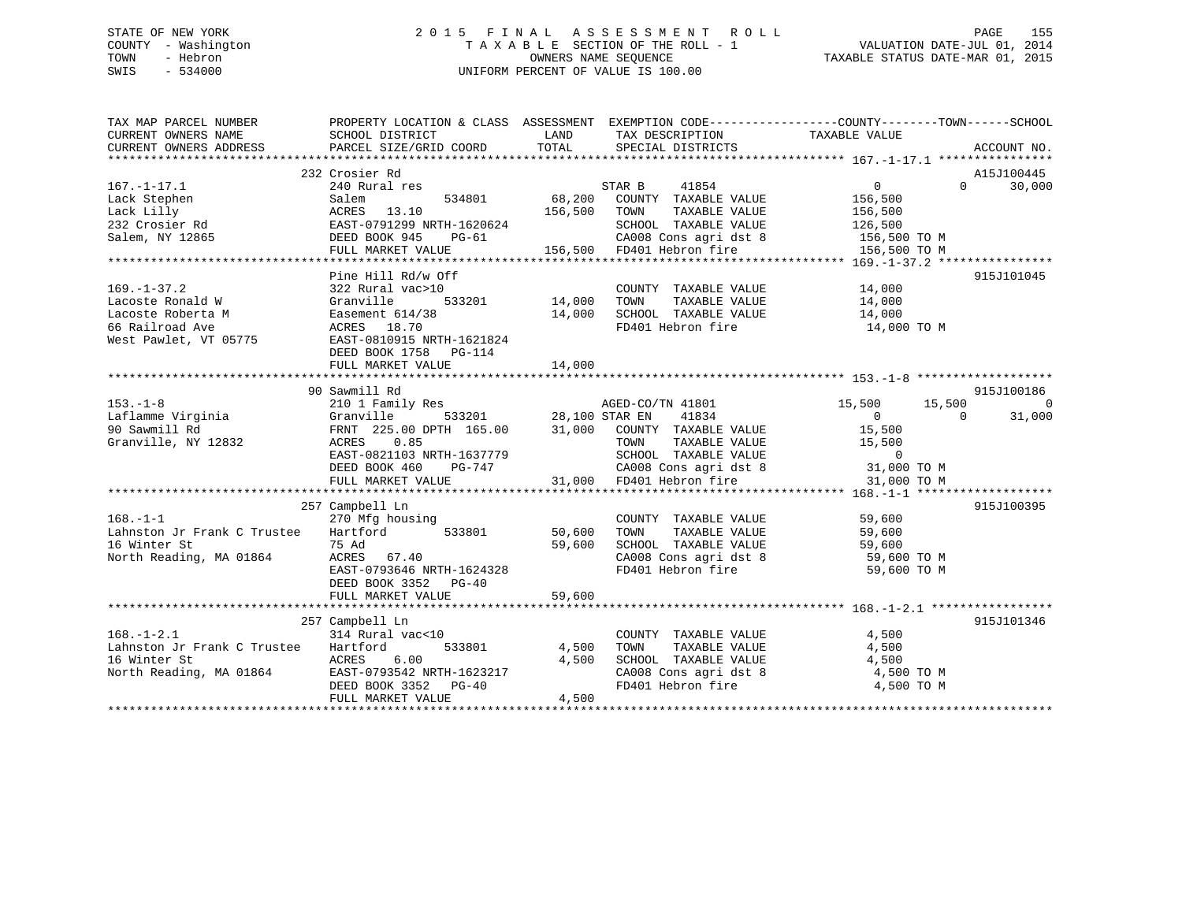STATE OF NEW YORK
COUNTY - Washington
TOWN - Hebron
SWIS - 534000

2 0 1 5 F I N A L A S S E S S M E N T R O L L
T A X A B L E SECTION OF THE ROLL - 1
OWNERS NAME SEQUENCE
UNIFORM PERCENT OF VALUE IS 100.00

VALUATION DATE-JUL 01, 2014
TAXABLE STATUS DATE-MAR 01, 2015

```
TAX MAP PARCEL NUMBER         PROPERTY LOCATION & CLASS  ASSESSMENT  EXEMPTION CODE-----------------COUNTY--------TOWN------SCHOOL
CURRENT OWNERS NAME           SCHOOL DISTRICT               LAND      TAX DESCRIPTION            TAXABLE VALUE
CURRENT OWNERS ADDRESS        PARCEL SIZE/GRID COORD       TOTAL      SPECIAL DISTRICTS                                  ACCOUNT NO.
******************************************************************************************************* 167.-1-17.1 ****************
                    232 Crosier Rd                                                                                    A15J100445
167.-1-17.1                   240 Rural res                          STAR B     41854                 0            0     30,000
Lack Stephen                  Salem            534801        68,200   COUNTY  TAXABLE VALUE         156,500
Lack Lilly                    ACRES  13.10                  156,500   TOWN    TAXABLE VALUE         156,500
232 Crosier Rd                EAST-0791299 NRTH-1620624               SCHOOL  TAXABLE VALUE         126,500
Salem, NY 12865               DEED BOOK 945    PG-61                  CA008 Cons agri dst 8          156,500 TO M
                              FULL MARKET VALUE             156,500   FD401 Hebron fire              156,500 TO M
******************************************************************************************************* 169.-1-37.2 ****************
                    Pine Hill Rd/w Off                                                                                915J101045
169.-1-37.2                   322 Rural vac>10                        COUNTY  TAXABLE VALUE          14,000
Lacoste Ronald W              Granville        533201        14,000   TOWN    TAXABLE VALUE          14,000
Lacoste Roberta M             Easement 614/38                14,000   SCHOOL  TAXABLE VALUE          14,000
66 Railroad Ave               ACRES  18.70                            FD401 Hebron fire               14,000 TO M
West Pawlet, VT 05775         EAST-0810915 NRTH-1621824
                              DEED BOOK 1758   PG-114
                              FULL MARKET VALUE              14,000
******************************************************************************************************* 153.-1-8 *******************
                    90 Sawmill Rd                                                                                     915J100186
153.-1-8                      210 1 Family Res                       AGED-CO/TN 41801           15,500       15,500            0
Laflamme Virginia             Granville        533201        28,100 STAR EN    41834                 0            0     31,000
90 Sawmill Rd                 FRNT 225.00 DPTH 165.00        31,000   COUNTY  TAXABLE VALUE          15,500
Granville, NY 12832           ACRES   0.85                            TOWN    TAXABLE VALUE          15,500
                              EAST-0821103 NRTH-1637779               SCHOOL  TAXABLE VALUE               0
                              DEED BOOK 460    PG-747                 CA008 Cons agri dst 8           31,000 TO M
                              FULL MARKET VALUE              31,000   FD401 Hebron fire               31,000 TO M
******************************************************************************************************* 168.-1-1 *******************
                    257 Campbell Ln                                                                                   915J100395
168.-1-1                      270 Mfg housing                         COUNTY  TAXABLE VALUE          59,600
Lahnston Jr Frank C Trustee   Hartford         533801        50,600   TOWN    TAXABLE VALUE          59,600
16 Winter St                  75 Ad                          59,600   SCHOOL  TAXABLE VALUE          59,600
North Reading, MA 01864       ACRES  67.40                            CA008 Cons agri dst 8           59,600 TO M
                              EAST-0793646 NRTH-1624328               FD401 Hebron fire               59,600 TO M
                              DEED BOOK 3352   PG-40
                              FULL MARKET VALUE              59,600
******************************************************************************************************* 168.-1-2.1 *****************
                    257 Campbell Ln                                                                                   915J101346
168.-1-2.1                    314 Rural vac<10                        COUNTY  TAXABLE VALUE           4,500
Lahnston Jr Frank C Trustee   Hartford         533801         4,500   TOWN    TAXABLE VALUE           4,500
16 Winter St                  ACRES   6.00                    4,500   SCHOOL  TAXABLE VALUE           4,500
North Reading, MA 01864       EAST-0793542 NRTH-1623217               CA008 Cons agri dst 8            4,500 TO M
                              DEED BOOK 3352   PG-40                  FD401 Hebron fire                4,500 TO M
                              FULL MARKET VALUE               4,500
************************************************************************************************************************************
```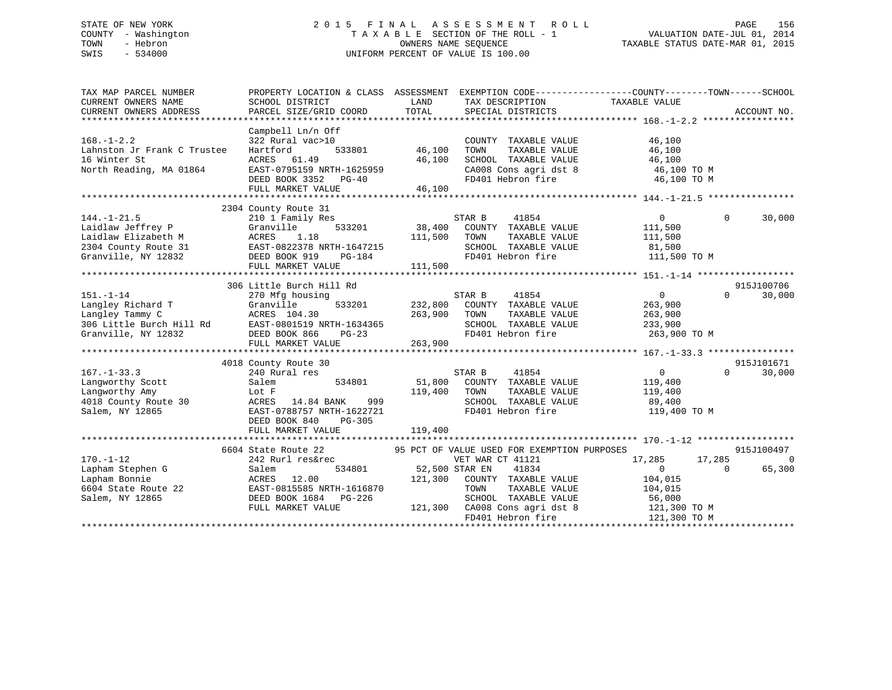STATE OF NEW YORK
COUNTY - Washington
TOWN - Hebron
SWIS - 534000

# 2015 FINAL ASSESSMENT ROLL

TAXABLE SECTION OF THE ROLL - 1
OWNERS NAME SEQUENCE
UNIFORM PERCENT OF VALUE IS 100.00

VALUATION DATE-JUL 01, 2014
TAXABLE STATUS DATE-MAR 01, 2015

```
TAX MAP PARCEL NUMBER          PROPERTY LOCATION & CLASS  ASSESSMENT  EXEMPTION CODE------------------COUNTY--------TOWN------SCHOOL
CURRENT OWNERS NAME            SCHOOL DISTRICT               LAND      TAX DESCRIPTION            TAXABLE VALUE
CURRENT OWNERS ADDRESS         PARCEL SIZE/GRID COORD       TOTAL      SPECIAL DISTRICTS                                   ACCOUNT NO.
******************************************************************************************************* 168.-1-2.2 *****************
                               Campbell Ln/n Off
168.-1-2.2                     322 Rural vac>10                        COUNTY  TAXABLE VALUE          46,100
Lahnston Jr Frank C Trustee    Hartford        533801      46,100      TOWN    TAXABLE VALUE          46,100
16 Winter St                   ACRES  61.49                46,100      SCHOOL  TAXABLE VALUE          46,100
North Reading, MA 01864        EAST-0795159 NRTH-1625959               CA008 Cons agri dst 8           46,100 TO M
                               DEED BOOK 3352   PG-40                  FD401 Hebron fire               46,100 TO M
                               FULL MARKET VALUE           46,100
******************************************************************************************************* 144.-1-21.5 ****************
                               2304 County Route 31
144.-1-21.5                    210 1 Family Res                        STAR B      41854                   0           0      30,000
Laidlaw Jeffrey P              Granville       533201      38,400      COUNTY  TAXABLE VALUE         111,500
Laidlaw Elizabeth M            ACRES   1.18               111,500      TOWN    TAXABLE VALUE         111,500
2304 County Route 31           EAST-0822378 NRTH-1647215               SCHOOL  TAXABLE VALUE          81,500
Granville, NY 12832            DEED BOOK 919    PG-184                 FD401 Hebron fire              111,500 TO M
                               FULL MARKET VALUE          111,500
******************************************************************************************************* 151.-1-14 ******************
                               306 Little Burch Hill Rd                                                              915J100706
151.-1-14                      270 Mfg housing                         STAR B      41854                   0           0      30,000
Langley Richard T              Granville       533201     232,800      COUNTY  TAXABLE VALUE         263,900
Langley Tammy C                ACRES 104.30               263,900      TOWN    TAXABLE VALUE         263,900
306 Little Burch Hill Rd       EAST-0801519 NRTH-1634365               SCHOOL  TAXABLE VALUE         233,900
Granville, NY 12832            DEED BOOK 866    PG-23                  FD401 Hebron fire              263,900 TO M
                               FULL MARKET VALUE          263,900
******************************************************************************************************* 167.-1-33.3 ****************
                               4018 County Route 30                                                                  915J101671
167.-1-33.3                    240 Rural res                           STAR B      41854                   0           0      30,000
Langworthy Scott               Salem           534801      51,800      COUNTY  TAXABLE VALUE         119,400
Langworthy Amy                 Lot F                      119,400      TOWN    TAXABLE VALUE         119,400
4018 County Route 30           ACRES  14.84 BANK    999                SCHOOL  TAXABLE VALUE          89,400
Salem, NY 12865                EAST-0788757 NRTH-1622721               FD401 Hebron fire              119,400 TO M
                               DEED BOOK 840    PG-305
                               FULL MARKET VALUE          119,400
******************************************************************************************************* 170.-1-12 ******************
                               6604 State Route 22         95 PCT OF VALUE USED FOR EXEMPTION PURPOSES                       915J100497
170.-1-12                      242 Rurl res&rec                        VET WAR CT 41121               17,285      17,285           0
Lapham Stephen G               Salem           534801      52,500 STAR EN     41834                   0           0      65,300
Lapham Bonnie                  ACRES  12.00               121,300      COUNTY  TAXABLE VALUE         104,015
6604 State Route 22            EAST-0815585 NRTH-1616870               TOWN    TAXABLE VALUE         104,015
Salem, NY 12865                DEED BOOK 1684   PG-226                 SCHOOL  TAXABLE VALUE          56,000
                               FULL MARKET VALUE          121,300      CA008 Cons agri dst 8          121,300 TO M
                                                                       FD401 Hebron fire              121,300 TO M
************************************************************************************************************************************
```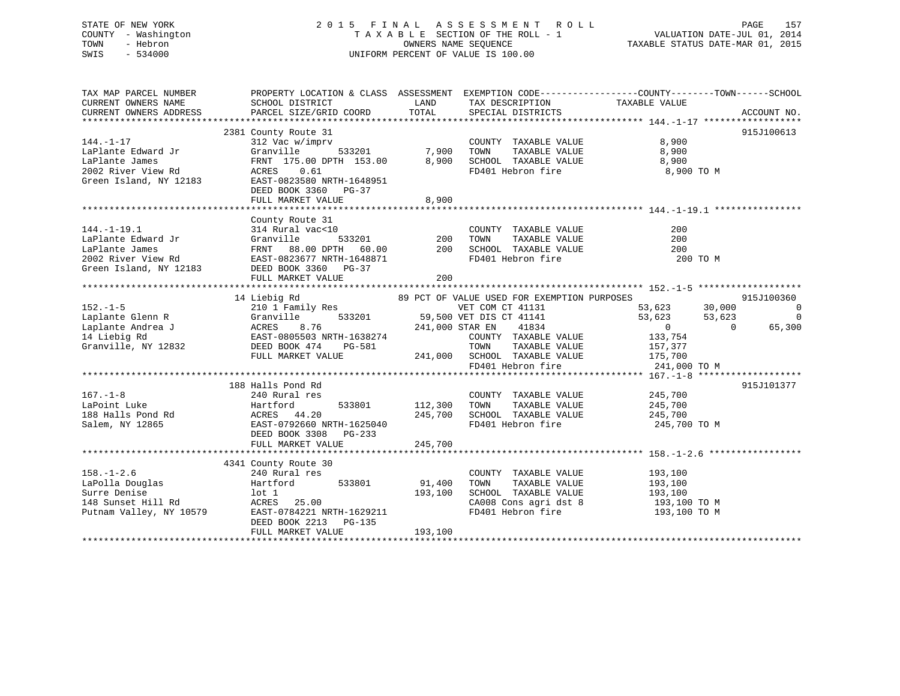STATE OF NEW YORK
COUNTY - Washington
TOWN - Hebron
SWIS - 534000

2 0 1 5 F I N A L A S S E S S M E N T R O L L
T A X A B L E SECTION OF THE ROLL - 1
OWNERS NAME SEQUENCE
UNIFORM PERCENT OF VALUE IS 100.00

VALUATION DATE-JUL 01, 2014
TAXABLE STATUS DATE-MAR 01, 2015

| TAX MAP PARCEL NUMBER / CURRENT OWNERS NAME / CURRENT OWNERS ADDRESS | PROPERTY LOCATION & CLASS / SCHOOL DISTRICT / PARCEL SIZE/GRID COORD | ASSESSMENT LAND | TOTAL | EXEMPTION CODE / TAX DESCRIPTION / SPECIAL DISTRICTS | COUNTY TAXABLE VALUE | TOWN | SCHOOL | ACCOUNT NO. |
|---|---|---|---|---|---|---|---|---|
| **144.-1-17** | 2381 County Route 31 | | | | | | | 915J100613 |
| LaPlante Edward Jr | 312 Vac w/imprv | | | COUNTY TAXABLE VALUE | 8,900 | | | |
| LaPlante James | Granville 533201 | 7,900 | | TOWN TAXABLE VALUE | 8,900 | | | |
| 2002 River View Rd | FRNT 175.00 DPTH 153.00 | | 8,900 | SCHOOL TAXABLE VALUE | 8,900 | | | |
| Green Island, NY 12183 | ACRES 0.61 | | | FD401 Hebron fire | 8,900 TO M | | | |
| | EAST-0823580 NRTH-1648951 | | | | | | | |
| | DEED BOOK 3360 PG-37 | | | | | | | |
| | FULL MARKET VALUE | | 8,900 | | | | | |
| **144.-1-19.1** | County Route 31 | | | | | | | |
| LaPlante Edward Jr | 314 Rural vac<10 | | | COUNTY TAXABLE VALUE | 200 | | | |
| LaPlante James | Granville 533201 | 200 | | TOWN TAXABLE VALUE | 200 | | | |
| 2002 River View Rd | FRNT 88.00 DPTH 60.00 | | 200 | SCHOOL TAXABLE VALUE | 200 | | | |
| Green Island, NY 12183 | EAST-0823677 NRTH-1648871 | | | FD401 Hebron fire | 200 TO M | | | |
| | DEED BOOK 3360 PG-37 | | | | | | | |
| | FULL MARKET VALUE | | 200 | | | | | |
| **152.-1-5** | 14 Liebig Rd | | | 89 PCT OF VALUE USED FOR EXEMPTION PURPOSES | | | | 915J100360 |
| Laplante Glenn R | 210 1 Family Res | | | VET COM CT 41131 | 53,623 | 30,000 | 0 | |
| Laplante Andrea J | Granville 533201 | 59,500 | | VET DIS CT 41141 | 53,623 | 53,623 | 0 | |
| 14 Liebig Rd | ACRES 8.76 | | 241,000 | STAR EN 41834 | 0 | 0 | 65,300 | |
| Granville, NY 12832 | EAST-0805503 NRTH-1638274 | | | COUNTY TAXABLE VALUE | 133,754 | | | |
| | DEED BOOK 474 PG-581 | | | TOWN TAXABLE VALUE | 157,377 | | | |
| | FULL MARKET VALUE | | 241,000 | SCHOOL TAXABLE VALUE | 175,700 | | | |
| | | | | FD401 Hebron fire | 241,000 TO M | | | |
| **167.-1-8** | 188 Halls Pond Rd | | | | | | | 915J101377 |
| LaPoint Luke | 240 Rural res | | | COUNTY TAXABLE VALUE | 245,700 | | | |
| 188 Halls Pond Rd | Hartford 533801 | 112,300 | | TOWN TAXABLE VALUE | 245,700 | | | |
| Salem, NY 12865 | ACRES 44.20 | | 245,700 | SCHOOL TAXABLE VALUE | 245,700 | | | |
| | EAST-0792660 NRTH-1625040 | | | FD401 Hebron fire | 245,700 TO M | | | |
| | DEED BOOK 3308 PG-233 | | | | | | | |
| | FULL MARKET VALUE | | 245,700 | | | | | |
| **158.-1-2.6** | 4341 County Route 30 | | | | | | | |
| LaPolla Douglas | 240 Rural res | | | COUNTY TAXABLE VALUE | 193,100 | | | |
| Surre Denise | Hartford 533801 | 91,400 | | TOWN TAXABLE VALUE | 193,100 | | | |
| 148 Sunset Hill Rd | lot 1 | | 193,100 | SCHOOL TAXABLE VALUE | 193,100 | | | |
| Putnam Valley, NY 10579 | ACRES 25.00 | | | CA008 Cons agri dst 8 | 193,100 TO M | | | |
| | EAST-0784221 NRTH-1629211 | | | FD401 Hebron fire | 193,100 TO M | | | |
| | DEED BOOK 2213 PG-135 | | | | | | | |
| | FULL MARKET VALUE | | 193,100 | | | | | |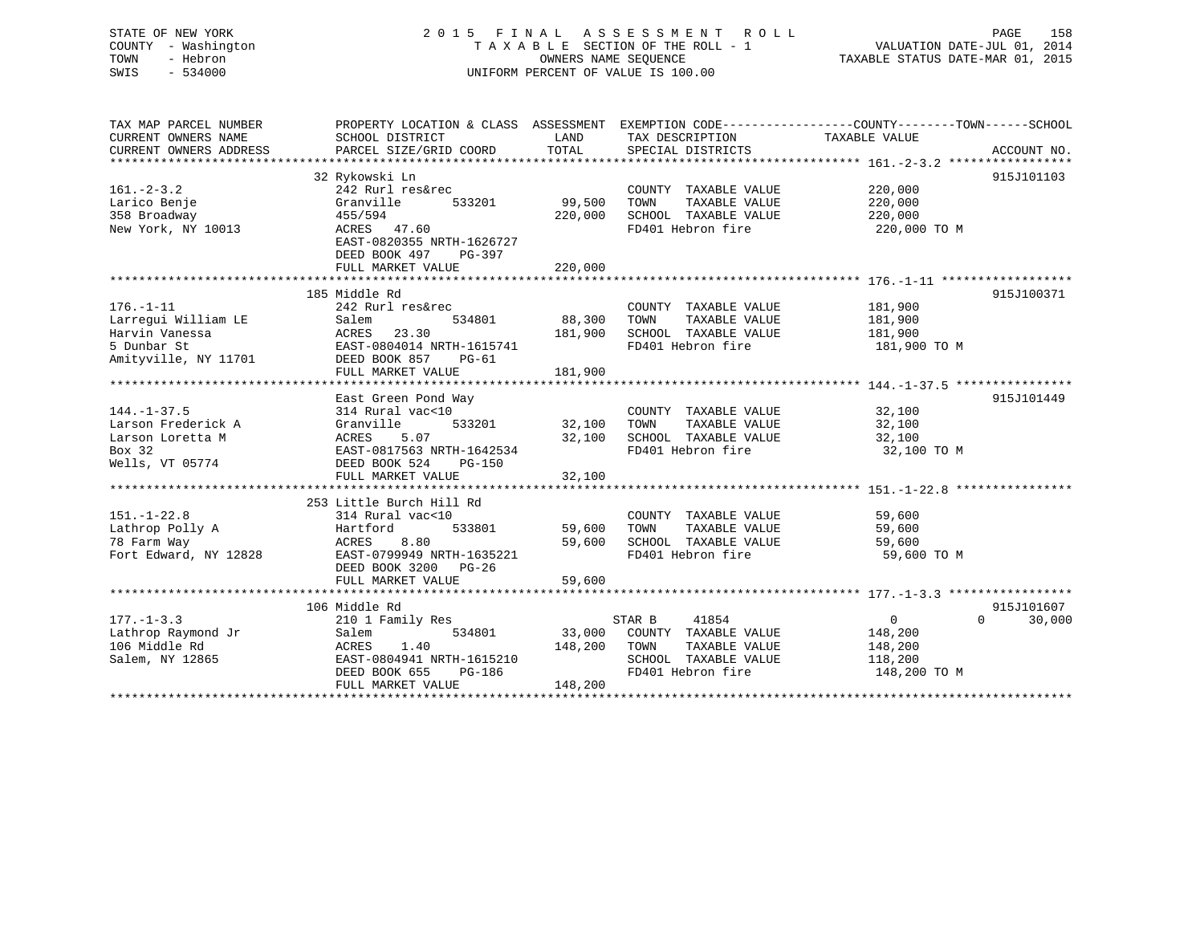STATE OF NEW YORK
COUNTY - Washington
TOWN - Hebron
SWIS - 534000

2 0 1 5 F I N A L A S S E S S M E N T R O L L
T A X A B L E SECTION OF THE ROLL - 1
OWNERS NAME SEQUENCE
UNIFORM PERCENT OF VALUE IS 100.00

VALUATION DATE-JUL 01, 2014
TAXABLE STATUS DATE-MAR 01, 2015

```
TAX MAP PARCEL NUMBER          PROPERTY LOCATION & CLASS  ASSESSMENT  EXEMPTION CODE------------------COUNTY--------TOWN------SCHOOL
CURRENT OWNERS NAME            SCHOOL DISTRICT               LAND      TAX DESCRIPTION            TAXABLE VALUE
CURRENT OWNERS ADDRESS         PARCEL SIZE/GRID COORD       TOTAL      SPECIAL DISTRICTS                                    ACCOUNT NO.
******************************************************************************************************* 161.-2-3.2 *****************
                               32 Rykowski Ln                                                                            915J101103
161.-2-3.2                     242 Rurl res&rec                        COUNTY  TAXABLE VALUE          220,000
Larico Benje                   Granville       533201       99,500     TOWN    TAXABLE VALUE          220,000
358 Broadway                   455/594                     220,000     SCHOOL  TAXABLE VALUE          220,000
New York, NY 10013             ACRES  47.60                            FD401 Hebron fire               220,000 TO M
                               EAST-0820355 NRTH-1626727
                               DEED BOOK 497    PG-397
                               FULL MARKET VALUE           220,000
******************************************************************************************************* 176.-1-11 ******************
                               185 Middle Rd                                                                             915J100371
176.-1-11                      242 Rurl res&rec                        COUNTY  TAXABLE VALUE          181,900
Larregui William LE            Salem           534801       88,300     TOWN    TAXABLE VALUE          181,900
Harvin Vanessa                 ACRES  23.30                181,900     SCHOOL  TAXABLE VALUE          181,900
5 Dunbar St                    EAST-0804014 NRTH-1615741               FD401 Hebron fire               181,900 TO M
Amityville, NY 11701           DEED BOOK 857    PG-61
                               FULL MARKET VALUE           181,900
******************************************************************************************************* 144.-1-37.5 ****************
                               East Green Pond Way                                                                       915J101449
144.-1-37.5                    314 Rural vac<10                        COUNTY  TAXABLE VALUE           32,100
Larson Frederick A             Granville       533201       32,100     TOWN    TAXABLE VALUE           32,100
Larson Loretta M               ACRES   5.07                 32,100     SCHOOL  TAXABLE VALUE           32,100
Box 32                         EAST-0817563 NRTH-1642534               FD401 Hebron fire                32,100 TO M
Wells, VT 05774                DEED BOOK 524    PG-150
                               FULL MARKET VALUE            32,100
******************************************************************************************************* 151.-1-22.8 ****************
                               253 Little Burch Hill Rd
151.-1-22.8                    314 Rural vac<10                        COUNTY  TAXABLE VALUE           59,600
Lathrop Polly A                Hartford        533801       59,600     TOWN    TAXABLE VALUE           59,600
78 Farm Way                    ACRES   8.80                 59,600     SCHOOL  TAXABLE VALUE           59,600
Fort Edward, NY 12828          EAST-0799949 NRTH-1635221               FD401 Hebron fire                59,600 TO M
                               DEED BOOK 3200   PG-26
                               FULL MARKET VALUE            59,600
******************************************************************************************************* 177.-1-3.3 *****************
                               106 Middle Rd                                                                             915J101607
177.-1-3.3                     210 1 Family Res                        STAR B     41854                    0            0      30,000
Lathrop Raymond Jr             Salem           534801       33,000     COUNTY  TAXABLE VALUE          148,200
106 Middle Rd                  ACRES   1.40                148,200     TOWN    TAXABLE VALUE          148,200
Salem, NY 12865                EAST-0804941 NRTH-1615210               SCHOOL  TAXABLE VALUE          118,200
                               DEED BOOK 655    PG-186                 FD401 Hebron fire               148,200 TO M
                               FULL MARKET VALUE           148,200
************************************************************************************************************************************
```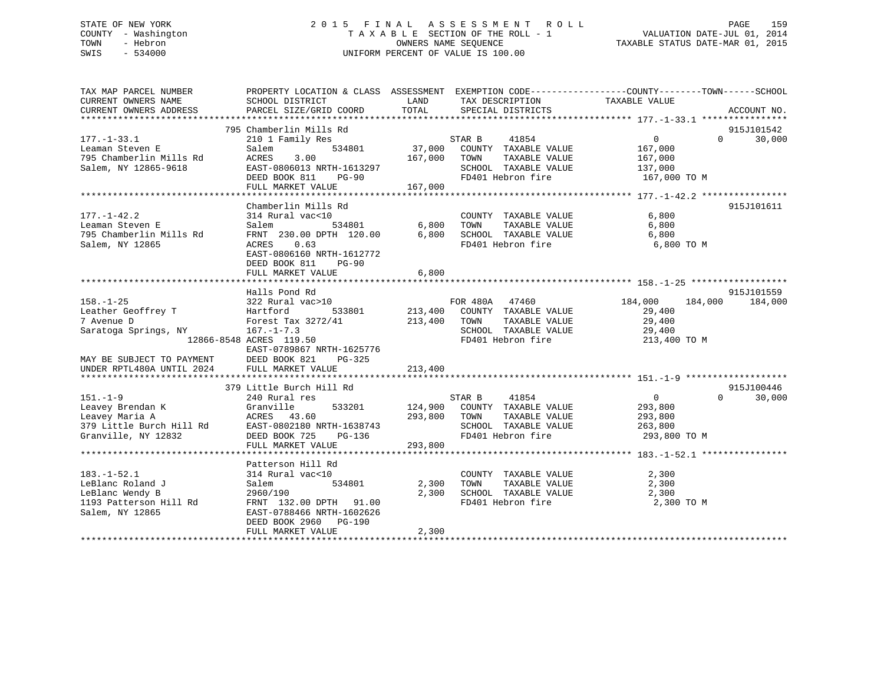STATE OF NEW YORK
COUNTY - Washington
TOWN - Hebron
SWIS - 534000

# 2015 FINAL ASSESSMENT ROLL

TAXABLE SECTION OF THE ROLL - 1
OWNERS NAME SEQUENCE
UNIFORM PERCENT OF VALUE IS 100.00

VALUATION DATE-JUL 01, 2014
TAXABLE STATUS DATE-MAR 01, 2015

```
TAX MAP PARCEL NUMBER          PROPERTY LOCATION & CLASS  ASSESSMENT  EXEMPTION CODE------------------COUNTY--------TOWN------SCHOOL
CURRENT OWNERS NAME            SCHOOL DISTRICT               LAND      TAX DESCRIPTION             TAXABLE VALUE
CURRENT OWNERS ADDRESS         PARCEL SIZE/GRID COORD       TOTAL      SPECIAL DISTRICTS                                    ACCOUNT NO.
******************************************************************************************************* 177.-1-33.1 ****************
                    795 Chamberlin Mills Rd                                                                                915J101542
177.-1-33.1                    210 1 Family Res                     STAR B    41854               0              0        30,000
Leaman Steven E                Salem           534801       37,000   COUNTY  TAXABLE VALUE         167,000
795 Chamberlin Mills Rd        ACRES    3.00               167,000   TOWN    TAXABLE VALUE         167,000
Salem, NY 12865-9618           EAST-0806013 NRTH-1613297             SCHOOL  TAXABLE VALUE         137,000
                               DEED BOOK 811    PG-90                FD401 Hebron fire              167,000 TO M
                               FULL MARKET VALUE           167,000
******************************************************************************************************* 177.-1-42.2 ****************
                    Chamberlin Mills Rd                                                                                    915J101611
177.-1-42.2                    314 Rural vac<10                      COUNTY  TAXABLE VALUE           6,800
Leaman Steven E                Salem           534801        6,800   TOWN    TAXABLE VALUE           6,800
795 Chamberlin Mills Rd        FRNT  230.00 DPTH  120.00     6,800   SCHOOL  TAXABLE VALUE           6,800
Salem, NY 12865                ACRES    0.63                         FD401 Hebron fire                6,800 TO M
                               EAST-0806160 NRTH-1612772
                               DEED BOOK 811    PG-90
                               FULL MARKET VALUE             6,800
******************************************************************************************************* 158.-1-25 ******************
                    Halls Pond Rd                                                                                          915J101559
158.-1-25                      322 Rural vac>10                     FOR 480A  47460          184,000        184,000       184,000
Leather Geoffrey T             Hartford        533801      213,400   COUNTY  TAXABLE VALUE          29,400
7 Avenue D                     Forest Tax 3272/41          213,400   TOWN    TAXABLE VALUE          29,400
Saratoga Springs, NY           167.-1-7.3                            SCHOOL  TAXABLE VALUE          29,400
                    12866-8548 ACRES  119.50                         FD401 Hebron fire              213,400 TO M
                               EAST-0789867 NRTH-1625776
MAY BE SUBJECT TO PAYMENT      DEED BOOK 821    PG-325
UNDER RPTL480A UNTIL 2024      FULL MARKET VALUE           213,400
******************************************************************************************************* 151.-1-9 *******************
                    379 Little Burch Hill Rd                                                                               915J100446
151.-1-9                       240 Rural res                        STAR B    41854               0              0        30,000
Leavey Brendan K               Granville       533201      124,900   COUNTY  TAXABLE VALUE         293,800
Leavey Maria A                 ACRES   43.60               293,800   TOWN    TAXABLE VALUE         293,800
379 Little Burch Hill Rd       EAST-0802180 NRTH-1638743             SCHOOL  TAXABLE VALUE         263,800
Granville, NY 12832            DEED BOOK 725    PG-136               FD401 Hebron fire              293,800 TO M
                               FULL MARKET VALUE           293,800
******************************************************************************************************* 183.-1-52.1 ****************
                    Patterson Hill Rd
183.-1-52.1                    314 Rural vac<10                      COUNTY  TAXABLE VALUE           2,300
LeBlanc Roland J               Salem           534801        2,300   TOWN    TAXABLE VALUE           2,300
LeBlanc Wendy B                2960/190                      2,300   SCHOOL  TAXABLE VALUE           2,300
1193 Patterson Hill Rd         FRNT  132.00 DPTH   91.00             FD401 Hebron fire                2,300 TO M
Salem, NY 12865                EAST-0788466 NRTH-1602626
                               DEED BOOK 2960   PG-190
                               FULL MARKET VALUE             2,300
************************************************************************************************************************************
```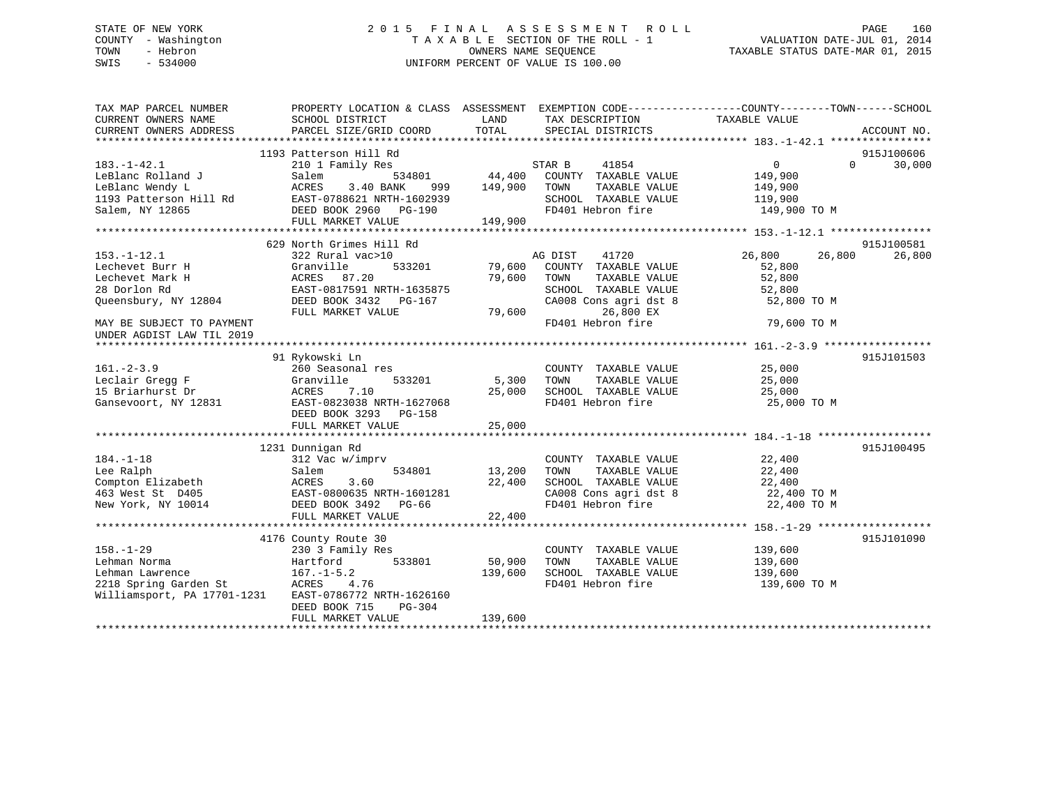STATE OF NEW YORK  
COUNTY - Washington  
TOWN - Hebron  
SWIS - 534000

# 2015 FINAL ASSESSMENT ROLL
TAXABLE SECTION OF THE ROLL - 1  
OWNERS NAME SEQUENCE  
UNIFORM PERCENT OF VALUE IS 100.00

VALUATION DATE-JUL 01, 2014  
TAXABLE STATUS DATE-MAR 01, 2015

```
TAX MAP PARCEL NUMBER          PROPERTY LOCATION & CLASS  ASSESSMENT  EXEMPTION CODE------------------COUNTY--------TOWN------SCHOOL
CURRENT OWNERS NAME            SCHOOL DISTRICT              LAND      TAX DESCRIPTION              TAXABLE VALUE
CURRENT OWNERS ADDRESS         PARCEL SIZE/GRID COORD       TOTAL     SPECIAL DISTRICTS                                   ACCOUNT NO.
******************************************************************************************************* 183.-1-42.1 ****************
                             1193 Patterson Hill Rd                                                                       915J100606
183.-1-42.1                    210 1 Family Res                     STAR B     41854               0            0      30,000
LeBlanc Rolland J              Salem            534801     44,400   COUNTY  TAXABLE VALUE        149,900
LeBlanc Wendy L                ACRES    3.40 BANK    999  149,900   TOWN    TAXABLE VALUE        149,900
1193 Patterson Hill Rd         EAST-0788621 NRTH-1602939            SCHOOL  TAXABLE VALUE        119,900
Salem, NY 12865                DEED BOOK 2960   PG-190              FD401 Hebron fire             149,900 TO M
                               FULL MARKET VALUE          149,900
******************************************************************************************************* 153.-1-12.1 ****************
                             629 North Grimes Hill Rd                                                                     915J100581
153.-1-12.1                    322 Rural vac>10                     AG DIST    41720            26,800       26,800      26,800
Lechevet Burr H                Granville        533201     79,600   COUNTY  TAXABLE VALUE         52,800
Lechevet Mark H                ACRES   87.20               79,600   TOWN    TAXABLE VALUE         52,800
28 Dorlon Rd                   EAST-0817591 NRTH-1635875            SCHOOL  TAXABLE VALUE         52,800
Queensbury, NY 12804           DEED BOOK 3432   PG-167              CA008 Cons agri dst 8          52,800 TO M
                               FULL MARKET VALUE           79,600        26,800 EX
MAY BE SUBJECT TO PAYMENT                                           FD401 Hebron fire              79,600 TO M
UNDER AGDIST LAW TIL 2019
******************************************************************************************************* 161.-2-3.9 *****************
                             91 Rykowski Ln                                                                               915J101503
161.-2-3.9                     260 Seasonal res                     COUNTY  TAXABLE VALUE         25,000
Leclair Gregg F                Granville        533201      5,300   TOWN    TAXABLE VALUE         25,000
15 Briarhurst Dr               ACRES    7.10               25,000   SCHOOL  TAXABLE VALUE         25,000
Gansevoort, NY 12831           EAST-0823038 NRTH-1627068            FD401 Hebron fire              25,000 TO M
                               DEED BOOK 3293   PG-158
                               FULL MARKET VALUE           25,000
******************************************************************************************************* 184.-1-18 ******************
                             1231 Dunnigan Rd                                                                             915J100495
184.-1-18                      312 Vac w/imprv                      COUNTY  TAXABLE VALUE         22,400
Lee Ralph                      Salem            534801     13,200   TOWN    TAXABLE VALUE         22,400
Compton Elizabeth              ACRES    3.60               22,400   SCHOOL  TAXABLE VALUE         22,400
463 West St  D405              EAST-0800635 NRTH-1601281            CA008 Cons agri dst 8          22,400 TO M
New York, NY 10014             DEED BOOK 3492   PG-66               FD401 Hebron fire              22,400 TO M
                               FULL MARKET VALUE           22,400
******************************************************************************************************* 158.-1-29 ******************
                             4176 County Route 30                                                                         915J101090
158.-1-29                      230 3 Family Res                     COUNTY  TAXABLE VALUE        139,600
Lehman Norma                   Hartford         533801     50,900   TOWN    TAXABLE VALUE        139,600
Lehman Lawrence                167.-1-5.2                 139,600   SCHOOL  TAXABLE VALUE        139,600
2218 Spring Garden St          ACRES    4.76                        FD401 Hebron fire             139,600 TO M
Williamsport, PA 17701-1231    EAST-0786772 NRTH-1626160
                               DEED BOOK 715    PG-304
                               FULL MARKET VALUE          139,600
************************************************************************************************************************************
```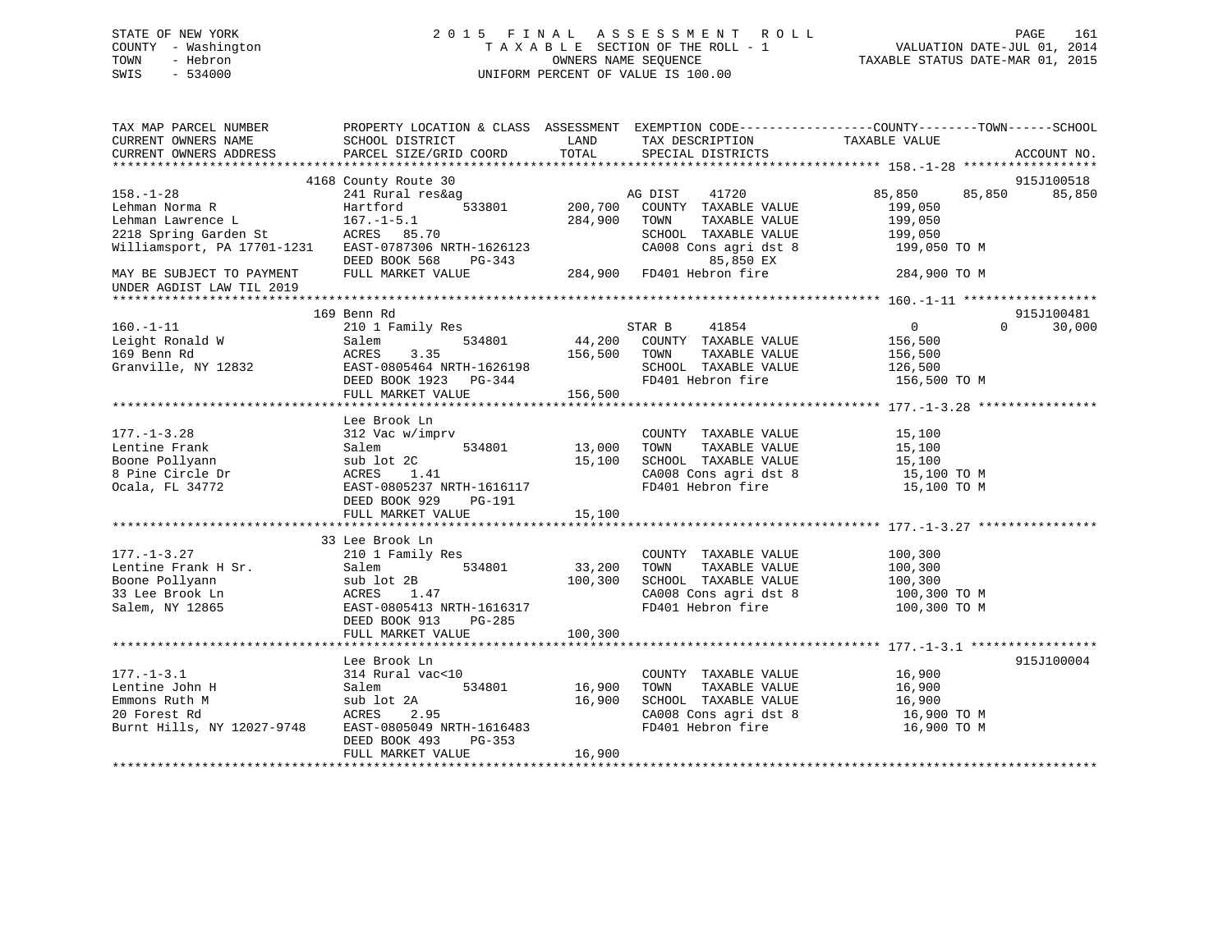STATE OF NEW YORK
COUNTY - Washington
TOWN - Hebron
SWIS - 534000

2015 FINAL ASSESSMENT ROLL
TAXABLE SECTION OF THE ROLL - 1
OWNERS NAME SEQUENCE
UNIFORM PERCENT OF VALUE IS 100.00

VALUATION DATE-JUL 01, 2014
TAXABLE STATUS DATE-MAR 01, 2015

```
TAX MAP PARCEL NUMBER          PROPERTY LOCATION & CLASS  ASSESSMENT  EXEMPTION CODE------------------COUNTY--------TOWN------SCHOOL
CURRENT OWNERS NAME            SCHOOL DISTRICT               LAND      TAX DESCRIPTION            TAXABLE VALUE
CURRENT OWNERS ADDRESS         PARCEL SIZE/GRID COORD        TOTAL     SPECIAL DISTRICTS                                   ACCOUNT NO.
******************************************************************************************************* 158.-1-28 ******************
                         4168 County Route 30                                                                               915J100518
158.-1-28                      241 Rural res&ag                      AG DIST    41720            85,850      85,850      85,850
Lehman Norma R                 Hartford        533801      200,700   COUNTY  TAXABLE VALUE          199,050
Lehman Lawrence L              167.-1-5.1                  284,900   TOWN    TAXABLE VALUE          199,050
2218 Spring Garden St          ACRES  85.70                          SCHOOL  TAXABLE VALUE          199,050
Williamsport, PA 17701-1231    EAST-0787306 NRTH-1626123             CA008 Cons agri dst 8           199,050 TO M
                               DEED BOOK 568    PG-343                      85,850 EX
MAY BE SUBJECT TO PAYMENT      FULL MARKET VALUE           284,900   FD401 Hebron fire               284,900 TO M
UNDER AGDIST LAW TIL 2019
******************************************************************************************************* 160.-1-11 ******************
                         169 Benn Rd                                                                                        915J100481
160.-1-11                      210 1 Family Res                      STAR B     41854                 0           0      30,000
Leight Ronald W                Salem           534801       44,200   COUNTY  TAXABLE VALUE          156,500
169 Benn Rd                    ACRES   3.35                156,500   TOWN    TAXABLE VALUE          156,500
Granville, NY 12832            EAST-0805464 NRTH-1626198             SCHOOL  TAXABLE VALUE          126,500
                               DEED BOOK 1923   PG-344               FD401 Hebron fire               156,500 TO M
                               FULL MARKET VALUE           156,500
******************************************************************************************************* 177.-1-3.28 ****************
                               Lee Brook Ln
177.-1-3.28                    312 Vac w/imprv                       COUNTY  TAXABLE VALUE           15,100
Lentine Frank                  Salem           534801       13,000   TOWN    TAXABLE VALUE           15,100
Boone Pollyann                 sub lot 2C                   15,100   SCHOOL  TAXABLE VALUE           15,100
8 Pine Circle Dr               ACRES   1.41                          CA008 Cons agri dst 8            15,100 TO M
Ocala, FL 34772                EAST-0805237 NRTH-1616117             FD401 Hebron fire                15,100 TO M
                               DEED BOOK 929    PG-191
                               FULL MARKET VALUE            15,100
******************************************************************************************************* 177.-1-3.27 ****************
                         33 Lee Brook Ln
177.-1-3.27                    210 1 Family Res                      COUNTY  TAXABLE VALUE          100,300
Lentine Frank H Sr.            Salem           534801       33,200   TOWN    TAXABLE VALUE          100,300
Boone Pollyann                 sub lot 2B                  100,300   SCHOOL  TAXABLE VALUE          100,300
33 Lee Brook Ln                ACRES   1.47                          CA008 Cons agri dst 8           100,300 TO M
Salem, NY 12865                EAST-0805413 NRTH-1616317             FD401 Hebron fire               100,300 TO M
                               DEED BOOK 913    PG-285
                               FULL MARKET VALUE           100,300
******************************************************************************************************* 177.-1-3.1 *****************
                               Lee Brook Ln                                                                                 915J100004
177.-1-3.1                     314 Rural vac<10                      COUNTY  TAXABLE VALUE           16,900
Lentine John H                 Salem           534801       16,900   TOWN    TAXABLE VALUE           16,900
Emmons Ruth M                  sub lot 2A                   16,900   SCHOOL  TAXABLE VALUE           16,900
20 Forest Rd                   ACRES   2.95                          CA008 Cons agri dst 8            16,900 TO M
Burnt Hills, NY 12027-9748     EAST-0805049 NRTH-1616483             FD401 Hebron fire                16,900 TO M
                               DEED BOOK 493    PG-353
                               FULL MARKET VALUE            16,900
************************************************************************************************************************************
```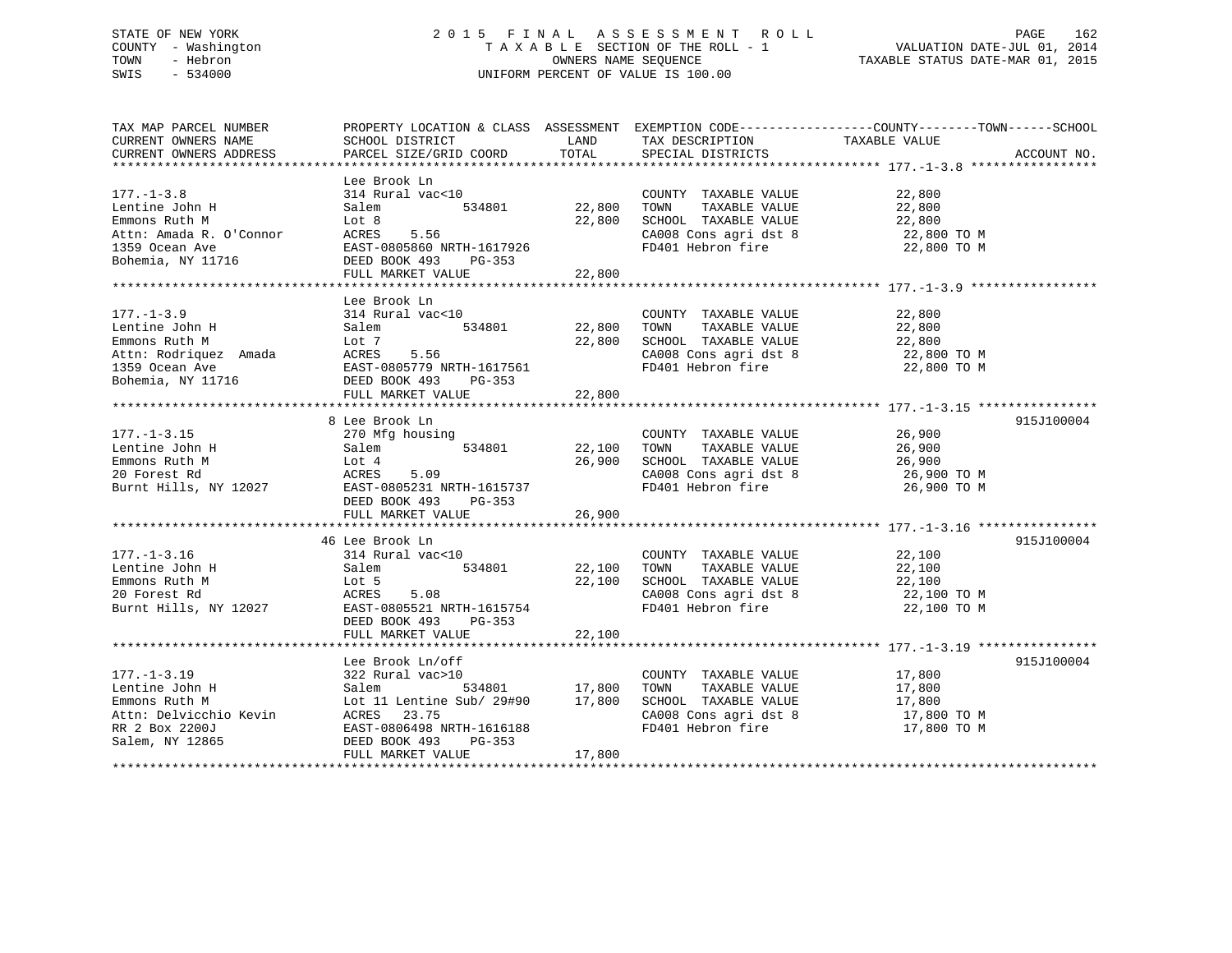STATE OF NEW YORK
COUNTY - Washington
TOWN - Hebron
SWIS - 534000

# 2015 FINAL ASSESSMENT ROLL

TAXABLE SECTION OF THE ROLL - 1
OWNERS NAME SEQUENCE
UNIFORM PERCENT OF VALUE IS 100.00

VALUATION DATE-JUL 01, 2014
TAXABLE STATUS DATE-MAR 01, 2015

| TAX MAP PARCEL NUMBER / CURRENT OWNERS NAME / CURRENT OWNERS ADDRESS | PROPERTY LOCATION & CLASS / SCHOOL DISTRICT / PARCEL SIZE/GRID COORD | ASSESSMENT LAND / TOTAL | EXEMPTION CODE / TAX DESCRIPTION / SPECIAL DISTRICTS | COUNTY--------TOWN------SCHOOL TAXABLE VALUE | ACCOUNT NO. |
|---|---|---|---|---|---|
| **177.-1-3.8** | Lee Brook Ln | | | | |
| 177.-1-3.8 | 314 Rural vac<10 | | COUNTY TAXABLE VALUE | 22,800 | |
| Lentine John H | Salem 534801 | 22,800 | TOWN TAXABLE VALUE | 22,800 | |
| Emmons Ruth M | Lot 8 | 22,800 | SCHOOL TAXABLE VALUE | 22,800 | |
| Attn: Amada R. O'Connor | ACRES 5.56 | | CA008 Cons agri dst 8 | 22,800 TO M | |
| 1359 Ocean Ave | EAST-0805860 NRTH-1617926 | | FD401 Hebron fire | 22,800 TO M | |
| Bohemia, NY 11716 | DEED BOOK 493 PG-353 | | | | |
| | FULL MARKET VALUE | 22,800 | | | |
| **177.-1-3.9** | Lee Brook Ln | | | | |
| 177.-1-3.9 | 314 Rural vac<10 | | COUNTY TAXABLE VALUE | 22,800 | |
| Lentine John H | Salem 534801 | 22,800 | TOWN TAXABLE VALUE | 22,800 | |
| Emmons Ruth M | Lot 7 | 22,800 | SCHOOL TAXABLE VALUE | 22,800 | |
| Attn: Rodriquez Amada | ACRES 5.56 | | CA008 Cons agri dst 8 | 22,800 TO M | |
| 1359 Ocean Ave | EAST-0805779 NRTH-1617561 | | FD401 Hebron fire | 22,800 TO M | |
| Bohemia, NY 11716 | DEED BOOK 493 PG-353 | | | | |
| | FULL MARKET VALUE | 22,800 | | | |
| **177.-1-3.15** | 8 Lee Brook Ln | | | | 915J100004 |
| 177.-1-3.15 | 270 Mfg housing | | COUNTY TAXABLE VALUE | 26,900 | |
| Lentine John H | Salem 534801 | 22,100 | TOWN TAXABLE VALUE | 26,900 | |
| Emmons Ruth M | Lot 4 | 26,900 | SCHOOL TAXABLE VALUE | 26,900 | |
| 20 Forest Rd | ACRES 5.09 | | CA008 Cons agri dst 8 | 26,900 TO M | |
| Burnt Hills, NY 12027 | EAST-0805231 NRTH-1615737 | | FD401 Hebron fire | 26,900 TO M | |
| | DEED BOOK 493 PG-353 | | | | |
| | FULL MARKET VALUE | 26,900 | | | |
| **177.-1-3.16** | 46 Lee Brook Ln | | | | 915J100004 |
| 177.-1-3.16 | 314 Rural vac<10 | | COUNTY TAXABLE VALUE | 22,100 | |
| Lentine John H | Salem 534801 | 22,100 | TOWN TAXABLE VALUE | 22,100 | |
| Emmons Ruth M | Lot 5 | 22,100 | SCHOOL TAXABLE VALUE | 22,100 | |
| 20 Forest Rd | ACRES 5.08 | | CA008 Cons agri dst 8 | 22,100 TO M | |
| Burnt Hills, NY 12027 | EAST-0805521 NRTH-1615754 | | FD401 Hebron fire | 22,100 TO M | |
| | DEED BOOK 493 PG-353 | | | | |
| | FULL MARKET VALUE | 22,100 | | | |
| **177.-1-3.19** | Lee Brook Ln/off | | | | 915J100004 |
| 177.-1-3.19 | 322 Rural vac>10 | | COUNTY TAXABLE VALUE | 17,800 | |
| Lentine John H | Salem 534801 | 17,800 | TOWN TAXABLE VALUE | 17,800 | |
| Emmons Ruth M | Lot 11 Lentine Sub/ 29#90 | 17,800 | SCHOOL TAXABLE VALUE | 17,800 | |
| Attn: Delvicchio Kevin | ACRES 23.75 | | CA008 Cons agri dst 8 | 17,800 TO M | |
| RR 2 Box 2200J | EAST-0806498 NRTH-1616188 | | FD401 Hebron fire | 17,800 TO M | |
| Salem, NY 12865 | DEED BOOK 493 PG-353 | | | | |
| | FULL MARKET VALUE | 17,800 | | | |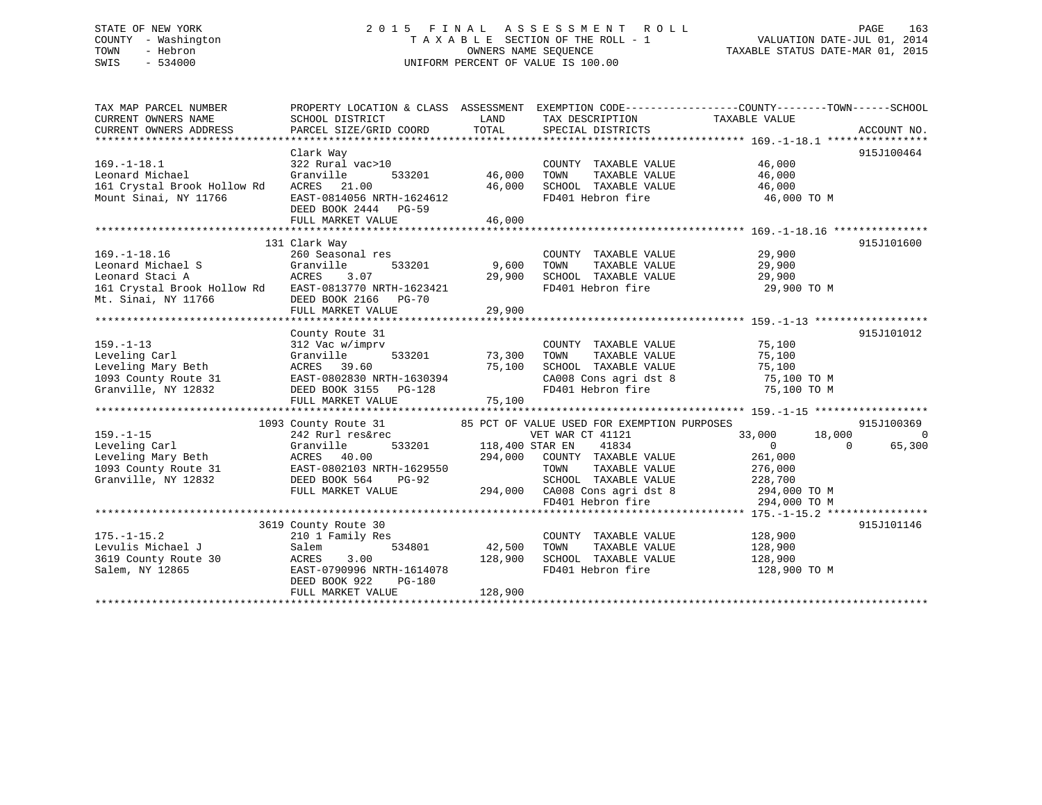STATE OF NEW YORK
COUNTY - Washington
TOWN - Hebron
SWIS - 534000

# 2015 FINAL ASSESSMENT ROLL

TAXABLE SECTION OF THE ROLL - 1
OWNERS NAME SEQUENCE
UNIFORM PERCENT OF VALUE IS 100.00

VALUATION DATE-JUL 01, 2014
TAXABLE STATUS DATE-MAR 01, 2015

```
TAX MAP PARCEL NUMBER          PROPERTY LOCATION & CLASS  ASSESSMENT  EXEMPTION CODE------------------COUNTY--------TOWN------SCHOOL
CURRENT OWNERS NAME            SCHOOL DISTRICT               LAND      TAX DESCRIPTION            TAXABLE VALUE
CURRENT OWNERS ADDRESS         PARCEL SIZE/GRID COORD       TOTAL      SPECIAL DISTRICTS                                   ACCOUNT NO.
******************************************************************************************************* 169.-1-18.1 ****************
                               Clark Way                                                                                915J100464
169.-1-18.1                    322 Rural vac>10                         COUNTY  TAXABLE VALUE          46,000
Leonard Michael                Granville      533201         46,000     TOWN    TAXABLE VALUE          46,000
161 Crystal Brook Hollow Rd    ACRES  21.00                  46,000     SCHOOL  TAXABLE VALUE          46,000
Mount Sinai, NY 11766          EAST-0814056 NRTH-1624612                FD401 Hebron fire               46,000 TO M
                               DEED BOOK 2444   PG-59
                               FULL MARKET VALUE             46,000
******************************************************************************************************* 169.-1-18.16 ***************
                           131 Clark Way                                                                                915J101600
169.-1-18.16                   260 Seasonal res                         COUNTY  TAXABLE VALUE          29,900
Leonard Michael S              Granville      533201          9,600     TOWN    TAXABLE VALUE          29,900
Leonard Staci A                ACRES   3.07                  29,900     SCHOOL  TAXABLE VALUE          29,900
161 Crystal Brook Hollow Rd    EAST-0813770 NRTH-1623421                FD401 Hebron fire               29,900 TO M
Mt. Sinai, NY 11766            DEED BOOK 2166   PG-70
                               FULL MARKET VALUE             29,900
******************************************************************************************************* 159.-1-13 ******************
                               County Route 31                                                                          915J101012
159.-1-13                      312 Vac w/imprv                          COUNTY  TAXABLE VALUE          75,100
Leveling Carl                  Granville      533201         73,300     TOWN    TAXABLE VALUE          75,100
Leveling Mary Beth             ACRES  39.60                  75,100     SCHOOL  TAXABLE VALUE          75,100
1093 County Route 31           EAST-0802830 NRTH-1630394                CA008 Cons agri dst 8           75,100 TO M
Granville, NY 12832            DEED BOOK 3155   PG-128                  FD401 Hebron fire               75,100 TO M
                               FULL MARKET VALUE             75,100
******************************************************************************************************* 159.-1-15 ******************
                          1093 County Route 31          85 PCT OF VALUE USED FOR EXEMPTION PURPOSES                      915J100369
159.-1-15                      242 Rurl res&rec                    VET WAR CT 41121             33,000      18,000          0
Leveling Carl                  Granville      533201        118,400 STAR EN    41834                 0           0     65,300
Leveling Mary Beth             ACRES  40.00                 294,000     COUNTY  TAXABLE VALUE         261,000
1093 County Route 31           EAST-0802103 NRTH-1629550                TOWN    TAXABLE VALUE         276,000
Granville, NY 12832            DEED BOOK 564    PG-92                   SCHOOL  TAXABLE VALUE         228,700
                               FULL MARKET VALUE            294,000     CA008 Cons agri dst 8          294,000 TO M
                                                                        FD401 Hebron fire              294,000 TO M
******************************************************************************************************* 175.-1-15.2 ****************
                          3619 County Route 30                                                                          915J101146
175.-1-15.2                    210 1 Family Res                         COUNTY  TAXABLE VALUE         128,900
Levulis Michael J              Salem          534801         42,500     TOWN    TAXABLE VALUE         128,900
3619 County Route 30           ACRES   3.00                 128,900     SCHOOL  TAXABLE VALUE         128,900
Salem, NY 12865                EAST-0790996 NRTH-1614078                FD401 Hebron fire              128,900 TO M
                               DEED BOOK 922    PG-180
                               FULL MARKET VALUE            128,900
************************************************************************************************************************************
```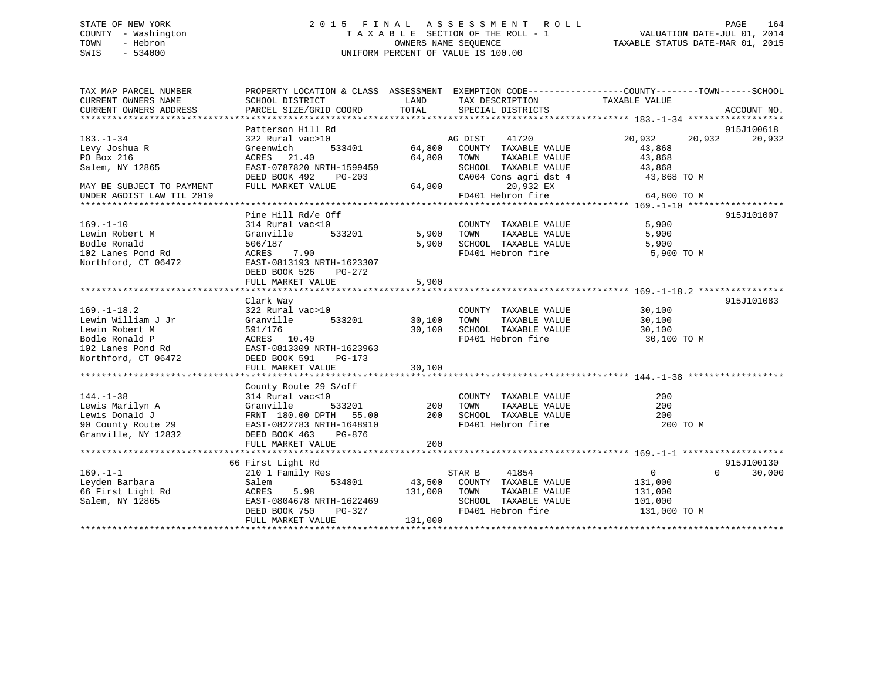STATE OF NEW YORK
COUNTY - Washington
TOWN - Hebron
SWIS - 534000

# 2015 FINAL ASSESSMENT ROLL

TAXABLE SECTION OF THE ROLL - 1
OWNERS NAME SEQUENCE
UNIFORM PERCENT OF VALUE IS 100.00

VALUATION DATE-JUL 01, 2014
TAXABLE STATUS DATE-MAR 01, 2015

```
TAX MAP PARCEL NUMBER          PROPERTY LOCATION & CLASS  ASSESSMENT  EXEMPTION CODE------------------COUNTY--------TOWN------SCHOOL
CURRENT OWNERS NAME            SCHOOL DISTRICT               LAND      TAX DESCRIPTION            TAXABLE VALUE
CURRENT OWNERS ADDRESS         PARCEL SIZE/GRID COORD       TOTAL      SPECIAL DISTRICTS                                      ACCOUNT NO.
******************************************************************************************************* 183.-1-34 ******************
                               Patterson Hill Rd                                                                           915J100618
183.-1-34                      322 Rural vac>10                       AG DIST    41720            20,932     20,932     20,932
Levy Joshua R                  Greenwich        533401      64,800    COUNTY  TAXABLE VALUE           43,868
PO Box 216                     ACRES   21.40                64,800    TOWN    TAXABLE VALUE           43,868
Salem, NY 12865                EAST-0787820 NRTH-1599459              SCHOOL  TAXABLE VALUE           43,868
                               DEED BOOK 492    PG-203                CA004 Cons agri dst 4            43,868 TO M
MAY BE SUBJECT TO PAYMENT      FULL MARKET VALUE            64,800         20,932 EX
UNDER AGDIST LAW TIL 2019                                             FD401 Hebron fire                64,800 TO M
******************************************************************************************************* 169.-1-10 ******************
                               Pine Hill Rd/e Off                                                                          915J101007
169.-1-10                      314 Rural vac<10                       COUNTY  TAXABLE VALUE            5,900
Lewin Robert M                 Granville        533201       5,900    TOWN    TAXABLE VALUE            5,900
Bodle Ronald                   506/187                       5,900    SCHOOL  TAXABLE VALUE            5,900
102 Lanes Pond Rd              ACRES    7.90                          FD401 Hebron fire                 5,900 TO M
Northford, CT 06472            EAST-0813193 NRTH-1623307
                               DEED BOOK 526    PG-272
                               FULL MARKET VALUE             5,900
******************************************************************************************************* 169.-1-18.2 ****************
                               Clark Way                                                                                   915J101083
169.-1-18.2                    322 Rural vac>10                       COUNTY  TAXABLE VALUE           30,100
Lewin William J Jr             Granville        533201      30,100    TOWN    TAXABLE VALUE           30,100
Lewin Robert M                 591/176                      30,100    SCHOOL  TAXABLE VALUE           30,100
Bodle Ronald P                 ACRES   10.40                          FD401 Hebron fire                30,100 TO M
102 Lanes Pond Rd              EAST-0813309 NRTH-1623963
Northford, CT 06472            DEED BOOK 591    PG-173
                               FULL MARKET VALUE            30,100
******************************************************************************************************* 144.-1-38 ******************
                               County Route 29 S/off
144.-1-38                      314 Rural vac<10                       COUNTY  TAXABLE VALUE              200
Lewis Marilyn A                Granville        533201         200    TOWN    TAXABLE VALUE              200
Lewis Donald J                 FRNT 180.00 DPTH  55.00         200    SCHOOL  TAXABLE VALUE              200
90 County Route 29             EAST-0822783 NRTH-1648910              FD401 Hebron fire                   200 TO M
Granville, NY 12832            DEED BOOK 463    PG-876
                               FULL MARKET VALUE               200
******************************************************************************************************* 169.-1-1 *******************
                            66 First Light Rd                                                                              915J100130
169.-1-1                       210 1 Family Res                       STAR B     41854                 0          0     30,000
Leyden Barbara                 Salem            534801      43,500    COUNTY  TAXABLE VALUE          131,000
66 First Light Rd              ACRES    5.98               131,000    TOWN    TAXABLE VALUE          131,000
Salem, NY 12865                EAST-0804678 NRTH-1622469              SCHOOL  TAXABLE VALUE          101,000
                               DEED BOOK 750    PG-327                FD401 Hebron fire               131,000 TO M
                               FULL MARKET VALUE           131,000
************************************************************************************************************************************
```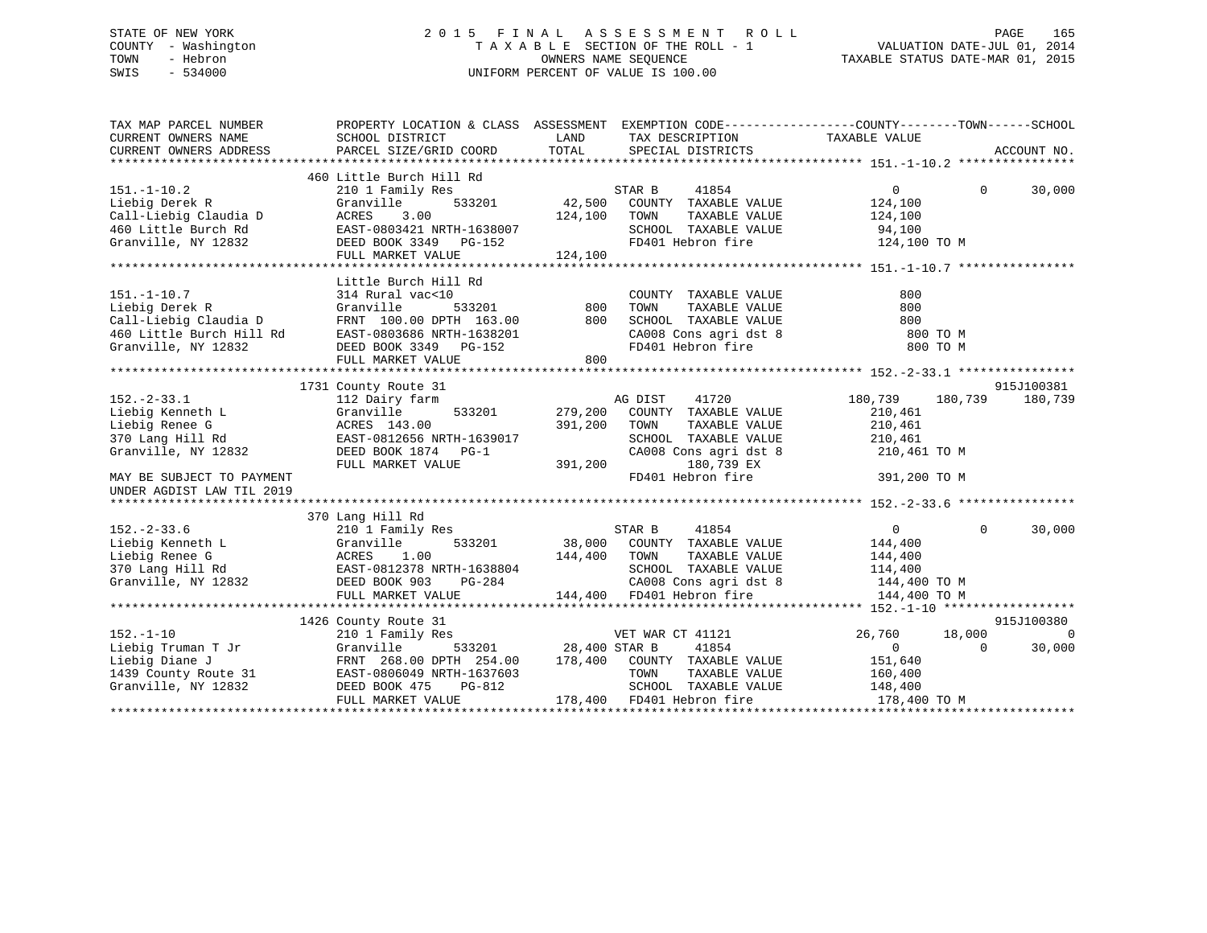STATE OF NEW YORK
COUNTY - Washington
TOWN - Hebron
SWIS - 534000

2 0 1 5 F I N A L A S S E S S M E N T R O L L
T A X A B L E SECTION OF THE ROLL - 1
OWNERS NAME SEQUENCE
UNIFORM PERCENT OF VALUE IS 100.00

VALUATION DATE-JUL 01, 2014
TAXABLE STATUS DATE-MAR 01, 2015

```
TAX MAP PARCEL NUMBER          PROPERTY LOCATION & CLASS  ASSESSMENT  EXEMPTION CODE------------------COUNTY--------TOWN------SCHOOL
CURRENT OWNERS NAME            SCHOOL DISTRICT               LAND      TAX DESCRIPTION             TAXABLE VALUE
CURRENT OWNERS ADDRESS         PARCEL SIZE/GRID COORD       TOTAL      SPECIAL DISTRICTS                                      ACCOUNT NO.
******************************************************************************************************* 151.-1-10.2 ****************
                               460 Little Burch Hill Rd
151.-1-10.2                    210 1 Family Res                    STAR B     41854                  0            0       30,000
Liebig Derek R                 Granville         533201      42,500   COUNTY  TAXABLE VALUE         124,100
Call-Liebig Claudia D          ACRES    3.00                124,100   TOWN    TAXABLE VALUE         124,100
460 Little Burch Rd            EAST-0803421 NRTH-1638007              SCHOOL  TAXABLE VALUE          94,100
Granville, NY 12832            DEED BOOK 3349   PG-152                FD401 Hebron fire             124,100 TO M
                               FULL MARKET VALUE            124,100
******************************************************************************************************* 151.-1-10.7 ****************
                               Little Burch Hill Rd
151.-1-10.7                    314 Rural vac<10                       COUNTY  TAXABLE VALUE             800
Liebig Derek R                 Granville         533201         800   TOWN    TAXABLE VALUE             800
Call-Liebig Claudia D          FRNT  100.00 DPTH  163.00        800   SCHOOL  TAXABLE VALUE             800
460 Little Burch Hill Rd       EAST-0803686 NRTH-1638201              CA008 Cons agri dst 8             800 TO M
Granville, NY 12832            DEED BOOK 3349   PG-152                FD401 Hebron fire                 800 TO M
                               FULL MARKET VALUE                800
******************************************************************************************************* 152.-2-33.1 ****************
                               1731 County Route 31                                                                   915J100381
152.-2-33.1                    112 Dairy farm                      AG DIST    41720             180,739      180,739     180,739
Liebig Kenneth L               Granville         533201     279,200   COUNTY  TAXABLE VALUE         210,461
Liebig Renee G                 ACRES  143.00                391,200   TOWN    TAXABLE VALUE         210,461
370 Lang Hill Rd               EAST-0812656 NRTH-1639017              SCHOOL  TAXABLE VALUE         210,461
Granville, NY 12832            DEED BOOK 1874   PG-1                  CA008 Cons agri dst 8         210,461 TO M
                               FULL MARKET VALUE            391,200        180,739 EX
MAY BE SUBJECT TO PAYMENT                                             FD401 Hebron fire             391,200 TO M
UNDER AGDIST LAW TIL 2019
******************************************************************************************************* 152.-2-33.6 ****************
                               370 Lang Hill Rd
152.-2-33.6                    210 1 Family Res                    STAR B     41854                  0            0       30,000
Liebig Kenneth L               Granville         533201      38,000   COUNTY  TAXABLE VALUE         144,400
Liebig Renee G                 ACRES    1.00                144,400   TOWN    TAXABLE VALUE         144,400
370 Lang Hill Rd               EAST-0812378 NRTH-1638804              SCHOOL  TAXABLE VALUE         114,400
Granville, NY 12832            DEED BOOK 903    PG-284                CA008 Cons agri dst 8         144,400 TO M
                               FULL MARKET VALUE            144,400   FD401 Hebron fire             144,400 TO M
******************************************************************************************************* 152.-1-10 ******************
                               1426 County Route 31                                                                   915J100380
152.-1-10                      210 1 Family Res                    VET WAR CT 41121              26,760       18,000           0
Liebig Truman T Jr             Granville         533201      28,400 STAR B     41854                  0            0       30,000
Liebig Diane J                 FRNT  268.00 DPTH  254.00    178,400   COUNTY  TAXABLE VALUE         151,640
1439 County Route 31           EAST-0806049 NRTH-1637603              TOWN    TAXABLE VALUE         160,400
Granville, NY 12832            DEED BOOK 475    PG-812                SCHOOL  TAXABLE VALUE         148,400
                               FULL MARKET VALUE            178,400   FD401 Hebron fire             178,400 TO M
************************************************************************************************************************************
```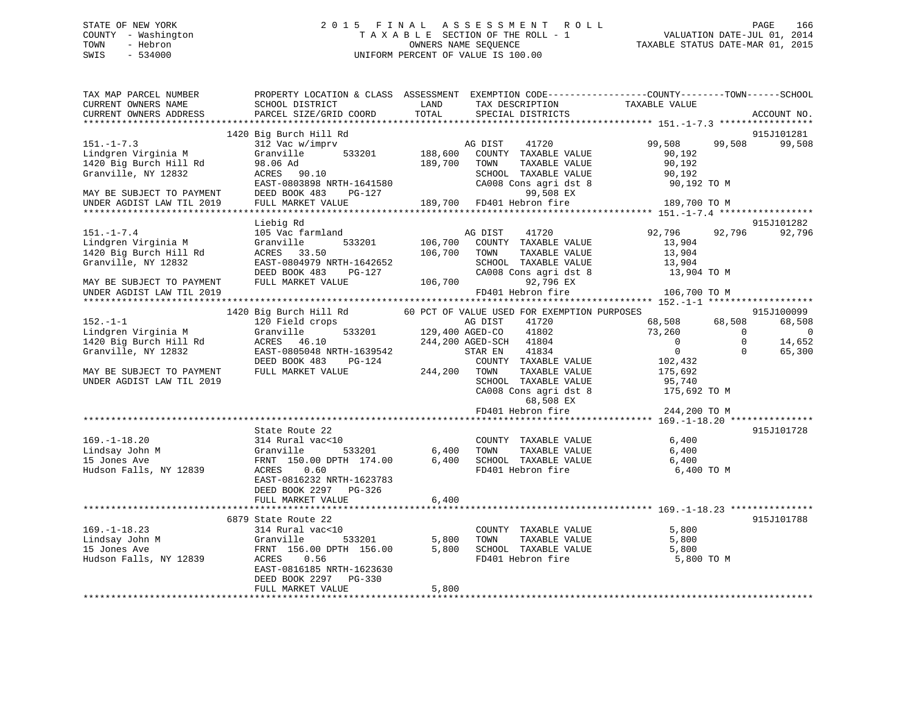STATE OF NEW YORK
COUNTY - Washington
TOWN - Hebron
SWIS - 534000

2 0 1 5 F I N A L A S S E S S M E N T R O L L
T A X A B L E SECTION OF THE ROLL - 1
OWNERS NAME SEQUENCE
UNIFORM PERCENT OF VALUE IS 100.00

VALUATION DATE-JUL 01, 2014
TAXABLE STATUS DATE-MAR 01, 2015

```
TAX MAP PARCEL NUMBER          PROPERTY LOCATION & CLASS  ASSESSMENT  EXEMPTION CODE------------------COUNTY--------TOWN------SCHOOL
CURRENT OWNERS NAME            SCHOOL DISTRICT               LAND      TAX DESCRIPTION             TAXABLE VALUE
CURRENT OWNERS ADDRESS         PARCEL SIZE/GRID COORD        TOTAL     SPECIAL DISTRICTS                                       ACCOUNT NO.
******************************************************************************************************* 151.-1-7.3 *****************
                          1420 Big Burch Hill Rd                                                                                915J101281
151.-1-7.3                     312 Vac w/imprv                      AG DIST     41720             99,508      99,508      99,508
Lindgren Virginia M            Granville        533201     188,600   COUNTY  TAXABLE VALUE           90,192
1420 Big Burch Hill Rd         98.06 Ad                    189,700   TOWN    TAXABLE VALUE           90,192
Granville, NY 12832            ACRES   90.10                         SCHOOL  TAXABLE VALUE           90,192
                               EAST-0803898 NRTH-1641580             CA008 Cons agri dst 8           90,192 TO M
MAY BE SUBJECT TO PAYMENT      DEED BOOK 483     PG-127                    99,508 EX
UNDER AGDIST LAW TIL 2019      FULL MARKET VALUE           189,700   FD401 Hebron fire              189,700 TO M
******************************************************************************************************* 151.-1-7.4 *****************
                               Liebig Rd                                                                                        915J101282
151.-1-7.4                     105 Vac farmland                     AG DIST     41720             92,796      92,796      92,796
Lindgren Virginia M            Granville        533201     106,700   COUNTY  TAXABLE VALUE           13,904
1420 Big Burch Hill Rd         ACRES   33.50               106,700   TOWN    TAXABLE VALUE           13,904
Granville, NY 12832            EAST-0804979 NRTH-1642652             SCHOOL  TAXABLE VALUE           13,904
                               DEED BOOK 483     PG-127              CA008 Cons agri dst 8           13,904 TO M
MAY BE SUBJECT TO PAYMENT      FULL MARKET VALUE           106,700         92,796 EX
UNDER AGDIST LAW TIL 2019                                            FD401 Hebron fire              106,700 TO M
******************************************************************************************************* 152.-1-1 *******************
                          1420 Big Burch Hill Rd            60 PCT OF VALUE USED FOR EXEMPTION PURPOSES                         915J100099
152.-1-1                       120 Field crops                      AG DIST     41720             68,508      68,508      68,508
Lindgren Virginia M            Granville        533201     129,400 AGED-CO     41802             73,260           0           0
1420 Big Burch Hill Rd         ACRES   46.10               244,200 AGED-SCH    41804                  0           0      14,652
Granville, NY 12832            EAST-0805048 NRTH-1639542             STAR EN     41834                  0           0      65,300
                               DEED BOOK 483     PG-124              COUNTY  TAXABLE VALUE          102,432
MAY BE SUBJECT TO PAYMENT      FULL MARKET VALUE           244,200   TOWN    TAXABLE VALUE          175,692
UNDER AGDIST LAW TIL 2019                                            SCHOOL  TAXABLE VALUE           95,740
                                                                     CA008 Cons agri dst 8          175,692 TO M
                                                                           68,508 EX
                                                                     FD401 Hebron fire              244,200 TO M
******************************************************************************************************* 169.-1-18.20 ***************
                               State Route 22                                                                                   915J101728
169.-1-18.20                   314 Rural vac<10                      COUNTY  TAXABLE VALUE            6,400
Lindsay John M                 Granville        533201       6,400   TOWN    TAXABLE VALUE            6,400
15 Jones Ave                   FRNT 150.00 DPTH 174.00       6,400   SCHOOL  TAXABLE VALUE            6,400
Hudson Falls, NY 12839         ACRES    0.60                         FD401 Hebron fire                6,400 TO M
                               EAST-0816232 NRTH-1623783
                               DEED BOOK 2297    PG-326
                               FULL MARKET VALUE             6,400
******************************************************************************************************* 169.-1-18.23 ***************
                          6879 State Route 22                                                                                   915J101788
169.-1-18.23                   314 Rural vac<10                      COUNTY  TAXABLE VALUE            5,800
Lindsay John M                 Granville        533201       5,800   TOWN    TAXABLE VALUE            5,800
15 Jones Ave                   FRNT 156.00 DPTH 156.00       5,800   SCHOOL  TAXABLE VALUE            5,800
Hudson Falls, NY 12839         ACRES    0.56                         FD401 Hebron fire                5,800 TO M
                               EAST-0816185 NRTH-1623630
                               DEED BOOK 2297    PG-330
                               FULL MARKET VALUE             5,800
************************************************************************************************************************************
```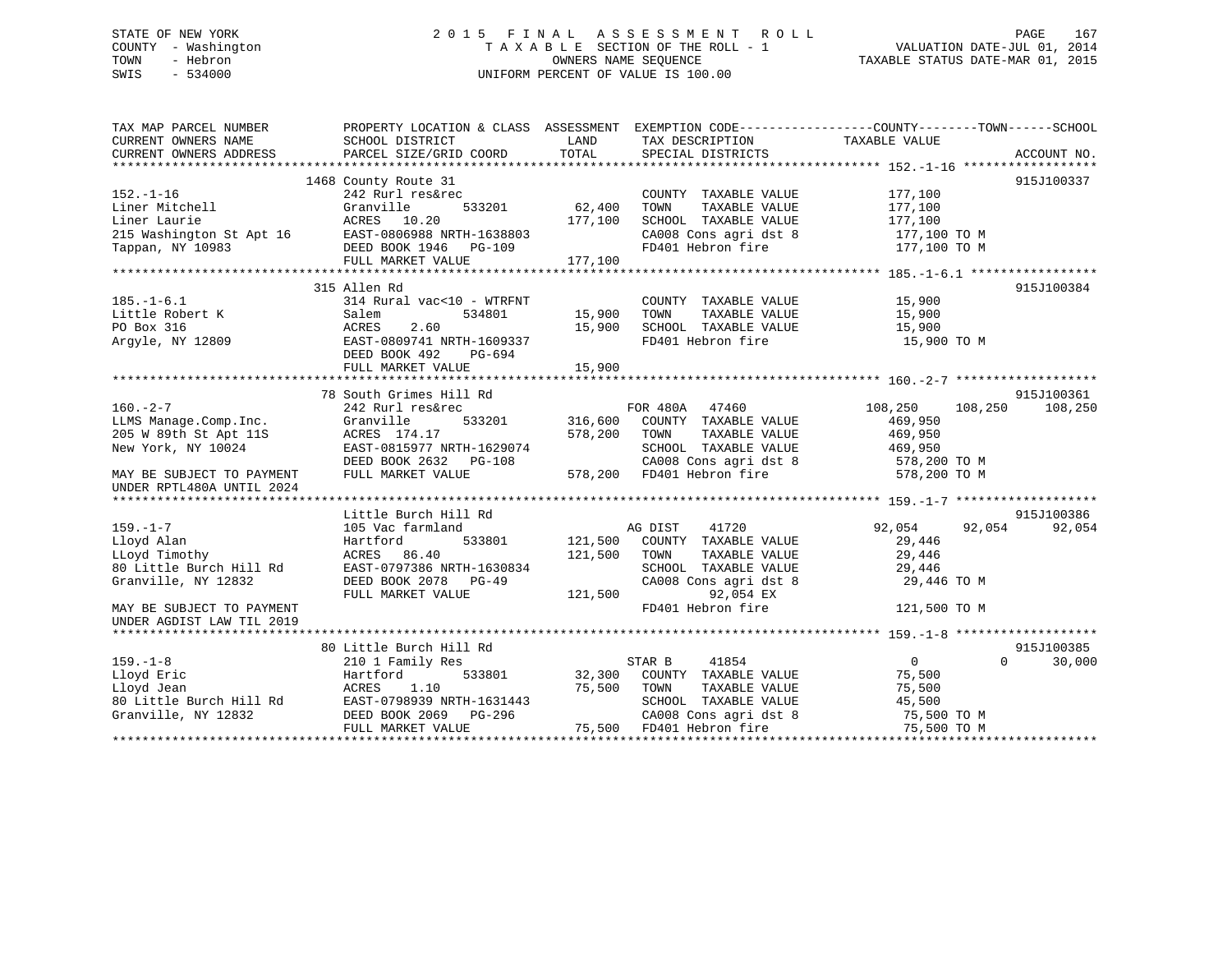STATE OF NEW YORK
COUNTY - Washington
TOWN - Hebron
SWIS - 534000

2 0 1 5 F I N A L A S S E S S M E N T R O L L
T A X A B L E SECTION OF THE ROLL - 1
OWNERS NAME SEQUENCE
UNIFORM PERCENT OF VALUE IS 100.00

VALUATION DATE-JUL 01, 2014
TAXABLE STATUS DATE-MAR 01, 2015

```
TAX MAP PARCEL NUMBER          PROPERTY LOCATION & CLASS  ASSESSMENT  EXEMPTION CODE------------------COUNTY--------TOWN------SCHOOL
CURRENT OWNERS NAME            SCHOOL DISTRICT               LAND      TAX DESCRIPTION              TAXABLE VALUE
CURRENT OWNERS ADDRESS         PARCEL SIZE/GRID COORD       TOTAL      SPECIAL DISTRICTS                                       ACCOUNT NO.
******************************************************************************************************* 152.-1-16 ******************
                               1468 County Route 31                                                                          915J100337
152.-1-16                      242 Rurl res&rec                         COUNTY  TAXABLE VALUE         177,100
Liner Mitchell                 Granville       533201       62,400      TOWN    TAXABLE VALUE         177,100
Liner Laurie                   ACRES   10.20               177,100      SCHOOL  TAXABLE VALUE         177,100
215 Washington St Apt 16       EAST-0806988 NRTH-1638803                CA008 Cons agri dst 8          177,100 TO M
Tappan, NY 10983               DEED BOOK 1946   PG-109                  FD401 Hebron fire              177,100 TO M
                               FULL MARKET VALUE           177,100
******************************************************************************************************* 185.-1-6.1 *****************
                               315 Allen Rd                                                                                  915J100384
185.-1-6.1                     314 Rural vac<10 - WTRFNT                COUNTY  TAXABLE VALUE          15,900
Little Robert K                Salem           534801       15,900      TOWN    TAXABLE VALUE          15,900
PO Box 316                     ACRES    2.60                15,900      SCHOOL  TAXABLE VALUE          15,900
Argyle, NY 12809               EAST-0809741 NRTH-1609337                FD401 Hebron fire               15,900 TO M
                               DEED BOOK 492    PG-694
                               FULL MARKET VALUE            15,900
******************************************************************************************************* 160.-2-7 *******************
                               78 South Grimes Hill Rd                                                                       915J100361
160.-2-7                       242 Rurl res&rec                    FOR 480A   47460             108,250    108,250    108,250
LLMS Manage.Comp.Inc.          Granville       533201      316,600      COUNTY  TAXABLE VALUE         469,950
205 W 89th St Apt 11S          ACRES  174.17               578,200      TOWN    TAXABLE VALUE         469,950
New York, NY 10024             EAST-0815977 NRTH-1629074                SCHOOL  TAXABLE VALUE         469,950
                               DEED BOOK 2632   PG-108                  CA008 Cons agri dst 8          578,200 TO M
MAY BE SUBJECT TO PAYMENT      FULL MARKET VALUE           578,200      FD401 Hebron fire              578,200 TO M
UNDER RPTL480A UNTIL 2024
******************************************************************************************************* 159.-1-7 *******************
                               Little Burch Hill Rd                                                                          915J100386
159.-1-7                       105 Vac farmland                    AG DIST    41720              92,054     92,054     92,054
Lloyd Alan                     Hartford        533801      121,500      COUNTY  TAXABLE VALUE          29,446
LLoyd Timothy                  ACRES   86.40               121,500      TOWN    TAXABLE VALUE          29,446
80 Little Burch Hill Rd        EAST-0797386 NRTH-1630834                SCHOOL  TAXABLE VALUE          29,446
Granville, NY 12832            DEED BOOK 2078   PG-49                   CA008 Cons agri dst 8           29,446 TO M
                               FULL MARKET VALUE           121,500            92,054 EX
MAY BE SUBJECT TO PAYMENT                                               FD401 Hebron fire              121,500 TO M
UNDER AGDIST LAW TIL 2019
******************************************************************************************************* 159.-1-8 *******************
                               80 Little Burch Hill Rd                                                                       915J100385
159.-1-8                       210 1 Family Res                    STAR B     41854                   0          0     30,000
Lloyd Eric                     Hartford        533801       32,300      COUNTY  TAXABLE VALUE          75,500
Lloyd Jean                     ACRES    1.10                75,500      TOWN    TAXABLE VALUE          75,500
80 Little Burch Hill Rd        EAST-0798939 NRTH-1631443                SCHOOL  TAXABLE VALUE          45,500
Granville, NY 12832            DEED BOOK 2069   PG-296                  CA008 Cons agri dst 8           75,500 TO M
                               FULL MARKET VALUE            75,500      FD401 Hebron fire               75,500 TO M
************************************************************************************************************************************
```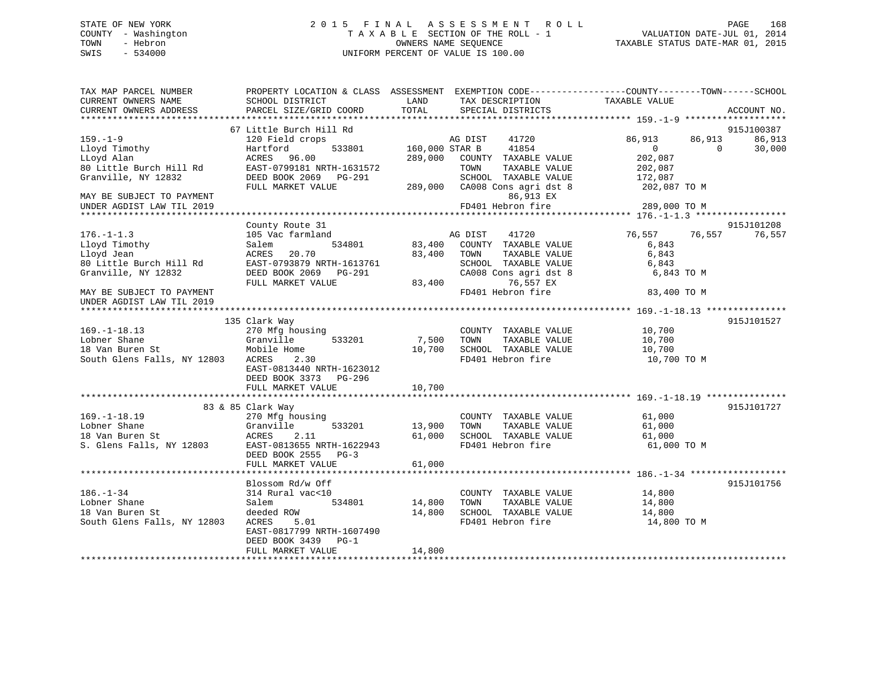STATE OF NEW YORK
COUNTY - Washington
TOWN - Hebron
SWIS - 534000

# 2015 FINAL ASSESSMENT ROLL
TAXABLE SECTION OF THE ROLL - 1
OWNERS NAME SEQUENCE
UNIFORM PERCENT OF VALUE IS 100.00

VALUATION DATE-JUL 01, 2014
TAXABLE STATUS DATE-MAR 01, 2015

```
TAX MAP PARCEL NUMBER          PROPERTY LOCATION & CLASS  ASSESSMENT  EXEMPTION CODE------------------COUNTY--------TOWN------SCHOOL
CURRENT OWNERS NAME            SCHOOL DISTRICT               LAND      TAX DESCRIPTION             TAXABLE VALUE
CURRENT OWNERS ADDRESS         PARCEL SIZE/GRID COORD        TOTAL     SPECIAL DISTRICTS                                     ACCOUNT NO.
******************************************************************************************************* 159.-1-9 *******************
                               67 Little Burch Hill Rd                                                                      915J100387
159.-1-9                       120 Field crops                         AG DIST     41720          86,913      86,913      86,913
Lloyd Timothy                  Hartford          533801    160,000 STAR B      41854              0           0       30,000
LLoyd Alan                     ACRES    96.00              289,000    COUNTY  TAXABLE VALUE        202,087
80 Little Burch Hill Rd        EAST-0799181 NRTH-1631572              TOWN    TAXABLE VALUE        202,087
Granville, NY 12832            DEED BOOK 2069   PG-291                SCHOOL  TAXABLE VALUE        172,087
                               FULL MARKET VALUE           289,000    CA008 Cons agri dst 8         202,087 TO M
MAY BE SUBJECT TO PAYMENT                                                   86,913 EX
UNDER AGDIST LAW TIL 2019                                             FD401 Hebron fire             289,000 TO M
******************************************************************************************************* 176.-1-1.3 *****************
                               County Route 31                                                                              915J101208
176.-1-1.3                     105 Vac farmland                        AG DIST     41720          76,557      76,557      76,557
Lloyd Timothy                  Salem             534801     83,400    COUNTY  TAXABLE VALUE          6,843
Lloyd Jean                     ACRES    20.70               83,400    TOWN    TAXABLE VALUE          6,843
80 Little Burch Hill Rd        EAST-0793879 NRTH-1613761              SCHOOL  TAXABLE VALUE          6,843
Granville, NY 12832            DEED BOOK 2069   PG-291                CA008 Cons agri dst 8           6,843 TO M
                               FULL MARKET VALUE            83,400          76,557 EX
MAY BE SUBJECT TO PAYMENT                                             FD401 Hebron fire              83,400 TO M
UNDER AGDIST LAW TIL 2019
******************************************************************************************************* 169.-1-18.13 ***************
                               135 Clark Way                                                                                915J101527
169.-1-18.13                   270 Mfg housing                        COUNTY  TAXABLE VALUE         10,700
Lobner Shane                   Granville         533201      7,500    TOWN    TAXABLE VALUE         10,700
18 Van Buren St                Mobile Home                  10,700    SCHOOL  TAXABLE VALUE         10,700
South Glens Falls, NY 12803    ACRES     2.30                         FD401 Hebron fire              10,700 TO M
                               EAST-0813440 NRTH-1623012
                               DEED BOOK 3373   PG-296
                               FULL MARKET VALUE            10,700
******************************************************************************************************* 169.-1-18.19 ***************
                               83 & 85 Clark Way                                                                            915J101727
169.-1-18.19                   270 Mfg housing                        COUNTY  TAXABLE VALUE         61,000
Lobner Shane                   Granville         533201     13,900    TOWN    TAXABLE VALUE         61,000
18 Van Buren St                ACRES     2.11               61,000    SCHOOL  TAXABLE VALUE         61,000
S. Glens Falls, NY 12803       EAST-0813655 NRTH-1622943              FD401 Hebron fire              61,000 TO M
                               DEED BOOK 2555   PG-3
                               FULL MARKET VALUE            61,000
******************************************************************************************************* 186.-1-34 ******************
                               Blossom Rd/w Off                                                                             915J101756
186.-1-34                      314 Rural vac<10                       COUNTY  TAXABLE VALUE         14,800
Lobner Shane                   Salem             534801     14,800    TOWN    TAXABLE VALUE         14,800
18 Van Buren St                deeded ROW                   14,800    SCHOOL  TAXABLE VALUE         14,800
South Glens Falls, NY 12803    ACRES     5.01                         FD401 Hebron fire              14,800 TO M
                               EAST-0817799 NRTH-1607490
                               DEED BOOK 3439   PG-1
                               FULL MARKET VALUE            14,800
************************************************************************************************************************************
```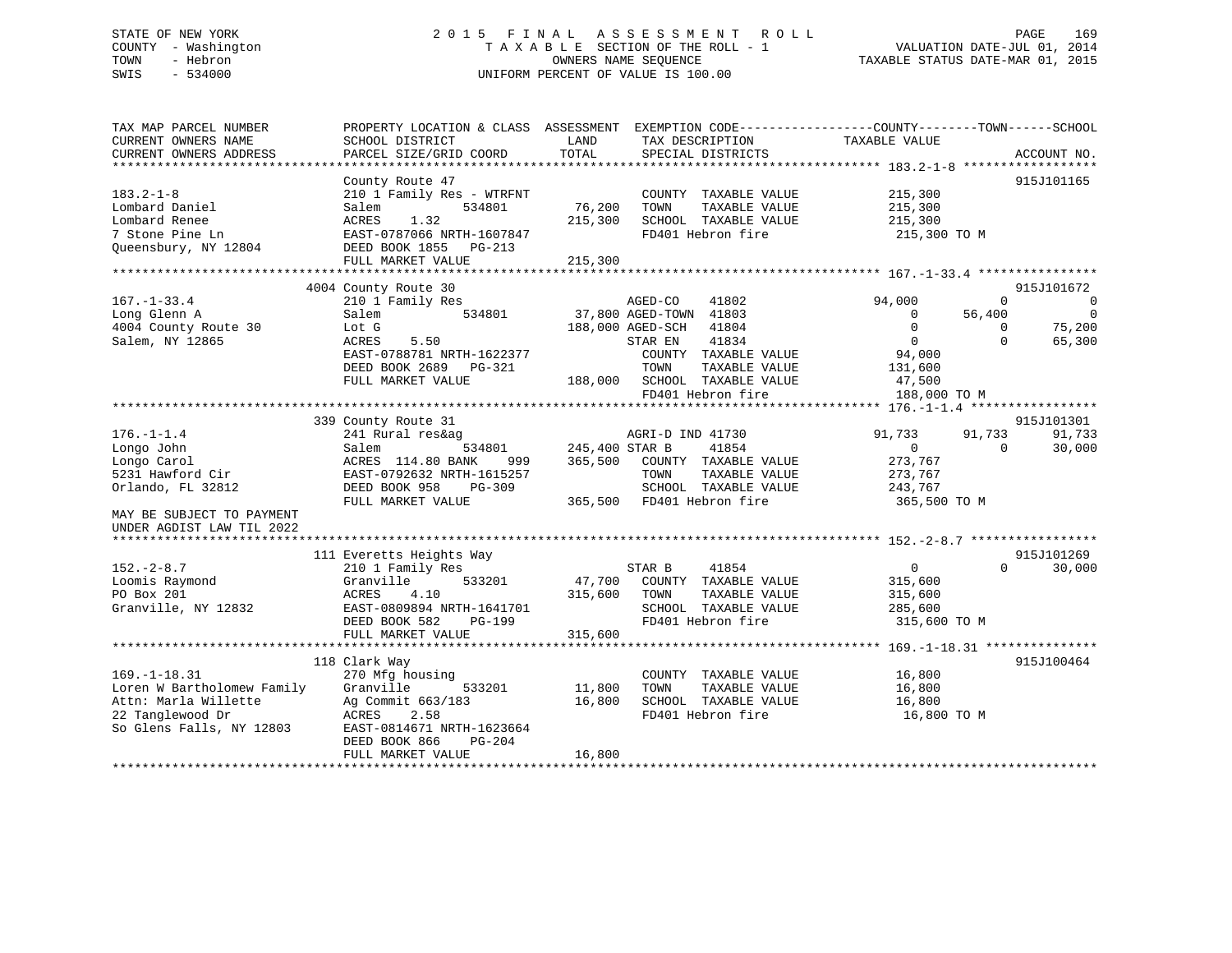STATE OF NEW YORK
COUNTY - Washington
TOWN - Hebron
SWIS - 534000

2015 FINAL ASSESSMENT ROLL
TAXABLE SECTION OF THE ROLL - 1
OWNERS NAME SEQUENCE
UNIFORM PERCENT OF VALUE IS 100.00

VALUATION DATE-JUL 01, 2014
TAXABLE STATUS DATE-MAR 01, 2015

```
TAX MAP PARCEL NUMBER          PROPERTY LOCATION & CLASS  ASSESSMENT  EXEMPTION CODE-----------------COUNTY--------TOWN------SCHOOL
CURRENT OWNERS NAME            SCHOOL DISTRICT               LAND      TAX DESCRIPTION            TAXABLE VALUE
CURRENT OWNERS ADDRESS         PARCEL SIZE/GRID COORD        TOTAL     SPECIAL DISTRICTS                                    ACCOUNT NO.
******************************************************************************************************* 183.2-1-8 ******************
                               County Route 47                                                                        915J101165
183.2-1-8                      210 1 Family Res - WTRFNT             COUNTY  TAXABLE VALUE            215,300
Lombard Daniel                 Salem          534801       76,200    TOWN    TAXABLE VALUE            215,300
Lombard Renee                  ACRES    1.32              215,300    SCHOOL  TAXABLE VALUE            215,300
7 Stone Pine Ln                EAST-0787066 NRTH-1607847             FD401 Hebron fire                 215,300 TO M
Queensbury, NY 12804           DEED BOOK 1855   PG-213
                               FULL MARKET VALUE          215,300
******************************************************************************************************* 167.-1-33.4 ****************
                             4004 County Route 30                                                                     915J101672
167.-1-33.4                    210 1 Family Res                      AGED-CO     41802             94,000          0            0
Long Glenn A                   Salem          534801       37,800 AGED-TOWN  41803                  0     56,400            0
4004 County Route 30           Lot G                      188,000 AGED-SCH   41804                  0          0       75,200
Salem, NY 12865                ACRES    5.50                         STAR EN     41834                  0          0       65,300
                               EAST-0788781 NRTH-1622377             COUNTY  TAXABLE VALUE             94,000
                               DEED BOOK 2689   PG-321               TOWN    TAXABLE VALUE            131,600
                               FULL MARKET VALUE          188,000    SCHOOL  TAXABLE VALUE             47,500
                                                                     FD401 Hebron fire                 188,000 TO M
******************************************************************************************************* 176.-1-1.4 *****************
                             339 County Route 31                                                                      915J101301
176.-1-1.4                     241 Rural res&ag                      AGRI-D IND 41730                  91,733     91,733       91,733
Longo John                     Salem          534801      245,400 STAR B     41854                      0          0       30,000
Longo Carol                    ACRES  114.80 BANK    999  365,500    COUNTY  TAXABLE VALUE            273,767
5231 Hawford Cir               EAST-0792632 NRTH-1615257             TOWN    TAXABLE VALUE            273,767
Orlando, FL 32812              DEED BOOK 958    PG-309               SCHOOL  TAXABLE VALUE            243,767
                               FULL MARKET VALUE          365,500    FD401 Hebron fire                 365,500 TO M
MAY BE SUBJECT TO PAYMENT
UNDER AGDIST LAW TIL 2022
******************************************************************************************************* 152.-2-8.7 *****************
                             111 Everetts Heights Way                                                                 915J101269
152.-2-8.7                     210 1 Family Res                      STAR B      41854                  0          0       30,000
Loomis Raymond                 Granville      533201       47,700    COUNTY  TAXABLE VALUE            315,600
PO Box 201                     ACRES    4.10              315,600    TOWN    TAXABLE VALUE            315,600
Granville, NY 12832            EAST-0809894 NRTH-1641701             SCHOOL  TAXABLE VALUE            285,600
                               DEED BOOK 582    PG-199               FD401 Hebron fire                 315,600 TO M
                               FULL MARKET VALUE          315,600
******************************************************************************************************* 169.-1-18.31 ***************
                             118 Clark Way                                                                            915J100464
169.-1-18.31                   270 Mfg housing                       COUNTY  TAXABLE VALUE             16,800
Loren W Bartholomew Family     Granville      533201       11,800    TOWN    TAXABLE VALUE             16,800
Attn: Marla Willette           Ag Commit 663/183           16,800    SCHOOL  TAXABLE VALUE             16,800
22 Tanglewood Dr               ACRES    2.58                         FD401 Hebron fire                  16,800 TO M
So Glens Falls, NY 12803       EAST-0814671 NRTH-1623664
                               DEED BOOK 866    PG-204
                               FULL MARKET VALUE           16,800
************************************************************************************************************************************
```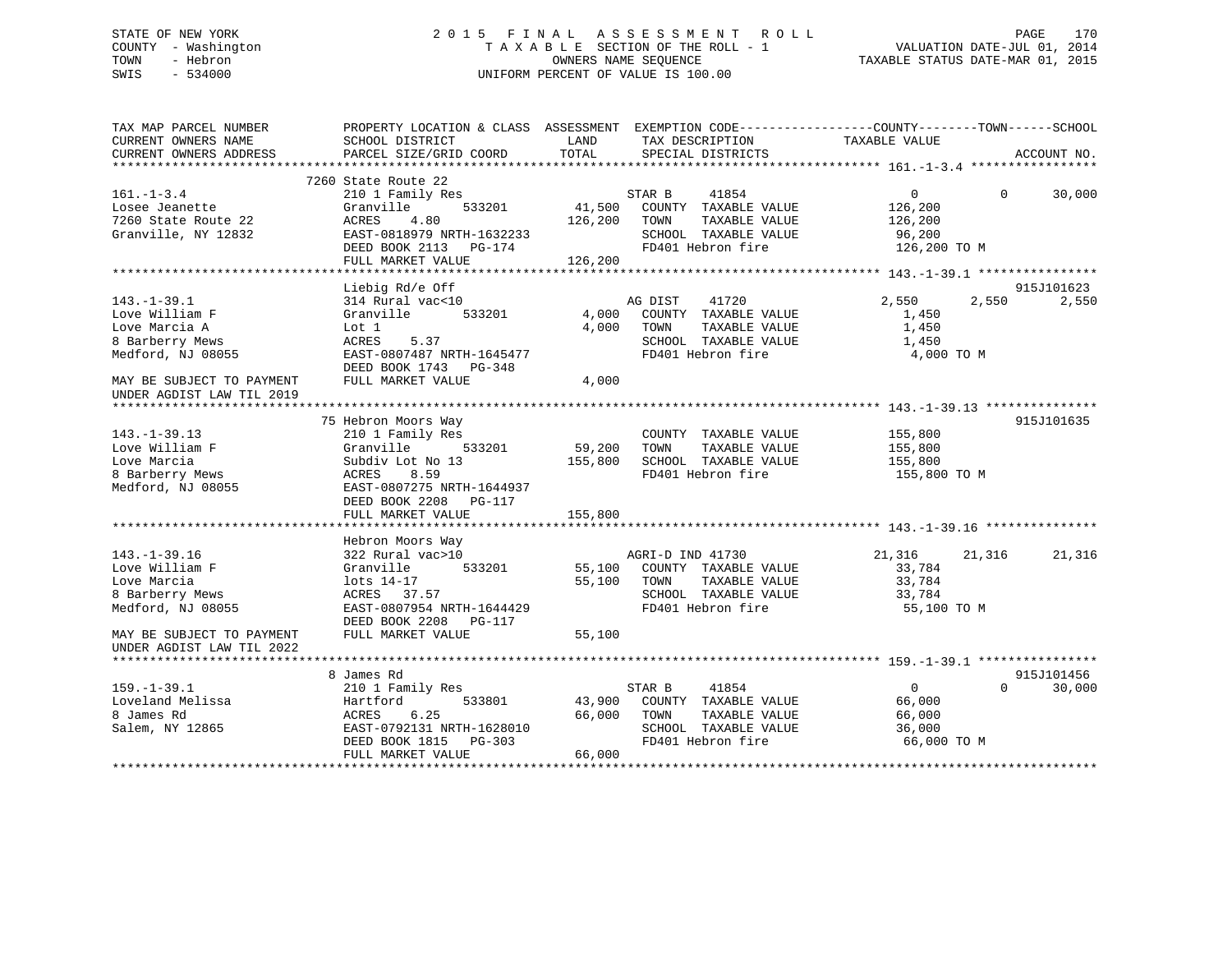STATE OF NEW YORK　　　　　　2 0 1 5　F I N A L　A S S E S S M E N T　R O L L
COUNTY - Washington　　　　　T A X A B L E SECTION OF THE ROLL - 1　　　VALUATION DATE-JUL 01, 2014
TOWN - Hebron　　　　　　　　OWNERS NAME SEQUENCE　　　　TAXABLE STATUS DATE-MAR 01, 2015
SWIS - 534000　　　　　　　　UNIFORM PERCENT OF VALUE IS 100.00

```
TAX MAP PARCEL NUMBER          PROPERTY LOCATION & CLASS  ASSESSMENT  EXEMPTION CODE-----------------COUNTY--------TOWN------SCHOOL
CURRENT OWNERS NAME            SCHOOL DISTRICT              LAND      TAX DESCRIPTION              TAXABLE VALUE
CURRENT OWNERS ADDRESS         PARCEL SIZE/GRID COORD       TOTAL     SPECIAL DISTRICTS                                   ACCOUNT NO.
*********************************************************************************************************** 161.-1-3.4 *****************
                       7260 State Route 22
161.-1-3.4             210 1 Family Res               STAR B      41854                    0          0     30,000
Losee Jeanette         Granville      533201   41,500   COUNTY  TAXABLE VALUE          126,200
7260 State Route 22    ACRES    4.80          126,200   TOWN    TAXABLE VALUE          126,200
Granville, NY 12832    EAST-0818979 NRTH-1632233          SCHOOL  TAXABLE VALUE           96,200
                       DEED BOOK 2113   PG-174            FD401 Hebron fire              126,200 TO M
                       FULL MARKET VALUE              126,200
*********************************************************************************************************** 143.-1-39.1 ****************
                       Liebig Rd/e Off                                                                      915J101623
143.-1-39.1            314 Rural vac<10               AG DIST     41720                2,550      2,550      2,550
Love William F         Granville      533201    4,000   COUNTY  TAXABLE VALUE            1,450
Love Marcia A          Lot 1                      4,000   TOWN    TAXABLE VALUE            1,450
8 Barberry Mews        ACRES    5.37                      SCHOOL  TAXABLE VALUE            1,450
Medford, NJ 08055      EAST-0807487 NRTH-1645477          FD401 Hebron fire                4,000 TO M
                       DEED BOOK 1743   PG-348
MAY BE SUBJECT TO PAYMENT FULL MARKET VALUE             4,000
UNDER AGDIST LAW TIL 2019
*********************************************************************************************************** 143.-1-39.13 ***************
                       75 Hebron Moors Way                                                                  915J101635
143.-1-39.13           210 1 Family Res                        COUNTY  TAXABLE VALUE          155,800
Love William F         Granville      533201   59,200   TOWN    TAXABLE VALUE          155,800
Love Marcia            Subdiv Lot No 13          155,800   SCHOOL  TAXABLE VALUE          155,800
8 Barberry Mews        ACRES    8.59                      FD401 Hebron fire              155,800 TO M
Medford, NJ 08055      EAST-0807275 NRTH-1644937
                       DEED BOOK 2208   PG-117
                       FULL MARKET VALUE              155,800
*********************************************************************************************************** 143.-1-39.16 ***************
                       Hebron Moors Way
143.-1-39.16           322 Rural vac>10               AGRI-D IND 41730               21,316     21,316     21,316
Love William F         Granville      533201   55,100   COUNTY  TAXABLE VALUE           33,784
Love Marcia            lots 14-17                55,100   TOWN    TAXABLE VALUE           33,784
8 Barberry Mews        ACRES   37.57                      SCHOOL  TAXABLE VALUE           33,784
Medford, NJ 08055      EAST-0807954 NRTH-1644429          FD401 Hebron fire               55,100 TO M
                       DEED BOOK 2208   PG-117
MAY BE SUBJECT TO PAYMENT FULL MARKET VALUE            55,100
UNDER AGDIST LAW TIL 2022
*********************************************************************************************************** 159.-1-39.1 ****************
                       8 James Rd                                                                           915J101456
159.-1-39.1            210 1 Family Res               STAR B      41854                    0          0     30,000
Loveland Melissa       Hartford       533801   43,900   COUNTY  TAXABLE VALUE           66,000
8 James Rd             ACRES    6.25           66,000   TOWN    TAXABLE VALUE           66,000
Salem, NY 12865        EAST-0792131 NRTH-1628010          SCHOOL  TAXABLE VALUE           36,000
                       DEED BOOK 1815   PG-303            FD401 Hebron fire               66,000 TO M
                       FULL MARKET VALUE               66,000
***************************************************************************************************************************************
```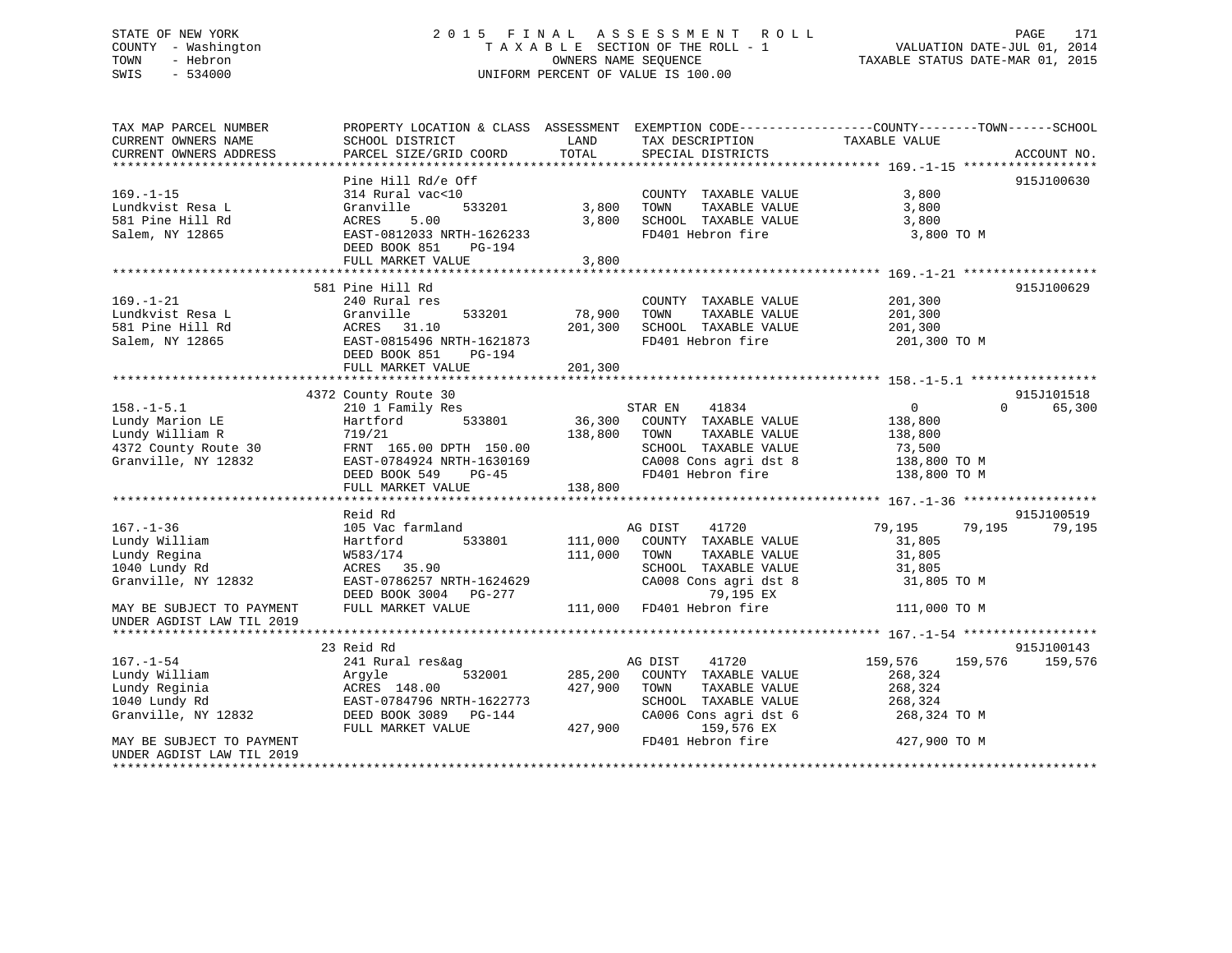STATE OF NEW YORK
COUNTY - Washington
TOWN - Hebron
SWIS - 534000

2 0 1 5 F I N A L A S S E S S M E N T R O L L
T A X A B L E SECTION OF THE ROLL - 1
OWNERS NAME SEQUENCE
UNIFORM PERCENT OF VALUE IS 100.00

VALUATION DATE-JUL 01, 2014
TAXABLE STATUS DATE-MAR 01, 2015

```
TAX MAP PARCEL NUMBER          PROPERTY LOCATION & CLASS  ASSESSMENT  EXEMPTION CODE------------------COUNTY--------TOWN------SCHOOL
CURRENT OWNERS NAME            SCHOOL DISTRICT               LAND      TAX DESCRIPTION              TAXABLE VALUE
CURRENT OWNERS ADDRESS         PARCEL SIZE/GRID COORD        TOTAL     SPECIAL DISTRICTS                                       ACCOUNT NO.
******************************************************************************************************* 169.-1-15 ******************
                               Pine Hill Rd/e Off                                                                           915J100630
169.-1-15                      314 Rural vac<10                        COUNTY  TAXABLE VALUE             3,800
Lundkvist Resa L               Granville        533201        3,800    TOWN    TAXABLE VALUE             3,800
581 Pine Hill Rd               ACRES    5.00                  3,800    SCHOOL  TAXABLE VALUE             3,800
Salem, NY 12865                EAST-0812033 NRTH-1626233               FD401 Hebron fire                  3,800 TO M
                               DEED BOOK 851    PG-194
                               FULL MARKET VALUE              3,800
******************************************************************************************************* 169.-1-21 ******************
                               581 Pine Hill Rd                                                                             915J100629
169.-1-21                      240 Rural res                           COUNTY  TAXABLE VALUE           201,300
Lundkvist Resa L               Granville        533201       78,900    TOWN    TAXABLE VALUE           201,300
581 Pine Hill Rd               ACRES   31.10                201,300    SCHOOL  TAXABLE VALUE           201,300
Salem, NY 12865                EAST-0815496 NRTH-1621873               FD401 Hebron fire                201,300 TO M
                               DEED BOOK 851    PG-194
                               FULL MARKET VALUE            201,300
******************************************************************************************************* 158.-1-5.1 *****************
                               4372 County Route 30                                                                         915J101518
158.-1-5.1                     210 1 Family Res                        STAR EN    41834                  0             0     65,300
Lundy Marion LE                Hartford         533801       36,300    COUNTY  TAXABLE VALUE           138,800
Lundy William R                719/21                       138,800    TOWN    TAXABLE VALUE           138,800
4372 County Route 30           FRNT 165.00 DPTH 150.00                 SCHOOL  TAXABLE VALUE            73,500
Granville, NY 12832            EAST-0784924 NRTH-1630169               CA008 Cons agri dst 8            138,800 TO M
                               DEED BOOK 549    PG-45                  FD401 Hebron fire                138,800 TO M
                               FULL MARKET VALUE            138,800
******************************************************************************************************* 167.-1-36 ******************
                               Reid Rd                                                                                      915J100519
167.-1-36                      105 Vac farmland                        AG DIST    41720             79,195        79,195     79,195
Lundy William                  Hartford         533801      111,000    COUNTY  TAXABLE VALUE            31,805
Lundy Regina                   W583/174                     111,000    TOWN    TAXABLE VALUE            31,805
1040 Lundy Rd                  ACRES   35.90                           SCHOOL  TAXABLE VALUE            31,805
Granville, NY 12832            EAST-0786257 NRTH-1624629               CA008 Cons agri dst 8             31,805 TO M
                               DEED BOOK 3004   PG-277                       79,195 EX
MAY BE SUBJECT TO PAYMENT      FULL MARKET VALUE            111,000    FD401 Hebron fire                111,000 TO M
UNDER AGDIST LAW TIL 2019
******************************************************************************************************* 167.-1-54 ******************
                               23 Reid Rd                                                                                   915J100143
167.-1-54                      241 Rural res&ag                        AG DIST    41720            159,576       159,576    159,576
Lundy William                  Argyle           532001      285,200    COUNTY  TAXABLE VALUE           268,324
Lundy Reginia                  ACRES  148.00                427,900    TOWN    TAXABLE VALUE           268,324
1040 Lundy Rd                  EAST-0784796 NRTH-1622773               SCHOOL  TAXABLE VALUE           268,324
Granville, NY 12832            DEED BOOK 3089   PG-144                 CA006 Cons agri dst 6            268,324 TO M
                               FULL MARKET VALUE            427,900         159,576 EX
MAY BE SUBJECT TO PAYMENT                                              FD401 Hebron fire                427,900 TO M
UNDER AGDIST LAW TIL 2019
************************************************************************************************************************************
```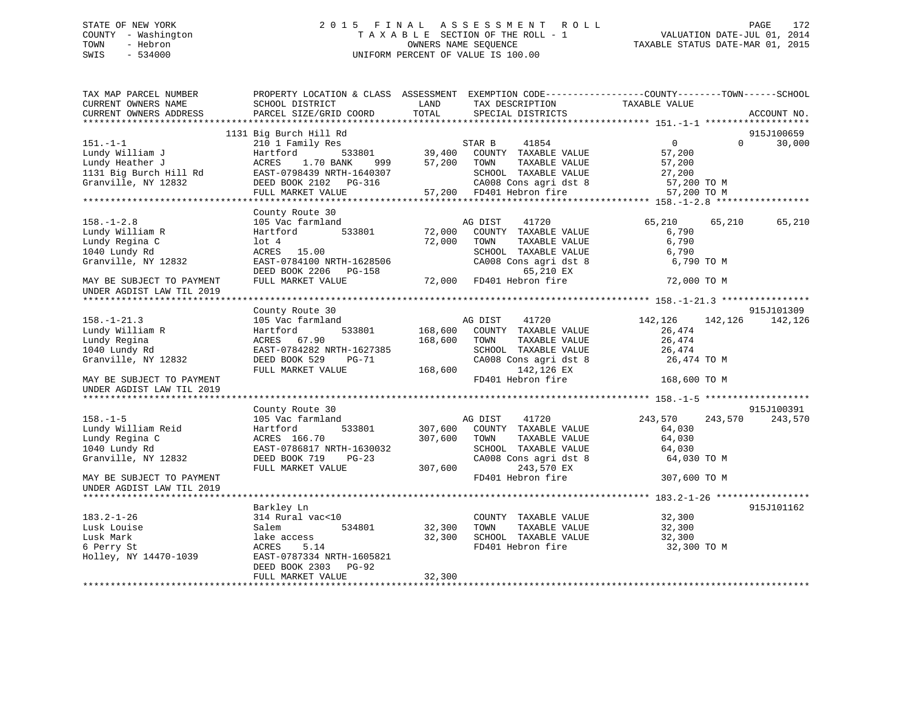STATE OF NEW YORK
COUNTY - Washington
TOWN - Hebron
SWIS - 534000

# 2015 FINAL ASSESSMENT ROLL

TAXABLE SECTION OF THE ROLL - 1
OWNERS NAME SEQUENCE
UNIFORM PERCENT OF VALUE IS 100.00

VALUATION DATE-JUL 01, 2014
TAXABLE STATUS DATE-MAR 01, 2015

```
TAX MAP PARCEL NUMBER          PROPERTY LOCATION & CLASS  ASSESSMENT  EXEMPTION CODE------------------COUNTY--------TOWN------SCHOOL
CURRENT OWNERS NAME            SCHOOL DISTRICT               LAND      TAX DESCRIPTION              TAXABLE VALUE
CURRENT OWNERS ADDRESS         PARCEL SIZE/GRID COORD       TOTAL      SPECIAL DISTRICTS                                    ACCOUNT NO.
******************************************************************************************************* 151.-1-1 *******************
                               1131 Big Burch Hill Rd                                                                     915J100659
151.-1-1                       210 1 Family Res                        STAR B     41854                0          0        30,000
Lundy William J                Hartford          533801      39,400    COUNTY  TAXABLE VALUE          57,200
Lundy Heather J                ACRES    1.70 BANK    999     57,200    TOWN    TAXABLE VALUE          57,200
1131 Big Burch Hill Rd         EAST-0798439 NRTH-1640307               SCHOOL  TAXABLE VALUE          27,200
Granville, NY 12832            DEED BOOK 2102   PG-316                 CA008 Cons agri dst 8           57,200 TO M
                               FULL MARKET VALUE            57,200     FD401 Hebron fire               57,200 TO M
******************************************************************************************************* 158.-1-2.8 *****************
                               County Route 30
158.-1-2.8                     105 Vac farmland                        AG DIST    41720           65,210     65,210      65,210
Lundy William R                Hartford          533801      72,000    COUNTY  TAXABLE VALUE           6,790
Lundy Regina C                 lot 4                         72,000    TOWN    TAXABLE VALUE           6,790
1040 Lundy Rd                  ACRES   15.00                           SCHOOL  TAXABLE VALUE           6,790
Granville, NY 12832            EAST-0784100 NRTH-1628506               CA008 Cons agri dst 8            6,790 TO M
                               DEED BOOK 2206   PG-158                          65,210 EX
MAY BE SUBJECT TO PAYMENT      FULL MARKET VALUE            72,000     FD401 Hebron fire               72,000 TO M
UNDER AGDIST LAW TIL 2019
******************************************************************************************************* 158.-1-21.3 ****************
                               County Route 30                                                                            915J101309
158.-1-21.3                    105 Vac farmland                        AG DIST    41720          142,126    142,126     142,126
Lundy William R                Hartford          533801     168,600    COUNTY  TAXABLE VALUE          26,474
Lundy Regina                   ACRES   67.90                168,600    TOWN    TAXABLE VALUE          26,474
1040 Lundy Rd                  EAST-0784282 NRTH-1627385               SCHOOL  TAXABLE VALUE          26,474
Granville, NY 12832            DEED BOOK 529    PG-71                  CA008 Cons agri dst 8           26,474 TO M
                               FULL MARKET VALUE           168,600             142,126 EX
MAY BE SUBJECT TO PAYMENT                                              FD401 Hebron fire              168,600 TO M
UNDER AGDIST LAW TIL 2019
******************************************************************************************************* 158.-1-5 *******************
                               County Route 30                                                                            915J100391
158.-1-5                       105 Vac farmland                        AG DIST    41720          243,570    243,570     243,570
Lundy William Reid             Hartford          533801     307,600    COUNTY  TAXABLE VALUE          64,030
Lundy Regina C                 ACRES  166.70                307,600    TOWN    TAXABLE VALUE          64,030
1040 Lundy Rd                  EAST-0786817 NRTH-1630032               SCHOOL  TAXABLE VALUE          64,030
Granville, NY 12832            DEED BOOK 719    PG-23                  CA008 Cons agri dst 8           64,030 TO M
                               FULL MARKET VALUE           307,600             243,570 EX
MAY BE SUBJECT TO PAYMENT                                              FD401 Hebron fire              307,600 TO M
UNDER AGDIST LAW TIL 2019
******************************************************************************************************* 183.2-1-26 *****************
                               Barkley Ln                                                                                 915J101162
183.2-1-26                     314 Rural vac<10                        COUNTY  TAXABLE VALUE          32,300
Lusk Louise                    Salem             534801      32,300    TOWN    TAXABLE VALUE          32,300
Lusk Mark                      lake access                   32,300    SCHOOL  TAXABLE VALUE          32,300
6 Perry St                     ACRES    5.14                           FD401 Hebron fire               32,300 TO M
Holley, NY 14470-1039          EAST-0787334 NRTH-1605821
                               DEED BOOK 2303   PG-92
                               FULL MARKET VALUE            32,300
************************************************************************************************************************************
```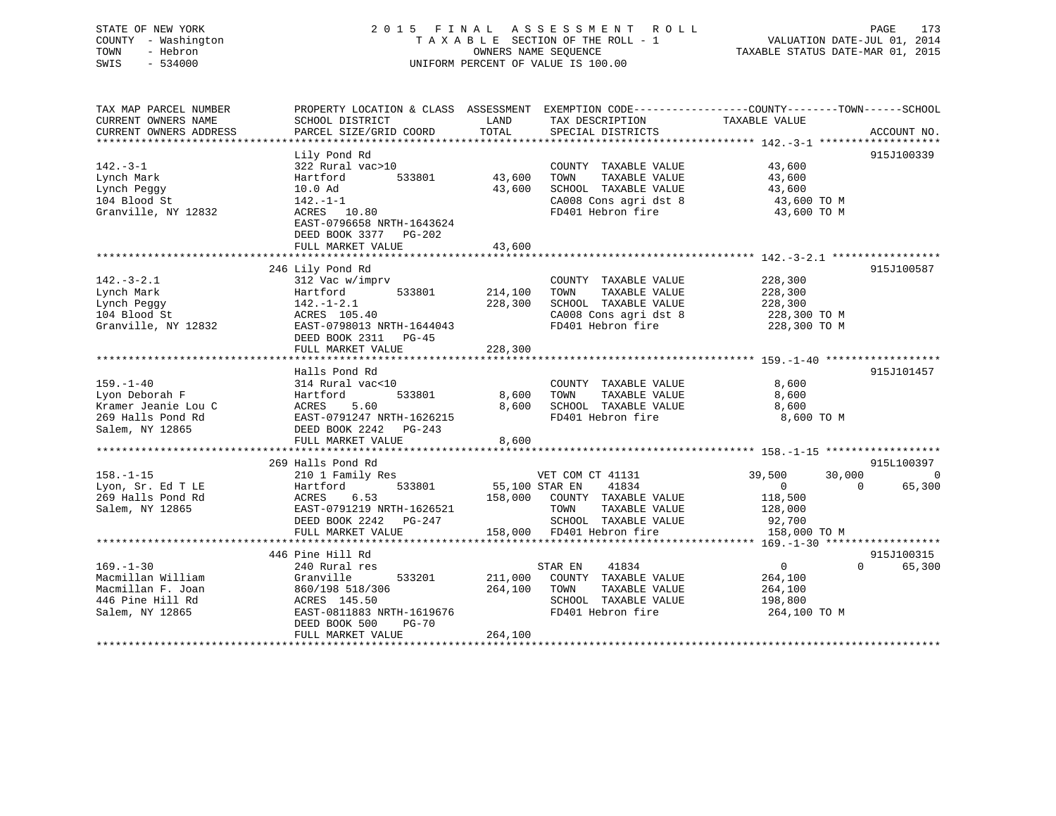STATE OF NEW YORK
COUNTY - Washington
TOWN - Hebron
SWIS - 534000

2015 FINAL ASSESSMENT ROLL
TAXABLE SECTION OF THE ROLL - 1
OWNERS NAME SEQUENCE
UNIFORM PERCENT OF VALUE IS 100.00

VALUATION DATE-JUL 01, 2014
TAXABLE STATUS DATE-MAR 01, 2015

```
TAX MAP PARCEL NUMBER          PROPERTY LOCATION & CLASS  ASSESSMENT  EXEMPTION CODE------------------COUNTY--------TOWN------SCHOOL
CURRENT OWNERS NAME            SCHOOL DISTRICT               LAND      TAX DESCRIPTION            TAXABLE VALUE
CURRENT OWNERS ADDRESS         PARCEL SIZE/GRID COORD        TOTAL     SPECIAL DISTRICTS                                    ACCOUNT NO.
******************************************************************************************************* 142.-3-1 *******************
                               Lily Pond Rd                                                                               915J100339
142.-3-1                       322 Rural vac>10                        COUNTY  TAXABLE VALUE            43,600
Lynch Mark                     Hartford        533801       43,600     TOWN    TAXABLE VALUE            43,600
Lynch Peggy                    10.0 Ad                      43,600     SCHOOL  TAXABLE VALUE            43,600
104 Blood St                   142.-1-1                                CA008 Cons agri dst 8             43,600 TO M
Granville, NY 12832            ACRES  10.80                            FD401 Hebron fire                 43,600 TO M
                               EAST-0796658 NRTH-1643624
                               DEED BOOK 3377   PG-202
                               FULL MARKET VALUE            43,600
******************************************************************************************************* 142.-3-2.1 *****************
                               246 Lily Pond Rd                                                                           915J100587
142.-3-2.1                     312 Vac w/imprv                         COUNTY  TAXABLE VALUE           228,300
Lynch Mark                     Hartford        533801      214,100     TOWN    TAXABLE VALUE           228,300
Lynch Peggy                    142.-1-2.1                  228,300     SCHOOL  TAXABLE VALUE           228,300
104 Blood St                   ACRES 105.40                            CA008 Cons agri dst 8            228,300 TO M
Granville, NY 12832            EAST-0798013 NRTH-1644043               FD401 Hebron fire                228,300 TO M
                               DEED BOOK 2311   PG-45
                               FULL MARKET VALUE           228,300
******************************************************************************************************* 159.-1-40 ******************
                               Halls Pond Rd                                                                              915J101457
159.-1-40                      314 Rural vac<10                        COUNTY  TAXABLE VALUE             8,600
Lyon Deborah F                 Hartford        533801        8,600     TOWN    TAXABLE VALUE             8,600
Kramer Jeanie Lou C            ACRES    5.60                 8,600     SCHOOL  TAXABLE VALUE             8,600
269 Halls Pond Rd              EAST-0791247 NRTH-1626215               FD401 Hebron fire                  8,600 TO M
Salem, NY 12865                DEED BOOK 2242   PG-243
                               FULL MARKET VALUE             8,600
******************************************************************************************************* 158.-1-15 ******************
                               269 Halls Pond Rd                                                                          915L100397
158.-1-15                      210 1 Family Res                  VET COM CT 41131                  39,500       30,000            0
Lyon, Sr. Ed T LE              Hartford        533801       55,100 STAR EN    41834                     0            0       65,300
269 Halls Pond Rd              ACRES    6.53               158,000     COUNTY  TAXABLE VALUE           118,500
Salem, NY 12865                EAST-0791219 NRTH-1626521               TOWN    TAXABLE VALUE           128,000
                               DEED BOOK 2242   PG-247                 SCHOOL  TAXABLE VALUE            92,700
                               FULL MARKET VALUE           158,000     FD401 Hebron fire                158,000 TO M
******************************************************************************************************* 169.-1-30 ******************
                               446 Pine Hill Rd                                                                           915J100315
169.-1-30                      240 Rural res                           STAR EN    41834                     0            0       65,300
Macmillan William              Granville       533201      211,000     COUNTY  TAXABLE VALUE           264,100
Macmillan F. Joan              860/198 518/306             264,100     TOWN    TAXABLE VALUE           264,100
446 Pine Hill Rd               ACRES 145.50                            SCHOOL  TAXABLE VALUE           198,800
Salem, NY 12865                EAST-0811883 NRTH-1619676               FD401 Hebron fire                264,100 TO M
                               DEED BOOK 500    PG-70
                               FULL MARKET VALUE           264,100
************************************************************************************************************************************
```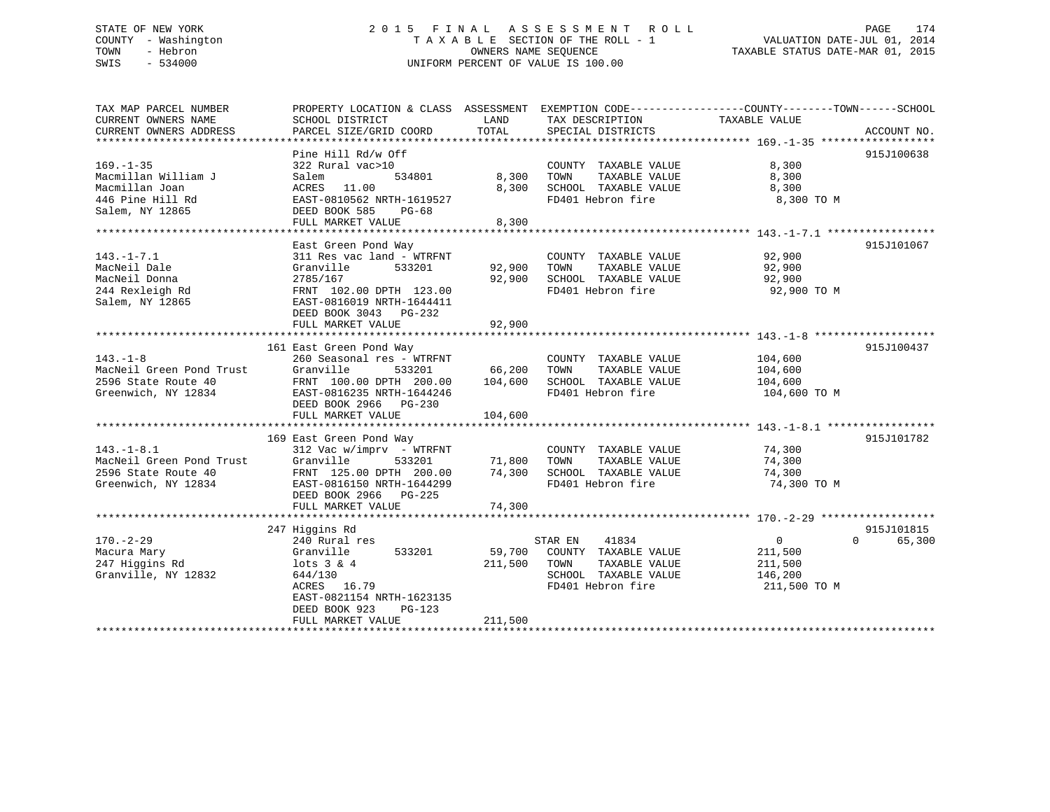STATE OF NEW YORK
COUNTY - Washington
TOWN - Hebron
SWIS - 534000

# 2015 FINAL ASSESSMENT ROLL

TAXABLE SECTION OF THE ROLL - 1
OWNERS NAME SEQUENCE
UNIFORM PERCENT OF VALUE IS 100.00

VALUATION DATE-JUL 01, 2014
TAXABLE STATUS DATE-MAR 01, 2015

| TAX MAP PARCEL NUMBER / CURRENT OWNERS NAME / CURRENT OWNERS ADDRESS | PROPERTY LOCATION & CLASS / SCHOOL DISTRICT / PARCEL SIZE/GRID COORD | ASSESSMENT LAND | TOTAL | EXEMPTION CODE / TAX DESCRIPTION / SPECIAL DISTRICTS | COUNTY | TOWN | SCHOOL | TAXABLE VALUE | ACCOUNT NO. |
|---|---|---|---|---|---|---|---|---|---|
| **169.-1-35** | Pine Hill Rd/w Off | | | | | | | | 915J100638 |
| 169.-1-35 | 322 Rural vac>10 | | | COUNTY TAXABLE VALUE | | | | 8,300 | |
| Macmillan William J | Salem 534801 | 8,300 | | TOWN TAXABLE VALUE | | | | 8,300 | |
| Macmillan Joan | ACRES 11.00 | | 8,300 | SCHOOL TAXABLE VALUE | | | | 8,300 | |
| 446 Pine Hill Rd | EAST-0810562 NRTH-1619527 | | | FD401 Hebron fire | | | | 8,300 TO M | |
| Salem, NY 12865 | DEED BOOK 585 PG-68 | | | | | | | | |
| | FULL MARKET VALUE | | 8,300 | | | | | | |
| **143.-1-7.1** | East Green Pond Way | | | | | | | | 915J101067 |
| 143.-1-7.1 | 311 Res vac land - WTRFNT | | | COUNTY TAXABLE VALUE | | | | 92,900 | |
| MacNeil Dale | Granville 533201 | 92,900 | | TOWN TAXABLE VALUE | | | | 92,900 | |
| MacNeil Donna | 2785/167 | | 92,900 | SCHOOL TAXABLE VALUE | | | | 92,900 | |
| 244 Rexleigh Rd | FRNT 102.00 DPTH 123.00 | | | FD401 Hebron fire | | | | 92,900 TO M | |
| Salem, NY 12865 | EAST-0816019 NRTH-1644411 | | | | | | | | |
| | DEED BOOK 3043 PG-232 | | | | | | | | |
| | FULL MARKET VALUE | | 92,900 | | | | | | |
| **143.-1-8** | 161 East Green Pond Way | | | | | | | | 915J100437 |
| 143.-1-8 | 260 Seasonal res - WTRFNT | | | COUNTY TAXABLE VALUE | | | | 104,600 | |
| MacNeil Green Pond Trust | Granville 533201 | 66,200 | | TOWN TAXABLE VALUE | | | | 104,600 | |
| 2596 State Route 40 | FRNT 100.00 DPTH 200.00 | | 104,600 | SCHOOL TAXABLE VALUE | | | | 104,600 | |
| Greenwich, NY 12834 | EAST-0816235 NRTH-1644246 | | | FD401 Hebron fire | | | | 104,600 TO M | |
| | DEED BOOK 2966 PG-230 | | | | | | | | |
| | FULL MARKET VALUE | | 104,600 | | | | | | |
| **143.-1-8.1** | 169 East Green Pond Way | | | | | | | | 915J101782 |
| 143.-1-8.1 | 312 Vac w/imprv - WTRFNT | | | COUNTY TAXABLE VALUE | | | | 74,300 | |
| MacNeil Green Pond Trust | Granville 533201 | 71,800 | | TOWN TAXABLE VALUE | | | | 74,300 | |
| 2596 State Route 40 | FRNT 125.00 DPTH 200.00 | | 74,300 | SCHOOL TAXABLE VALUE | | | | 74,300 | |
| Greenwich, NY 12834 | EAST-0816150 NRTH-1644299 | | | FD401 Hebron fire | | | | 74,300 TO M | |
| | DEED BOOK 2966 PG-225 | | | | | | | | |
| | FULL MARKET VALUE | | 74,300 | | | | | | |
| **170.-2-29** | 247 Higgins Rd | | | | | | | | 915J101815 |
| 170.-2-29 | 240 Rural res | | | STAR EN 41834 | 0 | 0 | 65,300 | | |
| Macura Mary | Granville 533201 | 59,700 | | COUNTY TAXABLE VALUE | | | | 211,500 | |
| 247 Higgins Rd | lots 3 & 4 | | 211,500 | TOWN TAXABLE VALUE | | | | 211,500 | |
| Granville, NY 12832 | 644/130 | | | SCHOOL TAXABLE VALUE | | | | 146,200 | |
| | ACRES 16.79 | | | FD401 Hebron fire | | | | 211,500 TO M | |
| | EAST-0821154 NRTH-1623135 | | | | | | | | |
| | DEED BOOK 923 PG-123 | | | | | | | | |
| | FULL MARKET VALUE | | 211,500 | | | | | | |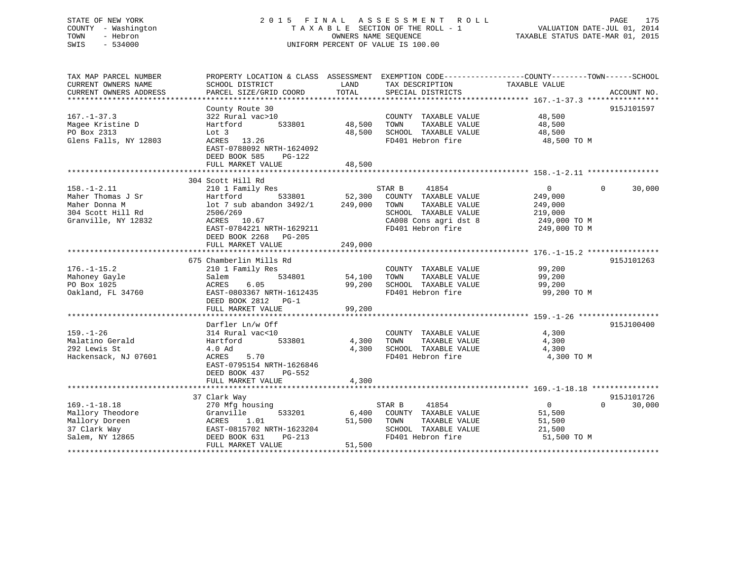STATE OF NEW YORK
COUNTY - Washington
TOWN - Hebron
SWIS - 534000

2015 FINAL ASSESSMENT ROLL
TAXABLE SECTION OF THE ROLL - 1
OWNERS NAME SEQUENCE
UNIFORM PERCENT OF VALUE IS 100.00

VALUATION DATE-JUL 01, 2014
TAXABLE STATUS DATE-MAR 01, 2015

| TAX MAP PARCEL NUMBER / CURRENT OWNERS NAME / CURRENT OWNERS ADDRESS | PROPERTY LOCATION & CLASS / SCHOOL DISTRICT / PARCEL SIZE/GRID COORD | ASSESSMENT LAND | TOTAL | EXEMPTION CODE / TAX DESCRIPTION / SPECIAL DISTRICTS | COUNTY | TOWN | SCHOOL TAXABLE VALUE | ACCOUNT NO. |
|---|---|---|---|---|---|---|---|---|
| **167.-1-37.3** | County Route 30 | | | | | | | 915J101597 |
| 167.-1-37.3 | 322 Rural vac>10 | | | COUNTY TAXABLE VALUE | 48,500 | | | |
| Magee Kristine D | Hartford 533801 | 48,500 | | TOWN TAXABLE VALUE | | 48,500 | | |
| PO Box 2313 | Lot 3 | | 48,500 | SCHOOL TAXABLE VALUE | | | 48,500 | |
| Glens Falls, NY 12803 | ACRES 13.26 | | | FD401 Hebron fire | 48,500 TO M | | | |
| | EAST-0788092 NRTH-1624092 | | | | | | | |
| | DEED BOOK 585 PG-122 | | | | | | | |
| | FULL MARKET VALUE | | 48,500 | | | | | |
| **158.-1-2.11** | 304 Scott Hill Rd | | | | | | | |
| 158.-1-2.11 | 210 1 Family Res | | | STAR B 41854 | 0 | 0 | 30,000 | |
| Maher Thomas J Sr | Hartford 533801 | 52,300 | | COUNTY TAXABLE VALUE | 249,000 | | | |
| Maher Donna M | lot 7 sub abandon 3492/1 | | 249,000 | TOWN TAXABLE VALUE | | 249,000 | | |
| 304 Scott Hill Rd | 2506/269 | | | SCHOOL TAXABLE VALUE | | | 219,000 | |
| Granville, NY 12832 | ACRES 10.67 | | | CA008 Cons agri dst 8 | 249,000 TO M | | | |
| | EAST-0784221 NRTH-1629211 | | | FD401 Hebron fire | 249,000 TO M | | | |
| | DEED BOOK 2268 PG-205 | | | | | | | |
| | FULL MARKET VALUE | | 249,000 | | | | | |
| **176.-1-15.2** | 675 Chamberlin Mills Rd | | | | | | | 915J101263 |
| 176.-1-15.2 | 210 1 Family Res | | | COUNTY TAXABLE VALUE | 99,200 | | | |
| Mahoney Gayle | Salem 534801 | 54,100 | | TOWN TAXABLE VALUE | | 99,200 | | |
| PO Box 1025 | ACRES 6.05 | | 99,200 | SCHOOL TAXABLE VALUE | | | 99,200 | |
| Oakland, FL 34760 | EAST-0803367 NRTH-1612435 | | | FD401 Hebron fire | 99,200 TO M | | | |
| | DEED BOOK 2812 PG-1 | | | | | | | |
| | FULL MARKET VALUE | | 99,200 | | | | | |
| **159.-1-26** | Darfler Ln/w Off | | | | | | | 915J100400 |
| 159.-1-26 | 314 Rural vac<10 | | | COUNTY TAXABLE VALUE | 4,300 | | | |
| Malatino Gerald | Hartford 533801 | 4,300 | | TOWN TAXABLE VALUE | | 4,300 | | |
| 292 Lewis St | 4.0 Ad | | 4,300 | SCHOOL TAXABLE VALUE | | | 4,300 | |
| Hackensack, NJ 07601 | ACRES 5.70 | | | FD401 Hebron fire | 4,300 TO M | | | |
| | EAST-0795154 NRTH-1626846 | | | | | | | |
| | DEED BOOK 437 PG-552 | | | | | | | |
| | FULL MARKET VALUE | | 4,300 | | | | | |
| **169.-1-18.18** | 37 Clark Way | | | | | | | 915J101726 |
| 169.-1-18.18 | 270 Mfg housing | | | STAR B 41854 | 0 | 0 | 30,000 | |
| Mallory Theodore | Granville 533201 | 6,400 | | COUNTY TAXABLE VALUE | 51,500 | | | |
| Mallory Doreen | ACRES 1.01 | | 51,500 | TOWN TAXABLE VALUE | | 51,500 | | |
| 37 Clark Way | EAST-0815702 NRTH-1623204 | | | SCHOOL TAXABLE VALUE | | | 21,500 | |
| Salem, NY 12865 | DEED BOOK 631 PG-213 | | | FD401 Hebron fire | 51,500 TO M | | | |
| | FULL MARKET VALUE | | 51,500 | | | | | |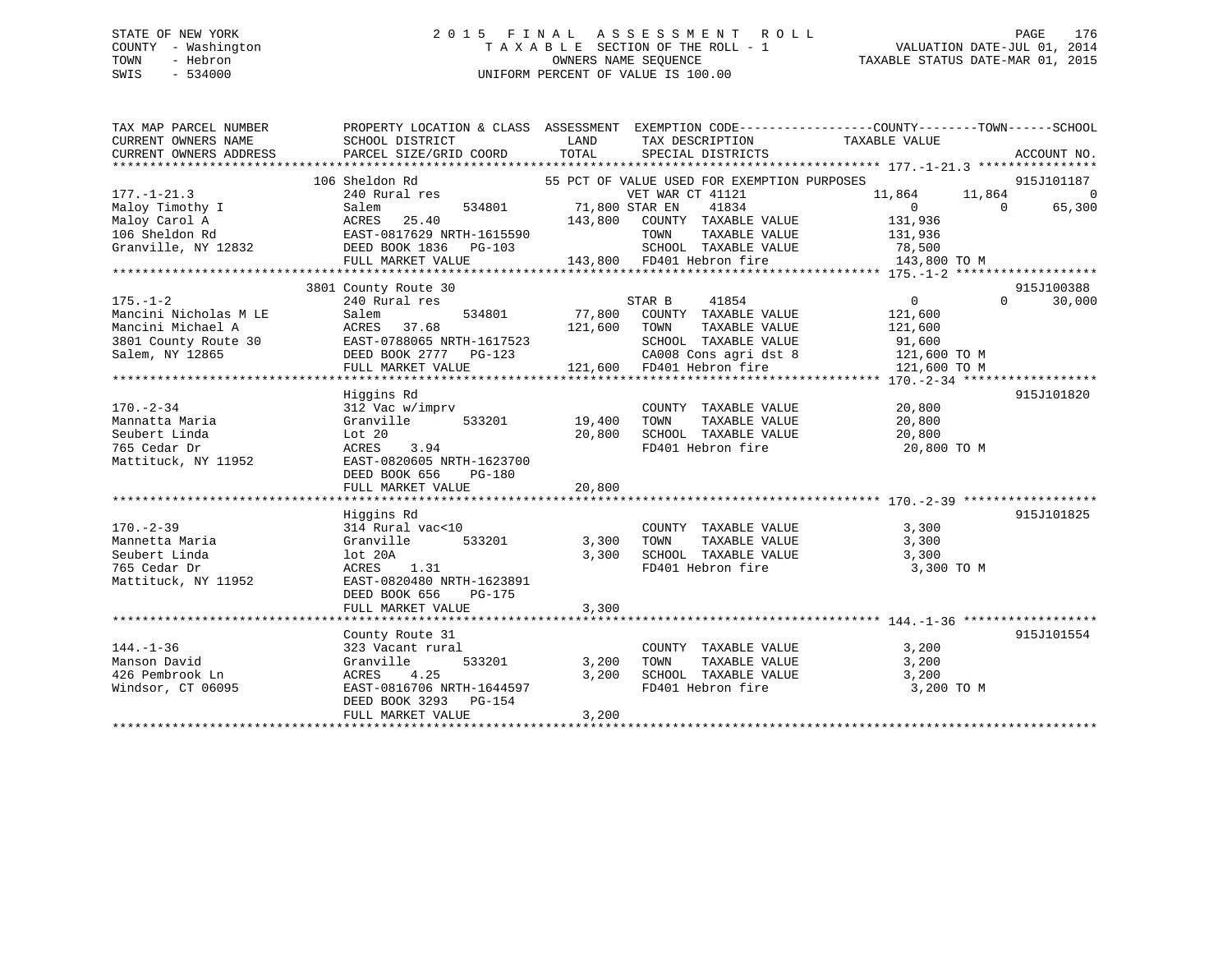STATE OF NEW YORK
COUNTY - Washington
TOWN - Hebron
SWIS - 534000

2015 FINAL ASSESSMENT ROLL
TAXABLE SECTION OF THE ROLL - 1
OWNERS NAME SEQUENCE
UNIFORM PERCENT OF VALUE IS 100.00

VALUATION DATE-JUL 01, 2014
TAXABLE STATUS DATE-MAR 01, 2015

```
TAX MAP PARCEL NUMBER          PROPERTY LOCATION & CLASS  ASSESSMENT  EXEMPTION CODE------------------COUNTY--------TOWN------SCHOOL
CURRENT OWNERS NAME            SCHOOL DISTRICT             LAND       TAX DESCRIPTION             TAXABLE VALUE
CURRENT OWNERS ADDRESS         PARCEL SIZE/GRID COORD      TOTAL      SPECIAL DISTRICTS                                     ACCOUNT NO.
****************************************************************************************************** 177.-1-21.3 ****************
                          106 Sheldon Rd                     55 PCT OF VALUE USED FOR EXEMPTION PURPOSES                  915J101187
177.-1-21.3                    240 Rural res                             VET WAR CT 41121             11,864      11,864          0
Maloy Timothy I                Salem            534801      71,800 STAR EN     41834                      0           0      65,300
Maloy Carol A                  ACRES   25.40               143,800   COUNTY  TAXABLE VALUE           131,936
106 Sheldon Rd                 EAST-0817629 NRTH-1615590              TOWN    TAXABLE VALUE           131,936
Granville, NY 12832            DEED BOOK 1836   PG-103                SCHOOL  TAXABLE VALUE            78,500
                               FULL MARKET VALUE           143,800   FD401 Hebron fire               143,800 TO M
****************************************************************************************************** 175.-1-2 *******************
                          3801 County Route 30                                                                           915J100388
175.-1-2                       240 Rural res                             STAR B      41854                      0           0      30,000
Mancini Nicholas M LE          Salem            534801      77,800   COUNTY  TAXABLE VALUE           121,600
Mancini Michael A              ACRES   37.68               121,600   TOWN    TAXABLE VALUE           121,600
3801 County Route 30           EAST-0788065 NRTH-1617523              SCHOOL  TAXABLE VALUE            91,600
Salem, NY 12865                DEED BOOK 2777   PG-123                CA008 Cons agri dst 8           121,600 TO M
                               FULL MARKET VALUE           121,600   FD401 Hebron fire               121,600 TO M
****************************************************************************************************** 170.-2-34 ******************
                               Higgins Rd                                                                                915J101820
170.-2-34                      312 Vac w/imprv                           COUNTY  TAXABLE VALUE            20,800
Mannatta Maria                 Granville        533201      19,400   TOWN    TAXABLE VALUE            20,800
Seubert Linda                  Lot 20                       20,800   SCHOOL  TAXABLE VALUE            20,800
765 Cedar Dr                   ACRES    3.94                         FD401 Hebron fire                20,800 TO M
Mattituck, NY 11952            EAST-0820605 NRTH-1623700
                               DEED BOOK 656    PG-180
                               FULL MARKET VALUE            20,800
****************************************************************************************************** 170.-2-39 ******************
                               Higgins Rd                                                                                915J101825
170.-2-39                      314 Rural vac<10                          COUNTY  TAXABLE VALUE             3,300
Mannetta Maria                 Granville        533201       3,300   TOWN    TAXABLE VALUE             3,300
Seubert Linda                  lot 20A                       3,300   SCHOOL  TAXABLE VALUE             3,300
765 Cedar Dr                   ACRES    1.31                         FD401 Hebron fire                 3,300 TO M
Mattituck, NY 11952            EAST-0820480 NRTH-1623891
                               DEED BOOK 656    PG-175
                               FULL MARKET VALUE             3,300
****************************************************************************************************** 144.-1-36 ******************
                               County Route 31                                                                           915J101554
144.-1-36                      323 Vacant rural                          COUNTY  TAXABLE VALUE             3,200
Manson David                   Granville        533201       3,200   TOWN    TAXABLE VALUE             3,200
426 Pembrook Ln                ACRES    4.25                 3,200   SCHOOL  TAXABLE VALUE             3,200
Windsor, CT 06095              EAST-0816706 NRTH-1644597              FD401 Hebron fire                 3,200 TO M
                               DEED BOOK 3293   PG-154
                               FULL MARKET VALUE             3,200
************************************************************************************************************************************
```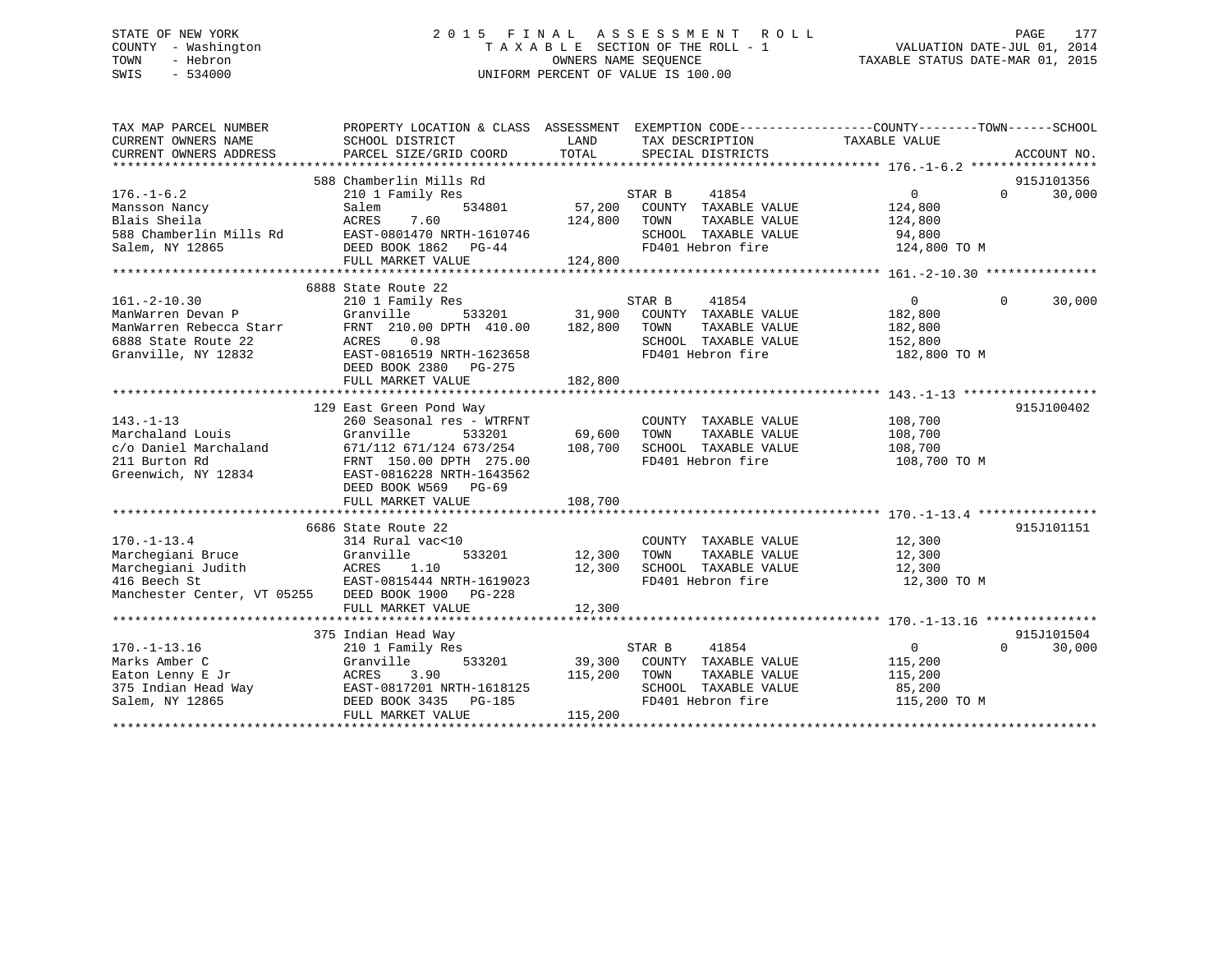STATE OF NEW YORK
COUNTY - Washington
TOWN - Hebron
SWIS - 534000

# 2015 FINAL ASSESSMENT ROLL

TAXABLE SECTION OF THE ROLL - 1
OWNERS NAME SEQUENCE
UNIFORM PERCENT OF VALUE IS 100.00

VALUATION DATE-JUL 01, 2014
TAXABLE STATUS DATE-MAR 01, 2015

```
TAX MAP PARCEL NUMBER          PROPERTY LOCATION & CLASS  ASSESSMENT  EXEMPTION CODE-----------------COUNTY--------TOWN------SCHOOL
CURRENT OWNERS NAME            SCHOOL DISTRICT               LAND      TAX DESCRIPTION            TAXABLE VALUE
CURRENT OWNERS ADDRESS         PARCEL SIZE/GRID COORD        TOTAL     SPECIAL DISTRICTS                                    ACCOUNT NO.
******************************************************************************************************* 176.-1-6.2 *****************
                               588 Chamberlin Mills Rd                                                                      915J101356
176.-1-6.2                     210 1 Family Res                     STAR B      41854                0            0      30,000
Mansson Nancy                  Salem         534801        57,200   COUNTY  TAXABLE VALUE          124,800
Blais Sheila                   ACRES    7.60              124,800   TOWN    TAXABLE VALUE          124,800
588 Chamberlin Mills Rd        EAST-0801470 NRTH-1610746            SCHOOL  TAXABLE VALUE           94,800
Salem, NY 12865                DEED BOOK 1862   PG-44               FD401 Hebron fire              124,800 TO M
                               FULL MARKET VALUE          124,800
******************************************************************************************************* 161.-2-10.30 ***************
                               6888 State Route 22
161.-2-10.30                   210 1 Family Res                     STAR B      41854                0            0      30,000
ManWarren Devan P              Granville     533201        31,900   COUNTY  TAXABLE VALUE          182,800
ManWarren Rebecca Starr        FRNT  210.00 DPTH  410.00  182,800   TOWN    TAXABLE VALUE          182,800
6888 State Route 22            ACRES    0.98                        SCHOOL  TAXABLE VALUE          152,800
Granville, NY 12832            EAST-0816519 NRTH-1623658            FD401 Hebron fire              182,800 TO M
                               DEED BOOK 2380   PG-275
                               FULL MARKET VALUE          182,800
******************************************************************************************************* 143.-1-13 ******************
                               129 East Green Pond Way                                                                      915J100402
143.-1-13                      260 Seasonal res - WTRFNT            COUNTY  TAXABLE VALUE          108,700
Marchaland Louis               Granville     533201        69,600   TOWN    TAXABLE VALUE          108,700
c/o Daniel Marchaland          671/112 671/124 673/254    108,700   SCHOOL  TAXABLE VALUE          108,700
211 Burton Rd                  FRNT  150.00 DPTH  275.00            FD401 Hebron fire              108,700 TO M
Greenwich, NY 12834            EAST-0816228 NRTH-1643562
                               DEED BOOK W569   PG-69
                               FULL MARKET VALUE          108,700
******************************************************************************************************* 170.-1-13.4 ****************
                               6686 State Route 22                                                                          915J101151
170.-1-13.4                    314 Rural vac<10                     COUNTY  TAXABLE VALUE           12,300
Marchegiani Bruce              Granville     533201        12,300   TOWN    TAXABLE VALUE           12,300
Marchegiani Judith             ACRES    1.10               12,300   SCHOOL  TAXABLE VALUE           12,300
416 Beech St                   EAST-0815444 NRTH-1619023            FD401 Hebron fire               12,300 TO M
Manchester Center, VT 05255    DEED BOOK 1900   PG-228
                               FULL MARKET VALUE           12,300
******************************************************************************************************* 170.-1-13.16 ***************
                               375 Indian Head Way                                                                          915J101504
170.-1-13.16                   210 1 Family Res                     STAR B      41854                0            0      30,000
Marks Amber C                  Granville     533201        39,300   COUNTY  TAXABLE VALUE          115,200
Eaton Lenny E Jr               ACRES    3.90              115,200   TOWN    TAXABLE VALUE          115,200
375 Indian Head Way            EAST-0817201 NRTH-1618125            SCHOOL  TAXABLE VALUE           85,200
Salem, NY 12865                DEED BOOK 3435   PG-185              FD401 Hebron fire              115,200 TO M
                               FULL MARKET VALUE          115,200
************************************************************************************************************************************
```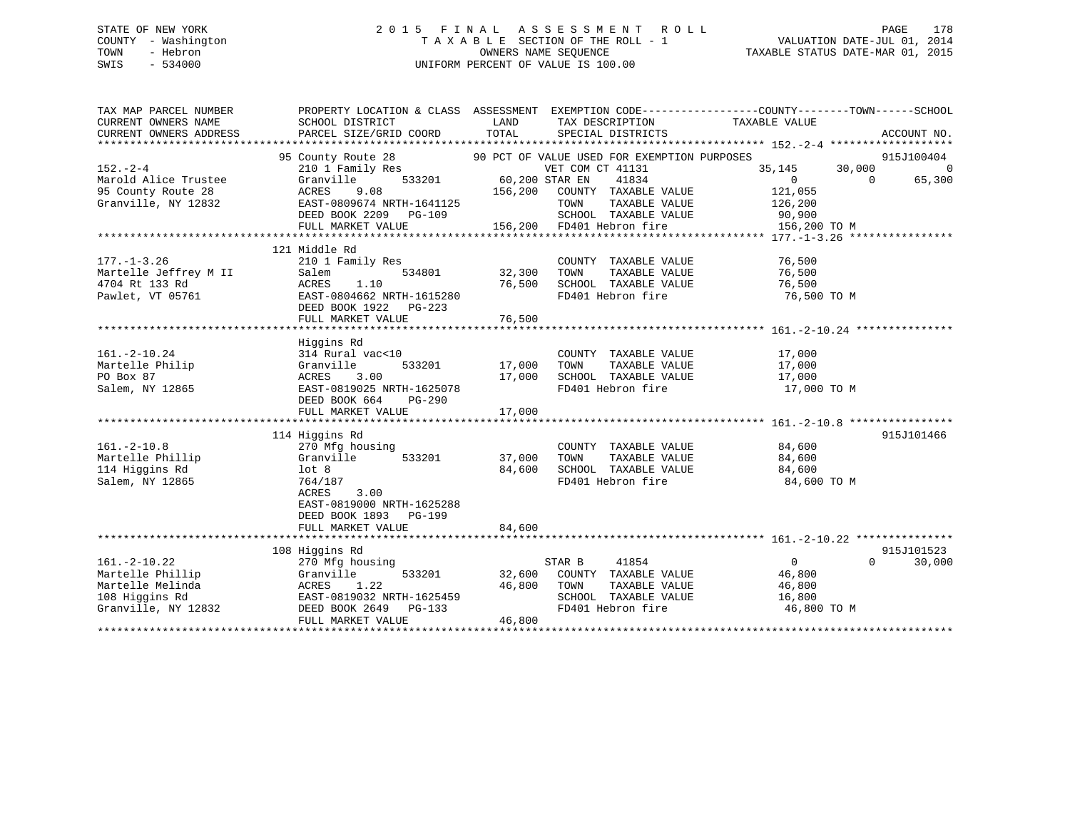STATE OF NEW YORK
COUNTY - Washington
TOWN - Hebron
SWIS - 534000

# 2015 FINAL ASSESSMENT ROLL
TAXABLE SECTION OF THE ROLL - 1
OWNERS NAME SEQUENCE
UNIFORM PERCENT OF VALUE IS 100.00

VALUATION DATE-JUL 01, 2014
TAXABLE STATUS DATE-MAR 01, 2015

```
TAX MAP PARCEL NUMBER      PROPERTY LOCATION & CLASS  ASSESSMENT  EXEMPTION CODE------------------COUNTY--------TOWN------SCHOOL
CURRENT OWNERS NAME        SCHOOL DISTRICT              LAND      TAX DESCRIPTION            TAXABLE VALUE
CURRENT OWNERS ADDRESS     PARCEL SIZE/GRID COORD       TOTAL     SPECIAL DISTRICTS                                        ACCOUNT NO.
******************************************************************************************************* 152.-2-4 *******************
                           95 County Route 28          90 PCT OF VALUE USED FOR EXEMPTION PURPOSES                       915J100404
152.-2-4                   210 1 Family Res                     VET COM CT 41131              35,145      30,000           0
Marold Alice Trustee       Granville        533201     60,200 STAR EN    41834                      0           0      65,300
95 County Route 28         ACRES    9.08              156,200   COUNTY  TAXABLE VALUE          121,055
Granville, NY 12832        EAST-0809674 NRTH-1641125            TOWN    TAXABLE VALUE          126,200
                           DEED BOOK 2209   PG-109              SCHOOL  TAXABLE VALUE           90,900
                           FULL MARKET VALUE          156,200   FD401 Hebron fire              156,200 TO M
******************************************************************************************************* 177.-1-3.26 ****************
                           121 Middle Rd
177.-1-3.26                210 1 Family Res                     COUNTY  TAXABLE VALUE           76,500
Martelle Jeffrey M II      Salem            534801     32,300   TOWN    TAXABLE VALUE           76,500
4704 Rt 133 Rd             ACRES    1.10               76,500   SCHOOL  TAXABLE VALUE           76,500
Pawlet, VT 05761           EAST-0804662 NRTH-1615280            FD401 Hebron fire               76,500 TO M
                           DEED BOOK 1922   PG-223
                           FULL MARKET VALUE           76,500
******************************************************************************************************* 161.-2-10.24 ***************
                           Higgins Rd
161.-2-10.24               314 Rural vac<10                     COUNTY  TAXABLE VALUE           17,000
Martelle Philip            Granville        533201     17,000   TOWN    TAXABLE VALUE           17,000
PO Box 87                  ACRES    3.00               17,000   SCHOOL  TAXABLE VALUE           17,000
Salem, NY 12865            EAST-0819025 NRTH-1625078            FD401 Hebron fire               17,000 TO M
                           DEED BOOK 664    PG-290
                           FULL MARKET VALUE           17,000
******************************************************************************************************* 161.-2-10.8 ****************
                           114 Higgins Rd                                                                        915J101466
161.-2-10.8                270 Mfg housing                      COUNTY  TAXABLE VALUE           84,600
Martelle Phillip           Granville        533201     37,000   TOWN    TAXABLE VALUE           84,600
114 Higgins Rd             lot 8                       84,600   SCHOOL  TAXABLE VALUE           84,600
Salem, NY 12865            764/187                              FD401 Hebron fire               84,600 TO M
                           ACRES    3.00
                           EAST-0819000 NRTH-1625288
                           DEED BOOK 1893   PG-199
                           FULL MARKET VALUE           84,600
******************************************************************************************************* 161.-2-10.22 ***************
                           108 Higgins Rd                                                                        915J101523
161.-2-10.22               270 Mfg housing                      STAR B     41854                     0           0      30,000
Martelle Phillip           Granville        533201     32,600   COUNTY  TAXABLE VALUE           46,800
Martelle Melinda           ACRES    1.22               46,800   TOWN    TAXABLE VALUE           46,800
108 Higgins Rd             EAST-0819032 NRTH-1625459            SCHOOL  TAXABLE VALUE           16,800
Granville, NY 12832        DEED BOOK 2649   PG-133              FD401 Hebron fire               46,800 TO M
                           FULL MARKET VALUE           46,800
************************************************************************************************************************************
```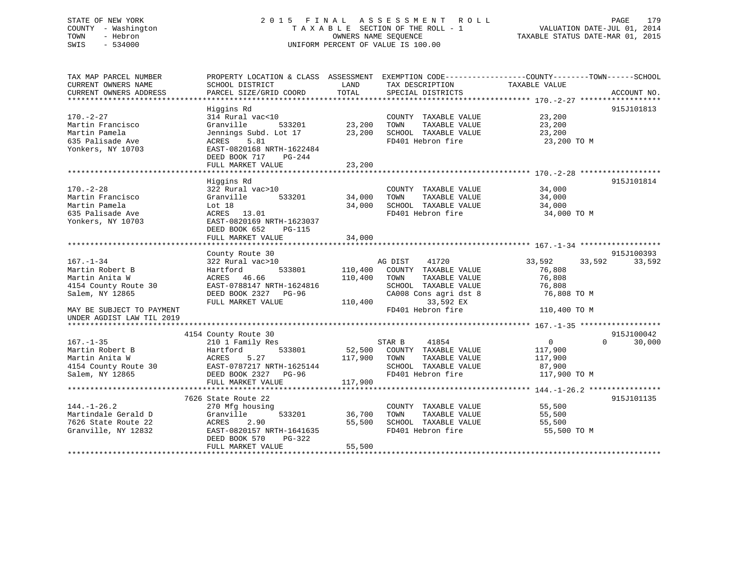STATE OF NEW YORK
COUNTY - Washington
TOWN - Hebron
SWIS - 534000

# 2015 FINAL ASSESSMENT ROLL
TAXABLE SECTION OF THE ROLL - 1
OWNERS NAME SEQUENCE
UNIFORM PERCENT OF VALUE IS 100.00

VALUATION DATE-JUL 01, 2014
TAXABLE STATUS DATE-MAR 01, 2015

| TAX MAP PARCEL NUMBER / CURRENT OWNERS NAME / CURRENT OWNERS ADDRESS | PROPERTY LOCATION & CLASS / SCHOOL DISTRICT / PARCEL SIZE/GRID COORD | ASSESSMENT LAND | TOTAL | EXEMPTION CODE / TAX DESCRIPTION / SPECIAL DISTRICTS | COUNTY TAXABLE VALUE | TOWN | SCHOOL | ACCOUNT NO. |
|---|---|---|---|---|---|---|---|---|
| **170.-2-27** | Higgins Rd | | | | | | | 915J101813 |
| Martin Francisco | 314 Rural vac<10 | | | COUNTY TAXABLE VALUE | 23,200 | | | |
| Martin Pamela | Granville 533201 | 23,200 | | TOWN TAXABLE VALUE | 23,200 | | | |
| 635 Palisade Ave | Jennings Subd. Lot 17 | | 23,200 | SCHOOL TAXABLE VALUE | 23,200 | | | |
| Yonkers, NY 10703 | ACRES 5.81 | | | FD401 Hebron fire | 23,200 TO M | | | |
| | EAST-0820168 NRTH-1622484 | | | | | | | |
| | DEED BOOK 717 PG-244 | | | | | | | |
| | FULL MARKET VALUE | | 23,200 | | | | | |
| **170.-2-28** | Higgins Rd | | | | | | | 915J101814 |
| Martin Francisco | 322 Rural vac>10 | | | COUNTY TAXABLE VALUE | 34,000 | | | |
| Martin Pamela | Granville 533201 | 34,000 | | TOWN TAXABLE VALUE | 34,000 | | | |
| 635 Palisade Ave | Lot 18 | | 34,000 | SCHOOL TAXABLE VALUE | 34,000 | | | |
| Yonkers, NY 10703 | ACRES 13.01 | | | FD401 Hebron fire | 34,000 TO M | | | |
| | EAST-0820169 NRTH-1623037 | | | | | | | |
| | DEED BOOK 652 PG-115 | | | | | | | |
| | FULL MARKET VALUE | | 34,000 | | | | | |
| **167.-1-34** | County Route 30 | | | | | | | 915J100393 |
| Martin Robert B | 322 Rural vac>10 | | | AG DIST 41720 | 33,592 | 33,592 | 33,592 | |
| Martin Anita W | Hartford 533801 | 110,400 | | COUNTY TAXABLE VALUE | 76,808 | | | |
| 4154 County Route 30 | ACRES 46.66 | | 110,400 | TOWN TAXABLE VALUE | 76,808 | | | |
| Salem, NY 12865 | EAST-0788147 NRTH-1624816 | | | SCHOOL TAXABLE VALUE | 76,808 | | | |
| | DEED BOOK 2327 PG-96 | | | CA008 Cons agri dst 8 | 76,808 TO M | | | |
| | FULL MARKET VALUE | | 110,400 | 33,592 EX | | | | |
| MAY BE SUBJECT TO PAYMENT UNDER AGDIST LAW TIL 2019 | | | | FD401 Hebron fire | 110,400 TO M | | | |
| **167.-1-35** | 4154 County Route 30 | | | | | | | 915J100042 |
| Martin Robert B | 210 1 Family Res | | | STAR B 41854 | 0 | 0 | 30,000 | |
| Martin Anita W | Hartford 533801 | 52,500 | | COUNTY TAXABLE VALUE | 117,900 | | | |
| 4154 County Route 30 | ACRES 5.27 | | 117,900 | TOWN TAXABLE VALUE | 117,900 | | | |
| Salem, NY 12865 | EAST-0787217 NRTH-1625144 | | | SCHOOL TAXABLE VALUE | 87,900 | | | |
| | DEED BOOK 2327 PG-96 | | | FD401 Hebron fire | 117,900 TO M | | | |
| | FULL MARKET VALUE | | 117,900 | | | | | |
| **144.-1-26.2** | 7626 State Route 22 | | | | | | | 915J101135 |
| Martindale Gerald D | 270 Mfg housing | | | COUNTY TAXABLE VALUE | 55,500 | | | |
| 7626 State Route 22 | Granville 533201 | 36,700 | | TOWN TAXABLE VALUE | 55,500 | | | |
| Granville, NY 12832 | ACRES 2.90 | | 55,500 | SCHOOL TAXABLE VALUE | 55,500 | | | |
| | EAST-0820157 NRTH-1641635 | | | FD401 Hebron fire | 55,500 TO M | | | |
| | DEED BOOK 570 PG-322 | | | | | | | |
| | FULL MARKET VALUE | | 55,500 | | | | | |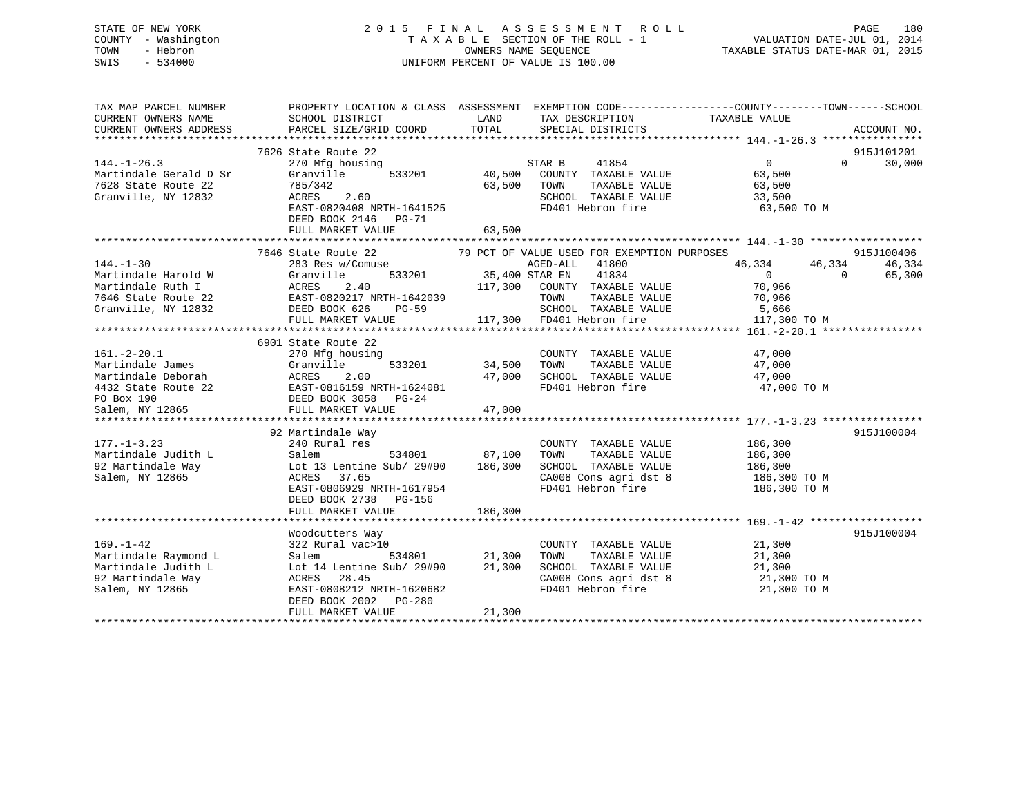STATE OF NEW YORK
COUNTY - Washington
TOWN - Hebron
SWIS - 534000

# 2015 FINAL ASSESSMENT ROLL

TAXABLE SECTION OF THE ROLL - 1
OWNERS NAME SEQUENCE
UNIFORM PERCENT OF VALUE IS 100.00

VALUATION DATE-JUL 01, 2014
TAXABLE STATUS DATE-MAR 01, 2015

```
TAX MAP PARCEL NUMBER          PROPERTY LOCATION & CLASS  ASSESSMENT  EXEMPTION CODE-----------------COUNTY--------TOWN------SCHOOL
CURRENT OWNERS NAME            SCHOOL DISTRICT               LAND      TAX DESCRIPTION              TAXABLE VALUE
CURRENT OWNERS ADDRESS         PARCEL SIZE/GRID COORD        TOTAL     SPECIAL DISTRICTS                                    ACCOUNT NO.
******************************************************************************************************* 144.-1-26.3 ****************
                               7626 State Route 22                                                                          915J101201
144.-1-26.3                    270 Mfg housing                          STAR B     41854              0             0         30,000
Martindale Gerald D Sr         Granville        533201       40,500     COUNTY  TAXABLE VALUE        63,500
7628 State Route 22            785/342                       63,500     TOWN    TAXABLE VALUE        63,500
Granville, NY 12832            ACRES    2.60                            SCHOOL  TAXABLE VALUE        33,500
                               EAST-0820408 NRTH-1641525                FD401 Hebron fire             63,500 TO M
                               DEED BOOK 2146   PG-71
                               FULL MARKET VALUE             63,500
******************************************************************************************************* 144.-1-30 ******************
                               7646 State Route 22           79 PCT OF VALUE USED FOR EXEMPTION PURPOSES                    915J100406
144.-1-30                      283 Res w/Comuse                         AGED-ALL   41800         46,334        46,334         46,334
Martindale Harold W            Granville        533201       35,400 STAR EN    41834              0             0         65,300
Martindale Ruth I              ACRES    2.40                117,300     COUNTY  TAXABLE VALUE        70,966
7646 State Route 22            EAST-0820217 NRTH-1642039                TOWN    TAXABLE VALUE        70,966
Granville, NY 12832            DEED BOOK 626    PG-59                   SCHOOL  TAXABLE VALUE         5,666
                               FULL MARKET VALUE            117,300     FD401 Hebron fire            117,300 TO M
******************************************************************************************************* 161.-2-20.1 ****************
                               6901 State Route 22
161.-2-20.1                    270 Mfg housing                          COUNTY  TAXABLE VALUE        47,000
Martindale James               Granville        533201       34,500     TOWN    TAXABLE VALUE        47,000
Martindale Deborah             ACRES    2.00                 47,000     SCHOOL  TAXABLE VALUE        47,000
4432 State Route 22            EAST-0816159 NRTH-1624081                FD401 Hebron fire             47,000 TO M
PO Box 190                     DEED BOOK 3058   PG-24
Salem, NY 12865                FULL MARKET VALUE             47,000
******************************************************************************************************* 177.-1-3.23 ****************
                               92 Martindale Way                                                                            915J100004
177.-1-3.23                    240 Rural res                            COUNTY  TAXABLE VALUE       186,300
Martindale Judith L            Salem            534801       87,100     TOWN    TAXABLE VALUE       186,300
92 Martindale Way              Lot 13 Lentine Sub/ 29#90    186,300     SCHOOL  TAXABLE VALUE       186,300
Salem, NY 12865                ACRES   37.65                            CA008 Cons agri dst 8        186,300 TO M
                               EAST-0806929 NRTH-1617954                FD401 Hebron fire            186,300 TO M
                               DEED BOOK 2738   PG-156
                               FULL MARKET VALUE            186,300
******************************************************************************************************* 169.-1-42 ******************
                               Woodcutters Way                                                                              915J100004
169.-1-42                      322 Rural vac>10                         COUNTY  TAXABLE VALUE        21,300
Martindale Raymond L           Salem            534801       21,300     TOWN    TAXABLE VALUE        21,300
Martindale Judith L            Lot 14 Lentine Sub/ 29#90     21,300     SCHOOL  TAXABLE VALUE        21,300
92 Martindale Way              ACRES   28.45                            CA008 Cons agri dst 8         21,300 TO M
Salem, NY 12865                EAST-0808212 NRTH-1620682                FD401 Hebron fire             21,300 TO M
                               DEED BOOK 2002   PG-280
                               FULL MARKET VALUE             21,300
************************************************************************************************************************************
```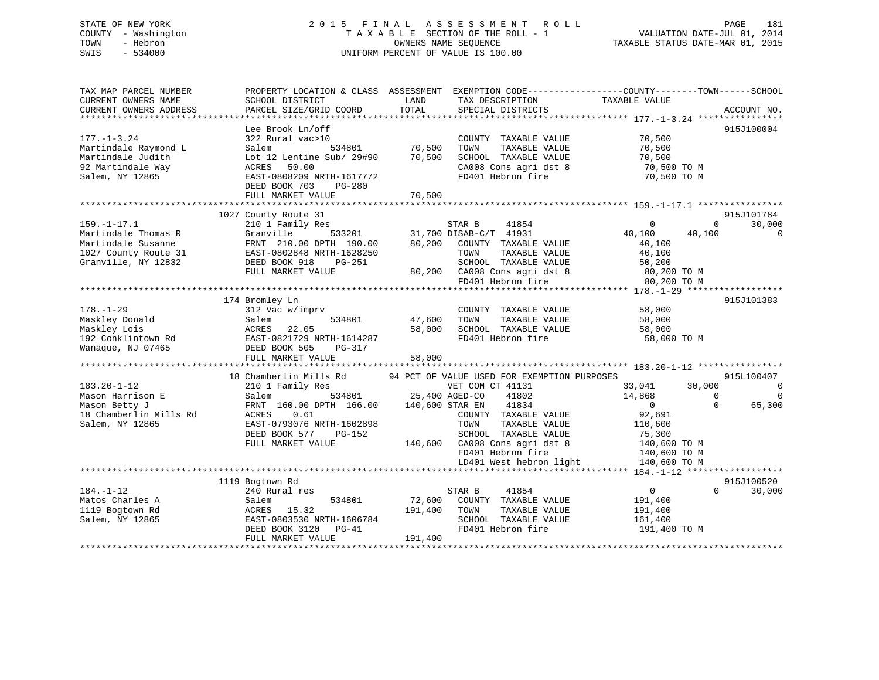STATE OF NEW YORK
COUNTY - Washington
TOWN - Hebron
SWIS - 534000

2015 FINAL ASSESSMENT ROLL
TAXABLE SECTION OF THE ROLL - 1
OWNERS NAME SEQUENCE
UNIFORM PERCENT OF VALUE IS 100.00

VALUATION DATE-JUL 01, 2014
TAXABLE STATUS DATE-MAR 01, 2015

```
TAX MAP PARCEL NUMBER          PROPERTY LOCATION & CLASS  ASSESSMENT  EXEMPTION CODE------------------COUNTY--------TOWN------SCHOOL
CURRENT OWNERS NAME            SCHOOL DISTRICT             LAND        TAX DESCRIPTION             TAXABLE VALUE
CURRENT OWNERS ADDRESS         PARCEL SIZE/GRID COORD      TOTAL       SPECIAL DISTRICTS                                          ACCOUNT NO.
******************************************************************************************************* 177.-1-3.24 ****************
                               Lee Brook Ln/off                                                                                  915J100004
177.-1-3.24                    322 Rural vac>10                         COUNTY  TAXABLE VALUE           70,500
Martindale Raymond L           Salem          534801        70,500     TOWN    TAXABLE VALUE           70,500
Martindale Judith              Lot 12 Lentine Sub/ 29#90    70,500     SCHOOL  TAXABLE VALUE           70,500
92 Martindale Way              ACRES   50.00                            CA008 Cons agri dst 8            70,500 TO M
Salem, NY 12865                EAST-0808209 NRTH-1617772               FD401 Hebron fire                70,500 TO M
                               DEED BOOK 703    PG-280
                               FULL MARKET VALUE             70,500
******************************************************************************************************* 159.-1-17.1 ****************
                               1027 County Route 31                                                                              915J101784
159.-1-17.1                    210 1 Family Res                        STAR B      41854                  0          0       30,000
Martindale Thomas R            Granville      533201        31,700 DISAB-C/T  41931                 40,100     40,100            0
Martindale Susanne             FRNT 210.00 DPTH 190.00      80,200    COUNTY  TAXABLE VALUE           40,100
1027 County Route 31           EAST-0802848 NRTH-1628250               TOWN    TAXABLE VALUE           40,100
Granville, NY 12832            DEED BOOK 918    PG-251                 SCHOOL  TAXABLE VALUE           50,200
                               FULL MARKET VALUE             80,200    CA008 Cons agri dst 8            80,200 TO M
                                                                        FD401 Hebron fire                80,200 TO M
******************************************************************************************************* 178.-1-29 ******************
                               174 Bromley Ln                                                                                    915J101383
178.-1-29                      312 Vac w/imprv                          COUNTY  TAXABLE VALUE           58,000
Maskley Donald                 Salem          534801        47,600     TOWN    TAXABLE VALUE           58,000
Maskley Lois                   ACRES   22.05                 58,000     SCHOOL  TAXABLE VALUE           58,000
192 Conklintown Rd             EAST-0821729 NRTH-1614287               FD401 Hebron fire                58,000 TO M
Wanaque, NJ 07465              DEED BOOK 505    PG-317
                               FULL MARKET VALUE             58,000
******************************************************************************************************* 183.20-1-12 ****************
                               18 Chamberlin Mills Rd       94 PCT OF VALUE USED FOR EXEMPTION PURPOSES                          915L100407
183.20-1-12                    210 1 Family Res                        VET COM CT 41131                 33,041     30,000            0
Mason Harrison E               Salem          534801        25,400 AGED-CO    41802                 14,868          0            0
Mason Betty J                  FRNT 160.00 DPTH 166.00     140,600 STAR EN    41834                      0          0       65,300
18 Chamberlin Mills Rd         ACRES    0.61                            COUNTY  TAXABLE VALUE           92,691
Salem, NY 12865                EAST-0793076 NRTH-1602898               TOWN    TAXABLE VALUE          110,600
                               DEED BOOK 577    PG-152                 SCHOOL  TAXABLE VALUE           75,300
                               FULL MARKET VALUE            140,600    CA008 Cons agri dst 8           140,600 TO M
                                                                        FD401 Hebron fire               140,600 TO M
                                                                        LD401 West hebron light         140,600 TO M
******************************************************************************************************* 184.-1-12 ******************
                               1119 Bogtown Rd                                                                                   915J100520
184.-1-12                      240 Rural res                            STAR B      41854                  0          0       30,000
Matos Charles A                Salem          534801        72,600     COUNTY  TAXABLE VALUE          191,400
1119 Bogtown Rd                ACRES   15.32                191,400     TOWN    TAXABLE VALUE          191,400
Salem, NY 12865                EAST-0803530 NRTH-1606784               SCHOOL  TAXABLE VALUE          161,400
                               DEED BOOK 3120   PG-41                  FD401 Hebron fire               191,400 TO M
                               FULL MARKET VALUE            191,400
************************************************************************************************************************************
```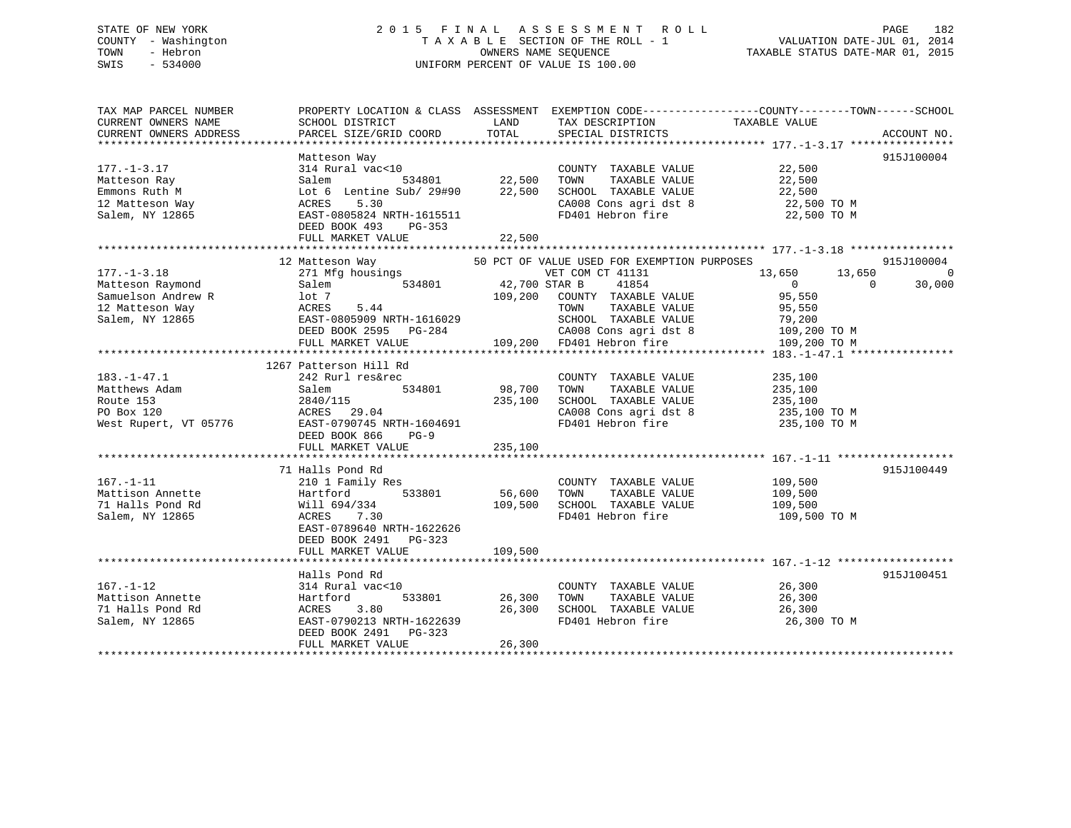STATE OF NEW YORK
COUNTY - Washington
TOWN - Hebron
SWIS - 534000

2015 FINAL ASSESSMENT ROLL
TAXABLE SECTION OF THE ROLL - 1
OWNERS NAME SEQUENCE
UNIFORM PERCENT OF VALUE IS 100.00

VALUATION DATE-JUL 01, 2014
TAXABLE STATUS DATE-MAR 01, 2015

| TAX MAP PARCEL NUMBER / CURRENT OWNERS NAME / CURRENT OWNERS ADDRESS | PROPERTY LOCATION & CLASS / SCHOOL DISTRICT / PARCEL SIZE/GRID COORD | LAND | TOTAL | EXEMPTION CODE / TAX DESCRIPTION / SPECIAL DISTRICTS | COUNTY TAXABLE VALUE | TOWN | SCHOOL | ACCOUNT NO. |
|---|---|---|---|---|---|---|---|---|
| 177.-1-3.17 | Matteson Way | | | | | | | 915J100004 |
| | 314 Rural vac<10 | | | COUNTY TAXABLE VALUE | 22,500 | | | |
| Matteson Ray | Salem 534801 | 22,500 | | TOWN TAXABLE VALUE | 22,500 | | | |
| Emmons Ruth M | Lot 6 Lentine Sub/ 29#90 | | 22,500 | SCHOOL TAXABLE VALUE | 22,500 | | | |
| 12 Matteson Way | ACRES 5.30 | | | CA008 Cons agri dst 8 | 22,500 TO M | | | |
| Salem, NY 12865 | EAST-0805824 NRTH-1615511 | | | FD401 Hebron fire | 22,500 TO M | | | |
| | DEED BOOK 493 PG-353 | | | | | | | |
| | FULL MARKET VALUE | | 22,500 | | | | | |
| 177.-1-3.18 | 12 Matteson Way | | | 50 PCT OF VALUE USED FOR EXEMPTION PURPOSES | | | | 915J100004 |
| | 271 Mfg housings | | | VET COM CT 41131 | 13,650 | 13,650 | 0 | |
| Matteson Raymond | Salem 534801 | 42,700 | | STAR B 41854 | 0 | 0 | 30,000 | |
| Samuelson Andrew R | lot 7 | | 109,200 | COUNTY TAXABLE VALUE | 95,550 | | | |
| 12 Matteson Way | ACRES 5.44 | | | TOWN TAXABLE VALUE | 95,550 | | | |
| Salem, NY 12865 | EAST-0805909 NRTH-1616029 | | | SCHOOL TAXABLE VALUE | 79,200 | | | |
| | DEED BOOK 2595 PG-284 | | | CA008 Cons agri dst 8 | 109,200 TO M | | | |
| | FULL MARKET VALUE | | 109,200 | FD401 Hebron fire | 109,200 TO M | | | |
| 183.-1-47.1 | 1267 Patterson Hill Rd | | | | | | | |
| | 242 Rurl res&rec | | | COUNTY TAXABLE VALUE | 235,100 | | | |
| Matthews Adam | Salem 534801 | 98,700 | | TOWN TAXABLE VALUE | 235,100 | | | |
| Route 153 | 2840/115 | | 235,100 | SCHOOL TAXABLE VALUE | 235,100 | | | |
| PO Box 120 | ACRES 29.04 | | | CA008 Cons agri dst 8 | 235,100 TO M | | | |
| West Rupert, VT 05776 | EAST-0790745 NRTH-1604691 | | | FD401 Hebron fire | 235,100 TO M | | | |
| | DEED BOOK 866 PG-9 | | | | | | | |
| | FULL MARKET VALUE | | 235,100 | | | | | |
| 167.-1-11 | 71 Halls Pond Rd | | | | | | | 915J100449 |
| | 210 1 Family Res | | | COUNTY TAXABLE VALUE | 109,500 | | | |
| Mattison Annette | Hartford 533801 | 56,600 | | TOWN TAXABLE VALUE | 109,500 | | | |
| 71 Halls Pond Rd | Will 694/334 | | 109,500 | SCHOOL TAXABLE VALUE | 109,500 | | | |
| Salem, NY 12865 | ACRES 7.30 | | | FD401 Hebron fire | 109,500 TO M | | | |
| | EAST-0789640 NRTH-1622626 | | | | | | | |
| | DEED BOOK 2491 PG-323 | | | | | | | |
| | FULL MARKET VALUE | | 109,500 | | | | | |
| 167.-1-12 | Halls Pond Rd | | | | | | | 915J100451 |
| | 314 Rural vac<10 | | | COUNTY TAXABLE VALUE | 26,300 | | | |
| Mattison Annette | Hartford 533801 | 26,300 | | TOWN TAXABLE VALUE | 26,300 | | | |
| 71 Halls Pond Rd | ACRES 3.80 | | 26,300 | SCHOOL TAXABLE VALUE | 26,300 | | | |
| Salem, NY 12865 | EAST-0790213 NRTH-1622639 | | | FD401 Hebron fire | 26,300 TO M | | | |
| | DEED BOOK 2491 PG-323 | | | | | | | |
| | FULL MARKET VALUE | | 26,300 | | | | | |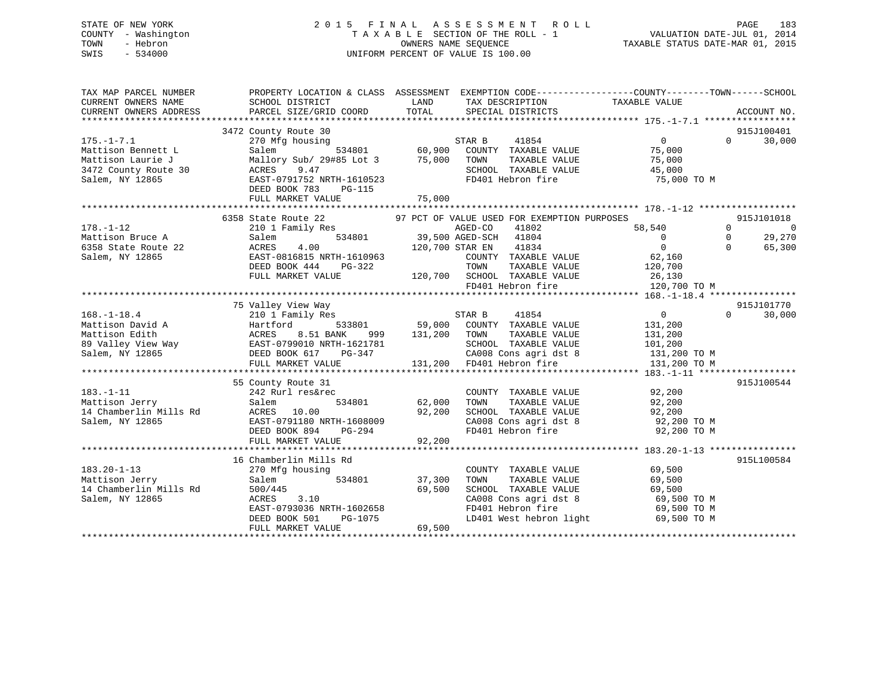STATE OF NEW YORK
COUNTY - Washington
TOWN - Hebron
SWIS - 534000

# 2015 FINAL ASSESSMENT ROLL
TAXABLE SECTION OF THE ROLL - 1
OWNERS NAME SEQUENCE
UNIFORM PERCENT OF VALUE IS 100.00

VALUATION DATE-JUL 01, 2014
TAXABLE STATUS DATE-MAR 01, 2015

```
TAX MAP PARCEL NUMBER          PROPERTY LOCATION & CLASS  ASSESSMENT  EXEMPTION CODE------------------COUNTY--------TOWN------SCHOOL
CURRENT OWNERS NAME            SCHOOL DISTRICT               LAND      TAX DESCRIPTION            TAXABLE VALUE
CURRENT OWNERS ADDRESS         PARCEL SIZE/GRID COORD        TOTAL     SPECIAL DISTRICTS                                   ACCOUNT NO.
******************************************************************************************************* 175.-1-7.1 *****************
                               3472 County Route 30                                                                        915J100401
175.-1-7.1                     270 Mfg housing                         STAR B     41854                 0             0       30,000
Mattison Bennett L             Salem          534801        60,900    COUNTY  TAXABLE VALUE          75,000
Mattison Laurie J              Mallory Sub/ 29#85 Lot 3     75,000    TOWN    TAXABLE VALUE          75,000
3472 County Route 30           ACRES    9.47                          SCHOOL  TAXABLE VALUE          45,000
Salem, NY 12865                EAST-0791752 NRTH-1610523              FD401 Hebron fire               75,000 TO M
                               DEED BOOK 783    PG-115
                               FULL MARKET VALUE             75,000
******************************************************************************************************* 178.-1-12 ******************
                               6358 State Route 22          97 PCT OF VALUE USED FOR EXEMPTION PURPOSES                    915J101018
178.-1-12                      210 1 Family Res                        AGED-CO    41802            58,540             0            0
Mattison Bruce A               Salem          534801        39,500 AGED-SCH   41804                 0             0       29,270
6358 State Route 22            ACRES    4.00               120,700 STAR EN    41834                 0             0       65,300
Salem, NY 12865                EAST-0816815 NRTH-1610963              COUNTY  TAXABLE VALUE          62,160
                               DEED BOOK 444    PG-322                TOWN    TAXABLE VALUE         120,700
                               FULL MARKET VALUE            120,700   SCHOOL  TAXABLE VALUE          26,130
                                                                      FD401 Hebron fire              120,700 TO M
******************************************************************************************************* 168.-1-18.4 ****************
                               75 Valley View Way                                                                          915J101770
168.-1-18.4                    210 1 Family Res                        STAR B     41854                 0             0       30,000
Mattison David A               Hartford       533801        59,000    COUNTY  TAXABLE VALUE         131,200
Mattison Edith                 ACRES    8.51 BANK     999  131,200    TOWN    TAXABLE VALUE         131,200
89 Valley View Way             EAST-0799010 NRTH-1621781              SCHOOL  TAXABLE VALUE         101,200
Salem, NY 12865                DEED BOOK 617    PG-347                CA008 Cons agri dst 8          131,200 TO M
                               FULL MARKET VALUE            131,200   FD401 Hebron fire              131,200 TO M
******************************************************************************************************* 183.-1-11 ******************
                               55 County Route 31                                                                          915J100544
183.-1-11                      242 Rurl res&rec                       COUNTY  TAXABLE VALUE          92,200
Mattison Jerry                 Salem          534801        62,000    TOWN    TAXABLE VALUE          92,200
14 Chamberlin Mills Rd         ACRES   10.00                 92,200   SCHOOL  TAXABLE VALUE          92,200
Salem, NY 12865                EAST-0791180 NRTH-1608009              CA008 Cons agri dst 8           92,200 TO M
                               DEED BOOK 894    PG-294                FD401 Hebron fire               92,200 TO M
                               FULL MARKET VALUE             92,200
******************************************************************************************************* 183.20-1-13 ****************
                               16 Chamberlin Mills Rd                                                                      915L100584
183.20-1-13                    270 Mfg housing                        COUNTY  TAXABLE VALUE          69,500
Mattison Jerry                 Salem          534801        37,300    TOWN    TAXABLE VALUE          69,500
14 Chamberlin Mills Rd         500/445                       69,500   SCHOOL  TAXABLE VALUE          69,500
Salem, NY 12865                ACRES    3.10                          CA008 Cons agri dst 8           69,500 TO M
                               EAST-0793036 NRTH-1602658              FD401 Hebron fire               69,500 TO M
                               DEED BOOK 501    PG-1075               LD401 West hebron light         69,500 TO M
                               FULL MARKET VALUE             69,500
************************************************************************************************************************************
```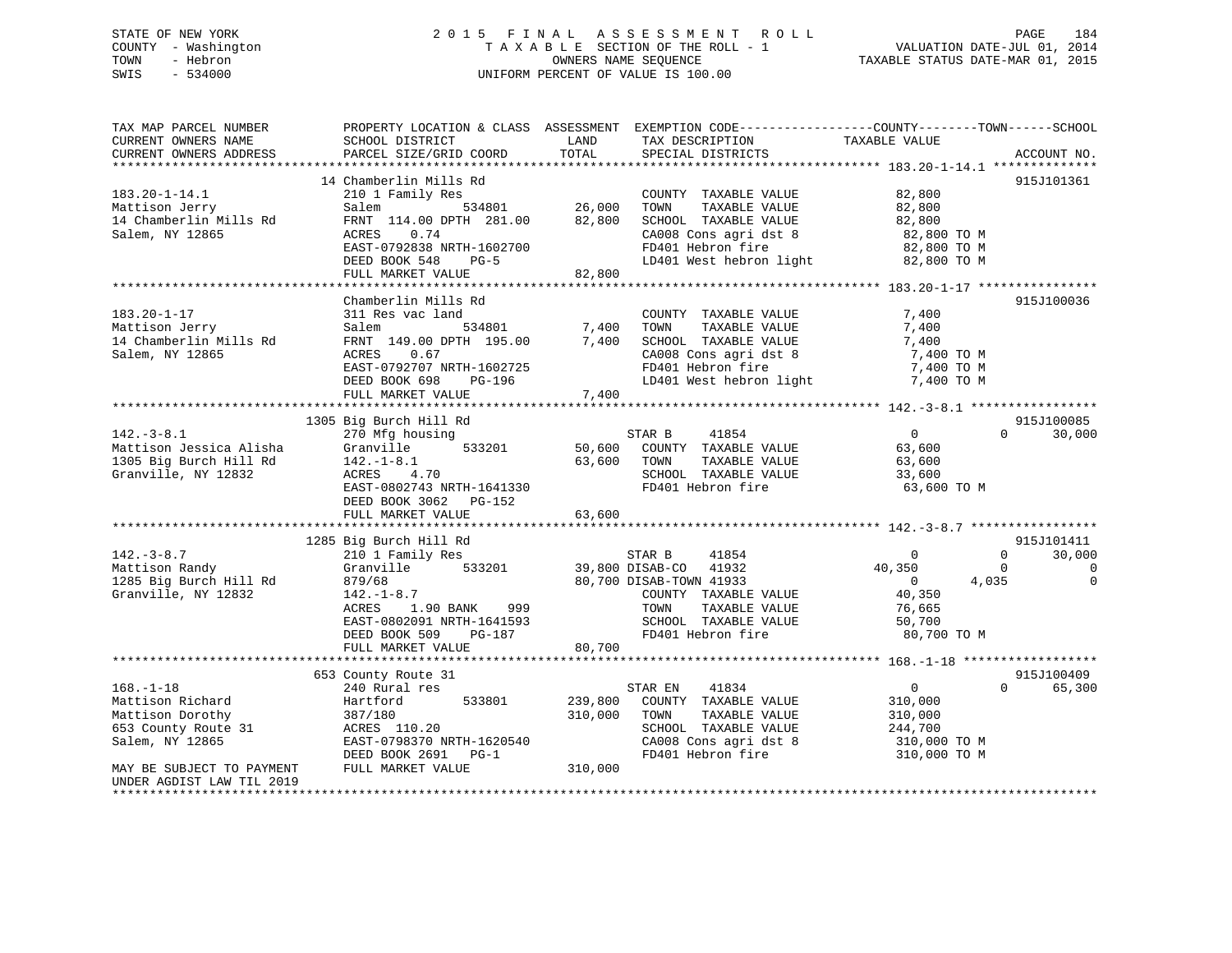STATE OF NEW YORK
COUNTY - Washington
TOWN - Hebron
SWIS - 534000

2015 FINAL ASSESSMENT ROLL
TAXABLE SECTION OF THE ROLL - 1
OWNERS NAME SEQUENCE
UNIFORM PERCENT OF VALUE IS 100.00

VALUATION DATE-JUL 01, 2014
TAXABLE STATUS DATE-MAR 01, 2015

```
TAX MAP PARCEL NUMBER        PROPERTY LOCATION & CLASS  ASSESSMENT  EXEMPTION CODE------------------COUNTY--------TOWN------SCHOOL
CURRENT OWNERS NAME          SCHOOL DISTRICT             LAND       TAX DESCRIPTION             TAXABLE VALUE
CURRENT OWNERS ADDRESS       PARCEL SIZE/GRID COORD      TOTAL      SPECIAL DISTRICTS                                     ACCOUNT NO.
******************************************************************************************************* 183.20-1-14.1 **************
                             14 Chamberlin Mills Rd                                                                       915J101361
183.20-1-14.1                210 1 Family Res                       COUNTY  TAXABLE VALUE          82,800
Mattison Jerry               Salem          534801       26,000     TOWN    TAXABLE VALUE          82,800
14 Chamberlin Mills Rd       FRNT 114.00 DPTH 281.00     82,800     SCHOOL  TAXABLE VALUE          82,800
Salem, NY 12865              ACRES    0.74                          CA008 Cons agri dst 8           82,800 TO M
                             EAST-0792838 NRTH-1602700              FD401 Hebron fire               82,800 TO M
                             DEED BOOK 548    PG-5                  LD401 West hebron light         82,800 TO M
                             FULL MARKET VALUE           82,800
******************************************************************************************************* 183.20-1-17 ****************
                             Chamberlin Mills Rd                                                                          915J100036
183.20-1-17                  311 Res vac land                       COUNTY  TAXABLE VALUE           7,400
Mattison Jerry               Salem          534801        7,400     TOWN    TAXABLE VALUE           7,400
14 Chamberlin Mills Rd       FRNT 149.00 DPTH 195.00      7,400     SCHOOL  TAXABLE VALUE           7,400
Salem, NY 12865              ACRES    0.67                          CA008 Cons agri dst 8            7,400 TO M
                             EAST-0792707 NRTH-1602725              FD401 Hebron fire                7,400 TO M
                             DEED BOOK 698    PG-196                LD401 West hebron light          7,400 TO M
                             FULL MARKET VALUE            7,400
******************************************************************************************************* 142.-3-8.1 *****************
                             1305 Big Burch Hill Rd                                                                       915J100085
142.-3-8.1                   270 Mfg housing                        STAR B     41854                   0            0      30,000
Mattison Jessica Alisha      Granville      533201       50,600     COUNTY  TAXABLE VALUE          63,600
1305 Big Burch Hill Rd       142.-1-8.1                  63,600     TOWN    TAXABLE VALUE          63,600
Granville, NY 12832          ACRES    4.70                          SCHOOL  TAXABLE VALUE          33,600
                             EAST-0802743 NRTH-1641330              FD401 Hebron fire               63,600 TO M
                             DEED BOOK 3062   PG-152
                             FULL MARKET VALUE           63,600
******************************************************************************************************* 142.-3-8.7 *****************
                             1285 Big Burch Hill Rd                                                                       915J101411
142.-3-8.7                   210 1 Family Res                       STAR B     41854                   0            0      30,000
Mattison Randy               Granville      533201       39,800     DISAB-CO   41932              40,350            0           0
1285 Big Burch Hill Rd       879/68                      80,700     DISAB-TOWN 41933                   0        4,035           0
Granville, NY 12832          142.-1-8.7                             COUNTY  TAXABLE VALUE          40,350
                             ACRES    1.90 BANK    999              TOWN    TAXABLE VALUE          76,665
                             EAST-0802091 NRTH-1641593              SCHOOL  TAXABLE VALUE          50,700
                             DEED BOOK 509    PG-187                FD401 Hebron fire               80,700 TO M
                             FULL MARKET VALUE           80,700
******************************************************************************************************* 168.-1-18 ******************
                             653 County Route 31                                                                          915J100409
168.-1-18                    240 Rural res                          STAR EN    41834                   0            0      65,300
Mattison Richard             Hartford       533801      239,800     COUNTY  TAXABLE VALUE         310,000
Mattison Dorothy             387/180                    310,000     TOWN    TAXABLE VALUE         310,000
653 County Route 31          ACRES  110.20                          SCHOOL  TAXABLE VALUE         244,700
Salem, NY 12865              EAST-0798370 NRTH-1620540              CA008 Cons agri dst 8          310,000 TO M
                             DEED BOOK 2691   PG-1                  FD401 Hebron fire              310,000 TO M
MAY BE SUBJECT TO PAYMENT    FULL MARKET VALUE          310,000
UNDER AGDIST LAW TIL 2019
************************************************************************************************************************************
```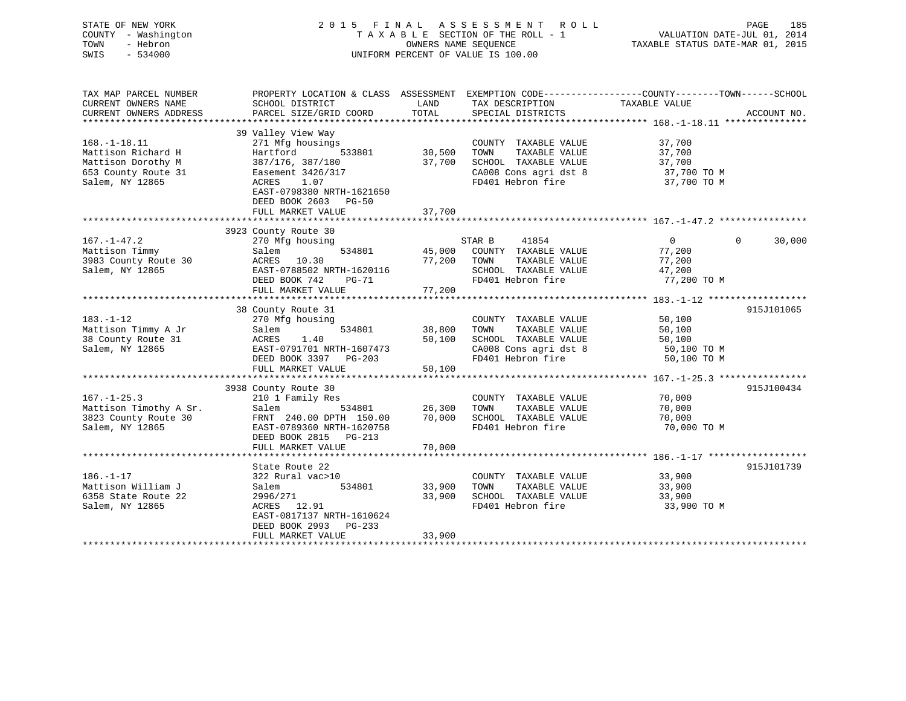STATE OF NEW YORK
COUNTY - Washington
TOWN - Hebron
SWIS - 534000

2015 FINAL ASSESSMENT ROLL
TAXABLE SECTION OF THE ROLL - 1
OWNERS NAME SEQUENCE
UNIFORM PERCENT OF VALUE IS 100.00

VALUATION DATE-JUL 01, 2014
TAXABLE STATUS DATE-MAR 01, 2015

| TAX MAP PARCEL NUMBER / CURRENT OWNERS NAME / CURRENT OWNERS ADDRESS | PROPERTY LOCATION & CLASS / SCHOOL DISTRICT / PARCEL SIZE/GRID COORD | ASSESSMENT LAND | TOTAL | EXEMPTION CODE / TAX DESCRIPTION / SPECIAL DISTRICTS | COUNTY TAXABLE VALUE | TOWN | SCHOOL | ACCOUNT NO. |
|---|---|---|---|---|---|---|---|---|
| 168.-1-18.11 | 39 Valley View Way | | | | | | | |
| | 271 Mfg housings | | | COUNTY TAXABLE VALUE | 37,700 | | | |
| Mattison Richard H | Hartford 533801 | 30,500 | | TOWN TAXABLE VALUE | 37,700 | | | |
| Mattison Dorothy M | 387/176, 387/180 | | 37,700 | SCHOOL TAXABLE VALUE | 37,700 | | | |
| 653 County Route 31 | Easement 3426/317 | | | CA008 Cons agri dst 8 | 37,700 TO M | | | |
| Salem, NY 12865 | ACRES 1.07 | | | FD401 Hebron fire | 37,700 TO M | | | |
| | EAST-0798380 NRTH-1621650 | | | | | | | |
| | DEED BOOK 2603 PG-50 | | | | | | | |
| | FULL MARKET VALUE | | 37,700 | | | | | |
| 167.-1-47.2 | 3923 County Route 30 | | | | | | | |
| | 270 Mfg housing | | | STAR B 41854 | 0 | 0 | 30,000 | |
| Mattison Timmy | Salem 534801 | 45,000 | | COUNTY TAXABLE VALUE | 77,200 | | | |
| 3983 County Route 30 | ACRES 10.30 | | 77,200 | TOWN TAXABLE VALUE | 77,200 | | | |
| Salem, NY 12865 | EAST-0788502 NRTH-1620116 | | | SCHOOL TAXABLE VALUE | 47,200 | | | |
| | DEED BOOK 742 PG-71 | | | FD401 Hebron fire | 77,200 TO M | | | |
| | FULL MARKET VALUE | | 77,200 | | | | | |
| 183.-1-12 | 38 County Route 31 | | | | | | | 915J101065 |
| | 270 Mfg housing | | | COUNTY TAXABLE VALUE | 50,100 | | | |
| Mattison Timmy A Jr | Salem 534801 | 38,800 | | TOWN TAXABLE VALUE | 50,100 | | | |
| 38 County Route 31 | ACRES 1.40 | | 50,100 | SCHOOL TAXABLE VALUE | 50,100 | | | |
| Salem, NY 12865 | EAST-0791701 NRTH-1607473 | | | CA008 Cons agri dst 8 | 50,100 TO M | | | |
| | DEED BOOK 3397 PG-203 | | | FD401 Hebron fire | 50,100 TO M | | | |
| | FULL MARKET VALUE | | 50,100 | | | | | |
| 167.-1-25.3 | 3938 County Route 30 | | | | | | | 915J100434 |
| | 210 1 Family Res | | | COUNTY TAXABLE VALUE | 70,000 | | | |
| Mattison Timothy A Sr. | Salem 534801 | 26,300 | | TOWN TAXABLE VALUE | 70,000 | | | |
| 3823 County Route 30 | FRNT 240.00 DPTH 150.00 | | 70,000 | SCHOOL TAXABLE VALUE | 70,000 | | | |
| Salem, NY 12865 | EAST-0789360 NRTH-1620758 | | | FD401 Hebron fire | 70,000 TO M | | | |
| | DEED BOOK 2815 PG-213 | | | | | | | |
| | FULL MARKET VALUE | | 70,000 | | | | | |
| 186.-1-17 | State Route 22 | | | | | | | 915J101739 |
| | 322 Rural vac>10 | | | COUNTY TAXABLE VALUE | 33,900 | | | |
| Mattison William J | Salem 534801 | 33,900 | | TOWN TAXABLE VALUE | 33,900 | | | |
| 6358 State Route 22 | 2996/271 | | 33,900 | SCHOOL TAXABLE VALUE | 33,900 | | | |
| Salem, NY 12865 | ACRES 12.91 | | | FD401 Hebron fire | 33,900 TO M | | | |
| | EAST-0817137 NRTH-1610624 | | | | | | | |
| | DEED BOOK 2993 PG-233 | | | | | | | |
| | FULL MARKET VALUE | | 33,900 | | | | | |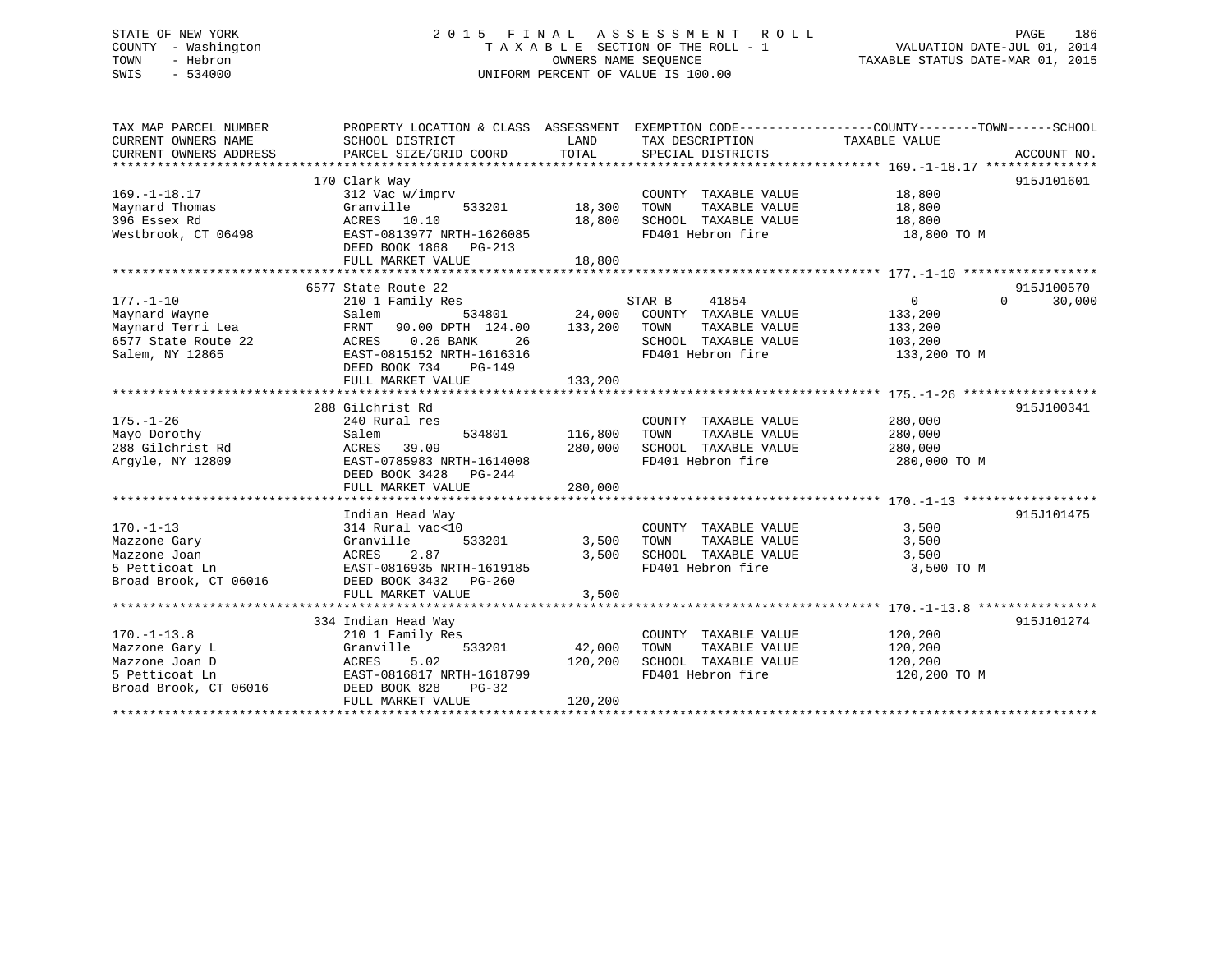STATE OF NEW YORK
COUNTY - Washington
TOWN - Hebron
SWIS - 534000

2015 FINAL ASSESSMENT ROLL
TAXABLE SECTION OF THE ROLL - 1
OWNERS NAME SEQUENCE
UNIFORM PERCENT OF VALUE IS 100.00

VALUATION DATE-JUL 01, 2014
TAXABLE STATUS DATE-MAR 01, 2015

| TAX MAP PARCEL NUMBER / CURRENT OWNERS NAME / CURRENT OWNERS ADDRESS | PROPERTY LOCATION & CLASS / SCHOOL DISTRICT / PARCEL SIZE/GRID COORD | ASSESSMENT LAND | ASSESSMENT TOTAL | EXEMPTION CODE / TAX DESCRIPTION / SPECIAL DISTRICTS | COUNTY | TOWN | SCHOOL / TAXABLE VALUE | ACCOUNT NO. |
|---|---|---|---|---|---|---|---|---|
| 169.-1-18.17 | 170 Clark Way | | | | | | | 915J101601 |
| 169.-1-18.17 | 312 Vac w/imprv | | | COUNTY TAXABLE VALUE | | | 18,800 | |
| Maynard Thomas | Granville 533201 | 18,300 | | TOWN TAXABLE VALUE | | | 18,800 | |
| 396 Essex Rd | ACRES 10.10 | | 18,800 | SCHOOL TAXABLE VALUE | | | 18,800 | |
| Westbrook, CT 06498 | EAST-0813977 NRTH-1626085 | | | FD401 Hebron fire | | | 18,800 TO M | |
| | DEED BOOK 1868 PG-213 | | | | | | | |
| | FULL MARKET VALUE | | 18,800 | | | | | |
| 177.-1-10 | 6577 State Route 22 | | | | | | | 915J100570 |
| 177.-1-10 | 210 1 Family Res | | | STAR B 41854 | 0 | 0 | 30,000 | |
| Maynard Wayne | Salem 534801 | 24,000 | | COUNTY TAXABLE VALUE | | | 133,200 | |
| Maynard Terri Lea | FRNT 90.00 DPTH 124.00 | | 133,200 | TOWN TAXABLE VALUE | | | 133,200 | |
| 6577 State Route 22 | ACRES 0.26 BANK 26 | | | SCHOOL TAXABLE VALUE | | | 103,200 | |
| Salem, NY 12865 | EAST-0815152 NRTH-1616316 | | | FD401 Hebron fire | | | 133,200 TO M | |
| | DEED BOOK 734 PG-149 | | | | | | | |
| | FULL MARKET VALUE | | 133,200 | | | | | |
| 175.-1-26 | 288 Gilchrist Rd | | | | | | | 915J100341 |
| 175.-1-26 | 240 Rural res | | | COUNTY TAXABLE VALUE | | | 280,000 | |
| Mayo Dorothy | Salem 534801 | 116,800 | | TOWN TAXABLE VALUE | | | 280,000 | |
| 288 Gilchrist Rd | ACRES 39.09 | | 280,000 | SCHOOL TAXABLE VALUE | | | 280,000 | |
| Argyle, NY 12809 | EAST-0785983 NRTH-1614008 | | | FD401 Hebron fire | | | 280,000 TO M | |
| | DEED BOOK 3428 PG-244 | | | | | | | |
| | FULL MARKET VALUE | | 280,000 | | | | | |
| 170.-1-13 | Indian Head Way | | | | | | | 915J101475 |
| 170.-1-13 | 314 Rural vac<10 | | | COUNTY TAXABLE VALUE | | | 3,500 | |
| Mazzone Gary | Granville 533201 | 3,500 | | TOWN TAXABLE VALUE | | | 3,500 | |
| Mazzone Joan | ACRES 2.87 | | 3,500 | SCHOOL TAXABLE VALUE | | | 3,500 | |
| 5 Petticoat Ln | EAST-0816935 NRTH-1619185 | | | FD401 Hebron fire | | | 3,500 TO M | |
| Broad Brook, CT 06016 | DEED BOOK 3432 PG-260 | | | | | | | |
| | FULL MARKET VALUE | | 3,500 | | | | | |
| 170.-1-13.8 | 334 Indian Head Way | | | | | | | 915J101274 |
| 170.-1-13.8 | 210 1 Family Res | | | COUNTY TAXABLE VALUE | | | 120,200 | |
| Mazzone Gary L | Granville 533201 | 42,000 | | TOWN TAXABLE VALUE | | | 120,200 | |
| Mazzone Joan D | ACRES 5.02 | | 120,200 | SCHOOL TAXABLE VALUE | | | 120,200 | |
| 5 Petticoat Ln | EAST-0816817 NRTH-1618799 | | | FD401 Hebron fire | | | 120,200 TO M | |
| Broad Brook, CT 06016 | DEED BOOK 828 PG-32 | | | | | | | |
| | FULL MARKET VALUE | | 120,200 | | | | | |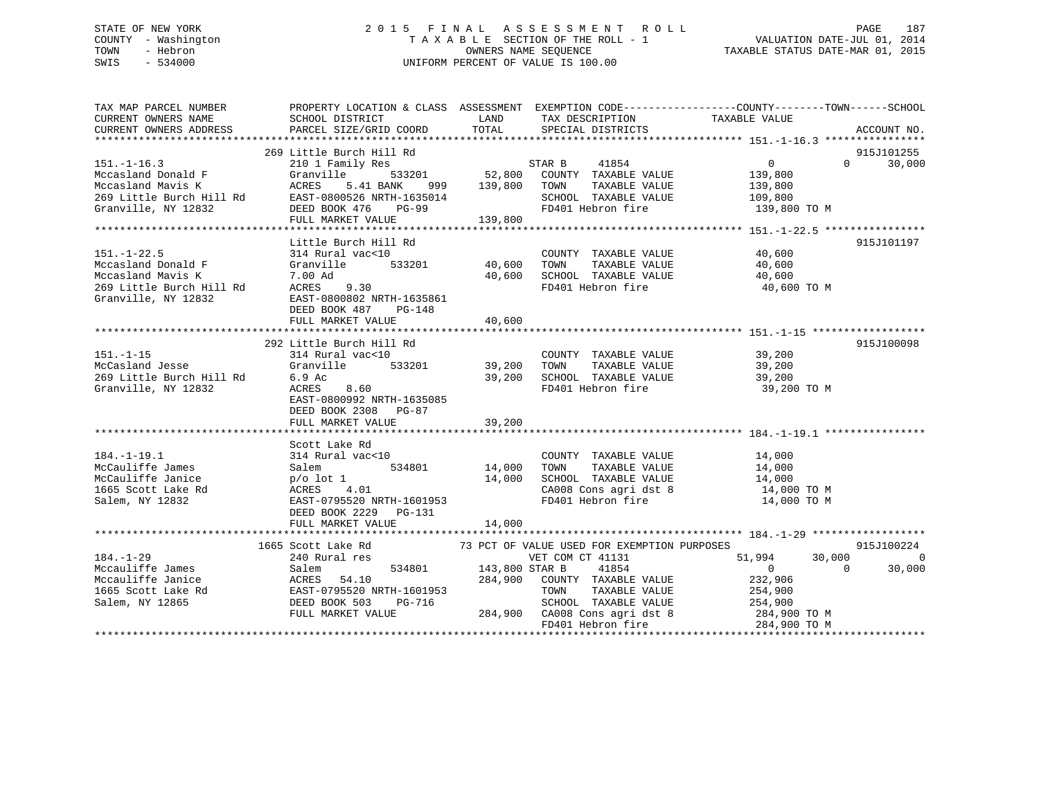STATE OF NEW YORK
COUNTY - Washington
TOWN - Hebron
SWIS - 534000

2 0 1 5 F I N A L A S S E S S M E N T R O L L
T A X A B L E SECTION OF THE ROLL - 1
OWNERS NAME SEQUENCE
UNIFORM PERCENT OF VALUE IS 100.00

VALUATION DATE-JUL 01, 2014
TAXABLE STATUS DATE-MAR 01, 2015

```
TAX MAP PARCEL NUMBER          PROPERTY LOCATION & CLASS  ASSESSMENT  EXEMPTION CODE------------------COUNTY--------TOWN------SCHOOL
CURRENT OWNERS NAME            SCHOOL DISTRICT               LAND      TAX DESCRIPTION            TAXABLE VALUE
CURRENT OWNERS ADDRESS         PARCEL SIZE/GRID COORD        TOTAL     SPECIAL DISTRICTS                                      ACCOUNT NO.
******************************************************************************************************* 151.-1-16.3 ****************
                               269 Little Burch Hill Rd                                                                   915J101255
151.-1-16.3                    210 1 Family Res                        STAR B     41854                   0          0      30,000
Mccasland Donald F             Granville       533201        52,800    COUNTY  TAXABLE VALUE          139,800
Mccasland Mavis K              ACRES    5.41 BANK    999    139,800    TOWN    TAXABLE VALUE          139,800
269 Little Burch Hill Rd       EAST-0800526 NRTH-1635014               SCHOOL  TAXABLE VALUE          109,800
Granville, NY 12832            DEED BOOK 476     PG-99                 FD401 Hebron fire               139,800 TO M
                               FULL MARKET VALUE            139,800
******************************************************************************************************* 151.-1-22.5 ****************
                               Little Burch Hill Rd                                                                       915J101197
151.-1-22.5                    314 Rural vac<10                        COUNTY  TAXABLE VALUE           40,600
Mccasland Donald F             Granville       533201        40,600    TOWN    TAXABLE VALUE           40,600
Mccasland Mavis K              7.00 Ad                       40,600    SCHOOL  TAXABLE VALUE           40,600
269 Little Burch Hill Rd       ACRES    9.30                           FD401 Hebron fire                40,600 TO M
Granville, NY 12832            EAST-0800802 NRTH-1635861
                               DEED BOOK 487     PG-148
                               FULL MARKET VALUE             40,600
******************************************************************************************************* 151.-1-15 ******************
                               292 Little Burch Hill Rd                                                                   915J100098
151.-1-15                      314 Rural vac<10                        COUNTY  TAXABLE VALUE           39,200
McCasland Jesse                Granville       533201        39,200    TOWN    TAXABLE VALUE           39,200
269 Little Burch Hill Rd       6.9 Ac                        39,200    SCHOOL  TAXABLE VALUE           39,200
Granville, NY 12832            ACRES    8.60                           FD401 Hebron fire                39,200 TO M
                               EAST-0800992 NRTH-1635085
                               DEED BOOK 2308    PG-87
                               FULL MARKET VALUE             39,200
******************************************************************************************************* 184.-1-19.1 ****************
                               Scott Lake Rd
184.-1-19.1                    314 Rural vac<10                        COUNTY  TAXABLE VALUE           14,000
McCauliffe James               Salem           534801        14,000    TOWN    TAXABLE VALUE           14,000
McCauliffe Janice              p/o lot 1                     14,000    SCHOOL  TAXABLE VALUE           14,000
1665 Scott Lake Rd             ACRES    4.01                           CA008 Cons agri dst 8            14,000 TO M
Salem, NY 12832                EAST-0795520 NRTH-1601953               FD401 Hebron fire                14,000 TO M
                               DEED BOOK 2229    PG-131
                               FULL MARKET VALUE             14,000
******************************************************************************************************* 184.-1-29 ******************
                               1665 Scott Lake Rd           73 PCT OF VALUE USED FOR EXEMPTION PURPOSES                   915J100224
184.-1-29                      240 Rural res                           VET COM CT 41131              51,994     30,000           0
Mccauliffe James               Salem           534801       143,800 STAR B     41854                   0          0      30,000
Mccauliffe Janice              ACRES   54.10                284,900    COUNTY  TAXABLE VALUE          232,906
1665 Scott Lake Rd             EAST-0795520 NRTH-1601953               TOWN    TAXABLE VALUE          254,900
Salem, NY 12865                DEED BOOK 503     PG-716                SCHOOL  TAXABLE VALUE          254,900
                               FULL MARKET VALUE            284,900    CA008 Cons agri dst 8           284,900 TO M
                                                                       FD401 Hebron fire               284,900 TO M
************************************************************************************************************************************
```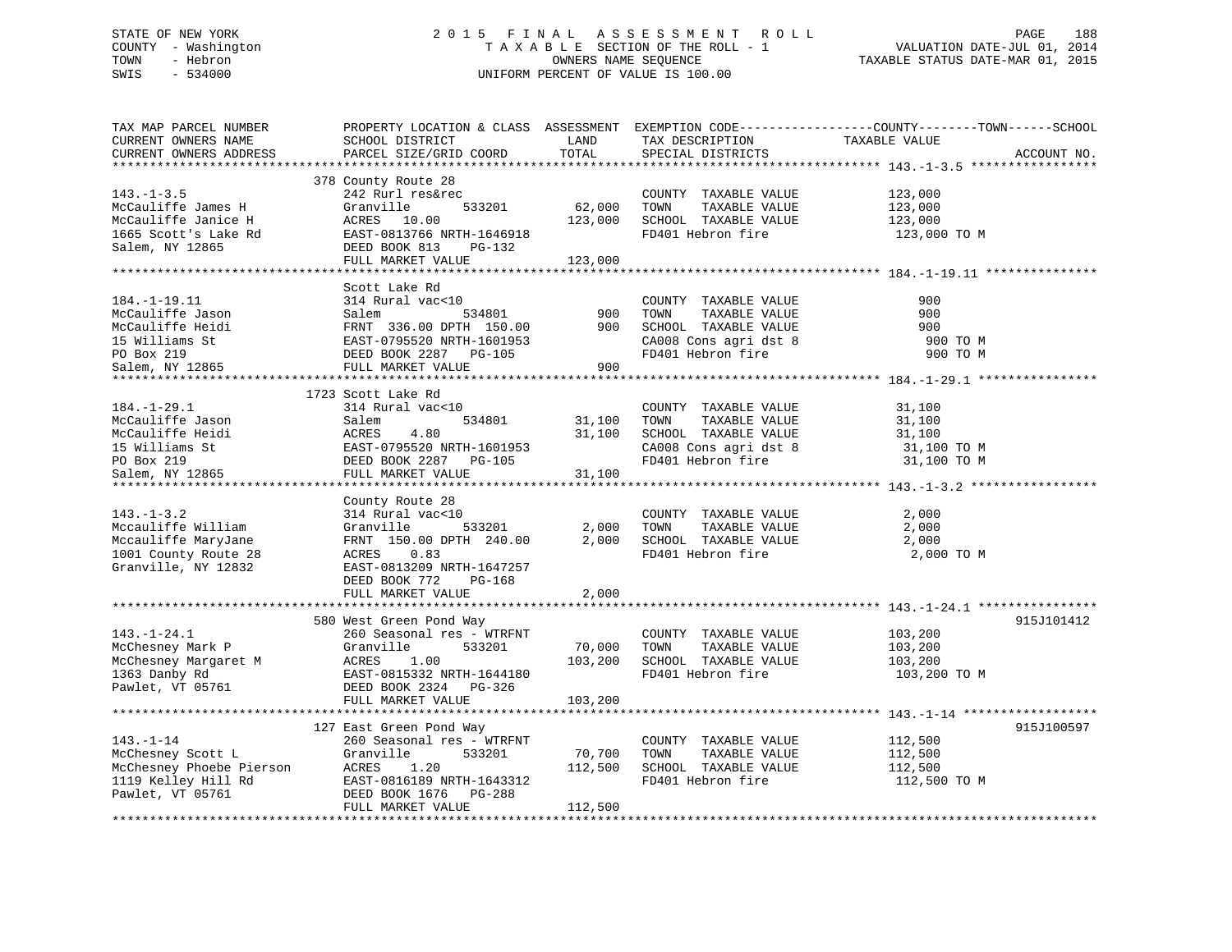STATE OF NEW YORK
COUNTY - Washington
TOWN - Hebron
SWIS - 534000

# 2015 FINAL ASSESSMENT ROLL

TAXABLE SECTION OF THE ROLL - 1
OWNERS NAME SEQUENCE
UNIFORM PERCENT OF VALUE IS 100.00

VALUATION DATE-JUL 01, 2014
TAXABLE STATUS DATE-MAR 01, 2015

| TAX MAP PARCEL NUMBER / CURRENT OWNERS NAME / CURRENT OWNERS ADDRESS | PROPERTY LOCATION & CLASS / SCHOOL DISTRICT / PARCEL SIZE/GRID COORD | ASSESSMENT LAND | TOTAL | EXEMPTION CODE / TAX DESCRIPTION / SPECIAL DISTRICTS | COUNTY--------TOWN------SCHOOL TAXABLE VALUE | ACCOUNT NO. |
|---|---|---|---|---|---|---|
| **143.-1-3.5** | 378 County Route 28 | | | | | |
| 143.-1-3.5 | 242 Rurl res&rec | | | COUNTY TAXABLE VALUE | 123,000 | |
| McCauliffe James H | Granville 533201 | 62,000 | | TOWN TAXABLE VALUE | 123,000 | |
| McCauliffe Janice H | ACRES 10.00 | | 123,000 | SCHOOL TAXABLE VALUE | 123,000 | |
| 1665 Scott's Lake Rd | EAST-0813766 NRTH-1646918 | | | FD401 Hebron fire | 123,000 TO M | |
| Salem, NY 12865 | DEED BOOK 813 PG-132 | | | | | |
| | FULL MARKET VALUE | | 123,000 | | | |
| **184.-1-19.11** | Scott Lake Rd | | | | | |
| 184.-1-19.11 | 314 Rural vac<10 | | | COUNTY TAXABLE VALUE | 900 | |
| McCauliffe Jason | Salem 534801 | 900 | | TOWN TAXABLE VALUE | 900 | |
| McCauliffe Heidi | FRNT 336.00 DPTH 150.00 | | 900 | SCHOOL TAXABLE VALUE | 900 | |
| 15 Williams St | EAST-0795520 NRTH-1601953 | | | CA008 Cons agri dst 8 | 900 TO M | |
| PO Box 219 | DEED BOOK 2287 PG-105 | | | FD401 Hebron fire | 900 TO M | |
| Salem, NY 12865 | FULL MARKET VALUE | | 900 | | | |
| **184.-1-29.1** | 1723 Scott Lake Rd | | | | | |
| 184.-1-29.1 | 314 Rural vac<10 | | | COUNTY TAXABLE VALUE | 31,100 | |
| McCauliffe Jason | Salem 534801 | 31,100 | | TOWN TAXABLE VALUE | 31,100 | |
| McCauliffe Heidi | ACRES 4.80 | | 31,100 | SCHOOL TAXABLE VALUE | 31,100 | |
| 15 Williams St | EAST-0795520 NRTH-1601953 | | | CA008 Cons agri dst 8 | 31,100 TO M | |
| PO Box 219 | DEED BOOK 2287 PG-105 | | | FD401 Hebron fire | 31,100 TO M | |
| Salem, NY 12865 | FULL MARKET VALUE | | 31,100 | | | |
| **143.-1-3.2** | County Route 28 | | | | | |
| 143.-1-3.2 | 314 Rural vac<10 | | | COUNTY TAXABLE VALUE | 2,000 | |
| Mccauliffe William | Granville 533201 | 2,000 | | TOWN TAXABLE VALUE | 2,000 | |
| Mccauliffe MaryJane | FRNT 150.00 DPTH 240.00 | | 2,000 | SCHOOL TAXABLE VALUE | 2,000 | |
| 1001 County Route 28 | ACRES 0.83 | | | FD401 Hebron fire | 2,000 TO M | |
| Granville, NY 12832 | EAST-0813209 NRTH-1647257 | | | | | |
| | DEED BOOK 772 PG-168 | | | | | |
| | FULL MARKET VALUE | | 2,000 | | | |
| **143.-1-24.1** | 580 West Green Pond Way | | | | | 915J101412 |
| 143.-1-24.1 | 260 Seasonal res - WTRFNT | | | COUNTY TAXABLE VALUE | 103,200 | |
| McChesney Mark P | Granville 533201 | 70,000 | | TOWN TAXABLE VALUE | 103,200 | |
| McChesney Margaret M | ACRES 1.00 | | 103,200 | SCHOOL TAXABLE VALUE | 103,200 | |
| 1363 Danby Rd | EAST-0815332 NRTH-1644180 | | | FD401 Hebron fire | 103,200 TO M | |
| Pawlet, VT 05761 | DEED BOOK 2324 PG-326 | | | | | |
| | FULL MARKET VALUE | | 103,200 | | | |
| **143.-1-14** | 127 East Green Pond Way | | | | | 915J100597 |
| 143.-1-14 | 260 Seasonal res - WTRFNT | | | COUNTY TAXABLE VALUE | 112,500 | |
| McChesney Scott L | Granville 533201 | 70,700 | | TOWN TAXABLE VALUE | 112,500 | |
| McChesney Phoebe Pierson | ACRES 1.20 | | 112,500 | SCHOOL TAXABLE VALUE | 112,500 | |
| 1119 Kelley Hill Rd | EAST-0816189 NRTH-1643312 | | | FD401 Hebron fire | 112,500 TO M | |
| Pawlet, VT 05761 | DEED BOOK 1676 PG-288 | | | | | |
| | FULL MARKET VALUE | | 112,500 | | | |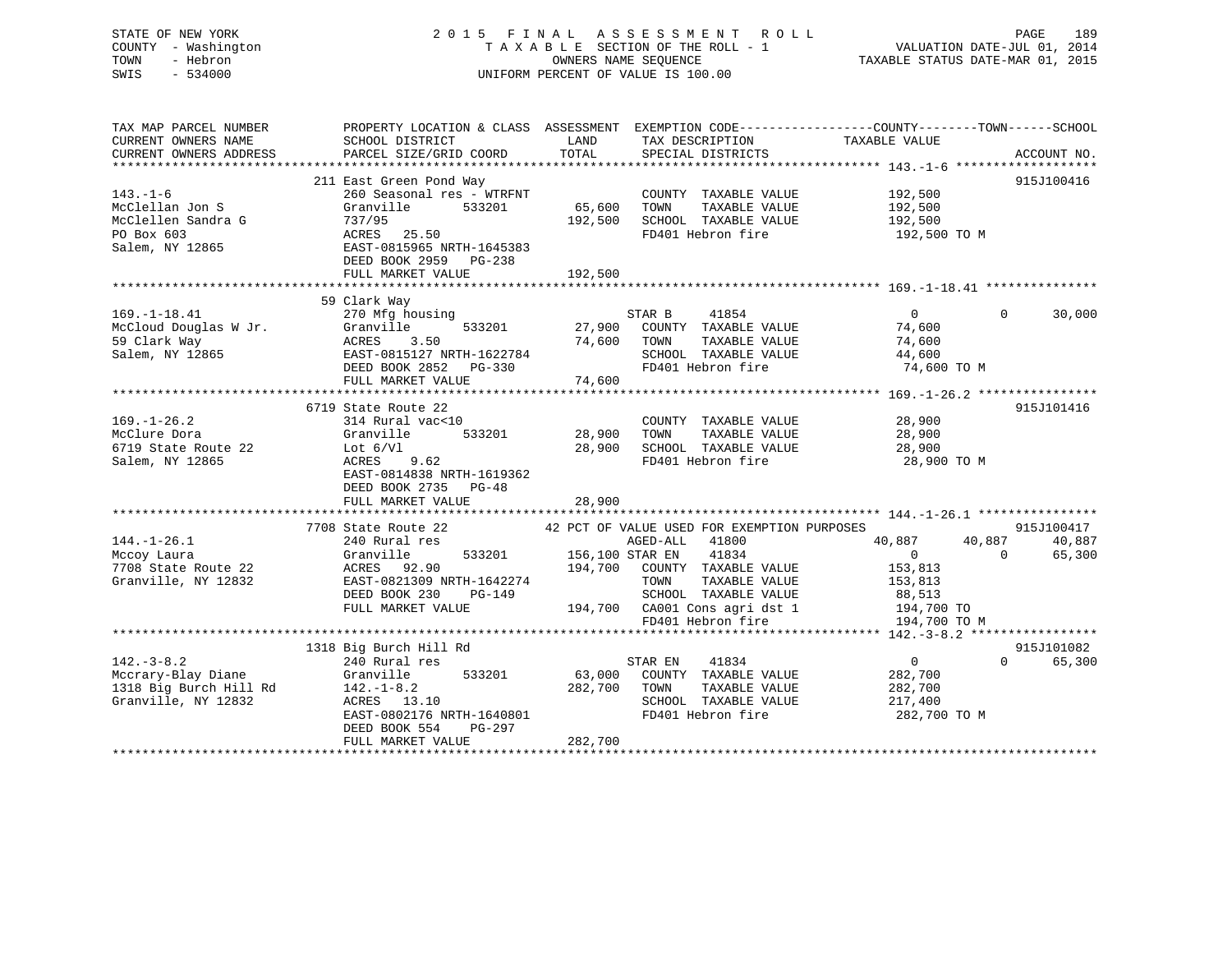STATE OF NEW YORK
COUNTY - Washington
TOWN - Hebron
SWIS - 534000

2015 FINAL ASSESSMENT ROLL
TAXABLE SECTION OF THE ROLL - 1
OWNERS NAME SEQUENCE
UNIFORM PERCENT OF VALUE IS 100.00

VALUATION DATE-JUL 01, 2014
TAXABLE STATUS DATE-MAR 01, 2015

```
TAX MAP PARCEL NUMBER          PROPERTY LOCATION & CLASS  ASSESSMENT  EXEMPTION CODE------------------COUNTY--------TOWN------SCHOOL
CURRENT OWNERS NAME            SCHOOL DISTRICT               LAND      TAX DESCRIPTION            TAXABLE VALUE
CURRENT OWNERS ADDRESS         PARCEL SIZE/GRID COORD        TOTAL     SPECIAL DISTRICTS                                   ACCOUNT NO.
****************************************************************************************************** 143.-1-6 *******************
                        211 East Green Pond Way                                                                   915J100416
143.-1-6                       260 Seasonal res - WTRFNT            COUNTY  TAXABLE VALUE           192,500
McClellan Jon S                Granville        533201      65,600   TOWN    TAXABLE VALUE           192,500
McClellen Sandra G             737/95                      192,500   SCHOOL  TAXABLE VALUE           192,500
PO Box 603                     ACRES   25.50                          FD401 Hebron fire               192,500 TO M
Salem, NY 12865                EAST-0815965 NRTH-1645383
                               DEED BOOK 2959   PG-238
                               FULL MARKET VALUE           192,500
****************************************************************************************************** 169.-1-18.41 ***************
                        59 Clark Way
169.-1-18.41                   270 Mfg housing                      STAR B      41854                  0            0       30,000
McCloud Douglas W Jr.          Granville        533201      27,900   COUNTY  TAXABLE VALUE            74,600
59 Clark Way                   ACRES    3.50                74,600   TOWN    TAXABLE VALUE            74,600
Salem, NY 12865                EAST-0815127 NRTH-1622784             SCHOOL  TAXABLE VALUE            44,600
                               DEED BOOK 2852   PG-330               FD401 Hebron fire                74,600 TO M
                               FULL MARKET VALUE            74,600
****************************************************************************************************** 169.-1-26.2 ****************
                        6719 State Route 22                                                                       915J101416
169.-1-26.2                    314 Rural vac<10                     COUNTY  TAXABLE VALUE            28,900
McClure Dora                   Granville        533201      28,900   TOWN    TAXABLE VALUE            28,900
6719 State Route 22            Lot 6/Vl                     28,900   SCHOOL  TAXABLE VALUE            28,900
Salem, NY 12865                ACRES    9.62                         FD401 Hebron fire                28,900 TO M
                               EAST-0814838 NRTH-1619362
                               DEED BOOK 2735   PG-48
                               FULL MARKET VALUE            28,900
****************************************************************************************************** 144.-1-26.1 ****************
                        7708 State Route 22          42 PCT OF VALUE USED FOR EXEMPTION PURPOSES                          915J100417
144.-1-26.1                    240 Rural res                        AGED-ALL    41800             40,887       40,887       40,887
Mccoy Laura                    Granville        533201     156,100 STAR EN      41834                  0            0       65,300
7708 State Route 22            ACRES   92.90               194,700   COUNTY  TAXABLE VALUE           153,813
Granville, NY 12832            EAST-0821309 NRTH-1642274             TOWN    TAXABLE VALUE           153,813
                               DEED BOOK 230    PG-149               SCHOOL  TAXABLE VALUE            88,513
                               FULL MARKET VALUE           194,700   CA001 Cons agri dst 1           194,700 TO
                                                                     FD401 Hebron fire               194,700 TO M
****************************************************************************************************** 142.-3-8.2 *****************
                        1318 Big Burch Hill Rd                                                                    915J101082
142.-3-8.2                     240 Rural res                        STAR EN     41834                  0            0       65,300
Mccrary-Blay Diane             Granville        533201      63,000   COUNTY  TAXABLE VALUE           282,700
1318 Big Burch Hill Rd         142.-1-8.2                  282,700   TOWN    TAXABLE VALUE           282,700
Granville, NY 12832            ACRES   13.10                         SCHOOL  TAXABLE VALUE           217,400
                               EAST-0802176 NRTH-1640801             FD401 Hebron fire               282,700 TO M
                               DEED BOOK 554    PG-297
                               FULL MARKET VALUE           282,700
************************************************************************************************************************************
```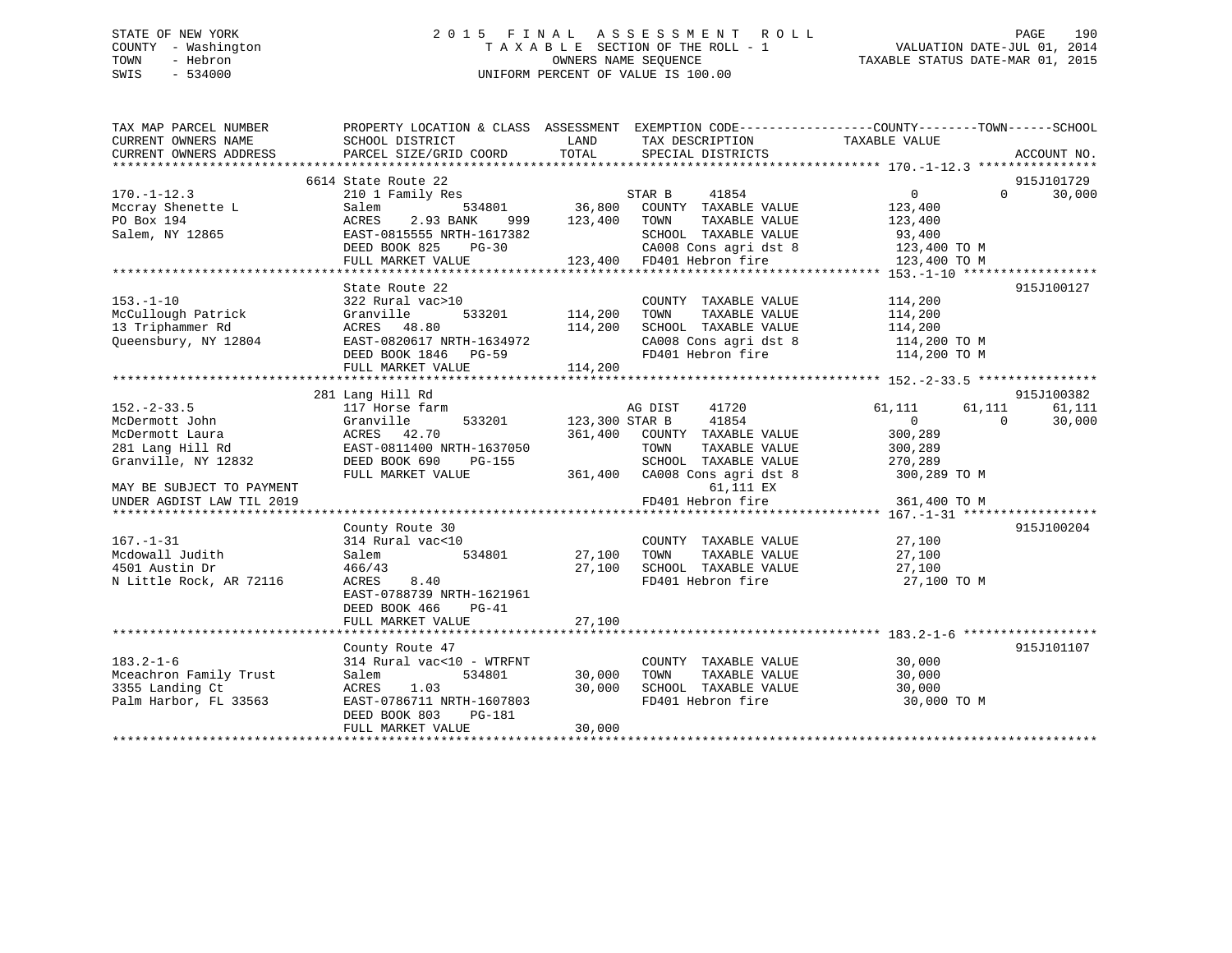STATE OF NEW YORK
COUNTY - Washington
TOWN - Hebron
SWIS - 534000

# 2015 FINAL ASSESSMENT ROLL

TAXABLE SECTION OF THE ROLL - 1
OWNERS NAME SEQUENCE
UNIFORM PERCENT OF VALUE IS 100.00

VALUATION DATE-JUL 01, 2014
TAXABLE STATUS DATE-MAR 01, 2015

```
TAX MAP PARCEL NUMBER          PROPERTY LOCATION & CLASS  ASSESSMENT  EXEMPTION CODE-----------------COUNTY--------TOWN------SCHOOL
CURRENT OWNERS NAME            SCHOOL DISTRICT               LAND      TAX DESCRIPTION             TAXABLE VALUE
CURRENT OWNERS ADDRESS         PARCEL SIZE/GRID COORD        TOTAL     SPECIAL DISTRICTS                                    ACCOUNT NO.
******************************************************************************************************* 170.-1-12.3 ****************
                               6614 State Route 22                                                                        915J101729
170.-1-12.3                    210 1 Family Res                        STAR B     41854                 0            0      30,000
Mccray Shenette L              Salem          534801        36,800     COUNTY  TAXABLE VALUE         123,400
PO Box 194                     ACRES    2.93 BANK    999   123,400     TOWN    TAXABLE VALUE         123,400
Salem, NY 12865                EAST-0815555 NRTH-1617382               SCHOOL  TAXABLE VALUE          93,400
                               DEED BOOK 825    PG-30                  CA008 Cons agri dst 8          123,400 TO M
                               FULL MARKET VALUE           123,400     FD401 Hebron fire              123,400 TO M
******************************************************************************************************* 153.-1-10 ******************
                               State Route 22                                                                             915J100127
153.-1-10                      322 Rural vac>10                        COUNTY  TAXABLE VALUE         114,200
McCullough Patrick             Granville      533201       114,200     TOWN    TAXABLE VALUE         114,200
13 Triphammer Rd               ACRES   48.80               114,200     SCHOOL  TAXABLE VALUE         114,200
Queensbury, NY 12804           EAST-0820617 NRTH-1634972               CA008 Cons agri dst 8          114,200 TO M
                               DEED BOOK 1846   PG-59                  FD401 Hebron fire              114,200 TO M
                               FULL MARKET VALUE           114,200
******************************************************************************************************* 152.-2-33.5 ****************
                               281 Lang Hill Rd                                                                           915J100382
152.-2-33.5                    117 Horse farm                          AG DIST    41720            61,111       61,111      61,111
McDermott John                 Granville      533201       123,300 STAR B     41854                 0            0      30,000
McDermott Laura                ACRES   42.70               361,400     COUNTY  TAXABLE VALUE         300,289
281 Lang Hill Rd               EAST-0811400 NRTH-1637050               TOWN    TAXABLE VALUE         300,289
Granville, NY 12832            DEED BOOK 690    PG-155                 SCHOOL  TAXABLE VALUE         270,289
                               FULL MARKET VALUE           361,400     CA008 Cons agri dst 8          300,289 TO M
MAY BE SUBJECT TO PAYMENT                                                   61,111 EX
UNDER AGDIST LAW TIL 2019                                              FD401 Hebron fire              361,400 TO M
******************************************************************************************************* 167.-1-31 ******************
                               County Route 30                                                                            915J100204
167.-1-31                      314 Rural vac<10                        COUNTY  TAXABLE VALUE          27,100
Mcdowall Judith                Salem          534801        27,100     TOWN    TAXABLE VALUE          27,100
4501 Austin Dr                 466/43                       27,100     SCHOOL  TAXABLE VALUE          27,100
N Little Rock, AR 72116        ACRES    8.40                           FD401 Hebron fire               27,100 TO M
                               EAST-0788739 NRTH-1621961
                               DEED BOOK 466    PG-41
                               FULL MARKET VALUE            27,100
******************************************************************************************************* 183.2-1-6 ******************
                               County Route 47                                                                            915J101107
183.2-1-6                      314 Rural vac<10 - WTRFNT               COUNTY  TAXABLE VALUE          30,000
Mceachron Family Trust         Salem          534801        30,000     TOWN    TAXABLE VALUE          30,000
3355 Landing Ct                ACRES    1.03                30,000     SCHOOL  TAXABLE VALUE          30,000
Palm Harbor, FL 33563          EAST-0786711 NRTH-1607803               FD401 Hebron fire               30,000 TO M
                               DEED BOOK 803    PG-181
                               FULL MARKET VALUE            30,000
************************************************************************************************************************************
```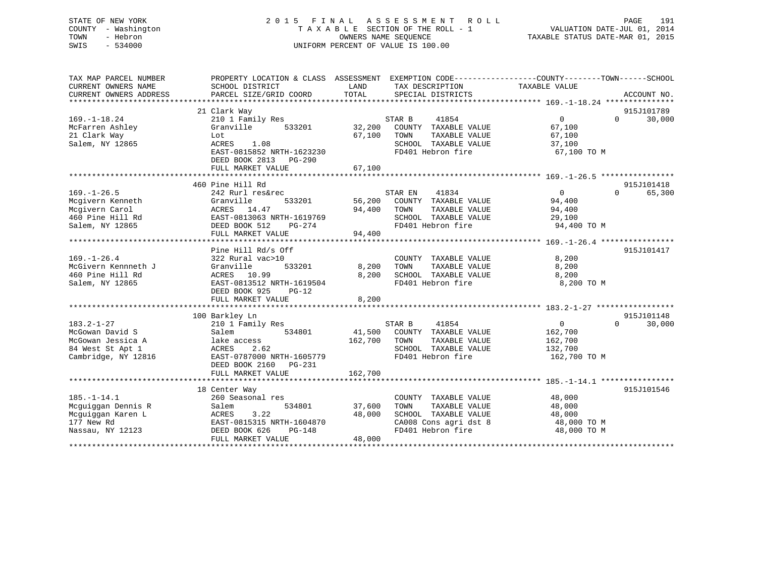STATE OF NEW YORK  
COUNTY - Washington  
TOWN - Hebron  
SWIS - 534000

2 0 1 5 F I N A L A S S E S S M E N T R O L L  
T A X A B L E SECTION OF THE ROLL - 1  
OWNERS NAME SEQUENCE  
UNIFORM PERCENT OF VALUE IS 100.00

VALUATION DATE-JUL 01, 2014  
TAXABLE STATUS DATE-MAR 01, 2015

```
TAX MAP PARCEL NUMBER          PROPERTY LOCATION & CLASS  ASSESSMENT  EXEMPTION CODE-----------------COUNTY--------TOWN------SCHOOL
CURRENT OWNERS NAME            SCHOOL DISTRICT              LAND      TAX DESCRIPTION              TAXABLE VALUE
CURRENT OWNERS ADDRESS         PARCEL SIZE/GRID COORD       TOTAL     SPECIAL DISTRICTS                                    ACCOUNT NO.
******************************************************************************************************* 169.-1-18.24 ***************
                               21 Clark Way                                                                                915J101789
169.-1-18.24                   210 1 Family Res                       STAR B     41854                 0           0       30,000
McFarren Ashley                Granville       533201       32,200    COUNTY  TAXABLE VALUE            67,100
21 Clark Way                   Lot                          67,100    TOWN    TAXABLE VALUE            67,100
Salem, NY 12865                ACRES    1.08                          SCHOOL  TAXABLE VALUE            37,100
                               EAST-0815852 NRTH-1623230              FD401 Hebron fire                 67,100 TO M
                               DEED BOOK 2813   PG-290
                               FULL MARKET VALUE            67,100
******************************************************************************************************* 169.-1-26.5 ****************
                               460 Pine Hill Rd                                                                            915J101418
169.-1-26.5                    242 Rurl res&rec                       STAR EN    41834                 0           0       65,300
Mcgivern Kenneth               Granville       533201       56,200    COUNTY  TAXABLE VALUE            94,400
Mcgivern Carol                 ACRES   14.47                94,400    TOWN    TAXABLE VALUE            94,400
460 Pine Hill Rd               EAST-0813063 NRTH-1619769              SCHOOL  TAXABLE VALUE            29,100
Salem, NY 12865                DEED BOOK 512    PG-274                FD401 Hebron fire                 94,400 TO M
                               FULL MARKET VALUE            94,400
******************************************************************************************************* 169.-1-26.4 ****************
                               Pine Hill Rd/s Off                                                                          915J101417
169.-1-26.4                    322 Rural vac>10                       COUNTY  TAXABLE VALUE             8,200
McGivern Kennneth J            Granville       533201        8,200    TOWN    TAXABLE VALUE             8,200
460 Pine Hill Rd               ACRES   10.99                 8,200    SCHOOL  TAXABLE VALUE             8,200
Salem, NY 12865                EAST-0813512 NRTH-1619504              FD401 Hebron fire                  8,200 TO M
                               DEED BOOK 925    PG-12
                               FULL MARKET VALUE             8,200
******************************************************************************************************* 183.2-1-27 *****************
                               100 Barkley Ln                                                                              915J101148
183.2-1-27                     210 1 Family Res                       STAR B     41854                 0           0       30,000
McGowan David S                Salem           534801       41,500    COUNTY  TAXABLE VALUE           162,700
McGowan Jessica A              lake access                 162,700    TOWN    TAXABLE VALUE           162,700
84 West St Apt 1               ACRES    2.62                          SCHOOL  TAXABLE VALUE           132,700
Cambridge, NY 12816            EAST-0787000 NRTH-1605779              FD401 Hebron fire                162,700 TO M
                               DEED BOOK 2160   PG-231
                               FULL MARKET VALUE           162,700
******************************************************************************************************* 185.-1-14.1 ****************
                               18 Center Way                                                                               915J101546
185.-1-14.1                    260 Seasonal res                       COUNTY  TAXABLE VALUE            48,000
Mcguiggan Dennis R             Salem           534801       37,600    TOWN    TAXABLE VALUE            48,000
Mcguiggan Karen L              ACRES    3.22                48,000    SCHOOL  TAXABLE VALUE            48,000
177 New Rd                     EAST-0815315 NRTH-1604870              CA008 Cons agri dst 8             48,000 TO M
Nassau, NY 12123               DEED BOOK 626    PG-148                FD401 Hebron fire                 48,000 TO M
                               FULL MARKET VALUE            48,000
************************************************************************************************************************************
```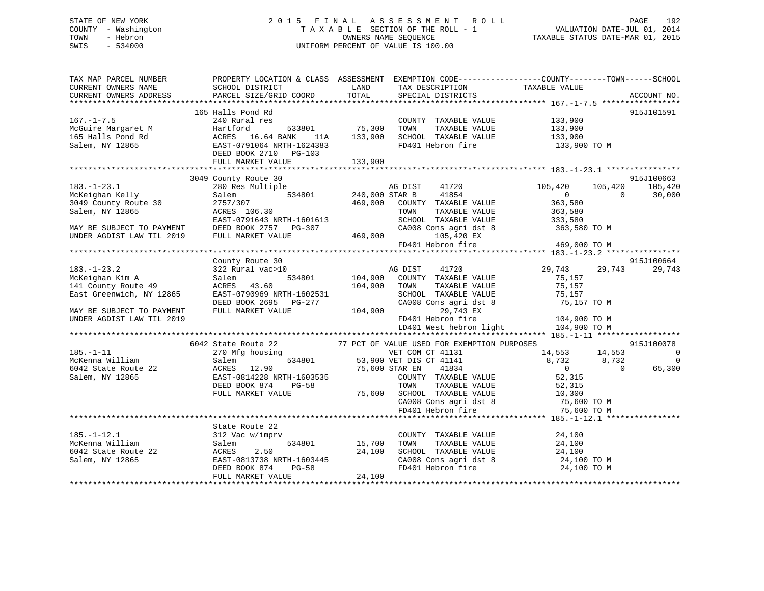STATE OF NEW YORK
COUNTY - Washington
TOWN - Hebron
SWIS - 534000

2015 FINAL ASSESSMENT ROLL
TAXABLE SECTION OF THE ROLL - 1
OWNERS NAME SEQUENCE
UNIFORM PERCENT OF VALUE IS 100.00

VALUATION DATE-JUL 01, 2014
TAXABLE STATUS DATE-MAR 01, 2015

```
TAX MAP PARCEL NUMBER          PROPERTY LOCATION & CLASS  ASSESSMENT  EXEMPTION CODE-----------------COUNTY--------TOWN------SCHOOL
CURRENT OWNERS NAME            SCHOOL DISTRICT               LAND      TAX DESCRIPTION            TAXABLE VALUE
CURRENT OWNERS ADDRESS         PARCEL SIZE/GRID COORD        TOTAL     SPECIAL DISTRICTS                                    ACCOUNT NO.
*********************************************************************************************** 167.-1-7.5 *****************
                               165 Halls Pond Rd                                                                             915J101591
167.-1-7.5                     240 Rural res                           COUNTY  TAXABLE VALUE          133,900
McGuire Margaret M             Hartford        533801       75,300     TOWN    TAXABLE VALUE          133,900
165 Halls Pond Rd              ACRES  16.64 BANK    11A    133,900     SCHOOL  TAXABLE VALUE          133,900
Salem, NY 12865                EAST-0791064 NRTH-1624383               FD401 Hebron fire               133,900 TO M
                               DEED BOOK 2710   PG-103
                               FULL MARKET VALUE           133,900
*********************************************************************************************** 183.-1-23.1 ****************
                               3049 County Route 30                                                                          915J100663
183.-1-23.1                    280 Res Multiple                        AG DIST    41720           105,420     105,420    105,420
McKeighan Kelly                Salem           534801      240,000 STAR B     41854                 0           0     30,000
3049 County Route 30           2757/307                    469,000     COUNTY  TAXABLE VALUE          363,580
Salem, NY 12865                ACRES 106.30                            TOWN    TAXABLE VALUE          363,580
                               EAST-0791643 NRTH-1601613               SCHOOL  TAXABLE VALUE          333,580
MAY BE SUBJECT TO PAYMENT      DEED BOOK 2757   PG-307                 CA008 Cons agri dst 8           363,580 TO M
UNDER AGDIST LAW TIL 2019      FULL MARKET VALUE           469,000          105,420 EX
                                                                       FD401 Hebron fire               469,000 TO M
*********************************************************************************************** 183.-1-23.2 ****************
                               County Route 30                                                                               915J100664
183.-1-23.2                    322 Rural vac>10                        AG DIST    41720            29,743      29,743     29,743
McKeighan Kim A                Salem           534801      104,900     COUNTY  TAXABLE VALUE           75,157
141 County Route 49            ACRES  43.60                104,900     TOWN    TAXABLE VALUE           75,157
East Greenwich, NY 12865       EAST-0790969 NRTH-1602531               SCHOOL  TAXABLE VALUE           75,157
                               DEED BOOK 2695   PG-277                 CA008 Cons agri dst 8            75,157 TO M
MAY BE SUBJECT TO PAYMENT      FULL MARKET VALUE           104,900           29,743 EX
UNDER AGDIST LAW TIL 2019                                              FD401 Hebron fire               104,900 TO M
                                                                       LD401 West hebron light         104,900 TO M
*********************************************************************************************** 185.-1-11 ******************
                               6042 State Route 22            77 PCT OF VALUE USED FOR EXEMPTION PURPOSES                   915J100078
185.-1-11                      270 Mfg housing                         VET COM CT 41131            14,553      14,553          0
McKenna William                Salem           534801       53,900 VET DIS CT 41141             8,732       8,732          0
6042 State Route 22            ACRES  12.90                 75,600 STAR EN    41834                 0           0     65,300
Salem, NY 12865                EAST-0814228 NRTH-1603535               COUNTY  TAXABLE VALUE           52,315
                               DEED BOOK 874    PG-58                  TOWN    TAXABLE VALUE           52,315
                               FULL MARKET VALUE            75,600     SCHOOL  TAXABLE VALUE           10,300
                                                                       CA008 Cons agri dst 8            75,600 TO M
                                                                       FD401 Hebron fire                75,600 TO M
*********************************************************************************************** 185.-1-12.1 ****************
                               State Route 22
185.-1-12.1                    312 Vac w/imprv                         COUNTY  TAXABLE VALUE           24,100
McKenna William                Salem           534801       15,700     TOWN    TAXABLE VALUE           24,100
6042 State Route 22            ACRES   2.50                 24,100     SCHOOL  TAXABLE VALUE           24,100
Salem, NY 12865                EAST-0813738 NRTH-1603445               CA008 Cons agri dst 8            24,100 TO M
                               DEED BOOK 874    PG-58                  FD401 Hebron fire                24,100 TO M
                               FULL MARKET VALUE            24,100
****************************************************************************************************************************
```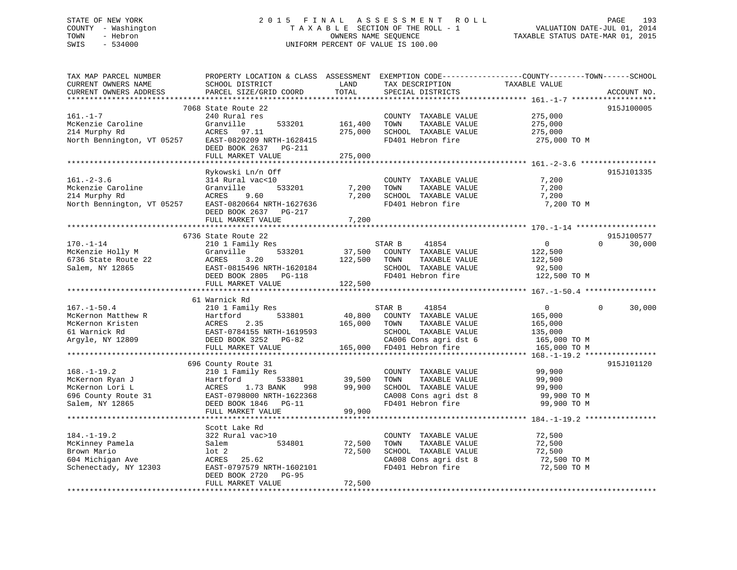STATE OF NEW YORK | COUNTY - Washington | TOWN - Hebron | SWIS - 534000

# 2015 FINAL ASSESSMENT ROLL
TAXABLE SECTION OF THE ROLL - 1
OWNERS NAME SEQUENCE
UNIFORM PERCENT OF VALUE IS 100.00

VALUATION DATE-JUL 01, 2014
TAXABLE STATUS DATE-MAR 01, 2015

| TAX MAP PARCEL NUMBER / CURRENT OWNERS NAME / CURRENT OWNERS ADDRESS | PROPERTY LOCATION & CLASS / SCHOOL DISTRICT / PARCEL SIZE/GRID COORD | ASSESSMENT LAND | TOTAL | EXEMPTION CODE / TAX DESCRIPTION / SPECIAL DISTRICTS | COUNTY TAXABLE VALUE | TOWN | SCHOOL | ACCOUNT NO. |
|---|---|---|---|---|---|---|---|---|
| **161.-1-7** | 7068 State Route 22 | | | | | | | 915J100005 |
| 161.-1-7 | 240 Rural res | | | COUNTY TAXABLE VALUE | 275,000 | | | |
| McKenzie Caroline | Granville 533201 | 161,400 | | TOWN TAXABLE VALUE | 275,000 | | | |
| 214 Murphy Rd | ACRES 97.11 | | 275,000 | SCHOOL TAXABLE VALUE | 275,000 | | | |
| North Bennington, VT 05257 | EAST-0820209 NRTH-1628415 | | | FD401 Hebron fire | 275,000 TO M | | | |
| | DEED BOOK 2637 PG-211 | | | | | | | |
| | FULL MARKET VALUE | | 275,000 | | | | | |
| **161.-2-3.6** | Rykowski Ln/n Off | | | | | | | 915J101335 |
| 161.-2-3.6 | 314 Rural vac<10 | | | COUNTY TAXABLE VALUE | 7,200 | | | |
| Mckenzie Caroline | Granville 533201 | 7,200 | | TOWN TAXABLE VALUE | 7,200 | | | |
| 214 Murphy Rd | ACRES 9.60 | | 7,200 | SCHOOL TAXABLE VALUE | 7,200 | | | |
| North Bennington, VT 05257 | EAST-0820664 NRTH-1627636 | | | FD401 Hebron fire | 7,200 TO M | | | |
| | DEED BOOK 2637 PG-217 | | | | | | | |
| | FULL MARKET VALUE | | 7,200 | | | | | |
| **170.-1-14** | 6736 State Route 22 | | | | | | | 915J100577 |
| 170.-1-14 | 210 1 Family Res | | | STAR B 41854 | 0 | 0 | 30,000 | |
| McKenzie Holly M | Granville 533201 | 37,500 | | COUNTY TAXABLE VALUE | 122,500 | | | |
| 6736 State Route 22 | ACRES 3.20 | | 122,500 | TOWN TAXABLE VALUE | 122,500 | | | |
| Salem, NY 12865 | EAST-0815496 NRTH-1620184 | | | SCHOOL TAXABLE VALUE | 92,500 | | | |
| | DEED BOOK 2805 PG-118 | | | FD401 Hebron fire | 122,500 TO M | | | |
| | FULL MARKET VALUE | | 122,500 | | | | | |
| **167.-1-50.4** | 61 Warnick Rd | | | | | | | |
| 167.-1-50.4 | 210 1 Family Res | | | STAR B 41854 | 0 | 0 | 30,000 | |
| McKernon Matthew R | Hartford 533801 | 40,800 | | COUNTY TAXABLE VALUE | 165,000 | | | |
| McKernon Kristen | ACRES 2.35 | | 165,000 | TOWN TAXABLE VALUE | 165,000 | | | |
| 61 Warnick Rd | EAST-0784155 NRTH-1619593 | | | SCHOOL TAXABLE VALUE | 135,000 | | | |
| Argyle, NY 12809 | DEED BOOK 3252 PG-82 | | | CA006 Cons agri dst 6 | 165,000 TO M | | | |
| | FULL MARKET VALUE | | 165,000 | FD401 Hebron fire | 165,000 TO M | | | |
| **168.-1-19.2** | 696 County Route 31 | | | | | | | 915J101120 |
| 168.-1-19.2 | 210 1 Family Res | | | COUNTY TAXABLE VALUE | 99,900 | | | |
| McKernon Ryan J | Hartford 533801 | 39,500 | | TOWN TAXABLE VALUE | 99,900 | | | |
| McKernon Lori L | ACRES 1.73 BANK 998 | | 99,900 | SCHOOL TAXABLE VALUE | 99,900 | | | |
| 696 County Route 31 | EAST-0798000 NRTH-1622368 | | | CA008 Cons agri dst 8 | 99,900 TO M | | | |
| Salem, NY 12865 | DEED BOOK 1846 PG-11 | | | FD401 Hebron fire | 99,900 TO M | | | |
| | FULL MARKET VALUE | | 99,900 | | | | | |
| **184.-1-19.2** | Scott Lake Rd | | | | | | | |
| 184.-1-19.2 | 322 Rural vac>10 | | | COUNTY TAXABLE VALUE | 72,500 | | | |
| McKinney Pamela | Salem 534801 | 72,500 | | TOWN TAXABLE VALUE | 72,500 | | | |
| Brown Mario | lot 2 | | 72,500 | SCHOOL TAXABLE VALUE | 72,500 | | | |
| 604 Michigan Ave | ACRES 25.62 | | | CA008 Cons agri dst 8 | 72,500 TO M | | | |
| Schenectady, NY 12303 | EAST-0797579 NRTH-1602101 | | | FD401 Hebron fire | 72,500 TO M | | | |
| | DEED BOOK 2720 PG-95 | | | | | | | |
| | FULL MARKET VALUE | | 72,500 | | | | | |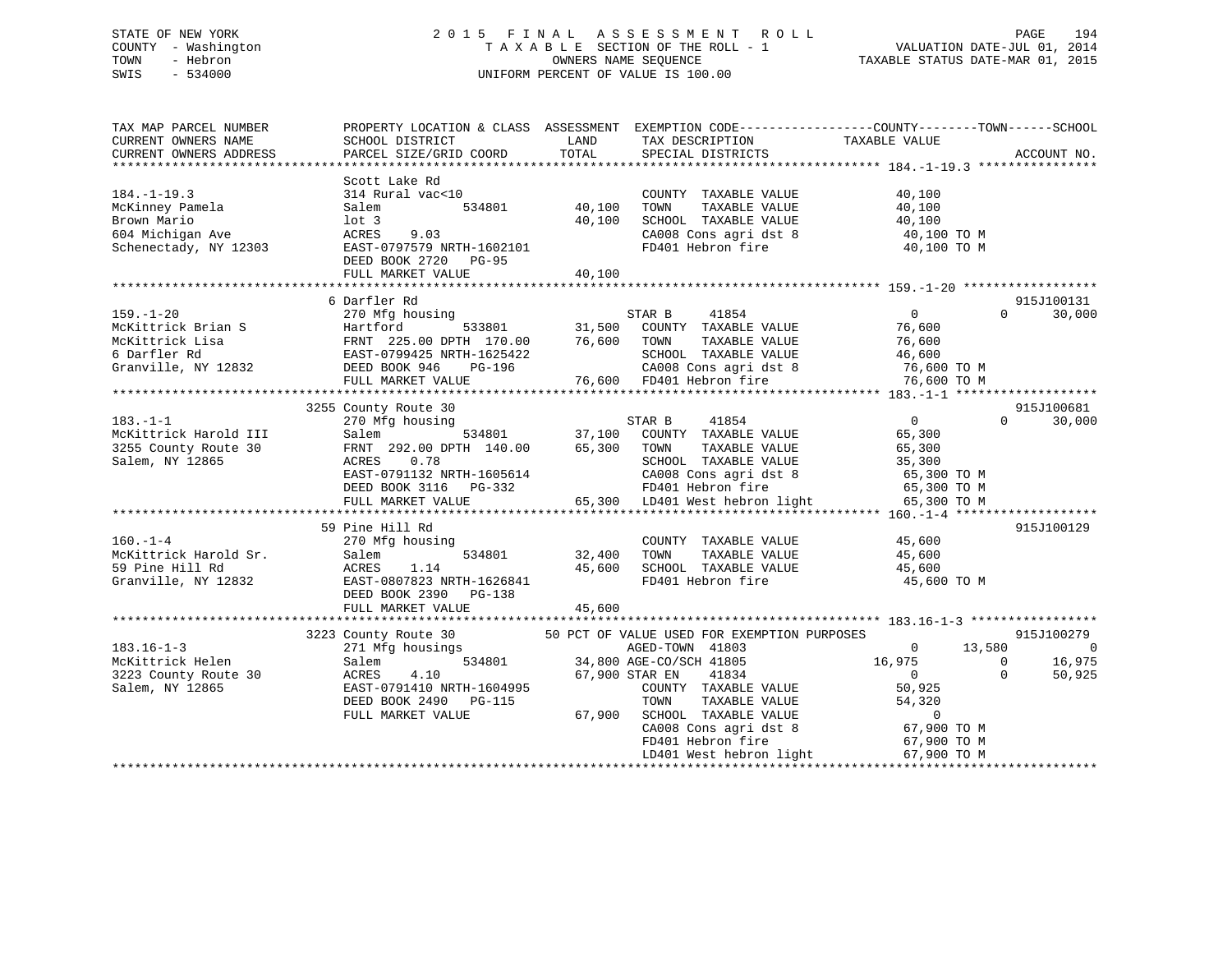STATE OF NEW YORK
COUNTY - Washington
TOWN - Hebron
SWIS - 534000

2015 FINAL ASSESSMENT ROLL
TAXABLE SECTION OF THE ROLL - 1
OWNERS NAME SEQUENCE
UNIFORM PERCENT OF VALUE IS 100.00

VALUATION DATE-JUL 01, 2014
TAXABLE STATUS DATE-MAR 01, 2015

```
TAX MAP PARCEL NUMBER          PROPERTY LOCATION & CLASS  ASSESSMENT  EXEMPTION CODE------------------COUNTY--------TOWN------SCHOOL
CURRENT OWNERS NAME            SCHOOL DISTRICT              LAND      TAX DESCRIPTION            TAXABLE VALUE
CURRENT OWNERS ADDRESS         PARCEL SIZE/GRID COORD       TOTAL     SPECIAL DISTRICTS                                   ACCOUNT NO.
******************************************************************************************************* 184.-1-19.3 ****************
                               Scott Lake Rd
184.-1-19.3                    314 Rural vac<10                        COUNTY  TAXABLE VALUE            40,100
McKinney Pamela                Salem          534801      40,100       TOWN    TAXABLE VALUE            40,100
Brown Mario                    lot 3                      40,100       SCHOOL  TAXABLE VALUE            40,100
604 Michigan Ave               ACRES    9.03                           CA008 Cons agri dst 8             40,100 TO M
Schenectady, NY 12303          EAST-0797579 NRTH-1602101               FD401 Hebron fire                 40,100 TO M
                               DEED BOOK 2720   PG-95
                               FULL MARKET VALUE          40,100
******************************************************************************************************* 159.-1-20 ******************
                               6 Darfler Rd                                                                               915J100131
159.-1-20                      270 Mfg housing                         STAR B      41854                  0           0      30,000
McKittrick Brian S             Hartford       533801      31,500       COUNTY  TAXABLE VALUE            76,600
McKittrick Lisa                FRNT 225.00 DPTH 170.00    76,600       TOWN    TAXABLE VALUE            76,600
6 Darfler Rd                   EAST-0799425 NRTH-1625422               SCHOOL  TAXABLE VALUE            46,600
Granville, NY 12832            DEED BOOK 946    PG-196                 CA008 Cons agri dst 8             76,600 TO M
                               FULL MARKET VALUE          76,600       FD401 Hebron fire                 76,600 TO M
******************************************************************************************************* 183.-1-1 *******************
                               3255 County Route 30                                                                       915J100681
183.-1-1                       270 Mfg housing                         STAR B      41854                  0           0      30,000
McKittrick Harold III          Salem          534801      37,100       COUNTY  TAXABLE VALUE            65,300
3255 County Route 30           FRNT 292.00 DPTH 140.00    65,300       TOWN    TAXABLE VALUE            65,300
Salem, NY 12865                ACRES    0.78                           SCHOOL  TAXABLE VALUE            35,300
                               EAST-0791132 NRTH-1605614               CA008 Cons agri dst 8             65,300 TO M
                               DEED BOOK 3116   PG-332                 FD401 Hebron fire                 65,300 TO M
                               FULL MARKET VALUE          65,300       LD401 West hebron light           65,300 TO M
******************************************************************************************************* 160.-1-4 *******************
                               59 Pine Hill Rd                                                                            915J100129
160.-1-4                       270 Mfg housing                         COUNTY  TAXABLE VALUE            45,600
McKittrick Harold Sr.          Salem          534801      32,400       TOWN    TAXABLE VALUE            45,600
59 Pine Hill Rd                ACRES    1.14              45,600       SCHOOL  TAXABLE VALUE            45,600
Granville, NY 12832            EAST-0807823 NRTH-1626841               FD401 Hebron fire                 45,600 TO M
                               DEED BOOK 2390   PG-138
                               FULL MARKET VALUE          45,600
******************************************************************************************************* 183.16-1-3 *****************
                               3223 County Route 30       50 PCT OF VALUE USED FOR EXEMPTION PURPOSES                     915J100279
183.16-1-3                     271 Mfg housings                        AGED-TOWN   41803                  0      13,580           0
McKittrick Helen               Salem          534801      34,800 AGE-CO/SCH 41805                    16,975           0      16,975
3223 County Route 30           ACRES    4.10              67,900 STAR EN     41834                        0           0      50,925
Salem, NY 12865                EAST-0791410 NRTH-1604995               COUNTY  TAXABLE VALUE            50,925
                               DEED BOOK 2490   PG-115                 TOWN    TAXABLE VALUE            54,320
                               FULL MARKET VALUE          67,900       SCHOOL  TAXABLE VALUE                 0
                                                                       CA008 Cons agri dst 8             67,900 TO M
                                                                       FD401 Hebron fire                 67,900 TO M
                                                                       LD401 West hebron light           67,900 TO M
************************************************************************************************************************************
```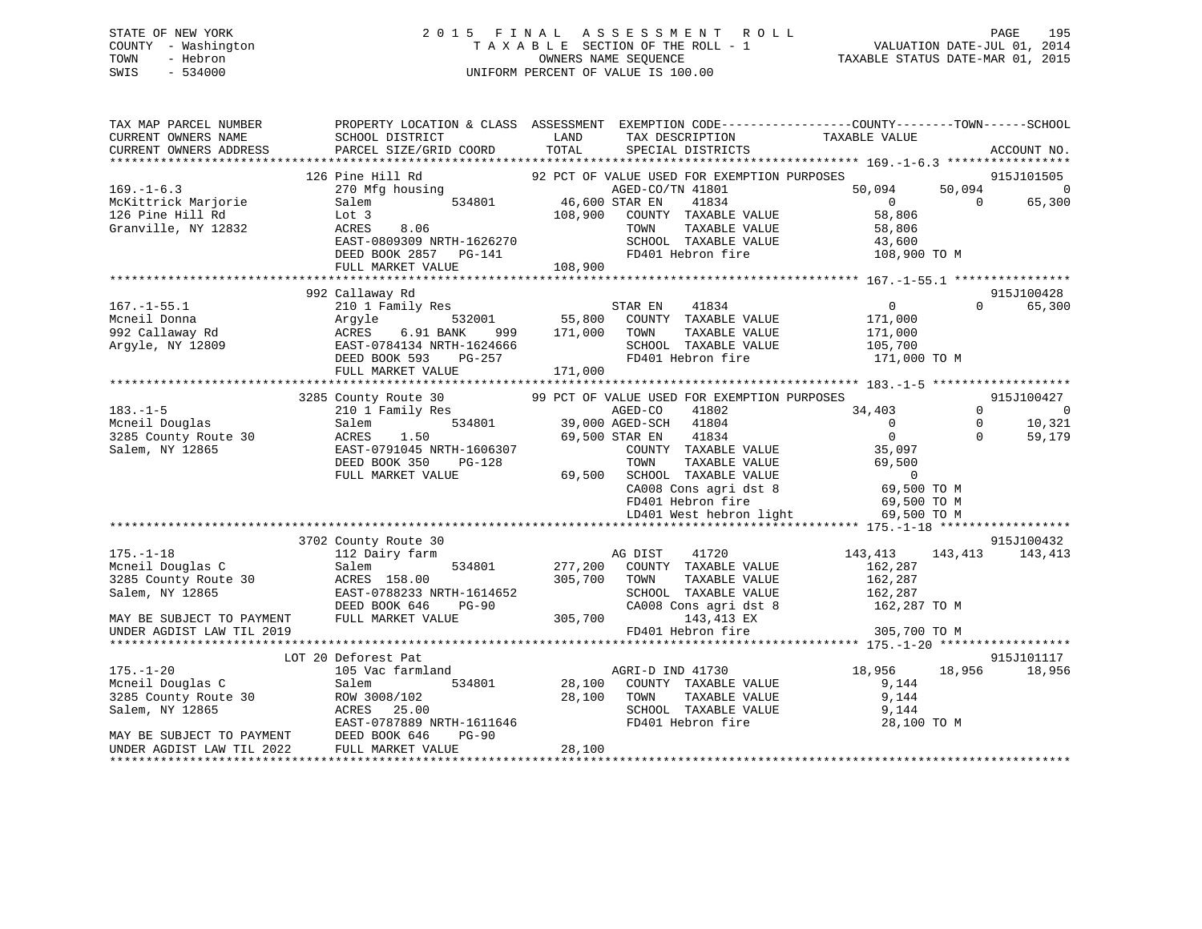STATE OF NEW YORK
COUNTY - Washington
TOWN - Hebron
SWIS - 534000

2015 FINAL ASSESSMENT ROLL
TAXABLE SECTION OF THE ROLL - 1
OWNERS NAME SEQUENCE
UNIFORM PERCENT OF VALUE IS 100.00

VALUATION DATE-JUL 01, 2014
TAXABLE STATUS DATE-MAR 01, 2015

```
TAX MAP PARCEL NUMBER          PROPERTY LOCATION & CLASS  ASSESSMENT  EXEMPTION CODE------------------COUNTY--------TOWN------SCHOOL
CURRENT OWNERS NAME            SCHOOL DISTRICT               LAND      TAX DESCRIPTION            TAXABLE VALUE
CURRENT OWNERS ADDRESS         PARCEL SIZE/GRID COORD       TOTAL      SPECIAL DISTRICTS                                      ACCOUNT NO.
*************************************************************************************************** 169.-1-6.3 *****************
                     126 Pine Hill Rd              92 PCT OF VALUE USED FOR EXEMPTION PURPOSES                               915J101505
169.-1-6.3                     270 Mfg housing                   AGED-CO/TN 41801              50,094      50,094           0
McKittrick Marjorie            Salem          534801      46,600 STAR EN    41834                   0           0      65,300
126 Pine Hill Rd               Lot 3                     108,900   COUNTY  TAXABLE VALUE           58,806
Granville, NY 12832            ACRES    8.06                       TOWN    TAXABLE VALUE           58,806
                               EAST-0809309 NRTH-1626270           SCHOOL  TAXABLE VALUE           43,600
                               DEED BOOK 2857   PG-141             FD401 Hebron fire              108,900 TO M
                               FULL MARKET VALUE         108,900
*************************************************************************************************** 167.-1-55.1 ****************
                     992 Callaway Rd                                                                                915J100428
167.-1-55.1                    210 1 Family Res                  STAR EN    41834                   0           0      65,300
Mcneil Donna                   Argyle         532001      55,800   COUNTY  TAXABLE VALUE          171,000
992 Callaway Rd                ACRES    6.91 BANK    999 171,000   TOWN    TAXABLE VALUE          171,000
Argyle, NY 12809               EAST-0784134 NRTH-1624666           SCHOOL  TAXABLE VALUE          105,700
                               DEED BOOK 593    PG-257             FD401 Hebron fire              171,000 TO M
                               FULL MARKET VALUE         171,000
*************************************************************************************************** 183.-1-5 *******************
                    3285 County Route 30           99 PCT OF VALUE USED FOR EXEMPTION PURPOSES                               915J100427
183.-1-5                       210 1 Family Res                  AGED-CO    41802              34,403           0           0
Mcneil Douglas                 Salem          534801      39,000 AGED-SCH   41804                   0           0      10,321
3285 County Route 30           ACRES    1.50              69,500 STAR EN    41834                   0           0      59,179
Salem, NY 12865                EAST-0791045 NRTH-1606307           COUNTY  TAXABLE VALUE           35,097
                               DEED BOOK 350    PG-128             TOWN    TAXABLE VALUE           69,500
                               FULL MARKET VALUE          69,500   SCHOOL  TAXABLE VALUE                0
                                                                   CA008 Cons agri dst 8           69,500 TO M
                                                                   FD401 Hebron fire               69,500 TO M
                                                                   LD401 West hebron light         69,500 TO M
*************************************************************************************************** 175.-1-18 ******************
                    3702 County Route 30                                                                            915J100432
175.-1-18                      112 Dairy farm                    AG DIST    41720             143,413     143,413     143,413
Mcneil Douglas C               Salem          534801     277,200   COUNTY  TAXABLE VALUE          162,287
3285 County Route 30           ACRES  158.00             305,700   TOWN    TAXABLE VALUE          162,287
Salem, NY 12865                EAST-0788233 NRTH-1614652           SCHOOL  TAXABLE VALUE          162,287
                               DEED BOOK 646    PG-90              CA008 Cons agri dst 8          162,287 TO M
MAY BE SUBJECT TO PAYMENT      FULL MARKET VALUE         305,700        143,413 EX
UNDER AGDIST LAW TIL 2019                                          FD401 Hebron fire              305,700 TO M
*************************************************************************************************** 175.-1-20 ******************
                     LOT 20 Deforest Pat                                                                            915J101117
175.-1-20                      105 Vac farmland                  AGRI-D IND 41730              18,956      18,956      18,956
Mcneil Douglas C               Salem          534801      28,100   COUNTY  TAXABLE VALUE            9,144
3285 County Route 30           ROW 3008/102               28,100   TOWN    TAXABLE VALUE            9,144
Salem, NY 12865                ACRES   25.00                       SCHOOL  TAXABLE VALUE            9,144
                               EAST-0787889 NRTH-1611646           FD401 Hebron fire               28,100 TO M
MAY BE SUBJECT TO PAYMENT      DEED BOOK 646    PG-90
UNDER AGDIST LAW TIL 2022      FULL MARKET VALUE          28,100
********************************************************************************************************************************
```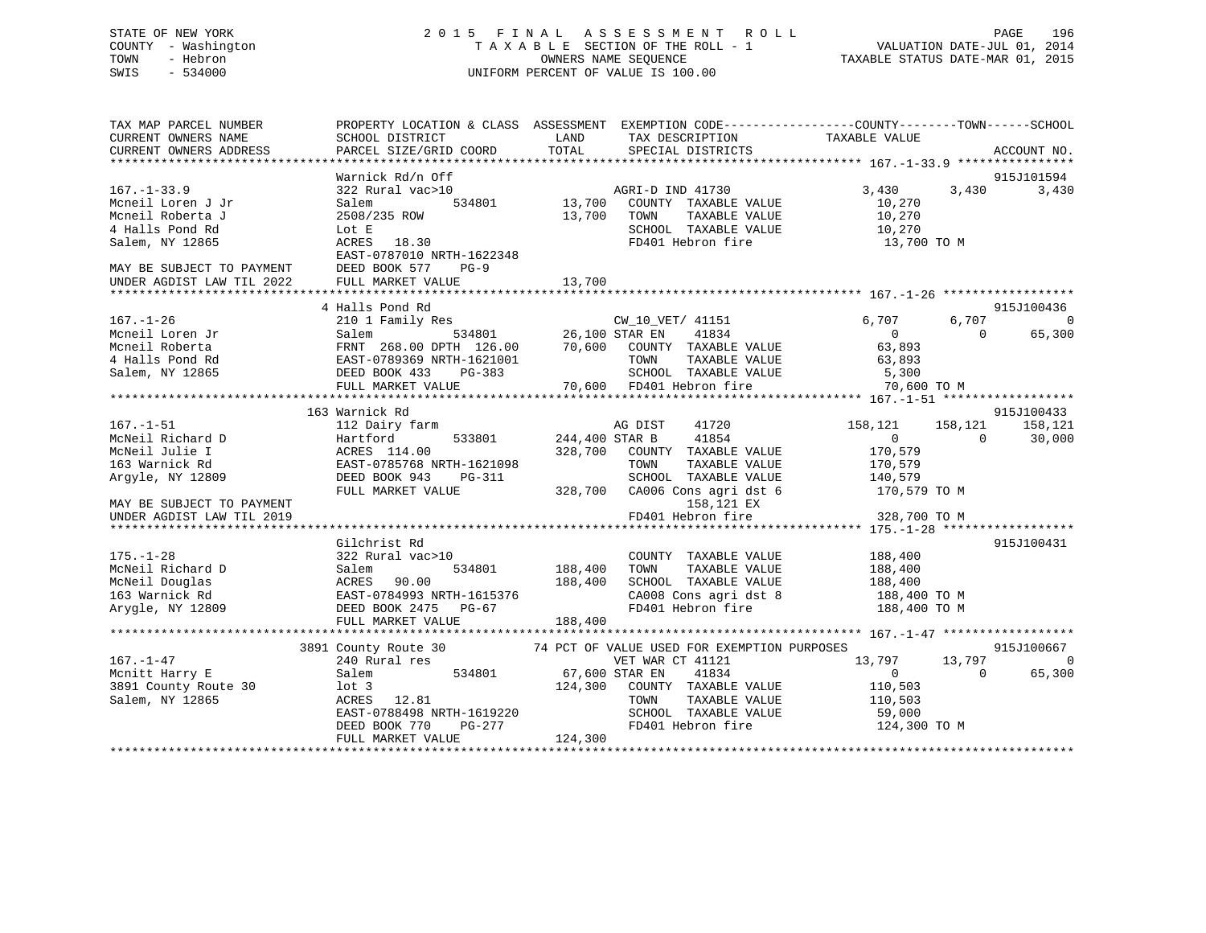STATE OF NEW YORK
COUNTY - Washington
TOWN - Hebron
SWIS - 534000

2 0 1 5 F I N A L A S S E S S M E N T R O L L
T A X A B L E SECTION OF THE ROLL - 1
OWNERS NAME SEQUENCE
UNIFORM PERCENT OF VALUE IS 100.00

VALUATION DATE-JUL 01, 2014
TAXABLE STATUS DATE-MAR 01, 2015

```
TAX MAP PARCEL NUMBER          PROPERTY LOCATION & CLASS  ASSESSMENT  EXEMPTION CODE------------------COUNTY--------TOWN------SCHOOL
CURRENT OWNERS NAME            SCHOOL DISTRICT               LAND      TAX DESCRIPTION            TAXABLE VALUE
CURRENT OWNERS ADDRESS         PARCEL SIZE/GRID COORD        TOTAL     SPECIAL DISTRICTS                                    ACCOUNT NO.
******************************************************************************************************* 167.-1-33.9 ****************
                               Warnick Rd/n Off                                                                        915J101594
167.-1-33.9                    322 Rural vac>10                        AGRI-D IND 41730              3,430      3,430      3,430
Mcneil Loren J Jr              Salem          534801       13,700      COUNTY  TAXABLE VALUE         10,270
Mcneil Roberta J               2508/235 ROW                13,700      TOWN    TAXABLE VALUE         10,270
4 Halls Pond Rd                Lot E                                   SCHOOL  TAXABLE VALUE         10,270
Salem, NY 12865                ACRES  18.30                            FD401 Hebron fire              13,700 TO M
                               EAST-0787010 NRTH-1622348
MAY BE SUBJECT TO PAYMENT      DEED BOOK 577    PG-9
UNDER AGDIST LAW TIL 2022      FULL MARKET VALUE           13,700
******************************************************************************************************* 167.-1-26 ******************
                               4 Halls Pond Rd                                                                         915J100436
167.-1-26                      210 1 Family Res                        CW_10_VET/ 41151              6,707      6,707          0
Mcneil Loren Jr                Salem          534801       26,100 STAR EN    41834                     0          0     65,300
Mcneil Roberta                 FRNT 268.00 DPTH 126.00     70,600      COUNTY  TAXABLE VALUE         63,893
4 Halls Pond Rd                EAST-0789369 NRTH-1621001               TOWN    TAXABLE VALUE         63,893
Salem, NY 12865                DEED BOOK 433    PG-383                 SCHOOL  TAXABLE VALUE          5,300
                               FULL MARKET VALUE           70,600      FD401 Hebron fire              70,600 TO M
******************************************************************************************************* 167.-1-51 ******************
                               163 Warnick Rd                                                                          915J100433
167.-1-51                      112 Dairy farm                          AG DIST    41720            158,121    158,121    158,121
McNeil Richard D               Hartford       533801      244,400 STAR B     41854                     0          0     30,000
McNeil Julie I                 ACRES 114.00               328,700      COUNTY  TAXABLE VALUE        170,579
163 Warnick Rd                 EAST-0785768 NRTH-1621098               TOWN    TAXABLE VALUE        170,579
Argyle, NY 12809               DEED BOOK 943    PG-311                 SCHOOL  TAXABLE VALUE        140,579
                               FULL MARKET VALUE          328,700      CA006 Cons agri dst 6         170,579 TO M
MAY BE SUBJECT TO PAYMENT                                                   158,121 EX
UNDER AGDIST LAW TIL 2019                                              FD401 Hebron fire             328,700 TO M
******************************************************************************************************* 175.-1-28 ******************
                               Gilchrist Rd                                                                            915J100431
175.-1-28                      322 Rural vac>10                        COUNTY  TAXABLE VALUE        188,400
McNeil Richard D               Salem          534801      188,400      TOWN    TAXABLE VALUE        188,400
McNeil Douglas                 ACRES  90.00               188,400      SCHOOL  TAXABLE VALUE        188,400
163 Warnick Rd                 EAST-0784993 NRTH-1615376               CA008 Cons agri dst 8         188,400 TO M
Arygle, NY 12809               DEED BOOK 2475   PG-67                  FD401 Hebron fire             188,400 TO M
                               FULL MARKET VALUE          188,400
******************************************************************************************************* 167.-1-47 ******************
                               3891 County Route 30        74 PCT OF VALUE USED FOR EXEMPTION PURPOSES                 915J100667
167.-1-47                      240 Rural res                           VET WAR CT 41121             13,797     13,797          0
Mcnitt Harry E                 Salem          534801       67,600 STAR EN    41834                     0          0     65,300
3891 County Route 30           lot 3                      124,300      COUNTY  TAXABLE VALUE        110,503
Salem, NY 12865                ACRES  12.81                            TOWN    TAXABLE VALUE        110,503
                               EAST-0788498 NRTH-1619220               SCHOOL  TAXABLE VALUE         59,000
                               DEED BOOK 770    PG-277                 FD401 Hebron fire             124,300 TO M
                               FULL MARKET VALUE          124,300
************************************************************************************************************************************
```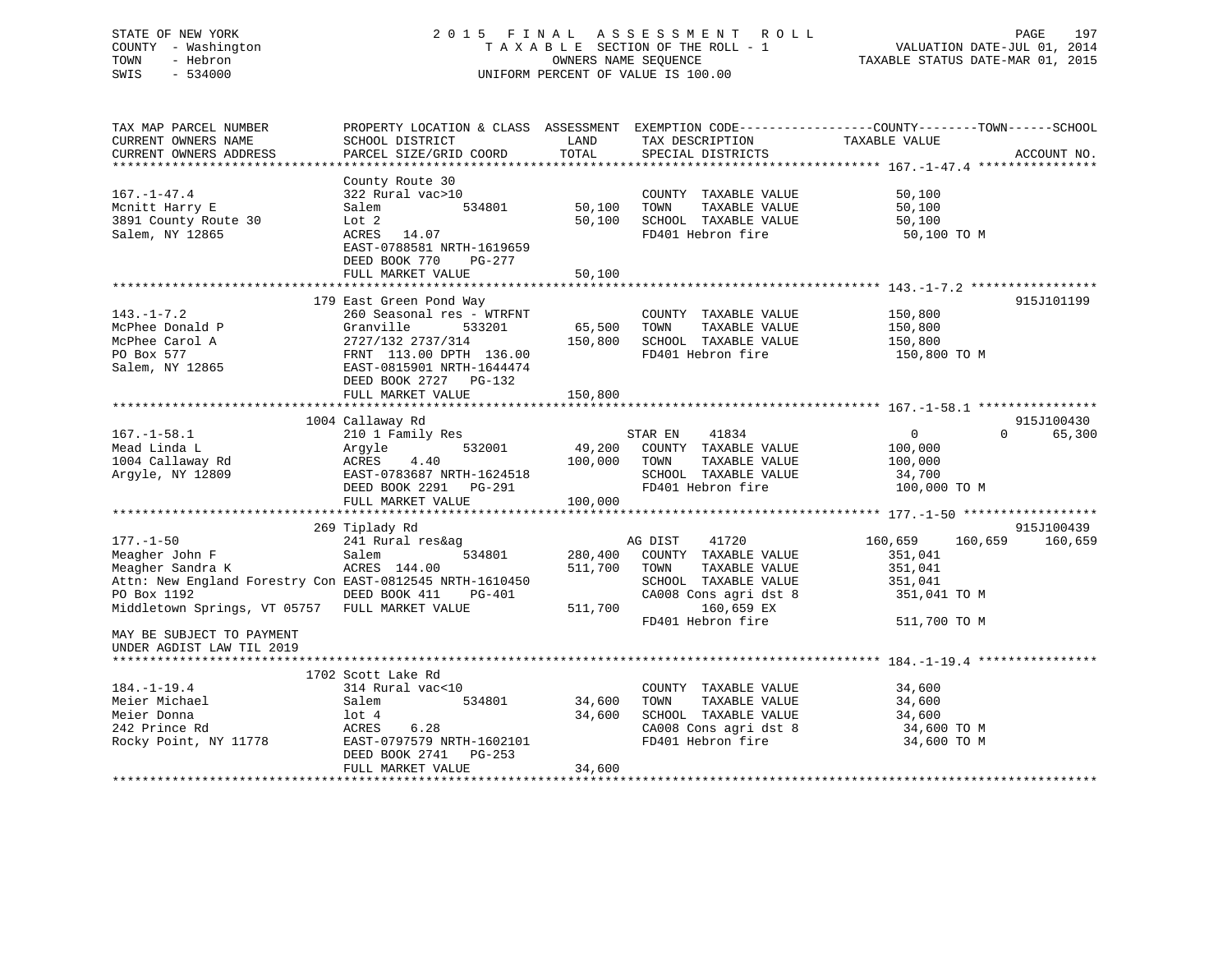STATE OF NEW YORK
COUNTY - Washington
TOWN - Hebron
SWIS - 534000

# 2015 FINAL ASSESSMENT ROLL
TAXABLE SECTION OF THE ROLL - 1
OWNERS NAME SEQUENCE
UNIFORM PERCENT OF VALUE IS 100.00

VALUATION DATE-JUL 01, 2014
TAXABLE STATUS DATE-MAR 01, 2015

```
TAX MAP PARCEL NUMBER          PROPERTY LOCATION & CLASS  ASSESSMENT  EXEMPTION CODE------------------COUNTY--------TOWN------SCHOOL
CURRENT OWNERS NAME            SCHOOL DISTRICT             LAND       TAX DESCRIPTION            TAXABLE VALUE
CURRENT OWNERS ADDRESS         PARCEL SIZE/GRID COORD      TOTAL      SPECIAL DISTRICTS                                  ACCOUNT NO.
******************************************************************************************************* 167.-1-47.4 ****************
                               County Route 30
167.-1-47.4                    322 Rural vac>10                        COUNTY  TAXABLE VALUE          50,100
Mcnitt Harry E                 Salem          534801       50,100      TOWN    TAXABLE VALUE          50,100
3891 County Route 30           Lot 2                       50,100      SCHOOL  TAXABLE VALUE          50,100
Salem, NY 12865                ACRES  14.07                            FD401 Hebron fire               50,100 TO M
                               EAST-0788581 NRTH-1619659
                               DEED BOOK 770    PG-277
                               FULL MARKET VALUE           50,100
******************************************************************************************************* 143.-1-7.2 *****************
                               179 East Green Pond Way                                                               915J101199
143.-1-7.2                     260 Seasonal res - WTRFNT               COUNTY  TAXABLE VALUE         150,800
McPhee Donald P                Granville      533201       65,500      TOWN    TAXABLE VALUE         150,800
McPhee Carol A                 2727/132 2737/314          150,800      SCHOOL  TAXABLE VALUE         150,800
PO Box 577                     FRNT 113.00 DPTH 136.00                 FD401 Hebron fire              150,800 TO M
Salem, NY 12865                EAST-0815901 NRTH-1644474
                               DEED BOOK 2727   PG-132
                               FULL MARKET VALUE          150,800
******************************************************************************************************* 167.-1-58.1 ****************
                               1004 Callaway Rd                                                                      915J100430
167.-1-58.1                    210 1 Family Res                        STAR EN     41834               0             0      65,300
Mead Linda L                   Argyle         532001       49,200      COUNTY  TAXABLE VALUE         100,000
1004 Callaway Rd               ACRES   4.40               100,000      TOWN    TAXABLE VALUE         100,000
Argyle, NY 12809               EAST-0783687 NRTH-1624518               SCHOOL  TAXABLE VALUE          34,700
                               DEED BOOK 2291   PG-291                 FD401 Hebron fire              100,000 TO M
                               FULL MARKET VALUE          100,000
******************************************************************************************************* 177.-1-50 ******************
                               269 Tiplady Rd                                                                        915J100439
177.-1-50                      241 Rural res&ag                        AG DIST     41720          160,659       160,659     160,659
Meagher John F                 Salem          534801      280,400      COUNTY  TAXABLE VALUE         351,041
Meagher Sandra K               ACRES 144.00               511,700      TOWN    TAXABLE VALUE         351,041
Attn: New England Forestry Con EAST-0812545 NRTH-1610450               SCHOOL  TAXABLE VALUE         351,041
PO Box 1192                    DEED BOOK 411    PG-401                 CA008 Cons agri dst 8          351,041 TO M
Middletown Springs, VT 05757   FULL MARKET VALUE          511,700           160,659 EX
                                                                       FD401 Hebron fire              511,700 TO M
MAY BE SUBJECT TO PAYMENT
UNDER AGDIST LAW TIL 2019
******************************************************************************************************* 184.-1-19.4 ****************
                               1702 Scott Lake Rd
184.-1-19.4                    314 Rural vac<10                        COUNTY  TAXABLE VALUE          34,600
Meier Michael                  Salem          534801       34,600      TOWN    TAXABLE VALUE          34,600
Meier Donna                    lot 4                       34,600      SCHOOL  TAXABLE VALUE          34,600
242 Prince Rd                  ACRES   6.28                            CA008 Cons agri dst 8           34,600 TO M
Rocky Point, NY 11778          EAST-0797579 NRTH-1602101               FD401 Hebron fire               34,600 TO M
                               DEED BOOK 2741   PG-253
                               FULL MARKET VALUE           34,600
************************************************************************************************************************************
```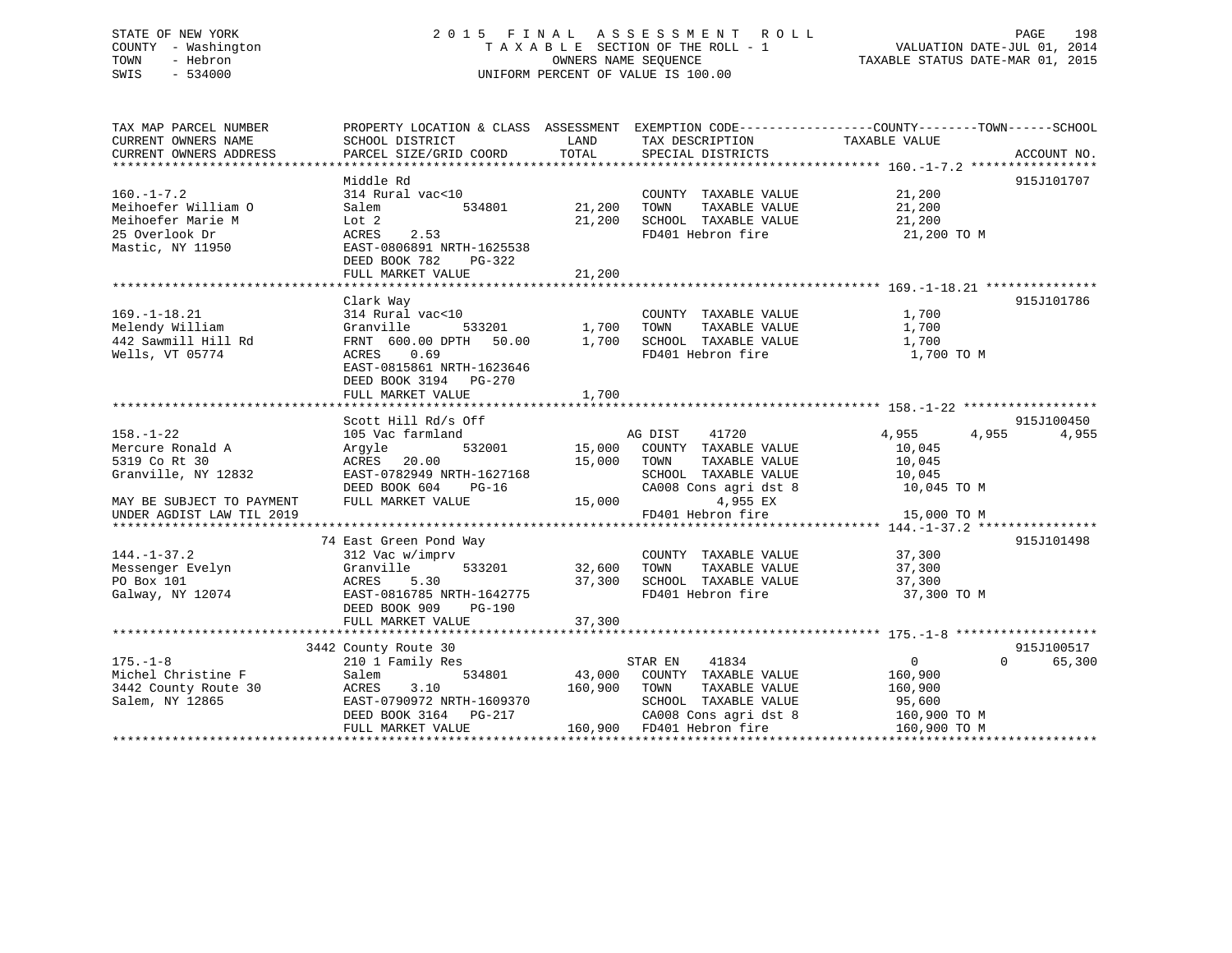STATE OF NEW YORK | COUNTY - Washington | TOWN - Hebron | SWIS - 534000

# 2015 FINAL ASSESSMENT ROLL

TAXABLE SECTION OF THE ROLL - 1
OWNERS NAME SEQUENCE
UNIFORM PERCENT OF VALUE IS 100.00

VALUATION DATE-JUL 01, 2014
TAXABLE STATUS DATE-MAR 01, 2015

```
TAX MAP PARCEL NUMBER          PROPERTY LOCATION & CLASS  ASSESSMENT  EXEMPTION CODE------------------COUNTY--------TOWN------SCHOOL
CURRENT OWNERS NAME            SCHOOL DISTRICT              LAND      TAX DESCRIPTION              TAXABLE VALUE
CURRENT OWNERS ADDRESS         PARCEL SIZE/GRID COORD       TOTAL     SPECIAL DISTRICTS                                    ACCOUNT NO.
******************************************************************************************************* 160.-1-7.2 *****************
                               Middle Rd                                                                                915J101707
160.-1-7.2                     314 Rural vac<10                        COUNTY  TAXABLE VALUE            21,200
Meihoefer William O            Salem          534801      21,200      TOWN    TAXABLE VALUE            21,200
Meihoefer Marie M              Lot 2                      21,200      SCHOOL  TAXABLE VALUE            21,200
25 Overlook Dr                 ACRES    2.53                           FD401 Hebron fire                 21,200 TO M
Mastic, NY 11950               EAST-0806891 NRTH-1625538
                               DEED BOOK 782    PG-322
                               FULL MARKET VALUE          21,200
******************************************************************************************************* 169.-1-18.21 ***************
                               Clark Way                                                                                915J101786
169.-1-18.21                   314 Rural vac<10                        COUNTY  TAXABLE VALUE             1,700
Melendy William                Granville      533201       1,700      TOWN    TAXABLE VALUE             1,700
442 Sawmill Hill Rd            FRNT  600.00 DPTH   50.00   1,700      SCHOOL  TAXABLE VALUE             1,700
Wells, VT 05774                ACRES    0.69                           FD401 Hebron fire                  1,700 TO M
                               EAST-0815861 NRTH-1623646
                               DEED BOOK 3194   PG-270
                               FULL MARKET VALUE           1,700
******************************************************************************************************* 158.-1-22 ******************
                               Scott Hill Rd/s Off                                                                      915J100450
158.-1-22                      105 Vac farmland                      AG DIST     41720              4,955        4,955       4,955
Mercure Ronald A               Argyle         532001      15,000      COUNTY  TAXABLE VALUE            10,045
5319 Co Rt 30                  ACRES   20.00              15,000      TOWN    TAXABLE VALUE            10,045
Granville, NY 12832            EAST-0782949 NRTH-1627168              SCHOOL  TAXABLE VALUE            10,045
                               DEED BOOK 604    PG-16                 CA008 Cons agri dst 8             10,045 TO M
MAY BE SUBJECT TO PAYMENT      FULL MARKET VALUE          15,000              4,955 EX
UNDER AGDIST LAW TIL 2019                                             FD401 Hebron fire                 15,000 TO M
******************************************************************************************************* 144.-1-37.2 ****************
                               74 East Green Pond Way                                                                   915J101498
144.-1-37.2                    312 Vac w/imprv                         COUNTY  TAXABLE VALUE            37,300
Messenger Evelyn               Granville      533201      32,600      TOWN    TAXABLE VALUE            37,300
PO Box 101                     ACRES    5.30              37,300      SCHOOL  TAXABLE VALUE            37,300
Galway, NY 12074               EAST-0816785 NRTH-1642775              FD401 Hebron fire                 37,300 TO M
                               DEED BOOK 909    PG-190
                               FULL MARKET VALUE          37,300
******************************************************************************************************* 175.-1-8 *******************
                               3442 County Route 30                                                                     915J100517
175.-1-8                       210 1 Family Res                       STAR EN     41834                  0            0      65,300
Michel Christine F             Salem          534801      43,000      COUNTY  TAXABLE VALUE           160,900
3442 County Route 30           ACRES    3.10             160,900      TOWN    TAXABLE VALUE           160,900
Salem, NY 12865                EAST-0790972 NRTH-1609370              SCHOOL  TAXABLE VALUE            95,600
                               DEED BOOK 3164   PG-217                CA008 Cons agri dst 8            160,900 TO M
                               FULL MARKET VALUE         160,900      FD401 Hebron fire                160,900 TO M
************************************************************************************************************************************
```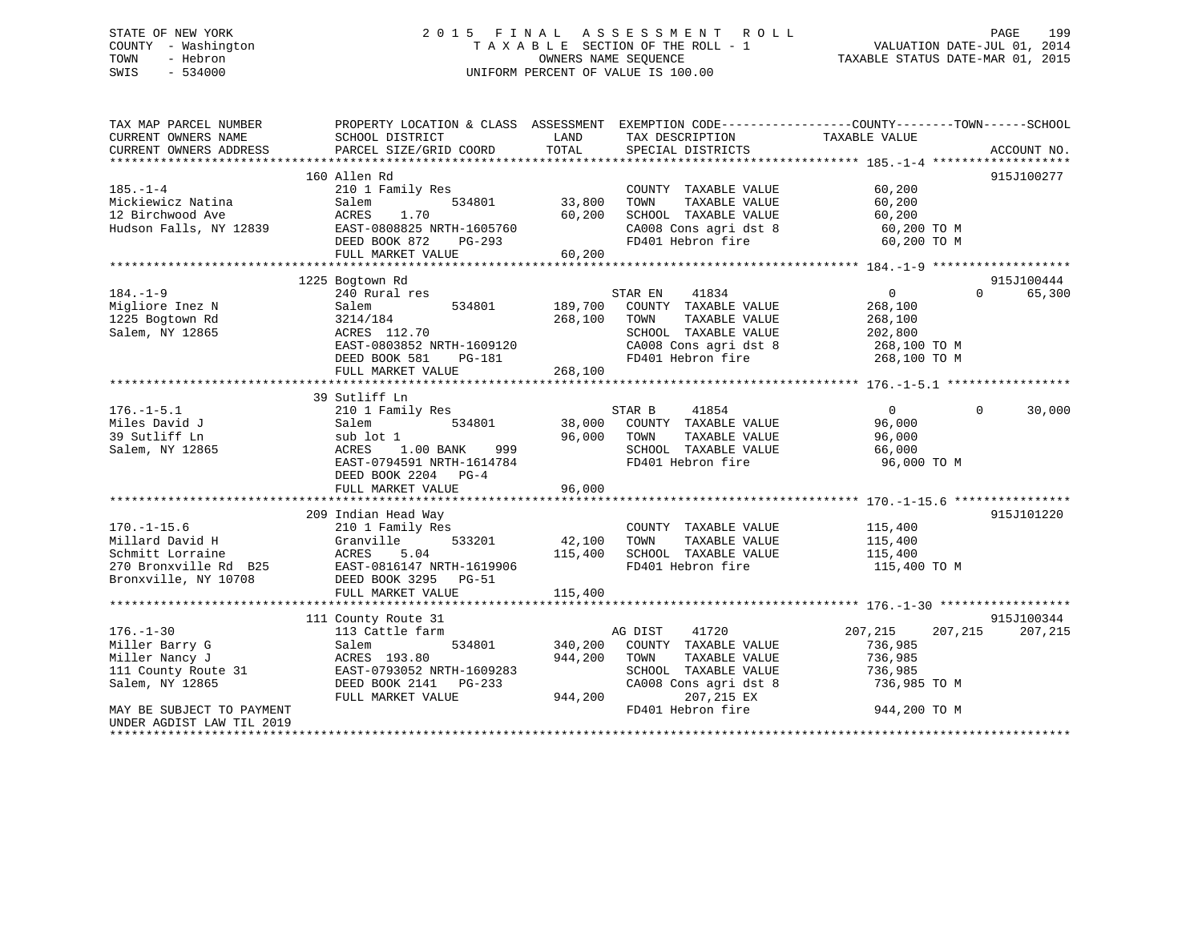STATE OF NEW YORK
COUNTY - Washington
TOWN - Hebron
SWIS - 534000

2015 FINAL ASSESSMENT ROLL
TAXABLE SECTION OF THE ROLL - 1
OWNERS NAME SEQUENCE
UNIFORM PERCENT OF VALUE IS 100.00

VALUATION DATE-JUL 01, 2014
TAXABLE STATUS DATE-MAR 01, 2015

```
TAX MAP PARCEL NUMBER          PROPERTY LOCATION & CLASS  ASSESSMENT  EXEMPTION CODE------------------COUNTY--------TOWN------SCHOOL
CURRENT OWNERS NAME            SCHOOL DISTRICT               LAND      TAX DESCRIPTION            TAXABLE VALUE
CURRENT OWNERS ADDRESS         PARCEL SIZE/GRID COORD        TOTAL     SPECIAL DISTRICTS                                    ACCOUNT NO.
******************************************************************************************************* 185.-1-4 *******************
                               160 Allen Rd                                                                               915J100277
185.-1-4                       210 1 Family Res                        COUNTY  TAXABLE VALUE             60,200
Mickiewicz Natina              Salem          534801        33,800     TOWN    TAXABLE VALUE             60,200
12 Birchwood Ave               ACRES    1.70                60,200     SCHOOL  TAXABLE VALUE             60,200
Hudson Falls, NY 12839         EAST-0808825 NRTH-1605760               CA008 Cons agri dst 8              60,200 TO M
                               DEED BOOK 872    PG-293                 FD401 Hebron fire                  60,200 TO M
                               FULL MARKET VALUE            60,200
******************************************************************************************************* 184.-1-9 *******************
                               1225 Bogtown Rd                                                                            915J100444
184.-1-9                       240 Rural res                           STAR EN    41834                   0          0     65,300
Migliore Inez N                Salem          534801       189,700     COUNTY  TAXABLE VALUE            268,100
1225 Bogtown Rd                3214/184                    268,100     TOWN    TAXABLE VALUE            268,100
Salem, NY 12865                ACRES  112.70                           SCHOOL  TAXABLE VALUE            202,800
                               EAST-0803852 NRTH-1609120               CA008 Cons agri dst 8             268,100 TO M
                               DEED BOOK 581    PG-181                 FD401 Hebron fire                 268,100 TO M
                               FULL MARKET VALUE           268,100
******************************************************************************************************* 176.-1-5.1 *****************
                               39 Sutliff Ln
176.-1-5.1                     210 1 Family Res                        STAR B     41854                   0          0     30,000
Miles David J                  Salem          534801        38,000     COUNTY  TAXABLE VALUE             96,000
39 Sutliff Ln                  sub lot 1                    96,000     TOWN    TAXABLE VALUE             96,000
Salem, NY 12865                ACRES    1.00 BANK    999               SCHOOL  TAXABLE VALUE             66,000
                               EAST-0794591 NRTH-1614784               FD401 Hebron fire                  96,000 TO M
                               DEED BOOK 2204   PG-4
                               FULL MARKET VALUE            96,000
******************************************************************************************************* 170.-1-15.6 ****************
                               209 Indian Head Way                                                                        915J101220
170.-1-15.6                    210 1 Family Res                        COUNTY  TAXABLE VALUE            115,400
Millard David H                Granville      533201        42,100     TOWN    TAXABLE VALUE            115,400
Schmitt Lorraine               ACRES    5.04               115,400     SCHOOL  TAXABLE VALUE            115,400
270 Bronxville Rd  B25         EAST-0816147 NRTH-1619906               FD401 Hebron fire                 115,400 TO M
Bronxville, NY 10708           DEED BOOK 3295   PG-51
                               FULL MARKET VALUE           115,400
******************************************************************************************************* 176.-1-30 ******************
                               111 County Route 31                                                                        915J100344
176.-1-30                      113 Cattle farm                         AG DIST    41720             207,215    207,215    207,215
Miller Barry G                 Salem          534801       340,200     COUNTY  TAXABLE VALUE            736,985
Miller Nancy J                 ACRES  193.80               944,200     TOWN    TAXABLE VALUE            736,985
111 County Route 31            EAST-0793052 NRTH-1609283               SCHOOL  TAXABLE VALUE            736,985
Salem, NY 12865                DEED BOOK 2141   PG-233                 CA008 Cons agri dst 8             736,985 TO M
                               FULL MARKET VALUE           944,200          207,215 EX
MAY BE SUBJECT TO PAYMENT                                              FD401 Hebron fire                 944,200 TO M
UNDER AGDIST LAW TIL 2019
************************************************************************************************************************************
```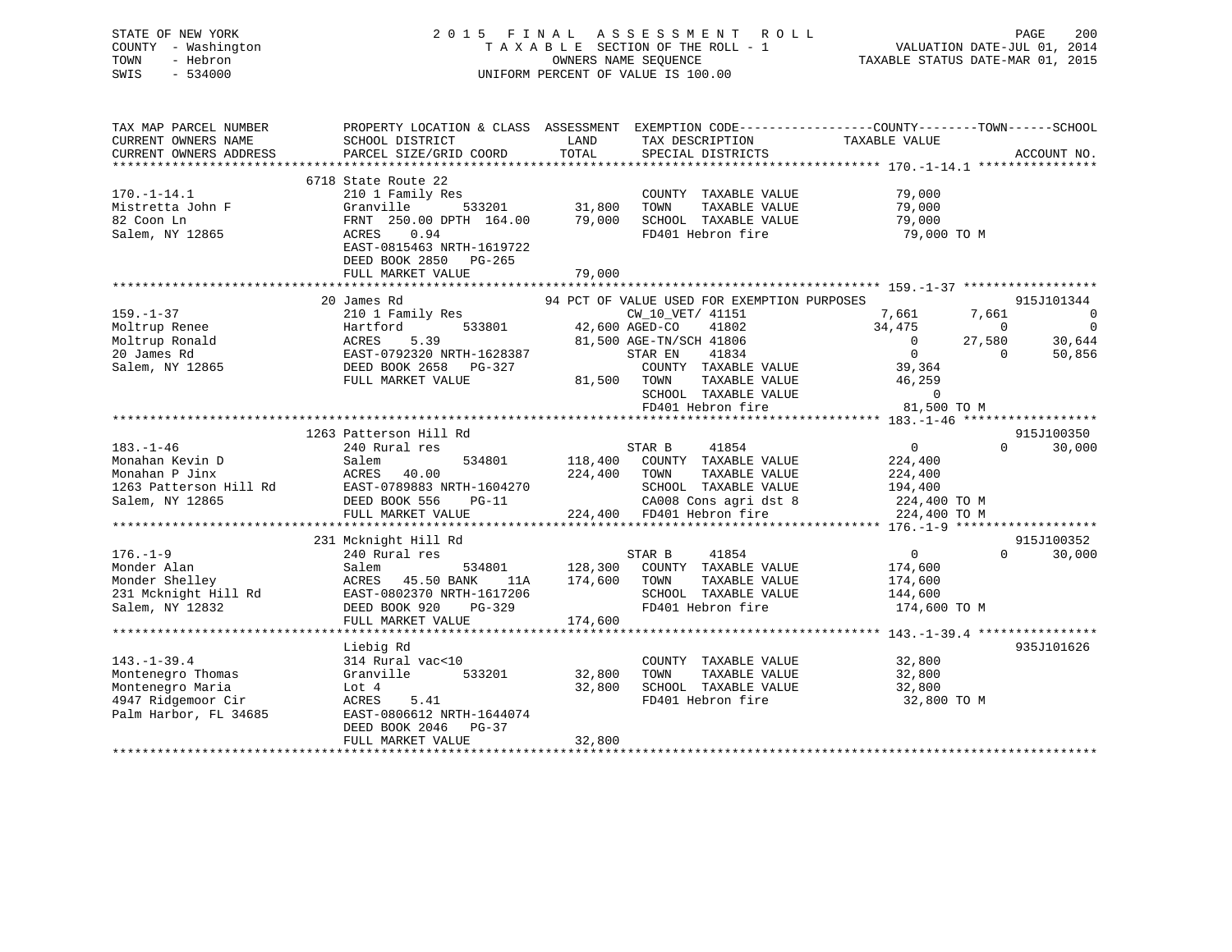STATE OF NEW YORK
COUNTY - Washington
TOWN - Hebron
SWIS - 534000

2015 FINAL ASSESSMENT ROLL
TAXABLE SECTION OF THE ROLL - 1
OWNERS NAME SEQUENCE
UNIFORM PERCENT OF VALUE IS 100.00

VALUATION DATE-JUL 01, 2014
TAXABLE STATUS DATE-MAR 01, 2015

```
TAX MAP PARCEL NUMBER        PROPERTY LOCATION & CLASS  ASSESSMENT  EXEMPTION CODE------------------COUNTY--------TOWN------SCHOOL
CURRENT OWNERS NAME          SCHOOL DISTRICT               LAND      TAX DESCRIPTION             TAXABLE VALUE
CURRENT OWNERS ADDRESS       PARCEL SIZE/GRID COORD        TOTAL     SPECIAL DISTRICTS                                   ACCOUNT NO.
*********************************************************************************************** 170.-1-14.1 ****************
                             6718 State Route 22
170.-1-14.1                  210 1 Family Res                        COUNTY  TAXABLE VALUE            79,000
Mistretta John F             Granville      533201      31,800       TOWN    TAXABLE VALUE            79,000
82 Coon Ln                   FRNT 250.00 DPTH 164.00    79,000       SCHOOL  TAXABLE VALUE            79,000
Salem, NY 12865              ACRES    0.94                           FD401 Hebron fire                 79,000 TO M
                             EAST-0815463 NRTH-1619722
                             DEED BOOK 2850   PG-265
                             FULL MARKET VALUE          79,000
*********************************************************************************************** 159.-1-37 ******************
                             20 James Rd                  94 PCT OF VALUE USED FOR EXEMPTION PURPOSES                       915J101344
159.-1-37                    210 1 Family Res                 CW_10_VET/ 41151              7,661       7,661             0
Moltrup Renee                Hartford       533801      42,600 AGED-CO    41802            34,475           0             0
Moltrup Ronald               ACRES    5.39              81,500 AGE-TN/SCH 41806                 0      27,580        30,644
20 James Rd                  EAST-0792320 NRTH-1628387         STAR EN    41834                 0           0        50,856
Salem, NY 12865              DEED BOOK 2658   PG-327           COUNTY  TAXABLE VALUE           39,364
                             FULL MARKET VALUE          81,500 TOWN    TAXABLE VALUE           46,259
                                                               SCHOOL  TAXABLE VALUE                0
                                                               FD401 Hebron fire                81,500 TO M
*********************************************************************************************** 183.-1-46 ******************
                             1263 Patterson Hill Rd                                                                 915J100350
183.-1-46                    240 Rural res                     STAR B     41854                 0           0        30,000
Monahan Kevin D              Salem          534801     118,400 COUNTY  TAXABLE VALUE          224,400
Monahan P Jinx               ACRES   40.00             224,400 TOWN    TAXABLE VALUE          224,400
1263 Patterson Hill Rd       EAST-0789883 NRTH-1604270         SCHOOL  TAXABLE VALUE          194,400
Salem, NY 12865              DEED BOOK 556    PG-11            CA008 Cons agri dst 8           224,400 TO M
                             FULL MARKET VALUE         224,400 FD401 Hebron fire               224,400 TO M
*********************************************************************************************** 176.-1-9 *******************
                             231 Mcknight Hill Rd                                                                   915J100352
176.-1-9                     240 Rural res                     STAR B     41854                 0           0        30,000
Monder Alan                  Salem          534801     128,300 COUNTY  TAXABLE VALUE          174,600
Monder Shelley               ACRES   45.50 BANK    11A 174,600 TOWN    TAXABLE VALUE          174,600
231 Mcknight Hill Rd         EAST-0802370 NRTH-1617206         SCHOOL  TAXABLE VALUE          144,600
Salem, NY 12832              DEED BOOK 920    PG-329           FD401 Hebron fire               174,600 TO M
                             FULL MARKET VALUE         174,600
*********************************************************************************************** 143.-1-39.4 ****************
                             Liebig Rd                                                                              935J101626
143.-1-39.4                  314 Rural vac<10                  COUNTY  TAXABLE VALUE           32,800
Montenegro Thomas            Granville      533201      32,800 TOWN    TAXABLE VALUE           32,800
Montenegro Maria             Lot 4                      32,800 SCHOOL  TAXABLE VALUE           32,800
4947 Ridgemoor Cir           ACRES    5.41                     FD401 Hebron fire                32,800 TO M
Palm Harbor, FL 34685        EAST-0806612 NRTH-1644074
                             DEED BOOK 2046   PG-37
                             FULL MARKET VALUE          32,800
******************************************************************************************************************************
```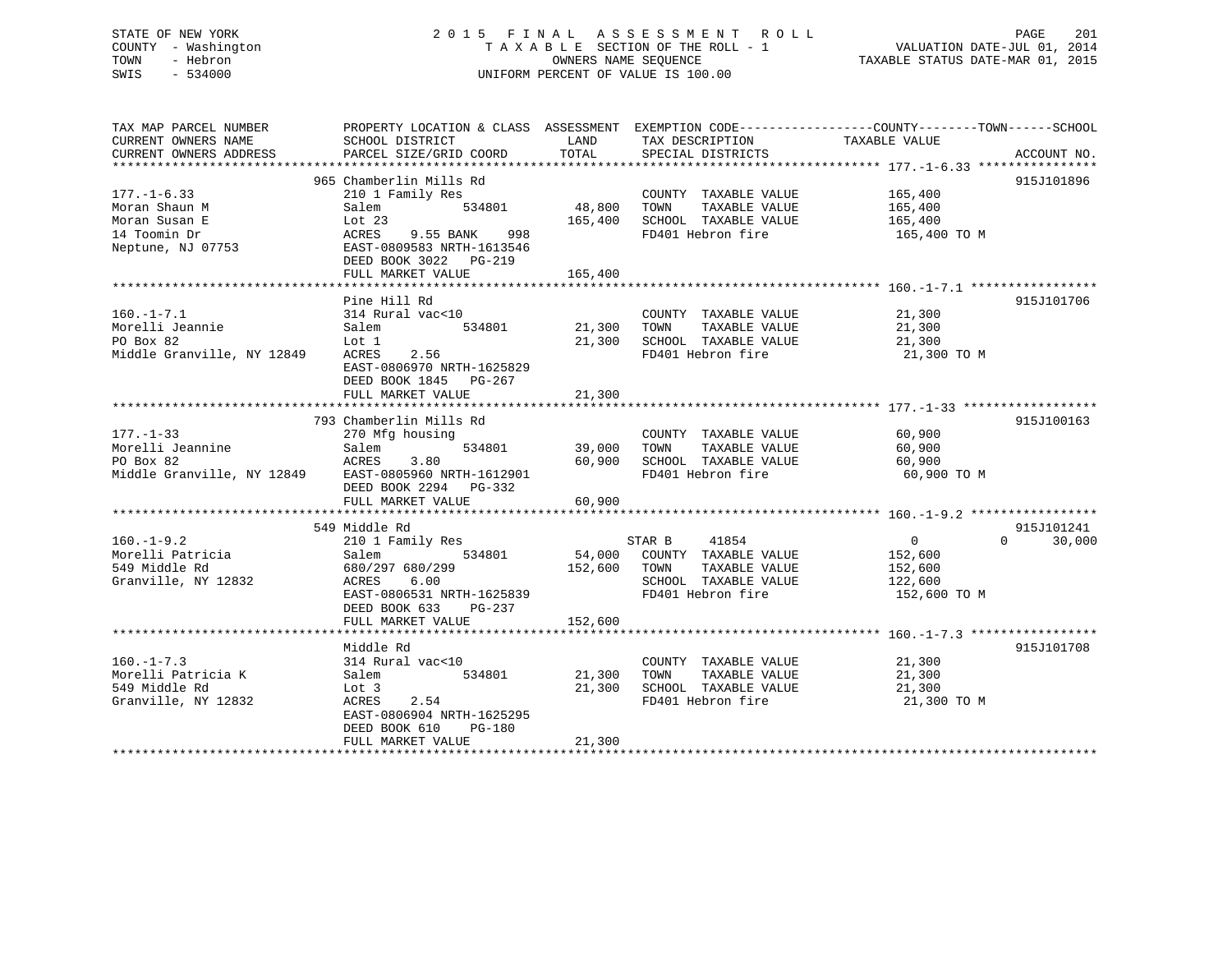STATE OF NEW YORK
COUNTY - Washington
TOWN - Hebron
SWIS - 534000

# 2015 FINAL ASSESSMENT ROLL

TAXABLE SECTION OF THE ROLL - 1
OWNERS NAME SEQUENCE
UNIFORM PERCENT OF VALUE IS 100.00

VALUATION DATE-JUL 01, 2014
TAXABLE STATUS DATE-MAR 01, 2015

| TAX MAP PARCEL NUMBER / CURRENT OWNERS NAME / CURRENT OWNERS ADDRESS | PROPERTY LOCATION & CLASS / SCHOOL DISTRICT / PARCEL SIZE/GRID COORD | ASSESSMENT LAND / TOTAL | EXEMPTION CODE / TAX DESCRIPTION / SPECIAL DISTRICTS | COUNTY TAXABLE VALUE | TOWN | SCHOOL | ACCOUNT NO. |
|---|---|---|---|---|---|---|---|
| 177.-1-6.33 | 965 Chamberlin Mills Rd | | | | | | 915J101896 |
| Moran Shaun M | 210 1 Family Res | | COUNTY TAXABLE VALUE | 165,400 | | | |
| Moran Susan E | Salem 534801 | 48,800 | TOWN TAXABLE VALUE | 165,400 | | | |
| 14 Toomin Dr | Lot 23 | 165,400 | SCHOOL TAXABLE VALUE | 165,400 | | | |
| Neptune, NJ 07753 | ACRES 9.55 BANK 998 | | FD401 Hebron fire | 165,400 TO M | | | |
| | EAST-0809583 NRTH-1613546 | | | | | | |
| | DEED BOOK 3022 PG-219 | | | | | | |
| | FULL MARKET VALUE | 165,400 | | | | | |
| 160.-1-7.1 | Pine Hill Rd | | | | | | 915J101706 |
| Morelli Jeannie | 314 Rural vac<10 | | COUNTY TAXABLE VALUE | 21,300 | | | |
| PO Box 82 | Salem 534801 | 21,300 | TOWN TAXABLE VALUE | 21,300 | | | |
| Middle Granville, NY 12849 | Lot 1 | 21,300 | SCHOOL TAXABLE VALUE | 21,300 | | | |
| | ACRES 2.56 | | FD401 Hebron fire | 21,300 TO M | | | |
| | EAST-0806970 NRTH-1625829 | | | | | | |
| | DEED BOOK 1845 PG-267 | | | | | | |
| | FULL MARKET VALUE | 21,300 | | | | | |
| 177.-1-33 | 793 Chamberlin Mills Rd | | | | | | 915J100163 |
| Morelli Jeannine | 270 Mfg housing | | COUNTY TAXABLE VALUE | 60,900 | | | |
| PO Box 82 | Salem 534801 | 39,000 | TOWN TAXABLE VALUE | 60,900 | | | |
| Middle Granville, NY 12849 | ACRES 3.80 | 60,900 | SCHOOL TAXABLE VALUE | 60,900 | | | |
| | EAST-0805960 NRTH-1612901 | | FD401 Hebron fire | 60,900 TO M | | | |
| | DEED BOOK 2294 PG-332 | | | | | | |
| | FULL MARKET VALUE | 60,900 | | | | | |
| 160.-1-9.2 | 549 Middle Rd | | | | | | 915J101241 |
| Morelli Patricia | 210 1 Family Res | | STAR B 41854 | 0 | 0 | 30,000 | |
| 549 Middle Rd | Salem 534801 | 54,000 | COUNTY TAXABLE VALUE | 152,600 | | | |
| Granville, NY 12832 | 680/297 680/299 | 152,600 | TOWN TAXABLE VALUE | 152,600 | | | |
| | ACRES 6.00 | | SCHOOL TAXABLE VALUE | 122,600 | | | |
| | EAST-0806531 NRTH-1625839 | | FD401 Hebron fire | 152,600 TO M | | | |
| | DEED BOOK 633 PG-237 | | | | | | |
| | FULL MARKET VALUE | 152,600 | | | | | |
| 160.-1-7.3 | Middle Rd | | | | | | 915J101708 |
| Morelli Patricia K | 314 Rural vac<10 | | COUNTY TAXABLE VALUE | 21,300 | | | |
| 549 Middle Rd | Salem 534801 | 21,300 | TOWN TAXABLE VALUE | 21,300 | | | |
| Granville, NY 12832 | Lot 3 | 21,300 | SCHOOL TAXABLE VALUE | 21,300 | | | |
| | ACRES 2.54 | | FD401 Hebron fire | 21,300 TO M | | | |
| | EAST-0806904 NRTH-1625295 | | | | | | |
| | DEED BOOK 610 PG-180 | | | | | | |
| | FULL MARKET VALUE | 21,300 | | | | | |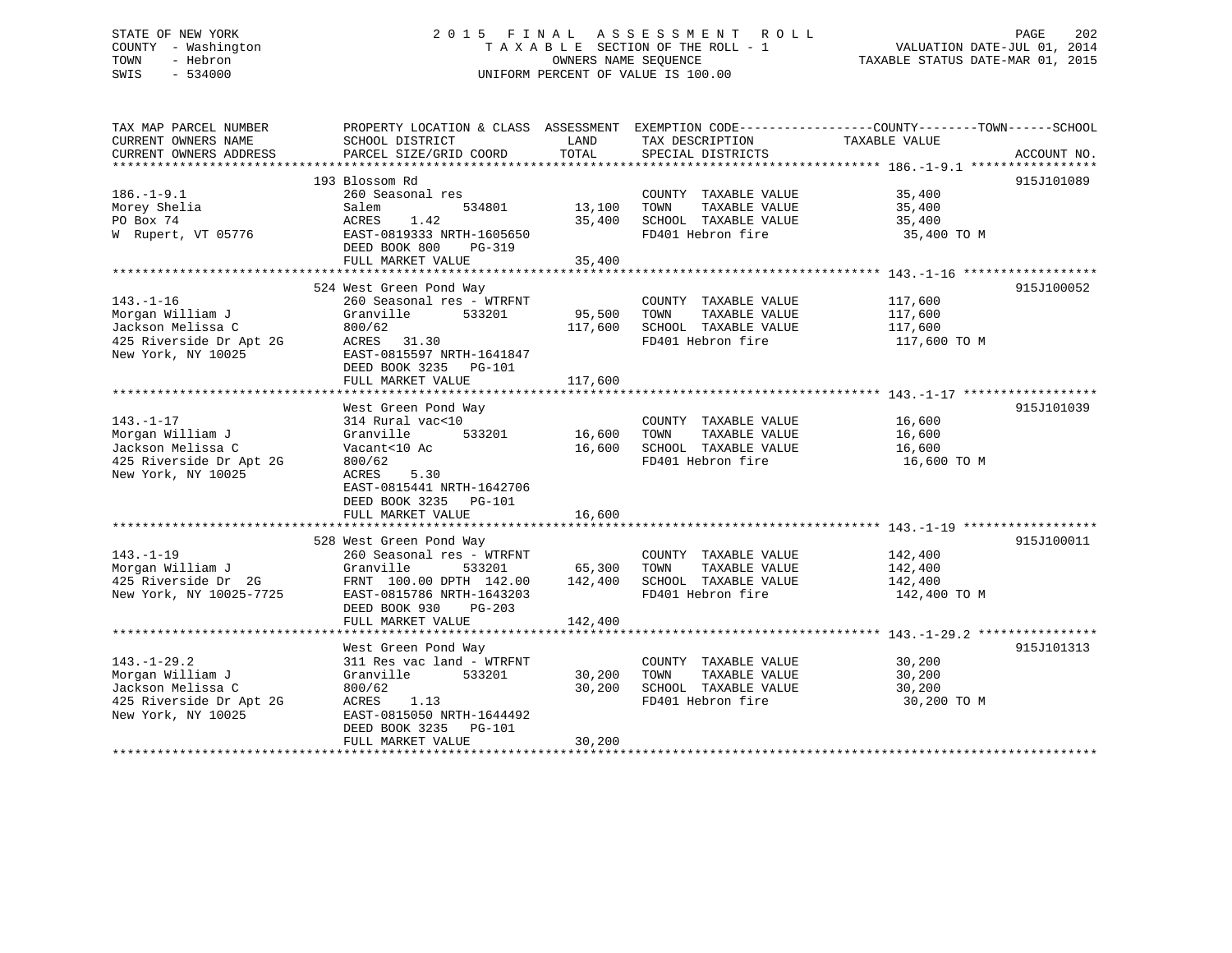STATE OF NEW YORK
COUNTY - Washington
TOWN - Hebron
SWIS - 534000

# 2015 FINAL ASSESSMENT ROLL
TAXABLE SECTION OF THE ROLL - 1
OWNERS NAME SEQUENCE
UNIFORM PERCENT OF VALUE IS 100.00

VALUATION DATE-JUL 01, 2014
TAXABLE STATUS DATE-MAR 01, 2015

| TAX MAP PARCEL NUMBER / CURRENT OWNERS NAME / CURRENT OWNERS ADDRESS | PROPERTY LOCATION & CLASS / SCHOOL DISTRICT / PARCEL SIZE/GRID COORD | ASSESSMENT LAND / TOTAL | EXEMPTION CODE / TAX DESCRIPTION / SPECIAL DISTRICTS | COUNTY--------TOWN------SCHOOL TAXABLE VALUE | ACCOUNT NO. |
|---|---|---|---|---|---|
| 186.-1-9.1 | 193 Blossom Rd | | | | 915J101089 |
| 186.-1-9.1 | 260 Seasonal res | | COUNTY TAXABLE VALUE | 35,400 | |
| Morey Shelia | Salem 534801 | 13,100 | TOWN TAXABLE VALUE | 35,400 | |
| PO Box 74 | ACRES 1.42 | 35,400 | SCHOOL TAXABLE VALUE | 35,400 | |
| W Rupert, VT 05776 | EAST-0819333 NRTH-1605650 | | FD401 Hebron fire | 35,400 TO M | |
| | DEED BOOK 800 PG-319 | | | | |
| | FULL MARKET VALUE | 35,400 | | | |
| 143.-1-16 | 524 West Green Pond Way | | | | 915J100052 |
| 143.-1-16 | 260 Seasonal res - WTRFNT | | COUNTY TAXABLE VALUE | 117,600 | |
| Morgan William J | Granville 533201 | 95,500 | TOWN TAXABLE VALUE | 117,600 | |
| Jackson Melissa C | 800/62 | 117,600 | SCHOOL TAXABLE VALUE | 117,600 | |
| 425 Riverside Dr Apt 2G | ACRES 31.30 | | FD401 Hebron fire | 117,600 TO M | |
| New York, NY 10025 | EAST-0815597 NRTH-1641847 | | | | |
| | DEED BOOK 3235 PG-101 | | | | |
| | FULL MARKET VALUE | 117,600 | | | |
| 143.-1-17 | West Green Pond Way | | | | 915J101039 |
| 143.-1-17 | 314 Rural vac<10 | | COUNTY TAXABLE VALUE | 16,600 | |
| Morgan William J | Granville 533201 | 16,600 | TOWN TAXABLE VALUE | 16,600 | |
| Jackson Melissa C | Vacant<10 Ac | 16,600 | SCHOOL TAXABLE VALUE | 16,600 | |
| 425 Riverside Dr Apt 2G | 800/62 | | FD401 Hebron fire | 16,600 TO M | |
| New York, NY 10025 | ACRES 5.30 | | | | |
| | EAST-0815441 NRTH-1642706 | | | | |
| | DEED BOOK 3235 PG-101 | | | | |
| | FULL MARKET VALUE | 16,600 | | | |
| 143.-1-19 | 528 West Green Pond Way | | | | 915J100011 |
| 143.-1-19 | 260 Seasonal res - WTRFNT | | COUNTY TAXABLE VALUE | 142,400 | |
| Morgan William J | Granville 533201 | 65,300 | TOWN TAXABLE VALUE | 142,400 | |
| 425 Riverside Dr 2G | FRNT 100.00 DPTH 142.00 | 142,400 | SCHOOL TAXABLE VALUE | 142,400 | |
| New York, NY 10025-7725 | EAST-0815786 NRTH-1643203 | | FD401 Hebron fire | 142,400 TO M | |
| | DEED BOOK 930 PG-203 | | | | |
| | FULL MARKET VALUE | 142,400 | | | |
| 143.-1-29.2 | West Green Pond Way | | | | 915J101313 |
| 143.-1-29.2 | 311 Res vac land - WTRFNT | | COUNTY TAXABLE VALUE | 30,200 | |
| Morgan William J | Granville 533201 | 30,200 | TOWN TAXABLE VALUE | 30,200 | |
| Jackson Melissa C | 800/62 | 30,200 | SCHOOL TAXABLE VALUE | 30,200 | |
| 425 Riverside Dr Apt 2G | ACRES 1.13 | | FD401 Hebron fire | 30,200 TO M | |
| New York, NY 10025 | EAST-0815050 NRTH-1644492 | | | | |
| | DEED BOOK 3235 PG-101 | | | | |
| | FULL MARKET VALUE | 30,200 | | | |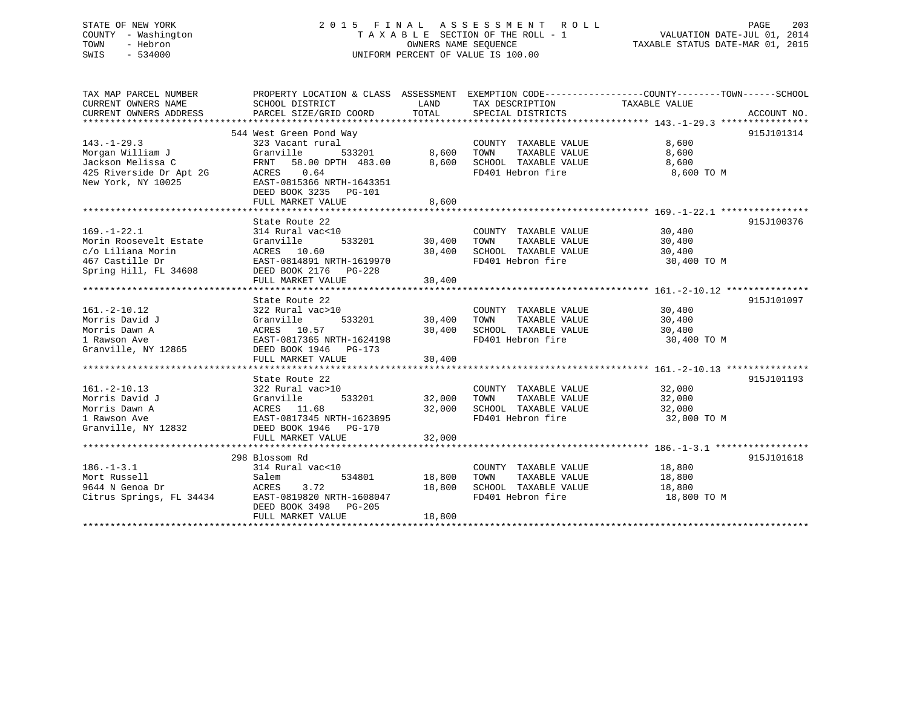STATE OF NEW YORK
COUNTY - Washington
TOWN - Hebron
SWIS - 534000

2015 FINAL ASSESSMENT ROLL
TAXABLE SECTION OF THE ROLL - 1
OWNERS NAME SEQUENCE
UNIFORM PERCENT OF VALUE IS 100.00

VALUATION DATE-JUL 01, 2014
TAXABLE STATUS DATE-MAR 01, 2015

| TAX MAP PARCEL NUMBER / CURRENT OWNERS NAME / CURRENT OWNERS ADDRESS | PROPERTY LOCATION & CLASS / SCHOOL DISTRICT / PARCEL SIZE/GRID COORD | ASSESSMENT LAND / TOTAL | EXEMPTION CODE / TAX DESCRIPTION / SPECIAL DISTRICTS | COUNTY--------TOWN------SCHOOL TAXABLE VALUE | ACCOUNT NO. |
|---|---|---|---|---|---|
| 143.-1-29.3 | 544 West Green Pond Way | | | | 915J101314 |
| | 323 Vacant rural | | COUNTY TAXABLE VALUE | 8,600 | |
| Morgan William J | Granville 533201 | 8,600 | TOWN TAXABLE VALUE | 8,600 | |
| Jackson Melissa C | FRNT 58.00 DPTH 483.00 | 8,600 | SCHOOL TAXABLE VALUE | 8,600 | |
| 425 Riverside Dr Apt 2G | ACRES 0.64 | | FD401 Hebron fire | 8,600 TO M | |
| New York, NY 10025 | EAST-0815366 NRTH-1643351 | | | | |
| | DEED BOOK 3235 PG-101 | | | | |
| | FULL MARKET VALUE | 8,600 | | | |
| 169.-1-22.1 | State Route 22 | | | | 915J100376 |
| | 314 Rural vac<10 | | COUNTY TAXABLE VALUE | 30,400 | |
| Morin Roosevelt Estate | Granville 533201 | 30,400 | TOWN TAXABLE VALUE | 30,400 | |
| c/o Liliana Morin | ACRES 10.60 | 30,400 | SCHOOL TAXABLE VALUE | 30,400 | |
| 467 Castille Dr | EAST-0814891 NRTH-1619970 | | FD401 Hebron fire | 30,400 TO M | |
| Spring Hill, FL 34608 | DEED BOOK 2176 PG-228 | | | | |
| | FULL MARKET VALUE | 30,400 | | | |
| 161.-2-10.12 | State Route 22 | | | | 915J101097 |
| | 322 Rural vac>10 | | COUNTY TAXABLE VALUE | 30,400 | |
| Morris David J | Granville 533201 | 30,400 | TOWN TAXABLE VALUE | 30,400 | |
| Morris Dawn A | ACRES 10.57 | 30,400 | SCHOOL TAXABLE VALUE | 30,400 | |
| 1 Rawson Ave | EAST-0817365 NRTH-1624198 | | FD401 Hebron fire | 30,400 TO M | |
| Granville, NY 12865 | DEED BOOK 1946 PG-173 | | | | |
| | FULL MARKET VALUE | 30,400 | | | |
| 161.-2-10.13 | State Route 22 | | | | 915J101193 |
| | 322 Rural vac>10 | | COUNTY TAXABLE VALUE | 32,000 | |
| Morris David J | Granville 533201 | 32,000 | TOWN TAXABLE VALUE | 32,000 | |
| Morris Dawn A | ACRES 11.68 | 32,000 | SCHOOL TAXABLE VALUE | 32,000 | |
| 1 Rawson Ave | EAST-0817345 NRTH-1623895 | | FD401 Hebron fire | 32,000 TO M | |
| Granville, NY 12832 | DEED BOOK 1946 PG-170 | | | | |
| | FULL MARKET VALUE | 32,000 | | | |
| 186.-1-3.1 | 298 Blossom Rd | | | | 915J101618 |
| | 314 Rural vac<10 | | COUNTY TAXABLE VALUE | 18,800 | |
| Mort Russell | Salem 534801 | 18,800 | TOWN TAXABLE VALUE | 18,800 | |
| 9644 N Genoa Dr | ACRES 3.72 | 18,800 | SCHOOL TAXABLE VALUE | 18,800 | |
| Citrus Springs, FL 34434 | EAST-0819820 NRTH-1608047 | | FD401 Hebron fire | 18,800 TO M | |
| | DEED BOOK 3498 PG-205 | | | | |
| | FULL MARKET VALUE | 18,800 | | | |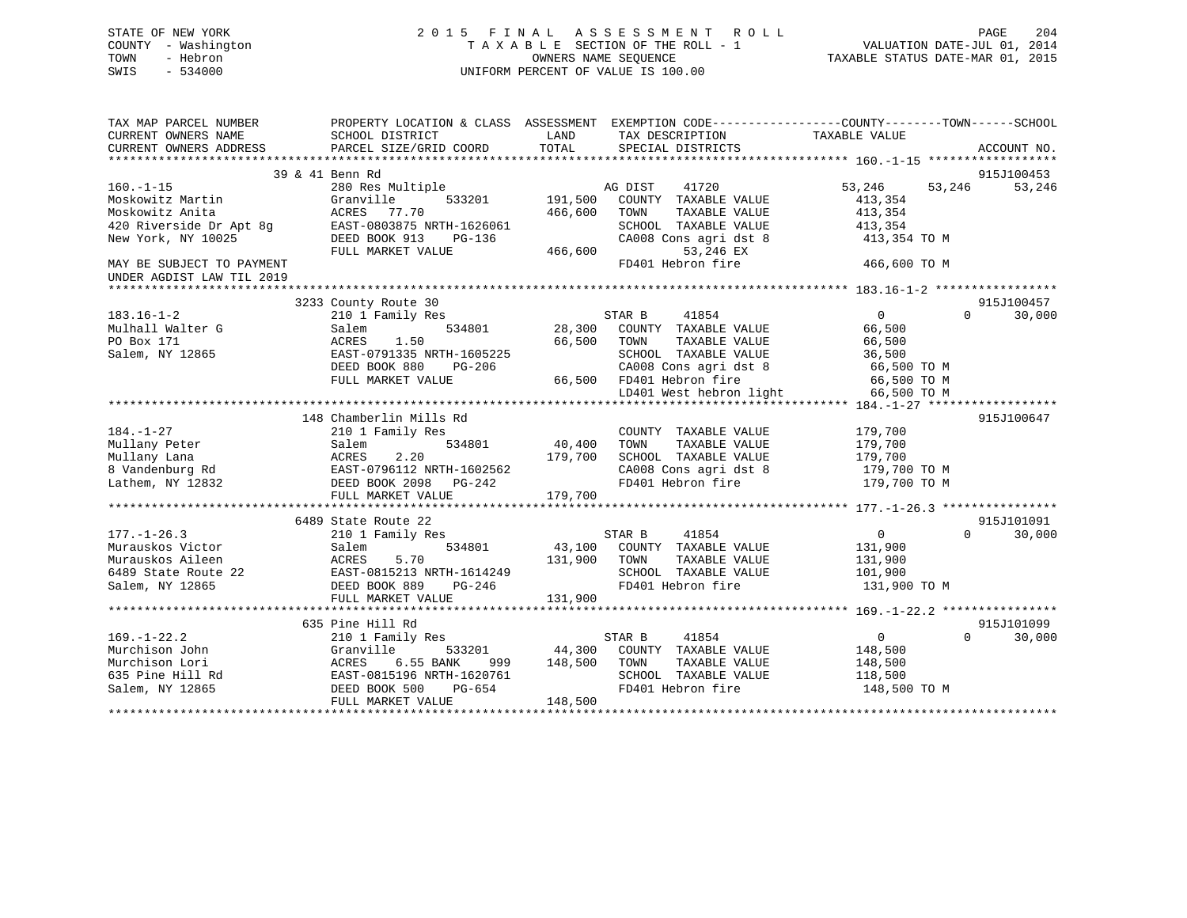STATE OF NEW YORK
COUNTY - Washington
TOWN - Hebron
SWIS - 534000

# 2015 FINAL ASSESSMENT ROLL
TAXABLE SECTION OF THE ROLL - 1
OWNERS NAME SEQUENCE
UNIFORM PERCENT OF VALUE IS 100.00

VALUATION DATE-JUL 01, 2014
TAXABLE STATUS DATE-MAR 01, 2015

```
TAX MAP PARCEL NUMBER          PROPERTY LOCATION & CLASS  ASSESSMENT  EXEMPTION CODE------------------COUNTY--------TOWN------SCHOOL
CURRENT OWNERS NAME            SCHOOL DISTRICT              LAND      TAX DESCRIPTION            TAXABLE VALUE
CURRENT OWNERS ADDRESS         PARCEL SIZE/GRID COORD       TOTAL     SPECIAL DISTRICTS                                    ACCOUNT NO.
******************************************************************************************************* 160.-1-15 *****************
                    39 & 41 Benn Rd                                                                                  915J100453
160.-1-15                      280 Res Multiple                   AG DIST    41720              53,246      53,246      53,246
Moskowitz Martin               Granville        533201     191,500   COUNTY  TAXABLE VALUE          413,354
Moskowitz Anita                ACRES   77.70               466,600   TOWN    TAXABLE VALUE          413,354
420 Riverside Dr Apt 8g        EAST-0803875 NRTH-1626061             SCHOOL  TAXABLE VALUE          413,354
New York, NY 10025             DEED BOOK 913    PG-136               CA008 Cons agri dst 8           413,354 TO M
                               FULL MARKET VALUE           466,600          53,246 EX
MAY BE SUBJECT TO PAYMENT                                            FD401 Hebron fire               466,600 TO M
UNDER AGDIST LAW TIL 2019
******************************************************************************************************* 183.16-1-2 ****************
                    3233 County Route 30                                                                             915J100457
183.16-1-2                     210 1 Family Res                   STAR B     41854                   0           0      30,000
Mulhall Walter G               Salem            534801      28,300   COUNTY  TAXABLE VALUE           66,500
PO Box 171                     ACRES    1.50                66,500   TOWN    TAXABLE VALUE           66,500
Salem, NY 12865                EAST-0791335 NRTH-1605225             SCHOOL  TAXABLE VALUE           36,500
                               DEED BOOK 880    PG-206               CA008 Cons agri dst 8            66,500 TO M
                               FULL MARKET VALUE            66,500   FD401 Hebron fire                66,500 TO M
                                                                     LD401 West hebron light          66,500 TO M
******************************************************************************************************* 184.-1-27 *****************
                    148 Chamberlin Mills Rd                                                                          915J100647
184.-1-27                      210 1 Family Res                      COUNTY  TAXABLE VALUE          179,700
Mullany Peter                  Salem            534801      40,400   TOWN    TAXABLE VALUE          179,700
Mullany Lana                   ACRES    2.20               179,700   SCHOOL  TAXABLE VALUE          179,700
8 Vandenburg Rd                EAST-0796112 NRTH-1602562             CA008 Cons agri dst 8           179,700 TO M
Lathem, NY 12832               DEED BOOK 2098   PG-242               FD401 Hebron fire               179,700 TO M
                               FULL MARKET VALUE           179,700
******************************************************************************************************* 177.-1-26.3 ***************
                    6489 State Route 22                                                                              915J101091
177.-1-26.3                    210 1 Family Res                   STAR B     41854                   0           0      30,000
Murauskos Victor               Salem            534801      43,100   COUNTY  TAXABLE VALUE          131,900
Murauskos Aileen               ACRES    5.70               131,900   TOWN    TAXABLE VALUE          131,900
6489 State Route 22            EAST-0815213 NRTH-1614249             SCHOOL  TAXABLE VALUE          101,900
Salem, NY 12865                DEED BOOK 889    PG-246               FD401 Hebron fire               131,900 TO M
                               FULL MARKET VALUE           131,900
******************************************************************************************************* 169.-1-22.2 ***************
                    635 Pine Hill Rd                                                                                 915J101099
169.-1-22.2                    210 1 Family Res                   STAR B     41854                   0           0      30,000
Murchison John                 Granville        533201      44,300   COUNTY  TAXABLE VALUE          148,500
Murchison Lori                 ACRES    6.55 BANK     999  148,500   TOWN    TAXABLE VALUE          148,500
635 Pine Hill Rd               EAST-0815196 NRTH-1620761             SCHOOL  TAXABLE VALUE          118,500
Salem, NY 12865                DEED BOOK 500    PG-654               FD401 Hebron fire               148,500 TO M
                               FULL MARKET VALUE           148,500
************************************************************************************************************************************
```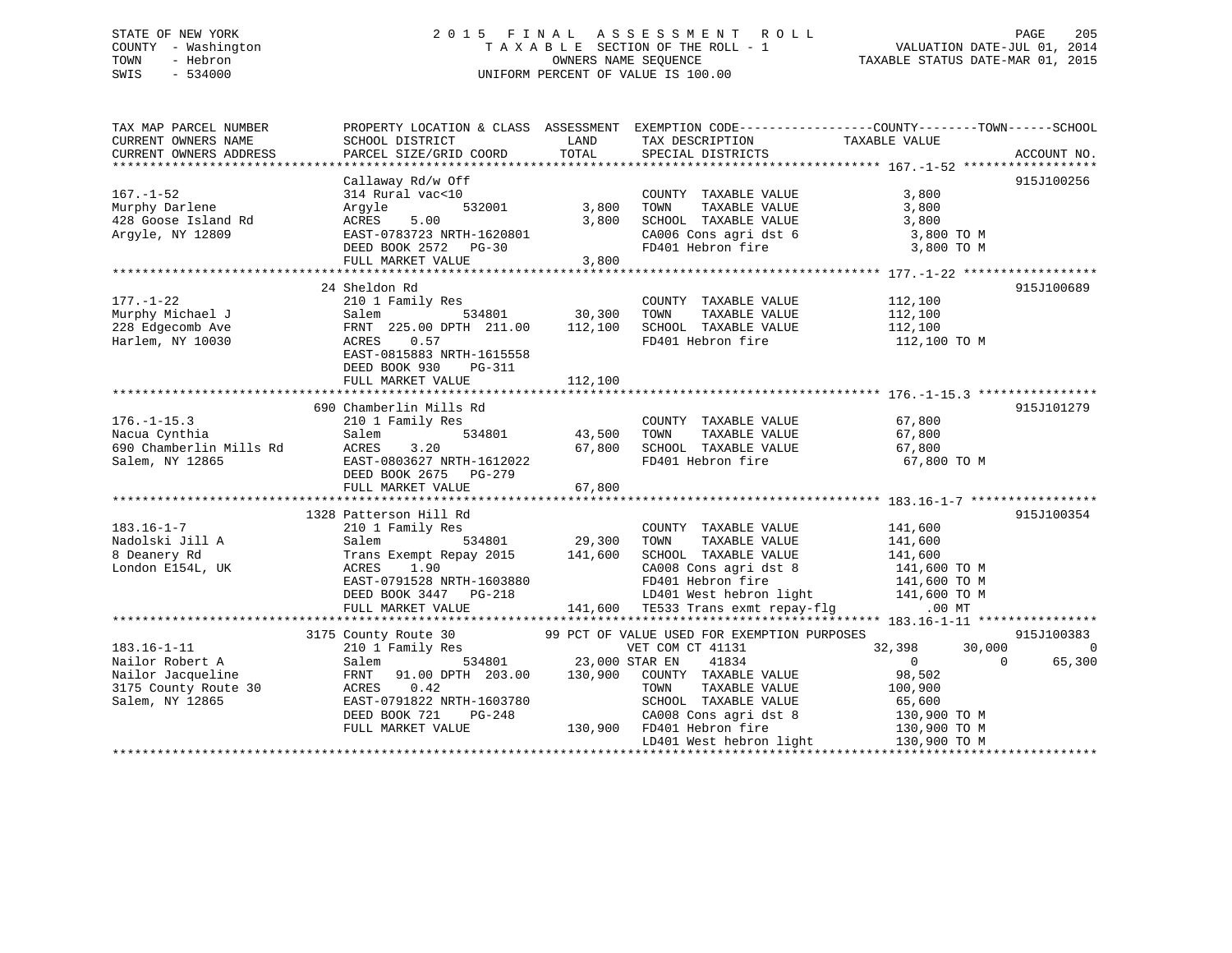STATE OF NEW YORK
COUNTY - Washington
TOWN - Hebron
SWIS - 534000

2 0 1 5 F I N A L A S S E S S M E N T R O L L
T A X A B L E SECTION OF THE ROLL - 1
OWNERS NAME SEQUENCE
UNIFORM PERCENT OF VALUE IS 100.00

VALUATION DATE-JUL 01, 2014
TAXABLE STATUS DATE-MAR 01, 2015

```
TAX MAP PARCEL NUMBER          PROPERTY LOCATION & CLASS  ASSESSMENT  EXEMPTION CODE------------------COUNTY--------TOWN------SCHOOL
CURRENT OWNERS NAME            SCHOOL DISTRICT              LAND      TAX DESCRIPTION              TAXABLE VALUE
CURRENT OWNERS ADDRESS         PARCEL SIZE/GRID COORD       TOTAL     SPECIAL DISTRICTS                                     ACCOUNT NO.
****************************************************************************************************** 167.-1-52 ******************
                               Callaway Rd/w Off                                                                          915J100256
167.-1-52                      314 Rural vac<10                        COUNTY  TAXABLE VALUE             3,800
Murphy Darlene                 Argyle           532001       3,800     TOWN    TAXABLE VALUE             3,800
428 Goose Island Rd            ACRES    5.00                 3,800     SCHOOL  TAXABLE VALUE             3,800
Argyle, NY 12809               EAST-0783723 NRTH-1620801               CA006 Cons agri dst 6             3,800 TO M
                               DEED BOOK 2572   PG-30                  FD401 Hebron fire                 3,800 TO M
                               FULL MARKET VALUE             3,800
****************************************************************************************************** 177.-1-22 ******************
                               24 Sheldon Rd                                                                              915J100689
177.-1-22                      210 1 Family Res                        COUNTY  TAXABLE VALUE           112,100
Murphy Michael J               Salem            534801      30,300     TOWN    TAXABLE VALUE           112,100
228 Edgecomb Ave               FRNT  225.00 DPTH  211.00   112,100     SCHOOL  TAXABLE VALUE           112,100
Harlem, NY 10030               ACRES    0.57                           FD401 Hebron fire               112,100 TO M
                               EAST-0815883 NRTH-1615558
                               DEED BOOK 930    PG-311
                               FULL MARKET VALUE           112,100
****************************************************************************************************** 176.-1-15.3 ****************
                               690 Chamberlin Mills Rd                                                                    915J101279
176.-1-15.3                    210 1 Family Res                        COUNTY  TAXABLE VALUE            67,800
Nacua Cynthia                  Salem            534801      43,500     TOWN    TAXABLE VALUE            67,800
690 Chamberlin Mills Rd        ACRES    3.20                67,800     SCHOOL  TAXABLE VALUE            67,800
Salem, NY 12865                EAST-0803627 NRTH-1612022               FD401 Hebron fire                67,800 TO M
                               DEED BOOK 2675   PG-279
                               FULL MARKET VALUE            67,800
****************************************************************************************************** 183.16-1-7 *****************
                               1328 Patterson Hill Rd                                                                     915J100354
183.16-1-7                     210 1 Family Res                        COUNTY  TAXABLE VALUE           141,600
Nadolski Jill A                Salem            534801      29,300     TOWN    TAXABLE VALUE           141,600
8 Deanery Rd                   Trans Exempt Repay 2015     141,600     SCHOOL  TAXABLE VALUE           141,600
London E154L, UK               ACRES    1.90                           CA008 Cons agri dst 8           141,600 TO M
                               EAST-0791528 NRTH-1603880               FD401 Hebron fire               141,600 TO M
                               DEED BOOK 3447   PG-218                 LD401 West hebron light         141,600 TO M
                               FULL MARKET VALUE           141,600     TE533 Trans exmt repay-flg          .00 MT
****************************************************************************************************** 183.16-1-11 ****************
                               3175 County Route 30            99 PCT OF VALUE USED FOR EXEMPTION PURPOSES                915J100383
183.16-1-11                    210 1 Family Res                        VET COM CT 41131                 32,398      30,000          0
Nailor Robert A                Salem            534801      23,000 STAR EN    41834                      0           0     65,300
Nailor Jacqueline              FRNT   91.00 DPTH  203.00   130,900     COUNTY  TAXABLE VALUE            98,502
3175 County Route 30           ACRES    0.42                           TOWN    TAXABLE VALUE           100,900
Salem, NY 12865                EAST-0791822 NRTH-1603780               SCHOOL  TAXABLE VALUE            65,600
                               DEED BOOK 721    PG-248                 CA008 Cons agri dst 8           130,900 TO M
                               FULL MARKET VALUE           130,900     FD401 Hebron fire               130,900 TO M
                                                                       LD401 West hebron light         130,900 TO M
************************************************************************************************************************************
```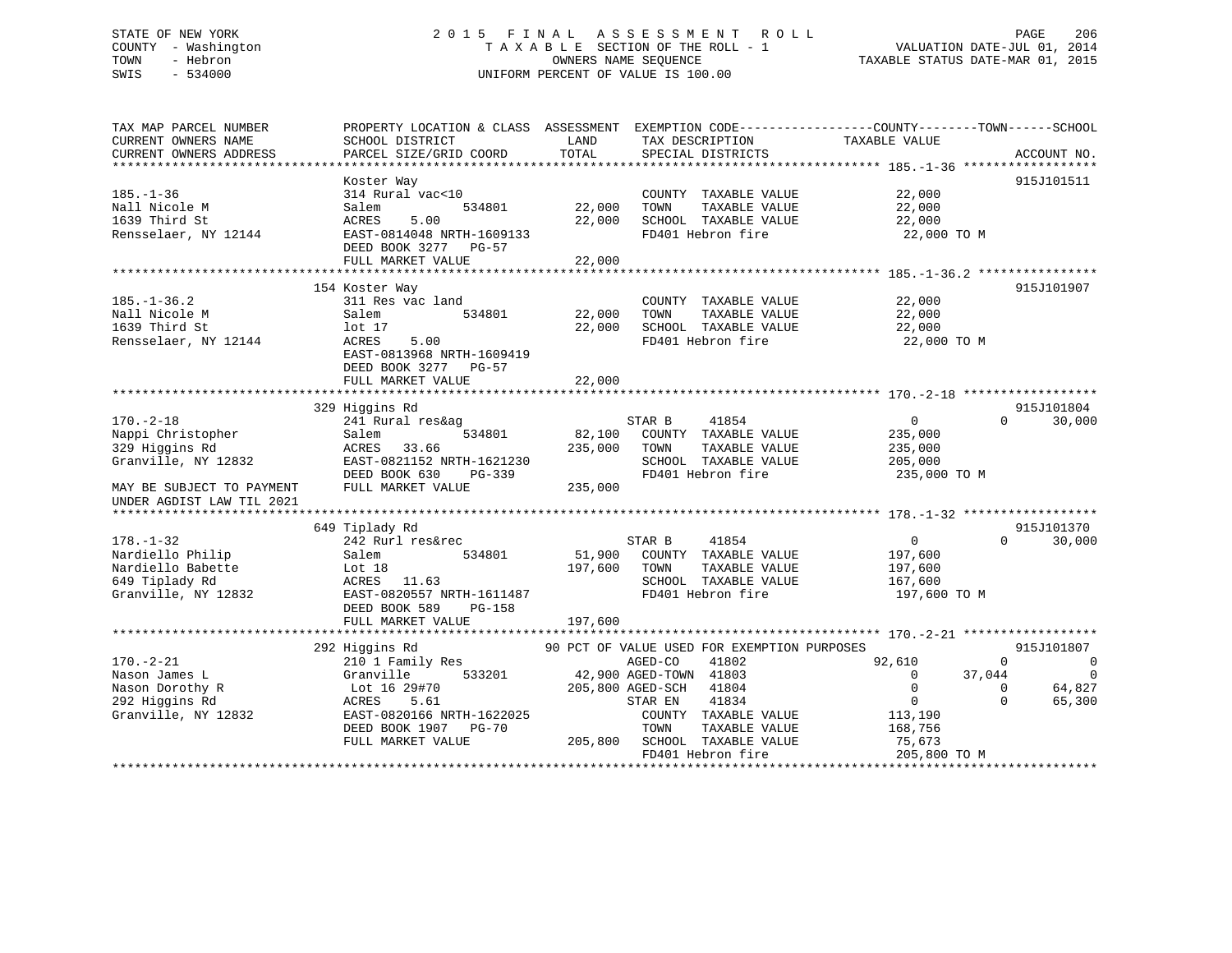STATE OF NEW YORK
COUNTY - Washington
TOWN - Hebron
SWIS - 534000

2 0 1 5 F I N A L A S S E S S M E N T R O L L
T A X A B L E SECTION OF THE ROLL - 1
OWNERS NAME SEQUENCE
UNIFORM PERCENT OF VALUE IS 100.00

VALUATION DATE-JUL 01, 2014
TAXABLE STATUS DATE-MAR 01, 2015

```
TAX MAP PARCEL NUMBER          PROPERTY LOCATION & CLASS  ASSESSMENT  EXEMPTION CODE------------------COUNTY--------TOWN------SCHOOL
CURRENT OWNERS NAME            SCHOOL DISTRICT               LAND      TAX DESCRIPTION             TAXABLE VALUE
CURRENT OWNERS ADDRESS         PARCEL SIZE/GRID COORD        TOTAL     SPECIAL DISTRICTS                                    ACCOUNT NO.
******************************************************************************************************* 185.-1-36 ******************
                               Koster Way                                                                             915J101511
185.-1-36                      314 Rural vac<10                        COUNTY  TAXABLE VALUE           22,000
Nall Nicole M                  Salem           534801        22,000    TOWN    TAXABLE VALUE           22,000
1639 Third St                  ACRES    5.00                 22,000    SCHOOL  TAXABLE VALUE           22,000
Rensselaer, NY 12144           EAST-0814048 NRTH-1609133               FD401 Hebron fire                22,000 TO M
                               DEED BOOK 3277   PG-57
                               FULL MARKET VALUE             22,000
******************************************************************************************************* 185.-1-36.2 ****************
                               154 Koster Way                                                                         915J101907
185.-1-36.2                    311 Res vac land                        COUNTY  TAXABLE VALUE           22,000
Nall Nicole M                  Salem           534801        22,000    TOWN    TAXABLE VALUE           22,000
1639 Third St                  lot 17                        22,000    SCHOOL  TAXABLE VALUE           22,000
Rensselaer, NY 12144           ACRES    5.00                           FD401 Hebron fire                22,000 TO M
                               EAST-0813968 NRTH-1609419
                               DEED BOOK 3277   PG-57
                               FULL MARKET VALUE             22,000
******************************************************************************************************* 170.-2-18 ******************
                               329 Higgins Rd                                                                         915J101804
170.-2-18                      241 Rural res&ag                        STAR B     41854                 0            0      30,000
Nappi Christopher              Salem           534801        82,100    COUNTY  TAXABLE VALUE          235,000
329 Higgins Rd                 ACRES   33.66                235,000    TOWN    TAXABLE VALUE          235,000
Granville, NY 12832            EAST-0821152 NRTH-1621230               SCHOOL  TAXABLE VALUE          205,000
                               DEED BOOK 630    PG-339                 FD401 Hebron fire               235,000 TO M
MAY BE SUBJECT TO PAYMENT      FULL MARKET VALUE            235,000
UNDER AGDIST LAW TIL 2021
******************************************************************************************************* 178.-1-32 ******************
                               649 Tiplady Rd                                                                         915J101370
178.-1-32                      242 Rurl res&rec                        STAR B     41854                 0            0      30,000
Nardiello Philip               Salem           534801        51,900    COUNTY  TAXABLE VALUE          197,600
Nardiello Babette              Lot 18                       197,600    TOWN    TAXABLE VALUE          197,600
649 Tiplady Rd                 ACRES   11.63                           SCHOOL  TAXABLE VALUE          167,600
Granville, NY 12832            EAST-0820557 NRTH-1611487               FD401 Hebron fire               197,600 TO M
                               DEED BOOK 589    PG-158
                               FULL MARKET VALUE            197,600
******************************************************************************************************* 170.-2-21 ******************
                               292 Higgins Rd                  90 PCT OF VALUE USED FOR EXEMPTION PURPOSES                     915J101807
170.-2-21                      210 1 Family Res                        AGED-CO    41802            92,610            0           0
Nason James L                  Granville       533201        42,900 AGED-TOWN  41803                 0       37,044           0
Nason Dorothy R                 Lot 16 29#70                205,800 AGED-SCH   41804                 0            0      64,827
292 Higgins Rd                 ACRES    5.61                           STAR EN    41834                 0            0      65,300
Granville, NY 12832            EAST-0820166 NRTH-1622025               COUNTY  TAXABLE VALUE          113,190
                               DEED BOOK 1907   PG-70                  TOWN    TAXABLE VALUE          168,756
                               FULL MARKET VALUE            205,800    SCHOOL  TAXABLE VALUE           75,673
                                                                       FD401 Hebron fire               205,800 TO M
************************************************************************************************************************************
```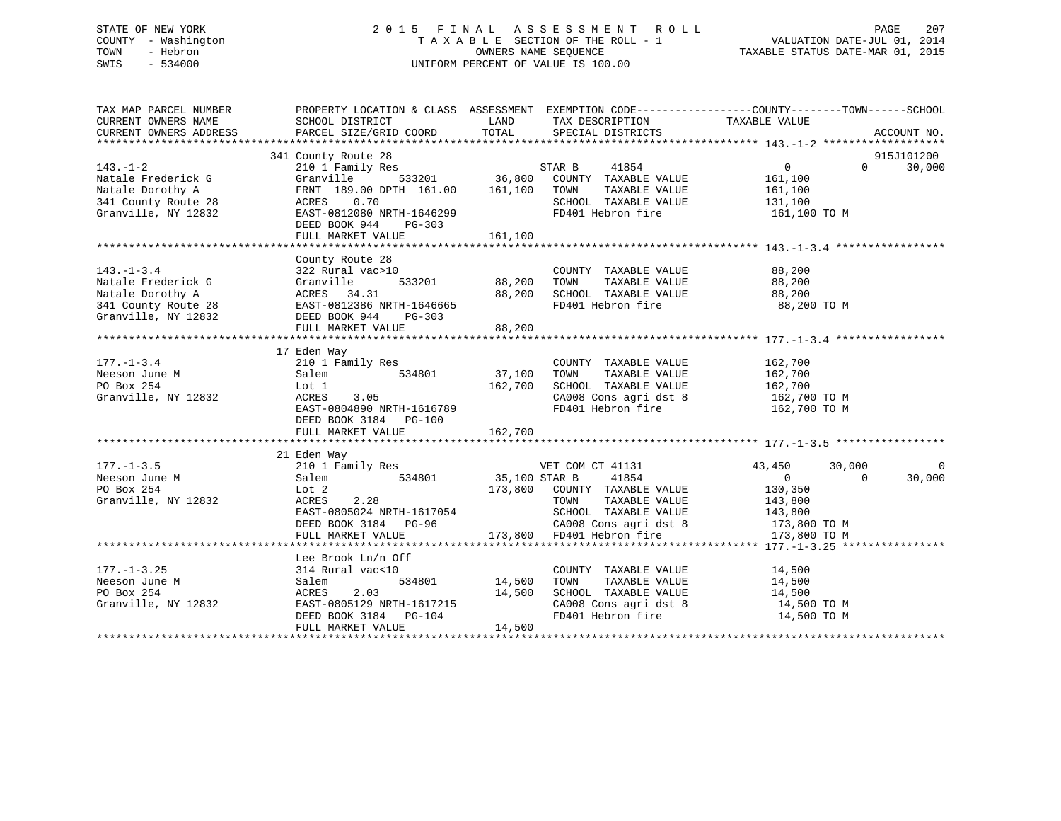STATE OF NEW YORK — COUNTY - Washington — TOWN - Hebron — SWIS - 534000

# 2015 FINAL ASSESSMENT ROLL

TAXABLE SECTION OF THE ROLL - 1
OWNERS NAME SEQUENCE
UNIFORM PERCENT OF VALUE IS 100.00

VALUATION DATE-JUL 01, 2014
TAXABLE STATUS DATE-MAR 01, 2015

```
TAX MAP PARCEL NUMBER          PROPERTY LOCATION & CLASS  ASSESSMENT  EXEMPTION CODE------------------COUNTY--------TOWN------SCHOOL
CURRENT OWNERS NAME            SCHOOL DISTRICT              LAND      TAX DESCRIPTION            TAXABLE VALUE
CURRENT OWNERS ADDRESS         PARCEL SIZE/GRID COORD       TOTAL     SPECIAL DISTRICTS                                     ACCOUNT NO.
******************************************************************************************************* 143.-1-2 *******************
                               341 County Route 28                                                                         915J101200
143.-1-2                       210 1 Family Res                      STAR B     41854               0            0      30,000
Natale Frederick G             Granville        533201      36,800    COUNTY  TAXABLE VALUE         161,100
Natale Dorothy A               FRNT 189.00 DPTH 161.00     161,100    TOWN    TAXABLE VALUE         161,100
341 County Route 28            ACRES    0.70                          SCHOOL  TAXABLE VALUE         131,100
Granville, NY 12832            EAST-0812080 NRTH-1646299              FD401 Hebron fire              161,100 TO M
                               DEED BOOK 944    PG-303
                               FULL MARKET VALUE           161,100
******************************************************************************************************* 143.-1-3.4 *****************
                               County Route 28
143.-1-3.4                     322 Rural vac>10                       COUNTY  TAXABLE VALUE          88,200
Natale Frederick G             Granville        533201      88,200    TOWN    TAXABLE VALUE          88,200
Natale Dorothy A               ACRES   34.31                88,200    SCHOOL  TAXABLE VALUE          88,200
341 County Route 28            EAST-0812386 NRTH-1646665              FD401 Hebron fire               88,200 TO M
Granville, NY 12832            DEED BOOK 944    PG-303
                               FULL MARKET VALUE            88,200
******************************************************************************************************* 177.-1-3.4 *****************
                               17 Eden Way
177.-1-3.4                     210 1 Family Res                       COUNTY  TAXABLE VALUE         162,700
Neeson June M                  Salem            534801      37,100    TOWN    TAXABLE VALUE         162,700
PO Box 254                     Lot 1                       162,700    SCHOOL  TAXABLE VALUE         162,700
Granville, NY 12832            ACRES    3.05                          CA008 Cons agri dst 8          162,700 TO M
                               EAST-0804890 NRTH-1616789              FD401 Hebron fire              162,700 TO M
                               DEED BOOK 3184   PG-100
                               FULL MARKET VALUE           162,700
******************************************************************************************************* 177.-1-3.5 *****************
                               21 Eden Way
177.-1-3.5                     210 1 Family Res                      VET COM CT 41131            43,450       30,000          0
Neeson June M                  Salem            534801      35,100 STAR B     41854                 0            0      30,000
PO Box 254                     Lot 2                       173,800    COUNTY  TAXABLE VALUE         130,350
Granville, NY 12832            ACRES    2.28                          TOWN    TAXABLE VALUE         143,800
                               EAST-0805024 NRTH-1617054              SCHOOL  TAXABLE VALUE         143,800
                               DEED BOOK 3184   PG-96                 CA008 Cons agri dst 8          173,800 TO M
                               FULL MARKET VALUE           173,800    FD401 Hebron fire              173,800 TO M
******************************************************************************************************* 177.-1-3.25 ****************
                               Lee Brook Ln/n Off
177.-1-3.25                    314 Rural vac<10                       COUNTY  TAXABLE VALUE          14,500
Neeson June M                  Salem            534801      14,500    TOWN    TAXABLE VALUE          14,500
PO Box 254                     ACRES    2.03                14,500    SCHOOL  TAXABLE VALUE          14,500
Granville, NY 12832            EAST-0805129 NRTH-1617215              CA008 Cons agri dst 8           14,500 TO M
                               DEED BOOK 3184   PG-104                FD401 Hebron fire               14,500 TO M
                               FULL MARKET VALUE            14,500
************************************************************************************************************************************
```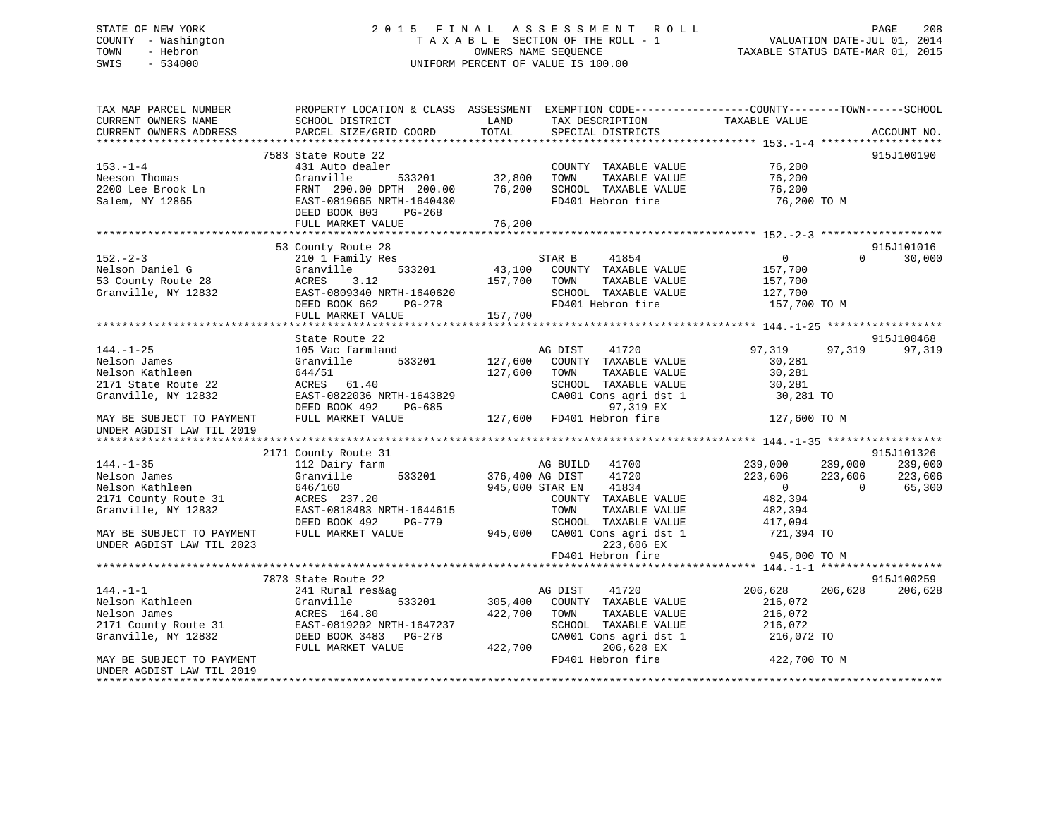STATE OF NEW YORK
COUNTY - Washington
TOWN - Hebron
SWIS - 534000

# 2015 FINAL ASSESSMENT ROLL

TAXABLE SECTION OF THE ROLL - 1
OWNERS NAME SEQUENCE
UNIFORM PERCENT OF VALUE IS 100.00

VALUATION DATE-JUL 01, 2014
TAXABLE STATUS DATE-MAR 01, 2015

```
TAX MAP PARCEL NUMBER          PROPERTY LOCATION & CLASS  ASSESSMENT  EXEMPTION CODE------------------COUNTY--------TOWN------SCHOOL
CURRENT OWNERS NAME            SCHOOL DISTRICT               LAND      TAX DESCRIPTION             TAXABLE VALUE
CURRENT OWNERS ADDRESS         PARCEL SIZE/GRID COORD        TOTAL     SPECIAL DISTRICTS                                     ACCOUNT NO.
******************************************************************************************************* 153.-1-4 *******************
                          7583 State Route 22                                                                              915J100190
153.-1-4                       431 Auto dealer                        COUNTY  TAXABLE VALUE              76,200
Neeson Thomas                  Granville       533201      32,800     TOWN    TAXABLE VALUE              76,200
2200 Lee Brook Ln              FRNT 290.00 DPTH 200.00     76,200     SCHOOL  TAXABLE VALUE              76,200
Salem, NY 12865                EAST-0819665 NRTH-1640430              FD401 Hebron fire                   76,200 TO M
                               DEED BOOK 803    PG-268
                               FULL MARKET VALUE           76,200
******************************************************************************************************* 152.-2-3 *******************
                          53 County Route 28                                                                               915J101016
152.-2-3                       210 1 Family Res                      STAR B    41854                  0            0      30,000
Nelson Daniel G                Granville       533201      43,100     COUNTY  TAXABLE VALUE             157,700
53 County Route 28             ACRES    3.12              157,700     TOWN    TAXABLE VALUE             157,700
Granville, NY 12832            EAST-0809340 NRTH-1640620              SCHOOL  TAXABLE VALUE             127,700
                               DEED BOOK 662    PG-278                FD401 Hebron fire                  157,700 TO M
                               FULL MARKET VALUE          157,700
******************************************************************************************************* 144.-1-25 ******************
                          State Route 22                                                                                   915J100468
144.-1-25                      105 Vac farmland                      AG DIST    41720             97,319       97,319      97,319
Nelson James                   Granville       533201     127,600     COUNTY  TAXABLE VALUE              30,281
Nelson Kathleen                644/51                     127,600     TOWN    TAXABLE VALUE              30,281
2171 State Route 22            ACRES   61.40                          SCHOOL  TAXABLE VALUE              30,281
Granville, NY 12832            EAST-0822036 NRTH-1643829              CA001 Cons agri dst 1               30,281 TO
                               DEED BOOK 492    PG-685                     97,319 EX
MAY BE SUBJECT TO PAYMENT      FULL MARKET VALUE          127,600     FD401 Hebron fire                  127,600 TO M
UNDER AGDIST LAW TIL 2019
******************************************************************************************************* 144.-1-35 ******************
                          2171 County Route 31                                                                             915J101326
144.-1-35                      112 Dairy farm                        AG BUILD   41700            239,000      239,000     239,000
Nelson James                   Granville       533201     376,400 AG DIST    41720              223,606      223,606     223,606
Nelson Kathleen                646/160                    945,000 STAR EN    41834                    0            0      65,300
2171 County Route 31           ACRES  237.20                          COUNTY  TAXABLE VALUE             482,394
Granville, NY 12832            EAST-0818483 NRTH-1644615              TOWN    TAXABLE VALUE             482,394
                               DEED BOOK 492    PG-779                SCHOOL  TAXABLE VALUE             417,094
MAY BE SUBJECT TO PAYMENT      FULL MARKET VALUE          945,000     CA001 Cons agri dst 1              721,394 TO
UNDER AGDIST LAW TIL 2023                                                  223,606 EX
                                                                      FD401 Hebron fire                  945,000 TO M
******************************************************************************************************* 144.-1-1 *******************
                          7873 State Route 22                                                                              915J100259
144.-1-1                       241 Rural res&ag                      AG DIST    41720            206,628      206,628     206,628
Nelson Kathleen                Granville       533201     305,400     COUNTY  TAXABLE VALUE             216,072
Nelson James                   ACRES  164.80              422,700     TOWN    TAXABLE VALUE             216,072
2171 County Route 31           EAST-0819202 NRTH-1647237              SCHOOL  TAXABLE VALUE             216,072
Granville, NY 12832            DEED BOOK 3483   PG-278                CA001 Cons agri dst 1              216,072 TO
                               FULL MARKET VALUE          422,700          206,628 EX
MAY BE SUBJECT TO PAYMENT                                             FD401 Hebron fire                  422,700 TO M
UNDER AGDIST LAW TIL 2019
************************************************************************************************************************************
```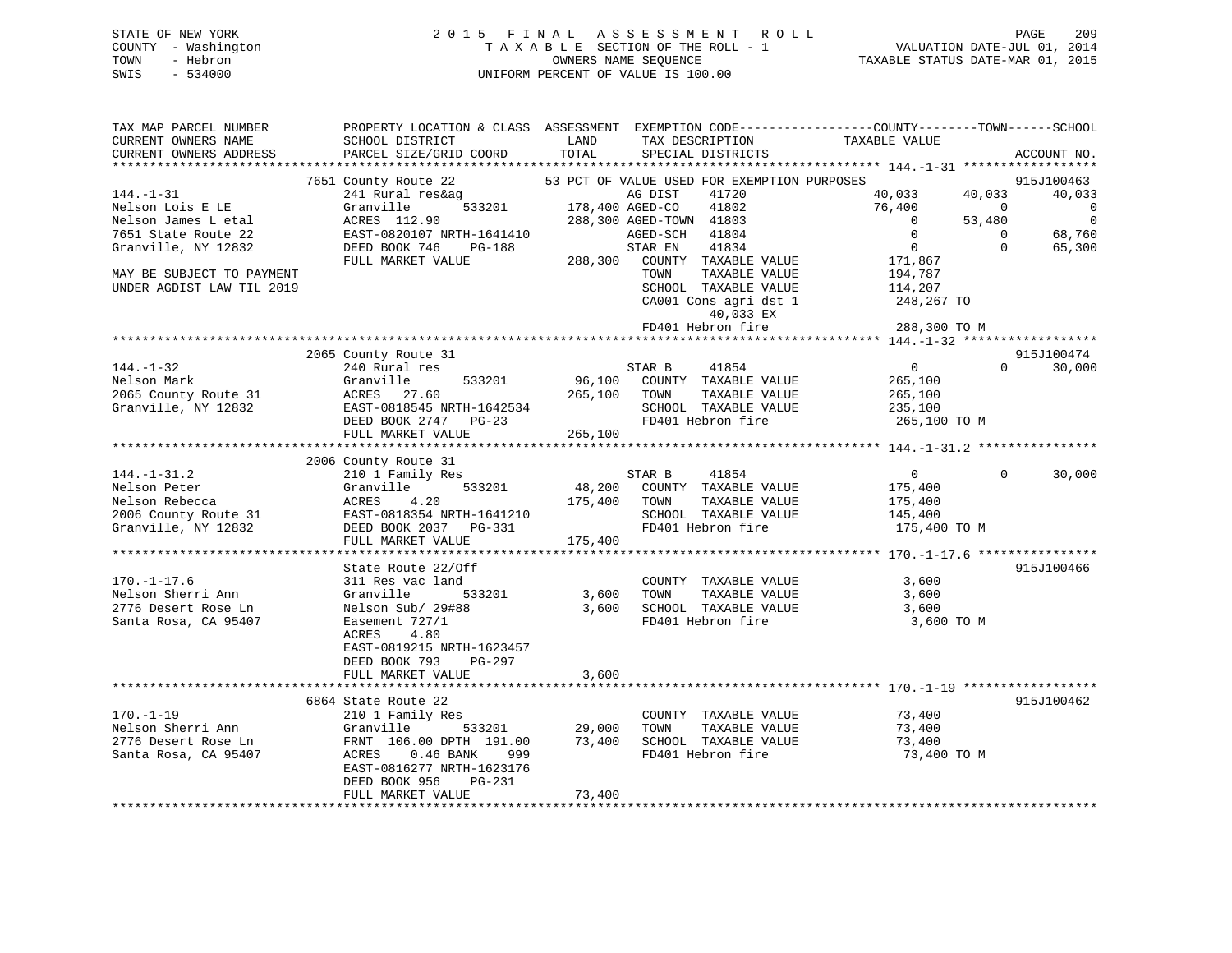STATE OF NEW YORK
COUNTY - Washington
TOWN - Hebron
SWIS - 534000

# 2015 FINAL ASSESSMENT ROLL
TAXABLE SECTION OF THE ROLL - 1
OWNERS NAME SEQUENCE
UNIFORM PERCENT OF VALUE IS 100.00

VALUATION DATE-JUL 01, 2014
TAXABLE STATUS DATE-MAR 01, 2015

```
TAX MAP PARCEL NUMBER          PROPERTY LOCATION & CLASS  ASSESSMENT  EXEMPTION CODE------------------COUNTY--------TOWN------SCHOOL
CURRENT OWNERS NAME            SCHOOL DISTRICT               LAND      TAX DESCRIPTION            TAXABLE VALUE
CURRENT OWNERS ADDRESS         PARCEL SIZE/GRID COORD        TOTAL     SPECIAL DISTRICTS                                   ACCOUNT NO.
******************************************************************************************************* 144.-1-31 ******************
                    7651 County Route 22          53 PCT OF VALUE USED FOR EXEMPTION PURPOSES                          915J100463
144.-1-31                     241 Rural res&ag                     AG DIST    41720             40,033     40,033      40,033
Nelson Lois E LE              Granville       533201     178,400 AGED-CO    41802             76,400          0           0
Nelson James L etal           ACRES  112.90              288,300 AGED-TOWN  41803                  0     53,480           0
7651 State Route 22           EAST-0820107 NRTH-1641410          AGED-SCH   41804                  0          0      68,760
Granville, NY 12832           DEED BOOK 746    PG-188            STAR EN    41834                  0          0      65,300
                              FULL MARKET VALUE          288,300   COUNTY  TAXABLE VALUE        171,867
MAY BE SUBJECT TO PAYMENT                                           TOWN    TAXABLE VALUE        194,787
UNDER AGDIST LAW TIL 2019                                           SCHOOL  TAXABLE VALUE        114,207
                                                                    CA001 Cons agri dst 1         248,267 TO
                                                                          40,033 EX
                                                                    FD401 Hebron fire             288,300 TO M
******************************************************************************************************* 144.-1-32 ******************
                    2065 County Route 31                                                                          915J100474
144.-1-32                     240 Rural res                        STAR B     41854                  0          0      30,000
Nelson Mark                   Granville       533201      96,100   COUNTY  TAXABLE VALUE        265,100
2065 County Route 31          ACRES   27.60              265,100   TOWN    TAXABLE VALUE        265,100
Granville, NY 12832           EAST-0818545 NRTH-1642534            SCHOOL  TAXABLE VALUE        235,100
                              DEED BOOK 2747   PG-23               FD401 Hebron fire             265,100 TO M
                              FULL MARKET VALUE          265,100
******************************************************************************************************* 144.-1-31.2 ****************
                    2006 County Route 31
144.-1-31.2                   210 1 Family Res                     STAR B     41854                  0          0      30,000
Nelson Peter                  Granville       533201      48,200   COUNTY  TAXABLE VALUE        175,400
Nelson Rebecca                ACRES    4.20              175,400   TOWN    TAXABLE VALUE        175,400
2006 County Route 31          EAST-0818354 NRTH-1641210            SCHOOL  TAXABLE VALUE        145,400
Granville, NY 12832           DEED BOOK 2037   PG-331              FD401 Hebron fire             175,400 TO M
                              FULL MARKET VALUE          175,400
******************************************************************************************************* 170.-1-17.6 ****************
                              State Route 22/Off                                                                  915J100466
170.-1-17.6                   311 Res vac land                     COUNTY  TAXABLE VALUE          3,600
Nelson Sherri Ann             Granville       533201       3,600   TOWN    TAXABLE VALUE          3,600
2776 Desert Rose Ln           Nelson Sub/ 29#88            3,600   SCHOOL  TAXABLE VALUE          3,600
Santa Rosa, CA 95407          Easement 727/1                       FD401 Hebron fire               3,600 TO M
                              ACRES    4.80
                              EAST-0819215 NRTH-1623457
                              DEED BOOK 793    PG-297
                              FULL MARKET VALUE            3,600
******************************************************************************************************* 170.-1-19 ******************
                    6864 State Route 22                                                                           915J100462
170.-1-19                     210 1 Family Res                     COUNTY  TAXABLE VALUE         73,400
Nelson Sherri Ann             Granville       533201      29,000   TOWN    TAXABLE VALUE         73,400
2776 Desert Rose Ln           FRNT  106.00 DPTH  191.00   73,400   SCHOOL  TAXABLE VALUE         73,400
Santa Rosa, CA 95407          ACRES    0.46 BANK    999            FD401 Hebron fire              73,400 TO M
                              EAST-0816277 NRTH-1623176
                              DEED BOOK 956    PG-231
                              FULL MARKET VALUE           73,400
************************************************************************************************************************************
```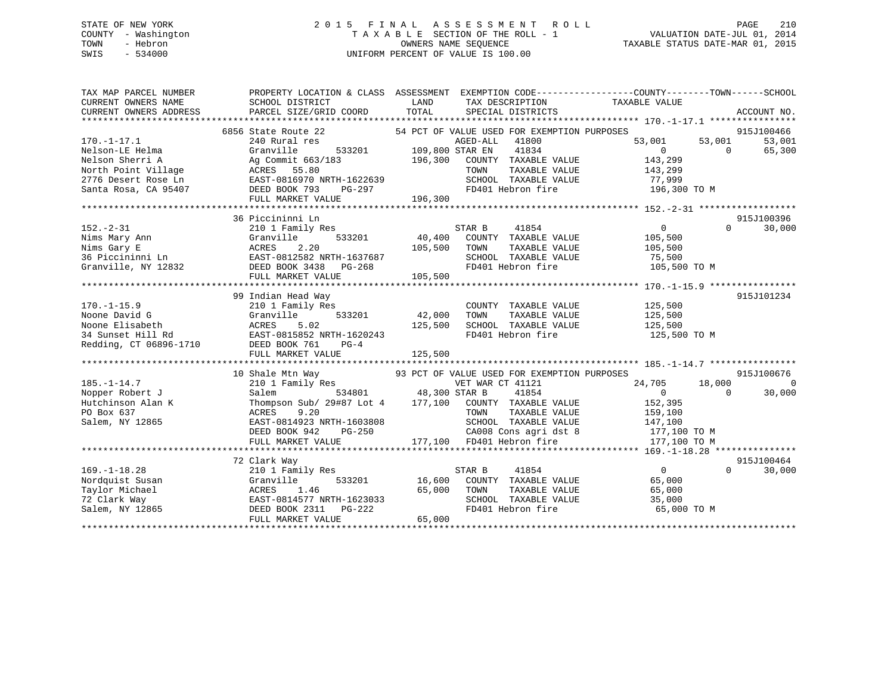STATE OF NEW YORK
COUNTY - Washington
TOWN - Hebron
SWIS - 534000

# 2015 FINAL ASSESSMENT ROLL

TAXABLE SECTION OF THE ROLL - 1
OWNERS NAME SEQUENCE
UNIFORM PERCENT OF VALUE IS 100.00

VALUATION DATE-JUL 01, 2014
TAXABLE STATUS DATE-MAR 01, 2015

| TAX MAP PARCEL NUMBER / CURRENT OWNERS NAME / CURRENT OWNERS ADDRESS | PROPERTY LOCATION & CLASS / SCHOOL DISTRICT / PARCEL SIZE/GRID COORD | ASSESSMENT LAND / TOTAL | EXEMPTION CODE / TAX DESCRIPTION / SPECIAL DISTRICTS | COUNTY TAXABLE VALUE | TOWN | SCHOOL | ACCOUNT NO. |
|---|---|---|---|---|---|---|---|
| | 6856 State Route 22 | | 54 PCT OF VALUE USED FOR EXEMPTION PURPOSES | | | | 915J100466 |
| 170.-1-17.1 | 240 Rural res | | AGED-ALL 41800 | 53,001 | 53,001 | 53,001 | |
| Nelson-LE Helma | Granville 533201 | 109,800 | STAR EN 41834 | 0 | 0 | 65,300 | |
| Nelson Sherri A | Ag Commit 663/183 | 196,300 | COUNTY TAXABLE VALUE | 143,299 | | | |
| North Point Village | ACRES 55.80 | | TOWN TAXABLE VALUE | 143,299 | | | |
| 2776 Desert Rose Ln | EAST-0816970 NRTH-1622639 | | SCHOOL TAXABLE VALUE | 77,999 | | | |
| Santa Rosa, CA 95407 | DEED BOOK 793 PG-297 | | FD401 Hebron fire | 196,300 TO M | | | |
| | FULL MARKET VALUE | 196,300 | | | | | |
| | 36 Piccininni Ln | | | | | | 915J100396 |
| 152.-2-31 | 210 1 Family Res | | STAR B 41854 | 0 | 0 | 30,000 | |
| Nims Mary Ann | Granville 533201 | 40,400 | COUNTY TAXABLE VALUE | 105,500 | | | |
| Nims Gary E | ACRES 2.20 | 105,500 | TOWN TAXABLE VALUE | 105,500 | | | |
| 36 Piccininni Ln | EAST-0812582 NRTH-1637687 | | SCHOOL TAXABLE VALUE | 75,500 | | | |
| Granville, NY 12832 | DEED BOOK 3438 PG-268 | | FD401 Hebron fire | 105,500 TO M | | | |
| | FULL MARKET VALUE | 105,500 | | | | | |
| | 99 Indian Head Way | | | | | | 915J101234 |
| 170.-1-15.9 | 210 1 Family Res | | COUNTY TAXABLE VALUE | 125,500 | | | |
| Noone David G | Granville 533201 | 42,000 | TOWN TAXABLE VALUE | 125,500 | | | |
| Noone Elisabeth | ACRES 5.02 | 125,500 | SCHOOL TAXABLE VALUE | 125,500 | | | |
| 34 Sunset Hill Rd | EAST-0815852 NRTH-1620243 | | FD401 Hebron fire | 125,500 TO M | | | |
| Redding, CT 06896-1710 | DEED BOOK 761 PG-4 | | | | | | |
| | FULL MARKET VALUE | 125,500 | | | | | |
| | 10 Shale Mtn Way | | 93 PCT OF VALUE USED FOR EXEMPTION PURPOSES | | | | 915J100676 |
| 185.-1-14.7 | 210 1 Family Res | | VET WAR CT 41121 | 24,705 | 18,000 | 0 | |
| Nopper Robert J | Salem 534801 | 48,300 | STAR B 41854 | 0 | 0 | 30,000 | |
| Hutchinson Alan K | Thompson Sub/ 29#87 Lot 4 | 177,100 | COUNTY TAXABLE VALUE | 152,395 | | | |
| PO Box 637 | ACRES 9.20 | | TOWN TAXABLE VALUE | 159,100 | | | |
| Salem, NY 12865 | EAST-0814923 NRTH-1603808 | | SCHOOL TAXABLE VALUE | 147,100 | | | |
| | DEED BOOK 942 PG-250 | | CA008 Cons agri dst 8 | 177,100 TO M | | | |
| | FULL MARKET VALUE | 177,100 | FD401 Hebron fire | 177,100 TO M | | | |
| | 72 Clark Way | | | | | | 915J100464 |
| 169.-1-18.28 | 210 1 Family Res | | STAR B 41854 | 0 | 0 | 30,000 | |
| Nordquist Susan | Granville 533201 | 16,600 | COUNTY TAXABLE VALUE | 65,000 | | | |
| Taylor Michael | ACRES 1.46 | 65,000 | TOWN TAXABLE VALUE | 65,000 | | | |
| 72 Clark Way | EAST-0814577 NRTH-1623033 | | SCHOOL TAXABLE VALUE | 35,000 | | | |
| Salem, NY 12865 | DEED BOOK 2311 PG-222 | | FD401 Hebron fire | 65,000 TO M | | | |
| | FULL MARKET VALUE | 65,000 | | | | | |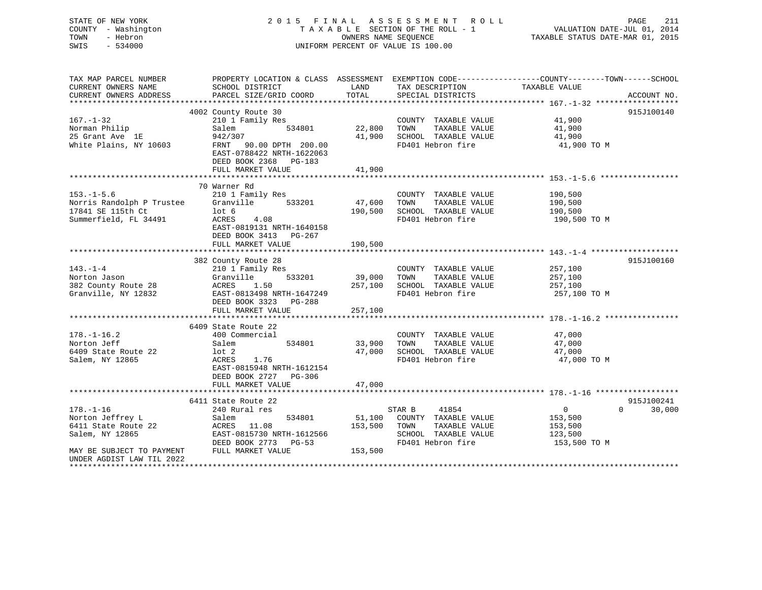STATE OF NEW YORK — 2015 FINAL ASSESSMENT ROLL
COUNTY - Washington — TAXABLE SECTION OF THE ROLL - 1 — VALUATION DATE-JUL 01, 2014
TOWN - Hebron — OWNERS NAME SEQUENCE — TAXABLE STATUS DATE-MAR 01, 2015
SWIS - 534000 — UNIFORM PERCENT OF VALUE IS 100.00

| TAX MAP PARCEL NUMBER / CURRENT OWNERS NAME / CURRENT OWNERS ADDRESS | PROPERTY LOCATION & CLASS / SCHOOL DISTRICT / PARCEL SIZE/GRID COORD | ASSESSMENT LAND | TOTAL | EXEMPTION CODE / TAX DESCRIPTION / SPECIAL DISTRICTS | COUNTY / TOWN TAXABLE VALUE | SCHOOL | ACCOUNT NO. |
|---|---|---|---|---|---|---|---|
| **167.-1-32** | 4002 County Route 30 | | | | | | 915J100140 |
| 167.-1-32 | 210 1 Family Res | | | COUNTY TAXABLE VALUE | 41,900 | | |
| Norman Philip | Salem 534801 | 22,800 | | TOWN TAXABLE VALUE | 41,900 | | |
| 25 Grant Ave 1E | 942/307 | | 41,900 | SCHOOL TAXABLE VALUE | 41,900 | | |
| White Plains, NY 10603 | FRNT 90.00 DPTH 200.00 | | | FD401 Hebron fire | 41,900 TO M | | |
| | EAST-0788422 NRTH-1622063 | | | | | | |
| | DEED BOOK 2368 PG-183 | | | | | | |
| | FULL MARKET VALUE | | 41,900 | | | | |
| **153.-1-5.6** | 70 Warner Rd | | | | | | |
| 153.-1-5.6 | 210 1 Family Res | | | COUNTY TAXABLE VALUE | 190,500 | | |
| Norris Randolph P Trustee | Granville 533201 | 47,600 | | TOWN TAXABLE VALUE | 190,500 | | |
| 17841 SE 115th Ct | lot 6 | | 190,500 | SCHOOL TAXABLE VALUE | 190,500 | | |
| Summerfield, FL 34491 | ACRES 4.08 | | | FD401 Hebron fire | 190,500 TO M | | |
| | EAST-0819131 NRTH-1640158 | | | | | | |
| | DEED BOOK 3413 PG-267 | | | | | | |
| | FULL MARKET VALUE | | 190,500 | | | | |
| **143.-1-4** | 382 County Route 28 | | | | | | 915J100160 |
| 143.-1-4 | 210 1 Family Res | | | COUNTY TAXABLE VALUE | 257,100 | | |
| Norton Jason | Granville 533201 | 39,000 | | TOWN TAXABLE VALUE | 257,100 | | |
| 382 County Route 28 | ACRES 1.50 | | 257,100 | SCHOOL TAXABLE VALUE | 257,100 | | |
| Granville, NY 12832 | EAST-0813498 NRTH-1647249 | | | FD401 Hebron fire | 257,100 TO M | | |
| | DEED BOOK 3323 PG-288 | | | | | | |
| | FULL MARKET VALUE | | 257,100 | | | | |
| **178.-1-16.2** | 6409 State Route 22 | | | | | | |
| 178.-1-16.2 | 400 Commercial | | | COUNTY TAXABLE VALUE | 47,000 | | |
| Norton Jeff | Salem 534801 | 33,900 | | TOWN TAXABLE VALUE | 47,000 | | |
| 6409 State Route 22 | lot 2 | | 47,000 | SCHOOL TAXABLE VALUE | 47,000 | | |
| Salem, NY 12865 | ACRES 1.76 | | | FD401 Hebron fire | 47,000 TO M | | |
| | EAST-0815948 NRTH-1612154 | | | | | | |
| | DEED BOOK 2727 PG-306 | | | | | | |
| | FULL MARKET VALUE | | 47,000 | | | | |
| **178.-1-16** | 6411 State Route 22 | | | | | | 915J100241 |
| 178.-1-16 | 240 Rural res | | | STAR B 41854 | 0 / 0 | 30,000 | |
| Norton Jeffrey L | Salem 534801 | 51,100 | | COUNTY TAXABLE VALUE | 153,500 | | |
| 6411 State Route 22 | ACRES 11.08 | | 153,500 | TOWN TAXABLE VALUE | 153,500 | | |
| Salem, NY 12865 | EAST-0815730 NRTH-1612566 | | | SCHOOL TAXABLE VALUE | 123,500 | | |
| | DEED BOOK 2773 PG-53 | | | FD401 Hebron fire | 153,500 TO M | | |
| MAY BE SUBJECT TO PAYMENT | FULL MARKET VALUE | | 153,500 | | | | |
| UNDER AGDIST LAW TIL 2022 | | | | | | | |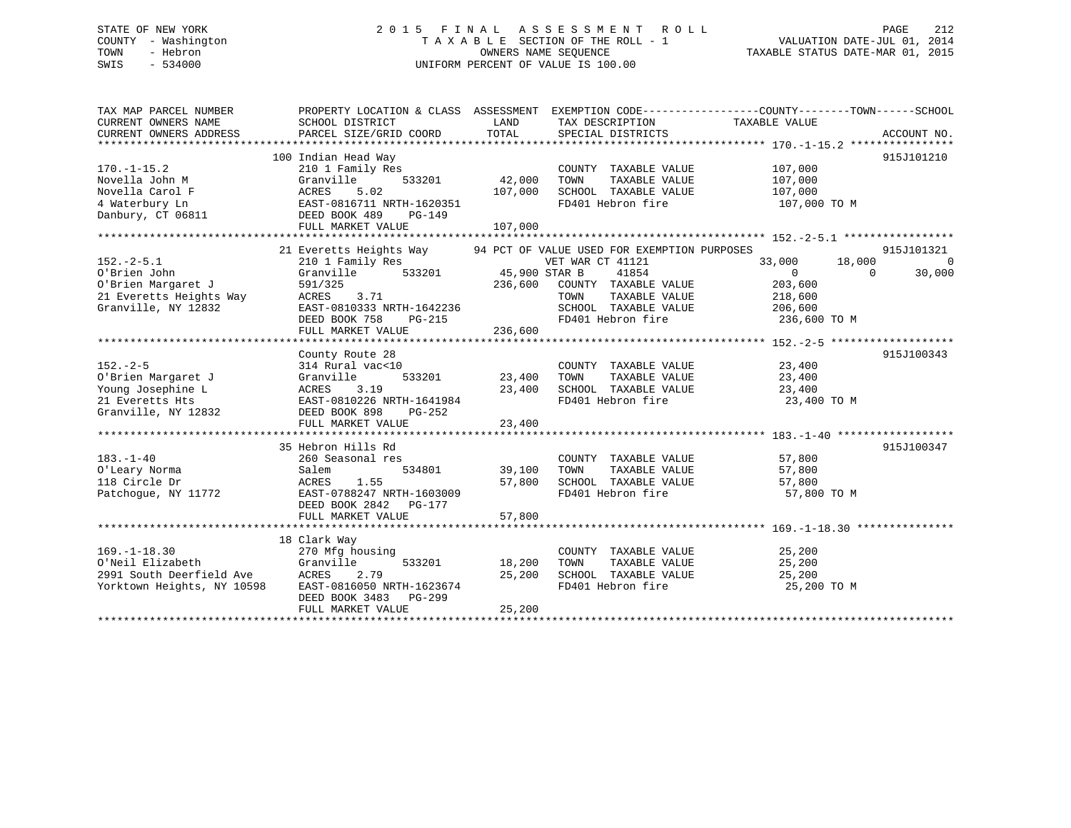STATE OF NEW YORK
COUNTY - Washington
TOWN - Hebron
SWIS - 534000

2 0 1 5 F I N A L A S S E S S M E N T R O L L
T A X A B L E SECTION OF THE ROLL - 1
OWNERS NAME SEQUENCE
UNIFORM PERCENT OF VALUE IS 100.00

VALUATION DATE-JUL 01, 2014
TAXABLE STATUS DATE-MAR 01, 2015

```
TAX MAP PARCEL NUMBER          PROPERTY LOCATION & CLASS  ASSESSMENT  EXEMPTION CODE------------------COUNTY--------TOWN------SCHOOL
CURRENT OWNERS NAME            SCHOOL DISTRICT               LAND      TAX DESCRIPTION            TAXABLE VALUE
CURRENT OWNERS ADDRESS         PARCEL SIZE/GRID COORD       TOTAL      SPECIAL DISTRICTS                                     ACCOUNT NO.
******************************************************************************************************* 170.-1-15.2 ****************
                               100 Indian Head Way                                                                       915J101210
170.-1-15.2                    210 1 Family Res                        COUNTY  TAXABLE VALUE          107,000
Novella John M                 Granville        533201       42,000    TOWN    TAXABLE VALUE          107,000
Novella Carol F                ACRES    5.02                107,000    SCHOOL  TAXABLE VALUE          107,000
4 Waterbury Ln                 EAST-0816711 NRTH-1620351               FD401 Hebron fire               107,000 TO M
Danbury, CT 06811              DEED BOOK 489    PG-149
                               FULL MARKET VALUE            107,000
******************************************************************************************************* 152.-2-5.1 *****************
                               21 Everetts Heights Way      94 PCT OF VALUE USED FOR EXEMPTION PURPOSES                  915J101321
152.-2-5.1                     210 1 Family Res                        VET WAR CT 41121            33,000      18,000           0
O'Brien John                   Granville        533201       45,900 STAR B     41854                  0           0      30,000
O'Brien Margaret J             591/325                      236,600    COUNTY  TAXABLE VALUE          203,600
21 Everetts Heights Way        ACRES    3.71                           TOWN    TAXABLE VALUE          218,600
Granville, NY 12832            EAST-0810333 NRTH-1642236               SCHOOL  TAXABLE VALUE          206,600
                               DEED BOOK 758    PG-215                 FD401 Hebron fire               236,600 TO M
                               FULL MARKET VALUE            236,600
******************************************************************************************************* 152.-2-5 *******************
                               County Route 28                                                                           915J100343
152.-2-5                       314 Rural vac<10                        COUNTY  TAXABLE VALUE           23,400
O'Brien Margaret J             Granville        533201       23,400    TOWN    TAXABLE VALUE           23,400
Young Josephine L              ACRES    3.19                 23,400    SCHOOL  TAXABLE VALUE           23,400
21 Everetts Hts                EAST-0810226 NRTH-1641984               FD401 Hebron fire                23,400 TO M
Granville, NY 12832            DEED BOOK 898    PG-252
                               FULL MARKET VALUE             23,400
******************************************************************************************************* 183.-1-40 ******************
                               35 Hebron Hills Rd                                                                        915J100347
183.-1-40                      260 Seasonal res                        COUNTY  TAXABLE VALUE           57,800
O'Leary Norma                  Salem            534801       39,100    TOWN    TAXABLE VALUE           57,800
118 Circle Dr                  ACRES    1.55                 57,800    SCHOOL  TAXABLE VALUE           57,800
Patchogue, NY 11772            EAST-0788247 NRTH-1603009               FD401 Hebron fire                57,800 TO M
                               DEED BOOK 2842   PG-177
                               FULL MARKET VALUE             57,800
******************************************************************************************************* 169.-1-18.30 ***************
                               18 Clark Way
169.-1-18.30                   270 Mfg housing                         COUNTY  TAXABLE VALUE           25,200
O'Neil Elizabeth               Granville        533201       18,200    TOWN    TAXABLE VALUE           25,200
2991 South Deerfield Ave       ACRES    2.79                 25,200    SCHOOL  TAXABLE VALUE           25,200
Yorktown Heights, NY 10598     EAST-0816050 NRTH-1623674               FD401 Hebron fire                25,200 TO M
                               DEED BOOK 3483   PG-299
                               FULL MARKET VALUE             25,200
************************************************************************************************************************************
```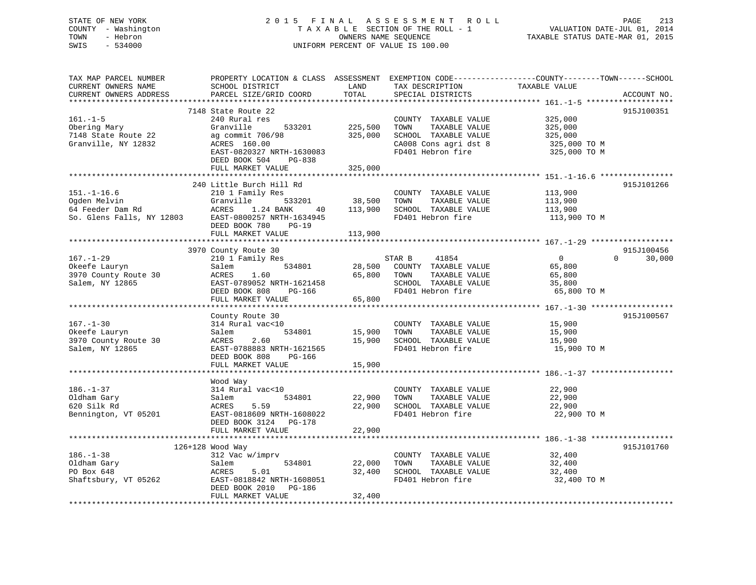STATE OF NEW YORK
COUNTY - Washington
TOWN - Hebron
SWIS - 534000

2015 FINAL ASSESSMENT ROLL
TAXABLE SECTION OF THE ROLL - 1
OWNERS NAME SEQUENCE
UNIFORM PERCENT OF VALUE IS 100.00

VALUATION DATE-JUL 01, 2014
TAXABLE STATUS DATE-MAR 01, 2015

| TAX MAP PARCEL NUMBER / CURRENT OWNERS NAME / CURRENT OWNERS ADDRESS | PROPERTY LOCATION & CLASS / SCHOOL DISTRICT / PARCEL SIZE/GRID COORD | ASSESSMENT LAND | TOTAL | EXEMPTION CODE / TAX DESCRIPTION / SPECIAL DISTRICTS | COUNTY | TOWN | SCHOOL TAXABLE VALUE | ACCOUNT NO. |
|---|---|---|---|---|---|---|---|---|
| **161.-1-5** | 7148 State Route 22 | | | | | | | 915J100351 |
| 161.-1-5 | 240 Rural res | | | COUNTY TAXABLE VALUE | 325,000 | | | |
| Obering Mary | Granville 533201 | 225,500 | | TOWN TAXABLE VALUE | | 325,000 | | |
| 7148 State Route 22 | ag commit 706/98 | | 325,000 | SCHOOL TAXABLE VALUE | | | 325,000 | |
| Granville, NY 12832 | ACRES 160.00 | | | CA008 Cons agri dst 8 | 325,000 TO M | | | |
| | EAST-0820327 NRTH-1630083 | | | FD401 Hebron fire | 325,000 TO M | | | |
| | DEED BOOK 504 PG-838 | | | | | | | |
| | FULL MARKET VALUE | | 325,000 | | | | | |
| **151.-1-16.6** | 240 Little Burch Hill Rd | | | | | | | 915J101266 |
| 151.-1-16.6 | 210 1 Family Res | | | COUNTY TAXABLE VALUE | 113,900 | | | |
| Ogden Melvin | Granville 533201 | 38,500 | | TOWN TAXABLE VALUE | | 113,900 | | |
| 64 Feeder Dam Rd | ACRES 1.24 BANK 40 | | 113,900 | SCHOOL TAXABLE VALUE | | | 113,900 | |
| So. Glens Falls, NY 12803 | EAST-0800257 NRTH-1634945 | | | FD401 Hebron fire | 113,900 TO M | | | |
| | DEED BOOK 780 PG-19 | | | | | | | |
| | FULL MARKET VALUE | | 113,900 | | | | | |
| **167.-1-29** | 3970 County Route 30 | | | | | | | 915J100456 |
| 167.-1-29 | 210 1 Family Res | | | STAR B 41854 | 0 | 0 | 30,000 | |
| Okeefe Lauryn | Salem 534801 | 28,500 | | COUNTY TAXABLE VALUE | 65,800 | | | |
| 3970 County Route 30 | ACRES 1.60 | | 65,800 | TOWN TAXABLE VALUE | | 65,800 | | |
| Salem, NY 12865 | EAST-0789052 NRTH-1621458 | | | SCHOOL TAXABLE VALUE | | | 35,800 | |
| | DEED BOOK 808 PG-166 | | | FD401 Hebron fire | 65,800 TO M | | | |
| | FULL MARKET VALUE | | 65,800 | | | | | |
| **167.-1-30** | County Route 30 | | | | | | | 915J100567 |
| 167.-1-30 | 314 Rural vac<10 | | | COUNTY TAXABLE VALUE | 15,900 | | | |
| Okeefe Lauryn | Salem 534801 | 15,900 | | TOWN TAXABLE VALUE | | 15,900 | | |
| 3970 County Route 30 | ACRES 2.60 | | 15,900 | SCHOOL TAXABLE VALUE | | | 15,900 | |
| Salem, NY 12865 | EAST-0788883 NRTH-1621565 | | | FD401 Hebron fire | 15,900 TO M | | | |
| | DEED BOOK 808 PG-166 | | | | | | | |
| | FULL MARKET VALUE | | 15,900 | | | | | |
| **186.-1-37** | Wood Way | | | | | | | |
| 186.-1-37 | 314 Rural vac<10 | | | COUNTY TAXABLE VALUE | 22,900 | | | |
| Oldham Gary | Salem 534801 | 22,900 | | TOWN TAXABLE VALUE | | 22,900 | | |
| 620 Silk Rd | ACRES 5.59 | | 22,900 | SCHOOL TAXABLE VALUE | | | 22,900 | |
| Bennington, VT 05201 | EAST-0818609 NRTH-1608022 | | | FD401 Hebron fire | 22,900 TO M | | | |
| | DEED BOOK 3124 PG-178 | | | | | | | |
| | FULL MARKET VALUE | | 22,900 | | | | | |
| **186.-1-38** | 126+128 Wood Way | | | | | | | 915J101760 |
| 186.-1-38 | 312 Vac w/imprv | | | COUNTY TAXABLE VALUE | 32,400 | | | |
| Oldham Gary | Salem 534801 | 22,000 | | TOWN TAXABLE VALUE | | 32,400 | | |
| PO Box 648 | ACRES 5.01 | | 32,400 | SCHOOL TAXABLE VALUE | | | 32,400 | |
| Shaftsbury, VT 05262 | EAST-0818842 NRTH-1608051 | | | FD401 Hebron fire | 32,400 TO M | | | |
| | DEED BOOK 2010 PG-186 | | | | | | | |
| | FULL MARKET VALUE | | 32,400 | | | | | |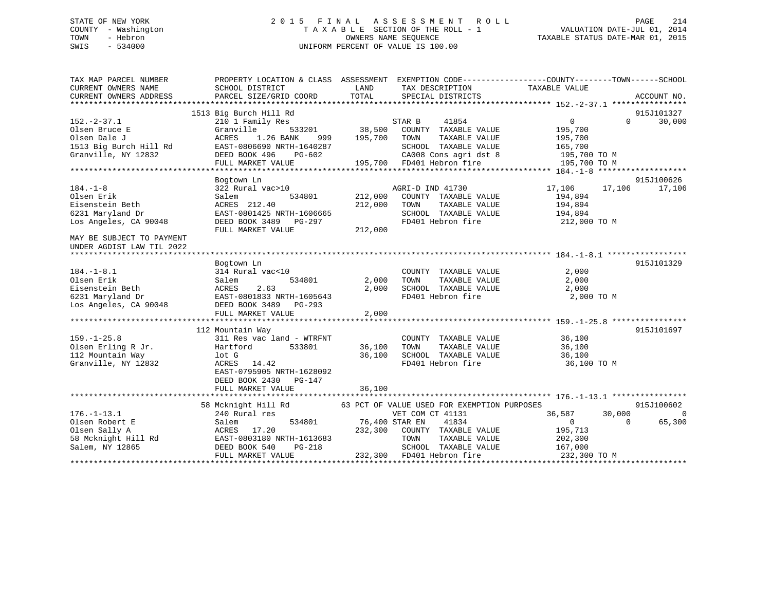STATE OF NEW YORK
COUNTY - Washington
TOWN - Hebron
SWIS - 534000

# 2015 FINAL ASSESSMENT ROLL

TAXABLE SECTION OF THE ROLL - 1
OWNERS NAME SEQUENCE
UNIFORM PERCENT OF VALUE IS 100.00

VALUATION DATE-JUL 01, 2014
TAXABLE STATUS DATE-MAR 01, 2015

```
TAX MAP PARCEL NUMBER          PROPERTY LOCATION & CLASS  ASSESSMENT  EXEMPTION CODE------------------COUNTY--------TOWN------SCHOOL
CURRENT OWNERS NAME            SCHOOL DISTRICT               LAND      TAX DESCRIPTION            TAXABLE VALUE
CURRENT OWNERS ADDRESS         PARCEL SIZE/GRID COORD        TOTAL     SPECIAL DISTRICTS                                    ACCOUNT NO.
******************************************************************************************************* 152.-2-37.1 ****************
                            1513 Big Burch Hill Rd                                                                          915J101327
152.-2-37.1                 210 1 Family Res                  STAR B     41854                  0             0        30,000
Olsen Bruce E               Granville        533201     38,500   COUNTY  TAXABLE VALUE        195,700
Olsen Dale J                ACRES    1.26 BANK     999  195,700   TOWN    TAXABLE VALUE        195,700
1513 Big Burch Hill Rd      EAST-0806690 NRTH-1640287           SCHOOL  TAXABLE VALUE        165,700
Granville, NY 12832         DEED BOOK 496    PG-602             CA008 Cons agri dst 8          195,700 TO M
                            FULL MARKET VALUE         195,700   FD401 Hebron fire              195,700 TO M
******************************************************************************************************* 184.-1-8 *******************
                            Bogtown Ln                                                                                      915J100626
184.-1-8                    322 Rural vac>10                    AGRI-D IND 41730             17,106        17,106       17,106
Olsen Erik                  Salem            534801    212,000   COUNTY  TAXABLE VALUE        194,894
Eisenstein Beth             ACRES  212.40              212,000   TOWN    TAXABLE VALUE        194,894
6231 Maryland Dr            EAST-0801425 NRTH-1606665           SCHOOL  TAXABLE VALUE        194,894
Los Angeles, CA 90048       DEED BOOK 3489   PG-297             FD401 Hebron fire              212,000 TO M
                            FULL MARKET VALUE         212,000
MAY BE SUBJECT TO PAYMENT
UNDER AGDIST LAW TIL 2022
******************************************************************************************************* 184.-1-8.1 *****************
                            Bogtown Ln                                                                                      915J101329
184.-1-8.1                  314 Rural vac<10                    COUNTY  TAXABLE VALUE          2,000
Olsen Erik                  Salem            534801      2,000   TOWN    TAXABLE VALUE          2,000
Eisenstein Beth             ACRES    2.63                 2,000   SCHOOL  TAXABLE VALUE          2,000
6231 Maryland Dr            EAST-0801833 NRTH-1605643           FD401 Hebron fire                2,000 TO M
Los Angeles, CA 90048       DEED BOOK 3489   PG-293
                            FULL MARKET VALUE           2,000
******************************************************************************************************* 159.-1-25.8 ****************
                            112 Mountain Way                                                                                915J101697
159.-1-25.8                 311 Res vac land - WTRFNT           COUNTY  TAXABLE VALUE         36,100
Olsen Erling R Jr.          Hartford         533801     36,100   TOWN    TAXABLE VALUE         36,100
112 Mountain Way            lot G                       36,100   SCHOOL  TAXABLE VALUE         36,100
Granville, NY 12832         ACRES   14.42                       FD401 Hebron fire               36,100 TO M
                            EAST-0795905 NRTH-1628092
                            DEED BOOK 2430   PG-147
                            FULL MARKET VALUE          36,100
******************************************************************************************************* 176.-1-13.1 ****************
                            58 Mcknight Hill Rd           63 PCT OF VALUE USED FOR EXEMPTION PURPOSES                      915J100602
176.-1-13.1                 240 Rural res                       VET COM CT 41131             36,587        30,000            0
Olsen Robert E              Salem            534801     76,400 STAR EN    41834                  0             0        65,300
Olsen Sally A               ACRES   17.20              232,300   COUNTY  TAXABLE VALUE        195,713
58 Mcknight Hill Rd         EAST-0803180 NRTH-1613683           TOWN    TAXABLE VALUE        202,300
Salem, NY 12865             DEED BOOK 540    PG-218             SCHOOL  TAXABLE VALUE        167,000
                            FULL MARKET VALUE         232,300   FD401 Hebron fire              232,300 TO M
************************************************************************************************************************************
```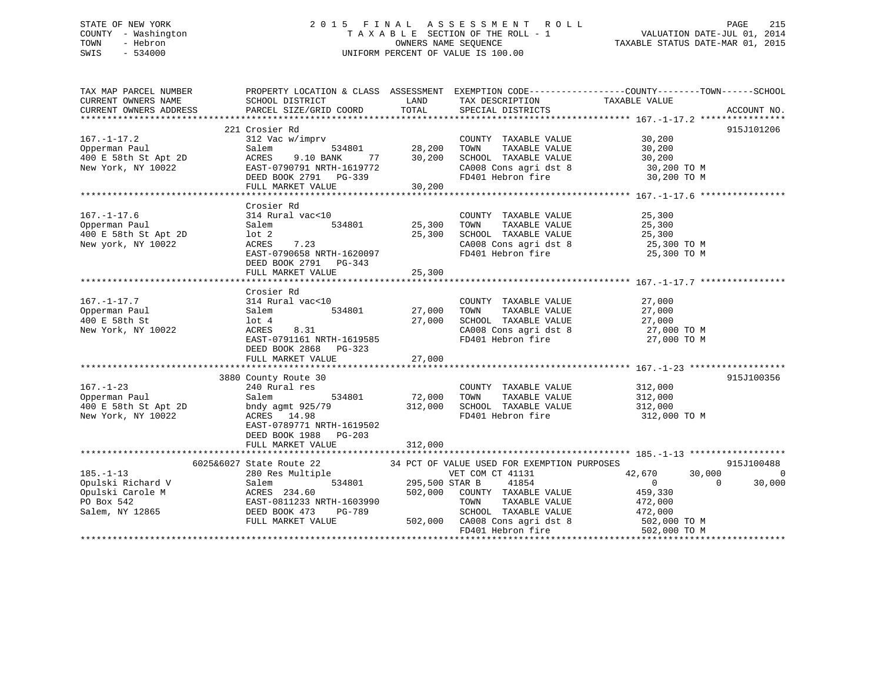STATE OF NEW YORK
COUNTY - Washington
TOWN - Hebron
SWIS - 534000

# 2015 FINAL ASSESSMENT ROLL

TAXABLE SECTION OF THE ROLL - 1
OWNERS NAME SEQUENCE
UNIFORM PERCENT OF VALUE IS 100.00

VALUATION DATE-JUL 01, 2014
TAXABLE STATUS DATE-MAR 01, 2015

```
TAX MAP PARCEL NUMBER          PROPERTY LOCATION & CLASS  ASSESSMENT  EXEMPTION CODE------------------COUNTY--------TOWN------SCHOOL
CURRENT OWNERS NAME            SCHOOL DISTRICT             LAND        TAX DESCRIPTION             TAXABLE VALUE
CURRENT OWNERS ADDRESS         PARCEL SIZE/GRID COORD      TOTAL       SPECIAL DISTRICTS                                        ACCOUNT NO.
******************************************************************************************************* 167.-1-17.2 ****************
                               221 Crosier Rd                                                                               915J101206
167.-1-17.2                    312 Vac w/imprv                         COUNTY  TAXABLE VALUE            30,200
Opperman Paul                  Salem          534801      28,200       TOWN    TAXABLE VALUE            30,200
400 E 58th St Apt 2D           ACRES    9.10 BANK     77  30,200       SCHOOL  TAXABLE VALUE            30,200
New York, NY 10022             EAST-0790791 NRTH-1619772               CA008 Cons agri dst 8             30,200 TO M
                               DEED BOOK 2791   PG-339                 FD401 Hebron fire                 30,200 TO M
                               FULL MARKET VALUE          30,200
******************************************************************************************************* 167.-1-17.6 ****************
                               Crosier Rd
167.-1-17.6                    314 Rural vac<10                        COUNTY  TAXABLE VALUE            25,300
Opperman Paul                  Salem          534801      25,300       TOWN    TAXABLE VALUE            25,300
400 E 58th St Apt 2D           lot 2                      25,300       SCHOOL  TAXABLE VALUE            25,300
New york, NY 10022             ACRES    7.23                           CA008 Cons agri dst 8             25,300 TO M
                               EAST-0790658 NRTH-1620097               FD401 Hebron fire                 25,300 TO M
                               DEED BOOK 2791   PG-343
                               FULL MARKET VALUE          25,300
******************************************************************************************************* 167.-1-17.7 ****************
                               Crosier Rd
167.-1-17.7                    314 Rural vac<10                        COUNTY  TAXABLE VALUE            27,000
Opperman Paul                  Salem          534801      27,000       TOWN    TAXABLE VALUE            27,000
400 E 58th St                  lot 4                      27,000       SCHOOL  TAXABLE VALUE            27,000
New York, NY 10022             ACRES    8.31                           CA008 Cons agri dst 8             27,000 TO M
                               EAST-0791161 NRTH-1619585               FD401 Hebron fire                 27,000 TO M
                               DEED BOOK 2868   PG-323
                               FULL MARKET VALUE          27,000
******************************************************************************************************* 167.-1-23 ******************
                               3880 County Route 30                                                                         915J100356
167.-1-23                      240 Rural res                           COUNTY  TAXABLE VALUE           312,000
Opperman Paul                  Salem          534801      72,000       TOWN    TAXABLE VALUE           312,000
400 E 58th St Apt 2D           bndy agmt 925/79          312,000       SCHOOL  TAXABLE VALUE           312,000
New York, NY 10022             ACRES   14.98                           FD401 Hebron fire                312,000 TO M
                               EAST-0789771 NRTH-1619502
                               DEED BOOK 1988   PG-203
                               FULL MARKET VALUE         312,000
******************************************************************************************************* 185.-1-13 ******************
                               6025&6027 State Route 22        34 PCT OF VALUE USED FOR EXEMPTION PURPOSES                  915J100488
185.-1-13                      280 Res Multiple                        VET COM CT 41131            42,670       30,000            0
Opulski Richard V              Salem          534801     295,500 STAR B       41854                   0            0       30,000
Opulski Carole M               ACRES  234.60             502,000       COUNTY  TAXABLE VALUE           459,330
PO Box 542                     EAST-0811233 NRTH-1603990               TOWN    TAXABLE VALUE           472,000
Salem, NY 12865                DEED BOOK 473    PG-789                 SCHOOL  TAXABLE VALUE           472,000
                               FULL MARKET VALUE         502,000       CA008 Cons agri dst 8            502,000 TO M
                                                                       FD401 Hebron fire                502,000 TO M
************************************************************************************************************************************
```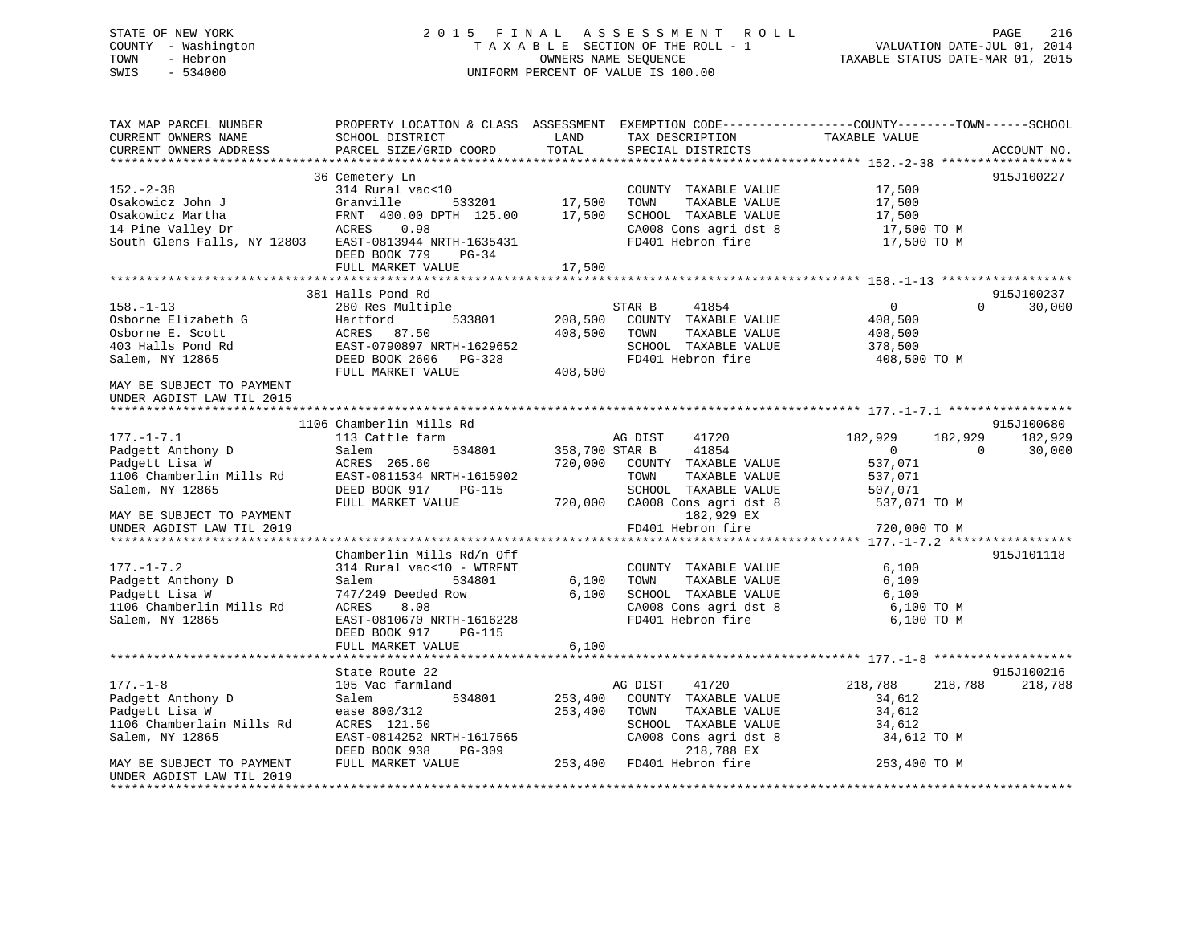STATE OF NEW YORK | COUNTY - Washington | TOWN - Hebron | SWIS - 534000

# 2015 FINAL ASSESSMENT ROLL

TAXABLE SECTION OF THE ROLL - 1
OWNERS NAME SEQUENCE
UNIFORM PERCENT OF VALUE IS 100.00

VALUATION DATE-JUL 01, 2014
TAXABLE STATUS DATE-MAR 01, 2015

```
TAX MAP PARCEL NUMBER          PROPERTY LOCATION & CLASS  ASSESSMENT  EXEMPTION CODE-----------------COUNTY--------TOWN------SCHOOL
CURRENT OWNERS NAME            SCHOOL DISTRICT              LAND      TAX DESCRIPTION             TAXABLE VALUE
CURRENT OWNERS ADDRESS         PARCEL SIZE/GRID COORD       TOTAL     SPECIAL DISTRICTS                                    ACCOUNT NO.
******************************************************************************************************* 152.-2-38 ******************
                               36 Cemetery Ln                                                                            915J100227
152.-2-38                      314 Rural vac<10                        COUNTY  TAXABLE VALUE          17,500
Osakowicz John J               Granville        533201      17,500     TOWN    TAXABLE VALUE          17,500
Osakowicz Martha               FRNT 400.00 DPTH 125.00      17,500     SCHOOL  TAXABLE VALUE          17,500
14 Pine Valley Dr              ACRES    0.98                           CA008 Cons agri dst 8           17,500 TO M
South Glens Falls, NY 12803    EAST-0813944 NRTH-1635431               FD401 Hebron fire               17,500 TO M
                               DEED BOOK 779    PG-34
                               FULL MARKET VALUE            17,500
******************************************************************************************************* 158.-1-13 ******************
                               381 Halls Pond Rd                                                                         915J100237
158.-1-13                      280 Res Multiple                        STAR B      41854                   0           0      30,000
Osborne Elizabeth G            Hartford         533801     208,500     COUNTY  TAXABLE VALUE         408,500
Osborne E. Scott               ACRES   87.50               408,500     TOWN    TAXABLE VALUE         408,500
403 Halls Pond Rd              EAST-0790897 NRTH-1629652               SCHOOL  TAXABLE VALUE         378,500
Salem, NY 12865                DEED BOOK 2606   PG-328                 FD401 Hebron fire              408,500 TO M
                               FULL MARKET VALUE           408,500
MAY BE SUBJECT TO PAYMENT
UNDER AGDIST LAW TIL 2015
******************************************************************************************************* 177.-1-7.1 *****************
                               1106 Chamberlin Mills Rd                                                                  915J100680
177.-1-7.1                     113 Cattle farm                         AG DIST     41720             182,929     182,929     182,929
Padgett Anthony D              Salem            534801     358,700 STAR B      41854                   0           0      30,000
Padgett Lisa W                 ACRES  265.60               720,000     COUNTY  TAXABLE VALUE         537,071
1106 Chamberlin Mills Rd       EAST-0811534 NRTH-1615902               TOWN    TAXABLE VALUE         537,071
Salem, NY 12865                DEED BOOK 917    PG-115                 SCHOOL  TAXABLE VALUE         507,071
                               FULL MARKET VALUE           720,000     CA008 Cons agri dst 8          537,071 TO M
MAY BE SUBJECT TO PAYMENT                                                  182,929 EX
UNDER AGDIST LAW TIL 2019                                              FD401 Hebron fire              720,000 TO M
******************************************************************************************************* 177.-1-7.2 *****************
                               Chamberlin Mills Rd/n Off                                                                 915J101118
177.-1-7.2                     314 Rural vac<10 - WTRFNT               COUNTY  TAXABLE VALUE           6,100
Padgett Anthony D              Salem            534801       6,100     TOWN    TAXABLE VALUE           6,100
Padgett Lisa W                 747/249 Deeded Row            6,100     SCHOOL  TAXABLE VALUE           6,100
1106 Chamberlin Mills Rd       ACRES    8.08                           CA008 Cons agri dst 8            6,100 TO M
Salem, NY 12865                EAST-0810670 NRTH-1616228               FD401 Hebron fire                6,100 TO M
                               DEED BOOK 917    PG-115
                               FULL MARKET VALUE             6,100
******************************************************************************************************* 177.-1-8 *******************
                               State Route 22                                                                            915J100216
177.-1-8                       105 Vac farmland                        AG DIST     41720             218,788     218,788     218,788
Padgett Anthony D              Salem            534801     253,400     COUNTY  TAXABLE VALUE          34,612
Padgett Lisa W                 ease 800/312                253,400     TOWN    TAXABLE VALUE          34,612
1106 Chamberlain Mills Rd      ACRES  121.50                           SCHOOL  TAXABLE VALUE          34,612
Salem, NY 12865                EAST-0814252 NRTH-1617565               CA008 Cons agri dst 8           34,612 TO M
                               DEED BOOK 938    PG-309                     218,788 EX
MAY BE SUBJECT TO PAYMENT      FULL MARKET VALUE           253,400     FD401 Hebron fire              253,400 TO M
UNDER AGDIST LAW TIL 2019
************************************************************************************************************************************
```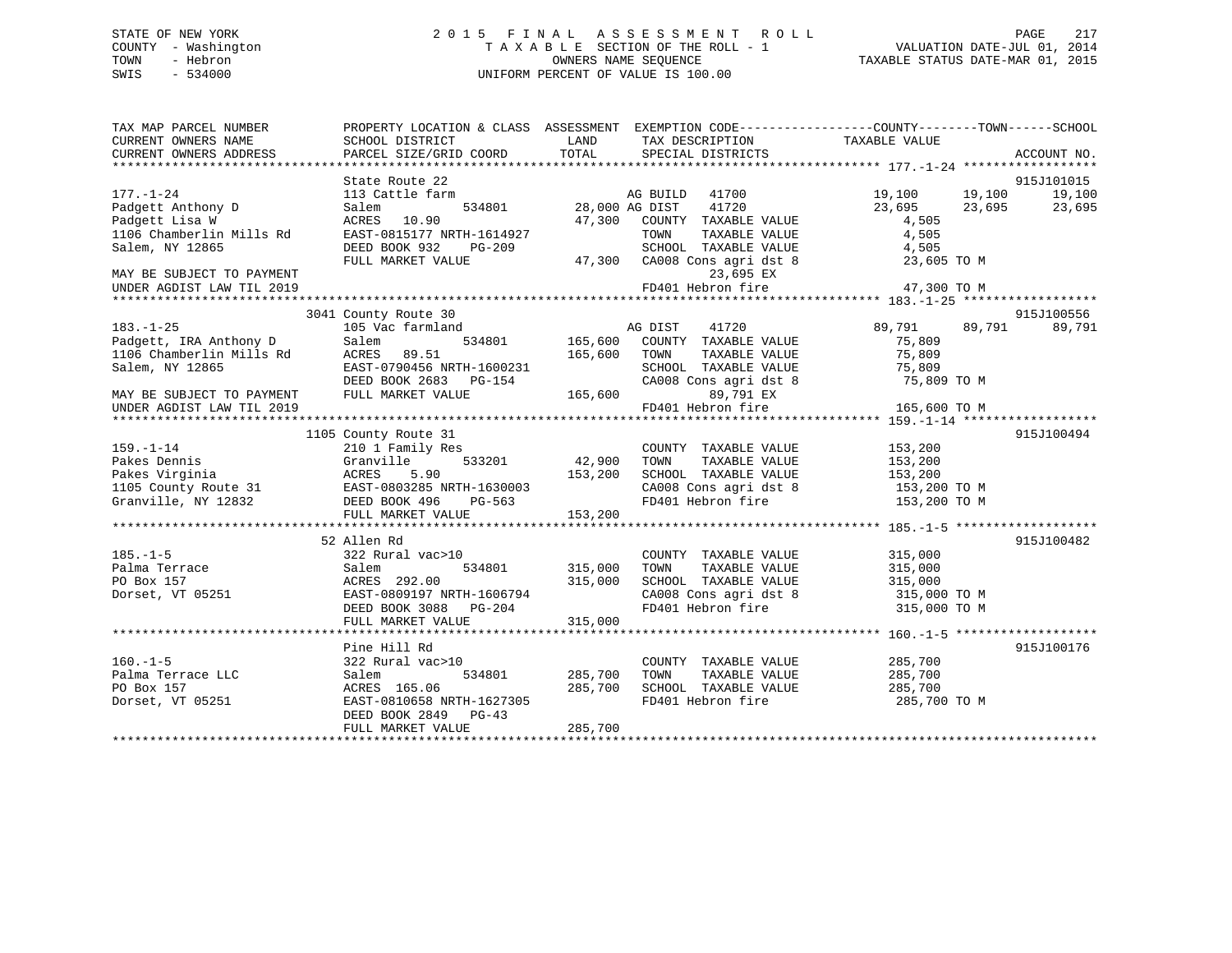STATE OF NEW YORK
COUNTY - Washington
TOWN - Hebron
SWIS - 534000

2 0 1 5 F I N A L A S S E S S M E N T R O L L
T A X A B L E SECTION OF THE ROLL - 1
OWNERS NAME SEQUENCE
UNIFORM PERCENT OF VALUE IS 100.00

VALUATION DATE-JUL 01, 2014
TAXABLE STATUS DATE-MAR 01, 2015

```
TAX MAP PARCEL NUMBER          PROPERTY LOCATION & CLASS  ASSESSMENT  EXEMPTION CODE------------------COUNTY--------TOWN------SCHOOL
CURRENT OWNERS NAME            SCHOOL DISTRICT               LAND      TAX DESCRIPTION             TAXABLE VALUE
CURRENT OWNERS ADDRESS         PARCEL SIZE/GRID COORD        TOTAL     SPECIAL DISTRICTS                                    ACCOUNT NO.
******************************************************************************************************* 177.-1-24 ******************
                               State Route 22                                                                            915J101015
177.-1-24                      113 Cattle farm                          AG BUILD   41700              19,100      19,100      19,100
Padgett Anthony D              Salem           534801       28,000 AG DIST    41720              23,695      23,695      23,695
Padgett Lisa W                 ACRES   10.90                47,300   COUNTY  TAXABLE VALUE            4,505
1106 Chamberlin Mills Rd       EAST-0815177 NRTH-1614927             TOWN    TAXABLE VALUE            4,505
Salem, NY 12865                DEED BOOK 932    PG-209               SCHOOL  TAXABLE VALUE            4,505
                               FULL MARKET VALUE             47,300   CA008 Cons agri dst 8           23,605 TO M
MAY BE SUBJECT TO PAYMENT                                                 23,695 EX
UNDER AGDIST LAW TIL 2019                                            FD401 Hebron fire               47,300 TO M
******************************************************************************************************* 183.-1-25 ******************
                               3041 County Route 30                                                                      915J100556
183.-1-25                      105 Vac farmland                         AG DIST    41720              89,791      89,791      89,791
Padgett, IRA Anthony D         Salem           534801      165,600   COUNTY  TAXABLE VALUE           75,809
1106 Chamberlin Mills Rd       ACRES   89.51               165,600   TOWN    TAXABLE VALUE           75,809
Salem, NY 12865                EAST-0790456 NRTH-1600231             SCHOOL  TAXABLE VALUE           75,809
                               DEED BOOK 2683   PG-154               CA008 Cons agri dst 8           75,809 TO M
MAY BE SUBJECT TO PAYMENT      FULL MARKET VALUE            165,600        89,791 EX
UNDER AGDIST LAW TIL 2019                                            FD401 Hebron fire              165,600 TO M
******************************************************************************************************* 159.-1-14 ******************
                               1105 County Route 31                                                                      915J100494
159.-1-14                      210 1 Family Res                          COUNTY  TAXABLE VALUE          153,200
Pakes Dennis                   Granville       533201       42,900   TOWN    TAXABLE VALUE          153,200
Pakes Virginia                 ACRES    5.90               153,200   SCHOOL  TAXABLE VALUE          153,200
1105 County Route 31           EAST-0803285 NRTH-1630003             CA008 Cons agri dst 8          153,200 TO M
Granville, NY 12832            DEED BOOK 496    PG-563               FD401 Hebron fire              153,200 TO M
                               FULL MARKET VALUE            153,200
******************************************************************************************************* 185.-1-5 *******************
                               52 Allen Rd                                                                               915J100482
185.-1-5                       322 Rural vac>10                          COUNTY  TAXABLE VALUE          315,000
Palma Terrace                  Salem           534801      315,000   TOWN    TAXABLE VALUE          315,000
PO Box 157                     ACRES  292.00               315,000   SCHOOL  TAXABLE VALUE          315,000
Dorset, VT 05251               EAST-0809197 NRTH-1606794             CA008 Cons agri dst 8          315,000 TO M
                               DEED BOOK 3088   PG-204               FD401 Hebron fire              315,000 TO M
                               FULL MARKET VALUE            315,000
******************************************************************************************************* 160.-1-5 *******************
                               Pine Hill Rd                                                                              915J100176
160.-1-5                       322 Rural vac>10                          COUNTY  TAXABLE VALUE          285,700
Palma Terrace LLC              Salem           534801      285,700   TOWN    TAXABLE VALUE          285,700
PO Box 157                     ACRES  165.06               285,700   SCHOOL  TAXABLE VALUE          285,700
Dorset, VT 05251               EAST-0810658 NRTH-1627305             FD401 Hebron fire              285,700 TO M
                               DEED BOOK 2849   PG-43
                               FULL MARKET VALUE            285,700
************************************************************************************************************************************
```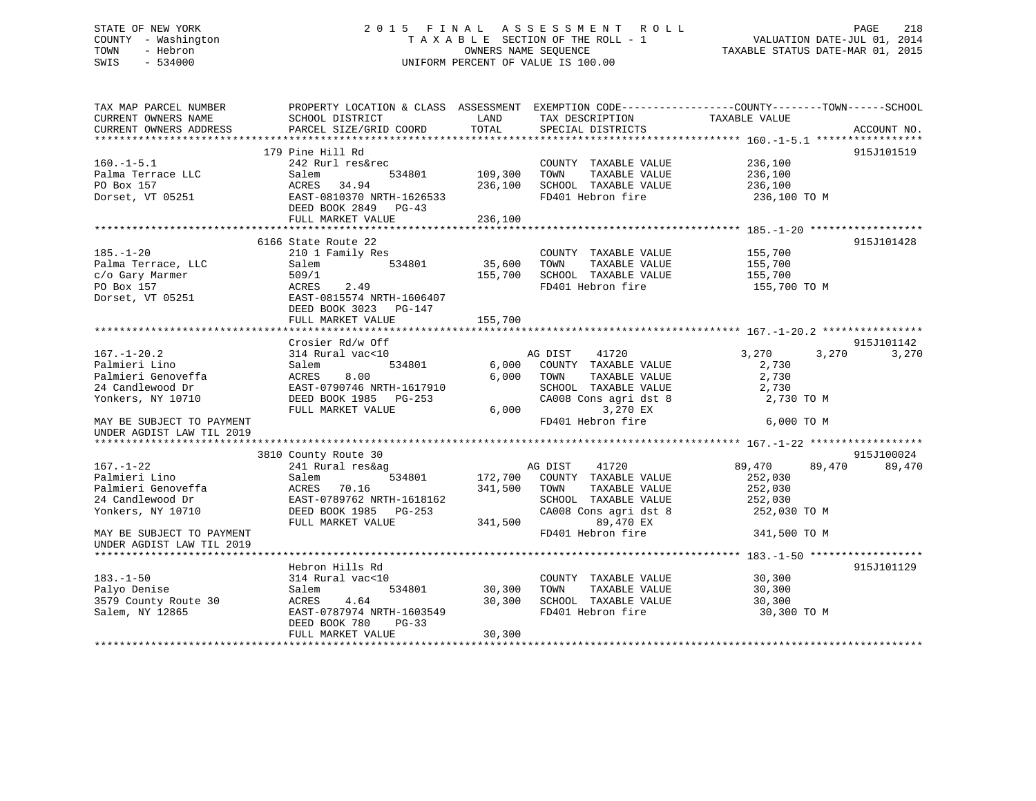STATE OF NEW YORK
COUNTY - Washington
TOWN - Hebron
SWIS - 534000

2015 FINAL ASSESSMENT ROLL
TAXABLE SECTION OF THE ROLL - 1
OWNERS NAME SEQUENCE
UNIFORM PERCENT OF VALUE IS 100.00

VALUATION DATE-JUL 01, 2014
TAXABLE STATUS DATE-MAR 01, 2015

```
TAX MAP PARCEL NUMBER          PROPERTY LOCATION & CLASS  ASSESSMENT  EXEMPTION CODE------------------COUNTY--------TOWN------SCHOOL
CURRENT OWNERS NAME            SCHOOL DISTRICT              LAND      TAX DESCRIPTION              TAXABLE VALUE
CURRENT OWNERS ADDRESS         PARCEL SIZE/GRID COORD       TOTAL     SPECIAL DISTRICTS                                    ACCOUNT NO.
******************************************************************************************************* 160.-1-5.1 *****************
                               179 Pine Hill Rd                                                                            915J101519
160.-1-5.1                     242 Rurl res&rec                       COUNTY  TAXABLE VALUE            236,100
Palma Terrace LLC              Salem            534801      109,300   TOWN    TAXABLE VALUE            236,100
PO Box 157                     ACRES   34.94                236,100   SCHOOL  TAXABLE VALUE            236,100
Dorset, VT 05251               EAST-0810370 NRTH-1626533              FD401 Hebron fire                 236,100 TO M
                               DEED BOOK 2849   PG-43
                               FULL MARKET VALUE            236,100
******************************************************************************************************* 185.-1-20 ******************
                               6166 State Route 22                                                                         915J101428
185.-1-20                      210 1 Family Res                       COUNTY  TAXABLE VALUE            155,700
Palma Terrace, LLC             Salem            534801       35,600   TOWN    TAXABLE VALUE            155,700
c/o Gary Marmer                509/1                        155,700   SCHOOL  TAXABLE VALUE            155,700
PO Box 157                     ACRES    2.49                          FD401 Hebron fire                 155,700 TO M
Dorset, VT 05251               EAST-0815574 NRTH-1606407
                               DEED BOOK 3023   PG-147
                               FULL MARKET VALUE            155,700
******************************************************************************************************* 167.-1-20.2 ****************
                               Crosier Rd/w Off                                                                            915J101142
167.-1-20.2                    314 Rural vac<10                      AG DIST    41720                  3,270       3,270       3,270
Palmieri Lino                  Salem            534801        6,000   COUNTY  TAXABLE VALUE              2,730
Palmieri Genoveffa             ACRES    8.00                  6,000   TOWN    TAXABLE VALUE              2,730
24 Candlewood Dr               EAST-0790746 NRTH-1617910              SCHOOL  TAXABLE VALUE              2,730
Yonkers, NY 10710              DEED BOOK 1985   PG-253                CA008 Cons agri dst 8               2,730 TO M
                               FULL MARKET VALUE              6,000             3,270 EX
MAY BE SUBJECT TO PAYMENT                                             FD401 Hebron fire                   6,000 TO M
UNDER AGDIST LAW TIL 2019
******************************************************************************************************* 167.-1-22 ******************
                               3810 County Route 30                                                                        915J100024
167.-1-22                      241 Rural res&ag                      AG DIST    41720                 89,470      89,470      89,470
Palmieri Lino                  Salem            534801      172,700   COUNTY  TAXABLE VALUE            252,030
Palmieri Genoveffa             ACRES   70.16                341,500   TOWN    TAXABLE VALUE            252,030
24 Candlewood Dr               EAST-0789762 NRTH-1618162              SCHOOL  TAXABLE VALUE            252,030
Yonkers, NY 10710              DEED BOOK 1985   PG-253                CA008 Cons agri dst 8             252,030 TO M
                               FULL MARKET VALUE            341,500            89,470 EX
MAY BE SUBJECT TO PAYMENT                                             FD401 Hebron fire                 341,500 TO M
UNDER AGDIST LAW TIL 2019
******************************************************************************************************* 183.-1-50 ******************
                               Hebron Hills Rd                                                                             915J101129
183.-1-50                      314 Rural vac<10                       COUNTY  TAXABLE VALUE             30,300
Palyo Denise                   Salem            534801       30,300   TOWN    TAXABLE VALUE             30,300
3579 County Route 30           ACRES    4.64                 30,300   SCHOOL  TAXABLE VALUE             30,300
Salem, NY 12865                EAST-0787974 NRTH-1603549              FD401 Hebron fire                  30,300 TO M
                               DEED BOOK 780    PG-33
                               FULL MARKET VALUE             30,300
************************************************************************************************************************************
```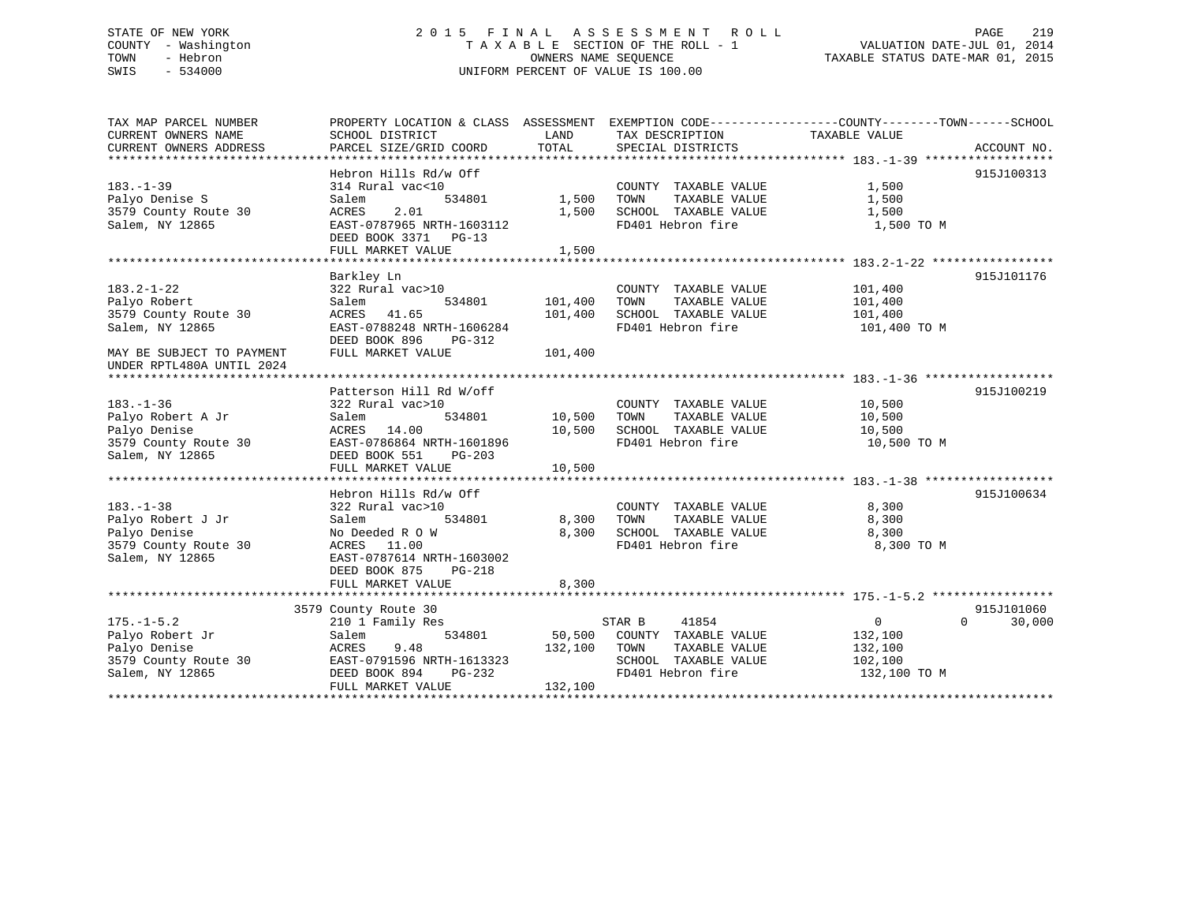STATE OF NEW YORK
COUNTY - Washington
TOWN - Hebron
SWIS - 534000

# 2015 FINAL ASSESSMENT ROLL

TAXABLE SECTION OF THE ROLL - 1
OWNERS NAME SEQUENCE
UNIFORM PERCENT OF VALUE IS 100.00

VALUATION DATE-JUL 01, 2014
TAXABLE STATUS DATE-MAR 01, 2015

| TAX MAP PARCEL NUMBER / CURRENT OWNERS NAME / CURRENT OWNERS ADDRESS | PROPERTY LOCATION & CLASS / SCHOOL DISTRICT / PARCEL SIZE/GRID COORD | ASSESSMENT LAND | TOTAL | EXEMPTION CODE / TAX DESCRIPTION / SPECIAL DISTRICTS | COUNTY TAXABLE VALUE | TOWN | SCHOOL | ACCOUNT NO. |
|---|---|---|---|---|---|---|---|---|
| **183.-1-39** | Hebron Hills Rd/w Off | | | | | | | 915J100313 |
| 183.-1-39 | 314 Rural vac<10 | | | COUNTY TAXABLE VALUE | 1,500 | | | |
| Palyo Denise S | Salem 534801 | 1,500 | | TOWN TAXABLE VALUE | 1,500 | | | |
| 3579 County Route 30 | ACRES 2.01 | | 1,500 | SCHOOL TAXABLE VALUE | 1,500 | | | |
| Salem, NY 12865 | EAST-0787965 NRTH-1603112 | | | FD401 Hebron fire | 1,500 TO M | | | |
| | DEED BOOK 3371 PG-13 | | | | | | | |
| | FULL MARKET VALUE | | 1,500 | | | | | |
| **183.2-1-22** | Barkley Ln | | | | | | | 915J101176 |
| 183.2-1-22 | 322 Rural vac>10 | | | COUNTY TAXABLE VALUE | 101,400 | | | |
| Palyo Robert | Salem 534801 | 101,400 | | TOWN TAXABLE VALUE | 101,400 | | | |
| 3579 County Route 30 | ACRES 41.65 | | 101,400 | SCHOOL TAXABLE VALUE | 101,400 | | | |
| Salem, NY 12865 | EAST-0788248 NRTH-1606284 | | | FD401 Hebron fire | 101,400 TO M | | | |
| | DEED BOOK 896 PG-312 | | | | | | | |
| MAY BE SUBJECT TO PAYMENT UNDER RPTL480A UNTIL 2024 | FULL MARKET VALUE | | 101,400 | | | | | |
| **183.-1-36** | Patterson Hill Rd W/off | | | | | | | 915J100219 |
| 183.-1-36 | 322 Rural vac>10 | | | COUNTY TAXABLE VALUE | 10,500 | | | |
| Palyo Robert A Jr | Salem 534801 | 10,500 | | TOWN TAXABLE VALUE | 10,500 | | | |
| Palyo Denise | ACRES 14.00 | | 10,500 | SCHOOL TAXABLE VALUE | 10,500 | | | |
| 3579 County Route 30 | EAST-0786864 NRTH-1601896 | | | FD401 Hebron fire | 10,500 TO M | | | |
| Salem, NY 12865 | DEED BOOK 551 PG-203 | | | | | | | |
| | FULL MARKET VALUE | | 10,500 | | | | | |
| **183.-1-38** | Hebron Hills Rd/w Off | | | | | | | 915J100634 |
| 183.-1-38 | 322 Rural vac>10 | | | COUNTY TAXABLE VALUE | 8,300 | | | |
| Palyo Robert J Jr | Salem 534801 | 8,300 | | TOWN TAXABLE VALUE | 8,300 | | | |
| Palyo Denise | No Deeded R O W | | 8,300 | SCHOOL TAXABLE VALUE | 8,300 | | | |
| 3579 County Route 30 | ACRES 11.00 | | | FD401 Hebron fire | 8,300 TO M | | | |
| Salem, NY 12865 | EAST-0787614 NRTH-1603002 | | | | | | | |
| | DEED BOOK 875 PG-218 | | | | | | | |
| | FULL MARKET VALUE | | 8,300 | | | | | |
| **175.-1-5.2** | 3579 County Route 30 | | | | | | | 915J101060 |
| 175.-1-5.2 | 210 1 Family Res | | | STAR B 41854 | 0 | 0 | 30,000 | |
| Palyo Robert Jr | Salem 534801 | 50,500 | | COUNTY TAXABLE VALUE | 132,100 | | | |
| Palyo Denise | ACRES 9.48 | | 132,100 | TOWN TAXABLE VALUE | 132,100 | | | |
| 3579 County Route 30 | EAST-0791596 NRTH-1613323 | | | SCHOOL TAXABLE VALUE | 102,100 | | | |
| Salem, NY 12865 | DEED BOOK 894 PG-232 | | | FD401 Hebron fire | 132,100 TO M | | | |
| | FULL MARKET VALUE | | 132,100 | | | | | |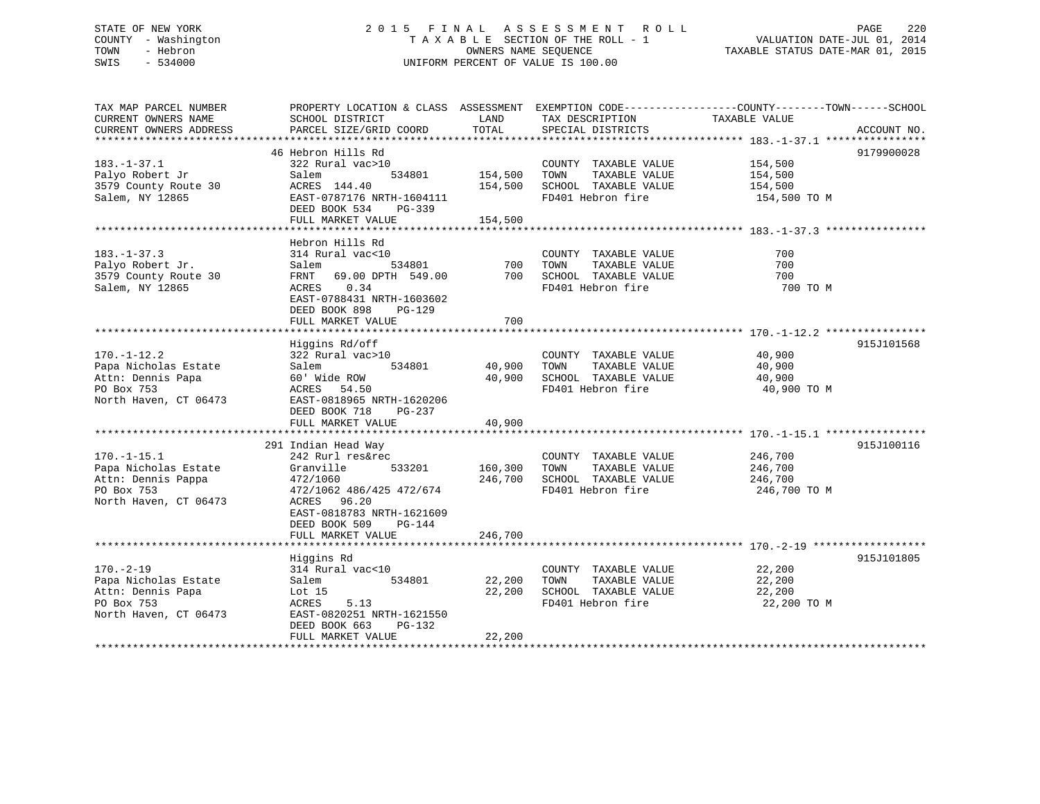STATE OF NEW YORK
COUNTY - Washington
TOWN - Hebron
SWIS - 534000

2015 FINAL ASSESSMENT ROLL
TAXABLE SECTION OF THE ROLL - 1
OWNERS NAME SEQUENCE
UNIFORM PERCENT OF VALUE IS 100.00

VALUATION DATE-JUL 01, 2014
TAXABLE STATUS DATE-MAR 01, 2015

| TAX MAP PARCEL NUMBER / CURRENT OWNERS NAME / CURRENT OWNERS ADDRESS | PROPERTY LOCATION & CLASS / SCHOOL DISTRICT / PARCEL SIZE/GRID COORD | ASSESSMENT LAND | TOTAL | EXEMPTION CODE / TAX DESCRIPTION / SPECIAL DISTRICTS | TAXABLE VALUE (COUNTY--TOWN--SCHOOL) | ACCOUNT NO. |
|---|---|---|---|---|---|---|
| **183.-1-37.1** | 46 Hebron Hills Rd | | | | | 9179900028 |
| 183.-1-37.1 | 322 Rural vac>10 | | | COUNTY TAXABLE VALUE | 154,500 | |
| Palyo Robert Jr | Salem 534801 | 154,500 | | TOWN TAXABLE VALUE | 154,500 | |
| 3579 County Route 30 | ACRES 144.40 | | 154,500 | SCHOOL TAXABLE VALUE | 154,500 | |
| Salem, NY 12865 | EAST-0787176 NRTH-1604111 | | | FD401 Hebron fire | 154,500 TO M | |
| | DEED BOOK 534 PG-339 | | | | | |
| | FULL MARKET VALUE | | 154,500 | | | |
| **183.-1-37.3** | Hebron Hills Rd | | | | | |
| 183.-1-37.3 | 314 Rural vac<10 | | | COUNTY TAXABLE VALUE | 700 | |
| Palyo Robert Jr. | Salem 534801 | 700 | | TOWN TAXABLE VALUE | 700 | |
| 3579 County Route 30 | FRNT 69.00 DPTH 549.00 | | 700 | SCHOOL TAXABLE VALUE | 700 | |
| Salem, NY 12865 | ACRES 0.34 | | | FD401 Hebron fire | 700 TO M | |
| | EAST-0788431 NRTH-1603602 | | | | | |
| | DEED BOOK 898 PG-129 | | | | | |
| | FULL MARKET VALUE | | 700 | | | |
| **170.-1-12.2** | Higgins Rd/off | | | | | 915J101568 |
| 170.-1-12.2 | 322 Rural vac>10 | | | COUNTY TAXABLE VALUE | 40,900 | |
| Papa Nicholas Estate | Salem 534801 | 40,900 | | TOWN TAXABLE VALUE | 40,900 | |
| Attn: Dennis Papa | 60' Wide ROW | | 40,900 | SCHOOL TAXABLE VALUE | 40,900 | |
| PO Box 753 | ACRES 54.50 | | | FD401 Hebron fire | 40,900 TO M | |
| North Haven, CT 06473 | EAST-0818965 NRTH-1620206 | | | | | |
| | DEED BOOK 718 PG-237 | | | | | |
| | FULL MARKET VALUE | | 40,900 | | | |
| **170.-1-15.1** | 291 Indian Head Way | | | | | 915J100116 |
| 170.-1-15.1 | 242 Rurl res&rec | | | COUNTY TAXABLE VALUE | 246,700 | |
| Papa Nicholas Estate | Granville 533201 | 160,300 | | TOWN TAXABLE VALUE | 246,700 | |
| Attn: Dennis Pappa | 472/1060 | | 246,700 | SCHOOL TAXABLE VALUE | 246,700 | |
| PO Box 753 | 472/1062 486/425 472/674 | | | FD401 Hebron fire | 246,700 TO M | |
| North Haven, CT 06473 | ACRES 96.20 | | | | | |
| | EAST-0818783 NRTH-1621609 | | | | | |
| | DEED BOOK 509 PG-144 | | | | | |
| | FULL MARKET VALUE | | 246,700 | | | |
| **170.-2-19** | Higgins Rd | | | | | 915J101805 |
| 170.-2-19 | 314 Rural vac<10 | | | COUNTY TAXABLE VALUE | 22,200 | |
| Papa Nicholas Estate | Salem 534801 | 22,200 | | TOWN TAXABLE VALUE | 22,200 | |
| Attn: Dennis Papa | Lot 15 | | 22,200 | SCHOOL TAXABLE VALUE | 22,200 | |
| PO Box 753 | ACRES 5.13 | | | FD401 Hebron fire | 22,200 TO M | |
| North Haven, CT 06473 | EAST-0820251 NRTH-1621550 | | | | | |
| | DEED BOOK 663 PG-132 | | | | | |
| | FULL MARKET VALUE | | 22,200 | | | |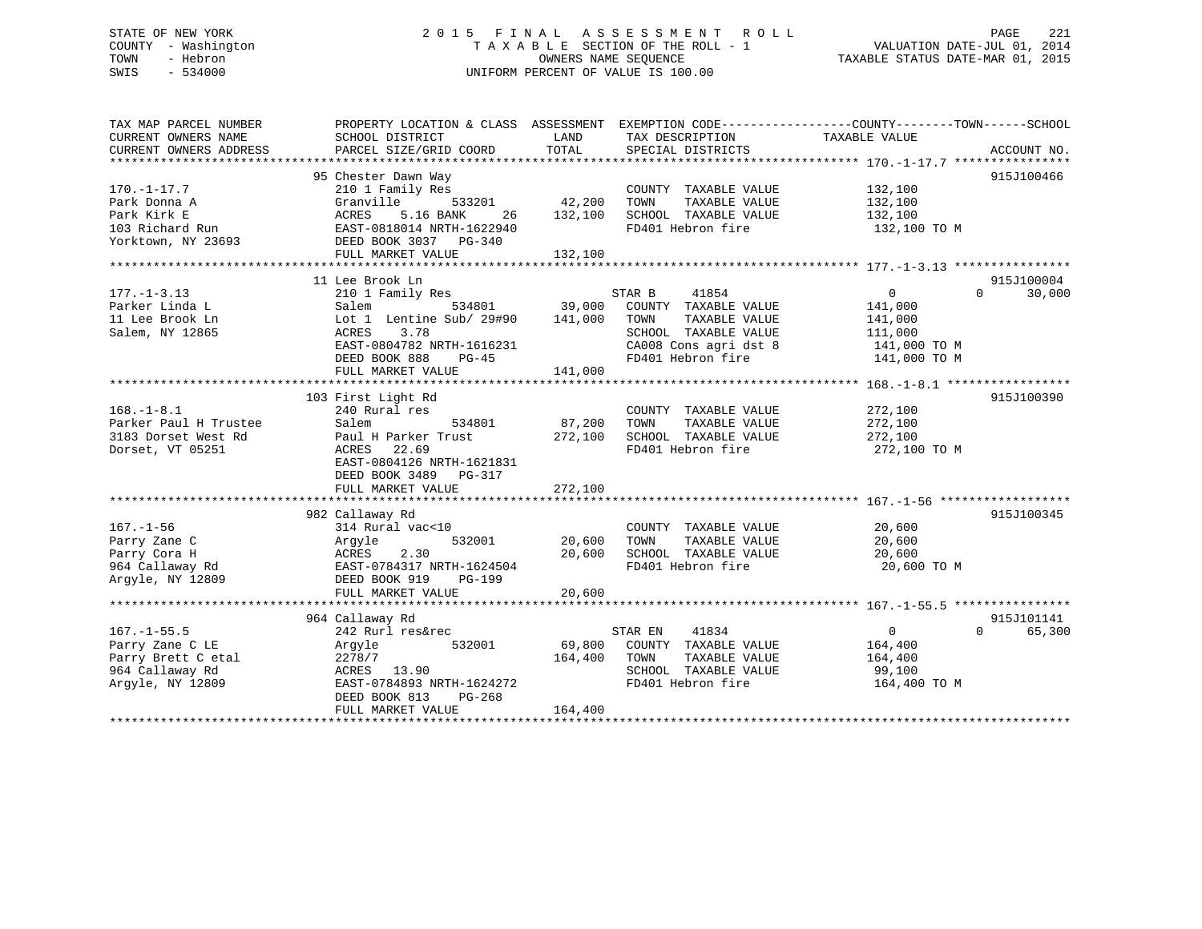STATE OF NEW YORK | COUNTY - Washington | TOWN - Hebron | SWIS - 534000

2015 FINAL ASSESSMENT ROLL
TAXABLE SECTION OF THE ROLL - 1
OWNERS NAME SEQUENCE
UNIFORM PERCENT OF VALUE IS 100.00

VALUATION DATE-JUL 01, 2014
TAXABLE STATUS DATE-MAR 01, 2015

| TAX MAP PARCEL NUMBER / CURRENT OWNERS NAME / CURRENT OWNERS ADDRESS | PROPERTY LOCATION & CLASS / SCHOOL DISTRICT / PARCEL SIZE/GRID COORD | ASSESSMENT LAND | TOTAL | EXEMPTION CODE / TAX DESCRIPTION / SPECIAL DISTRICTS | COUNTY | TOWN | SCHOOL / TAXABLE VALUE | ACCOUNT NO. |
|---|---|---|---|---|---|---|---|---|
| 170.-1-17.7 | 95 Chester Dawn Way | | | | | | | 915J100466 |
| Park Donna A | 210 1 Family Res | | | COUNTY TAXABLE VALUE | 132,100 | | | |
| Park Kirk E | Granville 533201 | 42,200 | | TOWN TAXABLE VALUE | | 132,100 | | |
| 103 Richard Run | ACRES 5.16 BANK 26 | | 132,100 | SCHOOL TAXABLE VALUE | | | 132,100 | |
| Yorktown, NY 23693 | EAST-0818014 NRTH-1622940 | | | FD401 Hebron fire | | | 132,100 TO M | |
| | DEED BOOK 3037 PG-340 | | | | | | | |
| | FULL MARKET VALUE | | 132,100 | | | | | |
| 177.-1-3.13 | 11 Lee Brook Ln | | | | | | | 915J100004 |
| Parker Linda L | 210 1 Family Res | | | STAR B 41854 | 0 | 0 | 30,000 | |
| 11 Lee Brook Ln | Salem 534801 | 39,000 | | COUNTY TAXABLE VALUE | 141,000 | | | |
| Salem, NY 12865 | Lot 1 Lentine Sub/ 29#90 | | 141,000 | TOWN TAXABLE VALUE | | 141,000 | | |
| | ACRES 3.78 | | | SCHOOL TAXABLE VALUE | | | 111,000 | |
| | EAST-0804782 NRTH-1616231 | | | CA008 Cons agri dst 8 | | | 141,000 TO M | |
| | DEED BOOK 888 PG-45 | | | FD401 Hebron fire | | | 141,000 TO M | |
| | FULL MARKET VALUE | | 141,000 | | | | | |
| 168.-1-8.1 | 103 First Light Rd | | | | | | | 915J100390 |
| Parker Paul H Trustee | 240 Rural res | | | COUNTY TAXABLE VALUE | 272,100 | | | |
| 3183 Dorset West Rd | Salem 534801 | 87,200 | | TOWN TAXABLE VALUE | | 272,100 | | |
| Dorset, VT 05251 | Paul H Parker Trust | | 272,100 | SCHOOL TAXABLE VALUE | | | 272,100 | |
| | ACRES 22.69 | | | FD401 Hebron fire | | | 272,100 TO M | |
| | EAST-0804126 NRTH-1621831 | | | | | | | |
| | DEED BOOK 3489 PG-317 | | | | | | | |
| | FULL MARKET VALUE | | 272,100 | | | | | |
| 167.-1-56 | 982 Callaway Rd | | | | | | | 915J100345 |
| Parry Zane C | 314 Rural vac<10 | | | COUNTY TAXABLE VALUE | 20,600 | | | |
| Parry Cora H | Argyle 532001 | 20,600 | | TOWN TAXABLE VALUE | | 20,600 | | |
| 964 Callaway Rd | ACRES 2.30 | | 20,600 | SCHOOL TAXABLE VALUE | | | 20,600 | |
| Argyle, NY 12809 | EAST-0784317 NRTH-1624504 | | | FD401 Hebron fire | | | 20,600 TO M | |
| | DEED BOOK 919 PG-199 | | | | | | | |
| | FULL MARKET VALUE | | 20,600 | | | | | |
| 167.-1-55.5 | 964 Callaway Rd | | | | | | | 915J101141 |
| Parry Zane C LE | 242 Rurl res&rec | | | STAR EN 41834 | 0 | 0 | 65,300 | |
| Parry Brett C etal | Argyle 532001 | 69,800 | | COUNTY TAXABLE VALUE | 164,400 | | | |
| 964 Callaway Rd | 2278/7 | | 164,400 | TOWN TAXABLE VALUE | | 164,400 | | |
| Argyle, NY 12809 | ACRES 13.90 | | | SCHOOL TAXABLE VALUE | | | 99,100 | |
| | EAST-0784893 NRTH-1624272 | | | FD401 Hebron fire | | | 164,400 TO M | |
| | DEED BOOK 813 PG-268 | | | | | | | |
| | FULL MARKET VALUE | | 164,400 | | | | | |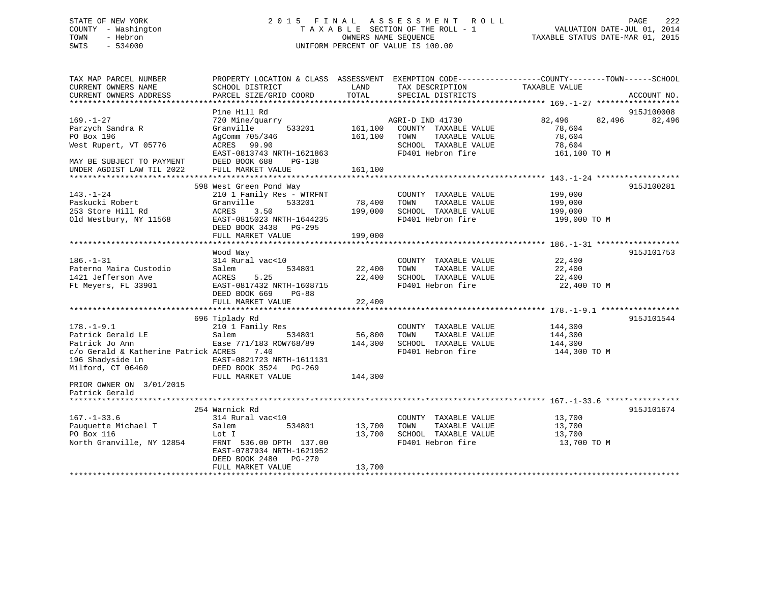STATE OF NEW YORK
COUNTY - Washington
TOWN - Hebron
SWIS - 534000

2 0 1 5 F I N A L A S S E S S M E N T R O L L
T A X A B L E SECTION OF THE ROLL - 1
OWNERS NAME SEQUENCE
UNIFORM PERCENT OF VALUE IS 100.00

VALUATION DATE-JUL 01, 2014
TAXABLE STATUS DATE-MAR 01, 2015

```
TAX MAP PARCEL NUMBER          PROPERTY LOCATION & CLASS  ASSESSMENT  EXEMPTION CODE------------------COUNTY--------TOWN------SCHOOL
CURRENT OWNERS NAME            SCHOOL DISTRICT               LAND      TAX DESCRIPTION              TAXABLE VALUE
CURRENT OWNERS ADDRESS         PARCEL SIZE/GRID COORD        TOTAL     SPECIAL DISTRICTS                                          ACCOUNT NO.
******************************************************************************************************* 169.-1-27 ******************
                               Pine Hill Rd                                                                                  915J100008
169.-1-27                      720 Mine/quarry                         AGRI-D IND 41730              82,496      82,496      82,496
Parzych Sandra R               Granville       533201      161,100     COUNTY  TAXABLE VALUE           78,604
PO Box 196                     AgComm 705/346              161,100     TOWN    TAXABLE VALUE           78,604
West Rupert, VT 05776          ACRES   99.90                           SCHOOL  TAXABLE VALUE           78,604
                               EAST-0813743 NRTH-1621863               FD401 Hebron fire              161,100 TO M
MAY BE SUBJECT TO PAYMENT      DEED BOOK 688    PG-138
UNDER AGDIST LAW TIL 2022      FULL MARKET VALUE           161,100
******************************************************************************************************* 143.-1-24 ******************
                               598 West Green Pond Way                                                                       915J100281
143.-1-24                      210 1 Family Res - WTRFNT               COUNTY  TAXABLE VALUE          199,000
Paskucki Robert                Granville       533201       78,400     TOWN    TAXABLE VALUE          199,000
253 Store Hill Rd              ACRES    3.50               199,000     SCHOOL  TAXABLE VALUE          199,000
Old Westbury, NY 11568         EAST-0815023 NRTH-1644235               FD401 Hebron fire              199,000 TO M
                               DEED BOOK 3438   PG-295
                               FULL MARKET VALUE           199,000
******************************************************************************************************* 186.-1-31 ******************
                               Wood Way                                                                                      915J101753
186.-1-31                      314 Rural vac<10                        COUNTY  TAXABLE VALUE           22,400
Paterno Maira Custodio         Salem           534801       22,400     TOWN    TAXABLE VALUE           22,400
1421 Jefferson Ave             ACRES    5.25                22,400     SCHOOL  TAXABLE VALUE           22,400
Ft Meyers, FL 33901            EAST-0817432 NRTH-1608715               FD401 Hebron fire               22,400 TO M
                               DEED BOOK 669    PG-88
                               FULL MARKET VALUE            22,400
******************************************************************************************************* 178.-1-9.1 *****************
                               696 Tiplady Rd                                                                                915J101544
178.-1-9.1                     210 1 Family Res                        COUNTY  TAXABLE VALUE          144,300
Patrick Gerald LE              Salem           534801       56,800     TOWN    TAXABLE VALUE          144,300
Patrick Jo Ann                 Ease 771/183 ROW768/89      144,300     SCHOOL  TAXABLE VALUE          144,300
c/o Gerald & Katherine Patrick ACRES    7.40                           FD401 Hebron fire              144,300 TO M
196 Shadyside Ln               EAST-0821723 NRTH-1611131
Milford, CT 06460              DEED BOOK 3524   PG-269
                               FULL MARKET VALUE           144,300
PRIOR OWNER ON  3/01/2015
Patrick Gerald
******************************************************************************************************* 167.-1-33.6 ****************
                               254 Warnick Rd                                                                                915J101674
167.-1-33.6                    314 Rural vac<10                        COUNTY  TAXABLE VALUE           13,700
Pauquette Michael T            Salem           534801       13,700     TOWN    TAXABLE VALUE           13,700
PO Box 116                     Lot I                        13,700     SCHOOL  TAXABLE VALUE           13,700
North Granville, NY 12854      FRNT  536.00 DPTH 137.00                FD401 Hebron fire               13,700 TO M
                               EAST-0787934 NRTH-1621952
                               DEED BOOK 2480   PG-270
                               FULL MARKET VALUE            13,700
************************************************************************************************************************************
```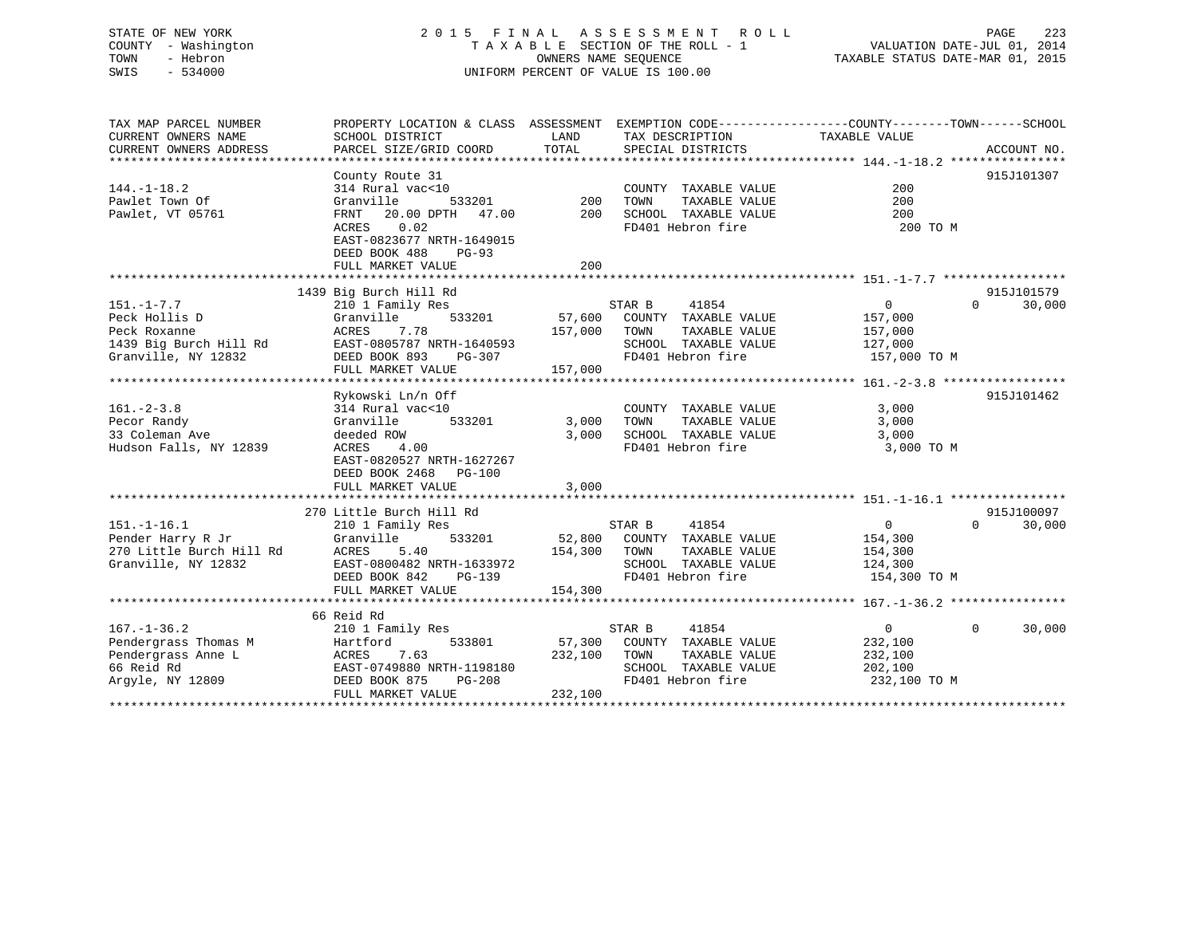STATE OF NEW YORK
COUNTY - Washington
TOWN - Hebron
SWIS - 534000

# 2015 FINAL ASSESSMENT ROLL

TAXABLE SECTION OF THE ROLL - 1
OWNERS NAME SEQUENCE
UNIFORM PERCENT OF VALUE IS 100.00

VALUATION DATE-JUL 01, 2014
TAXABLE STATUS DATE-MAR 01, 2015

| TAX MAP PARCEL NUMBER / CURRENT OWNERS NAME / CURRENT OWNERS ADDRESS | PROPERTY LOCATION & CLASS / SCHOOL DISTRICT / PARCEL SIZE/GRID COORD | ASSESSMENT LAND / TOTAL | EXEMPTION CODE / TAX DESCRIPTION / SPECIAL DISTRICTS | COUNTY / TOWN / SCHOOL TAXABLE VALUE | ACCOUNT NO. |
|---|---|---|---|---|---|
| 144.-1-18.2<br>Pawlet Town Of<br>Pawlet, VT 05761 | County Route 31<br>314 Rural vac<10<br>Granville 533201<br>FRNT 20.00 DPTH 47.00<br>ACRES 0.02<br>EAST-0823677 NRTH-1649015<br>DEED BOOK 488 PG-93<br>FULL MARKET VALUE | 200<br>200<br>200 | COUNTY TAXABLE VALUE<br>TOWN TAXABLE VALUE<br>SCHOOL TAXABLE VALUE<br>FD401 Hebron fire | 200<br>200<br>200<br>200 TO M | 915J101307 |
| 151.-1-7.7<br>Peck Hollis D<br>Peck Roxanne<br>1439 Big Burch Hill Rd<br>Granville, NY 12832 | 1439 Big Burch Hill Rd<br>210 1 Family Res<br>Granville 533201<br>ACRES 7.78<br>EAST-0805787 NRTH-1640593<br>DEED BOOK 893 PG-307<br>FULL MARKET VALUE | 57,600<br>157,000<br>157,000 | STAR B 41854<br>COUNTY TAXABLE VALUE<br>TOWN TAXABLE VALUE<br>SCHOOL TAXABLE VALUE<br>FD401 Hebron fire | 0 0 30,000<br>157,000<br>157,000<br>127,000<br>157,000 TO M | 915J101579 |
| 161.-2-3.8<br>Pecor Randy<br>33 Coleman Ave<br>Hudson Falls, NY 12839 | Rykowski Ln/n Off<br>314 Rural vac<10<br>Granville 533201<br>deeded ROW<br>ACRES 4.00<br>EAST-0820527 NRTH-1627267<br>DEED BOOK 2468 PG-100<br>FULL MARKET VALUE | 3,000<br>3,000<br>3,000 | COUNTY TAXABLE VALUE<br>TOWN TAXABLE VALUE<br>SCHOOL TAXABLE VALUE<br>FD401 Hebron fire | 3,000<br>3,000<br>3,000<br>3,000 TO M | 915J101462 |
| 151.-1-16.1<br>Pender Harry R Jr<br>270 Little Burch Hill Rd<br>Granville, NY 12832 | 270 Little Burch Hill Rd<br>210 1 Family Res<br>Granville 533201<br>ACRES 5.40<br>EAST-0800482 NRTH-1633972<br>DEED BOOK 842 PG-139<br>FULL MARKET VALUE | 52,800<br>154,300<br>154,300 | STAR B 41854<br>COUNTY TAXABLE VALUE<br>TOWN TAXABLE VALUE<br>SCHOOL TAXABLE VALUE<br>FD401 Hebron fire | 0 0 30,000<br>154,300<br>154,300<br>124,300<br>154,300 TO M | 915J100097 |
| 167.-1-36.2<br>Pendergrass Thomas M<br>Pendergrass Anne L<br>66 Reid Rd<br>Argyle, NY 12809 | 66 Reid Rd<br>210 1 Family Res<br>Hartford 533801<br>ACRES 7.63<br>EAST-0749880 NRTH-1198180<br>DEED BOOK 875 PG-208<br>FULL MARKET VALUE | 57,300<br>232,100<br>232,100 | STAR B 41854<br>COUNTY TAXABLE VALUE<br>TOWN TAXABLE VALUE<br>SCHOOL TAXABLE VALUE<br>FD401 Hebron fire | 0 0 30,000<br>232,100<br>232,100<br>202,100<br>232,100 TO M | |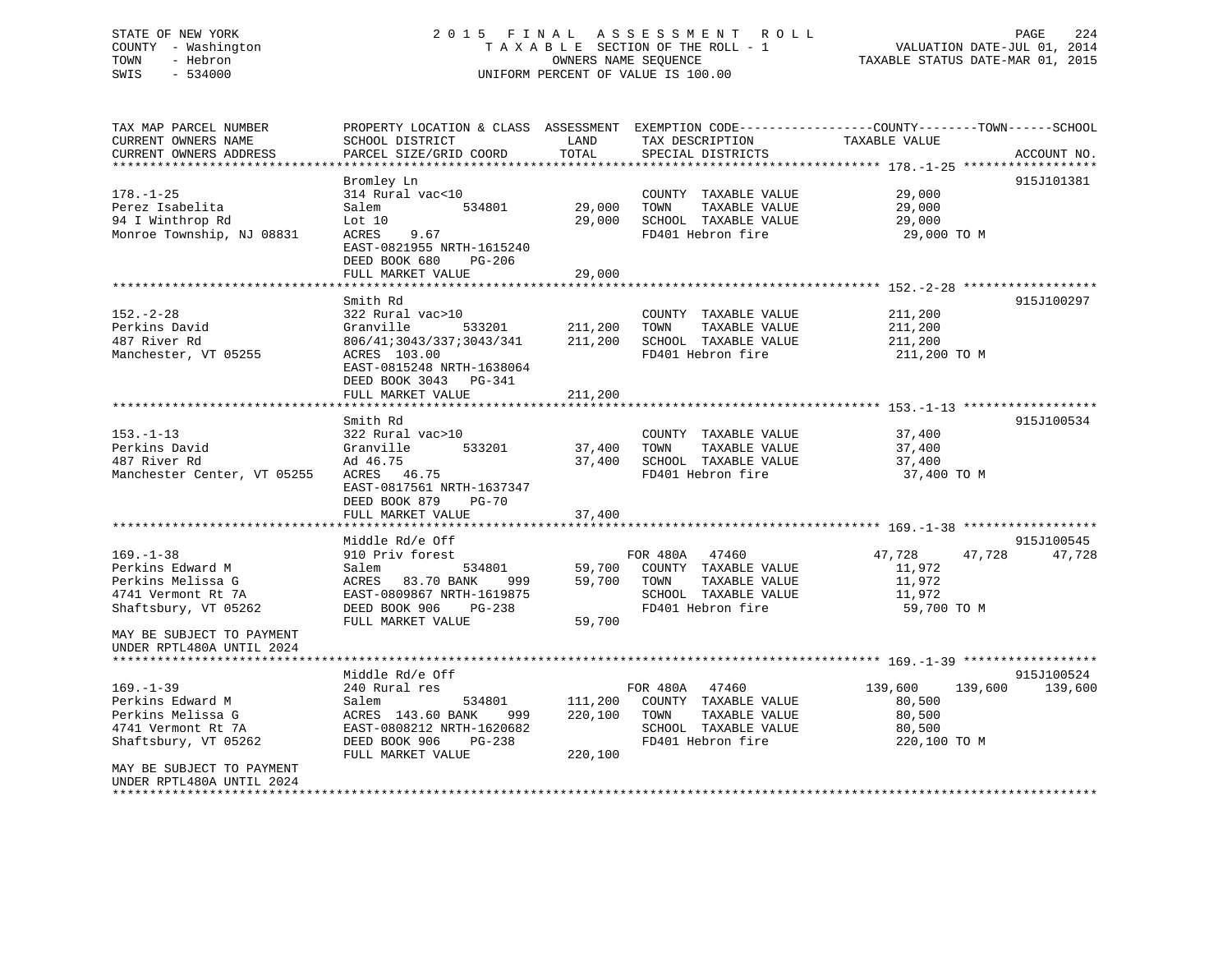STATE OF NEW YORK
COUNTY - Washington
TOWN - Hebron
SWIS - 534000

2 0 1 5 F I N A L A S S E S S M E N T R O L L
T A X A B L E SECTION OF THE ROLL - 1
OWNERS NAME SEQUENCE
UNIFORM PERCENT OF VALUE IS 100.00

VALUATION DATE-JUL 01, 2014
TAXABLE STATUS DATE-MAR 01, 2015

| TAX MAP PARCEL NUMBER / CURRENT OWNERS NAME / CURRENT OWNERS ADDRESS | PROPERTY LOCATION & CLASS / SCHOOL DISTRICT / PARCEL SIZE/GRID COORD | ASSESSMENT LAND / TOTAL | EXEMPTION CODE / TAX DESCRIPTION / SPECIAL DISTRICTS | COUNTY | TOWN | SCHOOL / ACCOUNT NO. |
|---|---|---|---|---|---|---|
| **178.-1-25** | Bromley Ln | | | | | 915J101381 |
| 178.-1-25 | 314 Rural vac<10 | | COUNTY TAXABLE VALUE | 29,000 | | |
| Perez Isabelita | Salem 534801 | 29,000 | TOWN TAXABLE VALUE | 29,000 | | |
| 94 I Winthrop Rd | Lot 10 | 29,000 | SCHOOL TAXABLE VALUE | 29,000 | | |
| Monroe Township, NJ 08831 | ACRES 9.67 | | FD401 Hebron fire | 29,000 TO M | | |
| | EAST-0821955 NRTH-1615240 | | | | | |
| | DEED BOOK 680 PG-206 | | | | | |
| | FULL MARKET VALUE | 29,000 | | | | |
| **152.-2-28** | Smith Rd | | | | | 915J100297 |
| 152.-2-28 | 322 Rural vac>10 | | COUNTY TAXABLE VALUE | 211,200 | | |
| Perkins David | Granville 533201 | 211,200 | TOWN TAXABLE VALUE | 211,200 | | |
| 487 River Rd | 806/41;3043/337;3043/341 | 211,200 | SCHOOL TAXABLE VALUE | 211,200 | | |
| Manchester, VT 05255 | ACRES 103.00 | | FD401 Hebron fire | 211,200 TO M | | |
| | EAST-0815248 NRTH-1638064 | | | | | |
| | DEED BOOK 3043 PG-341 | | | | | |
| | FULL MARKET VALUE | 211,200 | | | | |
| **153.-1-13** | Smith Rd | | | | | 915J100534 |
| 153.-1-13 | 322 Rural vac>10 | | COUNTY TAXABLE VALUE | 37,400 | | |
| Perkins David | Granville 533201 | 37,400 | TOWN TAXABLE VALUE | 37,400 | | |
| 487 River Rd | Ad 46.75 | 37,400 | SCHOOL TAXABLE VALUE | 37,400 | | |
| Manchester Center, VT 05255 | ACRES 46.75 | | FD401 Hebron fire | 37,400 TO M | | |
| | EAST-0817561 NRTH-1637347 | | | | | |
| | DEED BOOK 879 PG-70 | | | | | |
| | FULL MARKET VALUE | 37,400 | | | | |
| **169.-1-38** | Middle Rd/e Off | | | | | 915J100545 |
| 169.-1-38 | 910 Priv forest | | FOR 480A 47460 | 47,728 | 47,728 | 47,728 |
| Perkins Edward M | Salem 534801 | 59,700 | COUNTY TAXABLE VALUE | 11,972 | | |
| Perkins Melissa G | ACRES 83.70 BANK 999 | 59,700 | TOWN TAXABLE VALUE | 11,972 | | |
| 4741 Vermont Rt 7A | EAST-0809867 NRTH-1619875 | | SCHOOL TAXABLE VALUE | 11,972 | | |
| Shaftsbury, VT 05262 | DEED BOOK 906 PG-238 | | FD401 Hebron fire | 59,700 TO M | | |
| | FULL MARKET VALUE | 59,700 | | | | |
| MAY BE SUBJECT TO PAYMENT UNDER RPTL480A UNTIL 2024 | | | | | | |
| **169.-1-39** | Middle Rd/e Off | | | | | 915J100524 |
| 169.-1-39 | 240 Rural res | | FOR 480A 47460 | 139,600 | 139,600 | 139,600 |
| Perkins Edward M | Salem 534801 | 111,200 | COUNTY TAXABLE VALUE | 80,500 | | |
| Perkins Melissa G | ACRES 143.60 BANK 999 | 220,100 | TOWN TAXABLE VALUE | 80,500 | | |
| 4741 Vermont Rt 7A | EAST-0808212 NRTH-1620682 | | SCHOOL TAXABLE VALUE | 80,500 | | |
| Shaftsbury, VT 05262 | DEED BOOK 906 PG-238 | | FD401 Hebron fire | 220,100 TO M | | |
| | FULL MARKET VALUE | 220,100 | | | | |
| MAY BE SUBJECT TO PAYMENT UNDER RPTL480A UNTIL 2024 | | | | | | |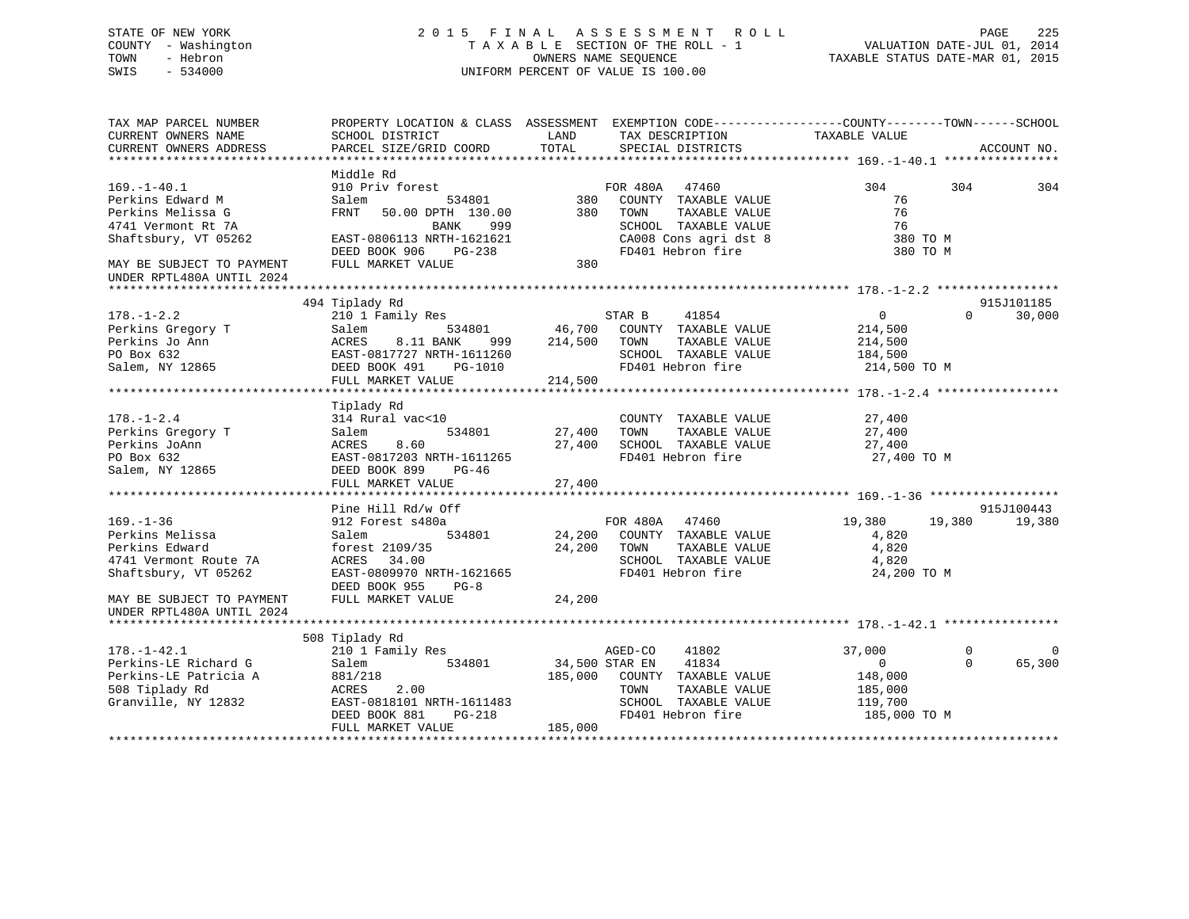STATE OF NEW YORK
COUNTY - Washington
TOWN - Hebron
SWIS - 534000

2015 FINAL ASSESSMENT ROLL
TAXABLE SECTION OF THE ROLL - 1
OWNERS NAME SEQUENCE
UNIFORM PERCENT OF VALUE IS 100.00

VALUATION DATE-JUL 01, 2014
TAXABLE STATUS DATE-MAR 01, 2015

```
TAX MAP PARCEL NUMBER          PROPERTY LOCATION & CLASS  ASSESSMENT  EXEMPTION CODE------------------COUNTY--------TOWN------SCHOOL
CURRENT OWNERS NAME            SCHOOL DISTRICT               LAND      TAX DESCRIPTION            TAXABLE VALUE
CURRENT OWNERS ADDRESS         PARCEL SIZE/GRID COORD        TOTAL     SPECIAL DISTRICTS                                  ACCOUNT NO.
******************************************************************************************************* 169.-1-40.1 ****************
                               Middle Rd
169.-1-40.1                    910 Priv forest                     FOR 480A   47460                304          304          304
Perkins Edward M               Salem            534801       380    COUNTY  TAXABLE VALUE              76
Perkins Melissa G              FRNT   50.00 DPTH 130.00      380    TOWN    TAXABLE VALUE              76
4741 Vermont Rt 7A                          BANK     999            SCHOOL  TAXABLE VALUE              76
Shaftsbury, VT 05262           EAST-0806113 NRTH-1621621            CA008 Cons agri dst 8             380 TO M
                               DEED BOOK 906     PG-238             FD401 Hebron fire                 380 TO M
MAY BE SUBJECT TO PAYMENT      FULL MARKET VALUE             380
UNDER RPTL480A UNTIL 2024
******************************************************************************************************* 178.-1-2.2 *****************
                               494 Tiplady Rd                                                                          915J101185
178.-1-2.2                     210 1 Family Res                    STAR B     41854                  0            0       30,000
Perkins Gregory T              Salem            534801    46,700    COUNTY  TAXABLE VALUE         214,500
Perkins Jo Ann                 ACRES    8.11 BANK     999  214,500   TOWN    TAXABLE VALUE         214,500
PO Box 632                     EAST-0817727 NRTH-1611260            SCHOOL  TAXABLE VALUE         184,500
Salem, NY 12865                DEED BOOK 491     PG-1010            FD401 Hebron fire             214,500 TO M
                               FULL MARKET VALUE          214,500
******************************************************************************************************* 178.-1-2.4 *****************
                               Tiplady Rd
178.-1-2.4                     314 Rural vac<10                     COUNTY  TAXABLE VALUE          27,400
Perkins Gregory T              Salem            534801    27,400    TOWN    TAXABLE VALUE          27,400
Perkins JoAnn                  ACRES    8.60              27,400    SCHOOL  TAXABLE VALUE          27,400
PO Box 632                     EAST-0817203 NRTH-1611265            FD401 Hebron fire              27,400 TO M
Salem, NY 12865                DEED BOOK 899     PG-46
                               FULL MARKET VALUE           27,400
******************************************************************************************************* 169.-1-36 ******************
                               Pine Hill Rd/w Off                                                                      915J100443
169.-1-36                      912 Forest s480a                    FOR 480A   47460             19,380       19,380       19,380
Perkins Melissa                Salem            534801    24,200    COUNTY  TAXABLE VALUE           4,820
Perkins Edward                 forest 2109/35             24,200    TOWN    TAXABLE VALUE           4,820
4741 Vermont Route 7A          ACRES   34.00                        SCHOOL  TAXABLE VALUE           4,820
Shaftsbury, VT 05262           EAST-0809970 NRTH-1621665            FD401 Hebron fire              24,200 TO M
                               DEED BOOK 955     PG-8
MAY BE SUBJECT TO PAYMENT      FULL MARKET VALUE           24,200
UNDER RPTL480A UNTIL 2024
******************************************************************************************************* 178.-1-42.1 ****************
                               508 Tiplady Rd
178.-1-42.1                    210 1 Family Res                    AGED-CO    41802             37,000            0            0
Perkins-LE Richard G           Salem            534801    34,500 STAR EN    41834                  0            0       65,300
Perkins-LE Patricia A          881/218                   185,000    COUNTY  TAXABLE VALUE         148,000
508 Tiplady Rd                 ACRES    2.00                        TOWN    TAXABLE VALUE         185,000
Granville, NY 12832            EAST-0818101 NRTH-1611483            SCHOOL  TAXABLE VALUE         119,700
                               DEED BOOK 881     PG-218             FD401 Hebron fire             185,000 TO M
                               FULL MARKET VALUE          185,000
************************************************************************************************************************************
```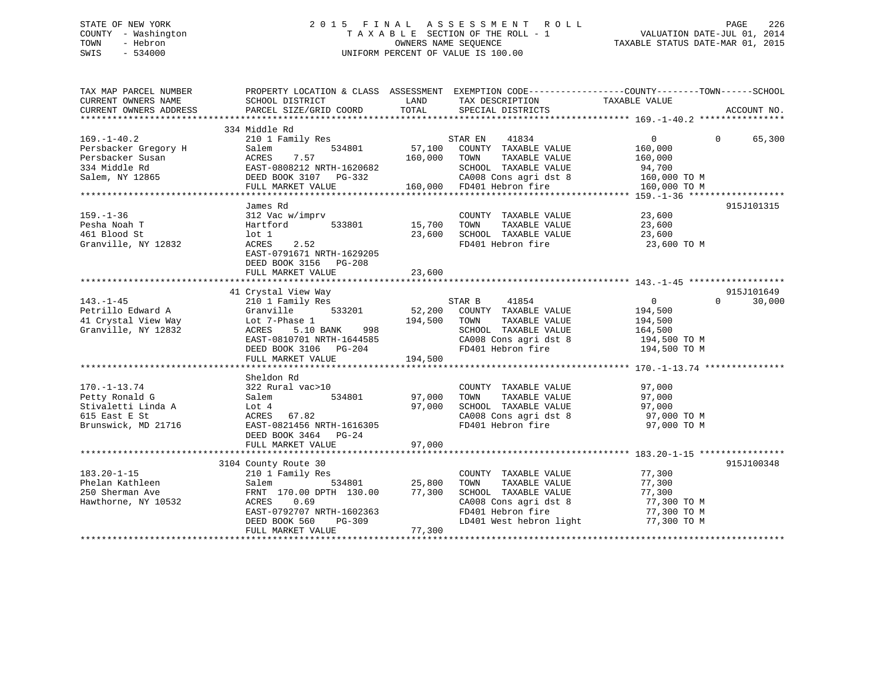STATE OF NEW YORK
COUNTY - Washington
TOWN - Hebron
SWIS - 534000

2015 FINAL ASSESSMENT ROLL
TAXABLE SECTION OF THE ROLL - 1
OWNERS NAME SEQUENCE
UNIFORM PERCENT OF VALUE IS 100.00

VALUATION DATE-JUL 01, 2014
TAXABLE STATUS DATE-MAR 01, 2015

```
TAX MAP PARCEL NUMBER          PROPERTY LOCATION & CLASS  ASSESSMENT  EXEMPTION CODE------------------COUNTY--------TOWN------SCHOOL
CURRENT OWNERS NAME            SCHOOL DISTRICT               LAND     TAX DESCRIPTION             TAXABLE VALUE
CURRENT OWNERS ADDRESS         PARCEL SIZE/GRID COORD        TOTAL    SPECIAL DISTRICTS                                  ACCOUNT NO.
******************************************************************************************************* 169.-1-40.2 ****************
                            334 Middle Rd
169.-1-40.2                 210 1 Family Res                     STAR EN    41834              0            0       65,300
Persbacker Gregory H        Salem           534801      57,100   COUNTY  TAXABLE VALUE       160,000
Persbacker Susan            ACRES    7.57              160,000   TOWN    TAXABLE VALUE       160,000
334 Middle Rd               EAST-0808212 NRTH-1620682            SCHOOL  TAXABLE VALUE        94,700
Salem, NY 12865             DEED BOOK 3107   PG-332              CA008 Cons agri dst 8        160,000 TO M
                            FULL MARKET VALUE          160,000   FD401 Hebron fire            160,000 TO M
******************************************************************************************************* 159.-1-36 ******************
                            James Rd                                                                          915J101315
159.-1-36                   312 Vac w/imprv                      COUNTY  TAXABLE VALUE        23,600
Pesha Noah T                Hartford        533801      15,700   TOWN    TAXABLE VALUE        23,600
461 Blood St                lot 1                       23,600   SCHOOL  TAXABLE VALUE        23,600
Granville, NY 12832         ACRES    2.52                        FD401 Hebron fire             23,600 TO M
                            EAST-0791671 NRTH-1629205
                            DEED BOOK 3156   PG-208
                            FULL MARKET VALUE           23,600
******************************************************************************************************* 143.-1-45 ******************
                            41 Crystal View Way                                                               915J101649
143.-1-45                   210 1 Family Res                     STAR B     41854              0            0       30,000
Petrillo Edward A           Granville       533201      52,200   COUNTY  TAXABLE VALUE       194,500
41 Crystal View Way         Lot 7-Phase 1              194,500   TOWN    TAXABLE VALUE       194,500
Granville, NY 12832         ACRES    5.10 BANK    998            SCHOOL  TAXABLE VALUE       164,500
                            EAST-0810701 NRTH-1644585            CA008 Cons agri dst 8        194,500 TO M
                            DEED BOOK 3106   PG-204              FD401 Hebron fire            194,500 TO M
                            FULL MARKET VALUE          194,500
******************************************************************************************************* 170.-1-13.74 ***************
                            Sheldon Rd
170.-1-13.74                322 Rural vac>10                     COUNTY  TAXABLE VALUE        97,000
Petty Ronald G              Salem           534801      97,000   TOWN    TAXABLE VALUE        97,000
Stivaletti Linda A          Lot 4                       97,000   SCHOOL  TAXABLE VALUE        97,000
615 East E St               ACRES   67.82                        CA008 Cons agri dst 8         97,000 TO M
Brunswick, MD 21716         EAST-0821456 NRTH-1616305            FD401 Hebron fire             97,000 TO M
                            DEED BOOK 3464   PG-24
                            FULL MARKET VALUE           97,000
******************************************************************************************************* 183.20-1-15 ****************
                            3104 County Route 30                                                              915J100348
183.20-1-15                 210 1 Family Res                     COUNTY  TAXABLE VALUE        77,300
Phelan Kathleen             Salem           534801      25,800   TOWN    TAXABLE VALUE        77,300
250 Sherman Ave             FRNT 170.00 DPTH 130.00     77,300   SCHOOL  TAXABLE VALUE        77,300
Hawthorne, NY 10532         ACRES    0.69                        CA008 Cons agri dst 8         77,300 TO M
                            EAST-0792707 NRTH-1602363            FD401 Hebron fire             77,300 TO M
                            DEED BOOK 560    PG-309              LD401 West hebron light       77,300 TO M
                            FULL MARKET VALUE           77,300
************************************************************************************************************************************
```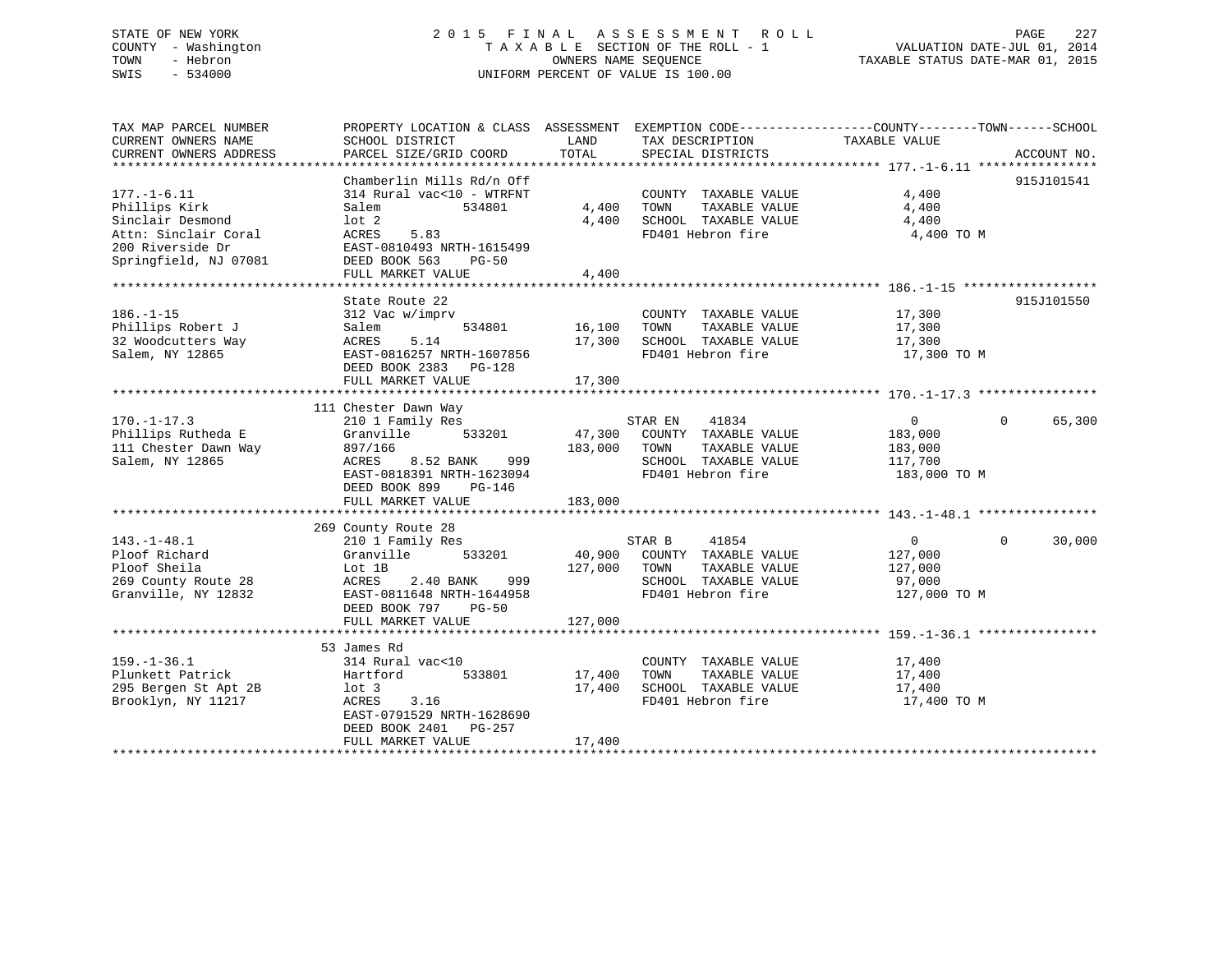STATE OF NEW YORK
COUNTY - Washington
TOWN - Hebron
SWIS - 534000

2015 FINAL ASSESSMENT ROLL
TAXABLE SECTION OF THE ROLL - 1
OWNERS NAME SEQUENCE
UNIFORM PERCENT OF VALUE IS 100.00

VALUATION DATE-JUL 01, 2014
TAXABLE STATUS DATE-MAR 01, 2015

```
TAX MAP PARCEL NUMBER          PROPERTY LOCATION & CLASS  ASSESSMENT  EXEMPTION CODE-----------------COUNTY--------TOWN------SCHOOL
CURRENT OWNERS NAME            SCHOOL DISTRICT               LAND      TAX DESCRIPTION            TAXABLE VALUE
CURRENT OWNERS ADDRESS         PARCEL SIZE/GRID COORD        TOTAL     SPECIAL DISTRICTS                                       ACCOUNT NO.
******************************************************************************************************* 177.-1-6.11 ****************
                               Chamberlin Mills Rd/n Off                                                                  915J101541
177.-1-6.11                    314 Rural vac<10 - WTRFNT              COUNTY  TAXABLE VALUE               4,400
Phillips Kirk                  Salem          534801        4,400     TOWN    TAXABLE VALUE               4,400
Sinclair Desmond               lot 2                        4,400     SCHOOL  TAXABLE VALUE               4,400
Attn: Sinclair Coral           ACRES    5.83                          FD401 Hebron fire                    4,400 TO M
200 Riverside Dr               EAST-0810493 NRTH-1615499
Springfield, NJ 07081          DEED BOOK 563    PG-50
                               FULL MARKET VALUE            4,400
******************************************************************************************************* 186.-1-15 ******************
                               State Route 22                                                                             915J101550
186.-1-15                      312 Vac w/imprv                        COUNTY  TAXABLE VALUE              17,300
Phillips Robert J              Salem          534801       16,100     TOWN    TAXABLE VALUE              17,300
32 Woodcutters Way             ACRES    5.14               17,300     SCHOOL  TAXABLE VALUE              17,300
Salem, NY 12865                EAST-0816257 NRTH-1607856              FD401 Hebron fire                   17,300 TO M
                               DEED BOOK 2383   PG-128
                               FULL MARKET VALUE           17,300
******************************************************************************************************* 170.-1-17.3 ****************
                            111 Chester Dawn Way
170.-1-17.3                    210 1 Family Res                       STAR EN    41834                     0             0     65,300
Phillips Rutheda E             Granville      533201       47,300     COUNTY  TAXABLE VALUE             183,000
111 Chester Dawn Way           897/166                    183,000     TOWN    TAXABLE VALUE             183,000
Salem, NY 12865                ACRES    8.52 BANK    999              SCHOOL  TAXABLE VALUE             117,700
                               EAST-0818391 NRTH-1623094              FD401 Hebron fire                  183,000 TO M
                               DEED BOOK 899    PG-146
                               FULL MARKET VALUE          183,000
******************************************************************************************************* 143.-1-48.1 ****************
                            269 County Route 28
143.-1-48.1                    210 1 Family Res                       STAR B     41854                     0             0     30,000
Ploof Richard                  Granville      533201       40,900     COUNTY  TAXABLE VALUE             127,000
Ploof Sheila                   Lot 1B                     127,000     TOWN    TAXABLE VALUE             127,000
269 County Route 28            ACRES    2.40 BANK    999              SCHOOL  TAXABLE VALUE              97,000
Granville, NY 12832            EAST-0811648 NRTH-1644958              FD401 Hebron fire                  127,000 TO M
                               DEED BOOK 797    PG-50
                               FULL MARKET VALUE          127,000
******************************************************************************************************* 159.-1-36.1 ****************
                             53 James Rd
159.-1-36.1                    314 Rural vac<10                       COUNTY  TAXABLE VALUE              17,400
Plunkett Patrick               Hartford       533801       17,400     TOWN    TAXABLE VALUE              17,400
295 Bergen St Apt 2B           lot 3                       17,400     SCHOOL  TAXABLE VALUE              17,400
Brooklyn, NY 11217             ACRES    3.16                          FD401 Hebron fire                   17,400 TO M
                               EAST-0791529 NRTH-1628690
                               DEED BOOK 2401   PG-257
                               FULL MARKET VALUE           17,400
************************************************************************************************************************************
```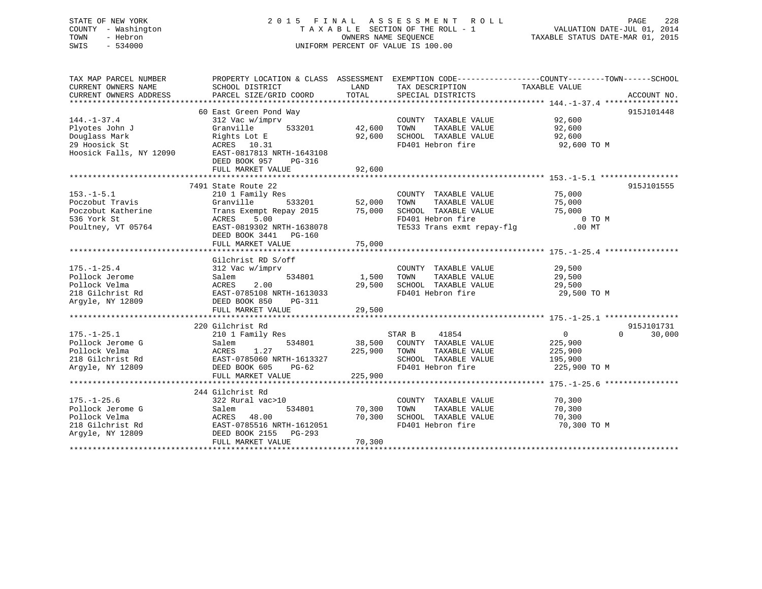STATE OF NEW YORK
COUNTY - Washington
TOWN - Hebron
SWIS - 534000

2 0 1 5 F I N A L A S S E S S M E N T R O L L
T A X A B L E SECTION OF THE ROLL - 1
OWNERS NAME SEQUENCE
UNIFORM PERCENT OF VALUE IS 100.00

VALUATION DATE-JUL 01, 2014
TAXABLE STATUS DATE-MAR 01, 2015

| TAX MAP PARCEL NUMBER / CURRENT OWNERS NAME / CURRENT OWNERS ADDRESS | PROPERTY LOCATION & CLASS / SCHOOL DISTRICT / PARCEL SIZE/GRID COORD | ASSESSMENT LAND | TOTAL | EXEMPTION CODE / TAX DESCRIPTION / SPECIAL DISTRICTS | COUNTY / TAXABLE VALUE | TOWN | SCHOOL | ACCOUNT NO. |
|---|---|---|---|---|---|---|---|---|
| **144.-1-37.4** | 60 East Green Pond Way | | | | | | | 915J101448 |
| 144.-1-37.4 | 312 Vac w/imprv | | | COUNTY TAXABLE VALUE | 92,600 | | | |
| Plyotes John J | Granville 533201 | 42,600 | | TOWN TAXABLE VALUE | 92,600 | | | |
| Douglass Mark | Rights Lot E | | 92,600 | SCHOOL TAXABLE VALUE | 92,600 | | | |
| 29 Hoosick St | ACRES 10.31 | | | FD401 Hebron fire | 92,600 TO M | | | |
| Hoosick Falls, NY 12090 | EAST-0817813 NRTH-1643108 | | | | | | | |
| | DEED BOOK 957 PG-316 | | | | | | | |
| | FULL MARKET VALUE | | 92,600 | | | | | |
| **153.-1-5.1** | 7491 State Route 22 | | | | | | | 915J101555 |
| 153.-1-5.1 | 210 1 Family Res | | | COUNTY TAXABLE VALUE | 75,000 | | | |
| Poczobut Travis | Granville 533201 | 52,000 | | TOWN TAXABLE VALUE | 75,000 | | | |
| Poczobut Katherine | Trans Exempt Repay 2015 | | 75,000 | SCHOOL TAXABLE VALUE | 75,000 | | | |
| 536 York St | ACRES 5.00 | | | FD401 Hebron fire | 0 TO M | | | |
| Poultney, VT 05764 | EAST-0819302 NRTH-1638078 | | | TE533 Trans exmt repay-flg | .00 MT | | | |
| | DEED BOOK 3441 PG-160 | | | | | | | |
| | FULL MARKET VALUE | | 75,000 | | | | | |
| **175.-1-25.4** | Gilchrist RD S/off | | | | | | | |
| 175.-1-25.4 | 312 Vac w/imprv | | | COUNTY TAXABLE VALUE | 29,500 | | | |
| Pollock Jerome | Salem 534801 | 1,500 | | TOWN TAXABLE VALUE | 29,500 | | | |
| Pollock Velma | ACRES 2.00 | | 29,500 | SCHOOL TAXABLE VALUE | 29,500 | | | |
| 218 Gilchrist Rd | EAST-0785108 NRTH-1613033 | | | FD401 Hebron fire | 29,500 TO M | | | |
| Argyle, NY 12809 | DEED BOOK 850 PG-311 | | | | | | | |
| | FULL MARKET VALUE | | 29,500 | | | | | |
| **175.-1-25.1** | 220 Gilchrist Rd | | | | | | | 915J101731 |
| 175.-1-25.1 | 210 1 Family Res | | | STAR B 41854 | 0 | 0 | 30,000 | |
| Pollock Jerome G | Salem 534801 | 38,500 | | COUNTY TAXABLE VALUE | 225,900 | | | |
| Pollock Velma | ACRES 1.27 | | 225,900 | TOWN TAXABLE VALUE | 225,900 | | | |
| 218 Gilchrist Rd | EAST-0785060 NRTH-1613327 | | | SCHOOL TAXABLE VALUE | 195,900 | | | |
| Argyle, NY 12809 | DEED BOOK 605 PG-62 | | | FD401 Hebron fire | 225,900 TO M | | | |
| | FULL MARKET VALUE | | 225,900 | | | | | |
| **175.-1-25.6** | 244 Gilchrist Rd | | | | | | | |
| 175.-1-25.6 | 322 Rural vac>10 | | | COUNTY TAXABLE VALUE | 70,300 | | | |
| Pollock Jerome G | Salem 534801 | 70,300 | | TOWN TAXABLE VALUE | 70,300 | | | |
| Pollock Velma | ACRES 48.00 | | 70,300 | SCHOOL TAXABLE VALUE | 70,300 | | | |
| 218 Gilchrist Rd | EAST-0785516 NRTH-1612051 | | | FD401 Hebron fire | 70,300 TO M | | | |
| Argyle, NY 12809 | DEED BOOK 2155 PG-293 | | | | | | | |
| | FULL MARKET VALUE | | 70,300 | | | | | |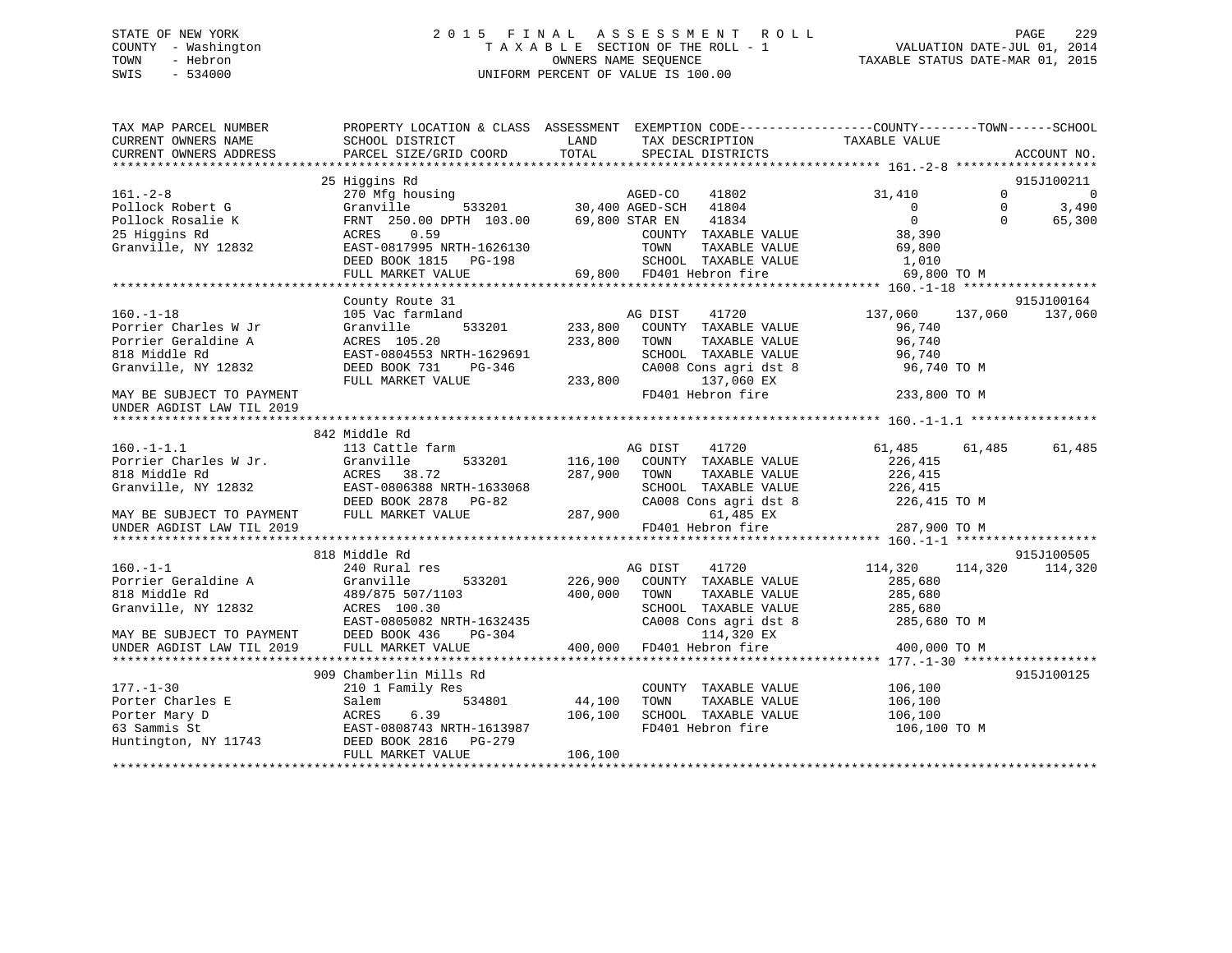STATE OF NEW YORK
COUNTY - Washington
TOWN - Hebron
SWIS - 534000

# 2015 FINAL ASSESSMENT ROLL
TAXABLE SECTION OF THE ROLL - 1
OWNERS NAME SEQUENCE
UNIFORM PERCENT OF VALUE IS 100.00

VALUATION DATE-JUL 01, 2014
TAXABLE STATUS DATE-MAR 01, 2015

```
TAX MAP PARCEL NUMBER          PROPERTY LOCATION & CLASS  ASSESSMENT  EXEMPTION CODE------------------COUNTY--------TOWN------SCHOOL
CURRENT OWNERS NAME            SCHOOL DISTRICT               LAND      TAX DESCRIPTION              TAXABLE VALUE
CURRENT OWNERS ADDRESS         PARCEL SIZE/GRID COORD        TOTAL     SPECIAL DISTRICTS                                       ACCOUNT NO.
*********************************************************************************************** 161.-2-8 *******************
                               25 Higgins Rd                                                                                    915J100211
161.-2-8                       270 Mfg housing                          AGED-CO     41802           31,410          0            0
Pollock Robert G               Granville        533201     30,400 AGED-SCH    41804                0          0        3,490
Pollock Rosalie K              FRNT 250.00 DPTH 103.00     69,800 STAR EN     41834                0          0       65,300
25 Higgins Rd                  ACRES     0.59                          COUNTY  TAXABLE VALUE         38,390
Granville, NY 12832            EAST-0817995 NRTH-1626130               TOWN    TAXABLE VALUE         69,800
                               DEED BOOK 1815   PG-198                 SCHOOL  TAXABLE VALUE          1,010
                               FULL MARKET VALUE              69,800   FD401 Hebron fire              69,800 TO M
*********************************************************************************************** 160.-1-18 ******************
                               County Route 31                                                                                  915J100164
160.-1-18                      105 Vac farmland                         AG DIST     41720          137,060    137,060      137,060
Porrier Charles W Jr           Granville        533201    233,800   COUNTY  TAXABLE VALUE          96,740
Porrier Geraldine A            ACRES  105.20               233,800   TOWN    TAXABLE VALUE          96,740
818 Middle Rd                  EAST-0804553 NRTH-1629691               SCHOOL  TAXABLE VALUE          96,740
Granville, NY 12832            DEED BOOK 731    PG-346                 CA008 Cons agri dst 8          96,740 TO M
                               FULL MARKET VALUE             233,800          137,060 EX
MAY BE SUBJECT TO PAYMENT                                              FD401 Hebron fire             233,800 TO M
UNDER AGDIST LAW TIL 2019
*********************************************************************************************** 160.-1-1.1 *****************
                               842 Middle Rd
160.-1-1.1                     113 Cattle farm                          AG DIST     41720           61,485     61,485       61,485
Porrier Charles W Jr.          Granville        533201    116,100   COUNTY  TAXABLE VALUE         226,415
818 Middle Rd                  ACRES   38.72               287,900   TOWN    TAXABLE VALUE         226,415
Granville, NY 12832            EAST-0806388 NRTH-1633068               SCHOOL  TAXABLE VALUE         226,415
                               DEED BOOK 2878   PG-82                  CA008 Cons agri dst 8         226,415 TO M
MAY BE SUBJECT TO PAYMENT      FULL MARKET VALUE             287,900           61,485 EX
UNDER AGDIST LAW TIL 2019                                              FD401 Hebron fire             287,900 TO M
*********************************************************************************************** 160.-1-1 *******************
                               818 Middle Rd                                                                                    915J100505
160.-1-1                       240 Rural res                            AG DIST     41720          114,320    114,320      114,320
Porrier Geraldine A            Granville        533201    226,900   COUNTY  TAXABLE VALUE         285,680
818 Middle Rd                  489/875 507/1103            400,000   TOWN    TAXABLE VALUE         285,680
Granville, NY 12832            ACRES  100.30                           SCHOOL  TAXABLE VALUE         285,680
                               EAST-0805082 NRTH-1632435               CA008 Cons agri dst 8         285,680 TO M
MAY BE SUBJECT TO PAYMENT      DEED BOOK 436    PG-304                        114,320 EX
UNDER AGDIST LAW TIL 2019      FULL MARKET VALUE             400,000   FD401 Hebron fire             400,000 TO M
*********************************************************************************************** 177.-1-30 ******************
                               909 Chamberlin Mills Rd                                                                          915J100125
177.-1-30                      210 1 Family Res                         COUNTY  TAXABLE VALUE         106,100
Porter Charles E               Salem            534801     44,100   TOWN    TAXABLE VALUE         106,100
Porter Mary D                  ACRES    6.39               106,100   SCHOOL  TAXABLE VALUE         106,100
63 Sammis St                   EAST-0808743 NRTH-1613987               FD401 Hebron fire             106,100 TO M
Huntington, NY 11743           DEED BOOK 2816   PG-279
                               FULL MARKET VALUE             106,100
******************************************************************************************************************************
```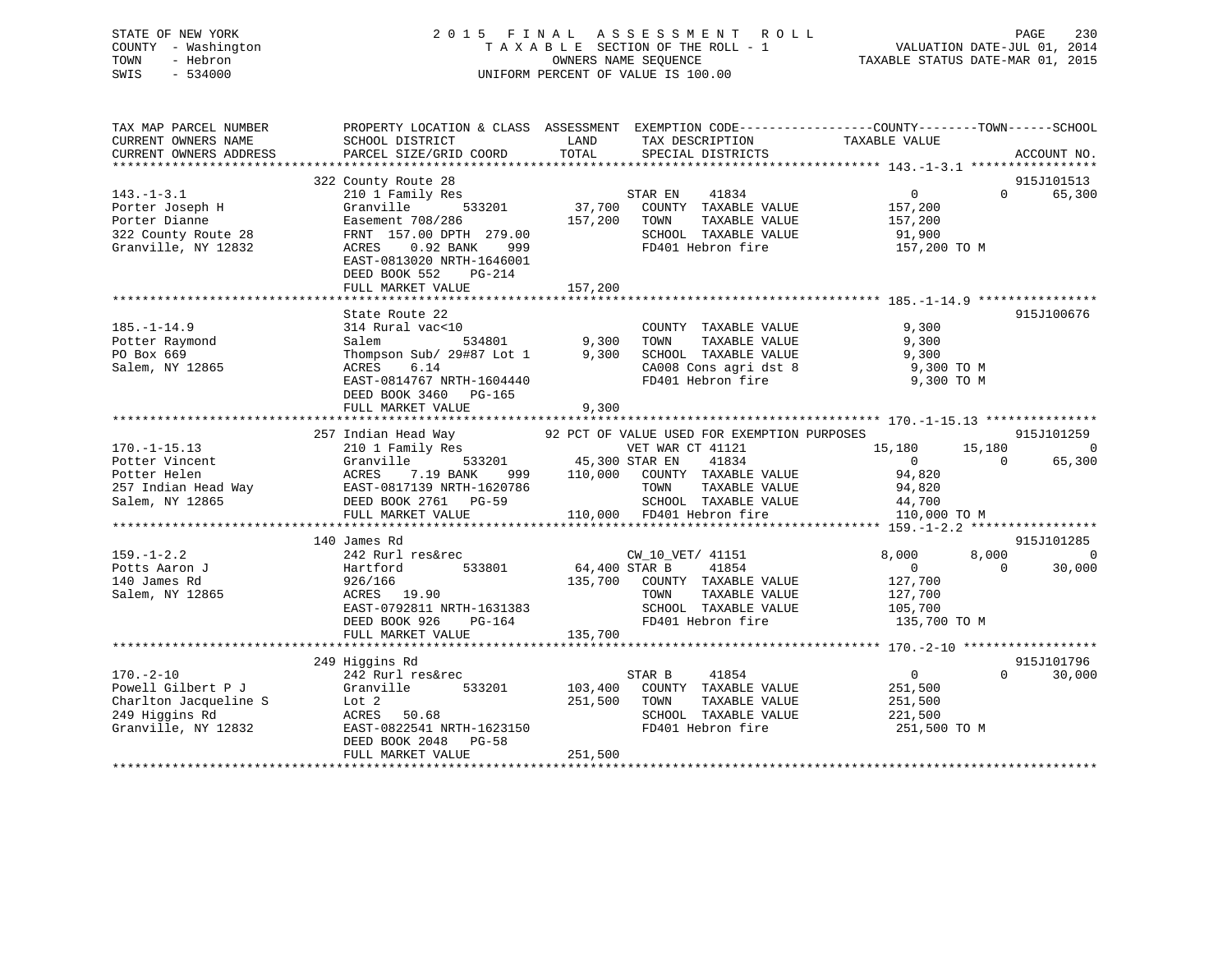STATE OF NEW YORK — 2015 FINAL ASSESSMENT ROLL
COUNTY - Washington — TAXABLE SECTION OF THE ROLL - 1 — VALUATION DATE-JUL 01, 2014
TOWN - Hebron — OWNERS NAME SEQUENCE — TAXABLE STATUS DATE-MAR 01, 2015
SWIS - 534000 — UNIFORM PERCENT OF VALUE IS 100.00

| TAX MAP PARCEL NUMBER / CURRENT OWNERS NAME / CURRENT OWNERS ADDRESS | PROPERTY LOCATION & CLASS / SCHOOL DISTRICT / PARCEL SIZE/GRID COORD | ASSESSMENT LAND / TOTAL | EXEMPTION CODE / TAX DESCRIPTION / SPECIAL DISTRICTS | COUNTY TAXABLE VALUE | TOWN | SCHOOL | ACCOUNT NO. |
|---|---|---|---|---|---|---|---|
| **143.-1-3.1** | 322 County Route 28 | | | | | | 915J101513 |
| 143.-1-3.1 | 210 1 Family Res | | STAR EN 41834 | 0 | 0 | 65,300 | |
| Porter Joseph H | Granville 533201 | 37,700 | COUNTY TAXABLE VALUE | 157,200 | | | |
| Porter Dianne | Easement 708/286 | 157,200 | TOWN TAXABLE VALUE | 157,200 | | | |
| 322 County Route 28 | FRNT 157.00 DPTH 279.00 | | SCHOOL TAXABLE VALUE | 91,900 | | | |
| Granville, NY 12832 | ACRES 0.92 BANK 999 | | FD401 Hebron fire | 157,200 TO M | | | |
| | EAST-0813020 NRTH-1646001 | | | | | | |
| | DEED BOOK 552 PG-214 | | | | | | |
| | FULL MARKET VALUE | 157,200 | | | | | |
| **185.-1-14.9** | State Route 22 | | | | | | 915J100676 |
| 185.-1-14.9 | 314 Rural vac<10 | | COUNTY TAXABLE VALUE | 9,300 | | | |
| Potter Raymond | Salem 534801 | 9,300 | TOWN TAXABLE VALUE | 9,300 | | | |
| PO Box 669 | Thompson Sub/ 29#87 Lot 1 | 9,300 | SCHOOL TAXABLE VALUE | 9,300 | | | |
| Salem, NY 12865 | ACRES 6.14 | | CA008 Cons agri dst 8 | 9,300 TO M | | | |
| | EAST-0814767 NRTH-1604440 | | FD401 Hebron fire | 9,300 TO M | | | |
| | DEED BOOK 3460 PG-165 | | | | | | |
| | FULL MARKET VALUE | 9,300 | | | | | |
| **170.-1-15.13** | 257 Indian Head Way | | 92 PCT OF VALUE USED FOR EXEMPTION PURPOSES | | | | 915J101259 |
| 170.-1-15.13 | 210 1 Family Res | | VET WAR CT 41121 | 15,180 | 15,180 | 0 | |
| Potter Vincent | Granville 533201 | 45,300 | STAR EN 41834 | 0 | 0 | 65,300 | |
| Potter Helen | ACRES 7.19 BANK 999 | 110,000 | COUNTY TAXABLE VALUE | 94,820 | | | |
| 257 Indian Head Way | EAST-0817139 NRTH-1620786 | | TOWN TAXABLE VALUE | 94,820 | | | |
| Salem, NY 12865 | DEED BOOK 2761 PG-59 | | SCHOOL TAXABLE VALUE | 44,700 | | | |
| | FULL MARKET VALUE | 110,000 | FD401 Hebron fire | 110,000 TO M | | | |
| **159.-1-2.2** | 140 James Rd | | | | | | 915J101285 |
| 159.-1-2.2 | 242 Rurl res&rec | | CW_10_VET/ 41151 | 8,000 | 8,000 | 0 | |
| Potts Aaron J | Hartford 533801 | 64,400 | STAR B 41854 | 0 | 0 | 30,000 | |
| 140 James Rd | 926/166 | 135,700 | COUNTY TAXABLE VALUE | 127,700 | | | |
| Salem, NY 12865 | ACRES 19.90 | | TOWN TAXABLE VALUE | 127,700 | | | |
| | EAST-0792811 NRTH-1631383 | | SCHOOL TAXABLE VALUE | 105,700 | | | |
| | DEED BOOK 926 PG-164 | | FD401 Hebron fire | 135,700 TO M | | | |
| | FULL MARKET VALUE | 135,700 | | | | | |
| **170.-2-10** | 249 Higgins Rd | | | | | | 915J101796 |
| 170.-2-10 | 242 Rurl res&rec | | STAR B 41854 | 0 | 0 | 30,000 | |
| Powell Gilbert P J | Granville 533201 | 103,400 | COUNTY TAXABLE VALUE | 251,500 | | | |
| Charlton Jacqueline S | Lot 2 | 251,500 | TOWN TAXABLE VALUE | 251,500 | | | |
| 249 Higgins Rd | ACRES 50.68 | | SCHOOL TAXABLE VALUE | 221,500 | | | |
| Granville, NY 12832 | EAST-0822541 NRTH-1623150 | | FD401 Hebron fire | 251,500 TO M | | | |
| | DEED BOOK 2048 PG-58 | | | | | | |
| | FULL MARKET VALUE | 251,500 | | | | | |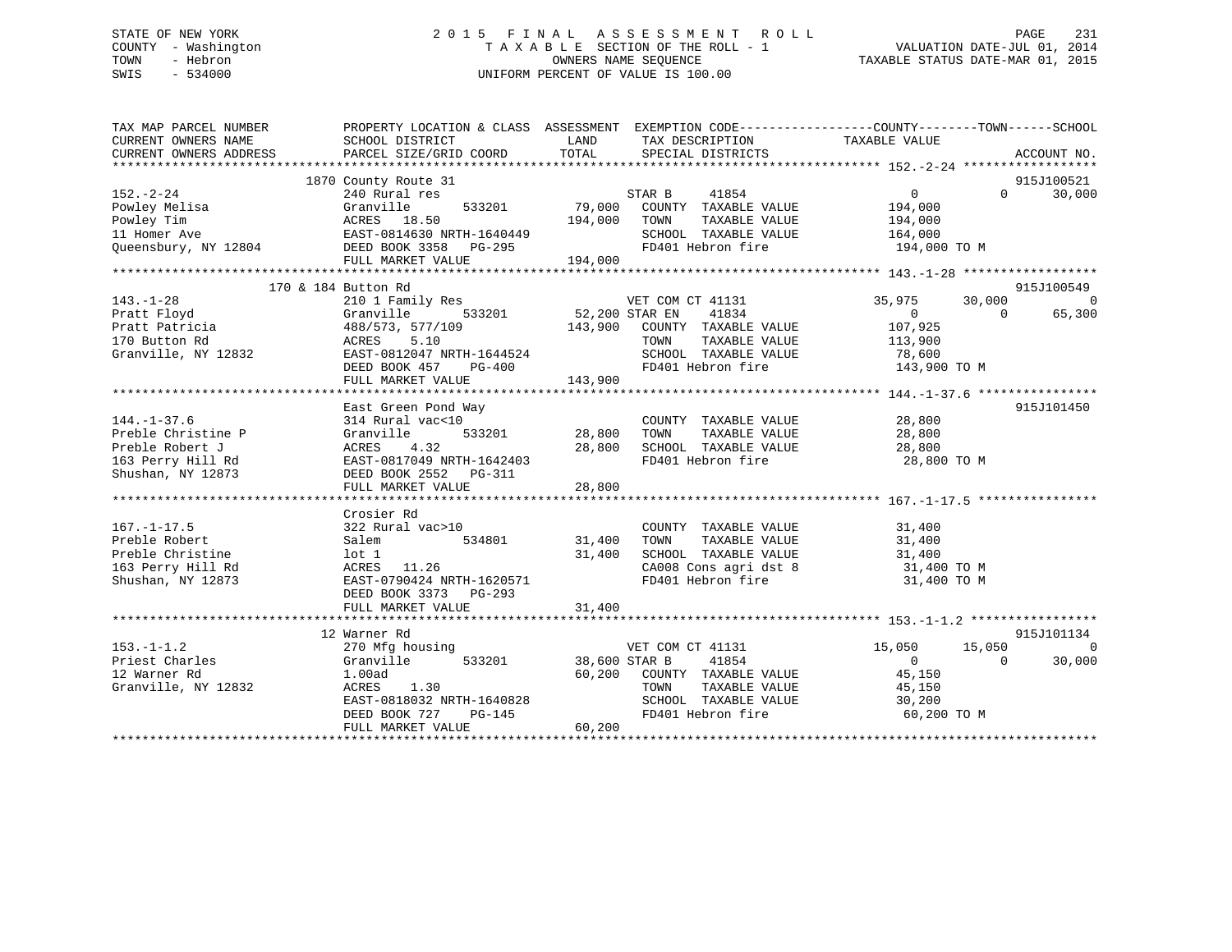STATE OF NEW YORK
COUNTY - Washington
TOWN - Hebron
SWIS - 534000

# 2015 FINAL ASSESSMENT ROLL
TAXABLE SECTION OF THE ROLL - 1
OWNERS NAME SEQUENCE
UNIFORM PERCENT OF VALUE IS 100.00

VALUATION DATE-JUL 01, 2014
TAXABLE STATUS DATE-MAR 01, 2015

```
TAX MAP PARCEL NUMBER          PROPERTY LOCATION & CLASS  ASSESSMENT  EXEMPTION CODE------------------COUNTY--------TOWN------SCHOOL
CURRENT OWNERS NAME            SCHOOL DISTRICT               LAND      TAX DESCRIPTION            TAXABLE VALUE
CURRENT OWNERS ADDRESS         PARCEL SIZE/GRID COORD        TOTAL     SPECIAL DISTRICTS                                     ACCOUNT NO.
******************************************************************************************************* 152.-2-24 ******************
                     1870 County Route 31                                                                                   915J100521
152.-2-24                      240 Rural res                          STAR B      41854              0           0      30,000
Powley Melisa                  Granville      533201      79,000   COUNTY  TAXABLE VALUE          194,000
Powley Tim                     ACRES   18.50              194,000   TOWN    TAXABLE VALUE          194,000
11 Homer Ave                   EAST-0814630 NRTH-1640449            SCHOOL  TAXABLE VALUE          164,000
Queensbury, NY 12804           DEED BOOK 3358   PG-295              FD401 Hebron fire               194,000 TO M
                               FULL MARKET VALUE          194,000
******************************************************************************************************* 143.-1-28 ******************
                     170 & 184 Button Rd                                                                                    915J100549
143.-1-28                      210 1 Family Res                       VET COM CT 41131          35,975      30,000           0
Pratt Floyd                    Granville      533201      52,200 STAR EN     41834                   0           0      65,300
Pratt Patricia                 488/573, 577/109           143,900   COUNTY  TAXABLE VALUE          107,925
170 Button Rd                  ACRES    5.10                         TOWN    TAXABLE VALUE          113,900
Granville, NY 12832            EAST-0812047 NRTH-1644524            SCHOOL  TAXABLE VALUE           78,600
                               DEED BOOK 457    PG-400              FD401 Hebron fire               143,900 TO M
                               FULL MARKET VALUE          143,900
******************************************************************************************************* 144.-1-37.6 ****************
                               East Green Pond Way                                                                          915J101450
144.-1-37.6                    314 Rural vac<10                       COUNTY  TAXABLE VALUE           28,800
Preble Christine P             Granville      533201      28,800   TOWN    TAXABLE VALUE           28,800
Preble Robert J                ACRES    4.32               28,800   SCHOOL  TAXABLE VALUE           28,800
163 Perry Hill Rd              EAST-0817049 NRTH-1642403            FD401 Hebron fire                28,800 TO M
Shushan, NY 12873              DEED BOOK 2552   PG-311
                               FULL MARKET VALUE           28,800
******************************************************************************************************* 167.-1-17.5 ****************
                               Crosier Rd
167.-1-17.5                    322 Rural vac>10                       COUNTY  TAXABLE VALUE           31,400
Preble Robert                  Salem          534801      31,400   TOWN    TAXABLE VALUE           31,400
Preble Christine               lot 1                       31,400   SCHOOL  TAXABLE VALUE           31,400
163 Perry Hill Rd              ACRES   11.26                         CA008 Cons agri dst 8            31,400 TO M
Shushan, NY 12873              EAST-0790424 NRTH-1620571            FD401 Hebron fire                31,400 TO M
                               DEED BOOK 3373   PG-293
                               FULL MARKET VALUE           31,400
******************************************************************************************************* 153.-1-1.2 *****************
                     12 Warner Rd                                                                                           915J101134
153.-1-1.2                     270 Mfg housing                        VET COM CT 41131          15,050      15,050           0
Priest Charles                 Granville      533201      38,600 STAR B      41854                   0           0      30,000
12 Warner Rd                   1.00ad                      60,200   COUNTY  TAXABLE VALUE           45,150
Granville, NY 12832            ACRES    1.30                         TOWN    TAXABLE VALUE           45,150
                               EAST-0818032 NRTH-1640828            SCHOOL  TAXABLE VALUE           30,200
                               DEED BOOK 727    PG-145              FD401 Hebron fire                60,200 TO M
                               FULL MARKET VALUE           60,200
************************************************************************************************************************************
```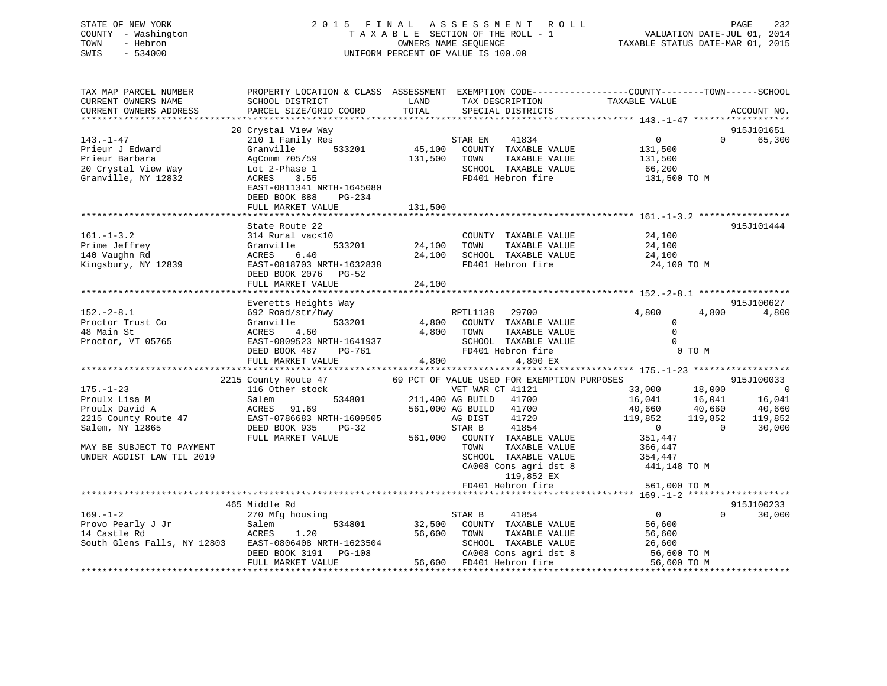STATE OF NEW YORK
COUNTY - Washington
TOWN - Hebron
SWIS - 534000

2 0 1 5 F I N A L A S S E S S M E N T R O L L
T A X A B L E SECTION OF THE ROLL - 1
OWNERS NAME SEQUENCE
UNIFORM PERCENT OF VALUE IS 100.00

VALUATION DATE-JUL 01, 2014
TAXABLE STATUS DATE-MAR 01, 2015

```
TAX MAP PARCEL NUMBER          PROPERTY LOCATION & CLASS  ASSESSMENT  EXEMPTION CODE------------------COUNTY--------TOWN------SCHOOL
CURRENT OWNERS NAME            SCHOOL DISTRICT             LAND        TAX DESCRIPTION             TAXABLE VALUE
CURRENT OWNERS ADDRESS         PARCEL SIZE/GRID COORD      TOTAL       SPECIAL DISTRICTS                                         ACCOUNT NO.
******************************************************************************************************* 143.-1-47 ******************
                               20 Crystal View Way                                                                            915J101651
143.-1-47                      210 1 Family Res                       STAR EN    41834                0              0      65,300
Prieur J Edward                Granville       533201      45,100     COUNTY  TAXABLE VALUE          131,500
Prieur Barbara                 AgComm 705/59              131,500     TOWN    TAXABLE VALUE          131,500
20 Crystal View Way            Lot 2-Phase 1                          SCHOOL  TAXABLE VALUE           66,200
Granville, NY 12832            ACRES    3.55                          FD401 Hebron fire              131,500 TO M
                               EAST-0811341 NRTH-1645080
                               DEED BOOK 888    PG-234
                               FULL MARKET VALUE          131,500
******************************************************************************************************* 161.-1-3.2 *****************
                               State Route 22                                                                                 915J101444
161.-1-3.2                     314 Rural vac<10                       COUNTY  TAXABLE VALUE           24,100
Prime Jeffrey                  Granville       533201      24,100     TOWN    TAXABLE VALUE           24,100
140 Vaughn Rd                  ACRES    6.40               24,100     SCHOOL  TAXABLE VALUE           24,100
Kingsbury, NY 12839            EAST-0818703 NRTH-1632838              FD401 Hebron fire               24,100 TO M
                               DEED BOOK 2076   PG-52
                               FULL MARKET VALUE           24,100
******************************************************************************************************* 152.-2-8.1 *****************
                               Everetts Heights Way                                                                           915J100627
152.-2-8.1                     692 Road/str/hwy                       RPTL1138   29700            4,800          4,800       4,800
Proctor Trust Co               Granville       533201       4,800     COUNTY  TAXABLE VALUE                0
48 Main St                     ACRES    4.60                4,800     TOWN    TAXABLE VALUE                0
Proctor, VT 05765              EAST-0809523 NRTH-1641937              SCHOOL  TAXABLE VALUE                0
                               DEED BOOK 487    PG-761                FD401 Hebron fire                    0 TO M
                               FULL MARKET VALUE            4,800           4,800 EX
******************************************************************************************************* 175.-1-23 ******************
                               2215 County Route 47         69 PCT OF VALUE USED FOR EXEMPTION PURPOSES                       915J100033
175.-1-23                      116 Other stock                        VET WAR CT 41121           33,000         18,000           0
Proulx Lisa M                  Salem           534801     211,400 AG BUILD   41700           16,041         16,041      16,041
Proulx David A                 ACRES   91.69              561,000 AG BUILD   41700           40,660         40,660      40,660
2215 County Route 47           EAST-0786683 NRTH-1609505              AG DIST    41720          119,852        119,852     119,852
Salem, NY 12865                DEED BOOK 935    PG-32                 STAR B     41854                0              0      30,000
                               FULL MARKET VALUE          561,000     COUNTY  TAXABLE VALUE          351,447
MAY BE SUBJECT TO PAYMENT                                             TOWN    TAXABLE VALUE          366,447
UNDER AGDIST LAW TIL 2019                                             SCHOOL  TAXABLE VALUE          354,447
                                                                      CA008 Cons agri dst 8          441,148 TO M
                                                                            119,852 EX
                                                                      FD401 Hebron fire              561,000 TO M
******************************************************************************************************* 169.-1-2 *******************
                               465 Middle Rd                                                                                  915J100233
169.-1-2                       270 Mfg housing                        STAR B     41854                0              0      30,000
Provo Pearly J Jr              Salem           534801      32,500     COUNTY  TAXABLE VALUE           56,600
14 Castle Rd                   ACRES    1.20               56,600     TOWN    TAXABLE VALUE           56,600
South Glens Falls, NY 12803    EAST-0806408 NRTH-1623504              SCHOOL  TAXABLE VALUE           26,600
                               DEED BOOK 3191   PG-108                CA008 Cons agri dst 8           56,600 TO M
                               FULL MARKET VALUE           56,600     FD401 Hebron fire               56,600 TO M
************************************************************************************************************************************
```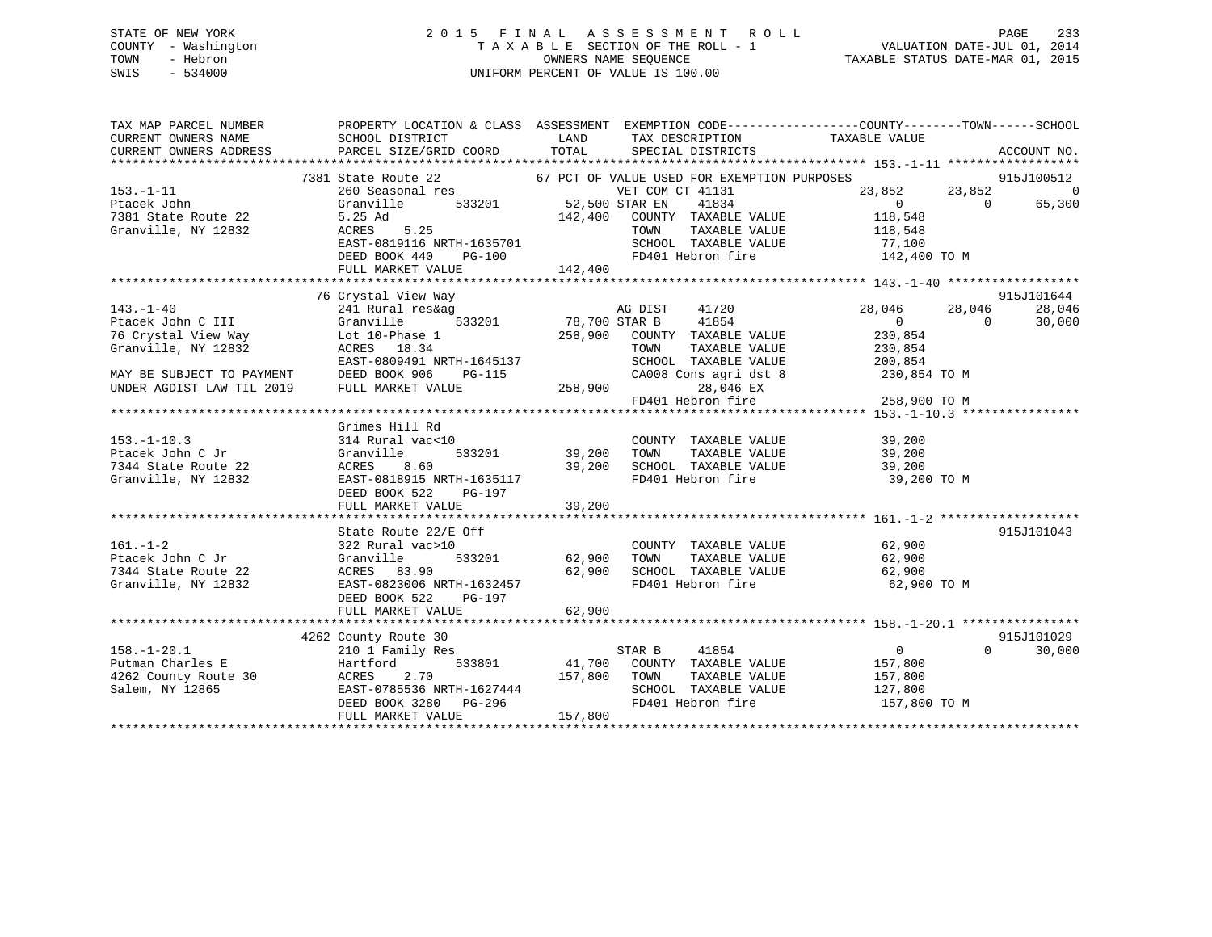STATE OF NEW YORK
COUNTY - Washington
TOWN - Hebron
SWIS - 534000

# 2015 FINAL ASSESSMENT ROLL

TAXABLE SECTION OF THE ROLL - 1
OWNERS NAME SEQUENCE
UNIFORM PERCENT OF VALUE IS 100.00

VALUATION DATE-JUL 01, 2014
TAXABLE STATUS DATE-MAR 01, 2015

```
TAX MAP PARCEL NUMBER          PROPERTY LOCATION & CLASS  ASSESSMENT  EXEMPTION CODE------------------COUNTY--------TOWN------SCHOOL
CURRENT OWNERS NAME            SCHOOL DISTRICT               LAND       TAX DESCRIPTION              TAXABLE VALUE
CURRENT OWNERS ADDRESS         PARCEL SIZE/GRID COORD        TOTAL      SPECIAL DISTRICTS                                    ACCOUNT NO.
******************************************************************************************************* 153.-1-11 ******************
                 7381 State Route 22               67 PCT OF VALUE USED FOR EXEMPTION PURPOSES                               915J100512
153.-1-11                      260 Seasonal res                     VET COM CT 41131            23,852      23,852             0
Ptacek John                    Granville       533201         52,500 STAR EN    41834                0           0        65,300
7381 State Route 22            5.25 Ad                       142,400   COUNTY  TAXABLE VALUE          118,548
Granville, NY 12832            ACRES    5.25                           TOWN    TAXABLE VALUE          118,548
                               EAST-0819116 NRTH-1635701               SCHOOL  TAXABLE VALUE           77,100
                               DEED BOOK 440     PG-100                FD401 Hebron fire              142,400 TO M
                               FULL MARKET VALUE             142,400
******************************************************************************************************* 143.-1-40 ******************
                 76 Crystal View Way                                                                                         915J101644
143.-1-40                      241 Rural res&ag                     AG DIST     41720           28,046      28,046        28,046
Ptacek John C III              Granville       533201         78,700 STAR B     41854                0           0        30,000
76 Crystal View Way            Lot 10-Phase 1                258,900   COUNTY  TAXABLE VALUE          230,854
Granville, NY 12832            ACRES   18.34                           TOWN    TAXABLE VALUE          230,854
                               EAST-0809491 NRTH-1645137               SCHOOL  TAXABLE VALUE          200,854
MAY BE SUBJECT TO PAYMENT      DEED BOOK 906     PG-115                CA008 Cons agri dst 8          230,854 TO M
UNDER AGDIST LAW TIL 2019      FULL MARKET VALUE             258,900        28,046 EX
                                                                       FD401 Hebron fire              258,900 TO M
******************************************************************************************************* 153.-1-10.3 ****************
                               Grimes Hill Rd
153.-1-10.3                    314 Rural vac<10                        COUNTY  TAXABLE VALUE           39,200
Ptacek John C Jr               Granville       533201         39,200   TOWN    TAXABLE VALUE           39,200
7344 State Route 22            ACRES    8.60                  39,200   SCHOOL  TAXABLE VALUE           39,200
Granville, NY 12832            EAST-0818915 NRTH-1635117               FD401 Hebron fire               39,200 TO M
                               DEED BOOK 522     PG-197
                               FULL MARKET VALUE              39,200
******************************************************************************************************* 161.-1-2 *******************
                               State Route 22/E Off                                                                          915J101043
161.-1-2                       322 Rural vac>10                        COUNTY  TAXABLE VALUE           62,900
Ptacek John C Jr               Granville       533201         62,900   TOWN    TAXABLE VALUE           62,900
7344 State Route 22            ACRES   83.90                  62,900   SCHOOL  TAXABLE VALUE           62,900
Granville, NY 12832            EAST-0823006 NRTH-1632457               FD401 Hebron fire               62,900 TO M
                               DEED BOOK 522     PG-197
                               FULL MARKET VALUE              62,900
******************************************************************************************************* 158.-1-20.1 ****************
                 4262 County Route 30                                                                                        915J101029
158.-1-20.1                    210 1 Family Res                     STAR B      41854                0           0        30,000
Putman Charles E               Hartford        533801         41,700   COUNTY  TAXABLE VALUE          157,800
4262 County Route 30           ACRES    2.70                 157,800   TOWN    TAXABLE VALUE          157,800
Salem, NY 12865                EAST-0785536 NRTH-1627444               SCHOOL  TAXABLE VALUE          127,800
                               DEED BOOK 3280    PG-296                FD401 Hebron fire              157,800 TO M
                               FULL MARKET VALUE             157,800
************************************************************************************************************************************
```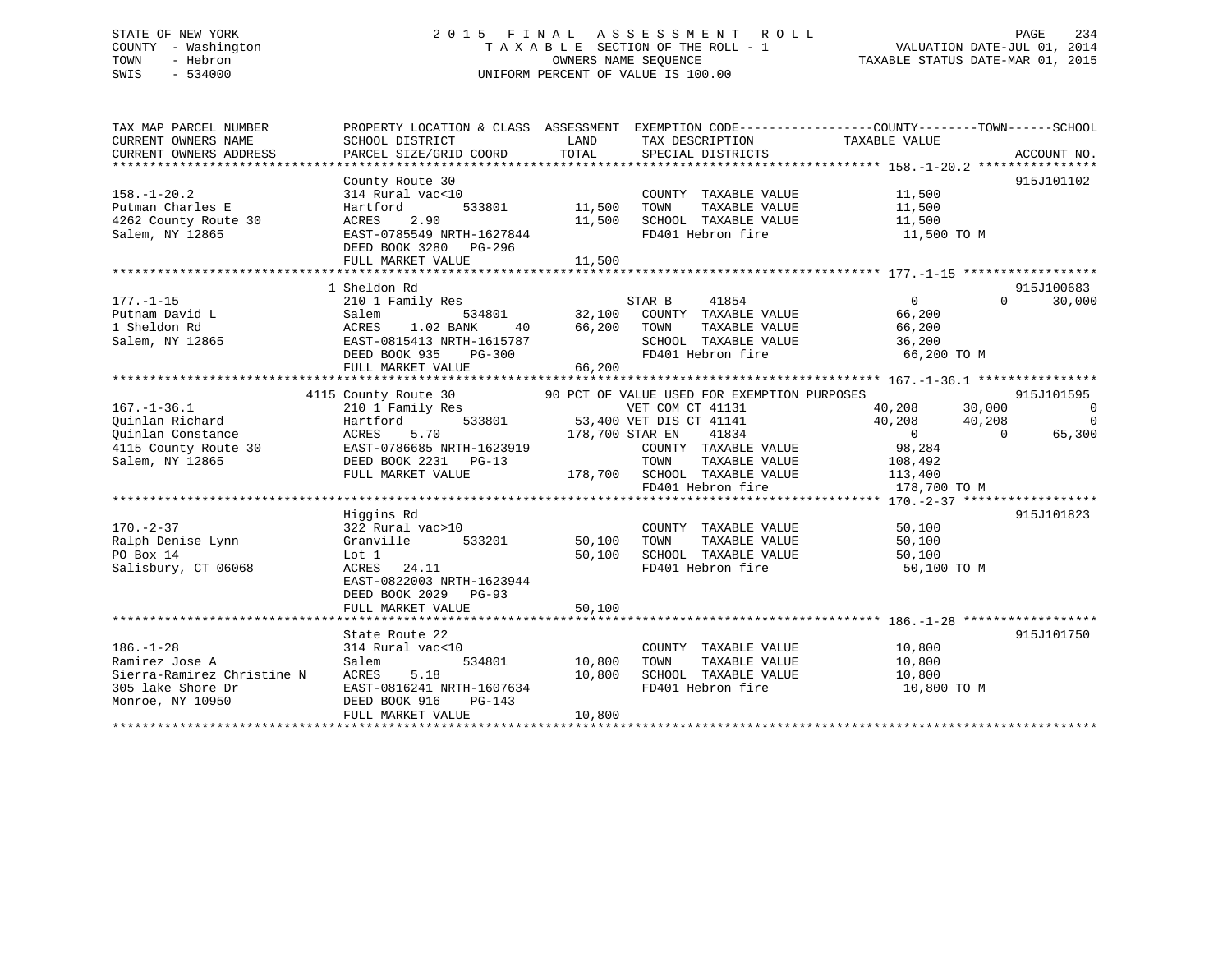STATE OF NEW YORK
COUNTY - Washington
TOWN - Hebron
SWIS - 534000

# 2015 FINAL ASSESSMENT ROLL
TAXABLE SECTION OF THE ROLL - 1
OWNERS NAME SEQUENCE
UNIFORM PERCENT OF VALUE IS 100.00

VALUATION DATE-JUL 01, 2014
TAXABLE STATUS DATE-MAR 01, 2015

```
TAX MAP PARCEL NUMBER          PROPERTY LOCATION & CLASS  ASSESSMENT  EXEMPTION CODE------------------COUNTY--------TOWN------SCHOOL
CURRENT OWNERS NAME            SCHOOL DISTRICT               LAND      TAX DESCRIPTION            TAXABLE VALUE
CURRENT OWNERS ADDRESS         PARCEL SIZE/GRID COORD        TOTAL     SPECIAL DISTRICTS                                    ACCOUNT NO.
******************************************************************************************************* 158.-1-20.2 ****************
                               County Route 30                                                                          915J101102
158.-1-20.2                    314 Rural vac<10                         COUNTY  TAXABLE VALUE          11,500
Putman Charles E               Hartford         533801       11,500     TOWN    TAXABLE VALUE          11,500
4262 County Route 30           ACRES    2.90                 11,500     SCHOOL  TAXABLE VALUE          11,500
Salem, NY 12865                EAST-0785549 NRTH-1627844                FD401 Hebron fire               11,500 TO M
                               DEED BOOK 3280   PG-296
                               FULL MARKET VALUE             11,500
******************************************************************************************************* 177.-1-15 ******************
                             1 Sheldon Rd                                                                               915J100683
177.-1-15                      210 1 Family Res                    STAR B      41854                0           0       30,000
Putnam David L                 Salem            534801       32,100     COUNTY  TAXABLE VALUE          66,200
1 Sheldon Rd                   ACRES    1.02 BANK     40     66,200     TOWN    TAXABLE VALUE          66,200
Salem, NY 12865                EAST-0815413 NRTH-1615787                SCHOOL  TAXABLE VALUE          36,200
                               DEED BOOK 935    PG-300                  FD401 Hebron fire               66,200 TO M
                               FULL MARKET VALUE             66,200
******************************************************************************************************* 167.-1-36.1 ****************
                          4115 County Route 30          90 PCT OF VALUE USED FOR EXEMPTION PURPOSES                     915J101595
167.-1-36.1                    210 1 Family Res                    VET COM CT 41131            40,208      30,000            0
Quinlan Richard                Hartford         533801       53,400 VET DIS CT 41141            40,208      40,208            0
Quinlan Constance              ACRES    5.70                178,700 STAR EN    41834                0           0       65,300
4115 County Route 30           EAST-0786685 NRTH-1623919                COUNTY  TAXABLE VALUE          98,284
Salem, NY 12865                DEED BOOK 2231   PG-13                   TOWN    TAXABLE VALUE         108,492
                               FULL MARKET VALUE            178,700     SCHOOL  TAXABLE VALUE         113,400
                                                                        FD401 Hebron fire              178,700 TO M
******************************************************************************************************* 170.-2-37 ******************
                               Higgins Rd                                                                               915J101823
170.-2-37                      322 Rural vac>10                         COUNTY  TAXABLE VALUE          50,100
Ralph Denise Lynn              Granville        533201       50,100     TOWN    TAXABLE VALUE          50,100
PO Box 14                      Lot 1                         50,100     SCHOOL  TAXABLE VALUE          50,100
Salisbury, CT 06068            ACRES   24.11                            FD401 Hebron fire               50,100 TO M
                               EAST-0822003 NRTH-1623944
                               DEED BOOK 2029   PG-93
                               FULL MARKET VALUE             50,100
******************************************************************************************************* 186.-1-28 ******************
                               State Route 22                                                                           915J101750
186.-1-28                      314 Rural vac<10                         COUNTY  TAXABLE VALUE          10,800
Ramirez Jose A                 Salem            534801       10,800     TOWN    TAXABLE VALUE          10,800
Sierra-Ramirez Christine N     ACRES    5.18                 10,800     SCHOOL  TAXABLE VALUE          10,800
305 lake Shore Dr              EAST-0816241 NRTH-1607634                FD401 Hebron fire               10,800 TO M
Monroe, NY 10950               DEED BOOK 916    PG-143
                               FULL MARKET VALUE             10,800
************************************************************************************************************************************
```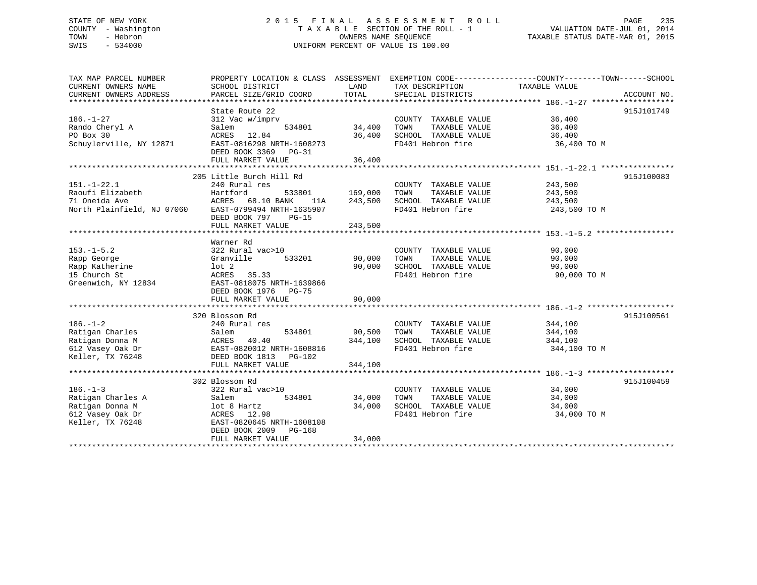STATE OF NEW YORK
COUNTY - Washington
TOWN - Hebron
SWIS - 534000

2 0 1 5 F I N A L A S S E S S M E N T R O L L
T A X A B L E SECTION OF THE ROLL - 1
OWNERS NAME SEQUENCE
UNIFORM PERCENT OF VALUE IS 100.00

VALUATION DATE-JUL 01, 2014
TAXABLE STATUS DATE-MAR 01, 2015

| TAX MAP PARCEL NUMBER / CURRENT OWNERS NAME / CURRENT OWNERS ADDRESS | PROPERTY LOCATION & CLASS / SCHOOL DISTRICT / PARCEL SIZE/GRID COORD | ASSESSMENT LAND / TOTAL | EXEMPTION CODE / TAX DESCRIPTION / SPECIAL DISTRICTS | COUNTY--------TOWN------SCHOOL TAXABLE VALUE | ACCOUNT NO. |
|---|---|---|---|---|---|
| 186.-1-27 | State Route 22 | | | | 915J101749 |
| Rando Cheryl A | 312 Vac w/imprv | | COUNTY TAXABLE VALUE | 36,400 | |
| PO Box 30 | Salem 534801 | 34,400 | TOWN TAXABLE VALUE | 36,400 | |
| Schuylerville, NY 12871 | ACRES 12.84 | 36,400 | SCHOOL TAXABLE VALUE | 36,400 | |
| | EAST-0816298 NRTH-1608273 | | FD401 Hebron fire | 36,400 TO M | |
| | DEED BOOK 3369 PG-31 | | | | |
| | FULL MARKET VALUE | 36,400 | | | |
| 151.-1-22.1 | 205 Little Burch Hill Rd | | | | 915J100083 |
| Raoufi Elizabeth | 240 Rural res | | COUNTY TAXABLE VALUE | 243,500 | |
| 71 Oneida Ave | Hartford 533801 | 169,000 | TOWN TAXABLE VALUE | 243,500 | |
| North Plainfield, NJ 07060 | ACRES 68.10 BANK 11A | 243,500 | SCHOOL TAXABLE VALUE | 243,500 | |
| | EAST-0799494 NRTH-1635907 | | FD401 Hebron fire | 243,500 TO M | |
| | DEED BOOK 797 PG-15 | | | | |
| | FULL MARKET VALUE | 243,500 | | | |
| 153.-1-5.2 | Warner Rd | | | | |
| Rapp George | 322 Rural vac>10 | | COUNTY TAXABLE VALUE | 90,000 | |
| Rapp Katherine | Granville 533201 | 90,000 | TOWN TAXABLE VALUE | 90,000 | |
| 15 Church St | lot 2 | 90,000 | SCHOOL TAXABLE VALUE | 90,000 | |
| Greenwich, NY 12834 | ACRES 35.33 | | FD401 Hebron fire | 90,000 TO M | |
| | EAST-0818075 NRTH-1639866 | | | | |
| | DEED BOOK 1976 PG-75 | | | | |
| | FULL MARKET VALUE | 90,000 | | | |
| 186.-1-2 | 320 Blossom Rd | | | | 915J100561 |
| Ratigan Charles | 240 Rural res | | COUNTY TAXABLE VALUE | 344,100 | |
| Ratigan Donna M | Salem 534801 | 90,500 | TOWN TAXABLE VALUE | 344,100 | |
| 612 Vasey Oak Dr | ACRES 40.40 | 344,100 | SCHOOL TAXABLE VALUE | 344,100 | |
| Keller, TX 76248 | EAST-0820012 NRTH-1608816 | | FD401 Hebron fire | 344,100 TO M | |
| | DEED BOOK 1813 PG-102 | | | | |
| | FULL MARKET VALUE | 344,100 | | | |
| 186.-1-3 | 302 Blossom Rd | | | | 915J100459 |
| Ratigan Charles A | 322 Rural vac>10 | | COUNTY TAXABLE VALUE | 34,000 | |
| Ratigan Donna M | Salem 534801 | 34,000 | TOWN TAXABLE VALUE | 34,000 | |
| 612 Vasey Oak Dr | lot 8 Hartz | 34,000 | SCHOOL TAXABLE VALUE | 34,000 | |
| Keller, TX 76248 | ACRES 12.98 | | FD401 Hebron fire | 34,000 TO M | |
| | EAST-0820645 NRTH-1608108 | | | | |
| | DEED BOOK 2009 PG-168 | | | | |
| | FULL MARKET VALUE | 34,000 | | | |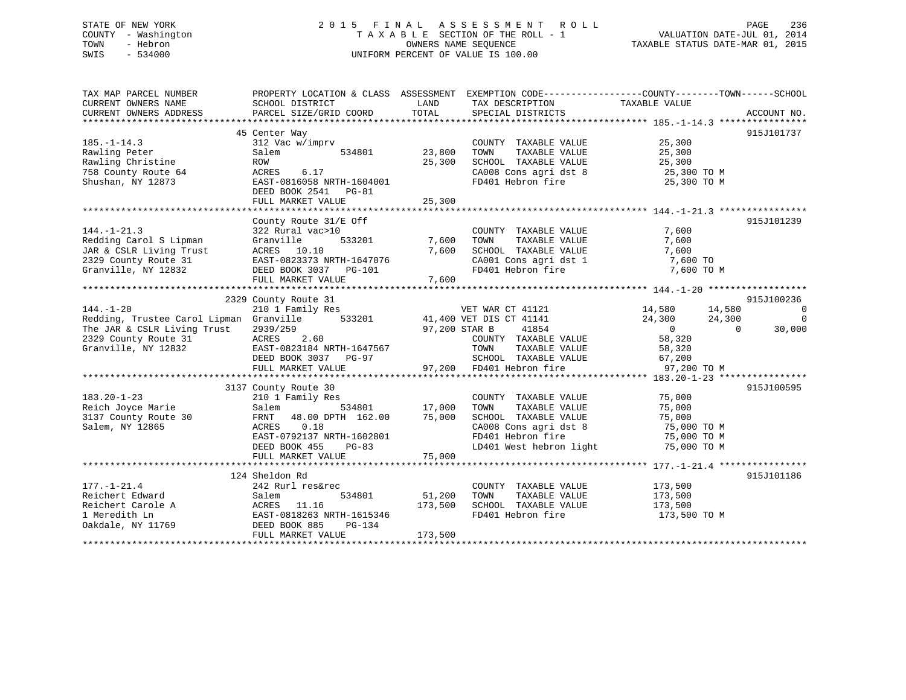STATE OF NEW YORK
COUNTY - Washington
TOWN - Hebron
SWIS - 534000

2015 FINAL ASSESSMENT ROLL
TAXABLE SECTION OF THE ROLL - 1
OWNERS NAME SEQUENCE
UNIFORM PERCENT OF VALUE IS 100.00

VALUATION DATE-JUL 01, 2014
TAXABLE STATUS DATE-MAR 01, 2015

| TAX MAP PARCEL NUMBER / CURRENT OWNERS NAME / CURRENT OWNERS ADDRESS | PROPERTY LOCATION & CLASS / SCHOOL DISTRICT / PARCEL SIZE/GRID COORD | ASSESSMENT LAND / TOTAL | EXEMPTION CODE / TAX DESCRIPTION / SPECIAL DISTRICTS | COUNTY TAXABLE VALUE | TOWN | SCHOOL | ACCOUNT NO. |
|---|---|---|---|---|---|---|---|
| 185.-1-14.3 | 45 Center Way | | | | | | 915J101737 |
| 185.-1-14.3 | 312 Vac w/imprv | | COUNTY TAXABLE VALUE | 25,300 | | | |
| Rawling Peter | Salem 534801 | 23,800 | TOWN TAXABLE VALUE | 25,300 | | | |
| Rawling Christine | ROW | 25,300 | SCHOOL TAXABLE VALUE | 25,300 | | | |
| 758 County Route 64 | ACRES 6.17 | | CA008 Cons agri dst 8 | 25,300 TO M | | | |
| Shushan, NY 12873 | EAST-0816058 NRTH-1604001 | | FD401 Hebron fire | 25,300 TO M | | | |
| | DEED BOOK 2541 PG-81 | | | | | | |
| | FULL MARKET VALUE | 25,300 | | | | | |
| 144.-1-21.3 | County Route 31/E Off | | | | | | 915J101239 |
| 144.-1-21.3 | 322 Rural vac>10 | | COUNTY TAXABLE VALUE | 7,600 | | | |
| Redding Carol S Lipman | Granville 533201 | 7,600 | TOWN TAXABLE VALUE | 7,600 | | | |
| JAR & CSLR Living Trust | ACRES 10.10 | 7,600 | SCHOOL TAXABLE VALUE | 7,600 | | | |
| 2329 County Route 31 | EAST-0823373 NRTH-1647076 | | CA001 Cons agri dst 1 | 7,600 TO | | | |
| Granville, NY 12832 | DEED BOOK 3037 PG-101 | | FD401 Hebron fire | 7,600 TO M | | | |
| | FULL MARKET VALUE | 7,600 | | | | | |
| 144.-1-20 | 2329 County Route 31 | | | | | | 915J100236 |
| 144.-1-20 | 210 1 Family Res | | VET WAR CT 41121 | 14,580 | 14,580 | 0 | |
| Redding, Trustee Carol Lipman | Granville 533201 | 41,400 | VET DIS CT 41141 | 24,300 | 24,300 | 0 | |
| The JAR & CSLR Living Trust | 2939/259 | 97,200 | STAR B 41854 | 0 | 0 | 30,000 | |
| 2329 County Route 31 | ACRES 2.60 | | COUNTY TAXABLE VALUE | 58,320 | | | |
| Granville, NY 12832 | EAST-0823184 NRTH-1647567 | | TOWN TAXABLE VALUE | 58,320 | | | |
| | DEED BOOK 3037 PG-97 | | SCHOOL TAXABLE VALUE | 67,200 | | | |
| | FULL MARKET VALUE | 97,200 | FD401 Hebron fire | 97,200 TO M | | | |
| 183.20-1-23 | 3137 County Route 30 | | | | | | 915J100595 |
| 183.20-1-23 | 210 1 Family Res | | COUNTY TAXABLE VALUE | 75,000 | | | |
| Reich Joyce Marie | Salem 534801 | 17,000 | TOWN TAXABLE VALUE | 75,000 | | | |
| 3137 County Route 30 | FRNT 48.00 DPTH 162.00 | 75,000 | SCHOOL TAXABLE VALUE | 75,000 | | | |
| Salem, NY 12865 | ACRES 0.18 | | CA008 Cons agri dst 8 | 75,000 TO M | | | |
| | EAST-0792137 NRTH-1602801 | | FD401 Hebron fire | 75,000 TO M | | | |
| | DEED BOOK 455 PG-83 | | LD401 West hebron light | 75,000 TO M | | | |
| | FULL MARKET VALUE | 75,000 | | | | | |
| 177.-1-21.4 | 124 Sheldon Rd | | | | | | 915J101186 |
| 177.-1-21.4 | 242 Rurl res&rec | | COUNTY TAXABLE VALUE | 173,500 | | | |
| Reichert Edward | Salem 534801 | 51,200 | TOWN TAXABLE VALUE | 173,500 | | | |
| Reichert Carole A | ACRES 11.16 | 173,500 | SCHOOL TAXABLE VALUE | 173,500 | | | |
| 1 Meredith Ln | EAST-0818263 NRTH-1615346 | | FD401 Hebron fire | 173,500 TO M | | | |
| Oakdale, NY 11769 | DEED BOOK 885 PG-134 | | | | | | |
| | FULL MARKET VALUE | 173,500 | | | | | |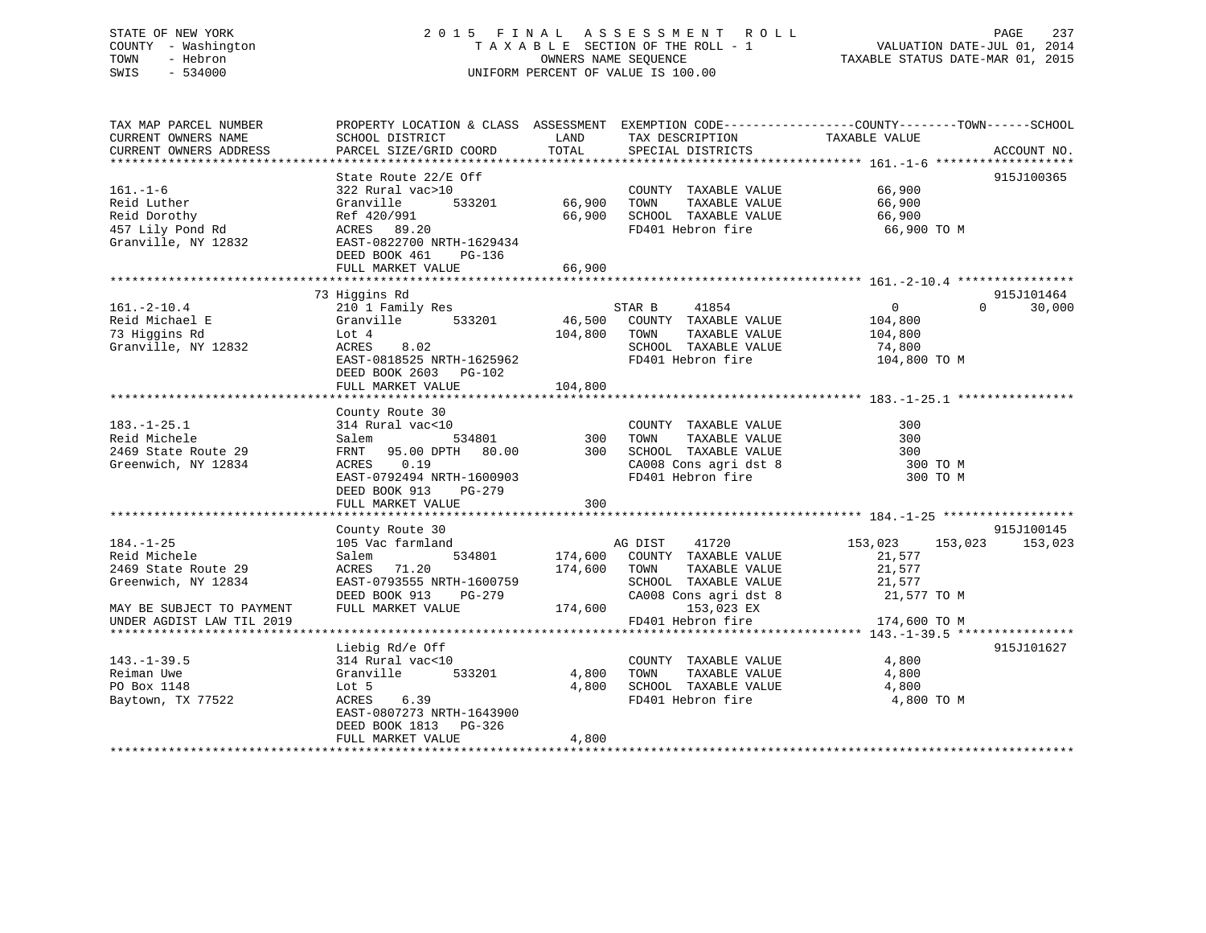STATE OF NEW YORK
COUNTY - Washington
TOWN - Hebron
SWIS - 534000

# 2015 FINAL ASSESSMENT ROLL

TAXABLE SECTION OF THE ROLL - 1
OWNERS NAME SEQUENCE
UNIFORM PERCENT OF VALUE IS 100.00

VALUATION DATE-JUL 01, 2014
TAXABLE STATUS DATE-MAR 01, 2015

```
TAX MAP PARCEL NUMBER          PROPERTY LOCATION & CLASS  ASSESSMENT  EXEMPTION CODE------------------COUNTY--------TOWN------SCHOOL
CURRENT OWNERS NAME            SCHOOL DISTRICT               LAND      TAX DESCRIPTION             TAXABLE VALUE
CURRENT OWNERS ADDRESS         PARCEL SIZE/GRID COORD        TOTAL     SPECIAL DISTRICTS                                    ACCOUNT NO.
************************************************************************************************* 161.-1-6 *******************
                               State Route 22/E Off                                                                      915J100365
161.-1-6                       322 Rural vac>10                        COUNTY  TAXABLE VALUE            66,900
Reid Luther                    Granville       533201       66,900     TOWN    TAXABLE VALUE            66,900
Reid Dorothy                   Ref 420/991                  66,900     SCHOOL  TAXABLE VALUE            66,900
457 Lily Pond Rd               ACRES   89.20                           FD401 Hebron fire                 66,900 TO M
Granville, NY 12832            EAST-0822700 NRTH-1629434
                               DEED BOOK 461    PG-136
                               FULL MARKET VALUE            66,900
************************************************************************************************* 161.-2-10.4 ****************
                               73 Higgins Rd                                                                             915J101464
161.-2-10.4                    210 1 Family Res                        STAR B      41854               0            0      30,000
Reid Michael E                 Granville       533201       46,500     COUNTY  TAXABLE VALUE           104,800
73 Higgins Rd                  Lot 4                       104,800     TOWN    TAXABLE VALUE           104,800
Granville, NY 12832            ACRES    8.02                           SCHOOL  TAXABLE VALUE            74,800
                               EAST-0818525 NRTH-1625962               FD401 Hebron fire                104,800 TO M
                               DEED BOOK 2603   PG-102
                               FULL MARKET VALUE           104,800
************************************************************************************************* 183.-1-25.1 ****************
                               County Route 30
183.-1-25.1                    314 Rural vac<10                        COUNTY  TAXABLE VALUE               300
Reid Michele                   Salem           534801          300     TOWN    TAXABLE VALUE               300
2469 State Route 29            FRNT   95.00 DPTH   80.00       300     SCHOOL  TAXABLE VALUE               300
Greenwich, NY 12834            ACRES    0.19                           CA008 Cons agri dst 8                300 TO M
                               EAST-0792494 NRTH-1600903               FD401 Hebron fire                    300 TO M
                               DEED BOOK 913    PG-279
                               FULL MARKET VALUE               300
************************************************************************************************* 184.-1-25 ******************
                               County Route 30                                                                           915J100145
184.-1-25                      105 Vac farmland                        AG DIST     41720          153,023      153,023    153,023
Reid Michele                   Salem           534801      174,600     COUNTY  TAXABLE VALUE            21,577
2469 State Route 29            ACRES   71.20               174,600     TOWN    TAXABLE VALUE            21,577
Greenwich, NY 12834            EAST-0793555 NRTH-1600759               SCHOOL  TAXABLE VALUE            21,577
                               DEED BOOK 913    PG-279                 CA008 Cons agri dst 8             21,577 TO M
MAY BE SUBJECT TO PAYMENT      FULL MARKET VALUE           174,600          153,023 EX
UNDER AGDIST LAW TIL 2019                                              FD401 Hebron fire                174,600 TO M
************************************************************************************************* 143.-1-39.5 ****************
                               Liebig Rd/e Off                                                                           915J101627
143.-1-39.5                    314 Rural vac<10                        COUNTY  TAXABLE VALUE             4,800
Reiman Uwe                     Granville       533201        4,800     TOWN    TAXABLE VALUE             4,800
PO Box 1148                    Lot 5                         4,800     SCHOOL  TAXABLE VALUE             4,800
Baytown, TX 77522              ACRES    6.39                           FD401 Hebron fire                  4,800 TO M
                               EAST-0807273 NRTH-1643900
                               DEED BOOK 1813   PG-326
                               FULL MARKET VALUE             4,800
******************************************************************************************************************************
```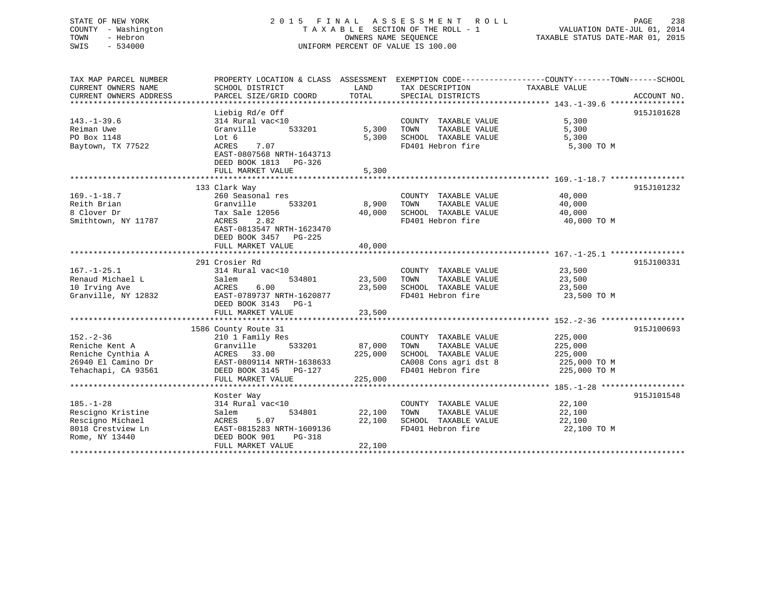STATE OF NEW YORK — 2015 FINAL ASSESSMENT ROLL
COUNTY - Washington — TAXABLE SECTION OF THE ROLL - 1 — VALUATION DATE-JUL 01, 2014
TOWN - Hebron — OWNERS NAME SEQUENCE — TAXABLE STATUS DATE-MAR 01, 2015
SWIS - 534000 — UNIFORM PERCENT OF VALUE IS 100.00

| TAX MAP PARCEL NUMBER / CURRENT OWNERS NAME / CURRENT OWNERS ADDRESS | PROPERTY LOCATION & CLASS / SCHOOL DISTRICT / PARCEL SIZE/GRID COORD | ASSESSMENT LAND | TOTAL | EXEMPTION CODE / TAX DESCRIPTION / SPECIAL DISTRICTS | TAXABLE VALUE (COUNTY/TOWN/SCHOOL) | ACCOUNT NO. |
|---|---|---|---|---|---|---|
| 143.-1-39.6 | Liebig Rd/e Off | | | | | 915J101628 |
| Reiman Uwe | 314 Rural vac<10 | | | COUNTY TAXABLE VALUE | 5,300 | |
| PO Box 1148 | Granville 533201 | 5,300 | | TOWN TAXABLE VALUE | 5,300 | |
| Baytown, TX 77522 | Lot 6 | | 5,300 | SCHOOL TAXABLE VALUE | 5,300 | |
| | ACRES 7.07 | | | FD401 Hebron fire | 5,300 TO M | |
| | EAST-0807568 NRTH-1643713 | | | | | |
| | DEED BOOK 1813 PG-326 | | | | | |
| | FULL MARKET VALUE | | 5,300 | | | |
| 169.-1-18.7 | 133 Clark Way | | | | | 915J101232 |
| Reith Brian | 260 Seasonal res | | | COUNTY TAXABLE VALUE | 40,000 | |
| 8 Clover Dr | Granville 533201 | 8,900 | | TOWN TAXABLE VALUE | 40,000 | |
| Smithtown, NY 11787 | Tax Sale 12056 | | 40,000 | SCHOOL TAXABLE VALUE | 40,000 | |
| | ACRES 2.82 | | | FD401 Hebron fire | 40,000 TO M | |
| | EAST-0813547 NRTH-1623470 | | | | | |
| | DEED BOOK 3457 PG-225 | | | | | |
| | FULL MARKET VALUE | | 40,000 | | | |
| 167.-1-25.1 | 291 Crosier Rd | | | | | 915J100331 |
| Renaud Michael L | 314 Rural vac<10 | | | COUNTY TAXABLE VALUE | 23,500 | |
| 10 Irving Ave | Salem 534801 | 23,500 | | TOWN TAXABLE VALUE | 23,500 | |
| Granville, NY 12832 | ACRES 6.00 | | 23,500 | SCHOOL TAXABLE VALUE | 23,500 | |
| | EAST-0789737 NRTH-1620877 | | | FD401 Hebron fire | 23,500 TO M | |
| | DEED BOOK 3143 PG-1 | | | | | |
| | FULL MARKET VALUE | | 23,500 | | | |
| 152.-2-36 | 1586 County Route 31 | | | | | 915J100693 |
| Reniche Kent A | 210 1 Family Res | | | COUNTY TAXABLE VALUE | 225,000 | |
| Reniche Cynthia A | Granville 533201 | 87,000 | | TOWN TAXABLE VALUE | 225,000 | |
| 26940 El Camino Dr | ACRES 33.00 | | 225,000 | SCHOOL TAXABLE VALUE | 225,000 | |
| Tehachapi, CA 93561 | EAST-0809114 NRTH-1638633 | | | CA008 Cons agri dst 8 | 225,000 TO M | |
| | DEED BOOK 3145 PG-127 | | | FD401 Hebron fire | 225,000 TO M | |
| | FULL MARKET VALUE | | 225,000 | | | |
| 185.-1-28 | Koster Way | | | | | 915J101548 |
| Rescigno Kristine | 314 Rural vac<10 | | | COUNTY TAXABLE VALUE | 22,100 | |
| Rescigno Michael | Salem 534801 | 22,100 | | TOWN TAXABLE VALUE | 22,100 | |
| 8018 Crestview Ln | ACRES 5.07 | | 22,100 | SCHOOL TAXABLE VALUE | 22,100 | |
| Rome, NY 13440 | EAST-0815283 NRTH-1609136 | | | FD401 Hebron fire | 22,100 TO M | |
| | DEED BOOK 901 PG-318 | | | | | |
| | FULL MARKET VALUE | | 22,100 | | | |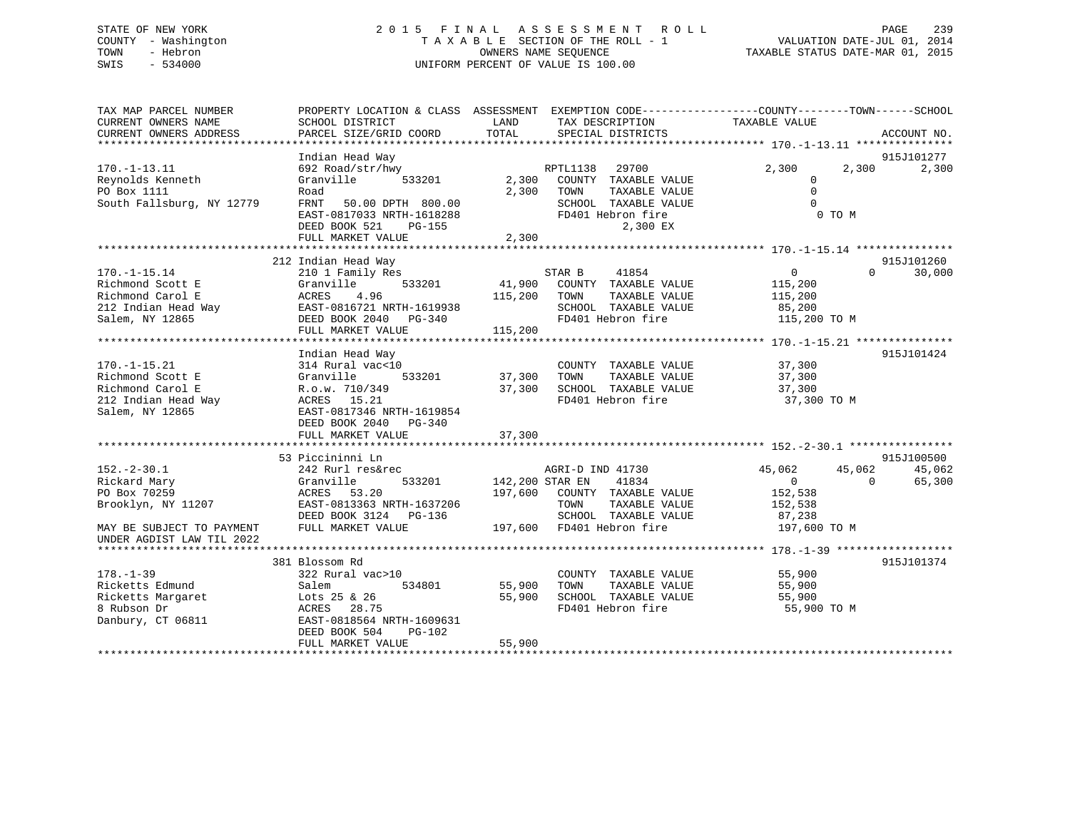STATE OF NEW YORK
COUNTY - Washington
TOWN - Hebron
SWIS - 534000

# 2015 FINAL ASSESSMENT ROLL
TAXABLE SECTION OF THE ROLL - 1
OWNERS NAME SEQUENCE
UNIFORM PERCENT OF VALUE IS 100.00

VALUATION DATE-JUL 01, 2014
TAXABLE STATUS DATE-MAR 01, 2015

```
TAX MAP PARCEL NUMBER          PROPERTY LOCATION & CLASS  ASSESSMENT  EXEMPTION CODE------------------COUNTY--------TOWN------SCHOOL
CURRENT OWNERS NAME            SCHOOL DISTRICT               LAND      TAX DESCRIPTION            TAXABLE VALUE
CURRENT OWNERS ADDRESS         PARCEL SIZE/GRID COORD        TOTAL     SPECIAL DISTRICTS                                    ACCOUNT NO.
******************************************************************************************************* 170.-1-13.11 ***************
                               Indian Head Way                                                                          915J101277
170.-1-13.11                   692 Road/str/hwy                        RPTL1138   29700           2,300       2,300       2,300
Reynolds Kenneth               Granville        533201        2,300    COUNTY  TAXABLE VALUE            0
PO Box 1111                    Road                           2,300    TOWN    TAXABLE VALUE            0
South Fallsburg, NY 12779      FRNT   50.00 DPTH  800.00               SCHOOL  TAXABLE VALUE            0
                               EAST-0817033 NRTH-1618288               FD401 Hebron fire                 0 TO M
                               DEED BOOK 521     PG-155                      2,300 EX
                               FULL MARKET VALUE              2,300
******************************************************************************************************* 170.-1-15.14 ***************
                               212 Indian Head Way                                                                      915J101260
170.-1-15.14                   210 1 Family Res                        STAR B     41854               0           0      30,000
Richmond Scott E               Granville        533201       41,900    COUNTY  TAXABLE VALUE       115,200
Richmond Carol E               ACRES    4.96                115,200    TOWN    TAXABLE VALUE       115,200
212 Indian Head Way            EAST-0816721 NRTH-1619938               SCHOOL  TAXABLE VALUE        85,200
Salem, NY 12865                DEED BOOK 2040   PG-340                 FD401 Hebron fire            115,200 TO M
                               FULL MARKET VALUE            115,200
******************************************************************************************************* 170.-1-15.21 ***************
                               Indian Head Way                                                                          915J101424
170.-1-15.21                   314 Rural vac<10                        COUNTY  TAXABLE VALUE        37,300
Richmond Scott E               Granville        533201       37,300    TOWN    TAXABLE VALUE        37,300
Richmond Carol E               R.o.w. 710/349                37,300    SCHOOL  TAXABLE VALUE        37,300
212 Indian Head Way            ACRES   15.21                           FD401 Hebron fire             37,300 TO M
Salem, NY 12865                EAST-0817346 NRTH-1619854
                               DEED BOOK 2040   PG-340
                               FULL MARKET VALUE             37,300
******************************************************************************************************* 152.-2-30.1 ****************
                               53 Piccininni Ln                                                                         915J100500
152.-2-30.1                    242 Rurl res&rec                        AGRI-D IND 41730          45,062      45,062      45,062
Rickard Mary                   Granville        533201      142,200 STAR EN    41834                  0           0      65,300
PO Box 70259                   ACRES   53.20                197,600    COUNTY  TAXABLE VALUE       152,538
Brooklyn, NY 11207             EAST-0813363 NRTH-1637206               TOWN    TAXABLE VALUE       152,538
                               DEED BOOK 3124   PG-136                 SCHOOL  TAXABLE VALUE        87,238
MAY BE SUBJECT TO PAYMENT      FULL MARKET VALUE            197,600    FD401 Hebron fire            197,600 TO M
UNDER AGDIST LAW TIL 2022
******************************************************************************************************* 178.-1-39 ******************
                               381 Blossom Rd                                                                           915J101374
178.-1-39                      322 Rural vac>10                        COUNTY  TAXABLE VALUE        55,900
Ricketts Edmund                Salem            534801       55,900    TOWN    TAXABLE VALUE        55,900
Ricketts Margaret              Lots 25 & 26                  55,900    SCHOOL  TAXABLE VALUE        55,900
8 Rubson Dr                    ACRES   28.75                           FD401 Hebron fire             55,900 TO M
Danbury, CT 06811              EAST-0818564 NRTH-1609631
                               DEED BOOK 504     PG-102
                               FULL MARKET VALUE             55,900
************************************************************************************************************************************
```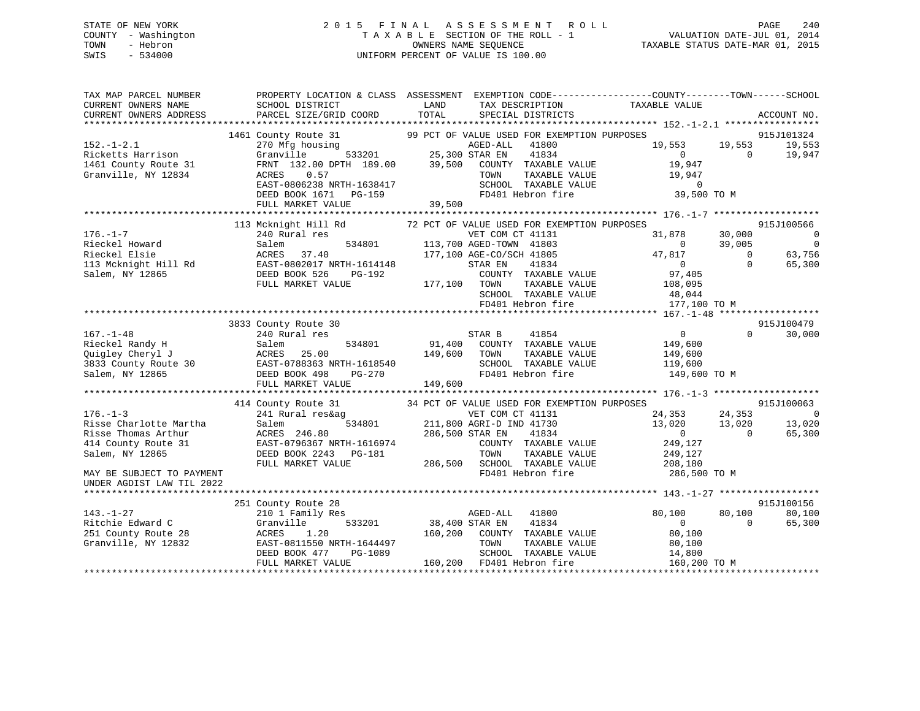STATE OF NEW YORK
COUNTY - Washington
TOWN - Hebron
SWIS - 534000

# 2015 FINAL ASSESSMENT ROLL

TAXABLE SECTION OF THE ROLL - 1
OWNERS NAME SEQUENCE
UNIFORM PERCENT OF VALUE IS 100.00

VALUATION DATE-JUL 01, 2014
TAXABLE STATUS DATE-MAR 01, 2015

```
TAX MAP PARCEL NUMBER          PROPERTY LOCATION & CLASS  ASSESSMENT  EXEMPTION CODE------------------COUNTY--------TOWN------SCHOOL
CURRENT OWNERS NAME            SCHOOL DISTRICT             LAND       TAX DESCRIPTION              TAXABLE VALUE
CURRENT OWNERS ADDRESS         PARCEL SIZE/GRID COORD      TOTAL      SPECIAL DISTRICTS                                          ACCOUNT NO.
*********************************************************************************************** 152.-1-2.1 *****************
                               1461 County Route 31        99 PCT OF VALUE USED FOR EXEMPTION PURPOSES                        915J101324
152.-1-2.1                     270 Mfg housing                        AGED-ALL    41800            19,553      19,553      19,553
Ricketts Harrison              Granville        533201     25,300 STAR EN     41834                 0           0      19,947
1461 County Route 31           FRNT 132.00 DPTH 189.00     39,500   COUNTY  TAXABLE VALUE          19,947
Granville, NY 12834            ACRES    0.57                        TOWN    TAXABLE VALUE          19,947
                               EAST-0806238 NRTH-1638417            SCHOOL  TAXABLE VALUE               0
                               DEED BOOK 1671   PG-159              FD401 Hebron fire               39,500 TO M
                               FULL MARKET VALUE           39,500
*********************************************************************************************** 176.-1-7 *******************
                               113 Mcknight Hill Rd        72 PCT OF VALUE USED FOR EXEMPTION PURPOSES                        915J100566
176.-1-7                       240 Rural res                          VET COM CT 41131             31,878      30,000           0
Rieckel Howard                 Salem            534801    113,700 AGED-TOWN  41803                  0      39,005           0
Rieckel Elsie                  ACRES  37.40               177,100 AGE-CO/SCH 41805             47,817           0      63,756
113 Mcknight Hill Rd           EAST-0802017 NRTH-1614148            STAR EN     41834                 0           0      65,300
Salem, NY 12865                DEED BOOK 526    PG-192              COUNTY  TAXABLE VALUE          97,405
                               FULL MARKET VALUE          177,100   TOWN    TAXABLE VALUE         108,095
                                                                    SCHOOL  TAXABLE VALUE          48,044
                                                                    FD401 Hebron fire              177,100 TO M
*********************************************************************************************** 167.-1-48 ******************
                               3833 County Route 30                                                                           915J100479
167.-1-48                      240 Rural res                          STAR B      41854                 0           0      30,000
Rieckel Randy H                Salem            534801     91,400   COUNTY  TAXABLE VALUE         149,600
Quigley Cheryl J               ACRES  25.00               149,600   TOWN    TAXABLE VALUE         149,600
3833 County Route 30           EAST-0788363 NRTH-1618540            SCHOOL  TAXABLE VALUE         119,600
Salem, NY 12865                DEED BOOK 498    PG-270              FD401 Hebron fire              149,600 TO M
                               FULL MARKET VALUE          149,600
*********************************************************************************************** 176.-1-3 *******************
                               414 County Route 31         34 PCT OF VALUE USED FOR EXEMPTION PURPOSES                        915J100063
176.-1-3                       241 Rural res&ag                       VET COM CT 41131             24,353      24,353           0
Risse Charlotte Martha         Salem            534801    211,800 AGRI-D IND 41730             13,020      13,020      13,020
Risse Thomas Arthur            ACRES 246.80               286,500 STAR EN     41834                 0           0      65,300
414 County Route 31            EAST-0796367 NRTH-1616974            COUNTY  TAXABLE VALUE         249,127
Salem, NY 12865                DEED BOOK 2243   PG-181              TOWN    TAXABLE VALUE         249,127
                               FULL MARKET VALUE          286,500   SCHOOL  TAXABLE VALUE         208,180
MAY BE SUBJECT TO PAYMENT                                           FD401 Hebron fire              286,500 TO M
UNDER AGDIST LAW TIL 2022
*********************************************************************************************** 143.-1-27 ******************
                               251 County Route 28                                                                            915J100156
143.-1-27                      210 1 Family Res                       AGED-ALL    41800            80,100      80,100      80,100
Ritchie Edward C               Granville        533201     38,400 STAR EN     41834                 0           0      65,300
251 County Route 28            ACRES    1.20              160,200   COUNTY  TAXABLE VALUE          80,100
Granville, NY 12832            EAST-0811550 NRTH-1644497            TOWN    TAXABLE VALUE          80,100
                               DEED BOOK 477    PG-1089             SCHOOL  TAXABLE VALUE          14,800
                               FULL MARKET VALUE          160,200   FD401 Hebron fire              160,200 TO M
******************************************************************************************************************************
```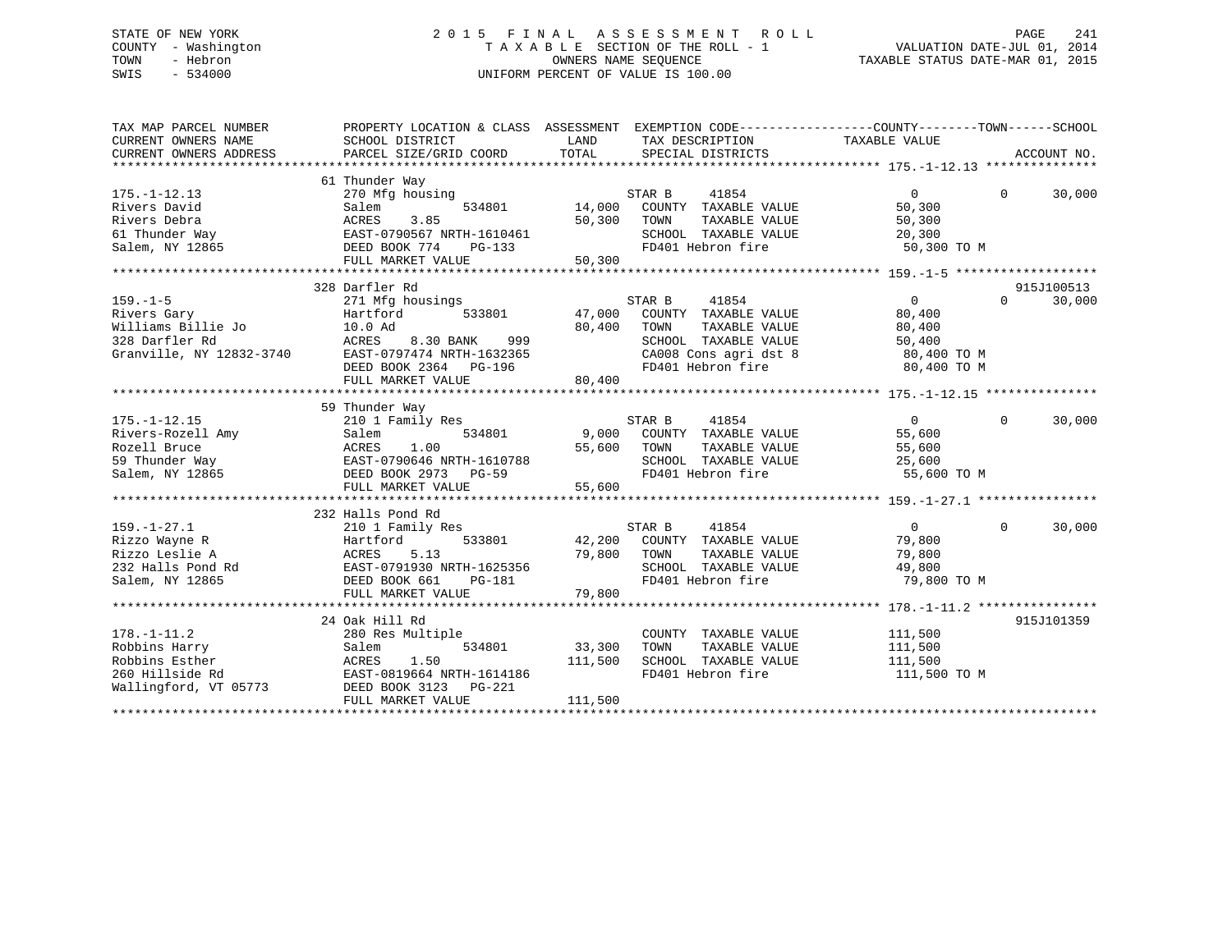STATE OF NEW YORK
COUNTY - Washington
TOWN - Hebron
SWIS - 534000

# 2015 FINAL ASSESSMENT ROLL

TAXABLE SECTION OF THE ROLL - 1
OWNERS NAME SEQUENCE
UNIFORM PERCENT OF VALUE IS 100.00

VALUATION DATE-JUL 01, 2014
TAXABLE STATUS DATE-MAR 01, 2015

| TAX MAP PARCEL NUMBER / CURRENT OWNERS NAME / CURRENT OWNERS ADDRESS | PROPERTY LOCATION & CLASS / SCHOOL DISTRICT / PARCEL SIZE/GRID COORD | ASSESSMENT LAND | TOTAL | EXEMPTION CODE / TAX DESCRIPTION / SPECIAL DISTRICTS | COUNTY TAXABLE VALUE | TOWN | SCHOOL | ACCOUNT NO. |
|---|---|---|---|---|---|---|---|---|
| **175.-1-12.13** | 61 Thunder Way | | | | | | | |
| 175.-1-12.13 | 270 Mfg housing | | | STAR B 41854 | 0 | 0 | 30,000 | |
| Rivers David | Salem 534801 | 14,000 | | COUNTY TAXABLE VALUE | 50,300 | | | |
| Rivers Debra | ACRES 3.85 | | 50,300 | TOWN TAXABLE VALUE | 50,300 | | | |
| 61 Thunder Way | EAST-0790567 NRTH-1610461 | | | SCHOOL TAXABLE VALUE | 20,300 | | | |
| Salem, NY 12865 | DEED BOOK 774 PG-133 | | | FD401 Hebron fire | 50,300 TO M | | | |
| | FULL MARKET VALUE | | 50,300 | | | | | |
| **159.-1-5** | 328 Darfler Rd | | | | | | | 915J100513 |
| 159.-1-5 | 271 Mfg housings | | | STAR B 41854 | 0 | 0 | 30,000 | |
| Rivers Gary | Hartford 533801 | 47,000 | | COUNTY TAXABLE VALUE | 80,400 | | | |
| Williams Billie Jo | 10.0 Ad | | 80,400 | TOWN TAXABLE VALUE | 80,400 | | | |
| 328 Darfler Rd | ACRES 8.30 BANK 999 | | | SCHOOL TAXABLE VALUE | 50,400 | | | |
| Granville, NY 12832-3740 | EAST-0797474 NRTH-1632365 | | | CA008 Cons agri dst 8 | 80,400 TO M | | | |
| | DEED BOOK 2364 PG-196 | | | FD401 Hebron fire | 80,400 TO M | | | |
| | FULL MARKET VALUE | | 80,400 | | | | | |
| **175.-1-12.15** | 59 Thunder Way | | | | | | | |
| 175.-1-12.15 | 210 1 Family Res | | | STAR B 41854 | 0 | 0 | 30,000 | |
| Rivers-Rozell Amy | Salem 534801 | 9,000 | | COUNTY TAXABLE VALUE | 55,600 | | | |
| Rozell Bruce | ACRES 1.00 | | 55,600 | TOWN TAXABLE VALUE | 55,600 | | | |
| 59 Thunder Way | EAST-0790646 NRTH-1610788 | | | SCHOOL TAXABLE VALUE | 25,600 | | | |
| Salem, NY 12865 | DEED BOOK 2973 PG-59 | | | FD401 Hebron fire | 55,600 TO M | | | |
| | FULL MARKET VALUE | | 55,600 | | | | | |
| **159.-1-27.1** | 232 Halls Pond Rd | | | | | | | |
| 159.-1-27.1 | 210 1 Family Res | | | STAR B 41854 | 0 | 0 | 30,000 | |
| Rizzo Wayne R | Hartford 533801 | 42,200 | | COUNTY TAXABLE VALUE | 79,800 | | | |
| Rizzo Leslie A | ACRES 5.13 | | 79,800 | TOWN TAXABLE VALUE | 79,800 | | | |
| 232 Halls Pond Rd | EAST-0791930 NRTH-1625356 | | | SCHOOL TAXABLE VALUE | 49,800 | | | |
| Salem, NY 12865 | DEED BOOK 661 PG-181 | | | FD401 Hebron fire | 79,800 TO M | | | |
| | FULL MARKET VALUE | | 79,800 | | | | | |
| **178.-1-11.2** | 24 Oak Hill Rd | | | | | | | 915J101359 |
| 178.-1-11.2 | 280 Res Multiple | | | COUNTY TAXABLE VALUE | 111,500 | | | |
| Robbins Harry | Salem 534801 | 33,300 | | TOWN TAXABLE VALUE | 111,500 | | | |
| Robbins Esther | ACRES 1.50 | | 111,500 | SCHOOL TAXABLE VALUE | 111,500 | | | |
| 260 Hillside Rd | EAST-0819664 NRTH-1614186 | | | FD401 Hebron fire | 111,500 TO M | | | |
| Wallingford, VT 05773 | DEED BOOK 3123 PG-221 | | | | | | | |
| | FULL MARKET VALUE | | 111,500 | | | | | |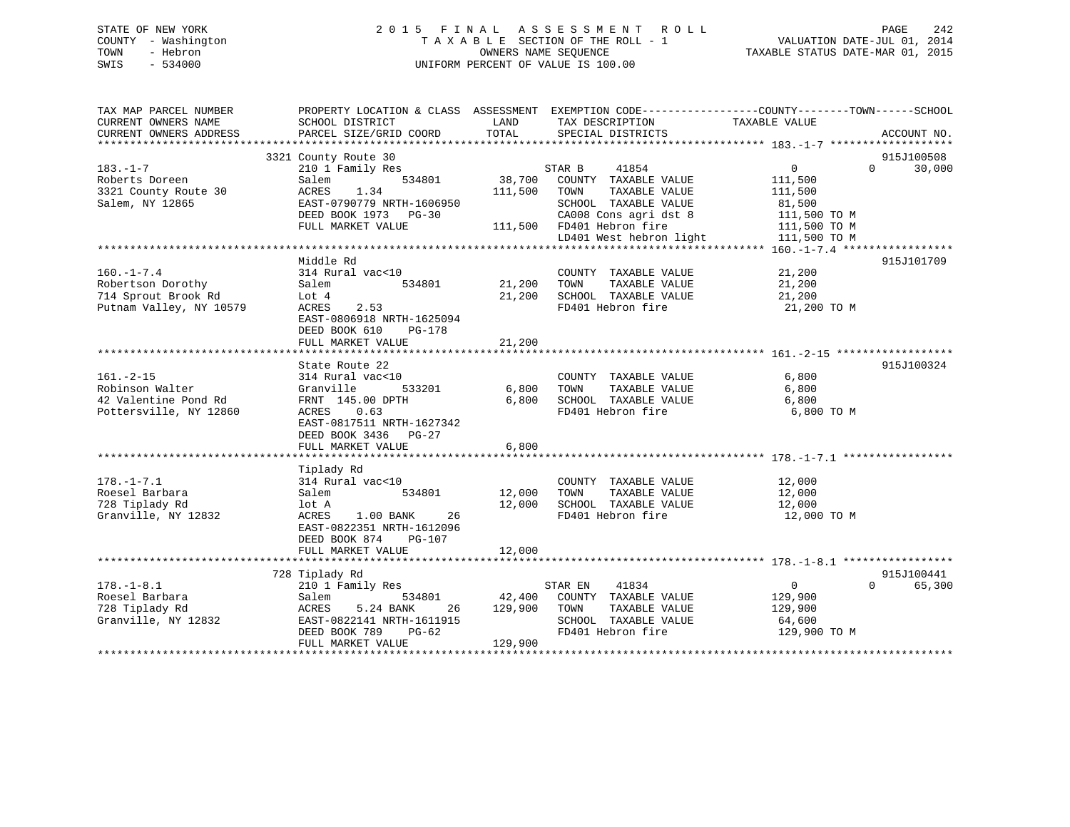STATE OF NEW YORK
COUNTY - Washington
TOWN - Hebron
SWIS - 534000

2015 FINAL ASSESSMENT ROLL
TAXABLE SECTION OF THE ROLL - 1
OWNERS NAME SEQUENCE
UNIFORM PERCENT OF VALUE IS 100.00

VALUATION DATE-JUL 01, 2014
TAXABLE STATUS DATE-MAR 01, 2015

```
TAX MAP PARCEL NUMBER          PROPERTY LOCATION & CLASS  ASSESSMENT  EXEMPTION CODE------------------COUNTY--------TOWN------SCHOOL
CURRENT OWNERS NAME            SCHOOL DISTRICT               LAND      TAX DESCRIPTION            TAXABLE VALUE
CURRENT OWNERS ADDRESS         PARCEL SIZE/GRID COORD        TOTAL     SPECIAL DISTRICTS                                  ACCOUNT NO.
******************************************************************************************************* 183.-1-7 *******************
                          3321 County Route 30                                                                             915J100508
183.-1-7                       210 1 Family Res                       STAR B     41854              0             0       30,000
Roberts Doreen                 Salem           534801        38,700   COUNTY  TAXABLE VALUE        111,500
3321 County Route 30           ACRES    1.34                111,500   TOWN    TAXABLE VALUE        111,500
Salem, NY 12865                EAST-0790779 NRTH-1606950              SCHOOL  TAXABLE VALUE         81,500
                               DEED BOOK 1973   PG-30                 CA008 Cons agri dst 8         111,500 TO M
                               FULL MARKET VALUE           111,500    FD401 Hebron fire             111,500 TO M
                                                                      LD401 West hebron light       111,500 TO M
******************************************************************************************************* 160.-1-7.4 *****************
                               Middle Rd                                                                                   915J101709
160.-1-7.4                     314 Rural vac<10                       COUNTY  TAXABLE VALUE         21,200
Robertson Dorothy              Salem           534801        21,200   TOWN    TAXABLE VALUE         21,200
714 Sprout Brook Rd            Lot 4                         21,200   SCHOOL  TAXABLE VALUE         21,200
Putnam Valley, NY 10579        ACRES    2.53                          FD401 Hebron fire              21,200 TO M
                               EAST-0806918 NRTH-1625094
                               DEED BOOK 610    PG-178
                               FULL MARKET VALUE            21,200
******************************************************************************************************* 161.-2-15 ******************
                               State Route 22                                                                              915J100324
161.-2-15                      314 Rural vac<10                       COUNTY  TAXABLE VALUE          6,800
Robinson Walter                Granville       533201         6,800   TOWN    TAXABLE VALUE          6,800
42 Valentine Pond Rd           FRNT 145.00 DPTH               6,800   SCHOOL  TAXABLE VALUE          6,800
Pottersville, NY 12860         ACRES    0.63                          FD401 Hebron fire               6,800 TO M
                               EAST-0817511 NRTH-1627342
                               DEED BOOK 3436   PG-27
                               FULL MARKET VALUE             6,800
******************************************************************************************************* 178.-1-7.1 *****************
                               Tiplady Rd
178.-1-7.1                     314 Rural vac<10                       COUNTY  TAXABLE VALUE         12,000
Roesel Barbara                 Salem           534801        12,000   TOWN    TAXABLE VALUE         12,000
728 Tiplady Rd                 lot A                         12,000   SCHOOL  TAXABLE VALUE         12,000
Granville, NY 12832            ACRES    1.00 BANK     26              FD401 Hebron fire              12,000 TO M
                               EAST-0822351 NRTH-1612096
                               DEED BOOK 874    PG-107
                               FULL MARKET VALUE            12,000
******************************************************************************************************* 178.-1-8.1 *****************
                           728 Tiplady Rd                                                                                  915J100441
178.-1-8.1                     210 1 Family Res                       STAR EN    41834              0             0       65,300
Roesel Barbara                 Salem           534801        42,400   COUNTY  TAXABLE VALUE        129,900
728 Tiplady Rd                 ACRES    5.24 BANK     26    129,900   TOWN    TAXABLE VALUE        129,900
Granville, NY 12832            EAST-0822141 NRTH-1611915              SCHOOL  TAXABLE VALUE         64,600
                               DEED BOOK 789    PG-62                 FD401 Hebron fire             129,900 TO M
                               FULL MARKET VALUE           129,900
************************************************************************************************************************************
```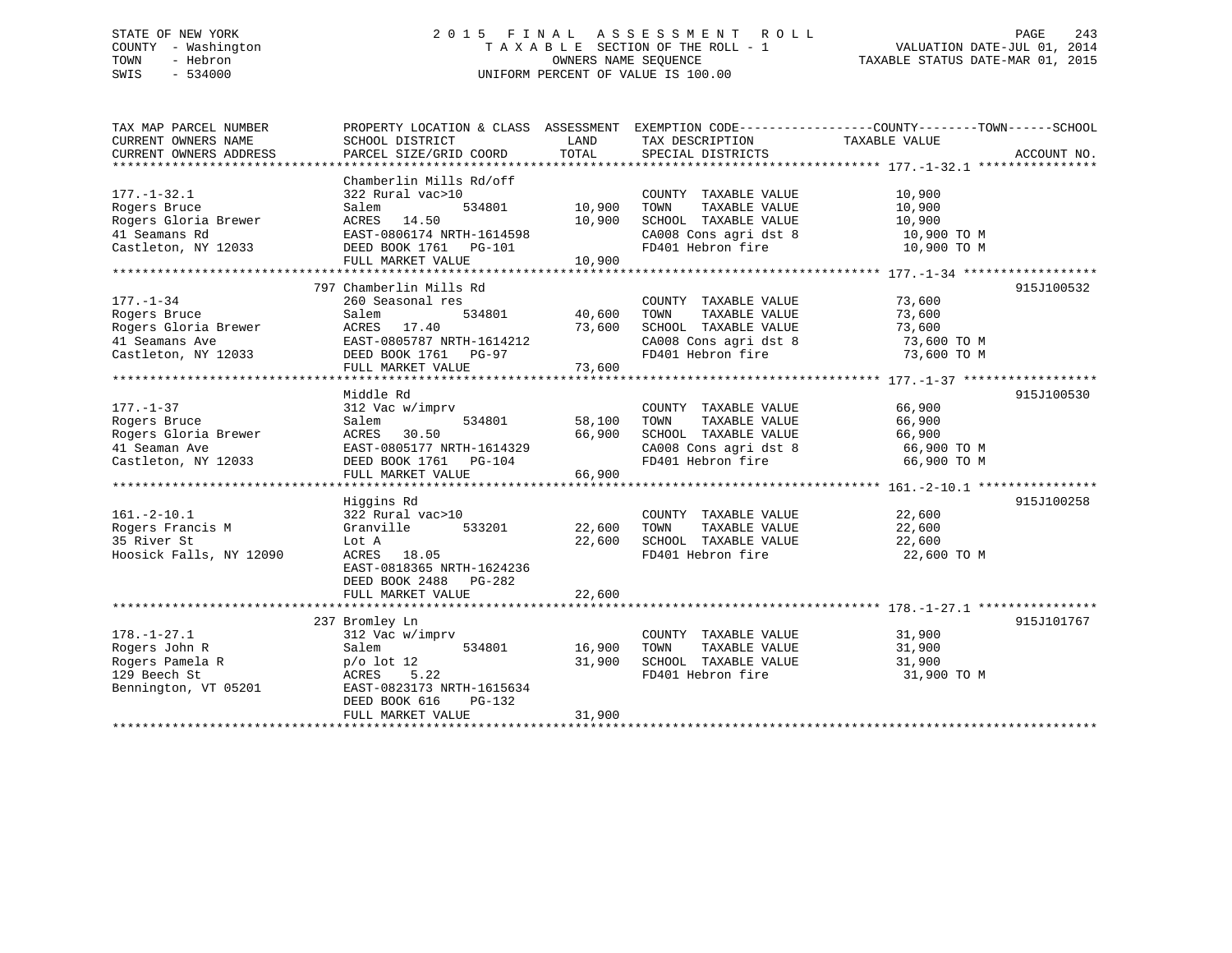STATE OF NEW YORK
COUNTY - Washington
TOWN - Hebron
SWIS - 534000

# 2015 FINAL ASSESSMENT ROLL
TAXABLE SECTION OF THE ROLL - 1
OWNERS NAME SEQUENCE
UNIFORM PERCENT OF VALUE IS 100.00

VALUATION DATE-JUL 01, 2014
TAXABLE STATUS DATE-MAR 01, 2015

| TAX MAP PARCEL NUMBER / CURRENT OWNERS NAME / CURRENT OWNERS ADDRESS | PROPERTY LOCATION & CLASS / SCHOOL DISTRICT / PARCEL SIZE/GRID COORD | ASSESSMENT LAND | TOTAL | EXEMPTION CODE / TAX DESCRIPTION / SPECIAL DISTRICTS | TAXABLE VALUE (COUNTY / TOWN / SCHOOL) | ACCOUNT NO. |
|---|---|---|---|---|---|---|
| **177.-1-32.1** | Chamberlin Mills Rd/off | | | | | |
| 177.-1-32.1 | 322 Rural vac>10 | | | COUNTY TAXABLE VALUE | 10,900 | |
| Rogers Bruce | Salem 534801 | 10,900 | | TOWN TAXABLE VALUE | 10,900 | |
| Rogers Gloria Brewer | ACRES 14.50 | | 10,900 | SCHOOL TAXABLE VALUE | 10,900 | |
| 41 Seamans Rd | EAST-0806174 NRTH-1614598 | | | CA008 Cons agri dst 8 | 10,900 TO M | |
| Castleton, NY 12033 | DEED BOOK 1761 PG-101 | | | FD401 Hebron fire | 10,900 TO M | |
| | FULL MARKET VALUE | | 10,900 | | | |
| **177.-1-34** | 797 Chamberlin Mills Rd | | | | | 915J100532 |
| 177.-1-34 | 260 Seasonal res | | | COUNTY TAXABLE VALUE | 73,600 | |
| Rogers Bruce | Salem 534801 | 40,600 | | TOWN TAXABLE VALUE | 73,600 | |
| Rogers Gloria Brewer | ACRES 17.40 | | 73,600 | SCHOOL TAXABLE VALUE | 73,600 | |
| 41 Seamans Ave | EAST-0805787 NRTH-1614212 | | | CA008 Cons agri dst 8 | 73,600 TO M | |
| Castleton, NY 12033 | DEED BOOK 1761 PG-97 | | | FD401 Hebron fire | 73,600 TO M | |
| | FULL MARKET VALUE | | 73,600 | | | |
| **177.-1-37** | Middle Rd | | | | | 915J100530 |
| 177.-1-37 | 312 Vac w/imprv | | | COUNTY TAXABLE VALUE | 66,900 | |
| Rogers Bruce | Salem 534801 | 58,100 | | TOWN TAXABLE VALUE | 66,900 | |
| Rogers Gloria Brewer | ACRES 30.50 | | 66,900 | SCHOOL TAXABLE VALUE | 66,900 | |
| 41 Seaman Ave | EAST-0805177 NRTH-1614329 | | | CA008 Cons agri dst 8 | 66,900 TO M | |
| Castleton, NY 12033 | DEED BOOK 1761 PG-104 | | | FD401 Hebron fire | 66,900 TO M | |
| | FULL MARKET VALUE | | 66,900 | | | |
| **161.-2-10.1** | Higgins Rd | | | | | 915J100258 |
| 161.-2-10.1 | 322 Rural vac>10 | | | COUNTY TAXABLE VALUE | 22,600 | |
| Rogers Francis M | Granville 533201 | 22,600 | | TOWN TAXABLE VALUE | 22,600 | |
| 35 River St | Lot A | | 22,600 | SCHOOL TAXABLE VALUE | 22,600 | |
| Hoosick Falls, NY 12090 | ACRES 18.05 | | | FD401 Hebron fire | 22,600 TO M | |
| | EAST-0818365 NRTH-1624236 | | | | | |
| | DEED BOOK 2488 PG-282 | | | | | |
| | FULL MARKET VALUE | | 22,600 | | | |
| **178.-1-27.1** | 237 Bromley Ln | | | | | 915J101767 |
| 178.-1-27.1 | 312 Vac w/imprv | | | COUNTY TAXABLE VALUE | 31,900 | |
| Rogers John R | Salem 534801 | 16,900 | | TOWN TAXABLE VALUE | 31,900 | |
| Rogers Pamela R | p/o lot 12 | | 31,900 | SCHOOL TAXABLE VALUE | 31,900 | |
| 129 Beech St | ACRES 5.22 | | | FD401 Hebron fire | 31,900 TO M | |
| Bennington, VT 05201 | EAST-0823173 NRTH-1615634 | | | | | |
| | DEED BOOK 616 PG-132 | | | | | |
| | FULL MARKET VALUE | | 31,900 | | | |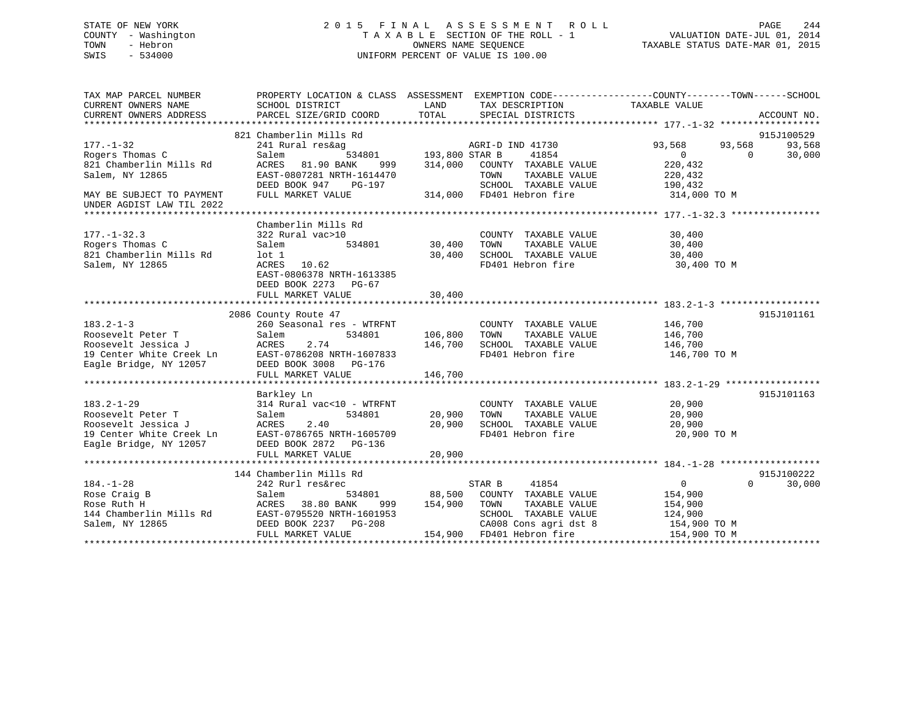STATE OF NEW YORK
COUNTY - Washington
TOWN - Hebron
SWIS - 534000

2 0 1 5 F I N A L A S S E S S M E N T R O L L
T A X A B L E SECTION OF THE ROLL - 1
OWNERS NAME SEQUENCE
UNIFORM PERCENT OF VALUE IS 100.00

VALUATION DATE-JUL 01, 2014
TAXABLE STATUS DATE-MAR 01, 2015

```
TAX MAP PARCEL NUMBER          PROPERTY LOCATION & CLASS  ASSESSMENT  EXEMPTION CODE------------------COUNTY--------TOWN------SCHOOL
CURRENT OWNERS NAME            SCHOOL DISTRICT               LAND      TAX DESCRIPTION              TAXABLE VALUE
CURRENT OWNERS ADDRESS         PARCEL SIZE/GRID COORD        TOTAL     SPECIAL DISTRICTS                                        ACCOUNT NO.
******************************************************************************************************* 177.-1-32 ******************
                               821 Chamberlin Mills Rd                                                                     915J100529
177.-1-32                      241 Rural res&ag                         AGRI-D IND 41730           93,568      93,568      93,568
Rogers Thomas C                Salem            534801     193,800 STAR B      41854                   0           0      30,000
821 Chamberlin Mills Rd        ACRES  81.90 BANK    999    314,000   COUNTY  TAXABLE VALUE         220,432
Salem, NY 12865                EAST-0807281 NRTH-1614470             TOWN    TAXABLE VALUE         220,432
                               DEED BOOK 947    PG-197               SCHOOL  TAXABLE VALUE         190,432
MAY BE SUBJECT TO PAYMENT      FULL MARKET VALUE           314,000   FD401 Hebron fire              314,000 TO M
UNDER AGDIST LAW TIL 2022
******************************************************************************************************* 177.-1-32.3 ****************
                               Chamberlin Mills Rd
177.-1-32.3                    322 Rural vac>10                          COUNTY  TAXABLE VALUE          30,400
Rogers Thomas C                Salem            534801      30,400   TOWN    TAXABLE VALUE          30,400
821 Chamberlin Mills Rd        lot 1                        30,400   SCHOOL  TAXABLE VALUE          30,400
Salem, NY 12865                ACRES  10.62                          FD401 Hebron fire               30,400 TO M
                               EAST-0806378 NRTH-1613385
                               DEED BOOK 2273   PG-67
                               FULL MARKET VALUE            30,400
******************************************************************************************************* 183.2-1-3 ******************
                               2086 County Route 47                                                                        915J101161
183.2-1-3                      260 Seasonal res - WTRFNT                 COUNTY  TAXABLE VALUE         146,700
Roosevelt Peter T              Salem            534801     106,800   TOWN    TAXABLE VALUE         146,700
Roosevelt Jessica J            ACRES    2.74               146,700   SCHOOL  TAXABLE VALUE         146,700
19 Center White Creek Ln       EAST-0786208 NRTH-1607833             FD401 Hebron fire              146,700 TO M
Eagle Bridge, NY 12057         DEED BOOK 3008   PG-176
                               FULL MARKET VALUE           146,700
******************************************************************************************************* 183.2-1-29 *****************
                               Barkley Ln                                                                                  915J101163
183.2-1-29                     314 Rural vac<10 - WTRFNT                 COUNTY  TAXABLE VALUE          20,900
Roosevelt Peter T              Salem            534801      20,900   TOWN    TAXABLE VALUE          20,900
Roosevelt Jessica J            ACRES    2.40                20,900   SCHOOL  TAXABLE VALUE          20,900
19 Center White Creek Ln       EAST-0786765 NRTH-1605709             FD401 Hebron fire               20,900 TO M
Eagle Bridge, NY 12057         DEED BOOK 2872   PG-136
                               FULL MARKET VALUE            20,900
******************************************************************************************************* 184.-1-28 ******************
                               144 Chamberlin Mills Rd                                                                     915J100222
184.-1-28                      242 Rurl res&rec                          STAR B      41854                   0           0      30,000
Rose Craig B                   Salem            534801      88,500   COUNTY  TAXABLE VALUE         154,900
Rose Ruth H                    ACRES  38.80 BANK    999    154,900   TOWN    TAXABLE VALUE         154,900
144 Chamberlin Mills Rd        EAST-0795520 NRTH-1601953             SCHOOL  TAXABLE VALUE         124,900
Salem, NY 12865                DEED BOOK 2237   PG-208               CA008 Cons agri dst 8          154,900 TO M
                               FULL MARKET VALUE           154,900   FD401 Hebron fire              154,900 TO M
************************************************************************************************************************************
```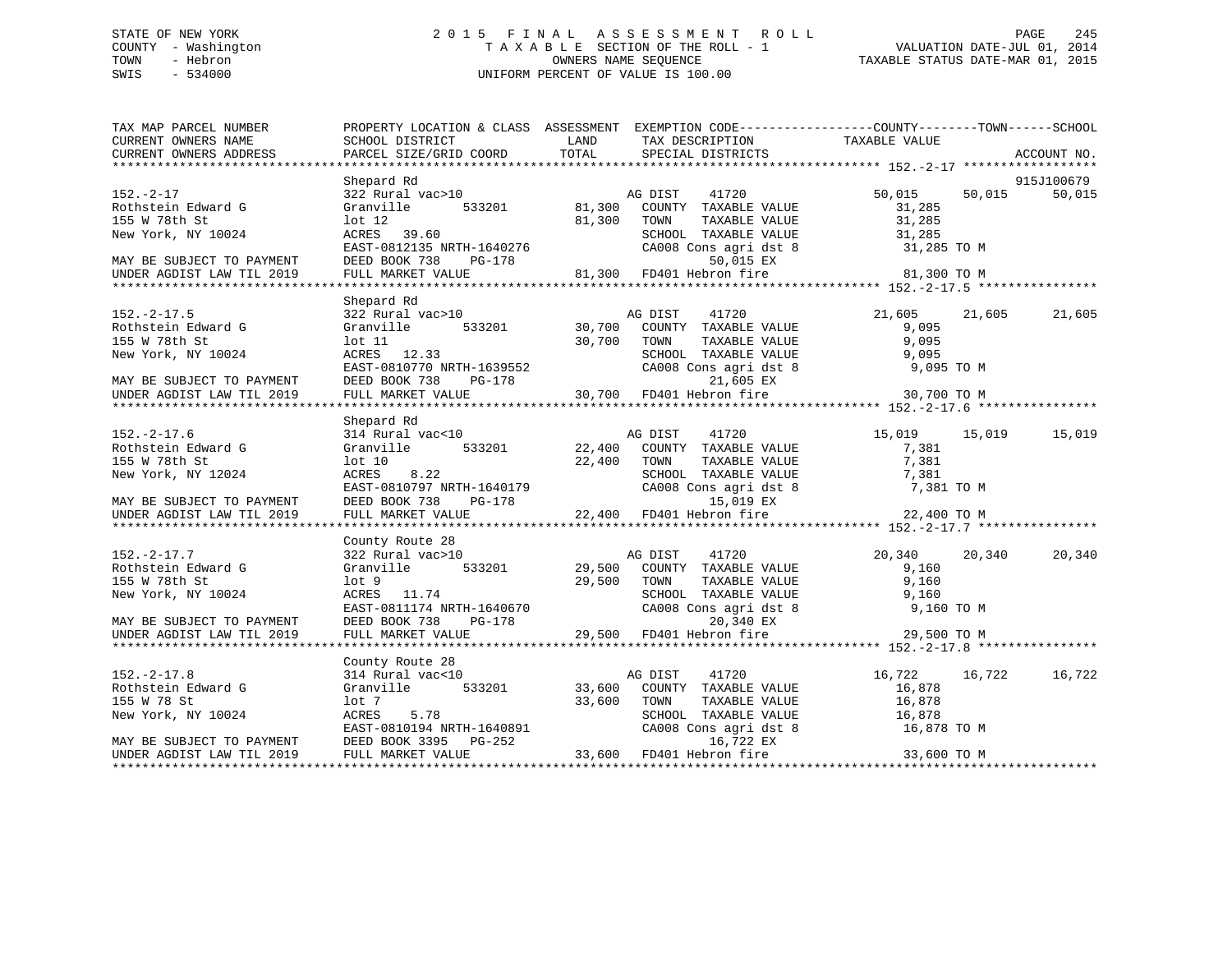STATE OF NEW YORK
COUNTY - Washington
TOWN - Hebron
SWIS - 534000

# 2015 FINAL ASSESSMENT ROLL
TAXABLE SECTION OF THE ROLL - 1
OWNERS NAME SEQUENCE
UNIFORM PERCENT OF VALUE IS 100.00

VALUATION DATE-JUL 01, 2014
TAXABLE STATUS DATE-MAR 01, 2015

| TAX MAP PARCEL NUMBER / CURRENT OWNERS NAME / CURRENT OWNERS ADDRESS | PROPERTY LOCATION & CLASS / SCHOOL DISTRICT / PARCEL SIZE/GRID COORD | ASSESSMENT LAND / TOTAL | EXEMPTION CODE / TAX DESCRIPTION / SPECIAL DISTRICTS | COUNTY TAXABLE VALUE | TOWN | SCHOOL / ACCOUNT NO. |
|---|---|---|---|---|---|---|
| **152.-2-17** | Shepard Rd | | | | | 915J100679 |
| 152.-2-17 | 322 Rural vac>10 | | AG DIST 41720 | 50,015 | 50,015 | 50,015 |
| Rothstein Edward G | Granville 533201 | 81,300 | COUNTY TAXABLE VALUE | 31,285 | | |
| 155 W 78th St | lot 12 | 81,300 | TOWN TAXABLE VALUE | 31,285 | | |
| New York, NY 10024 | ACRES 39.60 | | SCHOOL TAXABLE VALUE | 31,285 | | |
| | EAST-0812135 NRTH-1640276 | | CA008 Cons agri dst 8 | 31,285 TO M | | |
| MAY BE SUBJECT TO PAYMENT | DEED BOOK 738 PG-178 | | 50,015 EX | | | |
| UNDER AGDIST LAW TIL 2019 | FULL MARKET VALUE | 81,300 | FD401 Hebron fire | 81,300 TO M | | |
| **152.-2-17.5** | Shepard Rd | | | | | |
| 152.-2-17.5 | 322 Rural vac>10 | | AG DIST 41720 | 21,605 | 21,605 | 21,605 |
| Rothstein Edward G | Granville 533201 | 30,700 | COUNTY TAXABLE VALUE | 9,095 | | |
| 155 W 78th St | lot 11 | 30,700 | TOWN TAXABLE VALUE | 9,095 | | |
| New York, NY 10024 | ACRES 12.33 | | SCHOOL TAXABLE VALUE | 9,095 | | |
| | EAST-0810770 NRTH-1639552 | | CA008 Cons agri dst 8 | 9,095 TO M | | |
| MAY BE SUBJECT TO PAYMENT | DEED BOOK 738 PG-178 | | 21,605 EX | | | |
| UNDER AGDIST LAW TIL 2019 | FULL MARKET VALUE | 30,700 | FD401 Hebron fire | 30,700 TO M | | |
| **152.-2-17.6** | Shepard Rd | | | | | |
| 152.-2-17.6 | 314 Rural vac<10 | | AG DIST 41720 | 15,019 | 15,019 | 15,019 |
| Rothstein Edward G | Granville 533201 | 22,400 | COUNTY TAXABLE VALUE | 7,381 | | |
| 155 W 78th St | lot 10 | 22,400 | TOWN TAXABLE VALUE | 7,381 | | |
| New York, NY 12024 | ACRES 8.22 | | SCHOOL TAXABLE VALUE | 7,381 | | |
| | EAST-0810797 NRTH-1640179 | | CA008 Cons agri dst 8 | 7,381 TO M | | |
| MAY BE SUBJECT TO PAYMENT | DEED BOOK 738 PG-178 | | 15,019 EX | | | |
| UNDER AGDIST LAW TIL 2019 | FULL MARKET VALUE | 22,400 | FD401 Hebron fire | 22,400 TO M | | |
| **152.-2-17.7** | County Route 28 | | | | | |
| 152.-2-17.7 | 322 Rural vac>10 | | AG DIST 41720 | 20,340 | 20,340 | 20,340 |
| Rothstein Edward G | Granville 533201 | 29,500 | COUNTY TAXABLE VALUE | 9,160 | | |
| 155 W 78th St | lot 9 | 29,500 | TOWN TAXABLE VALUE | 9,160 | | |
| New York, NY 10024 | ACRES 11.74 | | SCHOOL TAXABLE VALUE | 9,160 | | |
| | EAST-0811174 NRTH-1640670 | | CA008 Cons agri dst 8 | 9,160 TO M | | |
| MAY BE SUBJECT TO PAYMENT | DEED BOOK 738 PG-178 | | 20,340 EX | | | |
| UNDER AGDIST LAW TIL 2019 | FULL MARKET VALUE | 29,500 | FD401 Hebron fire | 29,500 TO M | | |
| **152.-2-17.8** | County Route 28 | | | | | |
| 152.-2-17.8 | 314 Rural vac<10 | | AG DIST 41720 | 16,722 | 16,722 | 16,722 |
| Rothstein Edward G | Granville 533201 | 33,600 | COUNTY TAXABLE VALUE | 16,878 | | |
| 155 W 78 St | lot 7 | 33,600 | TOWN TAXABLE VALUE | 16,878 | | |
| New York, NY 10024 | ACRES 5.78 | | SCHOOL TAXABLE VALUE | 16,878 | | |
| | EAST-0810194 NRTH-1640891 | | CA008 Cons agri dst 8 | 16,878 TO M | | |
| MAY BE SUBJECT TO PAYMENT | DEED BOOK 3395 PG-252 | | 16,722 EX | | | |
| UNDER AGDIST LAW TIL 2019 | FULL MARKET VALUE | 33,600 | FD401 Hebron fire | 33,600 TO M | | |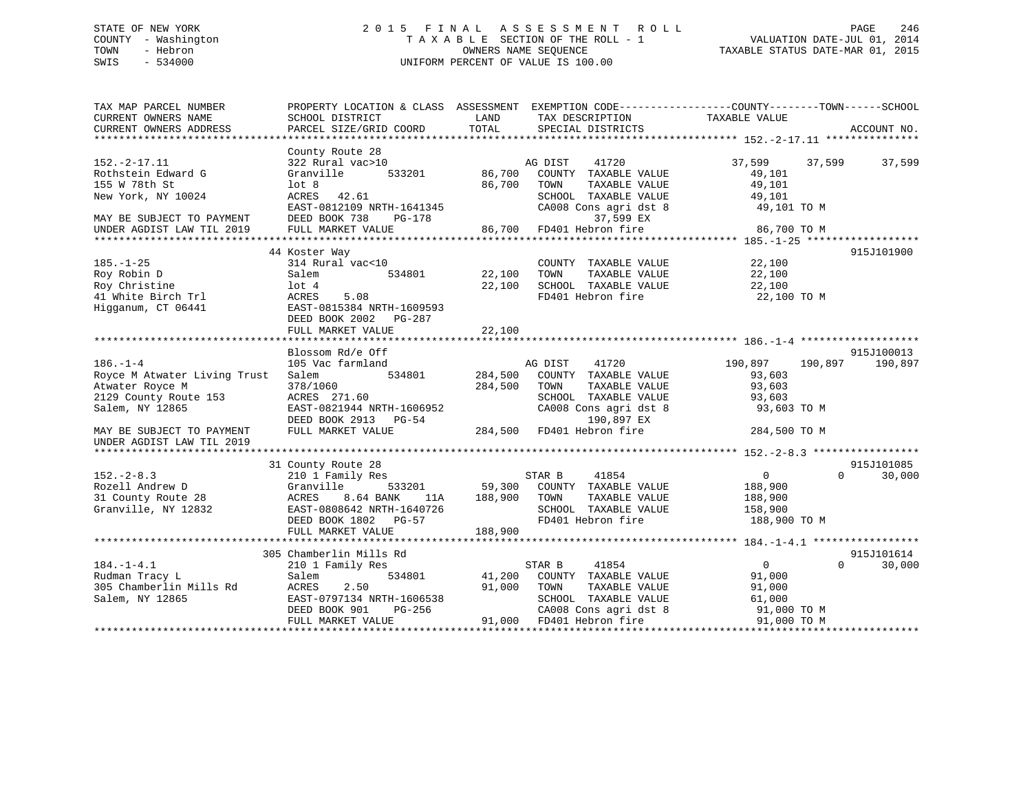STATE OF NEW YORK
COUNTY - Washington
TOWN - Hebron
SWIS - 534000

2015 FINAL ASSESSMENT ROLL
TAXABLE SECTION OF THE ROLL - 1
OWNERS NAME SEQUENCE
UNIFORM PERCENT OF VALUE IS 100.00

VALUATION DATE-JUL 01, 2014
TAXABLE STATUS DATE-MAR 01, 2015

```
TAX MAP PARCEL NUMBER          PROPERTY LOCATION & CLASS  ASSESSMENT  EXEMPTION CODE------------------COUNTY--------TOWN------SCHOOL
CURRENT OWNERS NAME            SCHOOL DISTRICT              LAND      TAX DESCRIPTION            TAXABLE VALUE
CURRENT OWNERS ADDRESS         PARCEL SIZE/GRID COORD       TOTAL     SPECIAL DISTRICTS                                      ACCOUNT NO.
******************************************************************************************************* 152.-2-17.11 ***************
                               County Route 28
152.-2-17.11                   322 Rural vac>10                  AG DIST    41720              37,599     37,599     37,599
Rothstein Edward G             Granville       533201     86,700   COUNTY  TAXABLE VALUE          49,101
155 W 78th St                  lot 8                      86,700   TOWN    TAXABLE VALUE          49,101
New York, NY 10024             ACRES   42.61                       SCHOOL  TAXABLE VALUE          49,101
                               EAST-0812109 NRTH-1641345           CA008 Cons agri dst 8           49,101 TO M
MAY BE SUBJECT TO PAYMENT      DEED BOOK 738    PG-178                   37,599 EX
UNDER AGDIST LAW TIL 2019      FULL MARKET VALUE          86,700   FD401 Hebron fire               86,700 TO M
******************************************************************************************************* 185.-1-25 ******************
                               44 Koster Way                                                                          915J101900
185.-1-25                      314 Rural vac<10                    COUNTY  TAXABLE VALUE          22,100
Roy Robin D                    Salem           534801     22,100   TOWN    TAXABLE VALUE          22,100
Roy Christine                  lot 4                      22,100   SCHOOL  TAXABLE VALUE          22,100
41 White Birch Trl             ACRES    5.08                       FD401 Hebron fire               22,100 TO M
Higganum, CT 06441             EAST-0815384 NRTH-1609593
                               DEED BOOK 2002   PG-287
                               FULL MARKET VALUE          22,100
******************************************************************************************************* 186.-1-4 *******************
                               Blossom Rd/e Off                                                                       915J100013
186.-1-4                       105 Vac farmland                  AG DIST    41720             190,897    190,897    190,897
Royce M Atwater Living Trust   Salem           534801    284,500   COUNTY  TAXABLE VALUE          93,603
Atwater Royce M                378/1060                  284,500   TOWN    TAXABLE VALUE          93,603
2129 County Route 153          ACRES 271.60                        SCHOOL  TAXABLE VALUE          93,603
Salem, NY 12865                EAST-0821944 NRTH-1606952           CA008 Cons agri dst 8           93,603 TO M
                               DEED BOOK 2913   PG-54                   190,897 EX
MAY BE SUBJECT TO PAYMENT      FULL MARKET VALUE         284,500   FD401 Hebron fire              284,500 TO M
UNDER AGDIST LAW TIL 2019
******************************************************************************************************* 152.-2-8.3 *****************
                               31 County Route 28                                                                     915J101085
152.-2-8.3                     210 1 Family Res                  STAR B     41854                   0          0     30,000
Rozell Andrew D                Granville       533201     59,300   COUNTY  TAXABLE VALUE         188,900
31 County Route 28             ACRES    8.64 BANK     11A 188,900  TOWN    TAXABLE VALUE         188,900
Granville, NY 12832            EAST-0808642 NRTH-1640726           SCHOOL  TAXABLE VALUE         158,900
                               DEED BOOK 1802   PG-57              FD401 Hebron fire              188,900 TO M
                               FULL MARKET VALUE         188,900
******************************************************************************************************* 184.-1-4.1 *****************
                               305 Chamberlin Mills Rd                                                                915J101614
184.-1-4.1                     210 1 Family Res                  STAR B     41854                   0          0     30,000
Rudman Tracy L                 Salem           534801     41,200   COUNTY  TAXABLE VALUE          91,000
305 Chamberlin Mills Rd        ACRES    2.50              91,000   TOWN    TAXABLE VALUE          91,000
Salem, NY 12865                EAST-0797134 NRTH-1606538           SCHOOL  TAXABLE VALUE          61,000
                               DEED BOOK 901    PG-256             CA008 Cons agri dst 8           91,000 TO M
                               FULL MARKET VALUE          91,000   FD401 Hebron fire               91,000 TO M
************************************************************************************************************************************
```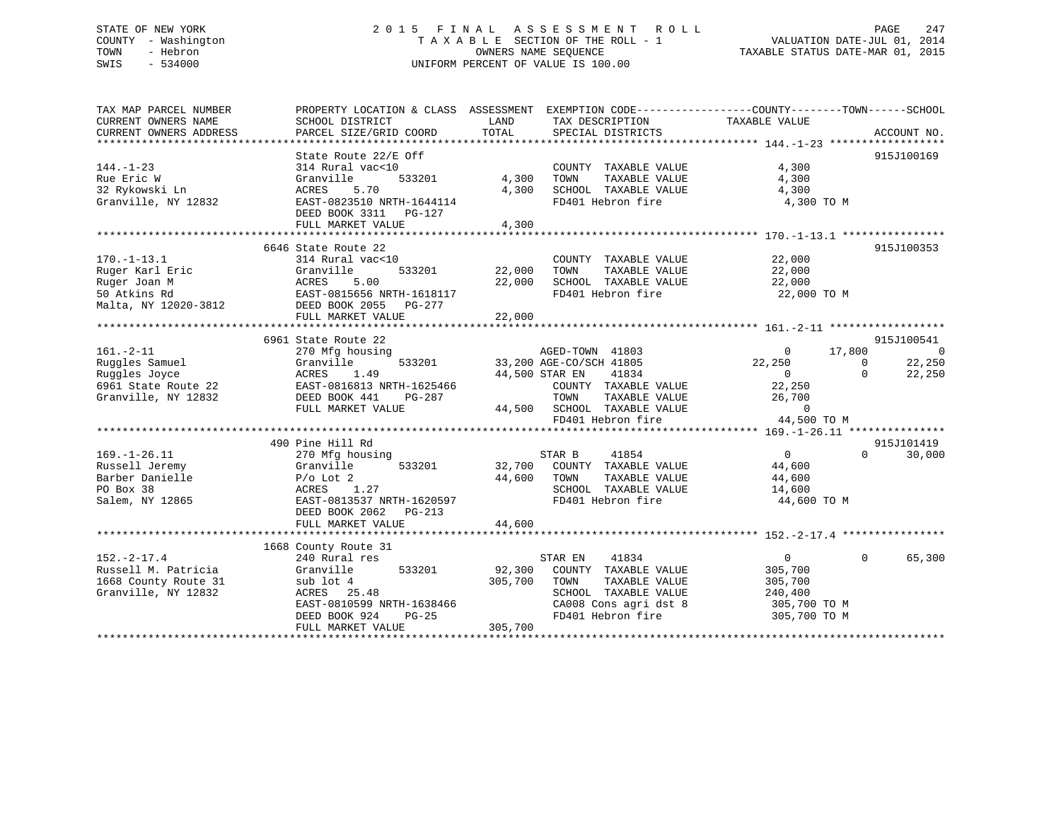STATE OF NEW YORK
COUNTY - Washington
TOWN - Hebron
SWIS - 534000

2015 FINAL ASSESSMENT ROLL
TAXABLE SECTION OF THE ROLL - 1
OWNERS NAME SEQUENCE
UNIFORM PERCENT OF VALUE IS 100.00

VALUATION DATE-JUL 01, 2014
TAXABLE STATUS DATE-MAR 01, 2015

| TAX MAP PARCEL NUMBER / CURRENT OWNERS NAME / CURRENT OWNERS ADDRESS | PROPERTY LOCATION & CLASS / SCHOOL DISTRICT / PARCEL SIZE/GRID COORD | ASSESSMENT LAND / TOTAL | EXEMPTION CODE / TAX DESCRIPTION / SPECIAL DISTRICTS | COUNTY | TOWN | SCHOOL | ACCOUNT NO. |
|---|---|---|---|---|---|---|---|
| 144.-1-23 | State Route 22/E Off | | | | | | 915J100169 |
| 144.-1-23 | 314 Rural vac<10 | | COUNTY TAXABLE VALUE | 4,300 | | | |
| Rue Eric W | Granville 533201 | 4,300 | TOWN TAXABLE VALUE | | 4,300 | | |
| 32 Rykowski Ln | ACRES 5.70 | 4,300 | SCHOOL TAXABLE VALUE | | | 4,300 | |
| Granville, NY 12832 | EAST-0823510 NRTH-1644114 | | FD401 Hebron fire | 4,300 TO M | | | |
| | DEED BOOK 3311 PG-127 | | | | | | |
| | FULL MARKET VALUE | 4,300 | | | | | |
| 170.-1-13.1 | 6646 State Route 22 | | | | | | 915J100353 |
| 170.-1-13.1 | 314 Rural vac<10 | | COUNTY TAXABLE VALUE | 22,000 | | | |
| Ruger Karl Eric | Granville 533201 | 22,000 | TOWN TAXABLE VALUE | | 22,000 | | |
| Ruger Joan M | ACRES 5.00 | 22,000 | SCHOOL TAXABLE VALUE | | | 22,000 | |
| 50 Atkins Rd | EAST-0815656 NRTH-1618117 | | FD401 Hebron fire | 22,000 TO M | | | |
| Malta, NY 12020-3812 | DEED BOOK 2055 PG-277 | | | | | | |
| | FULL MARKET VALUE | 22,000 | | | | | |
| 161.-2-11 | 6961 State Route 22 | | | | | | 915J100541 |
| 161.-2-11 | 270 Mfg housing | | AGED-TOWN 41803 | 0 | 17,800 | 0 | |
| Ruggles Samuel | Granville 533201 | 33,200 | AGE-CO/SCH 41805 | 22,250 | 0 | 22,250 | |
| Ruggles Joyce | ACRES 1.49 | 44,500 | STAR EN 41834 | 0 | 0 | 22,250 | |
| 6961 State Route 22 | EAST-0816813 NRTH-1625466 | | COUNTY TAXABLE VALUE | 22,250 | | | |
| Granville, NY 12832 | DEED BOOK 441 PG-287 | | TOWN TAXABLE VALUE | | 26,700 | | |
| | FULL MARKET VALUE | 44,500 | SCHOOL TAXABLE VALUE | | | 0 | |
| | | | FD401 Hebron fire | 44,500 TO M | | | |
| 169.-1-26.11 | 490 Pine Hill Rd | | | | | | 915J101419 |
| 169.-1-26.11 | 270 Mfg housing | | STAR B 41854 | 0 | 0 | 30,000 | |
| Russell Jeremy | Granville 533201 | 32,700 | COUNTY TAXABLE VALUE | 44,600 | | | |
| Barber Danielle | P/o Lot 2 | 44,600 | TOWN TAXABLE VALUE | | 44,600 | | |
| PO Box 38 | ACRES 1.27 | | SCHOOL TAXABLE VALUE | | | 14,600 | |
| Salem, NY 12865 | EAST-0813537 NRTH-1620597 | | FD401 Hebron fire | 44,600 TO M | | | |
| | DEED BOOK 2062 PG-213 | | | | | | |
| | FULL MARKET VALUE | 44,600 | | | | | |
| 152.-2-17.4 | 1668 County Route 31 | | | | | | |
| 152.-2-17.4 | 240 Rural res | | STAR EN 41834 | 0 | 0 | 65,300 | |
| Russell M. Patricia | Granville 533201 | 92,300 | COUNTY TAXABLE VALUE | 305,700 | | | |
| 1668 County Route 31 | sub lot 4 | 305,700 | TOWN TAXABLE VALUE | | 305,700 | | |
| Granville, NY 12832 | ACRES 25.48 | | SCHOOL TAXABLE VALUE | | | 240,400 | |
| | EAST-0810599 NRTH-1638466 | | CA008 Cons agri dst 8 | 305,700 TO M | | | |
| | DEED BOOK 924 PG-25 | | FD401 Hebron fire | 305,700 TO M | | | |
| | FULL MARKET VALUE | 305,700 | | | | | |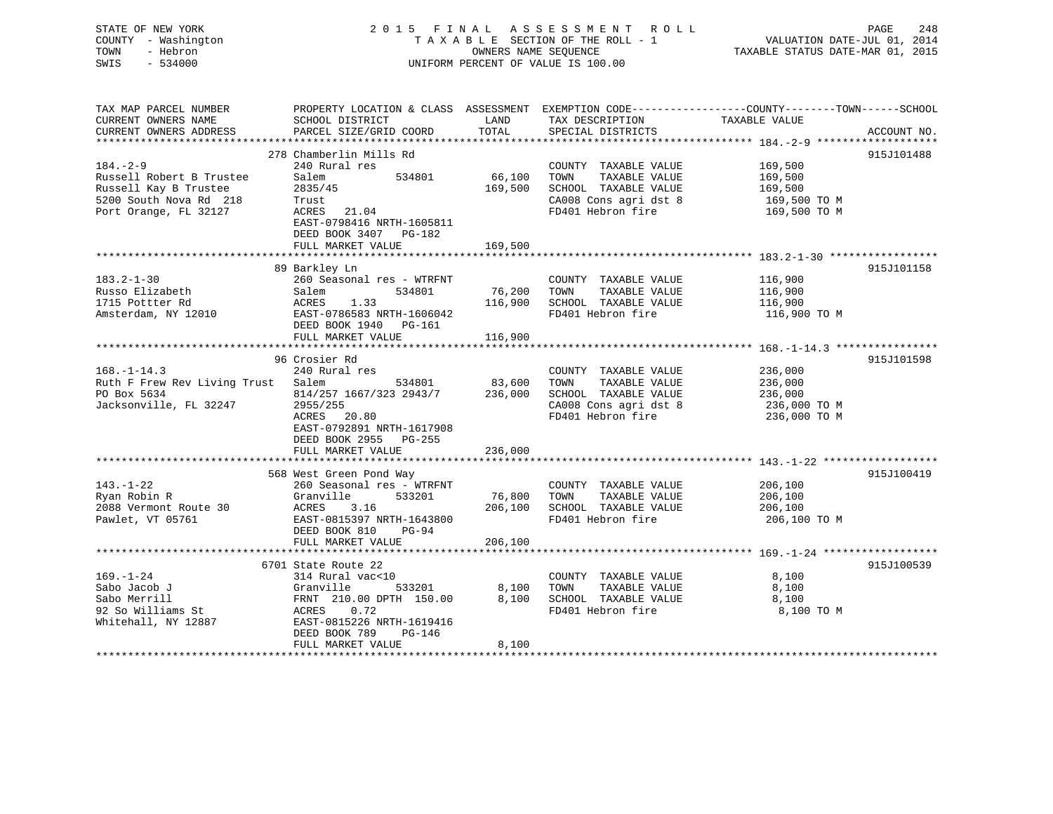STATE OF NEW YORK
COUNTY - Washington
TOWN - Hebron
SWIS - 534000

2015 FINAL ASSESSMENT ROLL
TAXABLE SECTION OF THE ROLL - 1
OWNERS NAME SEQUENCE
UNIFORM PERCENT OF VALUE IS 100.00

VALUATION DATE-JUL 01, 2014
TAXABLE STATUS DATE-MAR 01, 2015

| TAX MAP PARCEL NUMBER / CURRENT OWNERS NAME / CURRENT OWNERS ADDRESS | PROPERTY LOCATION & CLASS / SCHOOL DISTRICT / PARCEL SIZE/GRID COORD | ASSESSMENT LAND / TOTAL | EXEMPTION CODE / TAX DESCRIPTION / SPECIAL DISTRICTS | TAXABLE VALUE (COUNTY / TOWN / SCHOOL) | ACCOUNT NO. |
|---|---|---|---|---|---|
| 184.-2-9 | 278 Chamberlin Mills Rd | | | | 915J101488 |
| Russell Robert B Trustee | 240 Rural res | | COUNTY TAXABLE VALUE | 169,500 | |
| Russell Kay B Trustee | Salem 534801 | 66,100 | TOWN TAXABLE VALUE | 169,500 | |
| 5200 South Nova Rd 218 | 2835/45 | 169,500 | SCHOOL TAXABLE VALUE | 169,500 | |
| Port Orange, FL 32127 | Trust | | CA008 Cons agri dst 8 | 169,500 TO M | |
| | ACRES 21.04 | | FD401 Hebron fire | 169,500 TO M | |
| | EAST-0798416 NRTH-1605811 | | | | |
| | DEED BOOK 3407 PG-182 | | | | |
| | FULL MARKET VALUE | 169,500 | | | |
| 183.2-1-30 | 89 Barkley Ln | | | | 915J101158 |
| Russo Elizabeth | 260 Seasonal res - WTRFNT | | COUNTY TAXABLE VALUE | 116,900 | |
| 1715 Pottter Rd | Salem 534801 | 76,200 | TOWN TAXABLE VALUE | 116,900 | |
| Amsterdam, NY 12010 | ACRES 1.33 | 116,900 | SCHOOL TAXABLE VALUE | 116,900 | |
| | EAST-0786583 NRTH-1606042 | | FD401 Hebron fire | 116,900 TO M | |
| | DEED BOOK 1940 PG-161 | | | | |
| | FULL MARKET VALUE | 116,900 | | | |
| 168.-1-14.3 | 96 Crosier Rd | | | | 915J101598 |
| Ruth F Frew Rev Living Trust | 240 Rural res | | COUNTY TAXABLE VALUE | 236,000 | |
| PO Box 5634 | Salem 534801 | 83,600 | TOWN TAXABLE VALUE | 236,000 | |
| Jacksonville, FL 32247 | 814/257 1667/323 2943/7 | 236,000 | SCHOOL TAXABLE VALUE | 236,000 | |
| | 2955/255 | | CA008 Cons agri dst 8 | 236,000 TO M | |
| | ACRES 20.80 | | FD401 Hebron fire | 236,000 TO M | |
| | EAST-0792891 NRTH-1617908 | | | | |
| | DEED BOOK 2955 PG-255 | | | | |
| | FULL MARKET VALUE | 236,000 | | | |
| 143.-1-22 | 568 West Green Pond Way | | | | 915J100419 |
| Ryan Robin R | 260 Seasonal res - WTRFNT | | COUNTY TAXABLE VALUE | 206,100 | |
| 2088 Vermont Route 30 | Granville 533201 | 76,800 | TOWN TAXABLE VALUE | 206,100 | |
| Pawlet, VT 05761 | ACRES 3.16 | 206,100 | SCHOOL TAXABLE VALUE | 206,100 | |
| | EAST-0815397 NRTH-1643800 | | FD401 Hebron fire | 206,100 TO M | |
| | DEED BOOK 810 PG-94 | | | | |
| | FULL MARKET VALUE | 206,100 | | | |
| 169.-1-24 | 6701 State Route 22 | | | | 915J100539 |
| Sabo Jacob J | 314 Rural vac<10 | | COUNTY TAXABLE VALUE | 8,100 | |
| Sabo Merrill | Granville 533201 | 8,100 | TOWN TAXABLE VALUE | 8,100 | |
| 92 So Williams St | FRNT 210.00 DPTH 150.00 | 8,100 | SCHOOL TAXABLE VALUE | 8,100 | |
| Whitehall, NY 12887 | ACRES 0.72 | | FD401 Hebron fire | 8,100 TO M | |
| | EAST-0815226 NRTH-1619416 | | | | |
| | DEED BOOK 789 PG-146 | | | | |
| | FULL MARKET VALUE | 8,100 | | | |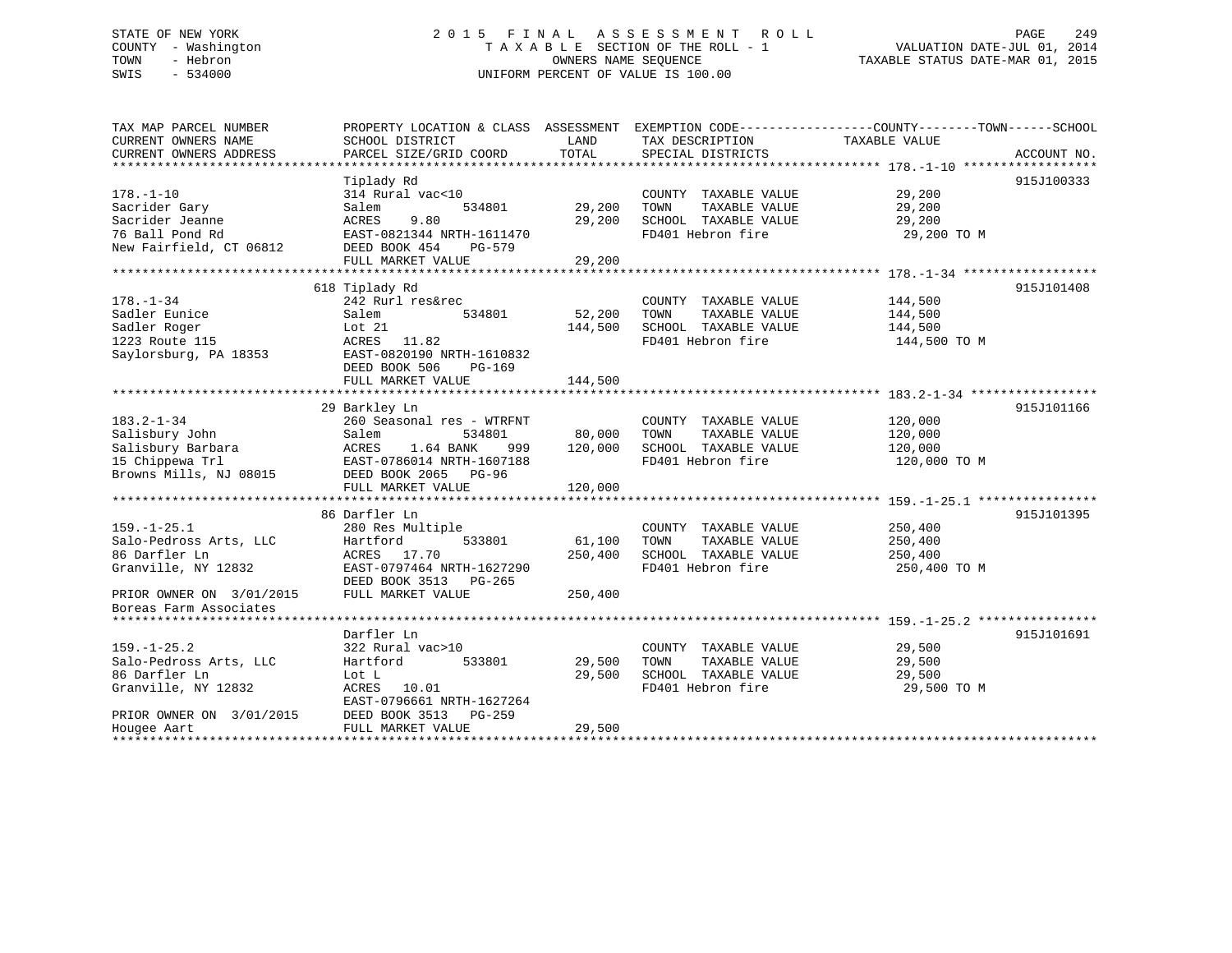STATE OF NEW YORK
COUNTY - Washington
TOWN - Hebron
SWIS - 534000

2015 FINAL ASSESSMENT ROLL
TAXABLE SECTION OF THE ROLL - 1
OWNERS NAME SEQUENCE
UNIFORM PERCENT OF VALUE IS 100.00

VALUATION DATE-JUL 01, 2014
TAXABLE STATUS DATE-MAR 01, 2015

| TAX MAP PARCEL NUMBER / CURRENT OWNERS NAME / CURRENT OWNERS ADDRESS | PROPERTY LOCATION & CLASS / SCHOOL DISTRICT / PARCEL SIZE/GRID COORD | ASSESSMENT LAND / TOTAL | EXEMPTION CODE / TAX DESCRIPTION / SPECIAL DISTRICTS | TAXABLE VALUE | ACCOUNT NO. |
|---|---|---|---|---|---|
| 178.-1-10 | Tiplady Rd | | | | 915J100333 |
| 178.-1-10 | 314 Rural vac<10 | | COUNTY TAXABLE VALUE | 29,200 | |
| Sacrider Gary | Salem 534801 | 29,200 | TOWN TAXABLE VALUE | 29,200 | |
| Sacrider Jeanne | ACRES 9.80 | 29,200 | SCHOOL TAXABLE VALUE | 29,200 | |
| 76 Ball Pond Rd | EAST-0821344 NRTH-1611470 | | FD401 Hebron fire | 29,200 TO M | |
| New Fairfield, CT 06812 | DEED BOOK 454 PG-579 | | | | |
| | FULL MARKET VALUE | 29,200 | | | |
| 178.-1-34 | 618 Tiplady Rd | | | | 915J101408 |
| 178.-1-34 | 242 Rurl res&rec | | COUNTY TAXABLE VALUE | 144,500 | |
| Sadler Eunice | Salem 534801 | 52,200 | TOWN TAXABLE VALUE | 144,500 | |
| Sadler Roger | Lot 21 | 144,500 | SCHOOL TAXABLE VALUE | 144,500 | |
| 1223 Route 115 | ACRES 11.82 | | FD401 Hebron fire | 144,500 TO M | |
| Saylorsburg, PA 18353 | EAST-0820190 NRTH-1610832 | | | | |
| | DEED BOOK 506 PG-169 | | | | |
| | FULL MARKET VALUE | 144,500 | | | |
| 183.2-1-34 | 29 Barkley Ln | | | | 915J101166 |
| 183.2-1-34 | 260 Seasonal res - WTRFNT | | COUNTY TAXABLE VALUE | 120,000 | |
| Salisbury John | Salem 534801 | 80,000 | TOWN TAXABLE VALUE | 120,000 | |
| Salisbury Barbara | ACRES 1.64 BANK 999 | 120,000 | SCHOOL TAXABLE VALUE | 120,000 | |
| 15 Chippewa Trl | EAST-0786014 NRTH-1607188 | | FD401 Hebron fire | 120,000 TO M | |
| Browns Mills, NJ 08015 | DEED BOOK 2065 PG-96 | | | | |
| | FULL MARKET VALUE | 120,000 | | | |
| 159.-1-25.1 | 86 Darfler Ln | | | | 915J101395 |
| 159.-1-25.1 | 280 Res Multiple | | COUNTY TAXABLE VALUE | 250,400 | |
| Salo-Pedross Arts, LLC | Hartford 533801 | 61,100 | TOWN TAXABLE VALUE | 250,400 | |
| 86 Darfler Ln | ACRES 17.70 | 250,400 | SCHOOL TAXABLE VALUE | 250,400 | |
| Granville, NY 12832 | EAST-0797464 NRTH-1627290 | | FD401 Hebron fire | 250,400 TO M | |
| | DEED BOOK 3513 PG-265 | | | | |
| PRIOR OWNER ON 3/01/2015 | FULL MARKET VALUE | 250,400 | | | |
| Boreas Farm Associates | | | | | |
| 159.-1-25.2 | Darfler Ln | | | | 915J101691 |
| 159.-1-25.2 | 322 Rural vac>10 | | COUNTY TAXABLE VALUE | 29,500 | |
| Salo-Pedross Arts, LLC | Hartford 533801 | 29,500 | TOWN TAXABLE VALUE | 29,500 | |
| 86 Darfler Ln | Lot L | 29,500 | SCHOOL TAXABLE VALUE | 29,500 | |
| Granville, NY 12832 | ACRES 10.01 | | FD401 Hebron fire | 29,500 TO M | |
| | EAST-0796661 NRTH-1627264 | | | | |
| PRIOR OWNER ON 3/01/2015 | DEED BOOK 3513 PG-259 | | | | |
| Hougee Aart | FULL MARKET VALUE | 29,500 | | | |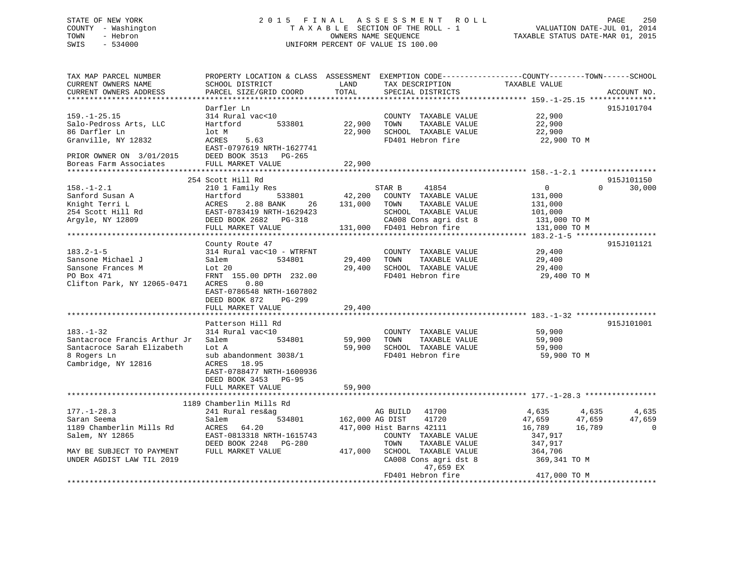STATE OF NEW YORK
COUNTY - Washington
TOWN - Hebron
SWIS - 534000

2015 FINAL ASSESSMENT ROLL
TAXABLE SECTION OF THE ROLL - 1
OWNERS NAME SEQUENCE
UNIFORM PERCENT OF VALUE IS 100.00

VALUATION DATE-JUL 01, 2014
TAXABLE STATUS DATE-MAR 01, 2015

```
TAX MAP PARCEL NUMBER          PROPERTY LOCATION & CLASS  ASSESSMENT  EXEMPTION CODE------------------COUNTY--------TOWN------SCHOOL
CURRENT OWNERS NAME            SCHOOL DISTRICT               LAND      TAX DESCRIPTION              TAXABLE VALUE
CURRENT OWNERS ADDRESS         PARCEL SIZE/GRID COORD        TOTAL     SPECIAL DISTRICTS                                         ACCOUNT NO.
******************************************************************************************************* 159.-1-25.15 ***************
                               Darfler Ln                                                                                     915J101704
159.-1-25.15                   314 Rural vac<10                        COUNTY  TAXABLE VALUE           22,900
Salo-Pedross Arts, LLC         Hartford          533801       22,900   TOWN    TAXABLE VALUE           22,900
86 Darfler Ln                  lot M                          22,900   SCHOOL  TAXABLE VALUE           22,900
Granville, NY 12832            ACRES     5.63                          FD401 Hebron fire                22,900 TO M
                               EAST-0797619 NRTH-1627741
PRIOR OWNER ON 3/01/2015       DEED BOOK 3513   PG-265
Boreas Farm Associates         FULL MARKET VALUE              22,900
******************************************************************************************************* 158.-1-2.1 *****************
                           254 Scott Hill Rd                                                                                  915J101150
158.-1-2.1                     210 1 Family Res                   STAR B     41854                     0              0       30,000
Sanford Susan A                Hartford          533801       42,200   COUNTY  TAXABLE VALUE          131,000
Knight Terri L                 ACRES     2.88 BANK     26    131,000   TOWN    TAXABLE VALUE          131,000
254 Scott Hill Rd              EAST-0783419 NRTH-1629423               SCHOOL  TAXABLE VALUE          101,000
Argyle, NY 12809               DEED BOOK 2682   PG-318                 CA008 Cons agri dst 8           131,000 TO M
                               FULL MARKET VALUE             131,000   FD401 Hebron fire               131,000 TO M
******************************************************************************************************* 183.2-1-5 ******************
                               County Route 47                                                                                915J101121
183.2-1-5                      314 Rural vac<10 - WTRFNT               COUNTY  TAXABLE VALUE           29,400
Sansone Michael J              Salem             534801       29,400   TOWN    TAXABLE VALUE           29,400
Sansone Frances M              Lot 20                         29,400   SCHOOL  TAXABLE VALUE           29,400
PO Box 471                     FRNT 155.00 DPTH 232.00                 FD401 Hebron fire                29,400 TO M
Clifton Park, NY 12065-0471    ACRES     0.80
                               EAST-0786548 NRTH-1607802
                               DEED BOOK 872    PG-299
                               FULL MARKET VALUE              29,400
******************************************************************************************************* 183.-1-32 ******************
                               Patterson Hill Rd                                                                              915J101001
183.-1-32                      314 Rural vac<10                        COUNTY  TAXABLE VALUE           59,900
Santacroce Francis Arthur Jr   Salem             534801       59,900   TOWN    TAXABLE VALUE           59,900
Santacroce Sarah Elizabeth     Lot A                          59,900   SCHOOL  TAXABLE VALUE           59,900
8 Rogers Ln                    sub abandonment 3038/1                  FD401 Hebron fire                59,900 TO M
Cambridge, NY 12816            ACRES    18.95
                               EAST-0788477 NRTH-1600936
                               DEED BOOK 3453   PG-95
                               FULL MARKET VALUE              59,900
******************************************************************************************************* 177.-1-28.3 ****************
                          1189 Chamberlin Mills Rd
177.-1-28.3                    241 Rural res&ag                   AG BUILD   41700                 4,635          4,635        4,635
Saran Seema                    Salem             534801      162,000 AG DIST    41720                47,659         47,659       47,659
1189 Chamberlin Mills Rd       ACRES    64.20                417,000 Hist Barns 42111                16,789         16,789            0
Salem, NY 12865                EAST-0813318 NRTH-1615743               COUNTY  TAXABLE VALUE          347,917
                               DEED BOOK 2248   PG-280                 TOWN    TAXABLE VALUE          347,917
MAY BE SUBJECT TO PAYMENT      FULL MARKET VALUE             417,000   SCHOOL  TAXABLE VALUE          364,706
UNDER AGDIST LAW TIL 2019                                              CA008 Cons agri dst 8           369,341 TO M
                                                                            47,659 EX
                                                                       FD401 Hebron fire               417,000 TO M
************************************************************************************************************************************
```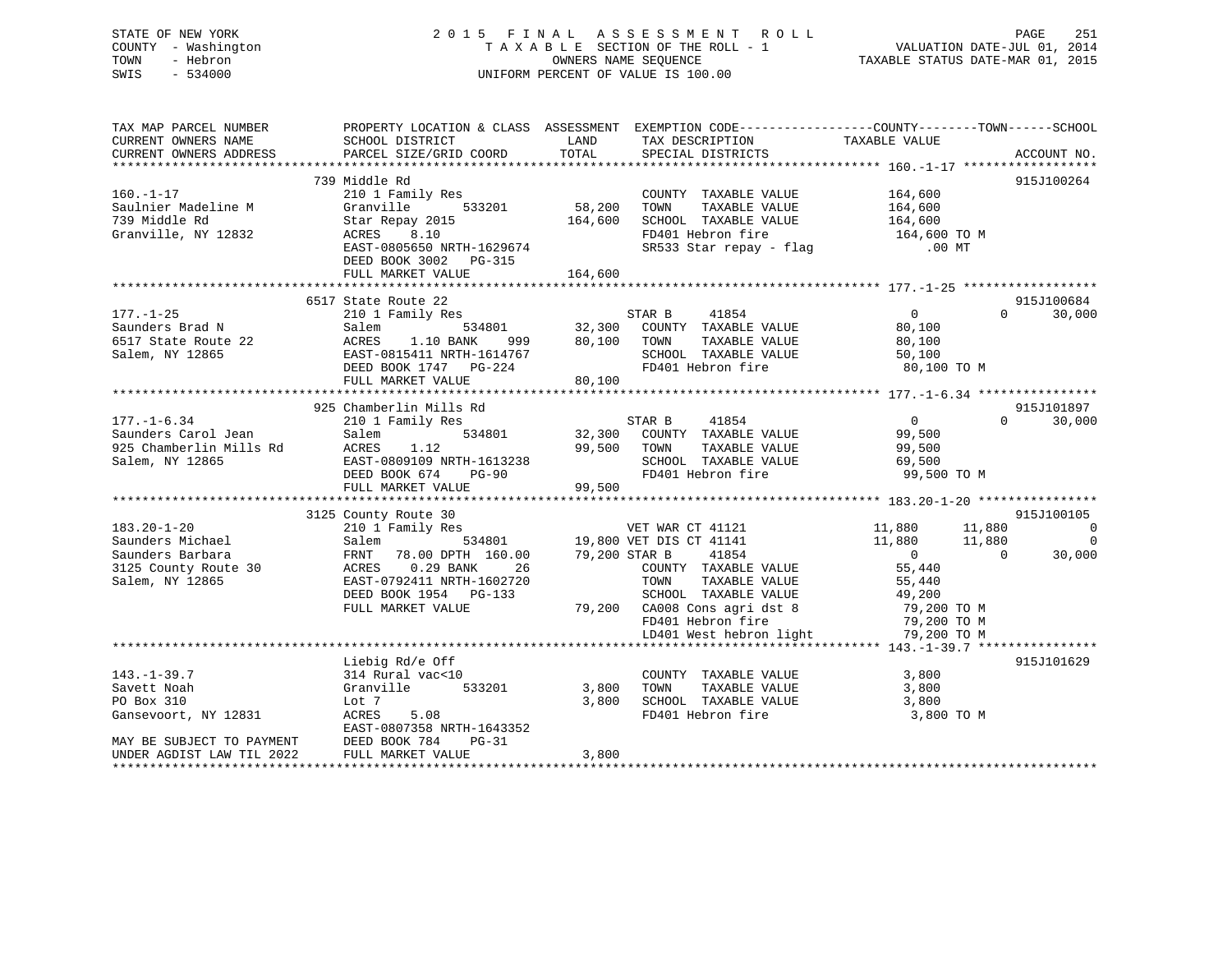STATE OF NEW YORK
COUNTY - Washington
TOWN - Hebron
SWIS - 534000

2015 FINAL ASSESSMENT ROLL
TAXABLE SECTION OF THE ROLL - 1
OWNERS NAME SEQUENCE
UNIFORM PERCENT OF VALUE IS 100.00

VALUATION DATE-JUL 01, 2014
TAXABLE STATUS DATE-MAR 01, 2015

```
TAX MAP PARCEL NUMBER          PROPERTY LOCATION & CLASS  ASSESSMENT  EXEMPTION CODE------------------COUNTY--------TOWN------SCHOOL
CURRENT OWNERS NAME            SCHOOL DISTRICT              LAND        TAX DESCRIPTION               TAXABLE VALUE
CURRENT OWNERS ADDRESS         PARCEL SIZE/GRID COORD       TOTAL       SPECIAL DISTRICTS                                        ACCOUNT NO.
******************************************************************************************************* 160.-1-17 ******************
                               739 Middle Rd                                                                                    915J100264
160.-1-17                      210 1 Family Res                          COUNTY  TAXABLE VALUE          164,600
Saulnier Madeline M            Granville      533201        58,200      TOWN    TAXABLE VALUE          164,600
739 Middle Rd                  Star Repay 2015             164,600      SCHOOL  TAXABLE VALUE          164,600
Granville, NY 12832            ACRES    8.10                             FD401 Hebron fire               164,600 TO M
                               EAST-0805650 NRTH-1629674                 SR533 Star repay - flag              .00 MT
                               DEED BOOK 3002   PG-315
                               FULL MARKET VALUE           164,600
******************************************************************************************************* 177.-1-25 ******************
                               6517 State Route 22                                                                              915J100684
177.-1-25                      210 1 Family Res                          STAR B     41854                    0            0      30,000
Saunders Brad N                Salem          534801        32,300      COUNTY  TAXABLE VALUE           80,100
6517 State Route 22            ACRES    1.10 BANK    999    80,100      TOWN    TAXABLE VALUE           80,100
Salem, NY 12865                EAST-0815411 NRTH-1614767                 SCHOOL  TAXABLE VALUE           50,100
                               DEED BOOK 1747   PG-224                   FD401 Hebron fire                80,100 TO M
                               FULL MARKET VALUE            80,100
******************************************************************************************************* 177.-1-6.34 ****************
                               925 Chamberlin Mills Rd                                                                          915J101897
177.-1-6.34                    210 1 Family Res                          STAR B     41854                    0            0      30,000
Saunders Carol Jean            Salem          534801        32,300      COUNTY  TAXABLE VALUE           99,500
925 Chamberlin Mills Rd        ACRES    1.12                99,500      TOWN    TAXABLE VALUE           99,500
Salem, NY 12865                EAST-0809109 NRTH-1613238                 SCHOOL  TAXABLE VALUE           69,500
                               DEED BOOK 674    PG-90                    FD401 Hebron fire                99,500 TO M
                               FULL MARKET VALUE            99,500
******************************************************************************************************* 183.20-1-20 ****************
                               3125 County Route 30                                                                             915J100105
183.20-1-20                    210 1 Family Res                          VET WAR CT 41121               11,880       11,880            0
Saunders Michael               Salem          534801        19,800 VET DIS CT 41141                 11,880       11,880            0
Saunders Barbara               FRNT   78.00 DPTH  160.00    79,200 STAR B     41854                      0            0       30,000
3125 County Route 30           ACRES    0.29 BANK     26                 COUNTY  TAXABLE VALUE           55,440
Salem, NY 12865                EAST-0792411 NRTH-1602720                 TOWN    TAXABLE VALUE           55,440
                               DEED BOOK 1954   PG-133                   SCHOOL  TAXABLE VALUE           49,200
                               FULL MARKET VALUE            79,200      CA008 Cons agri dst 8            79,200 TO M
                                                                         FD401 Hebron fire                79,200 TO M
                                                                         LD401 West hebron light          79,200 TO M
******************************************************************************************************* 143.-1-39.7 ****************
                               Liebig Rd/e Off                                                                                  915J101629
143.-1-39.7                    314 Rural vac<10                          COUNTY  TAXABLE VALUE            3,800
Savett Noah                    Granville      533201         3,800      TOWN    TAXABLE VALUE            3,800
PO Box 310                     Lot 7                         3,800      SCHOOL  TAXABLE VALUE            3,800
Gansevoort, NY 12831           ACRES    5.08                             FD401 Hebron fire                 3,800 TO M
                               EAST-0807358 NRTH-1643352
MAY BE SUBJECT TO PAYMENT      DEED BOOK 784    PG-31
UNDER AGDIST LAW TIL 2022      FULL MARKET VALUE             3,800
************************************************************************************************************************************
```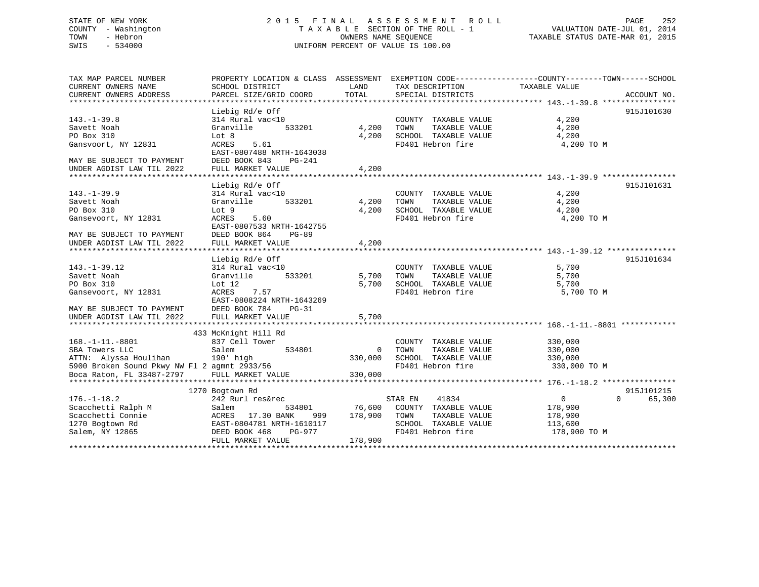STATE OF NEW YORK
COUNTY - Washington
TOWN - Hebron
SWIS - 534000

2015 FINAL ASSESSMENT ROLL
TAXABLE SECTION OF THE ROLL - 1
OWNERS NAME SEQUENCE
UNIFORM PERCENT OF VALUE IS 100.00

VALUATION DATE-JUL 01, 2014
TAXABLE STATUS DATE-MAR 01, 2015

```
TAX MAP PARCEL NUMBER          PROPERTY LOCATION & CLASS  ASSESSMENT  EXEMPTION CODE------------------COUNTY--------TOWN------SCHOOL
CURRENT OWNERS NAME            SCHOOL DISTRICT              LAND      TAX DESCRIPTION              TAXABLE VALUE
CURRENT OWNERS ADDRESS         PARCEL SIZE/GRID COORD       TOTAL     SPECIAL DISTRICTS                                      ACCOUNT NO.
******************************************************************************************************* 143.-1-39.8 ****************
                               Liebig Rd/e Off                                                                                915J101630
143.-1-39.8                    314 Rural vac<10                        COUNTY  TAXABLE VALUE              4,200
Savett Noah                    Granville      533201        4,200     TOWN    TAXABLE VALUE              4,200
PO Box 310                     Lot 8                        4,200     SCHOOL  TAXABLE VALUE              4,200
Gansvoort, NY 12831            ACRES    5.61                          FD401 Hebron fire                   4,200 TO M
                               EAST-0807488 NRTH-1643038
MAY BE SUBJECT TO PAYMENT      DEED BOOK 843    PG-241
UNDER AGDIST LAW TIL 2022      FULL MARKET VALUE            4,200
******************************************************************************************************* 143.-1-39.9 ****************
                               Liebig Rd/e Off                                                                                915J101631
143.-1-39.9                    314 Rural vac<10                        COUNTY  TAXABLE VALUE              4,200
Savett Noah                    Granville      533201        4,200     TOWN    TAXABLE VALUE              4,200
PO Box 310                     Lot 9                        4,200     SCHOOL  TAXABLE VALUE              4,200
Gansevoort, NY 12831           ACRES    5.60                          FD401 Hebron fire                   4,200 TO M
                               EAST-0807533 NRTH-1642755
MAY BE SUBJECT TO PAYMENT      DEED BOOK 864    PG-89
UNDER AGDIST LAW TIL 2022      FULL MARKET VALUE            4,200
******************************************************************************************************* 143.-1-39.12 ***************
                               Liebig Rd/e Off                                                                                915J101634
143.-1-39.12                   314 Rural vac<10                        COUNTY  TAXABLE VALUE              5,700
Savett Noah                    Granville      533201        5,700     TOWN    TAXABLE VALUE              5,700
PO Box 310                     Lot 12                       5,700     SCHOOL  TAXABLE VALUE              5,700
Gansevoort, NY 12831           ACRES    7.57                          FD401 Hebron fire                   5,700 TO M
                               EAST-0808224 NRTH-1643269
MAY BE SUBJECT TO PAYMENT      DEED BOOK 784    PG-31
UNDER AGDIST LAW TIL 2022      FULL MARKET VALUE            5,700
******************************************************************************************************* 168.-1-11.-8801 ************
                         433 McKnight Hill Rd
168.-1-11.-8801                837 Cell Tower                          COUNTY  TAXABLE VALUE            330,000
SBA Towers LLC                 Salem          534801            0     TOWN    TAXABLE VALUE            330,000
ATTN:  Alyssa Houlihan         190' high                  330,000     SCHOOL  TAXABLE VALUE            330,000
5900 Broken Sound Pkwy NW Fl 2 agmnt 2933/56                          FD401 Hebron fire                 330,000 TO M
Boca Raton, FL 33487-2797      FULL MARKET VALUE          330,000
******************************************************************************************************* 176.-1-18.2 ****************
                         1270 Bogtown Rd                                                                                      915J101215
176.-1-18.2                    242 Rurl res&rec                        STAR EN    41834                   0            0      65,300
Scacchetti Ralph M             Salem          534801       76,600     COUNTY  TAXABLE VALUE            178,900
Scacchetti Connie              ACRES   17.30 BANK    999  178,900     TOWN    TAXABLE VALUE            178,900
1270 Bogtown Rd                EAST-0804781 NRTH-1610117              SCHOOL  TAXABLE VALUE            113,600
Salem, NY 12865                DEED BOOK 468    PG-977                FD401 Hebron fire                 178,900 TO M
                               FULL MARKET VALUE          178,900
************************************************************************************************************************************
```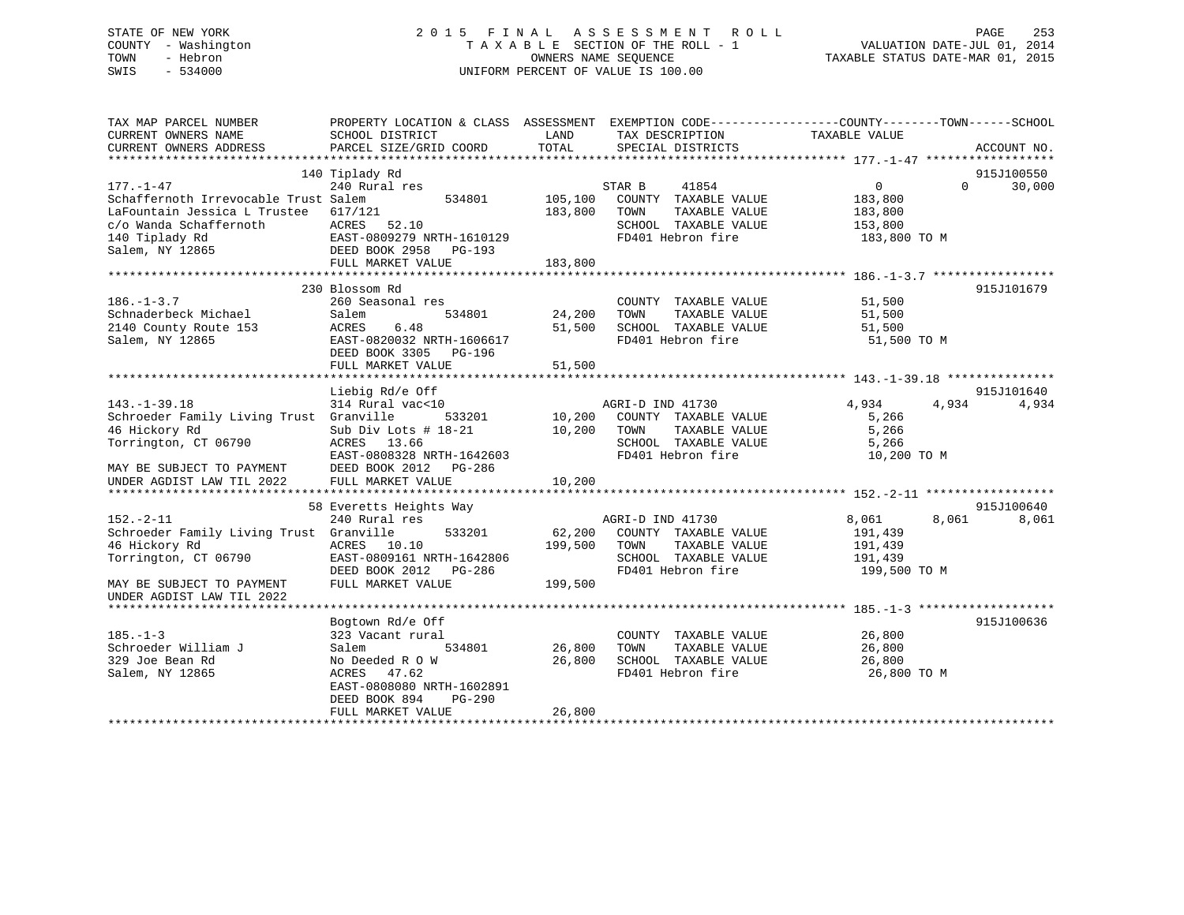STATE OF NEW YORK
COUNTY - Washington
TOWN - Hebron
SWIS - 534000

2015 FINAL ASSESSMENT ROLL
TAXABLE SECTION OF THE ROLL - 1
OWNERS NAME SEQUENCE
UNIFORM PERCENT OF VALUE IS 100.00

VALUATION DATE-JUL 01, 2014
TAXABLE STATUS DATE-MAR 01, 2015

```
TAX MAP PARCEL NUMBER          PROPERTY LOCATION & CLASS  ASSESSMENT  EXEMPTION CODE------------------COUNTY--------TOWN------SCHOOL
CURRENT OWNERS NAME            SCHOOL DISTRICT              LAND      TAX DESCRIPTION            TAXABLE VALUE
CURRENT OWNERS ADDRESS         PARCEL SIZE/GRID COORD       TOTAL     SPECIAL DISTRICTS                                    ACCOUNT NO.
******************************************************************************************************* 177.-1-47 ******************
                     140 Tiplady Rd                                                                                      915J100550
177.-1-47                      240 Rural res                          STAR B     41854               0            0       30,000
Schaffernoth Irrevocable Trust Salem          534801      105,100    COUNTY  TAXABLE VALUE          183,800
LaFountain Jessica L Trustee   617/121                    183,800    TOWN    TAXABLE VALUE          183,800
c/o Wanda Schaffernoth         ACRES   52.10                         SCHOOL  TAXABLE VALUE          153,800
140 Tiplady Rd                 EAST-0809279 NRTH-1610129              FD401 Hebron fire              183,800 TO M
Salem, NY 12865                DEED BOOK 2958   PG-193
                               FULL MARKET VALUE          183,800
******************************************************************************************************* 186.-1-3.7 *****************
                     230 Blossom Rd                                                                                      915J101679
186.-1-3.7                     260 Seasonal res                       COUNTY  TAXABLE VALUE           51,500
Schnaderbeck Michael           Salem          534801       24,200    TOWN    TAXABLE VALUE           51,500
2140 County Route 153          ACRES    6.48               51,500    SCHOOL  TAXABLE VALUE           51,500
Salem, NY 12865                EAST-0820032 NRTH-1606617              FD401 Hebron fire               51,500 TO M
                               DEED BOOK 3305   PG-196
                               FULL MARKET VALUE           51,500
******************************************************************************************************* 143.-1-39.18 ***************
                     Liebig Rd/e Off                                                                                     915J101640
143.-1-39.18                   314 Rural vac<10                       AGRI-D IND 41730           4,934        4,934        4,934
Schroeder Family Living Trust  Granville      533201       10,200    COUNTY  TAXABLE VALUE            5,266
46 Hickory Rd                  Sub Div Lots # 18-21        10,200    TOWN    TAXABLE VALUE            5,266
Torrington, CT 06790           ACRES   13.66                         SCHOOL  TAXABLE VALUE            5,266
                               EAST-0808328 NRTH-1642603              FD401 Hebron fire               10,200 TO M
MAY BE SUBJECT TO PAYMENT      DEED BOOK 2012   PG-286
UNDER AGDIST LAW TIL 2022      FULL MARKET VALUE           10,200
******************************************************************************************************* 152.-2-11 ******************
                     58 Everetts Heights Way                                                                             915J100640
152.-2-11                      240 Rural res                          AGRI-D IND 41730           8,061        8,061        8,061
Schroeder Family Living Trust  Granville      533201       62,200    COUNTY  TAXABLE VALUE          191,439
46 Hickory Rd                  ACRES   10.10              199,500    TOWN    TAXABLE VALUE          191,439
Torrington, CT 06790           EAST-0809161 NRTH-1642806              SCHOOL  TAXABLE VALUE          191,439
                               DEED BOOK 2012   PG-286                FD401 Hebron fire              199,500 TO M
MAY BE SUBJECT TO PAYMENT      FULL MARKET VALUE          199,500
UNDER AGDIST LAW TIL 2022
******************************************************************************************************* 185.-1-3 *******************
                     Bogtown Rd/e Off                                                                                    915J100636
185.-1-3                       323 Vacant rural                       COUNTY  TAXABLE VALUE           26,800
Schroeder William J            Salem          534801       26,800    TOWN    TAXABLE VALUE           26,800
329 Joe Bean Rd                No Deeded R O W             26,800    SCHOOL  TAXABLE VALUE           26,800
Salem, NY 12865                ACRES   47.62                         FD401 Hebron fire               26,800 TO M
                               EAST-0808080 NRTH-1602891
                               DEED BOOK 894    PG-290
                               FULL MARKET VALUE           26,800
************************************************************************************************************************************
```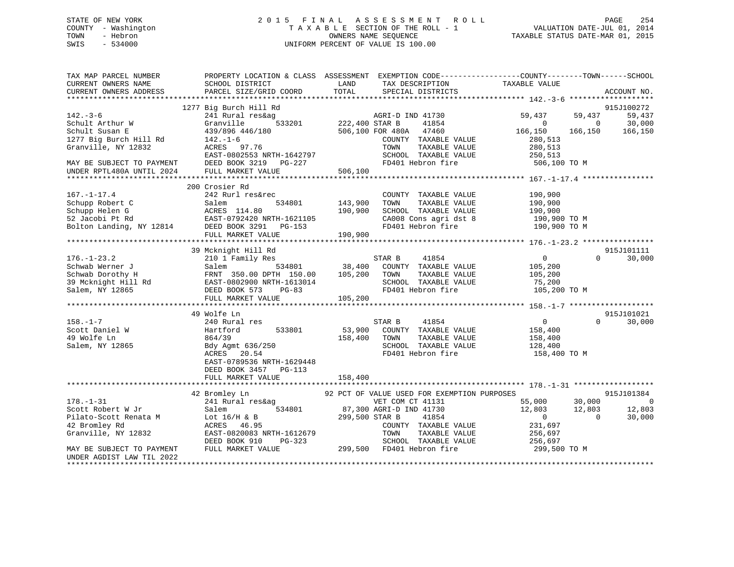STATE OF NEW YORK — 2015 FINAL ASSESSMENT ROLL — TAXABLE SECTION OF THE ROLL - 1

COUNTY - Washington — OWNERS NAME SEQUENCE — VALUATION DATE-JUL 01, 2014

TOWN - Hebron — UNIFORM PERCENT OF VALUE IS 100.00 — TAXABLE STATUS DATE-MAR 01, 2015

SWIS - 534000

```
TAX MAP PARCEL NUMBER          PROPERTY LOCATION & CLASS  ASSESSMENT  EXEMPTION CODE------------------COUNTY--------TOWN------SCHOOL
CURRENT OWNERS NAME            SCHOOL DISTRICT            LAND        TAX DESCRIPTION            TAXABLE VALUE
CURRENT OWNERS ADDRESS         PARCEL SIZE/GRID COORD     TOTAL       SPECIAL DISTRICTS                                       ACCOUNT NO.
******************************************************************************************************* 142.-3-6 *******************
                               1277 Big Burch Hill Rd                                                                          915J100272
142.-3-6                       241 Rural res&ag                       AGRI-D IND 41730               59,437      59,437      59,437
Schult Arthur W                Granville         533201     222,400 STAR B       41854                    0           0      30,000
Schult Susan E                 439/896 446/180              506,100 FOR 480A     47460              166,150     166,150     166,150
1277 Big Burch Hill Rd         142.-1-6                                COUNTY  TAXABLE VALUE         280,513
Granville, NY 12832            ACRES   97.76                           TOWN    TAXABLE VALUE         280,513
                               EAST-0802553 NRTH-1642797               SCHOOL  TAXABLE VALUE         250,513
MAY BE SUBJECT TO PAYMENT      DEED BOOK 3219   PG-227                 FD401 Hebron fire             506,100 TO M
UNDER RPTL480A UNTIL 2024      FULL MARKET VALUE            506,100
******************************************************************************************************* 167.-1-17.4 ****************
                               200 Crosier Rd
167.-1-17.4                    242 Rurl res&rec                        COUNTY  TAXABLE VALUE         190,900
Schupp Robert C                Salem             534801     143,900    TOWN    TAXABLE VALUE         190,900
Schupp Helen G                 ACRES  114.80                190,900    SCHOOL  TAXABLE VALUE         190,900
52 Jacobi Pt Rd                EAST-0792420 NRTH-1621105               CA008 Cons agri dst 8         190,900 TO M
Bolton Landing, NY 12814       DEED BOOK 3291   PG-153                 FD401 Hebron fire             190,900 TO M
                               FULL MARKET VALUE            190,900
******************************************************************************************************* 176.-1-23.2 ****************
                               39 Mcknight Hill Rd                                                                             915J101111
176.-1-23.2                    210 1 Family Res                       STAR B       41854                    0           0      30,000
Schwab Werner J                Salem             534801      38,400    COUNTY  TAXABLE VALUE         105,200
Schwab Dorothy H               FRNT 350.00 DPTH 150.00      105,200    TOWN    TAXABLE VALUE         105,200
39 Mcknight Hill Rd            EAST-0802900 NRTH-1613014               SCHOOL  TAXABLE VALUE          75,200
Salem, NY 12865                DEED BOOK 573    PG-83                  FD401 Hebron fire             105,200 TO M
                               FULL MARKET VALUE            105,200
******************************************************************************************************* 158.-1-7 *******************
                               49 Wolfe Ln                                                                                     915J101021
158.-1-7                       240 Rural res                          STAR B       41854                    0           0      30,000
Scott Daniel W                 Hartford          533801      53,900    COUNTY  TAXABLE VALUE         158,400
49 Wolfe Ln                    864/39                       158,400    TOWN    TAXABLE VALUE         158,400
Salem, NY 12865                Bdy Agmt 636/250                        SCHOOL  TAXABLE VALUE         128,400
                               ACRES   20.54                           FD401 Hebron fire             158,400 TO M
                               EAST-0789536 NRTH-1629448
                               DEED BOOK 3457   PG-113
                               FULL MARKET VALUE            158,400
******************************************************************************************************* 178.-1-31 ******************
                               42 Bromley Ln              92 PCT OF VALUE USED FOR EXEMPTION PURPOSES                          915J101384
178.-1-31                      241 Rural res&ag                       VET COM CT 41131               55,000      30,000           0
Scott Robert W Jr              Salem             534801      87,300 AGRI-D IND 41730                 12,803      12,803      12,803
Pilato-Scott Renata M          Lot 16/H & B                 299,500 STAR B       41854                    0           0      30,000
42 Bromley Rd                  ACRES   46.95                           COUNTY  TAXABLE VALUE         231,697
Granville, NY 12832            EAST-0820083 NRTH-1612679               TOWN    TAXABLE VALUE         256,697
                               DEED BOOK 910    PG-323                 SCHOOL  TAXABLE VALUE         256,697
MAY BE SUBJECT TO PAYMENT      FULL MARKET VALUE            299,500    FD401 Hebron fire             299,500 TO M
UNDER AGDIST LAW TIL 2022
************************************************************************************************************************************
```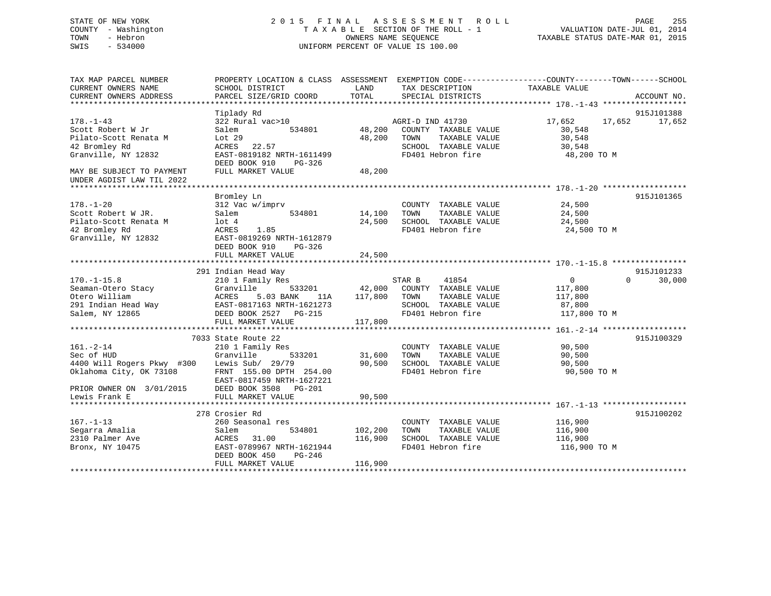STATE OF NEW YORK
COUNTY - Washington
TOWN - Hebron
SWIS - 534000

# 2015 FINAL ASSESSMENT ROLL

TAXABLE SECTION OF THE ROLL - 1
OWNERS NAME SEQUENCE
UNIFORM PERCENT OF VALUE IS 100.00

VALUATION DATE-JUL 01, 2014
TAXABLE STATUS DATE-MAR 01, 2015

```
TAX MAP PARCEL NUMBER          PROPERTY LOCATION & CLASS  ASSESSMENT  EXEMPTION CODE------------------COUNTY--------TOWN------SCHOOL
CURRENT OWNERS NAME            SCHOOL DISTRICT               LAND      TAX DESCRIPTION              TAXABLE VALUE
CURRENT OWNERS ADDRESS         PARCEL SIZE/GRID COORD        TOTAL     SPECIAL DISTRICTS                                     ACCOUNT NO.
******************************************************************************************************* 178.-1-43 ******************
                               Tiplady Rd                                                                                915J101388
178.-1-43                      322 Rural vac>10                         AGRI-D IND 41730          17,652      17,652      17,652
Scott Robert W Jr              Salem          534801        48,200   COUNTY  TAXABLE VALUE         30,548
Pilato-Scott Renata M          Lot 29                        48,200   TOWN    TAXABLE VALUE         30,548
42 Bromley Rd                  ACRES   22.57                          SCHOOL  TAXABLE VALUE         30,548
Granville, NY 12832            EAST-0819182 NRTH-1611499              FD401 Hebron fire              48,200 TO M
                               DEED BOOK 910    PG-326
MAY BE SUBJECT TO PAYMENT      FULL MARKET VALUE            48,200
UNDER AGDIST LAW TIL 2022
******************************************************************************************************* 178.-1-20 ******************
                               Bromley Ln                                                                                915J101365
178.-1-20                      312 Vac w/imprv                          COUNTY  TAXABLE VALUE         24,500
Scott Robert W JR.             Salem          534801        14,100   TOWN    TAXABLE VALUE         24,500
Pilato-Scott Renata M          lot 4                         24,500   SCHOOL  TAXABLE VALUE         24,500
42 Bromley Rd                  ACRES    1.85                          FD401 Hebron fire              24,500 TO M
Granville, NY 12832            EAST-0819269 NRTH-1612879
                               DEED BOOK 910    PG-326
                               FULL MARKET VALUE            24,500
******************************************************************************************************* 170.-1-15.8 ****************
                           291 Indian Head Way                                                                           915J101233
170.-1-15.8                    210 1 Family Res                         STAR B     41854                0           0      30,000
Seaman-Otero Stacy             Granville      533201        42,000   COUNTY  TAXABLE VALUE        117,800
Otero William                  ACRES    5.03 BANK     11A   117,800   TOWN    TAXABLE VALUE        117,800
291 Indian Head Way            EAST-0817163 NRTH-1621273              SCHOOL  TAXABLE VALUE         87,800
Salem, NY 12865                DEED BOOK 2527   PG-215                FD401 Hebron fire             117,800 TO M
                               FULL MARKET VALUE           117,800
******************************************************************************************************* 161.-2-14 ******************
                          7033 State Route 22                                                                            915J100329
161.-2-14                      210 1 Family Res                         COUNTY  TAXABLE VALUE         90,500
Sec of HUD                     Granville      533201        31,600   TOWN    TAXABLE VALUE         90,500
4400 Will Rogers Pkwy  #300    Lewis Sub/  29/79             90,500   SCHOOL  TAXABLE VALUE         90,500
Oklahoma City, OK 73108        FRNT 155.00 DPTH 254.00                FD401 Hebron fire              90,500 TO M
                               EAST-0817459 NRTH-1627221
PRIOR OWNER ON  3/01/2015      DEED BOOK 3508   PG-201
Lewis Frank E                  FULL MARKET VALUE            90,500
******************************************************************************************************* 167.-1-13 ******************
                           278 Crosier Rd                                                                                915J100202
167.-1-13                      260 Seasonal res                         COUNTY  TAXABLE VALUE        116,900
Segarra Amalia                 Salem          534801       102,200   TOWN    TAXABLE VALUE        116,900
2310 Palmer Ave                ACRES   31.00                116,900   SCHOOL  TAXABLE VALUE        116,900
Bronx, NY 10475                EAST-0789967 NRTH-1621944              FD401 Hebron fire             116,900 TO M
                               DEED BOOK 450    PG-246
                               FULL MARKET VALUE           116,900
************************************************************************************************************************************
```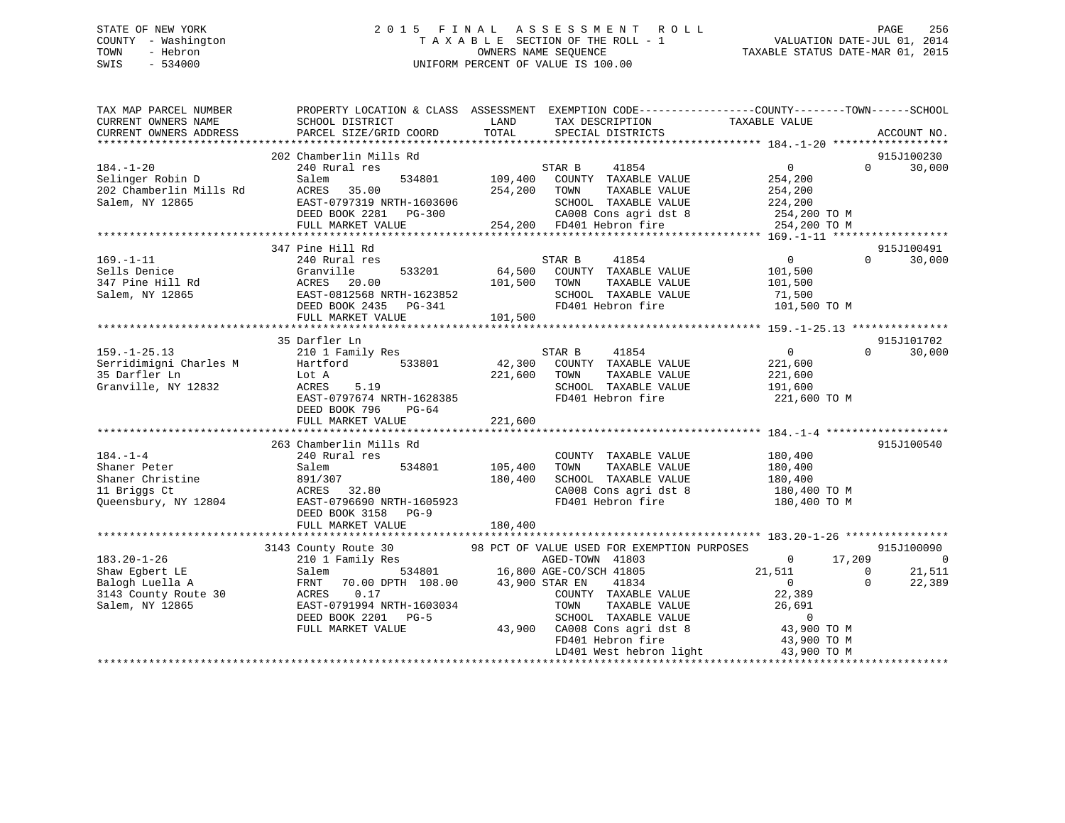STATE OF NEW YORK
COUNTY - Washington
TOWN - Hebron
SWIS - 534000

2015 FINAL ASSESSMENT ROLL
TAXABLE SECTION OF THE ROLL - 1
OWNERS NAME SEQUENCE
UNIFORM PERCENT OF VALUE IS 100.00

VALUATION DATE-JUL 01, 2014
TAXABLE STATUS DATE-MAR 01, 2015

```
TAX MAP PARCEL NUMBER          PROPERTY LOCATION & CLASS  ASSESSMENT  EXEMPTION CODE-----------------COUNTY--------TOWN------SCHOOL
CURRENT OWNERS NAME            SCHOOL DISTRICT               LAND      TAX DESCRIPTION            TAXABLE VALUE
CURRENT OWNERS ADDRESS         PARCEL SIZE/GRID COORD        TOTAL     SPECIAL DISTRICTS                                   ACCOUNT NO.
******************************************************************************************************* 184.-1-20 ******************
                        202 Chamberlin Mills Rd                                                                          915J100230
184.-1-20                      240 Rural res                          STAR B      41854                 0           0      30,000
Selinger Robin D               Salem           534801       109,400    COUNTY  TAXABLE VALUE         254,200
202 Chamberlin Mills Rd        ACRES   35.00                254,200    TOWN    TAXABLE VALUE         254,200
Salem, NY 12865                EAST-0797319 NRTH-1603606               SCHOOL  TAXABLE VALUE         224,200
                               DEED BOOK 2281   PG-300                 CA008 Cons agri dst 8          254,200 TO M
                               FULL MARKET VALUE            254,200    FD401 Hebron fire              254,200 TO M
******************************************************************************************************* 169.-1-11 ******************
                        347 Pine Hill Rd                                                                                 915J100491
169.-1-11                      240 Rural res                          STAR B      41854                 0           0      30,000
Sells Denice                   Granville       533201        64,500    COUNTY  TAXABLE VALUE         101,500
347 Pine Hill Rd               ACRES   20.00                101,500    TOWN    TAXABLE VALUE         101,500
Salem, NY 12865                EAST-0812568 NRTH-1623852               SCHOOL  TAXABLE VALUE          71,500
                               DEED BOOK 2435   PG-341                 FD401 Hebron fire              101,500 TO M
                               FULL MARKET VALUE            101,500
******************************************************************************************************* 159.-1-25.13 ***************
                        35 Darfler Ln                                                                                    915J101702
159.-1-25.13                   210 1 Family Res                       STAR B      41854                 0           0      30,000
Serridimigni Charles M         Hartford        533801        42,300    COUNTY  TAXABLE VALUE         221,600
35 Darfler Ln                  Lot A                        221,600    TOWN    TAXABLE VALUE         221,600
Granville, NY 12832            ACRES    5.19                           SCHOOL  TAXABLE VALUE         191,600
                               EAST-0797674 NRTH-1628385               FD401 Hebron fire              221,600 TO M
                               DEED BOOK 796    PG-64
                               FULL MARKET VALUE            221,600
******************************************************************************************************* 184.-1-4 *******************
                        263 Chamberlin Mills Rd                                                                          915J100540
184.-1-4                       240 Rural res                           COUNTY  TAXABLE VALUE         180,400
Shaner Peter                   Salem           534801       105,400    TOWN    TAXABLE VALUE         180,400
Shaner Christine               891/307                      180,400    SCHOOL  TAXABLE VALUE         180,400
11 Briggs Ct                   ACRES   32.80                           CA008 Cons agri dst 8          180,400 TO M
Queensbury, NY 12804           EAST-0796690 NRTH-1605923               FD401 Hebron fire              180,400 TO M
                               DEED BOOK 3158   PG-9
                               FULL MARKET VALUE            180,400
******************************************************************************************************* 183.20-1-26 ****************
                        3143 County Route 30          98 PCT OF VALUE USED FOR EXEMPTION PURPOSES                        915J100090
183.20-1-26                    210 1 Family Res                       AGED-TOWN   41803                 0      17,209           0
Shaw Egbert LE                 Salem           534801        16,800 AGE-CO/SCH 41805               21,511           0      21,511
Balogh Luella A                FRNT   70.00 DPTH  108.00     43,900 STAR EN     41834                 0           0      22,389
3143 County Route 30           ACRES    0.17                           COUNTY  TAXABLE VALUE          22,389
Salem, NY 12865                EAST-0791994 NRTH-1603034               TOWN    TAXABLE VALUE          26,691
                               DEED BOOK 2201   PG-5                   SCHOOL  TAXABLE VALUE               0
                               FULL MARKET VALUE             43,900    CA008 Cons agri dst 8           43,900 TO M
                                                                       FD401 Hebron fire               43,900 TO M
                                                                       LD401 West hebron light         43,900 TO M
************************************************************************************************************************************
```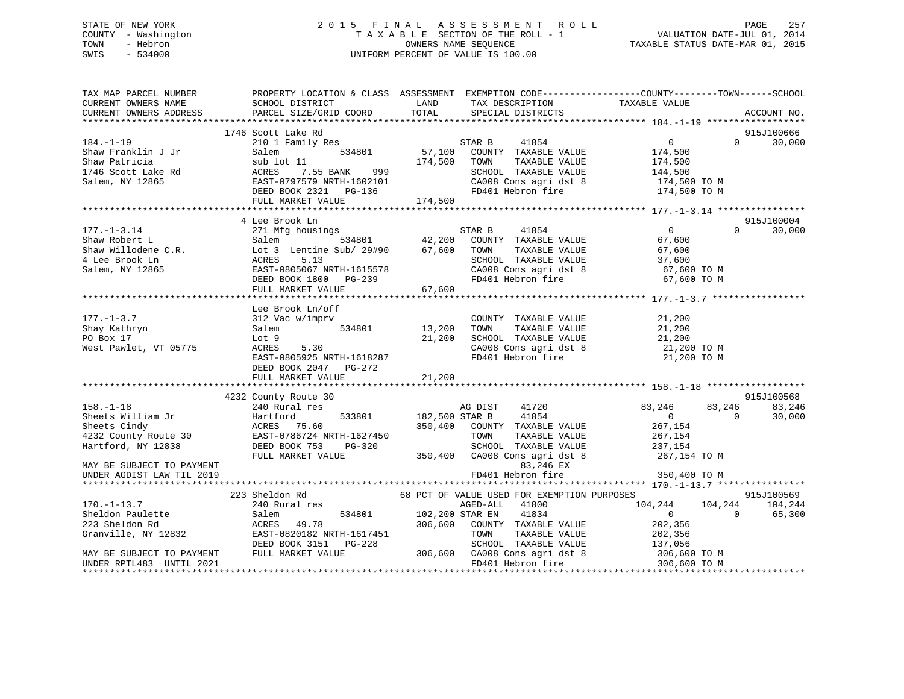STATE OF NEW YORK
COUNTY - Washington
TOWN - Hebron
SWIS - 534000

2015 FINAL ASSESSMENT ROLL
TAXABLE SECTION OF THE ROLL - 1
OWNERS NAME SEQUENCE
UNIFORM PERCENT OF VALUE IS 100.00

VALUATION DATE-JUL 01, 2014
TAXABLE STATUS DATE-MAR 01, 2015

```
TAX MAP PARCEL NUMBER          PROPERTY LOCATION & CLASS  ASSESSMENT  EXEMPTION CODE------------------COUNTY--------TOWN------SCHOOL
CURRENT OWNERS NAME            SCHOOL DISTRICT               LAND      TAX DESCRIPTION             TAXABLE VALUE
CURRENT OWNERS ADDRESS         PARCEL SIZE/GRID COORD        TOTAL     SPECIAL DISTRICTS                                        ACCOUNT NO.
******************************************************************************************************* 184.-1-19 ******************
                               1746 Scott Lake Rd                                                                            915J100666
184.-1-19                      210 1 Family Res                        STAR B    41854                  0              0       30,000
Shaw Franklin J Jr             Salem           534801       57,100     COUNTY  TAXABLE VALUE           174,500
Shaw Patricia                  sub lot 11                  174,500     TOWN    TAXABLE VALUE           174,500
1746 Scott Lake Rd             ACRES    7.55 BANK    999               SCHOOL  TAXABLE VALUE           144,500
Salem, NY 12865                EAST-0797579 NRTH-1602101               CA008 Cons agri dst 8           174,500 TO M
                               DEED BOOK 2321   PG-136                 FD401 Hebron fire               174,500 TO M
                               FULL MARKET VALUE           174,500
******************************************************************************************************* 177.-1-3.14 ****************
                               4 Lee Brook Ln                                                                                915J100004
177.-1-3.14                    271 Mfg housings                        STAR B    41854                  0              0       30,000
Shaw Robert L                  Salem           534801       42,200     COUNTY  TAXABLE VALUE            67,600
Shaw Willodene C.R.            Lot 3  Lentine Sub/ 29#90    67,600     TOWN    TAXABLE VALUE            67,600
4 Lee Brook Ln                 ACRES    5.13                           SCHOOL  TAXABLE VALUE            37,600
Salem, NY 12865                EAST-0805067 NRTH-1615578               CA008 Cons agri dst 8            67,600 TO M
                               DEED BOOK 1800   PG-239                 FD401 Hebron fire                67,600 TO M
                               FULL MARKET VALUE            67,600
******************************************************************************************************* 177.-1-3.7 *****************
                               Lee Brook Ln/off
177.-1-3.7                     312 Vac w/imprv                         COUNTY  TAXABLE VALUE            21,200
Shay Kathryn                   Salem           534801       13,200     TOWN    TAXABLE VALUE            21,200
PO Box 17                      Lot 9                        21,200     SCHOOL  TAXABLE VALUE            21,200
West Pawlet, VT 05775          ACRES    5.30                           CA008 Cons agri dst 8            21,200 TO M
                               EAST-0805925 NRTH-1618287               FD401 Hebron fire                21,200 TO M
                               DEED BOOK 2047   PG-272
                               FULL MARKET VALUE            21,200
******************************************************************************************************* 158.-1-18 ******************
                               4232 County Route 30                                                                          915J100568
158.-1-18                      240 Rural res                           AG DIST   41720              83,246         83,246       83,246
Sheets William Jr              Hartford        533801      182,500 STAR B    41854                  0              0       30,000
Sheets Cindy                   ACRES   75.60               350,400     COUNTY  TAXABLE VALUE           267,154
4232 County Route 30           EAST-0786724 NRTH-1627450               TOWN    TAXABLE VALUE           267,154
Hartford, NY 12838             DEED BOOK 753    PG-320                 SCHOOL  TAXABLE VALUE           237,154
                               FULL MARKET VALUE           350,400     CA008 Cons agri dst 8           267,154 TO M
MAY BE SUBJECT TO PAYMENT                                                     83,246 EX
UNDER AGDIST LAW TIL 2019                                              FD401 Hebron fire               350,400 TO M
******************************************************************************************************* 170.-1-13.7 ****************
                               223 Sheldon Rd                  68 PCT OF VALUE USED FOR EXEMPTION PURPOSES                   915J100569
170.-1-13.7                    240 Rural res                           AGED-ALL  41800             104,244        104,244      104,244
Sheldon Paulette               Salem           534801      102,200 STAR EN   41834                  0              0       65,300
223 Sheldon Rd                 ACRES   49.78               306,600     COUNTY  TAXABLE VALUE           202,356
Granville, NY 12832            EAST-0820182 NRTH-1617451               TOWN    TAXABLE VALUE           202,356
                               DEED BOOK 3151   PG-228                 SCHOOL  TAXABLE VALUE           137,056
MAY BE SUBJECT TO PAYMENT      FULL MARKET VALUE           306,600     CA008 Cons agri dst 8           306,600 TO M
UNDER RPTL483  UNTIL 2021                                              FD401 Hebron fire               306,600 TO M
************************************************************************************************************************************
```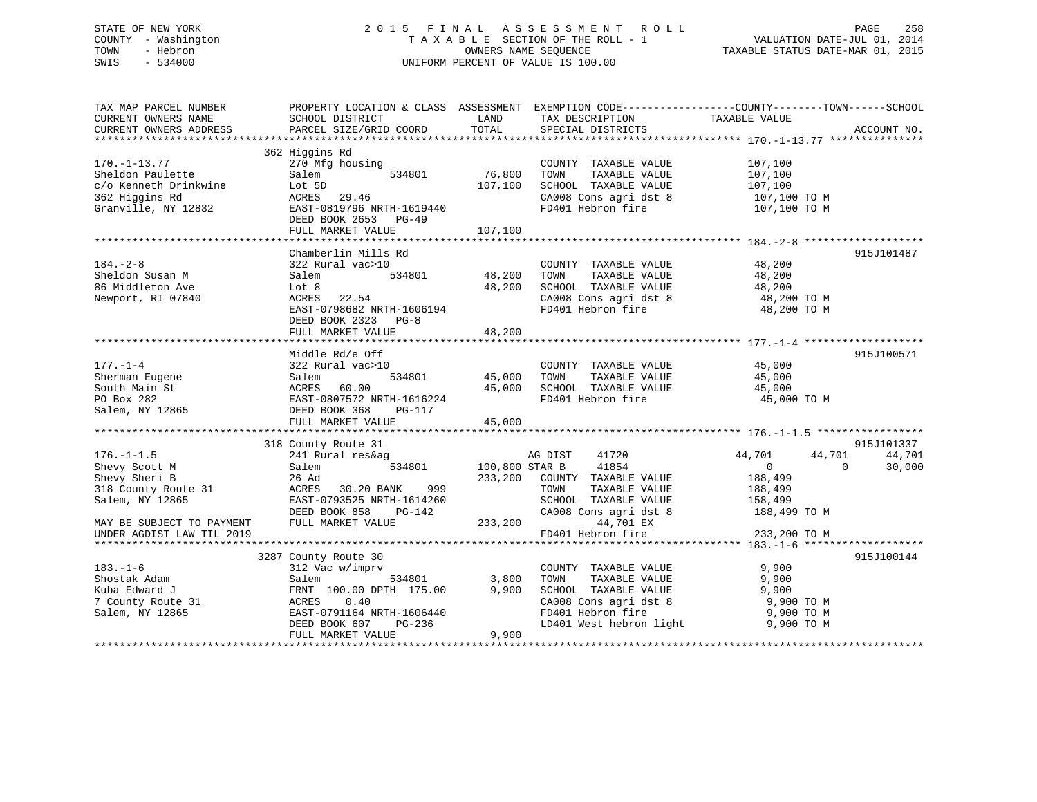STATE OF NEW YORK
COUNTY - Washington
TOWN - Hebron
SWIS - 534000

2 0 1 5 F I N A L A S S E S S M E N T R O L L
T A X A B L E SECTION OF THE ROLL - 1
OWNERS NAME SEQUENCE
UNIFORM PERCENT OF VALUE IS 100.00

VALUATION DATE-JUL 01, 2014
TAXABLE STATUS DATE-MAR 01, 2015

```
TAX MAP PARCEL NUMBER          PROPERTY LOCATION & CLASS  ASSESSMENT  EXEMPTION CODE------------------COUNTY--------TOWN------SCHOOL
CURRENT OWNERS NAME            SCHOOL DISTRICT               LAND      TAX DESCRIPTION              TAXABLE VALUE
CURRENT OWNERS ADDRESS         PARCEL SIZE/GRID COORD       TOTAL      SPECIAL DISTRICTS                                    ACCOUNT NO.
******************************************************************************************************* 170.-1-13.77 ***************
                               362 Higgins Rd
170.-1-13.77                   270 Mfg housing                         COUNTY  TAXABLE VALUE            107,100
Sheldon Paulette               Salem          534801        76,800     TOWN    TAXABLE VALUE            107,100
c/o Kenneth Drinkwine          Lot 5D                      107,100     SCHOOL  TAXABLE VALUE            107,100
362 Higgins Rd                 ACRES   29.46                           CA008 Cons agri dst 8             107,100 TO M
Granville, NY 12832            EAST-0819796 NRTH-1619440               FD401 Hebron fire                 107,100 TO M
                               DEED BOOK 2653   PG-49
                               FULL MARKET VALUE           107,100
******************************************************************************************************* 184.-2-8 *******************
                               Chamberlin Mills Rd                                                                   915J101487
184.-2-8                       322 Rural vac>10                        COUNTY  TAXABLE VALUE             48,200
Sheldon Susan M                Salem          534801        48,200     TOWN    TAXABLE VALUE             48,200
86 Middleton Ave               Lot 8                        48,200     SCHOOL  TAXABLE VALUE             48,200
Newport, RI 07840              ACRES   22.54                           CA008 Cons agri dst 8              48,200 TO M
                               EAST-0798682 NRTH-1606194               FD401 Hebron fire                  48,200 TO M
                               DEED BOOK 2323   PG-8
                               FULL MARKET VALUE            48,200
******************************************************************************************************* 177.-1-4 *******************
                               Middle Rd/e Off                                                                       915J100571
177.-1-4                       322 Rural vac>10                        COUNTY  TAXABLE VALUE             45,000
Sherman Eugene                 Salem          534801        45,000     TOWN    TAXABLE VALUE             45,000
South Main St                  ACRES   60.00                45,000     SCHOOL  TAXABLE VALUE             45,000
PO Box 282                     EAST-0807572 NRTH-1616224               FD401 Hebron fire                  45,000 TO M
Salem, NY 12865                DEED BOOK 368    PG-117
                               FULL MARKET VALUE            45,000
******************************************************************************************************* 176.-1-1.5 *****************
                               318 County Route 31                                                                   915J101337
176.-1-1.5                     241 Rural res&ag                        AG DIST     41720             44,701      44,701      44,701
Shevy Scott M                  Salem          534801       100,800 STAR B      41854                  0           0      30,000
Shevy Sheri B                  26 Ad                       233,200     COUNTY  TAXABLE VALUE            188,499
318 County Route 31            ACRES   30.20 BANK    999               TOWN    TAXABLE VALUE            188,499
Salem, NY 12865                EAST-0793525 NRTH-1614260               SCHOOL  TAXABLE VALUE            158,499
                               DEED BOOK 858    PG-142                 CA008 Cons agri dst 8             188,499 TO M
MAY BE SUBJECT TO PAYMENT      FULL MARKET VALUE           233,200            44,701 EX
UNDER AGDIST LAW TIL 2019                                              FD401 Hebron fire                 233,200 TO M
******************************************************************************************************* 183.-1-6 *******************
                               3287 County Route 30                                                                  915J100144
183.-1-6                       312 Vac w/imprv                         COUNTY  TAXABLE VALUE              9,900
Shostak Adam                   Salem          534801         3,800     TOWN    TAXABLE VALUE              9,900
Kuba Edward J                  FRNT 100.00 DPTH 175.00       9,900     SCHOOL  TAXABLE VALUE              9,900
7 County Route 31              ACRES    0.40                           CA008 Cons agri dst 8               9,900 TO M
Salem, NY 12865                EAST-0791164 NRTH-1606440               FD401 Hebron fire                   9,900 TO M
                               DEED BOOK 607    PG-236                 LD401 West hebron light             9,900 TO M
                               FULL MARKET VALUE             9,900
************************************************************************************************************************************
```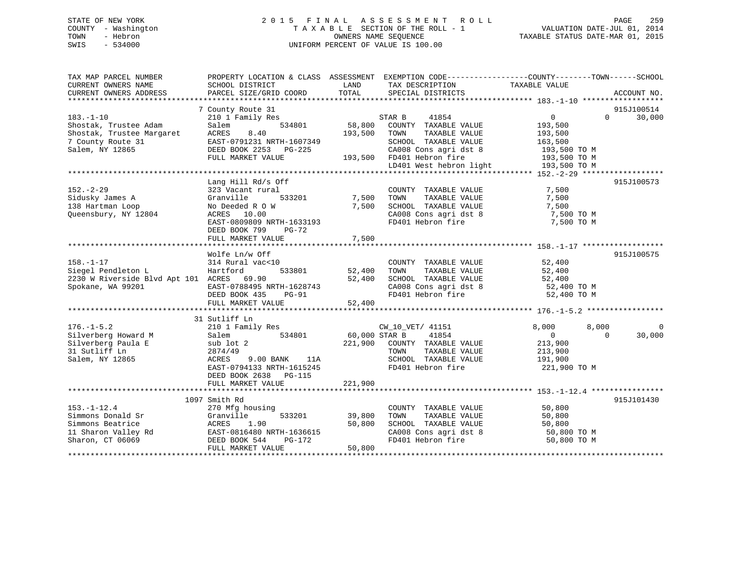STATE OF NEW YORK
COUNTY - Washington
TOWN - Hebron
SWIS - 534000

# 2015 FINAL ASSESSMENT ROLL
TAXABLE SECTION OF THE ROLL - 1
OWNERS NAME SEQUENCE
UNIFORM PERCENT OF VALUE IS 100.00

VALUATION DATE-JUL 01, 2014
TAXABLE STATUS DATE-MAR 01, 2015

```
TAX MAP PARCEL NUMBER          PROPERTY LOCATION & CLASS  ASSESSMENT  EXEMPTION CODE------------------COUNTY--------TOWN------SCHOOL
CURRENT OWNERS NAME            SCHOOL DISTRICT               LAND      TAX DESCRIPTION            TAXABLE VALUE
CURRENT OWNERS ADDRESS         PARCEL SIZE/GRID COORD        TOTAL     SPECIAL DISTRICTS                                    ACCOUNT NO.
******************************************************************************************************* 183.-1-10 ******************
                               7 County Route 31                                                                             915J100514
183.-1-10                      210 1 Family Res                        STAR B     41854                 0             0       30,000
Shostak, Trustee Adam          Salem            534801      58,800     COUNTY  TAXABLE VALUE          193,500
Shostak, Trustee Margaret      ACRES    8.40               193,500     TOWN    TAXABLE VALUE          193,500
7 County Route 31              EAST-0791231 NRTH-1607349               SCHOOL  TAXABLE VALUE          163,500
Salem, NY 12865                DEED BOOK 2253   PG-225                 CA008 Cons agri dst 8           193,500 TO M
                               FULL MARKET VALUE           193,500     FD401 Hebron fire               193,500 TO M
                                                                       LD401 West hebron light         193,500 TO M
******************************************************************************************************* 152.-2-29 ******************
                               Lang Hill Rd/s Off                                                                            915J100573
152.-2-29                      323 Vacant rural                        COUNTY  TAXABLE VALUE            7,500
Sidusky James A                Granville        533201       7,500     TOWN    TAXABLE VALUE            7,500
138 Hartman Loop               No Deeded R O W               7,500     SCHOOL  TAXABLE VALUE            7,500
Queensbury, NY 12804           ACRES   10.00                           CA008 Cons agri dst 8             7,500 TO M
                               EAST-0809809 NRTH-1633193               FD401 Hebron fire                 7,500 TO M
                               DEED BOOK 799    PG-72
                               FULL MARKET VALUE             7,500
******************************************************************************************************* 158.-1-17 ******************
                               Wolfe Ln/w Off                                                                                915J100575
158.-1-17                      314 Rural vac<10                        COUNTY  TAXABLE VALUE           52,400
Siegel Pendleton L             Hartford         533801      52,400     TOWN    TAXABLE VALUE           52,400
2230 W Riverside Blvd Apt 101  ACRES   69.90                52,400     SCHOOL  TAXABLE VALUE           52,400
Spokane, WA 99201              EAST-0788495 NRTH-1628743               CA008 Cons agri dst 8            52,400 TO M
                               DEED BOOK 435    PG-91                  FD401 Hebron fire                52,400 TO M
                               FULL MARKET VALUE            52,400
******************************************************************************************************* 176.-1-5.2 *****************
                               31 Sutliff Ln
176.-1-5.2                     210 1 Family Res                        CW_10_VET/ 41151             8,000         8,000            0
Silverberg Howard M            Salem            534801      60,000 STAR B     41854                 0             0       30,000
Silverberg Paula E             sub lot 2                   221,900     COUNTY  TAXABLE VALUE          213,900
31 Sutliff Ln                  2874/49                                 TOWN    TAXABLE VALUE          213,900
Salem, NY 12865                ACRES    9.00 BANK    11A               SCHOOL  TAXABLE VALUE          191,900
                               EAST-0794133 NRTH-1615245               FD401 Hebron fire               221,900 TO M
                               DEED BOOK 2638   PG-115
                               FULL MARKET VALUE           221,900
******************************************************************************************************* 153.-1-12.4 ****************
                               1097 Smith Rd                                                                                 915J101430
153.-1-12.4                    270 Mfg housing                         COUNTY  TAXABLE VALUE           50,800
Simmons Donald Sr              Granville        533201      39,800     TOWN    TAXABLE VALUE           50,800
Simmons Beatrice               ACRES    1.90                50,800     SCHOOL  TAXABLE VALUE           50,800
11 Sharon Valley Rd            EAST-0816480 NRTH-1636615               CA008 Cons agri dst 8            50,800 TO M
Sharon, CT 06069               DEED BOOK 544    PG-172                 FD401 Hebron fire                50,800 TO M
                               FULL MARKET VALUE            50,800
************************************************************************************************************************************
```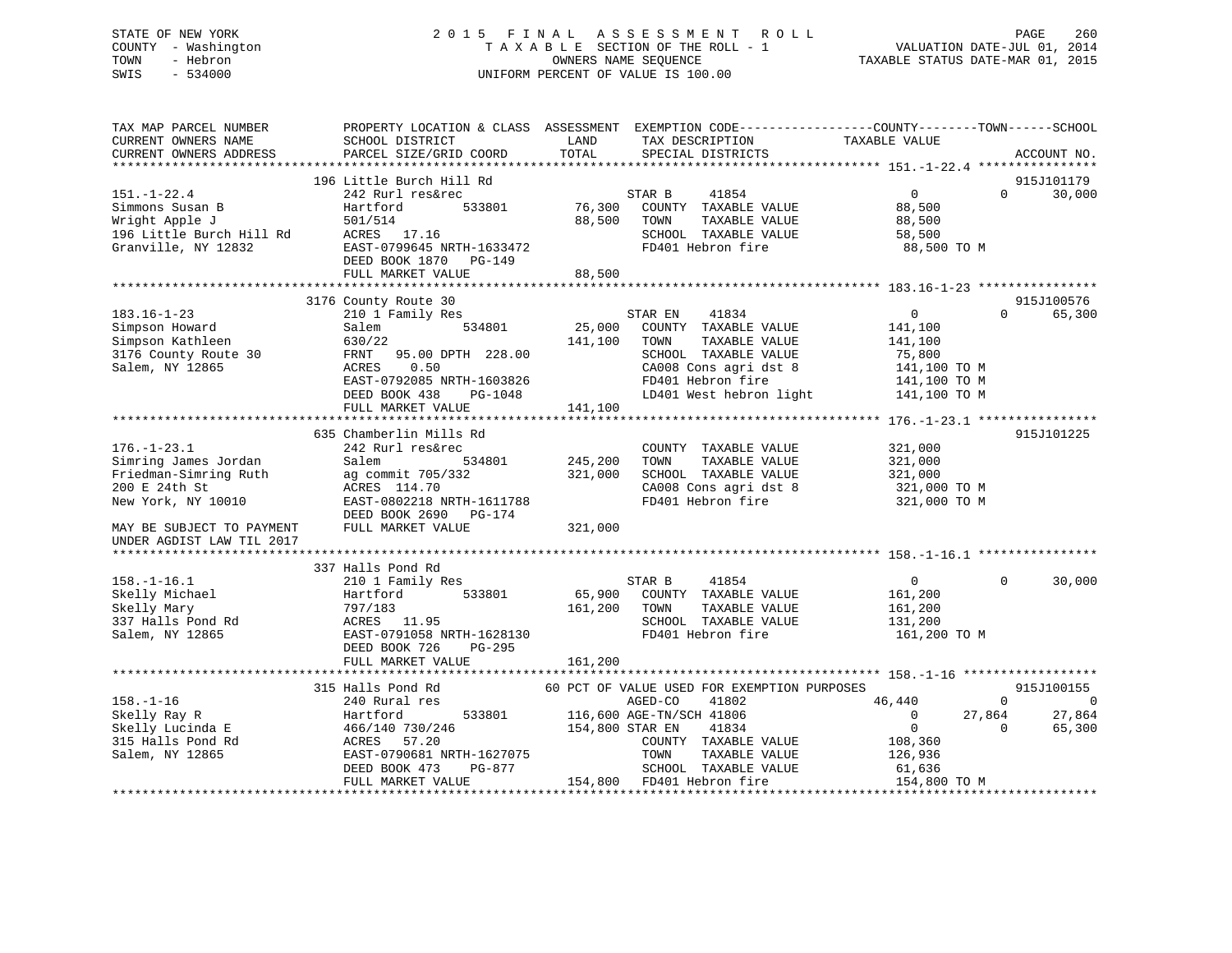STATE OF NEW YORK
COUNTY - Washington
TOWN - Hebron
SWIS - 534000

2 0 1 5 F I N A L A S S E S S M E N T R O L L
T A X A B L E SECTION OF THE ROLL - 1
OWNERS NAME SEQUENCE
UNIFORM PERCENT OF VALUE IS 100.00

VALUATION DATE-JUL 01, 2014
TAXABLE STATUS DATE-MAR 01, 2015

```
TAX MAP PARCEL NUMBER          PROPERTY LOCATION & CLASS  ASSESSMENT  EXEMPTION CODE------------------COUNTY--------TOWN------SCHOOL
CURRENT OWNERS NAME            SCHOOL DISTRICT              LAND      TAX DESCRIPTION              TAXABLE VALUE
CURRENT OWNERS ADDRESS         PARCEL SIZE/GRID COORD       TOTAL     SPECIAL DISTRICTS                                    ACCOUNT NO.
******************************************************************************************************* 151.-1-22.4 ****************
                               196 Little Burch Hill Rd                                                                    915J101179
151.-1-22.4                    242 Rurl res&rec                      STAR B     41854              0             0       30,000
Simmons Susan B                Hartford       533801      76,300   COUNTY  TAXABLE VALUE         88,500
Wright Apple J                 501/514                    88,500   TOWN    TAXABLE VALUE         88,500
196 Little Burch Hill Rd       ACRES   17.16                         SCHOOL  TAXABLE VALUE         58,500
Granville, NY 12832            EAST-0799645 NRTH-1633472             FD401 Hebron fire              88,500 TO M
                               DEED BOOK 1870   PG-149
                               FULL MARKET VALUE          88,500
******************************************************************************************************* 183.16-1-23 ****************
                               3176 County Route 30                                                                        915J100576
183.16-1-23                    210 1 Family Res                      STAR EN    41834              0             0       65,300
Simpson Howard                 Salem          534801      25,000   COUNTY  TAXABLE VALUE        141,100
Simpson Kathleen               630/22                    141,100   TOWN    TAXABLE VALUE        141,100
3176 County Route 30           FRNT   95.00 DPTH 228.00              SCHOOL  TAXABLE VALUE         75,800
Salem, NY 12865                ACRES    0.50                         CA008 Cons agri dst 8         141,100 TO M
                               EAST-0792085 NRTH-1603826             FD401 Hebron fire             141,100 TO M
                               DEED BOOK 438    PG-1048              LD401 West hebron light       141,100 TO M
                               FULL MARKET VALUE         141,100
******************************************************************************************************* 176.-1-23.1 ****************
                               635 Chamberlin Mills Rd                                                                     915J101225
176.-1-23.1                    242 Rurl res&rec                      COUNTY  TAXABLE VALUE        321,000
Simring James Jordan           Salem          534801     245,200   TOWN    TAXABLE VALUE        321,000
Friedman-Simring Ruth          ag commit 705/332         321,000   SCHOOL  TAXABLE VALUE        321,000
200 E 24th St                  ACRES  114.70                         CA008 Cons agri dst 8         321,000 TO M
New York, NY 10010             EAST-0802218 NRTH-1611788             FD401 Hebron fire             321,000 TO M
                               DEED BOOK 2690   PG-174
MAY BE SUBJECT TO PAYMENT      FULL MARKET VALUE         321,000
UNDER AGDIST LAW TIL 2017
******************************************************************************************************* 158.-1-16.1 ****************
                               337 Halls Pond Rd
158.-1-16.1                    210 1 Family Res                      STAR B     41854              0             0       30,000
Skelly Michael                 Hartford       533801      65,900   COUNTY  TAXABLE VALUE        161,200
Skelly Mary                    797/183                   161,200   TOWN    TAXABLE VALUE        161,200
337 Halls Pond Rd              ACRES   11.95                         SCHOOL  TAXABLE VALUE        131,200
Salem, NY 12865                EAST-0791058 NRTH-1628130             FD401 Hebron fire             161,200 TO M
                               DEED BOOK 726    PG-295
                               FULL MARKET VALUE         161,200
******************************************************************************************************* 158.-1-16 ******************
                               315 Halls Pond Rd           60 PCT OF VALUE USED FOR EXEMPTION PURPOSES                    915J100155
158.-1-16                      240 Rural res                         AGED-CO    41802         46,440             0            0
Skelly Ray R                   Hartford       533801     116,600 AGE-TN/SCH 41806              0        27,864       27,864
Skelly Lucinda E               466/140 730/246           154,800 STAR EN    41834              0             0       65,300
315 Halls Pond Rd              ACRES   57.20                         COUNTY  TAXABLE VALUE        108,360
Salem, NY 12865                EAST-0790681 NRTH-1627075             TOWN    TAXABLE VALUE        126,936
                               DEED BOOK 473    PG-877               SCHOOL  TAXABLE VALUE         61,636
                               FULL MARKET VALUE         154,800   FD401 Hebron fire             154,800 TO M
************************************************************************************************************************************
```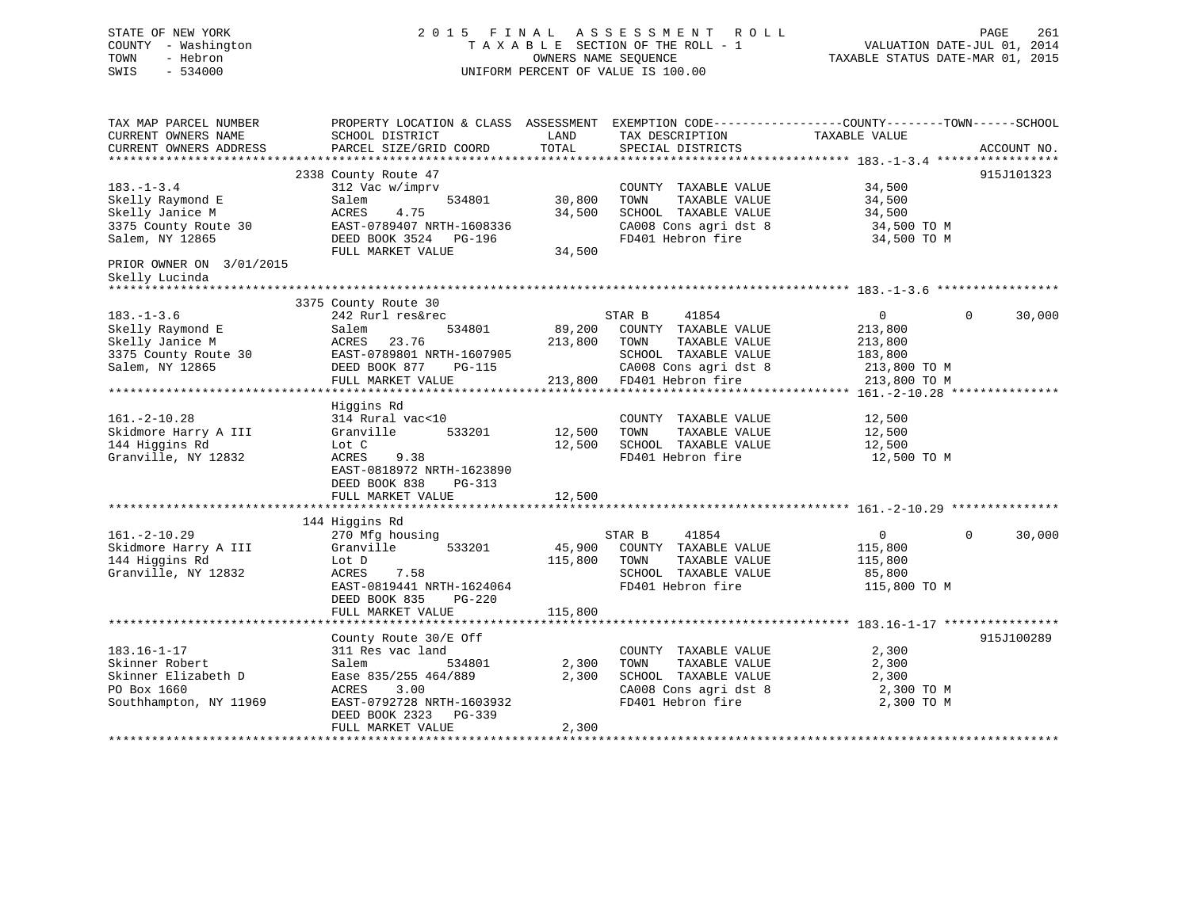STATE OF NEW YORK
COUNTY - Washington
TOWN - Hebron
SWIS - 534000

# 2015 FINAL ASSESSMENT ROLL
TAXABLE SECTION OF THE ROLL - 1
OWNERS NAME SEQUENCE
UNIFORM PERCENT OF VALUE IS 100.00

VALUATION DATE-JUL 01, 2014
TAXABLE STATUS DATE-MAR 01, 2015

```
TAX MAP PARCEL NUMBER          PROPERTY LOCATION & CLASS  ASSESSMENT  EXEMPTION CODE------------------COUNTY--------TOWN------SCHOOL
CURRENT OWNERS NAME            SCHOOL DISTRICT             LAND       TAX DESCRIPTION            TAXABLE VALUE
CURRENT OWNERS ADDRESS         PARCEL SIZE/GRID COORD      TOTAL      SPECIAL DISTRICTS                                      ACCOUNT NO.
******************************************************************************************************* 183.-1-3.4 *****************
                               2338 County Route 47                                                                       915J101323
183.-1-3.4                     312 Vac w/imprv                        COUNTY  TAXABLE VALUE          34,500
Skelly Raymond E               Salem           534801      30,800     TOWN    TAXABLE VALUE          34,500
Skelly Janice M                ACRES    4.75               34,500     SCHOOL  TAXABLE VALUE          34,500
3375 County Route 30           EAST-0789407 NRTH-1608336              CA008 Cons agri dst 8           34,500 TO M
Salem, NY 12865                DEED BOOK 3524   PG-196                FD401 Hebron fire               34,500 TO M
                               FULL MARKET VALUE           34,500
PRIOR OWNER ON  3/01/2015
Skelly Lucinda
******************************************************************************************************* 183.-1-3.6 *****************
                               3375 County Route 30
183.-1-3.6                     242 Rurl res&rec                       STAR B      41854               0            0       30,000
Skelly Raymond E               Salem           534801      89,200     COUNTY  TAXABLE VALUE         213,800
Skelly Janice M                ACRES   23.76              213,800     TOWN    TAXABLE VALUE         213,800
3375 County Route 30           EAST-0789801 NRTH-1607905              SCHOOL  TAXABLE VALUE         183,800
Salem, NY 12865                DEED BOOK 877    PG-115                CA008 Cons agri dst 8          213,800 TO M
                               FULL MARKET VALUE          213,800     FD401 Hebron fire              213,800 TO M
******************************************************************************************************* 161.-2-10.28 ***************
                               Higgins Rd
161.-2-10.28                   314 Rural vac<10                       COUNTY  TAXABLE VALUE          12,500
Skidmore Harry A III           Granville       533201      12,500     TOWN    TAXABLE VALUE          12,500
144 Higgins Rd                 Lot C                       12,500     SCHOOL  TAXABLE VALUE          12,500
Granville, NY 12832            ACRES    9.38                          FD401 Hebron fire               12,500 TO M
                               EAST-0818972 NRTH-1623890
                               DEED BOOK 838    PG-313
                               FULL MARKET VALUE           12,500
******************************************************************************************************* 161.-2-10.29 ***************
                               144 Higgins Rd
161.-2-10.29                   270 Mfg housing                        STAR B      41854               0            0       30,000
Skidmore Harry A III           Granville       533201      45,900     COUNTY  TAXABLE VALUE         115,800
144 Higgins Rd                 Lot D                      115,800     TOWN    TAXABLE VALUE         115,800
Granville, NY 12832            ACRES    7.58                          SCHOOL  TAXABLE VALUE          85,800
                               EAST-0819441 NRTH-1624064              FD401 Hebron fire              115,800 TO M
                               DEED BOOK 835    PG-220
                               FULL MARKET VALUE          115,800
******************************************************************************************************* 183.16-1-17 ****************
                               County Route 30/E Off                                                                      915J100289
183.16-1-17                    311 Res vac land                       COUNTY  TAXABLE VALUE           2,300
Skinner Robert                 Salem           534801       2,300     TOWN    TAXABLE VALUE           2,300
Skinner Elizabeth D            Ease 835/255 464/889         2,300     SCHOOL  TAXABLE VALUE           2,300
PO Box 1660                    ACRES    3.00                          CA008 Cons agri dst 8            2,300 TO M
Southhampton, NY 11969         EAST-0792728 NRTH-1603932              FD401 Hebron fire                2,300 TO M
                               DEED BOOK 2323   PG-339
                               FULL MARKET VALUE            2,300
************************************************************************************************************************************
```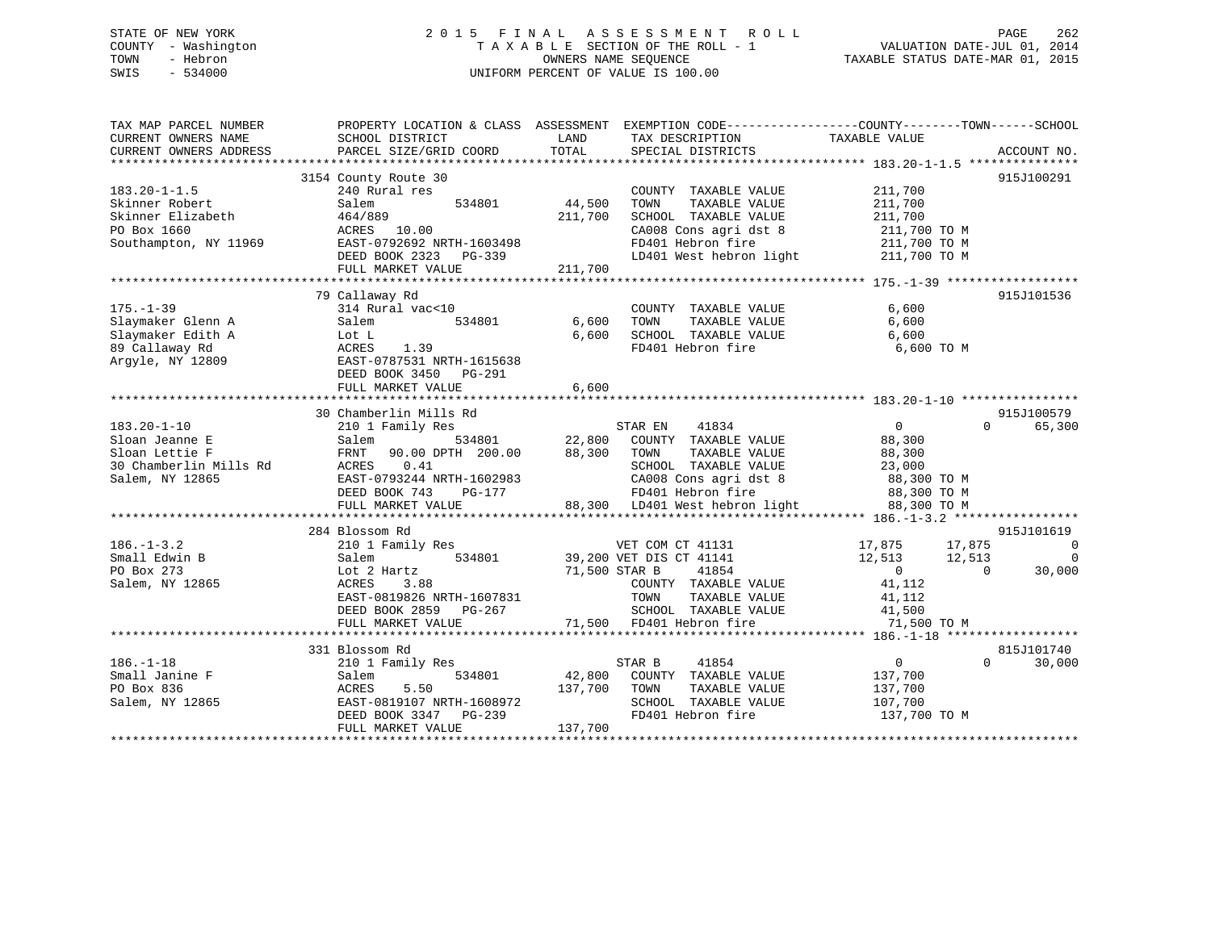STATE OF NEW YORK
COUNTY - Washington
TOWN - Hebron
SWIS - 534000

# 2015 FINAL ASSESSMENT ROLL

TAXABLE SECTION OF THE ROLL - 1
OWNERS NAME SEQUENCE
UNIFORM PERCENT OF VALUE IS 100.00

VALUATION DATE-JUL 01, 2014
TAXABLE STATUS DATE-MAR 01, 2015

| TAX MAP PARCEL NUMBER / CURRENT OWNERS NAME / CURRENT OWNERS ADDRESS | PROPERTY LOCATION & CLASS / SCHOOL DISTRICT / PARCEL SIZE/GRID COORD | ASSESSMENT LAND | TOTAL | EXEMPTION CODE / TAX DESCRIPTION / SPECIAL DISTRICTS | COUNTY | TOWN | SCHOOL | ACCOUNT NO. |
|---|---|---|---|---|---|---|---|---|
| 183.20-1-1.5 | 3154 County Route 30 | | | | | | | 915J100291 |
| Skinner Robert | 240 Rural res | | | COUNTY TAXABLE VALUE | 211,700 | | | |
| Skinner Elizabeth | Salem 534801 | 44,500 | | TOWN TAXABLE VALUE | | 211,700 | | |
| PO Box 1660 | 464/889 | | 211,700 | SCHOOL TAXABLE VALUE | | | 211,700 | |
| Southampton, NY 11969 | ACRES 10.00 | | | CA008 Cons agri dst 8 | 211,700 TO M | | | |
| | EAST-0792692 NRTH-1603498 | | | FD401 Hebron fire | 211,700 TO M | | | |
| | DEED BOOK 2323 PG-339 | | | LD401 West hebron light | 211,700 TO M | | | |
| | FULL MARKET VALUE | | 211,700 | | | | | |
| 175.-1-39 | 79 Callaway Rd | | | | | | | 915J101536 |
| Slaymaker Glenn A | 314 Rural vac<10 | | | COUNTY TAXABLE VALUE | 6,600 | | | |
| Slaymaker Edith A | Salem 534801 | 6,600 | | TOWN TAXABLE VALUE | | 6,600 | | |
| 89 Callaway Rd | Lot L | | 6,600 | SCHOOL TAXABLE VALUE | | | 6,600 | |
| Argyle, NY 12809 | ACRES 1.39 | | | FD401 Hebron fire | 6,600 TO M | | | |
| | EAST-0787531 NRTH-1615638 | | | | | | | |
| | DEED BOOK 3450 PG-291 | | | | | | | |
| | FULL MARKET VALUE | | 6,600 | | | | | |
| 183.20-1-10 | 30 Chamberlin Mills Rd | | | | | | | 915J100579 |
| Sloan Jeanne E | 210 1 Family Res | | | STAR EN 41834 | 0 | 0 | 65,300 | |
| Sloan Lettie F | Salem 534801 | 22,800 | | COUNTY TAXABLE VALUE | 88,300 | | | |
| 30 Chamberlin Mills Rd | FRNT 90.00 DPTH 200.00 | | 88,300 | TOWN TAXABLE VALUE | | 88,300 | | |
| Salem, NY 12865 | ACRES 0.41 | | | SCHOOL TAXABLE VALUE | | | 23,000 | |
| | EAST-0793244 NRTH-1602983 | | | CA008 Cons agri dst 8 | 88,300 TO M | | | |
| | DEED BOOK 743 PG-177 | | | FD401 Hebron fire | 88,300 TO M | | | |
| | FULL MARKET VALUE | | 88,300 | LD401 West hebron light | 88,300 TO M | | | |
| 186.-1-3.2 | 284 Blossom Rd | | | | | | | 915J101619 |
| Small Edwin B | 210 1 Family Res | | | VET COM CT 41131 | 17,875 | 17,875 | 0 | |
| PO Box 273 | Salem 534801 | 39,200 | | VET DIS CT 41141 | 12,513 | 12,513 | 0 | |
| Salem, NY 12865 | Lot 2 Hartz | | 71,500 | STAR B 41854 | 0 | 0 | 30,000 | |
| | ACRES 3.88 | | | COUNTY TAXABLE VALUE | 41,112 | | | |
| | EAST-0819826 NRTH-1607831 | | | TOWN TAXABLE VALUE | | 41,112 | | |
| | DEED BOOK 2859 PG-267 | | | SCHOOL TAXABLE VALUE | | | 41,500 | |
| | FULL MARKET VALUE | | 71,500 | FD401 Hebron fire | 71,500 TO M | | | |
| 186.-1-18 | 331 Blossom Rd | | | | | | | 815J101740 |
| Small Janine F | 210 1 Family Res | | | STAR B 41854 | 0 | 0 | 30,000 | |
| PO Box 836 | Salem 534801 | 42,800 | | COUNTY TAXABLE VALUE | 137,700 | | | |
| Salem, NY 12865 | ACRES 5.50 | | 137,700 | TOWN TAXABLE VALUE | | 137,700 | | |
| | EAST-0819107 NRTH-1608972 | | | SCHOOL TAXABLE VALUE | | | 107,700 | |
| | DEED BOOK 3347 PG-239 | | | FD401 Hebron fire | 137,700 TO M | | | |
| | FULL MARKET VALUE | | 137,700 | | | | | |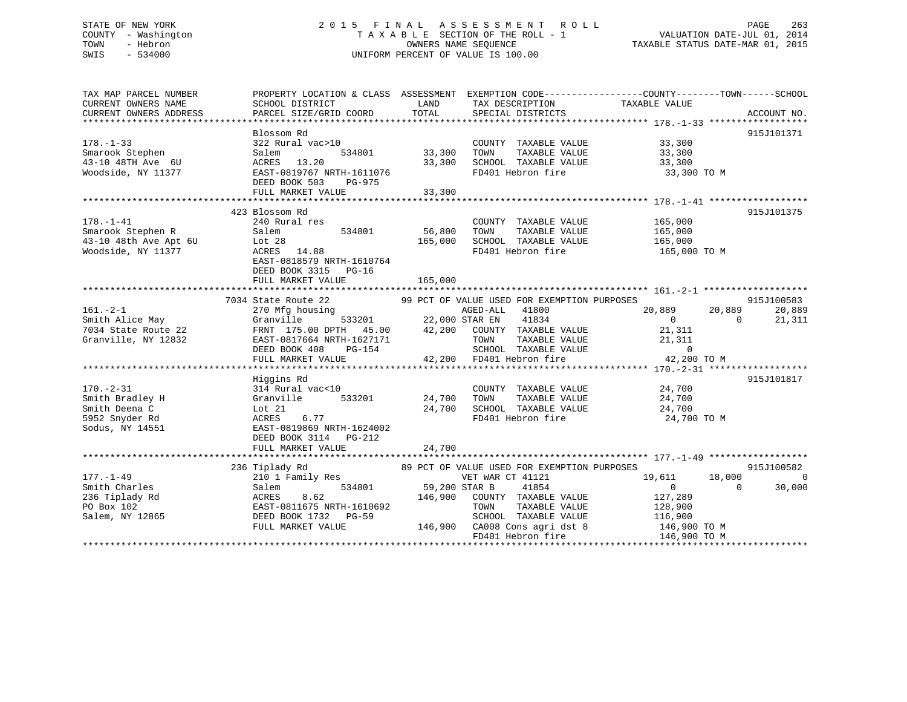STATE OF NEW YORK
COUNTY - Washington
TOWN - Hebron
SWIS - 534000

2 0 1 5 F I N A L A S S E S S M E N T R O L L
T A X A B L E SECTION OF THE ROLL - 1
OWNERS NAME SEQUENCE
UNIFORM PERCENT OF VALUE IS 100.00

VALUATION DATE-JUL 01, 2014
TAXABLE STATUS DATE-MAR 01, 2015

| TAX MAP PARCEL NUMBER / CURRENT OWNERS NAME / CURRENT OWNERS ADDRESS | PROPERTY LOCATION & CLASS / SCHOOL DISTRICT / PARCEL SIZE/GRID COORD | ASSESSMENT LAND / TOTAL | EXEMPTION CODE / TAX DESCRIPTION / SPECIAL DISTRICTS | COUNTY TAXABLE VALUE | TOWN | SCHOOL | ACCOUNT NO. |
|---|---|---|---|---|---|---|---|
| **178.-1-33** | Blossom Rd | | | | | | 915J101371 |
| 178.-1-33 | 322 Rural vac>10 | | COUNTY TAXABLE VALUE | 33,300 | | | |
| Smarook Stephen | Salem 534801 | 33,300 | TOWN TAXABLE VALUE | 33,300 | | | |
| 43-10 48TH Ave 6U | ACRES 13.20 | 33,300 | SCHOOL TAXABLE VALUE | 33,300 | | | |
| Woodside, NY 11377 | EAST-0819767 NRTH-1611076 | | FD401 Hebron fire | 33,300 TO M | | | |
| | DEED BOOK 503 PG-975 | | | | | | |
| | FULL MARKET VALUE | 33,300 | | | | | |
| **178.-1-41** | 423 Blossom Rd | | | | | | 915J101375 |
| 178.-1-41 | 240 Rural res | | COUNTY TAXABLE VALUE | 165,000 | | | |
| Smarook Stephen R | Salem 534801 | 56,800 | TOWN TAXABLE VALUE | 165,000 | | | |
| 43-10 48th Ave Apt 6U | Lot 28 | 165,000 | SCHOOL TAXABLE VALUE | 165,000 | | | |
| Woodside, NY 11377 | ACRES 14.88 | | FD401 Hebron fire | 165,000 TO M | | | |
| | EAST-0818579 NRTH-1610764 | | | | | | |
| | DEED BOOK 3315 PG-16 | | | | | | |
| | FULL MARKET VALUE | 165,000 | | | | | |
| **161.-2-1** | 7034 State Route 22 | | 99 PCT OF VALUE USED FOR EXEMPTION PURPOSES | | | | 915J100583 |
| 161.-2-1 | 270 Mfg housing | | AGED-ALL 41800 | 20,889 | 20,889 | 20,889 | |
| Smith Alice May | Granville 533201 | 22,000 | STAR EN 41834 | 0 | 0 | 21,311 | |
| 7034 State Route 22 | FRNT 175.00 DPTH 45.00 | 42,200 | COUNTY TAXABLE VALUE | 21,311 | | | |
| Granville, NY 12832 | EAST-0817664 NRTH-1627171 | | TOWN TAXABLE VALUE | 21,311 | | | |
| | DEED BOOK 408 PG-154 | | SCHOOL TAXABLE VALUE | 0 | | | |
| | FULL MARKET VALUE | 42,200 | FD401 Hebron fire | 42,200 TO M | | | |
| **170.-2-31** | Higgins Rd | | | | | | 915J101817 |
| 170.-2-31 | 314 Rural vac<10 | | COUNTY TAXABLE VALUE | 24,700 | | | |
| Smith Bradley H | Granville 533201 | 24,700 | TOWN TAXABLE VALUE | 24,700 | | | |
| Smith Deena C | Lot 21 | 24,700 | SCHOOL TAXABLE VALUE | 24,700 | | | |
| 5952 Snyder Rd | ACRES 6.77 | | FD401 Hebron fire | 24,700 TO M | | | |
| Sodus, NY 14551 | EAST-0819869 NRTH-1624002 | | | | | | |
| | DEED BOOK 3114 PG-212 | | | | | | |
| | FULL MARKET VALUE | 24,700 | | | | | |
| **177.-1-49** | 236 Tiplady Rd | | 89 PCT OF VALUE USED FOR EXEMPTION PURPOSES | | | | 915J100582 |
| 177.-1-49 | 210 1 Family Res | | VET WAR CT 41121 | 19,611 | 18,000 | 0 | |
| Smith Charles | Salem 534801 | 59,200 | STAR B 41854 | 0 | 0 | 30,000 | |
| 236 Tiplady Rd | ACRES 8.62 | 146,900 | COUNTY TAXABLE VALUE | 127,289 | | | |
| PO Box 102 | EAST-0811675 NRTH-1610692 | | TOWN TAXABLE VALUE | 128,900 | | | |
| Salem, NY 12865 | DEED BOOK 1732 PG-59 | | SCHOOL TAXABLE VALUE | 116,900 | | | |
| | FULL MARKET VALUE | 146,900 | CA008 Cons agri dst 8 | 146,900 TO M | | | |
| | | | FD401 Hebron fire | 146,900 TO M | | | |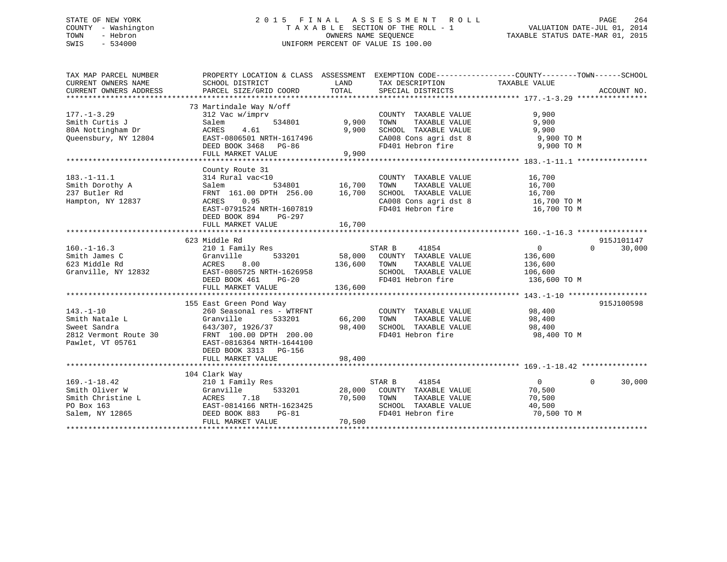STATE OF NEW YORK
COUNTY - Washington
TOWN - Hebron
SWIS - 534000

2 0 1 5 F I N A L A S S E S S M E N T R O L L
T A X A B L E SECTION OF THE ROLL - 1
OWNERS NAME SEQUENCE
UNIFORM PERCENT OF VALUE IS 100.00

VALUATION DATE-JUL 01, 2014
TAXABLE STATUS DATE-MAR 01, 2015

```
TAX MAP PARCEL NUMBER          PROPERTY LOCATION & CLASS  ASSESSMENT  EXEMPTION CODE------------------COUNTY--------TOWN------SCHOOL
CURRENT OWNERS NAME            SCHOOL DISTRICT               LAND     TAX DESCRIPTION             TAXABLE VALUE
CURRENT OWNERS ADDRESS         PARCEL SIZE/GRID COORD        TOTAL    SPECIAL DISTRICTS                                     ACCOUNT NO.
******************************************************************************************************* 177.-1-3.29 ****************
                               73 Martindale Way N/off
177.-1-3.29                    312 Vac w/imprv                        COUNTY  TAXABLE VALUE            9,900
Smith Curtis J                 Salem          534801        9,900     TOWN    TAXABLE VALUE            9,900
80A Nottingham Dr              ACRES    4.61                 9,900    SCHOOL  TAXABLE VALUE            9,900
Queensbury, NY 12804           EAST-0806501 NRTH-1617496              CA008 Cons agri dst 8             9,900 TO M
                               DEED BOOK 3468   PG-86                 FD401 Hebron fire                 9,900 TO M
                               FULL MARKET VALUE             9,900
******************************************************************************************************* 183.-1-11.1 ****************
                               County Route 31
183.-1-11.1                    314 Rural vac<10                       COUNTY  TAXABLE VALUE           16,700
Smith Dorothy A                Salem          534801       16,700     TOWN    TAXABLE VALUE           16,700
237 Butler Rd                  FRNT 161.00 DPTH 256.00     16,700     SCHOOL  TAXABLE VALUE           16,700
Hampton, NY 12837              ACRES    0.95                          CA008 Cons agri dst 8            16,700 TO M
                               EAST-0791524 NRTH-1607819              FD401 Hebron fire                16,700 TO M
                               DEED BOOK 894    PG-297
                               FULL MARKET VALUE            16,700
******************************************************************************************************* 160.-1-16.3 ****************
                               623 Middle Rd                                                                             915J101147
160.-1-16.3                    210 1 Family Res                       STAR B     41854                  0            0      30,000
Smith James C                  Granville      533201       58,000     COUNTY  TAXABLE VALUE          136,600
623 Middle Rd                  ACRES    8.00               136,600    TOWN    TAXABLE VALUE          136,600
Granville, NY 12832            EAST-0805725 NRTH-1626958              SCHOOL  TAXABLE VALUE          106,600
                               DEED BOOK 461    PG-20                 FD401 Hebron fire               136,600 TO M
                               FULL MARKET VALUE           136,600
******************************************************************************************************* 143.-1-10 ******************
                               155 East Green Pond Way                                                                   915J100598
143.-1-10                      260 Seasonal res - WTRFNT              COUNTY  TAXABLE VALUE           98,400
Smith Natale L                 Granville      533201       66,200     TOWN    TAXABLE VALUE           98,400
Sweet Sandra                   643/307, 1926/37            98,400     SCHOOL  TAXABLE VALUE           98,400
2812 Vermont Route 30          FRNT 100.00 DPTH 200.00                FD401 Hebron fire                98,400 TO M
Pawlet, VT 05761               EAST-0816364 NRTH-1644100
                               DEED BOOK 3313   PG-156
                               FULL MARKET VALUE            98,400
******************************************************************************************************* 169.-1-18.42 ***************
                               104 Clark Way
169.-1-18.42                   210 1 Family Res                       STAR B     41854                  0            0      30,000
Smith Oliver W                 Granville      533201       28,000     COUNTY  TAXABLE VALUE           70,500
Smith Christine L              ACRES    7.18               70,500     TOWN    TAXABLE VALUE           70,500
PO Box 163                     EAST-0814166 NRTH-1623425              SCHOOL  TAXABLE VALUE           40,500
Salem, NY 12865                DEED BOOK 883    PG-81                 FD401 Hebron fire                70,500 TO M
                               FULL MARKET VALUE            70,500
************************************************************************************************************************************
```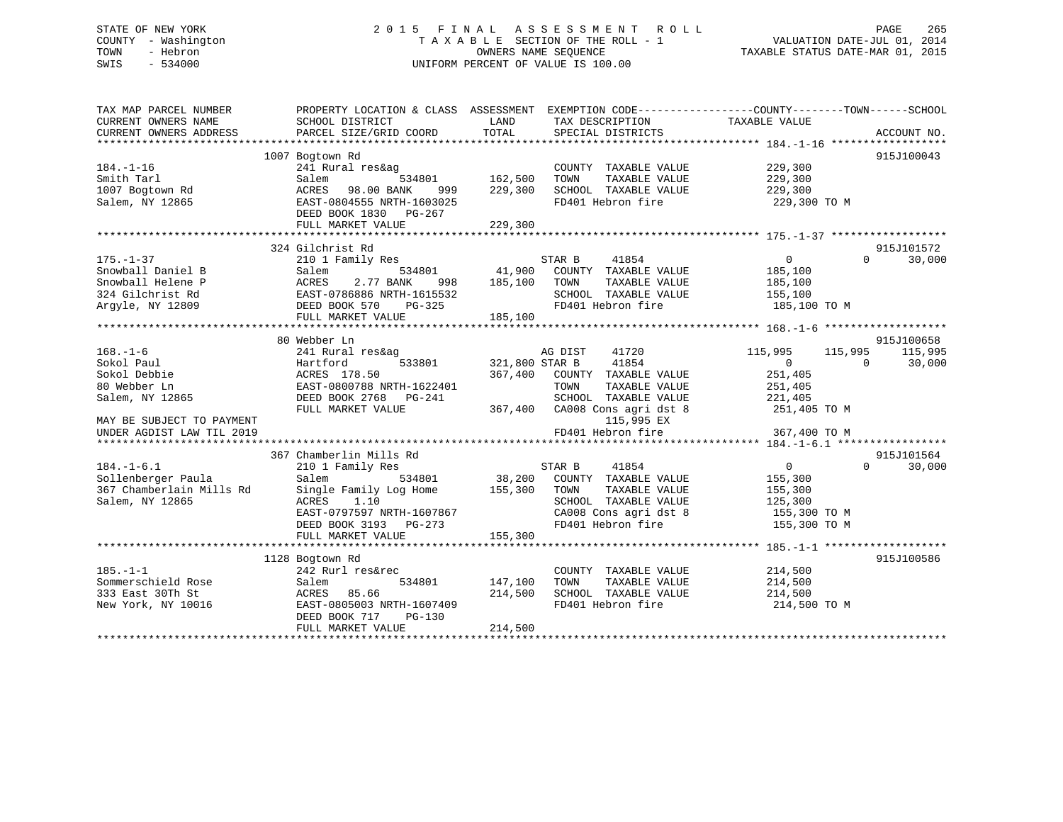STATE OF NEW YORK  
COUNTY - Washington  
TOWN - Hebron  
SWIS - 534000

2 0 1 5  F I N A L  A S S E S S M E N T  R O L L  
T A X A B L E  SECTION OF THE ROLL - 1  
OWNERS NAME SEQUENCE  
UNIFORM PERCENT OF VALUE IS 100.00

VALUATION DATE-JUL 01, 2014  
TAXABLE STATUS DATE-MAR 01, 2015

```
TAX MAP PARCEL NUMBER          PROPERTY LOCATION & CLASS  ASSESSMENT  EXEMPTION CODE------------------COUNTY--------TOWN------SCHOOL
CURRENT OWNERS NAME            SCHOOL DISTRICT            LAND        TAX DESCRIPTION              TAXABLE VALUE
CURRENT OWNERS ADDRESS         PARCEL SIZE/GRID COORD     TOTAL       SPECIAL DISTRICTS                                     ACCOUNT NO.
*********************************************************************************************** 184.-1-16 ******************
                     1007 Bogtown Rd                                                                                     915J100043
184.-1-16                      241 Rural res&ag                        COUNTY  TAXABLE VALUE            229,300
Smith Tarl                     Salem         534801       162,500     TOWN    TAXABLE VALUE            229,300
1007 Bogtown Rd                ACRES  98.00 BANK    999   229,300     SCHOOL  TAXABLE VALUE            229,300
Salem, NY 12865                EAST-0804555 NRTH-1603025               FD401 Hebron fire                 229,300 TO M
                               DEED BOOK 1830   PG-267
                               FULL MARKET VALUE          229,300
*********************************************************************************************** 175.-1-37 ******************
                     324 Gilchrist Rd                                                                                    915J101572
175.-1-37                      210 1 Family Res                        STAR B      41854                    0          0     30,000
Snowball Daniel B              Salem         534801        41,900     COUNTY  TAXABLE VALUE            185,100
Snowball Helene P              ACRES   2.77 BANK    998   185,100     TOWN    TAXABLE VALUE            185,100
324 Gilchrist Rd               EAST-0786886 NRTH-1615532               SCHOOL  TAXABLE VALUE            155,100
Argyle, NY 12809               DEED BOOK 570    PG-325                 FD401 Hebron fire                 185,100 TO M
                               FULL MARKET VALUE          185,100
*********************************************************************************************** 168.-1-6 *******************
                     80 Webber Ln                                                                                        915J100658
168.-1-6                       241 Rural res&ag                        AG DIST     41720               115,995    115,995    115,995
Sokol Paul                     Hartford      533801       321,800 STAR B      41854                    0          0     30,000
Sokol Debbie                   ACRES 178.50               367,400     COUNTY  TAXABLE VALUE            251,405
80 Webber Ln                   EAST-0800788 NRTH-1622401               TOWN    TAXABLE VALUE            251,405
Salem, NY 12865                DEED BOOK 2768   PG-241                 SCHOOL  TAXABLE VALUE            221,405
                               FULL MARKET VALUE          367,400     CA008 Cons agri dst 8             251,405 TO M
MAY BE SUBJECT TO PAYMENT                                                    115,995 EX
UNDER AGDIST LAW TIL 2019                                              FD401 Hebron fire                 367,400 TO M
*********************************************************************************************** 184.-1-6.1 *****************
                     367 Chamberlin Mills Rd                                                                             915J101564
184.-1-6.1                     210 1 Family Res                        STAR B      41854                    0          0     30,000
Sollenberger Paula             Salem         534801        38,200     COUNTY  TAXABLE VALUE            155,300
367 Chamberlain Mills Rd       Single Family Log Home     155,300     TOWN    TAXABLE VALUE            155,300
Salem, NY 12865                ACRES   1.10                            SCHOOL  TAXABLE VALUE            125,300
                               EAST-0797597 NRTH-1607867               CA008 Cons agri dst 8             155,300 TO M
                               DEED BOOK 3193   PG-273                 FD401 Hebron fire                 155,300 TO M
                               FULL MARKET VALUE          155,300
*********************************************************************************************** 185.-1-1 *******************
                     1128 Bogtown Rd                                                                                     915J100586
185.-1-1                       242 Rurl res&rec                        COUNTY  TAXABLE VALUE            214,500
Sommerschield Rose             Salem         534801       147,100     TOWN    TAXABLE VALUE            214,500
333 East 30Th St               ACRES  85.66               214,500     SCHOOL  TAXABLE VALUE            214,500
New York, NY 10016             EAST-0805003 NRTH-1607409               FD401 Hebron fire                 214,500 TO M
                               DEED BOOK 717    PG-130
                               FULL MARKET VALUE          214,500
*****************************************************************************************************************************
```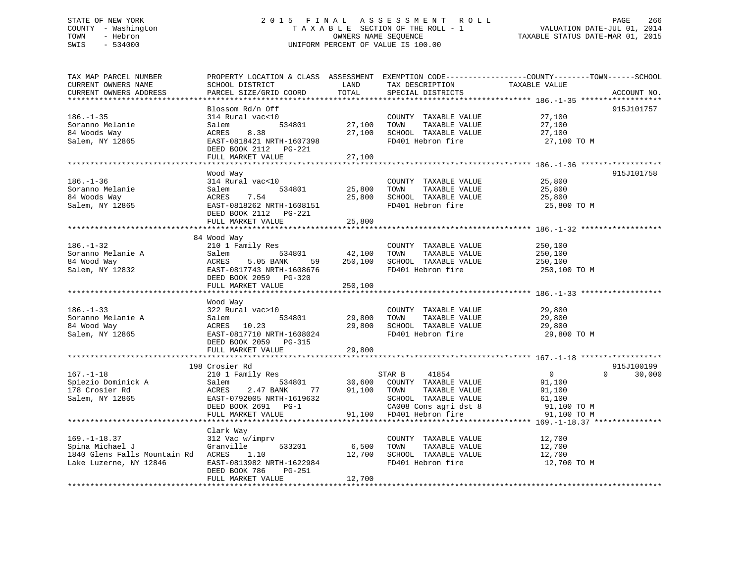STATE OF NEW YORK | 2 0 1 5 F I N A L A S S E S S M E N T R O L L
COUNTY - Washington | T A X A B L E SECTION OF THE ROLL - 1 | VALUATION DATE-JUL 01, 2014
TOWN - Hebron | OWNERS NAME SEQUENCE | TAXABLE STATUS DATE-MAR 01, 2015
SWIS - 534000 | UNIFORM PERCENT OF VALUE IS 100.00

```
TAX MAP PARCEL NUMBER          PROPERTY LOCATION & CLASS  ASSESSMENT  EXEMPTION CODE------------------COUNTY--------TOWN------SCHOOL
CURRENT OWNERS NAME            SCHOOL DISTRICT               LAND      TAX DESCRIPTION              TAXABLE VALUE
CURRENT OWNERS ADDRESS         PARCEL SIZE/GRID COORD        TOTAL     SPECIAL DISTRICTS                                     ACCOUNT NO.
******************************************************************************************************* 186.-1-35 ******************
                               Blossom Rd/n Off                                                                           915J101757
186.-1-35                      314 Rural vac<10                        COUNTY  TAXABLE VALUE           27,100
Soranno Melanie                Salem           534801       27,100     TOWN    TAXABLE VALUE           27,100
84 Woods Way                   ACRES    8.38                27,100     SCHOOL  TAXABLE VALUE           27,100
Salem, NY 12865                EAST-0818421 NRTH-1607398               FD401 Hebron fire                27,100 TO M
                               DEED BOOK 2112   PG-221
                               FULL MARKET VALUE            27,100
******************************************************************************************************* 186.-1-36 ******************
                               Wood Way                                                                                   915J101758
186.-1-36                      314 Rural vac<10                        COUNTY  TAXABLE VALUE           25,800
Soranno Melanie                Salem           534801       25,800     TOWN    TAXABLE VALUE           25,800
84 Woods Way                   ACRES    7.54                25,800     SCHOOL  TAXABLE VALUE           25,800
Salem, NY 12865                EAST-0818262 NRTH-1608151               FD401 Hebron fire                25,800 TO M
                               DEED BOOK 2112   PG-221
                               FULL MARKET VALUE            25,800
******************************************************************************************************* 186.-1-32 ******************
                               84 Wood Way
186.-1-32                      210 1 Family Res                        COUNTY  TAXABLE VALUE          250,100
Soranno Melanie A              Salem           534801       42,100     TOWN    TAXABLE VALUE          250,100
84 Wood Way                    ACRES    5.05 BANK     59   250,100     SCHOOL  TAXABLE VALUE          250,100
Salem, NY 12832                EAST-0817743 NRTH-1608676               FD401 Hebron fire               250,100 TO M
                               DEED BOOK 2059   PG-320
                               FULL MARKET VALUE           250,100
******************************************************************************************************* 186.-1-33 ******************
                               Wood Way
186.-1-33                      322 Rural vac>10                        COUNTY  TAXABLE VALUE           29,800
Soranno Melanie A              Salem           534801       29,800     TOWN    TAXABLE VALUE           29,800
84 Wood Way                    ACRES   10.23                29,800     SCHOOL  TAXABLE VALUE           29,800
Salem, NY 12865                EAST-0817710 NRTH-1608024               FD401 Hebron fire                29,800 TO M
                               DEED BOOK 2059   PG-315
                               FULL MARKET VALUE            29,800
******************************************************************************************************* 167.-1-18 ******************
                               198 Crosier Rd                                                                             915J100199
167.-1-18                      210 1 Family Res                        STAR B     41854                 0          0      30,000
Spiezio Dominick A             Salem           534801       30,600     COUNTY  TAXABLE VALUE           91,100
178 Crosier Rd                 ACRES    2.47 BANK     77    91,100     TOWN    TAXABLE VALUE           91,100
Salem, NY 12865                EAST-0792005 NRTH-1619632               SCHOOL  TAXABLE VALUE           61,100
                               DEED BOOK 2691   PG-1                   CA008 Cons agri dst 8            91,100 TO M
                               FULL MARKET VALUE            91,100     FD401 Hebron fire                91,100 TO M
******************************************************************************************************* 169.-1-18.37 ***************
                               Clark Way
169.-1-18.37                   312 Vac w/imprv                         COUNTY  TAXABLE VALUE           12,700
Spina Michael J                Granville       533201        6,500     TOWN    TAXABLE VALUE           12,700
1840 Glens Falls Mountain Rd   ACRES    1.10                12,700     SCHOOL  TAXABLE VALUE           12,700
Lake Luzerne, NY 12846         EAST-0813982 NRTH-1622984               FD401 Hebron fire                12,700 TO M
                               DEED BOOK 786    PG-251
                               FULL MARKET VALUE            12,700
************************************************************************************************************************************
```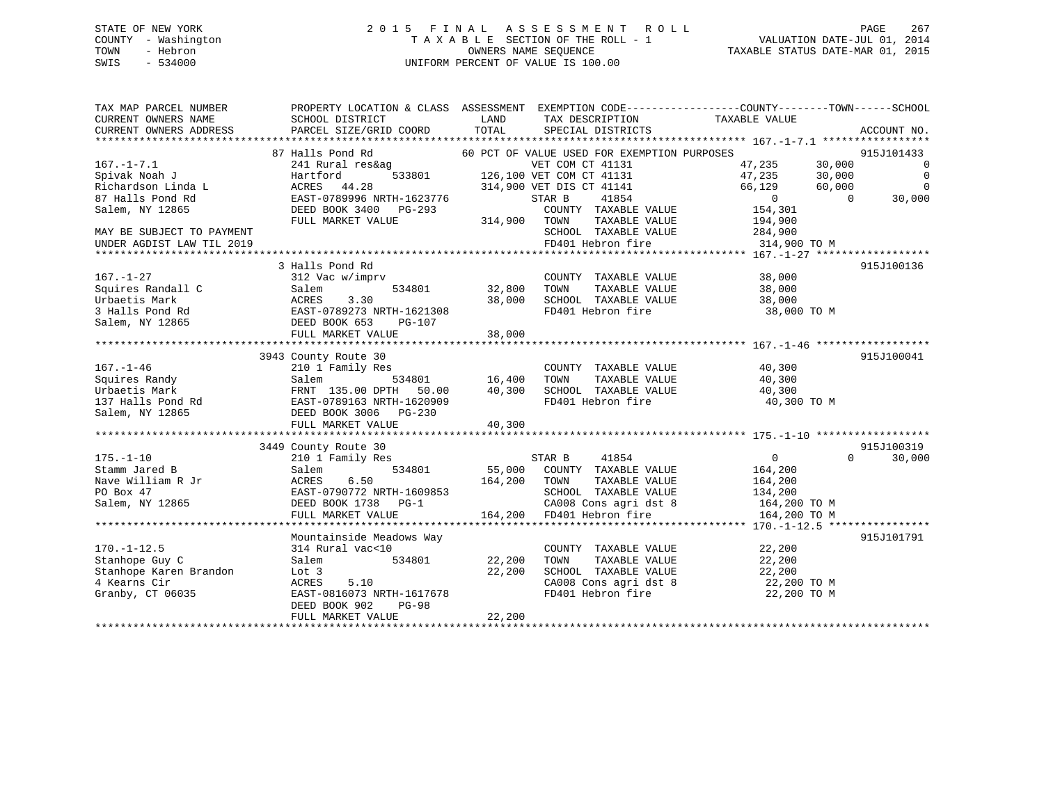STATE OF NEW YORK
COUNTY - Washington
TOWN - Hebron
SWIS - 534000

2 0 1 5 F I N A L A S S E S S M E N T R O L L
T A X A B L E SECTION OF THE ROLL - 1
OWNERS NAME SEQUENCE
UNIFORM PERCENT OF VALUE IS 100.00

VALUATION DATE-JUL 01, 2014
TAXABLE STATUS DATE-MAR 01, 2015

```
TAX MAP PARCEL NUMBER          PROPERTY LOCATION & CLASS  ASSESSMENT  EXEMPTION CODE------------------COUNTY--------TOWN------SCHOOL
CURRENT OWNERS NAME            SCHOOL DISTRICT               LAND      TAX DESCRIPTION            TAXABLE VALUE
CURRENT OWNERS ADDRESS         PARCEL SIZE/GRID COORD        TOTAL     SPECIAL DISTRICTS                                    ACCOUNT NO.
******************************************************************************************************* 167.-1-7.1 *****************
                          87 Halls Pond Rd               60 PCT OF VALUE USED FOR EXEMPTION PURPOSES                        915J101433
167.-1-7.1                     241 Rural res&ag                  VET COM CT 41131           47,235      30,000          0
Spivak Noah J                  Hartford       533801      126,100 VET COM CT 41131           47,235      30,000          0
Richardson Linda L             ACRES  44.28               314,900 VET DIS CT 41141           66,129      60,000          0
87 Halls Pond Rd               EAST-0789996 NRTH-1623776          STAR B    41854                 0           0     30,000
Salem, NY 12865                DEED BOOK 3400   PG-293             COUNTY  TAXABLE VALUE        154,301
                               FULL MARKET VALUE          314,900  TOWN    TAXABLE VALUE        194,900
MAY BE SUBJECT TO PAYMENT                                          SCHOOL  TAXABLE VALUE        284,900
UNDER AGDIST LAW TIL 2019                                          FD401 Hebron fire             314,900 TO M
******************************************************************************************************* 167.-1-27 ******************
                          3 Halls Pond Rd                                                                                915J100136
167.-1-27                      312 Vac w/imprv                     COUNTY  TAXABLE VALUE         38,000
Squires Randall C              Salem          534801       32,800  TOWN    TAXABLE VALUE         38,000
Urbaetis Mark                  ACRES   3.30                38,000  SCHOOL  TAXABLE VALUE         38,000
3 Halls Pond Rd                EAST-0789273 NRTH-1621308           FD401 Hebron fire              38,000 TO M
Salem, NY 12865                DEED BOOK 653    PG-107
                               FULL MARKET VALUE           38,000
******************************************************************************************************* 167.-1-46 ******************
                          3943 County Route 30                                                                           915J100041
167.-1-46                      210 1 Family Res                    COUNTY  TAXABLE VALUE         40,300
Squires Randy                  Salem          534801       16,400  TOWN    TAXABLE VALUE         40,300
Urbaetis Mark                  FRNT 135.00 DPTH  50.00     40,300  SCHOOL  TAXABLE VALUE         40,300
137 Halls Pond Rd              EAST-0789163 NRTH-1620909           FD401 Hebron fire              40,300 TO M
Salem, NY 12865                DEED BOOK 3006   PG-230
                               FULL MARKET VALUE           40,300
******************************************************************************************************* 175.-1-10 ******************
                          3449 County Route 30                                                                           915J100319
175.-1-10                      210 1 Family Res                    STAR B    41854                 0           0     30,000
Stamm Jared B                  Salem          534801       55,000  COUNTY  TAXABLE VALUE        164,200
Nave William R Jr              ACRES   6.50               164,200  TOWN    TAXABLE VALUE        164,200
PO Box 47                      EAST-0790772 NRTH-1609853           SCHOOL  TAXABLE VALUE        134,200
Salem, NY 12865                DEED BOOK 1738   PG-1               CA008 Cons agri dst 8         164,200 TO M
                               FULL MARKET VALUE          164,200  FD401 Hebron fire             164,200 TO M
******************************************************************************************************* 170.-1-12.5 ****************
                          Mountainside Meadows Way                                                                       915J101791
170.-1-12.5                    314 Rural vac<10                    COUNTY  TAXABLE VALUE         22,200
Stanhope Guy C                 Salem          534801       22,200  TOWN    TAXABLE VALUE         22,200
Stanhope Karen Brandon         Lot 3                       22,200  SCHOOL  TAXABLE VALUE         22,200
4 Kearns Cir                   ACRES   5.10                        CA008 Cons agri dst 8          22,200 TO M
Granby, CT 06035               EAST-0816073 NRTH-1617678           FD401 Hebron fire              22,200 TO M
                               DEED BOOK 902    PG-98
                               FULL MARKET VALUE           22,200
************************************************************************************************************************************
```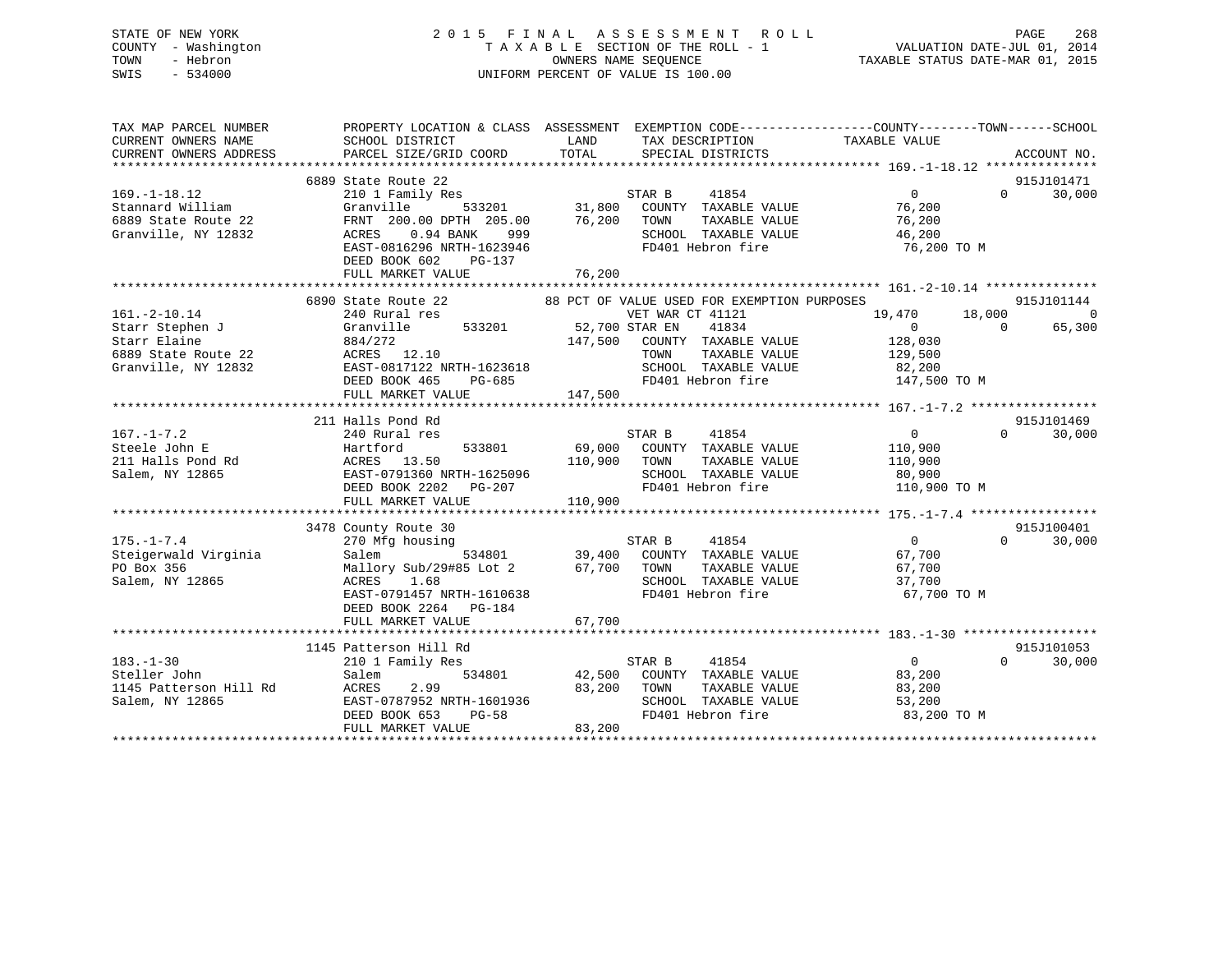STATE OF NEW YORK
COUNTY - Washington
TOWN - Hebron
SWIS - 534000

2 0 1 5 F I N A L A S S E S S M E N T R O L L
T A X A B L E SECTION OF THE ROLL - 1
OWNERS NAME SEQUENCE
UNIFORM PERCENT OF VALUE IS 100.00

VALUATION DATE-JUL 01, 2014
TAXABLE STATUS DATE-MAR 01, 2015

```
TAX MAP PARCEL NUMBER          PROPERTY LOCATION & CLASS  ASSESSMENT  EXEMPTION CODE-----------------COUNTY--------TOWN------SCHOOL
CURRENT OWNERS NAME            SCHOOL DISTRICT               LAND      TAX DESCRIPTION            TAXABLE VALUE
CURRENT OWNERS ADDRESS         PARCEL SIZE/GRID COORD       TOTAL      SPECIAL DISTRICTS                                  ACCOUNT NO.
******************************************************************************************************* 169.-1-18.12 ***************
                     6889 State Route 22                                                                                  915J101471
169.-1-18.12                   210 1 Family Res                   STAR B    41854                    0          0      30,000
Stannard William               Granville        533201    31,800   COUNTY  TAXABLE VALUE          76,200
6889 State Route 22            FRNT 200.00 DPTH 205.00    76,200   TOWN    TAXABLE VALUE          76,200
Granville, NY 12832            ACRES   0.94 BANK    999             SCHOOL  TAXABLE VALUE          46,200
                               EAST-0816296 NRTH-1623946            FD401 Hebron fire              76,200 TO M
                               DEED BOOK 602    PG-137
                               FULL MARKET VALUE           76,200
******************************************************************************************************* 161.-2-10.14 ***************
                     6890 State Route 22          88 PCT OF VALUE USED FOR EXEMPTION PURPOSES                                 915J101144
161.-2-10.14                   240 Rural res                      VET WAR CT 41121              19,470     18,000           0
Starr Stephen J                Granville        533201    52,700 STAR EN    41834                    0          0      65,300
Starr Elaine                   884/272                   147,500   COUNTY  TAXABLE VALUE         128,030
6889 State Route 22            ACRES  12.10                        TOWN    TAXABLE VALUE         129,500
Granville, NY 12832            EAST-0817122 NRTH-1623618            SCHOOL  TAXABLE VALUE          82,200
                               DEED BOOK 465    PG-685              FD401 Hebron fire             147,500 TO M
                               FULL MARKET VALUE          147,500
******************************************************************************************************* 167.-1-7.2 *****************
                     211 Halls Pond Rd                                                                                    915J101469
167.-1-7.2                     240 Rural res                      STAR B    41854                    0          0      30,000
Steele John E                  Hartford         533801    69,000   COUNTY  TAXABLE VALUE         110,900
211 Halls Pond Rd              ACRES  13.50              110,900   TOWN    TAXABLE VALUE         110,900
Salem, NY 12865                EAST-0791360 NRTH-1625096            SCHOOL  TAXABLE VALUE          80,900
                               DEED BOOK 2202   PG-207              FD401 Hebron fire             110,900 TO M
                               FULL MARKET VALUE          110,900
******************************************************************************************************* 175.-1-7.4 *****************
                     3478 County Route 30                                                                                 915J100401
175.-1-7.4                     270 Mfg housing                    STAR B    41854                    0          0      30,000
Steigerwald Virginia           Salem            534801    39,400   COUNTY  TAXABLE VALUE          67,700
PO Box 356                     Mallory Sub/29#85 Lot 2    67,700   TOWN    TAXABLE VALUE          67,700
Salem, NY 12865                ACRES   1.68                        SCHOOL  TAXABLE VALUE          37,700
                               EAST-0791457 NRTH-1610638            FD401 Hebron fire              67,700 TO M
                               DEED BOOK 2264   PG-184
                               FULL MARKET VALUE           67,700
******************************************************************************************************* 183.-1-30 ******************
                     1145 Patterson Hill Rd                                                                               915J101053
183.-1-30                      210 1 Family Res                   STAR B    41854                    0          0      30,000
Steller John                   Salem            534801    42,500   COUNTY  TAXABLE VALUE          83,200
1145 Patterson Hill Rd         ACRES   2.99               83,200   TOWN    TAXABLE VALUE          83,200
Salem, NY 12865                EAST-0787952 NRTH-1601936            SCHOOL  TAXABLE VALUE          53,200
                               DEED BOOK 653    PG-58               FD401 Hebron fire              83,200 TO M
                               FULL MARKET VALUE           83,200
************************************************************************************************************************************
```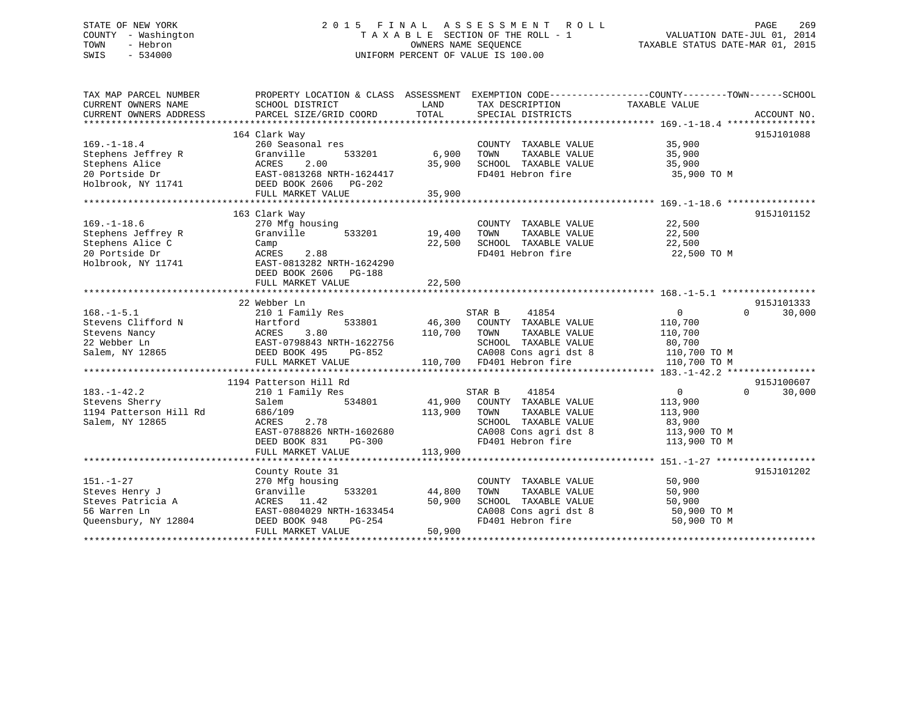STATE OF NEW YORK
COUNTY - Washington
TOWN - Hebron
SWIS - 534000

2015 FINAL ASSESSMENT ROLL
TAXABLE SECTION OF THE ROLL - 1
OWNERS NAME SEQUENCE
UNIFORM PERCENT OF VALUE IS 100.00

VALUATION DATE-JUL 01, 2014
TAXABLE STATUS DATE-MAR 01, 2015

```
TAX MAP PARCEL NUMBER          PROPERTY LOCATION & CLASS  ASSESSMENT  EXEMPTION CODE------------------COUNTY--------TOWN------SCHOOL
CURRENT OWNERS NAME            SCHOOL DISTRICT              LAND      TAX DESCRIPTION              TAXABLE VALUE
CURRENT OWNERS ADDRESS         PARCEL SIZE/GRID COORD       TOTAL     SPECIAL DISTRICTS                                        ACCOUNT NO.
******************************************************************************************************* 169.-1-18.4 ****************
                             164 Clark Way                                                                                915J101088
169.-1-18.4                    260 Seasonal res                      COUNTY  TAXABLE VALUE              35,900
Stephens Jeffrey R             Granville       533201        6,900   TOWN    TAXABLE VALUE              35,900
Stephens Alice                 ACRES    2.00                35,900   SCHOOL  TAXABLE VALUE              35,900
20 Portside Dr                 EAST-0813268 NRTH-1624417             FD401 Hebron fire                   35,900 TO M
Holbrook, NY 11741             DEED BOOK 2606   PG-202
                               FULL MARKET VALUE            35,900
******************************************************************************************************* 169.-1-18.6 ****************
                             163 Clark Way                                                                                915J101152
169.-1-18.6                    270 Mfg housing                       COUNTY  TAXABLE VALUE              22,500
Stephens Jeffrey R             Granville       533201       19,400   TOWN    TAXABLE VALUE              22,500
Stephens Alice C               Camp                         22,500   SCHOOL  TAXABLE VALUE              22,500
20 Portside Dr                 ACRES    2.88                         FD401 Hebron fire                   22,500 TO M
Holbrook, NY 11741             EAST-0813282 NRTH-1624290
                               DEED BOOK 2606   PG-188
                               FULL MARKET VALUE            22,500
******************************************************************************************************* 168.-1-5.1 *****************
                             22 Webber Ln                                                                                 915J101333
168.-1-5.1                     210 1 Family Res                      STAR B     41854                     0          0      30,000
Stevens Clifford N             Hartford        533801       46,300   COUNTY  TAXABLE VALUE             110,700
Stevens Nancy                  ACRES    3.80               110,700   TOWN    TAXABLE VALUE             110,700
22 Webber Ln                   EAST-0798843 NRTH-1622756             SCHOOL  TAXABLE VALUE              80,700
Salem, NY 12865                DEED BOOK 495    PG-852               CA008 Cons agri dst 8              110,700 TO M
                               FULL MARKET VALUE           110,700   FD401 Hebron fire                  110,700 TO M
******************************************************************************************************* 183.-1-42.2 ****************
                            1194 Patterson Hill Rd                                                                        915J100607
183.-1-42.2                    210 1 Family Res                      STAR B     41854                     0          0      30,000
Stevens Sherry                 Salem           534801       41,900   COUNTY  TAXABLE VALUE             113,900
1194 Patterson Hill Rd         686/109                     113,900   TOWN    TAXABLE VALUE             113,900
Salem, NY 12865                ACRES    2.78                         SCHOOL  TAXABLE VALUE              83,900
                               EAST-0788826 NRTH-1602680             CA008 Cons agri dst 8              113,900 TO M
                               DEED BOOK 831    PG-300               FD401 Hebron fire                  113,900 TO M
                               FULL MARKET VALUE           113,900
******************************************************************************************************* 151.-1-27 ******************
                               County Route 31                                                                            915J101202
151.-1-27                      270 Mfg housing                       COUNTY  TAXABLE VALUE              50,900
Steves Henry J                 Granville       533201       44,800   TOWN    TAXABLE VALUE              50,900
Steves Patricia A              ACRES   11.42                50,900   SCHOOL  TAXABLE VALUE              50,900
56 Warren Ln                   EAST-0804029 NRTH-1633454             CA008 Cons agri dst 8               50,900 TO M
Queensbury, NY 12804           DEED BOOK 948    PG-254               FD401 Hebron fire                   50,900 TO M
                               FULL MARKET VALUE            50,900
************************************************************************************************************************************
```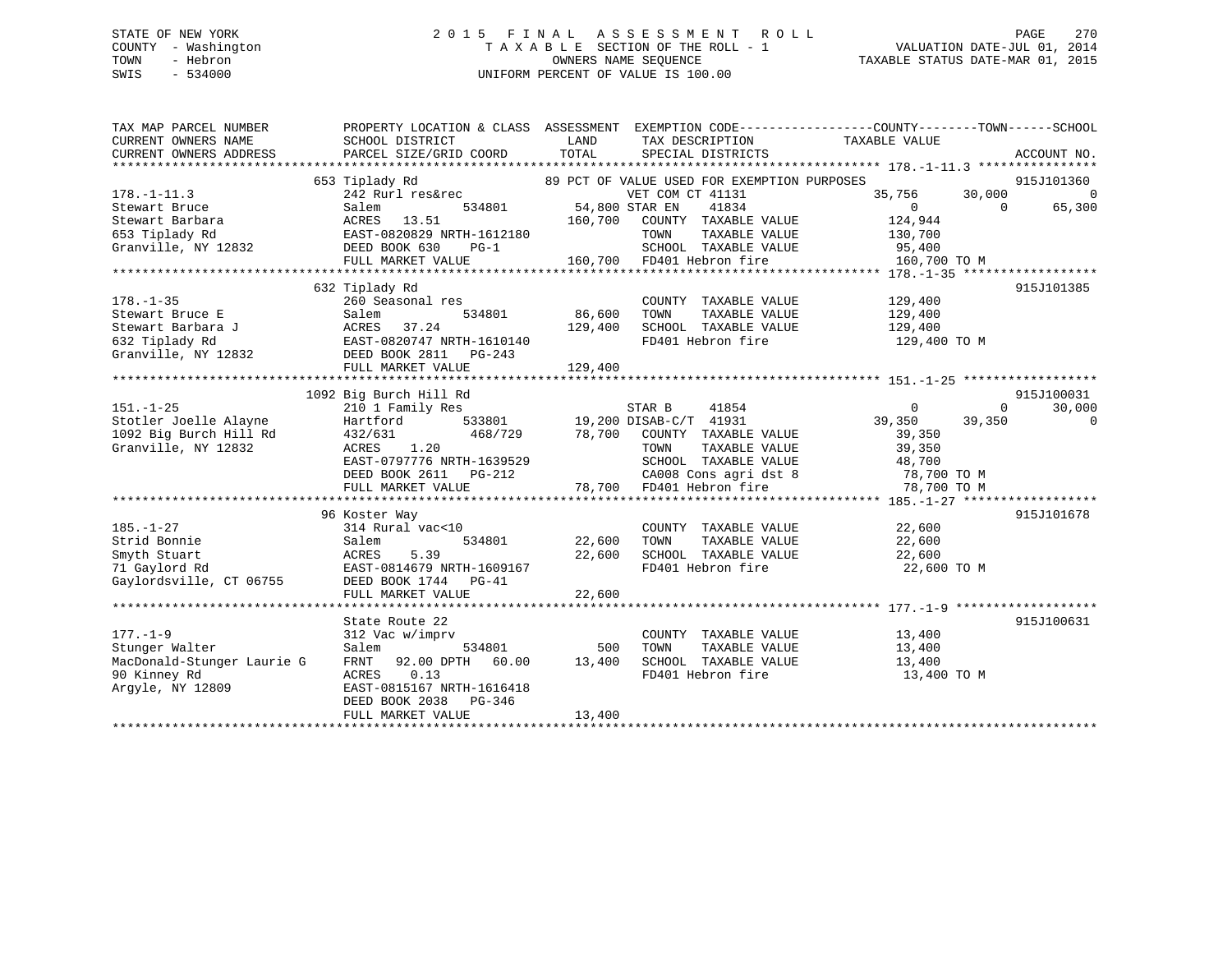STATE OF NEW YORK | 2015 FINAL ASSESSMENT ROLL | VALUATION DATE-JUL 01, 2014
COUNTY - Washington | TAXABLE SECTION OF THE ROLL - 1 | TAXABLE STATUS DATE-MAR 01, 2015
TOWN - Hebron | OWNERS NAME SEQUENCE
SWIS - 534000 | UNIFORM PERCENT OF VALUE IS 100.00

| TAX MAP PARCEL NUMBER / CURRENT OWNERS NAME / CURRENT OWNERS ADDRESS | PROPERTY LOCATION & CLASS / SCHOOL DISTRICT / PARCEL SIZE/GRID COORD | ASSESSMENT LAND | TOTAL | EXEMPTION CODE / TAX DESCRIPTION / SPECIAL DISTRICTS | COUNTY TAXABLE VALUE | TOWN | SCHOOL | ACCOUNT NO. |
|---|---|---|---|---|---|---|---|---|
| 178.-1-11.3 | 653 Tiplady Rd | | | 89 PCT OF VALUE USED FOR EXEMPTION PURPOSES | | | | 915J101360 |
| 178.-1-11.3 | 242 Rurl res&rec | | | VET COM CT 41131 | 35,756 | 30,000 | 0 | |
| Stewart Bruce | Salem 534801 | 54,800 | | STAR EN 41834 | 0 | 0 | 65,300 | |
| Stewart Barbara | ACRES 13.51 | | 160,700 | COUNTY TAXABLE VALUE | 124,944 | | | |
| 653 Tiplady Rd | EAST-0820829 NRTH-1612180 | | | TOWN TAXABLE VALUE | 130,700 | | | |
| Granville, NY 12832 | DEED BOOK 630 PG-1 | | | SCHOOL TAXABLE VALUE | 95,400 | | | |
| | FULL MARKET VALUE | | 160,700 | FD401 Hebron fire | 160,700 TO M | | | |
| 178.-1-35 | 632 Tiplady Rd | | | | | | | 915J101385 |
| 178.-1-35 | 260 Seasonal res | | | COUNTY TAXABLE VALUE | 129,400 | | | |
| Stewart Bruce E | Salem 534801 | 86,600 | | TOWN TAXABLE VALUE | 129,400 | | | |
| Stewart Barbara J | ACRES 37.24 | | 129,400 | SCHOOL TAXABLE VALUE | 129,400 | | | |
| 632 Tiplady Rd | EAST-0820747 NRTH-1610140 | | | FD401 Hebron fire | 129,400 TO M | | | |
| Granville, NY 12832 | DEED BOOK 2811 PG-243 | | | | | | | |
| | FULL MARKET VALUE | | 129,400 | | | | | |
| 151.-1-25 | 1092 Big Burch Hill Rd | | | | | | | 915J100031 |
| 151.-1-25 | 210 1 Family Res | | | STAR B 41854 | 0 | 0 | 30,000 | |
| Stotler Joelle Alayne | Hartford 533801 | 19,200 | | DISAB-C/T 41931 | 39,350 | 39,350 | 0 | |
| 1092 Big Burch Hill Rd | 432/631 468/729 | | 78,700 | COUNTY TAXABLE VALUE | 39,350 | | | |
| Granville, NY 12832 | ACRES 1.20 | | | TOWN TAXABLE VALUE | 39,350 | | | |
| | EAST-0797776 NRTH-1639529 | | | SCHOOL TAXABLE VALUE | 48,700 | | | |
| | DEED BOOK 2611 PG-212 | | | CA008 Cons agri dst 8 | 78,700 TO M | | | |
| | FULL MARKET VALUE | | 78,700 | FD401 Hebron fire | 78,700 TO M | | | |
| 185.-1-27 | 96 Koster Way | | | | | | | 915J101678 |
| 185.-1-27 | 314 Rural vac<10 | | | COUNTY TAXABLE VALUE | 22,600 | | | |
| Strid Bonnie | Salem 534801 | 22,600 | | TOWN TAXABLE VALUE | 22,600 | | | |
| Smyth Stuart | ACRES 5.39 | | 22,600 | SCHOOL TAXABLE VALUE | 22,600 | | | |
| 71 Gaylord Rd | EAST-0814679 NRTH-1609167 | | | FD401 Hebron fire | 22,600 TO M | | | |
| Gaylordsville, CT 06755 | DEED BOOK 1744 PG-41 | | | | | | | |
| | FULL MARKET VALUE | | 22,600 | | | | | |
| 177.-1-9 | State Route 22 | | | | | | | 915J100631 |
| 177.-1-9 | 312 Vac w/imprv | | | COUNTY TAXABLE VALUE | 13,400 | | | |
| Stunger Walter | Salem 534801 | 500 | | TOWN TAXABLE VALUE | 13,400 | | | |
| MacDonald-Stunger Laurie G | FRNT 92.00 DPTH 60.00 | | 13,400 | SCHOOL TAXABLE VALUE | 13,400 | | | |
| 90 Kinney Rd | ACRES 0.13 | | | FD401 Hebron fire | 13,400 TO M | | | |
| Argyle, NY 12809 | EAST-0815167 NRTH-1616418 | | | | | | | |
| | DEED BOOK 2038 PG-346 | | | | | | | |
| | FULL MARKET VALUE | | 13,400 | | | | | |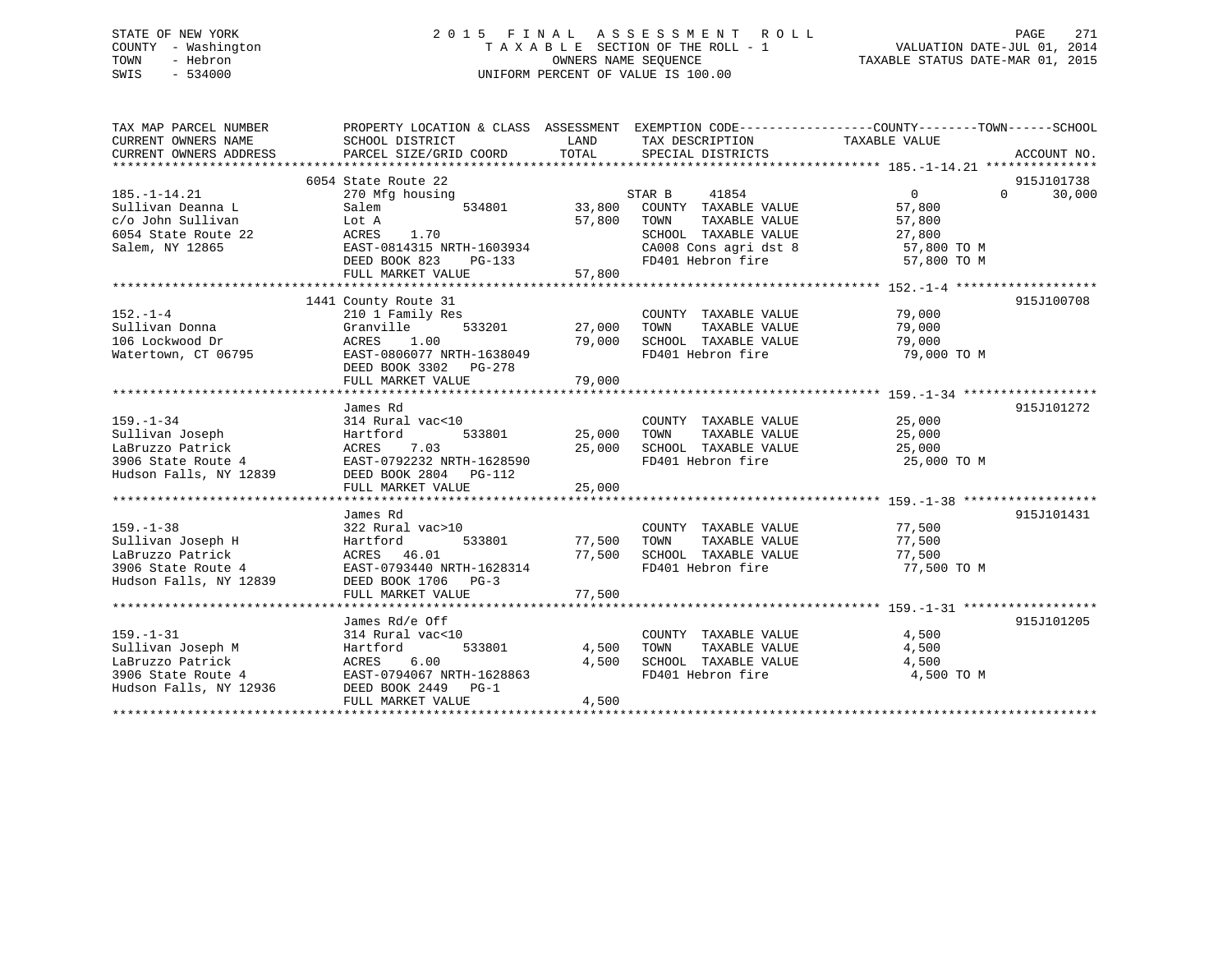STATE OF NEW YORK
COUNTY - Washington
TOWN - Hebron
SWIS - 534000

2 0 1 5 F I N A L A S S E S S M E N T R O L L
T A X A B L E SECTION OF THE ROLL - 1
OWNERS NAME SEQUENCE
UNIFORM PERCENT OF VALUE IS 100.00

VALUATION DATE-JUL 01, 2014
TAXABLE STATUS DATE-MAR 01, 2015

```
TAX MAP PARCEL NUMBER          PROPERTY LOCATION & CLASS  ASSESSMENT  EXEMPTION CODE------------------COUNTY--------TOWN------SCHOOL
CURRENT OWNERS NAME            SCHOOL DISTRICT              LAND      TAX DESCRIPTION            TAXABLE VALUE
CURRENT OWNERS ADDRESS         PARCEL SIZE/GRID COORD       TOTAL     SPECIAL DISTRICTS                                     ACCOUNT NO.
******************************************************************************************************* 185.-1-14.21 ***************
                               6054 State Route 22                                                                           915J101738
185.-1-14.21                   270 Mfg housing                         STAR B     41854                0          0      30,000
Sullivan Deanna L              Salem          534801       33,800     COUNTY  TAXABLE VALUE             57,800
c/o John Sullivan              Lot A                       57,800     TOWN    TAXABLE VALUE             57,800
6054 State Route 22            ACRES    1.70                          SCHOOL  TAXABLE VALUE             27,800
Salem, NY 12865                EAST-0814315 NRTH-1603934              CA008 Cons agri dst 8              57,800 TO M
                               DEED BOOK 823    PG-133                FD401 Hebron fire                  57,800 TO M
                               FULL MARKET VALUE           57,800
******************************************************************************************************* 152.-1-4 *******************
                               1441 County Route 31                                                                          915J100708
152.-1-4                       210 1 Family Res                       COUNTY  TAXABLE VALUE             79,000
Sullivan Donna                 Granville      533201       27,000     TOWN    TAXABLE VALUE             79,000
106 Lockwood Dr                ACRES    1.00               79,000     SCHOOL  TAXABLE VALUE             79,000
Watertown, CT 06795            EAST-0806077 NRTH-1638049              FD401 Hebron fire                  79,000 TO M
                               DEED BOOK 3302   PG-278
                               FULL MARKET VALUE           79,000
******************************************************************************************************* 159.-1-34 ******************
                               James Rd                                                                                      915J101272
159.-1-34                      314 Rural vac<10                       COUNTY  TAXABLE VALUE             25,000
Sullivan Joseph                Hartford       533801       25,000     TOWN    TAXABLE VALUE             25,000
LaBruzzo Patrick               ACRES    7.03               25,000     SCHOOL  TAXABLE VALUE             25,000
3906 State Route 4             EAST-0792232 NRTH-1628590              FD401 Hebron fire                  25,000 TO M
Hudson Falls, NY 12839         DEED BOOK 2804   PG-112
                               FULL MARKET VALUE           25,000
******************************************************************************************************* 159.-1-38 ******************
                               James Rd                                                                                      915J101431
159.-1-38                      322 Rural vac>10                       COUNTY  TAXABLE VALUE             77,500
Sullivan Joseph H              Hartford       533801       77,500     TOWN    TAXABLE VALUE             77,500
LaBruzzo Patrick               ACRES   46.01               77,500     SCHOOL  TAXABLE VALUE             77,500
3906 State Route 4             EAST-0793440 NRTH-1628314              FD401 Hebron fire                  77,500 TO M
Hudson Falls, NY 12839         DEED BOOK 1706   PG-3
                               FULL MARKET VALUE           77,500
******************************************************************************************************* 159.-1-31 ******************
                               James Rd/e Off                                                                                915J101205
159.-1-31                      314 Rural vac<10                       COUNTY  TAXABLE VALUE              4,500
Sullivan Joseph M              Hartford       533801        4,500     TOWN    TAXABLE VALUE              4,500
LaBruzzo Patrick               ACRES    6.00                4,500     SCHOOL  TAXABLE VALUE              4,500
3906 State Route 4             EAST-0794067 NRTH-1628863              FD401 Hebron fire                   4,500 TO M
Hudson Falls, NY 12936         DEED BOOK 2449   PG-1
                               FULL MARKET VALUE            4,500
************************************************************************************************************************************
```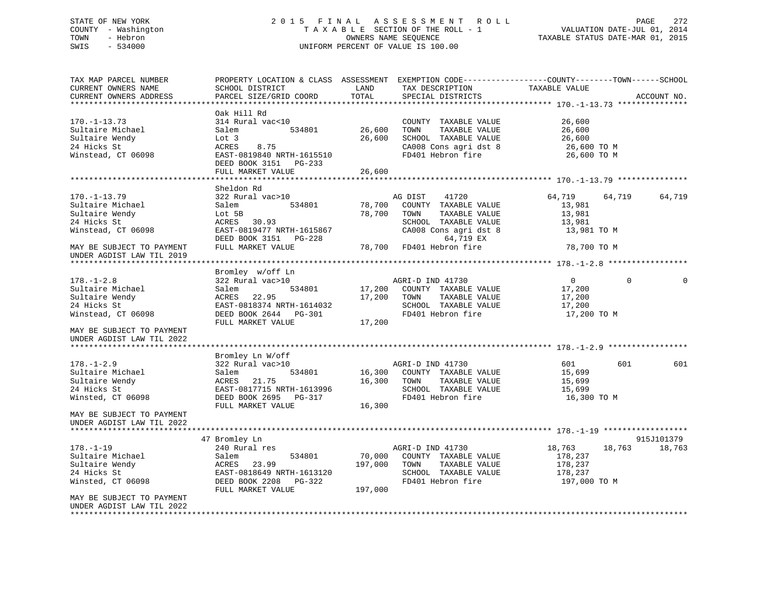STATE OF NEW YORK  
COUNTY - Washington  
TOWN - Hebron  
SWIS - 534000

2 0 1 5 F I N A L A S S E S S M E N T R O L L  
T A X A B L E SECTION OF THE ROLL - 1  
OWNERS NAME SEQUENCE  
UNIFORM PERCENT OF VALUE IS 100.00

VALUATION DATE-JUL 01, 2014  
TAXABLE STATUS DATE-MAR 01, 2015

```
TAX MAP PARCEL NUMBER          PROPERTY LOCATION & CLASS  ASSESSMENT  EXEMPTION CODE------------------COUNTY--------TOWN------SCHOOL
CURRENT OWNERS NAME            SCHOOL DISTRICT               LAND      TAX DESCRIPTION              TAXABLE VALUE
CURRENT OWNERS ADDRESS         PARCEL SIZE/GRID COORD       TOTAL      SPECIAL DISTRICTS                                         ACCOUNT NO.
******************************************************************************************************* 170.-1-13.73 ***************
                               Oak Hill Rd
170.-1-13.73                   314 Rural vac<10                        COUNTY  TAXABLE VALUE           26,600
Sultaire Michael               Salem          534801      26,600       TOWN    TAXABLE VALUE           26,600
Sultaire Wendy                 Lot 3                      26,600       SCHOOL  TAXABLE VALUE           26,600
24 Hicks St                    ACRES    8.75                           CA008 Cons agri dst 8            26,600 TO M
Winstead, CT 06098             EAST-0819840 NRTH-1615510               FD401 Hebron fire                26,600 TO M
                               DEED BOOK 3151   PG-233
                               FULL MARKET VALUE          26,600
******************************************************************************************************* 170.-1-13.79 ***************
                               Sheldon Rd
170.-1-13.79                   322 Rural vac>10                        AG DIST     41720              64,719     64,719     64,719
Sultaire Michael               Salem          534801      78,700       COUNTY  TAXABLE VALUE           13,981
Sultaire Wendy                 Lot 5B                     78,700       TOWN    TAXABLE VALUE           13,981
24 Hicks St                    ACRES   30.93                           SCHOOL  TAXABLE VALUE           13,981
Winstead, CT 06098             EAST-0819477 NRTH-1615867               CA008 Cons agri dst 8            13,981 TO M
                               DEED BOOK 3151   PG-228                       64,719 EX
MAY BE SUBJECT TO PAYMENT      FULL MARKET VALUE          78,700       FD401 Hebron fire                78,700 TO M
UNDER AGDIST LAW TIL 2019
******************************************************************************************************* 178.-1-2.8 *****************
                               Bromley  w/off Ln
178.-1-2.8                     322 Rural vac>10                        AGRI-D IND 41730                    0          0          0
Sultaire Michael               Salem          534801      17,200       COUNTY  TAXABLE VALUE           17,200
Sultaire Wendy                 ACRES   22.95              17,200       TOWN    TAXABLE VALUE           17,200
24 Hicks St                    EAST-0818374 NRTH-1614032               SCHOOL  TAXABLE VALUE           17,200
Winstead, CT 06098             DEED BOOK 2644   PG-301                 FD401 Hebron fire                17,200 TO M
                               FULL MARKET VALUE          17,200
MAY BE SUBJECT TO PAYMENT
UNDER AGDIST LAW TIL 2022
******************************************************************************************************* 178.-1-2.9 *****************
                               Bromley Ln W/off
178.-1-2.9                     322 Rural vac>10                        AGRI-D IND 41730                  601        601        601
Sultaire Michael               Salem          534801      16,300       COUNTY  TAXABLE VALUE           15,699
Sultaire Wendy                 ACRES   21.75              16,300       TOWN    TAXABLE VALUE           15,699
24 Hicks St                    EAST-0817715 NRTH-1613996               SCHOOL  TAXABLE VALUE           15,699
Winsted, CT 06098              DEED BOOK 2695   PG-317                 FD401 Hebron fire                16,300 TO M
                               FULL MARKET VALUE          16,300
MAY BE SUBJECT TO PAYMENT
UNDER AGDIST LAW TIL 2022
******************************************************************************************************* 178.-1-19 ******************
                             47 Bromley Ln                                                                                915J101379
178.-1-19                      240 Rural res                           AGRI-D IND 41730               18,763     18,763     18,763
Sultaire Michael               Salem          534801      70,000       COUNTY  TAXABLE VALUE          178,237
Sultaire Wendy                 ACRES   23.99             197,000       TOWN    TAXABLE VALUE          178,237
24 Hicks St                    EAST-0818649 NRTH-1613120               SCHOOL  TAXABLE VALUE          178,237
Winsted, CT 06098              DEED BOOK 2208   PG-322                 FD401 Hebron fire               197,000 TO M
                               FULL MARKET VALUE         197,000
MAY BE SUBJECT TO PAYMENT
UNDER AGDIST LAW TIL 2022
************************************************************************************************************************************
```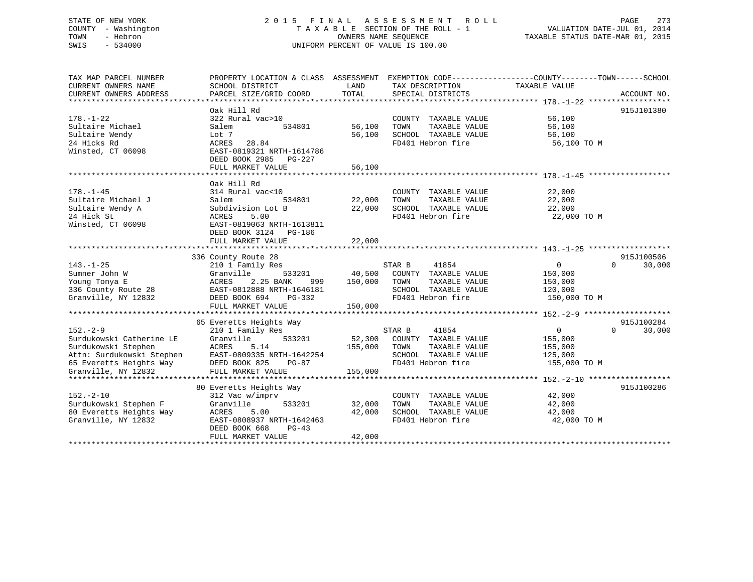STATE OF NEW YORK
COUNTY - Washington
TOWN - Hebron
SWIS - 534000

2015 FINAL ASSESSMENT ROLL
TAXABLE SECTION OF THE ROLL - 1
OWNERS NAME SEQUENCE
UNIFORM PERCENT OF VALUE IS 100.00

VALUATION DATE-JUL 01, 2014
TAXABLE STATUS DATE-MAR 01, 2015

```
TAX MAP PARCEL NUMBER          PROPERTY LOCATION & CLASS  ASSESSMENT  EXEMPTION CODE------------------COUNTY--------TOWN------SCHOOL
CURRENT OWNERS NAME            SCHOOL DISTRICT               LAND      TAX DESCRIPTION            TAXABLE VALUE
CURRENT OWNERS ADDRESS         PARCEL SIZE/GRID COORD        TOTAL     SPECIAL DISTRICTS                                    ACCOUNT NO.
******************************************************************************************************* 178.-1-22 ******************
                               Oak Hill Rd                                                                                  915J101380
178.-1-22                      322 Rural vac>10                        COUNTY  TAXABLE VALUE            56,100
Sultaire Michael               Salem           534801       56,100     TOWN    TAXABLE VALUE            56,100
Sultaire Wendy                 Lot 7                        56,100     SCHOOL  TAXABLE VALUE            56,100
24 Hicks Rd                    ACRES   28.84                           FD401 Hebron fire                 56,100 TO M
Winsted, CT 06098              EAST-0819321 NRTH-1614786
                               DEED BOOK 2985   PG-227
                               FULL MARKET VALUE            56,100
******************************************************************************************************* 178.-1-45 ******************
                               Oak Hill Rd
178.-1-45                      314 Rural vac<10                        COUNTY  TAXABLE VALUE            22,000
Sultaire Michael J             Salem           534801       22,000     TOWN    TAXABLE VALUE            22,000
Sultaire Wendy A               Subdivision Lot B            22,000     SCHOOL  TAXABLE VALUE            22,000
24 Hick St                     ACRES    5.00                           FD401 Hebron fire                 22,000 TO M
Winsted, CT 06098              EAST-0819063 NRTH-1613811
                               DEED BOOK 3124   PG-186
                               FULL MARKET VALUE            22,000
******************************************************************************************************* 143.-1-25 ******************
                            336 County Route 28                                                                             915J100506
143.-1-25                      210 1 Family Res                        STAR B      41854                 0             0     30,000
Sumner John W                  Granville       533201       40,500     COUNTY  TAXABLE VALUE           150,000
Young Tonya E                  ACRES    2.25 BANK     999  150,000     TOWN    TAXABLE VALUE           150,000
336 County Route 28            EAST-0812888 NRTH-1646181               SCHOOL  TAXABLE VALUE           120,000
Granville, NY 12832            DEED BOOK 694    PG-332                 FD401 Hebron fire                150,000 TO M
                               FULL MARKET VALUE           150,000
******************************************************************************************************* 152.-2-9 *******************
                            65 Everetts Heights Way                                                                         915J100284
152.-2-9                       210 1 Family Res                        STAR B      41854                 0             0     30,000
Surdukowski Catherine LE       Granville       533201       52,300     COUNTY  TAXABLE VALUE           155,000
Surdukowski Stephen            ACRES    5.14               155,000     TOWN    TAXABLE VALUE           155,000
Attn: Surdukowski Stephen      EAST-0809335 NRTH-1642254               SCHOOL  TAXABLE VALUE           125,000
65 Everetts Heights Way        DEED BOOK 825    PG-87                  FD401 Hebron fire                155,000 TO M
Granville, NY 12832            FULL MARKET VALUE           155,000
******************************************************************************************************* 152.-2-10 ******************
                            80 Everetts Heights Way                                                                         915J100286
152.-2-10                      312 Vac w/imprv                         COUNTY  TAXABLE VALUE            42,000
Surdukowski Stephen F          Granville       533201       32,000     TOWN    TAXABLE VALUE            42,000
80 Everetts Heights Way        ACRES    5.00                42,000     SCHOOL  TAXABLE VALUE            42,000
Granville, NY 12832            EAST-0808937 NRTH-1642463               FD401 Hebron fire                 42,000 TO M
                               DEED BOOK 668    PG-43
                               FULL MARKET VALUE            42,000
************************************************************************************************************************************
```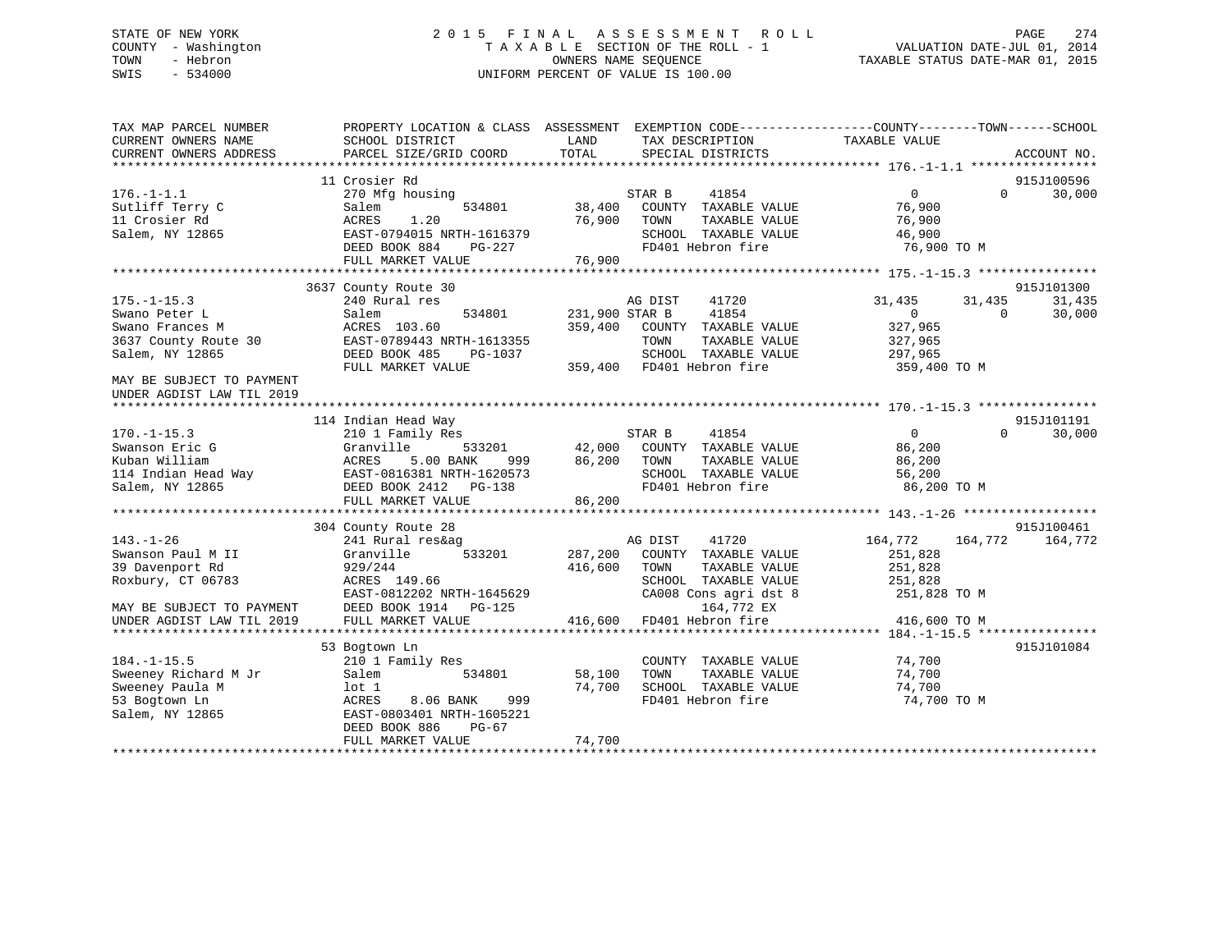STATE OF NEW YORK
COUNTY - Washington
TOWN - Hebron
SWIS - 534000

2015 FINAL ASSESSMENT ROLL
TAXABLE SECTION OF THE ROLL - 1
OWNERS NAME SEQUENCE
UNIFORM PERCENT OF VALUE IS 100.00

VALUATION DATE-JUL 01, 2014
TAXABLE STATUS DATE-MAR 01, 2015

```
TAX MAP PARCEL NUMBER          PROPERTY LOCATION & CLASS  ASSESSMENT  EXEMPTION CODE------------------COUNTY--------TOWN------SCHOOL
CURRENT OWNERS NAME            SCHOOL DISTRICT               LAND      TAX DESCRIPTION              TAXABLE VALUE
CURRENT OWNERS ADDRESS         PARCEL SIZE/GRID COORD        TOTAL     SPECIAL DISTRICTS                                       ACCOUNT NO.
******************************************************************************************************* 176.-1-1.1 *****************
                               11 Crosier Rd                                                                                915J100596
176.-1-1.1                     270 Mfg housing                         STAR B      41854             0              0       30,000
Sutliff Terry C                Salem          534801        38,400     COUNTY  TAXABLE VALUE         76,900
11 Crosier Rd                  ACRES    1.20               76,900     TOWN    TAXABLE VALUE         76,900
Salem, NY 12865                EAST-0794015 NRTH-1616379               SCHOOL  TAXABLE VALUE         46,900
                               DEED BOOK 884    PG-227                 FD401 Hebron fire              76,900 TO M
                               FULL MARKET VALUE            76,900
******************************************************************************************************* 175.-1-15.3 ****************
                               3637 County Route 30                                                                         915J101300
175.-1-15.3                    240 Rural res                           AG DIST     41720         31,435         31,435      31,435
Swano Peter L                  Salem          534801       231,900 STAR B      41854             0              0       30,000
Swano Frances M                ACRES  103.60              359,400     COUNTY  TAXABLE VALUE        327,965
3637 County Route 30           EAST-0789443 NRTH-1613355               TOWN    TAXABLE VALUE        327,965
Salem, NY 12865                DEED BOOK 485    PG-1037                SCHOOL  TAXABLE VALUE        297,965
                               FULL MARKET VALUE           359,400     FD401 Hebron fire             359,400 TO M
MAY BE SUBJECT TO PAYMENT
UNDER AGDIST LAW TIL 2019
******************************************************************************************************* 170.-1-15.3 ****************
                               114 Indian Head Way                                                                          915J101191
170.-1-15.3                    210 1 Family Res                        STAR B      41854             0              0       30,000
Swanson Eric G                 Granville      533201        42,000     COUNTY  TAXABLE VALUE         86,200
Kuban William                  ACRES    5.00 BANK    999    86,200     TOWN    TAXABLE VALUE         86,200
114 Indian Head Way            EAST-0816381 NRTH-1620573               SCHOOL  TAXABLE VALUE         56,200
Salem, NY 12865                DEED BOOK 2412   PG-138                 FD401 Hebron fire              86,200 TO M
                               FULL MARKET VALUE            86,200
******************************************************************************************************* 143.-1-26 ******************
                               304 County Route 28                                                                          915J100461
143.-1-26                      241 Rural res&ag                        AG DIST     41720        164,772        164,772     164,772
Swanson Paul M II              Granville      533201       287,200     COUNTY  TAXABLE VALUE        251,828
39 Davenport Rd                929/244                     416,600     TOWN    TAXABLE VALUE        251,828
Roxbury, CT 06783              ACRES  149.66                           SCHOOL  TAXABLE VALUE        251,828
                               EAST-0812202 NRTH-1645629               CA008 Cons agri dst 8         251,828 TO M
MAY BE SUBJECT TO PAYMENT      DEED BOOK 1914   PG-125                      164,772 EX
UNDER AGDIST LAW TIL 2019      FULL MARKET VALUE           416,600     FD401 Hebron fire             416,600 TO M
******************************************************************************************************* 184.-1-15.5 ****************
                               53 Bogtown Ln                                                                                915J101084
184.-1-15.5                    210 1 Family Res                        COUNTY  TAXABLE VALUE         74,700
Sweeney Richard M Jr           Salem          534801        58,100     TOWN    TAXABLE VALUE         74,700
Sweeney Paula M                lot 1                        74,700     SCHOOL  TAXABLE VALUE         74,700
53 Bogtown Ln                  ACRES    8.06 BANK    999               FD401 Hebron fire              74,700 TO M
Salem, NY 12865                EAST-0803401 NRTH-1605221
                               DEED BOOK 886    PG-67
                               FULL MARKET VALUE            74,700
************************************************************************************************************************************
```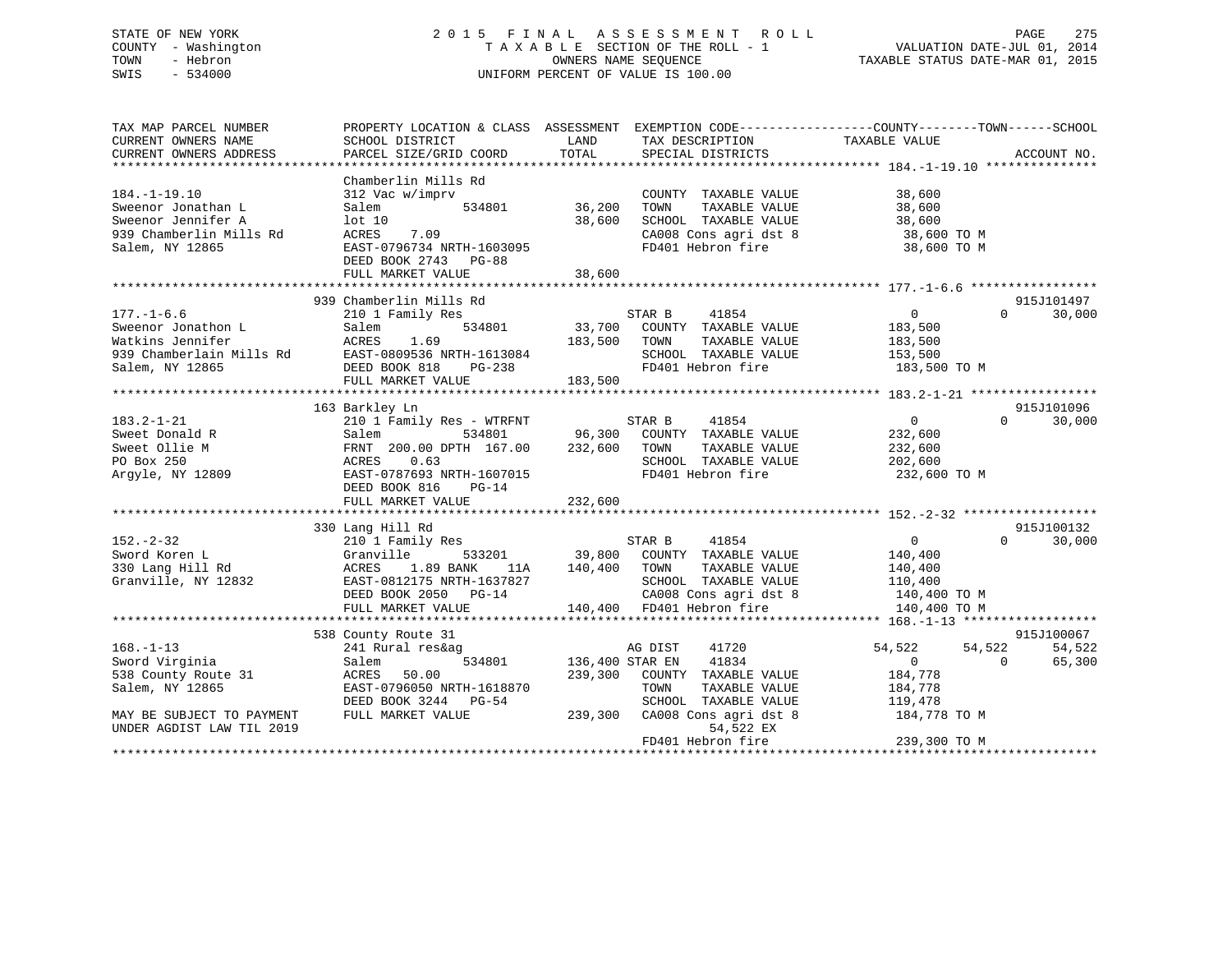STATE OF NEW YORK · COUNTY - Washington · TOWN - Hebron · SWIS - 534000

2015 FINAL ASSESSMENT ROLL
TAXABLE SECTION OF THE ROLL - 1
OWNERS NAME SEQUENCE
UNIFORM PERCENT OF VALUE IS 100.00

VALUATION DATE-JUL 01, 2014
TAXABLE STATUS DATE-MAR 01, 2015

```
TAX MAP PARCEL NUMBER          PROPERTY LOCATION & CLASS  ASSESSMENT  EXEMPTION CODE------------------COUNTY--------TOWN------SCHOOL
CURRENT OWNERS NAME            SCHOOL DISTRICT              LAND      TAX DESCRIPTION             TAXABLE VALUE
CURRENT OWNERS ADDRESS         PARCEL SIZE/GRID COORD       TOTAL     SPECIAL DISTRICTS                                      ACCOUNT NO.
*********************************************************************************************** 184.-1-19.10 ***************
                               Chamberlin Mills Rd
184.-1-19.10                   312 Vac w/imprv                        COUNTY  TAXABLE VALUE          38,600
Sweenor Jonathan L             Salem          534801        36,200    TOWN    TAXABLE VALUE          38,600
Sweenor Jennifer A             lot 10                       38,600    SCHOOL  TAXABLE VALUE          38,600
939 Chamberlin Mills Rd        ACRES    7.09                          CA008 Cons agri dst 8           38,600 TO M
Salem, NY 12865                EAST-0796734 NRTH-1603095              FD401 Hebron fire               38,600 TO M
                               DEED BOOK 2743   PG-88
                               FULL MARKET VALUE            38,600
*********************************************************************************************** 177.-1-6.6 *****************
                               939 Chamberlin Mills Rd                                                                 915J101497
177.-1-6.6                     210 1 Family Res                       STAR B      41854                  0             0    30,000
Sweenor Jonathon L             Salem          534801        33,700    COUNTY  TAXABLE VALUE         183,500
Watkins Jennifer               ACRES    1.69               183,500    TOWN    TAXABLE VALUE         183,500
939 Chamberlain Mills Rd       EAST-0809536 NRTH-1613084              SCHOOL  TAXABLE VALUE         153,500
Salem, NY 12865                DEED BOOK 818    PG-238                FD401 Hebron fire              183,500 TO M
                               FULL MARKET VALUE           183,500
*********************************************************************************************** 183.2-1-21 *****************
                               163 Barkley Ln                                                                          915J101096
183.2-1-21                     210 1 Family Res - WTRFNT              STAR B      41854                  0             0    30,000
Sweet Donald R                 Salem          534801        96,300    COUNTY  TAXABLE VALUE         232,600
Sweet Ollie M                  FRNT  200.00 DPTH 167.00    232,600    TOWN    TAXABLE VALUE         232,600
PO Box 250                     ACRES    0.63                          SCHOOL  TAXABLE VALUE         202,600
Argyle, NY 12809               EAST-0787693 NRTH-1607015              FD401 Hebron fire              232,600 TO M
                               DEED BOOK 816    PG-14
                               FULL MARKET VALUE           232,600
*********************************************************************************************** 152.-2-32 ******************
                               330 Lang Hill Rd                                                                        915J100132
152.-2-32                      210 1 Family Res                       STAR B      41854                  0             0    30,000
Sword Koren L                  Granville      533201        39,800    COUNTY  TAXABLE VALUE         140,400
330 Lang Hill Rd               ACRES    1.89 BANK    11A   140,400    TOWN    TAXABLE VALUE         140,400
Granville, NY 12832            EAST-0812175 NRTH-1637827              SCHOOL  TAXABLE VALUE         110,400
                               DEED BOOK 2050   PG-14                 CA008 Cons agri dst 8          140,400 TO M
                               FULL MARKET VALUE           140,400    FD401 Hebron fire              140,400 TO M
*********************************************************************************************** 168.-1-13 ******************
                               538 County Route 31                                                                     915J100067
168.-1-13                      241 Rural res&ag                       AG DIST     41720             54,522        54,522    54,522
Sword Virginia                 Salem          534801       136,400 STAR EN     41834                  0             0    65,300
538 County Route 31            ACRES   50.00               239,300    COUNTY  TAXABLE VALUE         184,778
Salem, NY 12865                EAST-0796050 NRTH-1618870              TOWN    TAXABLE VALUE         184,778
                               DEED BOOK 3244   PG-54                 SCHOOL  TAXABLE VALUE         119,478
MAY BE SUBJECT TO PAYMENT      FULL MARKET VALUE           239,300    CA008 Cons agri dst 8          184,778 TO M
UNDER AGDIST LAW TIL 2019                                                   54,522 EX
                                                                      FD401 Hebron fire              239,300 TO M
****************************************************************************************************************************
```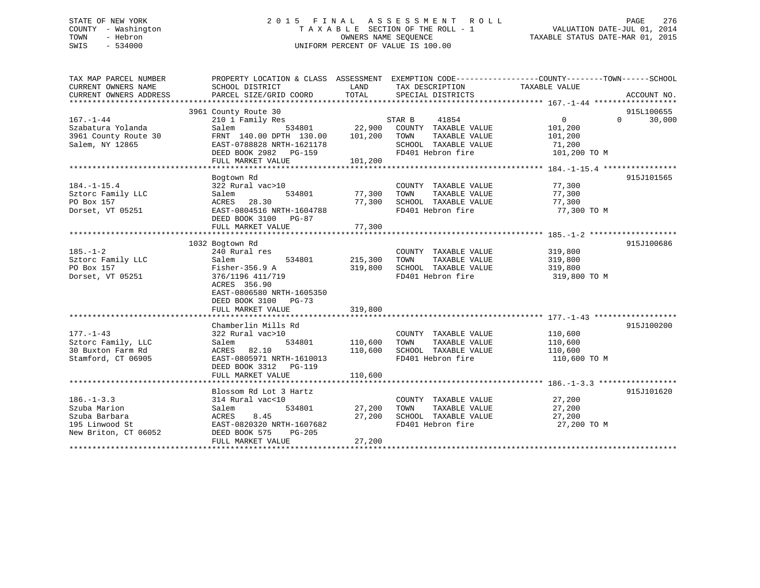STATE OF NEW YORK
COUNTY - Washington
TOWN - Hebron
SWIS - 534000

2 0 1 5 F I N A L A S S E S S M E N T R O L L
T A X A B L E SECTION OF THE ROLL - 1
OWNERS NAME SEQUENCE
UNIFORM PERCENT OF VALUE IS 100.00

VALUATION DATE-JUL 01, 2014
TAXABLE STATUS DATE-MAR 01, 2015

```
TAX MAP PARCEL NUMBER          PROPERTY LOCATION & CLASS  ASSESSMENT  EXEMPTION CODE------------------COUNTY--------TOWN------SCHOOL
CURRENT OWNERS NAME            SCHOOL DISTRICT            LAND        TAX DESCRIPTION            TAXABLE VALUE
CURRENT OWNERS ADDRESS         PARCEL SIZE/GRID COORD     TOTAL       SPECIAL DISTRICTS                                    ACCOUNT NO.
******************************************************************************************************* 167.-1-44 ******************
                        3961 County Route 30                                                                              915L100655
167.-1-44               210 1 Family Res                      STAR B     41854                  0             0      30,000
Szabatura Yolanda       Salem            534801      22,900   COUNTY  TAXABLE VALUE          101,200
3961 County Route 30    FRNT 140.00 DPTH 130.00     101,200   TOWN    TAXABLE VALUE          101,200
Salem, NY 12865         EAST-0788828 NRTH-1621178             SCHOOL  TAXABLE VALUE           71,200
                        DEED BOOK 2982   PG-159               FD401 Hebron fire              101,200 TO M
                        FULL MARKET VALUE           101,200
******************************************************************************************************* 184.-1-15.4 ****************
                        Bogtown Rd                                                                                        915J101565
184.-1-15.4             322 Rural vac>10                      COUNTY  TAXABLE VALUE           77,300
Sztorc Family LLC       Salem            534801      77,300   TOWN    TAXABLE VALUE           77,300
PO Box 157              ACRES   28.30                77,300   SCHOOL  TAXABLE VALUE           77,300
Dorset, VT 05251        EAST-0804516 NRTH-1604788             FD401 Hebron fire               77,300 TO M
                        DEED BOOK 3100   PG-87
                        FULL MARKET VALUE            77,300
******************************************************************************************************* 185.-1-2 *******************
                        1032 Bogtown Rd                                                                                   915J100686
185.-1-2                240 Rural res                         COUNTY  TAXABLE VALUE          319,800
Sztorc Family LLC       Salem            534801     215,300   TOWN    TAXABLE VALUE          319,800
PO Box 157              Fisher-356.9 A              319,800   SCHOOL  TAXABLE VALUE          319,800
Dorset, VT 05251        376/1196 411/719                      FD401 Hebron fire              319,800 TO M
                        ACRES  356.90
                        EAST-0806580 NRTH-1605350
                        DEED BOOK 3100   PG-73
                        FULL MARKET VALUE           319,800
******************************************************************************************************* 177.-1-43 ******************
                        Chamberlin Mills Rd                                                                               915J100200
177.-1-43               322 Rural vac>10                      COUNTY  TAXABLE VALUE          110,600
Sztorc Family, LLC      Salem            534801     110,600   TOWN    TAXABLE VALUE          110,600
30 Buxton Farm Rd       ACRES   82.10               110,600   SCHOOL  TAXABLE VALUE          110,600
Stamford, CT 06905      EAST-0805971 NRTH-1610013             FD401 Hebron fire              110,600 TO M
                        DEED BOOK 3312   PG-119
                        FULL MARKET VALUE           110,600
******************************************************************************************************* 186.-1-3.3 *****************
                        Blossom Rd Lot 3 Hartz                                                                            915J101620
186.-1-3.3              314 Rural vac<10                      COUNTY  TAXABLE VALUE           27,200
Szuba Marion            Salem            534801      27,200   TOWN    TAXABLE VALUE           27,200
Szuba Barbara           ACRES    8.45                27,200   SCHOOL  TAXABLE VALUE           27,200
195 Linwood St          EAST-0820320 NRTH-1607682             FD401 Hebron fire               27,200 TO M
New Briton, CT 06052    DEED BOOK 575    PG-205
                        FULL MARKET VALUE            27,200
************************************************************************************************************************************
```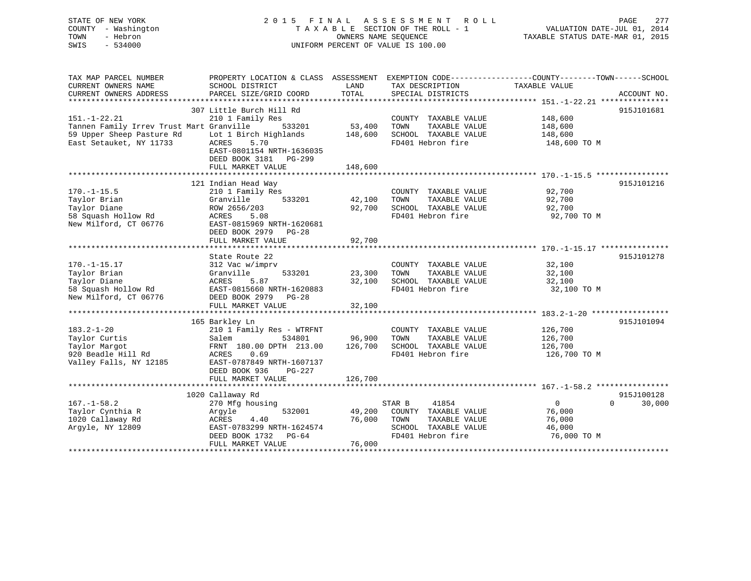STATE OF NEW YORK
COUNTY - Washington
TOWN - Hebron
SWIS - 534000

2 0 1 5 F I N A L A S S E S S M E N T R O L L
T A X A B L E SECTION OF THE ROLL - 1
OWNERS NAME SEQUENCE
UNIFORM PERCENT OF VALUE IS 100.00

VALUATION DATE-JUL 01, 2014
TAXABLE STATUS DATE-MAR 01, 2015

```
TAX MAP PARCEL NUMBER          PROPERTY LOCATION & CLASS  ASSESSMENT  EXEMPTION CODE------------------COUNTY--------TOWN------SCHOOL
CURRENT OWNERS NAME            SCHOOL DISTRICT               LAND      TAX DESCRIPTION            TAXABLE VALUE
CURRENT OWNERS ADDRESS         PARCEL SIZE/GRID COORD        TOTAL     SPECIAL DISTRICTS                                    ACCOUNT NO.
******************************************************************************************************* 151.-1-22.21 ***************
                               307 Little Burch Hill Rd                                                                     915J101681
151.-1-22.21                   210 1 Family Res                        COUNTY  TAXABLE VALUE          148,600
Tannen Family Irrev Trust Mart Granville      533201        53,400     TOWN    TAXABLE VALUE          148,600
59 Upper Sheep Pasture Rd      Lot 1 Birch Highlands        148,600    SCHOOL  TAXABLE VALUE          148,600
East Setauket, NY 11733        ACRES     5.70                          FD401 Hebron fire              148,600 TO M
                               EAST-0801154 NRTH-1636035
                               DEED BOOK 3181   PG-299
                               FULL MARKET VALUE            148,600
******************************************************************************************************* 170.-1-15.5 ****************
                               121 Indian Head Way                                                                          915J101216
170.-1-15.5                    210 1 Family Res                        COUNTY  TAXABLE VALUE           92,700
Taylor Brian                   Granville      533201        42,100     TOWN    TAXABLE VALUE           92,700
Taylor Diane                   ROW 2656/203                 92,700     SCHOOL  TAXABLE VALUE           92,700
58 Squash Hollow Rd            ACRES     5.08                          FD401 Hebron fire               92,700 TO M
New Milford, CT 06776          EAST-0815969 NRTH-1620681
                               DEED BOOK 2979   PG-28
                               FULL MARKET VALUE             92,700
******************************************************************************************************* 170.-1-15.17 ***************
                               State Route 22                                                                               915J101278
170.-1-15.17                   312 Vac w/imprv                         COUNTY  TAXABLE VALUE           32,100
Taylor Brian                   Granville      533201        23,300     TOWN    TAXABLE VALUE           32,100
Taylor Diane                   ACRES     5.87               32,100     SCHOOL  TAXABLE VALUE           32,100
58 Squash Hollow Rd            EAST-0815660 NRTH-1620883               FD401 Hebron fire               32,100 TO M
New Milford, CT 06776          DEED BOOK 2979   PG-28
                               FULL MARKET VALUE             32,100
******************************************************************************************************* 183.2-1-20 *****************
                               165 Barkley Ln                                                                               915J101094
183.2-1-20                     210 1 Family Res - WTRFNT               COUNTY  TAXABLE VALUE          126,700
Taylor Curtis                  Salem          534801        96,900     TOWN    TAXABLE VALUE          126,700
Taylor Margot                  FRNT 180.00 DPTH 213.00     126,700     SCHOOL  TAXABLE VALUE          126,700
920 Beadle Hill Rd             ACRES     0.69                          FD401 Hebron fire              126,700 TO M
Valley Falls, NY 12185         EAST-0787849 NRTH-1607137
                               DEED BOOK 936    PG-227
                               FULL MARKET VALUE            126,700
******************************************************************************************************* 167.-1-58.2 ****************
                               1020 Callaway Rd                                                                             915J100128
167.-1-58.2                    270 Mfg housing                         STAR B      41854                   0            0      30,000
Taylor Cynthia R               Argyle         532001        49,200     COUNTY  TAXABLE VALUE           76,000
1020 Callaway Rd               ACRES     4.40               76,000     TOWN    TAXABLE VALUE           76,000
Argyle, NY 12809               EAST-0783299 NRTH-1624574               SCHOOL  TAXABLE VALUE           46,000
                               DEED BOOK 1732   PG-64                  FD401 Hebron fire               76,000 TO M
                               FULL MARKET VALUE             76,000
************************************************************************************************************************************
```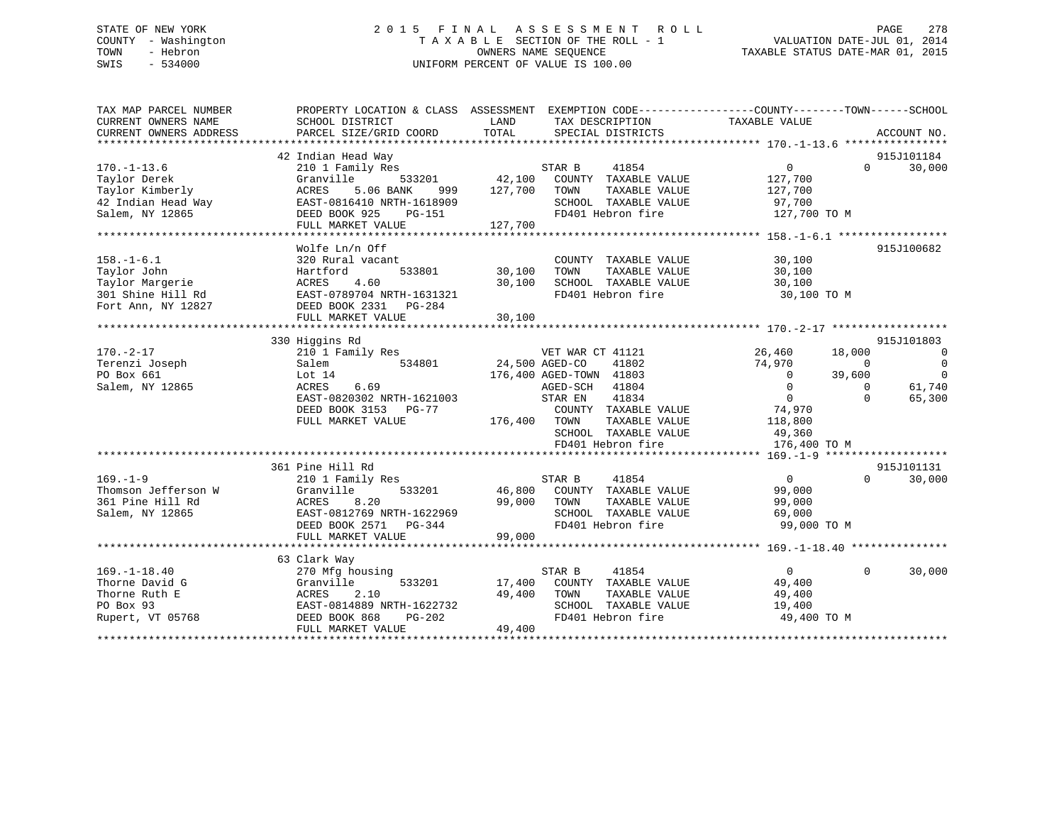STATE OF NEW YORK
COUNTY - Washington
TOWN - Hebron
SWIS - 534000

# 2015 FINAL ASSESSMENT ROLL

TAXABLE SECTION OF THE ROLL - 1
OWNERS NAME SEQUENCE
UNIFORM PERCENT OF VALUE IS 100.00

VALUATION DATE-JUL 01, 2014
TAXABLE STATUS DATE-MAR 01, 2015

```
TAX MAP PARCEL NUMBER          PROPERTY LOCATION & CLASS  ASSESSMENT  EXEMPTION CODE------------------COUNTY--------TOWN------SCHOOL
CURRENT OWNERS NAME            SCHOOL DISTRICT               LAND      TAX DESCRIPTION            TAXABLE VALUE
CURRENT OWNERS ADDRESS         PARCEL SIZE/GRID COORD        TOTAL     SPECIAL DISTRICTS                                    ACCOUNT NO.
******************************************************************************************************* 170.-1-13.6 ****************
                               42 Indian Head Way                                                                         915J101184
170.-1-13.6                    210 1 Family Res                        STAR B     41854                0         0      30,000
Taylor Derek                   Granville        533201      42,100    COUNTY  TAXABLE VALUE         127,700
Taylor Kimberly                ACRES     5.06 BANK    999  127,700    TOWN    TAXABLE VALUE         127,700
42 Indian Head Way             EAST-0816410 NRTH-1618909               SCHOOL  TAXABLE VALUE          97,700
Salem, NY 12865                DEED BOOK 925    PG-151                 FD401 Hebron fire             127,700 TO M
                               FULL MARKET VALUE           127,700
******************************************************************************************************* 158.-1-6.1 *****************
                               Wolfe Ln/n Off                                                                             915J100682
158.-1-6.1                     320 Rural vacant                        COUNTY  TAXABLE VALUE          30,100
Taylor John                    Hartford         533801      30,100    TOWN    TAXABLE VALUE          30,100
Taylor Margerie                ACRES     4.60               30,100    SCHOOL  TAXABLE VALUE          30,100
301 Shine Hill Rd              EAST-0789704 NRTH-1631321               FD401 Hebron fire              30,100 TO M
Fort Ann, NY 12827             DEED BOOK 2331   PG-284
                               FULL MARKET VALUE            30,100
******************************************************************************************************* 170.-2-17 ******************
                               330 Higgins Rd                                                                             915J101803
170.-2-17                      210 1 Family Res                        VET WAR CT 41121           26,460    18,000           0
Terenzi Joseph                 Salem            534801      24,500 AGED-CO    41802               74,970         0           0
PO Box 661                     Lot 14                      176,400 AGED-TOWN  41803                    0    39,600           0
Salem, NY 12865                ACRES     6.69                       AGED-SCH   41804                    0         0      61,740
                               EAST-0820302 NRTH-1621003               STAR EN    41834                    0         0      65,300
                               DEED BOOK 3153   PG-77                  COUNTY  TAXABLE VALUE          74,970
                               FULL MARKET VALUE           176,400    TOWN    TAXABLE VALUE         118,800
                                                                      SCHOOL  TAXABLE VALUE          49,360
                                                                      FD401 Hebron fire             176,400 TO M
******************************************************************************************************* 169.-1-9 *******************
                               361 Pine Hill Rd                                                                           915J101131
169.-1-9                       210 1 Family Res                        STAR B     41854                0         0      30,000
Thomson Jefferson W            Granville        533201      46,800    COUNTY  TAXABLE VALUE          99,000
361 Pine Hill Rd               ACRES     8.20               99,000    TOWN    TAXABLE VALUE          99,000
Salem, NY 12865                EAST-0812769 NRTH-1622969               SCHOOL  TAXABLE VALUE          69,000
                               DEED BOOK 2571   PG-344                 FD401 Hebron fire              99,000 TO M
                               FULL MARKET VALUE            99,000
******************************************************************************************************* 169.-1-18.40 ***************
                               63 Clark Way
169.-1-18.40                   270 Mfg housing                         STAR B     41854                0         0      30,000
Thorne David G                 Granville        533201      17,400    COUNTY  TAXABLE VALUE          49,400
Thorne Ruth E                  ACRES     2.10               49,400    TOWN    TAXABLE VALUE          49,400
PO Box 93                      EAST-0814889 NRTH-1622732               SCHOOL  TAXABLE VALUE          19,400
Rupert, VT 05768               DEED BOOK 868    PG-202                 FD401 Hebron fire              49,400 TO M
                               FULL MARKET VALUE            49,400
************************************************************************************************************************************
```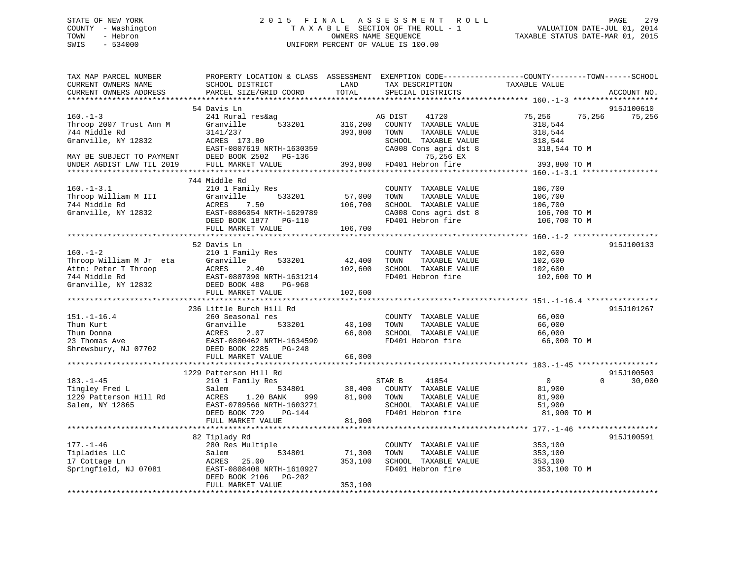STATE OF NEW YORK
COUNTY - Washington
TOWN - Hebron
SWIS - 534000

# 2015 FINAL ASSESSMENT ROLL

TAXABLE SECTION OF THE ROLL - 1
OWNERS NAME SEQUENCE
UNIFORM PERCENT OF VALUE IS 100.00

VALUATION DATE-JUL 01, 2014
TAXABLE STATUS DATE-MAR 01, 2015

| TAX MAP PARCEL NUMBER / CURRENT OWNERS NAME / CURRENT OWNERS ADDRESS | PROPERTY LOCATION & CLASS / SCHOOL DISTRICT / PARCEL SIZE/GRID COORD | ASSESSMENT LAND | TOTAL | EXEMPTION CODE / TAX DESCRIPTION / SPECIAL DISTRICTS | COUNTY | TOWN | SCHOOL / TAXABLE VALUE | ACCOUNT NO. |
|---|---|---|---|---|---|---|---|---|
| **160.-1-3** | 54 Davis Ln | | | | | | | 915J100610 |
| 160.-1-3 | 241 Rural res&ag | | | AG DIST 41720 | 75,256 | 75,256 | 75,256 | |
| Throop 2007 Trust Ann M | Granville 533201 | 316,200 | | COUNTY TAXABLE VALUE | | | 318,544 | |
| 744 Middle Rd | 3141/237 | | 393,800 | TOWN TAXABLE VALUE | | | 318,544 | |
| Granville, NY 12832 | ACRES 173.80 | | | SCHOOL TAXABLE VALUE | | | 318,544 | |
| | EAST-0807619 NRTH-1630359 | | | CA008 Cons agri dst 8 | | | 318,544 TO M | |
| MAY BE SUBJECT TO PAYMENT | DEED BOOK 2502 PG-136 | | | 75,256 EX | | | | |
| UNDER AGDIST LAW TIL 2019 | FULL MARKET VALUE | | 393,800 | FD401 Hebron fire | | | 393,800 TO M | |
| **160.-1-3.1** | 744 Middle Rd | | | | | | | |
| 160.-1-3.1 | 210 1 Family Res | | | COUNTY TAXABLE VALUE | | | 106,700 | |
| Throop William M III | Granville 533201 | 57,000 | | TOWN TAXABLE VALUE | | | 106,700 | |
| 744 Middle Rd | ACRES 7.50 | | 106,700 | SCHOOL TAXABLE VALUE | | | 106,700 | |
| Granville, NY 12832 | EAST-0806054 NRTH-1629789 | | | CA008 Cons agri dst 8 | | | 106,700 TO M | |
| | DEED BOOK 1877 PG-110 | | | FD401 Hebron fire | | | 106,700 TO M | |
| | FULL MARKET VALUE | | 106,700 | | | | | |
| **160.-1-2** | 52 Davis Ln | | | | | | | 915J100133 |
| 160.-1-2 | 210 1 Family Res | | | COUNTY TAXABLE VALUE | | | 102,600 | |
| Throop William M Jr eta | Granville 533201 | 42,400 | | TOWN TAXABLE VALUE | | | 102,600 | |
| Attn: Peter T Throop | ACRES 2.40 | | 102,600 | SCHOOL TAXABLE VALUE | | | 102,600 | |
| 744 Middle Rd | EAST-0807090 NRTH-1631214 | | | FD401 Hebron fire | | | 102,600 TO M | |
| Granville, NY 12832 | DEED BOOK 488 PG-968 | | | | | | | |
| | FULL MARKET VALUE | | 102,600 | | | | | |
| **151.-1-16.4** | 236 Little Burch Hill Rd | | | | | | | 915J101267 |
| 151.-1-16.4 | 260 Seasonal res | | | COUNTY TAXABLE VALUE | | | 66,000 | |
| Thum Kurt | Granville 533201 | 40,100 | | TOWN TAXABLE VALUE | | | 66,000 | |
| Thum Donna | ACRES 2.07 | | 66,000 | SCHOOL TAXABLE VALUE | | | 66,000 | |
| 23 Thomas Ave | EAST-0800462 NRTH-1634590 | | | FD401 Hebron fire | | | 66,000 TO M | |
| Shrewsbury, NJ 07702 | DEED BOOK 2285 PG-248 | | | | | | | |
| | FULL MARKET VALUE | | 66,000 | | | | | |
| **183.-1-45** | 1229 Patterson Hill Rd | | | | | | | 915J100503 |
| 183.-1-45 | 210 1 Family Res | | | STAR B 41854 | 0 | 0 | 30,000 | |
| Tingley Fred L | Salem 534801 | 38,400 | | COUNTY TAXABLE VALUE | | | 81,900 | |
| 1229 Patterson Hill Rd | ACRES 1.20 BANK 999 | | 81,900 | TOWN TAXABLE VALUE | | | 81,900 | |
| Salem, NY 12865 | EAST-0789566 NRTH-1603271 | | | SCHOOL TAXABLE VALUE | | | 51,900 | |
| | DEED BOOK 729 PG-144 | | | FD401 Hebron fire | | | 81,900 TO M | |
| | FULL MARKET VALUE | | 81,900 | | | | | |
| **177.-1-46** | 82 Tiplady Rd | | | | | | | 915J100591 |
| 177.-1-46 | 280 Res Multiple | | | COUNTY TAXABLE VALUE | | | 353,100 | |
| Tipladies LLC | Salem 534801 | 71,300 | | TOWN TAXABLE VALUE | | | 353,100 | |
| 17 Cottage Ln | ACRES 25.00 | | 353,100 | SCHOOL TAXABLE VALUE | | | 353,100 | |
| Springfield, NJ 07081 | EAST-0808408 NRTH-1610927 | | | FD401 Hebron fire | | | 353,100 TO M | |
| | DEED BOOK 2106 PG-202 | | | | | | | |
| | FULL MARKET VALUE | | 353,100 | | | | | |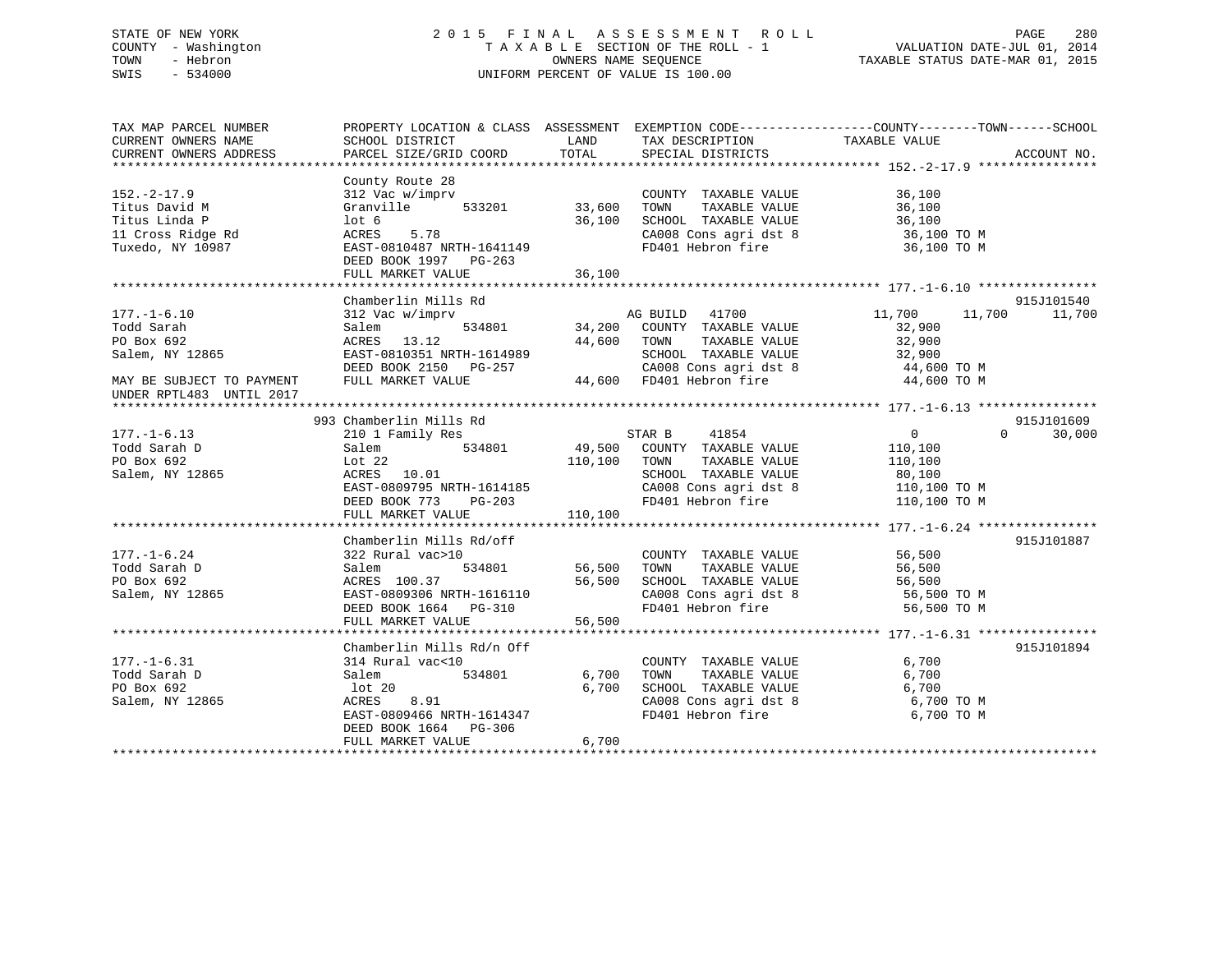STATE OF NEW YORK
COUNTY - Washington
TOWN - Hebron
SWIS - 534000

2015 FINAL ASSESSMENT ROLL
TAXABLE SECTION OF THE ROLL - 1
OWNERS NAME SEQUENCE
UNIFORM PERCENT OF VALUE IS 100.00

VALUATION DATE-JUL 01, 2014
TAXABLE STATUS DATE-MAR 01, 2015

```
TAX MAP PARCEL NUMBER          PROPERTY LOCATION & CLASS  ASSESSMENT  EXEMPTION CODE------------------COUNTY--------TOWN------SCHOOL
CURRENT OWNERS NAME            SCHOOL DISTRICT               LAND      TAX DESCRIPTION            TAXABLE VALUE
CURRENT OWNERS ADDRESS         PARCEL SIZE/GRID COORD        TOTAL     SPECIAL DISTRICTS                                    ACCOUNT NO.
******************************************************************************************************* 152.-2-17.9 ****************
                               County Route 28
152.-2-17.9                    312 Vac w/imprv                          COUNTY  TAXABLE VALUE            36,100
Titus David M                  Granville       533201       33,600      TOWN    TAXABLE VALUE            36,100
Titus Linda P                  lot 6                        36,100      SCHOOL  TAXABLE VALUE            36,100
11 Cross Ridge Rd              ACRES    5.78                            CA008 Cons agri dst 8             36,100 TO M
Tuxedo, NY 10987               EAST-0810487 NRTH-1641149                FD401 Hebron fire                 36,100 TO M
                               DEED BOOK 1997   PG-263
                               FULL MARKET VALUE            36,100
******************************************************************************************************* 177.-1-6.10 ****************
                               Chamberlin Mills Rd                                                                         915J101540
177.-1-6.10                    312 Vac w/imprv                     AG BUILD   41700                11,700      11,700      11,700
Todd Sarah                     Salem           534801       34,200   COUNTY  TAXABLE VALUE            32,900
PO Box 692                     ACRES   13.12                44,600   TOWN    TAXABLE VALUE            32,900
Salem, NY 12865                EAST-0810351 NRTH-1614989             SCHOOL  TAXABLE VALUE            32,900
                               DEED BOOK 2150   PG-257               CA008 Cons agri dst 8             44,600 TO M
MAY BE SUBJECT TO PAYMENT      FULL MARKET VALUE            44,600   FD401 Hebron fire                 44,600 TO M
UNDER RPTL483  UNTIL 2017
******************************************************************************************************* 177.-1-6.13 ****************
                           993 Chamberlin Mills Rd                                                                         915J101609
177.-1-6.13                    210 1 Family Res                    STAR B     41854                     0           0      30,000
Todd Sarah D                   Salem           534801       49,500   COUNTY  TAXABLE VALUE           110,100
PO Box 692                     Lot 22                      110,100   TOWN    TAXABLE VALUE           110,100
Salem, NY 12865                ACRES   10.01                         SCHOOL  TAXABLE VALUE            80,100
                               EAST-0809795 NRTH-1614185             CA008 Cons agri dst 8            110,100 TO M
                               DEED BOOK 773    PG-203               FD401 Hebron fire                110,100 TO M
                               FULL MARKET VALUE           110,100
******************************************************************************************************* 177.-1-6.24 ****************
                               Chamberlin Mills Rd/off                                                                     915J101887
177.-1-6.24                    322 Rural vac>10                         COUNTY  TAXABLE VALUE            56,500
Todd Sarah D                   Salem           534801       56,500      TOWN    TAXABLE VALUE            56,500
PO Box 692                     ACRES  100.37                56,500      SCHOOL  TAXABLE VALUE            56,500
Salem, NY 12865                EAST-0809306 NRTH-1616110                CA008 Cons agri dst 8             56,500 TO M
                               DEED BOOK 1664   PG-310                  FD401 Hebron fire                 56,500 TO M
                               FULL MARKET VALUE            56,500
******************************************************************************************************* 177.-1-6.31 ****************
                               Chamberlin Mills Rd/n Off                                                                   915J101894
177.-1-6.31                    314 Rural vac<10                         COUNTY  TAXABLE VALUE             6,700
Todd Sarah D                   Salem           534801        6,700      TOWN    TAXABLE VALUE             6,700
PO Box 692                      lot 20                       6,700      SCHOOL  TAXABLE VALUE             6,700
Salem, NY 12865                ACRES    8.91                            CA008 Cons agri dst 8              6,700 TO M
                               EAST-0809466 NRTH-1614347                FD401 Hebron fire                  6,700 TO M
                               DEED BOOK 1664   PG-306
                               FULL MARKET VALUE             6,700
************************************************************************************************************************************
```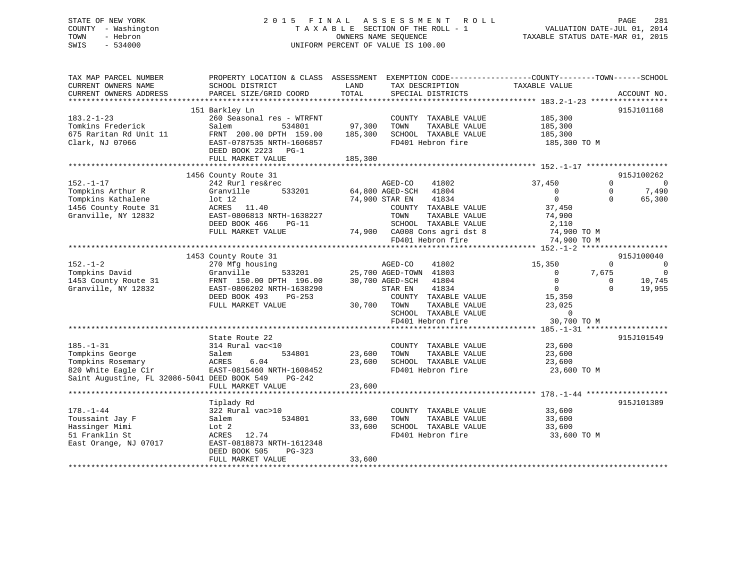STATE OF NEW YORK
COUNTY - Washington
TOWN - Hebron
SWIS - 534000

2 0 1 5 F I N A L A S S E S S M E N T R O L L
T A X A B L E SECTION OF THE ROLL - 1
OWNERS NAME SEQUENCE
UNIFORM PERCENT OF VALUE IS 100.00

VALUATION DATE-JUL 01, 2014
TAXABLE STATUS DATE-MAR 01, 2015

```
TAX MAP PARCEL NUMBER        PROPERTY LOCATION & CLASS  ASSESSMENT  EXEMPTION CODE------------------COUNTY--------TOWN------SCHOOL
CURRENT OWNERS NAME          SCHOOL DISTRICT              LAND      TAX DESCRIPTION            TAXABLE VALUE
CURRENT OWNERS ADDRESS       PARCEL SIZE/GRID COORD       TOTAL     SPECIAL DISTRICTS                                    ACCOUNT NO.
******************************************************************************************************* 183.2-1-23 *****************
                             151 Barkley Ln                                                                           915J101168
183.2-1-23                   260 Seasonal res - WTRFNT             COUNTY  TAXABLE VALUE           185,300
Tomkins Frederick            Salem          534801      97,300     TOWN    TAXABLE VALUE           185,300
675 Raritan Rd Unit 11       FRNT 200.00 DPTH 159.00   185,300     SCHOOL  TAXABLE VALUE           185,300
Clark, NJ 07066              EAST-0787535 NRTH-1606857              FD401 Hebron fire               185,300 TO M
                             DEED BOOK 2223   PG-1
                             FULL MARKET VALUE         185,300
******************************************************************************************************* 152.-1-17 ******************
                             1456 County Route 31                                                                     915J100262
152.-1-17                    242 Rurl res&rec                      AGED-CO     41802           37,450           0            0
Tompkins Arthur R            Granville      533201      64,800 AGED-SCH    41804                0           0        7,490
Tompkins Kathalene           lot 12                     74,900 STAR EN     41834                0           0       65,300
1456 County Route 31         ACRES  11.40                          COUNTY  TAXABLE VALUE            37,450
Granville, NY 12832          EAST-0806813 NRTH-1638227             TOWN    TAXABLE VALUE            74,900
                             DEED BOOK 466    PG-11                SCHOOL  TAXABLE VALUE             2,110
                             FULL MARKET VALUE          74,900     CA008 Cons agri dst 8            74,900 TO M
                                                                   FD401 Hebron fire                74,900 TO M
******************************************************************************************************* 152.-1-2 *******************
                             1453 County Route 31                                                                     915J100040
152.-1-2                     270 Mfg housing                       AGED-CO     41802           15,350           0            0
Tompkins David               Granville      533201      25,700 AGED-TOWN   41803                0       7,675            0
1453 County Route 31         FRNT 150.00 DPTH 196.00    30,700 AGED-SCH    41804                0           0       10,745
Granville, NY 12832          EAST-0806202 NRTH-1638290             STAR EN     41834                0           0       19,955
                             DEED BOOK 493    PG-253               COUNTY  TAXABLE VALUE            15,350
                             FULL MARKET VALUE          30,700     TOWN    TAXABLE VALUE            23,025
                                                                   SCHOOL  TAXABLE VALUE                 0
                                                                   FD401 Hebron fire                30,700 TO M
******************************************************************************************************* 185.-1-31 ******************
                             State Route 22                                                                           915J101549
185.-1-31                    314 Rural vac<10                      COUNTY  TAXABLE VALUE            23,600
Tompkins George              Salem          534801      23,600     TOWN    TAXABLE VALUE            23,600
Tompkins Rosemary            ACRES   6.04               23,600     SCHOOL  TAXABLE VALUE            23,600
820 White Eagle Cir          EAST-0815460 NRTH-1608452             FD401 Hebron fire                23,600 TO M
Saint Augustine, FL 32086-5041 DEED BOOK 549   PG-242
                             FULL MARKET VALUE          23,600
******************************************************************************************************* 178.-1-44 ******************
                             Tiplady Rd                                                                               915J101389
178.-1-44                    322 Rural vac>10                      COUNTY  TAXABLE VALUE            33,600
Toussaint Jay F              Salem          534801      33,600     TOWN    TAXABLE VALUE            33,600
Hassinger Mimi               Lot 2                      33,600     SCHOOL  TAXABLE VALUE            33,600
51 Franklin St               ACRES  12.74                          FD401 Hebron fire                33,600 TO M
East Orange, NJ 07017        EAST-0818873 NRTH-1612348
                             DEED BOOK 505    PG-323
                             FULL MARKET VALUE          33,600
************************************************************************************************************************************
```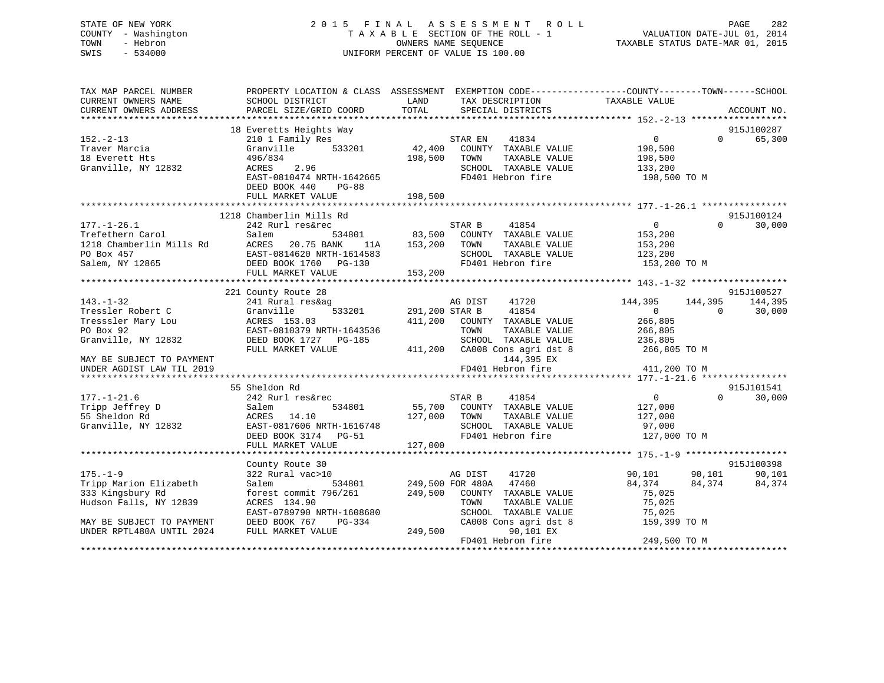STATE OF NEW YORK
COUNTY - Washington
TOWN - Hebron
SWIS - 534000

# 2015 FINAL ASSESSMENT ROLL

TAXABLE SECTION OF THE ROLL - 1
OWNERS NAME SEQUENCE
UNIFORM PERCENT OF VALUE IS 100.00

VALUATION DATE-JUL 01, 2014
TAXABLE STATUS DATE-MAR 01, 2015

```
TAX MAP PARCEL NUMBER          PROPERTY LOCATION & CLASS  ASSESSMENT  EXEMPTION CODE------------------COUNTY--------TOWN------SCHOOL
CURRENT OWNERS NAME            SCHOOL DISTRICT              LAND      TAX DESCRIPTION             TAXABLE VALUE
CURRENT OWNERS ADDRESS         PARCEL SIZE/GRID COORD       TOTAL     SPECIAL DISTRICTS                                  ACCOUNT NO.
*********************************************************************************************** 152.-2-13 ******************
                               18 Everetts Heights Way                                                                  915J100287
152.-2-13                      210 1 Family Res                     STAR EN    41834               0            0       65,300
Traver Marcia                  Granville      533201        42,400    COUNTY  TAXABLE VALUE        198,500
18 Everett Hts                 496/834                     198,500    TOWN    TAXABLE VALUE        198,500
Granville, NY 12832            ACRES     2.96                         SCHOOL  TAXABLE VALUE        133,200
                               EAST-0810474 NRTH-1642665              FD401 Hebron fire            198,500 TO M
                               DEED BOOK 440    PG-88
                               FULL MARKET VALUE           198,500
*********************************************************************************************** 177.-1-26.1 ****************
                               1218 Chamberlin Mills Rd                                                                 915J100124
177.-1-26.1                    242 Rurl res&rec                     STAR B     41854               0            0       30,000
Trefethern Carol               Salem          534801        83,500    COUNTY  TAXABLE VALUE        153,200
1218 Chamberlin Mills Rd       ACRES   20.75 BANK    11A   153,200    TOWN    TAXABLE VALUE        153,200
PO Box 457                     EAST-0814620 NRTH-1614583              SCHOOL  TAXABLE VALUE        123,200
Salem, NY 12865                DEED BOOK 1760   PG-130                FD401 Hebron fire            153,200 TO M
                               FULL MARKET VALUE           153,200
*********************************************************************************************** 143.-1-32 ******************
                               221 County Route 28                                                                      915J100527
143.-1-32                      241 Rural res&ag                     AG DIST    41720          144,395      144,395     144,395
Tressler Robert C              Granville      533201       291,200 STAR B      41854               0            0       30,000
Tresssler Mary Lou             ACRES  153.03               411,200    COUNTY  TAXABLE VALUE        266,805
PO Box 92                      EAST-0810379 NRTH-1643536              TOWN    TAXABLE VALUE        266,805
Granville, NY 12832            DEED BOOK 1727   PG-185                SCHOOL  TAXABLE VALUE        236,805
                               FULL MARKET VALUE           411,200    CA008 Cons agri dst 8        266,805 TO M
MAY BE SUBJECT TO PAYMENT                                                  144,395 EX
UNDER AGDIST LAW TIL 2019                                             FD401 Hebron fire            411,200 TO M
*********************************************************************************************** 177.-1-21.6 ****************
                               55 Sheldon Rd                                                                            915J101541
177.-1-21.6                    242 Rurl res&rec                     STAR B     41854               0            0       30,000
Tripp Jeffrey D                Salem          534801        55,700    COUNTY  TAXABLE VALUE        127,000
55 Sheldon Rd                  ACRES   14.10               127,000    TOWN    TAXABLE VALUE        127,000
Granville, NY 12832            EAST-0817606 NRTH-1616748              SCHOOL  TAXABLE VALUE         97,000
                               DEED BOOK 3174   PG-51                 FD401 Hebron fire            127,000 TO M
                               FULL MARKET VALUE           127,000
*********************************************************************************************** 175.-1-9 *******************
                               County Route 30                                                                          915J100398
175.-1-9                       322 Rural vac>10                     AG DIST    41720           90,101       90,101      90,101
Tripp Marion Elizabeth         Salem          534801       249,500 FOR 480A    47460           84,374       84,374      84,374
333 Kingsbury Rd               forest commit 796/261       249,500    COUNTY  TAXABLE VALUE         75,025
Hudson Falls, NY 12839         ACRES  134.90                          TOWN    TAXABLE VALUE         75,025
                               EAST-0789790 NRTH-1608680              SCHOOL  TAXABLE VALUE         75,025
MAY BE SUBJECT TO PAYMENT      DEED BOOK 767    PG-334                CA008 Cons agri dst 8        159,399 TO M
UNDER RPTL480A UNTIL 2024      FULL MARKET VALUE           249,500          90,101 EX
                                                                      FD401 Hebron fire            249,500 TO M
****************************************************************************************************************************
```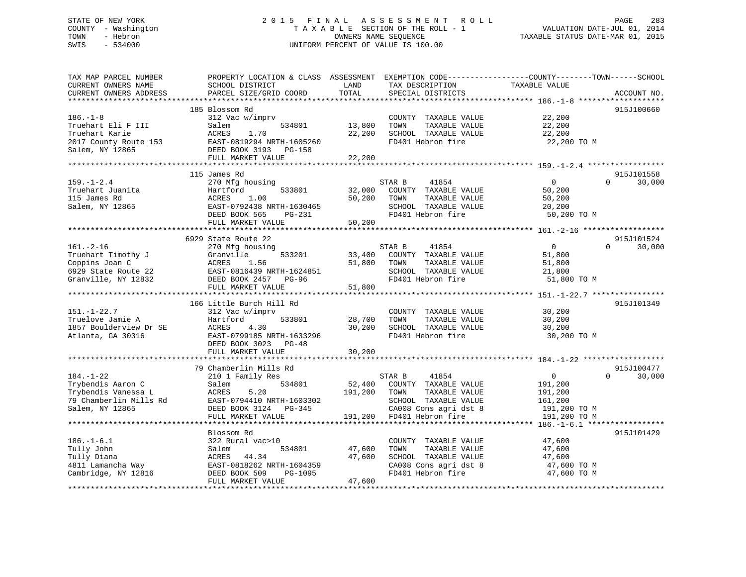STATE OF NEW YORK
COUNTY - Washington
TOWN - Hebron
SWIS - 534000

2015 FINAL ASSESSMENT ROLL
TAXABLE SECTION OF THE ROLL - 1
OWNERS NAME SEQUENCE
UNIFORM PERCENT OF VALUE IS 100.00

VALUATION DATE-JUL 01, 2014
TAXABLE STATUS DATE-MAR 01, 2015

| TAX MAP PARCEL NUMBER / CURRENT OWNERS NAME / CURRENT OWNERS ADDRESS | PROPERTY LOCATION & CLASS / SCHOOL DISTRICT / PARCEL SIZE/GRID COORD | ASSESSMENT LAND / TOTAL | EXEMPTION CODE / TAX DESCRIPTION / SPECIAL DISTRICTS | COUNTY | TOWN | SCHOOL / TAXABLE VALUE | ACCOUNT NO. |
|---|---|---|---|---|---|---|---|
| 186.-1-8 | 185 Blossom Rd | | | | | | 915J100660 |
| Truehart Eli F III | 312 Vac w/imprv | | COUNTY TAXABLE VALUE | 22,200 | | | |
| Truehart Karie | Salem 534801 | 13,800 | TOWN TAXABLE VALUE | | 22,200 | | |
| 2017 County Route 153 | ACRES 1.70 | 22,200 | SCHOOL TAXABLE VALUE | | | 22,200 | |
| Salem, NY 12865 | EAST-0819294 NRTH-1605260 | | FD401 Hebron fire | 22,200 TO M | | | |
| | DEED BOOK 3193 PG-158 | | | | | | |
| | FULL MARKET VALUE | 22,200 | | | | | |
| 159.-1-2.4 | 115 James Rd | | | | | | 915J101558 |
| Truehart Juanita | 270 Mfg housing | | STAR B 41854 | 0 | 0 | 30,000 | |
| 115 James Rd | Hartford 533801 | 32,000 | COUNTY TAXABLE VALUE | 50,200 | | | |
| Salem, NY 12865 | ACRES 1.00 | 50,200 | TOWN TAXABLE VALUE | | 50,200 | | |
| | EAST-0792438 NRTH-1630465 | | SCHOOL TAXABLE VALUE | | | 20,200 | |
| | DEED BOOK 565 PG-231 | | FD401 Hebron fire | 50,200 TO M | | | |
| | FULL MARKET VALUE | 50,200 | | | | | |
| 161.-2-16 | 6929 State Route 22 | | | | | | 915J101524 |
| Truehart Timothy J | 270 Mfg housing | | STAR B 41854 | 0 | 0 | 30,000 | |
| Coppins Joan C | Granville 533201 | 33,400 | COUNTY TAXABLE VALUE | 51,800 | | | |
| 6929 State Route 22 | ACRES 1.56 | 51,800 | TOWN TAXABLE VALUE | | 51,800 | | |
| Granville, NY 12832 | EAST-0816439 NRTH-1624851 | | SCHOOL TAXABLE VALUE | | | 21,800 | |
| | DEED BOOK 2457 PG-96 | | FD401 Hebron fire | 51,800 TO M | | | |
| | FULL MARKET VALUE | 51,800 | | | | | |
| 151.-1-22.7 | 166 Little Burch Hill Rd | | | | | | 915J101349 |
| Truelove Jamie A | 312 Vac w/imprv | | COUNTY TAXABLE VALUE | 30,200 | | | |
| 1857 Boulderview Dr SE | Hartford 533801 | 28,700 | TOWN TAXABLE VALUE | | 30,200 | | |
| Atlanta, GA 30316 | ACRES 4.30 | 30,200 | SCHOOL TAXABLE VALUE | | | 30,200 | |
| | EAST-0799185 NRTH-1633296 | | FD401 Hebron fire | 30,200 TO M | | | |
| | DEED BOOK 3023 PG-48 | | | | | | |
| | FULL MARKET VALUE | 30,200 | | | | | |
| 184.-1-22 | 79 Chamberlin Mills Rd | | | | | | 915J100477 |
| Trybendis Aaron C | 210 1 Family Res | | STAR B 41854 | 0 | 0 | 30,000 | |
| Trybendis Vanessa L | Salem 534801 | 52,400 | COUNTY TAXABLE VALUE | 191,200 | | | |
| 79 Chamberlin Mills Rd | ACRES 5.20 | 191,200 | TOWN TAXABLE VALUE | | 191,200 | | |
| Salem, NY 12865 | EAST-0794410 NRTH-1603302 | | SCHOOL TAXABLE VALUE | | | 161,200 | |
| | DEED BOOK 3124 PG-345 | | CA008 Cons agri dst 8 | 191,200 TO M | | | |
| | FULL MARKET VALUE | 191,200 | FD401 Hebron fire | 191,200 TO M | | | |
| 186.-1-6.1 | Blossom Rd | | | | | | 915J101429 |
| Tully John | 322 Rural vac>10 | | COUNTY TAXABLE VALUE | 47,600 | | | |
| Tully Diana | Salem 534801 | 47,600 | TOWN TAXABLE VALUE | | 47,600 | | |
| 4811 Lamancha Way | ACRES 44.34 | 47,600 | SCHOOL TAXABLE VALUE | | | 47,600 | |
| Cambridge, NY 12816 | EAST-0818262 NRTH-1604359 | | CA008 Cons agri dst 8 | 47,600 TO M | | | |
| | DEED BOOK 509 PG-1095 | | FD401 Hebron fire | 47,600 TO M | | | |
| | FULL MARKET VALUE | 47,600 | | | | | |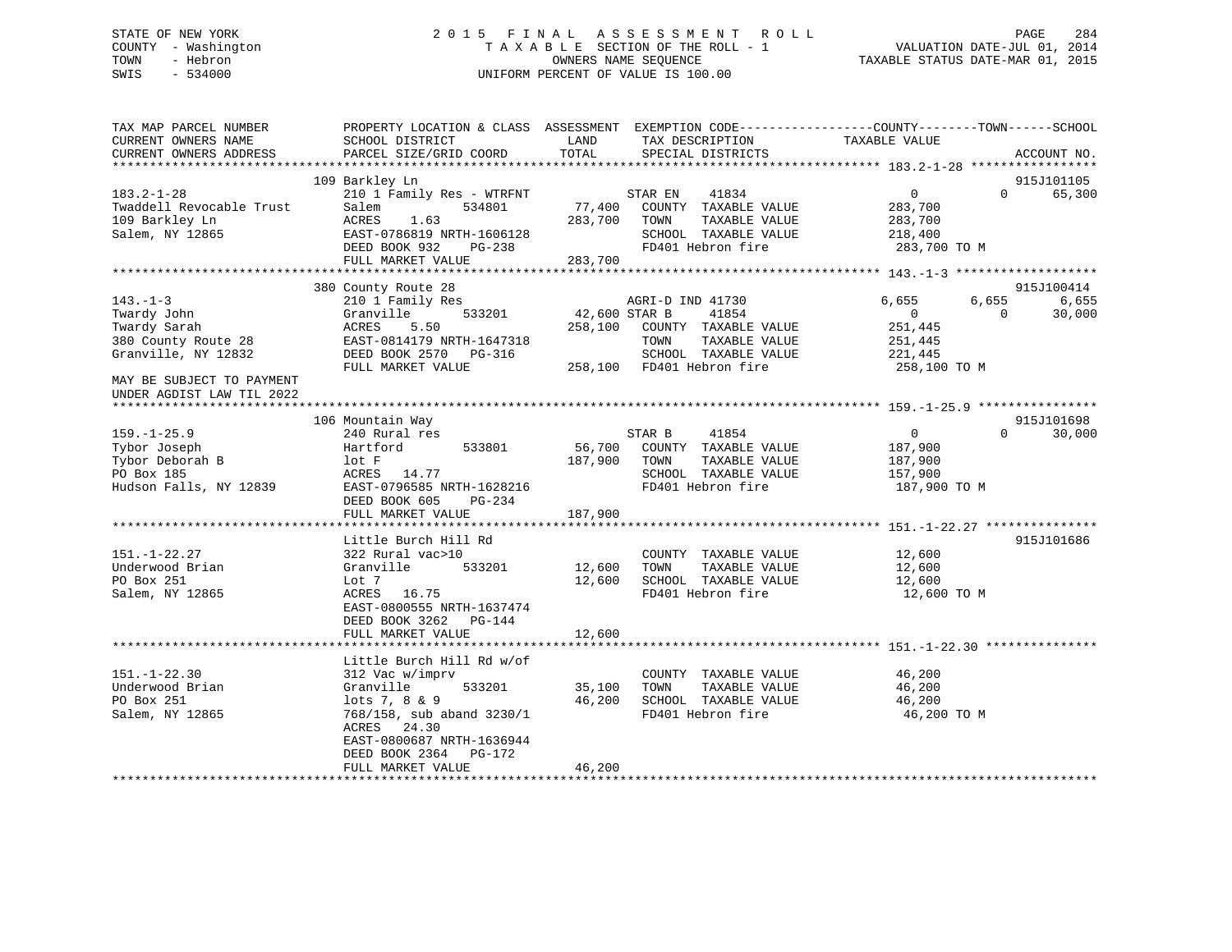STATE OF NEW YORK
COUNTY - Washington
TOWN - Hebron
SWIS - 534000

2015 FINAL ASSESSMENT ROLL
TAXABLE SECTION OF THE ROLL - 1
OWNERS NAME SEQUENCE
UNIFORM PERCENT OF VALUE IS 100.00

VALUATION DATE-JUL 01, 2014
TAXABLE STATUS DATE-MAR 01, 2015

```
TAX MAP PARCEL NUMBER          PROPERTY LOCATION & CLASS  ASSESSMENT  EXEMPTION CODE------------------COUNTY--------TOWN------SCHOOL
CURRENT OWNERS NAME            SCHOOL DISTRICT             LAND       TAX DESCRIPTION            TAXABLE VALUE
CURRENT OWNERS ADDRESS         PARCEL SIZE/GRID COORD      TOTAL      SPECIAL DISTRICTS                                    ACCOUNT NO.
******************************************************************************************************* 183.2-1-28 *****************
                               109 Barkley Ln                                                                              915J101105
183.2-1-28                     210 1 Family Res - WTRFNT          STAR EN    41834                0          0       65,300
Twaddell Revocable Trust       Salem           534801      77,400   COUNTY  TAXABLE VALUE         283,700
109 Barkley Ln                 ACRES    1.63              283,700   TOWN    TAXABLE VALUE         283,700
Salem, NY 12865                EAST-0786819 NRTH-1606128            SCHOOL  TAXABLE VALUE         218,400
                               DEED BOOK 932    PG-238              FD401 Hebron fire              283,700 TO M
                               FULL MARKET VALUE          283,700
******************************************************************************************************* 143.-1-3 *******************
                               380 County Route 28                                                                         915J100414
143.-1-3                       210 1 Family Res                   AGRI-D IND 41730            6,655      6,655        6,655
Twardy John                    Granville       533201      42,600 STAR B     41854                0          0       30,000
Twardy Sarah                   ACRES    5.50              258,100   COUNTY  TAXABLE VALUE         251,445
380 County Route 28            EAST-0814179 NRTH-1647318            TOWN    TAXABLE VALUE         251,445
Granville, NY 12832            DEED BOOK 2570   PG-316              SCHOOL  TAXABLE VALUE         221,445
                               FULL MARKET VALUE          258,100   FD401 Hebron fire              258,100 TO M
MAY BE SUBJECT TO PAYMENT
UNDER AGDIST LAW TIL 2022
******************************************************************************************************* 159.-1-25.9 ****************
                               106 Mountain Way                                                                            915J101698
159.-1-25.9                    240 Rural res                      STAR B     41854                0          0       30,000
Tybor Joseph                   Hartford        533801      56,700   COUNTY  TAXABLE VALUE         187,900
Tybor Deborah B                lot F                      187,900   TOWN    TAXABLE VALUE         187,900
PO Box 185                     ACRES   14.77                        SCHOOL  TAXABLE VALUE         157,900
Hudson Falls, NY 12839         EAST-0796585 NRTH-1628216            FD401 Hebron fire              187,900 TO M
                               DEED BOOK 605    PG-234
                               FULL MARKET VALUE          187,900
******************************************************************************************************* 151.-1-22.27 ***************
                               Little Burch Hill Rd                                                                        915J101686
151.-1-22.27                   322 Rural vac>10                     COUNTY  TAXABLE VALUE          12,600
Underwood Brian                Granville       533201      12,600   TOWN    TAXABLE VALUE          12,600
PO Box 251                     Lot 7                       12,600   SCHOOL  TAXABLE VALUE          12,600
Salem, NY 12865                ACRES   16.75                        FD401 Hebron fire               12,600 TO M
                               EAST-0800555 NRTH-1637474
                               DEED BOOK 3262   PG-144
                               FULL MARKET VALUE           12,600
******************************************************************************************************* 151.-1-22.30 ***************
                               Little Burch Hill Rd w/of
151.-1-22.30                   312 Vac w/imprv                      COUNTY  TAXABLE VALUE          46,200
Underwood Brian                Granville       533201      35,100   TOWN    TAXABLE VALUE          46,200
PO Box 251                     lots 7, 8 & 9               46,200   SCHOOL  TAXABLE VALUE          46,200
Salem, NY 12865                768/158, sub aband 3230/1            FD401 Hebron fire               46,200 TO M
                               ACRES   24.30
                               EAST-0800687 NRTH-1636944
                               DEED BOOK 2364   PG-172
                               FULL MARKET VALUE           46,200
************************************************************************************************************************************
```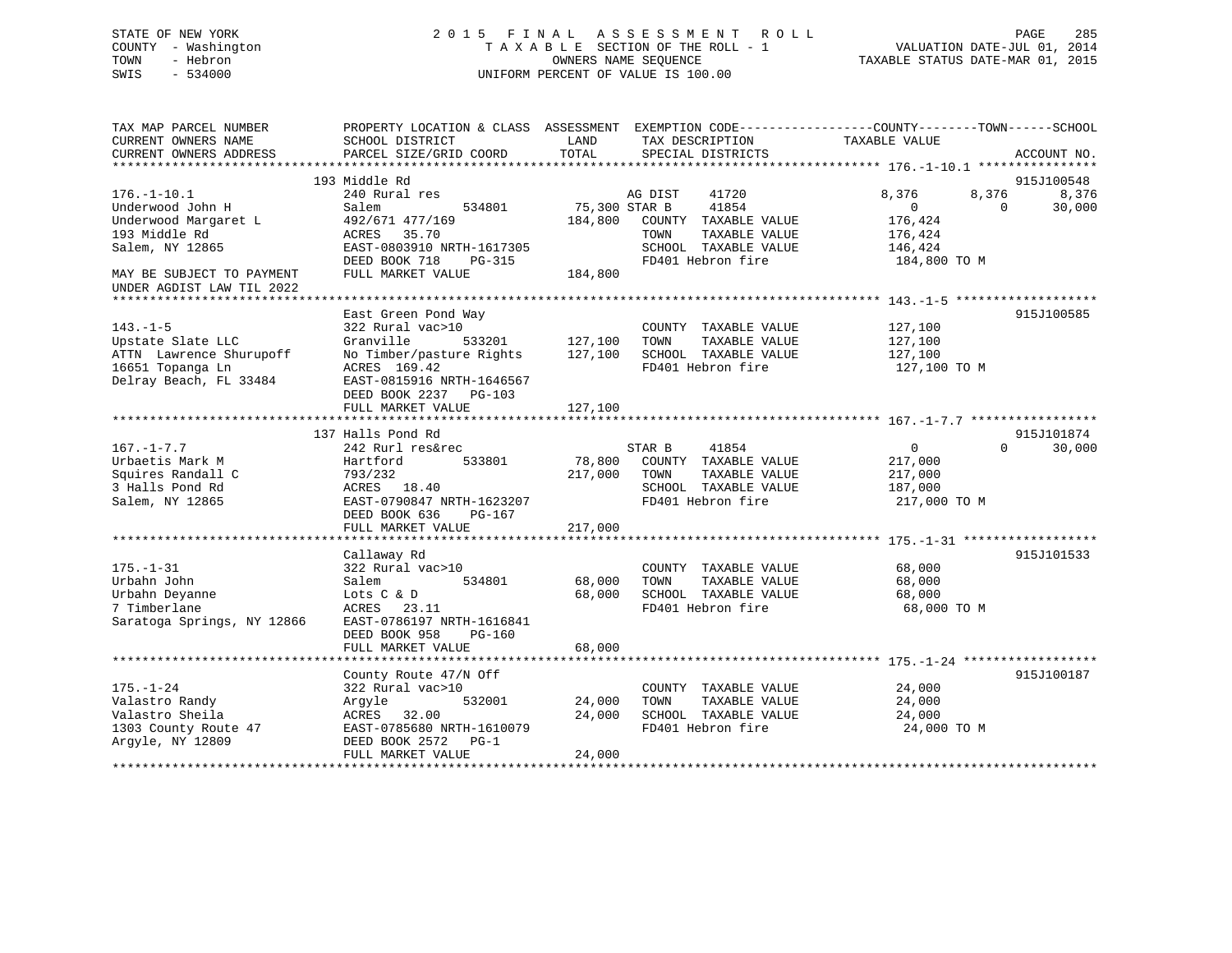STATE OF NEW YORK
COUNTY - Washington
TOWN - Hebron
SWIS - 534000

2015 FINAL ASSESSMENT ROLL
TAXABLE SECTION OF THE ROLL - 1
OWNERS NAME SEQUENCE
UNIFORM PERCENT OF VALUE IS 100.00

VALUATION DATE-JUL 01, 2014
TAXABLE STATUS DATE-MAR 01, 2015

| TAX MAP PARCEL NUMBER / CURRENT OWNERS NAME / CURRENT OWNERS ADDRESS | PROPERTY LOCATION & CLASS / SCHOOL DISTRICT / PARCEL SIZE/GRID COORD | ASSESSMENT LAND / TOTAL | EXEMPTION CODE / TAX DESCRIPTION / SPECIAL DISTRICTS | COUNTY TAXABLE VALUE | TOWN | SCHOOL | ACCOUNT NO. |
|---|---|---|---|---|---|---|---|
| **176.-1-10.1** | 193 Middle Rd | | | | | | 915J100548 |
| 176.-1-10.1 | 240 Rural res | | AG DIST 41720 | 8,376 | 8,376 | 8,376 | |
| Underwood John H | Salem 534801 | 75,300 | STAR B 41854 | 0 | 0 | 30,000 | |
| Underwood Margaret L | 492/671 477/169 | 184,800 | COUNTY TAXABLE VALUE | 176,424 | | | |
| 193 Middle Rd | ACRES 35.70 | | TOWN TAXABLE VALUE | 176,424 | | | |
| Salem, NY 12865 | EAST-0803910 NRTH-1617305 | | SCHOOL TAXABLE VALUE | 146,424 | | | |
| | DEED BOOK 718 PG-315 | | FD401 Hebron fire | 184,800 TO M | | | |
| MAY BE SUBJECT TO PAYMENT UNDER AGDIST LAW TIL 2022 | FULL MARKET VALUE | 184,800 | | | | | |
| **143.-1-5** | East Green Pond Way | | | | | | 915J100585 |
| 143.-1-5 | 322 Rural vac>10 | | COUNTY TAXABLE VALUE | 127,100 | | | |
| Upstate Slate LLC | Granville 533201 | 127,100 | TOWN TAXABLE VALUE | 127,100 | | | |
| ATTN Lawrence Shurupoff | No Timber/pasture Rights | 127,100 | SCHOOL TAXABLE VALUE | 127,100 | | | |
| 16651 Topanga Ln | ACRES 169.42 | | FD401 Hebron fire | 127,100 TO M | | | |
| Delray Beach, FL 33484 | EAST-0815916 NRTH-1646567 | | | | | | |
| | DEED BOOK 2237 PG-103 | | | | | | |
| | FULL MARKET VALUE | 127,100 | | | | | |
| **167.-1-7.7** | 137 Halls Pond Rd | | | | | | 915J101874 |
| 167.-1-7.7 | 242 Rurl res&rec | | STAR B 41854 | 0 | 0 | 30,000 | |
| Urbaetis Mark M | Hartford 533801 | 78,800 | COUNTY TAXABLE VALUE | 217,000 | | | |
| Squires Randall C | 793/232 | 217,000 | TOWN TAXABLE VALUE | 217,000 | | | |
| 3 Halls Pond Rd | ACRES 18.40 | | SCHOOL TAXABLE VALUE | 187,000 | | | |
| Salem, NY 12865 | EAST-0790847 NRTH-1623207 | | FD401 Hebron fire | 217,000 TO M | | | |
| | DEED BOOK 636 PG-167 | | | | | | |
| | FULL MARKET VALUE | 217,000 | | | | | |
| **175.-1-31** | Callaway Rd | | | | | | 915J101533 |
| 175.-1-31 | 322 Rural vac>10 | | COUNTY TAXABLE VALUE | 68,000 | | | |
| Urbahn John | Salem 534801 | 68,000 | TOWN TAXABLE VALUE | 68,000 | | | |
| Urbahn Deyanne | Lots C & D | 68,000 | SCHOOL TAXABLE VALUE | 68,000 | | | |
| 7 Timberlane | ACRES 23.11 | | FD401 Hebron fire | 68,000 TO M | | | |
| Saratoga Springs, NY 12866 | EAST-0786197 NRTH-1616841 | | | | | | |
| | DEED BOOK 958 PG-160 | | | | | | |
| | FULL MARKET VALUE | 68,000 | | | | | |
| **175.-1-24** | County Route 47/N Off | | | | | | 915J100187 |
| 175.-1-24 | 322 Rural vac>10 | | COUNTY TAXABLE VALUE | 24,000 | | | |
| Valastro Randy | Argyle 532001 | 24,000 | TOWN TAXABLE VALUE | 24,000 | | | |
| Valastro Sheila | ACRES 32.00 | 24,000 | SCHOOL TAXABLE VALUE | 24,000 | | | |
| 1303 County Route 47 | EAST-0785680 NRTH-1610079 | | FD401 Hebron fire | 24,000 TO M | | | |
| Argyle, NY 12809 | DEED BOOK 2572 PG-1 | | | | | | |
| | FULL MARKET VALUE | 24,000 | | | | | |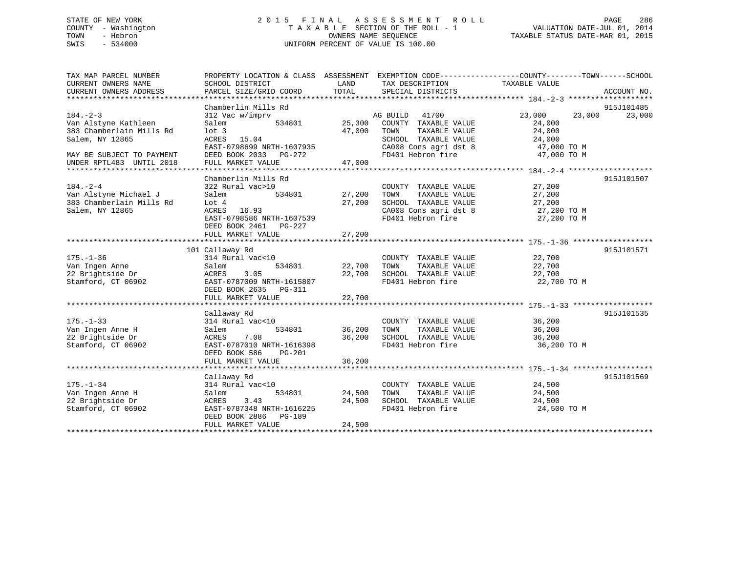STATE OF NEW YORK
COUNTY - Washington
TOWN - Hebron
SWIS - 534000

2015 FINAL ASSESSMENT ROLL
TAXABLE SECTION OF THE ROLL - 1
OWNERS NAME SEQUENCE
UNIFORM PERCENT OF VALUE IS 100.00

VALUATION DATE-JUL 01, 2014
TAXABLE STATUS DATE-MAR 01, 2015

```
TAX MAP PARCEL NUMBER          PROPERTY LOCATION & CLASS  ASSESSMENT  EXEMPTION CODE------------------COUNTY--------TOWN------SCHOOL
CURRENT OWNERS NAME            SCHOOL DISTRICT              LAND      TAX DESCRIPTION            TAXABLE VALUE
CURRENT OWNERS ADDRESS         PARCEL SIZE/GRID COORD       TOTAL     SPECIAL DISTRICTS                                    ACCOUNT NO.
******************************************************************************************************* 184.-2-3 *******************
                               Chamberlin Mills Rd                                                                         915J101485
184.-2-3                       312 Vac w/imprv                        AG BUILD   41700            23,000      23,000      23,000
Van Alstyne Kathleen           Salem          534801       25,300    COUNTY  TAXABLE VALUE           24,000
383 Chamberlain Mills Rd       lot 3                       47,000    TOWN    TAXABLE VALUE           24,000
Salem, NY 12865                ACRES   15.04                         SCHOOL  TAXABLE VALUE           24,000
                               EAST-0798699 NRTH-1607935             CA008 Cons agri dst 8            47,000 TO M
MAY BE SUBJECT TO PAYMENT      DEED BOOK 2033   PG-272               FD401 Hebron fire                47,000 TO M
UNDER RPTL483  UNTIL 2018      FULL MARKET VALUE           47,000
******************************************************************************************************* 184.-2-4 *******************
                               Chamberlin Mills Rd                                                                         915J101507
184.-2-4                       322 Rural vac>10                      COUNTY  TAXABLE VALUE           27,200
Van Alstyne Michael J          Salem          534801       27,200    TOWN    TAXABLE VALUE           27,200
383 Chamberlain Mills Rd       Lot 4                       27,200    SCHOOL  TAXABLE VALUE           27,200
Salem, NY 12865                ACRES   16.93                         CA008 Cons agri dst 8            27,200 TO M
                               EAST-0798586 NRTH-1607539             FD401 Hebron fire                27,200 TO M
                               DEED BOOK 2461   PG-227
                               FULL MARKET VALUE           27,200
******************************************************************************************************* 175.-1-36 ******************
                           101 Callaway Rd                                                                                 915J101571
175.-1-36                      314 Rural vac<10                      COUNTY  TAXABLE VALUE           22,700
Van Ingen Anne                 Salem          534801       22,700    TOWN    TAXABLE VALUE           22,700
22 Brightside Dr               ACRES    3.05               22,700    SCHOOL  TAXABLE VALUE           22,700
Stamford, CT 06902             EAST-0787009 NRTH-1615807             FD401 Hebron fire                22,700 TO M
                               DEED BOOK 2635   PG-311
                               FULL MARKET VALUE           22,700
******************************************************************************************************* 175.-1-33 ******************
                               Callaway Rd                                                                                 915J101535
175.-1-33                      314 Rural vac<10                      COUNTY  TAXABLE VALUE           36,200
Van Ingen Anne H               Salem          534801       36,200    TOWN    TAXABLE VALUE           36,200
22 Brightside Dr               ACRES    7.08               36,200    SCHOOL  TAXABLE VALUE           36,200
Stamford, CT 06902             EAST-0787010 NRTH-1616398             FD401 Hebron fire                36,200 TO M
                               DEED BOOK 586    PG-201
                               FULL MARKET VALUE           36,200
******************************************************************************************************* 175.-1-34 ******************
                               Callaway Rd                                                                                 915J101569
175.-1-34                      314 Rural vac<10                      COUNTY  TAXABLE VALUE           24,500
Van Ingen Anne H               Salem          534801       24,500    TOWN    TAXABLE VALUE           24,500
22 Brightside Dr               ACRES    3.43               24,500    SCHOOL  TAXABLE VALUE           24,500
Stamford, CT 06902             EAST-0787348 NRTH-1616225             FD401 Hebron fire                24,500 TO M
                               DEED BOOK 2886   PG-189
                               FULL MARKET VALUE           24,500
************************************************************************************************************************************
```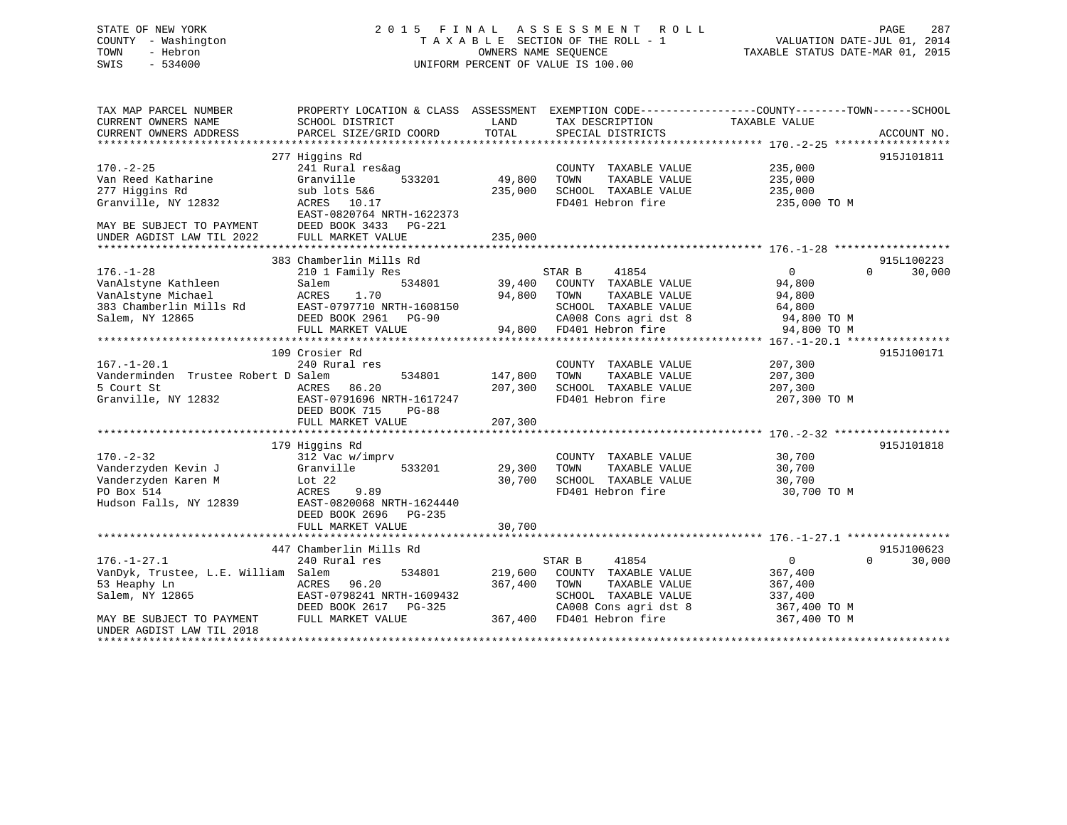STATE OF NEW YORK
COUNTY - Washington
TOWN - Hebron
SWIS - 534000

2 0 1 5   F I N A L   A S S E S S M E N T   R O L L
T A X A B L E SECTION OF THE ROLL - 1
OWNERS NAME SEQUENCE
UNIFORM PERCENT OF VALUE IS 100.00

VALUATION DATE-JUL 01, 2014
TAXABLE STATUS DATE-MAR 01, 2015

| TAX MAP PARCEL NUMBER / CURRENT OWNERS NAME / CURRENT OWNERS ADDRESS | PROPERTY LOCATION & CLASS / SCHOOL DISTRICT / PARCEL SIZE/GRID COORD | ASSESSMENT LAND | TOTAL | EXEMPTION CODE / TAX DESCRIPTION / SPECIAL DISTRICTS | COUNTY TAXABLE VALUE | TOWN | SCHOOL | ACCOUNT NO. |
|---|---|---|---|---|---|---|---|---|
| **170.-2-25** | 277 Higgins Rd | | | | | | | 915J101811 |
| Van Reed Katharine | 241 Rural res&ag | | | COUNTY TAXABLE VALUE | 235,000 | | | |
| 277 Higgins Rd | Granville 533201 | 49,800 | | TOWN TAXABLE VALUE | 235,000 | | | |
| Granville, NY 12832 | sub lots 5&6 | | 235,000 | SCHOOL TAXABLE VALUE | 235,000 | | | |
| | ACRES 10.17 | | | FD401 Hebron fire | 235,000 TO M | | | |
| | EAST-0820764 NRTH-1622373 | | | | | | | |
| MAY BE SUBJECT TO PAYMENT | DEED BOOK 3433 PG-221 | | | | | | | |
| UNDER AGDIST LAW TIL 2022 | FULL MARKET VALUE | | 235,000 | | | | | |
| **176.-1-28** | 383 Chamberlin Mills Rd | | | | | | | 915L100223 |
| VanAlstyne Kathleen | 210 1 Family Res | | | STAR B 41854 | 0 | 0 | 30,000 | |
| VanAlstyne Michael | Salem 534801 | 39,400 | | COUNTY TAXABLE VALUE | 94,800 | | | |
| 383 Chamberlin Mills Rd | ACRES 1.70 | | 94,800 | TOWN TAXABLE VALUE | 94,800 | | | |
| Salem, NY 12865 | EAST-0797710 NRTH-1608150 | | | SCHOOL TAXABLE VALUE | 64,800 | | | |
| | DEED BOOK 2961 PG-90 | | | CA008 Cons agri dst 8 | 94,800 TO M | | | |
| | FULL MARKET VALUE | | 94,800 | FD401 Hebron fire | 94,800 TO M | | | |
| **167.-1-20.1** | 109 Crosier Rd | | | | | | | 915J100171 |
| Vanderminden Trustee Robert D | 240 Rural res | | | COUNTY TAXABLE VALUE | 207,300 | | | |
| 5 Court St | Salem 534801 | 147,800 | | TOWN TAXABLE VALUE | 207,300 | | | |
| Granville, NY 12832 | ACRES 86.20 | | 207,300 | SCHOOL TAXABLE VALUE | 207,300 | | | |
| | EAST-0791696 NRTH-1617247 | | | FD401 Hebron fire | 207,300 TO M | | | |
| | DEED BOOK 715 PG-88 | | | | | | | |
| | FULL MARKET VALUE | | 207,300 | | | | | |
| **170.-2-32** | 179 Higgins Rd | | | | | | | 915J101818 |
| Vanderzyden Kevin J | 312 Vac w/imprv | | | COUNTY TAXABLE VALUE | 30,700 | | | |
| Vanderzyden Karen M | Granville 533201 | 29,300 | | TOWN TAXABLE VALUE | 30,700 | | | |
| PO Box 514 | Lot 22 | | 30,700 | SCHOOL TAXABLE VALUE | 30,700 | | | |
| Hudson Falls, NY 12839 | ACRES 9.89 | | | FD401 Hebron fire | 30,700 TO M | | | |
| | EAST-0820068 NRTH-1624440 | | | | | | | |
| | DEED BOOK 2696 PG-235 | | | | | | | |
| | FULL MARKET VALUE | | 30,700 | | | | | |
| **176.-1-27.1** | 447 Chamberlin Mills Rd | | | | | | | 915J100623 |
| VanDyk, Trustee, L.E. William | 240 Rural res | | | STAR B 41854 | 0 | 0 | 30,000 | |
| 53 Heaphy Ln | Salem 534801 | 219,600 | | COUNTY TAXABLE VALUE | 367,400 | | | |
| Salem, NY 12865 | ACRES 96.20 | | 367,400 | TOWN TAXABLE VALUE | 367,400 | | | |
| | EAST-0798241 NRTH-1609432 | | | SCHOOL TAXABLE VALUE | 337,400 | | | |
| | DEED BOOK 2617 PG-325 | | | CA008 Cons agri dst 8 | 367,400 TO M | | | |
| MAY BE SUBJECT TO PAYMENT | FULL MARKET VALUE | | 367,400 | FD401 Hebron fire | 367,400 TO M | | | |
| UNDER AGDIST LAW TIL 2018 | | | | | | | | |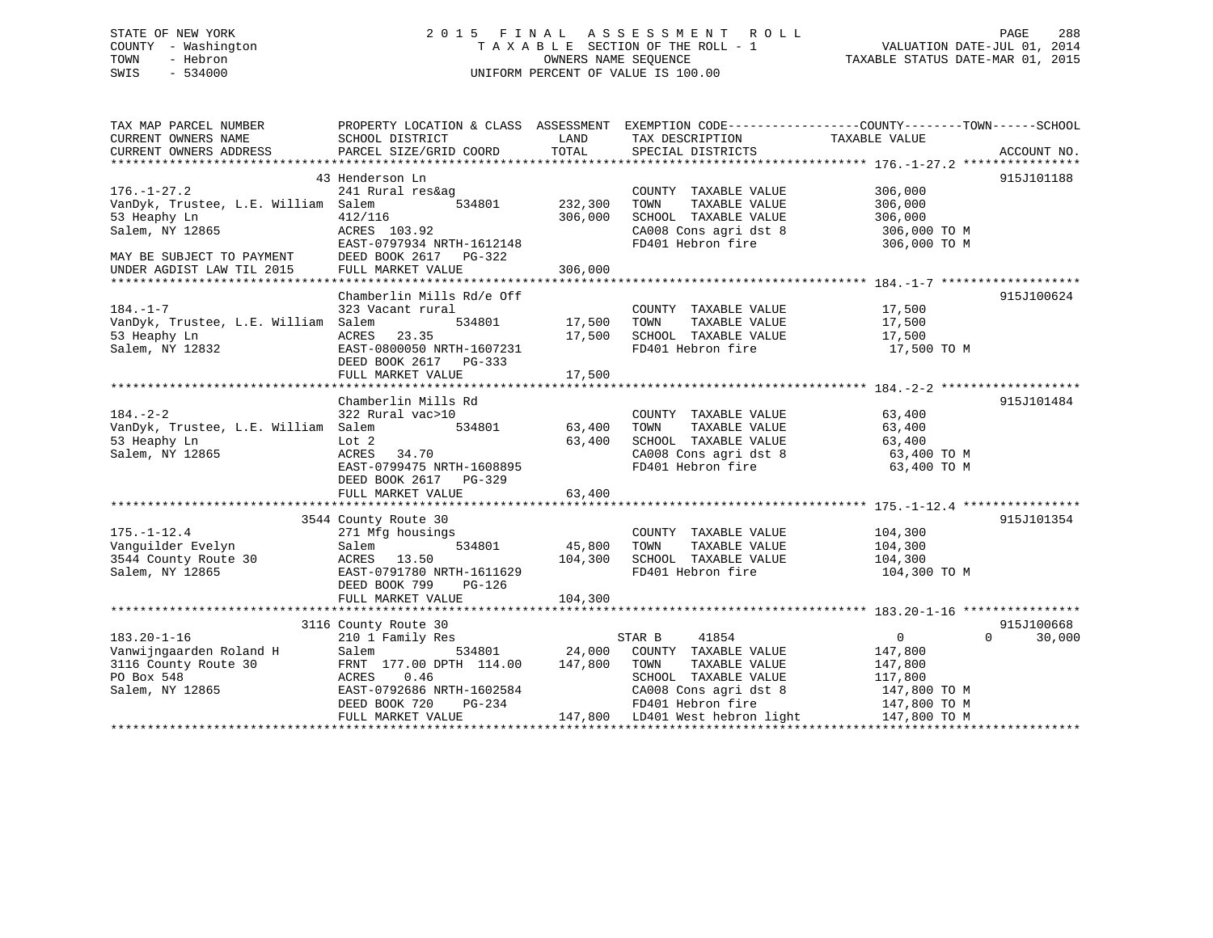STATE OF NEW YORK
COUNTY - Washington
TOWN - Hebron
SWIS - 534000

2015 FINAL ASSESSMENT ROLL
TAXABLE SECTION OF THE ROLL - 1
OWNERS NAME SEQUENCE
UNIFORM PERCENT OF VALUE IS 100.00

VALUATION DATE-JUL 01, 2014
TAXABLE STATUS DATE-MAR 01, 2015

```
TAX MAP PARCEL NUMBER          PROPERTY LOCATION & CLASS  ASSESSMENT  EXEMPTION CODE------------------COUNTY--------TOWN------SCHOOL
CURRENT OWNERS NAME            SCHOOL DISTRICT               LAND      TAX DESCRIPTION             TAXABLE VALUE
CURRENT OWNERS ADDRESS         PARCEL SIZE/GRID COORD       TOTAL      SPECIAL DISTRICTS                                      ACCOUNT NO.
******************************************************************************************************* 176.-1-27.2 ****************
                         43 Henderson Ln                                                                                915J101188
176.-1-27.2                    241 Rural res&ag                        COUNTY  TAXABLE VALUE          306,000
VanDyk, Trustee, L.E. William  Salem            534801       232,300   TOWN    TAXABLE VALUE          306,000
53 Heaphy Ln                   412/116                       306,000   SCHOOL  TAXABLE VALUE          306,000
Salem, NY 12865                ACRES 103.92                            CA008 Cons agri dst 8          306,000 TO M
                               EAST-0797934 NRTH-1612148               FD401 Hebron fire              306,000 TO M
MAY BE SUBJECT TO PAYMENT      DEED BOOK 2617   PG-322
UNDER AGDIST LAW TIL 2015      FULL MARKET VALUE             306,000
******************************************************************************************************* 184.-1-7 *******************
                         Chamberlin Mills Rd/e Off                                                                      915J100624
184.-1-7                       323 Vacant rural                        COUNTY  TAXABLE VALUE           17,500
VanDyk, Trustee, L.E. William  Salem            534801        17,500   TOWN    TAXABLE VALUE           17,500
53 Heaphy Ln                   ACRES  23.35                   17,500   SCHOOL  TAXABLE VALUE           17,500
Salem, NY 12832                EAST-0800050 NRTH-1607231               FD401 Hebron fire               17,500 TO M
                               DEED BOOK 2617   PG-333
                               FULL MARKET VALUE              17,500
******************************************************************************************************* 184.-2-2 *******************
                         Chamberlin Mills Rd                                                                            915J101484
184.-2-2                       322 Rural vac>10                        COUNTY  TAXABLE VALUE           63,400
VanDyk, Trustee, L.E. William  Salem            534801        63,400   TOWN    TAXABLE VALUE           63,400
53 Heaphy Ln                   Lot 2                          63,400   SCHOOL  TAXABLE VALUE           63,400
Salem, NY 12865                ACRES  34.70                            CA008 Cons agri dst 8           63,400 TO M
                               EAST-0799475 NRTH-1608895               FD401 Hebron fire               63,400 TO M
                               DEED BOOK 2617   PG-329
                               FULL MARKET VALUE              63,400
******************************************************************************************************* 175.-1-12.4 ****************
                         3544 County Route 30                                                                           915J101354
175.-1-12.4                    271 Mfg housings                        COUNTY  TAXABLE VALUE          104,300
Vanguilder Evelyn              Salem            534801        45,800   TOWN    TAXABLE VALUE          104,300
3544 County Route 30           ACRES  13.50                  104,300   SCHOOL  TAXABLE VALUE          104,300
Salem, NY 12865                EAST-0791780 NRTH-1611629               FD401 Hebron fire              104,300 TO M
                               DEED BOOK 799    PG-126
                               FULL MARKET VALUE             104,300
******************************************************************************************************* 183.20-1-16 ****************
                         3116 County Route 30                                                                           915J100668
183.20-1-16                    210 1 Family Res                        STAR B     41854                     0          0     30,000
Vanwijngaarden Roland H        Salem            534801        24,000   COUNTY  TAXABLE VALUE          147,800
3116 County Route 30           FRNT 177.00 DPTH 114.00       147,800   TOWN    TAXABLE VALUE          147,800
PO Box 548                     ACRES   0.46                            SCHOOL  TAXABLE VALUE          117,800
Salem, NY 12865                EAST-0792686 NRTH-1602584               CA008 Cons agri dst 8          147,800 TO M
                               DEED BOOK 720    PG-234                 FD401 Hebron fire              147,800 TO M
                               FULL MARKET VALUE             147,800   LD401 West hebron light        147,800 TO M
************************************************************************************************************************************
```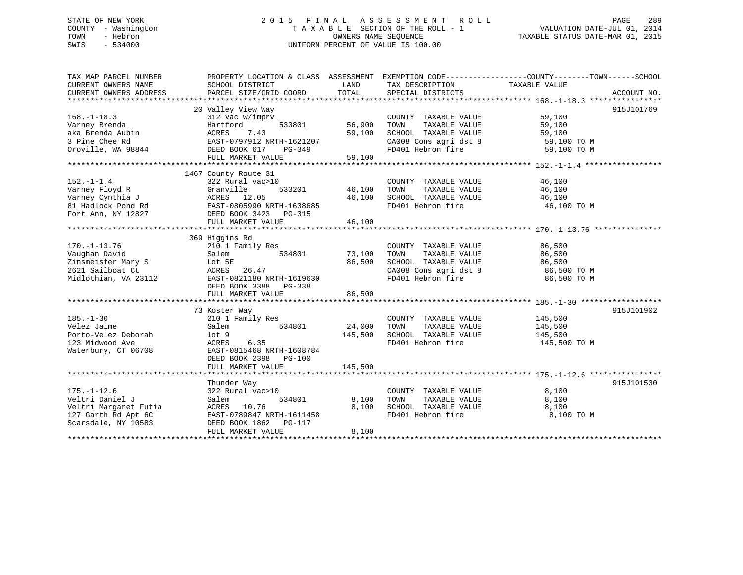STATE OF NEW YORK | COUNTY - Washington | TOWN - Hebron | SWIS - 534000

# 2015 FINAL ASSESSMENT ROLL

TAXABLE SECTION OF THE ROLL - 1
OWNERS NAME SEQUENCE
UNIFORM PERCENT OF VALUE IS 100.00

VALUATION DATE-JUL 01, 2014
TAXABLE STATUS DATE-MAR 01, 2015

| TAX MAP PARCEL NUMBER / CURRENT OWNERS NAME / CURRENT OWNERS ADDRESS | PROPERTY LOCATION & CLASS / SCHOOL DISTRICT / PARCEL SIZE/GRID COORD | ASSESSMENT LAND | TOTAL | EXEMPTION CODE / TAX DESCRIPTION / SPECIAL DISTRICTS | COUNTY--------TOWN------SCHOOL TAXABLE VALUE | ACCOUNT NO. |
|---|---|---|---|---|---|---|
| 168.-1-18.3 | 20 Valley View Way | | | | | 915J101769 |
| | 312 Vac w/imprv | | | COUNTY TAXABLE VALUE | 59,100 | |
| Varney Brenda | Hartford 533801 | 56,900 | | TOWN TAXABLE VALUE | 59,100 | |
| aka Brenda Aubin | ACRES 7.43 | | 59,100 | SCHOOL TAXABLE VALUE | 59,100 | |
| 3 Pine Chee Rd | EAST-0797912 NRTH-1621207 | | | CA008 Cons agri dst 8 | 59,100 TO M | |
| Oroville, WA 98844 | DEED BOOK 617 PG-349 | | | FD401 Hebron fire | 59,100 TO M | |
| | FULL MARKET VALUE | | 59,100 | | | |
| 152.-1-1.4 | 1467 County Route 31 | | | | | |
| | 322 Rural vac>10 | | | COUNTY TAXABLE VALUE | 46,100 | |
| Varney Floyd R | Granville 533201 | 46,100 | | TOWN TAXABLE VALUE | 46,100 | |
| Varney Cynthia J | ACRES 12.05 | | 46,100 | SCHOOL TAXABLE VALUE | 46,100 | |
| 81 Hadlock Pond Rd | EAST-0805990 NRTH-1638685 | | | FD401 Hebron fire | 46,100 TO M | |
| Fort Ann, NY 12827 | DEED BOOK 3423 PG-315 | | | | | |
| | FULL MARKET VALUE | | 46,100 | | | |
| 170.-1-13.76 | 369 Higgins Rd | | | | | |
| | 210 1 Family Res | | | COUNTY TAXABLE VALUE | 86,500 | |
| Vaughan David | Salem 534801 | 73,100 | | TOWN TAXABLE VALUE | 86,500 | |
| Zinsmeister Mary S | Lot 5E | | 86,500 | SCHOOL TAXABLE VALUE | 86,500 | |
| 2621 Sailboat Ct | ACRES 26.47 | | | CA008 Cons agri dst 8 | 86,500 TO M | |
| Midlothian, VA 23112 | EAST-0821180 NRTH-1619630 | | | FD401 Hebron fire | 86,500 TO M | |
| | DEED BOOK 3388 PG-338 | | | | | |
| | FULL MARKET VALUE | | 86,500 | | | |
| 185.-1-30 | 73 Koster Way | | | | | 915J101902 |
| | 210 1 Family Res | | | COUNTY TAXABLE VALUE | 145,500 | |
| Velez Jaime | Salem 534801 | 24,000 | | TOWN TAXABLE VALUE | 145,500 | |
| Porto-Velez Deborah | lot 9 | | 145,500 | SCHOOL TAXABLE VALUE | 145,500 | |
| 123 Midwood Ave | ACRES 6.35 | | | FD401 Hebron fire | 145,500 TO M | |
| Waterbury, CT 06708 | EAST-0815468 NRTH-1608784 | | | | | |
| | DEED BOOK 2398 PG-100 | | | | | |
| | FULL MARKET VALUE | | 145,500 | | | |
| 175.-1-12.6 | Thunder Way | | | | | 915J101530 |
| | 322 Rural vac>10 | | | COUNTY TAXABLE VALUE | 8,100 | |
| Veltri Daniel J | Salem 534801 | 8,100 | | TOWN TAXABLE VALUE | 8,100 | |
| Veltri Margaret Futia | ACRES 10.76 | | 8,100 | SCHOOL TAXABLE VALUE | 8,100 | |
| 127 Garth Rd Apt 6C | EAST-0789847 NRTH-1611458 | | | FD401 Hebron fire | 8,100 TO M | |
| Scarsdale, NY 10583 | DEED BOOK 1862 PG-117 | | | | | |
| | FULL MARKET VALUE | | 8,100 | | | |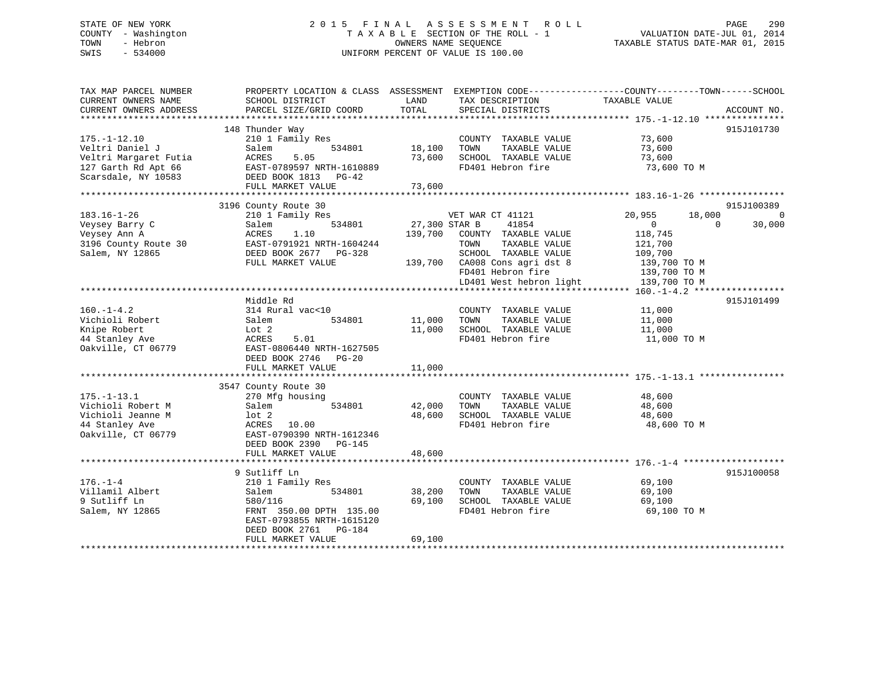STATE OF NEW YORK | 2015 FINAL ASSESSMENT ROLL | VALUATION DATE-JUL 01, 2014
COUNTY - Washington | TAXABLE SECTION OF THE ROLL - 1 | TAXABLE STATUS DATE-MAR 01, 2015
TOWN - Hebron | OWNERS NAME SEQUENCE
SWIS - 534000 | UNIFORM PERCENT OF VALUE IS 100.00

| TAX MAP PARCEL NUMBER / CURRENT OWNERS NAME / CURRENT OWNERS ADDRESS | PROPERTY LOCATION & CLASS / SCHOOL DISTRICT / PARCEL SIZE/GRID COORD | ASSESSMENT LAND / TOTAL | EXEMPTION CODE / TAX DESCRIPTION / SPECIAL DISTRICTS | COUNTY TAXABLE VALUE | TOWN | SCHOOL | ACCOUNT NO. |
|---|---|---|---|---|---|---|---|
| **175.-1-12.10** | 148 Thunder Way | | | | | | 915J101730 |
| Veltri Daniel J | 210 1 Family Res | | COUNTY TAXABLE VALUE | 73,600 | | | |
| Veltri Margaret Futia | Salem 534801 | 18,100 | TOWN TAXABLE VALUE | 73,600 | | | |
| 127 Garth Rd Apt 66 | ACRES 5.05 | 73,600 | SCHOOL TAXABLE VALUE | 73,600 | | | |
| Scarsdale, NY 10583 | EAST-0789597 NRTH-1610889 | | FD401 Hebron fire | 73,600 TO M | | | |
| | DEED BOOK 1813 PG-42 | | | | | | |
| | FULL MARKET VALUE | 73,600 | | | | | |
| **183.16-1-26** | 3196 County Route 30 | | | | | | 915J100389 |
| Veysey Barry C | 210 1 Family Res | | VET WAR CT 41121 | 20,955 | 18,000 | 0 | |
| Veysey Ann A | Salem 534801 | 27,300 | STAR B 41854 | 0 | 0 | 30,000 | |
| 3196 County Route 30 | ACRES 1.10 | 139,700 | COUNTY TAXABLE VALUE | 118,745 | | | |
| Salem, NY 12865 | EAST-0791921 NRTH-1604244 | | TOWN TAXABLE VALUE | 121,700 | | | |
| | DEED BOOK 2677 PG-328 | | SCHOOL TAXABLE VALUE | 109,700 | | | |
| | FULL MARKET VALUE | 139,700 | CA008 Cons agri dst 8 | 139,700 TO M | | | |
| | | | FD401 Hebron fire | 139,700 TO M | | | |
| | | | LD401 West hebron light | 139,700 TO M | | | |
| **160.-1-4.2** | Middle Rd | | | | | | 915J101499 |
| Vichioli Robert | 314 Rural vac<10 | | COUNTY TAXABLE VALUE | 11,000 | | | |
| Knipe Robert | Salem 534801 | 11,000 | TOWN TAXABLE VALUE | 11,000 | | | |
| 44 Stanley Ave | Lot 2 | 11,000 | SCHOOL TAXABLE VALUE | 11,000 | | | |
| Oakville, CT 06779 | ACRES 5.01 | | FD401 Hebron fire | 11,000 TO M | | | |
| | EAST-0806440 NRTH-1627505 | | | | | | |
| | DEED BOOK 2746 PG-20 | | | | | | |
| | FULL MARKET VALUE | 11,000 | | | | | |
| **175.-1-13.1** | 3547 County Route 30 | | | | | | |
| Vichioli Robert M | 270 Mfg housing | | COUNTY TAXABLE VALUE | 48,600 | | | |
| Vichioli Jeanne M | Salem 534801 | 42,000 | TOWN TAXABLE VALUE | 48,600 | | | |
| 44 Stanley Ave | lot 2 | 48,600 | SCHOOL TAXABLE VALUE | 48,600 | | | |
| Oakville, CT 06779 | ACRES 10.00 | | FD401 Hebron fire | 48,600 TO M | | | |
| | EAST-0790390 NRTH-1612346 | | | | | | |
| | DEED BOOK 2390 PG-145 | | | | | | |
| | FULL MARKET VALUE | 48,600 | | | | | |
| **176.-1-4** | 9 Sutliff Ln | | | | | | 915J100058 |
| Villamil Albert | 210 1 Family Res | | COUNTY TAXABLE VALUE | 69,100 | | | |
| 9 Sutliff Ln | Salem 534801 | 38,200 | TOWN TAXABLE VALUE | 69,100 | | | |
| Salem, NY 12865 | 580/116 | 69,100 | SCHOOL TAXABLE VALUE | 69,100 | | | |
| | FRNT 350.00 DPTH 135.00 | | FD401 Hebron fire | 69,100 TO M | | | |
| | EAST-0793855 NRTH-1615120 | | | | | | |
| | DEED BOOK 2761 PG-184 | | | | | | |
| | FULL MARKET VALUE | 69,100 | | | | | |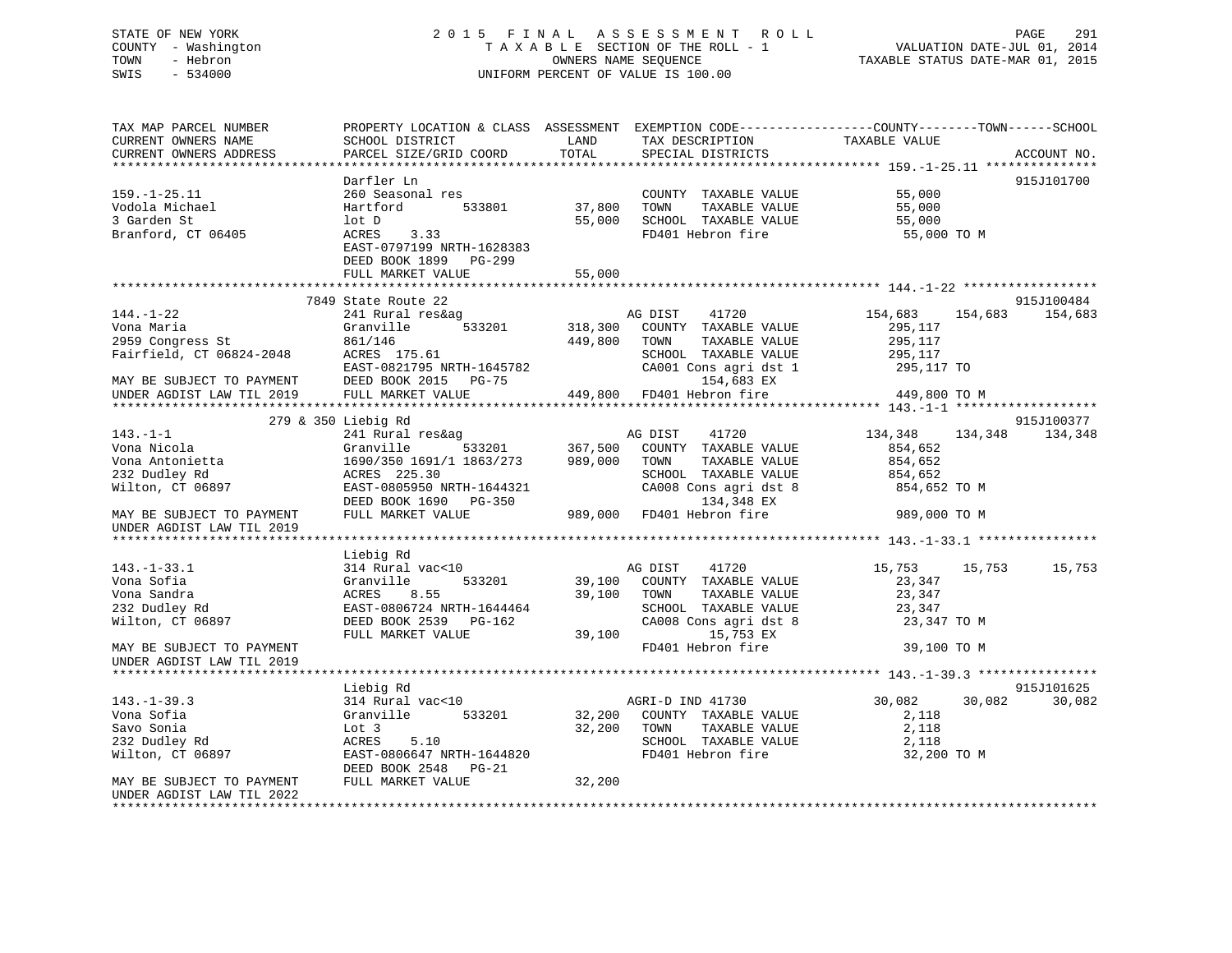STATE OF NEW YORK
COUNTY - Washington
TOWN - Hebron
SWIS - 534000

# 2015 FINAL ASSESSMENT ROLL
TAXABLE SECTION OF THE ROLL - 1
OWNERS NAME SEQUENCE
UNIFORM PERCENT OF VALUE IS 100.00

VALUATION DATE-JUL 01, 2014
TAXABLE STATUS DATE-MAR 01, 2015

```
TAX MAP PARCEL NUMBER          PROPERTY LOCATION & CLASS  ASSESSMENT  EXEMPTION CODE------------------COUNTY--------TOWN------SCHOOL
CURRENT OWNERS NAME            SCHOOL DISTRICT               LAND      TAX DESCRIPTION              TAXABLE VALUE
CURRENT OWNERS ADDRESS         PARCEL SIZE/GRID COORD        TOTAL     SPECIAL DISTRICTS                                    ACCOUNT NO.
********************************************************************************************************* 159.-1-25.11 ***************
                               Darfler Ln                                                                                915J101700
159.-1-25.11                   260 Seasonal res                        COUNTY  TAXABLE VALUE           55,000
Vodola Michael                 Hartford       533801        37,800     TOWN    TAXABLE VALUE           55,000
3 Garden St                    lot D                        55,000     SCHOOL  TAXABLE VALUE           55,000
Branford, CT 06405             ACRES    3.33                           FD401 Hebron fire                55,000 TO M
                               EAST-0797199 NRTH-1628383
                               DEED BOOK 1899   PG-299
                               FULL MARKET VALUE            55,000
********************************************************************************************************* 144.-1-22 ******************
                           7849 State Route 22                                                                           915J100484
144.-1-22                      241 Rural res&ag                        AG DIST     41720           154,683    154,683    154,683
Vona Maria                     Granville      533201       318,300     COUNTY  TAXABLE VALUE          295,117
2959 Congress St               861/146                     449,800     TOWN    TAXABLE VALUE          295,117
Fairfield, CT 06824-2048       ACRES  175.61                           SCHOOL  TAXABLE VALUE          295,117
                               EAST-0821795 NRTH-1645782               CA001 Cons agri dst 1           295,117 TO
MAY BE SUBJECT TO PAYMENT      DEED BOOK 2015   PG-75                       154,683 EX
UNDER AGDIST LAW TIL 2019      FULL MARKET VALUE           449,800     FD401 Hebron fire               449,800 TO M
********************************************************************************************************* 143.-1-1 *******************
                       279 & 350 Liebig Rd                                                                               915J100377
143.-1-1                       241 Rural res&ag                        AG DIST     41720           134,348    134,348    134,348
Vona Nicola                    Granville      533201       367,500     COUNTY  TAXABLE VALUE          854,652
Vona Antonietta                1690/350 1691/1 1863/273    989,000     TOWN    TAXABLE VALUE          854,652
232 Dudley Rd                  ACRES  225.30                           SCHOOL  TAXABLE VALUE          854,652
Wilton, CT 06897               EAST-0805950 NRTH-1644321               CA008 Cons agri dst 8           854,652 TO M
                               DEED BOOK 1690   PG-350                      134,348 EX
MAY BE SUBJECT TO PAYMENT      FULL MARKET VALUE           989,000     FD401 Hebron fire               989,000 TO M
UNDER AGDIST LAW TIL 2019
********************************************************************************************************* 143.-1-33.1 ****************
                               Liebig Rd
143.-1-33.1                    314 Rural vac<10                        AG DIST     41720            15,753     15,753     15,753
Vona Sofia                     Granville      533201        39,100     COUNTY  TAXABLE VALUE           23,347
Vona Sandra                    ACRES    8.55                39,100     TOWN    TAXABLE VALUE           23,347
232 Dudley Rd                  EAST-0806724 NRTH-1644464               SCHOOL  TAXABLE VALUE           23,347
Wilton, CT 06897               DEED BOOK 2539   PG-162                 CA008 Cons agri dst 8            23,347 TO M
                               FULL MARKET VALUE            39,100          15,753 EX
MAY BE SUBJECT TO PAYMENT                                              FD401 Hebron fire                39,100 TO M
UNDER AGDIST LAW TIL 2019
********************************************************************************************************* 143.-1-39.3 ****************
                               Liebig Rd                                                                                 915J101625
143.-1-39.3                    314 Rural vac<10                        AGRI-D IND 41730             30,082     30,082     30,082
Vona Sofia                     Granville      533201        32,200     COUNTY  TAXABLE VALUE            2,118
Savo Sonia                     Lot 3                        32,200     TOWN    TAXABLE VALUE            2,118
232 Dudley Rd                  ACRES    5.10                           SCHOOL  TAXABLE VALUE            2,118
Wilton, CT 06897               EAST-0806647 NRTH-1644820               FD401 Hebron fire                32,200 TO M
                               DEED BOOK 2548   PG-21
MAY BE SUBJECT TO PAYMENT      FULL MARKET VALUE            32,200
UNDER AGDIST LAW TIL 2022
**************************************************************************************************************************************
```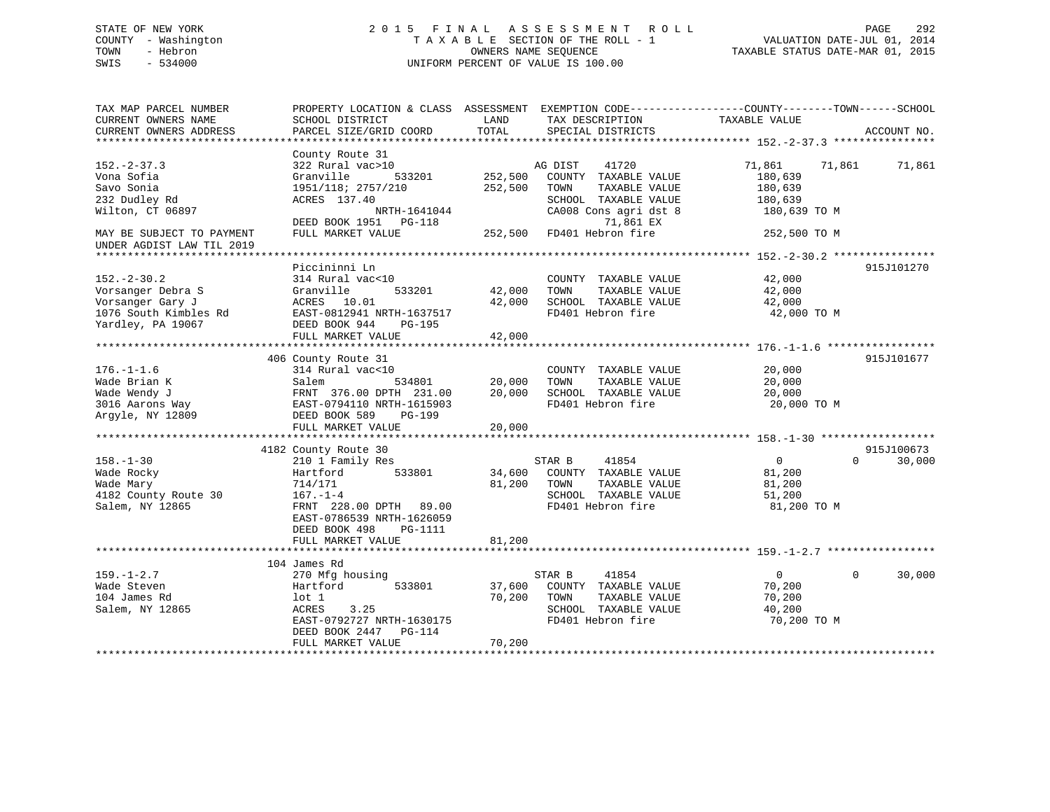STATE OF NEW YORK
COUNTY - Washington
TOWN - Hebron
SWIS - 534000

2015 FINAL ASSESSMENT ROLL
TAXABLE SECTION OF THE ROLL - 1
OWNERS NAME SEQUENCE
UNIFORM PERCENT OF VALUE IS 100.00

VALUATION DATE-JUL 01, 2014
TAXABLE STATUS DATE-MAR 01, 2015

```
TAX MAP PARCEL NUMBER          PROPERTY LOCATION & CLASS  ASSESSMENT  EXEMPTION CODE------------------COUNTY--------TOWN------SCHOOL
CURRENT OWNERS NAME            SCHOOL DISTRICT               LAND      TAX DESCRIPTION             TAXABLE VALUE
CURRENT OWNERS ADDRESS         PARCEL SIZE/GRID COORD        TOTAL     SPECIAL DISTRICTS                                      ACCOUNT NO.
******************************************************************************************************* 152.-2-37.3 ****************
                               County Route 31
152.-2-37.3                    322 Rural vac>10                        AG DIST     41720            71,861      71,861      71,861
Vona Sofia                     Granville      533201       252,500    COUNTY  TAXABLE VALUE          180,639
Savo Sonia                     1951/118; 2757/210          252,500    TOWN    TAXABLE VALUE          180,639
232 Dudley Rd                  ACRES  137.40                          SCHOOL  TAXABLE VALUE          180,639
Wilton, CT 06897                             NRTH-1641044             CA008 Cons agri dst 8           180,639 TO M
                               DEED BOOK 1951   PG-118                      71,861 EX
MAY BE SUBJECT TO PAYMENT      FULL MARKET VALUE           252,500    FD401 Hebron fire               252,500 TO M
UNDER AGDIST LAW TIL 2019
******************************************************************************************************* 152.-2-30.2 ****************
                               Piccininni Ln                                                                          915J101270
152.-2-30.2                    314 Rural vac<10                       COUNTY  TAXABLE VALUE           42,000
Vorsanger Debra S              Granville      533201        42,000    TOWN    TAXABLE VALUE           42,000
Vorsanger Gary J               ACRES   10.01                42,000    SCHOOL  TAXABLE VALUE           42,000
1076 South Kimbles Rd          EAST-0812941 NRTH-1637517              FD401 Hebron fire                42,000 TO M
Yardley, PA 19067              DEED BOOK 944    PG-195
                               FULL MARKET VALUE            42,000
******************************************************************************************************* 176.-1-1.6 *****************
                           406 County Route 31                                                                        915J101677
176.-1-1.6                     314 Rural vac<10                       COUNTY  TAXABLE VALUE           20,000
Wade Brian K                   Salem          534801        20,000    TOWN    TAXABLE VALUE           20,000
Wade Wendy J                   FRNT 376.00 DPTH 231.00      20,000    SCHOOL  TAXABLE VALUE           20,000
3016 Aarons Way                EAST-0794110 NRTH-1615903              FD401 Hebron fire                20,000 TO M
Argyle, NY 12809               DEED BOOK 589    PG-199
                               FULL MARKET VALUE            20,000
******************************************************************************************************* 158.-1-30 ******************
                          4182 County Route 30                                                                        915J100673
158.-1-30                      210 1 Family Res                        STAR B      41854                 0           0      30,000
Wade Rocky                     Hartford       533801        34,600    COUNTY  TAXABLE VALUE           81,200
Wade Mary                      714/171                      81,200    TOWN    TAXABLE VALUE           81,200
4182 County Route 30           167.-1-4                               SCHOOL  TAXABLE VALUE           51,200
Salem, NY 12865                FRNT 228.00 DPTH  89.00                FD401 Hebron fire                81,200 TO M
                               EAST-0786539 NRTH-1626059
                               DEED BOOK 498    PG-1111
                               FULL MARKET VALUE            81,200
******************************************************************************************************* 159.-1-2.7 *****************
                           104 James Rd
159.-1-2.7                     270 Mfg housing                         STAR B      41854                 0           0      30,000
Wade Steven                    Hartford       533801        37,600    COUNTY  TAXABLE VALUE           70,200
104 James Rd                   lot 1                        70,200    TOWN    TAXABLE VALUE           70,200
Salem, NY 12865                ACRES    3.25                          SCHOOL  TAXABLE VALUE           40,200
                               EAST-0792727 NRTH-1630175              FD401 Hebron fire                70,200 TO M
                               DEED BOOK 2447   PG-114
                               FULL MARKET VALUE            70,200
************************************************************************************************************************************
```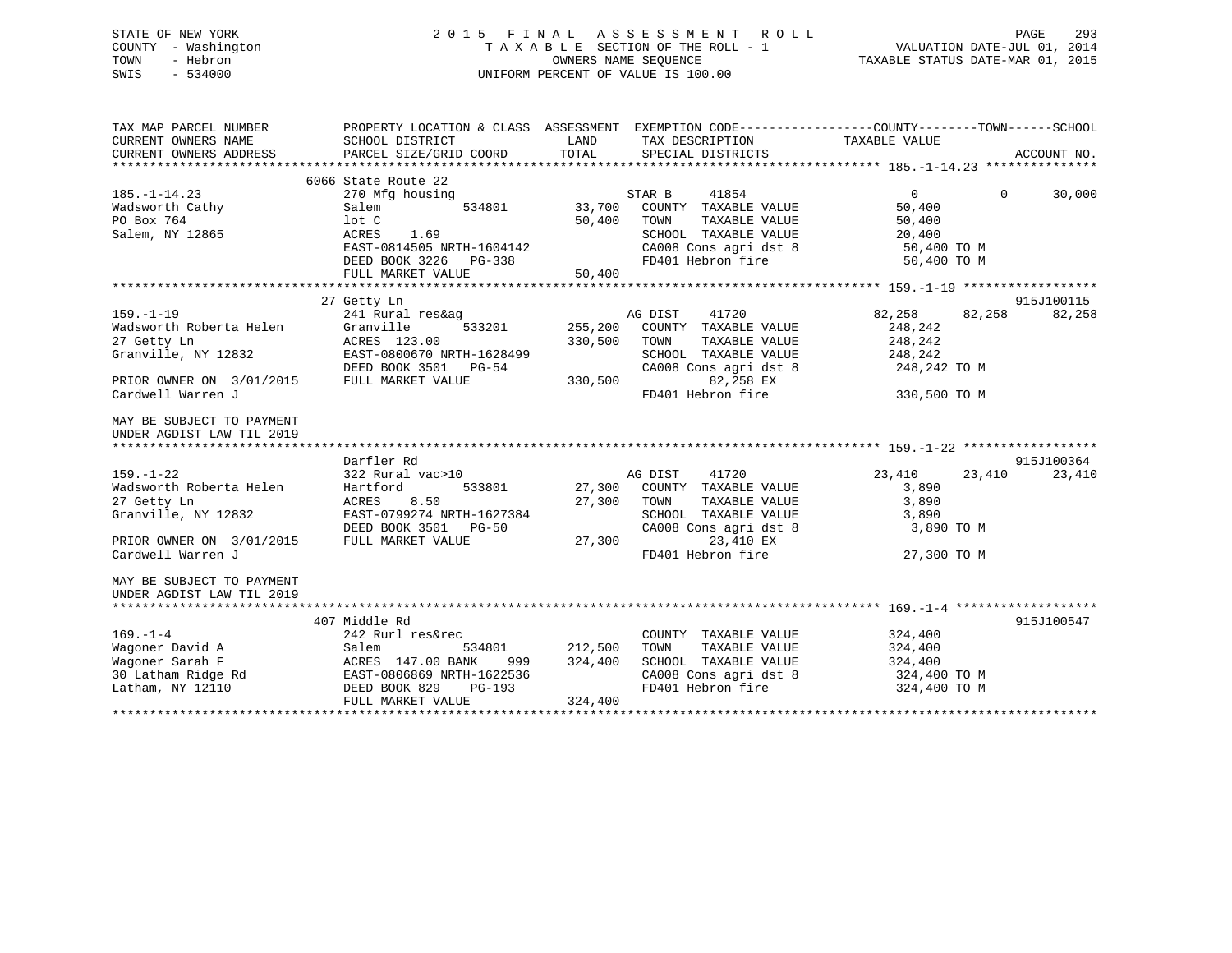STATE OF NEW YORK
COUNTY - Washington
TOWN - Hebron
SWIS - 534000

2015 FINAL ASSESSMENT ROLL
TAXABLE SECTION OF THE ROLL - 1
OWNERS NAME SEQUENCE
UNIFORM PERCENT OF VALUE IS 100.00

VALUATION DATE-JUL 01, 2014
TAXABLE STATUS DATE-MAR 01, 2015

```
TAX MAP PARCEL NUMBER          PROPERTY LOCATION & CLASS  ASSESSMENT  EXEMPTION CODE------------------COUNTY--------TOWN------SCHOOL
CURRENT OWNERS NAME            SCHOOL DISTRICT               LAND      TAX DESCRIPTION             TAXABLE VALUE
CURRENT OWNERS ADDRESS         PARCEL SIZE/GRID COORD        TOTAL     SPECIAL DISTRICTS                                    ACCOUNT NO.
****************************************************************************************************** 185.-1-14.23 ***************
                    6066 State Route 22
185.-1-14.23               270 Mfg housing                    STAR B      41854                0            0       30,000
Wadsworth Cathy            Salem          534801     33,700   COUNTY  TAXABLE VALUE         50,400
PO Box 764                 lot C                     50,400   TOWN    TAXABLE VALUE         50,400
Salem, NY 12865            ACRES    1.69                      SCHOOL  TAXABLE VALUE         20,400
                           EAST-0814505 NRTH-1604142          CA008 Cons agri dst 8          50,400 TO M
                           DEED BOOK 3226   PG-338            FD401 Hebron fire              50,400 TO M
                           FULL MARKET VALUE         50,400
****************************************************************************************************** 159.-1-19 ******************
                    27 Getty Ln                                                                                   915J100115
159.-1-19                  241 Rural res&ag                   AG DIST     41720           82,258       82,258       82,258
Wadsworth Roberta Helen    Granville      533201    255,200   COUNTY  TAXABLE VALUE        248,242
27 Getty Ln                ACRES  123.00             330,500   TOWN    TAXABLE VALUE        248,242
Granville, NY 12832        EAST-0800670 NRTH-1628499          SCHOOL  TAXABLE VALUE        248,242
                           DEED BOOK 3501   PG-54             CA008 Cons agri dst 8         248,242 TO M
PRIOR OWNER ON 3/01/2015   FULL MARKET VALUE        330,500         82,258 EX
Cardwell Warren J                                             FD401 Hebron fire             330,500 TO M

MAY BE SUBJECT TO PAYMENT
UNDER AGDIST LAW TIL 2019
****************************************************************************************************** 159.-1-22 ******************
                    Darfler Rd                                                                                    915J100364
159.-1-22                  322 Rural vac>10                   AG DIST     41720           23,410       23,410       23,410
Wadsworth Roberta Helen    Hartford       533801     27,300   COUNTY  TAXABLE VALUE          3,890
27 Getty Ln                ACRES    8.50              27,300   TOWN    TAXABLE VALUE          3,890
Granville, NY 12832        EAST-0799274 NRTH-1627384          SCHOOL  TAXABLE VALUE          3,890
                           DEED BOOK 3501   PG-50             CA008 Cons agri dst 8           3,890 TO M
PRIOR OWNER ON 3/01/2015   FULL MARKET VALUE         27,300         23,410 EX
Cardwell Warren J                                             FD401 Hebron fire              27,300 TO M

MAY BE SUBJECT TO PAYMENT
UNDER AGDIST LAW TIL 2019
****************************************************************************************************** 169.-1-4 *******************
                    407 Middle Rd                                                                                 915J100547
169.-1-4                   242 Rurl res&rec                   COUNTY  TAXABLE VALUE        324,400
Wagoner David A            Salem          534801    212,500   TOWN    TAXABLE VALUE        324,400
Wagoner Sarah F            ACRES  147.00 BANK    999 324,400   SCHOOL  TAXABLE VALUE        324,400
30 Latham Ridge Rd         EAST-0806869 NRTH-1622536          CA008 Cons agri dst 8         324,400 TO M
Latham, NY 12110           DEED BOOK 829    PG-193            FD401 Hebron fire             324,400 TO M
                           FULL MARKET VALUE        324,400
************************************************************************************************************************************
```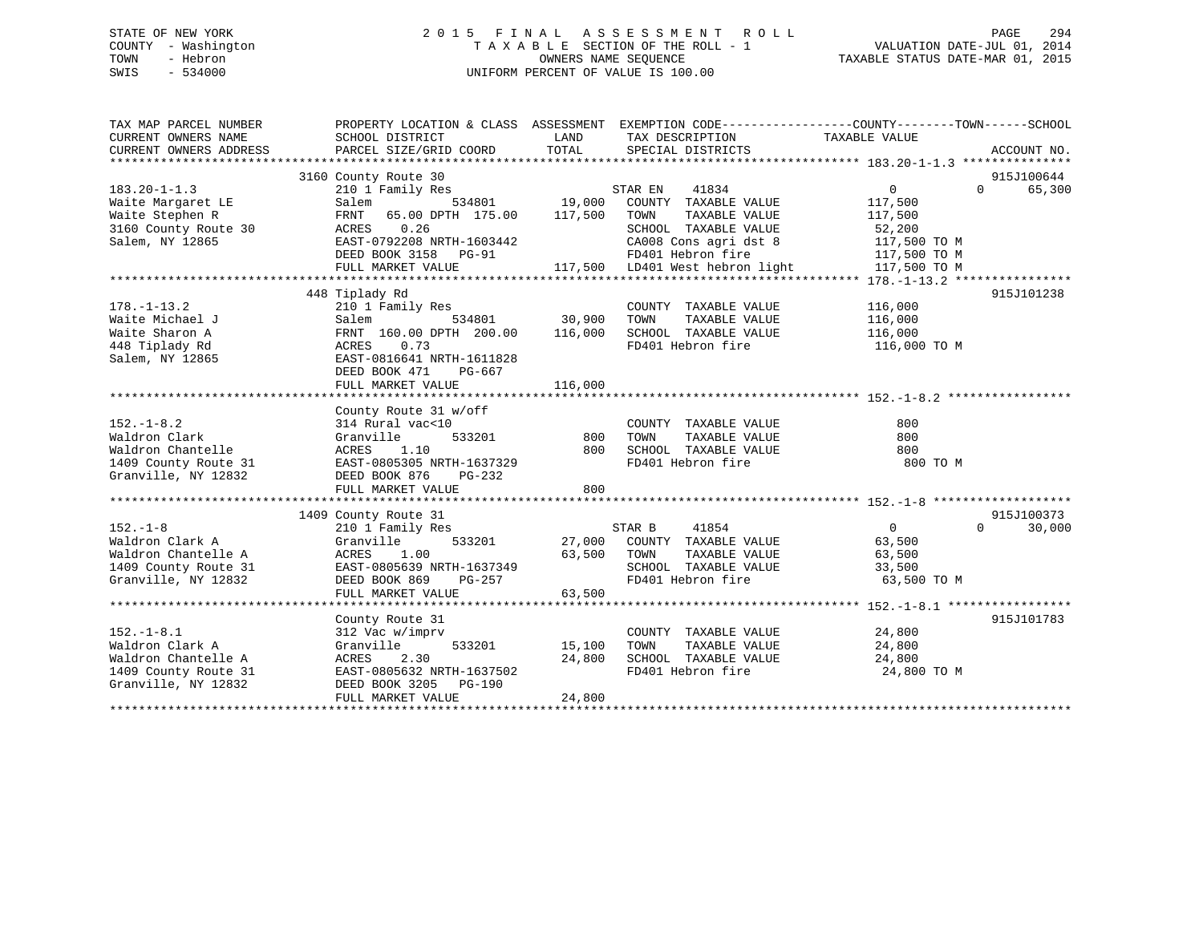STATE OF NEW YORK
COUNTY - Washington
TOWN - Hebron
SWIS - 534000

# 2015 FINAL ASSESSMENT ROLL

TAXABLE SECTION OF THE ROLL - 1
OWNERS NAME SEQUENCE
UNIFORM PERCENT OF VALUE IS 100.00

VALUATION DATE-JUL 01, 2014
TAXABLE STATUS DATE-MAR 01, 2015

```
TAX MAP PARCEL NUMBER          PROPERTY LOCATION & CLASS  ASSESSMENT  EXEMPTION CODE-----------------COUNTY--------TOWN------SCHOOL
CURRENT OWNERS NAME            SCHOOL DISTRICT               LAND      TAX DESCRIPTION            TAXABLE VALUE
CURRENT OWNERS ADDRESS         PARCEL SIZE/GRID COORD        TOTAL     SPECIAL DISTRICTS                                      ACCOUNT NO.
******************************************************************************************************* 183.20-1-1.3 ***************
                           3160 County Route 30                                                                        915J100644
183.20-1-1.3                  210 1 Family Res                  STAR EN    41834                 0             0      65,300
Waite Margaret LE             Salem          534801      19,000   COUNTY  TAXABLE VALUE          117,500
Waite Stephen R               FRNT  65.00 DPTH 175.00   117,500   TOWN    TAXABLE VALUE          117,500
3160 County Route 30          ACRES    0.26                       SCHOOL  TAXABLE VALUE           52,200
Salem, NY 12865               EAST-0792208 NRTH-1603442           CA008 Cons agri dst 8          117,500 TO M
                              DEED BOOK 3158   PG-91              FD401 Hebron fire              117,500 TO M
                              FULL MARKET VALUE         117,500   LD401 West hebron light        117,500 TO M
******************************************************************************************************* 178.-1-13.2 ****************
                            448 Tiplady Rd                                                                             915J101238
178.-1-13.2                   210 1 Family Res                    COUNTY  TAXABLE VALUE          116,000
Waite Michael J               Salem          534801      30,900   TOWN    TAXABLE VALUE          116,000
Waite Sharon A                FRNT 160.00 DPTH 200.00   116,000   SCHOOL  TAXABLE VALUE          116,000
448 Tiplady Rd                ACRES    0.73                       FD401 Hebron fire              116,000 TO M
Salem, NY 12865               EAST-0816641 NRTH-1611828
                              DEED BOOK 471    PG-667
                              FULL MARKET VALUE         116,000
******************************************************************************************************* 152.-1-8.2 *****************
                              County Route 31 w/off
152.-1-8.2                    314 Rural vac<10                    COUNTY  TAXABLE VALUE              800
Waldron Clark                 Granville      533201         800   TOWN    TAXABLE VALUE              800
Waldron Chantelle             ACRES    1.10                 800   SCHOOL  TAXABLE VALUE              800
1409 County Route 31          EAST-0805305 NRTH-1637329           FD401 Hebron fire                  800 TO M
Granville, NY 12832           DEED BOOK 876    PG-232
                              FULL MARKET VALUE             800
******************************************************************************************************* 152.-1-8 *******************
                           1409 County Route 31                                                                        915J100373
152.-1-8                      210 1 Family Res                  STAR B     41854                 0             0      30,000
Waldron Clark A               Granville      533201      27,000   COUNTY  TAXABLE VALUE           63,500
Waldron Chantelle A           ACRES    1.00              63,500   TOWN    TAXABLE VALUE           63,500
1409 County Route 31          EAST-0805639 NRTH-1637349           SCHOOL  TAXABLE VALUE           33,500
Granville, NY 12832           DEED BOOK 869    PG-257             FD401 Hebron fire               63,500 TO M
                              FULL MARKET VALUE          63,500
******************************************************************************************************* 152.-1-8.1 *****************
                              County Route 31                                                                          915J101783
152.-1-8.1                    312 Vac w/imprv                     COUNTY  TAXABLE VALUE           24,800
Waldron Clark A               Granville      533201      15,100   TOWN    TAXABLE VALUE           24,800
Waldron Chantelle A           ACRES    2.30              24,800   SCHOOL  TAXABLE VALUE           24,800
1409 County Route 31          EAST-0805632 NRTH-1637502           FD401 Hebron fire               24,800 TO M
Granville, NY 12832           DEED BOOK 3205   PG-190
                              FULL MARKET VALUE          24,800
************************************************************************************************************************************
```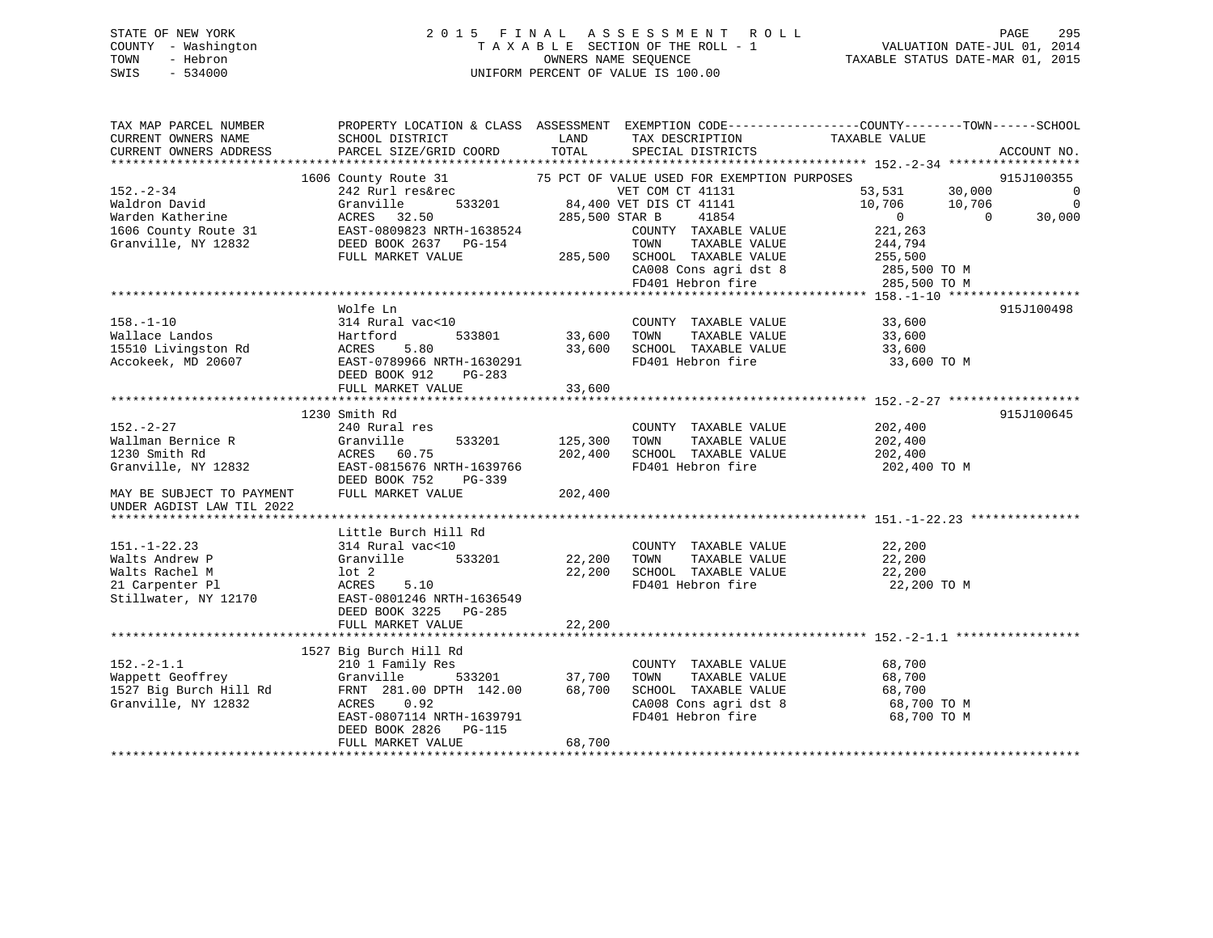STATE OF NEW YORK
COUNTY - Washington
TOWN - Hebron
SWIS - 534000

2 0 1 5 F I N A L A S S E S S M E N T R O L L
T A X A B L E SECTION OF THE ROLL - 1
OWNERS NAME SEQUENCE
UNIFORM PERCENT OF VALUE IS 100.00

VALUATION DATE-JUL 01, 2014
TAXABLE STATUS DATE-MAR 01, 2015

```
TAX MAP PARCEL NUMBER          PROPERTY LOCATION & CLASS  ASSESSMENT  EXEMPTION CODE------------------COUNTY--------TOWN------SCHOOL
CURRENT OWNERS NAME            SCHOOL DISTRICT               LAND      TAX DESCRIPTION             TAXABLE VALUE
CURRENT OWNERS ADDRESS         PARCEL SIZE/GRID COORD        TOTAL     SPECIAL DISTRICTS                                    ACCOUNT NO.
*********************************************************************************************** 152.-2-34 ******************
                       1606 County Route 31          75 PCT OF VALUE USED FOR EXEMPTION PURPOSES                             915J100355
152.-2-34                242 Rurl res&rec                    VET COM CT 41131                53,531      30,000            0
Waldron David            Granville        533201      84,400 VET DIS CT 41141                10,706      10,706            0
Warden Katherine         ACRES  32.50               285,500 STAR B        41854                   0           0       30,000
1606 County Route 31     EAST-0809823 NRTH-1638524           COUNTY  TAXABLE VALUE          221,263
Granville, NY 12832      DEED BOOK 2637   PG-154             TOWN    TAXABLE VALUE          244,794
                         FULL MARKET VALUE          285,500  SCHOOL  TAXABLE VALUE          255,500
                                                             CA008 Cons agri dst 8           285,500 TO M
                                                             FD401 Hebron fire               285,500 TO M
*********************************************************************************************** 158.-1-10 ******************
                         Wolfe Ln                                                                                915J100498
158.-1-10                314 Rural vac<10                    COUNTY  TAXABLE VALUE           33,600
Wallace Landos           Hartford         533801      33,600 TOWN    TAXABLE VALUE           33,600
15510 Livingston Rd      ACRES   5.80                 33,600 SCHOOL  TAXABLE VALUE           33,600
Accokeek, MD 20607       EAST-0789966 NRTH-1630291           FD401 Hebron fire                33,600 TO M
                         DEED BOOK 912    PG-283
                         FULL MARKET VALUE           33,600
*********************************************************************************************** 152.-2-27 ******************
                       1230 Smith Rd                                                                             915J100645
152.-2-27                240 Rural res                       COUNTY  TAXABLE VALUE          202,400
Wallman Bernice R        Granville        533201     125,300 TOWN    TAXABLE VALUE          202,400
1230 Smith Rd            ACRES  60.75                202,400 SCHOOL  TAXABLE VALUE          202,400
Granville, NY 12832      EAST-0815676 NRTH-1639766           FD401 Hebron fire               202,400 TO M
                         DEED BOOK 752    PG-339
MAY BE SUBJECT TO PAYMENT  FULL MARKET VALUE        202,400
UNDER AGDIST LAW TIL 2022
*********************************************************************************************** 151.-1-22.23 ***************
                         Little Burch Hill Rd
151.-1-22.23             314 Rural vac<10                    COUNTY  TAXABLE VALUE           22,200
Walts Andrew P           Granville        533201      22,200 TOWN    TAXABLE VALUE           22,200
Walts Rachel M           lot 2                        22,200 SCHOOL  TAXABLE VALUE           22,200
21 Carpenter Pl          ACRES   5.10                        FD401 Hebron fire                22,200 TO M
Stillwater, NY 12170     EAST-0801246 NRTH-1636549
                         DEED BOOK 3225   PG-285
                         FULL MARKET VALUE           22,200
*********************************************************************************************** 152.-2-1.1 *****************
                       1527 Big Burch Hill Rd
152.-2-1.1               210 1 Family Res                    COUNTY  TAXABLE VALUE           68,700
Wappett Geoffrey         Granville        533201      37,700 TOWN    TAXABLE VALUE           68,700
1527 Big Burch Hill Rd   FRNT 281.00 DPTH 142.00      68,700 SCHOOL  TAXABLE VALUE           68,700
Granville, NY 12832      ACRES   0.92                        CA008 Cons agri dst 8            68,700 TO M
                         EAST-0807114 NRTH-1639791           FD401 Hebron fire                68,700 TO M
                         DEED BOOK 2826   PG-115
                         FULL MARKET VALUE           68,700
******************************************************************************************************************************
```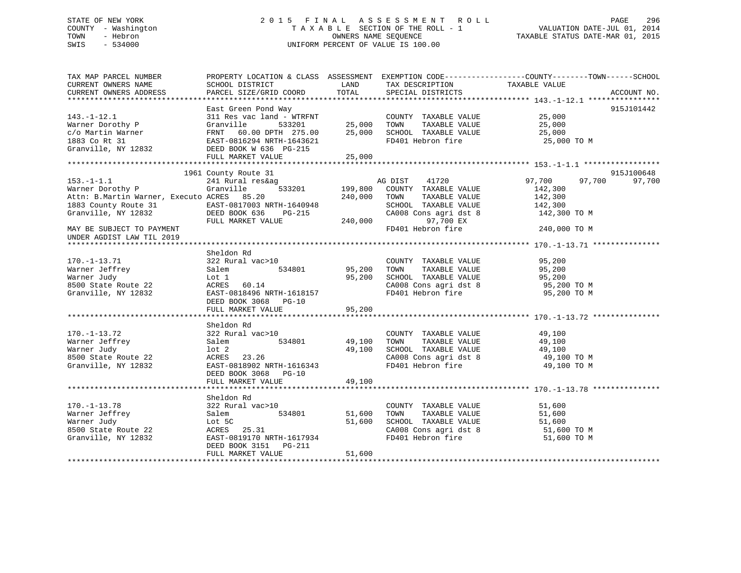STATE OF NEW YORK
COUNTY - Washington
TOWN - Hebron
SWIS - 534000

# 2015 FINAL ASSESSMENT ROLL
TAXABLE SECTION OF THE ROLL - 1
OWNERS NAME SEQUENCE
UNIFORM PERCENT OF VALUE IS 100.00

VALUATION DATE-JUL 01, 2014
TAXABLE STATUS DATE-MAR 01, 2015

```
TAX MAP PARCEL NUMBER          PROPERTY LOCATION & CLASS  ASSESSMENT  EXEMPTION CODE-----------------COUNTY--------TOWN------SCHOOL
CURRENT OWNERS NAME            SCHOOL DISTRICT               LAND      TAX DESCRIPTION              TAXABLE VALUE
CURRENT OWNERS ADDRESS         PARCEL SIZE/GRID COORD        TOTAL     SPECIAL DISTRICTS                                    ACCOUNT NO.
******************************************************************************************************* 143.-1-12.1 ****************
                               East Green Pond Way                                                                       915J101442
143.-1-12.1                    311 Res vac land - WTRFNT           COUNTY  TAXABLE VALUE            25,000
Warner Dorothy P               Granville       533201      25,000  TOWN    TAXABLE VALUE            25,000
c/o Martin Warner              FRNT   60.00 DPTH 275.00    25,000  SCHOOL  TAXABLE VALUE            25,000
1883 Co Rt 31                  EAST-0816294 NRTH-1643621           FD401 Hebron fire                 25,000 TO M
Granville, NY 12832            DEED BOOK W 636  PG-215
                               FULL MARKET VALUE           25,000
******************************************************************************************************* 153.-1-1.1 *****************
                          1961 County Route 31                                                                           915J100648
153.-1-1.1                     241 Rural res&ag                     AG DIST    41720             97,700      97,700      97,700
Warner Dorothy P               Granville       533201     199,800   COUNTY  TAXABLE VALUE           142,300
Attn: B.Martin Warner, Executo ACRES   85.20              240,000   TOWN    TAXABLE VALUE           142,300
1883 County Route 31           EAST-0817003 NRTH-1640948            SCHOOL  TAXABLE VALUE           142,300
Granville, NY 12832            DEED BOOK 636    PG-215              CA008 Cons agri dst 8           142,300 TO M
                               FULL MARKET VALUE          240,000          97,700 EX
MAY BE SUBJECT TO PAYMENT                                           FD401 Hebron fire               240,000 TO M
UNDER AGDIST LAW TIL 2019
******************************************************************************************************* 170.-1-13.71 ***************
                               Sheldon Rd
170.-1-13.71                   322 Rural vac>10                     COUNTY  TAXABLE VALUE            95,200
Warner Jeffrey                 Salem           534801      95,200   TOWN    TAXABLE VALUE            95,200
Warner Judy                    Lot 1                       95,200   SCHOOL  TAXABLE VALUE            95,200
8500 State Route 22            ACRES   60.14                        CA008 Cons agri dst 8             95,200 TO M
Granville, NY 12832            EAST-0818496 NRTH-1618157            FD401 Hebron fire                 95,200 TO M
                               DEED BOOK 3068   PG-10
                               FULL MARKET VALUE           95,200
******************************************************************************************************* 170.-1-13.72 ***************
                               Sheldon Rd
170.-1-13.72                   322 Rural vac>10                     COUNTY  TAXABLE VALUE            49,100
Warner Jeffrey                 Salem           534801      49,100   TOWN    TAXABLE VALUE            49,100
Warner Judy                    lot 2                       49,100   SCHOOL  TAXABLE VALUE            49,100
8500 State Route 22            ACRES   23.26                        CA008 Cons agri dst 8             49,100 TO M
Granville, NY 12832            EAST-0818902 NRTH-1616343            FD401 Hebron fire                 49,100 TO M
                               DEED BOOK 3068   PG-10
                               FULL MARKET VALUE           49,100
******************************************************************************************************* 170.-1-13.78 ***************
                               Sheldon Rd
170.-1-13.78                   322 Rural vac>10                     COUNTY  TAXABLE VALUE            51,600
Warner Jeffrey                 Salem           534801      51,600   TOWN    TAXABLE VALUE            51,600
Warner Judy                    Lot 5C                      51,600   SCHOOL  TAXABLE VALUE            51,600
8500 State Route 22            ACRES   25.31                        CA008 Cons agri dst 8             51,600 TO M
Granville, NY 12832            EAST-0819170 NRTH-1617934            FD401 Hebron fire                 51,600 TO M
                               DEED BOOK 3151   PG-211
                               FULL MARKET VALUE           51,600
************************************************************************************************************************************
```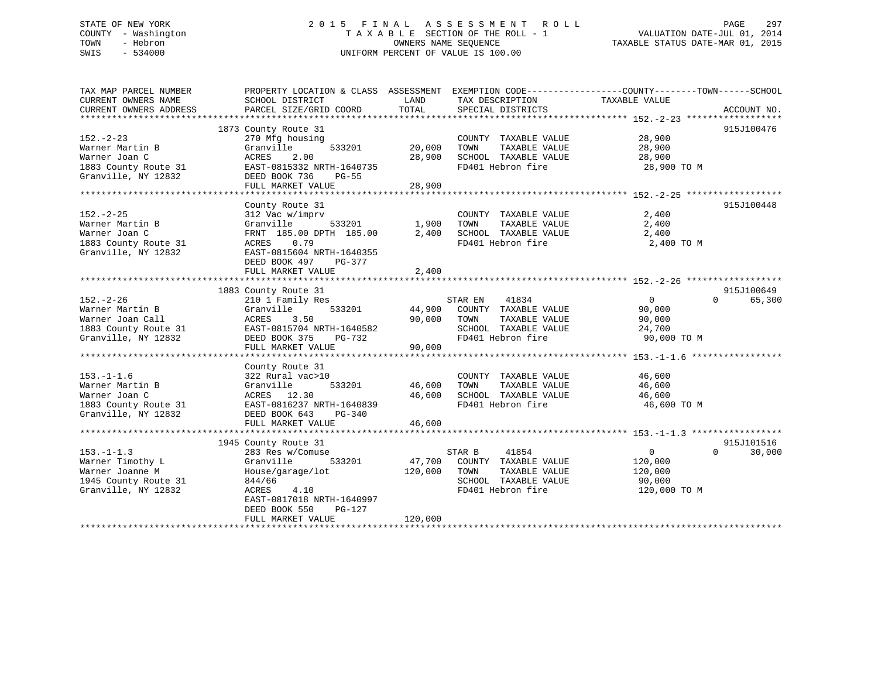STATE OF NEW YORK
COUNTY - Washington
TOWN - Hebron
SWIS - 534000

# 2015 FINAL ASSESSMENT ROLL

TAXABLE SECTION OF THE ROLL - 1
OWNERS NAME SEQUENCE
UNIFORM PERCENT OF VALUE IS 100.00

VALUATION DATE-JUL 01, 2014
TAXABLE STATUS DATE-MAR 01, 2015

| TAX MAP PARCEL NUMBER / CURRENT OWNERS NAME / CURRENT OWNERS ADDRESS | PROPERTY LOCATION & CLASS / SCHOOL DISTRICT / PARCEL SIZE/GRID COORD | ASSESSMENT LAND | TOTAL | EXEMPTION CODE / TAX DESCRIPTION / SPECIAL DISTRICTS | COUNTY / TOWN / SCHOOL TAXABLE VALUE | ACCOUNT NO. |
|---|---|---|---|---|---|---|
| **152.-2-23** | 1873 County Route 31 | | | | | 915J100476 |
| Warner Martin B | 270 Mfg housing | | | COUNTY TAXABLE VALUE | 28,900 | |
| Warner Joan C | Granville 533201 | 20,000 | | TOWN TAXABLE VALUE | 28,900 | |
| 1883 County Route 31 | ACRES 2.00 | | 28,900 | SCHOOL TAXABLE VALUE | 28,900 | |
| Granville, NY 12832 | EAST-0815332 NRTH-1640735 | | | FD401 Hebron fire | 28,900 TO M | |
| | DEED BOOK 736 PG-55 | | | | | |
| | FULL MARKET VALUE | | 28,900 | | | |
| **152.-2-25** | County Route 31 | | | | | 915J100448 |
| Warner Martin B | 312 Vac w/imprv | | | COUNTY TAXABLE VALUE | 2,400 | |
| Warner Joan C | Granville 533201 | 1,900 | | TOWN TAXABLE VALUE | 2,400 | |
| 1883 County Route 31 | FRNT 185.00 DPTH 185.00 | | 2,400 | SCHOOL TAXABLE VALUE | 2,400 | |
| Granville, NY 12832 | ACRES 0.79 | | | FD401 Hebron fire | 2,400 TO M | |
| | EAST-0815604 NRTH-1640355 | | | | | |
| | DEED BOOK 497 PG-377 | | | | | |
| | FULL MARKET VALUE | | 2,400 | | | |
| **152.-2-26** | 1883 County Route 31 | | | | | 915J100649 |
| Warner Martin B | 210 1 Family Res | | | STAR EN 41834 | 0 0 65,300 | |
| Warner Joan Call | Granville 533201 | 44,900 | | COUNTY TAXABLE VALUE | 90,000 | |
| 1883 County Route 31 | ACRES 3.50 | | 90,000 | TOWN TAXABLE VALUE | 90,000 | |
| Granville, NY 12832 | EAST-0815704 NRTH-1640582 | | | SCHOOL TAXABLE VALUE | 24,700 | |
| | DEED BOOK 375 PG-732 | | | FD401 Hebron fire | 90,000 TO M | |
| | FULL MARKET VALUE | | 90,000 | | | |
| **153.-1-1.6** | County Route 31 | | | | | |
| Warner Martin B | 322 Rural vac>10 | | | COUNTY TAXABLE VALUE | 46,600 | |
| Warner Joan C | Granville 533201 | 46,600 | | TOWN TAXABLE VALUE | 46,600 | |
| 1883 County Route 31 | ACRES 12.30 | | 46,600 | SCHOOL TAXABLE VALUE | 46,600 | |
| Granville, NY 12832 | EAST-0816237 NRTH-1640839 | | | FD401 Hebron fire | 46,600 TO M | |
| | DEED BOOK 643 PG-340 | | | | | |
| | FULL MARKET VALUE | | 46,600 | | | |
| **153.-1-1.3** | 1945 County Route 31 | | | | | 915J101516 |
| Warner Timothy L | 283 Res w/Comuse | | | STAR B 41854 | 0 0 30,000 | |
| Warner Joanne M | Granville 533201 | 47,700 | | COUNTY TAXABLE VALUE | 120,000 | |
| 1945 County Route 31 | House/garage/lot | | 120,000 | TOWN TAXABLE VALUE | 120,000 | |
| Granville, NY 12832 | 844/66 | | | SCHOOL TAXABLE VALUE | 90,000 | |
| | ACRES 4.10 | | | FD401 Hebron fire | 120,000 TO M | |
| | EAST-0817018 NRTH-1640997 | | | | | |
| | DEED BOOK 550 PG-127 | | | | | |
| | FULL MARKET VALUE | | 120,000 | | | |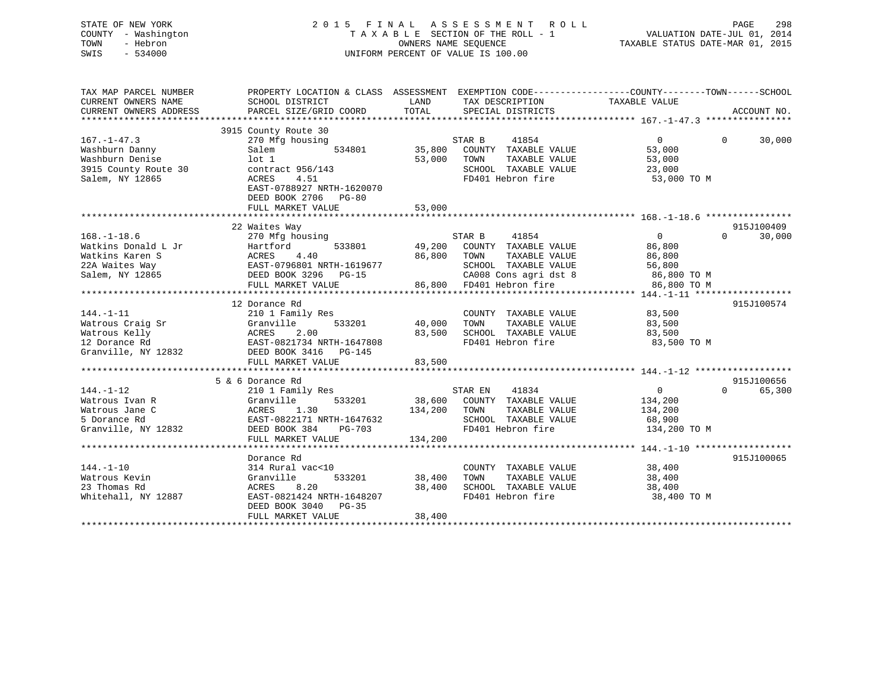STATE OF NEW YORK
COUNTY - Washington
TOWN - Hebron
SWIS - 534000

2 0 1 5 F I N A L A S S E S S M E N T R O L L
T A X A B L E SECTION OF THE ROLL - 1
OWNERS NAME SEQUENCE
UNIFORM PERCENT OF VALUE IS 100.00

VALUATION DATE-JUL 01, 2014
TAXABLE STATUS DATE-MAR 01, 2015

```
TAX MAP PARCEL NUMBER          PROPERTY LOCATION & CLASS  ASSESSMENT  EXEMPTION CODE------------------COUNTY--------TOWN------SCHOOL
CURRENT OWNERS NAME            SCHOOL DISTRICT               LAND      TAX DESCRIPTION              TAXABLE VALUE
CURRENT OWNERS ADDRESS         PARCEL SIZE/GRID COORD        TOTAL     SPECIAL DISTRICTS                                  ACCOUNT NO.
******************************************************************************************************* 167.-1-47.3 ****************
                               3915 County Route 30
167.-1-47.3                    270 Mfg housing                         STAR B      41854                 0             0       30,000
Washburn Danny                 Salem             534801        35,800   COUNTY  TAXABLE VALUE            53,000
Washburn Denise                lot 1                           53,000   TOWN    TAXABLE VALUE            53,000
3915 County Route 30           contract 956/143                         SCHOOL  TAXABLE VALUE            23,000
Salem, NY 12865                ACRES     4.51                           FD401 Hebron fire                 53,000 TO M
                               EAST-0788927 NRTH-1620070
                               DEED BOOK 2706   PG-80
                               FULL MARKET VALUE               53,000
******************************************************************************************************* 168.-1-18.6 ****************
                               22 Waites Way                                                                           915J100409
168.-1-18.6                    270 Mfg housing                         STAR B      41854                 0             0       30,000
Watkins Donald L Jr            Hartford          533801        49,200   COUNTY  TAXABLE VALUE            86,800
Watkins Karen S                ACRES     4.40                  86,800   TOWN    TAXABLE VALUE            86,800
22A Waites Way                 EAST-0796801 NRTH-1619677                SCHOOL  TAXABLE VALUE            56,800
Salem, NY 12865                DEED BOOK 3296   PG-15                   CA008 Cons agri dst 8             86,800 TO M
                               FULL MARKET VALUE               86,800   FD401 Hebron fire                 86,800 TO M
******************************************************************************************************* 144.-1-11 ******************
                               12 Dorance Rd                                                                           915J100574
144.-1-11                      210 1 Family Res                         COUNTY  TAXABLE VALUE            83,500
Watrous Craig Sr               Granville         533201        40,000   TOWN    TAXABLE VALUE            83,500
Watrous Kelly                  ACRES     2.00                  83,500   SCHOOL  TAXABLE VALUE            83,500
12 Dorance Rd                  EAST-0821734 NRTH-1647808                FD401 Hebron fire                 83,500 TO M
Granville, NY 12832            DEED BOOK 3416   PG-145
                               FULL MARKET VALUE               83,500
******************************************************************************************************* 144.-1-12 ******************
                               5 & 6 Dorance Rd                                                                        915J100656
144.-1-12                      210 1 Family Res                        STAR EN     41834                 0             0       65,300
Watrous Ivan R                 Granville         533201        38,600   COUNTY  TAXABLE VALUE           134,200
Watrous Jane C                 ACRES     1.30                 134,200   TOWN    TAXABLE VALUE           134,200
5 Dorance Rd                   EAST-0822171 NRTH-1647632                SCHOOL  TAXABLE VALUE            68,900
Granville, NY 12832            DEED BOOK 384    PG-703                  FD401 Hebron fire                134,200 TO M
                               FULL MARKET VALUE              134,200
******************************************************************************************************* 144.-1-10 ******************
                               Dorance Rd                                                                              915J100065
144.-1-10                      314 Rural vac<10                         COUNTY  TAXABLE VALUE            38,400
Watrous Kevin                  Granville         533201        38,400   TOWN    TAXABLE VALUE            38,400
23 Thomas Rd                   ACRES     8.20                  38,400   SCHOOL  TAXABLE VALUE            38,400
Whitehall, NY 12887            EAST-0821424 NRTH-1648207                FD401 Hebron fire                 38,400 TO M
                               DEED BOOK 3040   PG-35
                               FULL MARKET VALUE               38,400
************************************************************************************************************************************
```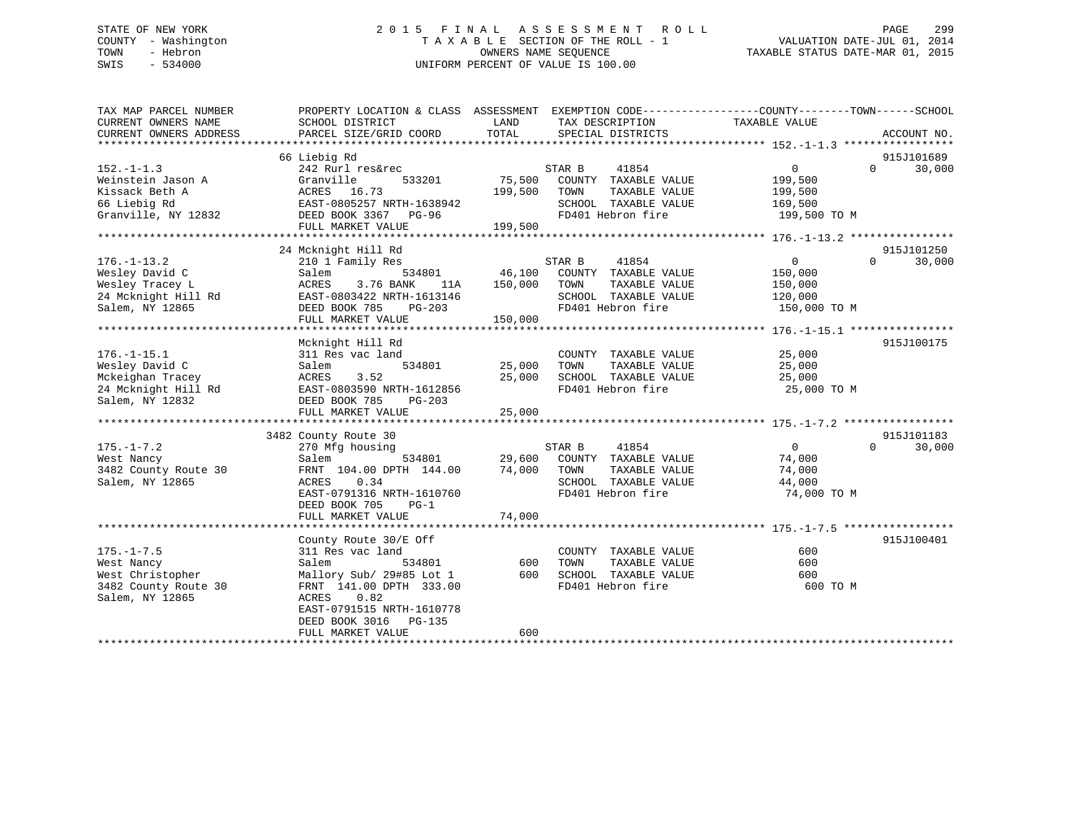STATE OF NEW YORK
COUNTY - Washington
TOWN - Hebron
SWIS - 534000

2015 FINAL ASSESSMENT ROLL
TAXABLE SECTION OF THE ROLL - 1
OWNERS NAME SEQUENCE
UNIFORM PERCENT OF VALUE IS 100.00

VALUATION DATE-JUL 01, 2014
TAXABLE STATUS DATE-MAR 01, 2015

```
TAX MAP PARCEL NUMBER          PROPERTY LOCATION & CLASS  ASSESSMENT  EXEMPTION CODE------------------COUNTY--------TOWN------SCHOOL
CURRENT OWNERS NAME            SCHOOL DISTRICT              LAND      TAX DESCRIPTION             TAXABLE VALUE
CURRENT OWNERS ADDRESS         PARCEL SIZE/GRID COORD       TOTAL     SPECIAL DISTRICTS                                        ACCOUNT NO.
******************************************************************************************************* 152.-1-1.3 *****************
                               66 Liebig Rd                                                                               915J101689
152.-1-1.3                     242 Rurl res&rec                       STAR B     41854              0            0        30,000
Weinstein Jason A              Granville       533201       75,500    COUNTY  TAXABLE VALUE      199,500
Kissack Beth A                 ACRES   16.73               199,500    TOWN    TAXABLE VALUE      199,500
66 Liebig Rd                   EAST-0805257 NRTH-1638942              SCHOOL  TAXABLE VALUE      169,500
Granville, NY 12832            DEED BOOK 3367   PG-96                 FD401 Hebron fire           199,500 TO M
                               FULL MARKET VALUE           199,500
******************************************************************************************************* 176.-1-13.2 ****************
                               24 Mcknight Hill Rd                                                                        915J101250
176.-1-13.2                    210 1 Family Res                       STAR B     41854              0            0        30,000
Wesley David C                 Salem           534801       46,100    COUNTY  TAXABLE VALUE      150,000
Wesley Tracey L                ACRES    3.76 BANK    11A   150,000    TOWN    TAXABLE VALUE      150,000
24 Mcknight Hill Rd            EAST-0803422 NRTH-1613146              SCHOOL  TAXABLE VALUE      120,000
Salem, NY 12865                DEED BOOK 785    PG-203                FD401 Hebron fire           150,000 TO M
                               FULL MARKET VALUE           150,000
******************************************************************************************************* 176.-1-15.1 ****************
                               Mcknight Hill Rd                                                                           915J100175
176.-1-15.1                    311 Res vac land                       COUNTY  TAXABLE VALUE       25,000
Wesley David C                 Salem           534801       25,000    TOWN    TAXABLE VALUE       25,000
Mckeighan Tracey               ACRES    3.52                25,000    SCHOOL  TAXABLE VALUE       25,000
24 Mcknight Hill Rd            EAST-0803590 NRTH-1612856              FD401 Hebron fire            25,000 TO M
Salem, NY 12832                DEED BOOK 785    PG-203
                               FULL MARKET VALUE            25,000
******************************************************************************************************* 175.-1-7.2 *****************
                               3482 County Route 30                                                                       915J101183
175.-1-7.2                     270 Mfg housing                        STAR B     41854              0            0        30,000
West Nancy                     Salem           534801       29,600    COUNTY  TAXABLE VALUE       74,000
3482 County Route 30           FRNT 104.00 DPTH 144.00      74,000    TOWN    TAXABLE VALUE       74,000
Salem, NY 12865                ACRES    0.34                          SCHOOL  TAXABLE VALUE       44,000
                               EAST-0791316 NRTH-1610760              FD401 Hebron fire            74,000 TO M
                               DEED BOOK 705    PG-1
                               FULL MARKET VALUE            74,000
******************************************************************************************************* 175.-1-7.5 *****************
                               County Route 30/E Off                                                                      915J100401
175.-1-7.5                     311 Res vac land                       COUNTY  TAXABLE VALUE          600
West Nancy                     Salem           534801          600    TOWN    TAXABLE VALUE          600
West Christopher               Mallory Sub/ 29#85 Lot 1        600    SCHOOL  TAXABLE VALUE          600
3482 County Route 30           FRNT 141.00 DPTH 333.00                FD401 Hebron fire               600 TO M
Salem, NY 12865                ACRES    0.82
                               EAST-0791515 NRTH-1610778
                               DEED BOOK 3016   PG-135
                               FULL MARKET VALUE               600
************************************************************************************************************************************
```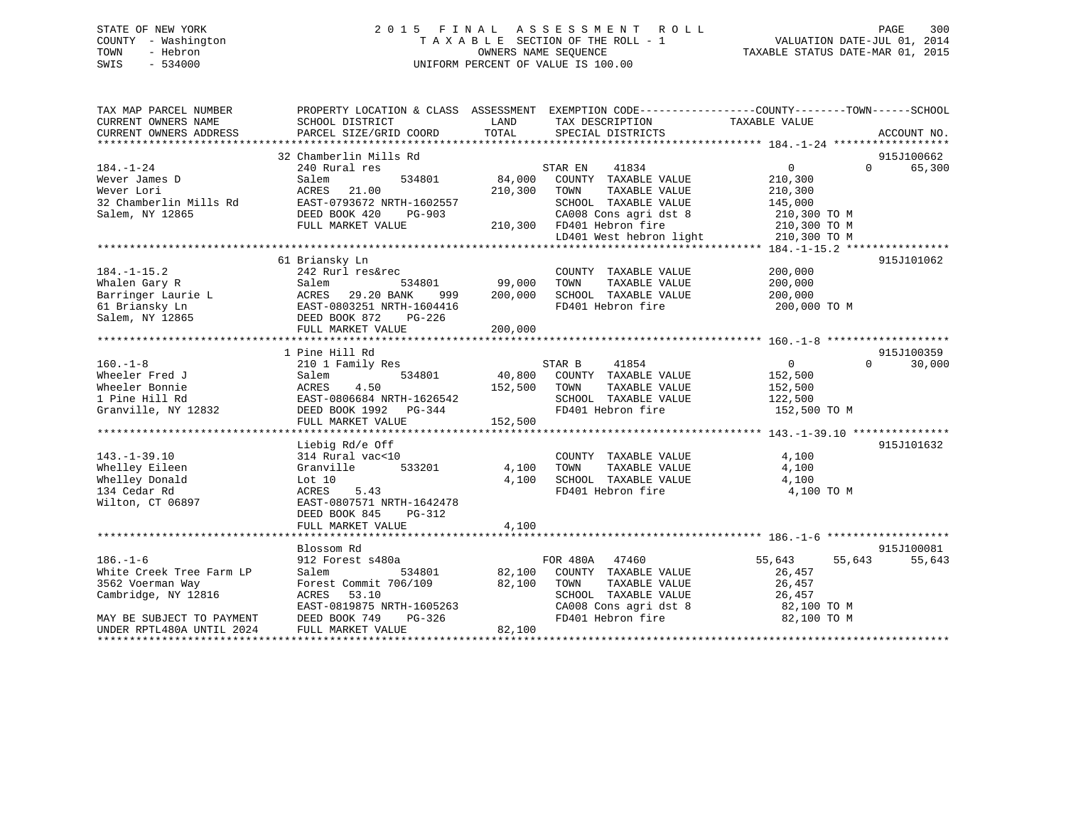STATE OF NEW YORK
COUNTY - Washington
TOWN - Hebron
SWIS - 534000

# 2015 FINAL ASSESSMENT ROLL
TAXABLE SECTION OF THE ROLL - 1
OWNERS NAME SEQUENCE
UNIFORM PERCENT OF VALUE IS 100.00

VALUATION DATE-JUL 01, 2014
TAXABLE STATUS DATE-MAR 01, 2015

| TAX MAP PARCEL NUMBER / CURRENT OWNERS NAME / CURRENT OWNERS ADDRESS | PROPERTY LOCATION & CLASS / SCHOOL DISTRICT / PARCEL SIZE/GRID COORD | ASSESSMENT LAND | ASSESSMENT TOTAL | EXEMPTION CODE / TAX DESCRIPTION / SPECIAL DISTRICTS | COUNTY TAXABLE VALUE | TOWN | SCHOOL | ACCOUNT NO. |
|---|---|---|---|---|---|---|---|---|
| **184.-1-24** | 32 Chamberlin Mills Rd | | | | | | | 915J100662 |
| | 240 Rural res | | | STAR EN 41834 | 0 | 0 | 65,300 | |
| Wever James D | Salem 534801 | 84,000 | | COUNTY TAXABLE VALUE | 210,300 | | | |
| Wever Lori | ACRES 21.00 | | 210,300 | TOWN TAXABLE VALUE | 210,300 | | | |
| 32 Chamberlin Mills Rd | EAST-0793672 NRTH-1602557 | | | SCHOOL TAXABLE VALUE | 145,000 | | | |
| Salem, NY 12865 | DEED BOOK 420 PG-903 | | | CA008 Cons agri dst 8 | 210,300 TO M | | | |
| | FULL MARKET VALUE | | 210,300 | FD401 Hebron fire | 210,300 TO M | | | |
| | | | | LD401 West hebron light | 210,300 TO M | | | |
| **184.-1-15.2** | 61 Briansky Ln | | | | | | | 915J101062 |
| | 242 Rurl res&rec | | | COUNTY TAXABLE VALUE | 200,000 | | | |
| Whalen Gary R | Salem 534801 | 99,000 | | TOWN TAXABLE VALUE | 200,000 | | | |
| Barringer Laurie L | ACRES 29.20 BANK 999 | | 200,000 | SCHOOL TAXABLE VALUE | 200,000 | | | |
| 61 Briansky Ln | EAST-0803251 NRTH-1604416 | | | FD401 Hebron fire | 200,000 TO M | | | |
| Salem, NY 12865 | DEED BOOK 872 PG-226 | | | | | | | |
| | FULL MARKET VALUE | | 200,000 | | | | | |
| **160.-1-8** | 1 Pine Hill Rd | | | | | | | 915J100359 |
| | 210 1 Family Res | | | STAR B 41854 | 0 | 0 | 30,000 | |
| Wheeler Fred J | Salem 534801 | 40,800 | | COUNTY TAXABLE VALUE | 152,500 | | | |
| Wheeler Bonnie | ACRES 4.50 | | 152,500 | TOWN TAXABLE VALUE | 152,500 | | | |
| 1 Pine Hill Rd | EAST-0806684 NRTH-1626542 | | | SCHOOL TAXABLE VALUE | 122,500 | | | |
| Granville, NY 12832 | DEED BOOK 1992 PG-344 | | | FD401 Hebron fire | 152,500 TO M | | | |
| | FULL MARKET VALUE | | 152,500 | | | | | |
| **143.-1-39.10** | Liebig Rd/e Off | | | | | | | 915J101632 |
| | 314 Rural vac<10 | | | COUNTY TAXABLE VALUE | 4,100 | | | |
| Whelley Eileen | Granville 533201 | 4,100 | | TOWN TAXABLE VALUE | 4,100 | | | |
| Whelley Donald | Lot 10 | | 4,100 | SCHOOL TAXABLE VALUE | 4,100 | | | |
| 134 Cedar Rd | ACRES 5.43 | | | FD401 Hebron fire | 4,100 TO M | | | |
| Wilton, CT 06897 | EAST-0807571 NRTH-1642478 | | | | | | | |
| | DEED BOOK 845 PG-312 | | | | | | | |
| | FULL MARKET VALUE | | 4,100 | | | | | |
| **186.-1-6** | Blossom Rd | | | | | | | 915J100081 |
| | 912 Forest s480a | | | FOR 480A 47460 | 55,643 | 55,643 | 55,643 | |
| White Creek Tree Farm LP | Salem 534801 | 82,100 | | COUNTY TAXABLE VALUE | 26,457 | | | |
| 3562 Voerman Way | Forest Commit 706/109 | | 82,100 | TOWN TAXABLE VALUE | 26,457 | | | |
| Cambridge, NY 12816 | ACRES 53.10 | | | SCHOOL TAXABLE VALUE | 26,457 | | | |
| | EAST-0819875 NRTH-1605263 | | | CA008 Cons agri dst 8 | 82,100 TO M | | | |
| MAY BE SUBJECT TO PAYMENT | DEED BOOK 749 PG-326 | | | FD401 Hebron fire | 82,100 TO M | | | |
| UNDER RPTL480A UNTIL 2024 | FULL MARKET VALUE | | 82,100 | | | | | |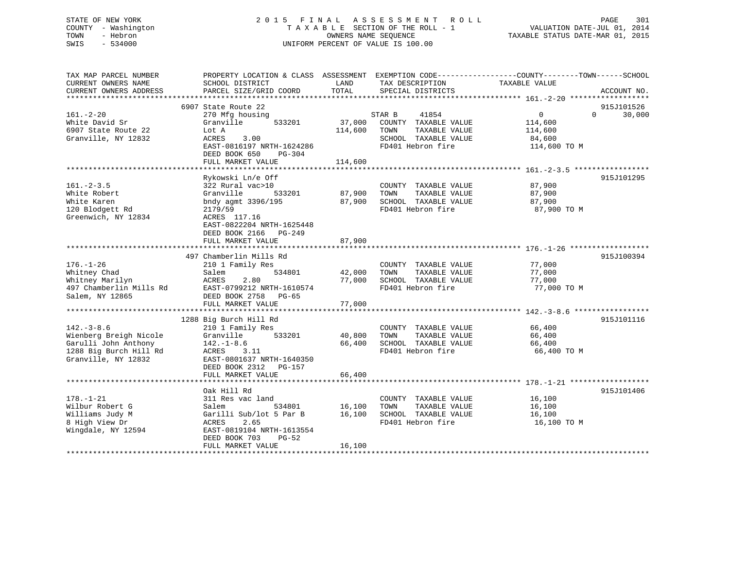STATE OF NEW YORK
COUNTY - Washington
TOWN - Hebron
SWIS - 534000

2015 FINAL ASSESSMENT ROLL
TAXABLE SECTION OF THE ROLL - 1
OWNERS NAME SEQUENCE
UNIFORM PERCENT OF VALUE IS 100.00

VALUATION DATE-JUL 01, 2014
TAXABLE STATUS DATE-MAR 01, 2015

| TAX MAP PARCEL NUMBER / CURRENT OWNERS NAME / CURRENT OWNERS ADDRESS | PROPERTY LOCATION & CLASS / SCHOOL DISTRICT / PARCEL SIZE/GRID COORD | ASSESSMENT LAND / TOTAL | EXEMPTION CODE / TAX DESCRIPTION / SPECIAL DISTRICTS | COUNTY | TOWN | SCHOOL / TAXABLE VALUE | ACCOUNT NO. |
|---|---|---|---|---|---|---|---|
| 161.-2-20 | 6907 State Route 22 | | | | | | 915J101526 |
| 161.-2-20 | 270 Mfg housing | | STAR B 41854 | 0 | 0 | 30,000 | |
| White David Sr | Granville 533201 | 37,000 | COUNTY TAXABLE VALUE | 114,600 | | | |
| 6907 State Route 22 | Lot A | 114,600 | TOWN TAXABLE VALUE | 114,600 | | | |
| Granville, NY 12832 | ACRES 3.00 | | SCHOOL TAXABLE VALUE | 84,600 | | | |
| | EAST-0816197 NRTH-1624286 | | FD401 Hebron fire | 114,600 TO M | | | |
| | DEED BOOK 650 PG-304 | | | | | | |
| | FULL MARKET VALUE | 114,600 | | | | | |
| 161.-2-3.5 | Rykowski Ln/e Off | | | | | | 915J101295 |
| 161.-2-3.5 | 322 Rural vac>10 | | COUNTY TAXABLE VALUE | 87,900 | | | |
| White Robert | Granville 533201 | 87,900 | TOWN TAXABLE VALUE | 87,900 | | | |
| White Karen | bndy agmt 3396/195 | 87,900 | SCHOOL TAXABLE VALUE | 87,900 | | | |
| 120 Blodgett Rd | 2179/59 | | FD401 Hebron fire | 87,900 TO M | | | |
| Greenwich, NY 12834 | ACRES 117.16 | | | | | | |
| | EAST-0822204 NRTH-1625448 | | | | | | |
| | DEED BOOK 2166 PG-249 | | | | | | |
| | FULL MARKET VALUE | 87,900 | | | | | |
| 176.-1-26 | 497 Chamberlin Mills Rd | | | | | | 915J100394 |
| 176.-1-26 | 210 1 Family Res | | COUNTY TAXABLE VALUE | 77,000 | | | |
| Whitney Chad | Salem 534801 | 42,000 | TOWN TAXABLE VALUE | 77,000 | | | |
| Whitney Marilyn | ACRES 2.80 | 77,000 | SCHOOL TAXABLE VALUE | 77,000 | | | |
| 497 Chamberlin Mills Rd | EAST-0799212 NRTH-1610574 | | FD401 Hebron fire | 77,000 TO M | | | |
| Salem, NY 12865 | DEED BOOK 2758 PG-65 | | | | | | |
| | FULL MARKET VALUE | 77,000 | | | | | |
| 142.-3-8.6 | 1288 Big Burch Hill Rd | | | | | | 915J101116 |
| 142.-3-8.6 | 210 1 Family Res | | COUNTY TAXABLE VALUE | 66,400 | | | |
| Wienberg Breigh Nicole | Granville 533201 | 40,800 | TOWN TAXABLE VALUE | 66,400 | | | |
| Garulli John Anthony | 142.-1-8.6 | 66,400 | SCHOOL TAXABLE VALUE | 66,400 | | | |
| 1288 Big Burch Hill Rd | ACRES 3.11 | | FD401 Hebron fire | 66,400 TO M | | | |
| Granville, NY 12832 | EAST-0801637 NRTH-1640350 | | | | | | |
| | DEED BOOK 2312 PG-157 | | | | | | |
| | FULL MARKET VALUE | 66,400 | | | | | |
| 178.-1-21 | Oak Hill Rd | | | | | | 915J101406 |
| 178.-1-21 | 311 Res vac land | | COUNTY TAXABLE VALUE | 16,100 | | | |
| Wilbur Robert G | Salem 534801 | 16,100 | TOWN TAXABLE VALUE | 16,100 | | | |
| Williams Judy M | Garilli Sub/lot 5 Par B | 16,100 | SCHOOL TAXABLE VALUE | 16,100 | | | |
| 8 High View Dr | ACRES 2.65 | | FD401 Hebron fire | 16,100 TO M | | | |
| Wingdale, NY 12594 | EAST-0819104 NRTH-1613554 | | | | | | |
| | DEED BOOK 703 PG-52 | | | | | | |
| | FULL MARKET VALUE | 16,100 | | | | | |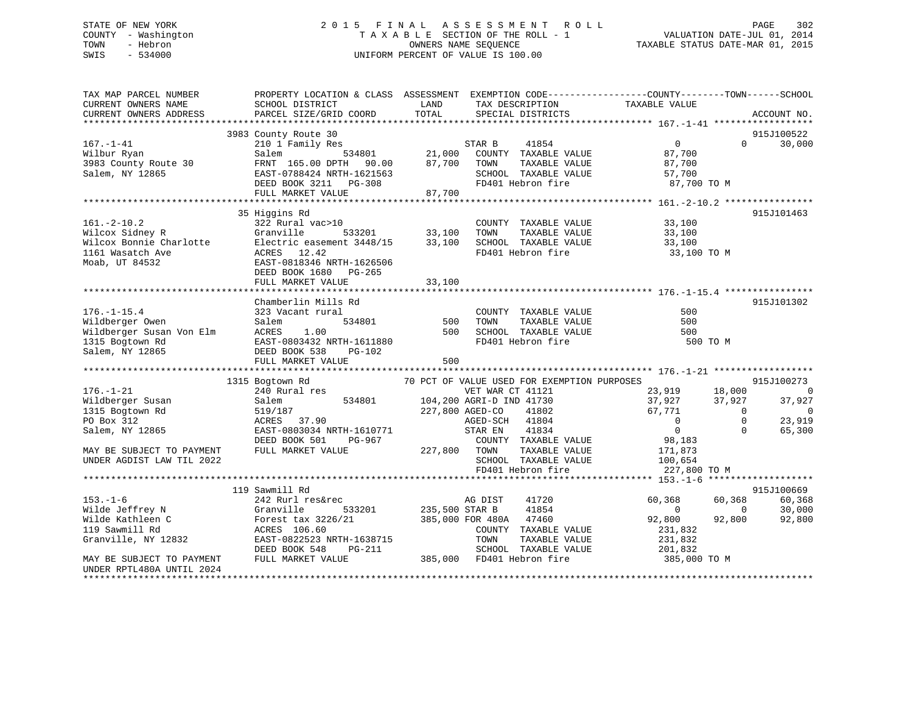STATE OF NEW YORK
COUNTY - Washington
TOWN - Hebron
SWIS - 534000

# 2015 FINAL ASSESSMENT ROLL
TAXABLE SECTION OF THE ROLL - 1
OWNERS NAME SEQUENCE
UNIFORM PERCENT OF VALUE IS 100.00

VALUATION DATE-JUL 01, 2014
TAXABLE STATUS DATE-MAR 01, 2015

```
TAX MAP PARCEL NUMBER          PROPERTY LOCATION & CLASS  ASSESSMENT  EXEMPTION CODE------------------COUNTY--------TOWN------SCHOOL
CURRENT OWNERS NAME            SCHOOL DISTRICT              LAND       TAX DESCRIPTION            TAXABLE VALUE
CURRENT OWNERS ADDRESS         PARCEL SIZE/GRID COORD       TOTAL      SPECIAL DISTRICTS                                     ACCOUNT NO.
*********************************************************************************************** 167.-1-41 ******************
                               3983 County Route 30                                                                           915J100522
167.-1-41                      210 1 Family Res                        STAR B     41854                0            0     30,000
Wilbur Ryan                    Salem          534801         21,000    COUNTY  TAXABLE VALUE           87,700
3983 County Route 30           FRNT 165.00 DPTH  90.00       87,700    TOWN    TAXABLE VALUE           87,700
Salem, NY 12865                EAST-0788424 NRTH-1621563               SCHOOL  TAXABLE VALUE           57,700
                               DEED BOOK 3211   PG-308                 FD401 Hebron fire                87,700 TO M
                               FULL MARKET VALUE             87,700
*********************************************************************************************** 161.-2-10.2 ****************
                               35 Higgins Rd                                                                                  915J101463
161.-2-10.2                    322 Rural vac>10                        COUNTY  TAXABLE VALUE           33,100
Wilcox Sidney R                Granville      533201         33,100    TOWN    TAXABLE VALUE           33,100
Wilcox Bonnie Charlotte        Electric easement 3448/15     33,100    SCHOOL  TAXABLE VALUE           33,100
1161 Wasatch Ave               ACRES  12.42                            FD401 Hebron fire                33,100 TO M
Moab, UT 84532                 EAST-0818346 NRTH-1626506
                               DEED BOOK 1680   PG-265
                               FULL MARKET VALUE             33,100
*********************************************************************************************** 176.-1-15.4 ****************
                               Chamberlin Mills Rd                                                                            915J101302
176.-1-15.4                    323 Vacant rural                        COUNTY  TAXABLE VALUE              500
Wildberger Owen                Salem          534801            500    TOWN    TAXABLE VALUE              500
Wildberger Susan Von Elm       ACRES   1.00                     500    SCHOOL  TAXABLE VALUE              500
1315 Bogtown Rd                EAST-0803432 NRTH-1611880               FD401 Hebron fire                   500 TO M
Salem, NY 12865                DEED BOOK 538    PG-102
                               FULL MARKET VALUE                500
*********************************************************************************************** 176.-1-21 ******************
                               1315 Bogtown Rd                  70 PCT OF VALUE USED FOR EXEMPTION PURPOSES                   915J100273
176.-1-21                      240 Rural res                           VET WAR CT 41121           23,919       18,000          0
Wildberger Susan               Salem          534801        104,200 AGRI-D IND 41730              37,927       37,927     37,927
1315 Bogtown Rd                519/187                      227,800 AGED-CO    41802              67,771            0          0
PO Box 312                     ACRES  37.90                            AGED-SCH   41804                0            0     23,919
Salem, NY 12865                EAST-0803034 NRTH-1610771               STAR EN    41834                0            0     65,300
                               DEED BOOK 501    PG-967                 COUNTY  TAXABLE VALUE           98,183
MAY BE SUBJECT TO PAYMENT      FULL MARKET VALUE            227,800    TOWN    TAXABLE VALUE          171,873
UNDER AGDIST LAW TIL 2022                                              SCHOOL  TAXABLE VALUE          100,654
                                                                       FD401 Hebron fire               227,800 TO M
*********************************************************************************************** 153.-1-6 *******************
                               119 Sawmill Rd                                                                                 915J100669
153.-1-6                       242 Rurl res&rec                        AG DIST    41720               60,368       60,368     60,368
Wilde Jeffrey N                Granville      533201        235,500 STAR B     41854                   0            0     30,000
Wilde Kathleen C               Forest tax 3226/21           385,000 FOR 480A   47460               92,800       92,800     92,800
119 Sawmill Rd                 ACRES 106.60                            COUNTY  TAXABLE VALUE          231,832
Granville, NY 12832            EAST-0822523 NRTH-1638715               TOWN    TAXABLE VALUE          231,832
                               DEED BOOK 548    PG-211                 SCHOOL  TAXABLE VALUE          201,832
MAY BE SUBJECT TO PAYMENT      FULL MARKET VALUE            385,000    FD401 Hebron fire               385,000 TO M
UNDER RPTL480A UNTIL 2024
******************************************************************************************************************************
```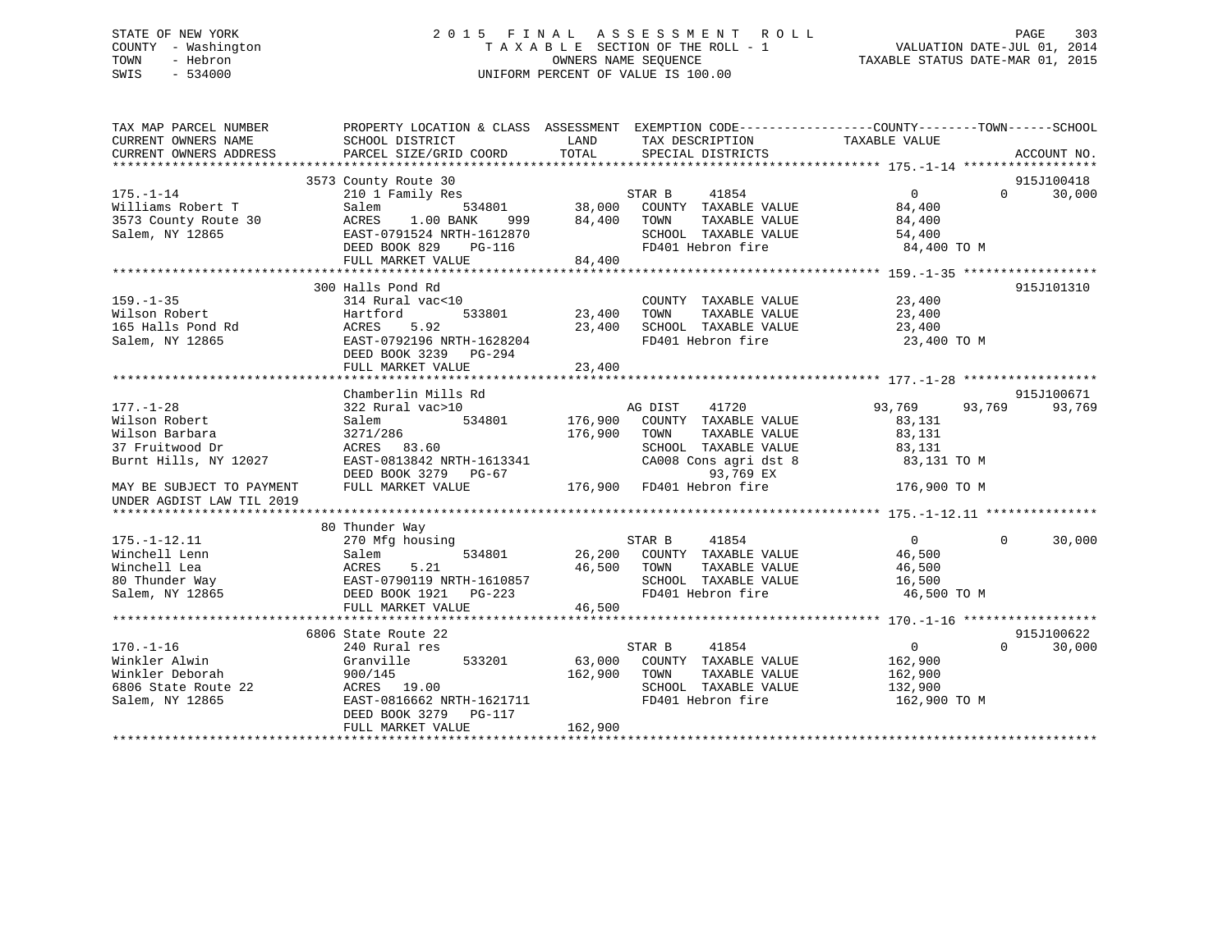STATE OF NEW YORK
COUNTY - Washington
TOWN - Hebron
SWIS - 534000

2 0 1 5 F I N A L A S S E S S M E N T R O L L
T A X A B L E SECTION OF THE ROLL - 1
OWNERS NAME SEQUENCE
UNIFORM PERCENT OF VALUE IS 100.00

VALUATION DATE-JUL 01, 2014
TAXABLE STATUS DATE-MAR 01, 2015

| TAX MAP PARCEL NUMBER<br>CURRENT OWNERS NAME<br>CURRENT OWNERS ADDRESS | PROPERTY LOCATION & CLASS<br>SCHOOL DISTRICT<br>PARCEL SIZE/GRID COORD | ASSESSMENT<br>LAND<br>TOTAL | EXEMPTION CODE / TAX DESCRIPTION / SPECIAL DISTRICTS | COUNTY TAXABLE VALUE | TOWN | SCHOOL / ACCOUNT NO. |
|---|---|---|---|---|---|---|
| 175.-1-14 | 3573 County Route 30 | | | | | 915J100418 |
| 175.-1-14 | 210 1 Family Res | | STAR B 41854 | 0 | 0 | 30,000 |
| Williams Robert T | Salem 534801 | 38,000 | COUNTY TAXABLE VALUE | 84,400 | | |
| 3573 County Route 30 | ACRES 1.00 BANK 999 | 84,400 | TOWN TAXABLE VALUE | 84,400 | | |
| Salem, NY 12865 | EAST-0791524 NRTH-1612870 | | SCHOOL TAXABLE VALUE | 54,400 | | |
| | DEED BOOK 829 PG-116 | | FD401 Hebron fire | 84,400 TO M | | |
| | FULL MARKET VALUE | 84,400 | | | | |
| 159.-1-35 | 300 Halls Pond Rd | | | | | 915J101310 |
| 159.-1-35 | 314 Rural vac<10 | | COUNTY TAXABLE VALUE | 23,400 | | |
| Wilson Robert | Hartford 533801 | 23,400 | TOWN TAXABLE VALUE | 23,400 | | |
| 165 Halls Pond Rd | ACRES 5.92 | 23,400 | SCHOOL TAXABLE VALUE | 23,400 | | |
| Salem, NY 12865 | EAST-0792196 NRTH-1628204 | | FD401 Hebron fire | 23,400 TO M | | |
| | DEED BOOK 3239 PG-294 | | | | | |
| | FULL MARKET VALUE | 23,400 | | | | |
| 177.-1-28 | Chamberlin Mills Rd | | | | | 915J100671 |
| 177.-1-28 | 322 Rural vac>10 | | AG DIST 41720 | 93,769 | 93,769 | 93,769 |
| Wilson Robert | Salem 534801 | 176,900 | COUNTY TAXABLE VALUE | 83,131 | | |
| Wilson Barbara | 3271/286 | 176,900 | TOWN TAXABLE VALUE | 83,131 | | |
| 37 Fruitwood Dr | ACRES 83.60 | | SCHOOL TAXABLE VALUE | 83,131 | | |
| Burnt Hills, NY 12027 | EAST-0813842 NRTH-1613341 | | CA008 Cons agri dst 8 | 83,131 TO M | | |
| | DEED BOOK 3279 PG-67 | | 93,769 EX | | | |
| MAY BE SUBJECT TO PAYMENT | FULL MARKET VALUE | 176,900 | FD401 Hebron fire | 176,900 TO M | | |
| UNDER AGDIST LAW TIL 2019 | | | | | | |
| 175.-1-12.11 | 80 Thunder Way | | | | | |
| 175.-1-12.11 | 270 Mfg housing | | STAR B 41854 | 0 | 0 | 30,000 |
| Winchell Lenn | Salem 534801 | 26,200 | COUNTY TAXABLE VALUE | 46,500 | | |
| Winchell Lea | ACRES 5.21 | 46,500 | TOWN TAXABLE VALUE | 46,500 | | |
| 80 Thunder Way | EAST-0790119 NRTH-1610857 | | SCHOOL TAXABLE VALUE | 16,500 | | |
| Salem, NY 12865 | DEED BOOK 1921 PG-223 | | FD401 Hebron fire | 46,500 TO M | | |
| | FULL MARKET VALUE | 46,500 | | | | |
| 170.-1-16 | 6806 State Route 22 | | | | | 915J100622 |
| 170.-1-16 | 240 Rural res | | STAR B 41854 | 0 | 0 | 30,000 |
| Winkler Alwin | Granville 533201 | 63,000 | COUNTY TAXABLE VALUE | 162,900 | | |
| Winkler Deborah | 900/145 | 162,900 | TOWN TAXABLE VALUE | 162,900 | | |
| 6806 State Route 22 | ACRES 19.00 | | SCHOOL TAXABLE VALUE | 132,900 | | |
| Salem, NY 12865 | EAST-0816662 NRTH-1621711 | | FD401 Hebron fire | 162,900 TO M | | |
| | DEED BOOK 3279 PG-117 | | | | | |
| | FULL MARKET VALUE | 162,900 | | | | |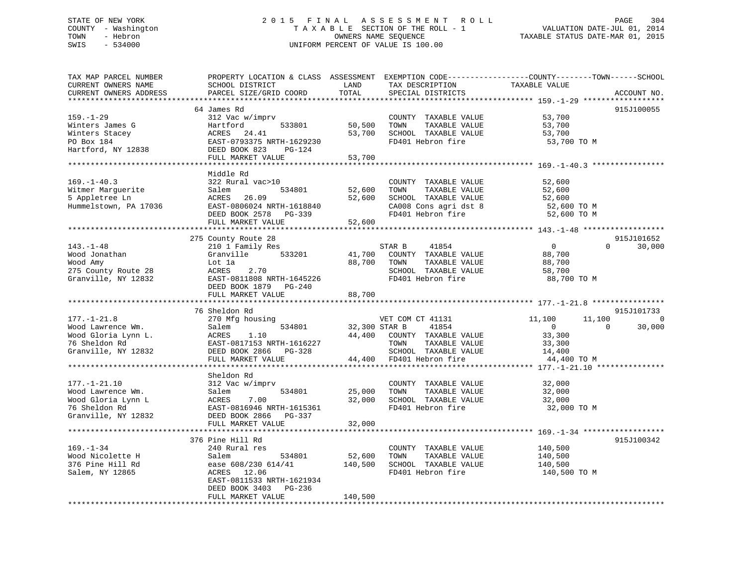STATE OF NEW YORK
COUNTY - Washington
TOWN - Hebron
SWIS - 534000

# 2015 FINAL ASSESSMENT ROLL

TAXABLE SECTION OF THE ROLL - 1
OWNERS NAME SEQUENCE
UNIFORM PERCENT OF VALUE IS 100.00

VALUATION DATE-JUL 01, 2014
TAXABLE STATUS DATE-MAR 01, 2015

| TAX MAP PARCEL NUMBER / CURRENT OWNERS NAME / CURRENT OWNERS ADDRESS | PROPERTY LOCATION & CLASS / SCHOOL DISTRICT / PARCEL SIZE/GRID COORD | ASSESSMENT LAND | ASSESSMENT TOTAL | EXEMPTION CODE / TAX DESCRIPTION / SPECIAL DISTRICTS | COUNTY TAXABLE VALUE | TOWN | SCHOOL | ACCOUNT NO. |
|---|---|---|---|---|---|---|---|---|
| **159.-1-29** | 64 James Rd | | | | | | | 915J100055 |
| Winters James G | 312 Vac w/imprv | | | COUNTY TAXABLE VALUE | 53,700 | | | |
| Winters Stacey | Hartford 533801 | 50,500 | | TOWN TAXABLE VALUE | 53,700 | | | |
| PO Box 184 | ACRES 24.41 | | 53,700 | SCHOOL TAXABLE VALUE | 53,700 | | | |
| Hartford, NY 12838 | EAST-0793375 NRTH-1629230 | | | FD401 Hebron fire | 53,700 TO M | | | |
| | DEED BOOK 823 PG-124 | | | | | | | |
| | FULL MARKET VALUE | | 53,700 | | | | | |
| **169.-1-40.3** | Middle Rd | | | | | | | |
| Witmer Marguerite | 322 Rural vac>10 | | | COUNTY TAXABLE VALUE | 52,600 | | | |
| 5 Appletree Ln | Salem 534801 | 52,600 | | TOWN TAXABLE VALUE | 52,600 | | | |
| Hummelstown, PA 17036 | ACRES 26.09 | | 52,600 | SCHOOL TAXABLE VALUE | 52,600 | | | |
| | EAST-0806024 NRTH-1618840 | | | CA008 Cons agri dst 8 | 52,600 TO M | | | |
| | DEED BOOK 2578 PG-339 | | | FD401 Hebron fire | 52,600 TO M | | | |
| | FULL MARKET VALUE | | 52,600 | | | | | |
| **143.-1-48** | 275 County Route 28 | | | | | | | 915J101652 |
| Wood Jonathan | 210 1 Family Res | | | STAR B 41854 | 0 | 0 | 30,000 | |
| Wood Amy | Granville 533201 | 41,700 | | COUNTY TAXABLE VALUE | 88,700 | | | |
| 275 County Route 28 | Lot 1a | | 88,700 | TOWN TAXABLE VALUE | 88,700 | | | |
| Granville, NY 12832 | ACRES 2.70 | | | SCHOOL TAXABLE VALUE | 58,700 | | | |
| | EAST-0811808 NRTH-1645226 | | | FD401 Hebron fire | 88,700 TO M | | | |
| | DEED BOOK 1879 PG-240 | | | | | | | |
| | FULL MARKET VALUE | | 88,700 | | | | | |
| **177.-1-21.8** | 76 Sheldon Rd | | | | | | | 915J101733 |
| Wood Lawrence Wm. | 270 Mfg housing | | | VET COM CT 41131 | 11,100 | 11,100 | 0 | |
| Wood Gloria Lynn L. | Salem 534801 | 32,300 | | STAR B 41854 | 0 | 0 | 30,000 | |
| 76 Sheldon Rd | ACRES 1.10 | | 44,400 | COUNTY TAXABLE VALUE | 33,300 | | | |
| Granville, NY 12832 | EAST-0817153 NRTH-1616227 | | | TOWN TAXABLE VALUE | 33,300 | | | |
| | DEED BOOK 2866 PG-328 | | | SCHOOL TAXABLE VALUE | 14,400 | | | |
| | FULL MARKET VALUE | | 44,400 | FD401 Hebron fire | 44,400 TO M | | | |
| **177.-1-21.10** | Sheldon Rd | | | | | | | |
| Wood Lawrence Wm. | 312 Vac w/imprv | | | COUNTY TAXABLE VALUE | 32,000 | | | |
| Wood Gloria Lynn L | Salem 534801 | 25,000 | | TOWN TAXABLE VALUE | 32,000 | | | |
| 76 Sheldon Rd | ACRES 7.00 | | 32,000 | SCHOOL TAXABLE VALUE | 32,000 | | | |
| Granville, NY 12832 | EAST-0816946 NRTH-1615361 | | | FD401 Hebron fire | 32,000 TO M | | | |
| | DEED BOOK 2866 PG-337 | | | | | | | |
| | FULL MARKET VALUE | | 32,000 | | | | | |
| **169.-1-34** | 376 Pine Hill Rd | | | | | | | 915J100342 |
| Wood Nicolette H | 240 Rural res | | | COUNTY TAXABLE VALUE | 140,500 | | | |
| 376 Pine Hill Rd | Salem 534801 | 52,600 | | TOWN TAXABLE VALUE | 140,500 | | | |
| Salem, NY 12865 | ease 608/230 614/41 | | 140,500 | SCHOOL TAXABLE VALUE | 140,500 | | | |
| | ACRES 12.06 | | | FD401 Hebron fire | 140,500 TO M | | | |
| | EAST-0811533 NRTH-1621934 | | | | | | | |
| | DEED BOOK 3403 PG-236 | | | | | | | |
| | FULL MARKET VALUE | | 140,500 | | | | | |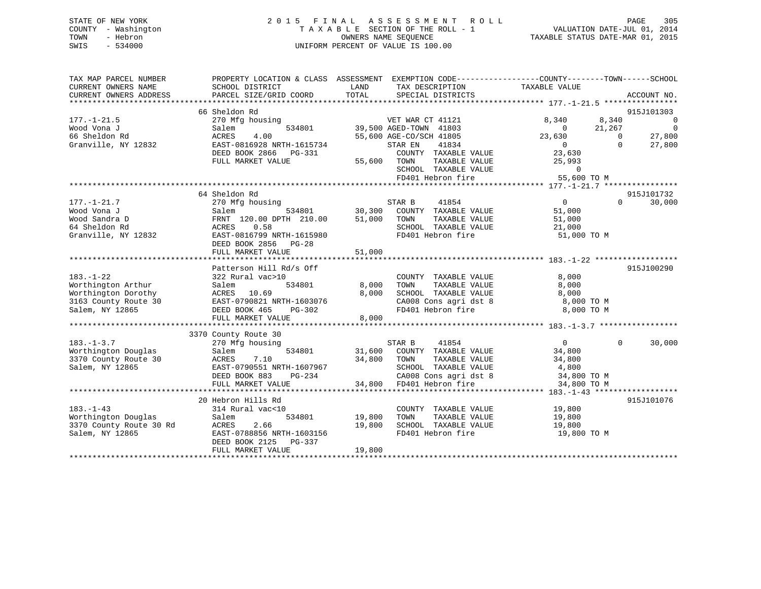STATE OF NEW YORK
COUNTY - Washington
TOWN - Hebron
SWIS - 534000

2015 FINAL ASSESSMENT ROLL
TAXABLE SECTION OF THE ROLL - 1
OWNERS NAME SEQUENCE
UNIFORM PERCENT OF VALUE IS 100.00

VALUATION DATE-JUL 01, 2014
TAXABLE STATUS DATE-MAR 01, 2015

```
TAX MAP PARCEL NUMBER          PROPERTY LOCATION & CLASS  ASSESSMENT  EXEMPTION CODE-----------------COUNTY--------TOWN------SCHOOL
CURRENT OWNERS NAME            SCHOOL DISTRICT             LAND        TAX DESCRIPTION            TAXABLE VALUE
CURRENT OWNERS ADDRESS         PARCEL SIZE/GRID COORD      TOTAL       SPECIAL DISTRICTS                                     ACCOUNT NO.
******************************************************************************************************* 177.-1-21.5 ****************
                               66 Sheldon Rd                                                                                915J101303
177.-1-21.5                    270 Mfg housing                         VET WAR CT 41121              8,340      8,340            0
Wood Vona J                    Salem         534801        39,500 AGED-TOWN  41803                      0     21,267            0
66 Sheldon Rd                  ACRES    4.00               55,600 AGE-CO/SCH 41805                 23,630          0       27,800
Granville, NY 12832            EAST-0816928 NRTH-1615734              STAR EN    41834                    0          0       27,800
                               DEED BOOK 2866   PG-331                   COUNTY  TAXABLE VALUE        23,630
                               FULL MARKET VALUE            55,600       TOWN    TAXABLE VALUE        25,993
                                                                         SCHOOL  TAXABLE VALUE             0
                                                                         FD401 Hebron fire            55,600 TO M
******************************************************************************************************* 177.-1-21.7 ****************
                               64 Sheldon Rd                                                                                915J101732
177.-1-21.7                    270 Mfg housing                         STAR B     41854                    0          0       30,000
Wood Vona J                    Salem         534801        30,300       COUNTY  TAXABLE VALUE        51,000
Wood Sandra D                  FRNT 120.00 DPTH 210.00     51,000       TOWN    TAXABLE VALUE        51,000
64 Sheldon Rd                  ACRES    0.58                            SCHOOL  TAXABLE VALUE        21,000
Granville, NY 12832            EAST-0816799 NRTH-1615980                FD401 Hebron fire            51,000 TO M
                               DEED BOOK 2856   PG-28
                               FULL MARKET VALUE            51,000
******************************************************************************************************* 183.-1-22 ******************
                               Patterson Hill Rd/s Off                                                                      915J100290
183.-1-22                      322 Rural vac>10                         COUNTY  TAXABLE VALUE         8,000
Worthington Arthur             Salem         534801         8,000       TOWN    TAXABLE VALUE         8,000
Worthington Dorothy            ACRES   10.69                8,000       SCHOOL  TAXABLE VALUE         8,000
3163 County Route 30           EAST-0790821 NRTH-1603076                CA008 Cons agri dst 8         8,000 TO M
Salem, NY 12865                DEED BOOK 465    PG-302                  FD401 Hebron fire             8,000 TO M
                               FULL MARKET VALUE             8,000
******************************************************************************************************* 183.-1-3.7 *****************
                               3370 County Route 30
183.-1-3.7                     270 Mfg housing                         STAR B     41854                    0          0       30,000
Worthington Douglas            Salem         534801        31,600       COUNTY  TAXABLE VALUE        34,800
3370 County Route 30           ACRES    7.10               34,800       TOWN    TAXABLE VALUE        34,800
Salem, NY 12865                EAST-0790551 NRTH-1607967                SCHOOL  TAXABLE VALUE         4,800
                               DEED BOOK 883    PG-234                  CA008 Cons agri dst 8        34,800 TO M
                               FULL MARKET VALUE            34,800      FD401 Hebron fire            34,800 TO M
******************************************************************************************************* 183.-1-43 ******************
                               20 Hebron Hills Rd                                                                           915J101076
183.-1-43                      314 Rural vac<10                         COUNTY  TAXABLE VALUE        19,800
Worthington Douglas            Salem         534801        19,800       TOWN    TAXABLE VALUE        19,800
3370 County Route 30 Rd        ACRES    2.66               19,800       SCHOOL  TAXABLE VALUE        19,800
Salem, NY 12865                EAST-0788856 NRTH-1603156                FD401 Hebron fire            19,800 TO M
                               DEED BOOK 2125   PG-337
                               FULL MARKET VALUE            19,800
************************************************************************************************************************************
```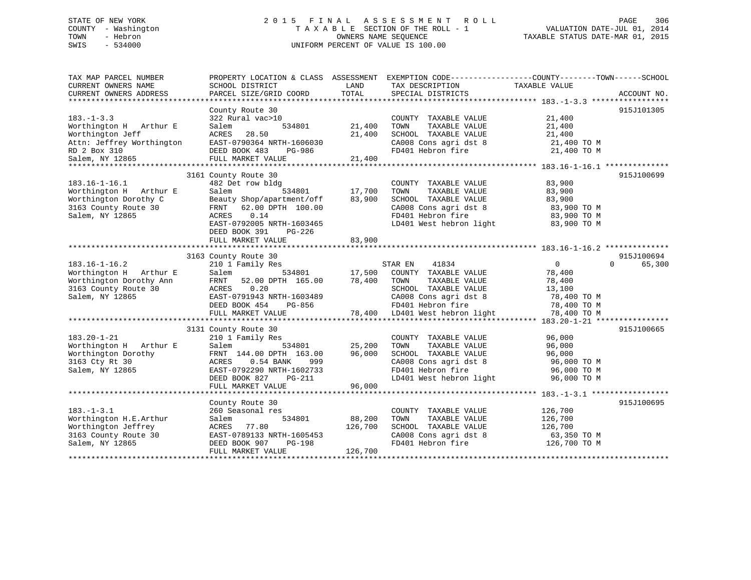STATE OF NEW YORK
COUNTY - Washington
TOWN - Hebron
SWIS - 534000

2 0 1 5 F I N A L A S S E S S M E N T R O L L
T A X A B L E SECTION OF THE ROLL - 1
OWNERS NAME SEQUENCE
UNIFORM PERCENT OF VALUE IS 100.00

VALUATION DATE-JUL 01, 2014
TAXABLE STATUS DATE-MAR 01, 2015

```
TAX MAP PARCEL NUMBER          PROPERTY LOCATION & CLASS  ASSESSMENT  EXEMPTION CODE------------------COUNTY--------TOWN------SCHOOL
CURRENT OWNERS NAME            SCHOOL DISTRICT              LAND      TAX DESCRIPTION             TAXABLE VALUE
CURRENT OWNERS ADDRESS         PARCEL SIZE/GRID COORD       TOTAL     SPECIAL DISTRICTS                                       ACCOUNT NO.
******************************************************************************************************* 183.-1-3.3 *****************
                               County Route 30                                                                              915J101305
183.-1-3.3                     322 Rural vac>10                         COUNTY  TAXABLE VALUE          21,400
Worthington H   Arthur E       Salem            534801       21,400     TOWN    TAXABLE VALUE          21,400
Worthington Jeff               ACRES   28.50                 21,400     SCHOOL  TAXABLE VALUE          21,400
Attn: Jeffrey Worthington      EAST-0790364 NRTH-1606030                CA008 Cons agri dst 8            21,400 TO M
RD 2 Box 310                   DEED BOOK 483    PG-986                  FD401 Hebron fire                21,400 TO M
Salem, NY 12865                FULL MARKET VALUE             21,400
******************************************************************************************************* 183.16-1-16.1 **************
                               3161 County Route 30                                                                         915J100699
183.16-1-16.1                  482 Det row bldg                         COUNTY  TAXABLE VALUE          83,900
Worthington H   Arthur E       Salem            534801       17,700     TOWN    TAXABLE VALUE          83,900
Worthington Dorothy C          Beauty Shop/apartment/off     83,900     SCHOOL  TAXABLE VALUE          83,900
3163 County Route 30           FRNT   62.00 DPTH 100.00                 CA008 Cons agri dst 8            83,900 TO M
Salem, NY 12865                ACRES    0.14                            FD401 Hebron fire                83,900 TO M
                               EAST-0792005 NRTH-1603465                LD401 West hebron light          83,900 TO M
                               DEED BOOK 391    PG-226
                               FULL MARKET VALUE             83,900
******************************************************************************************************* 183.16-1-16.2 **************
                               3163 County Route 30                                                                         915J100694
183.16-1-16.2                  210 1 Family Res                         STAR EN    41834                  0            0     65,300
Worthington H   Arthur E       Salem            534801       17,500     COUNTY  TAXABLE VALUE          78,400
Worthington Dorothy Ann        FRNT   52.00 DPTH 165.00      78,400     TOWN    TAXABLE VALUE          78,400
3163 County Route 30           ACRES    0.20                            SCHOOL  TAXABLE VALUE          13,100
Salem, NY 12865                EAST-0791943 NRTH-1603489                CA008 Cons agri dst 8            78,400 TO M
                               DEED BOOK 454    PG-856                  FD401 Hebron fire                78,400 TO M
                               FULL MARKET VALUE             78,400     LD401 West hebron light          78,400 TO M
******************************************************************************************************* 183.20-1-21 ****************
                               3131 County Route 30                                                                         915J100665
183.20-1-21                    210 1 Family Res                         COUNTY  TAXABLE VALUE          96,000
Worthington H   Arthur E       Salem            534801       25,200     TOWN    TAXABLE VALUE          96,000
Worthington Dorothy            FRNT  144.00 DPTH 163.00      96,000     SCHOOL  TAXABLE VALUE          96,000
3163 Cty Rt 30                 ACRES    0.54 BANK    999                CA008 Cons agri dst 8            96,000 TO M
Salem, NY 12865                EAST-0792290 NRTH-1602733                FD401 Hebron fire                96,000 TO M
                               DEED BOOK 827    PG-211                  LD401 West hebron light          96,000 TO M
                               FULL MARKET VALUE             96,000
******************************************************************************************************* 183.-1-3.1 *****************
                               County Route 30                                                                              915J100695
183.-1-3.1                     260 Seasonal res                         COUNTY  TAXABLE VALUE         126,700
Worthington H.E.Arthur         Salem            534801       88,200     TOWN    TAXABLE VALUE         126,700
Worthington Jeffrey            ACRES   77.80                126,700     SCHOOL  TAXABLE VALUE         126,700
3163 County Route 30           EAST-0789133 NRTH-1605453                CA008 Cons agri dst 8            63,350 TO M
Salem, NY 12865                DEED BOOK 907    PG-198                  FD401 Hebron fire               126,700 TO M
                               FULL MARKET VALUE            126,700
************************************************************************************************************************************
```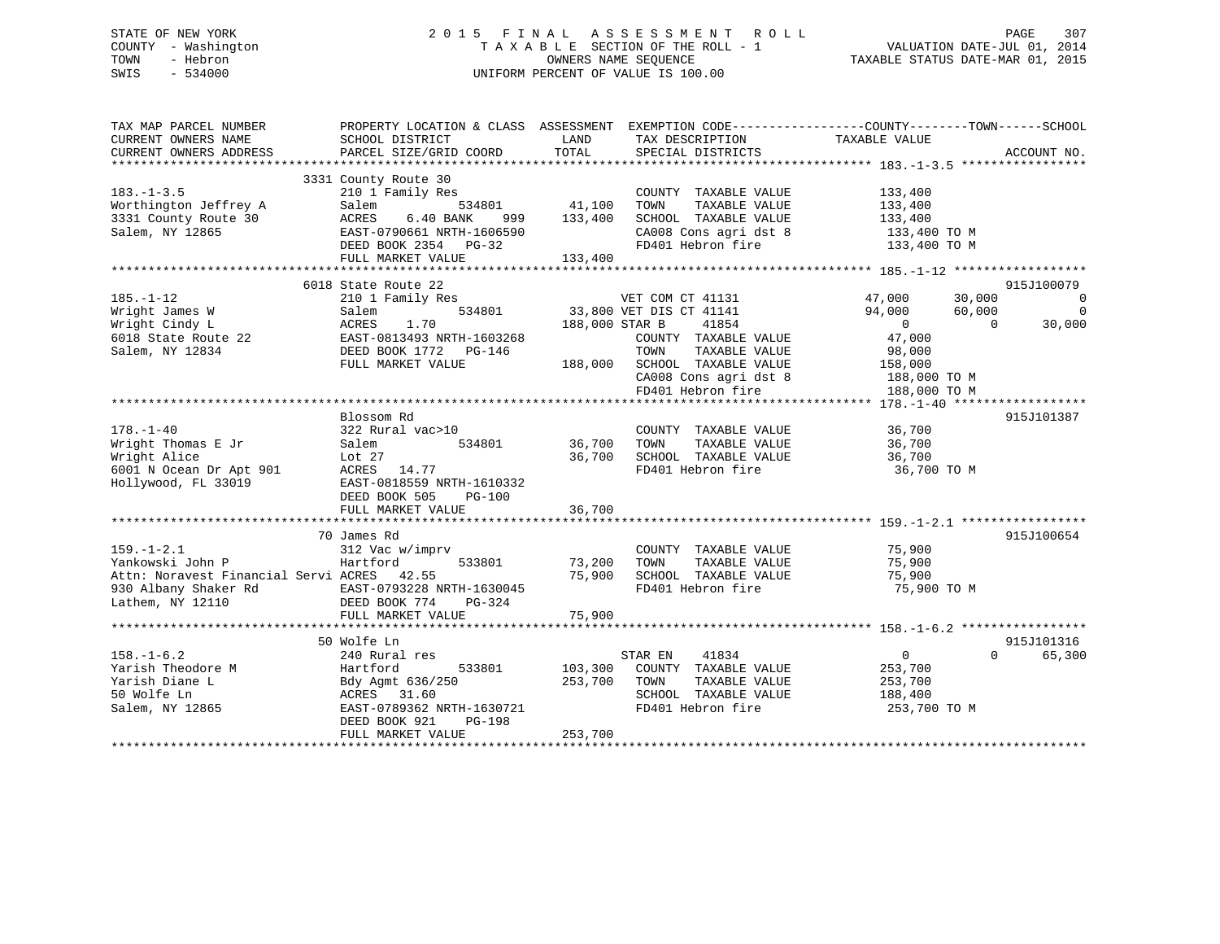STATE OF NEW YORK
COUNTY - Washington
TOWN - Hebron
SWIS - 534000

2 0 1 5 F I N A L A S S E S S M E N T R O L L
T A X A B L E SECTION OF THE ROLL - 1
OWNERS NAME SEQUENCE
UNIFORM PERCENT OF VALUE IS 100.00

VALUATION DATE-JUL 01, 2014
TAXABLE STATUS DATE-MAR 01, 2015

```
TAX MAP PARCEL NUMBER          PROPERTY LOCATION & CLASS  ASSESSMENT  EXEMPTION CODE------------------COUNTY--------TOWN------SCHOOL
CURRENT OWNERS NAME            SCHOOL DISTRICT               LAND      TAX DESCRIPTION              TAXABLE VALUE
CURRENT OWNERS ADDRESS         PARCEL SIZE/GRID COORD        TOTAL     SPECIAL DISTRICTS                                          ACCOUNT NO.
******************************************************************************************************* 183.-1-3.5 *****************
                              3331 County Route 30
183.-1-3.5                     210 1 Family Res                        COUNTY  TAXABLE VALUE             133,400
Worthington Jeffrey A          Salem          534801        41,100    TOWN    TAXABLE VALUE             133,400
3331 County Route 30           ACRES    6.40 BANK    999   133,400    SCHOOL  TAXABLE VALUE             133,400
Salem, NY 12865                EAST-0790661 NRTH-1606590               CA008 Cons agri dst 8             133,400 TO M
                               DEED BOOK 2354   PG-32                  FD401 Hebron fire                 133,400 TO M
                               FULL MARKET VALUE            133,400
******************************************************************************************************* 185.-1-12 ******************
                              6018 State Route 22                                                                          915J100079
185.-1-12                      210 1 Family Res                  VET COM CT 41131              47,000      30,000             0
Wright James W                 Salem          534801        33,800 VET DIS CT 41141              94,000      60,000             0
Wright Cindy L                 ACRES    1.70               188,000 STAR B     41854                   0           0        30,000
6018 State Route 22            EAST-0813493 NRTH-1603268               COUNTY  TAXABLE VALUE              47,000
Salem, NY 12834                DEED BOOK 1772   PG-146                 TOWN    TAXABLE VALUE              98,000
                               FULL MARKET VALUE            188,000   SCHOOL  TAXABLE VALUE             158,000
                                                                       CA008 Cons agri dst 8             188,000 TO M
                                                                       FD401 Hebron fire                 188,000 TO M
******************************************************************************************************* 178.-1-40 ******************
                              Blossom Rd                                                                                   915J101387
178.-1-40                      322 Rural vac>10                        COUNTY  TAXABLE VALUE              36,700
Wright Thomas E Jr             Salem          534801        36,700    TOWN    TAXABLE VALUE              36,700
Wright Alice                   Lot 27                       36,700    SCHOOL  TAXABLE VALUE              36,700
6001 N Ocean Dr Apt 901        ACRES   14.77                           FD401 Hebron fire                  36,700 TO M
Hollywood, FL 33019            EAST-0818559 NRTH-1610332
                               DEED BOOK 505    PG-100
                               FULL MARKET VALUE             36,700
******************************************************************************************************* 159.-1-2.1 *****************
                              70 James Rd                                                                                  915J100654
159.-1-2.1                     312 Vac w/imprv                         COUNTY  TAXABLE VALUE              75,900
Yankowski John P               Hartford       533801        73,200    TOWN    TAXABLE VALUE              75,900
Attn: Noravest Financial Servi ACRES   42.55                75,900    SCHOOL  TAXABLE VALUE              75,900
930 Albany Shaker Rd           EAST-0793228 NRTH-1630045               FD401 Hebron fire                  75,900 TO M
Lathem, NY 12110               DEED BOOK 774    PG-324
                               FULL MARKET VALUE             75,900
******************************************************************************************************* 158.-1-6.2 *****************
                              50 Wolfe Ln                                                                                  915J101316
158.-1-6.2                     240 Rural res                     STAR EN    41834                     0           0        65,300
Yarish Theodore M              Hartford       533801       103,300    COUNTY  TAXABLE VALUE             253,700
Yarish Diane L                 Bdy Agmt 636/250            253,700    TOWN    TAXABLE VALUE             253,700
50 Wolfe Ln                    ACRES   31.60                           SCHOOL  TAXABLE VALUE             188,400
Salem, NY 12865                EAST-0789362 NRTH-1630721               FD401 Hebron fire                 253,700 TO M
                               DEED BOOK 921    PG-198
                               FULL MARKET VALUE            253,700
************************************************************************************************************************************
```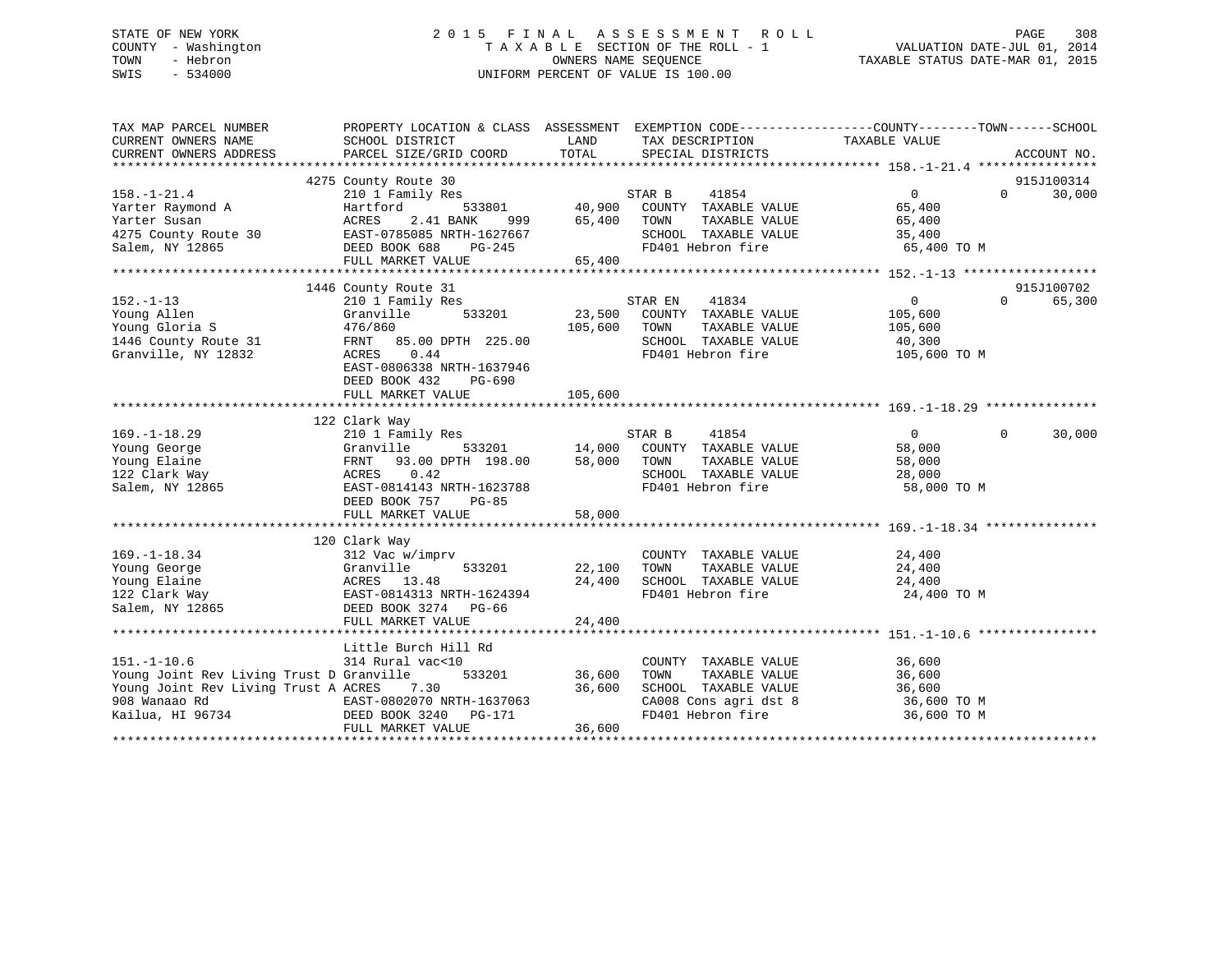STATE OF NEW YORK
COUNTY - Washington
TOWN - Hebron
SWIS - 534000

# 2015 FINAL ASSESSMENT ROLL

TAXABLE SECTION OF THE ROLL - 1
OWNERS NAME SEQUENCE
UNIFORM PERCENT OF VALUE IS 100.00

VALUATION DATE-JUL 01, 2014
TAXABLE STATUS DATE-MAR 01, 2015

```
TAX MAP PARCEL NUMBER          PROPERTY LOCATION & CLASS  ASSESSMENT  EXEMPTION CODE-----------------COUNTY--------TOWN------SCHOOL
CURRENT OWNERS NAME            SCHOOL DISTRICT               LAND      TAX DESCRIPTION            TAXABLE VALUE
CURRENT OWNERS ADDRESS         PARCEL SIZE/GRID COORD        TOTAL     SPECIAL DISTRICTS                                    ACCOUNT NO.
******************************************************************************************************* 158.-1-21.4 ****************
                          4275 County Route 30                                                                    915J100314
158.-1-21.4                    210 1 Family Res                        STAR B     41854              0          0     30,000
Yarter Raymond A               Hartford          533801      40,900    COUNTY  TAXABLE VALUE         65,400
Yarter Susan                   ACRES    2.41 BANK    999     65,400    TOWN    TAXABLE VALUE         65,400
4275 County Route 30           EAST-0785085 NRTH-1627667              SCHOOL  TAXABLE VALUE         35,400
Salem, NY 12865                DEED BOOK 688    PG-245                FD401 Hebron fire              65,400 TO M
                               FULL MARKET VALUE             65,400
******************************************************************************************************* 152.-1-13 ******************
                          1446 County Route 31                                                                    915J100702
152.-1-13                      210 1 Family Res                        STAR EN    41834              0          0     65,300
Young Allen                    Granville         533201      23,500    COUNTY  TAXABLE VALUE        105,600
Young Gloria S                 476/860                      105,600    TOWN    TAXABLE VALUE        105,600
1446 County Route 31           FRNT   85.00 DPTH 225.00               SCHOOL  TAXABLE VALUE         40,300
Granville, NY 12832            ACRES    0.44                          FD401 Hebron fire             105,600 TO M
                               EAST-0806338 NRTH-1637946
                               DEED BOOK 432    PG-690
                               FULL MARKET VALUE            105,600
******************************************************************************************************* 169.-1-18.29 ***************
                          122 Clark Way
169.-1-18.29                   210 1 Family Res                        STAR B     41854              0          0     30,000
Young George                   Granville         533201      14,000    COUNTY  TAXABLE VALUE         58,000
Young Elaine                   FRNT   93.00 DPTH 198.00      58,000    TOWN    TAXABLE VALUE         58,000
122 Clark Way                  ACRES    0.42                          SCHOOL  TAXABLE VALUE         28,000
Salem, NY 12865                EAST-0814143 NRTH-1623788              FD401 Hebron fire              58,000 TO M
                               DEED BOOK 757    PG-85
                               FULL MARKET VALUE             58,000
******************************************************************************************************* 169.-1-18.34 ***************
                          120 Clark Way
169.-1-18.34                   312 Vac w/imprv                         COUNTY  TAXABLE VALUE         24,400
Young George                   Granville         533201      22,100    TOWN    TAXABLE VALUE         24,400
Young Elaine                   ACRES   13.48                 24,400    SCHOOL  TAXABLE VALUE         24,400
122 Clark Way                  EAST-0814313 NRTH-1624394              FD401 Hebron fire              24,400 TO M
Salem, NY 12865                DEED BOOK 3274   PG-66
                               FULL MARKET VALUE             24,400
******************************************************************************************************* 151.-1-10.6 ****************
                          Little Burch Hill Rd
151.-1-10.6                    314 Rural vac<10                        COUNTY  TAXABLE VALUE         36,600
Young Joint Rev Living Trust D Granville         533201      36,600    TOWN    TAXABLE VALUE         36,600
Young Joint Rev Living Trust A ACRES    7.30                 36,600    SCHOOL  TAXABLE VALUE         36,600
908 Wanaao Rd                  EAST-0802070 NRTH-1637063              CA008 Cons agri dst 8          36,600 TO M
Kailua, HI 96734               DEED BOOK 3240   PG-171                FD401 Hebron fire              36,600 TO M
                               FULL MARKET VALUE             36,600
************************************************************************************************************************************
```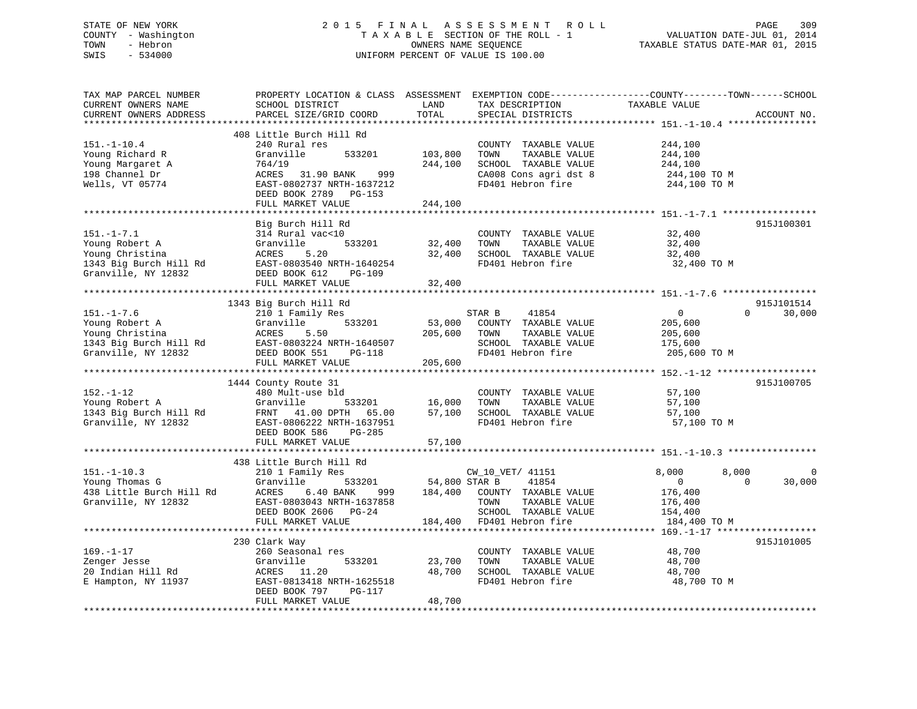STATE OF NEW YORK — COUNTY - Washington — TOWN - Hebron — SWIS - 534000

# 2015 FINAL ASSESSMENT ROLL

TAXABLE SECTION OF THE ROLL - 1
OWNERS NAME SEQUENCE
UNIFORM PERCENT OF VALUE IS 100.00

VALUATION DATE-JUL 01, 2014
TAXABLE STATUS DATE-MAR 01, 2015

```
TAX MAP PARCEL NUMBER          PROPERTY LOCATION & CLASS  ASSESSMENT  EXEMPTION CODE------------------COUNTY--------TOWN------SCHOOL
CURRENT OWNERS NAME            SCHOOL DISTRICT               LAND      TAX DESCRIPTION              TAXABLE VALUE
CURRENT OWNERS ADDRESS         PARCEL SIZE/GRID COORD        TOTAL     SPECIAL DISTRICTS                                     ACCOUNT NO.
******************************************************************************************************* 151.-1-10.4 ****************
                               408 Little Burch Hill Rd
151.-1-10.4                    240 Rural res                           COUNTY  TAXABLE VALUE         244,100
Young Richard R                Granville       533201      103,800     TOWN    TAXABLE VALUE         244,100
Young Margaret A               764/19                      244,100     SCHOOL  TAXABLE VALUE         244,100
198 Channel Dr                 ACRES  31.90 BANK    999                CA008 Cons agri dst 8          244,100 TO M
Wells, VT 05774                EAST-0802737 NRTH-1637212               FD401 Hebron fire              244,100 TO M
                               DEED BOOK 2789   PG-153
                               FULL MARKET VALUE           244,100
******************************************************************************************************* 151.-1-7.1 *****************
                               Big Burch Hill Rd                                                                       915J100301
151.-1-7.1                     314 Rural vac<10                        COUNTY  TAXABLE VALUE          32,400
Young Robert A                 Granville       533201       32,400     TOWN    TAXABLE VALUE          32,400
Young Christina                ACRES   5.20                 32,400     SCHOOL  TAXABLE VALUE          32,400
1343 Big Burch Hill Rd         EAST-0803540 NRTH-1640254               FD401 Hebron fire               32,400 TO M
Granville, NY 12832            DEED BOOK 612    PG-109
                               FULL MARKET VALUE            32,400
******************************************************************************************************* 151.-1-7.6 *****************
                               1343 Big Burch Hill Rd                                                                  915J101514
151.-1-7.6                     210 1 Family Res                        STAR B     41854                   0          0      30,000
Young Robert A                 Granville       533201       53,000     COUNTY  TAXABLE VALUE         205,600
Young Christina                ACRES   5.50                205,600     TOWN    TAXABLE VALUE         205,600
1343 Big Burch Hill Rd         EAST-0803224 NRTH-1640507               SCHOOL  TAXABLE VALUE         175,600
Granville, NY 12832            DEED BOOK 551    PG-118                 FD401 Hebron fire              205,600 TO M
                               FULL MARKET VALUE           205,600
******************************************************************************************************* 152.-1-12 ******************
                               1444 County Route 31                                                                    915J100705
152.-1-12                      480 Mult-use bld                        COUNTY  TAXABLE VALUE          57,100
Young Robert A                 Granville       533201       16,000     TOWN    TAXABLE VALUE          57,100
1343 Big Burch Hill Rd         FRNT  41.00 DPTH  65.00      57,100     SCHOOL  TAXABLE VALUE          57,100
Granville, NY 12832            EAST-0806222 NRTH-1637951               FD401 Hebron fire               57,100 TO M
                               DEED BOOK 586    PG-285
                               FULL MARKET VALUE            57,100
******************************************************************************************************* 151.-1-10.3 ****************
                               438 Little Burch Hill Rd
151.-1-10.3                    210 1 Family Res                        CW_10_VET/ 41151               8,000      8,000           0
Young Thomas G                 Granville       533201       54,800     STAR B     41854                   0          0      30,000
438 Little Burch Hill Rd       ACRES   6.40 BANK    999    184,400     COUNTY  TAXABLE VALUE         176,400
Granville, NY 12832            EAST-0803043 NRTH-1637858               TOWN    TAXABLE VALUE         176,400
                               DEED BOOK 2606   PG-24                  SCHOOL  TAXABLE VALUE         154,400
                               FULL MARKET VALUE           184,400     FD401 Hebron fire              184,400 TO M
******************************************************************************************************* 169.-1-17 ******************
                               230 Clark Way                                                                           915J101005
169.-1-17                      260 Seasonal res                        COUNTY  TAXABLE VALUE          48,700
Zenger Jesse                   Granville       533201       23,700     TOWN    TAXABLE VALUE          48,700
20 Indian Hill Rd              ACRES  11.20                 48,700     SCHOOL  TAXABLE VALUE          48,700
E Hampton, NY 11937            EAST-0813418 NRTH-1625518               FD401 Hebron fire               48,700 TO M
                               DEED BOOK 797    PG-117
                               FULL MARKET VALUE            48,700
************************************************************************************************************************************
```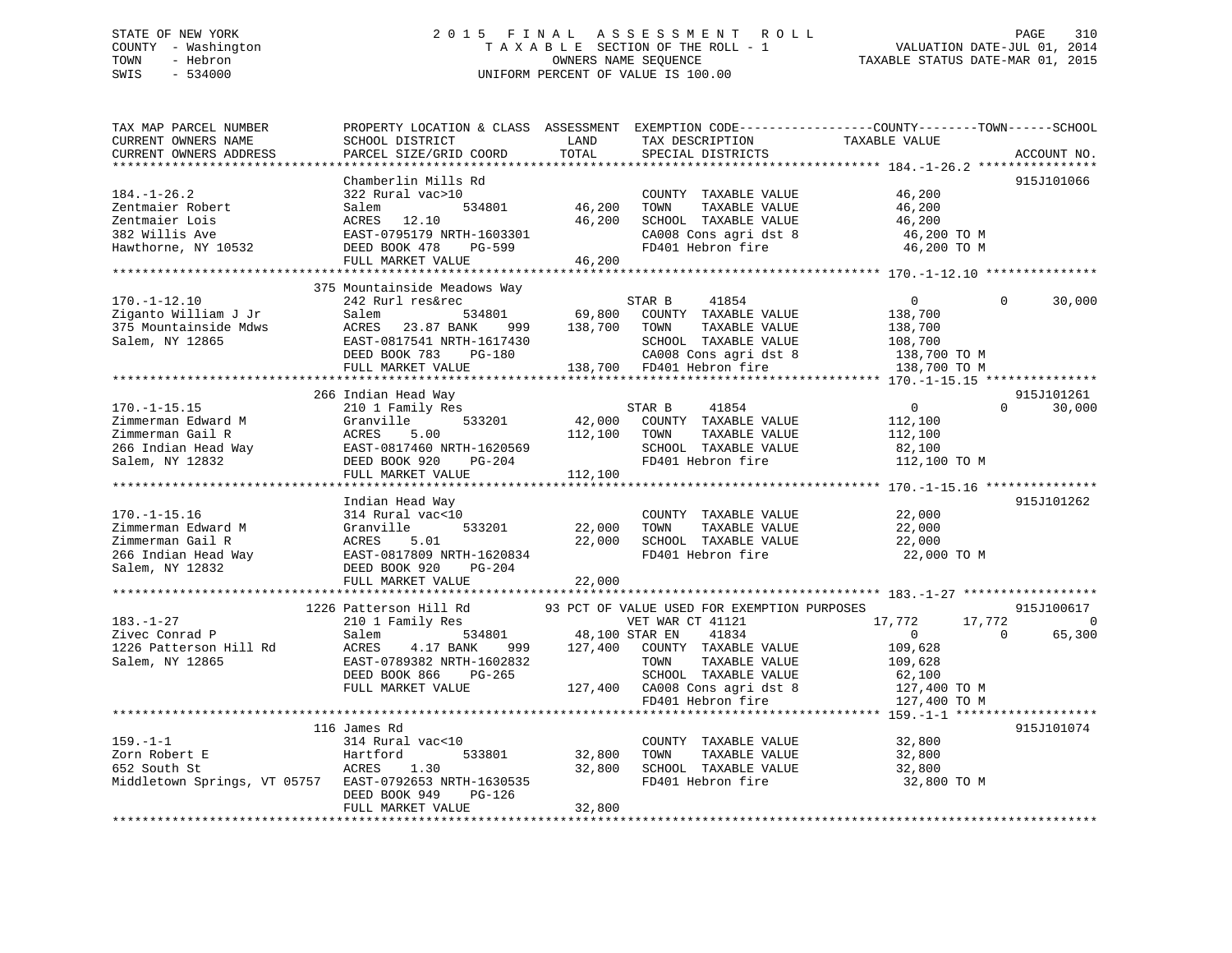STATE OF NEW YORK
COUNTY - Washington
TOWN - Hebron
SWIS - 534000

2015 FINAL ASSESSMENT ROLL
TAXABLE SECTION OF THE ROLL - 1
OWNERS NAME SEQUENCE
UNIFORM PERCENT OF VALUE IS 100.00

VALUATION DATE-JUL 01, 2014
TAXABLE STATUS DATE-MAR 01, 2015

```
TAX MAP PARCEL NUMBER          PROPERTY LOCATION & CLASS  ASSESSMENT  EXEMPTION CODE------------------COUNTY--------TOWN------SCHOOL
CURRENT OWNERS NAME            SCHOOL DISTRICT            LAND        TAX DESCRIPTION            TAXABLE VALUE
CURRENT OWNERS ADDRESS         PARCEL SIZE/GRID COORD     TOTAL       SPECIAL DISTRICTS                                    ACCOUNT NO.
******************************************************************************************************* 184.-1-26.2 ****************
                               Chamberlin Mills Rd                                                                         915J101066
184.-1-26.2                    322 Rural vac>10                       COUNTY  TAXABLE VALUE           46,200
Zentmaier Robert               Salem          534801       46,200     TOWN    TAXABLE VALUE           46,200
Zentmaier Lois                 ACRES   12.10               46,200     SCHOOL  TAXABLE VALUE           46,200
382 Willis Ave                 EAST-0795179 NRTH-1603301              CA008 Cons agri dst 8            46,200 TO M
Hawthorne, NY 10532            DEED BOOK 478    PG-599                FD401 Hebron fire                46,200 TO M
                               FULL MARKET VALUE           46,200
******************************************************************************************************* 170.-1-12.10 ***************
                           375 Mountainside Meadows Way
170.-1-12.10                   242 Rurl res&rec                       STAR B     41854                  0          0       30,000
Ziganto William J Jr           Salem          534801       69,800     COUNTY  TAXABLE VALUE          138,700
375 Mountainside Mdws          ACRES   23.87 BANK    999  138,700     TOWN    TAXABLE VALUE          138,700
Salem, NY 12865                EAST-0817541 NRTH-1617430              SCHOOL  TAXABLE VALUE          108,700
                               DEED BOOK 783    PG-180                CA008 Cons agri dst 8           138,700 TO M
                               FULL MARKET VALUE          138,700     FD401 Hebron fire               138,700 TO M
******************************************************************************************************* 170.-1-15.15 ***************
                           266 Indian Head Way                                                                             915J101261
170.-1-15.15                   210 1 Family Res                       STAR B     41854                  0          0       30,000
Zimmerman Edward M             Granville      533201       42,000     COUNTY  TAXABLE VALUE          112,100
Zimmerman Gail R               ACRES    5.00              112,100     TOWN    TAXABLE VALUE          112,100
266 Indian Head Way            EAST-0817460 NRTH-1620569              SCHOOL  TAXABLE VALUE           82,100
Salem, NY 12832                DEED BOOK 920    PG-204                FD401 Hebron fire               112,100 TO M
                               FULL MARKET VALUE          112,100
******************************************************************************************************* 170.-1-15.16 ***************
                               Indian Head Way                                                                             915J101262
170.-1-15.16                   314 Rural vac<10                       COUNTY  TAXABLE VALUE           22,000
Zimmerman Edward M             Granville      533201       22,000     TOWN    TAXABLE VALUE           22,000
Zimmerman Gail R               ACRES    5.01               22,000     SCHOOL  TAXABLE VALUE           22,000
266 Indian Head Way            EAST-0817809 NRTH-1620834              FD401 Hebron fire                22,000 TO M
Salem, NY 12832                DEED BOOK 920    PG-204
                               FULL MARKET VALUE           22,000
******************************************************************************************************* 183.-1-27 ******************
                          1226 Patterson Hill Rd       93 PCT OF VALUE USED FOR EXEMPTION PURPOSES                        915J100617
183.-1-27                      210 1 Family Res                       VET WAR CT 41121              17,772     17,772            0
Zivec Conrad P                 Salem          534801       48,100 STAR EN    41834                  0          0       65,300
1226 Patterson Hill Rd         ACRES    4.17 BANK    999  127,400     COUNTY  TAXABLE VALUE          109,628
Salem, NY 12865                EAST-0789382 NRTH-1602832              TOWN    TAXABLE VALUE          109,628
                               DEED BOOK 866    PG-265                SCHOOL  TAXABLE VALUE           62,100
                               FULL MARKET VALUE          127,400     CA008 Cons agri dst 8           127,400 TO M
                                                                      FD401 Hebron fire               127,400 TO M
******************************************************************************************************* 159.-1-1 *******************
                           116 James Rd                                                                                    915J101074
159.-1-1                       314 Rural vac<10                       COUNTY  TAXABLE VALUE           32,800
Zorn Robert E                  Hartford       533801       32,800     TOWN    TAXABLE VALUE           32,800
652 South St                   ACRES    1.30               32,800     SCHOOL  TAXABLE VALUE           32,800
Middletown Springs, VT 05757   EAST-0792653 NRTH-1630535              FD401 Hebron fire                32,800 TO M
                               DEED BOOK 949    PG-126
                               FULL MARKET VALUE           32,800
************************************************************************************************************************************
```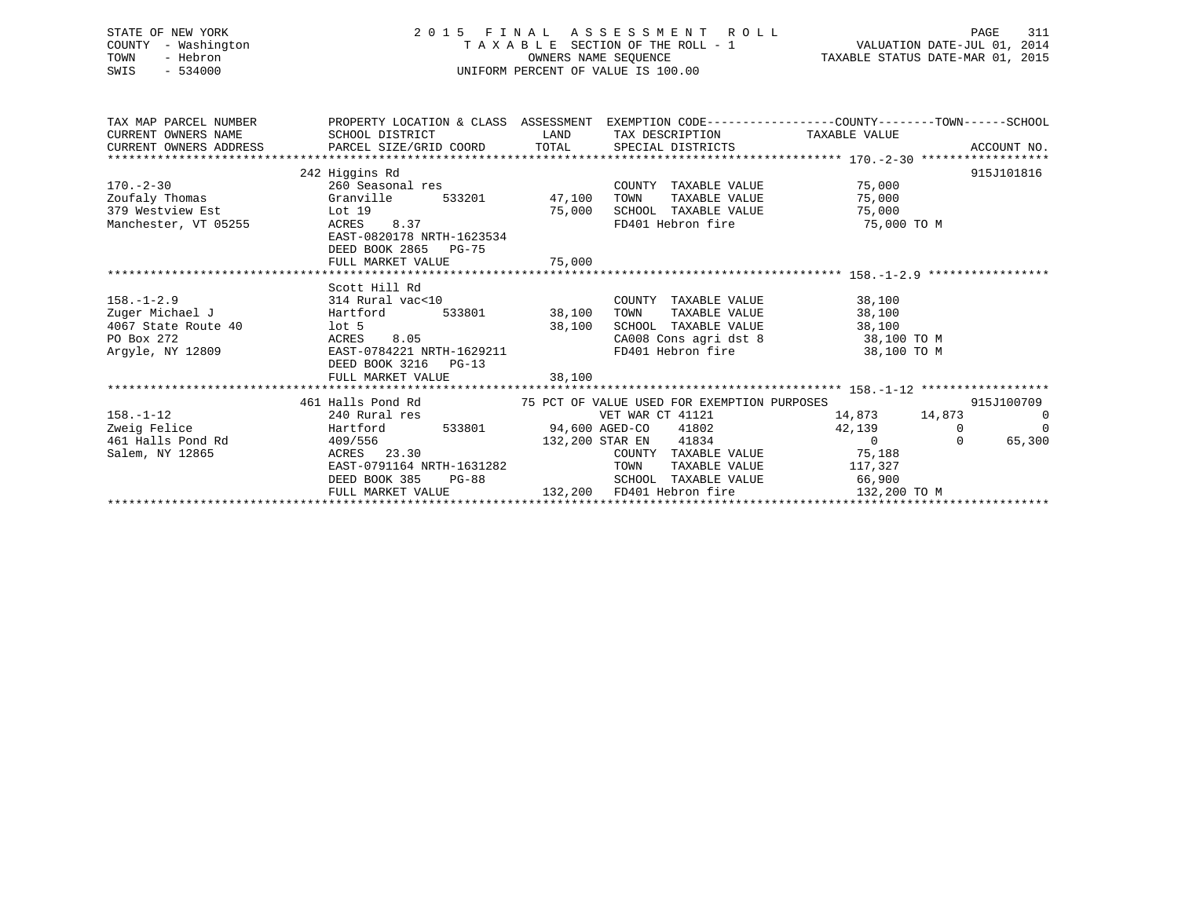STATE OF NEW YORK
COUNTY - Washington
TOWN - Hebron
SWIS - 534000

2015 FINAL ASSESSMENT ROLL
TAXABLE SECTION OF THE ROLL - 1
OWNERS NAME SEQUENCE
UNIFORM PERCENT OF VALUE IS 100.00

VALUATION DATE-JUL 01, 2014
TAXABLE STATUS DATE-MAR 01, 2015

```
TAX MAP PARCEL NUMBER          PROPERTY LOCATION & CLASS  ASSESSMENT  EXEMPTION CODE------------------COUNTY--------TOWN------SCHOOL
CURRENT OWNERS NAME            SCHOOL DISTRICT              LAND      TAX DESCRIPTION            TAXABLE VALUE
CURRENT OWNERS ADDRESS         PARCEL SIZE/GRID COORD       TOTAL     SPECIAL DISTRICTS                                    ACCOUNT NO.
******************************************************************************************************* 170.-2-30 ******************
                               242 Higgins Rd                                                                          915J101816
170.-2-30                      260 Seasonal res                       COUNTY  TAXABLE VALUE           75,000
Zoufaly Thomas                 Granville      533201       47,100    TOWN    TAXABLE VALUE           75,000
379 Westview Est               Lot 19                      75,000    SCHOOL  TAXABLE VALUE           75,000
Manchester, VT 05255           ACRES    8.37                          FD401 Hebron fire                75,000 TO M
                               EAST-0820178 NRTH-1623534
                               DEED BOOK 2865   PG-75
                               FULL MARKET VALUE           75,000
******************************************************************************************************* 158.-1-2.9 *****************
                               Scott Hill Rd
158.-1-2.9                     314 Rural vac<10                       COUNTY  TAXABLE VALUE           38,100
Zuger Michael J                Hartford       533801       38,100    TOWN    TAXABLE VALUE           38,100
4067 State Route 40            lot 5                       38,100    SCHOOL  TAXABLE VALUE           38,100
PO Box 272                     ACRES    8.05                          CA008 Cons agri dst 8            38,100 TO M
Argyle, NY 12809               EAST-0784221 NRTH-1629211              FD401 Hebron fire                38,100 TO M
                               DEED BOOK 3216   PG-13
                               FULL MARKET VALUE           38,100
******************************************************************************************************* 158.-1-12 ******************
                               461 Halls Pond Rd            75 PCT OF VALUE USED FOR EXEMPTION PURPOSES                915J100709
158.-1-12                      240 Rural res                    VET WAR CT 41121              14,873     14,873           0
Zweig Felice                   Hartford       533801       94,600 AGED-CO    41802              42,139          0           0
461 Halls Pond Rd              409/556                    132,200 STAR EN    41834                   0          0      65,300
Salem, NY 12865                ACRES   23.30                          COUNTY  TAXABLE VALUE           75,188
                               EAST-0791164 NRTH-1631282              TOWN    TAXABLE VALUE          117,327
                               DEED BOOK 385    PG-88                 SCHOOL  TAXABLE VALUE           66,900
                               FULL MARKET VALUE          132,200    FD401 Hebron fire               132,200 TO M
************************************************************************************************************************************
```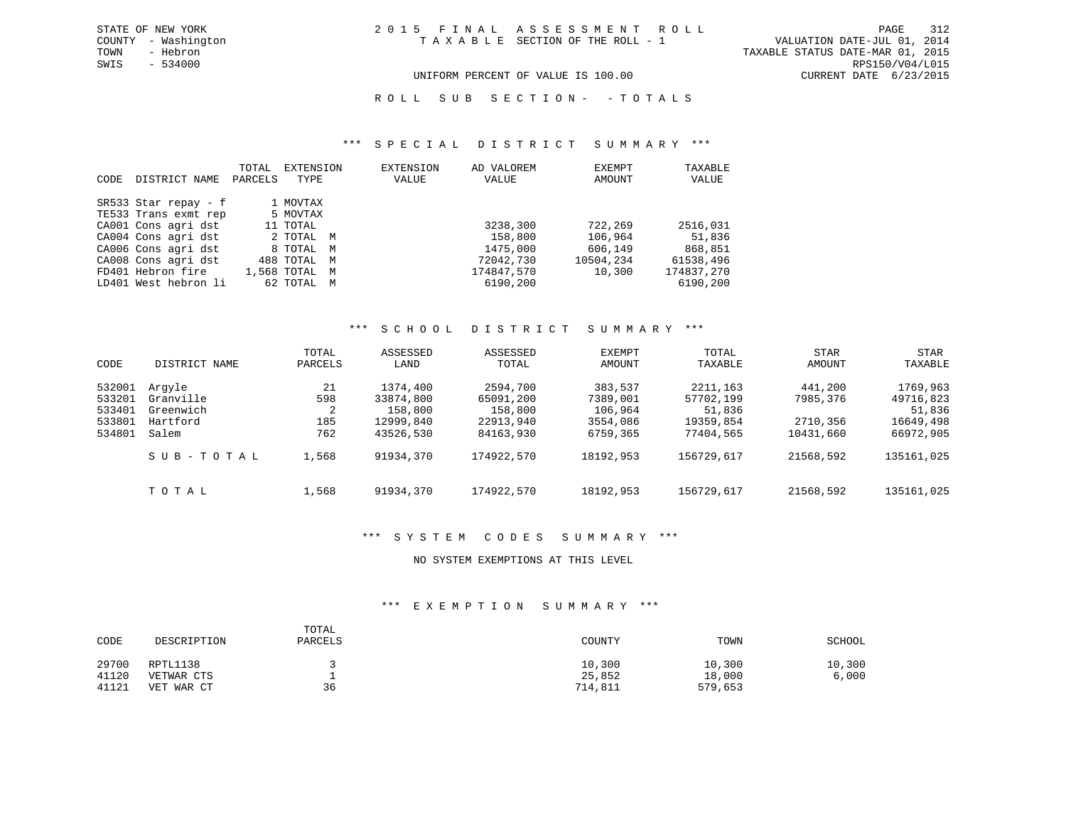STATE OF NEW YORK
COUNTY - Washington
TOWN - Hebron
SWIS - 534000

2015 FINAL ASSESSMENT ROLL
TAXABLE SECTION OF THE ROLL - 1

VALUATION DATE-JUL 01, 2014
TAXABLE STATUS DATE-MAR 01, 2015
RPS150/V04/L015
CURRENT DATE 6/23/2015

UNIFORM PERCENT OF VALUE IS 100.00

ROLL SUB SECTION- - TOTALS

### *** SPECIAL DISTRICT SUMMARY ***

| CODE | DISTRICT NAME | TOTAL PARCELS | EXTENSION TYPE | EXTENSION VALUE | AD VALOREM VALUE | EXEMPT AMOUNT | TAXABLE VALUE |
|---|---|---|---|---|---|---|---|
| SR533 | Star repay - f | 1 | MOVTAX | | | | |
| TE533 | Trans exmt rep | 5 | MOVTAX | | | | |
| CA001 | Cons agri dst | 11 | TOTAL | | 3238,300 | 722,269 | 2516,031 |
| CA004 | Cons agri dst | 2 | TOTAL M | | 158,800 | 106,964 | 51,836 |
| CA006 | Cons agri dst | 8 | TOTAL M | | 1475,000 | 606,149 | 868,851 |
| CA008 | Cons agri dst | 488 | TOTAL M | | 72042,730 | 10504,234 | 61538,496 |
| FD401 | Hebron fire | 1,568 | TOTAL M | | 174847,570 | 10,300 | 174837,270 |
| LD401 | West hebron li | 62 | TOTAL M | | 6190,200 | | 6190,200 |

### *** SCHOOL DISTRICT SUMMARY ***

| CODE | DISTRICT NAME | TOTAL PARCELS | ASSESSED LAND | ASSESSED TOTAL | EXEMPT AMOUNT | TOTAL TAXABLE | STAR AMOUNT | STAR TAXABLE |
|---|---|---|---|---|---|---|---|---|
| 532001 | Argyle | 21 | 1374,400 | 2594,700 | 383,537 | 2211,163 | 441,200 | 1769,963 |
| 533201 | Granville | 598 | 33874,800 | 65091,200 | 7389,001 | 57702,199 | 7985,376 | 49716,823 |
| 533401 | Greenwich | 2 | 158,800 | 158,800 | 106,964 | 51,836 | | 51,836 |
| 533801 | Hartford | 185 | 12999,840 | 22913,940 | 3554,086 | 19359,854 | 2710,356 | 16649,498 |
| 534801 | Salem | 762 | 43526,530 | 84163,930 | 6759,365 | 77404,565 | 10431,660 | 66972,905 |
| | SUB-TOTAL | 1,568 | 91934,370 | 174922,570 | 18192,953 | 156729,617 | 21568,592 | 135161,025 |
| | TOTAL | 1,568 | 91934,370 | 174922,570 | 18192,953 | 156729,617 | 21568,592 | 135161,025 |

### *** SYSTEM CODES SUMMARY ***

NO SYSTEM EXEMPTIONS AT THIS LEVEL

### *** EXEMPTION SUMMARY ***

| CODE | DESCRIPTION | TOTAL PARCELS | COUNTY | TOWN | SCHOOL |
|---|---|---|---|---|---|
| 29700 | RPTL1138 | 3 | 10,300 | 10,300 | 10,300 |
| 41120 | VETWAR CTS | 1 | 25,852 | 18,000 | 6,000 |
| 41121 | VET WAR CT | 36 | 714,811 | 579,653 | |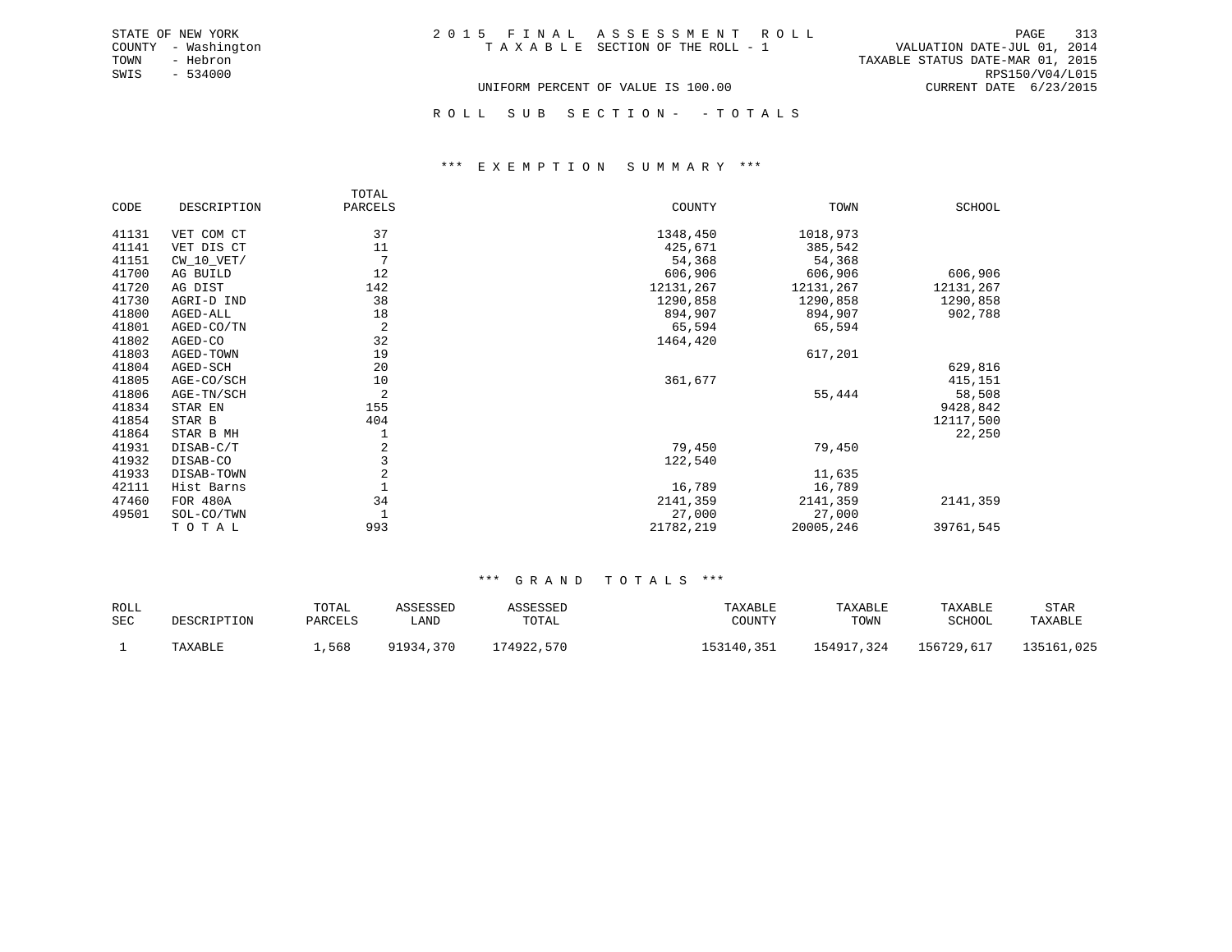STATE OF NEW YORK
COUNTY - Washington
TOWN - Hebron
SWIS - 534000

2015 FINAL ASSESSMENT ROLL
TAXABLE SECTION OF THE ROLL - 1

VALUATION DATE-JUL 01, 2014
TAXABLE STATUS DATE-MAR 01, 2015
RPS150/V04/L015
CURRENT DATE 6/23/2015

UNIFORM PERCENT OF VALUE IS 100.00

ROLL SUB SECTION- - TOTALS

## *** EXEMPTION SUMMARY ***

| CODE | DESCRIPTION | TOTAL PARCELS | COUNTY | TOWN | SCHOOL |
|---|---|---|---|---|---|
| 41131 | VET COM CT | 37 | 1348,450 | 1018,973 | |
| 41141 | VET DIS CT | 11 | 425,671 | 385,542 | |
| 41151 | CW_10_VET/ | 7 | 54,368 | 54,368 | |
| 41700 | AG BUILD | 12 | 606,906 | 606,906 | 606,906 |
| 41720 | AG DIST | 142 | 12131,267 | 12131,267 | 12131,267 |
| 41730 | AGRI-D IND | 38 | 1290,858 | 1290,858 | 1290,858 |
| 41800 | AGED-ALL | 18 | 894,907 | 894,907 | 902,788 |
| 41801 | AGED-CO/TN | 2 | 65,594 | 65,594 | |
| 41802 | AGED-CO | 32 | 1464,420 | | |
| 41803 | AGED-TOWN | 19 | | 617,201 | |
| 41804 | AGED-SCH | 20 | | | 629,816 |
| 41805 | AGE-CO/SCH | 10 | 361,677 | | 415,151 |
| 41806 | AGE-TN/SCH | 2 | | 55,444 | 58,508 |
| 41834 | STAR EN | 155 | | | 9428,842 |
| 41854 | STAR B | 404 | | | 12117,500 |
| 41864 | STAR B MH | 1 | | | 22,250 |
| 41931 | DISAB-C/T | 2 | 79,450 | 79,450 | |
| 41932 | DISAB-CO | 3 | 122,540 | | |
| 41933 | DISAB-TOWN | 2 | | 11,635 | |
| 42111 | Hist Barns | 1 | 16,789 | 16,789 | |
| 47460 | FOR 480A | 34 | 2141,359 | 2141,359 | 2141,359 |
| 49501 | SOL-CO/TWN | 1 | 27,000 | 27,000 | |
| | TOTAL | 993 | 21782,219 | 20005,246 | 39761,545 |

## *** GRAND TOTALS ***

| ROLL SEC | DESCRIPTION | TOTAL PARCELS | ASSESSED LAND | ASSESSED TOTAL | TAXABLE COUNTY | TAXABLE TOWN | TAXABLE SCHOOL | STAR TAXABLE |
|---|---|---|---|---|---|---|---|---|
| 1 | TAXABLE | 1,568 | 91934,370 | 174922,570 | 153140,351 | 154917,324 | 156729,617 | 135161,025 |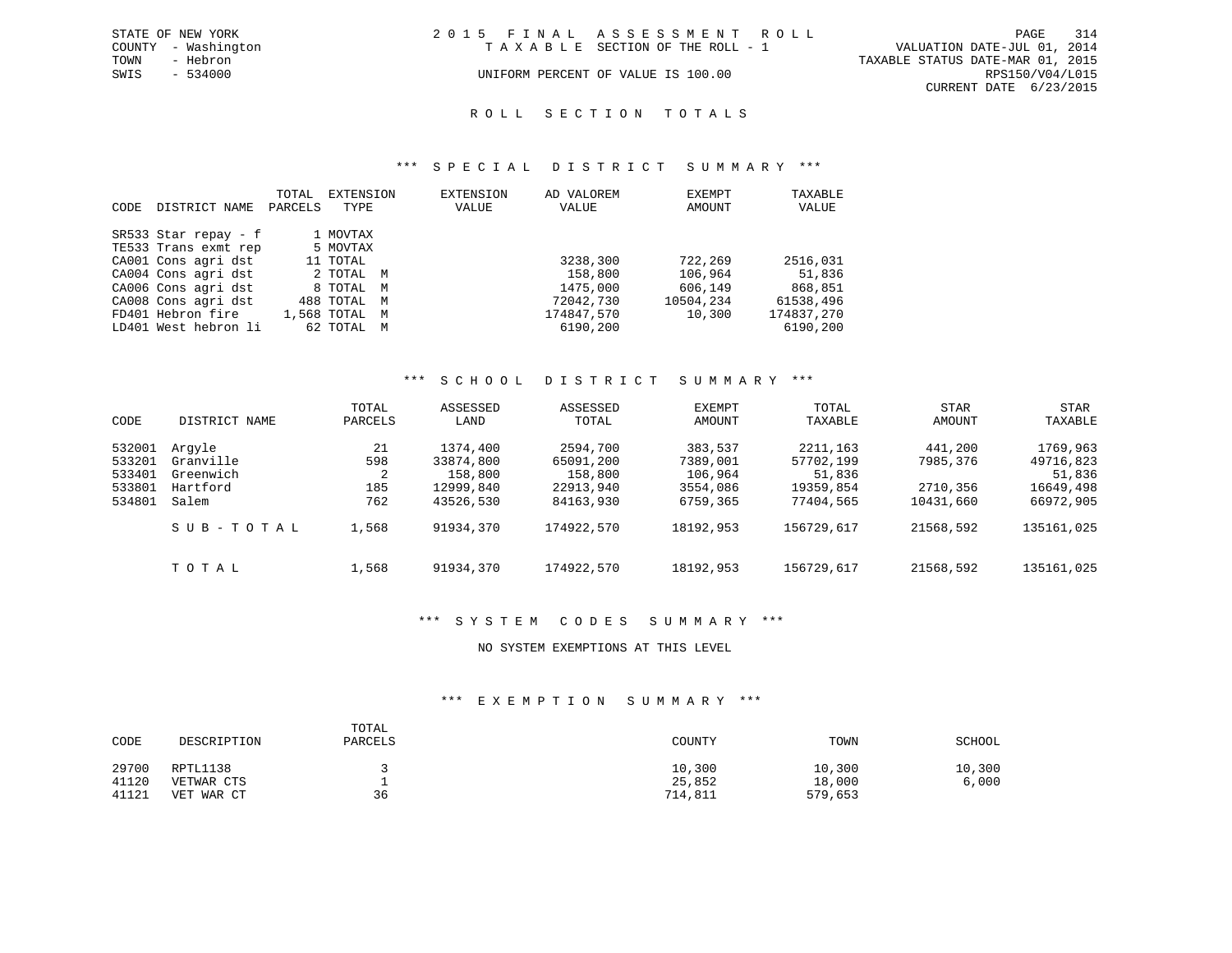STATE OF NEW YORK
COUNTY - Washington
TOWN - Hebron
SWIS - 534000

2015 FINAL ASSESSMENT ROLL
TAXABLE SECTION OF THE ROLL - 1
UNIFORM PERCENT OF VALUE IS 100.00

VALUATION DATE-JUL 01, 2014
TAXABLE STATUS DATE-MAR 01, 2015
RPS150/V04/L015
CURRENT DATE 6/23/2015

## ROLL SECTION TOTALS

### *** SPECIAL DISTRICT SUMMARY ***

| CODE | DISTRICT NAME | TOTAL PARCELS | EXTENSION TYPE | EXTENSION VALUE | AD VALOREM VALUE | EXEMPT AMOUNT | TAXABLE VALUE |
|---|---|---|---|---|---|---|---|
| SR533 | Star repay - f | 1 | MOVTAX | | | | |
| TE533 | Trans exmt rep | 5 | MOVTAX | | | | |
| CA001 | Cons agri dst | 11 | TOTAL | | 3238,300 | 722,269 | 2516,031 |
| CA004 | Cons agri dst | 2 | TOTAL M | | 158,800 | 106,964 | 51,836 |
| CA006 | Cons agri dst | 8 | TOTAL M | | 1475,000 | 606,149 | 868,851 |
| CA008 | Cons agri dst | 488 | TOTAL M | | 72042,730 | 10504,234 | 61538,496 |
| FD401 | Hebron fire | 1,568 | TOTAL M | | 174847,570 | 10,300 | 174837,270 |
| LD401 | West hebron li | 62 | TOTAL M | | 6190,200 | | 6190,200 |

### *** SCHOOL DISTRICT SUMMARY ***

| CODE | DISTRICT NAME | TOTAL PARCELS | ASSESSED LAND | ASSESSED TOTAL | EXEMPT AMOUNT | TOTAL TAXABLE | STAR AMOUNT | STAR TAXABLE |
|---|---|---|---|---|---|---|---|---|
| 532001 | Argyle | 21 | 1374,400 | 2594,700 | 383,537 | 2211,163 | 441,200 | 1769,963 |
| 533201 | Granville | 598 | 33874,800 | 65091,200 | 7389,001 | 57702,199 | 7985,376 | 49716,823 |
| 533401 | Greenwich | 2 | 158,800 | 158,800 | 106,964 | 51,836 | | 51,836 |
| 533801 | Hartford | 185 | 12999,840 | 22913,940 | 3554,086 | 19359,854 | 2710,356 | 16649,498 |
| 534801 | Salem | 762 | 43526,530 | 84163,930 | 6759,365 | 77404,565 | 10431,660 | 66972,905 |
| | SUB-TOTAL | 1,568 | 91934,370 | 174922,570 | 18192,953 | 156729,617 | 21568,592 | 135161,025 |
| | TOTAL | 1,568 | 91934,370 | 174922,570 | 18192,953 | 156729,617 | 21568,592 | 135161,025 |

### *** SYSTEM CODES SUMMARY ***

NO SYSTEM EXEMPTIONS AT THIS LEVEL

### *** EXEMPTION SUMMARY ***

| CODE | DESCRIPTION | TOTAL PARCELS | COUNTY | TOWN | SCHOOL |
|---|---|---|---|---|---|
| 29700 | RPTL1138 | 3 | 10,300 | 10,300 | 10,300 |
| 41120 | VETWAR CTS | 1 | 25,852 | 18,000 | 6,000 |
| 41121 | VET WAR CT | 36 | 714,811 | 579,653 | |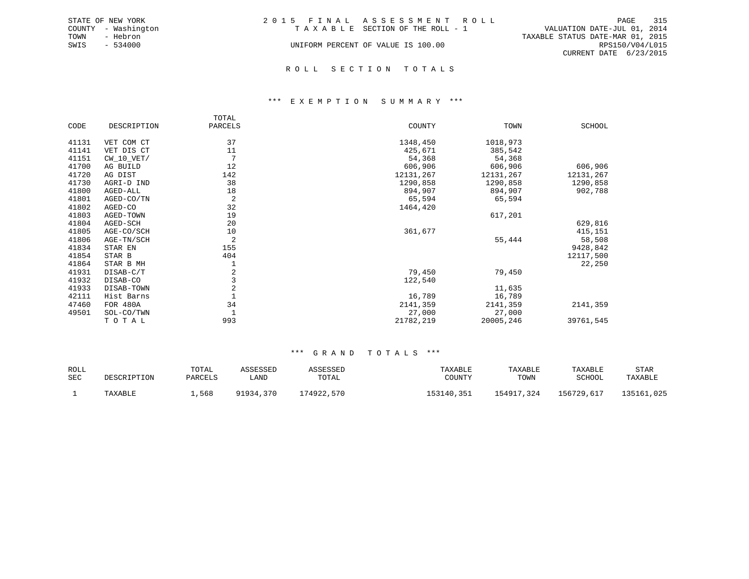STATE OF NEW YORK
COUNTY - Washington
TOWN - Hebron
SWIS - 534000

# 2 0 1 5 F I N A L A S S E S S M E N T R O L L

T A X A B L E SECTION OF THE ROLL - 1

UNIFORM PERCENT OF VALUE IS 100.00

VALUATION DATE-JUL 01, 2014
TAXABLE STATUS DATE-MAR 01, 2015
RPS150/V04/L015
CURRENT DATE 6/23/2015

## R O L L S E C T I O N T O T A L S

### *** E X E M P T I O N S U M M A R Y ***

| CODE | DESCRIPTION | TOTAL PARCELS | COUNTY | TOWN | SCHOOL |
|---|---|---|---|---|---|
| 41131 | VET COM CT | 37 | 1348,450 | 1018,973 | |
| 41141 | VET DIS CT | 11 | 425,671 | 385,542 | |
| 41151 | CW_10_VET/ | 7 | 54,368 | 54,368 | |
| 41700 | AG BUILD | 12 | 606,906 | 606,906 | 606,906 |
| 41720 | AG DIST | 142 | 12131,267 | 12131,267 | 12131,267 |
| 41730 | AGRI-D IND | 38 | 1290,858 | 1290,858 | 1290,858 |
| 41800 | AGED-ALL | 18 | 894,907 | 894,907 | 902,788 |
| 41801 | AGED-CO/TN | 2 | 65,594 | 65,594 | |
| 41802 | AGED-CO | 32 | 1464,420 | | |
| 41803 | AGED-TOWN | 19 | | 617,201 | |
| 41804 | AGED-SCH | 20 | | | 629,816 |
| 41805 | AGE-CO/SCH | 10 | 361,677 | | 415,151 |
| 41806 | AGE-TN/SCH | 2 | | 55,444 | 58,508 |
| 41834 | STAR EN | 155 | | | 9428,842 |
| 41854 | STAR B | 404 | | | 12117,500 |
| 41864 | STAR B MH | 1 | | | 22,250 |
| 41931 | DISAB-C/T | 2 | 79,450 | 79,450 | |
| 41932 | DISAB-CO | 3 | 122,540 | | |
| 41933 | DISAB-TOWN | 2 | | 11,635 | |
| 42111 | Hist Barns | 1 | 16,789 | 16,789 | |
| 47460 | FOR 480A | 34 | 2141,359 | 2141,359 | 2141,359 |
| 49501 | SOL-CO/TWN | 1 | 27,000 | 27,000 | |
| | T O T A L | 993 | 21782,219 | 20005,246 | 39761,545 |

### *** G R A N D T O T A L S ***

| ROLL SEC | DESCRIPTION | TOTAL PARCELS | ASSESSED LAND | ASSESSED TOTAL | TAXABLE COUNTY | TAXABLE TOWN | TAXABLE SCHOOL | STAR TAXABLE |
|---|---|---|---|---|---|---|---|---|
| 1 | TAXABLE | 1,568 | 91934,370 | 174922,570 | 153140,351 | 154917,324 | 156729,617 | 135161,025 |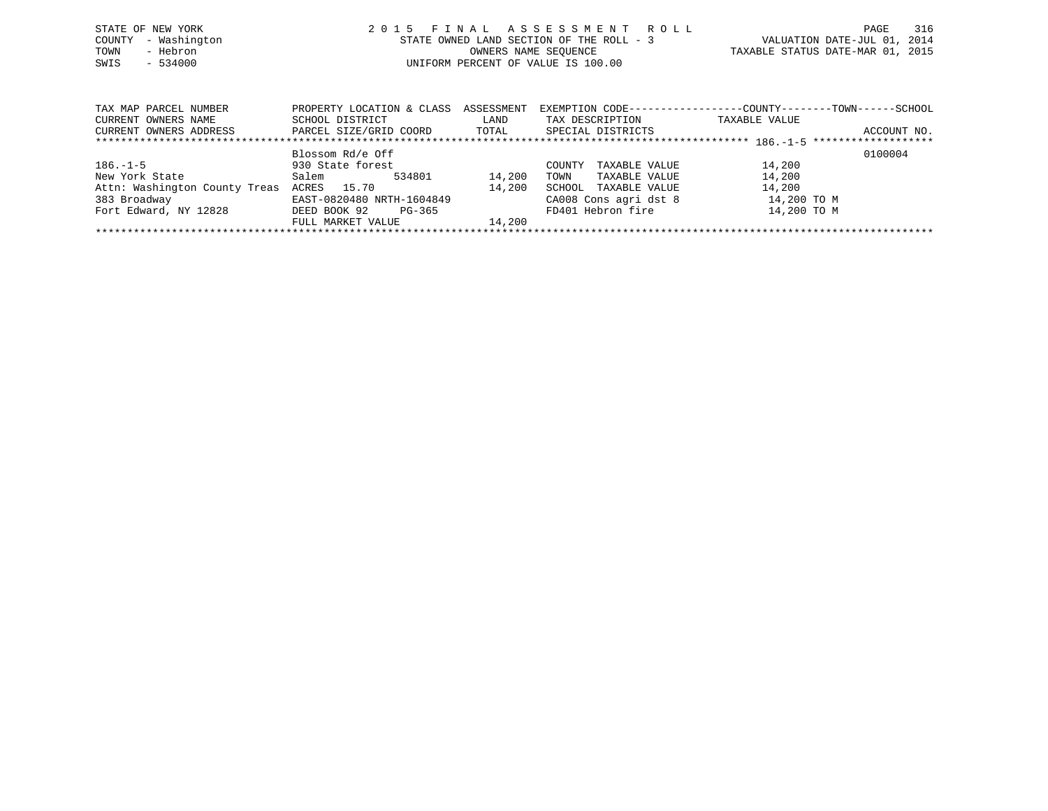STATE OF NEW YORK
COUNTY - Washington
TOWN - Hebron
SWIS - 534000

# 2015 FINAL ASSESSMENT ROLL
STATE OWNED LAND SECTION OF THE ROLL - 3
OWNERS NAME SEQUENCE
UNIFORM PERCENT OF VALUE IS 100.00

VALUATION DATE-JUL 01, 2014
TAXABLE STATUS DATE-MAR 01, 2015

| TAX MAP PARCEL NUMBER / CURRENT OWNERS NAME / CURRENT OWNERS ADDRESS | PROPERTY LOCATION & CLASS / SCHOOL DISTRICT / PARCEL SIZE/GRID COORD | ASSESSMENT LAND / TOTAL | EXEMPTION CODE / TAX DESCRIPTION / SPECIAL DISTRICTS | COUNTY--------TOWN------SCHOOL TAXABLE VALUE | ACCOUNT NO. |
|---|---|---|---|---|---|
| 186.-1-5 | | | | | |
| | Blossom Rd/e Off | | | | 0100004 |
| 186.-1-5 | 930 State forest | | COUNTY TAXABLE VALUE | 14,200 | |
| New York State | Salem 534801 | 14,200 | TOWN TAXABLE VALUE | 14,200 | |
| Attn: Washington County Treas | ACRES 15.70 | 14,200 | SCHOOL TAXABLE VALUE | 14,200 | |
| 383 Broadway | EAST-0820480 NRTH-1604849 | | CA008 Cons agri dst 8 | 14,200 TO M | |
| Fort Edward, NY 12828 | DEED BOOK 92 PG-365 | | FD401 Hebron fire | 14,200 TO M | |
| | FULL MARKET VALUE | 14,200 | | | |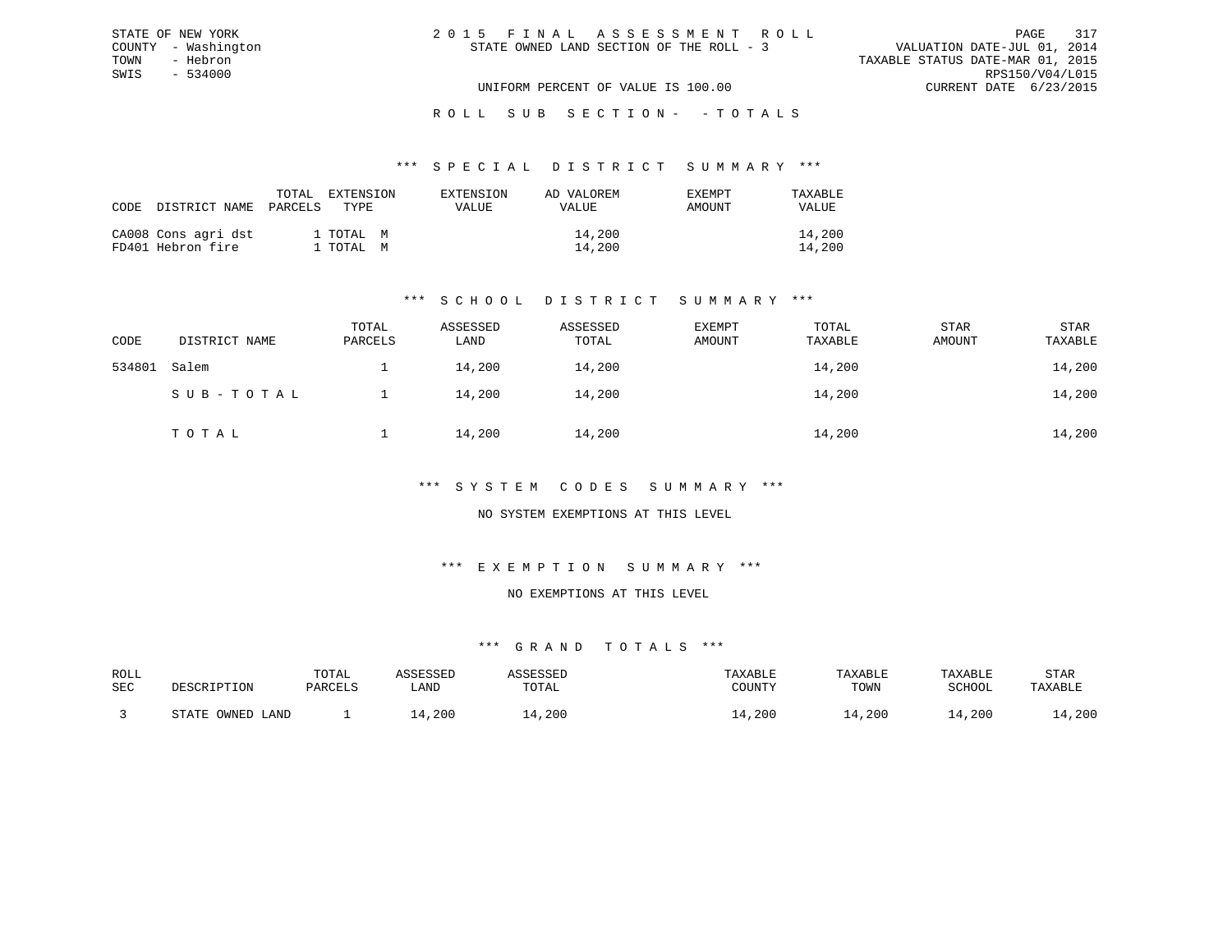STATE OF NEW YORK
COUNTY - Washington
TOWN - Hebron
SWIS - 534000

2 0 1 5 F I N A L A S S E S S M E N T R O L L
STATE OWNED LAND SECTION OF THE ROLL - 3

UNIFORM PERCENT OF VALUE IS 100.00

VALUATION DATE-JUL 01, 2014
TAXABLE STATUS DATE-MAR 01, 2015
RPS150/V04/L015
CURRENT DATE 6/23/2015

R O L L S U B S E C T I O N - - T O T A L S

*** S P E C I A L D I S T R I C T S U M M A R Y ***

| CODE | DISTRICT NAME | TOTAL PARCELS | EXTENSION TYPE | EXTENSION VALUE | AD VALOREM VALUE | EXEMPT AMOUNT | TAXABLE VALUE |
|---|---|---|---|---|---|---|---|
| CA008 | Cons agri dst | 1 | TOTAL M | | 14,200 | | 14,200 |
| FD401 | Hebron fire | 1 | TOTAL M | | 14,200 | | 14,200 |

*** S C H O O L D I S T R I C T S U M M A R Y ***

| CODE | DISTRICT NAME | TOTAL PARCELS | ASSESSED LAND | ASSESSED TOTAL | EXEMPT AMOUNT | TOTAL TAXABLE | STAR AMOUNT | STAR TAXABLE |
|---|---|---|---|---|---|---|---|---|
| 534801 | Salem | 1 | 14,200 | 14,200 | | 14,200 | | 14,200 |
| | S U B - T O T A L | 1 | 14,200 | 14,200 | | 14,200 | | 14,200 |
| | T O T A L | 1 | 14,200 | 14,200 | | 14,200 | | 14,200 |

*** S Y S T E M C O D E S S U M M A R Y ***

NO SYSTEM EXEMPTIONS AT THIS LEVEL

*** E X E M P T I O N S U M M A R Y ***

NO EXEMPTIONS AT THIS LEVEL

*** G R A N D T O T A L S ***

| ROLL SEC | DESCRIPTION | TOTAL PARCELS | ASSESSED LAND | ASSESSED TOTAL | TAXABLE COUNTY | TAXABLE TOWN | TAXABLE SCHOOL | STAR TAXABLE |
|---|---|---|---|---|---|---|---|---|
| 3 | STATE OWNED LAND | 1 | 14,200 | 14,200 | 14,200 | 14,200 | 14,200 | 14,200 |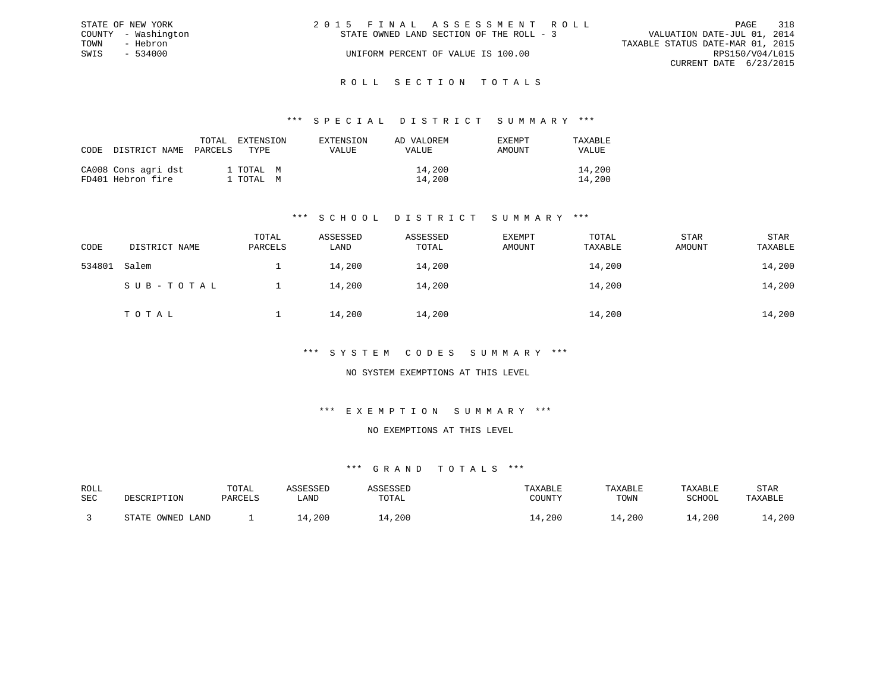STATE OF NEW YORK
COUNTY - Washington
TOWN - Hebron
SWIS - 534000

# 2015 FINAL ASSESSMENT ROLL
STATE OWNED LAND SECTION OF THE ROLL - 3
UNIFORM PERCENT OF VALUE IS 100.00

VALUATION DATE-JUL 01, 2014
TAXABLE STATUS DATE-MAR 01, 2015
RPS150/V04/L015
CURRENT DATE 6/23/2015

## ROLL SECTION TOTALS

### *** SPECIAL DISTRICT SUMMARY ***

| CODE | DISTRICT NAME | TOTAL PARCELS | EXTENSION TYPE | EXTENSION VALUE | AD VALOREM VALUE | EXEMPT AMOUNT | TAXABLE VALUE |
|---|---|---|---|---|---|---|---|
| CA008 | Cons agri dst | 1 | TOTAL M | | 14,200 | | 14,200 |
| FD401 | Hebron fire | 1 | TOTAL M | | 14,200 | | 14,200 |

### *** SCHOOL DISTRICT SUMMARY ***

| CODE | DISTRICT NAME | TOTAL PARCELS | ASSESSED LAND | ASSESSED TOTAL | EXEMPT AMOUNT | TOTAL TAXABLE | STAR AMOUNT | STAR TAXABLE |
|---|---|---|---|---|---|---|---|---|
| 534801 | Salem | 1 | 14,200 | 14,200 | | 14,200 | | 14,200 |
| | SUB-TOTAL | 1 | 14,200 | 14,200 | | 14,200 | | 14,200 |
| | TOTAL | 1 | 14,200 | 14,200 | | 14,200 | | 14,200 |

### *** SYSTEM CODES SUMMARY ***

NO SYSTEM EXEMPTIONS AT THIS LEVEL

### *** EXEMPTION SUMMARY ***

NO EXEMPTIONS AT THIS LEVEL

### *** GRAND TOTALS ***

| ROLL SEC | DESCRIPTION | TOTAL PARCELS | ASSESSED LAND | ASSESSED TOTAL | TAXABLE COUNTY | TAXABLE TOWN | TAXABLE SCHOOL | STAR TAXABLE |
|---|---|---|---|---|---|---|---|---|
| 3 | STATE OWNED LAND | 1 | 14,200 | 14,200 | 14,200 | 14,200 | 14,200 | 14,200 |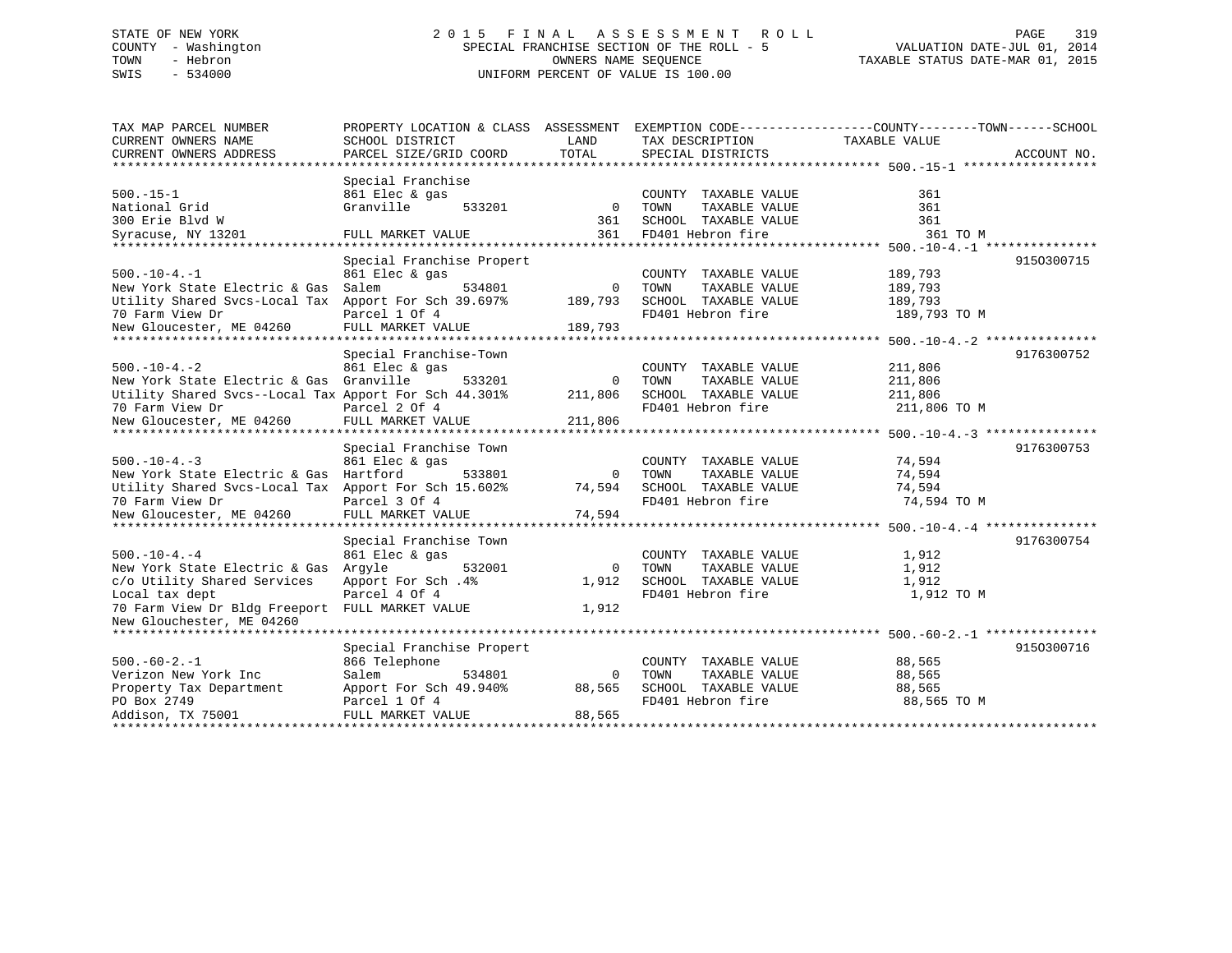STATE OF NEW YORK
COUNTY - Washington
TOWN - Hebron
SWIS - 534000

2015 FINAL ASSESSMENT ROLL
SPECIAL FRANCHISE SECTION OF THE ROLL - 5
OWNERS NAME SEQUENCE
UNIFORM PERCENT OF VALUE IS 100.00

VALUATION DATE-JUL 01, 2014
TAXABLE STATUS DATE-MAR 01, 2015

| TAX MAP PARCEL NUMBER / CURRENT OWNERS NAME / CURRENT OWNERS ADDRESS | PROPERTY LOCATION & CLASS / SCHOOL DISTRICT / PARCEL SIZE/GRID COORD | ASSESSMENT LAND / TOTAL | EXEMPTION CODE / TAX DESCRIPTION / SPECIAL DISTRICTS | COUNTY--------TOWN------SCHOOL TAXABLE VALUE | ACCOUNT NO. |
|---|---|---|---|---|---|
| **500.-15-1** | Special Franchise | | | | |
| 500.-15-1 | 861 Elec & gas | | COUNTY TAXABLE VALUE | 361 | |
| National Grid | Granville 533201 | 0 | TOWN TAXABLE VALUE | 361 | |
| 300 Erie Blvd W | | 361 | SCHOOL TAXABLE VALUE | 361 | |
| Syracuse, NY 13201 | FULL MARKET VALUE | 361 | FD401 Hebron fire | 361 TO M | |
| **500.-10-4.-1** | Special Franchise Propert | | | | 915O300715 |
| 500.-10-4.-1 | 861 Elec & gas | | COUNTY TAXABLE VALUE | 189,793 | |
| New York State Electric & Gas | Salem 534801 | 0 | TOWN TAXABLE VALUE | 189,793 | |
| Utility Shared Svcs-Local Tax | Apport For Sch 39.697% | 189,793 | SCHOOL TAXABLE VALUE | 189,793 | |
| 70 Farm View Dr | Parcel 1 Of 4 | | FD401 Hebron fire | 189,793 TO M | |
| New Gloucester, ME 04260 | FULL MARKET VALUE | 189,793 | | | |
| **500.-10-4.-2** | Special Franchise-Town | | | | 9176300752 |
| 500.-10-4.-2 | 861 Elec & gas | | COUNTY TAXABLE VALUE | 211,806 | |
| New York State Electric & Gas | Granville 533201 | 0 | TOWN TAXABLE VALUE | 211,806 | |
| Utility Shared Svcs--Local Tax | Apport For Sch 44.301% | 211,806 | SCHOOL TAXABLE VALUE | 211,806 | |
| 70 Farm View Dr | Parcel 2 Of 4 | | FD401 Hebron fire | 211,806 TO M | |
| New Gloucester, ME 04260 | FULL MARKET VALUE | 211,806 | | | |
| **500.-10-4.-3** | Special Franchise Town | | | | 9176300753 |
| 500.-10-4.-3 | 861 Elec & gas | | COUNTY TAXABLE VALUE | 74,594 | |
| New York State Electric & Gas | Hartford 533801 | 0 | TOWN TAXABLE VALUE | 74,594 | |
| Utility Shared Svcs-Local Tax | Apport For Sch 15.602% | 74,594 | SCHOOL TAXABLE VALUE | 74,594 | |
| 70 Farm View Dr | Parcel 3 Of 4 | | FD401 Hebron fire | 74,594 TO M | |
| New Gloucester, ME 04260 | FULL MARKET VALUE | 74,594 | | | |
| **500.-10-4.-4** | Special Franchise Town | | | | 9176300754 |
| 500.-10-4.-4 | 861 Elec & gas | | COUNTY TAXABLE VALUE | 1,912 | |
| New York State Electric & Gas | Argyle 532001 | 0 | TOWN TAXABLE VALUE | 1,912 | |
| c/o Utility Shared Services | Apport For Sch .4% | 1,912 | SCHOOL TAXABLE VALUE | 1,912 | |
| Local tax dept | Parcel 4 Of 4 | | FD401 Hebron fire | 1,912 TO M | |
| 70 Farm View Dr Bldg Freeport | FULL MARKET VALUE | 1,912 | | | |
| New Glouchester, ME 04260 | | | | | |
| **500.-60-2.-1** | Special Franchise Propert | | | | 915O300716 |
| 500.-60-2.-1 | 866 Telephone | | COUNTY TAXABLE VALUE | 88,565 | |
| Verizon New York Inc | Salem 534801 | 0 | TOWN TAXABLE VALUE | 88,565 | |
| Property Tax Department | Apport For Sch 49.940% | 88,565 | SCHOOL TAXABLE VALUE | 88,565 | |
| PO Box 2749 | Parcel 1 Of 4 | | FD401 Hebron fire | 88,565 TO M | |
| Addison, TX 75001 | FULL MARKET VALUE | 88,565 | | | |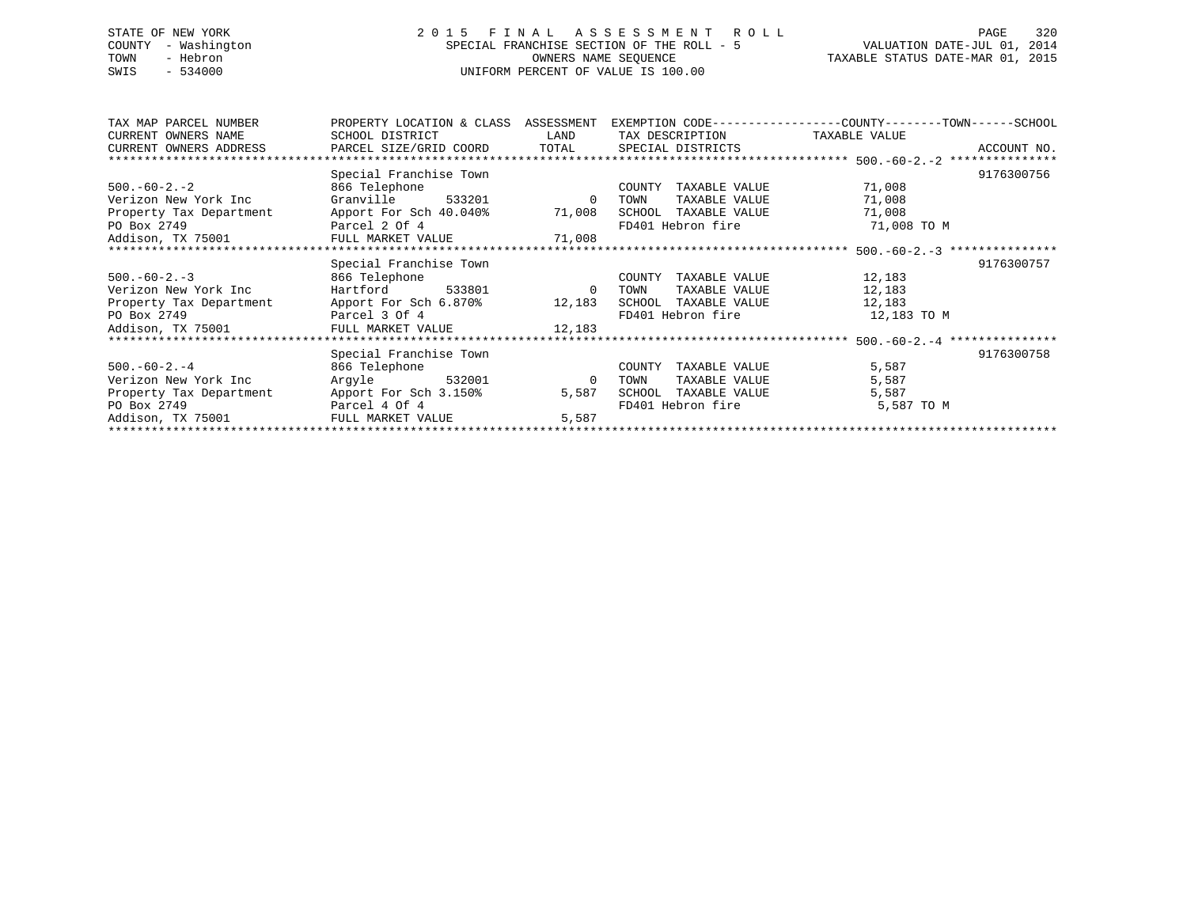STATE OF NEW YORK
COUNTY - Washington
TOWN - Hebron
SWIS - 534000

2015 FINAL ASSESSMENT ROLL
SPECIAL FRANCHISE SECTION OF THE ROLL - 5
OWNERS NAME SEQUENCE
UNIFORM PERCENT OF VALUE IS 100.00

VALUATION DATE-JUL 01, 2014
TAXABLE STATUS DATE-MAR 01, 2015

| TAX MAP PARCEL NUMBER / CURRENT OWNERS NAME / CURRENT OWNERS ADDRESS | PROPERTY LOCATION & CLASS / SCHOOL DISTRICT / PARCEL SIZE/GRID COORD | ASSESSMENT LAND | TOTAL | EXEMPTION CODE / TAX DESCRIPTION / SPECIAL DISTRICTS | COUNTY--------TOWN------SCHOOL TAXABLE VALUE | ACCOUNT NO. |
|---|---|---|---|---|---|---|
| 500.-60-2.-2 | Special Franchise Town | | | | | 9176300756 |
| | 866 Telephone | | | COUNTY TAXABLE VALUE | 71,008 | |
| Verizon New York Inc | Granville 533201 | 0 | | TOWN TAXABLE VALUE | 71,008 | |
| Property Tax Department | Apport For Sch 40.040% | | 71,008 | SCHOOL TAXABLE VALUE | 71,008 | |
| PO Box 2749 | Parcel 2 Of 4 | | | FD401 Hebron fire | 71,008 TO M | |
| Addison, TX 75001 | FULL MARKET VALUE | | 71,008 | | | |
| 500.-60-2.-3 | Special Franchise Town | | | | | 9176300757 |
| | 866 Telephone | | | COUNTY TAXABLE VALUE | 12,183 | |
| Verizon New York Inc | Hartford 533801 | 0 | | TOWN TAXABLE VALUE | 12,183 | |
| Property Tax Department | Apport For Sch 6.870% | | 12,183 | SCHOOL TAXABLE VALUE | 12,183 | |
| PO Box 2749 | Parcel 3 Of 4 | | | FD401 Hebron fire | 12,183 TO M | |
| Addison, TX 75001 | FULL MARKET VALUE | | 12,183 | | | |
| 500.-60-2.-4 | Special Franchise Town | | | | | 9176300758 |
| | 866 Telephone | | | COUNTY TAXABLE VALUE | 5,587 | |
| Verizon New York Inc | Argyle 532001 | 0 | | TOWN TAXABLE VALUE | 5,587 | |
| Property Tax Department | Apport For Sch 3.150% | | 5,587 | SCHOOL TAXABLE VALUE | 5,587 | |
| PO Box 2749 | Parcel 4 Of 4 | | | FD401 Hebron fire | 5,587 TO M | |
| Addison, TX 75001 | FULL MARKET VALUE | | 5,587 | | | |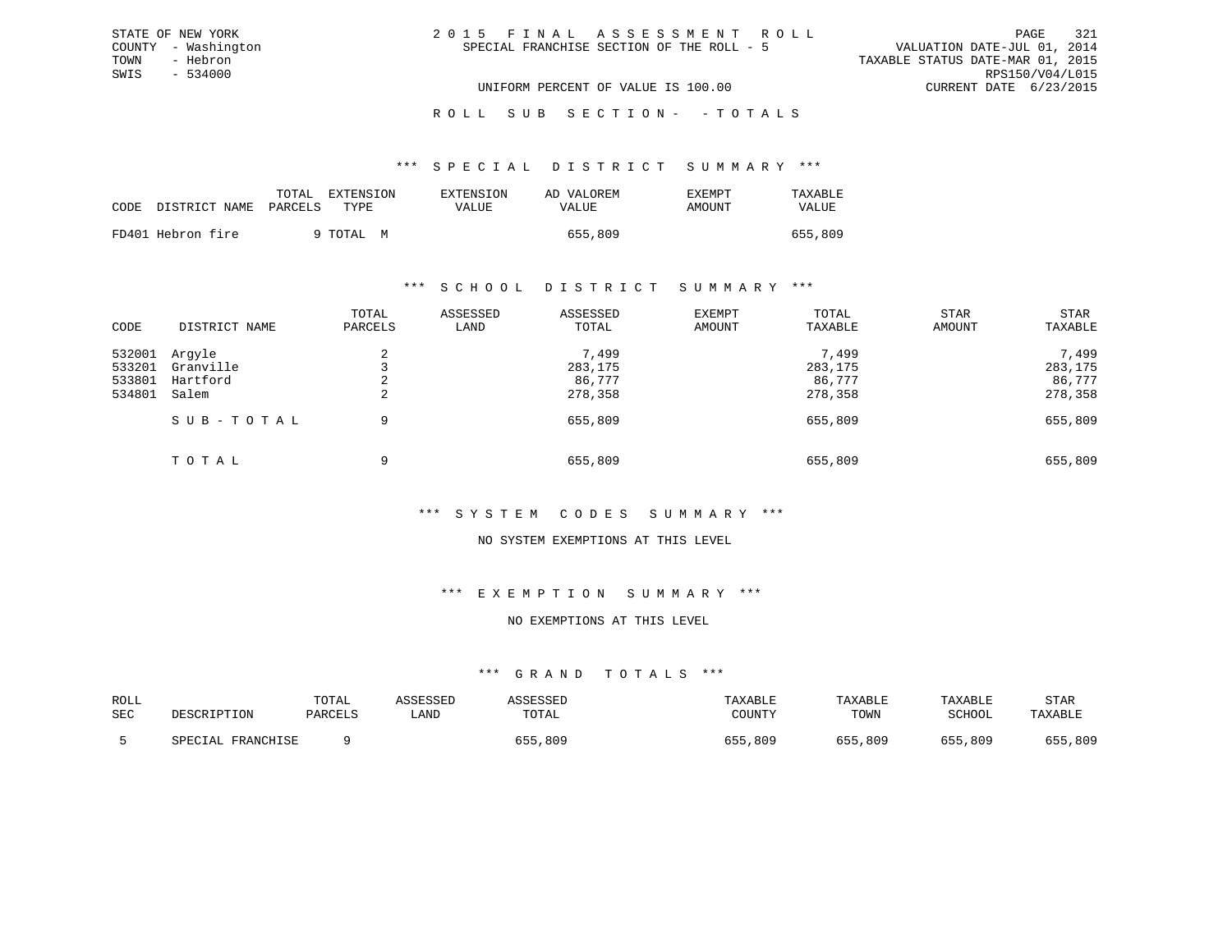STATE OF NEW YORK
COUNTY - Washington
TOWN - Hebron
SWIS - 534000

# 2015 FINAL ASSESSMENT ROLL

SPECIAL FRANCHISE SECTION OF THE ROLL - 5

UNIFORM PERCENT OF VALUE IS 100.00

VALUATION DATE-JUL 01, 2014
TAXABLE STATUS DATE-MAR 01, 2015
RPS150/V04/L015
CURRENT DATE 6/23/2015

## ROLL SUB SECTION- - TOTALS

### *** SPECIAL DISTRICT SUMMARY ***

| CODE | DISTRICT NAME | TOTAL PARCELS | EXTENSION TYPE | EXTENSION VALUE | AD VALOREM VALUE | EXEMPT AMOUNT | TAXABLE VALUE |
|---|---|---|---|---|---|---|---|
| FD401 | Hebron fire | 9 | TOTAL M | | 655,809 | | 655,809 |

### *** SCHOOL DISTRICT SUMMARY ***

| CODE | DISTRICT NAME | TOTAL PARCELS | ASSESSED LAND | ASSESSED TOTAL | EXEMPT AMOUNT | TOTAL TAXABLE | STAR AMOUNT | STAR TAXABLE |
|---|---|---|---|---|---|---|---|---|
| 532001 | Argyle | 2 | | 7,499 | | 7,499 | | 7,499 |
| 533201 | Granville | 3 | | 283,175 | | 283,175 | | 283,175 |
| 533801 | Hartford | 2 | | 86,777 | | 86,777 | | 86,777 |
| 534801 | Salem | 2 | | 278,358 | | 278,358 | | 278,358 |
| | SUB-TOTAL | 9 | | 655,809 | | 655,809 | | 655,809 |
| | TOTAL | 9 | | 655,809 | | 655,809 | | 655,809 |

### *** SYSTEM CODES SUMMARY ***

NO SYSTEM EXEMPTIONS AT THIS LEVEL

### *** EXEMPTION SUMMARY ***

NO EXEMPTIONS AT THIS LEVEL

### *** GRAND TOTALS ***

| ROLL SEC | DESCRIPTION | TOTAL PARCELS | ASSESSED LAND | ASSESSED TOTAL | TAXABLE COUNTY | TAXABLE TOWN | TAXABLE SCHOOL | STAR TAXABLE |
|---|---|---|---|---|---|---|---|---|
| 5 | SPECIAL FRANCHISE | 9 | | 655,809 | 655,809 | 655,809 | 655,809 | 655,809 |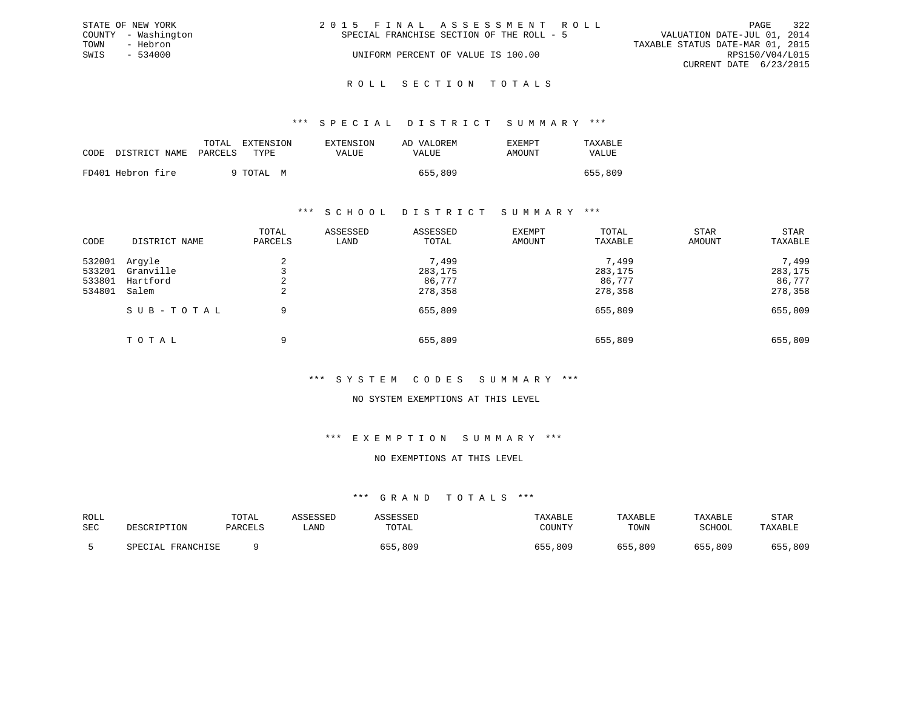STATE OF NEW YORK
COUNTY - Washington
TOWN - Hebron
SWIS - 534000

2 0 1 5 F I N A L A S S E S S M E N T R O L L
SPECIAL FRANCHISE SECTION OF THE ROLL - 5
UNIFORM PERCENT OF VALUE IS 100.00

VALUATION DATE-JUL 01, 2014
TAXABLE STATUS DATE-MAR 01, 2015
RPS150/V04/L015
CURRENT DATE 6/23/2015

## R O L L S E C T I O N T O T A L S

### \*\*\* S P E C I A L D I S T R I C T S U M M A R Y \*\*\*

| CODE | DISTRICT NAME | TOTAL PARCELS | EXTENSION TYPE | EXTENSION VALUE | AD VALOREM VALUE | EXEMPT AMOUNT | TAXABLE VALUE |
|---|---|---|---|---|---|---|---|
| FD401 | Hebron fire | 9 | TOTAL M | | 655,809 | | 655,809 |

### \*\*\* S C H O O L D I S T R I C T S U M M A R Y \*\*\*

| CODE | DISTRICT NAME | TOTAL PARCELS | ASSESSED LAND | ASSESSED TOTAL | EXEMPT AMOUNT | TOTAL TAXABLE | STAR AMOUNT | STAR TAXABLE |
|---|---|---|---|---|---|---|---|---|
| 532001 | Argyle | 2 | | 7,499 | | 7,499 | | 7,499 |
| 533201 | Granville | 3 | | 283,175 | | 283,175 | | 283,175 |
| 533801 | Hartford | 2 | | 86,777 | | 86,777 | | 86,777 |
| 534801 | Salem | 2 | | 278,358 | | 278,358 | | 278,358 |
| | S U B - T O T A L | 9 | | 655,809 | | 655,809 | | 655,809 |
| | T O T A L | 9 | | 655,809 | | 655,809 | | 655,809 |

### \*\*\* S Y S T E M C O D E S S U M M A R Y \*\*\*

NO SYSTEM EXEMPTIONS AT THIS LEVEL

### \*\*\* E X E M P T I O N S U M M A R Y \*\*\*

NO EXEMPTIONS AT THIS LEVEL

### \*\*\* G R A N D T O T A L S \*\*\*

| ROLL SEC | DESCRIPTION | TOTAL PARCELS | ASSESSED LAND | ASSESSED TOTAL | TAXABLE COUNTY | TAXABLE TOWN | TAXABLE SCHOOL | STAR TAXABLE |
|---|---|---|---|---|---|---|---|---|
| 5 | SPECIAL FRANCHISE | 9 | | 655,809 | 655,809 | 655,809 | 655,809 | 655,809 |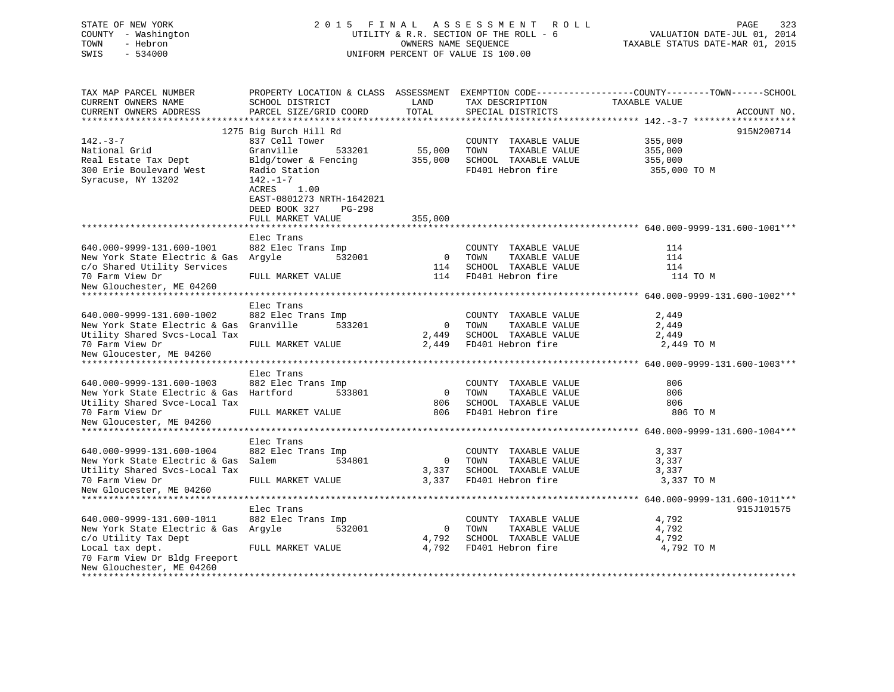STATE OF NEW YORK
COUNTY - Washington
TOWN - Hebron
SWIS - 534000

2015 FINAL ASSESSMENT ROLL
UTILITY & R.R. SECTION OF THE ROLL - 6
OWNERS NAME SEQUENCE
UNIFORM PERCENT OF VALUE IS 100.00

VALUATION DATE-JUL 01, 2014
TAXABLE STATUS DATE-MAR 01, 2015

| TAX MAP PARCEL NUMBER / CURRENT OWNERS NAME / CURRENT OWNERS ADDRESS | PROPERTY LOCATION & CLASS / SCHOOL DISTRICT / PARCEL SIZE/GRID COORD | ASSESSMENT LAND | ASSESSMENT TOTAL | EXEMPTION CODE / TAX DESCRIPTION / SPECIAL DISTRICTS | TAXABLE VALUE | ACCOUNT NO. |
|---|---|---|---|---|---|---|
| **142.-3-7** | 1275 Big Burch Hill Rd | | | | | 915N200714 |
| 142.-3-7 | 837 Cell Tower | | | COUNTY TAXABLE VALUE | 355,000 | |
| National Grid | Granville 533201 | 55,000 | | TOWN TAXABLE VALUE | 355,000 | |
| Real Estate Tax Dept | Bldg/tower & Fencing | | 355,000 | SCHOOL TAXABLE VALUE | 355,000 | |
| 300 Erie Boulevard West | Radio Station | | | FD401 Hebron fire | 355,000 TO M | |
| Syracuse, NY 13202 | 142.-1-7 | | | | | |
| | ACRES 1.00 | | | | | |
| | EAST-0801273 NRTH-1642021 | | | | | |
| | DEED BOOK 327 PG-298 | | | | | |
| | FULL MARKET VALUE | | 355,000 | | | |
| **640.000-9999-131.600-1001** | Elec Trans | | | | | |
| 640.000-9999-131.600-1001 | 882 Elec Trans Imp | | | COUNTY TAXABLE VALUE | 114 | |
| New York State Electric & Gas | Argyle 532001 | 0 | | TOWN TAXABLE VALUE | 114 | |
| c/o Shared Utility Services | | | 114 | SCHOOL TAXABLE VALUE | 114 | |
| 70 Farm View Dr | FULL MARKET VALUE | | 114 | FD401 Hebron fire | 114 TO M | |
| New Glouchester, ME 04260 | | | | | | |
| **640.000-9999-131.600-1002** | Elec Trans | | | | | |
| 640.000-9999-131.600-1002 | 882 Elec Trans Imp | | | COUNTY TAXABLE VALUE | 2,449 | |
| New York State Electric & Gas | Granville 533201 | 0 | | TOWN TAXABLE VALUE | 2,449 | |
| Utility Shared Svcs-Local Tax | | | 2,449 | SCHOOL TAXABLE VALUE | 2,449 | |
| 70 Farm View Dr | FULL MARKET VALUE | | 2,449 | FD401 Hebron fire | 2,449 TO M | |
| New Gloucester, ME 04260 | | | | | | |
| **640.000-9999-131.600-1003** | Elec Trans | | | | | |
| 640.000-9999-131.600-1003 | 882 Elec Trans Imp | | | COUNTY TAXABLE VALUE | 806 | |
| New York State Electric & Gas | Hartford 533801 | 0 | | TOWN TAXABLE VALUE | 806 | |
| Utility Shared Svce-Local Tax | | | 806 | SCHOOL TAXABLE VALUE | 806 | |
| 70 Farm View Dr | FULL MARKET VALUE | | 806 | FD401 Hebron fire | 806 TO M | |
| New Gloucester, ME 04260 | | | | | | |
| **640.000-9999-131.600-1004** | Elec Trans | | | | | |
| 640.000-9999-131.600-1004 | 882 Elec Trans Imp | | | COUNTY TAXABLE VALUE | 3,337 | |
| New York State Electric & Gas | Salem 534801 | 0 | | TOWN TAXABLE VALUE | 3,337 | |
| Utility Shared Svcs-Local Tax | | | 3,337 | SCHOOL TAXABLE VALUE | 3,337 | |
| 70 Farm View Dr | FULL MARKET VALUE | | 3,337 | FD401 Hebron fire | 3,337 TO M | |
| New Gloucester, ME 04260 | | | | | | |
| **640.000-9999-131.600-1011** | Elec Trans | | | | | 915J101575 |
| 640.000-9999-131.600-1011 | 882 Elec Trans Imp | | | COUNTY TAXABLE VALUE | 4,792 | |
| New York State Electric & Gas | Argyle 532001 | 0 | | TOWN TAXABLE VALUE | 4,792 | |
| c/o Utility Tax Dept | | | 4,792 | SCHOOL TAXABLE VALUE | 4,792 | |
| Local tax dept. | FULL MARKET VALUE | | 4,792 | FD401 Hebron fire | 4,792 TO M | |
| 70 Farm View Dr Bldg Freeport | | | | | | |
| New Glouchester, ME 04260 | | | | | | |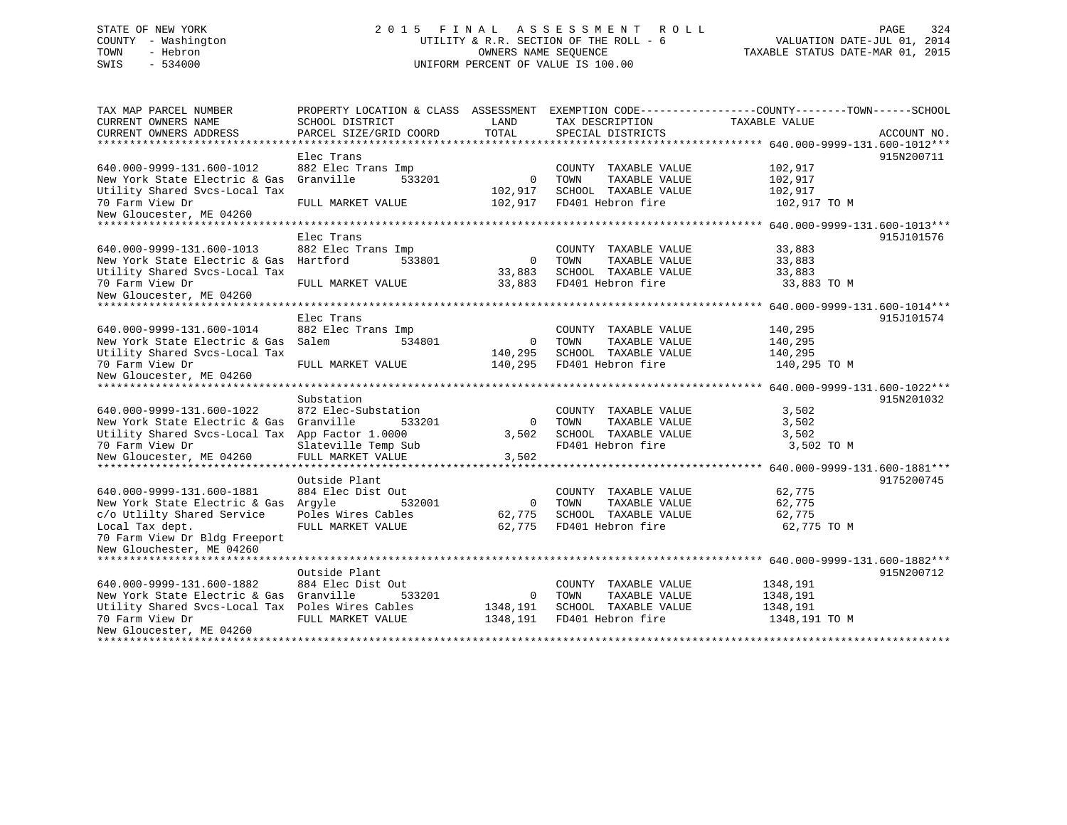STATE OF NEW YORK | COUNTY - Washington | TOWN - Hebron | SWIS - 534000

**2015 FINAL ASSESSMENT ROLL**
UTILITY & R.R. SECTION OF THE ROLL - 6
OWNERS NAME SEQUENCE
UNIFORM PERCENT OF VALUE IS 100.00

VALUATION DATE-JUL 01, 2014
TAXABLE STATUS DATE-MAR 01, 2015

| TAX MAP PARCEL NUMBER / CURRENT OWNERS NAME / CURRENT OWNERS ADDRESS | PROPERTY LOCATION & CLASS / SCHOOL DISTRICT / PARCEL SIZE/GRID COORD | ASSESSMENT LAND / TOTAL | EXEMPTION CODE / TAX DESCRIPTION / SPECIAL DISTRICTS | TAXABLE VALUE (COUNTY / TOWN / SCHOOL) | ACCOUNT NO. |
|---|---|---|---|---|---|
| **640.000-9999-131.600-1012** | Elec Trans | | | | 915N200711 |
| 640.000-9999-131.600-1012 | 882 Elec Trans Imp | | COUNTY TAXABLE VALUE | 102,917 | |
| New York State Electric & Gas | Granville 533201 | 0 | TOWN TAXABLE VALUE | 102,917 | |
| Utility Shared Svcs-Local Tax | | 102,917 | SCHOOL TAXABLE VALUE | 102,917 | |
| 70 Farm View Dr | FULL MARKET VALUE | 102,917 | FD401 Hebron fire | 102,917 TO M | |
| New Gloucester, ME 04260 | | | | | |
| **640.000-9999-131.600-1013** | Elec Trans | | | | 915J101576 |
| 640.000-9999-131.600-1013 | 882 Elec Trans Imp | | COUNTY TAXABLE VALUE | 33,883 | |
| New York State Electric & Gas | Hartford 533801 | 0 | TOWN TAXABLE VALUE | 33,883 | |
| Utility Shared Svcs-Local Tax | | 33,883 | SCHOOL TAXABLE VALUE | 33,883 | |
| 70 Farm View Dr | FULL MARKET VALUE | 33,883 | FD401 Hebron fire | 33,883 TO M | |
| New Gloucester, ME 04260 | | | | | |
| **640.000-9999-131.600-1014** | Elec Trans | | | | 915J101574 |
| 640.000-9999-131.600-1014 | 882 Elec Trans Imp | | COUNTY TAXABLE VALUE | 140,295 | |
| New York State Electric & Gas | Salem 534801 | 0 | TOWN TAXABLE VALUE | 140,295 | |
| Utility Shared Svcs-Local Tax | | 140,295 | SCHOOL TAXABLE VALUE | 140,295 | |
| 70 Farm View Dr | FULL MARKET VALUE | 140,295 | FD401 Hebron fire | 140,295 TO M | |
| New Gloucester, ME 04260 | | | | | |
| **640.000-9999-131.600-1022** | Substation | | | | 915N201032 |
| 640.000-9999-131.600-1022 | 872 Elec-Substation | | COUNTY TAXABLE VALUE | 3,502 | |
| New York State Electric & Gas | Granville 533201 | 0 | TOWN TAXABLE VALUE | 3,502 | |
| Utility Shared Svcs-Local Tax | App Factor 1.0000 | 3,502 | SCHOOL TAXABLE VALUE | 3,502 | |
| 70 Farm View Dr | Slateville Temp Sub | | FD401 Hebron fire | 3,502 TO M | |
| New Gloucester, ME 04260 | FULL MARKET VALUE | 3,502 | | | |
| **640.000-9999-131.600-1881** | Outside Plant | | | | 9175200745 |
| 640.000-9999-131.600-1881 | 884 Elec Dist Out | | COUNTY TAXABLE VALUE | 62,775 | |
| New York State Electric & Gas | Argyle 532001 | 0 | TOWN TAXABLE VALUE | 62,775 | |
| c/o Utlilty Shared Service | Poles Wires Cables | 62,775 | SCHOOL TAXABLE VALUE | 62,775 | |
| Local Tax dept. | FULL MARKET VALUE | 62,775 | FD401 Hebron fire | 62,775 TO M | |
| 70 Farm View Dr Bldg Freeport | | | | | |
| New Glouchester, ME 04260 | | | | | |
| **640.000-9999-131.600-1882** | Outside Plant | | | | 915N200712 |
| 640.000-9999-131.600-1882 | 884 Elec Dist Out | | COUNTY TAXABLE VALUE | 1348,191 | |
| New York State Electric & Gas | Granville 533201 | 0 | TOWN TAXABLE VALUE | 1348,191 | |
| Utility Shared Svcs-Local Tax | Poles Wires Cables | 1348,191 | SCHOOL TAXABLE VALUE | 1348,191 | |
| 70 Farm View Dr | FULL MARKET VALUE | 1348,191 | FD401 Hebron fire | 1348,191 TO M | |
| New Gloucester, ME 04260 | | | | | |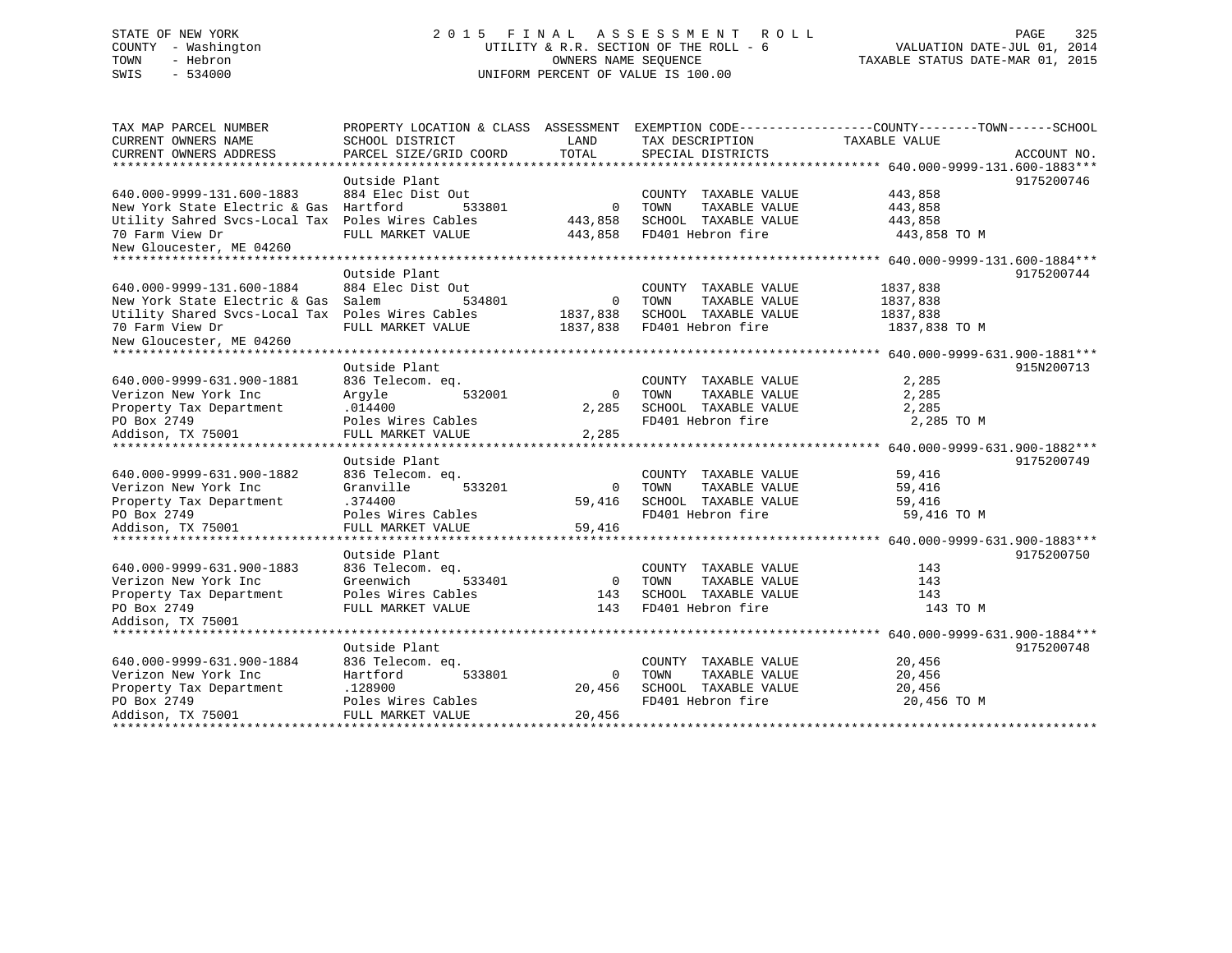STATE OF NEW YORK
COUNTY - Washington
TOWN - Hebron
SWIS - 534000

# 2015 FINAL ASSESSMENT ROLL

UTILITY & R.R. SECTION OF THE ROLL - 6
OWNERS NAME SEQUENCE
UNIFORM PERCENT OF VALUE IS 100.00

VALUATION DATE-JUL 01, 2014
TAXABLE STATUS DATE-MAR 01, 2015

| TAX MAP PARCEL NUMBER / CURRENT OWNERS NAME / CURRENT OWNERS ADDRESS | PROPERTY LOCATION & CLASS / SCHOOL DISTRICT / PARCEL SIZE/GRID COORD | ASSESSMENT LAND / TOTAL | EXEMPTION CODE / TAX DESCRIPTION / SPECIAL DISTRICTS | COUNTY--------TOWN------SCHOOL TAXABLE VALUE | ACCOUNT NO. |
|---|---|---|---|---|---|
| **640.000-9999-131.600-1883** | Outside Plant | | | | 9175200746 |
| 640.000-9999-131.600-1883 | 884 Elec Dist Out | | COUNTY TAXABLE VALUE | 443,858 | |
| New York State Electric & Gas | Hartford 533801 | 0 | TOWN TAXABLE VALUE | 443,858 | |
| Utility Sahred Svcs-Local Tax | Poles Wires Cables | 443,858 | SCHOOL TAXABLE VALUE | 443,858 | |
| 70 Farm View Dr | FULL MARKET VALUE | 443,858 | FD401 Hebron fire | 443,858 TO M | |
| New Gloucester, ME 04260 | | | | | |
| **640.000-9999-131.600-1884** | Outside Plant | | | | 9175200744 |
| 640.000-9999-131.600-1884 | 884 Elec Dist Out | | COUNTY TAXABLE VALUE | 1837,838 | |
| New York State Electric & Gas | Salem 534801 | 0 | TOWN TAXABLE VALUE | 1837,838 | |
| Utility Shared Svcs-Local Tax | Poles Wires Cables | 1837,838 | SCHOOL TAXABLE VALUE | 1837,838 | |
| 70 Farm View Dr | FULL MARKET VALUE | 1837,838 | FD401 Hebron fire | 1837,838 TO M | |
| New Gloucester, ME 04260 | | | | | |
| **640.000-9999-631.900-1881** | Outside Plant | | | | 915N200713 |
| 640.000-9999-631.900-1881 | 836 Telecom. eq. | | COUNTY TAXABLE VALUE | 2,285 | |
| Verizon New York Inc | Argyle 532001 | 0 | TOWN TAXABLE VALUE | 2,285 | |
| Property Tax Department | .014400 | 2,285 | SCHOOL TAXABLE VALUE | 2,285 | |
| PO Box 2749 | Poles Wires Cables | | FD401 Hebron fire | 2,285 TO M | |
| Addison, TX 75001 | FULL MARKET VALUE | 2,285 | | | |
| **640.000-9999-631.900-1882** | Outside Plant | | | | 9175200749 |
| 640.000-9999-631.900-1882 | 836 Telecom. eq. | | COUNTY TAXABLE VALUE | 59,416 | |
| Verizon New York Inc | Granville 533201 | 0 | TOWN TAXABLE VALUE | 59,416 | |
| Property Tax Department | .374400 | 59,416 | SCHOOL TAXABLE VALUE | 59,416 | |
| PO Box 2749 | Poles Wires Cables | | FD401 Hebron fire | 59,416 TO M | |
| Addison, TX 75001 | FULL MARKET VALUE | 59,416 | | | |
| **640.000-9999-631.900-1883** | Outside Plant | | | | 9175200750 |
| 640.000-9999-631.900-1883 | 836 Telecom. eq. | | COUNTY TAXABLE VALUE | 143 | |
| Verizon New York Inc | Greenwich 533401 | 0 | TOWN TAXABLE VALUE | 143 | |
| Property Tax Department | Poles Wires Cables | 143 | SCHOOL TAXABLE VALUE | 143 | |
| PO Box 2749 | FULL MARKET VALUE | 143 | FD401 Hebron fire | 143 TO M | |
| Addison, TX 75001 | | | | | |
| **640.000-9999-631.900-1884** | Outside Plant | | | | 9175200748 |
| 640.000-9999-631.900-1884 | 836 Telecom. eq. | | COUNTY TAXABLE VALUE | 20,456 | |
| Verizon New York Inc | Hartford 533801 | 0 | TOWN TAXABLE VALUE | 20,456 | |
| Property Tax Department | .128900 | 20,456 | SCHOOL TAXABLE VALUE | 20,456 | |
| PO Box 2749 | Poles Wires Cables | | FD401 Hebron fire | 20,456 TO M | |
| Addison, TX 75001 | FULL MARKET VALUE | 20,456 | | | |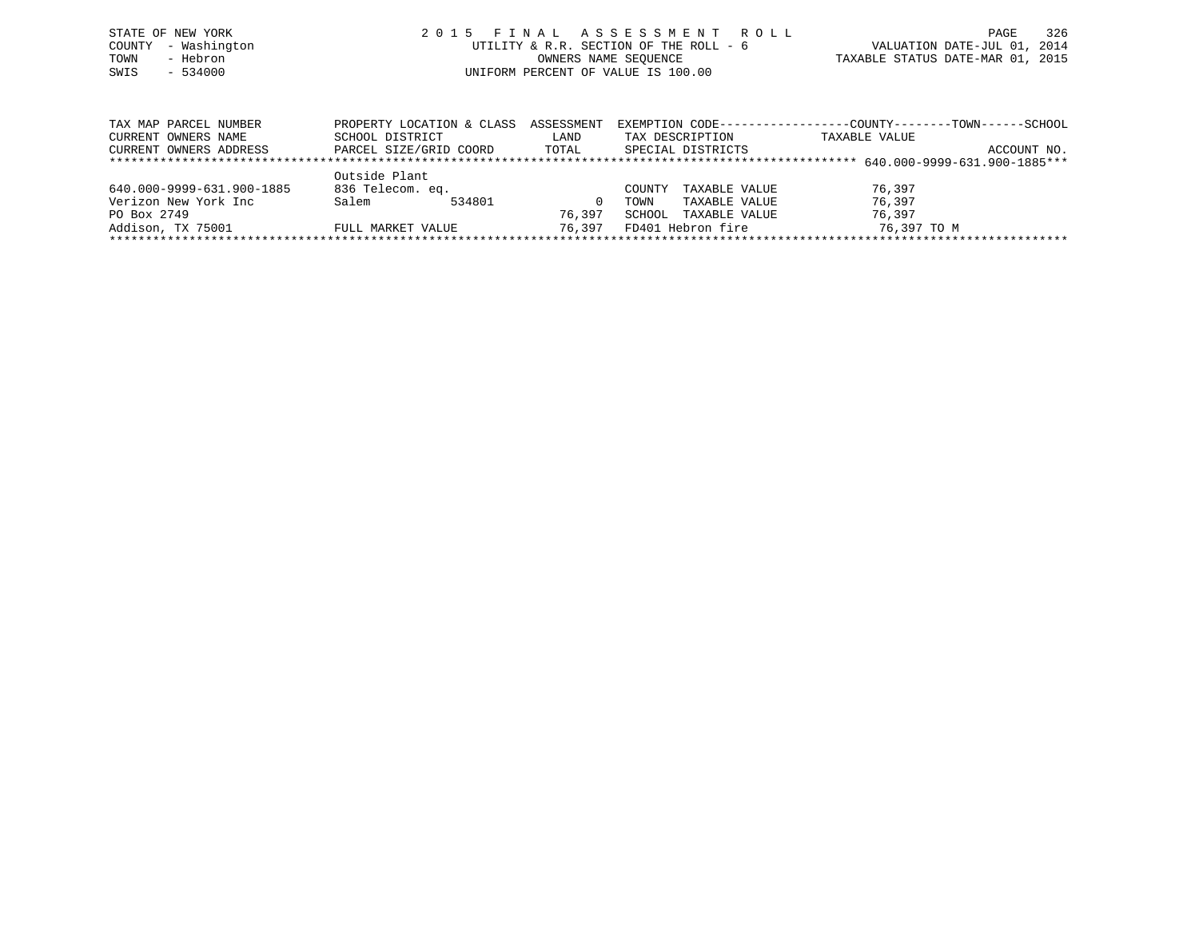STATE OF NEW YORK
COUNTY - Washington
TOWN - Hebron
SWIS - 534000

# 2015 FINAL ASSESSMENT ROLL

UTILITY & R.R. SECTION OF THE ROLL - 6
OWNERS NAME SEQUENCE
UNIFORM PERCENT OF VALUE IS 100.00

VALUATION DATE-JUL 01, 2014
TAXABLE STATUS DATE-MAR 01, 2015

| TAX MAP PARCEL NUMBER<br>CURRENT OWNERS NAME<br>CURRENT OWNERS ADDRESS | PROPERTY LOCATION & CLASS<br>SCHOOL DISTRICT<br>PARCEL SIZE/GRID COORD | ASSESSMENT<br>LAND<br>TOTAL | EXEMPTION CODE<br>TAX DESCRIPTION<br>SPECIAL DISTRICTS | COUNTY / TOWN / SCHOOL<br>TAXABLE VALUE | ACCOUNT NO. |
|---|---|---|---|---|---|
| | | | | | 640.000-9999-631.900-1885 |
| | Outside Plant | | | | |
| 640.000-9999-631.900-1885 | 836 Telecom. eq. | | COUNTY TAXABLE VALUE | 76,397 | |
| Verizon New York Inc | Salem 534801 | 0 | TOWN TAXABLE VALUE | 76,397 | |
| PO Box 2749 | | 76,397 | SCHOOL TAXABLE VALUE | 76,397 | |
| Addison, TX 75001 | FULL MARKET VALUE | 76,397 | FD401 Hebron fire | 76,397 TO M | |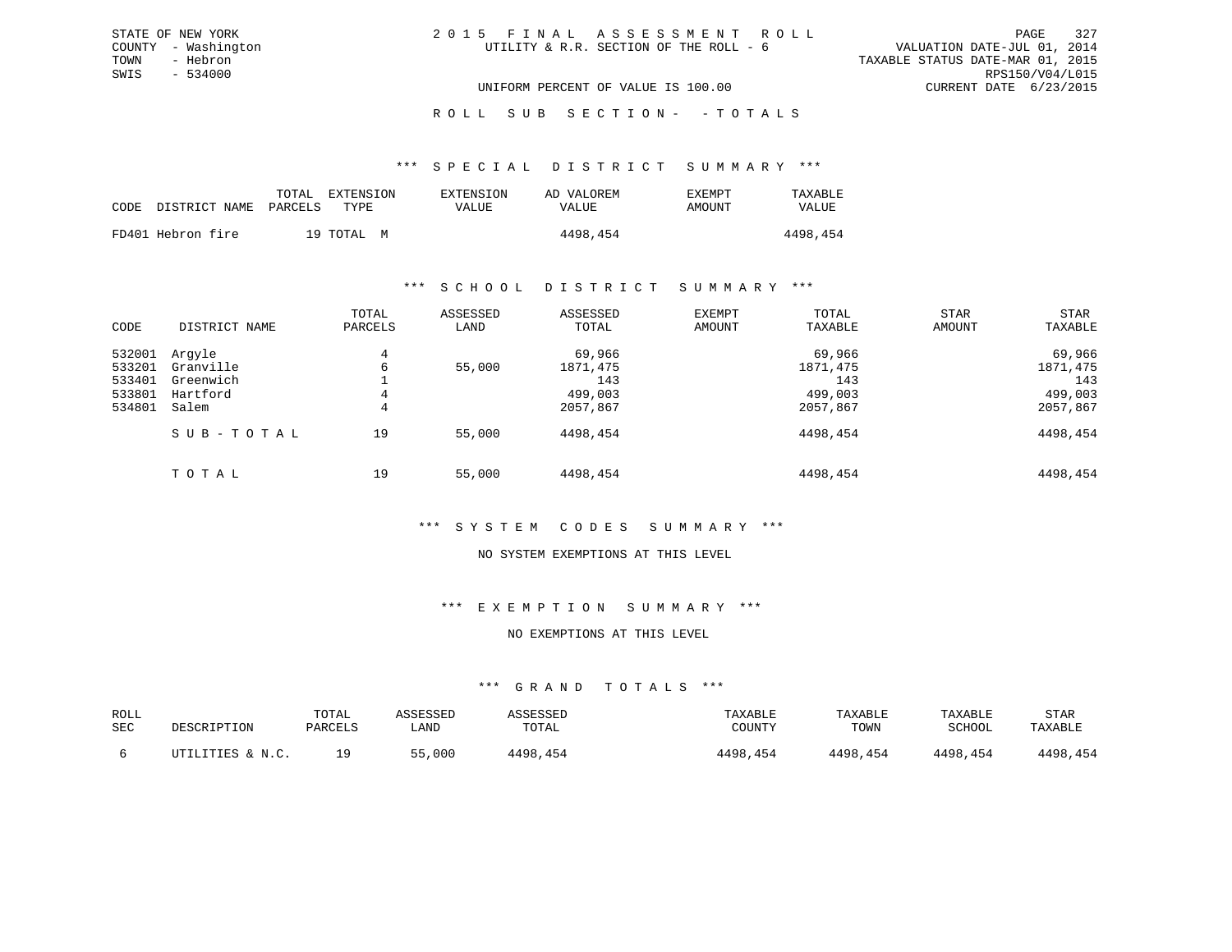STATE OF NEW YORK
COUNTY - Washington
TOWN - Hebron
SWIS - 534000

2 0 1 5 F I N A L A S S E S S M E N T R O L L
UTILITY & R.R. SECTION OF THE ROLL - 6

VALUATION DATE-JUL 01, 2014
TAXABLE STATUS DATE-MAR 01, 2015
RPS150/V04/L015
CURRENT DATE 6/23/2015

UNIFORM PERCENT OF VALUE IS 100.00

R O L L S U B S E C T I O N - - T O T A L S

### *** S P E C I A L D I S T R I C T S U M M A R Y ***

| CODE | DISTRICT NAME | TOTAL PARCELS | EXTENSION TYPE | EXTENSION VALUE | AD VALOREM VALUE | EXEMPT AMOUNT | TAXABLE VALUE |
|---|---|---|---|---|---|---|---|
| FD401 | Hebron fire | 19 | TOTAL M | | 4498,454 | | 4498,454 |

### *** S C H O O L D I S T R I C T S U M M A R Y ***

| CODE | DISTRICT NAME | TOTAL PARCELS | ASSESSED LAND | ASSESSED TOTAL | EXEMPT AMOUNT | TOTAL TAXABLE | STAR AMOUNT | STAR TAXABLE |
|---|---|---|---|---|---|---|---|---|
| 532001 | Argyle | 4 | | 69,966 | | 69,966 | | 69,966 |
| 533201 | Granville | 6 | 55,000 | 1871,475 | | 1871,475 | | 1871,475 |
| 533401 | Greenwich | 1 | | 143 | | 143 | | 143 |
| 533801 | Hartford | 4 | | 499,003 | | 499,003 | | 499,003 |
| 534801 | Salem | 4 | | 2057,867 | | 2057,867 | | 2057,867 |
| | S U B - T O T A L | 19 | 55,000 | 4498,454 | | 4498,454 | | 4498,454 |
| | T O T A L | 19 | 55,000 | 4498,454 | | 4498,454 | | 4498,454 |

### *** S Y S T E M C O D E S S U M M A R Y ***

NO SYSTEM EXEMPTIONS AT THIS LEVEL

### *** E X E M P T I O N S U M M A R Y ***

NO EXEMPTIONS AT THIS LEVEL

### *** G R A N D T O T A L S ***

| ROLL SEC | DESCRIPTION | TOTAL PARCELS | ASSESSED LAND | ASSESSED TOTAL | TAXABLE COUNTY | TAXABLE TOWN | TAXABLE SCHOOL | STAR TAXABLE |
|---|---|---|---|---|---|---|---|---|
| 6 | UTILITIES & N.C. | 19 | 55,000 | 4498,454 | 4498,454 | 4498,454 | 4498,454 | 4498,454 |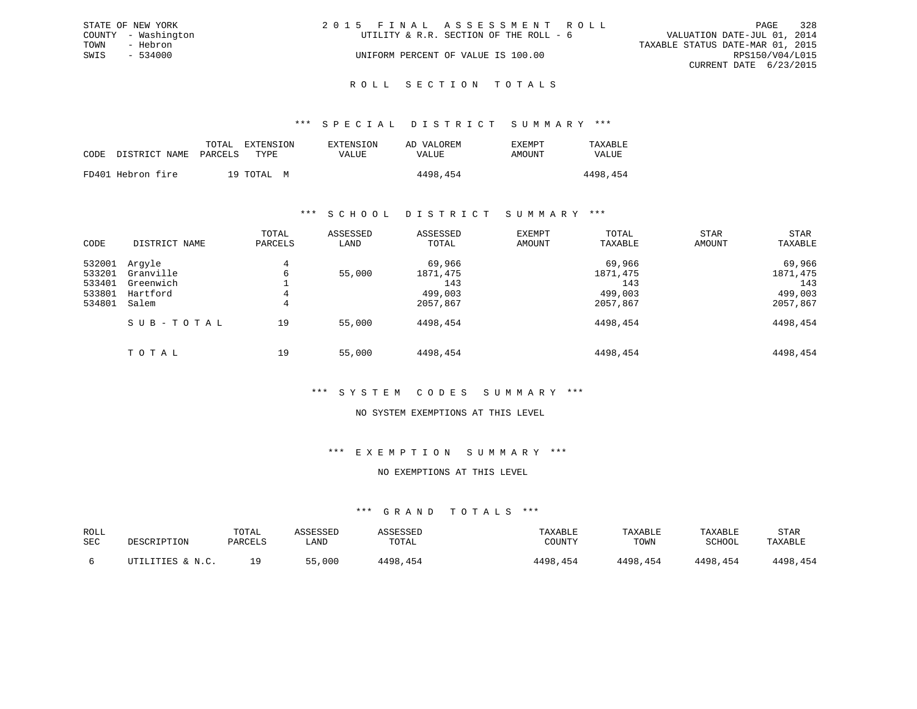STATE OF NEW YORK
COUNTY - Washington
TOWN - Hebron
SWIS - 534000

2 0 1 5 F I N A L A S S E S S M E N T R O L L
UTILITY & R.R. SECTION OF THE ROLL - 6

UNIFORM PERCENT OF VALUE IS 100.00

VALUATION DATE-JUL 01, 2014
TAXABLE STATUS DATE-MAR 01, 2015
RPS150/V04/L015
CURRENT DATE 6/23/2015

## R O L L S E C T I O N T O T A L S

### *** S P E C I A L D I S T R I C T S U M M A R Y ***

| CODE | DISTRICT NAME | TOTAL PARCELS | EXTENSION TYPE | EXTENSION VALUE | AD VALOREM VALUE | EXEMPT AMOUNT | TAXABLE VALUE |
|---|---|---|---|---|---|---|---|
| FD401 | Hebron fire | 19 | TOTAL M | | 4498,454 | | 4498,454 |

### *** S C H O O L D I S T R I C T S U M M A R Y ***

| CODE | DISTRICT NAME | TOTAL PARCELS | ASSESSED LAND | ASSESSED TOTAL | EXEMPT AMOUNT | TOTAL TAXABLE | STAR AMOUNT | STAR TAXABLE |
|---|---|---|---|---|---|---|---|---|
| 532001 | Argyle | 4 | | 69,966 | | 69,966 | | 69,966 |
| 533201 | Granville | 6 | 55,000 | 1871,475 | | 1871,475 | | 1871,475 |
| 533401 | Greenwich | 1 | | 143 | | 143 | | 143 |
| 533801 | Hartford | 4 | | 499,003 | | 499,003 | | 499,003 |
| 534801 | Salem | 4 | | 2057,867 | | 2057,867 | | 2057,867 |
| | S U B - T O T A L | 19 | 55,000 | 4498,454 | | 4498,454 | | 4498,454 |
| | T O T A L | 19 | 55,000 | 4498,454 | | 4498,454 | | 4498,454 |

### *** S Y S T E M C O D E S S U M M A R Y ***

NO SYSTEM EXEMPTIONS AT THIS LEVEL

### *** E X E M P T I O N S U M M A R Y ***

NO EXEMPTIONS AT THIS LEVEL

### *** G R A N D T O T A L S ***

| ROLL SEC | DESCRIPTION | TOTAL PARCELS | ASSESSED LAND | ASSESSED TOTAL | TAXABLE COUNTY | TAXABLE TOWN | TAXABLE SCHOOL | STAR TAXABLE |
|---|---|---|---|---|---|---|---|---|
| 6 | UTILITIES & N.C. | 19 | 55,000 | 4498,454 | 4498,454 | 4498,454 | 4498,454 | 4498,454 |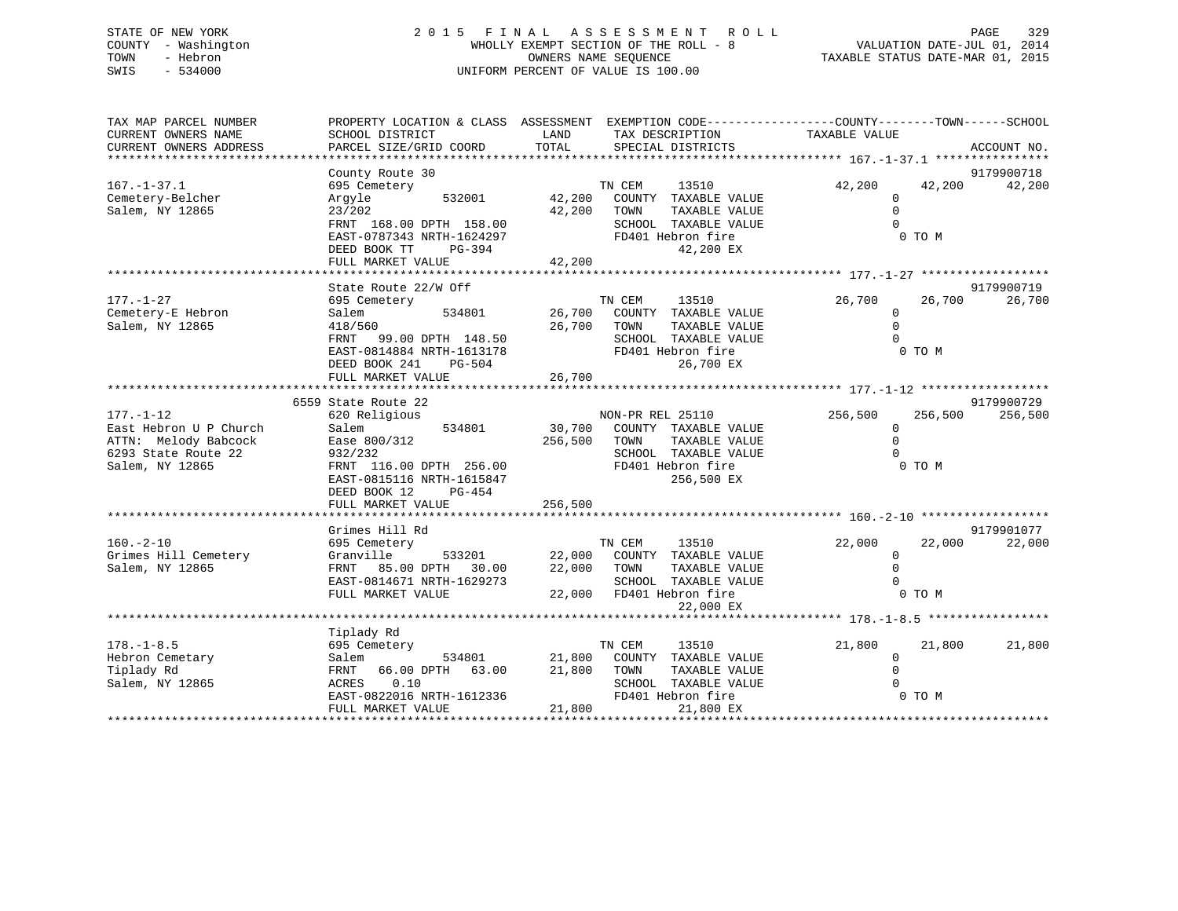STATE OF NEW YORK
COUNTY - Washington
TOWN - Hebron
SWIS - 534000

# 2015 FINAL ASSESSMENT ROLL

WHOLLY EXEMPT SECTION OF THE ROLL - 8
OWNERS NAME SEQUENCE
UNIFORM PERCENT OF VALUE IS 100.00

VALUATION DATE-JUL 01, 2014
TAXABLE STATUS DATE-MAR 01, 2015

```
TAX MAP PARCEL NUMBER        PROPERTY LOCATION & CLASS  ASSESSMENT  EXEMPTION CODE-----------------COUNTY--------TOWN------SCHOOL
CURRENT OWNERS NAME          SCHOOL DISTRICT               LAND      TAX DESCRIPTION             TAXABLE VALUE
CURRENT OWNERS ADDRESS       PARCEL SIZE/GRID COORD        TOTAL     SPECIAL DISTRICTS                                      ACCOUNT NO.
******************************************************************************************************* 167.-1-37.1 ****************
                             County Route 30                                                                             9179900718
167.-1-37.1                  695 Cemetery                             TN CEM      13510              42,200      42,200      42,200
Cemetery-Belcher             Argyle         532001        42,200   COUNTY  TAXABLE VALUE                  0
Salem, NY 12865              23/202                       42,200   TOWN    TAXABLE VALUE                  0
                             FRNT 168.00 DPTH 158.00               SCHOOL  TAXABLE VALUE                  0
                             EAST-0787343 NRTH-1624297             FD401 Hebron fire                       0 TO M
                             DEED BOOK TT     PG-394                          42,200 EX
                             FULL MARKET VALUE             42,200
******************************************************************************************************* 177.-1-27 ******************
                             State Route 22/W Off                                                                        9179900719
177.-1-27                    695 Cemetery                             TN CEM      13510              26,700      26,700      26,700
Cemetery-E Hebron            Salem          534801        26,700   COUNTY  TAXABLE VALUE                  0
Salem, NY 12865              418/560                      26,700   TOWN    TAXABLE VALUE                  0
                             FRNT  99.00 DPTH 148.50               SCHOOL  TAXABLE VALUE                  0
                             EAST-0814884 NRTH-1613178             FD401 Hebron fire                       0 TO M
                             DEED BOOK 241    PG-504                          26,700 EX
                             FULL MARKET VALUE             26,700
******************************************************************************************************* 177.-1-12 ******************
                           6559 State Route 22                                                                           9179900729
177.-1-12                    620 Religious                            NON-PR REL 25110              256,500     256,500     256,500
East Hebron U P Church       Salem          534801        30,700   COUNTY  TAXABLE VALUE                  0
ATTN:  Melody Babcock        Ease 800/312                256,500   TOWN    TAXABLE VALUE                  0
6293 State Route 22          932/232                               SCHOOL  TAXABLE VALUE                  0
Salem, NY 12865              FRNT 116.00 DPTH 256.00               FD401 Hebron fire                       0 TO M
                             EAST-0815116 NRTH-1615847                       256,500 EX
                             DEED BOOK 12     PG-454
                             FULL MARKET VALUE            256,500
******************************************************************************************************* 160.-2-10 ******************
                             Grimes Hill Rd                                                                              9179901077
160.-2-10                    695 Cemetery                             TN CEM      13510              22,000      22,000      22,000
Grimes Hill Cemetery         Granville      533201        22,000   COUNTY  TAXABLE VALUE                  0
Salem, NY 12865              FRNT  85.00 DPTH  30.00      22,000   TOWN    TAXABLE VALUE                  0
                             EAST-0814671 NRTH-1629273             SCHOOL  TAXABLE VALUE                  0
                             FULL MARKET VALUE             22,000  FD401 Hebron fire                       0 TO M
                                                                              22,000 EX
******************************************************************************************************* 178.-1-8.5 *****************
                             Tiplady Rd
178.-1-8.5                   695 Cemetery                             TN CEM      13510              21,800      21,800      21,800
Hebron Cemetary              Salem          534801        21,800   COUNTY  TAXABLE VALUE                  0
Tiplady Rd                   FRNT  66.00 DPTH  63.00      21,800   TOWN    TAXABLE VALUE                  0
Salem, NY 12865              ACRES    0.10                         SCHOOL  TAXABLE VALUE                  0
                             EAST-0822016 NRTH-1612336             FD401 Hebron fire                       0 TO M
                             FULL MARKET VALUE             21,800             21,800 EX
************************************************************************************************************************************
```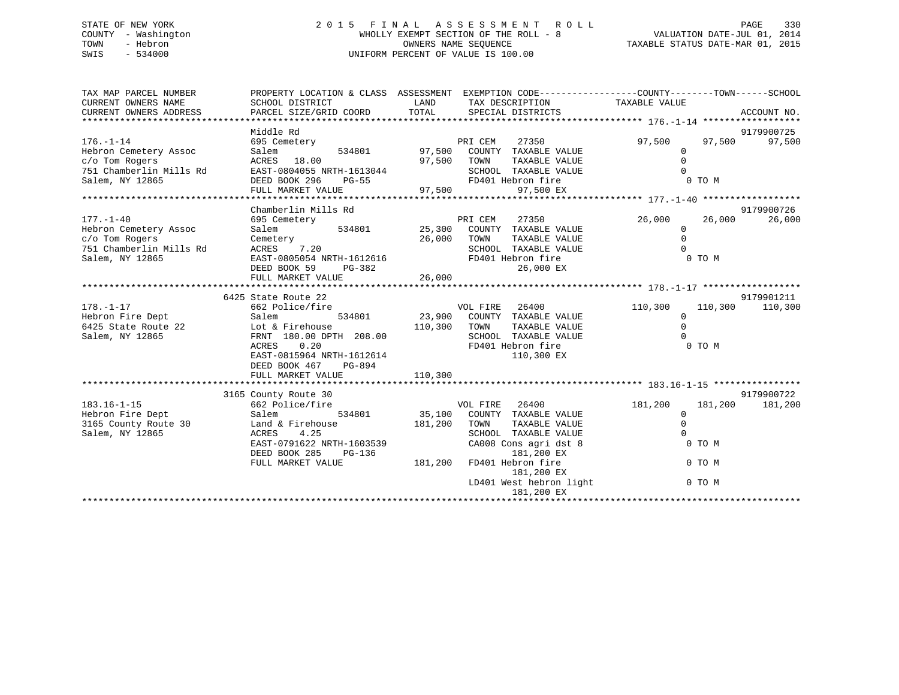```
STATE OF NEW YORK               2 0 1 5   F I N A L   A S S E S S M E N T   R O L L                                  PAGE   330
COUNTY  - Washington                   WHOLLY EXEMPT SECTION OF THE ROLL - 8                           VALUATION DATE-JUL 01, 2014
TOWN    - Hebron                              OWNERS NAME SEQUENCE                                TAXABLE STATUS DATE-MAR 01, 2015
SWIS    - 534000                       UNIFORM PERCENT OF VALUE IS 100.00


TAX MAP PARCEL NUMBER          PROPERTY LOCATION & CLASS  ASSESSMENT  EXEMPTION CODE------------------COUNTY--------TOWN------SCHOOL
CURRENT OWNERS NAME            SCHOOL DISTRICT               LAND      TAX DESCRIPTION              TAXABLE VALUE
CURRENT OWNERS ADDRESS         PARCEL SIZE/GRID COORD       TOTAL      SPECIAL DISTRICTS                                   ACCOUNT NO.
******************************************************************************************************* 176.-1-14 ******************
                               Middle Rd                                                                                9179900725
176.-1-14                      695 Cemetery                            PRI CEM    27350                   97,500      97,500      97,500
Hebron Cemetery Assoc          Salem            534801        97,500   COUNTY  TAXABLE VALUE                   0
c/o Tom Rogers                 ACRES   18.00                  97,500   TOWN    TAXABLE VALUE                   0
751 Chamberlin Mills Rd        EAST-0804055 NRTH-1613044               SCHOOL  TAXABLE VALUE                   0
Salem, NY 12865                DEED BOOK 296    PG-55                  FD401 Hebron fire                        0 TO M
                               FULL MARKET VALUE              97,500              97,500 EX
******************************************************************************************************* 177.-1-40 ******************
                               Chamberlin Mills Rd                                                                      9179900726
177.-1-40                      695 Cemetery                            PRI CEM    27350                   26,000      26,000      26,000
Hebron Cemetery Assoc          Salem            534801        25,300   COUNTY  TAXABLE VALUE                   0
c/o Tom Rogers                 Cemetery                       26,000   TOWN    TAXABLE VALUE                   0
751 Chamberlin Mills Rd        ACRES    7.20                           SCHOOL  TAXABLE VALUE                   0
Salem, NY 12865                EAST-0805054 NRTH-1612616               FD401 Hebron fire                        0 TO M
                               DEED BOOK 59     PG-382                            26,000 EX
                               FULL MARKET VALUE              26,000
******************************************************************************************************* 178.-1-17 ******************
                            6425 State Route 22                                                                         9179901211
178.-1-17                      662 Police/fire                         VOL FIRE   26400                  110,300     110,300     110,300
Hebron Fire Dept               Salem            534801        23,900   COUNTY  TAXABLE VALUE                   0
6425 State Route 22            Lot & Firehouse               110,300   TOWN    TAXABLE VALUE                   0
Salem, NY 12865                FRNT 180.00 DPTH 208.00                 SCHOOL  TAXABLE VALUE                   0
                               ACRES    0.20                           FD401 Hebron fire                        0 TO M
                               EAST-0815964 NRTH-1612614                         110,300 EX
                               DEED BOOK 467    PG-894
                               FULL MARKET VALUE             110,300
******************************************************************************************************* 183.16-1-15 ****************
                            3165 County Route 30                                                                        9179900722
183.16-1-15                    662 Police/fire                         VOL FIRE   26400                  181,200     181,200     181,200
Hebron Fire Dept               Salem            534801        35,100   COUNTY  TAXABLE VALUE                   0
3165 County Route 30           Land & Firehouse              181,200   TOWN    TAXABLE VALUE                   0
Salem, NY 12865                ACRES    4.25                           SCHOOL  TAXABLE VALUE                   0
                               EAST-0791622 NRTH-1603539               CA008 Cons agri dst 8                    0 TO M
                               DEED BOOK 285    PG-136                           181,200 EX
                               FULL MARKET VALUE             181,200   FD401 Hebron fire                        0 TO M
                                                                                 181,200 EX
                                                                       LD401 West hebron light                  0 TO M
                                                                                 181,200 EX
************************************************************************************************************************************
```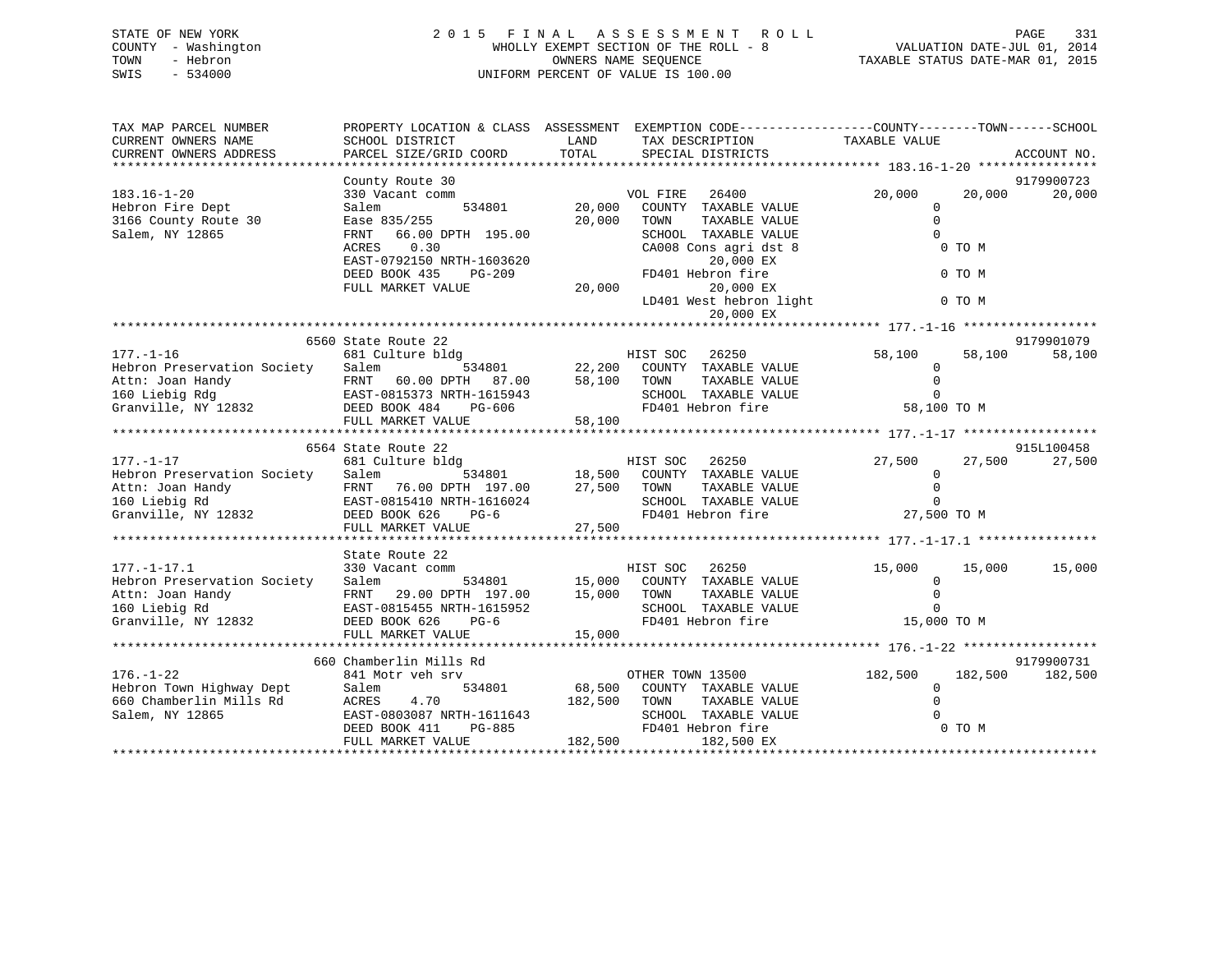STATE OF NEW YORK
COUNTY - Washington
TOWN - Hebron
SWIS - 534000

# 2015 FINAL ASSESSMENT ROLL

WHOLLY EXEMPT SECTION OF THE ROLL - 8
OWNERS NAME SEQUENCE
UNIFORM PERCENT OF VALUE IS 100.00

VALUATION DATE-JUL 01, 2014
TAXABLE STATUS DATE-MAR 01, 2015

```
TAX MAP PARCEL NUMBER          PROPERTY LOCATION & CLASS  ASSESSMENT  EXEMPTION CODE------------------COUNTY--------TOWN------SCHOOL
CURRENT OWNERS NAME            SCHOOL DISTRICT              LAND      TAX DESCRIPTION           TAXABLE VALUE
CURRENT OWNERS ADDRESS         PARCEL SIZE/GRID COORD       TOTAL     SPECIAL DISTRICTS                                    ACCOUNT NO.
******************************************************************************************************* 183.16-1-20 ****************
                               County Route 30                                                                             9179900723
183.16-1-20                    330 Vacant comm                        VOL FIRE   26400             20,000      20,000      20,000
Hebron Fire Dept               Salem          534801         20,000   COUNTY  TAXABLE VALUE            0
3166 County Route 30           Ease 835/255                  20,000   TOWN    TAXABLE VALUE            0
Salem, NY 12865                FRNT   66.00 DPTH 195.00               SCHOOL  TAXABLE VALUE            0
                               ACRES    0.30                          CA008 Cons agri dst 8              0 TO M
                               EAST-0792150 NRTH-1603620                    20,000 EX
                               DEED BOOK 435    PG-209                FD401 Hebron fire                  0 TO M
                               FULL MARKET VALUE             20,000         20,000 EX
                                                                      LD401 West hebron light            0 TO M
                                                                            20,000 EX
******************************************************************************************************* 177.-1-16 ******************
                          6560 State Route 22                                                                              9179901079
177.-1-16                      681 Culture bldg                       HIST SOC   26250             58,100      58,100      58,100
Hebron Preservation Society    Salem          534801         22,200   COUNTY  TAXABLE VALUE            0
Attn: Joan Handy               FRNT   60.00 DPTH  87.00      58,100   TOWN    TAXABLE VALUE            0
160 Liebig Rdg                 EAST-0815373 NRTH-1615943              SCHOOL  TAXABLE VALUE            0
Granville, NY 12832            DEED BOOK 484    PG-606                FD401 Hebron fire             58,100 TO M
                               FULL MARKET VALUE             58,100
******************************************************************************************************* 177.-1-17 ******************
                          6564 State Route 22                                                                              915L100458
177.-1-17                      681 Culture bldg                       HIST SOC   26250             27,500      27,500      27,500
Hebron Preservation Society    Salem          534801         18,500   COUNTY  TAXABLE VALUE            0
Attn: Joan Handy               FRNT   76.00 DPTH 197.00      27,500   TOWN    TAXABLE VALUE            0
160 Liebig Rd                  EAST-0815410 NRTH-1616024              SCHOOL  TAXABLE VALUE            0
Granville, NY 12832            DEED BOOK 626    PG-6                  FD401 Hebron fire             27,500 TO M
                               FULL MARKET VALUE             27,500
******************************************************************************************************* 177.-1-17.1 ****************
                               State Route 22
177.-1-17.1                    330 Vacant comm                        HIST SOC   26250             15,000      15,000      15,000
Hebron Preservation Society    Salem          534801         15,000   COUNTY  TAXABLE VALUE            0
Attn: Joan Handy               FRNT   29.00 DPTH 197.00      15,000   TOWN    TAXABLE VALUE            0
160 Liebig Rd                  EAST-0815455 NRTH-1615952              SCHOOL  TAXABLE VALUE            0
Granville, NY 12832            DEED BOOK 626    PG-6                  FD401 Hebron fire             15,000 TO M
                               FULL MARKET VALUE             15,000
******************************************************************************************************* 176.-1-22 ******************
                           660 Chamberlin Mills Rd                                                                         9179900731
176.-1-22                      841 Motr veh srv                       OTHER TOWN 13500            182,500     182,500     182,500
Hebron Town Highway Dept       Salem          534801         68,500   COUNTY  TAXABLE VALUE            0
660 Chamberlin Mills Rd        ACRES    4.70                182,500   TOWN    TAXABLE VALUE            0
Salem, NY 12865                EAST-0803087 NRTH-1611643              SCHOOL  TAXABLE VALUE            0
                               DEED BOOK 411    PG-885                FD401 Hebron fire                  0 TO M
                               FULL MARKET VALUE            182,500        182,500 EX
************************************************************************************************************************************
```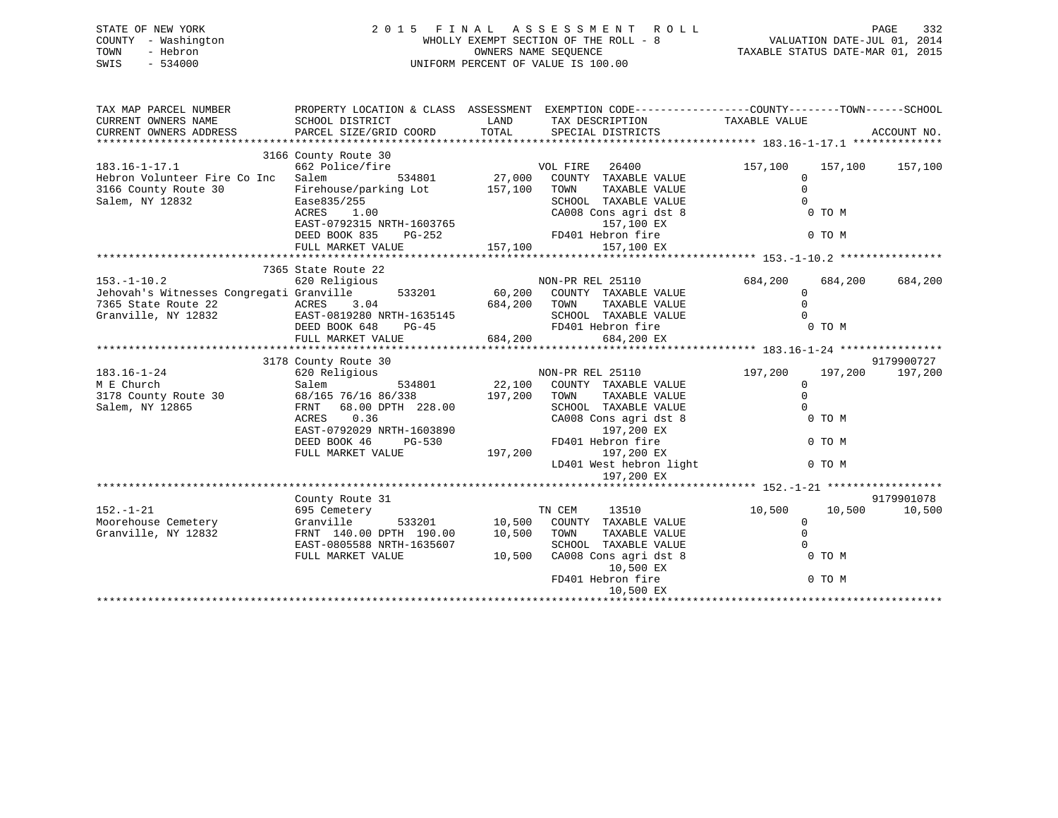STATE OF NEW YORK
COUNTY - Washington
TOWN - Hebron
SWIS - 534000

2015 FINAL ASSESSMENT ROLL
WHOLLY EXEMPT SECTION OF THE ROLL - 8
OWNERS NAME SEQUENCE
UNIFORM PERCENT OF VALUE IS 100.00

VALUATION DATE-JUL 01, 2014
TAXABLE STATUS DATE-MAR 01, 2015

```
TAX MAP PARCEL NUMBER          PROPERTY LOCATION & CLASS  ASSESSMENT  EXEMPTION CODE------------------COUNTY--------TOWN------SCHOOL
CURRENT OWNERS NAME            SCHOOL DISTRICT              LAND      TAX DESCRIPTION             TAXABLE VALUE
CURRENT OWNERS ADDRESS         PARCEL SIZE/GRID COORD       TOTAL     SPECIAL DISTRICTS                                      ACCOUNT NO.
******************************************************************************************************* 183.16-1-17.1 **************
                          3166 County Route 30
183.16-1-17.1                662 Police/fire                      VOL FIRE   26400         157,100     157,100     157,100
Hebron Volunteer Fire Co Inc  Salem          534801       27,000   COUNTY  TAXABLE VALUE              0
3166 County Route 30          Firehouse/parking Lot       157,100   TOWN    TAXABLE VALUE              0
Salem, NY 12832               Ease835/255                           SCHOOL  TAXABLE VALUE              0
                              ACRES    1.00                         CA008 Cons agri dst 8              0 TO M
                              EAST-0792315 NRTH-1603765                  157,100 EX
                              DEED BOOK 835    PG-252               FD401 Hebron fire                  0 TO M
                              FULL MARKET VALUE           157,100        157,100 EX
******************************************************************************************************* 153.-1-10.2 ****************
                          7365 State Route 22
153.-1-10.2                  620 Religious                        NON-PR REL 25110         684,200     684,200     684,200
Jehovah's Witnesses Congregati Granville      533201       60,200   COUNTY  TAXABLE VALUE              0
7365 State Route 22           ACRES    3.04               684,200   TOWN    TAXABLE VALUE              0
Granville, NY 12832           EAST-0819280 NRTH-1635145             SCHOOL  TAXABLE VALUE              0
                              DEED BOOK 648    PG-45                FD401 Hebron fire                  0 TO M
                              FULL MARKET VALUE           684,200        684,200 EX
******************************************************************************************************* 183.16-1-24 ****************
                          3178 County Route 30                                                                       9179900727
183.16-1-24                  620 Religious                        NON-PR REL 25110         197,200     197,200     197,200
M E Church                    Salem          534801       22,100   COUNTY  TAXABLE VALUE              0
3178 County Route 30          68/165 76/16 86/338         197,200   TOWN    TAXABLE VALUE              0
Salem, NY 12865               FRNT   68.00 DPTH  228.00             SCHOOL  TAXABLE VALUE              0
                              ACRES    0.36                         CA008 Cons agri dst 8              0 TO M
                              EAST-0792029 NRTH-1603890                  197,200 EX
                              DEED BOOK 46     PG-530               FD401 Hebron fire                  0 TO M
                              FULL MARKET VALUE           197,200        197,200 EX
                                                                    LD401 West hebron light            0 TO M
                                                                         197,200 EX
******************************************************************************************************* 152.-1-21 ******************
                          County Route 31                                                                            9179901078
152.-1-21                    695 Cemetery                         TN CEM     13510          10,500      10,500      10,500
Moorehouse Cemetery           Granville      533201       10,500   COUNTY  TAXABLE VALUE              0
Granville, NY 12832           FRNT  140.00 DPTH  190.00    10,500   TOWN    TAXABLE VALUE              0
                              EAST-0805588 NRTH-1635607             SCHOOL  TAXABLE VALUE              0
                              FULL MARKET VALUE            10,500   CA008 Cons agri dst 8              0 TO M
                                                                          10,500 EX
                                                                    FD401 Hebron fire                  0 TO M
                                                                          10,500 EX
************************************************************************************************************************************
```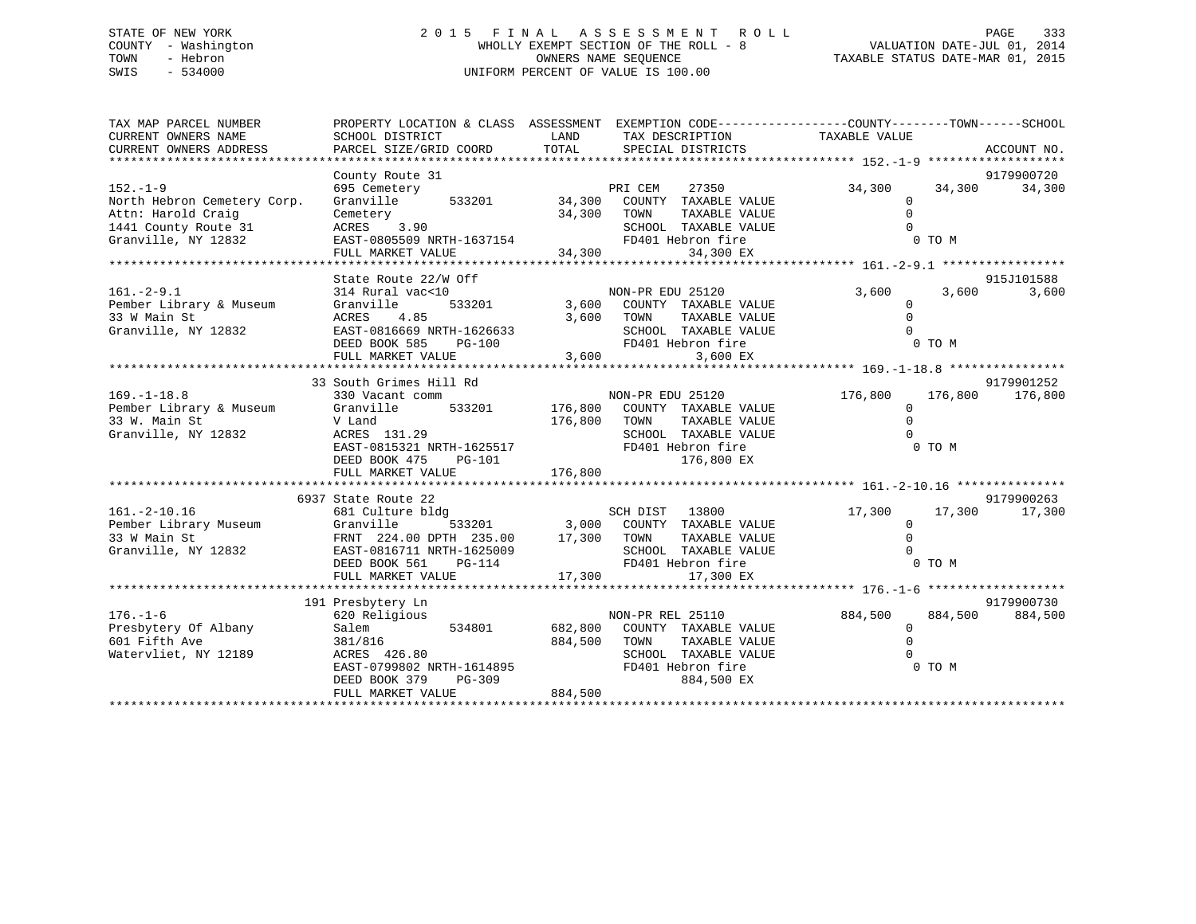STATE OF NEW YORK | 2015 FINAL ASSESSMENT ROLL | VALUATION DATE-JUL 01, 2014
COUNTY - Washington | WHOLLY EXEMPT SECTION OF THE ROLL - 8 | TAXABLE STATUS DATE-MAR 01, 2015
TOWN - Hebron | OWNERS NAME SEQUENCE
SWIS - 534000 | UNIFORM PERCENT OF VALUE IS 100.00

```
TAX MAP PARCEL NUMBER          PROPERTY LOCATION & CLASS  ASSESSMENT  EXEMPTION CODE------------------COUNTY--------TOWN------SCHOOL
CURRENT OWNERS NAME            SCHOOL DISTRICT              LAND      TAX DESCRIPTION              TAXABLE VALUE
CURRENT OWNERS ADDRESS         PARCEL SIZE/GRID COORD       TOTAL     SPECIAL DISTRICTS                                    ACCOUNT NO.
******************************************************************************************************* 152.-1-9 *******************
                               County Route 31                                                                          9179900720
152.-1-9                       695 Cemetery                           PRI CEM     27350          34,300      34,300       34,300
North Hebron Cemetery Corp.    Granville      533201       34,300    COUNTY  TAXABLE VALUE             0
Attn: Harold Craig             Cemetery                    34,300    TOWN    TAXABLE VALUE             0
1441 County Route 31           ACRES    3.90                         SCHOOL  TAXABLE VALUE             0
Granville, NY 12832            EAST-0805509 NRTH-1637154             FD401 Hebron fire                  0 TO M
                               FULL MARKET VALUE           34,300              34,300 EX
******************************************************************************************************* 161.-2-9.1 *****************
                               State Route 22/W Off                                                                     915J101588
161.-2-9.1                     314 Rural vac<10                       NON-PR EDU 25120            3,600       3,600        3,600
Pember Library & Museum        Granville      533201        3,600    COUNTY  TAXABLE VALUE             0
33 W Main St                   ACRES    4.85                 3,600    TOWN    TAXABLE VALUE             0
Granville, NY 12832            EAST-0816669 NRTH-1626633             SCHOOL  TAXABLE VALUE             0
                               DEED BOOK 585    PG-100               FD401 Hebron fire                  0 TO M
                               FULL MARKET VALUE            3,600               3,600 EX
******************************************************************************************************* 169.-1-18.8 ****************
                            33 South Grimes Hill Rd                                                                     9179901252
169.-1-18.8                    330 Vacant comm                        NON-PR EDU 25120          176,800     176,800      176,800
Pember Library & Museum        Granville      533201      176,800    COUNTY  TAXABLE VALUE             0
33 W. Main St                  V Land                     176,800    TOWN    TAXABLE VALUE             0
Granville, NY 12832            ACRES  131.29                         SCHOOL  TAXABLE VALUE             0
                               EAST-0815321 NRTH-1625517             FD401 Hebron fire                  0 TO M
                               DEED BOOK 475    PG-101                        176,800 EX
                               FULL MARKET VALUE          176,800
******************************************************************************************************* 161.-2-10.16 ***************
                          6937 State Route 22                                                                           9179900263
161.-2-10.16                   681 Culture bldg                       SCH DIST    13800          17,300      17,300       17,300
Pember Library Museum          Granville      533201        3,000    COUNTY  TAXABLE VALUE             0
33 W Main St                   FRNT 224.00 DPTH 235.00     17,300    TOWN    TAXABLE VALUE             0
Granville, NY 12832            EAST-0816711 NRTH-1625009             SCHOOL  TAXABLE VALUE             0
                               DEED BOOK 561    PG-114               FD401 Hebron fire                  0 TO M
                               FULL MARKET VALUE           17,300              17,300 EX
******************************************************************************************************* 176.-1-6 *******************
                           191 Presbytery Ln                                                                            9179900730
176.-1-6                       620 Religious                          NON-PR REL 25110          884,500     884,500      884,500
Presbytery Of Albany           Salem          534801      682,800    COUNTY  TAXABLE VALUE             0
601 Fifth Ave                  381/816                    884,500    TOWN    TAXABLE VALUE             0
Watervliet, NY 12189           ACRES  426.80                         SCHOOL  TAXABLE VALUE             0
                               EAST-0799802 NRTH-1614895             FD401 Hebron fire                  0 TO M
                               DEED BOOK 379    PG-309                        884,500 EX
                               FULL MARKET VALUE          884,500
************************************************************************************************************************************
```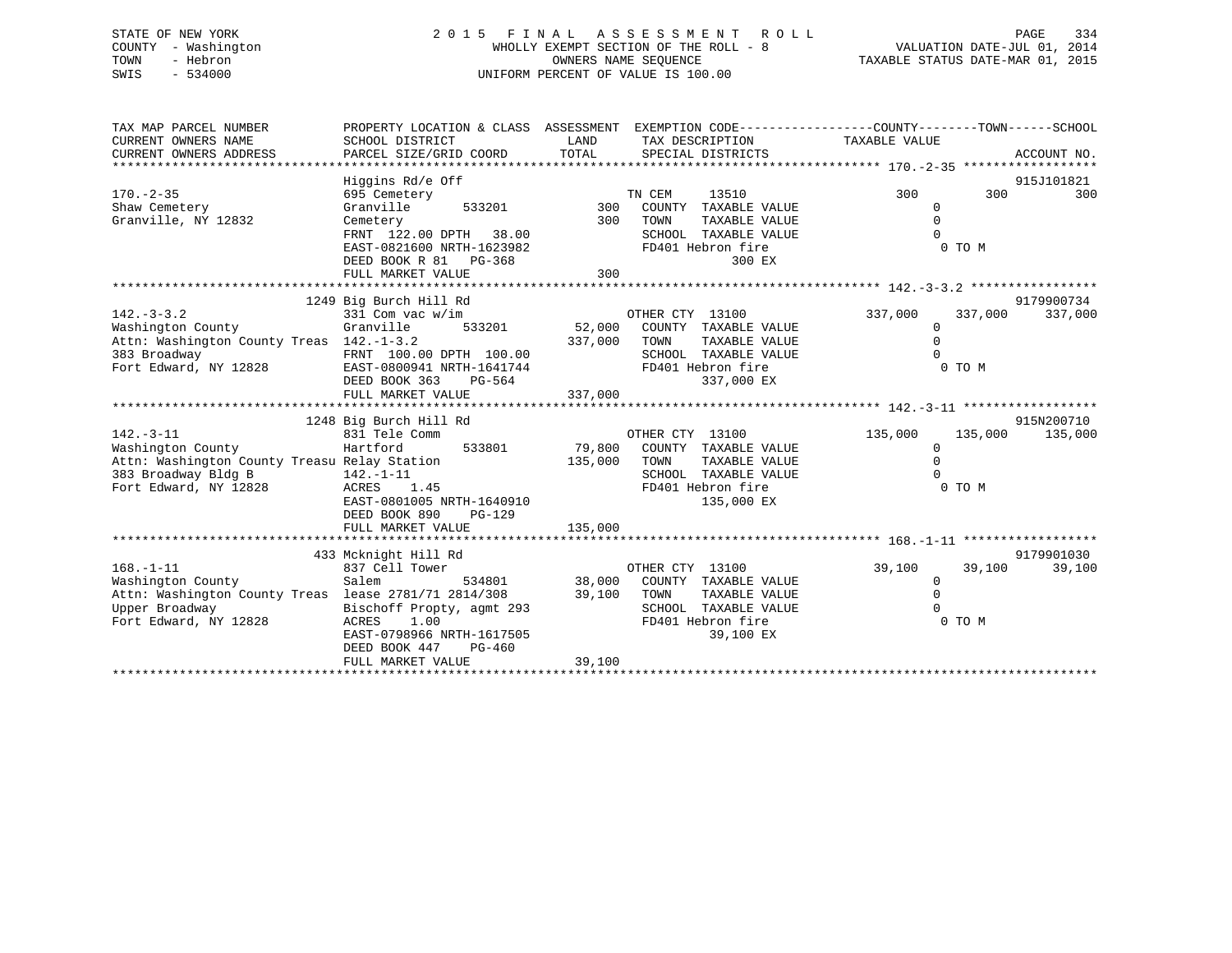STATE OF NEW YORK
COUNTY - Washington
TOWN - Hebron
SWIS - 534000

# 2015 FINAL ASSESSMENT ROLL

WHOLLY EXEMPT SECTION OF THE ROLL - 8
OWNERS NAME SEQUENCE
UNIFORM PERCENT OF VALUE IS 100.00

VALUATION DATE-JUL 01, 2014
TAXABLE STATUS DATE-MAR 01, 2015

```
TAX MAP PARCEL NUMBER          PROPERTY LOCATION & CLASS  ASSESSMENT  EXEMPTION CODE-----------------COUNTY--------TOWN------SCHOOL
CURRENT OWNERS NAME            SCHOOL DISTRICT               LAND     TAX DESCRIPTION            TAXABLE VALUE
CURRENT OWNERS ADDRESS         PARCEL SIZE/GRID COORD       TOTAL     SPECIAL DISTRICTS                                  ACCOUNT NO.
******************************************************************************************************* 170.-2-35 *****************
                               Higgins Rd/e Off                                                                          915J101821
170.-2-35                      695 Cemetery                           TN CEM      13510                 300         300         300
Shaw Cemetery                  Granville       533201         300     COUNTY  TAXABLE VALUE               0
Granville, NY 12832            Cemetery                       300     TOWN    TAXABLE VALUE               0
                               FRNT 122.00 DPTH  38.00                SCHOOL  TAXABLE VALUE               0
                               EAST-0821600 NRTH-1623982              FD401 Hebron fire                    0 TO M
                               DEED BOOK R 81   PG-368                            300 EX
                               FULL MARKET VALUE              300
******************************************************************************************************* 142.-3-3.2 ****************
                               1249 Big Burch Hill Rd                                                                   9179900734
142.-3-3.2                     331 Com vac w/im                       OTHER CTY  13100              337,000     337,000     337,000
Washington County              Granville       533201      52,000     COUNTY  TAXABLE VALUE               0
Attn: Washington County Treas  142.-1-3.2                 337,000     TOWN    TAXABLE VALUE               0
383 Broadway                   FRNT 100.00 DPTH 100.00                SCHOOL  TAXABLE VALUE               0
Fort Edward, NY 12828          EAST-0800941 NRTH-1641744              FD401 Hebron fire                    0 TO M
                               DEED BOOK 363    PG-564                         337,000 EX
                               FULL MARKET VALUE          337,000
******************************************************************************************************* 142.-3-11 *****************
                               1248 Big Burch Hill Rd                                                                   915N200710
142.-3-11                      831 Tele Comm                          OTHER CTY  13100              135,000     135,000     135,000
Washington County              Hartford        533801      79,800     COUNTY  TAXABLE VALUE               0
Attn: Washington County Treasu Relay Station              135,000     TOWN    TAXABLE VALUE               0
383 Broadway Bldg B            142.-1-11                              SCHOOL  TAXABLE VALUE               0
Fort Edward, NY 12828          ACRES    1.45                          FD401 Hebron fire                    0 TO M
                               EAST-0801005 NRTH-1640910                       135,000 EX
                               DEED BOOK 890    PG-129
                               FULL MARKET VALUE          135,000
******************************************************************************************************* 168.-1-11 *****************
                               433 Mcknight Hill Rd                                                                     9179901030
168.-1-11                      837 Cell Tower                         OTHER CTY  13100               39,100      39,100      39,100
Washington County              Salem           534801      38,000     COUNTY  TAXABLE VALUE               0
Attn: Washington County Treas  lease 2781/71 2814/308      39,100     TOWN    TAXABLE VALUE               0
Upper Broadway                 Bischoff Propty, agmt 293              SCHOOL  TAXABLE VALUE               0
Fort Edward, NY 12828          ACRES    1.00                          FD401 Hebron fire                    0 TO M
                               EAST-0798966 NRTH-1617505                        39,100 EX
                               DEED BOOK 447    PG-460
                               FULL MARKET VALUE           39,100
************************************************************************************************************************************
```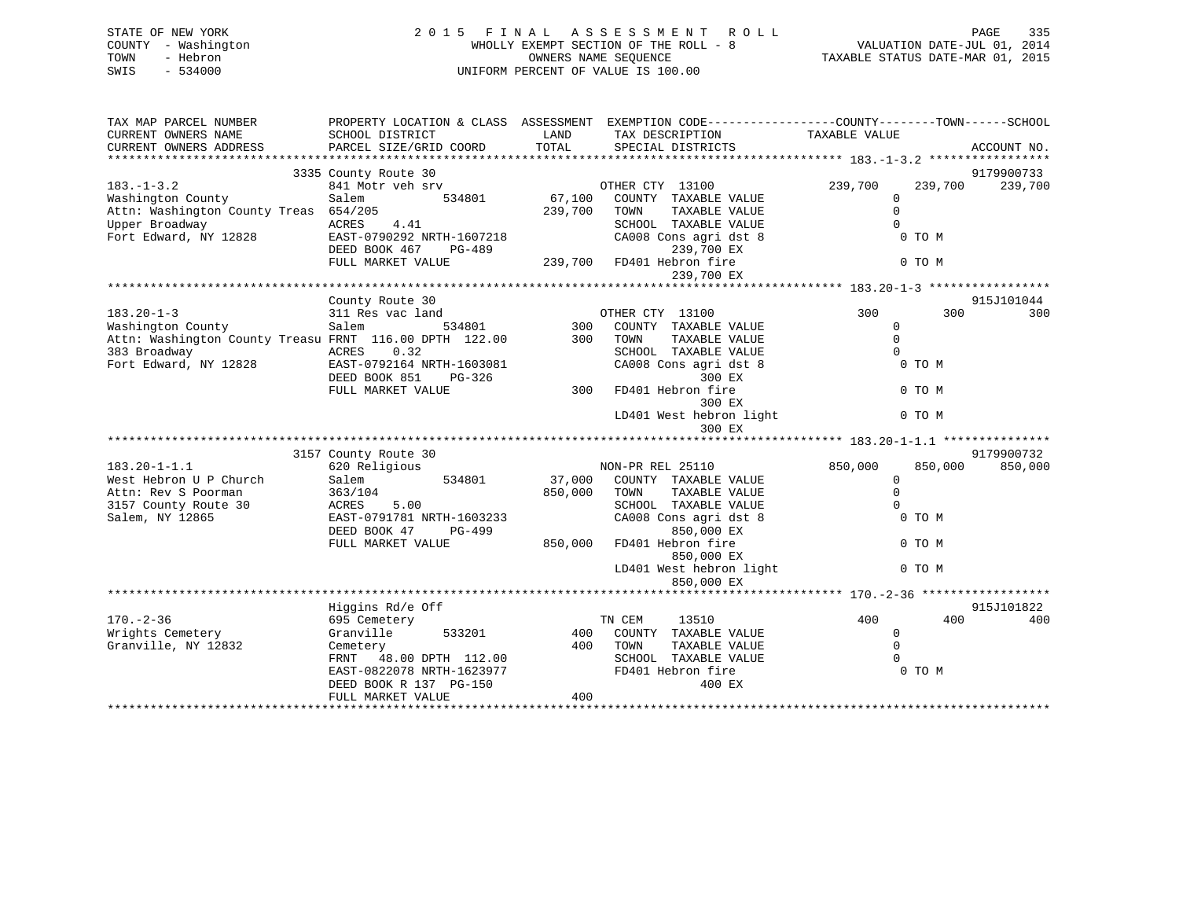STATE OF NEW YORK  
COUNTY - Washington  
TOWN - Hebron  
SWIS - 534000

2 0 1 5 F I N A L A S S E S S M E N T R O L L  
WHOLLY EXEMPT SECTION OF THE ROLL - 8  
OWNERS NAME SEQUENCE  
UNIFORM PERCENT OF VALUE IS 100.00

VALUATION DATE-JUL 01, 2014  
TAXABLE STATUS DATE-MAR 01, 2015

```
TAX MAP PARCEL NUMBER          PROPERTY LOCATION & CLASS  ASSESSMENT  EXEMPTION CODE------------------COUNTY--------TOWN------SCHOOL
CURRENT OWNERS NAME            SCHOOL DISTRICT               LAND      TAX DESCRIPTION              TAXABLE VALUE
CURRENT OWNERS ADDRESS         PARCEL SIZE/GRID COORD        TOTAL     SPECIAL DISTRICTS                                     ACCOUNT NO.
******************************************************************************************************* 183.-1-3.2 *****************
                    3335 County Route 30                                                                            9179900733
183.-1-3.2                     841 Motr veh srv                       OTHER CTY 13100             239,700    239,700    239,700
Washington County              Salem           534801        67,100   COUNTY  TAXABLE VALUE              0
Attn: Washington County Treas  654/205                      239,700   TOWN    TAXABLE VALUE              0
Upper Broadway                 ACRES    4.41                          SCHOOL  TAXABLE VALUE              0
Fort Edward, NY 12828          EAST-0790292 NRTH-1607218              CA008 Cons agri dst 8              0 TO M
                               DEED BOOK 467    PG-489                       239,700 EX
                               FULL MARKET VALUE            239,700   FD401 Hebron fire                  0 TO M
                                                                             239,700 EX
******************************************************************************************************* 183.20-1-3 *****************
                    County Route 30                                                                                 915J101044
183.20-1-3                     311 Res vac land                       OTHER CTY 13100                 300        300        300
Washington County              Salem           534801           300   COUNTY  TAXABLE VALUE              0
Attn: Washington County Treasu FRNT 116.00 DPTH 122.00          300   TOWN    TAXABLE VALUE              0
383 Broadway                   ACRES    0.32                          SCHOOL  TAXABLE VALUE              0
Fort Edward, NY 12828          EAST-0792164 NRTH-1603081              CA008 Cons agri dst 8              0 TO M
                               DEED BOOK 851    PG-326                       300 EX
                               FULL MARKET VALUE                300   FD401 Hebron fire                  0 TO M
                                                                             300 EX
                                                                      LD401 West hebron light            0 TO M
                                                                             300 EX
******************************************************************************************************* 183.20-1-1.1 ***************
                    3157 County Route 30                                                                            9179900732
183.20-1-1.1                   620 Religious                          NON-PR REL 25110            850,000    850,000    850,000
West Hebron U P Church         Salem           534801        37,000   COUNTY  TAXABLE VALUE              0
Attn: Rev S Poorman            363/104                      850,000   TOWN    TAXABLE VALUE              0
3157 County Route 30           ACRES    5.00                          SCHOOL  TAXABLE VALUE              0
Salem, NY 12865                EAST-0791781 NRTH-1603233              CA008 Cons agri dst 8              0 TO M
                               DEED BOOK 47     PG-499                       850,000 EX
                               FULL MARKET VALUE            850,000   FD401 Hebron fire                  0 TO M
                                                                             850,000 EX
                                                                      LD401 West hebron light            0 TO M
                                                                             850,000 EX
******************************************************************************************************* 170.-2-36 ******************
                    Higgins Rd/e Off                                                                                915J101822
170.-2-36                      695 Cemetery                           TN CEM     13510                400        400        400
Wrights Cemetery               Granville       533201           400   COUNTY  TAXABLE VALUE              0
Granville, NY 12832            Cemetery                         400   TOWN    TAXABLE VALUE              0
                               FRNT  48.00 DPTH 112.00                SCHOOL  TAXABLE VALUE              0
                               EAST-0822078 NRTH-1623977              FD401 Hebron fire                  0 TO M
                               DEED BOOK R 137  PG-150                       400 EX
                               FULL MARKET VALUE                400
************************************************************************************************************************************
```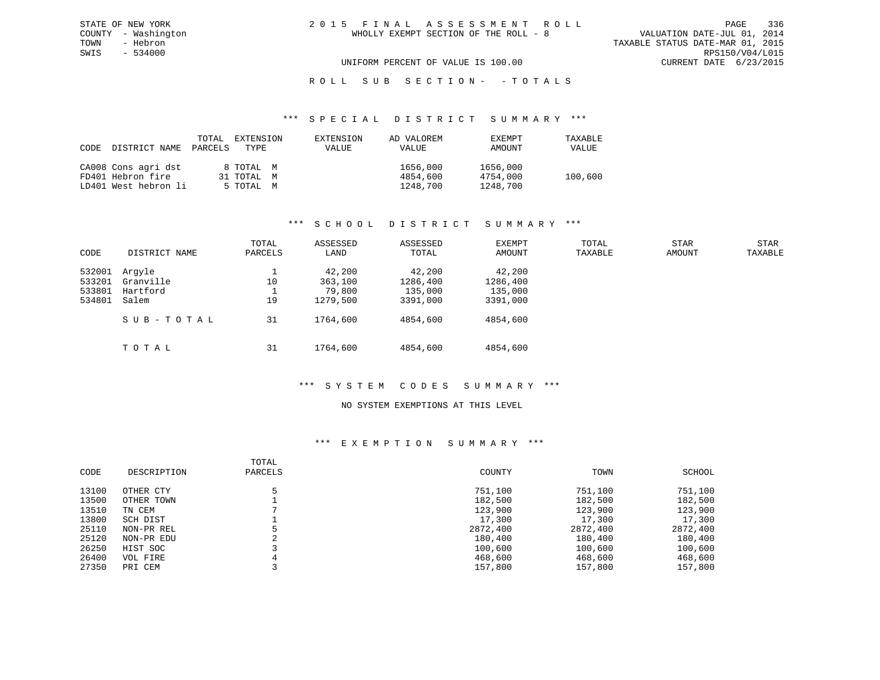STATE OF NEW YORK
COUNTY - Washington
TOWN - Hebron
SWIS - 534000

# 2015 FINAL ASSESSMENT ROLL

WHOLLY EXEMPT SECTION OF THE ROLL - 8

UNIFORM PERCENT OF VALUE IS 100.00

VALUATION DATE-JUL 01, 2014
TAXABLE STATUS DATE-MAR 01, 2015
RPS150/V04/L015
CURRENT DATE 6/23/2015

## ROLL SUB SECTION- - TOTALS

### *** SPECIAL DISTRICT SUMMARY ***

| CODE | DISTRICT NAME | TOTAL PARCELS | EXTENSION TYPE | EXTENSION VALUE | AD VALOREM VALUE | EXEMPT AMOUNT | TAXABLE VALUE |
|---|---|---|---|---|---|---|---|
| CA008 | Cons agri dst | 8 | TOTAL M | | 1656,000 | 1656,000 | |
| FD401 | Hebron fire | 31 | TOTAL M | | 4854,600 | 4754,000 | 100,600 |
| LD401 | West hebron li | 5 | TOTAL M | | 1248,700 | 1248,700 | |

### *** SCHOOL DISTRICT SUMMARY ***

| CODE | DISTRICT NAME | TOTAL PARCELS | ASSESSED LAND | ASSESSED TOTAL | EXEMPT AMOUNT | TOTAL TAXABLE | STAR AMOUNT | STAR TAXABLE |
|---|---|---|---|---|---|---|---|---|
| 532001 | Argyle | 1 | 42,200 | 42,200 | 42,200 | | | |
| 533201 | Granville | 10 | 363,100 | 1286,400 | 1286,400 | | | |
| 533801 | Hartford | 1 | 79,800 | 135,000 | 135,000 | | | |
| 534801 | Salem | 19 | 1279,500 | 3391,000 | 3391,000 | | | |
| | SUB-TOTAL | 31 | 1764,600 | 4854,600 | 4854,600 | | | |
| | TOTAL | 31 | 1764,600 | 4854,600 | 4854,600 | | | |

### *** SYSTEM CODES SUMMARY ***

NO SYSTEM EXEMPTIONS AT THIS LEVEL

### *** EXEMPTION SUMMARY ***

| CODE | DESCRIPTION | TOTAL PARCELS | COUNTY | TOWN | SCHOOL |
|---|---|---|---|---|---|
| 13100 | OTHER CTY | 5 | 751,100 | 751,100 | 751,100 |
| 13500 | OTHER TOWN | 1 | 182,500 | 182,500 | 182,500 |
| 13510 | TN CEM | 7 | 123,900 | 123,900 | 123,900 |
| 13800 | SCH DIST | 1 | 17,300 | 17,300 | 17,300 |
| 25110 | NON-PR REL | 5 | 2872,400 | 2872,400 | 2872,400 |
| 25120 | NON-PR EDU | 2 | 180,400 | 180,400 | 180,400 |
| 26250 | HIST SOC | 3 | 100,600 | 100,600 | 100,600 |
| 26400 | VOL FIRE | 4 | 468,600 | 468,600 | 468,600 |
| 27350 | PRI CEM | 3 | 157,800 | 157,800 | 157,800 |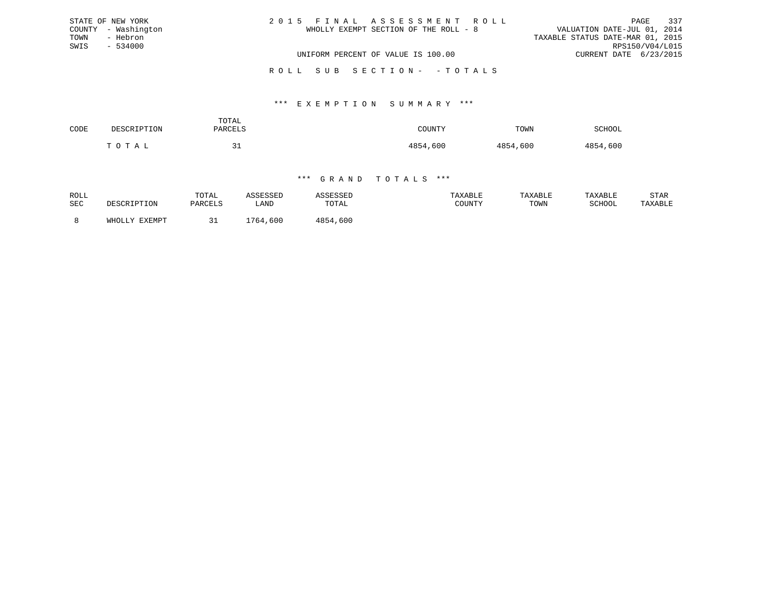STATE OF NEW YORK
COUNTY - Washington
TOWN - Hebron
SWIS - 534000

2 0 1 5 F I N A L A S S E S S M E N T R O L L
WHOLLY EXEMPT SECTION OF THE ROLL - 8

UNIFORM PERCENT OF VALUE IS 100.00

VALUATION DATE-JUL 01, 2014
TAXABLE STATUS DATE-MAR 01, 2015
RPS150/V04/L015
CURRENT DATE 6/23/2015

R O L L S U B S E C T I O N - - T O T A L S

### *** E X E M P T I O N S U M M A R Y ***

| CODE | DESCRIPTION | TOTAL PARCELS | COUNTY | TOWN | SCHOOL |
|---|---|---|---|---|---|
| | T O T A L | 31 | 4854,600 | 4854,600 | 4854,600 |

### *** G R A N D T O T A L S ***

| ROLL SEC | DESCRIPTION | TOTAL PARCELS | ASSESSED LAND | ASSESSED TOTAL | TAXABLE COUNTY | TAXABLE TOWN | TAXABLE SCHOOL | STAR TAXABLE |
|---|---|---|---|---|---|---|---|---|
| 8 | WHOLLY EXEMPT | 31 | 1764,600 | 4854,600 | | | | |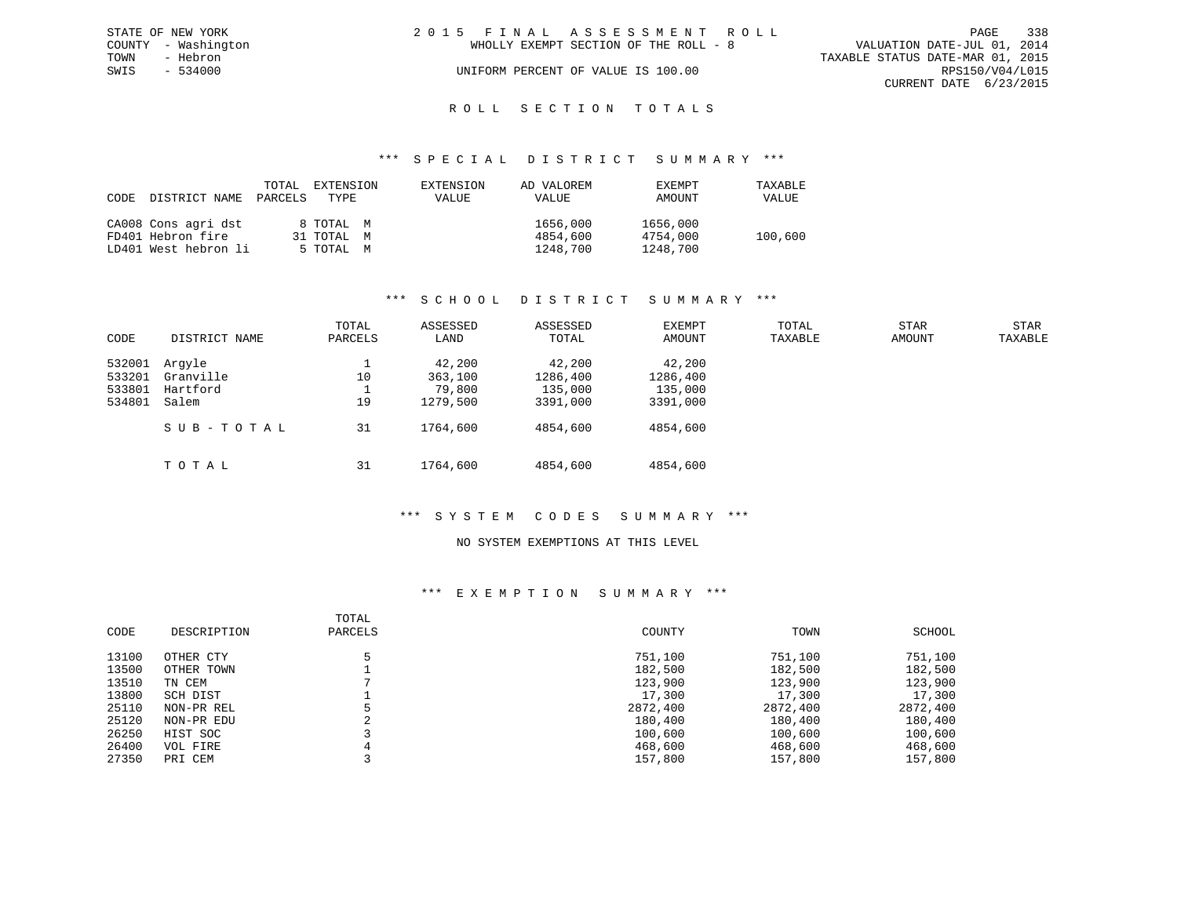STATE OF NEW YORK
COUNTY - Washington
TOWN - Hebron
SWIS - 534000

2015 FINAL ASSESSMENT ROLL
WHOLLY EXEMPT SECTION OF THE ROLL - 8
UNIFORM PERCENT OF VALUE IS 100.00

VALUATION DATE-JUL 01, 2014
TAXABLE STATUS DATE-MAR 01, 2015
RPS150/V04/L015
CURRENT DATE 6/23/2015

## ROLL SECTION TOTALS

### *** SPECIAL DISTRICT SUMMARY ***

| CODE | DISTRICT NAME | TOTAL PARCELS | EXTENSION TYPE | EXTENSION VALUE | AD VALOREM VALUE | EXEMPT AMOUNT | TAXABLE VALUE |
|---|---|---|---|---|---|---|---|
| CA008 | Cons agri dst | 8 | TOTAL M | | 1656,000 | 1656,000 | |
| FD401 | Hebron fire | 31 | TOTAL M | | 4854,600 | 4754,000 | 100,600 |
| LD401 | West hebron li | 5 | TOTAL M | | 1248,700 | 1248,700 | |

### *** SCHOOL DISTRICT SUMMARY ***

| CODE | DISTRICT NAME | TOTAL PARCELS | ASSESSED LAND | ASSESSED TOTAL | EXEMPT AMOUNT | TOTAL TAXABLE | STAR AMOUNT | STAR TAXABLE |
|---|---|---|---|---|---|---|---|---|
| 532001 | Argyle | 1 | 42,200 | 42,200 | 42,200 | | | |
| 533201 | Granville | 10 | 363,100 | 1286,400 | 1286,400 | | | |
| 533801 | Hartford | 1 | 79,800 | 135,000 | 135,000 | | | |
| 534801 | Salem | 19 | 1279,500 | 3391,000 | 3391,000 | | | |
| | SUB-TOTAL | 31 | 1764,600 | 4854,600 | 4854,600 | | | |
| | TOTAL | 31 | 1764,600 | 4854,600 | 4854,600 | | | |

### *** SYSTEM CODES SUMMARY ***

NO SYSTEM EXEMPTIONS AT THIS LEVEL

### *** EXEMPTION SUMMARY ***

| CODE | DESCRIPTION | TOTAL PARCELS | COUNTY | TOWN | SCHOOL |
|---|---|---|---|---|---|
| 13100 | OTHER CTY | 5 | 751,100 | 751,100 | 751,100 |
| 13500 | OTHER TOWN | 1 | 182,500 | 182,500 | 182,500 |
| 13510 | TN CEM | 7 | 123,900 | 123,900 | 123,900 |
| 13800 | SCH DIST | 1 | 17,300 | 17,300 | 17,300 |
| 25110 | NON-PR REL | 5 | 2872,400 | 2872,400 | 2872,400 |
| 25120 | NON-PR EDU | 2 | 180,400 | 180,400 | 180,400 |
| 26250 | HIST SOC | 3 | 100,600 | 100,600 | 100,600 |
| 26400 | VOL FIRE | 4 | 468,600 | 468,600 | 468,600 |
| 27350 | PRI CEM | 3 | 157,800 | 157,800 | 157,800 |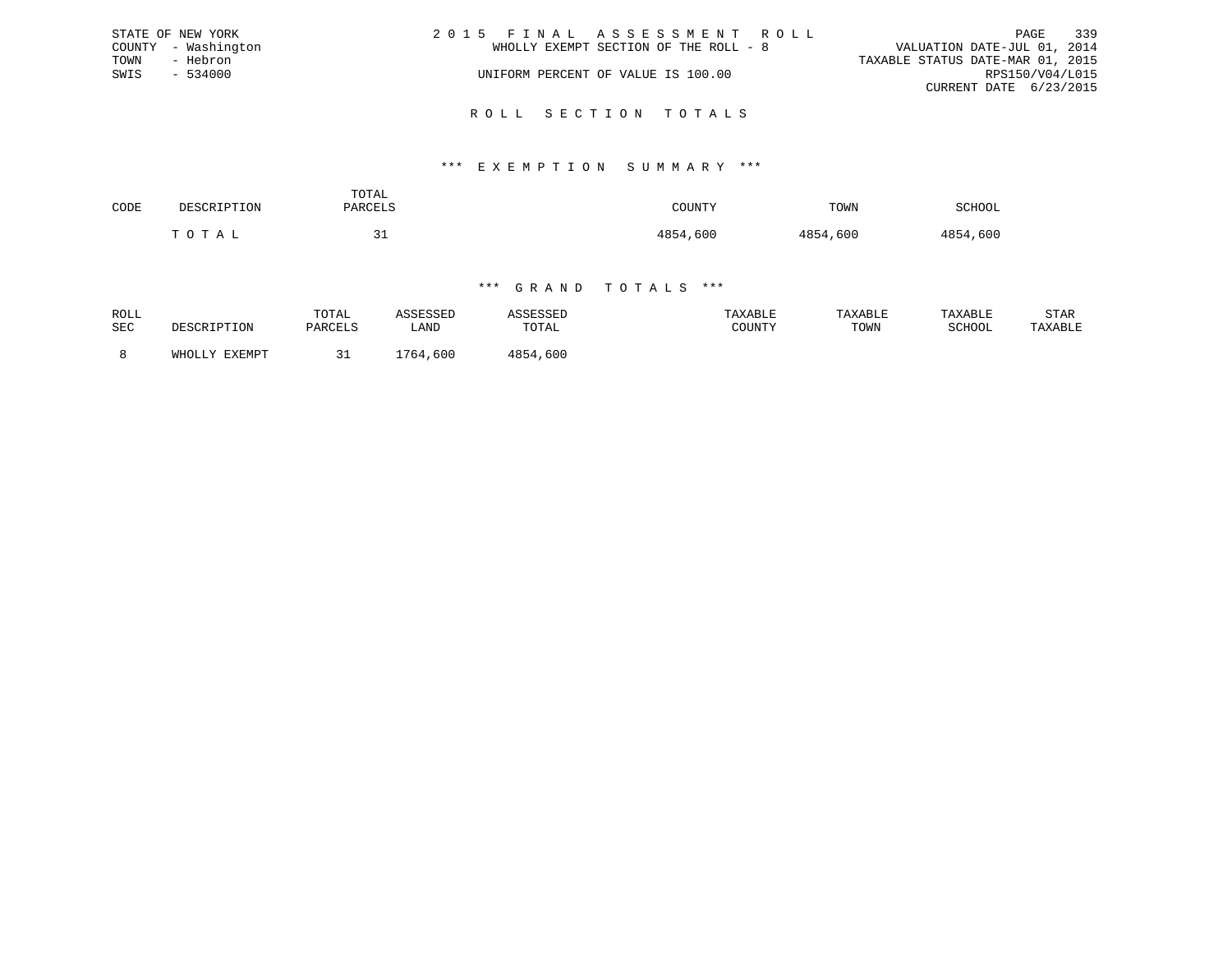STATE OF NEW YORK
COUNTY - Washington
TOWN - Hebron
SWIS - 534000

2 0 1 5 F I N A L A S S E S S M E N T R O L L
WHOLLY EXEMPT SECTION OF THE ROLL - 8

UNIFORM PERCENT OF VALUE IS 100.00

VALUATION DATE-JUL 01, 2014
TAXABLE STATUS DATE-MAR 01, 2015
RPS150/V04/L015
CURRENT DATE 6/23/2015

## R O L L S E C T I O N T O T A L S

### \*\*\* E X E M P T I O N S U M M A R Y \*\*\*

| CODE | DESCRIPTION | TOTAL PARCELS | COUNTY | TOWN | SCHOOL |
|---|---|---|---|---|---|
| | T O T A L | 31 | 4854,600 | 4854,600 | 4854,600 |

### \*\*\* G R A N D T O T A L S \*\*\*

| ROLL SEC | DESCRIPTION | TOTAL PARCELS | ASSESSED LAND | ASSESSED TOTAL | TAXABLE COUNTY | TAXABLE TOWN | TAXABLE SCHOOL | STAR TAXABLE |
|---|---|---|---|---|---|---|---|---|
| 8 | WHOLLY EXEMPT | 31 | 1764,600 | 4854,600 | | | | |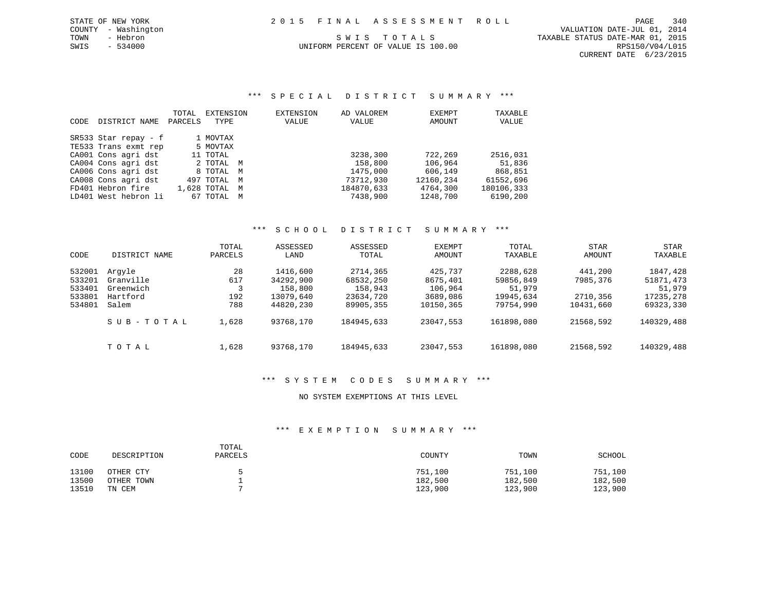STATE OF NEW YORK
COUNTY - Washington
TOWN - Hebron
SWIS - 534000

2015 FINAL ASSESSMENT ROLL

SWIS TOTALS

UNIFORM PERCENT OF VALUE IS 100.00

VALUATION DATE-JUL 01, 2014
TAXABLE STATUS DATE-MAR 01, 2015
RPS150/V04/L015
CURRENT DATE 6/23/2015

## *** SPECIAL DISTRICT SUMMARY ***

| CODE | DISTRICT NAME | TOTAL PARCELS | EXTENSION TYPE | EXTENSION VALUE | AD VALOREM VALUE | EXEMPT AMOUNT | TAXABLE VALUE |
|---|---|---|---|---|---|---|---|
| SR533 | Star repay - f | 1 | MOVTAX | | | | |
| TE533 | Trans exmt rep | 5 | MOVTAX | | | | |
| CA001 | Cons agri dst | 11 | TOTAL | | 3238,300 | 722,269 | 2516,031 |
| CA004 | Cons agri dst | 2 | TOTAL M | | 158,800 | 106,964 | 51,836 |
| CA006 | Cons agri dst | 8 | TOTAL M | | 1475,000 | 606,149 | 868,851 |
| CA008 | Cons agri dst | 497 | TOTAL M | | 73712,930 | 12160,234 | 61552,696 |
| FD401 | Hebron fire | 1,628 | TOTAL M | | 184870,633 | 4764,300 | 180106,333 |
| LD401 | West hebron li | 67 | TOTAL M | | 7438,900 | 1248,700 | 6190,200 |

## *** SCHOOL DISTRICT SUMMARY ***

| CODE | DISTRICT NAME | TOTAL PARCELS | ASSESSED LAND | ASSESSED TOTAL | EXEMPT AMOUNT | TOTAL TAXABLE | STAR AMOUNT | STAR TAXABLE |
|---|---|---|---|---|---|---|---|---|
| 532001 | Argyle | 28 | 1416,600 | 2714,365 | 425,737 | 2288,628 | 441,200 | 1847,428 |
| 533201 | Granville | 617 | 34292,900 | 68532,250 | 8675,401 | 59856,849 | 7985,376 | 51871,473 |
| 533401 | Greenwich | 3 | 158,800 | 158,943 | 106,964 | 51,979 | | 51,979 |
| 533801 | Hartford | 192 | 13079,640 | 23634,720 | 3689,086 | 19945,634 | 2710,356 | 17235,278 |
| 534801 | Salem | 788 | 44820,230 | 89905,355 | 10150,365 | 79754,990 | 10431,660 | 69323,330 |
| | SUB-TOTAL | 1,628 | 93768,170 | 184945,633 | 23047,553 | 161898,080 | 21568,592 | 140329,488 |
| | TOTAL | 1,628 | 93768,170 | 184945,633 | 23047,553 | 161898,080 | 21568,592 | 140329,488 |

## *** SYSTEM CODES SUMMARY ***

NO SYSTEM EXEMPTIONS AT THIS LEVEL

## *** EXEMPTION SUMMARY ***

| CODE | DESCRIPTION | TOTAL PARCELS | COUNTY | TOWN | SCHOOL |
|---|---|---|---|---|---|
| 13100 | OTHER CTY | 5 | 751,100 | 751,100 | 751,100 |
| 13500 | OTHER TOWN | 1 | 182,500 | 182,500 | 182,500 |
| 13510 | TN CEM | 7 | 123,900 | 123,900 | 123,900 |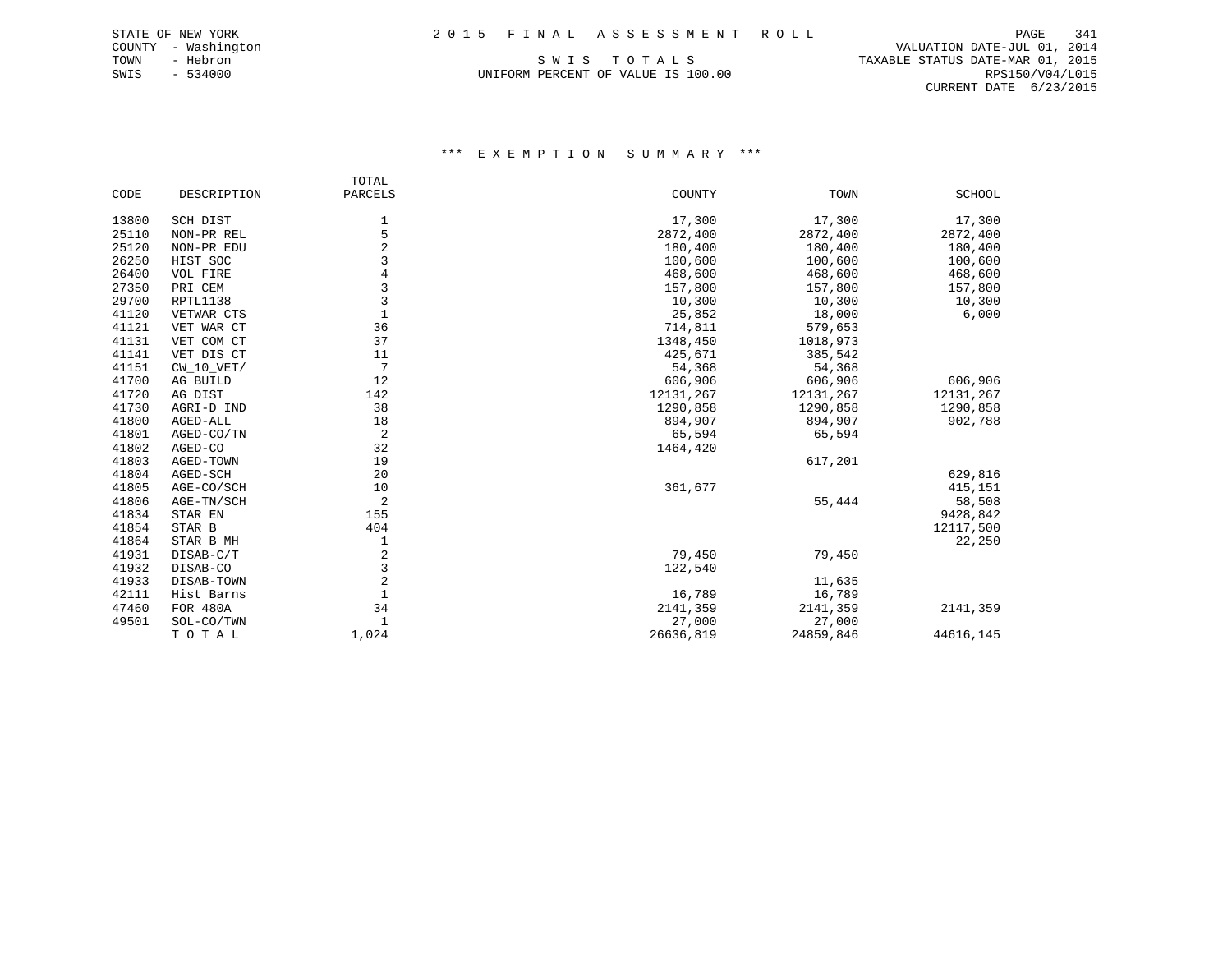STATE OF NEW YORK
COUNTY - Washington
TOWN - Hebron
SWIS - 534000

2 0 1 5 F I N A L A S S E S S M E N T R O L L

S W I S T O T A L S

UNIFORM PERCENT OF VALUE IS 100.00

VALUATION DATE-JUL 01, 2014
TAXABLE STATUS DATE-MAR 01, 2015
RPS150/V04/L015
CURRENT DATE 6/23/2015

### \*\*\* E X E M P T I O N S U M M A R Y \*\*\*

| CODE | DESCRIPTION | TOTAL PARCELS | COUNTY | TOWN | SCHOOL |
|---|---|---|---|---|---|
| 13800 | SCH DIST | 1 | 17,300 | 17,300 | 17,300 |
| 25110 | NON-PR REL | 5 | 2872,400 | 2872,400 | 2872,400 |
| 25120 | NON-PR EDU | 2 | 180,400 | 180,400 | 180,400 |
| 26250 | HIST SOC | 3 | 100,600 | 100,600 | 100,600 |
| 26400 | VOL FIRE | 4 | 468,600 | 468,600 | 468,600 |
| 27350 | PRI CEM | 3 | 157,800 | 157,800 | 157,800 |
| 29700 | RPTL1138 | 3 | 10,300 | 10,300 | 10,300 |
| 41120 | VETWAR CTS | 1 | 25,852 | 18,000 | 6,000 |
| 41121 | VET WAR CT | 36 | 714,811 | 579,653 | |
| 41131 | VET COM CT | 37 | 1348,450 | 1018,973 | |
| 41141 | VET DIS CT | 11 | 425,671 | 385,542 | |
| 41151 | CW_10_VET/ | 7 | 54,368 | 54,368 | |
| 41700 | AG BUILD | 12 | 606,906 | 606,906 | 606,906 |
| 41720 | AG DIST | 142 | 12131,267 | 12131,267 | 12131,267 |
| 41730 | AGRI-D IND | 38 | 1290,858 | 1290,858 | 1290,858 |
| 41800 | AGED-ALL | 18 | 894,907 | 894,907 | 902,788 |
| 41801 | AGED-CO/TN | 2 | 65,594 | 65,594 | |
| 41802 | AGED-CO | 32 | 1464,420 | | |
| 41803 | AGED-TOWN | 19 | | 617,201 | |
| 41804 | AGED-SCH | 20 | | | 629,816 |
| 41805 | AGE-CO/SCH | 10 | 361,677 | | 415,151 |
| 41806 | AGE-TN/SCH | 2 | | 55,444 | 58,508 |
| 41834 | STAR EN | 155 | | | 9428,842 |
| 41854 | STAR B | 404 | | | 12117,500 |
| 41864 | STAR B MH | 1 | | | 22,250 |
| 41931 | DISAB-C/T | 2 | 79,450 | 79,450 | |
| 41932 | DISAB-CO | 3 | 122,540 | | |
| 41933 | DISAB-TOWN | 2 | | 11,635 | |
| 42111 | Hist Barns | 1 | 16,789 | 16,789 | |
| 47460 | FOR 480A | 34 | 2141,359 | 2141,359 | 2141,359 |
| 49501 | SOL-CO/TWN | 1 | 27,000 | 27,000 | |
| | T O T A L | 1,024 | 26636,819 | 24859,846 | 44616,145 |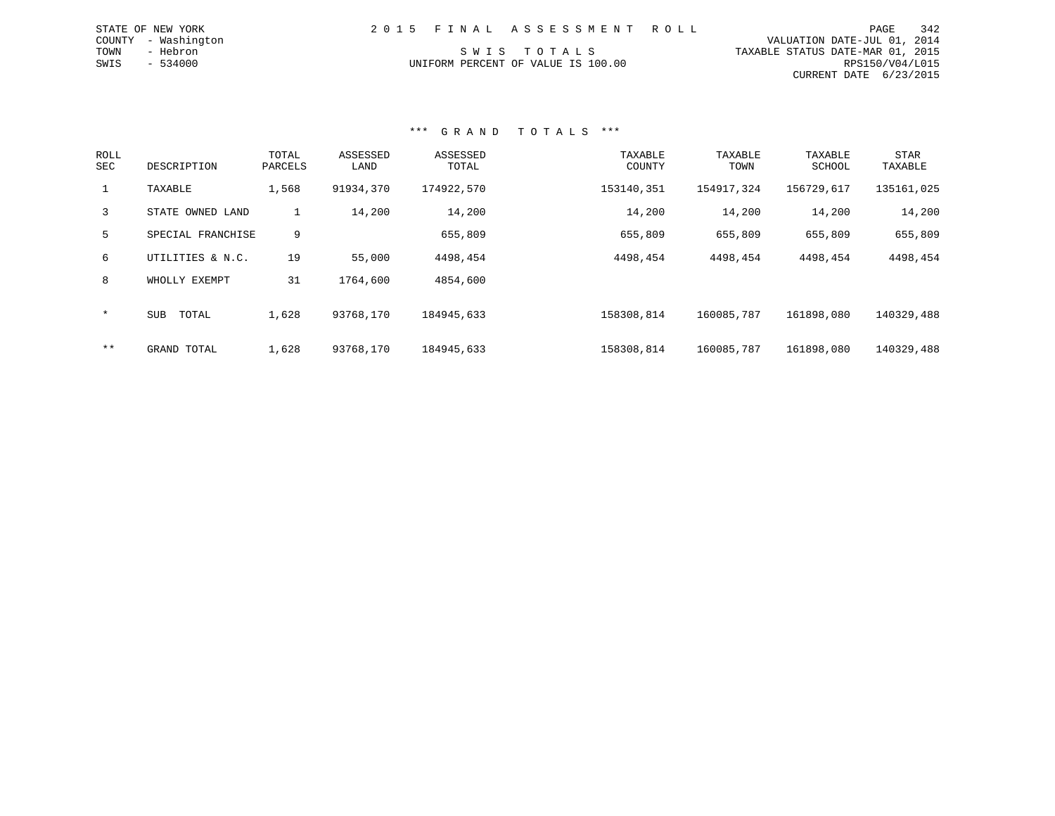STATE OF NEW YORK
COUNTY - Washington
TOWN - Hebron
SWIS - 534000

2 0 1 5 F I N A L A S S E S S M E N T R O L L

S W I S T O T A L S

UNIFORM PERCENT OF VALUE IS 100.00

VALUATION DATE-JUL 01, 2014
TAXABLE STATUS DATE-MAR 01, 2015
RPS150/V04/L015
CURRENT DATE 6/23/2015

### *** G R A N D T O T A L S ***

| ROLL SEC | DESCRIPTION | TOTAL PARCELS | ASSESSED LAND | ASSESSED TOTAL | TAXABLE COUNTY | TAXABLE TOWN | TAXABLE SCHOOL | STAR TAXABLE |
|---|---|---|---|---|---|---|---|---|
| 1 | TAXABLE | 1,568 | 91934,370 | 174922,570 | 153140,351 | 154917,324 | 156729,617 | 135161,025 |
| 3 | STATE OWNED LAND | 1 | 14,200 | 14,200 | 14,200 | 14,200 | 14,200 | 14,200 |
| 5 | SPECIAL FRANCHISE | 9 | | 655,809 | 655,809 | 655,809 | 655,809 | 655,809 |
| 6 | UTILITIES & N.C. | 19 | 55,000 | 4498,454 | 4498,454 | 4498,454 | 4498,454 | 4498,454 |
| 8 | WHOLLY EXEMPT | 31 | 1764,600 | 4854,600 | | | | |
| * | SUB TOTAL | 1,628 | 93768,170 | 184945,633 | 158308,814 | 160085,787 | 161898,080 | 140329,488 |
| ** | GRAND TOTAL | 1,628 | 93768,170 | 184945,633 | 158308,814 | 160085,787 | 161898,080 | 140329,488 |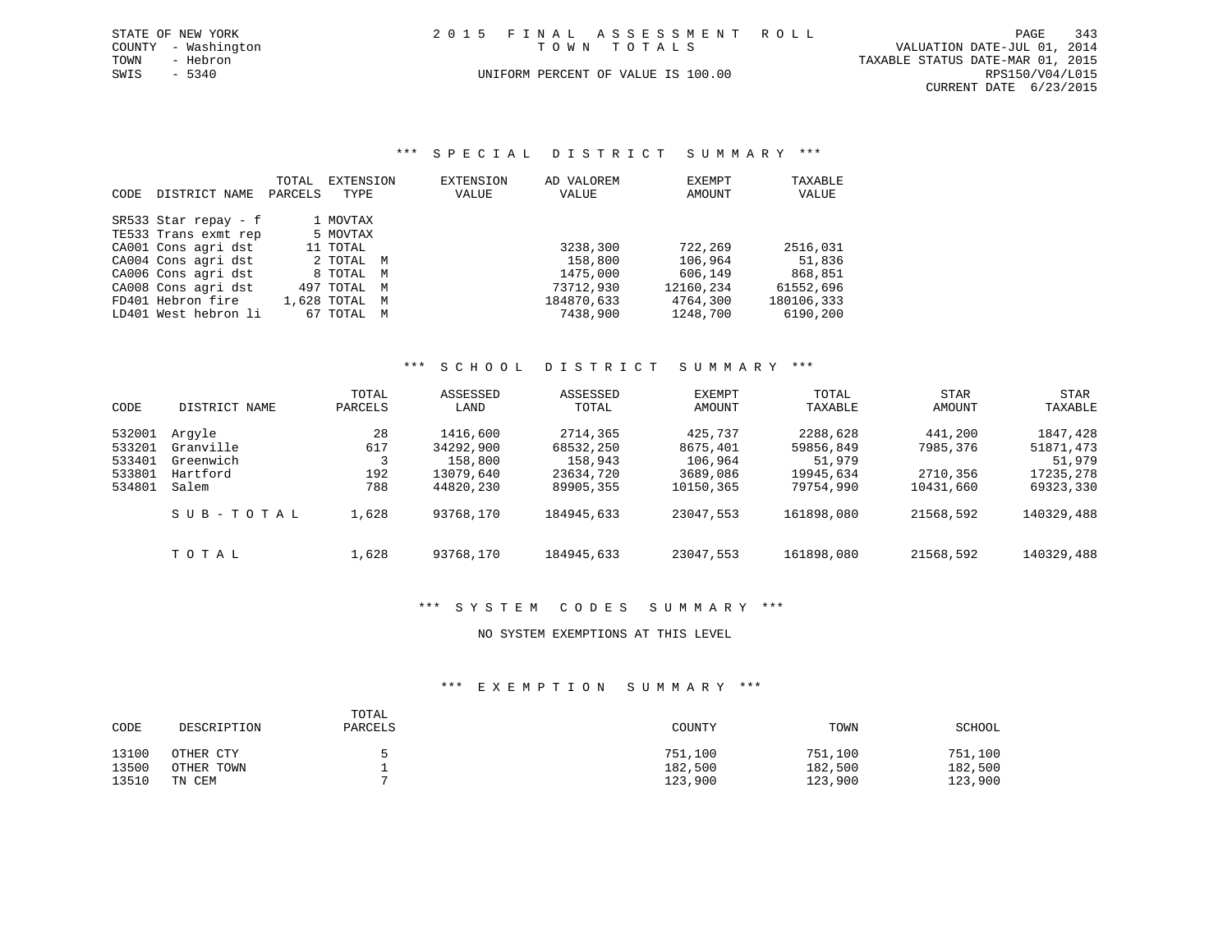STATE OF NEW YORK
COUNTY - Washington
TOWN - Hebron
SWIS - 5340

2 0 1 5 F I N A L A S S E S S M E N T R O L L
T O W N T O T A L S
UNIFORM PERCENT OF VALUE IS 100.00

VALUATION DATE-JUL 01, 2014
TAXABLE STATUS DATE-MAR 01, 2015
RPS150/V04/L015
CURRENT DATE 6/23/2015

### *** S P E C I A L D I S T R I C T S U M M A R Y ***

| CODE | DISTRICT NAME | TOTAL PARCELS | EXTENSION TYPE | EXTENSION VALUE | AD VALOREM VALUE | EXEMPT AMOUNT | TAXABLE VALUE |
|---|---|---|---|---|---|---|---|
| SR533 | Star repay - f | 1 | MOVTAX | | | | |
| TE533 | Trans exmt rep | 5 | MOVTAX | | | | |
| CA001 | Cons agri dst | 11 | TOTAL | | 3238,300 | 722,269 | 2516,031 |
| CA004 | Cons agri dst | 2 | TOTAL M | | 158,800 | 106,964 | 51,836 |
| CA006 | Cons agri dst | 8 | TOTAL M | | 1475,000 | 606,149 | 868,851 |
| CA008 | Cons agri dst | 497 | TOTAL M | | 73712,930 | 12160,234 | 61552,696 |
| FD401 | Hebron fire | 1,628 | TOTAL M | | 184870,633 | 4764,300 | 180106,333 |
| LD401 | West hebron li | 67 | TOTAL M | | 7438,900 | 1248,700 | 6190,200 |

### *** S C H O O L D I S T R I C T S U M M A R Y ***

| CODE | DISTRICT NAME | TOTAL PARCELS | ASSESSED LAND | ASSESSED TOTAL | EXEMPT AMOUNT | TOTAL TAXABLE | STAR AMOUNT | STAR TAXABLE |
|---|---|---|---|---|---|---|---|---|
| 532001 | Argyle | 28 | 1416,600 | 2714,365 | 425,737 | 2288,628 | 441,200 | 1847,428 |
| 533201 | Granville | 617 | 34292,900 | 68532,250 | 8675,401 | 59856,849 | 7985,376 | 51871,473 |
| 533401 | Greenwich | 3 | 158,800 | 158,943 | 106,964 | 51,979 | | 51,979 |
| 533801 | Hartford | 192 | 13079,640 | 23634,720 | 3689,086 | 19945,634 | 2710,356 | 17235,278 |
| 534801 | Salem | 788 | 44820,230 | 89905,355 | 10150,365 | 79754,990 | 10431,660 | 69323,330 |
| | S U B - T O T A L | 1,628 | 93768,170 | 184945,633 | 23047,553 | 161898,080 | 21568,592 | 140329,488 |
| | T O T A L | 1,628 | 93768,170 | 184945,633 | 23047,553 | 161898,080 | 21568,592 | 140329,488 |

### *** S Y S T E M C O D E S S U M M A R Y ***

NO SYSTEM EXEMPTIONS AT THIS LEVEL

### *** E X E M P T I O N S U M M A R Y ***

| CODE | DESCRIPTION | TOTAL PARCELS | COUNTY | TOWN | SCHOOL |
|---|---|---|---|---|---|
| 13100 | OTHER CTY | 5 | 751,100 | 751,100 | 751,100 |
| 13500 | OTHER TOWN | 1 | 182,500 | 182,500 | 182,500 |
| 13510 | TN CEM | 7 | 123,900 | 123,900 | 123,900 |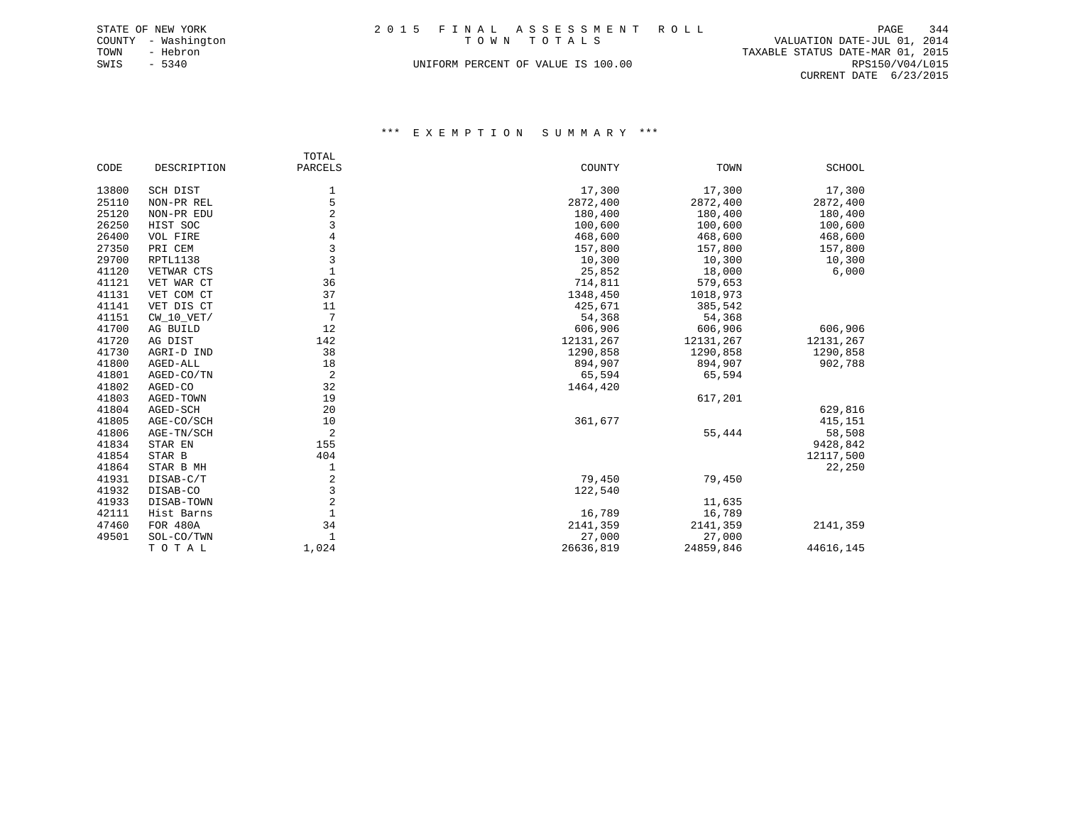STATE OF NEW YORK
COUNTY - Washington
TOWN - Hebron
SWIS - 5340

2015 FINAL ASSESSMENT ROLL
TOWN TOTALS
UNIFORM PERCENT OF VALUE IS 100.00

VALUATION DATE-JUL 01, 2014
TAXABLE STATUS DATE-MAR 01, 2015
RPS150/V04/L015
CURRENT DATE 6/23/2015

### *** EXEMPTION SUMMARY ***

| CODE | DESCRIPTION | TOTAL PARCELS | COUNTY | TOWN | SCHOOL |
|---|---|---|---|---|---|
| 13800 | SCH DIST | 1 | 17,300 | 17,300 | 17,300 |
| 25110 | NON-PR REL | 5 | 2872,400 | 2872,400 | 2872,400 |
| 25120 | NON-PR EDU | 2 | 180,400 | 180,400 | 180,400 |
| 26250 | HIST SOC | 3 | 100,600 | 100,600 | 100,600 |
| 26400 | VOL FIRE | 4 | 468,600 | 468,600 | 468,600 |
| 27350 | PRI CEM | 3 | 157,800 | 157,800 | 157,800 |
| 29700 | RPTL1138 | 3 | 10,300 | 10,300 | 10,300 |
| 41120 | VETWAR CTS | 1 | 25,852 | 18,000 | 6,000 |
| 41121 | VET WAR CT | 36 | 714,811 | 579,653 | |
| 41131 | VET COM CT | 37 | 1348,450 | 1018,973 | |
| 41141 | VET DIS CT | 11 | 425,671 | 385,542 | |
| 41151 | CW_10_VET/ | 7 | 54,368 | 54,368 | |
| 41700 | AG BUILD | 12 | 606,906 | 606,906 | 606,906 |
| 41720 | AG DIST | 142 | 12131,267 | 12131,267 | 12131,267 |
| 41730 | AGRI-D IND | 38 | 1290,858 | 1290,858 | 1290,858 |
| 41800 | AGED-ALL | 18 | 894,907 | 894,907 | 902,788 |
| 41801 | AGED-CO/TN | 2 | 65,594 | 65,594 | |
| 41802 | AGED-CO | 32 | 1464,420 | | |
| 41803 | AGED-TOWN | 19 | | 617,201 | |
| 41804 | AGED-SCH | 20 | | | 629,816 |
| 41805 | AGE-CO/SCH | 10 | 361,677 | | 415,151 |
| 41806 | AGE-TN/SCH | 2 | | 55,444 | 58,508 |
| 41834 | STAR EN | 155 | | | 9428,842 |
| 41854 | STAR B | 404 | | | 12117,500 |
| 41864 | STAR B MH | 1 | | | 22,250 |
| 41931 | DISAB-C/T | 2 | 79,450 | 79,450 | |
| 41932 | DISAB-CO | 3 | 122,540 | | |
| 41933 | DISAB-TOWN | 2 | | 11,635 | |
| 42111 | Hist Barns | 1 | 16,789 | 16,789 | |
| 47460 | FOR 480A | 34 | 2141,359 | 2141,359 | 2141,359 |
| 49501 | SOL-CO/TWN | 1 | 27,000 | 27,000 | |
| | T O T A L | 1,024 | 26636,819 | 24859,846 | 44616,145 |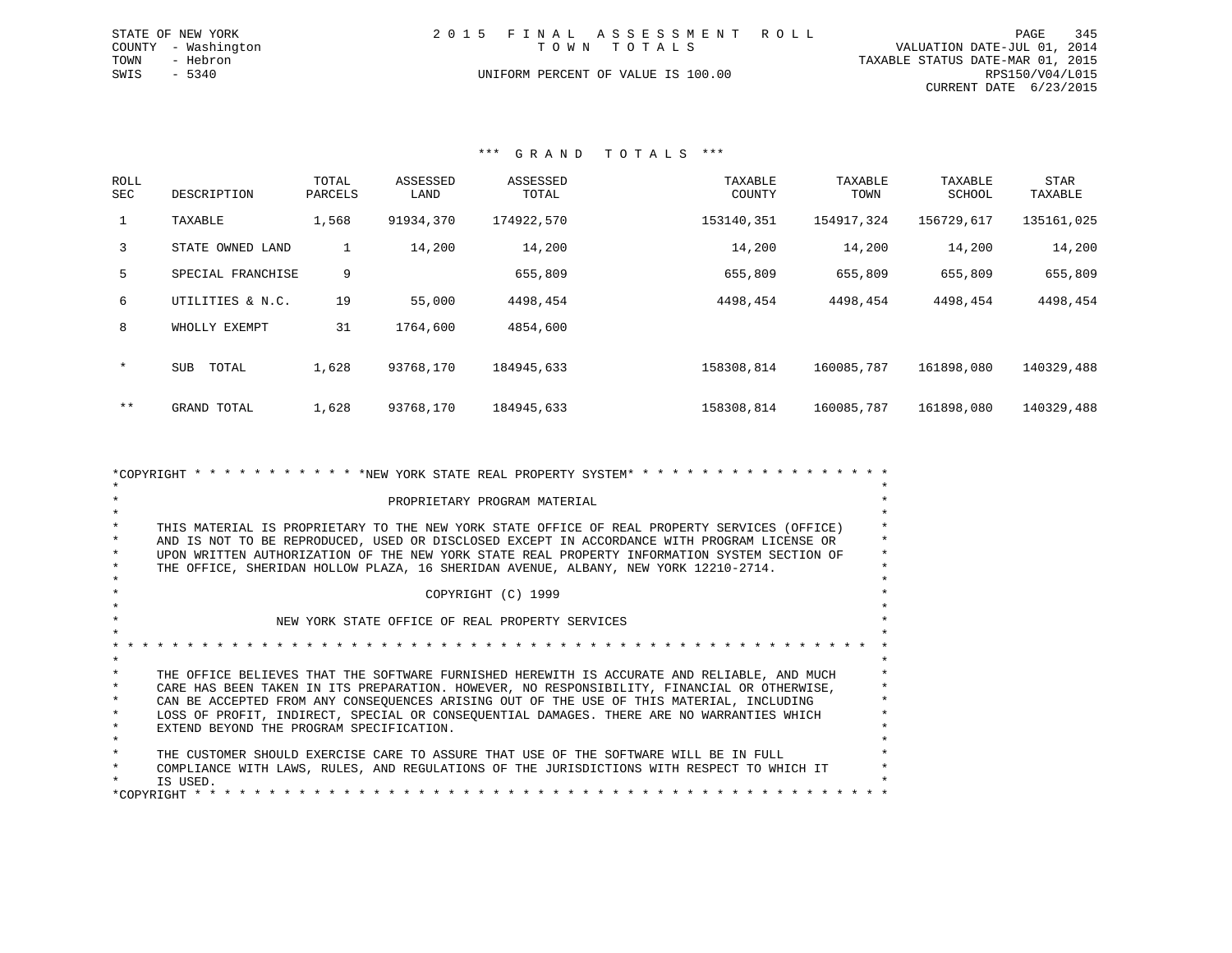STATE OF NEW YORK
COUNTY - Washington
TOWN - Hebron
SWIS - 5340

2 0 1 5 F I N A L A S S E S S M E N T R O L L
T O W N T O T A L S
UNIFORM PERCENT OF VALUE IS 100.00

VALUATION DATE-JUL 01, 2014
TAXABLE STATUS DATE-MAR 01, 2015
RPS150/V04/L015
CURRENT DATE 6/23/2015

### *** G R A N D T O T A L S ***

| ROLL SEC | DESCRIPTION | TOTAL PARCELS | ASSESSED LAND | ASSESSED TOTAL | TAXABLE COUNTY | TAXABLE TOWN | TAXABLE SCHOOL | STAR TAXABLE |
|---|---|---|---|---|---|---|---|---|
| 1 | TAXABLE | 1,568 | 91934,370 | 174922,570 | 153140,351 | 154917,324 | 156729,617 | 135161,025 |
| 3 | STATE OWNED LAND | 1 | 14,200 | 14,200 | 14,200 | 14,200 | 14,200 | 14,200 |
| 5 | SPECIAL FRANCHISE | 9 | | 655,809 | 655,809 | 655,809 | 655,809 | 655,809 |
| 6 | UTILITIES & N.C. | 19 | 55,000 | 4498,454 | 4498,454 | 4498,454 | 4498,454 | 4498,454 |
| 8 | WHOLLY EXEMPT | 31 | 1764,600 | 4854,600 | | | | |
| * | SUB TOTAL | 1,628 | 93768,170 | 184945,633 | 158308,814 | 160085,787 | 161898,080 | 140329,488 |
| ** | GRAND TOTAL | 1,628 | 93768,170 | 184945,633 | 158308,814 | 160085,787 | 161898,080 | 140329,488 |

*COPYRIGHT * * * * * * * * * * * *NEW YORK STATE REAL PROPERTY SYSTEM* * * * * * * * * * * * * * * * * *

PROPRIETARY PROGRAM MATERIAL

THIS MATERIAL IS PROPRIETARY TO THE NEW YORK STATE OFFICE OF REAL PROPERTY SERVICES (OFFICE) AND IS NOT TO BE REPRODUCED, USED OR DISCLOSED EXCEPT IN ACCORDANCE WITH PROGRAM LICENSE OR UPON WRITTEN AUTHORIZATION OF THE NEW YORK STATE REAL PROPERTY INFORMATION SYSTEM SECTION OF THE OFFICE, SHERIDAN HOLLOW PLAZA, 16 SHERIDAN AVENUE, ALBANY, NEW YORK 12210-2714.

COPYRIGHT (C) 1999

NEW YORK STATE OFFICE OF REAL PROPERTY SERVICES

THE OFFICE BELIEVES THAT THE SOFTWARE FURNISHED HEREWITH IS ACCURATE AND RELIABLE, AND MUCH CARE HAS BEEN TAKEN IN ITS PREPARATION. HOWEVER, NO RESPONSIBILITY, FINANCIAL OR OTHERWISE, CAN BE ACCEPTED FROM ANY CONSEQUENCES ARISING OUT OF THE USE OF THIS MATERIAL, INCLUDING LOSS OF PROFIT, INDIRECT, SPECIAL OR CONSEQUENTIAL DAMAGES. THERE ARE NO WARRANTIES WHICH EXTEND BEYOND THE PROGRAM SPECIFICATION.

THE CUSTOMER SHOULD EXERCISE CARE TO ASSURE THAT USE OF THE SOFTWARE WILL BE IN FULL COMPLIANCE WITH LAWS, RULES, AND REGULATIONS OF THE JURISDICTIONS WITH RESPECT TO WHICH IT IS USED.

*COPYRIGHT * * * * * * * * * * * * * * * * * * * * * * * * * * * * * * * * * * * * * * * * * * * * * * *